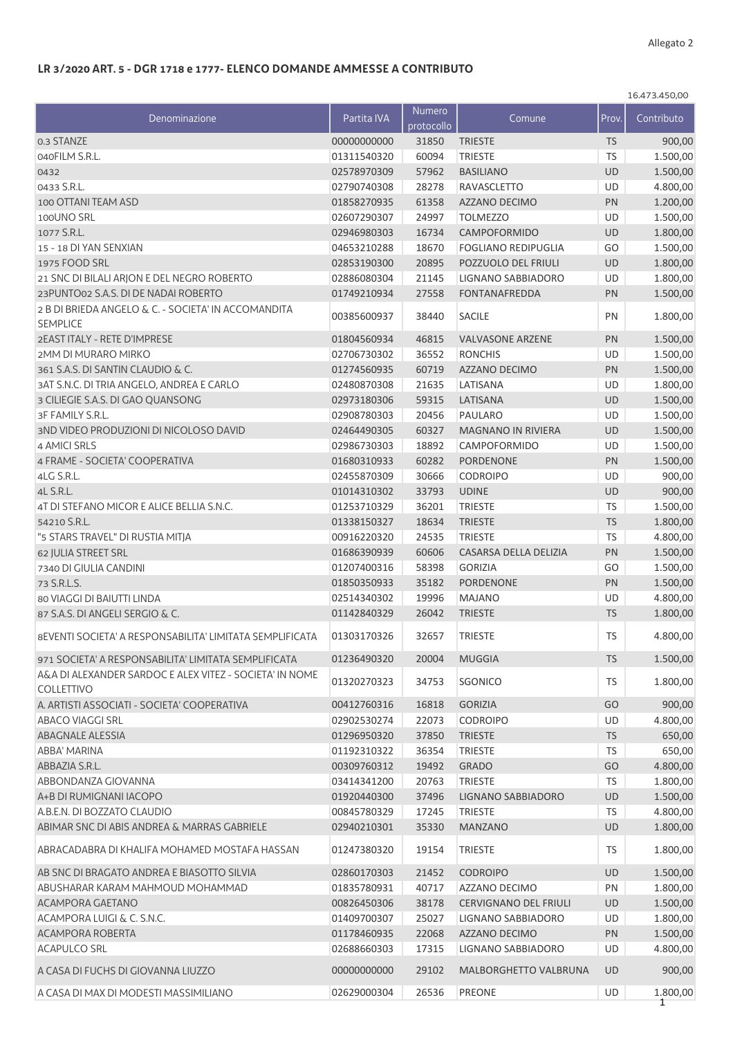Allegato 2

**LR 3/2020 ART. 5 - DGR 1718 e 1777- ELENCO DOMANDE AMMESSE A CONTRIBUTO**

16.473.450,00

| Denominazione | Partita IVA | Numero protocollo | Comune | Prov. | Contributo |
|---|---|---|---|---|---|
| 0.3 STANZE | 00000000000 | 31850 | TRIESTE | TS | 900,00 |
| 040FILM S.R.L. | 01311540320 | 60094 | TRIESTE | TS | 1.500,00 |
| 0432 | 02578970309 | 57962 | BASILIANO | UD | 1.500,00 |
| 0433 S.R.L. | 02790740308 | 28278 | RAVASCLETTO | UD | 4.800,00 |
| 100 OTTANI TEAM ASD | 01858270935 | 61358 | AZZANO DECIMO | PN | 1.200,00 |
| 100UNO SRL | 02607290307 | 24997 | TOLMEZZO | UD | 1.500,00 |
| 1077 S.R.L. | 02946980303 | 16734 | CAMPOFORMIDO | UD | 1.800,00 |
| 15 - 18 DI YAN SENXIAN | 04653210288 | 18670 | FOGLIANO REDIPUGLIA | GO | 1.500,00 |
| 1975 FOOD SRL | 02853190300 | 20895 | POZZUOLO DEL FRIULI | UD | 1.800,00 |
| 21 SNC DI BILALI ARJON E DEL NEGRO ROBERTO | 02886080304 | 21145 | LIGNANO SABBIADORO | UD | 1.800,00 |
| 23PUNTO02 S.A.S. DI DE NADAI ROBERTO | 01749210934 | 27558 | FONTANAFREDDA | PN | 1.500,00 |
| 2 B DI BRIEDA ANGELO & C. - SOCIETA' IN ACCOMANDITA SEMPLICE | 00385600937 | 38440 | SACILE | PN | 1.800,00 |
| 2EAST ITALY - RETE D'IMPRESE | 01804560934 | 46815 | VALVASONE ARZENE | PN | 1.500,00 |
| 2MM DI MURARO MIRKO | 02706730302 | 36552 | RONCHIS | UD | 1.500,00 |
| 361 S.A.S. DI SANTIN CLAUDIO & C. | 01274560935 | 60719 | AZZANO DECIMO | PN | 1.500,00 |
| 3AT S.N.C. DI TRIA ANGELO, ANDREA E CARLO | 02480870308 | 21635 | LATISANA | UD | 1.800,00 |
| 3 CILIEGIE S.A.S. DI GAO QUANSONG | 02973180306 | 59315 | LATISANA | UD | 1.500,00 |
| 3F FAMILY S.R.L. | 02908780303 | 20456 | PAULARO | UD | 1.500,00 |
| 3ND VIDEO PRODUZIONI DI NICOLOSO DAVID | 02464490305 | 60327 | MAGNANO IN RIVIERA | UD | 1.500,00 |
| 4 AMICI SRLS | 02986730303 | 18892 | CAMPOFORMIDO | UD | 1.500,00 |
| 4 FRAME - SOCIETA' COOPERATIVA | 01680310933 | 60282 | PORDENONE | PN | 1.500,00 |
| 4LG S.R.L. | 02455870309 | 30666 | CODROIPO | UD | 900,00 |
| 4L S.R.L. | 01014310302 | 33793 | UDINE | UD | 900,00 |
| 4T DI STEFANO MICOR E ALICE BELLIA S.N.C. | 01253710329 | 36201 | TRIESTE | TS | 1.500,00 |
| 54210 S.R.L. | 01338150327 | 18634 | TRIESTE | TS | 1.800,00 |
| "5 STARS TRAVEL" DI RUSTIA MITJA | 00916220320 | 24535 | TRIESTE | TS | 4.800,00 |
| 62 JULIA STREET SRL | 01686390939 | 60606 | CASARSA DELLA DELIZIA | PN | 1.500,00 |
| 7340 DI GIULIA CANDINI | 01207400316 | 58398 | GORIZIA | GO | 1.500,00 |
| 73 S.R.L.S. | 01850350933 | 35182 | PORDENONE | PN | 1.500,00 |
| 80 VIAGGI DI BAIUTTI LINDA | 02514340302 | 19996 | MAJANO | UD | 4.800,00 |
| 87 S.A.S. DI ANGELI SERGIO & C. | 01142840329 | 26042 | TRIESTE | TS | 1.800,00 |
| 8EVENTI SOCIETA' A RESPONSABILITA' LIMITATA SEMPLIFICATA | 01303170326 | 32657 | TRIESTE | TS | 4.800,00 |
| 971 SOCIETA' A RESPONSABILITA' LIMITATA SEMPLIFICATA | 01236490320 | 20004 | MUGGIA | TS | 1.500,00 |
| A&A DI ALEXANDER SARDOC E ALEX VITEZ - SOCIETA' IN NOME COLLETTIVO | 01320270323 | 34753 | SGONICO | TS | 1.800,00 |
| A. ARTISTI ASSOCIATI - SOCIETA' COOPERATIVA | 00412760316 | 16818 | GORIZIA | GO | 900,00 |
| ABACO VIAGGI SRL | 02902530274 | 22073 | CODROIPO | UD | 4.800,00 |
| ABAGNALE ALESSIA | 01296950320 | 37850 | TRIESTE | TS | 650,00 |
| ABBA' MARINA | 01192310322 | 36354 | TRIESTE | TS | 650,00 |
| ABBAZIA S.R.L. | 00309760312 | 19492 | GRADO | GO | 4.800,00 |
| ABBONDANZA GIOVANNA | 03414341200 | 20763 | TRIESTE | TS | 1.800,00 |
| A+B DI RUMIGNANI IACOPO | 01920440300 | 37496 | LIGNANO SABBIADORO | UD | 1.500,00 |
| A.B.E.N. DI BOZZATO CLAUDIO | 00845780329 | 17245 | TRIESTE | TS | 4.800,00 |
| ABIMAR SNC DI ABIS ANDREA & MARRAS GABRIELE | 02940210301 | 35330 | MANZANO | UD | 1.800,00 |
| ABRACADABRA DI KHALIFA MOHAMED MOSTAFA HASSAN | 01247380320 | 19154 | TRIESTE | TS | 1.800,00 |
| AB SNC DI BRAGATO ANDREA E BIASOTTO SILVIA | 02860170303 | 21452 | CODROIPO | UD | 1.500,00 |
| ABUSHARAR KARAM MAHMOUD MOHAMMAD | 01835780931 | 40717 | AZZANO DECIMO | PN | 1.800,00 |
| ACAMPORA GAETANO | 00826450306 | 38178 | CERVIGNANO DEL FRIULI | UD | 1.500,00 |
| ACAMPORA LUIGI & C. S.N.C. | 01409700307 | 25027 | LIGNANO SABBIADORO | UD | 1.800,00 |
| ACAMPORA ROBERTA | 01178460935 | 22068 | AZZANO DECIMO | PN | 1.500,00 |
| ACAPULCO SRL | 02688660303 | 17315 | LIGNANO SABBIADORO | UD | 4.800,00 |
| A CASA DI FUCHS DI GIOVANNA LIUZZO | 00000000000 | 29102 | MALBORGHETTO VALBRUNA | UD | 900,00 |
| A CASA DI MAX DI MODESTI MASSIMILIANO | 02629000304 | 26536 | PREONE | UD | 1.800,00 |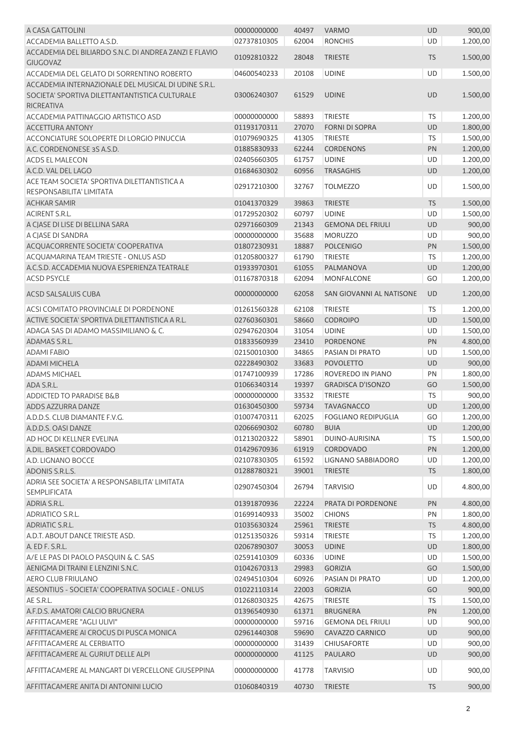| | | | | | |
|---|---|---|---|---|---|
| A CASA GATTOLINI | 00000000000 | 40497 | VARMO | UD | 900,00 |
| ACCADEMIA BALLETTO A.S.D. | 02737810305 | 62004 | RONCHIS | UD | 1.200,00 |
| ACCADEMIA DEL BILIARDO S.N.C. DI ANDREA ZANZI E FLAVIO GIUGOVAZ | 01092810322 | 28048 | TRIESTE | TS | 1.500,00 |
| ACCADEMIA DEL GELATO DI SORRENTINO ROBERTO | 04600540233 | 20108 | UDINE | UD | 1.500,00 |
| ACCADEMIA INTERNAZIONALE DEL MUSICAL DI UDINE S.R.L. SOCIETA' SPORTIVA DILETTANTANTISTICA CULTURALE RICREATIVA | 03006240307 | 61529 | UDINE | UD | 1.500,00 |
| ACCADEMIA PATTINAGGIO ARTISTICO ASD | 00000000000 | 58893 | TRIESTE | TS | 1.200,00 |
| ACCETTURA ANTONY | 01193170311 | 27070 | FORNI DI SOPRA | UD | 1.800,00 |
| ACCONCIATURE SOLOPERTE DI LORGIO PINUCCIA | 01079690325 | 41305 | TRIESTE | TS | 1.500,00 |
| A.C. CORDENONESE 3S A.S.D. | 01885830933 | 62244 | CORDENONS | PN | 1.200,00 |
| ACDS EL MALECON | 02405660305 | 61757 | UDINE | UD | 1.200,00 |
| A.C.D. VAL DEL LAGO | 01684630302 | 60956 | TRASAGHIS | UD | 1.200,00 |
| ACE TEAM SOCIETA' SPORTIVA DILETTANTISTICA A RESPONSABILITA' LIMITATA | 02917210300 | 32767 | TOLMEZZO | UD | 1.500,00 |
| ACHKAR SAMIR | 01041370329 | 39863 | TRIESTE | TS | 1.500,00 |
| ACIRENT S.R.L. | 01729520302 | 60797 | UDINE | UD | 1.500,00 |
| A CJASE DI LISE DI BELLINA SARA | 02971660309 | 21343 | GEMONA DEL FRIULI | UD | 900,00 |
| A CJASE DI SANDRA | 00000000000 | 35688 | MORUZZO | UD | 900,00 |
| ACQUACORRENTE SOCIETA' COOPERATIVA | 01807230931 | 18887 | POLCENIGO | PN | 1.500,00 |
| ACQUAMARINA TEAM TRIESTE - ONLUS ASD | 01205800327 | 61790 | TRIESTE | TS | 1.200,00 |
| A.C.S.D. ACCADEMIA NUOVA ESPERIENZA TEATRALE | 01933970301 | 61055 | PALMANOVA | UD | 1.200,00 |
| ACSD PSYCLE | 01167870318 | 62094 | MONFALCONE | GO | 1.200,00 |
| ACSD SALSALUIS CUBA | 00000000000 | 62058 | SAN GIOVANNI AL NATISONE | UD | 1.200,00 |
| ACSI COMITATO PROVINCIALE DI PORDENONE | 01261560328 | 62108 | TRIESTE | TS | 1.200,00 |
| ACTIVE SOCIETA' SPORTIVA DILETTANTISTICA A R.L. | 02760360301 | 58660 | CODROIPO | UD | 1.500,00 |
| ADAGA SAS DI ADAMO MASSIMILIANO & C. | 02947620304 | 31054 | UDINE | UD | 1.500,00 |
| ADAMAS S.R.L. | 01833560939 | 23410 | PORDENONE | PN | 4.800,00 |
| ADAMI FABIO | 02150010300 | 34865 | PASIAN DI PRATO | UD | 1.500,00 |
| ADAMI MICHELA | 02228490302 | 33683 | POVOLETTO | UD | 900,00 |
| ADAMS MICHAEL | 01747100939 | 17286 | ROVEREDO IN PIANO | PN | 1.800,00 |
| ADA S.R.L. | 01066340314 | 19397 | GRADISCA D'ISONZO | GO | 1.500,00 |
| ADDICTED TO PARADISE B&B | 00000000000 | 33532 | TRIESTE | TS | 900,00 |
| ADDS AZZURRA DANZE | 01630450300 | 59734 | TAVAGNACCO | UD | 1.200,00 |
| A.D.D.S. CLUB DIAMANTE F.V.G. | 01007470311 | 62025 | FOGLIANO REDIPUGLIA | GO | 1.200,00 |
| A.D.D.S. OASI DANZE | 02066690302 | 60780 | BUIA | UD | 1.200,00 |
| AD HOC DI KELLNER EVELINA | 01213020322 | 58901 | DUINO-AURISINA | TS | 1.500,00 |
| A.DIL. BASKET CORDOVADO | 01429670936 | 61919 | CORDOVADO | PN | 1.200,00 |
| A.D. LIGNANO BOCCE | 02107830305 | 61592 | LIGNANO SABBIADORO | UD | 1.200,00 |
| ADONIS S.R.L.S. | 01288780321 | 39001 | TRIESTE | TS | 1.800,00 |
| ADRIA SEE SOCIETA' A RESPONSABILITA' LIMITATA SEMPLIFICATA | 02907450304 | 26794 | TARVISIO | UD | 4.800,00 |
| ADRIA S.R.L. | 01391870936 | 22224 | PRATA DI PORDENONE | PN | 4.800,00 |
| ADRIATICO S.R.L. | 01699140933 | 35002 | CHIONS | PN | 1.800,00 |
| ADRIATIC S.R.L. | 01035630324 | 25961 | TRIESTE | TS | 4.800,00 |
| A.D.T. ABOUT DANCE TRIESTE ASD. | 01251350326 | 59314 | TRIESTE | TS | 1.200,00 |
| A. ED F. S.R.L. | 02067890307 | 30053 | UDINE | UD | 1.800,00 |
| A/E LE PAS DI PAOLO PASQUIN & C. SAS | 02591410309 | 60336 | UDINE | UD | 1.500,00 |
| AENIGMA DI TRAINI E LENZINI S.N.C. | 01042670313 | 29983 | GORIZIA | GO | 1.500,00 |
| AERO CLUB FRIULANO | 02494510304 | 60926 | PASIAN DI PRATO | UD | 1.200,00 |
| AESONTIUS - SOCIETA' COOPERATIVA SOCIALE - ONLUS | 01022110314 | 22003 | GORIZIA | GO | 900,00 |
| AE S.R.L. | 01268030325 | 42675 | TRIESTE | TS | 1.500,00 |
| A.F.D.S. AMATORI CALCIO BRUGNERA | 01396540930 | 61371 | BRUGNERA | PN | 1.200,00 |
| AFFITTACAMERE "AGLI ULIVI" | 00000000000 | 59716 | GEMONA DEL FRIULI | UD | 900,00 |
| AFFITTACAMERE AI CROCUS DI PUSCA MONICA | 02961440308 | 59690 | CAVAZZO CARNICO | UD | 900,00 |
| AFFITTACAMERE AL CERBIATTO | 00000000000 | 31439 | CHIUSAFORTE | UD | 900,00 |
| AFFITTACAMERE AL GURIUT DELLE ALPI | 00000000000 | 41125 | PAULARO | UD | 900,00 |
| AFFITTACAMERE AL MANGART DI VERCELLONE GIUSEPPINA | 00000000000 | 41778 | TARVISIO | UD | 900,00 |
| AFFITTACAMERE ANITA DI ANTONINI LUCIO | 01060840319 | 40730 | TRIESTE | TS | 900,00 |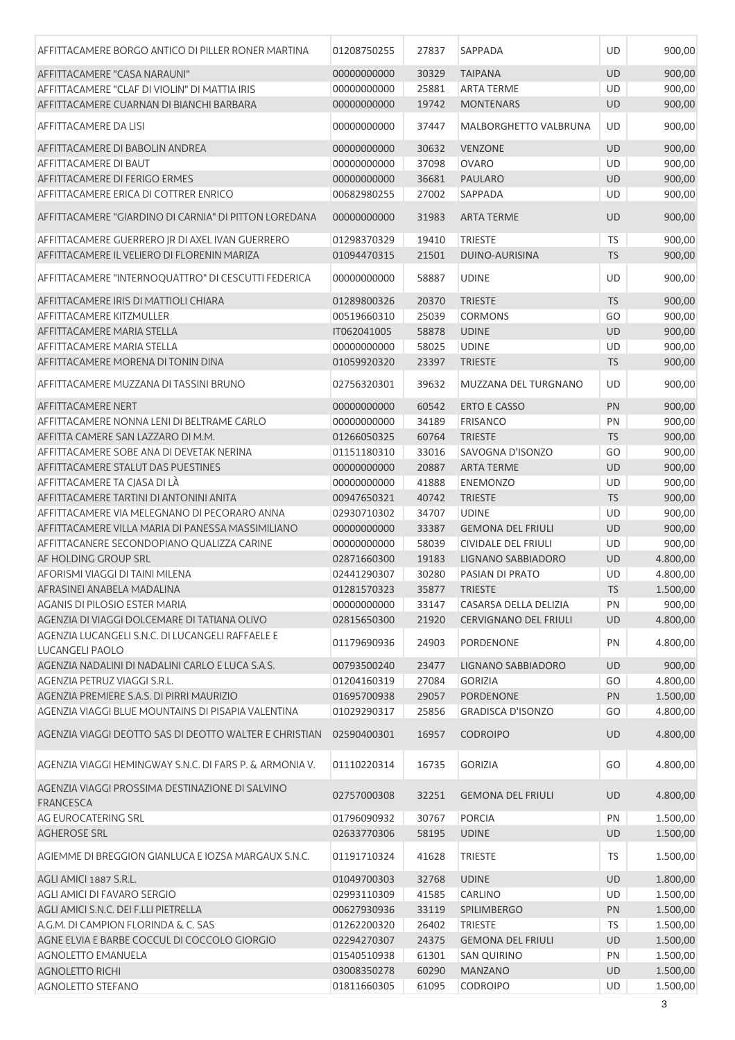| | | | | | |
|---|---|---|---|---|---|
| AFFITTACAMERE BORGO ANTICO DI PILLER RONER MARTINA | 01208750255 | 27837 | SAPPADA | UD | 900,00 |
| AFFITTACAMERE "CASA NARAUNI" | 00000000000 | 30329 | TAIPANA | UD | 900,00 |
| AFFITTACAMERE "CLAF DI VIOLIN" DI MATTIA IRIS | 00000000000 | 25881 | ARTA TERME | UD | 900,00 |
| AFFITTACAMERE CUARNAN DI BIANCHI BARBARA | 00000000000 | 19742 | MONTENARS | UD | 900,00 |
| AFFITTACAMERE DA LISI | 00000000000 | 37447 | MALBORGHETTO VALBRUNA | UD | 900,00 |
| AFFITTACAMERE DI BABOLIN ANDREA | 00000000000 | 30632 | VENZONE | UD | 900,00 |
| AFFITTACAMERE DI BAUT | 00000000000 | 37098 | OVARO | UD | 900,00 |
| AFFITTACAMERE DI FERIGO ERMES | 00000000000 | 36681 | PAULARO | UD | 900,00 |
| AFFITTACAMERE ERICA DI COTTRER ENRICO | 00682980255 | 27002 | SAPPADA | UD | 900,00 |
| AFFITTACAMERE "GIARDINO DI CARNIA" DI PITTON LOREDANA | 00000000000 | 31983 | ARTA TERME | UD | 900,00 |
| AFFITTACAMERE GUERRERO JR DI AXEL IVAN GUERRERO | 01298370329 | 19410 | TRIESTE | TS | 900,00 |
| AFFITTACAMERE IL VELIERO DI FLORENIN MARIZA | 01094470315 | 21501 | DUINO-AURISINA | TS | 900,00 |
| AFFITTACAMERE "INTERNOQUATTRO" DI CESCUTTI FEDERICA | 00000000000 | 58887 | UDINE | UD | 900,00 |
| AFFITTACAMERE IRIS DI MATTIOLI CHIARA | 01289800326 | 20370 | TRIESTE | TS | 900,00 |
| AFFITTACAMERE KITZMULLER | 00519660310 | 25039 | CORMONS | GO | 900,00 |
| AFFITTACAMERE MARIA STELLA | IT062041005 | 58878 | UDINE | UD | 900,00 |
| AFFITTACAMERE MARIA STELLA | 00000000000 | 58025 | UDINE | UD | 900,00 |
| AFFITTACAMERE MORENA DI TONIN DINA | 01059920320 | 23397 | TRIESTE | TS | 900,00 |
| AFFITTACAMERE MUZZANA DI TASSINI BRUNO | 02756320301 | 39632 | MUZZANA DEL TURGNANO | UD | 900,00 |
| AFFITTACAMERE NERT | 00000000000 | 60542 | ERTO E CASSO | PN | 900,00 |
| AFFITTACAMERE NONNA LENI DI BELTRAME CARLO | 00000000000 | 34189 | FRISANCO | PN | 900,00 |
| AFFITTA CAMERE SAN LAZZARO DI M.M. | 01266050325 | 60764 | TRIESTE | TS | 900,00 |
| AFFITTACAMERE SOBE ANA DI DEVETAK NERINA | 01151180310 | 33016 | SAVOGNA D'ISONZO | GO | 900,00 |
| AFFITTACAMERE STALUT DAS PUESTINES | 00000000000 | 20887 | ARTA TERME | UD | 900,00 |
| AFFITTACAMERE TA CJASA DI LÀ | 00000000000 | 41888 | ENEMONZO | UD | 900,00 |
| AFFITTACAMERE TARTINI DI ANTONINI ANITA | 00947650321 | 40742 | TRIESTE | TS | 900,00 |
| AFFITTACAMERE VIA MELEGNANO DI PECORARO ANNA | 02930710302 | 34707 | UDINE | UD | 900,00 |
| AFFITTACAMERE VILLA MARIA DI PANESSA MASSIMILIANO | 00000000000 | 33387 | GEMONA DEL FRIULI | UD | 900,00 |
| AFFITTACANERE SECONDOPIANO QUALIZZA CARINE | 00000000000 | 58039 | CIVIDALE DEL FRIULI | UD | 900,00 |
| AF HOLDING GROUP SRL | 02871660300 | 19183 | LIGNANO SABBIADORO | UD | 4.800,00 |
| AFORISMI VIAGGI DI TAINI MILENA | 02441290307 | 30280 | PASIAN DI PRATO | UD | 4.800,00 |
| AFRASINEI ANABELA MADALINA | 01281570323 | 35877 | TRIESTE | TS | 1.500,00 |
| AGANIS DI PILOSIO ESTER MARIA | 00000000000 | 33147 | CASARSA DELLA DELIZIA | PN | 900,00 |
| AGENZIA DI VIAGGI DOLCEMARE DI TATIANA OLIVO | 02815650300 | 21920 | CERVIGNANO DEL FRIULI | UD | 4.800,00 |
| AGENZIA LUCANGELI S.N.C. DI LUCANGELI RAFFAELE E LUCANGELI PAOLO | 01179690936 | 24903 | PORDENONE | PN | 4.800,00 |
| AGENZIA NADALINI DI NADALINI CARLO E LUCA S.A.S. | 00793500240 | 23477 | LIGNANO SABBIADORO | UD | 900,00 |
| AGENZIA PETRUZ VIAGGI S.R.L. | 01204160319 | 27084 | GORIZIA | GO | 4.800,00 |
| AGENZIA PREMIERE S.A.S. DI PIRRI MAURIZIO | 01695700938 | 29057 | PORDENONE | PN | 1.500,00 |
| AGENZIA VIAGGI BLUE MOUNTAINS DI PISAPIA VALENTINA | 01029290317 | 25856 | GRADISCA D'ISONZO | GO | 4.800,00 |
| AGENZIA VIAGGI DEOTTO SAS DI DEOTTO WALTER E CHRISTIAN | 02590400301 | 16957 | CODROIPO | UD | 4.800,00 |
| AGENZIA VIAGGI HEMINGWAY S.N.C. DI FARS P. & ARMONIA V. | 01110220314 | 16735 | GORIZIA | GO | 4.800,00 |
| AGENZIA VIAGGI PROSSIMA DESTINAZIONE DI SALVINO FRANCESCA | 02757000308 | 32251 | GEMONA DEL FRIULI | UD | 4.800,00 |
| AG EUROCATERING SRL | 01796090932 | 30767 | PORCIA | PN | 1.500,00 |
| AGHEROSE SRL | 02633770306 | 58195 | UDINE | UD | 1.500,00 |
| AGIEMME DI BREGGION GIANLUCA E IOZSA MARGAUX S.N.C. | 01191710324 | 41628 | TRIESTE | TS | 1.500,00 |
| AGLI AMICI 1887 S.R.L. | 01049700303 | 32768 | UDINE | UD | 1.800,00 |
| AGLI AMICI DI FAVARO SERGIO | 02993110309 | 41585 | CARLINO | UD | 1.500,00 |
| AGLI AMICI S.N.C. DEI F.LLI PIETRELLA | 00627930936 | 33119 | SPILIMBERGO | PN | 1.500,00 |
| A.G.M. DI CAMPION FLORINDA & C. SAS | 01262200320 | 26402 | TRIESTE | TS | 1.500,00 |
| AGNE ELVIA E BARBE COCCUL DI COCCOLO GIORGIO | 02294270307 | 24375 | GEMONA DEL FRIULI | UD | 1.500,00 |
| AGNOLETTO EMANUELA | 01540510938 | 61301 | SAN QUIRINO | PN | 1.500,00 |
| AGNOLETTO RICHI | 03008350278 | 60290 | MANZANO | UD | 1.500,00 |
| AGNOLETTO STEFANO | 01811660305 | 61095 | CODROIPO | UD | 1.500,00 |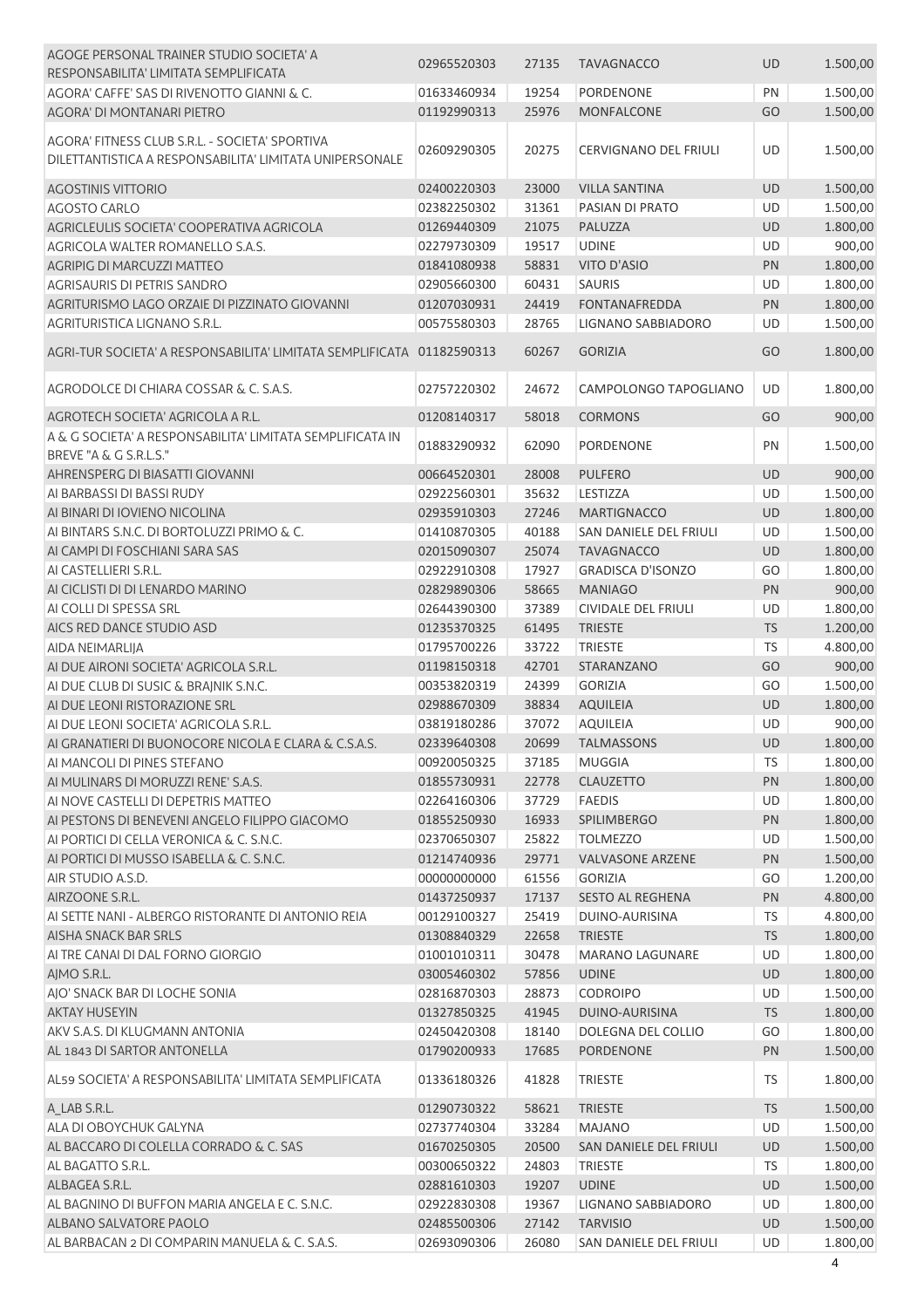| | | | | | |
|---|---|---|---|---|---|
| AGOGE PERSONAL TRAINER STUDIO SOCIETA' A RESPONSABILITA' LIMITATA SEMPLIFICATA | 02965520303 | 27135 | TAVAGNACCO | UD | 1.500,00 |
| AGORA' CAFFE' SAS DI RIVENOTTO GIANNI & C. | 01633460934 | 19254 | PORDENONE | PN | 1.500,00 |
| AGORA' DI MONTANARI PIETRO | 01192990313 | 25976 | MONFALCONE | GO | 1.500,00 |
| AGORA' FITNESS CLUB S.R.L. - SOCIETA' SPORTIVA DILETTANTISTICA A RESPONSABILITA' LIMITATA UNIPERSONALE | 02609290305 | 20275 | CERVIGNANO DEL FRIULI | UD | 1.500,00 |
| AGOSTINIS VITTORIO | 02400220303 | 23000 | VILLA SANTINA | UD | 1.500,00 |
| AGOSTO CARLO | 02382250302 | 31361 | PASIAN DI PRATO | UD | 1.500,00 |
| AGRICLEULIS SOCIETA' COOPERATIVA AGRICOLA | 01269440309 | 21075 | PALUZZA | UD | 1.800,00 |
| AGRICOLA WALTER ROMANELLO S.A.S. | 02279730309 | 19517 | UDINE | UD | 900,00 |
| AGRIPIG DI MARCUZZI MATTEO | 01841080938 | 58831 | VITO D'ASIO | PN | 1.800,00 |
| AGRISAURIS DI PETRIS SANDRO | 02905660300 | 60431 | SAURIS | UD | 1.800,00 |
| AGRITURISMO LAGO ORZAIE DI PIZZINATO GIOVANNI | 01207030931 | 24419 | FONTANAFREDDA | PN | 1.800,00 |
| AGRITURISTICA LIGNANO S.R.L. | 00575580303 | 28765 | LIGNANO SABBIADORO | UD | 1.500,00 |
| AGRI-TUR SOCIETA' A RESPONSABILITA' LIMITATA SEMPLIFICATA | 01182590313 | 60267 | GORIZIA | GO | 1.800,00 |
| AGRODOLCE DI CHIARA COSSAR & C. S.A.S. | 02757220302 | 24672 | CAMPOLONGO TAPOGLIANO | UD | 1.800,00 |
| AGROTECH SOCIETA' AGRICOLA A R.L. | 01208140317 | 58018 | CORMONS | GO | 900,00 |
| A & G SOCIETA' A RESPONSABILITA' LIMITATA SEMPLIFICATA IN BREVE "A & G S.R.L.S." | 01883290932 | 62090 | PORDENONE | PN | 1.500,00 |
| AHRENSPERG DI BIASATTI GIOVANNI | 00664520301 | 28008 | PULFERO | UD | 900,00 |
| AI BARBASSI DI BASSI RUDY | 02922560301 | 35632 | LESTIZZA | UD | 1.500,00 |
| AI BINARI DI IOVIENO NICOLINA | 02935910303 | 27246 | MARTIGNACCO | UD | 1.800,00 |
| AI BINTARS S.N.C. DI BORTOLUZZI PRIMO & C. | 01410870305 | 40188 | SAN DANIELE DEL FRIULI | UD | 1.500,00 |
| AI CAMPI DI FOSCHIANI SARA SAS | 02015090307 | 25074 | TAVAGNACCO | UD | 1.800,00 |
| AI CASTELLIERI S.R.L. | 02922910308 | 17927 | GRADISCA D'ISONZO | GO | 1.800,00 |
| AI CICLISTI DI DI LENARDO MARINO | 02829890306 | 58665 | MANIAGO | PN | 900,00 |
| AI COLLI DI SPESSA SRL | 02644390300 | 37389 | CIVIDALE DEL FRIULI | UD | 1.800,00 |
| AICS RED DANCE STUDIO ASD | 01235370325 | 61495 | TRIESTE | TS | 1.200,00 |
| AIDA NEIMARLIJA | 01795700226 | 33722 | TRIESTE | TS | 4.800,00 |
| AI DUE AIRONI SOCIETA' AGRICOLA S.R.L. | 01198150318 | 42701 | STARANZANO | GO | 900,00 |
| AI DUE CLUB DI SUSIC & BRAJNIK S.N.C. | 00353820319 | 24399 | GORIZIA | GO | 1.500,00 |
| AI DUE LEONI RISTORAZIONE SRL | 02988670309 | 38834 | AQUILEIA | UD | 1.800,00 |
| AI DUE LEONI SOCIETA' AGRICOLA S.R.L. | 03819180286 | 37072 | AQUILEIA | UD | 900,00 |
| AI GRANATIERI DI BUONOCORE NICOLA E CLARA & C.S.A.S. | 02339640308 | 20699 | TALMASSONS | UD | 1.800,00 |
| AI MANCOLI DI PINES STEFANO | 00920050325 | 37185 | MUGGIA | TS | 1.800,00 |
| AI MULINARS DI MORUZZI RENE' S.A.S. | 01855730931 | 22778 | CLAUZETTO | PN | 1.800,00 |
| AI NOVE CASTELLI DI DEPETRIS MATTEO | 02264160306 | 37729 | FAEDIS | UD | 1.800,00 |
| AI PESTONS DI BENEVENI ANGELO FILIPPO GIACOMO | 01855250930 | 16933 | SPILIMBERGO | PN | 1.800,00 |
| AI PORTICI DI CELLA VERONICA & C. S.N.C. | 02370650307 | 25822 | TOLMEZZO | UD | 1.500,00 |
| AI PORTICI DI MUSSO ISABELLA & C. S.N.C. | 01214740936 | 29771 | VALVASONE ARZENE | PN | 1.500,00 |
| AIR STUDIO A.S.D. | 00000000000 | 61556 | GORIZIA | GO | 1.200,00 |
| AIRZOONE S.R.L. | 01437250937 | 17137 | SESTO AL REGHENA | PN | 4.800,00 |
| AI SETTE NANI - ALBERGO RISTORANTE DI ANTONIO REIA | 00129100327 | 25419 | DUINO-AURISINA | TS | 4.800,00 |
| AISHA SNACK BAR SRLS | 01308840329 | 22658 | TRIESTE | TS | 1.800,00 |
| AI TRE CANAI DI DAL FORNO GIORGIO | 01001010311 | 30478 | MARANO LAGUNARE | UD | 1.800,00 |
| AJMO S.R.L. | 03005460302 | 57856 | UDINE | UD | 1.800,00 |
| AJO' SNACK BAR DI LOCHE SONIA | 02816870303 | 28873 | CODROIPO | UD | 1.500,00 |
| AKTAY HUSEYIN | 01327850325 | 41945 | DUINO-AURISINA | TS | 1.800,00 |
| AKV S.A.S. DI KLUGMANN ANTONIA | 02450420308 | 18140 | DOLEGNA DEL COLLIO | GO | 1.800,00 |
| AL 1843 DI SARTOR ANTONELLA | 01790200933 | 17685 | PORDENONE | PN | 1.500,00 |
| AL59 SOCIETA' A RESPONSABILITA' LIMITATA SEMPLIFICATA | 01336180326 | 41828 | TRIESTE | TS | 1.800,00 |
| A_LAB S.R.L. | 01290730322 | 58621 | TRIESTE | TS | 1.500,00 |
| ALA DI OBOYCHUK GALYNA | 02737740304 | 33284 | MAJANO | UD | 1.500,00 |
| AL BACCARO DI COLELLA CORRADO & C. SAS | 01670250305 | 20500 | SAN DANIELE DEL FRIULI | UD | 1.500,00 |
| AL BAGATTO S.R.L. | 00300650322 | 24803 | TRIESTE | TS | 1.800,00 |
| ALBAGEA S.R.L. | 02881610303 | 19207 | UDINE | UD | 1.500,00 |
| AL BAGNINO DI BUFFON MARIA ANGELA E C. S.N.C. | 02922830308 | 19367 | LIGNANO SABBIADORO | UD | 1.800,00 |
| ALBANO SALVATORE PAOLO | 02485500306 | 27142 | TARVISIO | UD | 1.500,00 |
| AL BARBACAN 2 DI COMPARIN MANUELA & C. S.A.S. | 02693090306 | 26080 | SAN DANIELE DEL FRIULI | UD | 1.800,00 |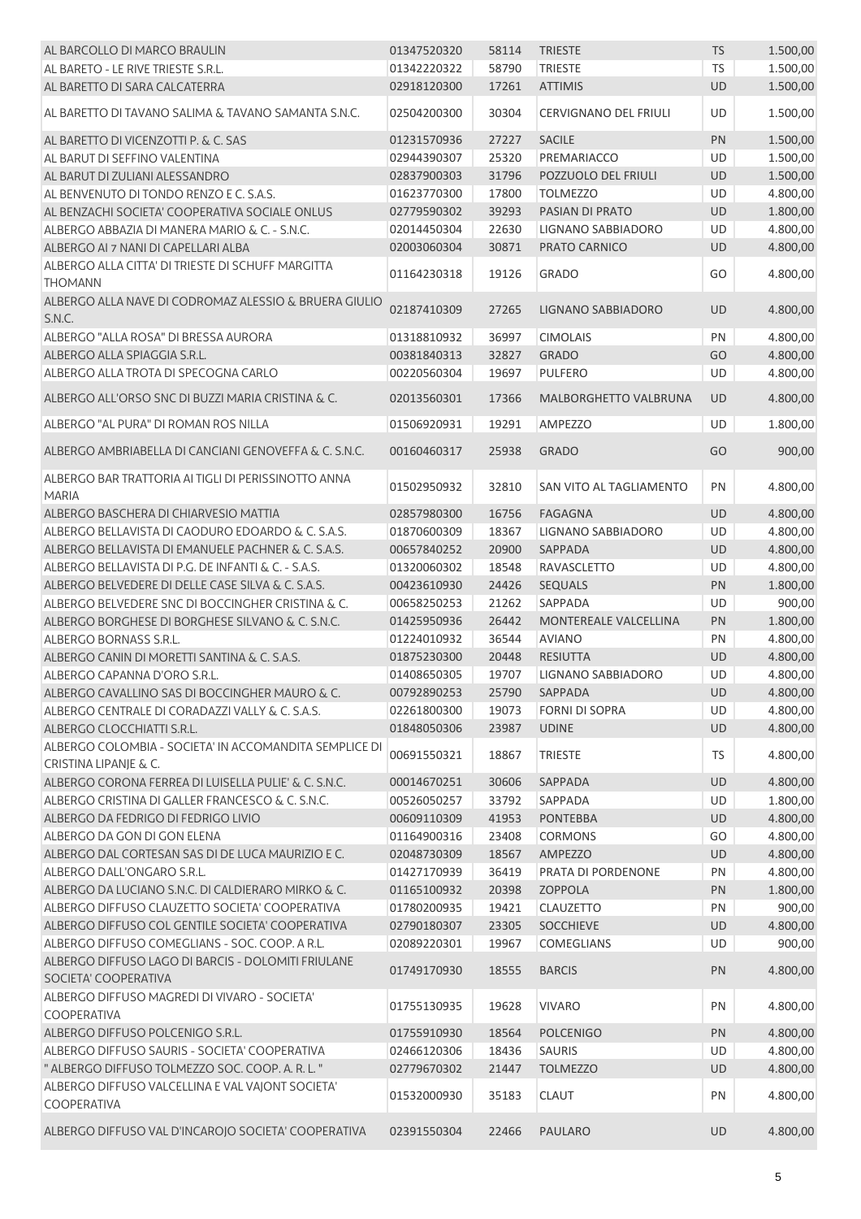| | | | | | |
|---|---|---|---|---|---|
| AL BARCOLLO DI MARCO BRAULIN | 01347520320 | 58114 | TRIESTE | TS | 1.500,00 |
| AL BARETO - LE RIVE TRIESTE S.R.L. | 01342220322 | 58790 | TRIESTE | TS | 1.500,00 |
| AL BARETTO DI SARA CALCATERRA | 02918120300 | 17261 | ATTIMIS | UD | 1.500,00 |
| AL BARETTO DI TAVANO SALIMA & TAVANO SAMANTA S.N.C. | 02504200300 | 30304 | CERVIGNANO DEL FRIULI | UD | 1.500,00 |
| AL BARETTO DI VICENZOTTI P. & C. SAS | 01231570936 | 27227 | SACILE | PN | 1.500,00 |
| AL BARUT DI SEFFINO VALENTINA | 02944390307 | 25320 | PREMARIACCO | UD | 1.500,00 |
| AL BARUT DI ZULIANI ALESSANDRO | 02837900303 | 31796 | POZZUOLO DEL FRIULI | UD | 1.500,00 |
| AL BENVENUTO DI TONDO RENZO E C. S.A.S. | 01623770300 | 17800 | TOLMEZZO | UD | 4.800,00 |
| AL BENZACHI SOCIETA' COOPERATIVA SOCIALE ONLUS | 02779590302 | 39293 | PASIAN DI PRATO | UD | 1.800,00 |
| ALBERGO ABBAZIA DI MANERA MARIO & C. - S.N.C. | 02014450304 | 22630 | LIGNANO SABBIADORO | UD | 4.800,00 |
| ALBERGO AI 7 NANI DI CAPELLARI ALBA | 02003060304 | 30871 | PRATO CARNICO | UD | 4.800,00 |
| ALBERGO ALLA CITTA' DI TRIESTE DI SCHUFF MARGITTA THOMANN | 01164230318 | 19126 | GRADO | GO | 4.800,00 |
| ALBERGO ALLA NAVE DI CODROMAZ ALESSIO & BRUERA GIULIO S.N.C. | 02187410309 | 27265 | LIGNANO SABBIADORO | UD | 4.800,00 |
| ALBERGO "ALLA ROSA" DI BRESSA AURORA | 01318810932 | 36997 | CIMOLAIS | PN | 4.800,00 |
| ALBERGO ALLA SPIAGGIA S.R.L. | 00381840313 | 32827 | GRADO | GO | 4.800,00 |
| ALBERGO ALLA TROTA DI SPECOGNA CARLO | 00220560304 | 19697 | PULFERO | UD | 4.800,00 |
| ALBERGO ALL'ORSO SNC DI BUZZI MARIA CRISTINA & C. | 02013560301 | 17366 | MALBORGHETTO VALBRUNA | UD | 4.800,00 |
| ALBERGO "AL PURA" DI ROMAN ROS NILLA | 01506920931 | 19291 | AMPEZZO | UD | 1.800,00 |
| ALBERGO AMBRIABELLA DI CANCIANI GENOVEFFA & C. S.N.C. | 00160460317 | 25938 | GRADO | GO | 900,00 |
| ALBERGO BAR TRATTORIA AI TIGLI DI PERISSINOTTO ANNA MARIA | 01502950932 | 32810 | SAN VITO AL TAGLIAMENTO | PN | 4.800,00 |
| ALBERGO BASCHERA DI CHIARVESIO MATTIA | 02857980300 | 16756 | FAGAGNA | UD | 4.800,00 |
| ALBERGO BELLAVISTA DI CAODURO EDOARDO & C. S.A.S. | 01870600309 | 18367 | LIGNANO SABBIADORO | UD | 4.800,00 |
| ALBERGO BELLAVISTA DI EMANUELE PACHNER & C. S.A.S. | 00657840252 | 20900 | SAPPADA | UD | 4.800,00 |
| ALBERGO BELLAVISTA DI P.G. DE INFANTI & C. - S.A.S. | 01320060302 | 18548 | RAVASCLETTO | UD | 4.800,00 |
| ALBERGO BELVEDERE DI DELLE CASE SILVA & C. S.A.S. | 00423610930 | 24426 | SEQUALS | PN | 1.800,00 |
| ALBERGO BELVEDERE SNC DI BOCCINGHER CRISTINA & C. | 00658250253 | 21262 | SAPPADA | UD | 900,00 |
| ALBERGO BORGHESE DI BORGHESE SILVANO & C. S.N.C. | 01425950936 | 26442 | MONTEREALE VALCELLINA | PN | 1.800,00 |
| ALBERGO BORNASS S.R.L. | 01224010932 | 36544 | AVIANO | PN | 4.800,00 |
| ALBERGO CANIN DI MORETTI SANTINA & C. S.A.S. | 01875230300 | 20448 | RESIUTTA | UD | 4.800,00 |
| ALBERGO CAPANNA D'ORO S.R.L. | 01408650305 | 19707 | LIGNANO SABBIADORO | UD | 4.800,00 |
| ALBERGO CAVALLINO SAS DI BOCCINGHER MAURO & C. | 00792890253 | 25790 | SAPPADA | UD | 4.800,00 |
| ALBERGO CENTRALE DI CORADAZZI VALLY & C. S.A.S. | 02261800300 | 19073 | FORNI DI SOPRA | UD | 4.800,00 |
| ALBERGO CLOCCHIATTI S.R.L. | 01848050306 | 23987 | UDINE | UD | 4.800,00 |
| ALBERGO COLOMBIA - SOCIETA' IN ACCOMANDITA SEMPLICE DI CRISTINA LIPANJE & C. | 00691550321 | 18867 | TRIESTE | TS | 4.800,00 |
| ALBERGO CORONA FERREA DI LUISELLA PULIE' & C. S.N.C. | 00014670251 | 30606 | SAPPADA | UD | 4.800,00 |
| ALBERGO CRISTINA DI GALLER FRANCESCO & C. S.N.C. | 00526050257 | 33792 | SAPPADA | UD | 1.800,00 |
| ALBERGO DA FEDRIGO DI FEDRIGO LIVIO | 00609110309 | 41953 | PONTEBBA | UD | 4.800,00 |
| ALBERGO DA GON DI GON ELENA | 01164900316 | 23408 | CORMONS | GO | 4.800,00 |
| ALBERGO DAL CORTESAN SAS DI DE LUCA MAURIZIO E C. | 02048730309 | 18567 | AMPEZZO | UD | 4.800,00 |
| ALBERGO DALL'ONGARO S.R.L. | 01427170939 | 36419 | PRATA DI PORDENONE | PN | 4.800,00 |
| ALBERGO DA LUCIANO S.N.C. DI CALDIERARO MIRKO & C. | 01165100932 | 20398 | ZOPPOLA | PN | 1.800,00 |
| ALBERGO DIFFUSO CLAUZETTO SOCIETA' COOPERATIVA | 01780200935 | 19421 | CLAUZETTO | PN | 900,00 |
| ALBERGO DIFFUSO COL GENTILE SOCIETA' COOPERATIVA | 02790180307 | 23305 | SOCCHIEVE | UD | 4.800,00 |
| ALBERGO DIFFUSO COMEGLIANS - SOC. COOP. A R.L. | 02089220301 | 19967 | COMEGLIANS | UD | 900,00 |
| ALBERGO DIFFUSO LAGO DI BARCIS - DOLOMITI FRIULANE SOCIETA' COOPERATIVA | 01749170930 | 18555 | BARCIS | PN | 4.800,00 |
| ALBERGO DIFFUSO MAGREDI DI VIVARO - SOCIETA' COOPERATIVA | 01755130935 | 19628 | VIVARO | PN | 4.800,00 |
| ALBERGO DIFFUSO POLCENIGO S.R.L. | 01755910930 | 18564 | POLCENIGO | PN | 4.800,00 |
| ALBERGO DIFFUSO SAURIS - SOCIETA' COOPERATIVA | 02466120306 | 18436 | SAURIS | UD | 4.800,00 |
| " ALBERGO DIFFUSO TOLMEZZO SOC. COOP. A. R. L. " | 02779670302 | 21447 | TOLMEZZO | UD | 4.800,00 |
| ALBERGO DIFFUSO VALCELLINA E VAL VAJONT SOCIETA' COOPERATIVA | 01532000930 | 35183 | CLAUT | PN | 4.800,00 |
| ALBERGO DIFFUSO VAL D'INCAROJO SOCIETA' COOPERATIVA | 02391550304 | 22466 | PAULARO | UD | 4.800,00 |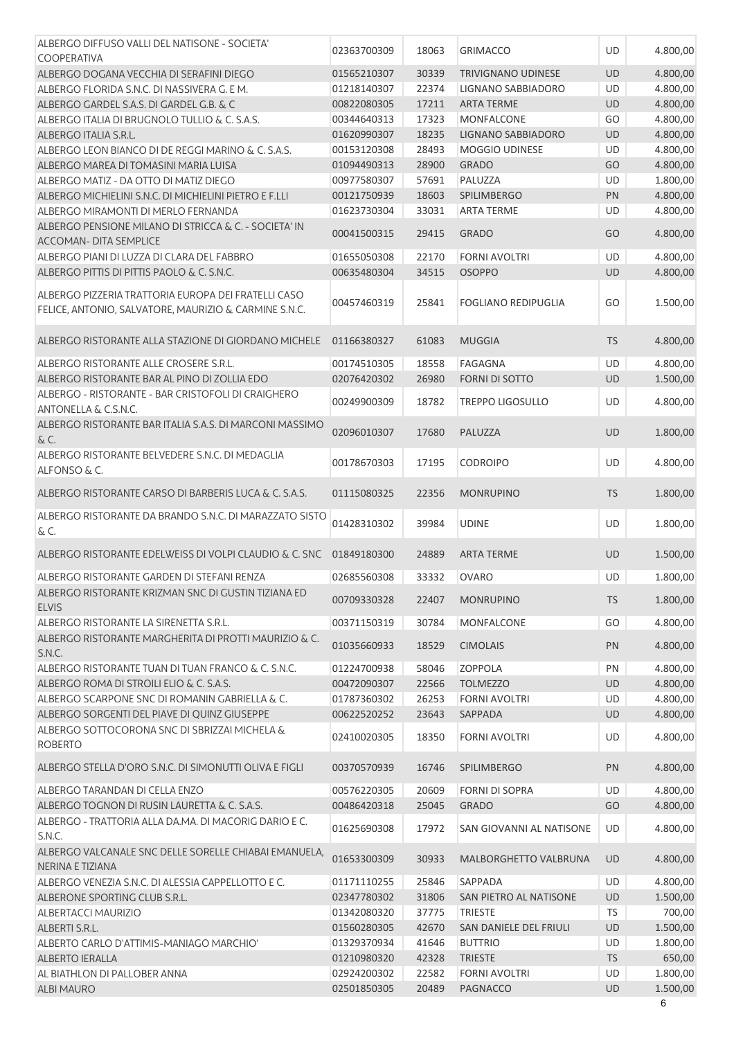| | | | | | |
|---|---|---|---|---|---|
| ALBERGO DIFFUSO VALLI DEL NATISONE - SOCIETA' COOPERATIVA | 02363700309 | 18063 | GRIMACCO | UD | 4.800,00 |
| ALBERGO DOGANA VECCHIA DI SERAFINI DIEGO | 01565210307 | 30339 | TRIVIGNANO UDINESE | UD | 4.800,00 |
| ALBERGO FLORIDA S.N.C. DI NASSIVERA G. E M. | 01218140307 | 22374 | LIGNANO SABBIADORO | UD | 4.800,00 |
| ALBERGO GARDEL S.A.S. DI GARDEL G.B. & C | 00822080305 | 17211 | ARTA TERME | UD | 4.800,00 |
| ALBERGO ITALIA DI BRUGNOLO TULLIO & C. S.A.S. | 00344640313 | 17323 | MONFALCONE | GO | 4.800,00 |
| ALBERGO ITALIA S.R.L. | 01620990307 | 18235 | LIGNANO SABBIADORO | UD | 4.800,00 |
| ALBERGO LEON BIANCO DI DE REGGI MARINO & C. S.A.S. | 00153120308 | 28493 | MOGGIO UDINESE | UD | 4.800,00 |
| ALBERGO MAREA DI TOMASINI MARIA LUISA | 01094490313 | 28900 | GRADO | GO | 4.800,00 |
| ALBERGO MATIZ - DA OTTO DI MATIZ DIEGO | 00977580307 | 57691 | PALUZZA | UD | 1.800,00 |
| ALBERGO MICHIELINI S.N.C. DI MICHIELINI PIETRO E F.LLI | 00121750939 | 18603 | SPILIMBERGO | PN | 4.800,00 |
| ALBERGO MIRAMONTI DI MERLO FERNANDA | 01623730304 | 33031 | ARTA TERME | UD | 4.800,00 |
| ALBERGO PENSIONE MILANO DI STRICCA & C. - SOCIETA' IN ACCOMAN- DITA SEMPLICE | 00041500315 | 29415 | GRADO | GO | 4.800,00 |
| ALBERGO PIANI DI LUZZA DI CLARA DEL FABBRO | 01655050308 | 22170 | FORNI AVOLTRI | UD | 4.800,00 |
| ALBERGO PITTIS DI PITTIS PAOLO & C. S.N.C. | 00635480304 | 34515 | OSOPPO | UD | 4.800,00 |
| ALBERGO PIZZERIA TRATTORIA EUROPA DEI FRATELLI CASO FELICE, ANTONIO, SALVATORE, MAURIZIO & CARMINE S.N.C. | 00457460319 | 25841 | FOGLIANO REDIPUGLIA | GO | 1.500,00 |
| ALBERGO RISTORANTE ALLA STAZIONE DI GIORDANO MICHELE | 01166380327 | 61083 | MUGGIA | TS | 4.800,00 |
| ALBERGO RISTORANTE ALLE CROSERE S.R.L. | 00174510305 | 18558 | FAGAGNA | UD | 4.800,00 |
| ALBERGO RISTORANTE BAR AL PINO DI ZOLLIA EDO | 02076420302 | 26980 | FORNI DI SOTTO | UD | 1.500,00 |
| ALBERGO - RISTORANTE - BAR CRISTOFOLI DI CRAIGHERO ANTONELLA & C.S.N.C. | 00249900309 | 18782 | TREPPO LIGOSULLO | UD | 4.800,00 |
| ALBERGO RISTORANTE BAR ITALIA S.A.S. DI MARCONI MASSIMO & C. | 02096010307 | 17680 | PALUZZA | UD | 1.800,00 |
| ALBERGO RISTORANTE BELVEDERE S.N.C. DI MEDAGLIA ALFONSO & C. | 00178670303 | 17195 | CODROIPO | UD | 4.800,00 |
| ALBERGO RISTORANTE CARSO DI BARBERIS LUCA & C. S.A.S. | 01115080325 | 22356 | MONRUPINO | TS | 1.800,00 |
| ALBERGO RISTORANTE DA BRANDO S.N.C. DI MARAZZATO SISTO & C. | 01428310302 | 39984 | UDINE | UD | 1.800,00 |
| ALBERGO RISTORANTE EDELWEISS DI VOLPI CLAUDIO & C. SNC | 01849180300 | 24889 | ARTA TERME | UD | 1.500,00 |
| ALBERGO RISTORANTE GARDEN DI STEFANI RENZA | 02685560308 | 33332 | OVARO | UD | 1.800,00 |
| ALBERGO RISTORANTE KRIZMAN SNC DI GUSTIN TIZIANA ED ELVIS | 00709330328 | 22407 | MONRUPINO | TS | 1.800,00 |
| ALBERGO RISTORANTE LA SIRENETTA S.R.L. | 00371150319 | 30784 | MONFALCONE | GO | 4.800,00 |
| ALBERGO RISTORANTE MARGHERITA DI PROTTI MAURIZIO & C. S.N.C. | 01035660933 | 18529 | CIMOLAIS | PN | 4.800,00 |
| ALBERGO RISTORANTE TUAN DI TUAN FRANCO & C. S.N.C. | 01224700938 | 58046 | ZOPPOLA | PN | 4.800,00 |
| ALBERGO ROMA DI STROILI ELIO & C. S.A.S. | 00472090307 | 22566 | TOLMEZZO | UD | 4.800,00 |
| ALBERGO SCARPONE SNC DI ROMANIN GABRIELLA & C. | 01787360302 | 26253 | FORNI AVOLTRI | UD | 4.800,00 |
| ALBERGO SORGENTI DEL PIAVE DI QUINZ GIUSEPPE | 00622520252 | 23643 | SAPPADA | UD | 4.800,00 |
| ALBERGO SOTTOCORONA SNC DI SBRIZZAI MICHELA & ROBERTO | 02410020305 | 18350 | FORNI AVOLTRI | UD | 4.800,00 |
| ALBERGO STELLA D'ORO S.N.C. DI SIMONUTTI OLIVA E FIGLI | 00370570939 | 16746 | SPILIMBERGO | PN | 4.800,00 |
| ALBERGO TARANDAN DI CELLA ENZO | 00576220305 | 20609 | FORNI DI SOPRA | UD | 4.800,00 |
| ALBERGO TOGNON DI RUSIN LAURETTA & C. S.A.S. | 00486420318 | 25045 | GRADO | GO | 4.800,00 |
| ALBERGO - TRATTORIA ALLA DA.MA. DI MACORIG DARIO E C. S.N.C. | 01625690308 | 17972 | SAN GIOVANNI AL NATISONE | UD | 4.800,00 |
| ALBERGO VALCANALE SNC DELLE SORELLE CHIABAI EMANUELA, NERINA E TIZIANA | 01653300309 | 30933 | MALBORGHETTO VALBRUNA | UD | 4.800,00 |
| ALBERGO VENEZIA S.N.C. DI ALESSIA CAPPELLOTTO E C. | 01171110255 | 25846 | SAPPADA | UD | 4.800,00 |
| ALBERONE SPORTING CLUB S.R.L. | 02347780302 | 31806 | SAN PIETRO AL NATISONE | UD | 1.500,00 |
| ALBERTACCI MAURIZIO | 01342080320 | 37775 | TRIESTE | TS | 700,00 |
| ALBERTI S.R.L. | 01560280305 | 42670 | SAN DANIELE DEL FRIULI | UD | 1.500,00 |
| ALBERTO CARLO D'ATTIMIS-MANIAGO MARCHIO' | 01329370934 | 41646 | BUTTRIO | UD | 1.800,00 |
| ALBERTO IERALLA | 01210980320 | 42328 | TRIESTE | TS | 650,00 |
| AL BIATHLON DI PALLOBER ANNA | 02924200302 | 22582 | FORNI AVOLTRI | UD | 1.800,00 |
| ALBI MAURO | 02501850305 | 20489 | PAGNACCO | UD | 1.500,00 |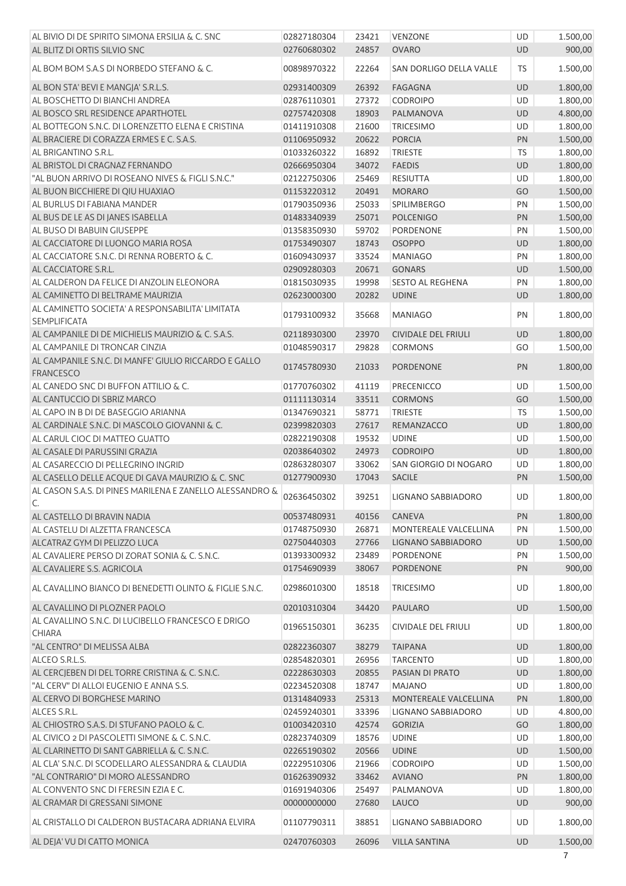| | | | | | |
|---|---|---|---|---|---|
| AL BIVIO DI DE SPIRITO SIMONA ERSILIA & C. SNC | 02827180304 | 23421 | VENZONE | UD | 1.500,00 |
| AL BLITZ DI ORTIS SILVIO SNC | 02760680302 | 24857 | OVARO | UD | 900,00 |
| AL BOM BOM S.A.S DI NORBEDO STEFANO & C. | 00898970322 | 22264 | SAN DORLIGO DELLA VALLE | TS | 1.500,00 |
| AL BON STA' BEVI E MANGJA' S.R.L.S. | 02931400309 | 26392 | FAGAGNA | UD | 1.800,00 |
| AL BOSCHETTO DI BIANCHI ANDREA | 02876110301 | 27372 | CODROIPO | UD | 1.800,00 |
| AL BOSCO SRL RESIDENCE APARTHOTEL | 02757420308 | 18903 | PALMANOVA | UD | 4.800,00 |
| AL BOTTEGON S.N.C. DI LORENZETTO ELENA E CRISTINA | 01411910308 | 21600 | TRICESIMO | UD | 1.800,00 |
| AL BRACIERE DI CORAZZA ERMES E C. S.A.S. | 01106950932 | 20622 | PORCIA | PN | 1.500,00 |
| AL BRIGANTINO S.R.L. | 01033260322 | 16892 | TRIESTE | TS | 1.800,00 |
| AL BRISTOL DI CRAGNAZ FERNANDO | 02666950304 | 34072 | FAEDIS | UD | 1.800,00 |
| "AL BUON ARRIVO DI ROSEANO NIVES & FIGLI S.N.C." | 02122750306 | 25469 | RESIUTTA | UD | 1.800,00 |
| AL BUON BICCHIERE DI QIU HUAXIAO | 01153220312 | 20491 | MORARO | GO | 1.500,00 |
| AL BURLUS DI FABIANA MANDER | 01790350936 | 25033 | SPILIMBERGO | PN | 1.500,00 |
| AL BUS DE LE AS DI JANES ISABELLA | 01483340939 | 25071 | POLCENIGO | PN | 1.500,00 |
| AL BUSO DI BABUIN GIUSEPPE | 01358350930 | 59702 | PORDENONE | PN | 1.500,00 |
| AL CACCIATORE DI LUONGO MARIA ROSA | 01753490307 | 18743 | OSOPPO | UD | 1.800,00 |
| AL CACCIATORE S.N.C. DI RENNA ROBERTO & C. | 01609430937 | 33524 | MANIAGO | PN | 1.800,00 |
| AL CACCIATORE S.R.L. | 02909280303 | 20671 | GONARS | UD | 1.500,00 |
| AL CALDERON DA FELICE DI ANZOLIN ELEONORA | 01815030935 | 19998 | SESTO AL REGHENA | PN | 1.800,00 |
| AL CAMINETTO DI BELTRAME MAURIZIA | 02623000300 | 20282 | UDINE | UD | 1.800,00 |
| AL CAMINETTO SOCIETA' A RESPONSABILITA' LIMITATA SEMPLIFICATA | 01793100932 | 35668 | MANIAGO | PN | 1.800,00 |
| AL CAMPANILE DI DE MICHIELIS MAURIZIO & C. S.A.S. | 02118930300 | 23970 | CIVIDALE DEL FRIULI | UD | 1.800,00 |
| AL CAMPANILE DI TRONCAR CINZIA | 01048590317 | 29828 | CORMONS | GO | 1.500,00 |
| AL CAMPANILE S.N.C. DI MANFE' GIULIO RICCARDO E GALLO FRANCESCO | 01745780930 | 21033 | PORDENONE | PN | 1.800,00 |
| AL CANEDO SNC DI BUFFON ATTILIO & C. | 01770760302 | 41119 | PRECENICCO | UD | 1.500,00 |
| AL CANTUCCIO DI SBRIZ MARCO | 01111130314 | 33511 | CORMONS | GO | 1.500,00 |
| AL CAPO IN B DI DE BASEGGIO ARIANNA | 01347690321 | 58771 | TRIESTE | TS | 1.500,00 |
| AL CARDINALE S.N.C. DI MASCOLO GIOVANNI & C. | 02399820303 | 27617 | REMANZACCO | UD | 1.800,00 |
| AL CARUL CIOC DI MATTEO GUATTO | 02822190308 | 19532 | UDINE | UD | 1.500,00 |
| AL CASALE DI PARUSSINI GRAZIA | 02038640302 | 24973 | CODROIPO | UD | 1.800,00 |
| AL CASARECCIO DI PELLEGRINO INGRID | 02863280307 | 33062 | SAN GIORGIO DI NOGARO | UD | 1.800,00 |
| AL CASELLO DELLE ACQUE DI GAVA MAURIZIO & C. SNC | 01277900930 | 17043 | SACILE | PN | 1.500,00 |
| AL CASON S.A.S. DI PINES MARILENA E ZANELLO ALESSANDRO & C. | 02636450302 | 39251 | LIGNANO SABBIADORO | UD | 1.800,00 |
| AL CASTELLO DI BRAVIN NADIA | 00537480931 | 40156 | CANEVA | PN | 1.800,00 |
| AL CASTELU DI ALZETTA FRANCESCA | 01748750930 | 26871 | MONTEREALE VALCELLINA | PN | 1.500,00 |
| ALCATRAZ GYM DI PELIZZO LUCA | 02750440303 | 27766 | LIGNANO SABBIADORO | UD | 1.500,00 |
| AL CAVALIERE PERSO DI ZORAT SONIA & C. S.N.C. | 01393300932 | 23489 | PORDENONE | PN | 1.500,00 |
| AL CAVALIERE S.S. AGRICOLA | 01754690939 | 38067 | PORDENONE | PN | 900,00 |
| AL CAVALLINO BIANCO DI BENEDETTI OLINTO & FIGLIE S.N.C. | 02986010300 | 18518 | TRICESIMO | UD | 1.800,00 |
| AL CAVALLINO DI PLOZNER PAOLO | 02010310304 | 34420 | PAULARO | UD | 1.500,00 |
| AL CAVALLINO S.N.C. DI LUCIBELLO FRANCESCO E DRIGO CHIARA | 01965150301 | 36235 | CIVIDALE DEL FRIULI | UD | 1.800,00 |
| "AL CENTRO" DI MELISSA ALBA | 02822360307 | 38279 | TAIPANA | UD | 1.800,00 |
| ALCEO S.R.L.S. | 02854820301 | 26956 | TARCENTO | UD | 1.800,00 |
| AL CERCJEBEN DI DEL TORRE CRISTINA & C. S.N.C. | 02228630303 | 20855 | PASIAN DI PRATO | UD | 1.800,00 |
| "AL CERV" DI ALLOI EUGENIO E ANNA S.S. | 02234520308 | 18747 | MAJANO | UD | 1.800,00 |
| AL CERVO DI BORGHESE MARINO | 01314840933 | 25313 | MONTEREALE VALCELLINA | PN | 1.800,00 |
| ALCES S.R.L. | 02459240301 | 33396 | LIGNANO SABBIADORO | UD | 4.800,00 |
| AL CHIOSTRO S.A.S. DI STUFANO PAOLO & C. | 01003420310 | 42574 | GORIZIA | GO | 1.800,00 |
| AL CIVICO 2 DI PASCOLETTI SIMONE & C. S.N.C. | 02823740309 | 18576 | UDINE | UD | 1.800,00 |
| AL CLARINETTO DI SANT GABRIELLA & C. S.N.C. | 02265190302 | 20566 | UDINE | UD | 1.500,00 |
| AL CLA' S.N.C. DI SCODELLARO ALESSANDRA & CLAUDIA | 02229510306 | 21966 | CODROIPO | UD | 1.500,00 |
| "AL CONTRARIO" DI MORO ALESSANDRO | 01626390932 | 33462 | AVIANO | PN | 1.800,00 |
| AL CONVENTO SNC DI FERESIN EZIA E C. | 01691940306 | 25497 | PALMANOVA | UD | 1.800,00 |
| AL CRAMAR DI GRESSANI SIMONE | 00000000000 | 27680 | LAUCO | UD | 900,00 |
| AL CRISTALLO DI CALDERON BUSTACARA ADRIANA ELVIRA | 01107790311 | 38851 | LIGNANO SABBIADORO | UD | 1.800,00 |
| AL DEJA' VU DI CATTO MONICA | 02470760303 | 26096 | VILLA SANTINA | UD | 1.500,00 |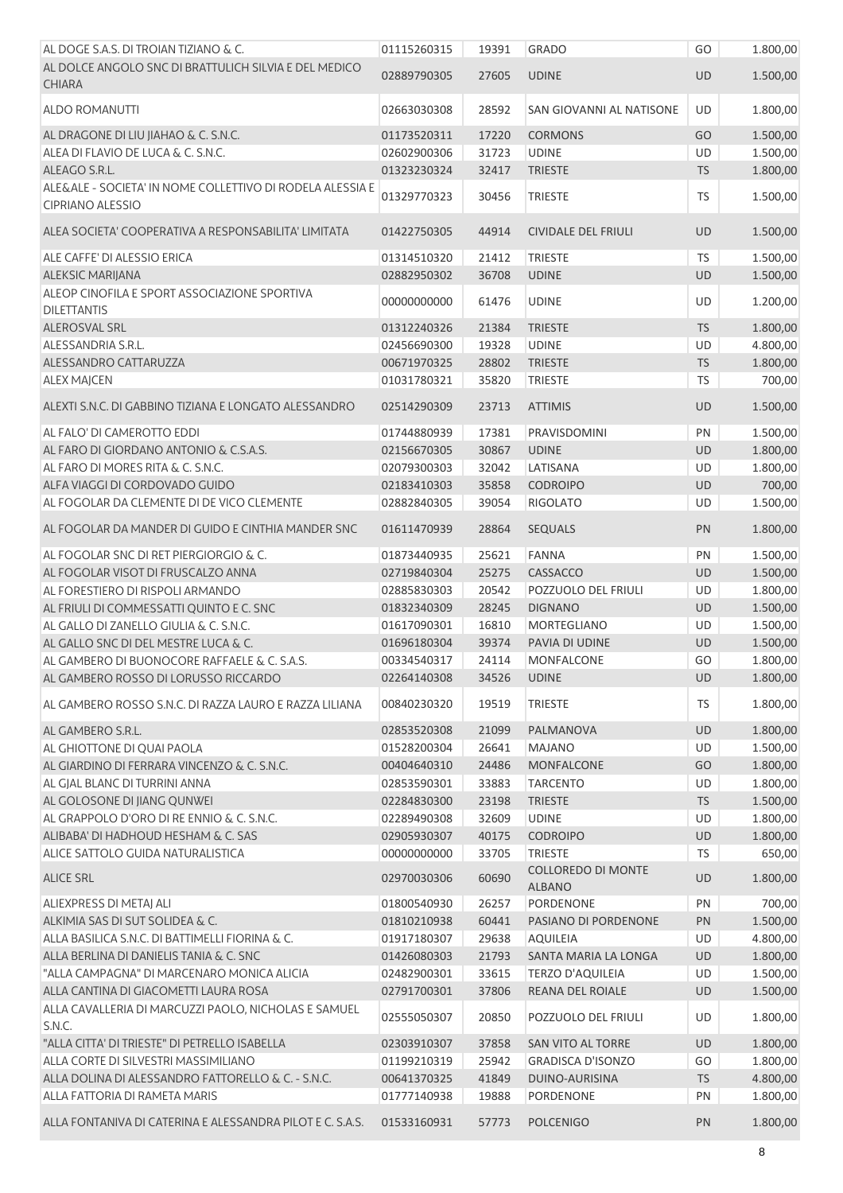| | | | | | |
|---|---|---|---|---|---|
| AL DOGE S.A.S. DI TROIAN TIZIANO & C. | 01115260315 | 19391 | GRADO | GO | 1.800,00 |
| AL DOLCE ANGOLO SNC DI BRATTULICH SILVIA E DEL MEDICO CHIARA | 02889790305 | 27605 | UDINE | UD | 1.500,00 |
| ALDO ROMANUTTI | 02663030308 | 28592 | SAN GIOVANNI AL NATISONE | UD | 1.800,00 |
| AL DRAGONE DI LIU JIAHAO & C. S.N.C. | 01173520311 | 17220 | CORMONS | GO | 1.500,00 |
| ALEA DI FLAVIO DE LUCA & C. S.N.C. | 02602900306 | 31723 | UDINE | UD | 1.500,00 |
| ALEAGO S.R.L. | 01323230324 | 32417 | TRIESTE | TS | 1.800,00 |
| ALE&ALE - SOCIETA' IN NOME COLLETTIVO DI RODELA ALESSIA E CIPRIANO ALESSIO | 01329770323 | 30456 | TRIESTE | TS | 1.500,00 |
| ALEA SOCIETA' COOPERATIVA A RESPONSABILITA' LIMITATA | 01422750305 | 44914 | CIVIDALE DEL FRIULI | UD | 1.500,00 |
| ALE CAFFE' DI ALESSIO ERICA | 01314510320 | 21412 | TRIESTE | TS | 1.500,00 |
| ALEKSIC MARIJANA | 02882950302 | 36708 | UDINE | UD | 1.500,00 |
| ALEOP CINOFILA E SPORT ASSOCIAZIONE SPORTIVA DILETTANTIS | 00000000000 | 61476 | UDINE | UD | 1.200,00 |
| ALEROSVAL SRL | 01312240326 | 21384 | TRIESTE | TS | 1.800,00 |
| ALESSANDRIA S.R.L. | 02456690300 | 19328 | UDINE | UD | 4.800,00 |
| ALESSANDRO CATTARUZZA | 00671970325 | 28802 | TRIESTE | TS | 1.800,00 |
| ALEX MAJCEN | 01031780321 | 35820 | TRIESTE | TS | 700,00 |
| ALEXTI S.N.C. DI GABBINO TIZIANA E LONGATO ALESSANDRO | 02514290309 | 23713 | ATTIMIS | UD | 1.500,00 |
| AL FALO' DI CAMEROTTO EDDI | 01744880939 | 17381 | PRAVISDOMINI | PN | 1.500,00 |
| AL FARO DI GIORDANO ANTONIO & C.S.A.S. | 02156670305 | 30867 | UDINE | UD | 1.800,00 |
| AL FARO DI MORES RITA & C. S.N.C. | 02079300303 | 32042 | LATISANA | UD | 1.800,00 |
| ALFA VIAGGI DI CORDOVADO GUIDO | 02183410303 | 35858 | CODROIPO | UD | 700,00 |
| AL FOGOLAR DA CLEMENTE DI DE VICO CLEMENTE | 02882840305 | 39054 | RIGOLATO | UD | 1.500,00 |
| AL FOGOLAR DA MANDER DI GUIDO E CINTHIA MANDER SNC | 01611470939 | 28864 | SEQUALS | PN | 1.800,00 |
| AL FOGOLAR SNC DI RET PIERGIORGIO & C. | 01873440935 | 25621 | FANNA | PN | 1.500,00 |
| AL FOGOLAR VISOT DI FRUSCALZO ANNA | 02719840304 | 25275 | CASSACCO | UD | 1.500,00 |
| AL FORESTIERO DI RISPOLI ARMANDO | 02885830303 | 20542 | POZZUOLO DEL FRIULI | UD | 1.800,00 |
| AL FRIULI DI COMMESSATTI QUINTO E C. SNC | 01832340309 | 28245 | DIGNANO | UD | 1.500,00 |
| AL GALLO DI ZANELLO GIULIA & C. S.N.C. | 01617090301 | 16810 | MORTEGLIANO | UD | 1.500,00 |
| AL GALLO SNC DI DEL MESTRE LUCA & C. | 01696180304 | 39374 | PAVIA DI UDINE | UD | 1.500,00 |
| AL GAMBERO DI BUONOCORE RAFFAELE & C. S.A.S. | 00334540317 | 24114 | MONFALCONE | GO | 1.800,00 |
| AL GAMBERO ROSSO DI LORUSSO RICCARDO | 02264140308 | 34526 | UDINE | UD | 1.800,00 |
| AL GAMBERO ROSSO S.N.C. DI RAZZA LAURO E RAZZA LILIANA | 00840230320 | 19519 | TRIESTE | TS | 1.800,00 |
| AL GAMBERO S.R.L. | 02853520308 | 21099 | PALMANOVA | UD | 1.800,00 |
| AL GHIOTTONE DI QUAI PAOLA | 01528200304 | 26641 | MAJANO | UD | 1.500,00 |
| AL GIARDINO DI FERRARA VINCENZO & C. S.N.C. | 00404640310 | 24486 | MONFALCONE | GO | 1.800,00 |
| AL GJAL BLANC DI TURRINI ANNA | 02853590301 | 33883 | TARCENTO | UD | 1.800,00 |
| AL GOLOSONE DI JIANG QUNWEI | 02284830300 | 23198 | TRIESTE | TS | 1.500,00 |
| AL GRAPPOLO D'ORO DI RE ENNIO & C. S.N.C. | 02289490308 | 32609 | UDINE | UD | 1.800,00 |
| ALIBABA' DI HADHOUD HESHAM & C. SAS | 02905930307 | 40175 | CODROIPO | UD | 1.800,00 |
| ALICE SATTOLO GUIDA NATURALISTICA | 00000000000 | 33705 | TRIESTE | TS | 650,00 |
| ALICE SRL | 02970030306 | 60690 | COLLOREDO DI MONTE ALBANO | UD | 1.800,00 |
| ALIEXPRESS DI METAJ ALI | 01800540930 | 26257 | PORDENONE | PN | 700,00 |
| ALKIMIA SAS DI SUT SOLIDEA & C. | 01810210938 | 60441 | PASIANO DI PORDENONE | PN | 1.500,00 |
| ALLA BASILICA S.N.C. DI BATTIMELLI FIORINA & C. | 01917180307 | 29638 | AQUILEIA | UD | 4.800,00 |
| ALLA BERLINA DI DANIELIS TANIA & C. SNC | 01426080303 | 21793 | SANTA MARIA LA LONGA | UD | 1.800,00 |
| "ALLA CAMPAGNA" DI MARCENARO MONICA ALICIA | 02482900301 | 33615 | TERZO D'AQUILEIA | UD | 1.500,00 |
| ALLA CANTINA DI GIACOMETTI LAURA ROSA | 02791700301 | 37806 | REANA DEL ROIALE | UD | 1.500,00 |
| ALLA CAVALLERIA DI MARCUZZI PAOLO, NICHOLAS E SAMUEL S.N.C. | 02555050307 | 20850 | POZZUOLO DEL FRIULI | UD | 1.800,00 |
| "ALLA CITTA' DI TRIESTE" DI PETRELLO ISABELLA | 02303910307 | 37858 | SAN VITO AL TORRE | UD | 1.800,00 |
| ALLA CORTE DI SILVESTRI MASSIMILIANO | 01199210319 | 25942 | GRADISCA D'ISONZO | GO | 1.800,00 |
| ALLA DOLINA DI ALESSANDRO FATTORELLO & C. - S.N.C. | 00641370325 | 41849 | DUINO-AURISINA | TS | 4.800,00 |
| ALLA FATTORIA DI RAMETA MARIS | 01777140938 | 19888 | PORDENONE | PN | 1.800,00 |
| ALLA FONTANIVA DI CATERINA E ALESSANDRA PILOT E C. S.A.S. | 01533160931 | 57773 | POLCENIGO | PN | 1.800,00 |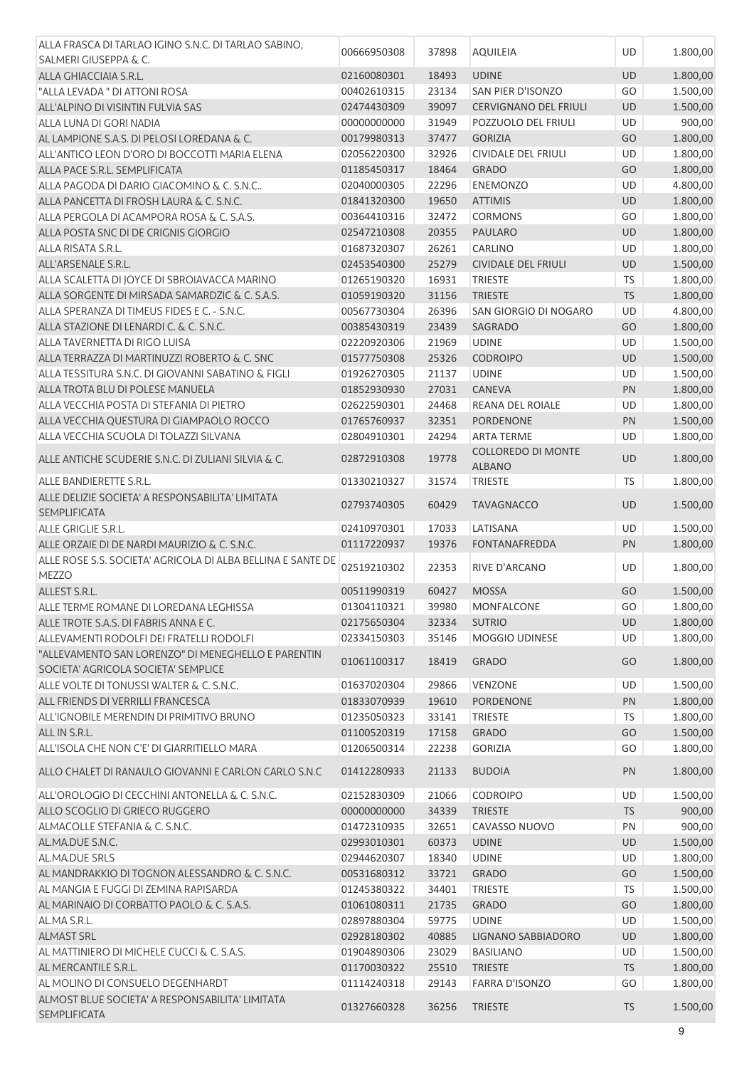| | | | | | |
|---|---|---|---|---|---|
| ALLA FRASCA DI TARLAO IGINO S.N.C. DI TARLAO SABINO, SALMERI GIUSEPPA & C. | 00666950308 | 37898 | AQUILEIA | UD | 1.800,00 |
| ALLA GHIACCIAIA S.R.L. | 02160080301 | 18493 | UDINE | UD | 1.800,00 |
| "ALLA LEVADA " DI ATTONI ROSA | 00402610315 | 23134 | SAN PIER D'ISONZO | GO | 1.500,00 |
| ALL'ALPINO DI VISINTIN FULVIA SAS | 02474430309 | 39097 | CERVIGNANO DEL FRIULI | UD | 1.500,00 |
| ALLA LUNA DI GORI NADIA | 00000000000 | 31949 | POZZUOLO DEL FRIULI | UD | 900,00 |
| AL LAMPIONE S.A.S. DI PELOSI LOREDANA & C. | 00179980313 | 37477 | GORIZIA | GO | 1.800,00 |
| ALL'ANTICO LEON D'ORO DI BOCCOTTI MARIA ELENA | 02056220300 | 32926 | CIVIDALE DEL FRIULI | UD | 1.800,00 |
| ALLA PACE S.R.L. SEMPLIFICATA | 01185450317 | 18464 | GRADO | GO | 1.800,00 |
| ALLA PAGODA DI DARIO GIACOMINO & C. S.N.C.. | 02040000305 | 22296 | ENEMONZO | UD | 4.800,00 |
| ALLA PANCETTA DI FROSH LAURA & C. S.N.C. | 01841320300 | 19650 | ATTIMIS | UD | 1.800,00 |
| ALLA PERGOLA DI ACAMPORA ROSA & C. S.A.S. | 00364410316 | 32472 | CORMONS | GO | 1.800,00 |
| ALLA POSTA SNC DI DE CRIGNIS GIORGIO | 02547210308 | 20355 | PAULARO | UD | 1.800,00 |
| ALLA RISATA S.R.L. | 01687320307 | 26261 | CARLINO | UD | 1.800,00 |
| ALL'ARSENALE S.R.L. | 02453540300 | 25279 | CIVIDALE DEL FRIULI | UD | 1.500,00 |
| ALLA SCALETTA DI JOYCE DI SBROIAVACCA MARINO | 01265190320 | 16931 | TRIESTE | TS | 1.800,00 |
| ALLA SORGENTE DI MIRSADA SAMARDZIC & C. S.A.S. | 01059190320 | 31156 | TRIESTE | TS | 1.800,00 |
| ALLA SPERANZA DI TIMEUS FIDES E C. - S.N.C. | 00567730304 | 26396 | SAN GIORGIO DI NOGARO | UD | 4.800,00 |
| ALLA STAZIONE DI LENARDI C. & C. S.N.C. | 00385430319 | 23439 | SAGRADO | GO | 1.800,00 |
| ALLA TAVERNETTA DI RIGO LUISA | 02220920306 | 21969 | UDINE | UD | 1.500,00 |
| ALLA TERRAZZA DI MARTINUZZI ROBERTO & C. SNC | 01577750308 | 25326 | CODROIPO | UD | 1.500,00 |
| ALLA TESSITURA S.N.C. DI GIOVANNI SABATINO & FIGLI | 01926270305 | 21137 | UDINE | UD | 1.500,00 |
| ALLA TROTA BLU DI POLESE MANUELA | 01852930930 | 27031 | CANEVA | PN | 1.800,00 |
| ALLA VECCHIA POSTA DI STEFANIA DI PIETRO | 02622590301 | 24468 | REANA DEL ROIALE | UD | 1.800,00 |
| ALLA VECCHIA QUESTURA DI GIAMPAOLO ROCCO | 01765760937 | 32351 | PORDENONE | PN | 1.500,00 |
| ALLA VECCHIA SCUOLA DI TOLAZZI SILVANA | 02804910301 | 24294 | ARTA TERME | UD | 1.800,00 |
| ALLE ANTICHE SCUDERIE S.N.C. DI ZULIANI SILVIA & C. | 02872910308 | 19778 | COLLOREDO DI MONTE ALBANO | UD | 1.800,00 |
| ALLE BANDIERETTE S.R.L. | 01330210327 | 31574 | TRIESTE | TS | 1.800,00 |
| ALLE DELIZIE SOCIETA' A RESPONSABILITA' LIMITATA SEMPLIFICATA | 02793740305 | 60429 | TAVAGNACCO | UD | 1.500,00 |
| ALLE GRIGLIE S.R.L. | 02410970301 | 17033 | LATISANA | UD | 1.500,00 |
| ALLE ORZAIE DI DE NARDI MAURIZIO & C. S.N.C. | 01117220937 | 19376 | FONTANAFREDDA | PN | 1.800,00 |
| ALLE ROSE S.S. SOCIETA' AGRICOLA DI ALBA BELLINA E SANTE DE MEZZO | 02519210302 | 22353 | RIVE D'ARCANO | UD | 1.800,00 |
| ALLEST S.R.L. | 00511990319 | 60427 | MOSSA | GO | 1.500,00 |
| ALLE TERME ROMANE DI LOREDANA LEGHISSA | 01304110321 | 39980 | MONFALCONE | GO | 1.800,00 |
| ALLE TROTE S.A.S. DI FABRIS ANNA E C. | 02175650304 | 32334 | SUTRIO | UD | 1.800,00 |
| ALLEVAMENTI RODOLFI DEI FRATELLI RODOLFI | 02334150303 | 35146 | MOGGIO UDINESE | UD | 1.800,00 |
| "ALLEVAMENTO SAN LORENZO" DI MENEGHELLO E PARENTIN SOCIETA' AGRICOLA SOCIETA' SEMPLICE | 01061100317 | 18419 | GRADO | GO | 1.800,00 |
| ALLE VOLTE DI TONUSSI WALTER & C. S.N.C. | 01637020304 | 29866 | VENZONE | UD | 1.500,00 |
| ALL FRIENDS DI VERRILLI FRANCESCA | 01833070939 | 19610 | PORDENONE | PN | 1.800,00 |
| ALL'IGNOBILE MERENDIN DI PRIMITIVO BRUNO | 01235050323 | 33141 | TRIESTE | TS | 1.800,00 |
| ALL IN S.R.L. | 01100520319 | 17158 | GRADO | GO | 1.500,00 |
| ALL'ISOLA CHE NON C'E' DI GIARRITIELLO MARA | 01206500314 | 22238 | GORIZIA | GO | 1.800,00 |
| ALLO CHALET DI RANAULO GIOVANNI E CARLON CARLO S.N.C | 01412280933 | 21133 | BUDOIA | PN | 1.800,00 |
| ALL'OROLOGIO DI CECCHINI ANTONELLA & C. S.N.C. | 02152830309 | 21066 | CODROIPO | UD | 1.500,00 |
| ALLO SCOGLIO DI GRIECO RUGGERO | 00000000000 | 34339 | TRIESTE | TS | 900,00 |
| ALMACOLLE STEFANIA & C. S.N.C. | 01472310935 | 32651 | CAVASSO NUOVO | PN | 900,00 |
| AL.MA.DUE S.N.C. | 02993010301 | 60373 | UDINE | UD | 1.500,00 |
| AL.MA.DUE SRLS | 02944620307 | 18340 | UDINE | UD | 1.800,00 |
| AL MANDRAKKIO DI TOGNON ALESSANDRO & C. S.N.C. | 00531680312 | 33721 | GRADO | GO | 1.500,00 |
| AL MANGIA E FUGGI DI ZEMINA RAPISARDA | 01245380322 | 34401 | TRIESTE | TS | 1.500,00 |
| AL MARINAIO DI CORBATTO PAOLO & C. S.A.S. | 01061080311 | 21735 | GRADO | GO | 1.800,00 |
| AL.MA S.R.L. | 02897880304 | 59775 | UDINE | UD | 1.500,00 |
| ALMAST SRL | 02928180302 | 40885 | LIGNANO SABBIADORO | UD | 1.800,00 |
| AL MATTINIERO DI MICHELE CUCCI & C. S.A.S. | 01904890306 | 23029 | BASILIANO | UD | 1.500,00 |
| AL MERCANTILE S.R.L. | 01170030322 | 25510 | TRIESTE | TS | 1.800,00 |
| AL MOLINO DI CONSUELO DEGENHARDT | 01114240318 | 29143 | FARRA D'ISONZO | GO | 1.800,00 |
| ALMOST BLUE SOCIETA' A RESPONSABILITA' LIMITATA SEMPLIFICATA | 01327660328 | 36256 | TRIESTE | TS | 1.500,00 |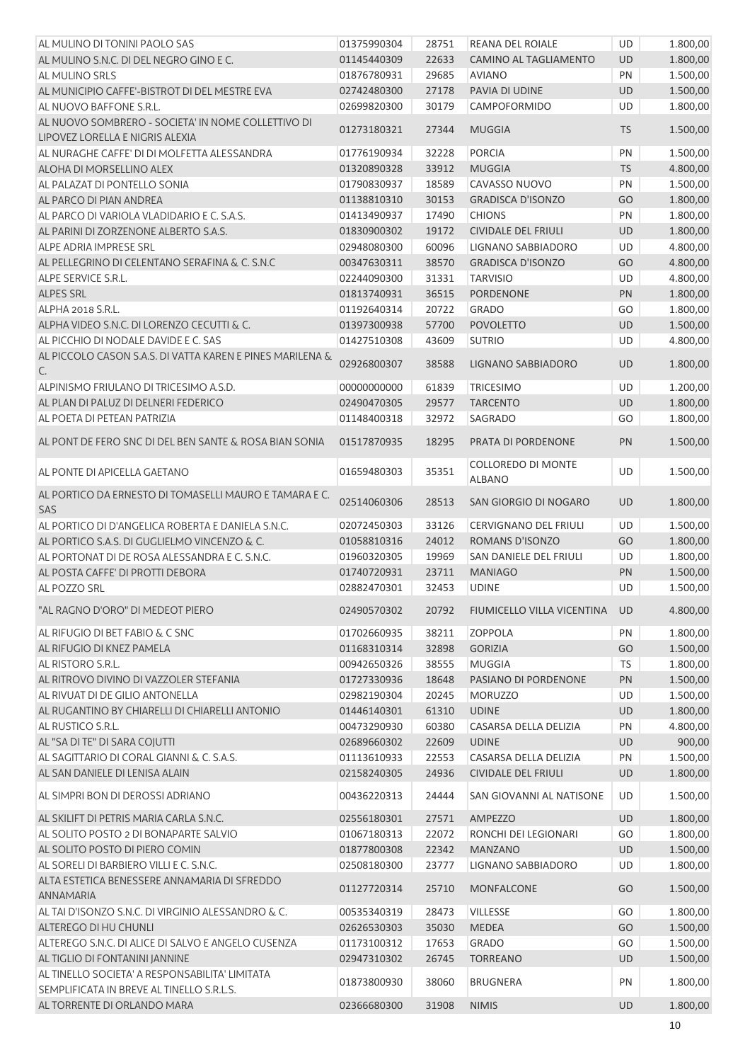| | | | | | |
|---|---|---|---|---|---|
| AL MULINO DI TONINI PAOLO SAS | 01375990304 | 28751 | REANA DEL ROIALE | UD | 1.800,00 |
| AL MULINO S.N.C. DI DEL NEGRO GINO E C. | 01145440309 | 22633 | CAMINO AL TAGLIAMENTO | UD | 1.800,00 |
| AL MULINO SRLS | 01876780931 | 29685 | AVIANO | PN | 1.500,00 |
| AL MUNICIPIO CAFFE'-BISTROT DI DEL MESTRE EVA | 02742480300 | 27178 | PAVIA DI UDINE | UD | 1.500,00 |
| AL NUOVO BAFFONE S.R.L. | 02699820300 | 30179 | CAMPOFORMIDO | UD | 1.800,00 |
| AL NUOVO SOMBRERO - SOCIETA' IN NOME COLLETTIVO DI LIPOVEZ LORELLA E NIGRIS ALEXIA | 01273180321 | 27344 | MUGGIA | TS | 1.500,00 |
| AL NURAGHE CAFFE' DI DI MOLFETTA ALESSANDRA | 01776190934 | 32228 | PORCIA | PN | 1.500,00 |
| ALOHA DI MORSELLINO ALEX | 01320890328 | 33912 | MUGGIA | TS | 4.800,00 |
| AL PALAZAT DI PONTELLO SONIA | 01790830937 | 18589 | CAVASSO NUOVO | PN | 1.500,00 |
| AL PARCO DI PIAN ANDREA | 01138810310 | 30153 | GRADISCA D'ISONZO | GO | 1.800,00 |
| AL PARCO DI VARIOLA VLADIDARIO E C. S.A.S. | 01413490937 | 17490 | CHIONS | PN | 1.800,00 |
| AL PARINI DI ZORZENONE ALBERTO S.A.S. | 01830900302 | 19172 | CIVIDALE DEL FRIULI | UD | 1.800,00 |
| ALPE ADRIA IMPRESE SRL | 02948080300 | 60096 | LIGNANO SABBIADORO | UD | 4.800,00 |
| AL PELLEGRINO DI CELENTANO SERAFINA & C. S.N.C | 00347630311 | 38570 | GRADISCA D'ISONZO | GO | 4.800,00 |
| ALPE SERVICE S.R.L. | 02244090300 | 31331 | TARVISIO | UD | 4.800,00 |
| ALPES SRL | 01813740931 | 36515 | PORDENONE | PN | 1.800,00 |
| ALPHA 2018 S.R.L. | 01192640314 | 20722 | GRADO | GO | 1.800,00 |
| ALPHA VIDEO S.N.C. DI LORENZO CECUTTI & C. | 01397300938 | 57700 | POVOLETTO | UD | 1.500,00 |
| AL PICCHIO DI NODALE DAVIDE E C. SAS | 01427510308 | 43609 | SUTRIO | UD | 4.800,00 |
| AL PICCOLO CASON S.A.S. DI VATTA KAREN E PINES MARILENA & C. | 02926800307 | 38588 | LIGNANO SABBIADORO | UD | 1.800,00 |
| ALPINISMO FRIULANO DI TRICESIMO A.S.D. | 00000000000 | 61839 | TRICESIMO | UD | 1.200,00 |
| AL PLAN DI PALUZ DI DELNERI FEDERICO | 02490470305 | 29577 | TARCENTO | UD | 1.800,00 |
| AL POETA DI PETEAN PATRIZIA | 01148400318 | 32972 | SAGRADO | GO | 1.800,00 |
| AL PONT DE FERO SNC DI DEL BEN SANTE & ROSA BIAN SONIA | 01517870935 | 18295 | PRATA DI PORDENONE | PN | 1.500,00 |
| AL PONTE DI APICELLA GAETANO | 01659480303 | 35351 | COLLOREDO DI MONTE ALBANO | UD | 1.500,00 |
| AL PORTICO DA ERNESTO DI TOMASELLI MAURO E TAMARA E C. SAS | 02514060306 | 28513 | SAN GIORGIO DI NOGARO | UD | 1.800,00 |
| AL PORTICO DI D'ANGELICA ROBERTA E DANIELA S.N.C. | 02072450303 | 33126 | CERVIGNANO DEL FRIULI | UD | 1.500,00 |
| AL PORTICO S.A.S. DI GUGLIELMO VINCENZO & C. | 01058810316 | 24012 | ROMANS D'ISONZO | GO | 1.800,00 |
| AL PORTONAT DI DE ROSA ALESSANDRA E C. S.N.C. | 01960320305 | 19969 | SAN DANIELE DEL FRIULI | UD | 1.800,00 |
| AL POSTA CAFFE' DI PROTTI DEBORA | 01740720931 | 23711 | MANIAGO | PN | 1.500,00 |
| AL POZZO SRL | 02882470301 | 32453 | UDINE | UD | 1.500,00 |
| "AL RAGNO D'ORO" DI MEDEOT PIERO | 02490570302 | 20792 | FIUMICELLO VILLA VICENTINA | UD | 4.800,00 |
| AL RIFUGIO DI BET FABIO & C SNC | 01702660935 | 38211 | ZOPPOLA | PN | 1.800,00 |
| AL RIFUGIO DI KNEZ PAMELA | 01168310314 | 32898 | GORIZIA | GO | 1.500,00 |
| AL RISTORO S.R.L. | 00942650326 | 38555 | MUGGIA | TS | 1.800,00 |
| AL RITROVO DIVINO DI VAZZOLER STEFANIA | 01727330936 | 18648 | PASIANO DI PORDENONE | PN | 1.500,00 |
| AL RIVUAT DI DE GILIO ANTONELLA | 02982190304 | 20245 | MORUZZO | UD | 1.500,00 |
| AL RUGANTINO BY CHIARELLI DI CHIARELLI ANTONIO | 01446140301 | 61310 | UDINE | UD | 1.800,00 |
| AL RUSTICO S.R.L. | 00473290930 | 60380 | CASARSA DELLA DELIZIA | PN | 4.800,00 |
| AL "SA DI TE" DI SARA COJUTTI | 02689660302 | 22609 | UDINE | UD | 900,00 |
| AL SAGITTARIO DI CORAL GIANNI & C. S.A.S. | 01113610933 | 22553 | CASARSA DELLA DELIZIA | PN | 1.500,00 |
| AL SAN DANIELE DI LENISA ALAIN | 02158240305 | 24936 | CIVIDALE DEL FRIULI | UD | 1.800,00 |
| AL SIMPRI BON DI DEROSSI ADRIANO | 00436220313 | 24444 | SAN GIOVANNI AL NATISONE | UD | 1.500,00 |
| AL SKILIFT DI PETRIS MARIA CARLA S.N.C. | 02556180301 | 27571 | AMPEZZO | UD | 1.800,00 |
| AL SOLITO POSTO 2 DI BONAPARTE SALVIO | 01067180313 | 22072 | RONCHI DEI LEGIONARI | GO | 1.800,00 |
| AL SOLITO POSTO DI PIERO COMIN | 01877800308 | 22342 | MANZANO | UD | 1.500,00 |
| AL SORELI DI BARBIERO VILLI E C. S.N.C. | 02508180300 | 23777 | LIGNANO SABBIADORO | UD | 1.800,00 |
| ALTA ESTETICA BENESSERE ANNAMARIA DI SFREDDO ANNAMARIA | 01127720314 | 25710 | MONFALCONE | GO | 1.500,00 |
| AL TAI D'ISONZO S.N.C. DI VIRGINIO ALESSANDRO & C. | 00535340319 | 28473 | VILLESSE | GO | 1.800,00 |
| ALTEREGO DI HU CHUNLI | 02626530303 | 35030 | MEDEA | GO | 1.500,00 |
| ALTEREGO S.N.C. DI ALICE DI SALVO E ANGELO CUSENZA | 01173100312 | 17653 | GRADO | GO | 1.500,00 |
| AL TIGLIO DI FONTANINI JANNINE | 02947310302 | 26745 | TORREANO | UD | 1.500,00 |
| AL TINELLO SOCIETA' A RESPONSABILITA' LIMITATA SEMPLIFICATA IN BREVE AL TINELLO S.R.L.S. | 01873800930 | 38060 | BRUGNERA | PN | 1.800,00 |
| AL TORRENTE DI ORLANDO MARA | 02366680300 | 31908 | NIMIS | UD | 1.800,00 |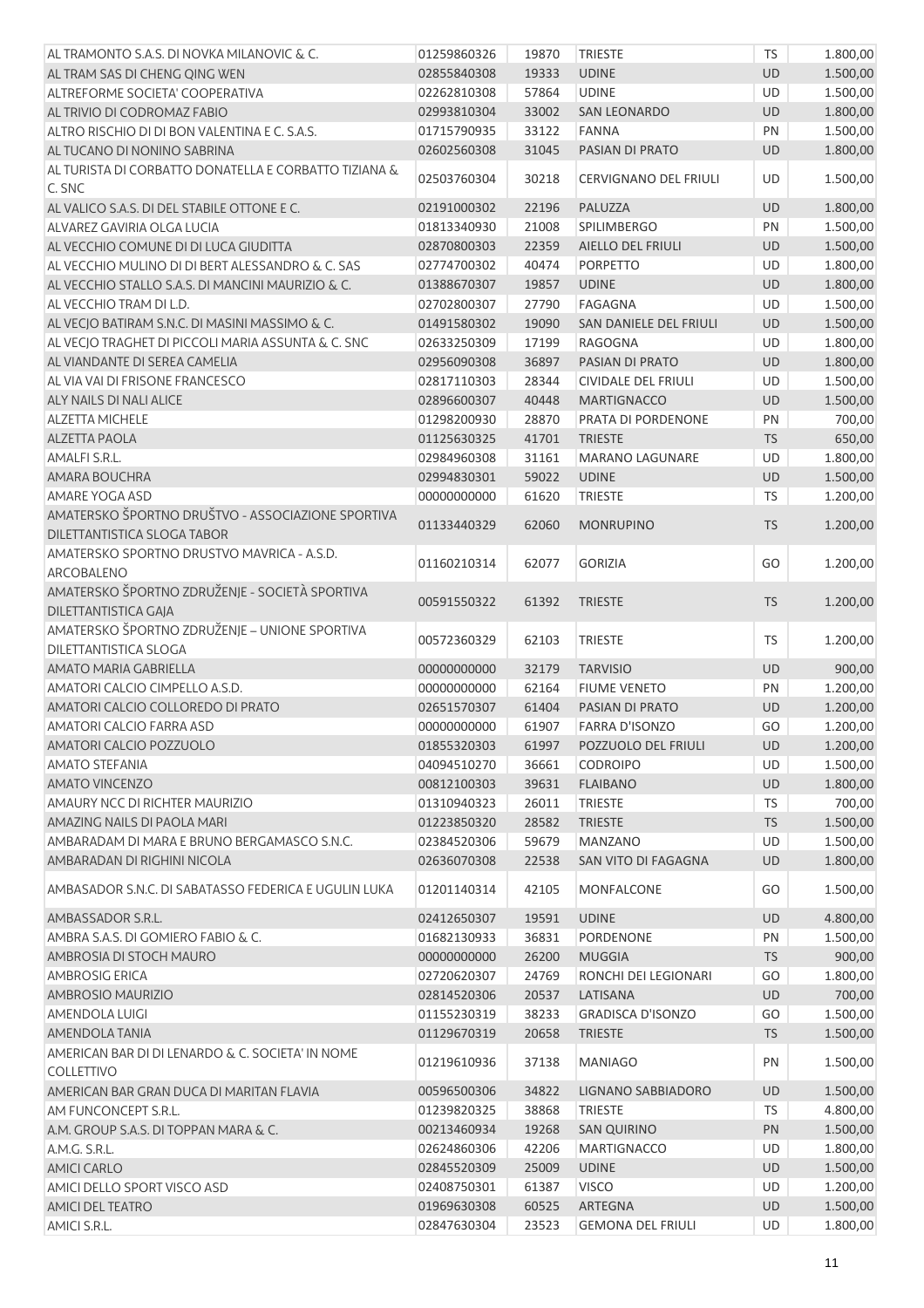| | | | | | |
|---|---|---|---|---|---|
| AL TRAMONTO S.A.S. DI NOVKA MILANOVIC & C. | 01259860326 | 19870 | TRIESTE | TS | 1.800,00 |
| AL TRAM SAS DI CHENG QING WEN | 02855840308 | 19333 | UDINE | UD | 1.500,00 |
| ALTREFORME SOCIETA' COOPERATIVA | 02262810308 | 57864 | UDINE | UD | 1.500,00 |
| AL TRIVIO DI CODROMAZ FABIO | 02993810304 | 33002 | SAN LEONARDO | UD | 1.800,00 |
| ALTRO RISCHIO DI DI BON VALENTINA E C. S.A.S. | 01715790935 | 33122 | FANNA | PN | 1.500,00 |
| AL TUCANO DI NONINO SABRINA | 02602560308 | 31045 | PASIAN DI PRATO | UD | 1.800,00 |
| AL TURISTA DI CORBATTO DONATELLA E CORBATTO TIZIANA & C. SNC | 02503760304 | 30218 | CERVIGNANO DEL FRIULI | UD | 1.500,00 |
| AL VALICO S.A.S. DI DEL STABILE OTTONE E C. | 02191000302 | 22196 | PALUZZA | UD | 1.800,00 |
| ALVAREZ GAVIRIA OLGA LUCIA | 01813340930 | 21008 | SPILIMBERGO | PN | 1.500,00 |
| AL VECCHIO COMUNE DI DI LUCA GIUDITTA | 02870800303 | 22359 | AIELLO DEL FRIULI | UD | 1.500,00 |
| AL VECCHIO MULINO DI DI BERT ALESSANDRO & C. SAS | 02774700302 | 40474 | PORPETTO | UD | 1.800,00 |
| AL VECCHIO STALLO S.A.S. DI MANCINI MAURIZIO & C. | 01388670307 | 19857 | UDINE | UD | 1.800,00 |
| AL VECCHIO TRAM DI L.D. | 02702800307 | 27790 | FAGAGNA | UD | 1.500,00 |
| AL VECJO BATIRAM S.N.C. DI MASINI MASSIMO & C. | 01491580302 | 19090 | SAN DANIELE DEL FRIULI | UD | 1.500,00 |
| AL VECJO TRAGHET DI PICCOLI MARIA ASSUNTA & C. SNC | 02633250309 | 17199 | RAGOGNA | UD | 1.800,00 |
| AL VIANDANTE DI SEREA CAMELIA | 02956090308 | 36897 | PASIAN DI PRATO | UD | 1.800,00 |
| AL VIA VAI DI FRISONE FRANCESCO | 02817110303 | 28344 | CIVIDALE DEL FRIULI | UD | 1.500,00 |
| ALY NAILS DI NALI ALICE | 02896600307 | 40448 | MARTIGNACCO | UD | 1.500,00 |
| ALZETTA MICHELE | 01298200930 | 28870 | PRATA DI PORDENONE | PN | 700,00 |
| ALZETTA PAOLA | 01125630325 | 41701 | TRIESTE | TS | 650,00 |
| AMALFI S.R.L. | 02984960308 | 31161 | MARANO LAGUNARE | UD | 1.800,00 |
| AMARA BOUCHRA | 02994830301 | 59022 | UDINE | UD | 1.500,00 |
| AMARE YOGA ASD | 00000000000 | 61620 | TRIESTE | TS | 1.200,00 |
| AMATERSKO ŠPORTNO DRUŠTVO - ASSOCIAZIONE SPORTIVA DILETTANTISTICA SLOGA TABOR | 01133440329 | 62060 | MONRUPINO | TS | 1.200,00 |
| AMATERSKO SPORTNO DRUSTVO MAVRICA - A.S.D. ARCOBALENO | 01160210314 | 62077 | GORIZIA | GO | 1.200,00 |
| AMATERSKO ŠPORTNO ZDRUŽENJE - SOCIETÀ SPORTIVA DILETTANTISTICA GAJA | 00591550322 | 61392 | TRIESTE | TS | 1.200,00 |
| AMATERSKO ŠPORTNO ZDRUŽENJE – UNIONE SPORTIVA DILETTANTISTICA SLOGA | 00572360329 | 62103 | TRIESTE | TS | 1.200,00 |
| AMATO MARIA GABRIELLA | 00000000000 | 32179 | TARVISIO | UD | 900,00 |
| AMATORI CALCIO CIMPELLO A.S.D. | 00000000000 | 62164 | FIUME VENETO | PN | 1.200,00 |
| AMATORI CALCIO COLLOREDO DI PRATO | 02651570307 | 61404 | PASIAN DI PRATO | UD | 1.200,00 |
| AMATORI CALCIO FARRA ASD | 00000000000 | 61907 | FARRA D'ISONZO | GO | 1.200,00 |
| AMATORI CALCIO POZZUOLO | 01855320303 | 61997 | POZZUOLO DEL FRIULI | UD | 1.200,00 |
| AMATO STEFANIA | 04094510270 | 36661 | CODROIPO | UD | 1.500,00 |
| AMATO VINCENZO | 00812100303 | 39631 | FLAIBANO | UD | 1.800,00 |
| AMAURY NCC DI RICHTER MAURIZIO | 01310940323 | 26011 | TRIESTE | TS | 700,00 |
| AMAZING NAILS DI PAOLA MARI | 01223850320 | 28582 | TRIESTE | TS | 1.500,00 |
| AMBARADAM DI MARA E BRUNO BERGAMASCO S.N.C. | 02384520306 | 59679 | MANZANO | UD | 1.500,00 |
| AMBARADAN DI RIGHINI NICOLA | 02636070308 | 22538 | SAN VITO DI FAGAGNA | UD | 1.800,00 |
| AMBASADOR S.N.C. DI SABATASSO FEDERICA E UGULIN LUKA | 01201140314 | 42105 | MONFALCONE | GO | 1.500,00 |
| AMBASSADOR S.R.L. | 02412650307 | 19591 | UDINE | UD | 4.800,00 |
| AMBRA S.A.S. DI GOMIERO FABIO & C. | 01682130933 | 36831 | PORDENONE | PN | 1.500,00 |
| AMBROSIA DI STOCH MAURO | 00000000000 | 26200 | MUGGIA | TS | 900,00 |
| AMBROSIG ERICA | 02720620307 | 24769 | RONCHI DEI LEGIONARI | GO | 1.800,00 |
| AMBROSIO MAURIZIO | 02814520306 | 20537 | LATISANA | UD | 700,00 |
| AMENDOLA LUIGI | 01155230319 | 38233 | GRADISCA D'ISONZO | GO | 1.500,00 |
| AMENDOLA TANIA | 01129670319 | 20658 | TRIESTE | TS | 1.500,00 |
| AMERICAN BAR DI DI LENARDO & C. SOCIETA' IN NOME COLLETTIVO | 01219610936 | 37138 | MANIAGO | PN | 1.500,00 |
| AMERICAN BAR GRAN DUCA DI MARITAN FLAVIA | 00596500306 | 34822 | LIGNANO SABBIADORO | UD | 1.500,00 |
| AM FUNCONCEPT S.R.L. | 01239820325 | 38868 | TRIESTE | TS | 4.800,00 |
| A.M. GROUP S.A.S. DI TOPPAN MARA & C. | 00213460934 | 19268 | SAN QUIRINO | PN | 1.500,00 |
| A.M.G. S.R.L. | 02624860306 | 42206 | MARTIGNACCO | UD | 1.800,00 |
| AMICI CARLO | 02845520309 | 25009 | UDINE | UD | 1.500,00 |
| AMICI DELLO SPORT VISCO ASD | 02408750301 | 61387 | VISCO | UD | 1.200,00 |
| AMICI DEL TEATRO | 01969630308 | 60525 | ARTEGNA | UD | 1.500,00 |
| AMICI S.R.L. | 02847630304 | 23523 | GEMONA DEL FRIULI | UD | 1.800,00 |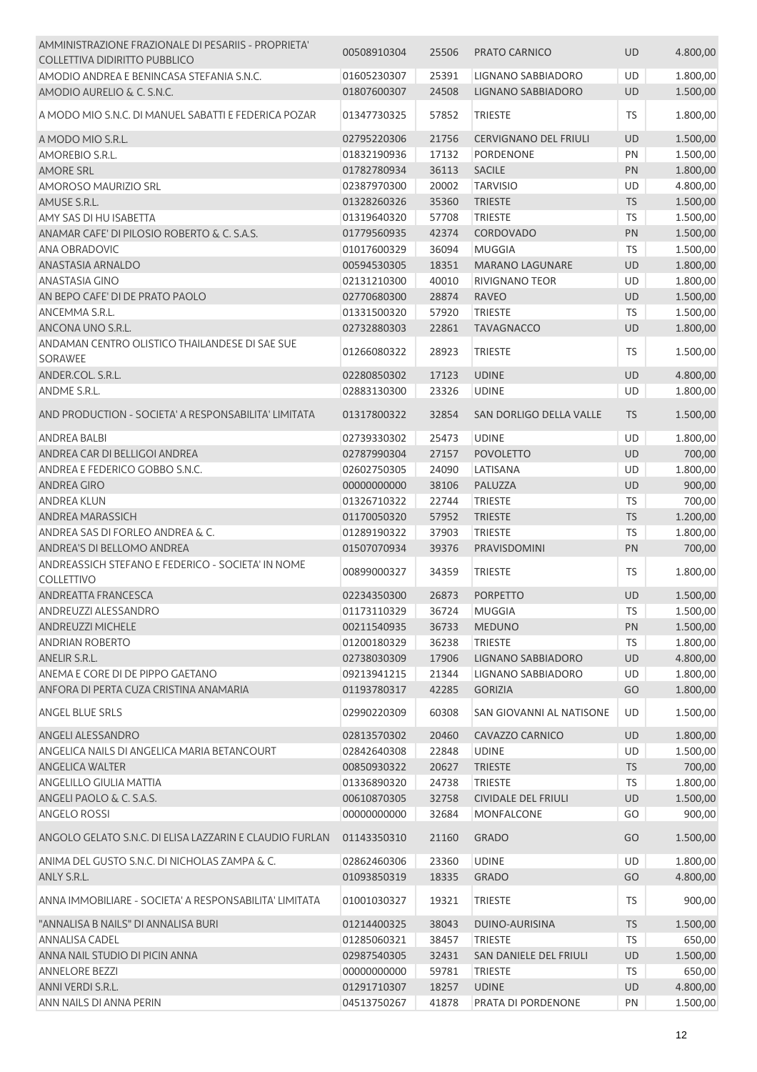| | | | | | |
|---|---|---|---|---|---|
| AMMINISTRAZIONE FRAZIONALE DI PESARIIS - PROPRIETA' COLLETTIVA DIDIRITTO PUBBLICO | 00508910304 | 25506 | PRATO CARNICO | UD | 4.800,00 |
| AMODIO ANDREA E BENINCASA STEFANIA S.N.C. | 01605230307 | 25391 | LIGNANO SABBIADORO | UD | 1.800,00 |
| AMODIO AURELIO & C. S.N.C. | 01807600307 | 24508 | LIGNANO SABBIADORO | UD | 1.500,00 |
| A MODO MIO S.N.C. DI MANUEL SABATTI E FEDERICA POZAR | 01347730325 | 57852 | TRIESTE | TS | 1.800,00 |
| A MODO MIO S.R.L. | 02795220306 | 21756 | CERVIGNANO DEL FRIULI | UD | 1.500,00 |
| AMOREBIO S.R.L. | 01832190936 | 17132 | PORDENONE | PN | 1.500,00 |
| AMORE SRL | 01782780934 | 36113 | SACILE | PN | 1.800,00 |
| AMOROSO MAURIZIO SRL | 02387970300 | 20002 | TARVISIO | UD | 4.800,00 |
| AMUSE S.R.L. | 01328260326 | 35360 | TRIESTE | TS | 1.500,00 |
| AMY SAS DI HU ISABETTA | 01319640320 | 57708 | TRIESTE | TS | 1.500,00 |
| ANAMAR CAFE' DI PILOSIO ROBERTO & C. S.A.S. | 01779560935 | 42374 | CORDOVADO | PN | 1.500,00 |
| ANA OBRADOVIC | 01017600329 | 36094 | MUGGIA | TS | 1.500,00 |
| ANASTASIA ARNALDO | 00594530305 | 18351 | MARANO LAGUNARE | UD | 1.800,00 |
| ANASTASIA GINO | 02131210300 | 40010 | RIVIGNANO TEOR | UD | 1.800,00 |
| AN BEPO CAFE' DI DE PRATO PAOLO | 02770680300 | 28874 | RAVEO | UD | 1.500,00 |
| ANCEMMA S.R.L. | 01331500320 | 57920 | TRIESTE | TS | 1.500,00 |
| ANCONA UNO S.R.L. | 02732880303 | 22861 | TAVAGNACCO | UD | 1.800,00 |
| ANDAMAN CENTRO OLISTICO THAILANDESE DI SAE SUE SORAWEE | 01266080322 | 28923 | TRIESTE | TS | 1.500,00 |
| ANDER.COL. S.R.L. | 02280850302 | 17123 | UDINE | UD | 4.800,00 |
| ANDME S.R.L. | 02883130300 | 23326 | UDINE | UD | 1.800,00 |
| AND PRODUCTION - SOCIETA' A RESPONSABILITA' LIMITATA | 01317800322 | 32854 | SAN DORLIGO DELLA VALLE | TS | 1.500,00 |
| ANDREA BALBI | 02739330302 | 25473 | UDINE | UD | 1.800,00 |
| ANDREA CAR DI BELLIGOI ANDREA | 02787990304 | 27157 | POVOLETTO | UD | 700,00 |
| ANDREA E FEDERICO GOBBO S.N.C. | 02602750305 | 24090 | LATISANA | UD | 1.800,00 |
| ANDREA GIRO | 00000000000 | 38106 | PALUZZA | UD | 900,00 |
| ANDREA KLUN | 01326710322 | 22744 | TRIESTE | TS | 700,00 |
| ANDREA MARASSICH | 01170050320 | 57952 | TRIESTE | TS | 1.200,00 |
| ANDREA SAS DI FORLEO ANDREA & C. | 01289190322 | 37903 | TRIESTE | TS | 1.800,00 |
| ANDREA'S DI BELLOMO ANDREA | 01507070934 | 39376 | PRAVISDOMINI | PN | 700,00 |
| ANDREASSICH STEFANO E FEDERICO - SOCIETA' IN NOME COLLETTIVO | 00899000327 | 34359 | TRIESTE | TS | 1.800,00 |
| ANDREATTA FRANCESCA | 02234350300 | 26873 | PORPETTO | UD | 1.500,00 |
| ANDREUZZI ALESSANDRO | 01173110329 | 36724 | MUGGIA | TS | 1.500,00 |
| ANDREUZZI MICHELE | 00211540935 | 36733 | MEDUNO | PN | 1.500,00 |
| ANDRIAN ROBERTO | 01200180329 | 36238 | TRIESTE | TS | 1.800,00 |
| ANELIR S.R.L. | 02738030309 | 17906 | LIGNANO SABBIADORO | UD | 4.800,00 |
| ANEMA E CORE DI DE PIPPO GAETANO | 09213941215 | 21344 | LIGNANO SABBIADORO | UD | 1.800,00 |
| ANFORA DI PERTA CUZA CRISTINA ANAMARIA | 01193780317 | 42285 | GORIZIA | GO | 1.800,00 |
| ANGEL BLUE SRLS | 02990220309 | 60308 | SAN GIOVANNI AL NATISONE | UD | 1.500,00 |
| ANGELI ALESSANDRO | 02813570302 | 20460 | CAVAZZO CARNICO | UD | 1.800,00 |
| ANGELICA NAILS DI ANGELICA MARIA BETANCOURT | 02842640308 | 22848 | UDINE | UD | 1.500,00 |
| ANGELICA WALTER | 00850930322 | 20627 | TRIESTE | TS | 700,00 |
| ANGELILLO GIULIA MATTIA | 01336890320 | 24738 | TRIESTE | TS | 1.800,00 |
| ANGELI PAOLO & C. S.A.S. | 00610870305 | 32758 | CIVIDALE DEL FRIULI | UD | 1.500,00 |
| ANGELO ROSSI | 00000000000 | 32684 | MONFALCONE | GO | 900,00 |
| ANGOLO GELATO S.N.C. DI ELISA LAZZARIN E CLAUDIO FURLAN | 01143350310 | 21160 | GRADO | GO | 1.500,00 |
| ANIMA DEL GUSTO S.N.C. DI NICHOLAS ZAMPA & C. | 02862460306 | 23360 | UDINE | UD | 1.800,00 |
| ANLY S.R.L. | 01093850319 | 18335 | GRADO | GO | 4.800,00 |
| ANNA IMMOBILIARE - SOCIETA' A RESPONSABILITA' LIMITATA | 01001030327 | 19321 | TRIESTE | TS | 900,00 |
| "ANNALISA B NAILS" DI ANNALISA BURI | 01214400325 | 38043 | DUINO-AURISINA | TS | 1.500,00 |
| ANNALISA CADEL | 01285060321 | 38457 | TRIESTE | TS | 650,00 |
| ANNA NAIL STUDIO DI PICIN ANNA | 02987540305 | 32431 | SAN DANIELE DEL FRIULI | UD | 1.500,00 |
| ANNELORE BEZZI | 00000000000 | 59781 | TRIESTE | TS | 650,00 |
| ANNI VERDI S.R.L. | 01291710307 | 18257 | UDINE | UD | 4.800,00 |
| ANN NAILS DI ANNA PERIN | 04513750267 | 41878 | PRATA DI PORDENONE | PN | 1.500,00 |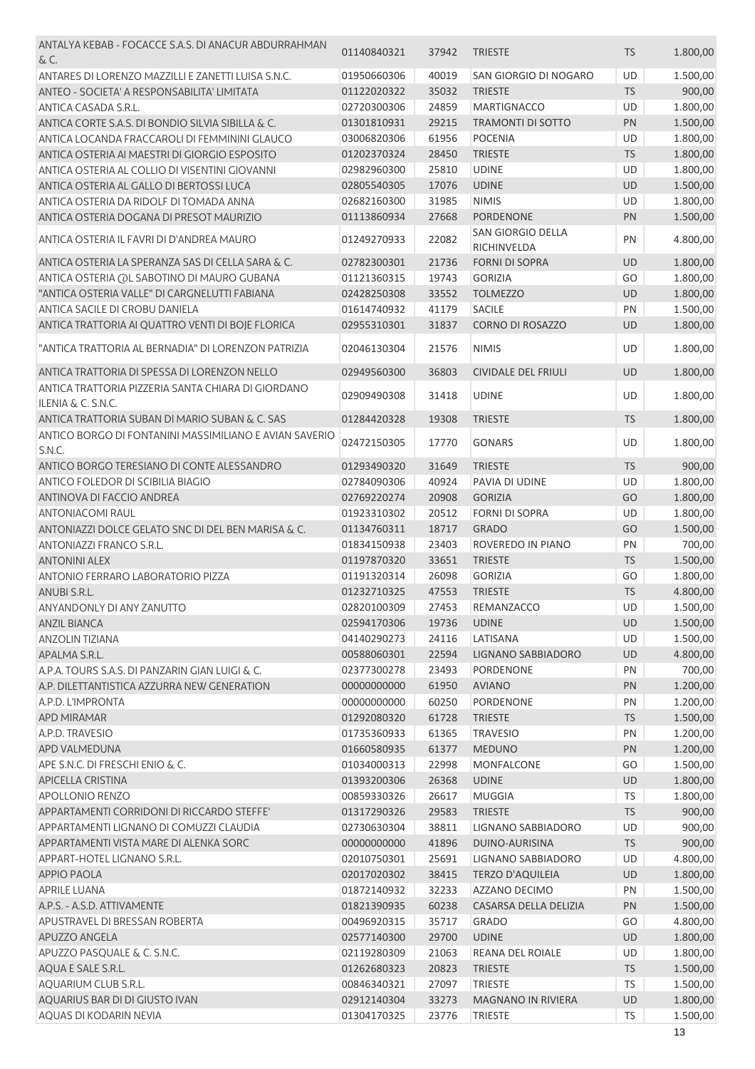| | | | | | |
|---|---|---|---|---|---|
| ANTALYA KEBAB - FOCACCE S.A.S. DI ANACUR ABDURRAHMAN & C. | 01140840321 | 37942 | TRIESTE | TS | 1.800,00 |
| ANTARES DI LORENZO MAZZILLI E ZANETTI LUISA S.N.C. | 01950660306 | 40019 | SAN GIORGIO DI NOGARO | UD | 1.500,00 |
| ANTEO - SOCIETA' A RESPONSABILITA' LIMITATA | 01122020322 | 35032 | TRIESTE | TS | 900,00 |
| ANTICA CASADA S.R.L. | 02720300306 | 24859 | MARTIGNACCO | UD | 1.800,00 |
| ANTICA CORTE S.A.S. DI BONDIO SILVIA SIBILLA & C. | 01301810931 | 29215 | TRAMONTI DI SOTTO | PN | 1.500,00 |
| ANTICA LOCANDA FRACCAROLI DI FEMMININI GLAUCO | 03006820306 | 61956 | POCENIA | UD | 1.800,00 |
| ANTICA OSTERIA AI MAESTRI DI GIORGIO ESPOSITO | 01202370324 | 28450 | TRIESTE | TS | 1.800,00 |
| ANTICA OSTERIA AL COLLIO DI VISENTINI GIOVANNI | 02982960300 | 25810 | UDINE | UD | 1.800,00 |
| ANTICA OSTERIA AL GALLO DI BERTOSSI LUCA | 02805540305 | 17076 | UDINE | UD | 1.500,00 |
| ANTICA OSTERIA DA RIDOLF DI TOMADA ANNA | 02682160300 | 31985 | NIMIS | UD | 1.800,00 |
| ANTICA OSTERIA DOGANA DI PRESOT MAURIZIO | 01113860934 | 27668 | PORDENONE | PN | 1.500,00 |
| ANTICA OSTERIA IL FAVRI DI D'ANDREA MAURO | 01249270933 | 22082 | SAN GIORGIO DELLA RICHINVELDA | PN | 4.800,00 |
| ANTICA OSTERIA LA SPERANZA SAS DI CELLA SARA & C. | 02782300301 | 21736 | FORNI DI SOPRA | UD | 1.800,00 |
| ANTICA OSTERIA @L SABOTINO DI MAURO GUBANA | 01121360315 | 19743 | GORIZIA | GO | 1.800,00 |
| "ANTICA OSTERIA VALLE" DI CARGNELUTTI FABIANA | 02428250308 | 33552 | TOLMEZZO | UD | 1.800,00 |
| ANTICA SACILE DI CROBU DANIELA | 01614740932 | 41179 | SACILE | PN | 1.500,00 |
| ANTICA TRATTORIA AI QUATTRO VENTI DI BOJE FLORICA | 02955310301 | 31837 | CORNO DI ROSAZZO | UD | 1.800,00 |
| "ANTICA TRATTORIA AL BERNADIA" DI LORENZON PATRIZIA | 02046130304 | 21576 | NIMIS | UD | 1.800,00 |
| ANTICA TRATTORIA DI SPESSA DI LORENZON NELLO | 02949560300 | 36803 | CIVIDALE DEL FRIULI | UD | 1.800,00 |
| ANTICA TRATTORIA PIZZERIA SANTA CHIARA DI GIORDANO ILENIA & C. S.N.C. | 02909490308 | 31418 | UDINE | UD | 1.800,00 |
| ANTICA TRATTORIA SUBAN DI MARIO SUBAN & C. SAS | 01284420328 | 19308 | TRIESTE | TS | 1.800,00 |
| ANTICO BORGO DI FONTANINI MASSIMILIANO E AVIAN SAVERIO S.N.C. | 02472150305 | 17770 | GONARS | UD | 1.800,00 |
| ANTICO BORGO TERESIANO DI CONTE ALESSANDRO | 01293490320 | 31649 | TRIESTE | TS | 900,00 |
| ANTICO FOLEDOR DI SCIBILIA BIAGIO | 02784090306 | 40924 | PAVIA DI UDINE | UD | 1.800,00 |
| ANTINOVA DI FACCIO ANDREA | 02769220274 | 20908 | GORIZIA | GO | 1.800,00 |
| ANTONIACOMI RAUL | 01923310302 | 20512 | FORNI DI SOPRA | UD | 1.800,00 |
| ANTONIAZZI DOLCE GELATO SNC DI DEL BEN MARISA & C. | 01134760311 | 18717 | GRADO | GO | 1.500,00 |
| ANTONIAZZI FRANCO S.R.L. | 01834150938 | 23403 | ROVEREDO IN PIANO | PN | 700,00 |
| ANTONINI ALEX | 01197870320 | 33651 | TRIESTE | TS | 1.500,00 |
| ANTONIO FERRARO LABORATORIO PIZZA | 01191320314 | 26098 | GORIZIA | GO | 1.800,00 |
| ANUBI S.R.L. | 01232710325 | 47553 | TRIESTE | TS | 4.800,00 |
| ANYANDONLY DI ANY ZANUTTO | 02820100309 | 27453 | REMANZACCO | UD | 1.500,00 |
| ANZIL BIANCA | 02594170306 | 19736 | UDINE | UD | 1.500,00 |
| ANZOLIN TIZIANA | 04140290273 | 24116 | LATISANA | UD | 1.500,00 |
| APALMA S.R.L. | 00588060301 | 22594 | LIGNANO SABBIADORO | UD | 4.800,00 |
| A.P.A. TOURS S.A.S. DI PANZARIN GIAN LUIGI & C. | 02377300278 | 23493 | PORDENONE | PN | 700,00 |
| A.P. DILETTANTISTICA AZZURRA NEW GENERATION | 00000000000 | 61950 | AVIANO | PN | 1.200,00 |
| A.P.D. L'IMPRONTA | 00000000000 | 60250 | PORDENONE | PN | 1.200,00 |
| APD MIRAMAR | 01292080320 | 61728 | TRIESTE | TS | 1.500,00 |
| A.P.D. TRAVESIO | 01735360933 | 61365 | TRAVESIO | PN | 1.200,00 |
| APD VALMEDUNA | 01660580935 | 61377 | MEDUNO | PN | 1.200,00 |
| APE S.N.C. DI FRESCHI ENIO & C. | 01034000313 | 22998 | MONFALCONE | GO | 1.500,00 |
| APICELLA CRISTINA | 01393200306 | 26368 | UDINE | UD | 1.800,00 |
| APOLLONIO RENZO | 00859330326 | 26617 | MUGGIA | TS | 1.800,00 |
| APPARTAMENTI CORRIDONI DI RICCARDO STEFFE' | 01317290326 | 29583 | TRIESTE | TS | 900,00 |
| APPARTAMENTI LIGNANO DI COMUZZI CLAUDIA | 02730630304 | 38811 | LIGNANO SABBIADORO | UD | 900,00 |
| APPARTAMENTI VISTA MARE DI ALENKA SORC | 00000000000 | 41896 | DUINO-AURISINA | TS | 900,00 |
| APPART-HOTEL LIGNANO S.R.L. | 02010750301 | 25691 | LIGNANO SABBIADORO | UD | 4.800,00 |
| APPIO PAOLA | 02017020302 | 38415 | TERZO D'AQUILEIA | UD | 1.800,00 |
| APRILE LUANA | 01872140932 | 32233 | AZZANO DECIMO | PN | 1.500,00 |
| A.P.S. - A.S.D. ATTIVAMENTE | 01821390935 | 60238 | CASARSA DELLA DELIZIA | PN | 1.500,00 |
| APUSTRAVEL DI BRESSAN ROBERTA | 00496920315 | 35717 | GRADO | GO | 4.800,00 |
| APUZZO ANGELA | 02577140300 | 29700 | UDINE | UD | 1.800,00 |
| APUZZO PASQUALE & C. S.N.C. | 02119280309 | 21063 | REANA DEL ROIALE | UD | 1.800,00 |
| AQUA E SALE S.R.L. | 01262680323 | 20823 | TRIESTE | TS | 1.500,00 |
| AQUARIUM CLUB S.R.L. | 00846340321 | 27097 | TRIESTE | TS | 1.500,00 |
| AQUARIUS BAR DI DI GIUSTO IVAN | 02912140304 | 33273 | MAGNANO IN RIVIERA | UD | 1.800,00 |
| AQUAS DI KODARIN NEVIA | 01304170325 | 23776 | TRIESTE | TS | 1.500,00 |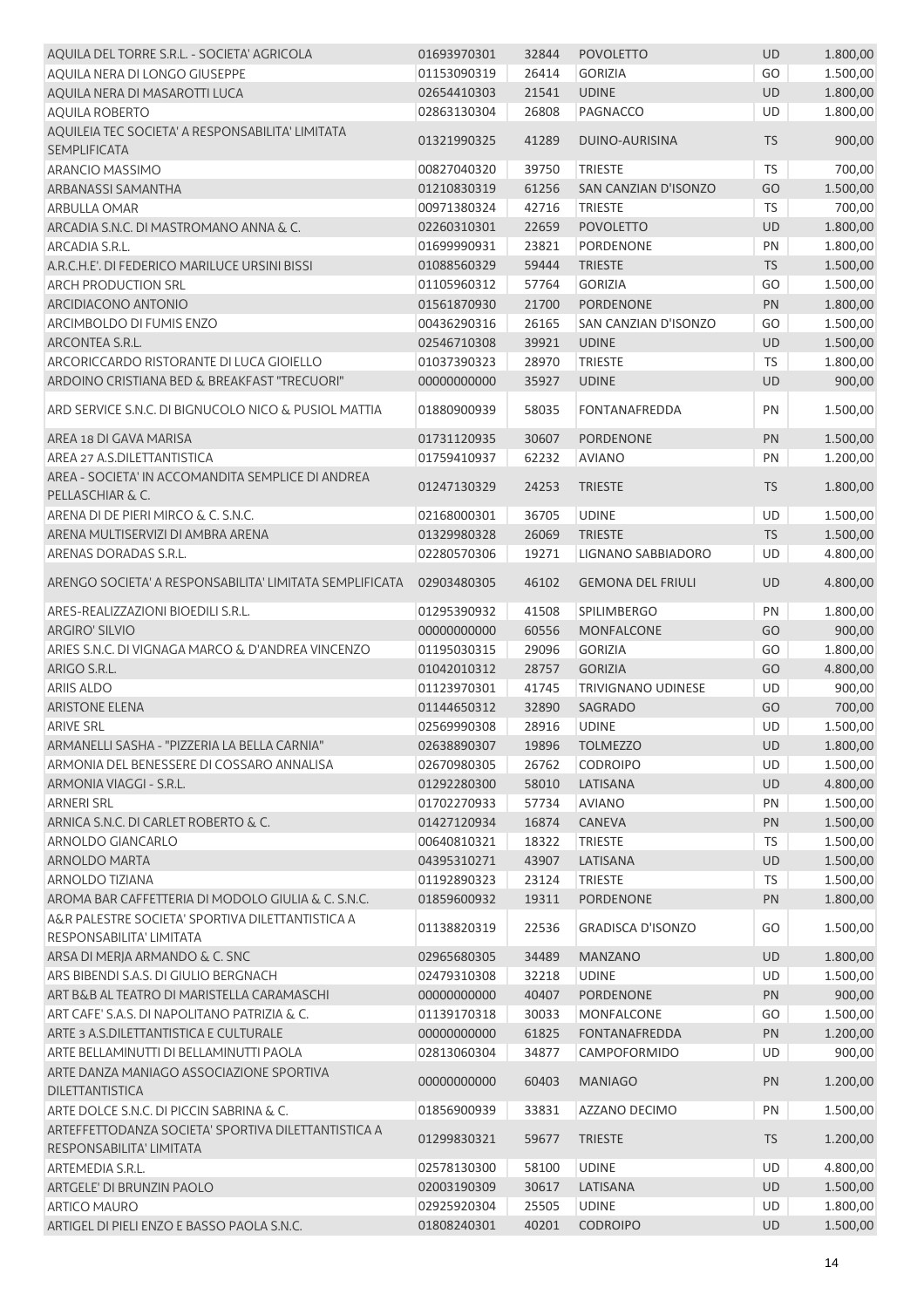| | | | | | |
|---|---|---|---|---|---|
| AQUILA DEL TORRE S.R.L. - SOCIETA' AGRICOLA | 01693970301 | 32844 | POVOLETTO | UD | 1.800,00 |
| AQUILA NERA DI LONGO GIUSEPPE | 01153090319 | 26414 | GORIZIA | GO | 1.500,00 |
| AQUILA NERA DI MASAROTTI LUCA | 02654410303 | 21541 | UDINE | UD | 1.800,00 |
| AQUILA ROBERTO | 02863130304 | 26808 | PAGNACCO | UD | 1.800,00 |
| AQUILEIA TEC SOCIETA' A RESPONSABILITA' LIMITATA SEMPLIFICATA | 01321990325 | 41289 | DUINO-AURISINA | TS | 900,00 |
| ARANCIO MASSIMO | 00827040320 | 39750 | TRIESTE | TS | 700,00 |
| ARBANASSI SAMANTHA | 01210830319 | 61256 | SAN CANZIAN D'ISONZO | GO | 1.500,00 |
| ARBULLA OMAR | 00971380324 | 42716 | TRIESTE | TS | 700,00 |
| ARCADIA S.N.C. DI MASTROMANO ANNA & C. | 02260310301 | 22659 | POVOLETTO | UD | 1.800,00 |
| ARCADIA S.R.L. | 01699990931 | 23821 | PORDENONE | PN | 1.800,00 |
| A.R.C.H.E'. DI FEDERICO MARILUCE URSINI BISSI | 01088560329 | 59444 | TRIESTE | TS | 1.500,00 |
| ARCH PRODUCTION SRL | 01105960312 | 57764 | GORIZIA | GO | 1.500,00 |
| ARCIDIACONO ANTONIO | 01561870930 | 21700 | PORDENONE | PN | 1.800,00 |
| ARCIMBOLDO DI FUMIS ENZO | 00436290316 | 26165 | SAN CANZIAN D'ISONZO | GO | 1.500,00 |
| ARCONTEA S.R.L. | 02546710308 | 39921 | UDINE | UD | 1.500,00 |
| ARCORICCARDO RISTORANTE DI LUCA GIOIELLO | 01037390323 | 28970 | TRIESTE | TS | 1.800,00 |
| ARDOINO CRISTIANA BED & BREAKFAST "TRECUORI" | 00000000000 | 35927 | UDINE | UD | 900,00 |
| ARD SERVICE S.N.C. DI BIGNUCOLO NICO & PUSIOL MATTIA | 01880900939 | 58035 | FONTANAFREDDA | PN | 1.500,00 |
| AREA 18 DI GAVA MARISA | 01731120935 | 30607 | PORDENONE | PN | 1.500,00 |
| AREA 27 A.S.DILETTANTISTICA | 01759410937 | 62232 | AVIANO | PN | 1.200,00 |
| AREA - SOCIETA' IN ACCOMANDITA SEMPLICE DI ANDREA PELLASCHIAR & C. | 01247130329 | 24253 | TRIESTE | TS | 1.800,00 |
| ARENA DI DE PIERI MIRCO & C. S.N.C. | 02168000301 | 36705 | UDINE | UD | 1.500,00 |
| ARENA MULTISERVIZI DI AMBRA ARENA | 01329980328 | 26069 | TRIESTE | TS | 1.500,00 |
| ARENAS DORADAS S.R.L. | 02280570306 | 19271 | LIGNANO SABBIADORO | UD | 4.800,00 |
| ARENGO SOCIETA' A RESPONSABILITA' LIMITATA SEMPLIFICATA | 02903480305 | 46102 | GEMONA DEL FRIULI | UD | 4.800,00 |
| ARES-REALIZZAZIONI BIOEDILI S.R.L. | 01295390932 | 41508 | SPILIMBERGO | PN | 1.800,00 |
| ARGIRO' SILVIO | 00000000000 | 60556 | MONFALCONE | GO | 900,00 |
| ARIES S.N.C. DI VIGNAGA MARCO & D'ANDREA VINCENZO | 01195030315 | 29096 | GORIZIA | GO | 1.800,00 |
| ARIGO S.R.L. | 01042010312 | 28757 | GORIZIA | GO | 4.800,00 |
| ARIIS ALDO | 01123970301 | 41745 | TRIVIGNANO UDINESE | UD | 900,00 |
| ARISTONE ELENA | 01144650312 | 32890 | SAGRADO | GO | 700,00 |
| ARIVE SRL | 02569990308 | 28916 | UDINE | UD | 1.500,00 |
| ARMANELLI SASHA - "PIZZERIA LA BELLA CARNIA" | 02638890307 | 19896 | TOLMEZZO | UD | 1.800,00 |
| ARMONIA DEL BENESSERE DI COSSARO ANNALISA | 02670980305 | 26762 | CODROIPO | UD | 1.500,00 |
| ARMONIA VIAGGI - S.R.L. | 01292280300 | 58010 | LATISANA | UD | 4.800,00 |
| ARNERI SRL | 01702270933 | 57734 | AVIANO | PN | 1.500,00 |
| ARNICA S.N.C. DI CARLET ROBERTO & C. | 01427120934 | 16874 | CANEVA | PN | 1.500,00 |
| ARNOLDO GIANCARLO | 00640810321 | 18322 | TRIESTE | TS | 1.500,00 |
| ARNOLDO MARTA | 04395310271 | 43907 | LATISANA | UD | 1.500,00 |
| ARNOLDO TIZIANA | 01192890323 | 23124 | TRIESTE | TS | 1.500,00 |
| AROMA BAR CAFFETTERIA DI MODOLO GIULIA & C. S.N.C. | 01859600932 | 19311 | PORDENONE | PN | 1.800,00 |
| A&R PALESTRE SOCIETA' SPORTIVA DILETTANTISTICA A RESPONSABILITA' LIMITATA | 01138820319 | 22536 | GRADISCA D'ISONZO | GO | 1.500,00 |
| ARSA DI MERJA ARMANDO & C. SNC | 02965680305 | 34489 | MANZANO | UD | 1.800,00 |
| ARS BIBENDI S.A.S. DI GIULIO BERGNACH | 02479310308 | 32218 | UDINE | UD | 1.500,00 |
| ART B&B AL TEATRO DI MARISTELLA CARAMASCHI | 00000000000 | 40407 | PORDENONE | PN | 900,00 |
| ART CAFE' S.A.S. DI NAPOLITANO PATRIZIA & C. | 01139170318 | 30033 | MONFALCONE | GO | 1.500,00 |
| ARTE 3 A.S.DILETTANTISTICA E CULTURALE | 00000000000 | 61825 | FONTANAFREDDA | PN | 1.200,00 |
| ARTE BELLAMINUTTI DI BELLAMINUTTI PAOLA | 02813060304 | 34877 | CAMPOFORMIDO | UD | 900,00 |
| ARTE DANZA MANIAGO ASSOCIAZIONE SPORTIVA DILETTANTISTICA | 00000000000 | 60403 | MANIAGO | PN | 1.200,00 |
| ARTE DOLCE S.N.C. DI PICCIN SABRINA & C. | 01856900939 | 33831 | AZZANO DECIMO | PN | 1.500,00 |
| ARTEFFETTODANZA SOCIETA' SPORTIVA DILETTANTISTICA A RESPONSABILITA' LIMITATA | 01299830321 | 59677 | TRIESTE | TS | 1.200,00 |
| ARTEMEDIA S.R.L. | 02578130300 | 58100 | UDINE | UD | 4.800,00 |
| ARTGELE' DI BRUNZIN PAOLO | 02003190309 | 30617 | LATISANA | UD | 1.500,00 |
| ARTICO MAURO | 02925920304 | 25505 | UDINE | UD | 1.800,00 |
| ARTIGEL DI PIELI ENZO E BASSO PAOLA S.N.C. | 01808240301 | 40201 | CODROIPO | UD | 1.500,00 |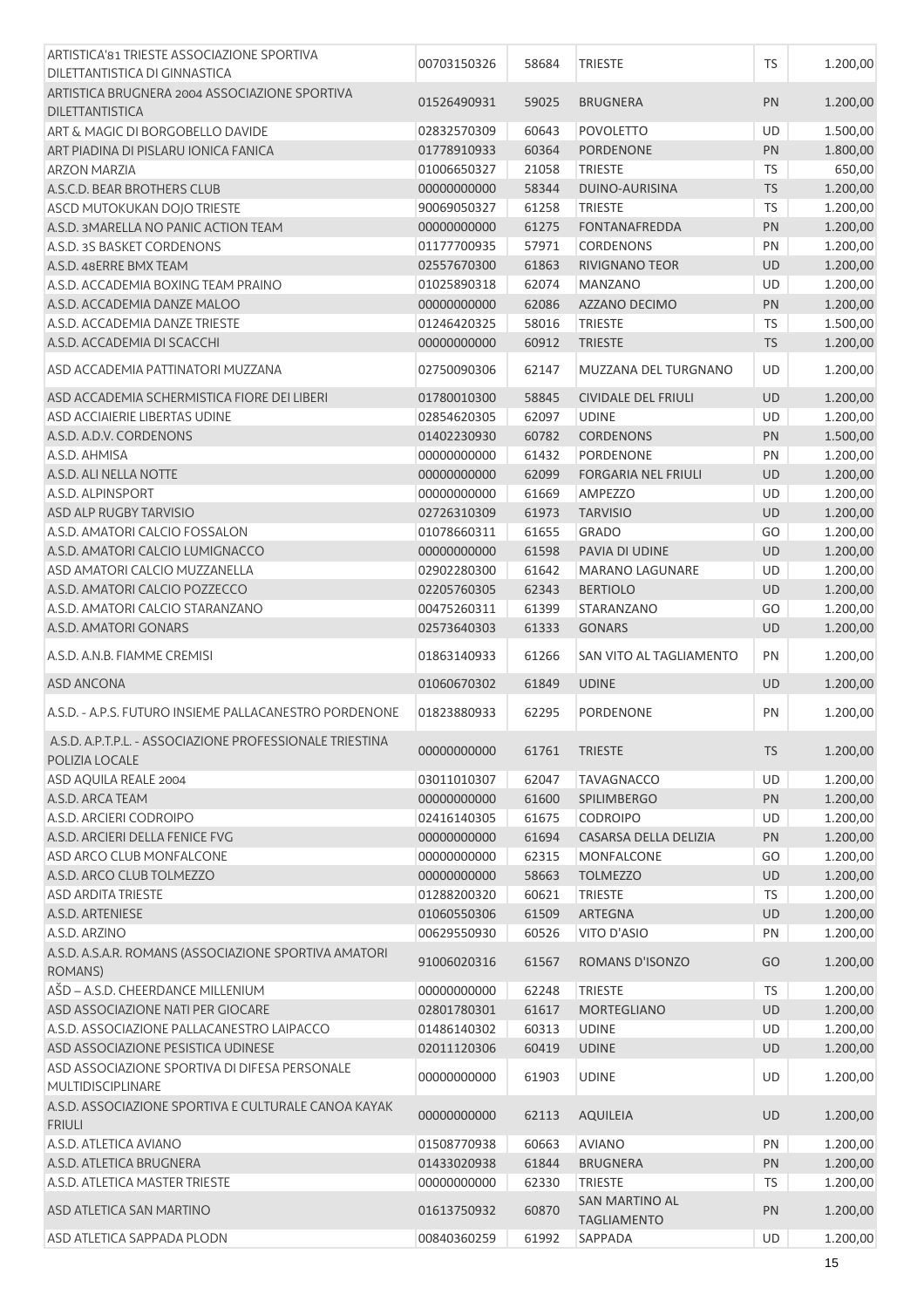| | | | | | |
|---|---|---|---|---|---|
| ARTISTICA'81 TRIESTE ASSOCIAZIONE SPORTIVA DILETTANTISTICA DI GINNASTICA | 00703150326 | 58684 | TRIESTE | TS | 1.200,00 |
| ARTISTICA BRUGNERA 2004 ASSOCIAZIONE SPORTIVA DILETTANTISTICA | 01526490931 | 59025 | BRUGNERA | PN | 1.200,00 |
| ART & MAGIC DI BORGOBELLO DAVIDE | 02832570309 | 60643 | POVOLETTO | UD | 1.500,00 |
| ART PIADINA DI PISLARU IONICA FANICA | 01778910933 | 60364 | PORDENONE | PN | 1.800,00 |
| ARZON MARZIA | 01006650327 | 21058 | TRIESTE | TS | 650,00 |
| A.S.C.D. BEAR BROTHERS CLUB | 00000000000 | 58344 | DUINO-AURISINA | TS | 1.200,00 |
| ASCD MUTOKUKAN DOJO TRIESTE | 90069050327 | 61258 | TRIESTE | TS | 1.200,00 |
| A.S.D. 3MARELLA NO PANIC ACTION TEAM | 00000000000 | 61275 | FONTANAFREDDA | PN | 1.200,00 |
| A.S.D. 3S BASKET CORDENONS | 01177700935 | 57971 | CORDENONS | PN | 1.200,00 |
| A.S.D. 48ERRE BMX TEAM | 02557670300 | 61863 | RIVIGNANO TEOR | UD | 1.200,00 |
| A.S.D. ACCADEMIA BOXING TEAM PRAINO | 01025890318 | 62074 | MANZANO | UD | 1.200,00 |
| A.S.D. ACCADEMIA DANZE MALOO | 00000000000 | 62086 | AZZANO DECIMO | PN | 1.200,00 |
| A.S.D. ACCADEMIA DANZE TRIESTE | 01246420325 | 58016 | TRIESTE | TS | 1.500,00 |
| A.S.D. ACCADEMIA DI SCACCHI | 00000000000 | 60912 | TRIESTE | TS | 1.200,00 |
| ASD ACCADEMIA PATTINATORI MUZZANA | 02750090306 | 62147 | MUZZANA DEL TURGNANO | UD | 1.200,00 |
| ASD ACCADEMIA SCHERMISTICA FIORE DEI LIBERI | 01780010300 | 58845 | CIVIDALE DEL FRIULI | UD | 1.200,00 |
| ASD ACCIAIERIE LIBERTAS UDINE | 02854620305 | 62097 | UDINE | UD | 1.200,00 |
| A.S.D. A.D.V. CORDENONS | 01402230930 | 60782 | CORDENONS | PN | 1.500,00 |
| A.S.D. AHMISA | 00000000000 | 61432 | PORDENONE | PN | 1.200,00 |
| A.S.D. ALI NELLA NOTTE | 00000000000 | 62099 | FORGARIA NEL FRIULI | UD | 1.200,00 |
| A.S.D. ALPINSPORT | 00000000000 | 61669 | AMPEZZO | UD | 1.200,00 |
| ASD ALP RUGBY TARVISIO | 02726310309 | 61973 | TARVISIO | UD | 1.200,00 |
| A.S.D. AMATORI CALCIO FOSSALON | 01078660311 | 61655 | GRADO | GO | 1.200,00 |
| A.S.D. AMATORI CALCIO LUMIGNACCO | 00000000000 | 61598 | PAVIA DI UDINE | UD | 1.200,00 |
| ASD AMATORI CALCIO MUZZANELLA | 02902280300 | 61642 | MARANO LAGUNARE | UD | 1.200,00 |
| A.S.D. AMATORI CALCIO POZZECCO | 02205760305 | 62343 | BERTIOLO | UD | 1.200,00 |
| A.S.D. AMATORI CALCIO STARANZANO | 00475260311 | 61399 | STARANZANO | GO | 1.200,00 |
| A.S.D. AMATORI GONARS | 02573640303 | 61333 | GONARS | UD | 1.200,00 |
| A.S.D. A.N.B. FIAMME CREMISI | 01863140933 | 61266 | SAN VITO AL TAGLIAMENTO | PN | 1.200,00 |
| ASD ANCONA | 01060670302 | 61849 | UDINE | UD | 1.200,00 |
| A.S.D. - A.P.S. FUTURO INSIEME PALLACANESTRO PORDENONE | 01823880933 | 62295 | PORDENONE | PN | 1.200,00 |
| A.S.D. A.P.T.P.L. - ASSOCIAZIONE PROFESSIONALE TRIESTINA POLIZIA LOCALE | 00000000000 | 61761 | TRIESTE | TS | 1.200,00 |
| ASD AQUILA REALE 2004 | 03011010307 | 62047 | TAVAGNACCO | UD | 1.200,00 |
| A.S.D. ARCA TEAM | 00000000000 | 61600 | SPILIMBERGO | PN | 1.200,00 |
| A.S.D. ARCIERI CODROIPO | 02416140305 | 61675 | CODROIPO | UD | 1.200,00 |
| A.S.D. ARCIERI DELLA FENICE FVG | 00000000000 | 61694 | CASARSA DELLA DELIZIA | PN | 1.200,00 |
| ASD ARCO CLUB MONFALCONE | 00000000000 | 62315 | MONFALCONE | GO | 1.200,00 |
| A.S.D. ARCO CLUB TOLMEZZO | 00000000000 | 58663 | TOLMEZZO | UD | 1.200,00 |
| ASD ARDITA TRIESTE | 01288200320 | 60621 | TRIESTE | TS | 1.200,00 |
| A.S.D. ARTENIESE | 01060550306 | 61509 | ARTEGNA | UD | 1.200,00 |
| A.S.D. ARZINO | 00629550930 | 60526 | VITO D'ASIO | PN | 1.200,00 |
| A.S.D. A.S.A.R. ROMANS (ASSOCIAZIONE SPORTIVA AMATORI ROMANS) | 91006020316 | 61567 | ROMANS D'ISONZO | GO | 1.200,00 |
| AŠD – A.S.D. CHEERDANCE MILLENIUM | 00000000000 | 62248 | TRIESTE | TS | 1.200,00 |
| ASD ASSOCIAZIONE NATI PER GIOCARE | 02801780301 | 61617 | MORTEGLIANO | UD | 1.200,00 |
| A.S.D. ASSOCIAZIONE PALLACANESTRO LAIPACCO | 01486140302 | 60313 | UDINE | UD | 1.200,00 |
| ASD ASSOCIAZIONE PESISTICA UDINESE | 02011120306 | 60419 | UDINE | UD | 1.200,00 |
| ASD ASSOCIAZIONE SPORTIVA DI DIFESA PERSONALE MULTIDISCIPLINARE | 00000000000 | 61903 | UDINE | UD | 1.200,00 |
| A.S.D. ASSOCIAZIONE SPORTIVA E CULTURALE CANOA KAYAK FRIULI | 00000000000 | 62113 | AQUILEIA | UD | 1.200,00 |
| A.S.D. ATLETICA AVIANO | 01508770938 | 60663 | AVIANO | PN | 1.200,00 |
| A.S.D. ATLETICA BRUGNERA | 01433020938 | 61844 | BRUGNERA | PN | 1.200,00 |
| A.S.D. ATLETICA MASTER TRIESTE | 00000000000 | 62330 | TRIESTE | TS | 1.200,00 |
| ASD ATLETICA SAN MARTINO | 01613750932 | 60870 | SAN MARTINO AL TAGLIAMENTO | PN | 1.200,00 |
| ASD ATLETICA SAPPADA PLODN | 00840360259 | 61992 | SAPPADA | UD | 1.200,00 |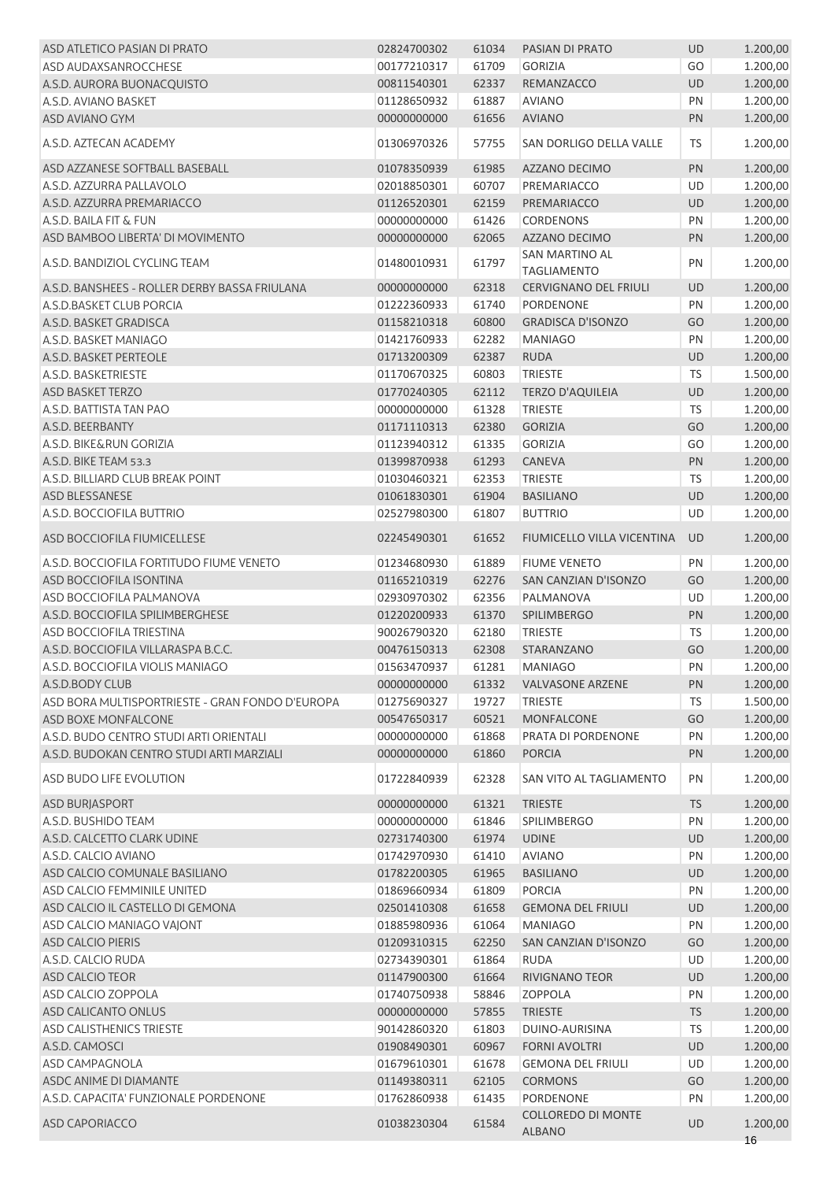| | | | | | |
|---|---|---|---|---|---|
| ASD ATLETICO PASIAN DI PRATO | 02824700302 | 61034 | PASIAN DI PRATO | UD | 1.200,00 |
| ASD AUDAXSANROCCHESE | 00177210317 | 61709 | GORIZIA | GO | 1.200,00 |
| A.S.D. AURORA BUONACQUISTO | 00811540301 | 62337 | REMANZACCO | UD | 1.200,00 |
| A.S.D. AVIANO BASKET | 01128650932 | 61887 | AVIANO | PN | 1.200,00 |
| ASD AVIANO GYM | 00000000000 | 61656 | AVIANO | PN | 1.200,00 |
| A.S.D. AZTECAN ACADEMY | 01306970326 | 57755 | SAN DORLIGO DELLA VALLE | TS | 1.200,00 |
| ASD AZZANESE SOFTBALL BASEBALL | 01078350939 | 61985 | AZZANO DECIMO | PN | 1.200,00 |
| A.S.D. AZZURRA PALLAVOLO | 02018850301 | 60707 | PREMARIACCO | UD | 1.200,00 |
| A.S.D. AZZURRA PREMARIACCO | 01126520301 | 62159 | PREMARIACCO | UD | 1.200,00 |
| A.S.D. BAILA FIT & FUN | 00000000000 | 61426 | CORDENONS | PN | 1.200,00 |
| ASD BAMBOO LIBERTA' DI MOVIMENTO | 00000000000 | 62065 | AZZANO DECIMO | PN | 1.200,00 |
| A.S.D. BANDIZIOL CYCLING TEAM | 01480010931 | 61797 | SAN MARTINO AL TAGLIAMENTO | PN | 1.200,00 |
| A.S.D. BANSHEES - ROLLER DERBY BASSA FRIULANA | 00000000000 | 62318 | CERVIGNANO DEL FRIULI | UD | 1.200,00 |
| A.S.D.BASKET CLUB PORCIA | 01222360933 | 61740 | PORDENONE | PN | 1.200,00 |
| A.S.D. BASKET GRADISCA | 01158210318 | 60800 | GRADISCA D'ISONZO | GO | 1.200,00 |
| A.S.D. BASKET MANIAGO | 01421760933 | 62282 | MANIAGO | PN | 1.200,00 |
| A.S.D. BASKET PERTEOLE | 01713200309 | 62387 | RUDA | UD | 1.200,00 |
| A.S.D. BASKETRIESTE | 01170670325 | 60803 | TRIESTE | TS | 1.500,00 |
| ASD BASKET TERZO | 01770240305 | 62112 | TERZO D'AQUILEIA | UD | 1.200,00 |
| A.S.D. BATTISTA TAN PAO | 00000000000 | 61328 | TRIESTE | TS | 1.200,00 |
| A.S.D. BEERBANTY | 01171110313 | 62380 | GORIZIA | GO | 1.200,00 |
| A.S.D. BIKE&RUN GORIZIA | 01123940312 | 61335 | GORIZIA | GO | 1.200,00 |
| A.S.D. BIKE TEAM 53.3 | 01399870938 | 61293 | CANEVA | PN | 1.200,00 |
| A.S.D. BILLIARD CLUB BREAK POINT | 01030460321 | 62353 | TRIESTE | TS | 1.200,00 |
| ASD BLESSANESE | 01061830301 | 61904 | BASILIANO | UD | 1.200,00 |
| A.S.D. BOCCIOFILA BUTTRIO | 02527980300 | 61807 | BUTTRIO | UD | 1.200,00 |
| ASD BOCCIOFILA FIUMICELLESE | 02245490301 | 61652 | FIUMICELLO VILLA VICENTINA | UD | 1.200,00 |
| A.S.D. BOCCIOFILA FORTITUDO FIUME VENETO | 01234680930 | 61889 | FIUME VENETO | PN | 1.200,00 |
| ASD BOCCIOFILA ISONTINA | 01165210319 | 62276 | SAN CANZIAN D'ISONZO | GO | 1.200,00 |
| ASD BOCCIOFILA PALMANOVA | 02930970302 | 62356 | PALMANOVA | UD | 1.200,00 |
| A.S.D. BOCCIOFILA SPILIMBERGHESE | 01220200933 | 61370 | SPILIMBERGO | PN | 1.200,00 |
| ASD BOCCIOFILA TRIESTINA | 90026790320 | 62180 | TRIESTE | TS | 1.200,00 |
| A.S.D. BOCCIOFILA VILLARASPA B.C.C. | 00476150313 | 62308 | STARANZANO | GO | 1.200,00 |
| A.S.D. BOCCIOFILA VIOLIS MANIAGO | 01563470937 | 61281 | MANIAGO | PN | 1.200,00 |
| A.S.D.BODY CLUB | 00000000000 | 61332 | VALVASONE ARZENE | PN | 1.200,00 |
| ASD BORA MULTISPORTRIESTE - GRAN FONDO D'EUROPA | 01275690327 | 19727 | TRIESTE | TS | 1.500,00 |
| ASD BOXE MONFALCONE | 00547650317 | 60521 | MONFALCONE | GO | 1.200,00 |
| A.S.D. BUDO CENTRO STUDI ARTI ORIENTALI | 00000000000 | 61868 | PRATA DI PORDENONE | PN | 1.200,00 |
| A.S.D. BUDOKAN CENTRO STUDI ARTI MARZIALI | 00000000000 | 61860 | PORCIA | PN | 1.200,00 |
| ASD BUDO LIFE EVOLUTION | 01722840939 | 62328 | SAN VITO AL TAGLIAMENTO | PN | 1.200,00 |
| ASD BURJASPORT | 00000000000 | 61321 | TRIESTE | TS | 1.200,00 |
| A.S.D. BUSHIDO TEAM | 00000000000 | 61846 | SPILIMBERGO | PN | 1.200,00 |
| A.S.D. CALCETTO CLARK UDINE | 02731740300 | 61974 | UDINE | UD | 1.200,00 |
| A.S.D. CALCIO AVIANO | 01742970930 | 61410 | AVIANO | PN | 1.200,00 |
| ASD CALCIO COMUNALE BASILIANO | 01782200305 | 61965 | BASILIANO | UD | 1.200,00 |
| ASD CALCIO FEMMINILE UNITED | 01869660934 | 61809 | PORCIA | PN | 1.200,00 |
| ASD CALCIO IL CASTELLO DI GEMONA | 02501410308 | 61658 | GEMONA DEL FRIULI | UD | 1.200,00 |
| ASD CALCIO MANIAGO VAJONT | 01885980936 | 61064 | MANIAGO | PN | 1.200,00 |
| ASD CALCIO PIERIS | 01209310315 | 62250 | SAN CANZIAN D'ISONZO | GO | 1.200,00 |
| A.S.D. CALCIO RUDA | 02734390301 | 61864 | RUDA | UD | 1.200,00 |
| ASD CALCIO TEOR | 01147900300 | 61664 | RIVIGNANO TEOR | UD | 1.200,00 |
| ASD CALCIO ZOPPOLA | 01740750938 | 58846 | ZOPPOLA | PN | 1.200,00 |
| ASD CALICANTO ONLUS | 00000000000 | 57855 | TRIESTE | TS | 1.200,00 |
| ASD CALISTHENICS TRIESTE | 90142860320 | 61803 | DUINO-AURISINA | TS | 1.200,00 |
| A.S.D. CAMOSCI | 01908490301 | 60967 | FORNI AVOLTRI | UD | 1.200,00 |
| ASD CAMPAGNOLA | 01679610301 | 61678 | GEMONA DEL FRIULI | UD | 1.200,00 |
| ASDC ANIME DI DIAMANTE | 01149380311 | 62105 | CORMONS | GO | 1.200,00 |
| A.S.D. CAPACITA' FUNZIONALE PORDENONE | 01762860938 | 61435 | PORDENONE | PN | 1.200,00 |
| ASD CAPORIACCO | 01038230304 | 61584 | COLLOREDO DI MONTE ALBANO | UD | 1.200,00 |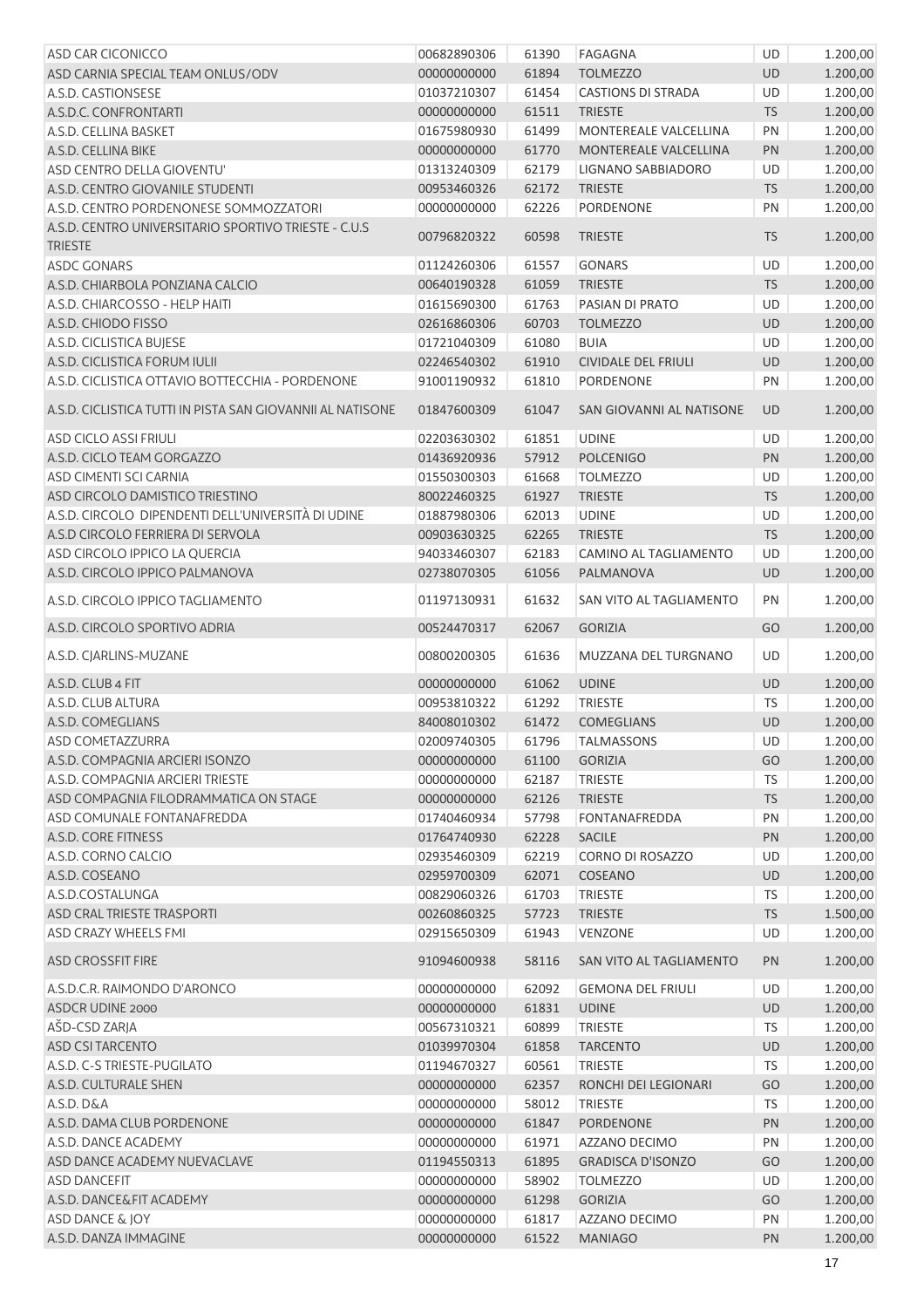| | | | | | |
|---|---|---|---|---|---|
| ASD CAR CICONICCO | 00682890306 | 61390 | FAGAGNA | UD | 1.200,00 |
| ASD CARNIA SPECIAL TEAM ONLUS/ODV | 00000000000 | 61894 | TOLMEZZO | UD | 1.200,00 |
| A.S.D. CASTIONSESE | 01037210307 | 61454 | CASTIONS DI STRADA | UD | 1.200,00 |
| A.S.D.C. CONFRONTARTI | 00000000000 | 61511 | TRIESTE | TS | 1.200,00 |
| A.S.D. CELLINA BASKET | 01675980930 | 61499 | MONTEREALE VALCELLINA | PN | 1.200,00 |
| A.S.D. CELLINA BIKE | 00000000000 | 61770 | MONTEREALE VALCELLINA | PN | 1.200,00 |
| ASD CENTRO DELLA GIOVENTU' | 01313240309 | 62179 | LIGNANO SABBIADORO | UD | 1.200,00 |
| A.S.D. CENTRO GIOVANILE STUDENTI | 00953460326 | 62172 | TRIESTE | TS | 1.200,00 |
| A.S.D. CENTRO PORDENONESE SOMMOZZATORI | 00000000000 | 62226 | PORDENONE | PN | 1.200,00 |
| A.S.D. CENTRO UNIVERSITARIO SPORTIVO TRIESTE - C.U.S TRIESTE | 00796820322 | 60598 | TRIESTE | TS | 1.200,00 |
| ASDC GONARS | 01124260306 | 61557 | GONARS | UD | 1.200,00 |
| A.S.D. CHIARBOLA PONZIANA CALCIO | 00640190328 | 61059 | TRIESTE | TS | 1.200,00 |
| A.S.D. CHIARCOSSO - HELP HAITI | 01615690300 | 61763 | PASIAN DI PRATO | UD | 1.200,00 |
| A.S.D. CHIODO FISSO | 02616860306 | 60703 | TOLMEZZO | UD | 1.200,00 |
| A.S.D. CICLISTICA BUJESE | 01721040309 | 61080 | BUIA | UD | 1.200,00 |
| A.S.D. CICLISTICA FORUM IULII | 02246540302 | 61910 | CIVIDALE DEL FRIULI | UD | 1.200,00 |
| A.S.D. CICLISTICA OTTAVIO BOTTECCHIA - PORDENONE | 91001190932 | 61810 | PORDENONE | PN | 1.200,00 |
| A.S.D. CICLISTICA TUTTI IN PISTA SAN GIOVANNII AL NATISONE | 01847600309 | 61047 | SAN GIOVANNI AL NATISONE | UD | 1.200,00 |
| ASD CICLO ASSI FRIULI | 02203630302 | 61851 | UDINE | UD | 1.200,00 |
| A.S.D. CICLO TEAM GORGAZZO | 01436920936 | 57912 | POLCENIGO | PN | 1.200,00 |
| ASD CIMENTI SCI CARNIA | 01550300303 | 61668 | TOLMEZZO | UD | 1.200,00 |
| ASD CIRCOLO DAMISTICO TRIESTINO | 80022460325 | 61927 | TRIESTE | TS | 1.200,00 |
| A.S.D. CIRCOLO DIPENDENTI DELL'UNIVERSITÀ DI UDINE | 01887980306 | 62013 | UDINE | UD | 1.200,00 |
| A.S.D CIRCOLO FERRIERA DI SERVOLA | 00903630325 | 62265 | TRIESTE | TS | 1.200,00 |
| ASD CIRCOLO IPPICO LA QUERCIA | 94033460307 | 62183 | CAMINO AL TAGLIAMENTO | UD | 1.200,00 |
| A.S.D. CIRCOLO IPPICO PALMANOVA | 02738070305 | 61056 | PALMANOVA | UD | 1.200,00 |
| A.S.D. CIRCOLO IPPICO TAGLIAMENTO | 01197130931 | 61632 | SAN VITO AL TAGLIAMENTO | PN | 1.200,00 |
| A.S.D. CIRCOLO SPORTIVO ADRIA | 00524470317 | 62067 | GORIZIA | GO | 1.200,00 |
| A.S.D. CJARLINS-MUZANE | 00800200305 | 61636 | MUZZANA DEL TURGNANO | UD | 1.200,00 |
| A.S.D. CLUB 4 FIT | 00000000000 | 61062 | UDINE | UD | 1.200,00 |
| A.S.D. CLUB ALTURA | 00953810322 | 61292 | TRIESTE | TS | 1.200,00 |
| A.S.D. COMEGLIANS | 84008010302 | 61472 | COMEGLIANS | UD | 1.200,00 |
| ASD COMETAZZURRA | 02009740305 | 61796 | TALMASSONS | UD | 1.200,00 |
| A.S.D. COMPAGNIA ARCIERI ISONZO | 00000000000 | 61100 | GORIZIA | GO | 1.200,00 |
| A.S.D. COMPAGNIA ARCIERI TRIESTE | 00000000000 | 62187 | TRIESTE | TS | 1.200,00 |
| ASD COMPAGNIA FILODRAMMATICA ON STAGE | 00000000000 | 62126 | TRIESTE | TS | 1.200,00 |
| ASD COMUNALE FONTANAFREDDA | 01740460934 | 57798 | FONTANAFREDDA | PN | 1.200,00 |
| A.S.D. CORE FITNESS | 01764740930 | 62228 | SACILE | PN | 1.200,00 |
| A.S.D. CORNO CALCIO | 02935460309 | 62219 | CORNO DI ROSAZZO | UD | 1.200,00 |
| A.S.D. COSEANO | 02959700309 | 62071 | COSEANO | UD | 1.200,00 |
| A.S.D.COSTALUNGA | 00829060326 | 61703 | TRIESTE | TS | 1.200,00 |
| ASD CRAL TRIESTE TRASPORTI | 00260860325 | 57723 | TRIESTE | TS | 1.500,00 |
| ASD CRAZY WHEELS FMI | 02915650309 | 61943 | VENZONE | UD | 1.200,00 |
| ASD CROSSFIT FIRE | 91094600938 | 58116 | SAN VITO AL TAGLIAMENTO | PN | 1.200,00 |
| A.S.D.C.R. RAIMONDO D'ARONCO | 00000000000 | 62092 | GEMONA DEL FRIULI | UD | 1.200,00 |
| ASDCR UDINE 2000 | 00000000000 | 61831 | UDINE | UD | 1.200,00 |
| AŠD-CSD ZARJA | 00567310321 | 60899 | TRIESTE | TS | 1.200,00 |
| ASD CSI TARCENTO | 01039970304 | 61858 | TARCENTO | UD | 1.200,00 |
| A.S.D. C-S TRIESTE-PUGILATO | 01194670327 | 60561 | TRIESTE | TS | 1.200,00 |
| A.S.D. CULTURALE SHEN | 00000000000 | 62357 | RONCHI DEI LEGIONARI | GO | 1.200,00 |
| A.S.D. D&A | 00000000000 | 58012 | TRIESTE | TS | 1.200,00 |
| A.S.D. DAMA CLUB PORDENONE | 00000000000 | 61847 | PORDENONE | PN | 1.200,00 |
| A.S.D. DANCE ACADEMY | 00000000000 | 61971 | AZZANO DECIMO | PN | 1.200,00 |
| ASD DANCE ACADEMY NUEVACLAVE | 01194550313 | 61895 | GRADISCA D'ISONZO | GO | 1.200,00 |
| ASD DANCEFIT | 00000000000 | 58902 | TOLMEZZO | UD | 1.200,00 |
| A.S.D. DANCE&FIT ACADEMY | 00000000000 | 61298 | GORIZIA | GO | 1.200,00 |
| ASD DANCE & JOY | 00000000000 | 61817 | AZZANO DECIMO | PN | 1.200,00 |
| A.S.D. DANZA IMMAGINE | 00000000000 | 61522 | MANIAGO | PN | 1.200,00 |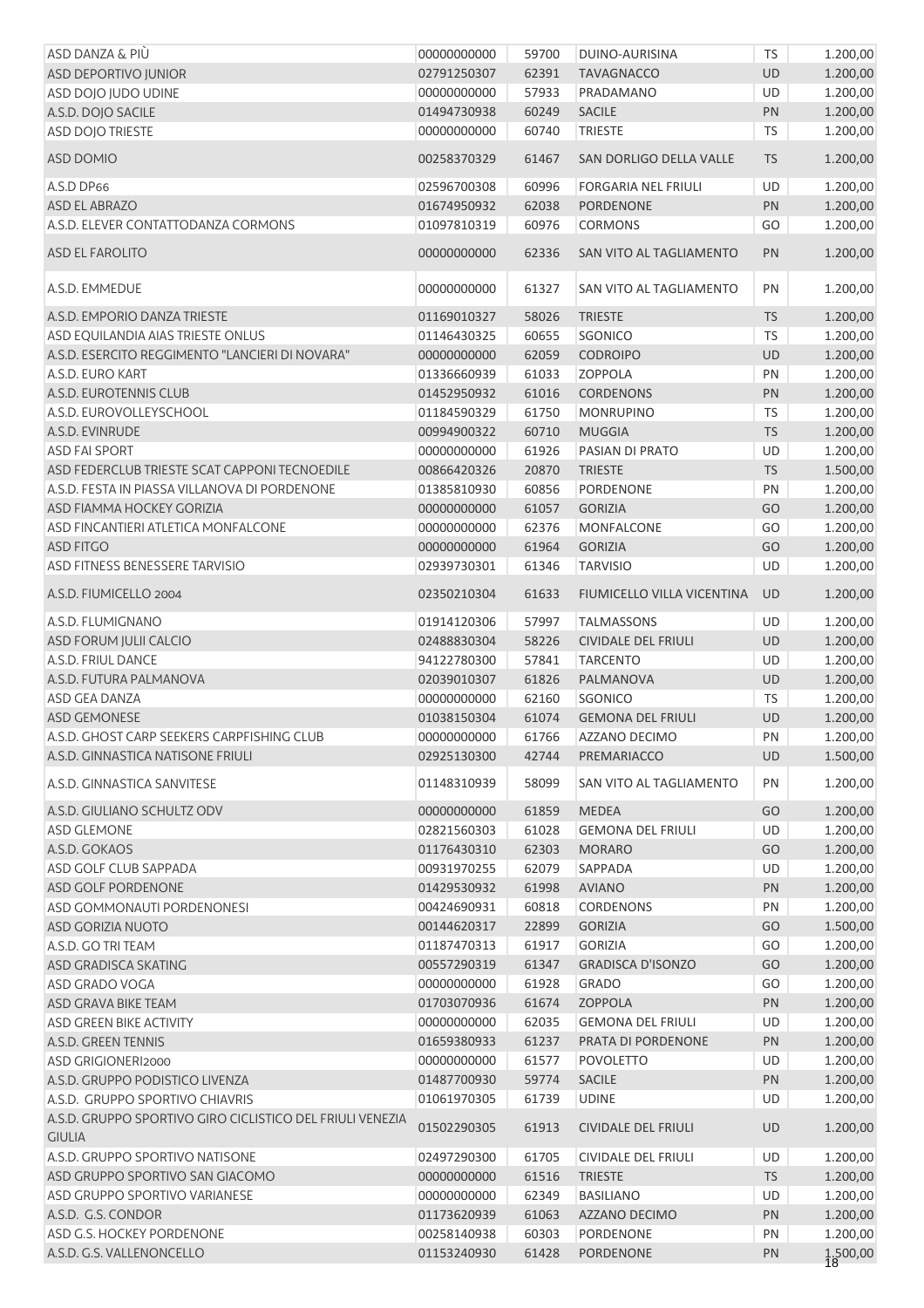| | | | | | |
|---|---|---|---|---|---|
| ASD DANZA & PIÙ | 00000000000 | 59700 | DUINO-AURISINA | TS | 1.200,00 |
| ASD DEPORTIVO JUNIOR | 02791250307 | 62391 | TAVAGNACCO | UD | 1.200,00 |
| ASD DOJO JUDO UDINE | 00000000000 | 57933 | PRADAMANO | UD | 1.200,00 |
| A.S.D. DOJO SACILE | 01494730938 | 60249 | SACILE | PN | 1.200,00 |
| ASD DOJO TRIESTE | 00000000000 | 60740 | TRIESTE | TS | 1.200,00 |
| ASD DOMIO | 00258370329 | 61467 | SAN DORLIGO DELLA VALLE | TS | 1.200,00 |
| A.S.D DP66 | 02596700308 | 60996 | FORGARIA NEL FRIULI | UD | 1.200,00 |
| ASD EL ABRAZO | 01674950932 | 62038 | PORDENONE | PN | 1.200,00 |
| A.S.D. ELEVER CONTATTODANZA CORMONS | 01097810319 | 60976 | CORMONS | GO | 1.200,00 |
| ASD EL FAROLITO | 00000000000 | 62336 | SAN VITO AL TAGLIAMENTO | PN | 1.200,00 |
| A.S.D. EMMEDUE | 00000000000 | 61327 | SAN VITO AL TAGLIAMENTO | PN | 1.200,00 |
| A.S.D. EMPORIO DANZA TRIESTE | 01169010327 | 58026 | TRIESTE | TS | 1.200,00 |
| ASD EQUILANDIA AIAS TRIESTE ONLUS | 01146430325 | 60655 | SGONICO | TS | 1.200,00 |
| A.S.D. ESERCITO REGGIMENTO "LANCIERI DI NOVARA" | 00000000000 | 62059 | CODROIPO | UD | 1.200,00 |
| A.S.D. EURO KART | 01336660939 | 61033 | ZOPPOLA | PN | 1.200,00 |
| A.S.D. EUROTENNIS CLUB | 01452950932 | 61016 | CORDENONS | PN | 1.200,00 |
| A.S.D. EUROVOLLEYSCHOOL | 01184590329 | 61750 | MONRUPINO | TS | 1.200,00 |
| A.S.D. EVINRUDE | 00994900322 | 60710 | MUGGIA | TS | 1.200,00 |
| ASD FAI SPORT | 00000000000 | 61926 | PASIAN DI PRATO | UD | 1.200,00 |
| ASD FEDERCLUB TRIESTE SCAT CAPPONI TECNOEDILE | 00866420326 | 20870 | TRIESTE | TS | 1.500,00 |
| A.S.D. FESTA IN PIASSA VILLANOVA DI PORDENONE | 01385810930 | 60856 | PORDENONE | PN | 1.200,00 |
| ASD FIAMMA HOCKEY GORIZIA | 00000000000 | 61057 | GORIZIA | GO | 1.200,00 |
| ASD FINCANTIERI ATLETICA MONFALCONE | 00000000000 | 62376 | MONFALCONE | GO | 1.200,00 |
| ASD FITGO | 00000000000 | 61964 | GORIZIA | GO | 1.200,00 |
| ASD FITNESS BENESSERE TARVISIO | 02939730301 | 61346 | TARVISIO | UD | 1.200,00 |
| A.S.D. FIUMICELLO 2004 | 02350210304 | 61633 | FIUMICELLO VILLA VICENTINA | UD | 1.200,00 |
| A.S.D. FLUMIGNANO | 01914120306 | 57997 | TALMASSONS | UD | 1.200,00 |
| ASD FORUM JULII CALCIO | 02488830304 | 58226 | CIVIDALE DEL FRIULI | UD | 1.200,00 |
| A.S.D. FRIUL DANCE | 94122780300 | 57841 | TARCENTO | UD | 1.200,00 |
| A.S.D. FUTURA PALMANOVA | 02039010307 | 61826 | PALMANOVA | UD | 1.200,00 |
| ASD GEA DANZA | 00000000000 | 62160 | SGONICO | TS | 1.200,00 |
| ASD GEMONESE | 01038150304 | 61074 | GEMONA DEL FRIULI | UD | 1.200,00 |
| A.S.D. GHOST CARP SEEKERS CARPFISHING CLUB | 00000000000 | 61766 | AZZANO DECIMO | PN | 1.200,00 |
| A.S.D. GINNASTICA NATISONE FRIULI | 02925130300 | 42744 | PREMARIACCO | UD | 1.500,00 |
| A.S.D. GINNASTICA SANVITESE | 01148310939 | 58099 | SAN VITO AL TAGLIAMENTO | PN | 1.200,00 |
| A.S.D. GIULIANO SCHULTZ ODV | 00000000000 | 61859 | MEDEA | GO | 1.200,00 |
| ASD GLEMONE | 02821560303 | 61028 | GEMONA DEL FRIULI | UD | 1.200,00 |
| A.S.D. GOKAOS | 01176430310 | 62303 | MORARO | GO | 1.200,00 |
| ASD GOLF CLUB SAPPADA | 00931970255 | 62079 | SAPPADA | UD | 1.200,00 |
| ASD GOLF PORDENONE | 01429530932 | 61998 | AVIANO | PN | 1.200,00 |
| ASD GOMMONAUTI PORDENONESI | 00424690931 | 60818 | CORDENONS | PN | 1.200,00 |
| ASD GORIZIA NUOTO | 00144620317 | 22899 | GORIZIA | GO | 1.500,00 |
| A.S.D. GO TRI TEAM | 01187470313 | 61917 | GORIZIA | GO | 1.200,00 |
| ASD GRADISCA SKATING | 00557290319 | 61347 | GRADISCA D'ISONZO | GO | 1.200,00 |
| ASD GRADO VOGA | 00000000000 | 61928 | GRADO | GO | 1.200,00 |
| ASD GRAVA BIKE TEAM | 01703070936 | 61674 | ZOPPOLA | PN | 1.200,00 |
| ASD GREEN BIKE ACTIVITY | 00000000000 | 62035 | GEMONA DEL FRIULI | UD | 1.200,00 |
| A.S.D. GREEN TENNIS | 01659380933 | 61237 | PRATA DI PORDENONE | PN | 1.200,00 |
| ASD GRIGIONERI2000 | 00000000000 | 61577 | POVOLETTO | UD | 1.200,00 |
| A.S.D. GRUPPO PODISTICO LIVENZA | 01487700930 | 59774 | SACILE | PN | 1.200,00 |
| A.S.D. GRUPPO SPORTIVO CHIAVRIS | 01061970305 | 61739 | UDINE | UD | 1.200,00 |
| A.S.D. GRUPPO SPORTIVO GIRO CICLISTICO DEL FRIULI VENEZIA GIULIA | 01502290305 | 61913 | CIVIDALE DEL FRIULI | UD | 1.200,00 |
| A.S.D. GRUPPO SPORTIVO NATISONE | 02497290300 | 61705 | CIVIDALE DEL FRIULI | UD | 1.200,00 |
| ASD GRUPPO SPORTIVO SAN GIACOMO | 00000000000 | 61516 | TRIESTE | TS | 1.200,00 |
| ASD GRUPPO SPORTIVO VARIANESE | 00000000000 | 62349 | BASILIANO | UD | 1.200,00 |
| A.S.D. G.S. CONDOR | 01173620939 | 61063 | AZZANO DECIMO | PN | 1.200,00 |
| ASD G.S. HOCKEY PORDENONE | 00258140938 | 60303 | PORDENONE | PN | 1.200,00 |
| A.S.D. G.S. VALLENONCELLO | 01153240930 | 61428 | PORDENONE | PN | 1.500,00 |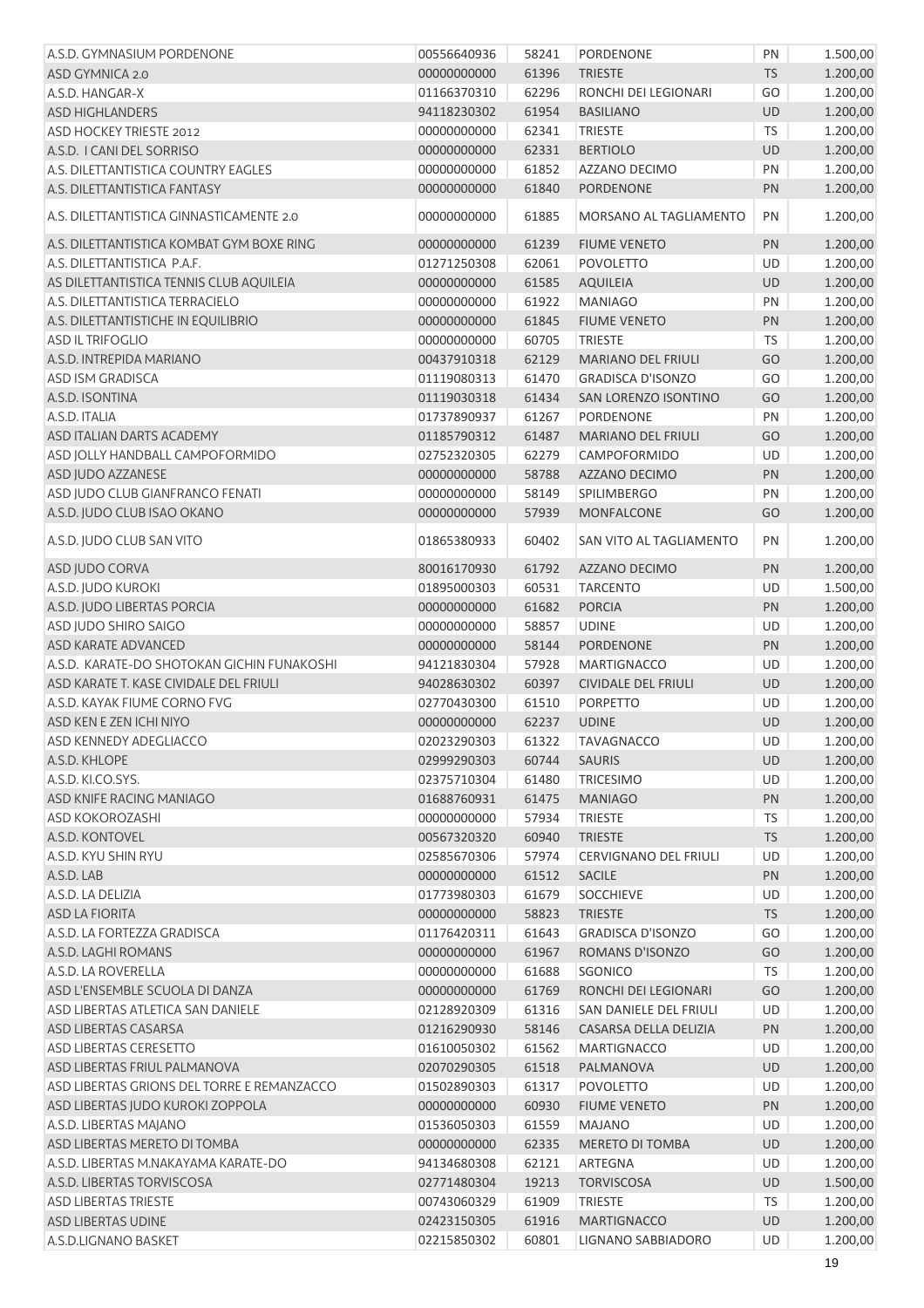| | | | | | |
|---|---|---|---|---|---|
| A.S.D. GYMNASIUM PORDENONE | 00556640936 | 58241 | PORDENONE | PN | 1.500,00 |
| ASD GYMNICA 2.0 | 00000000000 | 61396 | TRIESTE | TS | 1.200,00 |
| A.S.D. HANGAR-X | 01166370310 | 62296 | RONCHI DEI LEGIONARI | GO | 1.200,00 |
| ASD HIGHLANDERS | 94118230302 | 61954 | BASILIANO | UD | 1.200,00 |
| ASD HOCKEY TRIESTE 2012 | 00000000000 | 62341 | TRIESTE | TS | 1.200,00 |
| A.S.D. I CANI DEL SORRISO | 00000000000 | 62331 | BERTIOLO | UD | 1.200,00 |
| A.S. DILETTANTISTICA COUNTRY EAGLES | 00000000000 | 61852 | AZZANO DECIMO | PN | 1.200,00 |
| A.S. DILETTANTISTICA FANTASY | 00000000000 | 61840 | PORDENONE | PN | 1.200,00 |
| A.S. DILETTANTISTICA GINNASTICAMENTE 2.0 | 00000000000 | 61885 | MORSANO AL TAGLIAMENTO | PN | 1.200,00 |
| A.S. DILETTANTISTICA KOMBAT GYM BOXE RING | 00000000000 | 61239 | FIUME VENETO | PN | 1.200,00 |
| A.S. DILETTANTISTICA P.A.F. | 01271250308 | 62061 | POVOLETTO | UD | 1.200,00 |
| AS DILETTANTISTICA TENNIS CLUB AQUILEIA | 00000000000 | 61585 | AQUILEIA | UD | 1.200,00 |
| A.S. DILETTANTISTICA TERRACIELO | 00000000000 | 61922 | MANIAGO | PN | 1.200,00 |
| A.S. DILETTANTISTICHE IN EQUILIBRIO | 00000000000 | 61845 | FIUME VENETO | PN | 1.200,00 |
| ASD IL TRIFOGLIO | 00000000000 | 60705 | TRIESTE | TS | 1.200,00 |
| A.S.D. INTREPIDA MARIANO | 00437910318 | 62129 | MARIANO DEL FRIULI | GO | 1.200,00 |
| ASD ISM GRADISCA | 01119080313 | 61470 | GRADISCA D'ISONZO | GO | 1.200,00 |
| A.S.D. ISONTINA | 01119030318 | 61434 | SAN LORENZO ISONTINO | GO | 1.200,00 |
| A.S.D. ITALIA | 01737890937 | 61267 | PORDENONE | PN | 1.200,00 |
| ASD ITALIAN DARTS ACADEMY | 01185790312 | 61487 | MARIANO DEL FRIULI | GO | 1.200,00 |
| ASD JOLLY HANDBALL CAMPOFORMIDO | 02752320305 | 62279 | CAMPOFORMIDO | UD | 1.200,00 |
| ASD JUDO AZZANESE | 00000000000 | 58788 | AZZANO DECIMO | PN | 1.200,00 |
| ASD JUDO CLUB GIANFRANCO FENATI | 00000000000 | 58149 | SPILIMBERGO | PN | 1.200,00 |
| A.S.D. JUDO CLUB ISAO OKANO | 00000000000 | 57939 | MONFALCONE | GO | 1.200,00 |
| A.S.D. JUDO CLUB SAN VITO | 01865380933 | 60402 | SAN VITO AL TAGLIAMENTO | PN | 1.200,00 |
| ASD JUDO CORVA | 80016170930 | 61792 | AZZANO DECIMO | PN | 1.200,00 |
| A.S.D. JUDO KUROKI | 01895000303 | 60531 | TARCENTO | UD | 1.500,00 |
| A.S.D. JUDO LIBERTAS PORCIA | 00000000000 | 61682 | PORCIA | PN | 1.200,00 |
| ASD JUDO SHIRO SAIGO | 00000000000 | 58857 | UDINE | UD | 1.200,00 |
| ASD KARATE ADVANCED | 00000000000 | 58144 | PORDENONE | PN | 1.200,00 |
| A.S.D. KARATE-DO SHOTOKAN GICHIN FUNAKOSHI | 94121830304 | 57928 | MARTIGNACCO | UD | 1.200,00 |
| ASD KARATE T. KASE CIVIDALE DEL FRIULI | 94028630302 | 60397 | CIVIDALE DEL FRIULI | UD | 1.200,00 |
| A.S.D. KAYAK FIUME CORNO FVG | 02770430300 | 61510 | PORPETTO | UD | 1.200,00 |
| ASD KEN E ZEN ICHI NIYO | 00000000000 | 62237 | UDINE | UD | 1.200,00 |
| ASD KENNEDY ADEGLIACCO | 02023290303 | 61322 | TAVAGNACCO | UD | 1.200,00 |
| A.S.D. KHLOPE | 02999290303 | 60744 | SAURIS | UD | 1.200,00 |
| A.S.D. KI.CO.SYS. | 02375710304 | 61480 | TRICESIMO | UD | 1.200,00 |
| ASD KNIFE RACING MANIAGO | 01688760931 | 61475 | MANIAGO | PN | 1.200,00 |
| ASD KOKOROZASHI | 00000000000 | 57934 | TRIESTE | TS | 1.200,00 |
| A.S.D. KONTOVEL | 00567320320 | 60940 | TRIESTE | TS | 1.200,00 |
| A.S.D. KYU SHIN RYU | 02585670306 | 57974 | CERVIGNANO DEL FRIULI | UD | 1.200,00 |
| A.S.D. LAB | 00000000000 | 61512 | SACILE | PN | 1.200,00 |
| A.S.D. LA DELIZIA | 01773980303 | 61679 | SOCCHIEVE | UD | 1.200,00 |
| ASD LA FIORITA | 00000000000 | 58823 | TRIESTE | TS | 1.200,00 |
| A.S.D. LA FORTEZZA GRADISCA | 01176420311 | 61643 | GRADISCA D'ISONZO | GO | 1.200,00 |
| A.S.D. LAGHI ROMANS | 00000000000 | 61967 | ROMANS D'ISONZO | GO | 1.200,00 |
| A.S.D. LA ROVERELLA | 00000000000 | 61688 | SGONICO | TS | 1.200,00 |
| ASD L'ENSEMBLE SCUOLA DI DANZA | 00000000000 | 61769 | RONCHI DEI LEGIONARI | GO | 1.200,00 |
| ASD LIBERTAS ATLETICA SAN DANIELE | 02128920309 | 61316 | SAN DANIELE DEL FRIULI | UD | 1.200,00 |
| ASD LIBERTAS CASARSA | 01216290930 | 58146 | CASARSA DELLA DELIZIA | PN | 1.200,00 |
| ASD LIBERTAS CERESETTO | 01610050302 | 61562 | MARTIGNACCO | UD | 1.200,00 |
| ASD LIBERTAS FRIUL PALMANOVA | 02070290305 | 61518 | PALMANOVA | UD | 1.200,00 |
| ASD LIBERTAS GRIONS DEL TORRE E REMANZACCO | 01502890303 | 61317 | POVOLETTO | UD | 1.200,00 |
| ASD LIBERTAS JUDO KUROKI ZOPPOLA | 00000000000 | 60930 | FIUME VENETO | PN | 1.200,00 |
| A.S.D. LIBERTAS MAJANO | 01536050303 | 61559 | MAJANO | UD | 1.200,00 |
| ASD LIBERTAS MERETO DI TOMBA | 00000000000 | 62335 | MERETO DI TOMBA | UD | 1.200,00 |
| A.S.D. LIBERTAS M.NAKAYAMA KARATE-DO | 94134680308 | 62121 | ARTEGNA | UD | 1.200,00 |
| A.S.D. LIBERTAS TORVISCOSA | 02771480304 | 19213 | TORVISCOSA | UD | 1.500,00 |
| ASD LIBERTAS TRIESTE | 00743060329 | 61909 | TRIESTE | TS | 1.200,00 |
| ASD LIBERTAS UDINE | 02423150305 | 61916 | MARTIGNACCO | UD | 1.200,00 |
| A.S.D.LIGNANO BASKET | 02215850302 | 60801 | LIGNANO SABBIADORO | UD | 1.200,00 |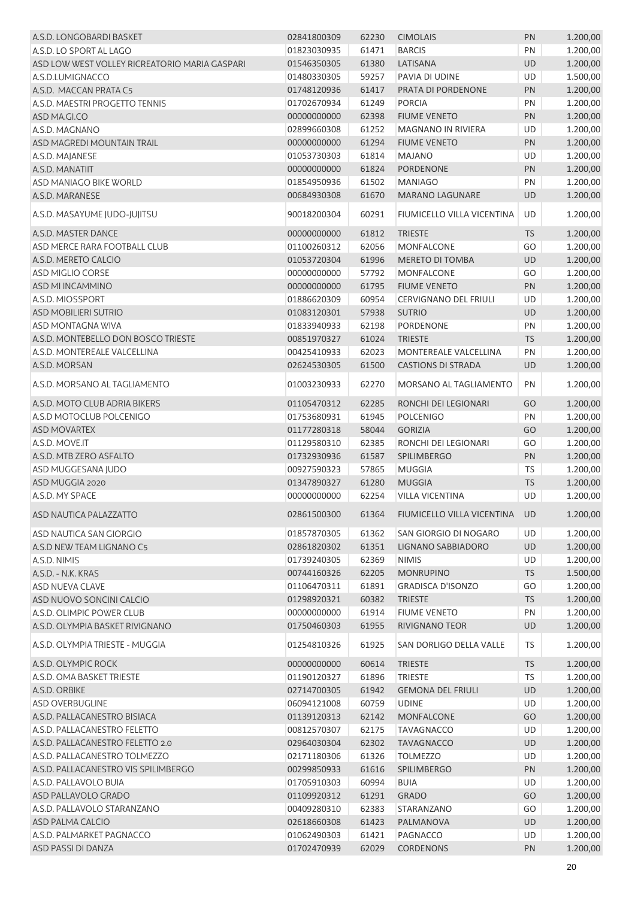| | | | | | |
|---|---|---|---|---|---|
| A.S.D. LONGOBARDI BASKET | 02841800309 | 62230 | CIMOLAIS | PN | 1.200,00 |
| A.S.D. LO SPORT AL LAGO | 01823030935 | 61471 | BARCIS | PN | 1.200,00 |
| ASD LOW WEST VOLLEY RICREATORIO MARIA GASPARI | 01546350305 | 61380 | LATISANA | UD | 1.200,00 |
| A.S.D.LUMIGNACCO | 01480330305 | 59257 | PAVIA DI UDINE | UD | 1.500,00 |
| A.S.D. MACCAN PRATA C5 | 01748120936 | 61417 | PRATA DI PORDENONE | PN | 1.200,00 |
| A.S.D. MAESTRI PROGETTO TENNIS | 01702670934 | 61249 | PORCIA | PN | 1.200,00 |
| ASD MA.GI.CO | 00000000000 | 62398 | FIUME VENETO | PN | 1.200,00 |
| A.S.D. MAGNANO | 02899660308 | 61252 | MAGNANO IN RIVIERA | UD | 1.200,00 |
| ASD MAGREDI MOUNTAIN TRAIL | 00000000000 | 61294 | FIUME VENETO | PN | 1.200,00 |
| A.S.D. MAJANESE | 01053730303 | 61814 | MAJANO | UD | 1.200,00 |
| A.S.D. MANATIIT | 00000000000 | 61824 | PORDENONE | PN | 1.200,00 |
| ASD MANIAGO BIKE WORLD | 01854950936 | 61502 | MANIAGO | PN | 1.200,00 |
| A.S.D. MARANESE | 00684930308 | 61670 | MARANO LAGUNARE | UD | 1.200,00 |
| A.S.D. MASAYUME JUDO-JUJITSU | 90018200304 | 60291 | FIUMICELLO VILLA VICENTINA | UD | 1.200,00 |
| A.S.D. MASTER DANCE | 00000000000 | 61812 | TRIESTE | TS | 1.200,00 |
| ASD MERCE RARA FOOTBALL CLUB | 01100260312 | 62056 | MONFALCONE | GO | 1.200,00 |
| A.S.D. MERETO CALCIO | 01053720304 | 61996 | MERETO DI TOMBA | UD | 1.200,00 |
| ASD MIGLIO CORSE | 00000000000 | 57792 | MONFALCONE | GO | 1.200,00 |
| ASD MI INCAMMINO | 00000000000 | 61795 | FIUME VENETO | PN | 1.200,00 |
| A.S.D. MIOSSPORT | 01886620309 | 60954 | CERVIGNANO DEL FRIULI | UD | 1.200,00 |
| ASD MOBILIERI SUTRIO | 01083120301 | 57938 | SUTRIO | UD | 1.200,00 |
| ASD MONTAGNA WIVA | 01833940933 | 62198 | PORDENONE | PN | 1.200,00 |
| A.S.D. MONTEBELLO DON BOSCO TRIESTE | 00851970327 | 61024 | TRIESTE | TS | 1.200,00 |
| A.S.D. MONTEREALE VALCELLINA | 00425410933 | 62023 | MONTEREALE VALCELLINA | PN | 1.200,00 |
| A.S.D. MORSAN | 02624530305 | 61500 | CASTIONS DI STRADA | UD | 1.200,00 |
| A.S.D. MORSANO AL TAGLIAMENTO | 01003230933 | 62270 | MORSANO AL TAGLIAMENTO | PN | 1.200,00 |
| A.S.D. MOTO CLUB ADRIA BIKERS | 01105470312 | 62285 | RONCHI DEI LEGIONARI | GO | 1.200,00 |
| A.S.D MOTOCLUB POLCENIGO | 01753680931 | 61945 | POLCENIGO | PN | 1.200,00 |
| ASD MOVARTEX | 01177280318 | 58044 | GORIZIA | GO | 1.200,00 |
| A.S.D. MOVE.IT | 01129580310 | 62385 | RONCHI DEI LEGIONARI | GO | 1.200,00 |
| A.S.D. MTB ZERO ASFALTO | 01732930936 | 61587 | SPILIMBERGO | PN | 1.200,00 |
| ASD MUGGESANA JUDO | 00927590323 | 57865 | MUGGIA | TS | 1.200,00 |
| ASD MUGGIA 2020 | 01347890327 | 61280 | MUGGIA | TS | 1.200,00 |
| A.S.D. MY SPACE | 00000000000 | 62254 | VILLA VICENTINA | UD | 1.200,00 |
| ASD NAUTICA PALAZZATTO | 02861500300 | 61364 | FIUMICELLO VILLA VICENTINA | UD | 1.200,00 |
| ASD NAUTICA SAN GIORGIO | 01857870305 | 61362 | SAN GIORGIO DI NOGARO | UD | 1.200,00 |
| A.S.D NEW TEAM LIGNANO C5 | 02861820302 | 61351 | LIGNANO SABBIADORO | UD | 1.200,00 |
| A.S.D. NIMIS | 01739240305 | 62369 | NIMIS | UD | 1.200,00 |
| A.S.D. - N.K. KRAS | 00744160326 | 62205 | MONRUPINO | TS | 1.500,00 |
| ASD NUEVA CLAVE | 01106470311 | 61891 | GRADISCA D'ISONZO | GO | 1.200,00 |
| ASD NUOVO SONCINI CALCIO | 01298920321 | 60382 | TRIESTE | TS | 1.200,00 |
| A.S.D. OLIMPIC POWER CLUB | 00000000000 | 61914 | FIUME VENETO | PN | 1.200,00 |
| A.S.D. OLYMPIA BASKET RIVIGNANO | 01750460303 | 61955 | RIVIGNANO TEOR | UD | 1.200,00 |
| A.S.D. OLYMPIA TRIESTE - MUGGIA | 01254810326 | 61925 | SAN DORLIGO DELLA VALLE | TS | 1.200,00 |
| A.S.D. OLYMPIC ROCK | 00000000000 | 60614 | TRIESTE | TS | 1.200,00 |
| A.S.D. OMA BASKET TRIESTE | 01190120327 | 61896 | TRIESTE | TS | 1.200,00 |
| A.S.D. ORBIKE | 02714700305 | 61942 | GEMONA DEL FRIULI | UD | 1.200,00 |
| ASD OVERBUGLINE | 06094121008 | 60759 | UDINE | UD | 1.200,00 |
| A.S.D. PALLACANESTRO BISIACA | 01139120313 | 62142 | MONFALCONE | GO | 1.200,00 |
| A.S.D. PALLACANESTRO FELETTO | 00812570307 | 62175 | TAVAGNACCO | UD | 1.200,00 |
| A.S.D. PALLACANESTRO FELETTO 2.0 | 02964030304 | 62302 | TAVAGNACCO | UD | 1.200,00 |
| A.S.D. PALLACANESTRO TOLMEZZO | 02171180306 | 61326 | TOLMEZZO | UD | 1.200,00 |
| A.S.D. PALLACANESTRO VIS SPILIMBERGO | 00299850933 | 61616 | SPILIMBERGO | PN | 1.200,00 |
| A.S.D. PALLAVOLO BUIA | 01705910303 | 60994 | BUIA | UD | 1.200,00 |
| ASD PALLAVOLO GRADO | 01109920312 | 61291 | GRADO | GO | 1.200,00 |
| A.S.D. PALLAVOLO STARANZANO | 00409280310 | 62383 | STARANZANO | GO | 1.200,00 |
| ASD PALMA CALCIO | 02618660308 | 61423 | PALMANOVA | UD | 1.200,00 |
| A.S.D. PALMARKET PAGNACCO | 01062490303 | 61421 | PAGNACCO | UD | 1.200,00 |
| ASD PASSI DI DANZA | 01702470939 | 62029 | CORDENONS | PN | 1.200,00 |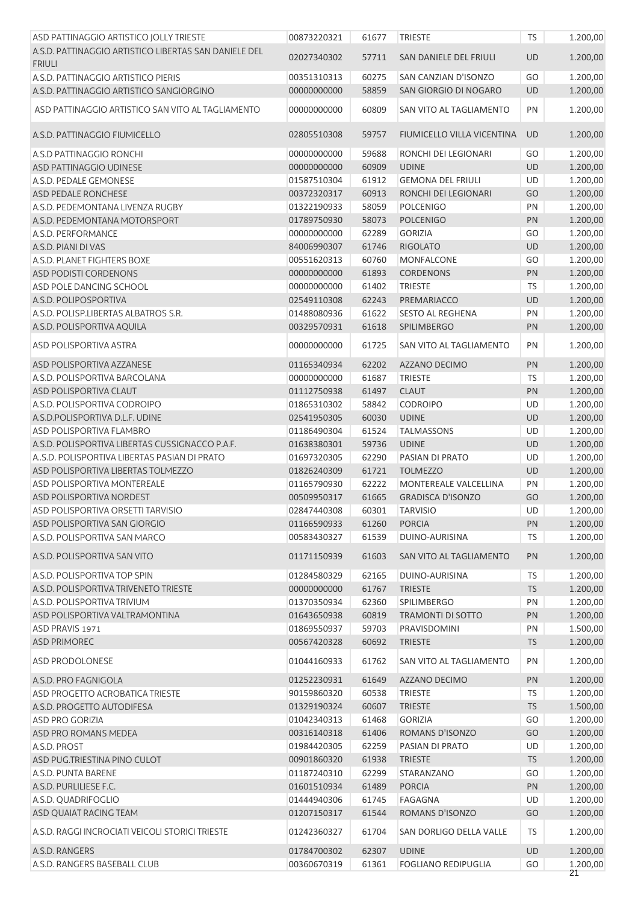| | | | | | |
|---|---|---|---|---|---|
| ASD PATTINAGGIO ARTISTICO JOLLY TRIESTE | 00873220321 | 61677 | TRIESTE | TS | 1.200,00 |
| A.S.D. PATTINAGGIO ARTISTICO LIBERTAS SAN DANIELE DEL FRIULI | 02027340302 | 57711 | SAN DANIELE DEL FRIULI | UD | 1.200,00 |
| A.S.D. PATTINAGGIO ARTISTICO PIERIS | 00351310313 | 60275 | SAN CANZIAN D'ISONZO | GO | 1.200,00 |
| A.S.D. PATTINAGGIO ARTISTICO SANGIORGINO | 00000000000 | 58859 | SAN GIORGIO DI NOGARO | UD | 1.200,00 |
| ASD PATTINAGGIO ARTISTICO SAN VITO AL TAGLIAMENTO | 00000000000 | 60809 | SAN VITO AL TAGLIAMENTO | PN | 1.200,00 |
| A.S.D. PATTINAGGIO FIUMICELLO | 02805510308 | 59757 | FIUMICELLO VILLA VICENTINA | UD | 1.200,00 |
| A.S.D PATTINAGGIO RONCHI | 00000000000 | 59688 | RONCHI DEI LEGIONARI | GO | 1.200,00 |
| ASD PATTINAGGIO UDINESE | 00000000000 | 60909 | UDINE | UD | 1.200,00 |
| A.S.D. PEDALE GEMONESE | 01587510304 | 61912 | GEMONA DEL FRIULI | UD | 1.200,00 |
| ASD PEDALE RONCHESE | 00372320317 | 60913 | RONCHI DEI LEGIONARI | GO | 1.200,00 |
| A.S.D. PEDEMONTANA LIVENZA RUGBY | 01322190933 | 58059 | POLCENIGO | PN | 1.200,00 |
| A.S.D. PEDEMONTANA MOTORSPORT | 01789750930 | 58073 | POLCENIGO | PN | 1.200,00 |
| A.S.D. PERFORMANCE | 00000000000 | 62289 | GORIZIA | GO | 1.200,00 |
| A.S.D. PIANI DI VAS | 84006990307 | 61746 | RIGOLATO | UD | 1.200,00 |
| A.S.D. PLANET FIGHTERS BOXE | 00551620313 | 60760 | MONFALCONE | GO | 1.200,00 |
| ASD PODISTI CORDENONS | 00000000000 | 61893 | CORDENONS | PN | 1.200,00 |
| ASD POLE DANCING SCHOOL | 00000000000 | 61402 | TRIESTE | TS | 1.200,00 |
| A.S.D. POLIPOSPORTIVA | 02549110308 | 62243 | PREMARIACCO | UD | 1.200,00 |
| A.S.D. POLISP.LIBERTAS ALBATROS S.R. | 01488080936 | 61622 | SESTO AL REGHENA | PN | 1.200,00 |
| A.S.D. POLISPORTIVA AQUILA | 00329570931 | 61618 | SPILIMBERGO | PN | 1.200,00 |
| ASD POLISPORTIVA ASTRA | 00000000000 | 61725 | SAN VITO AL TAGLIAMENTO | PN | 1.200,00 |
| ASD POLISPORTIVA AZZANESE | 01165340934 | 62202 | AZZANO DECIMO | PN | 1.200,00 |
| A.S.D. POLISPORTIVA BARCOLANA | 00000000000 | 61687 | TRIESTE | TS | 1.200,00 |
| ASD POLISPORTIVA CLAUT | 01112750938 | 61497 | CLAUT | PN | 1.200,00 |
| A.S.D. POLISPORTIVA CODROIPO | 01865310302 | 58842 | CODROIPO | UD | 1.200,00 |
| A.S.D.POLISPORTIVA D.L.F. UDINE | 02541950305 | 60030 | UDINE | UD | 1.200,00 |
| ASD POLISPORTIVA FLAMBRO | 01186490304 | 61524 | TALMASSONS | UD | 1.200,00 |
| A.S.D. POLISPORTIVA LIBERTAS CUSSIGNACCO P.A.F. | 01638380301 | 59736 | UDINE | UD | 1.200,00 |
| A..S.D. POLISPORTIVA LIBERTAS PASIAN DI PRATO | 01697320305 | 62290 | PASIAN DI PRATO | UD | 1.200,00 |
| ASD POLISPORTIVA LIBERTAS TOLMEZZO | 01826240309 | 61721 | TOLMEZZO | UD | 1.200,00 |
| ASD POLISPORTIVA MONTEREALE | 01165790930 | 62222 | MONTEREALE VALCELLINA | PN | 1.200,00 |
| ASD POLISPORTIVA NORDEST | 00509950317 | 61665 | GRADISCA D'ISONZO | GO | 1.200,00 |
| ASD POLISPORTIVA ORSETTI TARVISIO | 02847440308 | 60301 | TARVISIO | UD | 1.200,00 |
| ASD POLISPORTIVA SAN GIORGIO | 01166590933 | 61260 | PORCIA | PN | 1.200,00 |
| A.S.D. POLISPORTIVA SAN MARCO | 00583430327 | 61539 | DUINO-AURISINA | TS | 1.200,00 |
| A.S.D. POLISPORTIVA SAN VITO | 01171150939 | 61603 | SAN VITO AL TAGLIAMENTO | PN | 1.200,00 |
| A.S.D. POLISPORTIVA TOP SPIN | 01284580329 | 62165 | DUINO-AURISINA | TS | 1.200,00 |
| A.S.D. POLISPORTIVA TRIVENETO TRIESTE | 00000000000 | 61767 | TRIESTE | TS | 1.200,00 |
| A.S.D. POLISPORTIVA TRIVIUM | 01370350934 | 62360 | SPILIMBERGO | PN | 1.200,00 |
| ASD POLISPORTIVA VALTRAMONTINA | 01643650938 | 60819 | TRAMONTI DI SOTTO | PN | 1.200,00 |
| ASD PRAVIS 1971 | 01869550937 | 59703 | PRAVISDOMINI | PN | 1.500,00 |
| ASD PRIMOREC | 00567420328 | 60692 | TRIESTE | TS | 1.200,00 |
| ASD PRODOLONESE | 01044160933 | 61762 | SAN VITO AL TAGLIAMENTO | PN | 1.200,00 |
| A.S.D. PRO FAGNIGOLA | 01252230931 | 61649 | AZZANO DECIMO | PN | 1.200,00 |
| ASD PROGETTO ACROBATICA TRIESTE | 90159860320 | 60538 | TRIESTE | TS | 1.200,00 |
| A.S.D. PROGETTO AUTODIFESA | 01329190324 | 60607 | TRIESTE | TS | 1.500,00 |
| ASD PRO GORIZIA | 01042340313 | 61468 | GORIZIA | GO | 1.200,00 |
| ASD PRO ROMANS MEDEA | 00316140318 | 61406 | ROMANS D'ISONZO | GO | 1.200,00 |
| A.S.D. PROST | 01984420305 | 62259 | PASIAN DI PRATO | UD | 1.200,00 |
| ASD PUG.TRIESTINA PINO CULOT | 00901860320 | 61938 | TRIESTE | TS | 1.200,00 |
| A.S.D. PUNTA BARENE | 01187240310 | 62299 | STARANZANO | GO | 1.200,00 |
| A.S.D. PURLILIESE F.C. | 01601510934 | 61489 | PORCIA | PN | 1.200,00 |
| A.S.D. QUADRIFOGLIO | 01444940306 | 61745 | FAGAGNA | UD | 1.200,00 |
| ASD QUAIAT RACING TEAM | 01207150317 | 61544 | ROMANS D'ISONZO | GO | 1.200,00 |
| A.S.D. RAGGI INCROCIATI VEICOLI STORICI TRIESTE | 01242360327 | 61704 | SAN DORLIGO DELLA VALLE | TS | 1.200,00 |
| A.S.D. RANGERS | 01784700302 | 62307 | UDINE | UD | 1.200,00 |
| A.S.D. RANGERS BASEBALL CLUB | 00360670319 | 61361 | FOGLIANO REDIPUGLIA | GO | 1.200,00 |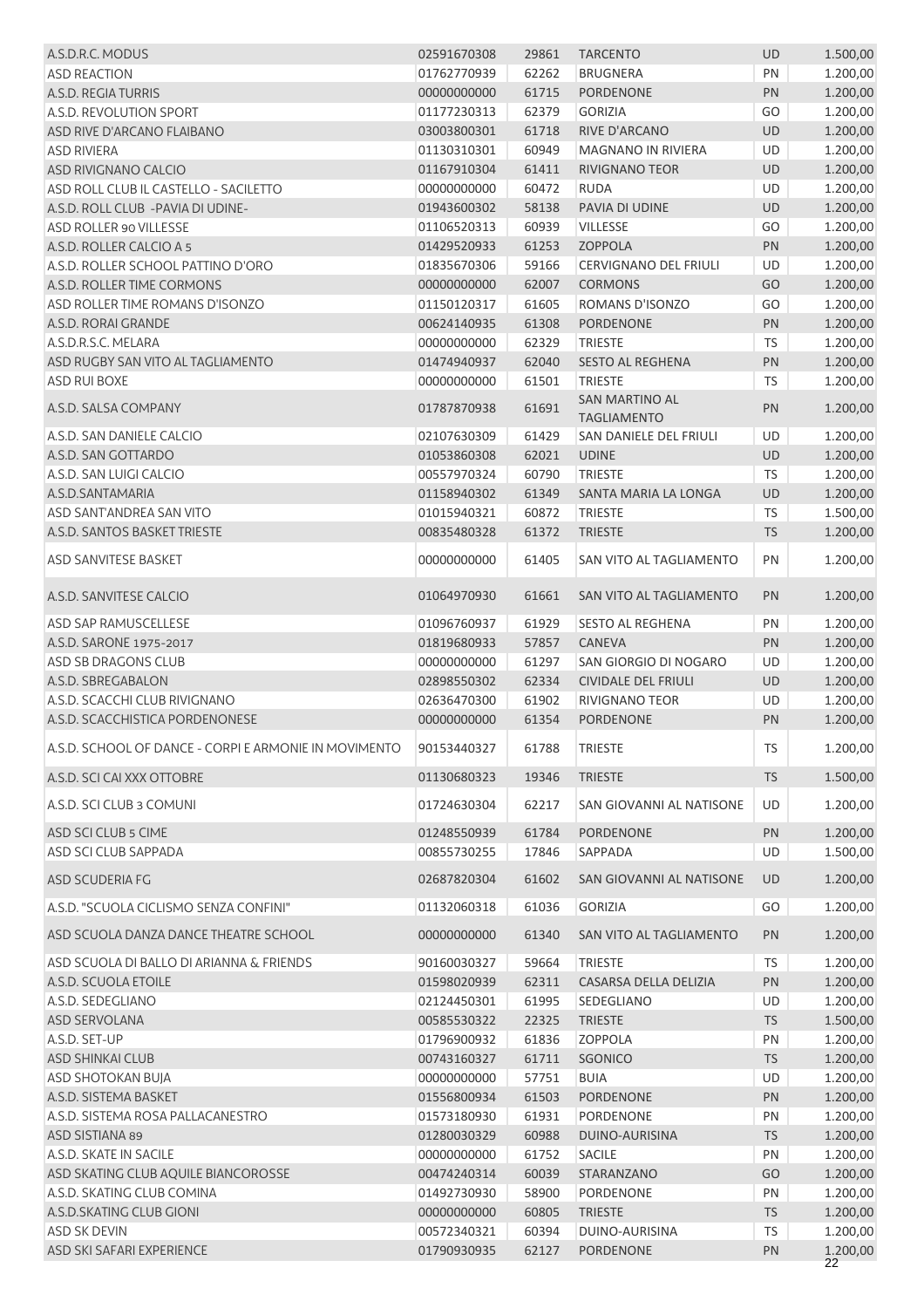| | | | | | |
|---|---|---|---|---|---|
| A.S.D.R.C. MODUS | 02591670308 | 29861 | TARCENTO | UD | 1.500,00 |
| ASD REACTION | 01762770939 | 62262 | BRUGNERA | PN | 1.200,00 |
| A.S.D. REGIA TURRIS | 00000000000 | 61715 | PORDENONE | PN | 1.200,00 |
| A.S.D. REVOLUTION SPORT | 01177230313 | 62379 | GORIZIA | GO | 1.200,00 |
| ASD RIVE D'ARCANO FLAIBANO | 03003800301 | 61718 | RIVE D'ARCANO | UD | 1.200,00 |
| ASD RIVIERA | 01130310301 | 60949 | MAGNANO IN RIVIERA | UD | 1.200,00 |
| ASD RIVIGNANO CALCIO | 01167910304 | 61411 | RIVIGNANO TEOR | UD | 1.200,00 |
| ASD ROLL CLUB IL CASTELLO - SACILETTO | 00000000000 | 60472 | RUDA | UD | 1.200,00 |
| A.S.D. ROLL CLUB -PAVIA DI UDINE- | 01943600302 | 58138 | PAVIA DI UDINE | UD | 1.200,00 |
| ASD ROLLER 90 VILLESSE | 01106520313 | 60939 | VILLESSE | GO | 1.200,00 |
| A.S.D. ROLLER CALCIO A 5 | 01429520933 | 61253 | ZOPPOLA | PN | 1.200,00 |
| A.S.D. ROLLER SCHOOL PATTINO D'ORO | 01835670306 | 59166 | CERVIGNANO DEL FRIULI | UD | 1.200,00 |
| A.S.D. ROLLER TIME CORMONS | 00000000000 | 62007 | CORMONS | GO | 1.200,00 |
| ASD ROLLER TIME ROMANS D'ISONZO | 01150120317 | 61605 | ROMANS D'ISONZO | GO | 1.200,00 |
| A.S.D. RORAI GRANDE | 00624140935 | 61308 | PORDENONE | PN | 1.200,00 |
| A.S.D.R.S.C. MELARA | 00000000000 | 62329 | TRIESTE | TS | 1.200,00 |
| ASD RUGBY SAN VITO AL TAGLIAMENTO | 01474940937 | 62040 | SESTO AL REGHENA | PN | 1.200,00 |
| ASD RUI BOXE | 00000000000 | 61501 | TRIESTE | TS | 1.200,00 |
| A.S.D. SALSA COMPANY | 01787870938 | 61691 | SAN MARTINO AL TAGLIAMENTO | PN | 1.200,00 |
| A.S.D. SAN DANIELE CALCIO | 02107630309 | 61429 | SAN DANIELE DEL FRIULI | UD | 1.200,00 |
| A.S.D. SAN GOTTARDO | 01053860308 | 62021 | UDINE | UD | 1.200,00 |
| A.S.D. SAN LUIGI CALCIO | 00557970324 | 60790 | TRIESTE | TS | 1.200,00 |
| A.S.D.SANTAMARIA | 01158940302 | 61349 | SANTA MARIA LA LONGA | UD | 1.200,00 |
| ASD SANT'ANDREA SAN VITO | 01015940321 | 60872 | TRIESTE | TS | 1.500,00 |
| A.S.D. SANTOS BASKET TRIESTE | 00835480328 | 61372 | TRIESTE | TS | 1.200,00 |
| ASD SANVITESE BASKET | 00000000000 | 61405 | SAN VITO AL TAGLIAMENTO | PN | 1.200,00 |
| A.S.D. SANVITESE CALCIO | 01064970930 | 61661 | SAN VITO AL TAGLIAMENTO | PN | 1.200,00 |
| ASD SAP RAMUSCELLESE | 01096760937 | 61929 | SESTO AL REGHENA | PN | 1.200,00 |
| A.S.D. SARONE 1975-2017 | 01819680933 | 57857 | CANEVA | PN | 1.200,00 |
| ASD SB DRAGONS CLUB | 00000000000 | 61297 | SAN GIORGIO DI NOGARO | UD | 1.200,00 |
| A.S.D. SBREGABALON | 02898550302 | 62334 | CIVIDALE DEL FRIULI | UD | 1.200,00 |
| A.S.D. SCACCHI CLUB RIVIGNANO | 02636470300 | 61902 | RIVIGNANO TEOR | UD | 1.200,00 |
| A.S.D. SCACCHISTICA PORDENONESE | 00000000000 | 61354 | PORDENONE | PN | 1.200,00 |
| A.S.D. SCHOOL OF DANCE - CORPI E ARMONIE IN MOVIMENTO | 90153440327 | 61788 | TRIESTE | TS | 1.200,00 |
| A.S.D. SCI CAI XXX OTTOBRE | 01130680323 | 19346 | TRIESTE | TS | 1.500,00 |
| A.S.D. SCI CLUB 3 COMUNI | 01724630304 | 62217 | SAN GIOVANNI AL NATISONE | UD | 1.200,00 |
| ASD SCI CLUB 5 CIME | 01248550939 | 61784 | PORDENONE | PN | 1.200,00 |
| ASD SCI CLUB SAPPADA | 00855730255 | 17846 | SAPPADA | UD | 1.500,00 |
| ASD SCUDERIA FG | 02687820304 | 61602 | SAN GIOVANNI AL NATISONE | UD | 1.200,00 |
| A.S.D. "SCUOLA CICLISMO SENZA CONFINI" | 01132060318 | 61036 | GORIZIA | GO | 1.200,00 |
| ASD SCUOLA DANZA DANCE THEATRE SCHOOL | 00000000000 | 61340 | SAN VITO AL TAGLIAMENTO | PN | 1.200,00 |
| ASD SCUOLA DI BALLO DI ARIANNA & FRIENDS | 90160030327 | 59664 | TRIESTE | TS | 1.200,00 |
| A.S.D. SCUOLA ETOILE | 01598020939 | 62311 | CASARSA DELLA DELIZIA | PN | 1.200,00 |
| A.S.D. SEDEGLIANO | 02124450301 | 61995 | SEDEGLIANO | UD | 1.200,00 |
| ASD SERVOLANA | 00585530322 | 22325 | TRIESTE | TS | 1.500,00 |
| A.S.D. SET-UP | 01796900932 | 61836 | ZOPPOLA | PN | 1.200,00 |
| ASD SHINKAI CLUB | 00743160327 | 61711 | SGONICO | TS | 1.200,00 |
| ASD SHOTOKAN BUJA | 00000000000 | 57751 | BUIA | UD | 1.200,00 |
| A.S.D. SISTEMA BASKET | 01556800934 | 61503 | PORDENONE | PN | 1.200,00 |
| A.S.D. SISTEMA ROSA PALLACANESTRO | 01573180930 | 61931 | PORDENONE | PN | 1.200,00 |
| ASD SISTIANA 89 | 01280030329 | 60988 | DUINO-AURISINA | TS | 1.200,00 |
| A.S.D. SKATE IN SACILE | 00000000000 | 61752 | SACILE | PN | 1.200,00 |
| ASD SKATING CLUB AQUILE BIANCOROSSE | 00474240314 | 60039 | STARANZANO | GO | 1.200,00 |
| A.S.D. SKATING CLUB COMINA | 01492730930 | 58900 | PORDENONE | PN | 1.200,00 |
| A.S.D.SKATING CLUB GIONI | 00000000000 | 60805 | TRIESTE | TS | 1.200,00 |
| ASD SK DEVIN | 00572340321 | 60394 | DUINO-AURISINA | TS | 1.200,00 |
| ASD SKI SAFARI EXPERIENCE | 01790930935 | 62127 | PORDENONE | PN | 1.200,00 |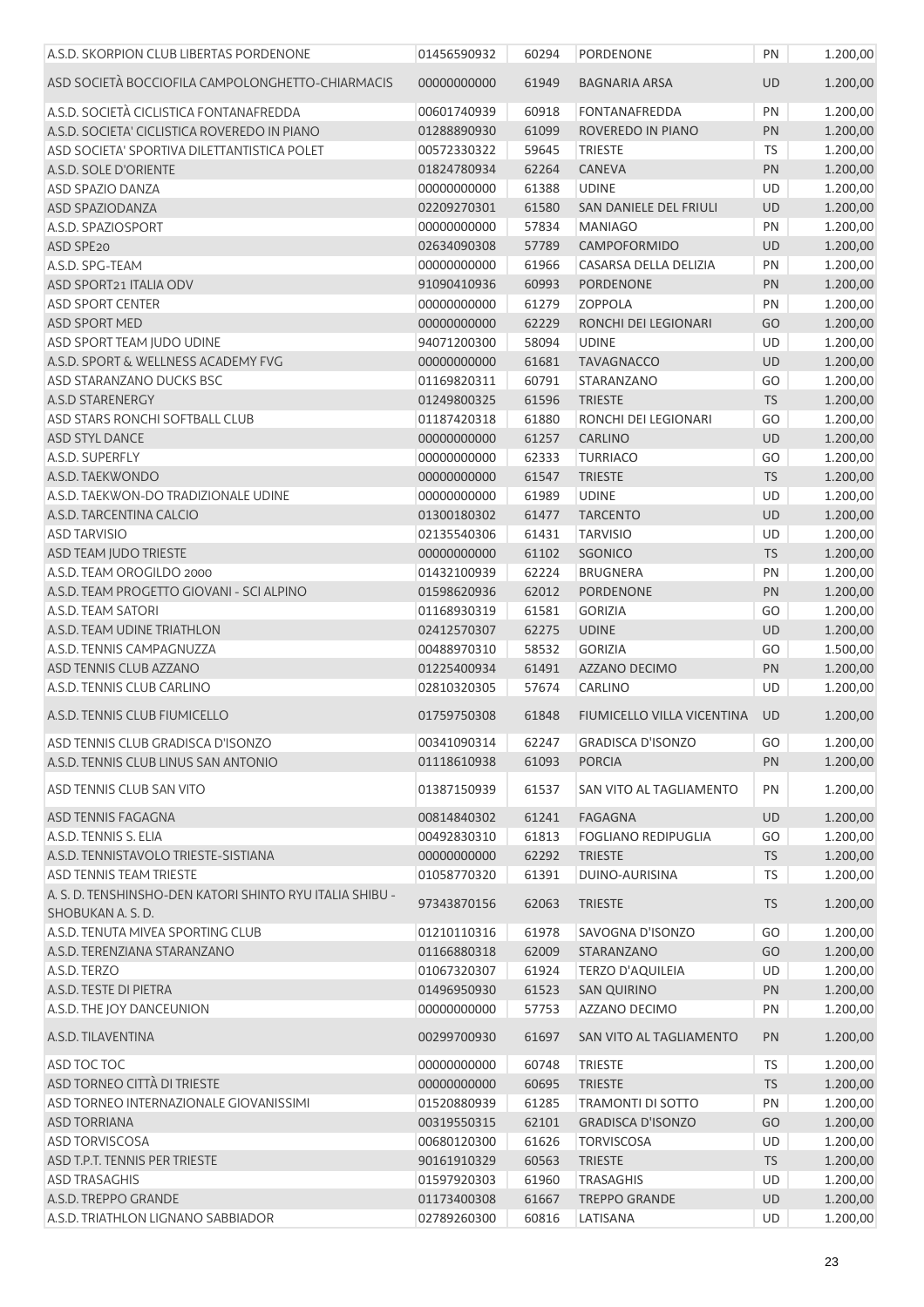| | | | | | |
|---|---|---|---|---|---|
| A.S.D. SKORPION CLUB LIBERTAS PORDENONE | 01456590932 | 60294 | PORDENONE | PN | 1.200,00 |
| ASD SOCIETÀ BOCCIOFILA CAMPOLONGHETTO-CHIARMACIS | 00000000000 | 61949 | BAGNARIA ARSA | UD | 1.200,00 |
| A.S.D. SOCIETÀ CICLISTICA FONTANAFREDDA | 00601740939 | 60918 | FONTANAFREDDA | PN | 1.200,00 |
| A.S.D. SOCIETA' CICLISTICA ROVEREDO IN PIANO | 01288890930 | 61099 | ROVEREDO IN PIANO | PN | 1.200,00 |
| ASD SOCIETA' SPORTIVA DILETTANTISTICA POLET | 00572330322 | 59645 | TRIESTE | TS | 1.200,00 |
| A.S.D. SOLE D'ORIENTE | 01824780934 | 62264 | CANEVA | PN | 1.200,00 |
| ASD SPAZIO DANZA | 00000000000 | 61388 | UDINE | UD | 1.200,00 |
| ASD SPAZIODANZA | 02209270301 | 61580 | SAN DANIELE DEL FRIULI | UD | 1.200,00 |
| A.S.D. SPAZIOSPORT | 00000000000 | 57834 | MANIAGO | PN | 1.200,00 |
| ASD SPE20 | 02634090308 | 57789 | CAMPOFORMIDO | UD | 1.200,00 |
| A.S.D. SPG-TEAM | 00000000000 | 61966 | CASARSA DELLA DELIZIA | PN | 1.200,00 |
| ASD SPORT21 ITALIA ODV | 91090410936 | 60993 | PORDENONE | PN | 1.200,00 |
| ASD SPORT CENTER | 00000000000 | 61279 | ZOPPOLA | PN | 1.200,00 |
| ASD SPORT MED | 00000000000 | 62229 | RONCHI DEI LEGIONARI | GO | 1.200,00 |
| ASD SPORT TEAM JUDO UDINE | 94071200300 | 58094 | UDINE | UD | 1.200,00 |
| A.S.D. SPORT & WELLNESS ACADEMY FVG | 00000000000 | 61681 | TAVAGNACCO | UD | 1.200,00 |
| ASD STARANZANO DUCKS BSC | 01169820311 | 60791 | STARANZANO | GO | 1.200,00 |
| A.S.D STARENERGY | 01249800325 | 61596 | TRIESTE | TS | 1.200,00 |
| ASD STARS RONCHI SOFTBALL CLUB | 01187420318 | 61880 | RONCHI DEI LEGIONARI | GO | 1.200,00 |
| ASD STYL DANCE | 00000000000 | 61257 | CARLINO | UD | 1.200,00 |
| A.S.D. SUPERFLY | 00000000000 | 62333 | TURRIACO | GO | 1.200,00 |
| A.S.D. TAEKWONDO | 00000000000 | 61547 | TRIESTE | TS | 1.200,00 |
| A.S.D. TAEKWON-DO TRADIZIONALE UDINE | 00000000000 | 61989 | UDINE | UD | 1.200,00 |
| A.S.D. TARCENTINA CALCIO | 01300180302 | 61477 | TARCENTO | UD | 1.200,00 |
| ASD TARVISIO | 02135540306 | 61431 | TARVISIO | UD | 1.200,00 |
| ASD TEAM JUDO TRIESTE | 00000000000 | 61102 | SGONICO | TS | 1.200,00 |
| A.S.D. TEAM OROGILDO 2000 | 01432100939 | 62224 | BRUGNERA | PN | 1.200,00 |
| A.S.D. TEAM PROGETTO GIOVANI - SCI ALPINO | 01598620936 | 62012 | PORDENONE | PN | 1.200,00 |
| A.S.D. TEAM SATORI | 01168930319 | 61581 | GORIZIA | GO | 1.200,00 |
| A.S.D. TEAM UDINE TRIATHLON | 02412570307 | 62275 | UDINE | UD | 1.200,00 |
| A.S.D. TENNIS CAMPAGNUZZA | 00488970310 | 58532 | GORIZIA | GO | 1.500,00 |
| ASD TENNIS CLUB AZZANO | 01225400934 | 61491 | AZZANO DECIMO | PN | 1.200,00 |
| A.S.D. TENNIS CLUB CARLINO | 02810320305 | 57674 | CARLINO | UD | 1.200,00 |
| A.S.D. TENNIS CLUB FIUMICELLO | 01759750308 | 61848 | FIUMICELLO VILLA VICENTINA | UD | 1.200,00 |
| ASD TENNIS CLUB GRADISCA D'ISONZO | 00341090314 | 62247 | GRADISCA D'ISONZO | GO | 1.200,00 |
| A.S.D. TENNIS CLUB LINUS SAN ANTONIO | 01118610938 | 61093 | PORCIA | PN | 1.200,00 |
| ASD TENNIS CLUB SAN VITO | 01387150939 | 61537 | SAN VITO AL TAGLIAMENTO | PN | 1.200,00 |
| ASD TENNIS FAGAGNA | 00814840302 | 61241 | FAGAGNA | UD | 1.200,00 |
| A.S.D. TENNIS S. ELIA | 00492830310 | 61813 | FOGLIANO REDIPUGLIA | GO | 1.200,00 |
| A.S.D. TENNISTAVOLO TRIESTE-SISTIANA | 00000000000 | 62292 | TRIESTE | TS | 1.200,00 |
| ASD TENNIS TEAM TRIESTE | 01058770320 | 61391 | DUINO-AURISINA | TS | 1.200,00 |
| A. S. D. TENSHINSHO-DEN KATORI SHINTO RYU ITALIA SHIBU - SHOBUKAN A. S. D. | 97343870156 | 62063 | TRIESTE | TS | 1.200,00 |
| A.S.D. TENUTA MIVEA SPORTING CLUB | 01210110316 | 61978 | SAVOGNA D'ISONZO | GO | 1.200,00 |
| A.S.D. TERENZIANA STARANZANO | 01166880318 | 62009 | STARANZANO | GO | 1.200,00 |
| A.S.D. TERZO | 01067320307 | 61924 | TERZO D'AQUILEIA | UD | 1.200,00 |
| A.S.D. TESTE DI PIETRA | 01496950930 | 61523 | SAN QUIRINO | PN | 1.200,00 |
| A.S.D. THE JOY DANCEUNION | 00000000000 | 57753 | AZZANO DECIMO | PN | 1.200,00 |
| A.S.D. TILAVENTINA | 00299700930 | 61697 | SAN VITO AL TAGLIAMENTO | PN | 1.200,00 |
| ASD TOC TOC | 00000000000 | 60748 | TRIESTE | TS | 1.200,00 |
| ASD TORNEO CITTÀ DI TRIESTE | 00000000000 | 60695 | TRIESTE | TS | 1.200,00 |
| ASD TORNEO INTERNAZIONALE GIOVANISSIMI | 01520880939 | 61285 | TRAMONTI DI SOTTO | PN | 1.200,00 |
| ASD TORRIANA | 00319550315 | 62101 | GRADISCA D'ISONZO | GO | 1.200,00 |
| ASD TORVISCOSA | 00680120300 | 61626 | TORVISCOSA | UD | 1.200,00 |
| ASD T.P.T. TENNIS PER TRIESTE | 90161910329 | 60563 | TRIESTE | TS | 1.200,00 |
| ASD TRASAGHIS | 01597920303 | 61960 | TRASAGHIS | UD | 1.200,00 |
| A.S.D. TREPPO GRANDE | 01173400308 | 61667 | TREPPO GRANDE | UD | 1.200,00 |
| A.S.D. TRIATHLON LIGNANO SABBIADOR | 02789260300 | 60816 | LATISANA | UD | 1.200,00 |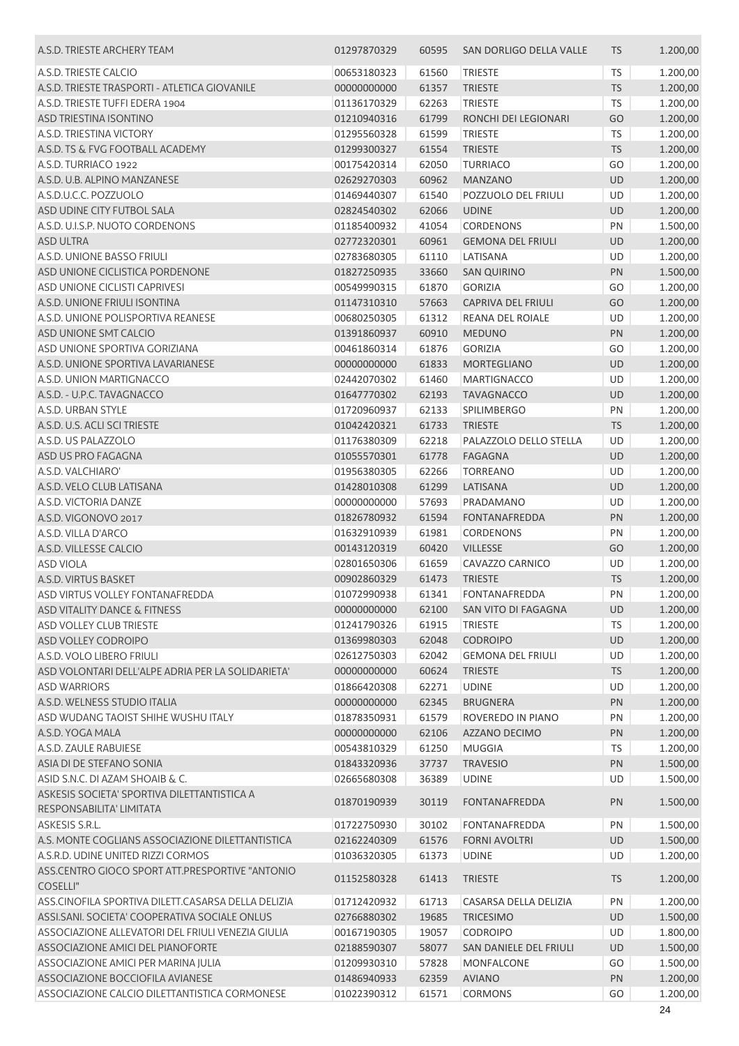| | | | | | |
|---|---|---|---|---|---|
| A.S.D. TRIESTE ARCHERY TEAM | 01297870329 | 60595 | SAN DORLIGO DELLA VALLE | TS | 1.200,00 |
| A.S.D. TRIESTE CALCIO | 00653180323 | 61560 | TRIESTE | TS | 1.200,00 |
| A.S.D. TRIESTE TRASPORTI - ATLETICA GIOVANILE | 00000000000 | 61357 | TRIESTE | TS | 1.200,00 |
| A.S.D. TRIESTE TUFFI EDERA 1904 | 01136170329 | 62263 | TRIESTE | TS | 1.200,00 |
| ASD TRIESTINA ISONTINO | 01210940316 | 61799 | RONCHI DEI LEGIONARI | GO | 1.200,00 |
| A.S.D. TRIESTINA VICTORY | 01295560328 | 61599 | TRIESTE | TS | 1.200,00 |
| A.S.D. TS & FVG FOOTBALL ACADEMY | 01299300327 | 61554 | TRIESTE | TS | 1.200,00 |
| A.S.D. TURRIACO 1922 | 00175420314 | 62050 | TURRIACO | GO | 1.200,00 |
| A.S.D. U.B. ALPINO MANZANESE | 02629270303 | 60962 | MANZANO | UD | 1.200,00 |
| A.S.D.U.C.C. POZZUOLO | 01469440307 | 61540 | POZZUOLO DEL FRIULI | UD | 1.200,00 |
| ASD UDINE CITY FUTBOL SALA | 02824540302 | 62066 | UDINE | UD | 1.200,00 |
| A.S.D. U.I.S.P. NUOTO CORDENONS | 01185400932 | 41054 | CORDENONS | PN | 1.500,00 |
| ASD ULTRA | 02772320301 | 60961 | GEMONA DEL FRIULI | UD | 1.200,00 |
| A.S.D. UNIONE BASSO FRIULI | 02783680305 | 61110 | LATISANA | UD | 1.200,00 |
| ASD UNIONE CICLISTICA PORDENONE | 01827250935 | 33660 | SAN QUIRINO | PN | 1.500,00 |
| ASD UNIONE CICLISTI CAPRIVESI | 00549990315 | 61870 | GORIZIA | GO | 1.200,00 |
| A.S.D. UNIONE FRIULI ISONTINA | 01147310310 | 57663 | CAPRIVA DEL FRIULI | GO | 1.200,00 |
| A.S.D. UNIONE POLISPORTIVA REANESE | 00680250305 | 61312 | REANA DEL ROIALE | UD | 1.200,00 |
| ASD UNIONE SMT CALCIO | 01391860937 | 60910 | MEDUNO | PN | 1.200,00 |
| ASD UNIONE SPORTIVA GORIZIANA | 00461860314 | 61876 | GORIZIA | GO | 1.200,00 |
| A.S.D. UNIONE SPORTIVA LAVARIANESE | 00000000000 | 61833 | MORTEGLIANO | UD | 1.200,00 |
| A.S.D. UNION MARTIGNACCO | 02442070302 | 61460 | MARTIGNACCO | UD | 1.200,00 |
| A.S.D. - U.P.C. TAVAGNACCO | 01647770302 | 62193 | TAVAGNACCO | UD | 1.200,00 |
| A.S.D. URBAN STYLE | 01720960937 | 62133 | SPILIMBERGO | PN | 1.200,00 |
| A.S.D. U.S. ACLI SCI TRIESTE | 01042420321 | 61733 | TRIESTE | TS | 1.200,00 |
| A.S.D. US PALAZZOLO | 01176380309 | 62218 | PALAZZOLO DELLO STELLA | UD | 1.200,00 |
| ASD US PRO FAGAGNA | 01055570301 | 61778 | FAGAGNA | UD | 1.200,00 |
| A.S.D. VALCHIARO' | 01956380305 | 62266 | TORREANO | UD | 1.200,00 |
| A.S.D. VELO CLUB LATISANA | 01428010308 | 61299 | LATISANA | UD | 1.200,00 |
| A.S.D. VICTORIA DANZE | 00000000000 | 57693 | PRADAMANO | UD | 1.200,00 |
| A.S.D. VIGONOVO 2017 | 01826780932 | 61594 | FONTANAFREDDA | PN | 1.200,00 |
| A.S.D. VILLA D'ARCO | 01632910939 | 61981 | CORDENONS | PN | 1.200,00 |
| A.S.D. VILLESSE CALCIO | 00143120319 | 60420 | VILLESSE | GO | 1.200,00 |
| ASD VIOLA | 02801650306 | 61659 | CAVAZZO CARNICO | UD | 1.200,00 |
| A.S.D. VIRTUS BASKET | 00902860329 | 61473 | TRIESTE | TS | 1.200,00 |
| ASD VIRTUS VOLLEY FONTANAFREDDA | 01072990938 | 61341 | FONTANAFREDDA | PN | 1.200,00 |
| ASD VITALITY DANCE & FITNESS | 00000000000 | 62100 | SAN VITO DI FAGAGNA | UD | 1.200,00 |
| ASD VOLLEY CLUB TRIESTE | 01241790326 | 61915 | TRIESTE | TS | 1.200,00 |
| ASD VOLLEY CODROIPO | 01369980303 | 62048 | CODROIPO | UD | 1.200,00 |
| A.S.D. VOLO LIBERO FRIULI | 02612750303 | 62042 | GEMONA DEL FRIULI | UD | 1.200,00 |
| ASD VOLONTARI DELL'ALPE ADRIA PER LA SOLIDARIETA' | 00000000000 | 60624 | TRIESTE | TS | 1.200,00 |
| ASD WARRIORS | 01866420308 | 62271 | UDINE | UD | 1.200,00 |
| A.S.D. WELNESS STUDIO ITALIA | 00000000000 | 62345 | BRUGNERA | PN | 1.200,00 |
| ASD WUDANG TAOIST SHIHE WUSHU ITALY | 01878350931 | 61579 | ROVEREDO IN PIANO | PN | 1.200,00 |
| A.S.D. YOGA MALA | 00000000000 | 62106 | AZZANO DECIMO | PN | 1.200,00 |
| A.S.D. ZAULE RABUIESE | 00543810329 | 61250 | MUGGIA | TS | 1.200,00 |
| ASIA DI DE STEFANO SONIA | 01843320936 | 37737 | TRAVESIO | PN | 1.500,00 |
| ASID S.N.C. DI AZAM SHOAIB & C. | 02665680308 | 36389 | UDINE | UD | 1.500,00 |
| ASKESIS SOCIETA' SPORTIVA DILETTANTISTICA A RESPONSABILITA' LIMITATA | 01870190939 | 30119 | FONTANAFREDDA | PN | 1.500,00 |
| ASKESIS S.R.L. | 01722750930 | 30102 | FONTANAFREDDA | PN | 1.500,00 |
| A.S. MONTE COGLIANS ASSOCIAZIONE DILETTANTISTICA | 02162240309 | 61576 | FORNI AVOLTRI | UD | 1.500,00 |
| A.S.R.D. UDINE UNITED RIZZI CORMOS | 01036320305 | 61373 | UDINE | UD | 1.200,00 |
| ASS.CENTRO GIOCO SPORT ATT.PRESPORTIVE "ANTONIO COSELLI" | 01152580328 | 61413 | TRIESTE | TS | 1.200,00 |
| ASS.CINOFILA SPORTIVA DILETT.CASARSA DELLA DELIZIA | 01712420932 | 61713 | CASARSA DELLA DELIZIA | PN | 1.200,00 |
| ASSI.SANI. SOCIETA' COOPERATIVA SOCIALE ONLUS | 02766880302 | 19685 | TRICESIMO | UD | 1.500,00 |
| ASSOCIAZIONE ALLEVATORI DEL FRIULI VENEZIA GIULIA | 00167190305 | 19057 | CODROIPO | UD | 1.800,00 |
| ASSOCIAZIONE AMICI DEL PIANOFORTE | 02188590307 | 58077 | SAN DANIELE DEL FRIULI | UD | 1.500,00 |
| ASSOCIAZIONE AMICI PER MARINA JULIA | 01209930310 | 57828 | MONFALCONE | GO | 1.500,00 |
| ASSOCIAZIONE BOCCIOFILA AVIANESE | 01486940933 | 62359 | AVIANO | PN | 1.200,00 |
| ASSOCIAZIONE CALCIO DILETTANTISTICA CORMONESE | 01022390312 | 61571 | CORMONS | GO | 1.200,00 |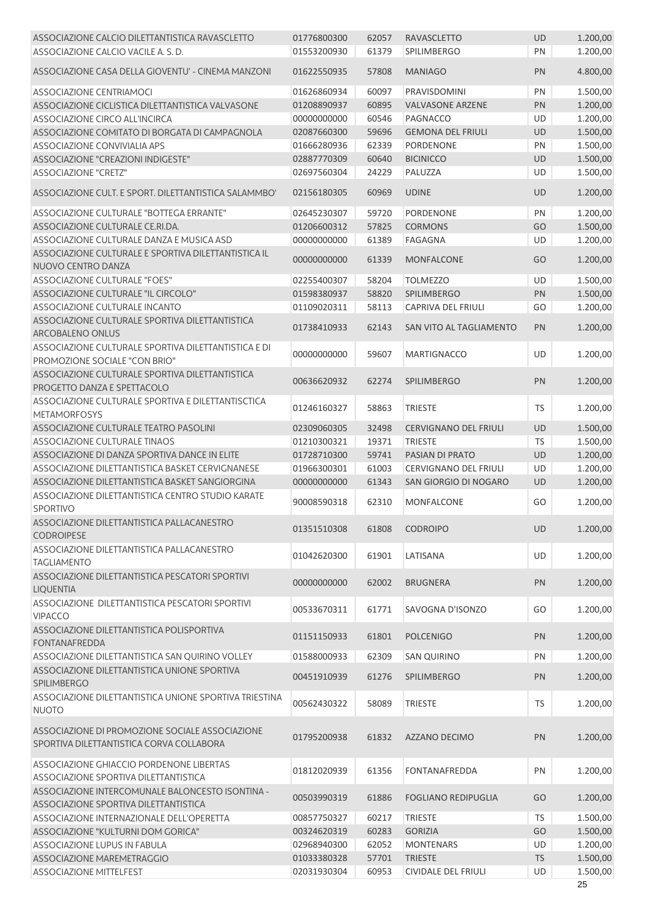| | | | | | |
|---|---|---|---|---|---|
| ASSOCIAZIONE CALCIO DILETTANTISTICA RAVASCLETTO | 01776800300 | 62057 | RAVASCLETTO | UD | 1.200,00 |
| ASSOCIAZIONE CALCIO VACILE A. S. D. | 01553200930 | 61379 | SPILIMBERGO | PN | 1.200,00 |
| ASSOCIAZIONE CASA DELLA GIOVENTU' - CINEMA MANZONI | 01622550935 | 57808 | MANIAGO | PN | 4.800,00 |
| ASSOCIAZIONE CENTRIAMOCI | 01626860934 | 60097 | PRAVISDOMINI | PN | 1.500,00 |
| ASSOCIAZIONE CICLISTICA DILETTANTISTICA VALVASONE | 01208890937 | 60895 | VALVASONE ARZENE | PN | 1.200,00 |
| ASSOCIAZIONE CIRCO ALL'INCIRCA | 00000000000 | 60546 | PAGNACCO | UD | 1.200,00 |
| ASSOCIAZIONE COMITATO DI BORGATA DI CAMPAGNOLA | 02087660300 | 59696 | GEMONA DEL FRIULI | UD | 1.500,00 |
| ASSOCIAZIONE CONVIVIALIA APS | 01666280936 | 62339 | PORDENONE | PN | 1.500,00 |
| ASSOCIAZIONE "CREAZIONI INDIGESTE" | 02887770309 | 60640 | BICINICCO | UD | 1.500,00 |
| ASSOCIAZIONE "CRETZ" | 02697560304 | 24229 | PALUZZA | UD | 1.500,00 |
| ASSOCIAZIONE CULT. E SPORT. DILETTANTISTICA SALAMMBO' | 02156180305 | 60969 | UDINE | UD | 1.200,00 |
| ASSOCIAZIONE CULTURALE "BOTTEGA ERRANTE" | 02645230307 | 59720 | PORDENONE | PN | 1.200,00 |
| ASSOCIAZIONE CULTURALE CE.RI.DA. | 01206600312 | 57825 | CORMONS | GO | 1.500,00 |
| ASSOCIAZIONE CULTURALE DANZA E MUSICA ASD | 00000000000 | 61389 | FAGAGNA | UD | 1.200,00 |
| ASSOCIAZIONE CULTURALE E SPORTIVA DILETTANTISTICA IL NUOVO CENTRO DANZA | 00000000000 | 61339 | MONFALCONE | GO | 1.200,00 |
| ASSOCIAZIONE CULTURALE "FOES" | 02255400307 | 58204 | TOLMEZZO | UD | 1.500,00 |
| ASSOCIAZIONE CULTURALE "IL CIRCOLO" | 01598380937 | 58820 | SPILIMBERGO | PN | 1.500,00 |
| ASSOCIAZIONE CULTURALE INCANTO | 01109020311 | 58113 | CAPRIVA DEL FRIULI | GO | 1.200,00 |
| ASSOCIAZIONE CULTURALE SPORTIVA DILETTANTISTICA ARCOBALENO ONLUS | 01738410933 | 62143 | SAN VITO AL TAGLIAMENTO | PN | 1.200,00 |
| ASSOCIAZIONE CULTURALE SPORTIVA DILETTANTISTICA E DI PROMOZIONE SOCIALE "CON BRIO" | 00000000000 | 59607 | MARTIGNACCO | UD | 1.200,00 |
| ASSOCIAZIONE CULTURALE SPORTIVA DILETTANTISTICA PROGETTO DANZA E SPETTACOLO | 00636620932 | 62274 | SPILIMBERGO | PN | 1.200,00 |
| ASSOCIAZIONE CULTURALE SPORTIVA E DILETTANTISCTICA METAMORFOSYS | 01246160327 | 58863 | TRIESTE | TS | 1.200,00 |
| ASSOCIAZIONE CULTURALE TEATRO PASOLINI | 02309060305 | 32498 | CERVIGNANO DEL FRIULI | UD | 1.500,00 |
| ASSOCIAZIONE CULTURALE TINAOS | 01210300321 | 19371 | TRIESTE | TS | 1.500,00 |
| ASSOCIAZIONE DI DANZA SPORTIVA DANCE IN ELITE | 01728710300 | 59741 | PASIAN DI PRATO | UD | 1.200,00 |
| ASSOCIAZIONE DILETTANTISTICA BASKET CERVIGNANESE | 01966300301 | 61003 | CERVIGNANO DEL FRIULI | UD | 1.200,00 |
| ASSOCIAZIONE DILETTANTISTICA BASKET SANGIORGINA | 00000000000 | 61343 | SAN GIORGIO DI NOGARO | UD | 1.200,00 |
| ASSOCIAZIONE DILETTANTISTICA CENTRO STUDIO KARATE SPORTIVO | 90008590318 | 62310 | MONFALCONE | GO | 1.200,00 |
| ASSOCIAZIONE DILETTANTISTICA PALLACANESTRO CODROIPESE | 01351510308 | 61808 | CODROIPO | UD | 1.200,00 |
| ASSOCIAZIONE DILETTANTISTICA PALLACANESTRO TAGLIAMENTO | 01042620300 | 61901 | LATISANA | UD | 1.200,00 |
| ASSOCIAZIONE DILETTANTISTICA PESCATORI SPORTIVI LIQUENTIA | 00000000000 | 62002 | BRUGNERA | PN | 1.200,00 |
| ASSOCIAZIONE DILETTANTISTICA PESCATORI SPORTIVI VIPACCO | 00533670311 | 61771 | SAVOGNA D'ISONZO | GO | 1.200,00 |
| ASSOCIAZIONE DILETTANTISTICA POLISPORTIVA FONTANAFREDDA | 01151150933 | 61801 | POLCENIGO | PN | 1.200,00 |
| ASSOCIAZIONE DILETTANTISTICA SAN QUIRINO VOLLEY | 01588000933 | 62309 | SAN QUIRINO | PN | 1.200,00 |
| ASSOCIAZIONE DILETTANTISTICA UNIONE SPORTIVA SPILIMBERGO | 00451910939 | 61276 | SPILIMBERGO | PN | 1.200,00 |
| ASSOCIAZIONE DILETTANTISTICA UNIONE SPORTIVA TRIESTINA NUOTO | 00562430322 | 58089 | TRIESTE | TS | 1.200,00 |
| ASSOCIAZIONE DI PROMOZIONE SOCIALE ASSOCIAZIONE SPORTIVA DILETTANTISTICA CORVA COLLABORA | 01795200938 | 61832 | AZZANO DECIMO | PN | 1.200,00 |
| ASSOCIAZIONE GHIACCIO PORDENONE LIBERTAS ASSOCIAZIONE SPORTIVA DILETTANTISTICA | 01812020939 | 61356 | FONTANAFREDDA | PN | 1.200,00 |
| ASSOCIAZIONE INTERCOMUNALE BALONCESTO ISONTINA - ASSOCIAZIONE SPORTIVA DILETTANTISTICA | 00503990319 | 61886 | FOGLIANO REDIPUGLIA | GO | 1.200,00 |
| ASSOCIAZIONE INTERNAZIONALE DELL'OPERETTA | 00857750327 | 60217 | TRIESTE | TS | 1.500,00 |
| ASSOCIAZIONE "KULTURNI DOM GORICA" | 00324620319 | 60283 | GORIZIA | GO | 1.500,00 |
| ASSOCIAZIONE LUPUS IN FABULA | 02968940300 | 62052 | MONTENARS | UD | 1.200,00 |
| ASSOCIAZIONE MAREMETRAGGIO | 01033380328 | 57701 | TRIESTE | TS | 1.500,00 |
| ASSOCIAZIONE MITTELFEST | 02031930304 | 60953 | CIVIDALE DEL FRIULI | UD | 1.500,00 |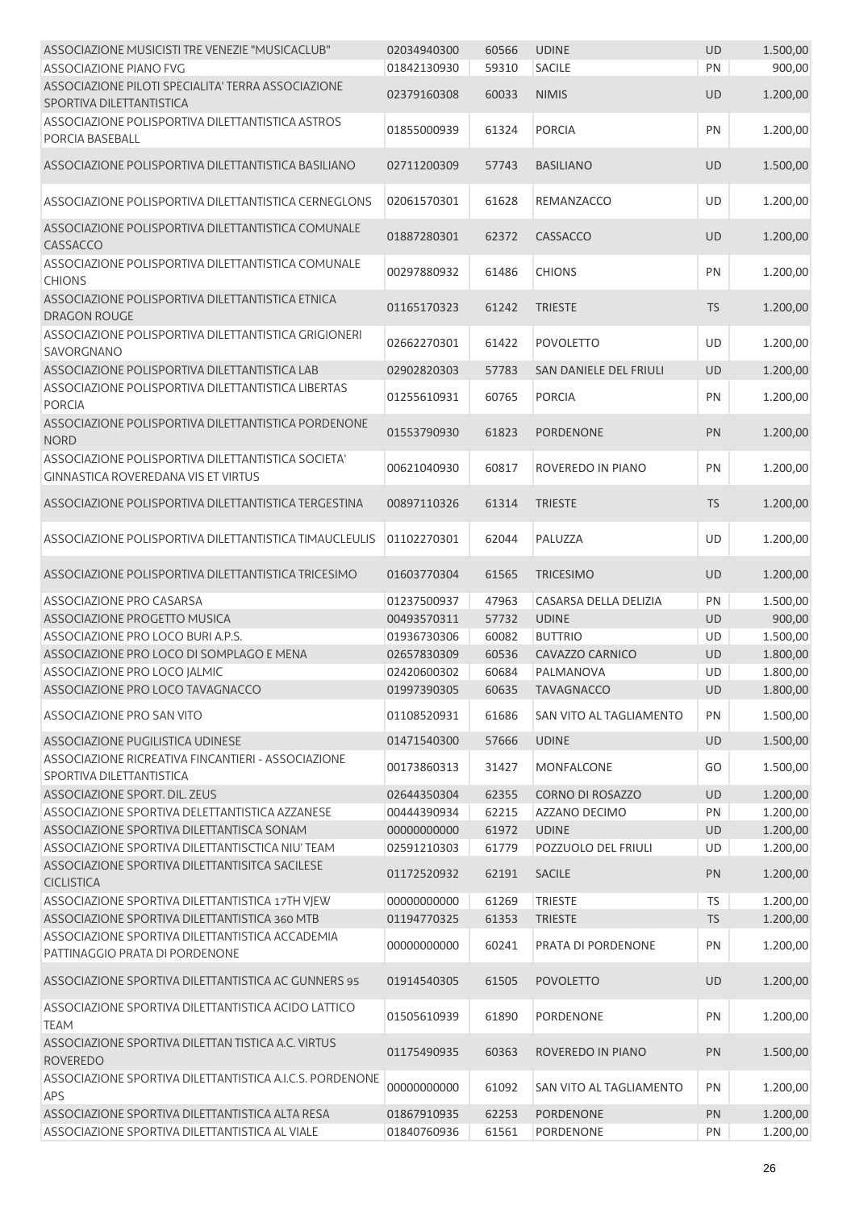| | | | | | |
|---|---|---|---|---|---|
| ASSOCIAZIONE MUSICISTI TRE VENEZIE "MUSICACLUB" | 02034940300 | 60566 | UDINE | UD | 1.500,00 |
| ASSOCIAZIONE PIANO FVG | 01842130930 | 59310 | SACILE | PN | 900,00 |
| ASSOCIAZIONE PILOTI SPECIALITA' TERRA ASSOCIAZIONE SPORTIVA DILETTANTISTICA | 02379160308 | 60033 | NIMIS | UD | 1.200,00 |
| ASSOCIAZIONE POLISPORTIVA DILETTANTISTICA ASTROS PORCIA BASEBALL | 01855000939 | 61324 | PORCIA | PN | 1.200,00 |
| ASSOCIAZIONE POLISPORTIVA DILETTANTISTICA BASILIANO | 02711200309 | 57743 | BASILIANO | UD | 1.500,00 |
| ASSOCIAZIONE POLISPORTIVA DILETTANTISTICA CERNEGLONS | 02061570301 | 61628 | REMANZACCO | UD | 1.200,00 |
| ASSOCIAZIONE POLISPORTIVA DILETTANTISTICA COMUNALE CASSACCO | 01887280301 | 62372 | CASSACCO | UD | 1.200,00 |
| ASSOCIAZIONE POLISPORTIVA DILETTANTISTICA COMUNALE CHIONS | 00297880932 | 61486 | CHIONS | PN | 1.200,00 |
| ASSOCIAZIONE POLISPORTIVA DILETTANTISTICA ETNICA DRAGON ROUGE | 01165170323 | 61242 | TRIESTE | TS | 1.200,00 |
| ASSOCIAZIONE POLISPORTIVA DILETTANTISTICA GRIGIONERI SAVORGNANO | 02662270301 | 61422 | POVOLETTO | UD | 1.200,00 |
| ASSOCIAZIONE POLISPORTIVA DILETTANTISTICA LAB | 02902820303 | 57783 | SAN DANIELE DEL FRIULI | UD | 1.200,00 |
| ASSOCIAZIONE POLISPORTIVA DILETTANTISTICA LIBERTAS PORCIA | 01255610931 | 60765 | PORCIA | PN | 1.200,00 |
| ASSOCIAZIONE POLISPORTIVA DILETTANTISTICA PORDENONE NORD | 01553790930 | 61823 | PORDENONE | PN | 1.200,00 |
| ASSOCIAZIONE POLISPORTIVA DILETTANTISTICA SOCIETA' GINNASTICA ROVEREDANA VIS ET VIRTUS | 00621040930 | 60817 | ROVEREDO IN PIANO | PN | 1.200,00 |
| ASSOCIAZIONE POLISPORTIVA DILETTANTISTICA TERGESTINA | 00897110326 | 61314 | TRIESTE | TS | 1.200,00 |
| ASSOCIAZIONE POLISPORTIVA DILETTANTISTICA TIMAUCLEULIS | 01102270301 | 62044 | PALUZZA | UD | 1.200,00 |
| ASSOCIAZIONE POLISPORTIVA DILETTANTISTICA TRICESIMO | 01603770304 | 61565 | TRICESIMO | UD | 1.200,00 |
| ASSOCIAZIONE PRO CASARSA | 01237500937 | 47963 | CASARSA DELLA DELIZIA | PN | 1.500,00 |
| ASSOCIAZIONE PROGETTO MUSICA | 00493570311 | 57732 | UDINE | UD | 900,00 |
| ASSOCIAZIONE PRO LOCO BURI A.P.S. | 01936730306 | 60082 | BUTTRIO | UD | 1.500,00 |
| ASSOCIAZIONE PRO LOCO DI SOMPLAGO E MENA | 02657830309 | 60536 | CAVAZZO CARNICO | UD | 1.800,00 |
| ASSOCIAZIONE PRO LOCO JALMIC | 02420600302 | 60684 | PALMANOVA | UD | 1.800,00 |
| ASSOCIAZIONE PRO LOCO TAVAGNACCO | 01997390305 | 60635 | TAVAGNACCO | UD | 1.800,00 |
| ASSOCIAZIONE PRO SAN VITO | 01108520931 | 61686 | SAN VITO AL TAGLIAMENTO | PN | 1.500,00 |
| ASSOCIAZIONE PUGILISTICA UDINESE | 01471540300 | 57666 | UDINE | UD | 1.500,00 |
| ASSOCIAZIONE RICREATIVA FINCANTIERI - ASSOCIAZIONE SPORTIVA DILETTANTISTICA | 00173860313 | 31427 | MONFALCONE | GO | 1.500,00 |
| ASSOCIAZIONE SPORT. DIL. ZEUS | 02644350304 | 62355 | CORNO DI ROSAZZO | UD | 1.200,00 |
| ASSOCIAZIONE SPORTIVA DELETTANTISTICA AZZANESE | 00444390934 | 62215 | AZZANO DECIMO | PN | 1.200,00 |
| ASSOCIAZIONE SPORTIVA DILETTANTISCA SONAM | 00000000000 | 61972 | UDINE | UD | 1.200,00 |
| ASSOCIAZIONE SPORTIVA DILETTANTISCTICA NIU' TEAM | 02591210303 | 61779 | POZZUOLO DEL FRIULI | UD | 1.200,00 |
| ASSOCIAZIONE SPORTIVA DILETTANTISITCA SACILESE CICLISTICA | 01172520932 | 62191 | SACILE | PN | 1.200,00 |
| ASSOCIAZIONE SPORTIVA DILETTANTISTICA 17TH VJEW | 00000000000 | 61269 | TRIESTE | TS | 1.200,00 |
| ASSOCIAZIONE SPORTIVA DILETTANTISTICA 360 MTB | 01194770325 | 61353 | TRIESTE | TS | 1.200,00 |
| ASSOCIAZIONE SPORTIVA DILETTANTISTICA ACCADEMIA PATTINAGGIO PRATA DI PORDENONE | 00000000000 | 60241 | PRATA DI PORDENONE | PN | 1.200,00 |
| ASSOCIAZIONE SPORTIVA DILETTANTISTICA AC GUNNERS 95 | 01914540305 | 61505 | POVOLETTO | UD | 1.200,00 |
| ASSOCIAZIONE SPORTIVA DILETTANTISTICA ACIDO LATTICO TEAM | 01505610939 | 61890 | PORDENONE | PN | 1.200,00 |
| ASSOCIAZIONE SPORTIVA DILETTAN TISTICA A.C. VIRTUS ROVEREDO | 01175490935 | 60363 | ROVEREDO IN PIANO | PN | 1.500,00 |
| ASSOCIAZIONE SPORTIVA DILETTANTISTICA A.I.C.S. PORDENONE APS | 00000000000 | 61092 | SAN VITO AL TAGLIAMENTO | PN | 1.200,00 |
| ASSOCIAZIONE SPORTIVA DILETTANTISTICA ALTA RESA | 01867910935 | 62253 | PORDENONE | PN | 1.200,00 |
| ASSOCIAZIONE SPORTIVA DILETTANTISTICA AL VIALE | 01840760936 | 61561 | PORDENONE | PN | 1.200,00 |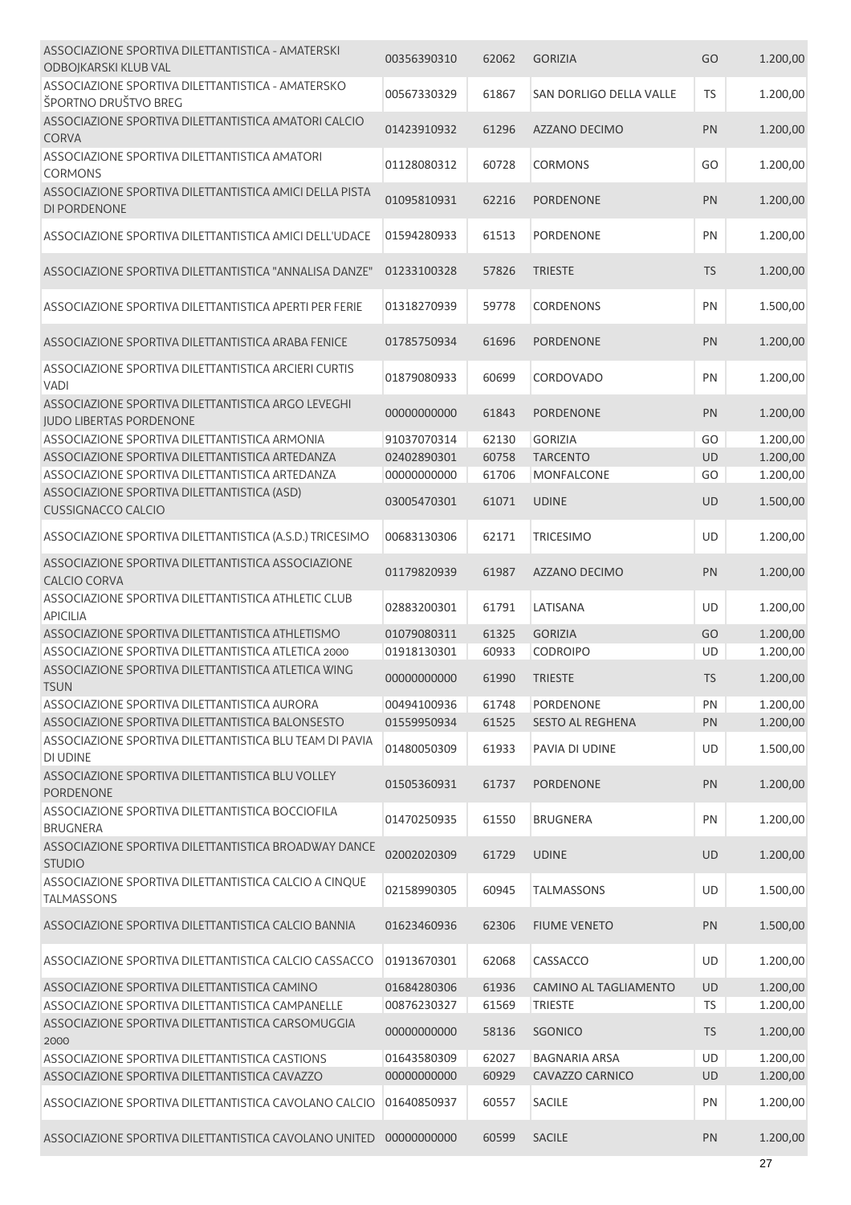| | | | | | |
|---|---|---|---|---|---|
| ASSOCIAZIONE SPORTIVA DILETTANTISTICA - AMATERSKI ODBOJKARSKI KLUB VAL | 00356390310 | 62062 | GORIZIA | GO | 1.200,00 |
| ASSOCIAZIONE SPORTIVA DILETTANTISTICA - AMATERSKO ŠPORTNO DRUŠTVO BREG | 00567330329 | 61867 | SAN DORLIGO DELLA VALLE | TS | 1.200,00 |
| ASSOCIAZIONE SPORTIVA DILETTANTISTICA AMATORI CALCIO CORVA | 01423910932 | 61296 | AZZANO DECIMO | PN | 1.200,00 |
| ASSOCIAZIONE SPORTIVA DILETTANTISTICA AMATORI CORMONS | 01128080312 | 60728 | CORMONS | GO | 1.200,00 |
| ASSOCIAZIONE SPORTIVA DILETTANTISTICA AMICI DELLA PISTA DI PORDENONE | 01095810931 | 62216 | PORDENONE | PN | 1.200,00 |
| ASSOCIAZIONE SPORTIVA DILETTANTISTICA AMICI DELL'UDACE | 01594280933 | 61513 | PORDENONE | PN | 1.200,00 |
| ASSOCIAZIONE SPORTIVA DILETTANTISTICA "ANNALISA DANZE" | 01233100328 | 57826 | TRIESTE | TS | 1.200,00 |
| ASSOCIAZIONE SPORTIVA DILETTANTISTICA APERTI PER FERIE | 01318270939 | 59778 | CORDENONS | PN | 1.500,00 |
| ASSOCIAZIONE SPORTIVA DILETTANTISTICA ARABA FENICE | 01785750934 | 61696 | PORDENONE | PN | 1.200,00 |
| ASSOCIAZIONE SPORTIVA DILETTANTISTICA ARCIERI CURTIS VADI | 01879080933 | 60699 | CORDOVADO | PN | 1.200,00 |
| ASSOCIAZIONE SPORTIVA DILETTANTISTICA ARGO LEVEGHI JUDO LIBERTAS PORDENONE | 00000000000 | 61843 | PORDENONE | PN | 1.200,00 |
| ASSOCIAZIONE SPORTIVA DILETTANTISTICA ARMONIA | 91037070314 | 62130 | GORIZIA | GO | 1.200,00 |
| ASSOCIAZIONE SPORTIVA DILETTANTISTICA ARTEDANZA | 02402890301 | 60758 | TARCENTO | UD | 1.200,00 |
| ASSOCIAZIONE SPORTIVA DILETTANTISTICA ARTEDANZA | 00000000000 | 61706 | MONFALCONE | GO | 1.200,00 |
| ASSOCIAZIONE SPORTIVA DILETTANTISTICA (ASD) CUSSIGNACCO CALCIO | 03005470301 | 61071 | UDINE | UD | 1.500,00 |
| ASSOCIAZIONE SPORTIVA DILETTANTISTICA (A.S.D.) TRICESIMO | 00683130306 | 62171 | TRICESIMO | UD | 1.200,00 |
| ASSOCIAZIONE SPORTIVA DILETTANTISTICA ASSOCIAZIONE CALCIO CORVA | 01179820939 | 61987 | AZZANO DECIMO | PN | 1.200,00 |
| ASSOCIAZIONE SPORTIVA DILETTANTISTICA ATHLETIC CLUB APICILIA | 02883200301 | 61791 | LATISANA | UD | 1.200,00 |
| ASSOCIAZIONE SPORTIVA DILETTANTISTICA ATHLETISMO | 01079080311 | 61325 | GORIZIA | GO | 1.200,00 |
| ASSOCIAZIONE SPORTIVA DILETTANTISTICA ATLETICA 2000 | 01918130301 | 60933 | CODROIPO | UD | 1.200,00 |
| ASSOCIAZIONE SPORTIVA DILETTANTISTICA ATLETICA WING TSUN | 00000000000 | 61990 | TRIESTE | TS | 1.200,00 |
| ASSOCIAZIONE SPORTIVA DILETTANTISTICA AURORA | 00494100936 | 61748 | PORDENONE | PN | 1.200,00 |
| ASSOCIAZIONE SPORTIVA DILETTANTISTICA BALONSESTO | 01559950934 | 61525 | SESTO AL REGHENA | PN | 1.200,00 |
| ASSOCIAZIONE SPORTIVA DILETTANTISTICA BLU TEAM DI PAVIA DI UDINE | 01480050309 | 61933 | PAVIA DI UDINE | UD | 1.500,00 |
| ASSOCIAZIONE SPORTIVA DILETTANTISTICA BLU VOLLEY PORDENONE | 01505360931 | 61737 | PORDENONE | PN | 1.200,00 |
| ASSOCIAZIONE SPORTIVA DILETTANTISTICA BOCCIOFILA BRUGNERA | 01470250935 | 61550 | BRUGNERA | PN | 1.200,00 |
| ASSOCIAZIONE SPORTIVA DILETTANTISTICA BROADWAY DANCE STUDIO | 02002020309 | 61729 | UDINE | UD | 1.200,00 |
| ASSOCIAZIONE SPORTIVA DILETTANTISTICA CALCIO A CINQUE TALMASSONS | 02158990305 | 60945 | TALMASSONS | UD | 1.500,00 |
| ASSOCIAZIONE SPORTIVA DILETTANTISTICA CALCIO BANNIA | 01623460936 | 62306 | FIUME VENETO | PN | 1.500,00 |
| ASSOCIAZIONE SPORTIVA DILETTANTISTICA CALCIO CASSACCO | 01913670301 | 62068 | CASSACCO | UD | 1.200,00 |
| ASSOCIAZIONE SPORTIVA DILETTANTISTICA CAMINO | 01684280306 | 61936 | CAMINO AL TAGLIAMENTO | UD | 1.200,00 |
| ASSOCIAZIONE SPORTIVA DILETTANTISTICA CAMPANELLE | 00876230327 | 61569 | TRIESTE | TS | 1.200,00 |
| ASSOCIAZIONE SPORTIVA DILETTANTISTICA CARSOMUGGIA 2000 | 00000000000 | 58136 | SGONICO | TS | 1.200,00 |
| ASSOCIAZIONE SPORTIVA DILETTANTISTICA CASTIONS | 01643580309 | 62027 | BAGNARIA ARSA | UD | 1.200,00 |
| ASSOCIAZIONE SPORTIVA DILETTANTISTICA CAVAZZO | 00000000000 | 60929 | CAVAZZO CARNICO | UD | 1.200,00 |
| ASSOCIAZIONE SPORTIVA DILETTANTISTICA CAVOLANO CALCIO | 01640850937 | 60557 | SACILE | PN | 1.200,00 |
| ASSOCIAZIONE SPORTIVA DILETTANTISTICA CAVOLANO UNITED | 00000000000 | 60599 | SACILE | PN | 1.200,00 |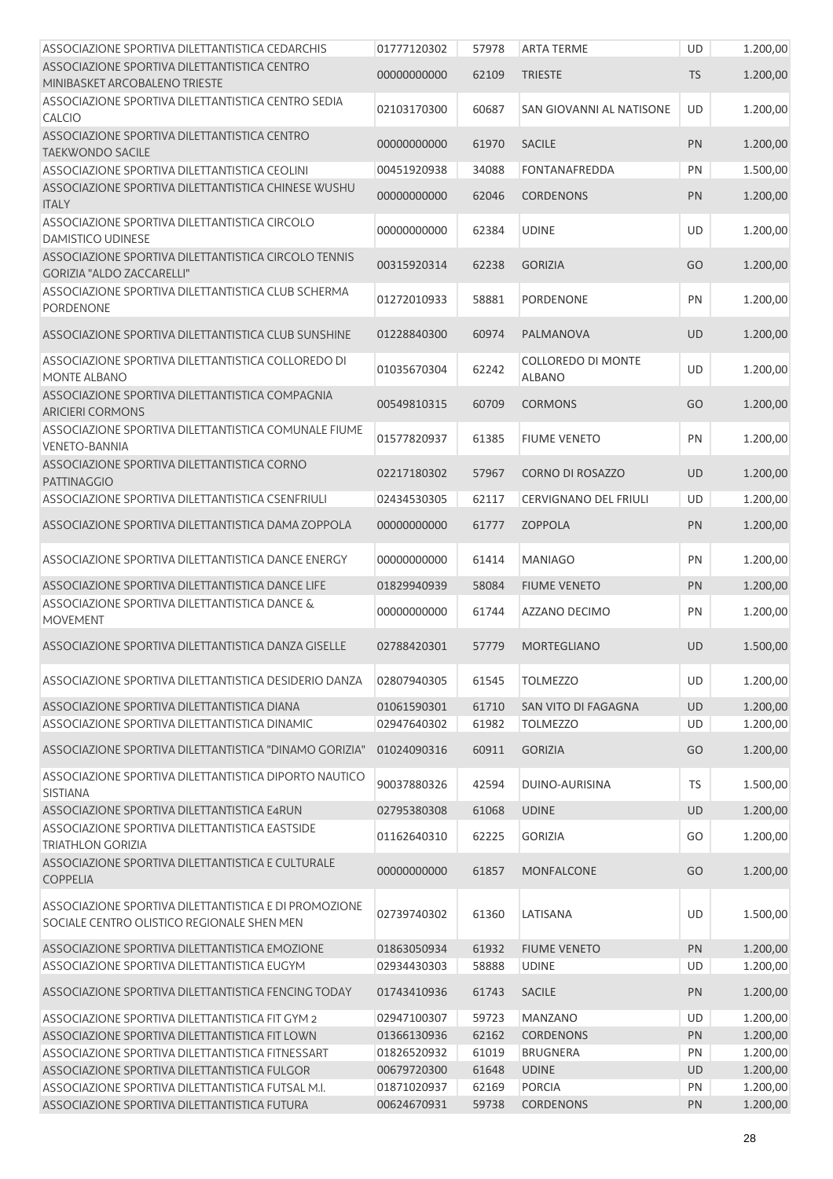| | | | | | |
|---|---|---|---|---|---|
| ASSOCIAZIONE SPORTIVA DILETTANTISTICA CEDARCHIS | 01777120302 | 57978 | ARTA TERME | UD | 1.200,00 |
| ASSOCIAZIONE SPORTIVA DILETTANTISTICA CENTRO MINIBASKET ARCOBALENO TRIESTE | 00000000000 | 62109 | TRIESTE | TS | 1.200,00 |
| ASSOCIAZIONE SPORTIVA DILETTANTISTICA CENTRO SEDIA CALCIO | 02103170300 | 60687 | SAN GIOVANNI AL NATISONE | UD | 1.200,00 |
| ASSOCIAZIONE SPORTIVA DILETTANTISTICA CENTRO TAEKWONDO SACILE | 00000000000 | 61970 | SACILE | PN | 1.200,00 |
| ASSOCIAZIONE SPORTIVA DILETTANTISTICA CEOLINI | 00451920938 | 34088 | FONTANAFREDDA | PN | 1.500,00 |
| ASSOCIAZIONE SPORTIVA DILETTANTISTICA CHINESE WUSHU ITALY | 00000000000 | 62046 | CORDENONS | PN | 1.200,00 |
| ASSOCIAZIONE SPORTIVA DILETTANTISTICA CIRCOLO DAMISTICO UDINESE | 00000000000 | 62384 | UDINE | UD | 1.200,00 |
| ASSOCIAZIONE SPORTIVA DILETTANTISTICA CIRCOLO TENNIS GORIZIA "ALDO ZACCARELLI" | 00315920314 | 62238 | GORIZIA | GO | 1.200,00 |
| ASSOCIAZIONE SPORTIVA DILETTANTISTICA CLUB SCHERMA PORDENONE | 01272010933 | 58881 | PORDENONE | PN | 1.200,00 |
| ASSOCIAZIONE SPORTIVA DILETTANTISTICA CLUB SUNSHINE | 01228840300 | 60974 | PALMANOVA | UD | 1.200,00 |
| ASSOCIAZIONE SPORTIVA DILETTANTISTICA COLLOREDO DI MONTE ALBANO | 01035670304 | 62242 | COLLOREDO DI MONTE ALBANO | UD | 1.200,00 |
| ASSOCIAZIONE SPORTIVA DILETTANTISTICA COMPAGNIA ARICIERI CORMONS | 00549810315 | 60709 | CORMONS | GO | 1.200,00 |
| ASSOCIAZIONE SPORTIVA DILETTANTISTICA COMUNALE FIUME VENETO-BANNIA | 01577820937 | 61385 | FIUME VENETO | PN | 1.200,00 |
| ASSOCIAZIONE SPORTIVA DILETTANTISTICA CORNO PATTINAGGIO | 02217180302 | 57967 | CORNO DI ROSAZZO | UD | 1.200,00 |
| ASSOCIAZIONE SPORTIVA DILETTANTISTICA CSENFRIULI | 02434530305 | 62117 | CERVIGNANO DEL FRIULI | UD | 1.200,00 |
| ASSOCIAZIONE SPORTIVA DILETTANTISTICA DAMA ZOPPOLA | 00000000000 | 61777 | ZOPPOLA | PN | 1.200,00 |
| ASSOCIAZIONE SPORTIVA DILETTANTISTICA DANCE ENERGY | 00000000000 | 61414 | MANIAGO | PN | 1.200,00 |
| ASSOCIAZIONE SPORTIVA DILETTANTISTICA DANCE LIFE | 01829940939 | 58084 | FIUME VENETO | PN | 1.200,00 |
| ASSOCIAZIONE SPORTIVA DILETTANTISTICA DANCE & MOVEMENT | 00000000000 | 61744 | AZZANO DECIMO | PN | 1.200,00 |
| ASSOCIAZIONE SPORTIVA DILETTANTISTICA DANZA GISELLE | 02788420301 | 57779 | MORTEGLIANO | UD | 1.500,00 |
| ASSOCIAZIONE SPORTIVA DILETTANTISTICA DESIDERIO DANZA | 02807940305 | 61545 | TOLMEZZO | UD | 1.200,00 |
| ASSOCIAZIONE SPORTIVA DILETTANTISTICA DIANA | 01061590301 | 61710 | SAN VITO DI FAGAGNA | UD | 1.200,00 |
| ASSOCIAZIONE SPORTIVA DILETTANTISTICA DINAMIC | 02947640302 | 61982 | TOLMEZZO | UD | 1.200,00 |
| ASSOCIAZIONE SPORTIVA DILETTANTISTICA "DINAMO GORIZIA" | 01024090316 | 60911 | GORIZIA | GO | 1.200,00 |
| ASSOCIAZIONE SPORTIVA DILETTANTISTICA DIPORTO NAUTICO SISTIANA | 90037880326 | 42594 | DUINO-AURISINA | TS | 1.500,00 |
| ASSOCIAZIONE SPORTIVA DILETTANTISTICA E4RUN | 02795380308 | 61068 | UDINE | UD | 1.200,00 |
| ASSOCIAZIONE SPORTIVA DILETTANTISTICA EASTSIDE TRIATHLON GORIZIA | 01162640310 | 62225 | GORIZIA | GO | 1.200,00 |
| ASSOCIAZIONE SPORTIVA DILETTANTISTICA E CULTURALE COPPELIA | 00000000000 | 61857 | MONFALCONE | GO | 1.200,00 |
| ASSOCIAZIONE SPORTIVA DILETTANTISTICA E DI PROMOZIONE SOCIALE CENTRO OLISTICO REGIONALE SHEN MEN | 02739740302 | 61360 | LATISANA | UD | 1.500,00 |
| ASSOCIAZIONE SPORTIVA DILETTANTISTICA EMOZIONE | 01863050934 | 61932 | FIUME VENETO | PN | 1.200,00 |
| ASSOCIAZIONE SPORTIVA DILETTANTISTICA EUGYM | 02934430303 | 58888 | UDINE | UD | 1.200,00 |
| ASSOCIAZIONE SPORTIVA DILETTANTISTICA FENCING TODAY | 01743410936 | 61743 | SACILE | PN | 1.200,00 |
| ASSOCIAZIONE SPORTIVA DILETTANTISTICA FIT GYM 2 | 02947100307 | 59723 | MANZANO | UD | 1.200,00 |
| ASSOCIAZIONE SPORTIVA DILETTANTISTICA FIT LOWN | 01366130936 | 62162 | CORDENONS | PN | 1.200,00 |
| ASSOCIAZIONE SPORTIVA DILETTANTISTICA FITNESSART | 01826520932 | 61019 | BRUGNERA | PN | 1.200,00 |
| ASSOCIAZIONE SPORTIVA DILETTANTISTICA FULGOR | 00679720300 | 61648 | UDINE | UD | 1.200,00 |
| ASSOCIAZIONE SPORTIVA DILETTANTISTICA FUTSAL M.I. | 01871020937 | 62169 | PORCIA | PN | 1.200,00 |
| ASSOCIAZIONE SPORTIVA DILETTANTISTICA FUTURA | 00624670931 | 59738 | CORDENONS | PN | 1.200,00 |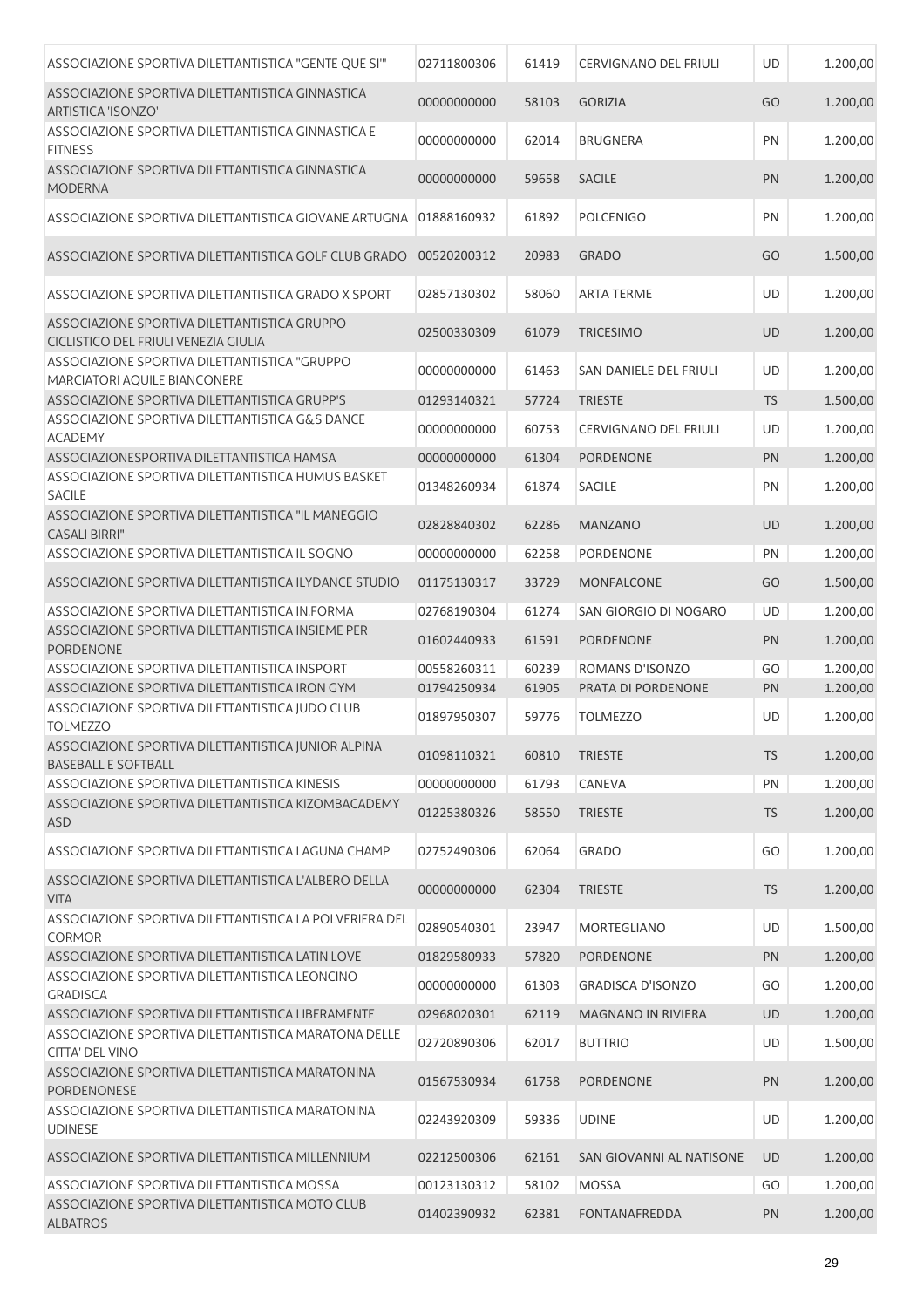| | | | | | |
|---|---|---|---|---|---|
| ASSOCIAZIONE SPORTIVA DILETTANTISTICA "GENTE QUE SI'" | 02711800306 | 61419 | CERVIGNANO DEL FRIULI | UD | 1.200,00 |
| ASSOCIAZIONE SPORTIVA DILETTANTISTICA GINNASTICA ARTISTICA 'ISONZO' | 00000000000 | 58103 | GORIZIA | GO | 1.200,00 |
| ASSOCIAZIONE SPORTIVA DILETTANTISTICA GINNASTICA E FITNESS | 00000000000 | 62014 | BRUGNERA | PN | 1.200,00 |
| ASSOCIAZIONE SPORTIVA DILETTANTISTICA GINNASTICA MODERNA | 00000000000 | 59658 | SACILE | PN | 1.200,00 |
| ASSOCIAZIONE SPORTIVA DILETTANTISTICA GIOVANE ARTUGNA | 01888160932 | 61892 | POLCENIGO | PN | 1.200,00 |
| ASSOCIAZIONE SPORTIVA DILETTANTISTICA GOLF CLUB GRADO | 00520200312 | 20983 | GRADO | GO | 1.500,00 |
| ASSOCIAZIONE SPORTIVA DILETTANTISTICA GRADO X SPORT | 02857130302 | 58060 | ARTA TERME | UD | 1.200,00 |
| ASSOCIAZIONE SPORTIVA DILETTANTISTICA GRUPPO CICLISTICO DEL FRIULI VENEZIA GIULIA | 02500330309 | 61079 | TRICESIMO | UD | 1.200,00 |
| ASSOCIAZIONE SPORTIVA DILETTANTISTICA "GRUPPO MARCIATORI AQUILE BIANCONERE | 00000000000 | 61463 | SAN DANIELE DEL FRIULI | UD | 1.200,00 |
| ASSOCIAZIONE SPORTIVA DILETTANTISTICA GRUPP'S | 01293140321 | 57724 | TRIESTE | TS | 1.500,00 |
| ASSOCIAZIONE SPORTIVA DILETTANTISTICA G&S DANCE ACADEMY | 00000000000 | 60753 | CERVIGNANO DEL FRIULI | UD | 1.200,00 |
| ASSOCIAZIONESPORTIVA DILETTANTISTICA HAMSA | 00000000000 | 61304 | PORDENONE | PN | 1.200,00 |
| ASSOCIAZIONE SPORTIVA DILETTANTISTICA HUMUS BASKET SACILE | 01348260934 | 61874 | SACILE | PN | 1.200,00 |
| ASSOCIAZIONE SPORTIVA DILETTANTISTICA "IL MANEGGIO CASALI BIRRI" | 02828840302 | 62286 | MANZANO | UD | 1.200,00 |
| ASSOCIAZIONE SPORTIVA DILETTANTISTICA IL SOGNO | 00000000000 | 62258 | PORDENONE | PN | 1.200,00 |
| ASSOCIAZIONE SPORTIVA DILETTANTISTICA ILYDANCE STUDIO | 01175130317 | 33729 | MONFALCONE | GO | 1.500,00 |
| ASSOCIAZIONE SPORTIVA DILETTANTISTICA IN.FORMA | 02768190304 | 61274 | SAN GIORGIO DI NOGARO | UD | 1.200,00 |
| ASSOCIAZIONE SPORTIVA DILETTANTISTICA INSIEME PER PORDENONE | 01602440933 | 61591 | PORDENONE | PN | 1.200,00 |
| ASSOCIAZIONE SPORTIVA DILETTANTISTICA INSPORT | 00558260311 | 60239 | ROMANS D'ISONZO | GO | 1.200,00 |
| ASSOCIAZIONE SPORTIVA DILETTANTISTICA IRON GYM | 01794250934 | 61905 | PRATA DI PORDENONE | PN | 1.200,00 |
| ASSOCIAZIONE SPORTIVA DILETTANTISTICA JUDO CLUB TOLMEZZO | 01897950307 | 59776 | TOLMEZZO | UD | 1.200,00 |
| ASSOCIAZIONE SPORTIVA DILETTANTISTICA JUNIOR ALPINA BASEBALL E SOFTBALL | 01098110321 | 60810 | TRIESTE | TS | 1.200,00 |
| ASSOCIAZIONE SPORTIVA DILETTANTISTICA KINESIS | 00000000000 | 61793 | CANEVA | PN | 1.200,00 |
| ASSOCIAZIONE SPORTIVA DILETTANTISTICA KIZOMBACADEMY ASD | 01225380326 | 58550 | TRIESTE | TS | 1.200,00 |
| ASSOCIAZIONE SPORTIVA DILETTANTISTICA LAGUNA CHAMP | 02752490306 | 62064 | GRADO | GO | 1.200,00 |
| ASSOCIAZIONE SPORTIVA DILETTANTISTICA L'ALBERO DELLA VITA | 00000000000 | 62304 | TRIESTE | TS | 1.200,00 |
| ASSOCIAZIONE SPORTIVA DILETTANTISTICA LA POLVERIERA DEL CORMOR | 02890540301 | 23947 | MORTEGLIANO | UD | 1.500,00 |
| ASSOCIAZIONE SPORTIVA DILETTANTISTICA LATIN LOVE | 01829580933 | 57820 | PORDENONE | PN | 1.200,00 |
| ASSOCIAZIONE SPORTIVA DILETTANTISTICA LEONCINO GRADISCA | 00000000000 | 61303 | GRADISCA D'ISONZO | GO | 1.200,00 |
| ASSOCIAZIONE SPORTIVA DILETTANTISTICA LIBERAMENTE | 02968020301 | 62119 | MAGNANO IN RIVIERA | UD | 1.200,00 |
| ASSOCIAZIONE SPORTIVA DILETTANTISTICA MARATONA DELLE CITTA' DEL VINO | 02720890306 | 62017 | BUTTRIO | UD | 1.500,00 |
| ASSOCIAZIONE SPORTIVA DILETTANTISTICA MARATONINA PORDENONESE | 01567530934 | 61758 | PORDENONE | PN | 1.200,00 |
| ASSOCIAZIONE SPORTIVA DILETTANTISTICA MARATONINA UDINESE | 02243920309 | 59336 | UDINE | UD | 1.200,00 |
| ASSOCIAZIONE SPORTIVA DILETTANTISTICA MILLENNIUM | 02212500306 | 62161 | SAN GIOVANNI AL NATISONE | UD | 1.200,00 |
| ASSOCIAZIONE SPORTIVA DILETTANTISTICA MOSSA | 00123130312 | 58102 | MOSSA | GO | 1.200,00 |
| ASSOCIAZIONE SPORTIVA DILETTANTISTICA MOTO CLUB ALBATROS | 01402390932 | 62381 | FONTANAFREDDA | PN | 1.200,00 |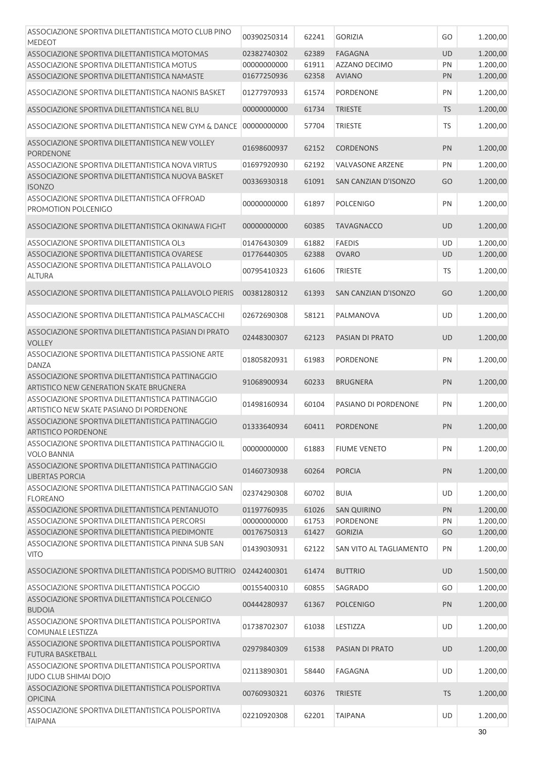| | | | | | |
|---|---|---|---|---|---|
| ASSOCIAZIONE SPORTIVA DILETTANTISTICA MOTO CLUB PINO MEDEOT | 00390250314 | 62241 | GORIZIA | GO | 1.200,00 |
| ASSOCIAZIONE SPORTIVA DILETTANTISTICA MOTOMAS | 02382740302 | 62389 | FAGAGNA | UD | 1.200,00 |
| ASSOCIAZIONE SPORTIVA DILETTANTISTICA MOTUS | 00000000000 | 61911 | AZZANO DECIMO | PN | 1.200,00 |
| ASSOCIAZIONE SPORTIVA DILETTANTISTICA NAMASTE | 01677250936 | 62358 | AVIANO | PN | 1.200,00 |
| ASSOCIAZIONE SPORTIVA DILETTANTISTICA NAONIS BASKET | 01277970933 | 61574 | PORDENONE | PN | 1.200,00 |
| ASSOCIAZIONE SPORTIVA DILETTANTISTICA NEL BLU | 00000000000 | 61734 | TRIESTE | TS | 1.200,00 |
| ASSOCIAZIONE SPORTIVA DILETTANTISTICA NEW GYM & DANCE | 00000000000 | 57704 | TRIESTE | TS | 1.200,00 |
| ASSOCIAZIONE SPORTIVA DILETTANTISTICA NEW VOLLEY PORDENONE | 01698600937 | 62152 | CORDENONS | PN | 1.200,00 |
| ASSOCIAZIONE SPORTIVA DILETTANTISTICA NOVA VIRTUS | 01697920930 | 62192 | VALVASONE ARZENE | PN | 1.200,00 |
| ASSOCIAZIONE SPORTIVA DILETTANTISTICA NUOVA BASKET ISONZO | 00336930318 | 61091 | SAN CANZIAN D'ISONZO | GO | 1.200,00 |
| ASSOCIAZIONE SPORTIVA DILETTANTISTICA OFFROAD PROMOTION POLCENIGO | 00000000000 | 61897 | POLCENIGO | PN | 1.200,00 |
| ASSOCIAZIONE SPORTIVA DILETTANTISTICA OKINAWA FIGHT | 00000000000 | 60385 | TAVAGNACCO | UD | 1.200,00 |
| ASSOCIAZIONE SPORTIVA DILETTANTISTICA OL3 | 01476430309 | 61882 | FAEDIS | UD | 1.200,00 |
| ASSOCIAZIONE SPORTIVA DILETTANTISTICA OVARESE | 01776440305 | 62388 | OVARO | UD | 1.200,00 |
| ASSOCIAZIONE SPORTIVA DILETTANTISTICA PALLAVOLO ALTURA | 00795410323 | 61606 | TRIESTE | TS | 1.200,00 |
| ASSOCIAZIONE SPORTIVA DILETTANTISTICA PALLAVOLO PIERIS | 00381280312 | 61393 | SAN CANZIAN D'ISONZO | GO | 1.200,00 |
| ASSOCIAZIONE SPORTIVA DILETTANTISTICA PALMASCACCHI | 02672690308 | 58121 | PALMANOVA | UD | 1.200,00 |
| ASSOCIAZIONE SPORTIVA DILETTANTISTICA PASIAN DI PRATO VOLLEY | 02448300307 | 62123 | PASIAN DI PRATO | UD | 1.200,00 |
| ASSOCIAZIONE SPORTIVA DILETTANTISTICA PASSIONE ARTE DANZA | 01805820931 | 61983 | PORDENONE | PN | 1.200,00 |
| ASSOCIAZIONE SPORTIVA DILETTANTISTICA PATTINAGGIO ARTISTICO NEW GENERATION SKATE BRUGNERA | 91068900934 | 60233 | BRUGNERA | PN | 1.200,00 |
| ASSOCIAZIONE SPORTIVA DILETTANTISTICA PATTINAGGIO ARTISTICO NEW SKATE PASIANO DI PORDENONE | 01498160934 | 60104 | PASIANO DI PORDENONE | PN | 1.200,00 |
| ASSOCIAZIONE SPORTIVA DILETTANTISTICA PATTINAGGIO ARTISTICO PORDENONE | 01333640934 | 60411 | PORDENONE | PN | 1.200,00 |
| ASSOCIAZIONE SPORTIVA DILETTANTISTICA PATTINAGGIO IL VOLO BANNIA | 00000000000 | 61883 | FIUME VENETO | PN | 1.200,00 |
| ASSOCIAZIONE SPORTIVA DILETTANTISTICA PATTINAGGIO LIBERTAS PORCIA | 01460730938 | 60264 | PORCIA | PN | 1.200,00 |
| ASSOCIAZIONE SPORTIVA DILETTANTISTICA PATTINAGGIO SAN FLOREANO | 02374290308 | 60702 | BUIA | UD | 1.200,00 |
| ASSOCIAZIONE SPORTIVA DILETTANTISTICA PENTANUOTO | 01197760935 | 61026 | SAN QUIRINO | PN | 1.200,00 |
| ASSOCIAZIONE SPORTIVA DILETTANTISTICA PERCORSI | 00000000000 | 61753 | PORDENONE | PN | 1.200,00 |
| ASSOCIAZIONE SPORTIVA DILETTANTISTICA PIEDIMONTE | 00176750313 | 61427 | GORIZIA | GO | 1.200,00 |
| ASSOCIAZIONE SPORTIVA DILETTANTISTICA PINNA SUB SAN VITO | 01439030931 | 62122 | SAN VITO AL TAGLIAMENTO | PN | 1.200,00 |
| ASSOCIAZIONE SPORTIVA DILETTANTISTICA PODISMO BUTTRIO | 02442400301 | 61474 | BUTTRIO | UD | 1.500,00 |
| ASSOCIAZIONE SPORTIVA DILETTANTISTICA POGGIO | 00155400310 | 60855 | SAGRADO | GO | 1.200,00 |
| ASSOCIAZIONE SPORTIVA DILETTANTISTICA POLCENIGO BUDOIA | 00444280937 | 61367 | POLCENIGO | PN | 1.200,00 |
| ASSOCIAZIONE SPORTIVA DILETTANTISTICA POLISPORTIVA COMUNALE LESTIZZA | 01738702307 | 61038 | LESTIZZA | UD | 1.200,00 |
| ASSOCIAZIONE SPORTIVA DILETTANTISTICA POLISPORTIVA FUTURA BASKETBALL | 02979840309 | 61538 | PASIAN DI PRATO | UD | 1.200,00 |
| ASSOCIAZIONE SPORTIVA DILETTANTISTICA POLISPORTIVA JUDO CLUB SHIMAI DOJO | 02113890301 | 58440 | FAGAGNA | UD | 1.200,00 |
| ASSOCIAZIONE SPORTIVA DILETTANTISTICA POLISPORTIVA OPICINA | 00760930321 | 60376 | TRIESTE | TS | 1.200,00 |
| ASSOCIAZIONE SPORTIVA DILETTANTISTICA POLISPORTIVA TAIPANA | 02210920308 | 62201 | TAIPANA | UD | 1.200,00 |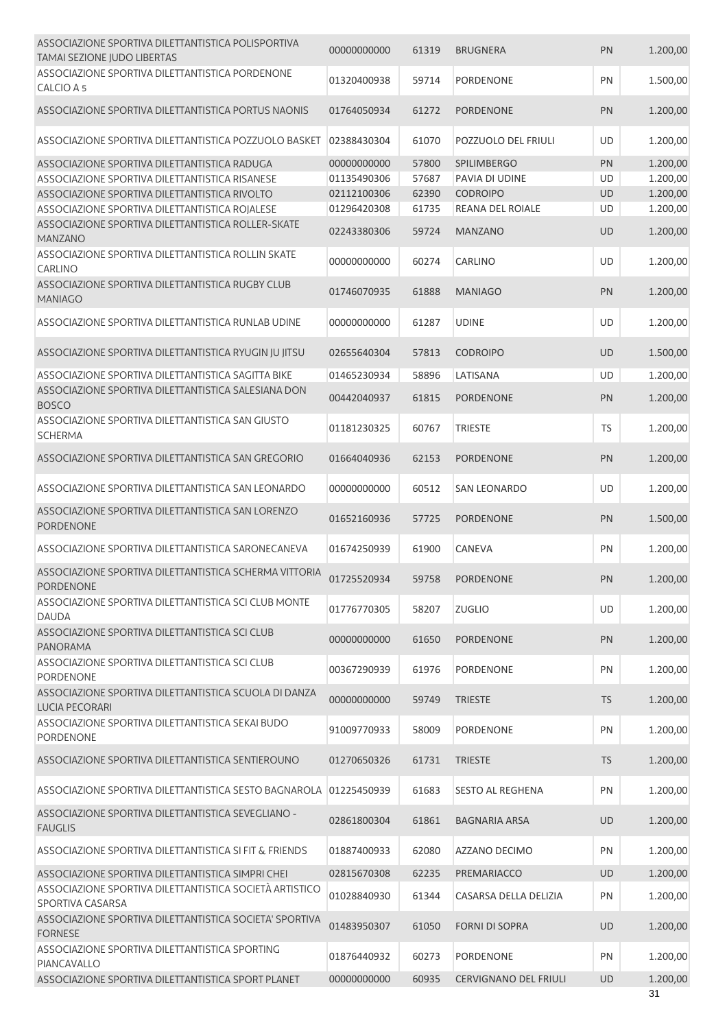| | | | | | |
|---|---|---|---|---|---|
| ASSOCIAZIONE SPORTIVA DILETTANTISTICA POLISPORTIVA TAMAI SEZIONE JUDO LIBERTAS | 00000000000 | 61319 | BRUGNERA | PN | 1.200,00 |
| ASSOCIAZIONE SPORTIVA DILETTANTISTICA PORDENONE CALCIO A 5 | 01320400938 | 59714 | PORDENONE | PN | 1.500,00 |
| ASSOCIAZIONE SPORTIVA DILETTANTISTICA PORTUS NAONIS | 01764050934 | 61272 | PORDENONE | PN | 1.200,00 |
| ASSOCIAZIONE SPORTIVA DILETTANTISTICA POZZUOLO BASKET | 02388430304 | 61070 | POZZUOLO DEL FRIULI | UD | 1.200,00 |
| ASSOCIAZIONE SPORTIVA DILETTANTISTICA RADUGA | 00000000000 | 57800 | SPILIMBERGO | PN | 1.200,00 |
| ASSOCIAZIONE SPORTIVA DILETTANTISTICA RISANESE | 01135490306 | 57687 | PAVIA DI UDINE | UD | 1.200,00 |
| ASSOCIAZIONE SPORTIVA DILETTANTISTICA RIVOLTO | 02112100306 | 62390 | CODROIPO | UD | 1.200,00 |
| ASSOCIAZIONE SPORTIVA DILETTANTISTICA ROJALESE | 01296420308 | 61735 | REANA DEL ROIALE | UD | 1.200,00 |
| ASSOCIAZIONE SPORTIVA DILETTANTISTICA ROLLER-SKATE MANZANO | 02243380306 | 59724 | MANZANO | UD | 1.200,00 |
| ASSOCIAZIONE SPORTIVA DILETTANTISTICA ROLLIN SKATE CARLINO | 00000000000 | 60274 | CARLINO | UD | 1.200,00 |
| ASSOCIAZIONE SPORTIVA DILETTANTISTICA RUGBY CLUB MANIAGO | 01746070935 | 61888 | MANIAGO | PN | 1.200,00 |
| ASSOCIAZIONE SPORTIVA DILETTANTISTICA RUNLAB UDINE | 00000000000 | 61287 | UDINE | UD | 1.200,00 |
| ASSOCIAZIONE SPORTIVA DILETTANTISTICA RYUGIN JU JITSU | 02655640304 | 57813 | CODROIPO | UD | 1.500,00 |
| ASSOCIAZIONE SPORTIVA DILETTANTISTICA SAGITTA BIKE | 01465230934 | 58896 | LATISANA | UD | 1.200,00 |
| ASSOCIAZIONE SPORTIVA DILETTANTISTICA SALESIANA DON BOSCO | 00442040937 | 61815 | PORDENONE | PN | 1.200,00 |
| ASSOCIAZIONE SPORTIVA DILETTANTISTICA SAN GIUSTO SCHERMA | 01181230325 | 60767 | TRIESTE | TS | 1.200,00 |
| ASSOCIAZIONE SPORTIVA DILETTANTISTICA SAN GREGORIO | 01664040936 | 62153 | PORDENONE | PN | 1.200,00 |
| ASSOCIAZIONE SPORTIVA DILETTANTISTICA SAN LEONARDO | 00000000000 | 60512 | SAN LEONARDO | UD | 1.200,00 |
| ASSOCIAZIONE SPORTIVA DILETTANTISTICA SAN LORENZO PORDENONE | 01652160936 | 57725 | PORDENONE | PN | 1.500,00 |
| ASSOCIAZIONE SPORTIVA DILETTANTISTICA SARONECANEVA | 01674250939 | 61900 | CANEVA | PN | 1.200,00 |
| ASSOCIAZIONE SPORTIVA DILETTANTISTICA SCHERMA VITTORIA PORDENONE | 01725520934 | 59758 | PORDENONE | PN | 1.200,00 |
| ASSOCIAZIONE SPORTIVA DILETTANTISTICA SCI CLUB MONTE DAUDA | 01776770305 | 58207 | ZUGLIO | UD | 1.200,00 |
| ASSOCIAZIONE SPORTIVA DILETTANTISTICA SCI CLUB PANORAMA | 00000000000 | 61650 | PORDENONE | PN | 1.200,00 |
| ASSOCIAZIONE SPORTIVA DILETTANTISTICA SCI CLUB PORDENONE | 00367290939 | 61976 | PORDENONE | PN | 1.200,00 |
| ASSOCIAZIONE SPORTIVA DILETTANTISTICA SCUOLA DI DANZA LUCIA PECORARI | 00000000000 | 59749 | TRIESTE | TS | 1.200,00 |
| ASSOCIAZIONE SPORTIVA DILETTANTISTICA SEKAI BUDO PORDENONE | 91009770933 | 58009 | PORDENONE | PN | 1.200,00 |
| ASSOCIAZIONE SPORTIVA DILETTANTISTICA SENTIEROUNO | 01270650326 | 61731 | TRIESTE | TS | 1.200,00 |
| ASSOCIAZIONE SPORTIVA DILETTANTISTICA SESTO BAGNAROLA | 01225450939 | 61683 | SESTO AL REGHENA | PN | 1.200,00 |
| ASSOCIAZIONE SPORTIVA DILETTANTISTICA SEVEGLIANO - FAUGLIS | 02861800304 | 61861 | BAGNARIA ARSA | UD | 1.200,00 |
| ASSOCIAZIONE SPORTIVA DILETTANTISTICA SI FIT & FRIENDS | 01887400933 | 62080 | AZZANO DECIMO | PN | 1.200,00 |
| ASSOCIAZIONE SPORTIVA DILETTANTISTICA SIMPRI CHEI | 02815670308 | 62235 | PREMARIACCO | UD | 1.200,00 |
| ASSOCIAZIONE SPORTIVA DILETTANTISTICA SOCIETÀ ARTISTICO SPORTIVA CASARSA | 01028840930 | 61344 | CASARSA DELLA DELIZIA | PN | 1.200,00 |
| ASSOCIAZIONE SPORTIVA DILETTANTISTICA SOCIETA' SPORTIVA FORNESE | 01483950307 | 61050 | FORNI DI SOPRA | UD | 1.200,00 |
| ASSOCIAZIONE SPORTIVA DILETTANTISTICA SPORTING PIANCAVALLO | 01876440932 | 60273 | PORDENONE | PN | 1.200,00 |
| ASSOCIAZIONE SPORTIVA DILETTANTISTICA SPORT PLANET | 00000000000 | 60935 | CERVIGNANO DEL FRIULI | UD | 1.200,00 |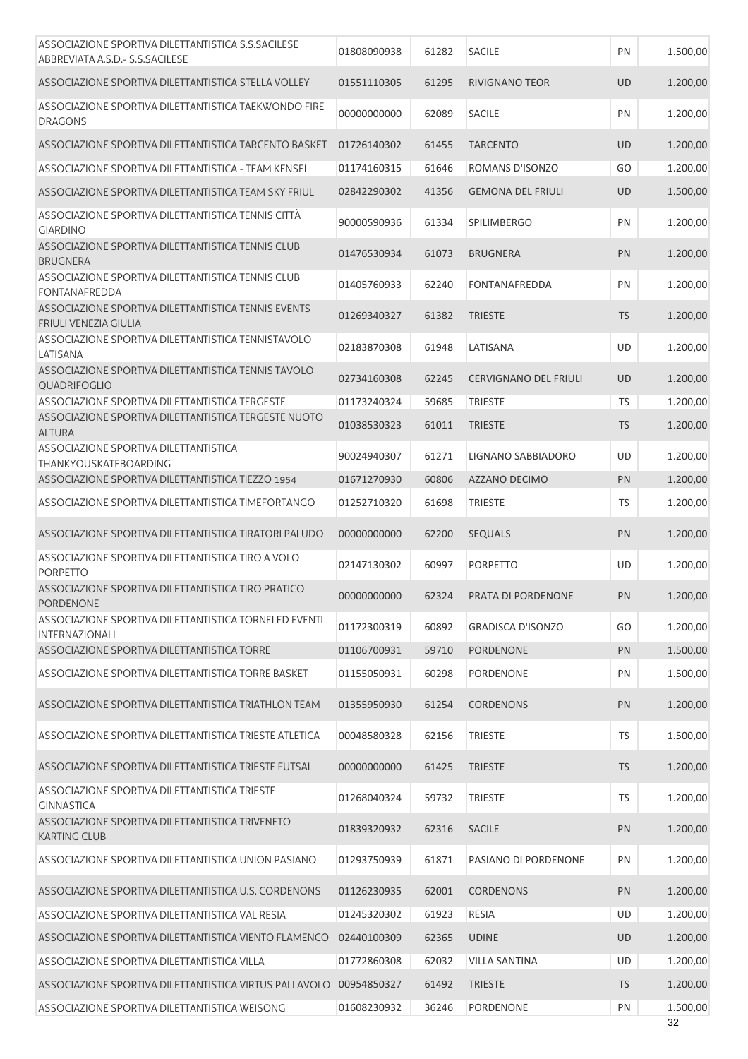| | | | | | |
|---|---|---|---|---|---|
| ASSOCIAZIONE SPORTIVA DILETTANTISTICA S.S.SACILESE ABBREVIATA A.S.D.- S.S.SACILESE | 01808090938 | 61282 | SACILE | PN | 1.500,00 |
| ASSOCIAZIONE SPORTIVA DILETTANTISTICA STELLA VOLLEY | 01551110305 | 61295 | RIVIGNANO TEOR | UD | 1.200,00 |
| ASSOCIAZIONE SPORTIVA DILETTANTISTICA TAEKWONDO FIRE DRAGONS | 00000000000 | 62089 | SACILE | PN | 1.200,00 |
| ASSOCIAZIONE SPORTIVA DILETTANTISTICA TARCENTO BASKET | 01726140302 | 61455 | TARCENTO | UD | 1.200,00 |
| ASSOCIAZIONE SPORTIVA DILETTANTISTICA - TEAM KENSEI | 01174160315 | 61646 | ROMANS D'ISONZO | GO | 1.200,00 |
| ASSOCIAZIONE SPORTIVA DILETTANTISTICA TEAM SKY FRIUL | 02842290302 | 41356 | GEMONA DEL FRIULI | UD | 1.500,00 |
| ASSOCIAZIONE SPORTIVA DILETTANTISTICA TENNIS CITTÀ GIARDINO | 90000590936 | 61334 | SPILIMBERGO | PN | 1.200,00 |
| ASSOCIAZIONE SPORTIVA DILETTANTISTICA TENNIS CLUB BRUGNERA | 01476530934 | 61073 | BRUGNERA | PN | 1.200,00 |
| ASSOCIAZIONE SPORTIVA DILETTANTISTICA TENNIS CLUB FONTANAFREDDA | 01405760933 | 62240 | FONTANAFREDDA | PN | 1.200,00 |
| ASSOCIAZIONE SPORTIVA DILETTANTISTICA TENNIS EVENTS FRIULI VENEZIA GIULIA | 01269340327 | 61382 | TRIESTE | TS | 1.200,00 |
| ASSOCIAZIONE SPORTIVA DILETTANTISTICA TENNISTAVOLO LATISANA | 02183870308 | 61948 | LATISANA | UD | 1.200,00 |
| ASSOCIAZIONE SPORTIVA DILETTANTISTICA TENNIS TAVOLO QUADRIFOGLIO | 02734160308 | 62245 | CERVIGNANO DEL FRIULI | UD | 1.200,00 |
| ASSOCIAZIONE SPORTIVA DILETTANTISTICA TERGESTE | 01173240324 | 59685 | TRIESTE | TS | 1.200,00 |
| ASSOCIAZIONE SPORTIVA DILETTANTISTICA TERGESTE NUOTO ALTURA | 01038530323 | 61011 | TRIESTE | TS | 1.200,00 |
| ASSOCIAZIONE SPORTIVA DILETTANTISTICA THANKYOUSKATEBOARDING | 90024940307 | 61271 | LIGNANO SABBIADORO | UD | 1.200,00 |
| ASSOCIAZIONE SPORTIVA DILETTANTISTICA TIEZZO 1954 | 01671270930 | 60806 | AZZANO DECIMO | PN | 1.200,00 |
| ASSOCIAZIONE SPORTIVA DILETTANTISTICA TIMEFORTANGO | 01252710320 | 61698 | TRIESTE | TS | 1.200,00 |
| ASSOCIAZIONE SPORTIVA DILETTANTISTICA TIRATORI PALUDO | 00000000000 | 62200 | SEQUALS | PN | 1.200,00 |
| ASSOCIAZIONE SPORTIVA DILETTANTISTICA TIRO A VOLO PORPETTO | 02147130302 | 60997 | PORPETTO | UD | 1.200,00 |
| ASSOCIAZIONE SPORTIVA DILETTANTISTICA TIRO PRATICO PORDENONE | 00000000000 | 62324 | PRATA DI PORDENONE | PN | 1.200,00 |
| ASSOCIAZIONE SPORTIVA DILETTANTISTICA TORNEI ED EVENTI INTERNAZIONALI | 01172300319 | 60892 | GRADISCA D'ISONZO | GO | 1.200,00 |
| ASSOCIAZIONE SPORTIVA DILETTANTISTICA TORRE | 01106700931 | 59710 | PORDENONE | PN | 1.500,00 |
| ASSOCIAZIONE SPORTIVA DILETTANTISTICA TORRE BASKET | 01155050931 | 60298 | PORDENONE | PN | 1.500,00 |
| ASSOCIAZIONE SPORTIVA DILETTANTISTICA TRIATHLON TEAM | 01355950930 | 61254 | CORDENONS | PN | 1.200,00 |
| ASSOCIAZIONE SPORTIVA DILETTANTISTICA TRIESTE ATLETICA | 00048580328 | 62156 | TRIESTE | TS | 1.500,00 |
| ASSOCIAZIONE SPORTIVA DILETTANTISTICA TRIESTE FUTSAL | 00000000000 | 61425 | TRIESTE | TS | 1.200,00 |
| ASSOCIAZIONE SPORTIVA DILETTANTISTICA TRIESTE GINNASTICA | 01268040324 | 59732 | TRIESTE | TS | 1.200,00 |
| ASSOCIAZIONE SPORTIVA DILETTANTISTICA TRIVENETO KARTING CLUB | 01839320932 | 62316 | SACILE | PN | 1.200,00 |
| ASSOCIAZIONE SPORTIVA DILETTANTISTICA UNION PASIANO | 01293750939 | 61871 | PASIANO DI PORDENONE | PN | 1.200,00 |
| ASSOCIAZIONE SPORTIVA DILETTANTISTICA U.S. CORDENONS | 01126230935 | 62001 | CORDENONS | PN | 1.200,00 |
| ASSOCIAZIONE SPORTIVA DILETTANTISTICA VAL RESIA | 01245320302 | 61923 | RESIA | UD | 1.200,00 |
| ASSOCIAZIONE SPORTIVA DILETTANTISTICA VIENTO FLAMENCO | 02440100309 | 62365 | UDINE | UD | 1.200,00 |
| ASSOCIAZIONE SPORTIVA DILETTANTISTICA VILLA | 01772860308 | 62032 | VILLA SANTINA | UD | 1.200,00 |
| ASSOCIAZIONE SPORTIVA DILETTANTISTICA VIRTUS PALLAVOLO | 00954850327 | 61492 | TRIESTE | TS | 1.200,00 |
| ASSOCIAZIONE SPORTIVA DILETTANTISTICA WEISONG | 01608230932 | 36246 | PORDENONE | PN | 1.500,00 |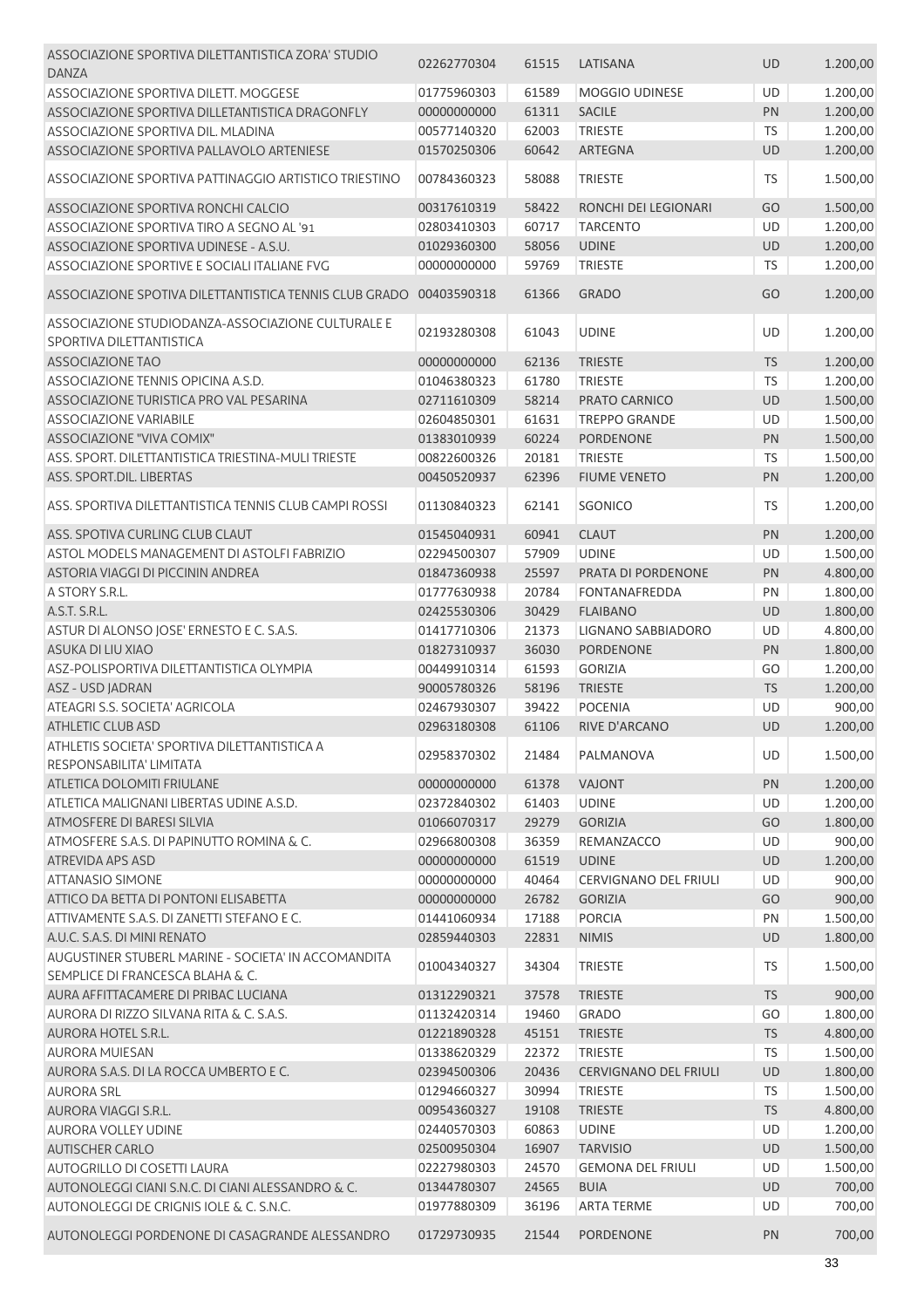| | | | | | |
|---|---|---|---|---|---|
| ASSOCIAZIONE SPORTIVA DILETTANTISTICA ZORA' STUDIO DANZA | 02262770304 | 61515 | LATISANA | UD | 1.200,00 |
| ASSOCIAZIONE SPORTIVA DILETT. MOGGESE | 01775960303 | 61589 | MOGGIO UDINESE | UD | 1.200,00 |
| ASSOCIAZIONE SPORTIVA DILLETANTISTICA DRAGONFLY | 00000000000 | 61311 | SACILE | PN | 1.200,00 |
| ASSOCIAZIONE SPORTIVA DIL. MLADINA | 00577140320 | 62003 | TRIESTE | TS | 1.200,00 |
| ASSOCIAZIONE SPORTIVA PALLAVOLO ARTENIESE | 01570250306 | 60642 | ARTEGNA | UD | 1.200,00 |
| ASSOCIAZIONE SPORTIVA PATTINAGGIO ARTISTICO TRIESTINO | 00784360323 | 58088 | TRIESTE | TS | 1.500,00 |
| ASSOCIAZIONE SPORTIVA RONCHI CALCIO | 00317610319 | 58422 | RONCHI DEI LEGIONARI | GO | 1.500,00 |
| ASSOCIAZIONE SPORTIVA TIRO A SEGNO AL '91 | 02803410303 | 60717 | TARCENTO | UD | 1.200,00 |
| ASSOCIAZIONE SPORTIVA UDINESE - A.S.U. | 01029360300 | 58056 | UDINE | UD | 1.200,00 |
| ASSOCIAZIONE SPORTIVE E SOCIALI ITALIANE FVG | 00000000000 | 59769 | TRIESTE | TS | 1.200,00 |
| ASSOCIAZIONE SPOTIVA DILETTANTISTICA TENNIS CLUB GRADO | 00403590318 | 61366 | GRADO | GO | 1.200,00 |
| ASSOCIAZIONE STUDIODANZA-ASSOCIAZIONE CULTURALE E SPORTIVA DILETTANTISTICA | 02193280308 | 61043 | UDINE | UD | 1.200,00 |
| ASSOCIAZIONE TAO | 00000000000 | 62136 | TRIESTE | TS | 1.200,00 |
| ASSOCIAZIONE TENNIS OPICINA A.S.D. | 01046380323 | 61780 | TRIESTE | TS | 1.200,00 |
| ASSOCIAZIONE TURISTICA PRO VAL PESARINA | 02711610309 | 58214 | PRATO CARNICO | UD | 1.500,00 |
| ASSOCIAZIONE VARIABILE | 02604850301 | 61631 | TREPPO GRANDE | UD | 1.500,00 |
| ASSOCIAZIONE "VIVA COMIX" | 01383010939 | 60224 | PORDENONE | PN | 1.500,00 |
| ASS. SPORT. DILETTANTISTICA TRIESTINA-MULI TRIESTE | 00822600326 | 20181 | TRIESTE | TS | 1.500,00 |
| ASS. SPORT.DIL. LIBERTAS | 00450520937 | 62396 | FIUME VENETO | PN | 1.200,00 |
| ASS. SPORTIVA DILETTANTISTICA TENNIS CLUB CAMPI ROSSI | 01130840323 | 62141 | SGONICO | TS | 1.200,00 |
| ASS. SPOTIVA CURLING CLUB CLAUT | 01545040931 | 60941 | CLAUT | PN | 1.200,00 |
| ASTOL MODELS MANAGEMENT DI ASTOLFI FABRIZIO | 02294500307 | 57909 | UDINE | UD | 1.500,00 |
| ASTORIA VIAGGI DI PICCININ ANDREA | 01847360938 | 25597 | PRATA DI PORDENONE | PN | 4.800,00 |
| A STORY S.R.L. | 01777630938 | 20784 | FONTANAFREDDA | PN | 1.800,00 |
| A.S.T. S.R.L. | 02425530306 | 30429 | FLAIBANO | UD | 1.800,00 |
| ASTUR DI ALONSO JOSE' ERNESTO E C. S.A.S. | 01417710306 | 21373 | LIGNANO SABBIADORO | UD | 4.800,00 |
| ASUKA DI LIU XIAO | 01827310937 | 36030 | PORDENONE | PN | 1.800,00 |
| ASZ-POLISPORTIVA DILETTANTISTICA OLYMPIA | 00449910314 | 61593 | GORIZIA | GO | 1.200,00 |
| ASZ - USD JADRAN | 90005780326 | 58196 | TRIESTE | TS | 1.200,00 |
| ATEAGRI S.S. SOCIETA' AGRICOLA | 02467930307 | 39422 | POCENIA | UD | 900,00 |
| ATHLETIC CLUB ASD | 02963180308 | 61106 | RIVE D'ARCANO | UD | 1.200,00 |
| ATHLETIS SOCIETA' SPORTIVA DILETTANTISTICA A RESPONSABILITA' LIMITATA | 02958370302 | 21484 | PALMANOVA | UD | 1.500,00 |
| ATLETICA DOLOMITI FRIULANE | 00000000000 | 61378 | VAJONT | PN | 1.200,00 |
| ATLETICA MALIGNANI LIBERTAS UDINE A.S.D. | 02372840302 | 61403 | UDINE | UD | 1.200,00 |
| ATMOSFERE DI BARESI SILVIA | 01066070317 | 29279 | GORIZIA | GO | 1.800,00 |
| ATMOSFERE S.A.S. DI PAPINUTTO ROMINA & C. | 02966800308 | 36359 | REMANZACCO | UD | 900,00 |
| ATREVIDA APS ASD | 00000000000 | 61519 | UDINE | UD | 1.200,00 |
| ATTANASIO SIMONE | 00000000000 | 40464 | CERVIGNANO DEL FRIULI | UD | 900,00 |
| ATTICO DA BETTA DI PONTONI ELISABETTA | 00000000000 | 26782 | GORIZIA | GO | 900,00 |
| ATTIVAMENTE S.A.S. DI ZANETTI STEFANO E C. | 01441060934 | 17188 | PORCIA | PN | 1.500,00 |
| A.U.C. S.A.S. DI MINI RENATO | 02859440303 | 22831 | NIMIS | UD | 1.800,00 |
| AUGUSTINER STUBERL MARINE - SOCIETA' IN ACCOMANDITA SEMPLICE DI FRANCESCA BLAHA & C. | 01004340327 | 34304 | TRIESTE | TS | 1.500,00 |
| AURA AFFITTACAMERE DI PRIBAC LUCIANA | 01312290321 | 37578 | TRIESTE | TS | 900,00 |
| AURORA DI RIZZO SILVANA RITA & C. S.A.S. | 01132420314 | 19460 | GRADO | GO | 1.800,00 |
| AURORA HOTEL S.R.L. | 01221890328 | 45151 | TRIESTE | TS | 4.800,00 |
| AURORA MUIESAN | 01338620329 | 22372 | TRIESTE | TS | 1.500,00 |
| AURORA S.A.S. DI LA ROCCA UMBERTO E C. | 02394500306 | 20436 | CERVIGNANO DEL FRIULI | UD | 1.800,00 |
| AURORA SRL | 01294660327 | 30994 | TRIESTE | TS | 1.500,00 |
| AURORA VIAGGI S.R.L. | 00954360327 | 19108 | TRIESTE | TS | 4.800,00 |
| AURORA VOLLEY UDINE | 02440570303 | 60863 | UDINE | UD | 1.200,00 |
| AUTISCHER CARLO | 02500950304 | 16907 | TARVISIO | UD | 1.500,00 |
| AUTOGRILLO DI COSETTI LAURA | 02227980303 | 24570 | GEMONA DEL FRIULI | UD | 1.500,00 |
| AUTONOLEGGI CIANI S.N.C. DI CIANI ALESSANDRO & C. | 01344780307 | 24565 | BUIA | UD | 700,00 |
| AUTONOLEGGI DE CRIGNIS IOLE & C. S.N.C. | 01977880309 | 36196 | ARTA TERME | UD | 700,00 |
| AUTONOLEGGI PORDENONE DI CASAGRANDE ALESSANDRO | 01729730935 | 21544 | PORDENONE | PN | 700,00 |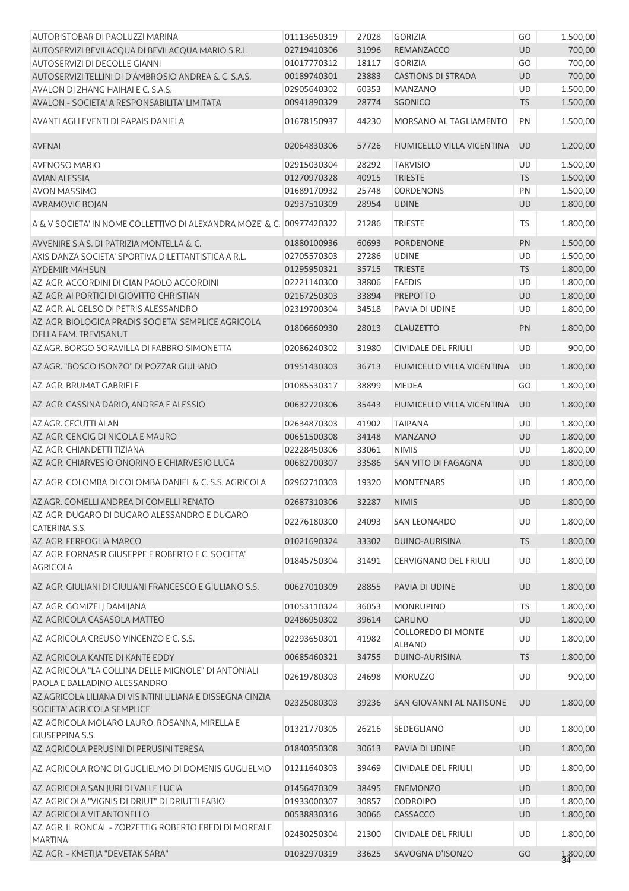| | | | | | |
|---|---|---|---|---|---|
| AUTORISTOBAR DI PAOLUZZI MARINA | 01113650319 | 27028 | GORIZIA | GO | 1.500,00 |
| AUTOSERVIZI BEVILACQUA DI BEVILACQUA MARIO S.R.L. | 02719410306 | 31996 | REMANZACCO | UD | 700,00 |
| AUTOSERVIZI DI DECOLLE GIANNI | 01017770312 | 18117 | GORIZIA | GO | 700,00 |
| AUTOSERVIZI TELLINI DI D'AMBROSIO ANDREA & C. S.A.S. | 00189740301 | 23883 | CASTIONS DI STRADA | UD | 700,00 |
| AVALON DI ZHANG HAIHAI E C. S.A.S. | 02905640302 | 60353 | MANZANO | UD | 1.500,00 |
| AVALON - SOCIETA' A RESPONSABILITA' LIMITATA | 00941890329 | 28774 | SGONICO | TS | 1.500,00 |
| AVANTI AGLI EVENTI DI PAPAIS DANIELA | 01678150937 | 44230 | MORSANO AL TAGLIAMENTO | PN | 1.500,00 |
| AVENAL | 02064830306 | 57726 | FIUMICELLO VILLA VICENTINA | UD | 1.200,00 |
| AVENOSO MARIO | 02915030304 | 28292 | TARVISIO | UD | 1.500,00 |
| AVIAN ALESSIA | 01270970328 | 40915 | TRIESTE | TS | 1.500,00 |
| AVON MASSIMO | 01689170932 | 25748 | CORDENONS | PN | 1.500,00 |
| AVRAMOVIC BOJAN | 02937510309 | 28954 | UDINE | UD | 1.800,00 |
| A & V SOCIETA' IN NOME COLLETTIVO DI ALEXANDRA MOZE' & C. | 00977420322 | 21286 | TRIESTE | TS | 1.800,00 |
| AVVENIRE S.A.S. DI PATRIZIA MONTELLA & C. | 01880100936 | 60693 | PORDENONE | PN | 1.500,00 |
| AXIS DANZA SOCIETA' SPORTIVA DILETTANTISTICA A R.L. | 02705570303 | 27286 | UDINE | UD | 1.500,00 |
| AYDEMIR MAHSUN | 01295950321 | 35715 | TRIESTE | TS | 1.800,00 |
| AZ. AGR. ACCORDINI DI GIAN PAOLO ACCORDINI | 02221140300 | 38806 | FAEDIS | UD | 1.800,00 |
| AZ. AGR. AI PORTICI DI GIOVITTO CHRISTIAN | 02167250303 | 33894 | PREPOTTO | UD | 1.800,00 |
| AZ. AGR. AL GELSO DI PETRIS ALESSANDRO | 02319700304 | 34518 | PAVIA DI UDINE | UD | 1.800,00 |
| AZ. AGR. BIOLOGICA PRADIS SOCIETA' SEMPLICE AGRICOLA DELLA FAM. TREVISANUT | 01806660930 | 28013 | CLAUZETTO | PN | 1.800,00 |
| AZ.AGR. BORGO SORAVILLA DI FABBRO SIMONETTA | 02086240302 | 31980 | CIVIDALE DEL FRIULI | UD | 900,00 |
| AZ.AGR. "BOSCO ISONZO" DI POZZAR GIULIANO | 01951430303 | 36713 | FIUMICELLO VILLA VICENTINA | UD | 1.800,00 |
| AZ. AGR. BRUMAT GABRIELE | 01085530317 | 38899 | MEDEA | GO | 1.800,00 |
| AZ. AGR. CASSINA DARIO, ANDREA E ALESSIO | 00632720306 | 35443 | FIUMICELLO VILLA VICENTINA | UD | 1.800,00 |
| AZ.AGR. CECUTTI ALAN | 02634870303 | 41902 | TAIPANA | UD | 1.800,00 |
| AZ. AGR. CENCIG DI NICOLA E MAURO | 00651500308 | 34148 | MANZANO | UD | 1.800,00 |
| AZ. AGR. CHIANDETTI TIZIANA | 02228450306 | 33061 | NIMIS | UD | 1.800,00 |
| AZ. AGR. CHIARVESIO ONORINO E CHIARVESIO LUCA | 00682700307 | 33586 | SAN VITO DI FAGAGNA | UD | 1.800,00 |
| AZ. AGR. COLOMBA DI COLOMBA DANIEL & C. S.S. AGRICOLA | 02962710303 | 19320 | MONTENARS | UD | 1.800,00 |
| AZ.AGR. COMELLI ANDREA DI COMELLI RENATO | 02687310306 | 32287 | NIMIS | UD | 1.800,00 |
| AZ. AGR. DUGARO DI DUGARO ALESSANDRO E DUGARO CATERINA S.S. | 02276180300 | 24093 | SAN LEONARDO | UD | 1.800,00 |
| AZ. AGR. FERFOGLIA MARCO | 01021690324 | 33302 | DUINO-AURISINA | TS | 1.800,00 |
| AZ. AGR. FORNASIR GIUSEPPE E ROBERTO E C. SOCIETA' AGRICOLA | 01845750304 | 31491 | CERVIGNANO DEL FRIULI | UD | 1.800,00 |
| AZ. AGR. GIULIANI DI GIULIANI FRANCESCO E GIULIANO S.S. | 00627010309 | 28855 | PAVIA DI UDINE | UD | 1.800,00 |
| AZ. AGR. GOMIZELJ DAMIJANA | 01053110324 | 36053 | MONRUPINO | TS | 1.800,00 |
| AZ. AGRICOLA CASASOLA MATTEO | 02486950302 | 39614 | CARLINO | UD | 1.800,00 |
| AZ. AGRICOLA CREUSO VINCENZO E C. S.S. | 02293650301 | 41982 | COLLOREDO DI MONTE ALBANO | UD | 1.800,00 |
| AZ. AGRICOLA KANTE DI KANTE EDDY | 00685460321 | 34755 | DUINO-AURISINA | TS | 1.800,00 |
| AZ. AGRICOLA "LA COLLINA DELLE MIGNOLE" DI ANTONIALI PAOLA E BALLADINO ALESSANDRO | 02619780303 | 24698 | MORUZZO | UD | 900,00 |
| AZ.AGRICOLA LILIANA DI VISINTINI LILIANA E DISSEGNA CINZIA SOCIETA' AGRICOLA SEMPLICE | 02325080303 | 39236 | SAN GIOVANNI AL NATISONE | UD | 1.800,00 |
| AZ. AGRICOLA MOLARO LAURO, ROSANNA, MIRELLA E GIUSEPPINA S.S. | 01321770305 | 26216 | SEDEGLIANO | UD | 1.800,00 |
| AZ. AGRICOLA PERUSINI DI PERUSINI TERESA | 01840350308 | 30613 | PAVIA DI UDINE | UD | 1.800,00 |
| AZ. AGRICOLA RONC DI GUGLIELMO DI DOMENIS GUGLIELMO | 01211640303 | 39469 | CIVIDALE DEL FRIULI | UD | 1.800,00 |
| AZ. AGRICOLA SAN JURI DI VALLE LUCIA | 01456470309 | 38495 | ENEMONZO | UD | 1.800,00 |
| AZ. AGRICOLA "VIGNIS DI DRIUT" DI DRIUTTI FABIO | 01933000307 | 30857 | CODROIPO | UD | 1.800,00 |
| AZ. AGRICOLA VIT ANTONELLO | 00538830316 | 30066 | CASSACCO | UD | 1.800,00 |
| AZ. AGR. IL RONCAL - ZORZETTIG ROBERTO EREDI DI MOREALE MARTINA | 02430250304 | 21300 | CIVIDALE DEL FRIULI | UD | 1.800,00 |
| AZ. AGR. - KMETIJA "DEVETAK SARA" | 01032970319 | 33625 | SAVOGNA D'ISONZO | GO | 1.800,00 |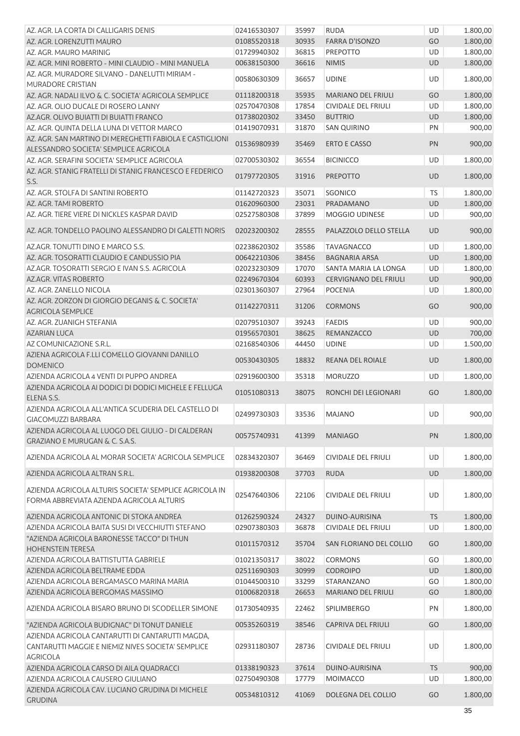| | | | | | |
|---|---|---|---|---|---|
| AZ. AGR. LA CORTA DI CALLIGARIS DENIS | 02416530307 | 35997 | RUDA | UD | 1.800,00 |
| AZ. AGR. LORENZUTTI MAURO | 01085520318 | 30935 | FARRA D'ISONZO | GO | 1.800,00 |
| AZ. AGR. MAURO MARINIG | 01729940302 | 36815 | PREPOTTO | UD | 1.800,00 |
| AZ. AGR. MINI ROBERTO - MINI CLAUDIO - MINI MANUELA | 00638150300 | 36616 | NIMIS | UD | 1.800,00 |
| AZ. AGR. MURADORE SILVANO - DANELUTTI MIRIAM - MURADORE CRISTIAN | 00580630309 | 36657 | UDINE | UD | 1.800,00 |
| AZ. AGR. NADALI ILVO & C. SOCIETA' AGRICOLA SEMPLICE | 01118200318 | 35935 | MARIANO DEL FRIULI | GO | 1.800,00 |
| AZ. AGR. OLIO DUCALE DI ROSERO LANNY | 02570470308 | 17854 | CIVIDALE DEL FRIULI | UD | 1.800,00 |
| AZ.AGR. OLIVO BUIATTI DI BUIATTI FRANCO | 01738020302 | 33450 | BUTTRIO | UD | 1.800,00 |
| AZ. AGR. QUINTA DELLA LUNA DI VETTOR MARCO | 01419070931 | 31870 | SAN QUIRINO | PN | 900,00 |
| AZ. AGR. SAN MARTINO DI MEREGHETTI FABIOLA E CASTIGLIONI ALESSANDRO SOCIETA' SEMPLICE AGRICOLA | 01536980939 | 35469 | ERTO E CASSO | PN | 900,00 |
| AZ. AGR. SERAFINI SOCIETA' SEMPLICE AGRICOLA | 02700530302 | 36554 | BICINICCO | UD | 1.800,00 |
| AZ. AGR. STANIG FRATELLI DI STANIG FRANCESCO E FEDERICO S.S. | 01797720305 | 31916 | PREPOTTO | UD | 1.800,00 |
| AZ. AGR. STOLFA DI SANTINI ROBERTO | 01142720323 | 35071 | SGONICO | TS | 1.800,00 |
| AZ. AGR. TAMI ROBERTO | 01620960300 | 23031 | PRADAMANO | UD | 1.800,00 |
| AZ. AGR. TIERE VIERE DI NICKLES KASPAR DAVID | 02527580308 | 37899 | MOGGIO UDINESE | UD | 900,00 |
| AZ. AGR. TONDELLO PAOLINO ALESSANDRO DI GALETTI NORIS | 02023200302 | 28555 | PALAZZOLO DELLO STELLA | UD | 900,00 |
| AZ.AGR. TONUTTI DINO E MARCO S.S. | 02238620302 | 35586 | TAVAGNACCO | UD | 1.800,00 |
| AZ. AGR. TOSORATTI CLAUDIO E CANDUSSIO PIA | 00642210306 | 38456 | BAGNARIA ARSA | UD | 1.800,00 |
| AZ.AGR. TOSORATTI SERGIO E IVAN S.S. AGRICOLA | 02023230309 | 17070 | SANTA MARIA LA LONGA | UD | 1.800,00 |
| AZ.AGR. VITAS ROBERTO | 02249670304 | 60393 | CERVIGNANO DEL FRIULI | UD | 900,00 |
| AZ. AGR. ZANELLO NICOLA | 02301360307 | 27964 | POCENIA | UD | 1.800,00 |
| AZ. AGR. ZORZON DI GIORGIO DEGANIS & C. SOCIETA' AGRICOLA SEMPLICE | 01142270311 | 31206 | CORMONS | GO | 900,00 |
| AZ. AGR. ZUANIGH STEFANIA | 02079510307 | 39243 | FAEDIS | UD | 900,00 |
| AZARIAN LUCA | 01956570301 | 38625 | REMANZACCO | UD | 700,00 |
| AZ COMUNICAZIONE S.R.L. | 02168540306 | 44450 | UDINE | UD | 1.500,00 |
| AZIENA AGRICOLA F.LLI COMELLO GIOVANNI DANILLO DOMENICO | 00530430305 | 18832 | REANA DEL ROIALE | UD | 1.800,00 |
| AZIENDA AGRICOLA 4 VENTI DI PUPPO ANDREA | 02919600300 | 35318 | MORUZZO | UD | 1.800,00 |
| AZIENDA AGRICOLA AI DODICI DI DODICI MICHELE E FELLUGA ELENA S.S. | 01051080313 | 38075 | RONCHI DEI LEGIONARI | GO | 1.800,00 |
| AZIENDA AGRICOLA ALL'ANTICA SCUDERIA DEL CASTELLO DI GIACOMUZZI BARBARA | 02499730303 | 33536 | MAJANO | UD | 900,00 |
| AZIENDA AGRICOLA AL LUOGO DEL GIULIO - DI CALDERAN GRAZIANO E MURUGAN & C. S.A.S. | 00575740931 | 41399 | MANIAGO | PN | 1.800,00 |
| AZIENDA AGRICOLA AL MORAR SOCIETA' AGRICOLA SEMPLICE | 02834320307 | 36469 | CIVIDALE DEL FRIULI | UD | 1.800,00 |
| AZIENDA AGRICOLA ALTRAN S.R.L. | 01938200308 | 37703 | RUDA | UD | 1.800,00 |
| AZIENDA AGRICOLA ALTURIS SOCIETA' SEMPLICE AGRICOLA IN FORMA ABBREVIATA AZIENDA AGRICOLA ALTURIS | 02547640306 | 22106 | CIVIDALE DEL FRIULI | UD | 1.800,00 |
| AZIENDA AGRICOLA ANTONIC DI STOKA ANDREA | 01262590324 | 24327 | DUINO-AURISINA | TS | 1.800,00 |
| AZIENDA AGRICOLA BAITA SUSI DI VECCHIUTTI STEFANO | 02907380303 | 36878 | CIVIDALE DEL FRIULI | UD | 1.800,00 |
| "AZIENDA AGRICOLA BARONESSE TACCO" DI THUN HOHENSTEIN TERESA | 01011570312 | 35704 | SAN FLORIANO DEL COLLIO | GO | 1.800,00 |
| AZIENDA AGRICOLA BATTISTUTTA GABRIELE | 01021350317 | 38022 | CORMONS | GO | 1.800,00 |
| AZIENDA AGRICOLA BELTRAME EDDA | 02511690303 | 30999 | CODROIPO | UD | 1.800,00 |
| AZIENDA AGRICOLA BERGAMASCO MARINA MARIA | 01044500310 | 33299 | STARANZANO | GO | 1.800,00 |
| AZIENDA AGRICOLA BERGOMAS MASSIMO | 01006820318 | 26653 | MARIANO DEL FRIULI | GO | 1.800,00 |
| AZIENDA AGRICOLA BISARO BRUNO DI SCODELLER SIMONE | 01730540935 | 22462 | SPILIMBERGO | PN | 1.800,00 |
| "AZIENDA AGRICOLA BUDIGNAC" DI TONUT DANIELE | 00535260319 | 38546 | CAPRIVA DEL FRIULI | GO | 1.800,00 |
| AZIENDA AGRICOLA CANTARUTTI DI CANTARUTTI MAGDA, CANTARUTTI MAGGIE E NIEMIZ NIVES SOCIETA' SEMPLICE AGRICOLA | 02931180307 | 28736 | CIVIDALE DEL FRIULI | UD | 1.800,00 |
| AZIENDA AGRICOLA CARSO DI AILA QUADRACCI | 01338190323 | 37614 | DUINO-AURISINA | TS | 900,00 |
| AZIENDA AGRICOLA CAUSERO GIULIANO | 02750490308 | 17779 | MOIMACCO | UD | 1.800,00 |
| AZIENDA AGRICOLA CAV. LUCIANO GRUDINA DI MICHELE GRUDINA | 00534810312 | 41069 | DOLEGNA DEL COLLIO | GO | 1.800,00 |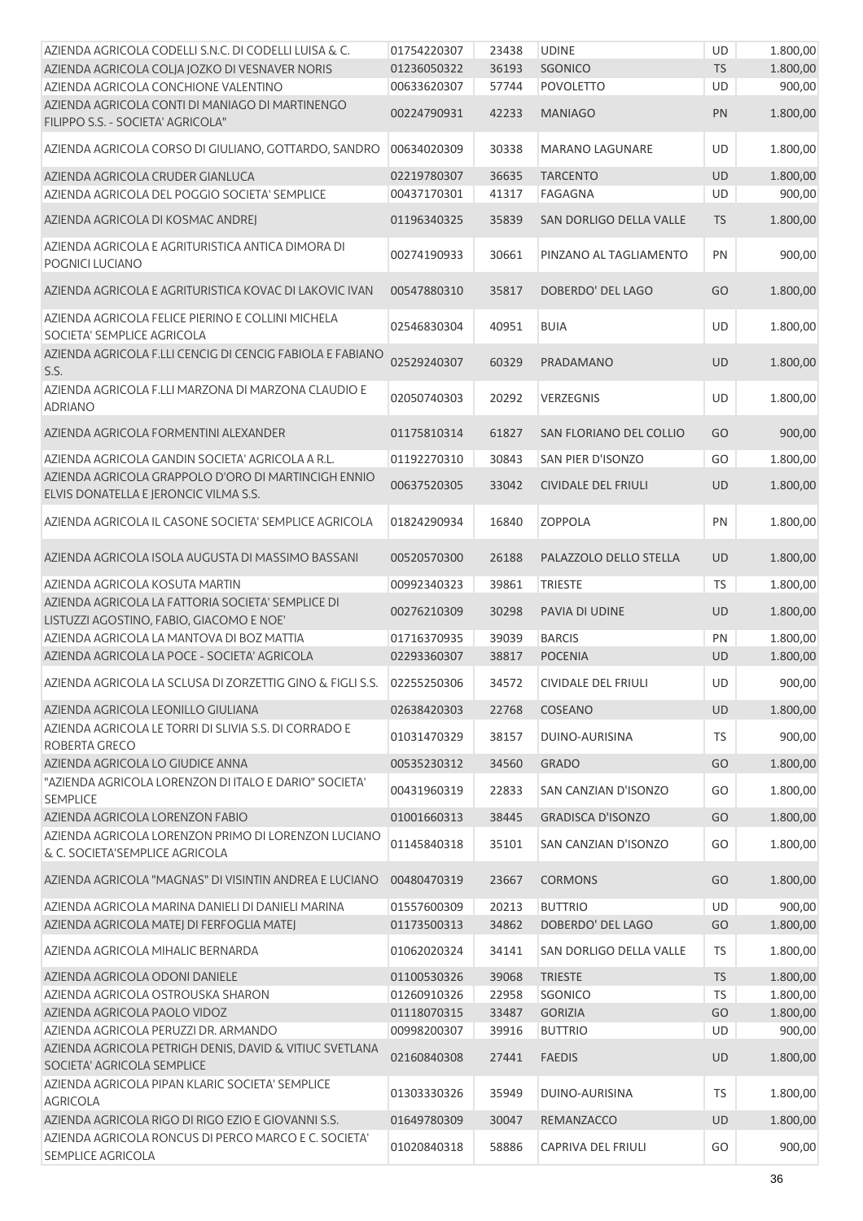| | | | | | |
|---|---|---|---|---|---|
| AZIENDA AGRICOLA CODELLI S.N.C. DI CODELLI LUISA & C. | 01754220307 | 23438 | UDINE | UD | 1.800,00 |
| AZIENDA AGRICOLA COLJA JOZKO DI VESNAVER NORIS | 01236050322 | 36193 | SGONICO | TS | 1.800,00 |
| AZIENDA AGRICOLA CONCHIONE VALENTINO | 00633620307 | 57744 | POVOLETTO | UD | 900,00 |
| AZIENDA AGRICOLA CONTI DI MANIAGO DI MARTINENGO FILIPPO S.S. - SOCIETA' AGRICOLA" | 00224790931 | 42233 | MANIAGO | PN | 1.800,00 |
| AZIENDA AGRICOLA CORSO DI GIULIANO, GOTTARDO, SANDRO | 00634020309 | 30338 | MARANO LAGUNARE | UD | 1.800,00 |
| AZIENDA AGRICOLA CRUDER GIANLUCA | 02219780307 | 36635 | TARCENTO | UD | 1.800,00 |
| AZIENDA AGRICOLA DEL POGGIO SOCIETA' SEMPLICE | 00437170301 | 41317 | FAGAGNA | UD | 900,00 |
| AZIENDA AGRICOLA DI KOSMAC ANDREJ | 01196340325 | 35839 | SAN DORLIGO DELLA VALLE | TS | 1.800,00 |
| AZIENDA AGRICOLA E AGRITURISTICA ANTICA DIMORA DI POGNICI LUCIANO | 00274190933 | 30661 | PINZANO AL TAGLIAMENTO | PN | 900,00 |
| AZIENDA AGRICOLA E AGRITURISTICA KOVAC DI LAKOVIC IVAN | 00547880310 | 35817 | DOBERDO' DEL LAGO | GO | 1.800,00 |
| AZIENDA AGRICOLA FELICE PIERINO E COLLINI MICHELA SOCIETA' SEMPLICE AGRICOLA | 02546830304 | 40951 | BUIA | UD | 1.800,00 |
| AZIENDA AGRICOLA F.LLI CENCIG DI CENCIG FABIOLA E FABIANO S.S. | 02529240307 | 60329 | PRADAMANO | UD | 1.800,00 |
| AZIENDA AGRICOLA F.LLI MARZONA DI MARZONA CLAUDIO E ADRIANO | 02050740303 | 20292 | VERZEGNIS | UD | 1.800,00 |
| AZIENDA AGRICOLA FORMENTINI ALEXANDER | 01175810314 | 61827 | SAN FLORIANO DEL COLLIO | GO | 900,00 |
| AZIENDA AGRICOLA GANDIN SOCIETA' AGRICOLA A R.L. | 01192270310 | 30843 | SAN PIER D'ISONZO | GO | 1.800,00 |
| AZIENDA AGRICOLA GRAPPOLO D'ORO DI MARTINCIGH ENNIO ELVIS DONATELLA E JERONCIC VILMA S.S. | 00637520305 | 33042 | CIVIDALE DEL FRIULI | UD | 1.800,00 |
| AZIENDA AGRICOLA IL CASONE SOCIETA' SEMPLICE AGRICOLA | 01824290934 | 16840 | ZOPPOLA | PN | 1.800,00 |
| AZIENDA AGRICOLA ISOLA AUGUSTA DI MASSIMO BASSANI | 00520570300 | 26188 | PALAZZOLO DELLO STELLA | UD | 1.800,00 |
| AZIENDA AGRICOLA KOSUTA MARTIN | 00992340323 | 39861 | TRIESTE | TS | 1.800,00 |
| AZIENDA AGRICOLA LA FATTORIA SOCIETA' SEMPLICE DI LISTUZZI AGOSTINO, FABIO, GIACOMO E NOE' | 00276210309 | 30298 | PAVIA DI UDINE | UD | 1.800,00 |
| AZIENDA AGRICOLA LA MANTOVA DI BOZ MATTIA | 01716370935 | 39039 | BARCIS | PN | 1.800,00 |
| AZIENDA AGRICOLA LA POCE - SOCIETA' AGRICOLA | 02293360307 | 38817 | POCENIA | UD | 1.800,00 |
| AZIENDA AGRICOLA LA SCLUSA DI ZORZETTIG GINO & FIGLI S.S. | 02255250306 | 34572 | CIVIDALE DEL FRIULI | UD | 900,00 |
| AZIENDA AGRICOLA LEONILLO GIULIANA | 02638420303 | 22768 | COSEANO | UD | 1.800,00 |
| AZIENDA AGRICOLA LE TORRI DI SLIVIA S.S. DI CORRADO E ROBERTA GRECO | 01031470329 | 38157 | DUINO-AURISINA | TS | 900,00 |
| AZIENDA AGRICOLA LO GIUDICE ANNA | 00535230312 | 34560 | GRADO | GO | 1.800,00 |
| "AZIENDA AGRICOLA LORENZON DI ITALO E DARIO" SOCIETA' SEMPLICE | 00431960319 | 22833 | SAN CANZIAN D'ISONZO | GO | 1.800,00 |
| AZIENDA AGRICOLA LORENZON FABIO | 01001660313 | 38445 | GRADISCA D'ISONZO | GO | 1.800,00 |
| AZIENDA AGRICOLA LORENZON PRIMO DI LORENZON LUCIANO & C. SOCIETA'SEMPLICE AGRICOLA | 01145840318 | 35101 | SAN CANZIAN D'ISONZO | GO | 1.800,00 |
| AZIENDA AGRICOLA "MAGNAS" DI VISINTIN ANDREA E LUCIANO | 00480470319 | 23667 | CORMONS | GO | 1.800,00 |
| AZIENDA AGRICOLA MARINA DANIELI DI DANIELI MARINA | 01557600309 | 20213 | BUTTRIO | UD | 900,00 |
| AZIENDA AGRICOLA MATEJ DI FERFOGLIA MATEJ | 01173500313 | 34862 | DOBERDO' DEL LAGO | GO | 1.800,00 |
| AZIENDA AGRICOLA MIHALIC BERNARDA | 01062020324 | 34141 | SAN DORLIGO DELLA VALLE | TS | 1.800,00 |
| AZIENDA AGRICOLA ODONI DANIELE | 01100530326 | 39068 | TRIESTE | TS | 1.800,00 |
| AZIENDA AGRICOLA OSTROUSKA SHARON | 01260910326 | 22958 | SGONICO | TS | 1.800,00 |
| AZIENDA AGRICOLA PAOLO VIDOZ | 01118070315 | 33487 | GORIZIA | GO | 1.800,00 |
| AZIENDA AGRICOLA PERUZZI DR. ARMANDO | 00998200307 | 39916 | BUTTRIO | UD | 900,00 |
| AZIENDA AGRICOLA PETRIGH DENIS, DAVID & VITIUC SVETLANA SOCIETA' AGRICOLA SEMPLICE | 02160840308 | 27441 | FAEDIS | UD | 1.800,00 |
| AZIENDA AGRICOLA PIPAN KLARIC SOCIETA' SEMPLICE AGRICOLA | 01303330326 | 35949 | DUINO-AURISINA | TS | 1.800,00 |
| AZIENDA AGRICOLA RIGO DI RIGO EZIO E GIOVANNI S.S. | 01649780309 | 30047 | REMANZACCO | UD | 1.800,00 |
| AZIENDA AGRICOLA RONCUS DI PERCO MARCO E C. SOCIETA' SEMPLICE AGRICOLA | 01020840318 | 58886 | CAPRIVA DEL FRIULI | GO | 900,00 |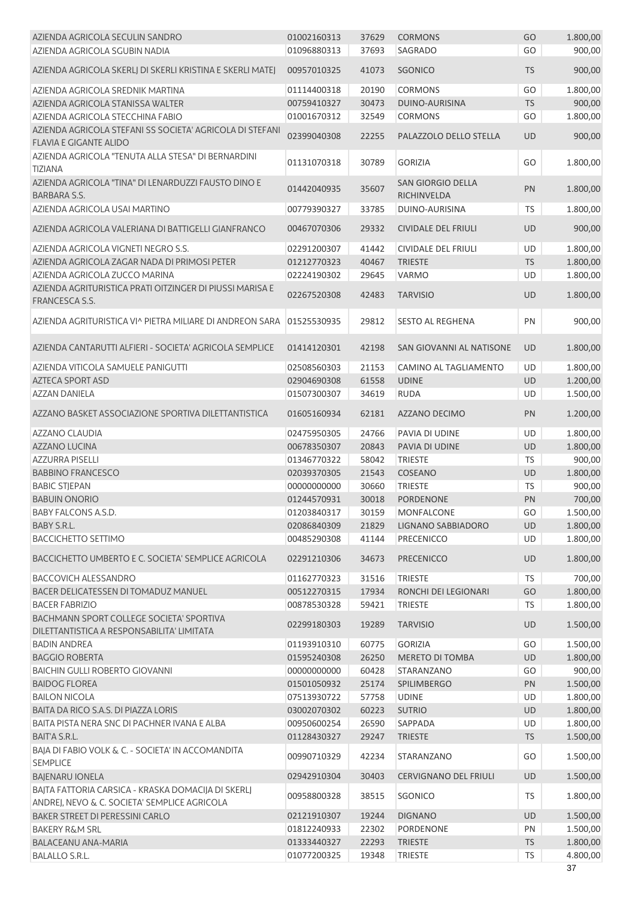| | | | | | |
|---|---|---|---|---|---|
| AZIENDA AGRICOLA SECULIN SANDRO | 01002160313 | 37629 | CORMONS | GO | 1.800,00 |
| AZIENDA AGRICOLA SGUBIN NADIA | 01096880313 | 37693 | SAGRADO | GO | 900,00 |
| AZIENDA AGRICOLA SKERLJ DI SKERLI KRISTINA E SKERLI MATEJ | 00957010325 | 41073 | SGONICO | TS | 900,00 |
| AZIENDA AGRICOLA SREDNIK MARTINA | 01114400318 | 20190 | CORMONS | GO | 1.800,00 |
| AZIENDA AGRICOLA STANISSA WALTER | 00759410327 | 30473 | DUINO-AURISINA | TS | 900,00 |
| AZIENDA AGRICOLA STECCHINA FABIO | 01001670312 | 32549 | CORMONS | GO | 1.800,00 |
| AZIENDA AGRICOLA STEFANI SS SOCIETA' AGRICOLA DI STEFANI FLAVIA E GIGANTE ALIDO | 02399040308 | 22255 | PALAZZOLO DELLO STELLA | UD | 900,00 |
| AZIENDA AGRICOLA "TENUTA ALLA STESA" DI BERNARDINI TIZIANA | 01131070318 | 30789 | GORIZIA | GO | 1.800,00 |
| AZIENDA AGRICOLA "TINA" DI LENARDUZZI FAUSTO DINO E BARBARA S.S. | 01442040935 | 35607 | SAN GIORGIO DELLA RICHINVELDA | PN | 1.800,00 |
| AZIENDA AGRICOLA USAI MARTINO | 00779390327 | 33785 | DUINO-AURISINA | TS | 1.800,00 |
| AZIENDA AGRICOLA VALERIANA DI BATTIGELLI GIANFRANCO | 00467070306 | 29332 | CIVIDALE DEL FRIULI | UD | 900,00 |
| AZIENDA AGRICOLA VIGNETI NEGRO S.S. | 02291200307 | 41442 | CIVIDALE DEL FRIULI | UD | 1.800,00 |
| AZIENDA AGRICOLA ZAGAR NADA DI PRIMOSI PETER | 01212770323 | 40467 | TRIESTE | TS | 1.800,00 |
| AZIENDA AGRICOLA ZUCCO MARINA | 02224190302 | 29645 | VARMO | UD | 1.800,00 |
| AZIENDA AGRITURISTICA PRATI OITZINGER DI PIUSSI MARISA E FRANCESCA S.S. | 02267520308 | 42483 | TARVISIO | UD | 1.800,00 |
| AZIENDA AGRITURISTICA VI^ PIETRA MILIARE DI ANDREON SARA | 01525530935 | 29812 | SESTO AL REGHENA | PN | 900,00 |
| AZIENDA CANTARUTTI ALFIERI - SOCIETA' AGRICOLA SEMPLICE | 01414120301 | 42198 | SAN GIOVANNI AL NATISONE | UD | 1.800,00 |
| AZIENDA VITICOLA SAMUELE PANIGUTTI | 02508560303 | 21153 | CAMINO AL TAGLIAMENTO | UD | 1.800,00 |
| AZTECA SPORT ASD | 02904690308 | 61558 | UDINE | UD | 1.200,00 |
| AZZAN DANIELA | 01507300307 | 34619 | RUDA | UD | 1.500,00 |
| AZZANO BASKET ASSOCIAZIONE SPORTIVA DILETTANTISTICA | 01605160934 | 62181 | AZZANO DECIMO | PN | 1.200,00 |
| AZZANO CLAUDIA | 02475950305 | 24766 | PAVIA DI UDINE | UD | 1.800,00 |
| AZZANO LUCINA | 00678350307 | 20843 | PAVIA DI UDINE | UD | 1.800,00 |
| AZZURRA PISELLI | 01346770322 | 58042 | TRIESTE | TS | 900,00 |
| BABBINO FRANCESCO | 02039370305 | 21543 | COSEANO | UD | 1.800,00 |
| BABIC STJEPAN | 00000000000 | 30660 | TRIESTE | TS | 900,00 |
| BABUIN ONORIO | 01244570931 | 30018 | PORDENONE | PN | 700,00 |
| BABY FALCONS A.S.D. | 01203840317 | 30159 | MONFALCONE | GO | 1.500,00 |
| BABY S.R.L. | 02086840309 | 21829 | LIGNANO SABBIADORO | UD | 1.800,00 |
| BACCICHETTO SETTIMO | 00485290308 | 41144 | PRECENICCO | UD | 1.800,00 |
| BACCICHETTO UMBERTO E C. SOCIETA' SEMPLICE AGRICOLA | 02291210306 | 34673 | PRECENICCO | UD | 1.800,00 |
| BACCOVICH ALESSANDRO | 01162770323 | 31516 | TRIESTE | TS | 700,00 |
| BACER DELICATESSEN DI TOMADUZ MANUEL | 00512270315 | 17934 | RONCHI DEI LEGIONARI | GO | 1.800,00 |
| BACER FABRIZIO | 00878530328 | 59421 | TRIESTE | TS | 1.800,00 |
| BACHMANN SPORT COLLEGE SOCIETA' SPORTIVA DILETTANTISTICA A RESPONSABILITA' LIMITATA | 02299180303 | 19289 | TARVISIO | UD | 1.500,00 |
| BADIN ANDREA | 01193910310 | 60775 | GORIZIA | GO | 1.500,00 |
| BAGGIO ROBERTA | 01595240308 | 26250 | MERETO DI TOMBA | UD | 1.800,00 |
| BAICHIN GULLI ROBERTO GIOVANNI | 00000000000 | 60428 | STARANZANO | GO | 900,00 |
| BAIDOG FLOREA | 01501050932 | 25174 | SPILIMBERGO | PN | 1.500,00 |
| BAILON NICOLA | 07513930722 | 57758 | UDINE | UD | 1.800,00 |
| BAITA DA RICO S.A.S. DI PIAZZA LORIS | 03002070302 | 60223 | SUTRIO | UD | 1.800,00 |
| BAITA PISTA NERA SNC DI PACHNER IVANA E ALBA | 00950600254 | 26590 | SAPPADA | UD | 1.800,00 |
| BAIT'A S.R.L. | 01128430327 | 29247 | TRIESTE | TS | 1.500,00 |
| BAJA DI FABIO VOLK & C. - SOCIETA' IN ACCOMANDITA SEMPLICE | 00990710329 | 42234 | STARANZANO | GO | 1.500,00 |
| BAJENARU IONELA | 02942910304 | 30403 | CERVIGNANO DEL FRIULI | UD | 1.500,00 |
| BAJTA FATTORIA CARSICA - KRASKA DOMACIJA DI SKERLJ ANDREJ, NEVO & C. SOCIETA' SEMPLICE AGRICOLA | 00958800328 | 38515 | SGONICO | TS | 1.800,00 |
| BAKER STREET DI PERESSINI CARLO | 02121910307 | 19244 | DIGNANO | UD | 1.500,00 |
| BAKERY R&M SRL | 01812240933 | 22302 | PORDENONE | PN | 1.500,00 |
| BALACEANU ANA-MARIA | 01333440327 | 22293 | TRIESTE | TS | 1.800,00 |
| BALALLO S.R.L. | 01077200325 | 19348 | TRIESTE | TS | 4.800,00 |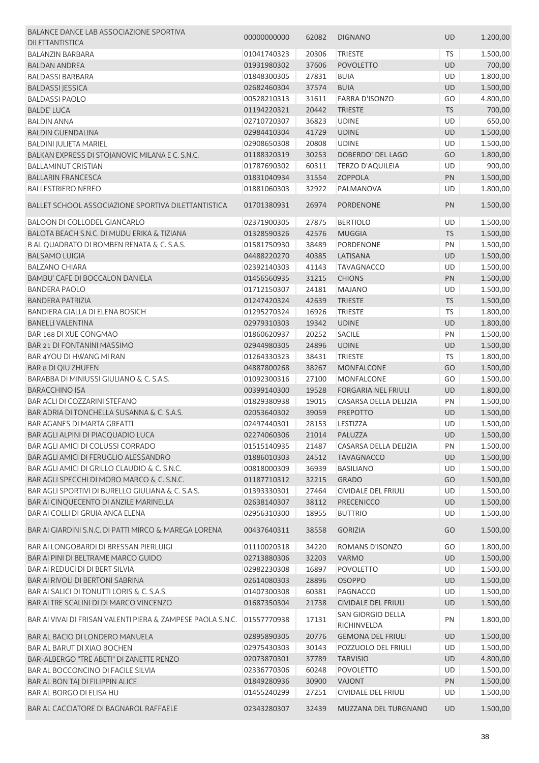| | | | | | |
|---|---|---|---|---|---|
| BALANCE DANCE LAB ASSOCIAZIONE SPORTIVA DILETTANTISTICA | 00000000000 | 62082 | DIGNANO | UD | 1.200,00 |
| BALANZIN BARBARA | 01041740323 | 20306 | TRIESTE | TS | 1.500,00 |
| BALDAN ANDREA | 01931980302 | 37606 | POVOLETTO | UD | 700,00 |
| BALDASSI BARBARA | 01848300305 | 27831 | BUIA | UD | 1.800,00 |
| BALDASSI JESSICA | 02682460304 | 37574 | BUIA | UD | 1.500,00 |
| BALDASSI PAOLO | 00528210313 | 31611 | FARRA D'ISONZO | GO | 4.800,00 |
| BALDE' LUCA | 01194220321 | 20442 | TRIESTE | TS | 700,00 |
| BALDIN ANNA | 02710720307 | 36823 | UDINE | UD | 650,00 |
| BALDIN GUENDALINA | 02984410304 | 41729 | UDINE | UD | 1.500,00 |
| BALDINI JULIETA MARIEL | 02908650308 | 20808 | UDINE | UD | 1.500,00 |
| BALKAN EXPRESS DI STOJANOVIC MILANA E C. S.N.C. | 01188320319 | 30253 | DOBERDO' DEL LAGO | GO | 1.800,00 |
| BALLAMINUT CRISTIAN | 01787690302 | 60311 | TERZO D'AQUILEIA | UD | 900,00 |
| BALLARIN FRANCESCA | 01831040934 | 31554 | ZOPPOLA | PN | 1.500,00 |
| BALLESTRIERO NEREO | 01881060303 | 32922 | PALMANOVA | UD | 1.800,00 |
| BALLET SCHOOL ASSOCIAZIONE SPORTIVA DILETTANTISTICA | 01701380931 | 26974 | PORDENONE | PN | 1.500,00 |
| BALOON DI COLLODEL GIANCARLO | 02371900305 | 27875 | BERTIOLO | UD | 1.500,00 |
| BALOTA BEACH S.N.C. DI MUDU ERIKA & TIZIANA | 01328590326 | 42576 | MUGGIA | TS | 1.500,00 |
| B AL QUADRATO DI BOMBEN RENATA & C. S.A.S. | 01581750930 | 38489 | PORDENONE | PN | 1.500,00 |
| BALSAMO LUIGIA | 04488220270 | 40385 | LATISANA | UD | 1.500,00 |
| BALZANO CHIARA | 02392140303 | 41143 | TAVAGNACCO | UD | 1.500,00 |
| BAMBU' CAFE DI BOCCALON DANIELA | 01456560935 | 31215 | CHIONS | PN | 1.500,00 |
| BANDERA PAOLO | 01712150307 | 24181 | MAJANO | UD | 1.500,00 |
| BANDERA PATRIZIA | 01247420324 | 42639 | TRIESTE | TS | 1.500,00 |
| BANDIERA GIALLA DI ELENA BOSICH | 01295270324 | 16926 | TRIESTE | TS | 1.800,00 |
| BANELLI VALENTINA | 02979310303 | 19342 | UDINE | UD | 1.800,00 |
| BAR 168 DI XUE CONGMAO | 01860620937 | 20252 | SACILE | PN | 1.500,00 |
| BAR 21 DI FONTANINI MASSIMO | 02944980305 | 24896 | UDINE | UD | 1.500,00 |
| BAR 4YOU DI HWANG MI RAN | 01264330323 | 38431 | TRIESTE | TS | 1.800,00 |
| BAR 8 DI QIU ZHUFEN | 04887800268 | 38267 | MONFALCONE | GO | 1.500,00 |
| BARABBA DI MINIUSSI GIULIANO & C. S.A.S. | 01092300316 | 27100 | MONFALCONE | GO | 1.500,00 |
| BARACCHINO ISA | 00399140300 | 19528 | FORGARIA NEL FRIULI | UD | 1.800,00 |
| BAR ACLI DI COZZARINI STEFANO | 01829380938 | 19015 | CASARSA DELLA DELIZIA | PN | 1.500,00 |
| BAR ADRIA DI TONCHELLA SUSANNA & C. S.A.S. | 02053640302 | 39059 | PREPOTTO | UD | 1.500,00 |
| BAR AGANES DI MARTA GREATTI | 02497440301 | 28153 | LESTIZZA | UD | 1.500,00 |
| BAR AGLI ALPINI DI PIACQUADIO LUCA | 02274060306 | 21014 | PALUZZA | UD | 1.500,00 |
| BAR AGLI AMICI DI COLUSSI CORRADO | 01515140935 | 21487 | CASARSA DELLA DELIZIA | PN | 1.500,00 |
| BAR AGLI AMICI DI FERUGLIO ALESSANDRO | 01886010303 | 24512 | TAVAGNACCO | UD | 1.500,00 |
| BAR AGLI AMICI DI GRILLO CLAUDIO & C. S.N.C. | 00818000309 | 36939 | BASILIANO | UD | 1.500,00 |
| BAR AGLI SPECCHI DI MORO MARCO & C. S.N.C. | 01187710312 | 32215 | GRADO | GO | 1.500,00 |
| BAR AGLI SPORTIVI DI BURELLO GIULIANA & C. S.A.S. | 01393330301 | 27464 | CIVIDALE DEL FRIULI | UD | 1.500,00 |
| BAR AI CINQUECENTO DI ANZILE MARINELLA | 02638140307 | 38112 | PRECENICCO | UD | 1.500,00 |
| BAR AI COLLI DI GRUIA ANCA ELENA | 02956310300 | 18955 | BUTTRIO | UD | 1.500,00 |
| BAR AI GIARDINI S.N.C. DI PATTI MIRCO & MAREGA LORENA | 00437640311 | 38558 | GORIZIA | GO | 1.500,00 |
| BAR AI LONGOBARDI DI BRESSAN PIERLUIGI | 01110020318 | 34220 | ROMANS D'ISONZO | GO | 1.800,00 |
| BAR AI PINI DI BELTRAME MARCO GUIDO | 02713880306 | 32203 | VARMO | UD | 1.500,00 |
| BAR AI REDUCI DI DI BERT SILVIA | 02982230308 | 16897 | POVOLETTO | UD | 1.500,00 |
| BAR AI RIVOLI DI BERTONI SABRINA | 02614080303 | 28896 | OSOPPO | UD | 1.500,00 |
| BAR AI SALICI DI TONUTTI LORIS & C. S.A.S. | 01407300308 | 60381 | PAGNACCO | UD | 1.500,00 |
| BAR AI TRE SCALINI DI DI MARCO VINCENZO | 01687350304 | 21738 | CIVIDALE DEL FRIULI | UD | 1.500,00 |
| BAR AI VIVAI DI FRISAN VALENTI PIERA & ZAMPESE PAOLA S.N.C. | 01557770938 | 17131 | SAN GIORGIO DELLA RICHINVELDA | PN | 1.800,00 |
| BAR AL BACIO DI LONDERO MANUELA | 02895890305 | 20776 | GEMONA DEL FRIULI | UD | 1.500,00 |
| BAR AL BARUT DI XIAO BOCHEN | 02975430303 | 30143 | POZZUOLO DEL FRIULI | UD | 1.500,00 |
| BAR-ALBERGO "TRE ABETI" DI ZANETTE RENZO | 02073870301 | 37789 | TARVISIO | UD | 4.800,00 |
| BAR AL BOCCONCINO DI FACILE SILVIA | 02336770306 | 60248 | POVOLETTO | UD | 1.500,00 |
| BAR AL BON TAJ DI FILIPPIN ALICE | 01849280936 | 30900 | VAJONT | PN | 1.500,00 |
| BAR AL BORGO DI ELISA HU | 01455240299 | 27251 | CIVIDALE DEL FRIULI | UD | 1.500,00 |
| BAR AL CACCIATORE DI BAGNAROL RAFFAELE | 02343280307 | 32439 | MUZZANA DEL TURGNANO | UD | 1.500,00 |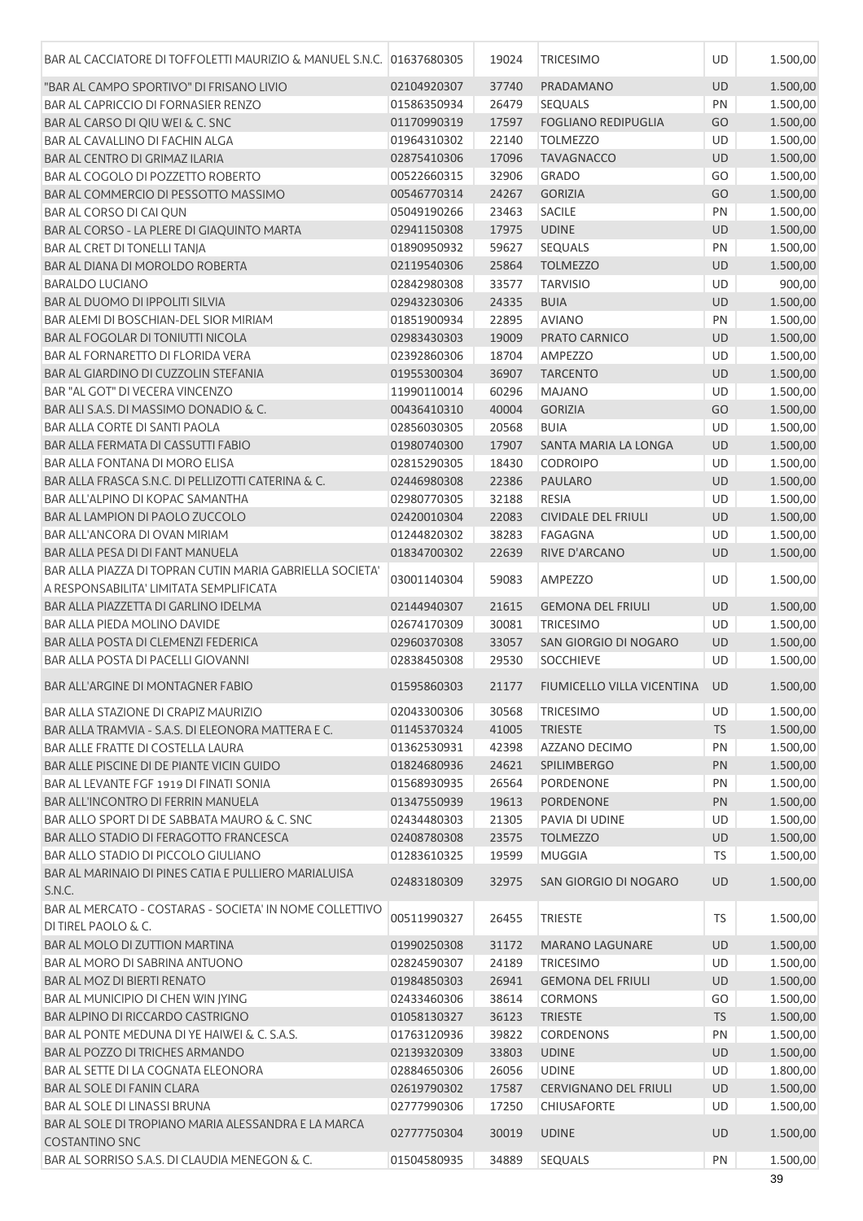| | | | | | |
|---|---|---|---|---|---|
| BAR AL CACCIATORE DI TOFFOLETTI MAURIZIO & MANUEL S.N.C. | 01637680305 | 19024 | TRICESIMO | UD | 1.500,00 |
| "BAR AL CAMPO SPORTIVO" DI FRISANO LIVIO | 02104920307 | 37740 | PRADAMANO | UD | 1.500,00 |
| BAR AL CAPRICCIO DI FORNASIER RENZO | 01586350934 | 26479 | SEQUALS | PN | 1.500,00 |
| BAR AL CARSO DI QIU WEI & C. SNC | 01170990319 | 17597 | FOGLIANO REDIPUGLIA | GO | 1.500,00 |
| BAR AL CAVALLINO DI FACHIN ALGA | 01964310302 | 22140 | TOLMEZZO | UD | 1.500,00 |
| BAR AL CENTRO DI GRIMAZ ILARIA | 02875410306 | 17096 | TAVAGNACCO | UD | 1.500,00 |
| BAR AL COGOLO DI POZZETTO ROBERTO | 00522660315 | 32906 | GRADO | GO | 1.500,00 |
| BAR AL COMMERCIO DI PESSOTTO MASSIMO | 00546770314 | 24267 | GORIZIA | GO | 1.500,00 |
| BAR AL CORSO DI CAI QUN | 05049190266 | 23463 | SACILE | PN | 1.500,00 |
| BAR AL CORSO - LA PLERE DI GIAQUINTO MARTA | 02941150308 | 17975 | UDINE | UD | 1.500,00 |
| BAR AL CRET DI TONELLI TANJA | 01890950932 | 59627 | SEQUALS | PN | 1.500,00 |
| BAR AL DIANA DI MOROLDO ROBERTA | 02119540306 | 25864 | TOLMEZZO | UD | 1.500,00 |
| BARALDO LUCIANO | 02842980308 | 33577 | TARVISIO | UD | 900,00 |
| BAR AL DUOMO DI IPPOLITI SILVIA | 02943230306 | 24335 | BUIA | UD | 1.500,00 |
| BAR ALEMI DI BOSCHIAN-DEL SIOR MIRIAM | 01851900934 | 22895 | AVIANO | PN | 1.500,00 |
| BAR AL FOGOLAR DI TONIUTTI NICOLA | 02983430303 | 19009 | PRATO CARNICO | UD | 1.500,00 |
| BAR AL FORNARETTO DI FLORIDA VERA | 02392860306 | 18704 | AMPEZZO | UD | 1.500,00 |
| BAR AL GIARDINO DI CUZZOLIN STEFANIA | 01955300304 | 36907 | TARCENTO | UD | 1.500,00 |
| BAR "AL GOT" DI VECERA VINCENZO | 11990110014 | 60296 | MAJANO | UD | 1.500,00 |
| BAR ALI S.A.S. DI MASSIMO DONADIO & C. | 00436410310 | 40004 | GORIZIA | GO | 1.500,00 |
| BAR ALLA CORTE DI SANTI PAOLA | 02856030305 | 20568 | BUIA | UD | 1.500,00 |
| BAR ALLA FERMATA DI CASSUTTI FABIO | 01980740300 | 17907 | SANTA MARIA LA LONGA | UD | 1.500,00 |
| BAR ALLA FONTANA DI MORO ELISA | 02815290305 | 18430 | CODROIPO | UD | 1.500,00 |
| BAR ALLA FRASCA S.N.C. DI PELLIZOTTI CATERINA & C. | 02446980308 | 22386 | PAULARO | UD | 1.500,00 |
| BAR ALL'ALPINO DI KOPAC SAMANTHA | 02980770305 | 32188 | RESIA | UD | 1.500,00 |
| BAR AL LAMPION DI PAOLO ZUCCOLO | 02420010304 | 22083 | CIVIDALE DEL FRIULI | UD | 1.500,00 |
| BAR ALL'ANCORA DI OVAN MIRIAM | 01244820302 | 38283 | FAGAGNA | UD | 1.500,00 |
| BAR ALLA PESA DI DI FANT MANUELA | 01834700302 | 22639 | RIVE D'ARCANO | UD | 1.500,00 |
| BAR ALLA PIAZZA DI TOPRAN CUTIN MARIA GABRIELLA SOCIETA' A RESPONSABILITA' LIMITATA SEMPLIFICATA | 03001140304 | 59083 | AMPEZZO | UD | 1.500,00 |
| BAR ALLA PIAZZETTA DI GARLINO IDELMA | 02144940307 | 21615 | GEMONA DEL FRIULI | UD | 1.500,00 |
| BAR ALLA PIEDA MOLINO DAVIDE | 02674170309 | 30081 | TRICESIMO | UD | 1.500,00 |
| BAR ALLA POSTA DI CLEMENZI FEDERICA | 02960370308 | 33057 | SAN GIORGIO DI NOGARO | UD | 1.500,00 |
| BAR ALLA POSTA DI PACELLI GIOVANNI | 02838450308 | 29530 | SOCCHIEVE | UD | 1.500,00 |
| BAR ALL'ARGINE DI MONTAGNER FABIO | 01595860303 | 21177 | FIUMICELLO VILLA VICENTINA | UD | 1.500,00 |
| BAR ALLA STAZIONE DI CRAPIZ MAURIZIO | 02043300306 | 30568 | TRICESIMO | UD | 1.500,00 |
| BAR ALLA TRAMVIA - S.A.S. DI ELEONORA MATTERA E C. | 01145370324 | 41005 | TRIESTE | TS | 1.500,00 |
| BAR ALLE FRATTE DI COSTELLA LAURA | 01362530931 | 42398 | AZZANO DECIMO | PN | 1.500,00 |
| BAR ALLE PISCINE DI DE PIANTE VICIN GUIDO | 01824680936 | 24621 | SPILIMBERGO | PN | 1.500,00 |
| BAR AL LEVANTE FGF 1919 DI FINATI SONIA | 01568930935 | 26564 | PORDENONE | PN | 1.500,00 |
| BAR ALL'INCONTRO DI FERRIN MANUELA | 01347550939 | 19613 | PORDENONE | PN | 1.500,00 |
| BAR ALLO SPORT DI DE SABBATA MAURO & C. SNC | 02434480303 | 21305 | PAVIA DI UDINE | UD | 1.500,00 |
| BAR ALLO STADIO DI FERAGOTTO FRANCESCA | 02408780308 | 23575 | TOLMEZZO | UD | 1.500,00 |
| BAR ALLO STADIO DI PICCOLO GIULIANO | 01283610325 | 19599 | MUGGIA | TS | 1.500,00 |
| BAR AL MARINAIO DI PINES CATIA E PULLIERO MARIALUISA S.N.C. | 02483180309 | 32975 | SAN GIORGIO DI NOGARO | UD | 1.500,00 |
| BAR AL MERCATO - COSTARAS - SOCIETA' IN NOME COLLETTIVO DI TIREL PAOLO & C. | 00511990327 | 26455 | TRIESTE | TS | 1.500,00 |
| BAR AL MOLO DI ZUTTION MARTINA | 01990250308 | 31172 | MARANO LAGUNARE | UD | 1.500,00 |
| BAR AL MORO DI SABRINA ANTUONO | 02824590307 | 24189 | TRICESIMO | UD | 1.500,00 |
| BAR AL MOZ DI BIERTI RENATO | 01984850303 | 26941 | GEMONA DEL FRIULI | UD | 1.500,00 |
| BAR AL MUNICIPIO DI CHEN WIN JYING | 02433460306 | 38614 | CORMONS | GO | 1.500,00 |
| BAR ALPINO DI RICCARDO CASTRIGNO | 01058130327 | 36123 | TRIESTE | TS | 1.500,00 |
| BAR AL PONTE MEDUNA DI YE HAIWEI & C. S.A.S. | 01763120936 | 39822 | CORDENONS | PN | 1.500,00 |
| BAR AL POZZO DI TRICHES ARMANDO | 02139320309 | 33803 | UDINE | UD | 1.500,00 |
| BAR AL SETTE DI LA COGNATA ELEONORA | 02884650306 | 26056 | UDINE | UD | 1.800,00 |
| BAR AL SOLE DI FANIN CLARA | 02619790302 | 17587 | CERVIGNANO DEL FRIULI | UD | 1.500,00 |
| BAR AL SOLE DI LINASSI BRUNA | 02777990306 | 17250 | CHIUSAFORTE | UD | 1.500,00 |
| BAR AL SOLE DI TROPIANO MARIA ALESSANDRA E LA MARCA COSTANTINO SNC | 02777750304 | 30019 | UDINE | UD | 1.500,00 |
| BAR AL SORRISO S.A.S. DI CLAUDIA MENEGON & C. | 01504580935 | 34889 | SEQUALS | PN | 1.500,00 |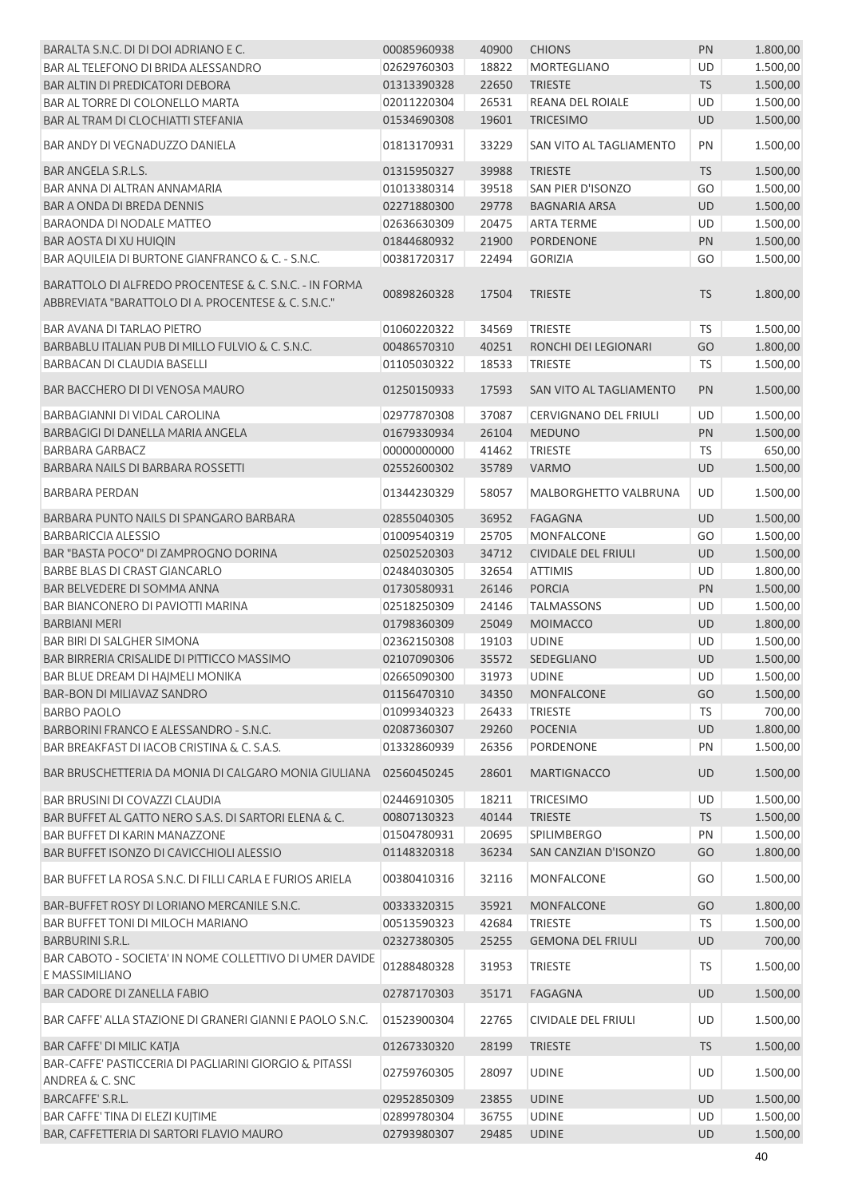| | | | | | |
|---|---|---|---|---|---|
| BARALTA S.N.C. DI DI DOI ADRIANO E C. | 00085960938 | 40900 | CHIONS | PN | 1.800,00 |
| BAR AL TELEFONO DI BRIDA ALESSANDRO | 02629760303 | 18822 | MORTEGLIANO | UD | 1.500,00 |
| BAR ALTIN DI PREDICATORI DEBORA | 01313390328 | 22650 | TRIESTE | TS | 1.500,00 |
| BAR AL TORRE DI COLONELLO MARTA | 02011220304 | 26531 | REANA DEL ROIALE | UD | 1.500,00 |
| BAR AL TRAM DI CLOCHIATTI STEFANIA | 01534690308 | 19601 | TRICESIMO | UD | 1.500,00 |
| BAR ANDY DI VEGNADUZZO DANIELA | 01813170931 | 33229 | SAN VITO AL TAGLIAMENTO | PN | 1.500,00 |
| BAR ANGELA S.R.L.S. | 01315950327 | 39988 | TRIESTE | TS | 1.500,00 |
| BAR ANNA DI ALTRAN ANNAMARIA | 01013380314 | 39518 | SAN PIER D'ISONZO | GO | 1.500,00 |
| BAR A ONDA DI BREDA DENNIS | 02271880300 | 29778 | BAGNARIA ARSA | UD | 1.500,00 |
| BARAONDA DI NODALE MATTEO | 02636630309 | 20475 | ARTA TERME | UD | 1.500,00 |
| BAR AOSTA DI XU HUIQIN | 01844680932 | 21900 | PORDENONE | PN | 1.500,00 |
| BAR AQUILEIA DI BURTONE GIANFRANCO & C. - S.N.C. | 00381720317 | 22494 | GORIZIA | GO | 1.500,00 |
| BARATTOLO DI ALFREDO PROCENTESE & C. S.N.C. - IN FORMA ABBREVIATA "BARATTOLO DI A. PROCENTESE & C. S.N.C." | 00898260328 | 17504 | TRIESTE | TS | 1.800,00 |
| BAR AVANA DI TARLAO PIETRO | 01060220322 | 34569 | TRIESTE | TS | 1.500,00 |
| BARBABLU ITALIAN PUB DI MILLO FULVIO & C. S.N.C. | 00486570310 | 40251 | RONCHI DEI LEGIONARI | GO | 1.800,00 |
| BARBACAN DI CLAUDIA BASELLI | 01105030322 | 18533 | TRIESTE | TS | 1.500,00 |
| BAR BACCHERO DI DI VENOSA MAURO | 01250150933 | 17593 | SAN VITO AL TAGLIAMENTO | PN | 1.500,00 |
| BARBAGIANNI DI VIDAL CAROLINA | 02977870308 | 37087 | CERVIGNANO DEL FRIULI | UD | 1.500,00 |
| BARBAGIGI DI DANELLA MARIA ANGELA | 01679330934 | 26104 | MEDUNO | PN | 1.500,00 |
| BARBARA GARBACZ | 00000000000 | 41462 | TRIESTE | TS | 650,00 |
| BARBARA NAILS DI BARBARA ROSSETTI | 02552600302 | 35789 | VARMO | UD | 1.500,00 |
| BARBARA PERDAN | 01344230329 | 58057 | MALBORGHETTO VALBRUNA | UD | 1.500,00 |
| BARBARA PUNTO NAILS DI SPANGARO BARBARA | 02855040305 | 36952 | FAGAGNA | UD | 1.500,00 |
| BARBARICCIA ALESSIO | 01009540319 | 25705 | MONFALCONE | GO | 1.500,00 |
| BAR "BASTA POCO" DI ZAMPROGNO DORINA | 02502520303 | 34712 | CIVIDALE DEL FRIULI | UD | 1.500,00 |
| BARBE BLAS DI CRAST GIANCARLO | 02484030305 | 32654 | ATTIMIS | UD | 1.800,00 |
| BAR BELVEDERE DI SOMMA ANNA | 01730580931 | 26146 | PORCIA | PN | 1.500,00 |
| BAR BIANCONERO DI PAVIOTTI MARINA | 02518250309 | 24146 | TALMASSONS | UD | 1.500,00 |
| BARBIANI MERI | 01798360309 | 25049 | MOIMACCO | UD | 1.800,00 |
| BAR BIRI DI SALGHER SIMONA | 02362150308 | 19103 | UDINE | UD | 1.500,00 |
| BAR BIRRERIA CRISALIDE DI PITTICCO MASSIMO | 02107090306 | 35572 | SEDEGLIANO | UD | 1.500,00 |
| BAR BLUE DREAM DI HAJMELI MONIKA | 02665090300 | 31973 | UDINE | UD | 1.500,00 |
| BAR-BON DI MILIAVAZ SANDRO | 01156470310 | 34350 | MONFALCONE | GO | 1.500,00 |
| BARBO PAOLO | 01099340323 | 26433 | TRIESTE | TS | 700,00 |
| BARBORINI FRANCO E ALESSANDRO - S.N.C. | 02087360307 | 29260 | POCENIA | UD | 1.800,00 |
| BAR BREAKFAST DI IACOB CRISTINA & C. S.A.S. | 01332860939 | 26356 | PORDENONE | PN | 1.500,00 |
| BAR BRUSCHETTERIA DA MONIA DI CALGARO MONIA GIULIANA | 02560450245 | 28601 | MARTIGNACCO | UD | 1.500,00 |
| BAR BRUSINI DI COVAZZI CLAUDIA | 02446910305 | 18211 | TRICESIMO | UD | 1.500,00 |
| BAR BUFFET AL GATTO NERO S.A.S. DI SARTORI ELENA & C. | 00807130323 | 40144 | TRIESTE | TS | 1.500,00 |
| BAR BUFFET DI KARIN MANAZZONE | 01504780931 | 20695 | SPILIMBERGO | PN | 1.500,00 |
| BAR BUFFET ISONZO DI CAVICCHIOLI ALESSIO | 01148320318 | 36234 | SAN CANZIAN D'ISONZO | GO | 1.800,00 |
| BAR BUFFET LA ROSA S.N.C. DI FILLI CARLA E FURIOS ARIELA | 00380410316 | 32116 | MONFALCONE | GO | 1.500,00 |
| BAR-BUFFET ROSY DI LORIANO MERCANILE S.N.C. | 00333320315 | 35921 | MONFALCONE | GO | 1.800,00 |
| BAR BUFFET TONI DI MILOCH MARIANO | 00513590323 | 42684 | TRIESTE | TS | 1.500,00 |
| BARBURINI S.R.L. | 02327380305 | 25255 | GEMONA DEL FRIULI | UD | 700,00 |
| BAR CABOTO - SOCIETA' IN NOME COLLETTIVO DI UMER DAVIDE E MASSIMILIANO | 01288480328 | 31953 | TRIESTE | TS | 1.500,00 |
| BAR CADORE DI ZANELLA FABIO | 02787170303 | 35171 | FAGAGNA | UD | 1.500,00 |
| BAR CAFFE' ALLA STAZIONE DI GRANERI GIANNI E PAOLO S.N.C. | 01523900304 | 22765 | CIVIDALE DEL FRIULI | UD | 1.500,00 |
| BAR CAFFE' DI MILIC KATJA | 01267330320 | 28199 | TRIESTE | TS | 1.500,00 |
| BAR-CAFFE' PASTICCERIA DI PAGLIARINI GIORGIO & PITASSI ANDREA & C. SNC | 02759760305 | 28097 | UDINE | UD | 1.500,00 |
| BARCAFFE' S.R.L. | 02952850309 | 23855 | UDINE | UD | 1.500,00 |
| BAR CAFFE' TINA DI ELEZI KUJTIME | 02899780304 | 36755 | UDINE | UD | 1.500,00 |
| BAR, CAFFETTERIA DI SARTORI FLAVIO MAURO | 02793980307 | 29485 | UDINE | UD | 1.500,00 |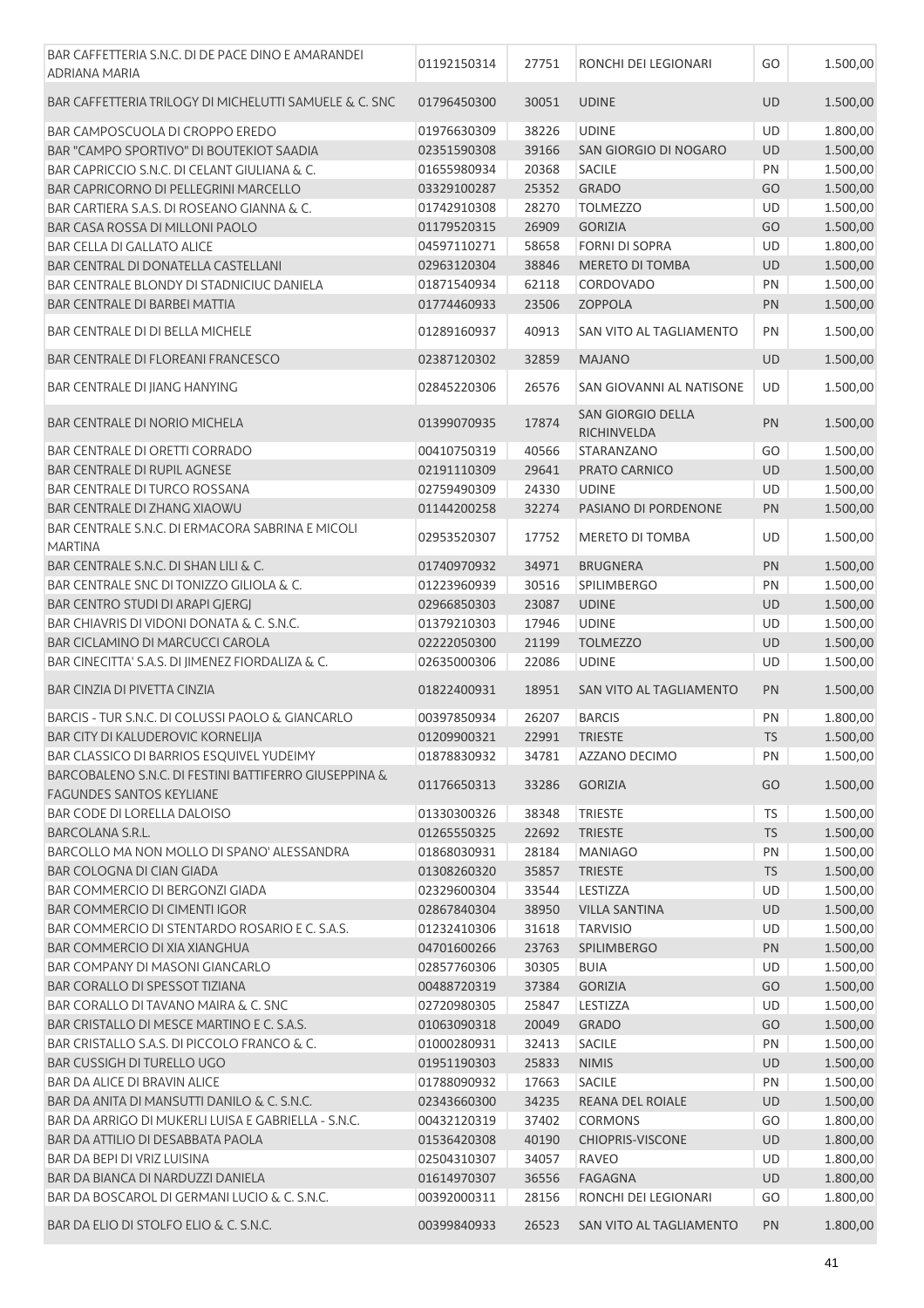| | | | | | |
|---|---|---|---|---|---|
| BAR CAFFETTERIA S.N.C. DI DE PACE DINO E AMARANDEI ADRIANA MARIA | 01192150314 | 27751 | RONCHI DEI LEGIONARI | GO | 1.500,00 |
| BAR CAFFETTERIA TRILOGY DI MICHELUTTI SAMUELE & C. SNC | 01796450300 | 30051 | UDINE | UD | 1.500,00 |
| BAR CAMPOSCUOLA DI CROPPO EREDO | 01976630309 | 38226 | UDINE | UD | 1.800,00 |
| BAR "CAMPO SPORTIVO" DI BOUTEKIOT SAADIA | 02351590308 | 39166 | SAN GIORGIO DI NOGARO | UD | 1.500,00 |
| BAR CAPRICCIO S.N.C. DI CELANT GIULIANA & C. | 01655980934 | 20368 | SACILE | PN | 1.500,00 |
| BAR CAPRICORNO DI PELLEGRINI MARCELLO | 03329100287 | 25352 | GRADO | GO | 1.500,00 |
| BAR CARTIERA S.A.S. DI ROSEANO GIANNA & C. | 01742910308 | 28270 | TOLMEZZO | UD | 1.500,00 |
| BAR CASA ROSSA DI MILLONI PAOLO | 01179520315 | 26909 | GORIZIA | GO | 1.500,00 |
| BAR CELLA DI GALLATO ALICE | 04597110271 | 58658 | FORNI DI SOPRA | UD | 1.800,00 |
| BAR CENTRAL DI DONATELLA CASTELLANI | 02963120304 | 38846 | MERETO DI TOMBA | UD | 1.500,00 |
| BAR CENTRALE BLONDY DI STADNICIUC DANIELA | 01871540934 | 62118 | CORDOVADO | PN | 1.500,00 |
| BAR CENTRALE DI BARBEI MATTIA | 01774460933 | 23506 | ZOPPOLA | PN | 1.500,00 |
| BAR CENTRALE DI DI BELLA MICHELE | 01289160937 | 40913 | SAN VITO AL TAGLIAMENTO | PN | 1.500,00 |
| BAR CENTRALE DI FLOREANI FRANCESCO | 02387120302 | 32859 | MAJANO | UD | 1.500,00 |
| BAR CENTRALE DI JIANG HANYING | 02845220306 | 26576 | SAN GIOVANNI AL NATISONE | UD | 1.500,00 |
| BAR CENTRALE DI NORIO MICHELA | 01399070935 | 17874 | SAN GIORGIO DELLA RICHINVELDA | PN | 1.500,00 |
| BAR CENTRALE DI ORETTI CORRADO | 00410750319 | 40566 | STARANZANO | GO | 1.500,00 |
| BAR CENTRALE DI RUPIL AGNESE | 02191110309 | 29641 | PRATO CARNICO | UD | 1.500,00 |
| BAR CENTRALE DI TURCO ROSSANA | 02759490309 | 24330 | UDINE | UD | 1.500,00 |
| BAR CENTRALE DI ZHANG XIAOWU | 01144200258 | 32274 | PASIANO DI PORDENONE | PN | 1.500,00 |
| BAR CENTRALE S.N.C. DI ERMACORA SABRINA E MICOLI MARTINA | 02953520307 | 17752 | MERETO DI TOMBA | UD | 1.500,00 |
| BAR CENTRALE S.N.C. DI SHAN LILI & C. | 01740970932 | 34971 | BRUGNERA | PN | 1.500,00 |
| BAR CENTRALE SNC DI TONIZZO GILIOLA & C. | 01223960939 | 30516 | SPILIMBERGO | PN | 1.500,00 |
| BAR CENTRO STUDI DI ARAPI GJERGJ | 02966850303 | 23087 | UDINE | UD | 1.500,00 |
| BAR CHIAVRIS DI VIDONI DONATA & C. S.N.C. | 01379210303 | 17946 | UDINE | UD | 1.500,00 |
| BAR CICLAMINO DI MARCUCCI CAROLA | 02222050300 | 21199 | TOLMEZZO | UD | 1.500,00 |
| BAR CINECITTA' S.A.S. DI JIMENEZ FIORDALIZA & C. | 02635000306 | 22086 | UDINE | UD | 1.500,00 |
| BAR CINZIA DI PIVETTA CINZIA | 01822400931 | 18951 | SAN VITO AL TAGLIAMENTO | PN | 1.500,00 |
| BARCIS - TUR S.N.C. DI COLUSSI PAOLO & GIANCARLO | 00397850934 | 26207 | BARCIS | PN | 1.800,00 |
| BAR CITY DI KALUDEROVIC KORNELIJA | 01209900321 | 22991 | TRIESTE | TS | 1.500,00 |
| BAR CLASSICO DI BARRIOS ESQUIVEL YUDEIMY | 01878830932 | 34781 | AZZANO DECIMO | PN | 1.500,00 |
| BARCOBALENO S.N.C. DI FESTINI BATTIFERRO GIUSEPPINA & FAGUNDES SANTOS KEYLIANE | 01176650313 | 33286 | GORIZIA | GO | 1.500,00 |
| BAR CODE DI LORELLA DALOISO | 01330300326 | 38348 | TRIESTE | TS | 1.500,00 |
| BARCOLANA S.R.L. | 01265550325 | 22692 | TRIESTE | TS | 1.500,00 |
| BARCOLLO MA NON MOLLO DI SPANO' ALESSANDRA | 01868030931 | 28184 | MANIAGO | PN | 1.500,00 |
| BAR COLOGNA DI CIAN GIADA | 01308260320 | 35857 | TRIESTE | TS | 1.500,00 |
| BAR COMMERCIO DI BERGONZI GIADA | 02329600304 | 33544 | LESTIZZA | UD | 1.500,00 |
| BAR COMMERCIO DI CIMENTI IGOR | 02867840304 | 38950 | VILLA SANTINA | UD | 1.500,00 |
| BAR COMMERCIO DI STENTARDO ROSARIO E C. S.A.S. | 01232410306 | 31618 | TARVISIO | UD | 1.500,00 |
| BAR COMMERCIO DI XIA XIANGHUA | 04701600266 | 23763 | SPILIMBERGO | PN | 1.500,00 |
| BAR COMPANY DI MASONI GIANCARLO | 02857760306 | 30305 | BUIA | UD | 1.500,00 |
| BAR CORALLO DI SPESSOT TIZIANA | 00488720319 | 37384 | GORIZIA | GO | 1.500,00 |
| BAR CORALLO DI TAVANO MAIRA & C. SNC | 02720980305 | 25847 | LESTIZZA | UD | 1.500,00 |
| BAR CRISTALLO DI MESCE MARTINO E C. S.A.S. | 01063090318 | 20049 | GRADO | GO | 1.500,00 |
| BAR CRISTALLO S.A.S. DI PICCOLO FRANCO & C. | 01000280931 | 32413 | SACILE | PN | 1.500,00 |
| BAR CUSSIGH DI TURELLO UGO | 01951190303 | 25833 | NIMIS | UD | 1.500,00 |
| BAR DA ALICE DI BRAVIN ALICE | 01788090932 | 17663 | SACILE | PN | 1.500,00 |
| BAR DA ANITA DI MANSUTTI DANILO & C. S.N.C. | 02343660300 | 34235 | REANA DEL ROIALE | UD | 1.500,00 |
| BAR DA ARRIGO DI MUKERLI LUISA E GABRIELLA - S.N.C. | 00432120319 | 37402 | CORMONS | GO | 1.800,00 |
| BAR DA ATTILIO DI DESABBATA PAOLA | 01536420308 | 40190 | CHIOPRIS-VISCONE | UD | 1.800,00 |
| BAR DA BEPI DI VRIZ LUISINA | 02504310307 | 34057 | RAVEO | UD | 1.800,00 |
| BAR DA BIANCA DI NARDUZZI DANIELA | 01614970307 | 36556 | FAGAGNA | UD | 1.800,00 |
| BAR DA BOSCAROL DI GERMANI LUCIO & C. S.N.C. | 00392000311 | 28156 | RONCHI DEI LEGIONARI | GO | 1.800,00 |
| BAR DA ELIO DI STOLFO ELIO & C. S.N.C. | 00399840933 | 26523 | SAN VITO AL TAGLIAMENTO | PN | 1.800,00 |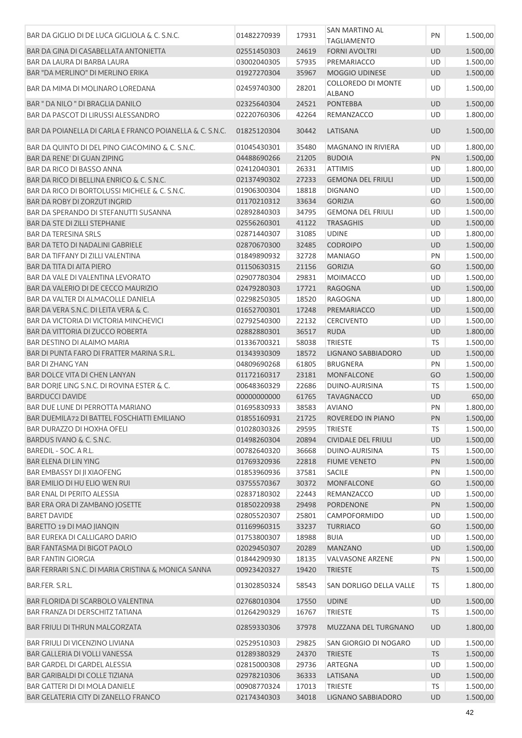| | | | | | |
|---|---|---|---|---|---|
| BAR DA GIGLIO DI DE LUCA GIGLIOLA & C. S.N.C. | 01482270939 | 17931 | SAN MARTINO AL TAGLIAMENTO | PN | 1.500,00 |
| BAR DA GINA DI CASABELLATA ANTONIETTA | 02551450303 | 24619 | FORNI AVOLTRI | UD | 1.500,00 |
| BAR DA LAURA DI BARBA LAURA | 03002040305 | 57935 | PREMARIACCO | UD | 1.500,00 |
| BAR "DA MERLINO" DI MERLINO ERIKA | 01927270304 | 35967 | MOGGIO UDINESE | UD | 1.500,00 |
| BAR DA MIMA DI MOLINARO LOREDANA | 02459740300 | 28201 | COLLOREDO DI MONTE ALBANO | UD | 1.500,00 |
| BAR " DA NILO " DI BRAGLIA DANILO | 02325640304 | 24521 | PONTEBBA | UD | 1.500,00 |
| BAR DA PASCOT DI LIRUSSI ALESSANDRO | 02220760306 | 42264 | REMANZACCO | UD | 1.800,00 |
| BAR DA POIANELLA DI CARLA E FRANCO POIANELLA & C. S.N.C. | 01825120304 | 30442 | LATISANA | UD | 1.500,00 |
| BAR DA QUINTO DI DEL PINO GIACOMINO & C. S.N.C. | 01045430301 | 35480 | MAGNANO IN RIVIERA | UD | 1.800,00 |
| BAR DA RENE' DI GUAN ZIPING | 04488690266 | 21205 | BUDOIA | PN | 1.500,00 |
| BAR DA RICO DI BASSO ANNA | 02412040301 | 26331 | ATTIMIS | UD | 1.800,00 |
| BAR DA RICO DI BELLINA ENRICO & C. S.N.C. | 02137490302 | 27233 | GEMONA DEL FRIULI | UD | 1.500,00 |
| BAR DA RICO DI BORTOLUSSI MICHELE & C. S.N.C. | 01906300304 | 18818 | DIGNANO | UD | 1.500,00 |
| BAR DA ROBY DI ZORZUT INGRID | 01170210312 | 33634 | GORIZIA | GO | 1.500,00 |
| BAR DA SPERANDO DI STEFANUTTI SUSANNA | 02892840303 | 34795 | GEMONA DEL FRIULI | UD | 1.500,00 |
| BAR DA STE DI ZILLI STEPHANIE | 02556260301 | 41122 | TRASAGHIS | UD | 1.500,00 |
| BAR DA TERESINA SRLS | 02871440307 | 31085 | UDINE | UD | 1.800,00 |
| BAR DA TETO DI NADALINI GABRIELE | 02870670300 | 32485 | CODROIPO | UD | 1.500,00 |
| BAR DA TIFFANY DI ZILLI VALENTINA | 01849890932 | 32728 | MANIAGO | PN | 1.500,00 |
| BAR DA TITA DI AITA PIERO | 01150630315 | 21156 | GORIZIA | GO | 1.500,00 |
| BAR DA VALE DI VALENTINA LEVORATO | 02907780304 | 29831 | MOIMACCO | UD | 1.500,00 |
| BAR DA VALERIO DI DE CECCO MAURIZIO | 02479280303 | 17721 | RAGOGNA | UD | 1.500,00 |
| BAR DA VALTER DI ALMACOLLE DANIELA | 02298250305 | 18520 | RAGOGNA | UD | 1.800,00 |
| BAR DA VERA S.N.C. DI LEITA VERA & C. | 01652700301 | 17248 | PREMARIACCO | UD | 1.500,00 |
| BAR DA VICTORIA DI VICTORIA MINCHEVICI | 02792540300 | 22132 | CERCIVENTO | UD | 1.500,00 |
| BAR DA VITTORIA DI ZUCCO ROBERTA | 02882880301 | 36517 | RUDA | UD | 1.800,00 |
| BAR DESTINO DI ALAIMO MARIA | 01336700321 | 58038 | TRIESTE | TS | 1.500,00 |
| BAR DI PUNTA FARO DI FRATTER MARINA S.R.L. | 01343930309 | 18572 | LIGNANO SABBIADORO | UD | 1.500,00 |
| BAR DI ZHANG YAN | 04809690268 | 61805 | BRUGNERA | PN | 1.500,00 |
| BAR DOLCE VITA DI CHEN LANYAN | 01172160317 | 23181 | MONFALCONE | GO | 1.500,00 |
| BAR DORJE LING S.N.C. DI ROVINA ESTER & C. | 00648360329 | 22686 | DUINO-AURISINA | TS | 1.500,00 |
| BARDUCCI DAVIDE | 00000000000 | 61765 | TAVAGNACCO | UD | 650,00 |
| BAR DUE LUNE DI PERROTTA MARIANO | 01695830933 | 38583 | AVIANO | PN | 1.800,00 |
| BAR DUEMILA72 DI BATTEL FOSCHIATTI EMILIANO | 01855160931 | 21725 | ROVEREDO IN PIANO | PN | 1.500,00 |
| BAR DURAZZO DI HOXHA OFELI | 01028030326 | 29595 | TRIESTE | TS | 1.500,00 |
| BARDUS IVANO & C. S.N.C. | 01498260304 | 20894 | CIVIDALE DEL FRIULI | UD | 1.500,00 |
| BAREDIL - SOC. A R.L. | 00782640320 | 36668 | DUINO-AURISINA | TS | 1.500,00 |
| BAR ELENA DI LIN YING | 01769320936 | 22818 | FIUME VENETO | PN | 1.500,00 |
| BAR EMBASSY DI JI XIAOFENG | 01853960936 | 37581 | SACILE | PN | 1.500,00 |
| BAR EMILIO DI HU ELIO WEN RUI | 03755570367 | 30372 | MONFALCONE | GO | 1.500,00 |
| BAR ENAL DI PERITO ALESSIA | 02837180302 | 22443 | REMANZACCO | UD | 1.500,00 |
| BAR ERA ORA DI ZAMBANO JOSETTE | 01850220938 | 29498 | PORDENONE | PN | 1.500,00 |
| BARET DAVIDE | 02805520307 | 25801 | CAMPOFORMIDO | UD | 1.500,00 |
| BARETTO 19 DI MAO JIANQIN | 01169960315 | 33237 | TURRIACO | GO | 1.500,00 |
| BAR EUREKA DI CALLIGARO DARIO | 01753800307 | 18988 | BUIA | UD | 1.500,00 |
| BAR FANTASMA DI BIGOT PAOLO | 02029450307 | 20289 | MANZANO | UD | 1.500,00 |
| BAR FANTIN GIORGIA | 01844290930 | 18135 | VALVASONE ARZENE | PN | 1.500,00 |
| BAR FERRARI S.N.C. DI MARIA CRISTINA & MONICA SANNA | 00923420327 | 19420 | TRIESTE | TS | 1.500,00 |
| BAR.FER. S.R.L. | 01302850324 | 58543 | SAN DORLIGO DELLA VALLE | TS | 1.800,00 |
| BAR FLORIDA DI SCARBOLO VALENTINA | 02768010304 | 17550 | UDINE | UD | 1.500,00 |
| BAR FRANZA DI DERSCHITZ TATIANA | 01264290329 | 16767 | TRIESTE | TS | 1.500,00 |
| BAR FRIULI DI THRUN MALGORZATA | 02859330306 | 37978 | MUZZANA DEL TURGNANO | UD | 1.800,00 |
| BAR FRIULI DI VICENZINO LIVIANA | 02529510303 | 29825 | SAN GIORGIO DI NOGARO | UD | 1.500,00 |
| BAR GALLERIA DI VOLLI VANESSA | 01289380329 | 24370 | TRIESTE | TS | 1.500,00 |
| BAR GARDEL DI GARDEL ALESSIA | 02815000308 | 29736 | ARTEGNA | UD | 1.500,00 |
| BAR GARIBALDI DI COLLE TIZIANA | 02978210306 | 36333 | LATISANA | UD | 1.500,00 |
| BAR GATTERI DI DI MOLA DANIELE | 00908770324 | 17013 | TRIESTE | TS | 1.500,00 |
| BAR GELATERIA CITY DI ZANELLO FRANCO | 02174340303 | 34018 | LIGNANO SABBIADORO | UD | 1.500,00 |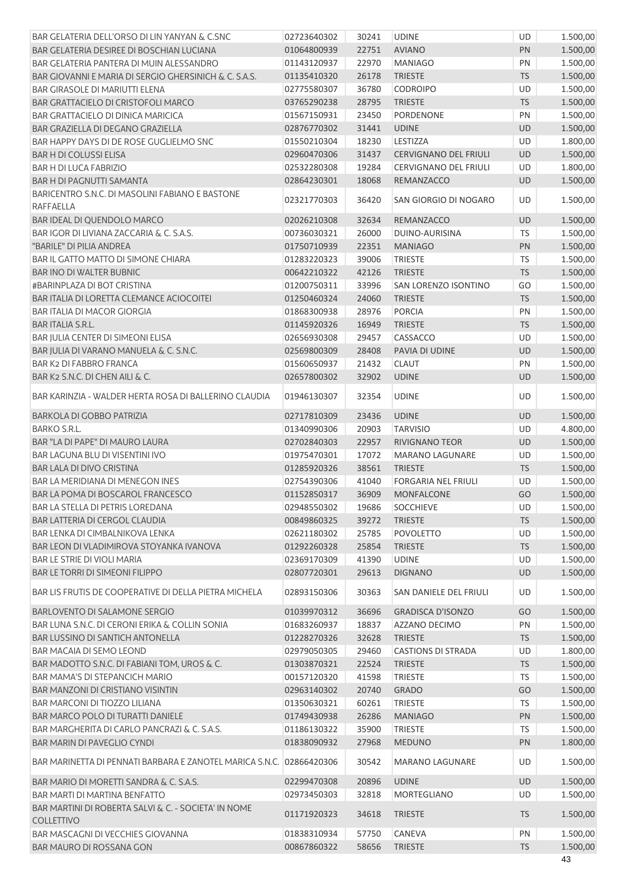| BAR GELATERIA DELL'ORSO DI LIN YANYAN & C.SNC | 02723640302 | 30241 | UDINE | UD | 1.500,00 |
|---|---|---|---|---|---|
| BAR GELATERIA DESIREE DI BOSCHIAN LUCIANA | 01064800939 | 22751 | AVIANO | PN | 1.500,00 |
| BAR GELATERIA PANTERA DI MUIN ALESSANDRO | 01143120937 | 22970 | MANIAGO | PN | 1.500,00 |
| BAR GIOVANNI E MARIA DI SERGIO GHERSINICH & C. S.A.S. | 01135410320 | 26178 | TRIESTE | TS | 1.500,00 |
| BAR GIRASOLE DI MARIUTTI ELENA | 02775580307 | 36780 | CODROIPO | UD | 1.500,00 |
| BAR GRATTACIELO DI CRISTOFOLI MARCO | 03765290238 | 28795 | TRIESTE | TS | 1.500,00 |
| BAR GRATTACIELO DI DINICA MARICICA | 01567150931 | 23450 | PORDENONE | PN | 1.500,00 |
| BAR GRAZIELLA DI DEGANO GRAZIELLA | 02876770302 | 31441 | UDINE | UD | 1.500,00 |
| BAR HAPPY DAYS DI DE ROSE GUGLIELMO SNC | 01550210304 | 18230 | LESTIZZA | UD | 1.800,00 |
| BAR H DI COLUSSI ELISA | 02960470306 | 31437 | CERVIGNANO DEL FRIULI | UD | 1.500,00 |
| BAR H DI LUCA FABRIZIO | 02532280308 | 19284 | CERVIGNANO DEL FRIULI | UD | 1.800,00 |
| BAR H DI PAGNUTTI SAMANTA | 02864230301 | 18068 | REMANZACCO | UD | 1.500,00 |
| BARICENTRO S.N.C. DI MASOLINI FABIANO E BASTONE RAFFAELLA | 02321770303 | 36420 | SAN GIORGIO DI NOGARO | UD | 1.500,00 |
| BAR IDEAL DI QUENDOLO MARCO | 02026210308 | 32634 | REMANZACCO | UD | 1.500,00 |
| BAR IGOR DI LIVIANA ZACCARIA & C. S.A.S. | 00736030321 | 26000 | DUINO-AURISINA | TS | 1.500,00 |
| "BARILE" DI PILIA ANDREA | 01750710939 | 22351 | MANIAGO | PN | 1.500,00 |
| BAR IL GATTO MATTO DI SIMONE CHIARA | 01283220323 | 39006 | TRIESTE | TS | 1.500,00 |
| BAR INO DI WALTER BUBNIC | 00642210322 | 42126 | TRIESTE | TS | 1.500,00 |
| #BARINPLAZA DI BOT CRISTINA | 01200750311 | 33996 | SAN LORENZO ISONTINO | GO | 1.500,00 |
| BAR ITALIA DI LORETTA CLEMANCE ACIOCOITEI | 01250460324 | 24060 | TRIESTE | TS | 1.500,00 |
| BAR ITALIA DI MACOR GIORGIA | 01868300938 | 28976 | PORCIA | PN | 1.500,00 |
| BAR ITALIA S.R.L. | 01145920326 | 16949 | TRIESTE | TS | 1.500,00 |
| BAR JULIA CENTER DI SIMEONI ELISA | 02656930308 | 29457 | CASSACCO | UD | 1.500,00 |
| BAR JULIA DI VARANO MANUELA & C. S.N.C. | 02569800309 | 28408 | PAVIA DI UDINE | UD | 1.500,00 |
| BAR K2 DI FABBRO FRANCA | 01560650937 | 21432 | CLAUT | PN | 1.500,00 |
| BAR K2 S.N.C. DI CHEN AILI & C. | 02657800302 | 32902 | UDINE | UD | 1.500,00 |
| BAR KARINZIA - WALDER HERTA ROSA DI BALLERINO CLAUDIA | 01946130307 | 32354 | UDINE | UD | 1.500,00 |
| BARKOLA DI GOBBO PATRIZIA | 02717810309 | 23436 | UDINE | UD | 1.500,00 |
| BARKO S.R.L. | 01340990306 | 20903 | TARVISIO | UD | 4.800,00 |
| BAR "LA DI PAPE" DI MAURO LAURA | 02702840303 | 22957 | RIVIGNANO TEOR | UD | 1.500,00 |
| BAR LAGUNA BLU DI VISENTINI IVO | 01975470301 | 17072 | MARANO LAGUNARE | UD | 1.500,00 |
| BAR LALA DI DIVO CRISTINA | 01285920326 | 38561 | TRIESTE | TS | 1.500,00 |
| BAR LA MERIDIANA DI MENEGON INES | 02754390306 | 41040 | FORGARIA NEL FRIULI | UD | 1.500,00 |
| BAR LA POMA DI BOSCAROL FRANCESCO | 01152850317 | 36909 | MONFALCONE | GO | 1.500,00 |
| BAR LA STELLA DI PETRIS LOREDANA | 02948550302 | 19686 | SOCCHIEVE | UD | 1.500,00 |
| BAR LATTERIA DI CERGOL CLAUDIA | 00849860325 | 39272 | TRIESTE | TS | 1.500,00 |
| BAR LENKA DI CIMBALNIKOVA LENKA | 02621180302 | 25785 | POVOLETTO | UD | 1.500,00 |
| BAR LEON DI VLADIMIROVA STOYANKA IVANOVA | 01292260328 | 25854 | TRIESTE | TS | 1.500,00 |
| BAR LE STRIE DI VIOLI MARIA | 02369170309 | 41390 | UDINE | UD | 1.500,00 |
| BAR LE TORRI DI SIMEONI FILIPPO | 02807720301 | 29613 | DIGNANO | UD | 1.500,00 |
| BAR LIS FRUTIS DE COOPERATIVE DI DELLA PIETRA MICHELA | 02893150306 | 30363 | SAN DANIELE DEL FRIULI | UD | 1.500,00 |
| BARLOVENTO DI SALAMONE SERGIO | 01039970312 | 36696 | GRADISCA D'ISONZO | GO | 1.500,00 |
| BAR LUNA S.N.C. DI CERONI ERIKA & COLLIN SONIA | 01683260937 | 18837 | AZZANO DECIMO | PN | 1.500,00 |
| BAR LUSSINO DI SANTICH ANTONELLA | 01228270326 | 32628 | TRIESTE | TS | 1.500,00 |
| BAR MACAIA DI SEMO LEOND | 02979050305 | 29460 | CASTIONS DI STRADA | UD | 1.800,00 |
| BAR MADOTTO S.N.C. DI FABIANI TOM, UROS & C. | 01303870321 | 22524 | TRIESTE | TS | 1.500,00 |
| BAR MAMA'S DI STEPANCICH MARIO | 00157120320 | 41598 | TRIESTE | TS | 1.500,00 |
| BAR MANZONI DI CRISTIANO VISINTIN | 02963140302 | 20740 | GRADO | GO | 1.500,00 |
| BAR MARCONI DI TIOZZO LILIANA | 01350630321 | 60261 | TRIESTE | TS | 1.500,00 |
| BAR MARCO POLO DI TURATTI DANIELE | 01749430938 | 26286 | MANIAGO | PN | 1.500,00 |
| BAR MARGHERITA DI CARLO PANCRAZI & C. S.A.S. | 01186130322 | 35900 | TRIESTE | TS | 1.500,00 |
| BAR MARIN DI PAVEGLIO CYNDI | 01838090932 | 27968 | MEDUNO | PN | 1.800,00 |
| BAR MARINETTA DI PENNATI BARBARA E ZANOTEL MARICA S.N.C. | 02866420306 | 30542 | MARANO LAGUNARE | UD | 1.500,00 |
| BAR MARIO DI MORETTI SANDRA & C. S.A.S. | 02299470308 | 20896 | UDINE | UD | 1.500,00 |
| BAR MARTI DI MARTINA BENFATTO | 02973450303 | 32818 | MORTEGLIANO | UD | 1.500,00 |
| BAR MARTINI DI ROBERTA SALVI & C. - SOCIETA' IN NOME COLLETTIVO | 01171920323 | 34618 | TRIESTE | TS | 1.500,00 |
| BAR MASCAGNI DI VECCHIES GIOVANNA | 01838310934 | 57750 | CANEVA | PN | 1.500,00 |
| BAR MAURO DI ROSSANA GON | 00867860322 | 58656 | TRIESTE | TS | 1.500,00 |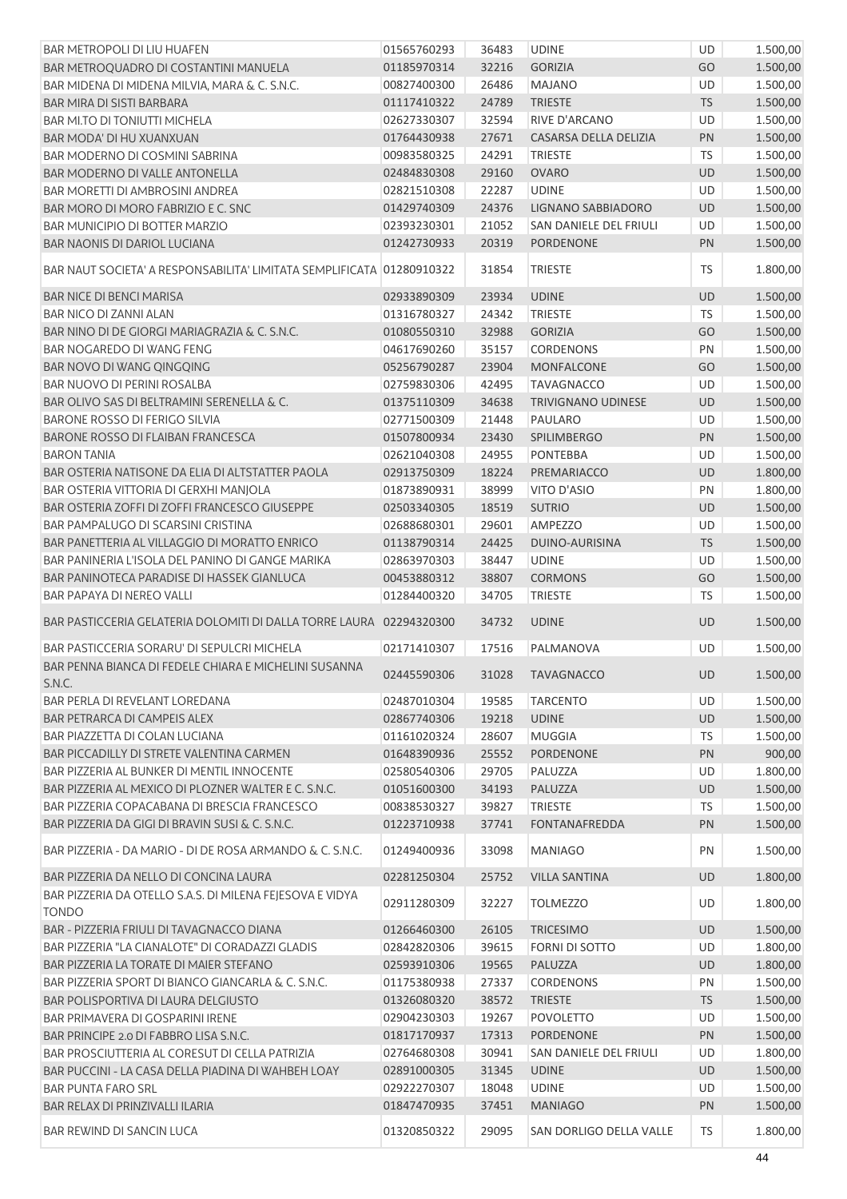| | | | | | |
|---|---|---|---|---|---|
| BAR METROPOLI DI LIU HUAFEN | 01565760293 | 36483 | UDINE | UD | 1.500,00 |
| BAR METROQUADRO DI COSTANTINI MANUELA | 01185970314 | 32216 | GORIZIA | GO | 1.500,00 |
| BAR MIDENA DI MIDENA MILVIA, MARA & C. S.N.C. | 00827400300 | 26486 | MAJANO | UD | 1.500,00 |
| BAR MIRA DI SISTI BARBARA | 01117410322 | 24789 | TRIESTE | TS | 1.500,00 |
| BAR MI.TO DI TONIUTTI MICHELA | 02627330307 | 32594 | RIVE D'ARCANO | UD | 1.500,00 |
| BAR MODA' DI HU XUANXUAN | 01764430938 | 27671 | CASARSA DELLA DELIZIA | PN | 1.500,00 |
| BAR MODERNO DI COSMINI SABRINA | 00983580325 | 24291 | TRIESTE | TS | 1.500,00 |
| BAR MODERNO DI VALLE ANTONELLA | 02484830308 | 29160 | OVARO | UD | 1.500,00 |
| BAR MORETTI DI AMBROSINI ANDREA | 02821510308 | 22287 | UDINE | UD | 1.500,00 |
| BAR MORO DI MORO FABRIZIO E C. SNC | 01429740309 | 24376 | LIGNANO SABBIADORO | UD | 1.500,00 |
| BAR MUNICIPIO DI BOTTER MARZIO | 02393230301 | 21052 | SAN DANIELE DEL FRIULI | UD | 1.500,00 |
| BAR NAONIS DI DARIOL LUCIANA | 01242730933 | 20319 | PORDENONE | PN | 1.500,00 |
| BAR NAUT SOCIETA' A RESPONSABILITA' LIMITATA SEMPLIFICATA | 01280910322 | 31854 | TRIESTE | TS | 1.800,00 |
| BAR NICE DI BENCI MARISA | 02933890309 | 23934 | UDINE | UD | 1.500,00 |
| BAR NICO DI ZANNI ALAN | 01316780327 | 24342 | TRIESTE | TS | 1.500,00 |
| BAR NINO DI DE GIORGI MARIAGRAZIA & C. S.N.C. | 01080550310 | 32988 | GORIZIA | GO | 1.500,00 |
| BAR NOGAREDO DI WANG FENG | 04617690260 | 35157 | CORDENONS | PN | 1.500,00 |
| BAR NOVO DI WANG QINGQING | 05256790287 | 23904 | MONFALCONE | GO | 1.500,00 |
| BAR NUOVO DI PERINI ROSALBA | 02759830306 | 42495 | TAVAGNACCO | UD | 1.500,00 |
| BAR OLIVO SAS DI BELTRAMINI SERENELLA & C. | 01375110309 | 34638 | TRIVIGNANO UDINESE | UD | 1.500,00 |
| BARONE ROSSO DI FERIGO SILVIA | 02771500309 | 21448 | PAULARO | UD | 1.500,00 |
| BARONE ROSSO DI FLAIBAN FRANCESCA | 01507800934 | 23430 | SPILIMBERGO | PN | 1.500,00 |
| BARON TANIA | 02621040308 | 24955 | PONTEBBA | UD | 1.500,00 |
| BAR OSTERIA NATISONE DA ELIA DI ALTSTATTER PAOLA | 02913750309 | 18224 | PREMARIACCO | UD | 1.800,00 |
| BAR OSTERIA VITTORIA DI GERXHI MANJOLA | 01873890931 | 38999 | VITO D'ASIO | PN | 1.800,00 |
| BAR OSTERIA ZOFFI DI ZOFFI FRANCESCO GIUSEPPE | 02503340305 | 18519 | SUTRIO | UD | 1.500,00 |
| BAR PAMPALUGO DI SCARSINI CRISTINA | 02688680301 | 29601 | AMPEZZO | UD | 1.500,00 |
| BAR PANETTERIA AL VILLAGGIO DI MORATTO ENRICO | 01138790314 | 24425 | DUINO-AURISINA | TS | 1.500,00 |
| BAR PANINERIA L'ISOLA DEL PANINO DI GANGE MARIKA | 02863970303 | 38447 | UDINE | UD | 1.500,00 |
| BAR PANINOTECA PARADISE DI HASSEK GIANLUCA | 00453880312 | 38807 | CORMONS | GO | 1.500,00 |
| BAR PAPAYA DI NEREO VALLI | 01284400320 | 34705 | TRIESTE | TS | 1.500,00 |
| BAR PASTICCERIA GELATERIA DOLOMITI DI DALLA TORRE LAURA | 02294320300 | 34732 | UDINE | UD | 1.500,00 |
| BAR PASTICCERIA SORARU' DI SEPULCRI MICHELA | 02171410307 | 17516 | PALMANOVA | UD | 1.500,00 |
| BAR PENNA BIANCA DI FEDELE CHIARA E MICHELINI SUSANNA S.N.C. | 02445590306 | 31028 | TAVAGNACCO | UD | 1.500,00 |
| BAR PERLA DI REVELANT LOREDANA | 02487010304 | 19585 | TARCENTO | UD | 1.500,00 |
| BAR PETRARCA DI CAMPEIS ALEX | 02867740306 | 19218 | UDINE | UD | 1.500,00 |
| BAR PIAZZETTA DI COLAN LUCIANA | 01161020324 | 28607 | MUGGIA | TS | 1.500,00 |
| BAR PICCADILLY DI STRETE VALENTINA CARMEN | 01648390936 | 25552 | PORDENONE | PN | 900,00 |
| BAR PIZZERIA AL BUNKER DI MENTIL INNOCENTE | 02580540306 | 29705 | PALUZZA | UD | 1.800,00 |
| BAR PIZZERIA AL MEXICO DI PLOZNER WALTER E C. S.N.C. | 01051600300 | 34193 | PALUZZA | UD | 1.500,00 |
| BAR PIZZERIA COPACABANA DI BRESCIA FRANCESCO | 00838530327 | 39827 | TRIESTE | TS | 1.500,00 |
| BAR PIZZERIA DA GIGI DI BRAVIN SUSI & C. S.N.C. | 01223710938 | 37741 | FONTANAFREDDA | PN | 1.500,00 |
| BAR PIZZERIA - DA MARIO - DI DE ROSA ARMANDO & C. S.N.C. | 01249400936 | 33098 | MANIAGO | PN | 1.500,00 |
| BAR PIZZERIA DA NELLO DI CONCINA LAURA | 02281250304 | 25752 | VILLA SANTINA | UD | 1.800,00 |
| BAR PIZZERIA DA OTELLO S.A.S. DI MILENA FEJESOVA E VIDYA TONDO | 02911280309 | 32227 | TOLMEZZO | UD | 1.800,00 |
| BAR - PIZZERIA FRIULI DI TAVAGNACCO DIANA | 01266460300 | 26105 | TRICESIMO | UD | 1.500,00 |
| BAR PIZZERIA "LA CIANALOTE" DI CORADAZZI GLADIS | 02842820306 | 39615 | FORNI DI SOTTO | UD | 1.800,00 |
| BAR PIZZERIA LA TORATE DI MAIER STEFANO | 02593910306 | 19565 | PALUZZA | UD | 1.800,00 |
| BAR PIZZERIA SPORT DI BIANCO GIANCARLA & C. S.N.C. | 01175380938 | 27337 | CORDENONS | PN | 1.500,00 |
| BAR POLISPORTIVA DI LAURA DELGIUSTO | 01326080320 | 38572 | TRIESTE | TS | 1.500,00 |
| BAR PRIMAVERA DI GOSPARINI IRENE | 02904230303 | 19267 | POVOLETTO | UD | 1.500,00 |
| BAR PRINCIPE 2.0 DI FABBRO LISA S.N.C. | 01817170937 | 17313 | PORDENONE | PN | 1.500,00 |
| BAR PROSCIUTTERIA AL CORESUT DI CELLA PATRIZIA | 02764680308 | 30941 | SAN DANIELE DEL FRIULI | UD | 1.800,00 |
| BAR PUCCINI - LA CASA DELLA PIADINA DI WAHBEH LOAY | 02891000305 | 31345 | UDINE | UD | 1.500,00 |
| BAR PUNTA FARO SRL | 02922270307 | 18048 | UDINE | UD | 1.500,00 |
| BAR RELAX DI PRINZIVALLI ILARIA | 01847470935 | 37451 | MANIAGO | PN | 1.500,00 |
| BAR REWIND DI SANCIN LUCA | 01320850322 | 29095 | SAN DORLIGO DELLA VALLE | TS | 1.800,00 |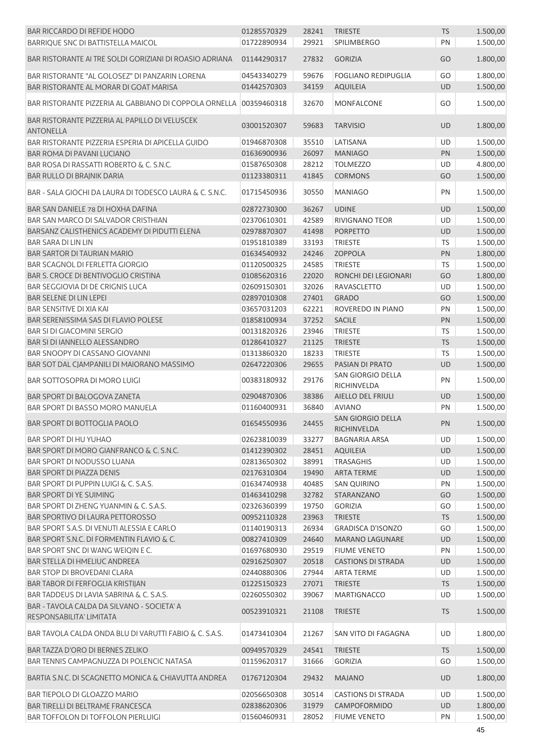| | | | | | |
|---|---|---|---|---|---|
| BAR RICCARDO DI REFIDE HODO | 01285570329 | 28241 | TRIESTE | TS | 1.500,00 |
| BARRIQUE SNC DI BATTISTELLA MAICOL | 01722890934 | 29921 | SPILIMBERGO | PN | 1.500,00 |
| BAR RISTORANTE AI TRE SOLDI GORIZIANI DI ROASIO ADRIANA | 01144290317 | 27832 | GORIZIA | GO | 1.800,00 |
| BAR RISTORANTE "AL GOLOSEZ" DI PANZARIN LORENA | 04543340279 | 59676 | FOGLIANO REDIPUGLIA | GO | 1.800,00 |
| BAR RISTORANTE AL MORAR DI GOAT MARISA | 01442570303 | 34159 | AQUILEIA | UD | 1.500,00 |
| BAR RISTORANTE PIZZERIA AL GABBIANO DI COPPOLA ORNELLA | 00359460318 | 32670 | MONFALCONE | GO | 1.500,00 |
| BAR RISTORANTE PIZZERIA AL PAPILLO DI VELUSCEK ANTONELLA | 03001520307 | 59683 | TARVISIO | UD | 1.800,00 |
| BAR RISTORANTE PIZZERIA ESPERIA DI APICELLA GUIDO | 01946870308 | 35510 | LATISANA | UD | 1.500,00 |
| BAR ROMA DI PAVANI LUCIANO | 01636900936 | 26097 | MANIAGO | PN | 1.500,00 |
| BAR ROSA DI RASSATTI ROBERTO & C. S.N.C. | 01587650308 | 28212 | TOLMEZZO | UD | 4.800,00 |
| BAR RULLO DI BRAJNIK DARIA | 01123380311 | 41845 | CORMONS | GO | 1.500,00 |
| BAR - SALA GIOCHI DA LAURA DI TODESCO LAURA & C. S.N.C. | 01715450936 | 30550 | MANIAGO | PN | 1.500,00 |
| BAR SAN DANIELE 78 DI HOXHA DAFINA | 02872730300 | 36267 | UDINE | UD | 1.500,00 |
| BAR SAN MARCO DI SALVADOR CRISTHIAN | 02370610301 | 42589 | RIVIGNANO TEOR | UD | 1.500,00 |
| BARSANZ CALISTHENICS ACADEMY DI PIDUTTI ELENA | 02978870307 | 41498 | PORPETTO | UD | 1.500,00 |
| BAR SARA DI LIN LIN | 01951810389 | 33193 | TRIESTE | TS | 1.500,00 |
| BAR SARTOR DI TAURIAN MARIO | 01634540932 | 24246 | ZOPPOLA | PN | 1.800,00 |
| BAR SCAGNOL DI FERLETTA GIORGIO | 01120500325 | 24585 | TRIESTE | TS | 1.500,00 |
| BAR S. CROCE DI BENTIVOGLIO CRISTINA | 01085620316 | 22020 | RONCHI DEI LEGIONARI | GO | 1.800,00 |
| BAR SEGGIOVIA DI DE CRIGNIS LUCA | 02609150301 | 32026 | RAVASCLETTO | UD | 1.500,00 |
| BAR SELENE DI LIN LEPEI | 02897010308 | 27401 | GRADO | GO | 1.500,00 |
| BAR SENSITIVE DI XIA KAI | 03657031203 | 62221 | ROVEREDO IN PIANO | PN | 1.500,00 |
| BAR SERENISSIMA SAS DI FLAVIO POLESE | 01858100934 | 37252 | SACILE | PN | 1.500,00 |
| BAR SI DI GIACOMINI SERGIO | 00131820326 | 23946 | TRIESTE | TS | 1.500,00 |
| BAR SI DI IANNELLO ALESSANDRO | 01286410327 | 21125 | TRIESTE | TS | 1.500,00 |
| BAR SNOOPY DI CASSANO GIOVANNI | 01313860320 | 18233 | TRIESTE | TS | 1.500,00 |
| BAR SOT DAL CJAMPANILI DI MAIORANO MASSIMO | 02647220306 | 29655 | PASIAN DI PRATO | UD | 1.500,00 |
| BAR SOTTOSOPRA DI MORO LUIGI | 00383180932 | 29176 | SAN GIORGIO DELLA RICHINVELDA | PN | 1.500,00 |
| BAR SPORT DI BALOGOVA ZANETA | 02904870306 | 38386 | AIELLO DEL FRIULI | UD | 1.500,00 |
| BAR SPORT DI BASSO MORO MANUELA | 01160400931 | 36840 | AVIANO | PN | 1.500,00 |
| BAR SPORT DI BOTTOGLIA PAOLO | 01654550936 | 24455 | SAN GIORGIO DELLA RICHINVELDA | PN | 1.500,00 |
| BAR SPORT DI HU YUHAO | 02623810039 | 33277 | BAGNARIA ARSA | UD | 1.500,00 |
| BAR SPORT DI MORO GIANFRANCO & C. S.N.C. | 01412390302 | 28451 | AQUILEIA | UD | 1.500,00 |
| BAR SPORT DI NODUSSO LUANA | 02813650302 | 38991 | TRASAGHIS | UD | 1.500,00 |
| BAR SPORT DI PIAZZA DENIS | 02176310304 | 19490 | ARTA TERME | UD | 1.500,00 |
| BAR SPORT DI PUPPIN LUIGI & C. S.A.S. | 01634740938 | 40485 | SAN QUIRINO | PN | 1.500,00 |
| BAR SPORT DI YE SUIMING | 01463410298 | 32782 | STARANZANO | GO | 1.500,00 |
| BAR SPORT DI ZHENG YUANMIN & C. S.A.S. | 02326360399 | 19750 | GORIZIA | GO | 1.500,00 |
| BAR SPORTIVO DI LAURA PETTOROSSO | 00952110328 | 23963 | TRIESTE | TS | 1.500,00 |
| BAR SPORT S.A.S. DI VENUTI ALESSIA E CARLO | 01140190313 | 26934 | GRADISCA D'ISONZO | GO | 1.500,00 |
| BAR SPORT S.N.C. DI FORMENTIN FLAVIO & C. | 00827410309 | 24640 | MARANO LAGUNARE | UD | 1.500,00 |
| BAR SPORT SNC DI WANG WEIQIN E C. | 01697680930 | 29519 | FIUME VENETO | PN | 1.500,00 |
| BAR STELLA DI HMELIUC ANDREEA | 02916250307 | 20518 | CASTIONS DI STRADA | UD | 1.500,00 |
| BAR STOP DI BROVEDANI CLARA | 02440880306 | 27944 | ARTA TERME | UD | 1.500,00 |
| BAR TABOR DI FERFOGLIA KRISTIJAN | 01225150323 | 27071 | TRIESTE | TS | 1.500,00 |
| BAR TADDEUS DI LAVIA SABRINA & C. S.A.S. | 02260550302 | 39067 | MARTIGNACCO | UD | 1.500,00 |
| BAR - TAVOLA CALDA DA SILVANO - SOCIETA' A RESPONSABILITA' LIMITATA | 00523910321 | 21108 | TRIESTE | TS | 1.500,00 |
| BAR TAVOLA CALDA ONDA BLU DI VARUTTI FABIO & C. S.A.S. | 01473410304 | 21267 | SAN VITO DI FAGAGNA | UD | 1.800,00 |
| BAR TAZZA D'ORO DI BERNES ZELIKO | 00949570329 | 24541 | TRIESTE | TS | 1.500,00 |
| BAR TENNIS CAMPAGNUZZA DI POLENCIC NATASA | 01159620317 | 31666 | GORIZIA | GO | 1.500,00 |
| BARTIA S.N.C. DI SCAGNETTO MONICA & CHIAVUTTA ANDREA | 01767120304 | 29432 | MAJANO | UD | 1.800,00 |
| BAR TIEPOLO DI GLOAZZO MARIO | 02056650308 | 30514 | CASTIONS DI STRADA | UD | 1.500,00 |
| BAR TIRELLI DI BELTRAME FRANCESCA | 02838620306 | 31979 | CAMPOFORMIDO | UD | 1.800,00 |
| BAR TOFFOLON DI TOFFOLON PIERLUIGI | 01560460931 | 28052 | FIUME VENETO | PN | 1.500,00 |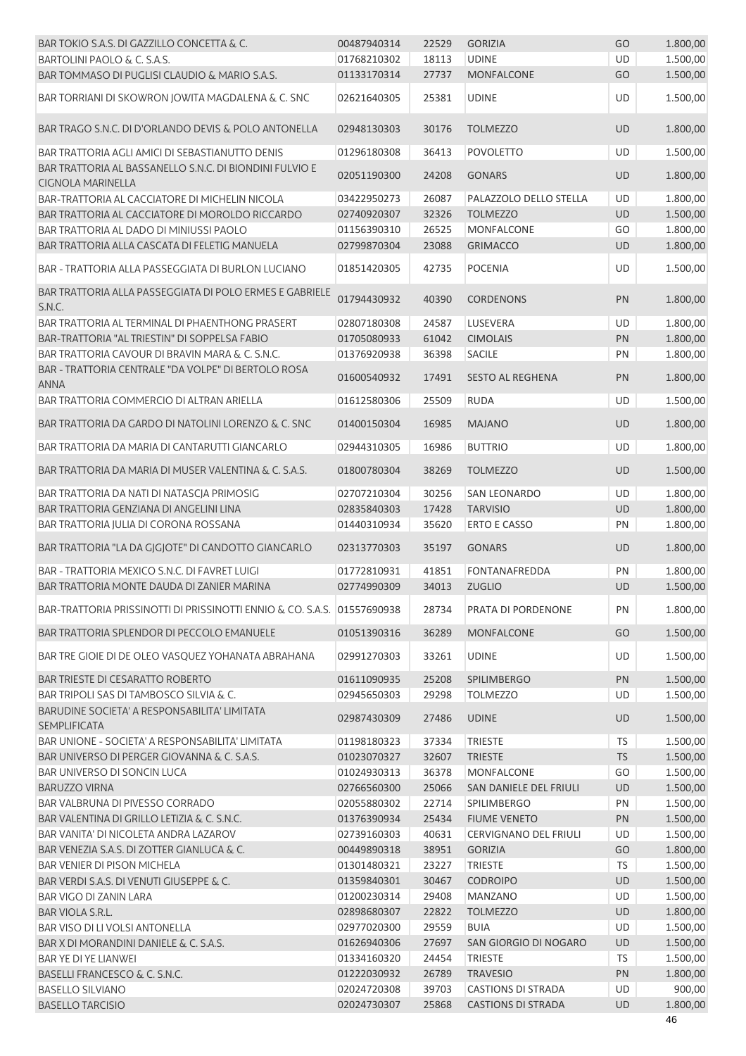| | | | | | |
|---|---|---|---|---|---|
| BAR TOKIO S.A.S. DI GAZZILLO CONCETTA & C. | 00487940314 | 22529 | GORIZIA | GO | 1.800,00 |
| BARTOLINI PAOLO & C. S.A.S. | 01768210302 | 18113 | UDINE | UD | 1.500,00 |
| BAR TOMMASO DI PUGLISI CLAUDIO & MARIO S.A.S. | 01133170314 | 27737 | MONFALCONE | GO | 1.500,00 |
| BAR TORRIANI DI SKOWRON JOWITA MAGDALENA & C. SNC | 02621640305 | 25381 | UDINE | UD | 1.500,00 |
| BAR TRAGO S.N.C. DI D'ORLANDO DEVIS & POLO ANTONELLA | 02948130303 | 30176 | TOLMEZZO | UD | 1.800,00 |
| BAR TRATTORIA AGLI AMICI DI SEBASTIANUTTO DENIS | 01296180308 | 36413 | POVOLETTO | UD | 1.500,00 |
| BAR TRATTORIA AL BASSANELLO S.N.C. DI BIONDINI FULVIO E CIGNOLA MARINELLA | 02051190300 | 24208 | GONARS | UD | 1.800,00 |
| BAR-TRATTORIA AL CACCIATORE DI MICHELIN NICOLA | 03422950273 | 26087 | PALAZZOLO DELLO STELLA | UD | 1.800,00 |
| BAR TRATTORIA AL CACCIATORE DI MOROLDO RICCARDO | 02740920307 | 32326 | TOLMEZZO | UD | 1.500,00 |
| BAR TRATTORIA AL DADO DI MINIUSSI PAOLO | 01156390310 | 26525 | MONFALCONE | GO | 1.800,00 |
| BAR TRATTORIA ALLA CASCATA DI FELETIG MANUELA | 02799870304 | 23088 | GRIMACCO | UD | 1.800,00 |
| BAR - TRATTORIA ALLA PASSEGGIATA DI BURLON LUCIANO | 01851420305 | 42735 | POCENIA | UD | 1.500,00 |
| BAR TRATTORIA ALLA PASSEGGIATA DI POLO ERMES E GABRIELE S.N.C. | 01794430932 | 40390 | CORDENONS | PN | 1.800,00 |
| BAR TRATTORIA AL TERMINAL DI PHAENTHONG PRASERT | 02807180308 | 24587 | LUSEVERA | UD | 1.800,00 |
| BAR-TRATTORIA "AL TRIESTIN" DI SOPPELSA FABIO | 01705080933 | 61042 | CIMOLAIS | PN | 1.800,00 |
| BAR TRATTORIA CAVOUR DI BRAVIN MARA & C. S.N.C. | 01376920938 | 36398 | SACILE | PN | 1.800,00 |
| BAR - TRATTORIA CENTRALE "DA VOLPE" DI BERTOLO ROSA ANNA | 01600540932 | 17491 | SESTO AL REGHENA | PN | 1.800,00 |
| BAR TRATTORIA COMMERCIO DI ALTRAN ARIELLA | 01612580306 | 25509 | RUDA | UD | 1.500,00 |
| BAR TRATTORIA DA GARDO DI NATOLINI LORENZO & C. SNC | 01400150304 | 16985 | MAJANO | UD | 1.800,00 |
| BAR TRATTORIA DA MARIA DI CANTARUTTI GIANCARLO | 02944310305 | 16986 | BUTTRIO | UD | 1.800,00 |
| BAR TRATTORIA DA MARIA DI MUSER VALENTINA & C. S.A.S. | 01800780304 | 38269 | TOLMEZZO | UD | 1.500,00 |
| BAR TRATTORIA DA NATI DI NATASCJA PRIMOSIG | 02707210304 | 30256 | SAN LEONARDO | UD | 1.800,00 |
| BAR TRATTORIA GENZIANA DI ANGELINI LINA | 02835840303 | 17428 | TARVISIO | UD | 1.800,00 |
| BAR TRATTORIA JULIA DI CORONA ROSSANA | 01440310934 | 35620 | ERTO E CASSO | PN | 1.800,00 |
| BAR TRATTORIA "LA DA GJGJOTE" DI CANDOTTO GIANCARLO | 02313770303 | 35197 | GONARS | UD | 1.800,00 |
| BAR - TRATTORIA MEXICO S.N.C. DI FAVRET LUIGI | 01772810931 | 41851 | FONTANAFREDDA | PN | 1.800,00 |
| BAR TRATTORIA MONTE DAUDA DI ZANIER MARINA | 02774990309 | 34013 | ZUGLIO | UD | 1.500,00 |
| BAR-TRATTORIA PRISSINOTTI DI PRISSINOTTI ENNIO & CO. S.A.S. | 01557690938 | 28734 | PRATA DI PORDENONE | PN | 1.800,00 |
| BAR TRATTORIA SPLENDOR DI PECCOLO EMANUELE | 01051390316 | 36289 | MONFALCONE | GO | 1.500,00 |
| BAR TRE GIOIE DI DE OLEO VASQUEZ YOHANATA ABRAHANA | 02991270303 | 33261 | UDINE | UD | 1.500,00 |
| BAR TRIESTE DI CESARATTO ROBERTO | 01611090935 | 25208 | SPILIMBERGO | PN | 1.500,00 |
| BAR TRIPOLI SAS DI TAMBOSCO SILVIA & C. | 02945650303 | 29298 | TOLMEZZO | UD | 1.500,00 |
| BARUDINE SOCIETA' A RESPONSABILITA' LIMITATA SEMPLIFICATA | 02987430309 | 27486 | UDINE | UD | 1.500,00 |
| BAR UNIONE - SOCIETA' A RESPONSABILITA' LIMITATA | 01198180323 | 37334 | TRIESTE | TS | 1.500,00 |
| BAR UNIVERSO DI PERGER GIOVANNA & C. S.A.S. | 01023070327 | 32607 | TRIESTE | TS | 1.500,00 |
| BAR UNIVERSO DI SONCIN LUCA | 01024930313 | 36378 | MONFALCONE | GO | 1.500,00 |
| BARUZZO VIRNA | 02766560300 | 25066 | SAN DANIELE DEL FRIULI | UD | 1.500,00 |
| BAR VALBRUNA DI PIVESSO CORRADO | 02055880302 | 22714 | SPILIMBERGO | PN | 1.500,00 |
| BAR VALENTINA DI GRILLO LETIZIA & C. S.N.C. | 01376390934 | 25434 | FIUME VENETO | PN | 1.500,00 |
| BAR VANITA' DI NICOLETA ANDRA LAZAROV | 02739160303 | 40631 | CERVIGNANO DEL FRIULI | UD | 1.500,00 |
| BAR VENEZIA S.A.S. DI ZOTTER GIANLUCA & C. | 00449890318 | 38951 | GORIZIA | GO | 1.800,00 |
| BAR VENIER DI PISON MICHELA | 01301480321 | 23227 | TRIESTE | TS | 1.500,00 |
| BAR VERDI S.A.S. DI VENUTI GIUSEPPE & C. | 01359840301 | 30467 | CODROIPO | UD | 1.500,00 |
| BAR VIGO DI ZANIN LARA | 01200230314 | 29408 | MANZANO | UD | 1.500,00 |
| BAR VIOLA S.R.L. | 02898680307 | 22822 | TOLMEZZO | UD | 1.800,00 |
| BAR VISO DI LI VOLSI ANTONELLA | 02977020300 | 29559 | BUIA | UD | 1.500,00 |
| BAR X DI MORANDINI DANIELE & C. S.A.S. | 01626940306 | 27697 | SAN GIORGIO DI NOGARO | UD | 1.500,00 |
| BAR YE DI YE LIANWEI | 01334160320 | 24454 | TRIESTE | TS | 1.500,00 |
| BASELLI FRANCESCO & C. S.N.C. | 01222030932 | 26789 | TRAVESIO | PN | 1.800,00 |
| BASELLO SILVIANO | 02024720308 | 39703 | CASTIONS DI STRADA | UD | 900,00 |
| BASELLO TARCISIO | 02024730307 | 25868 | CASTIONS DI STRADA | UD | 1.800,00 |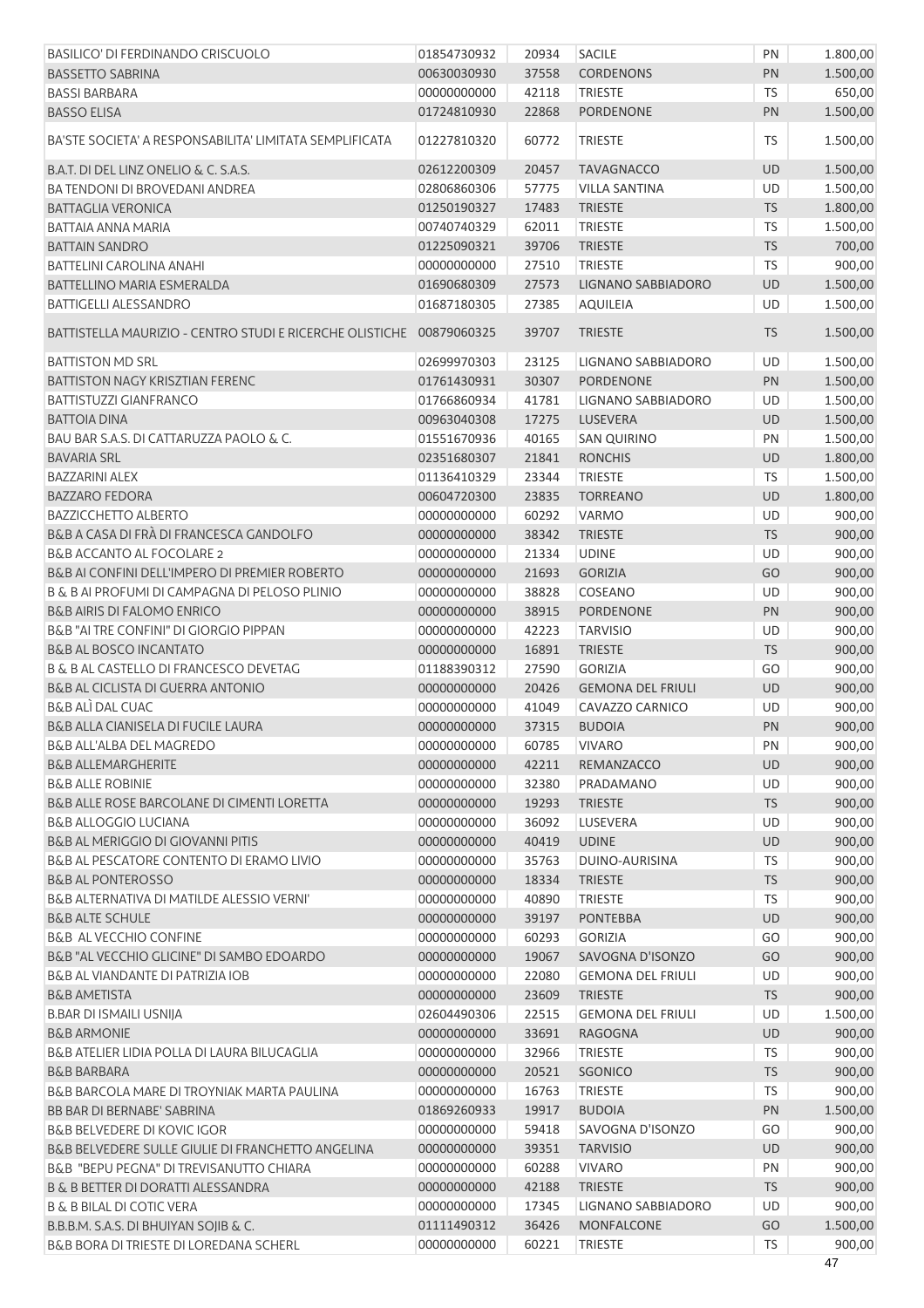| | | | | | |
|---|---|---|---|---|---|
| BASILICO' DI FERDINANDO CRISCUOLO | 01854730932 | 20934 | SACILE | PN | 1.800,00 |
| BASSETTO SABRINA | 00630030930 | 37558 | CORDENONS | PN | 1.500,00 |
| BASSI BARBARA | 00000000000 | 42118 | TRIESTE | TS | 650,00 |
| BASSO ELISA | 01724810930 | 22868 | PORDENONE | PN | 1.500,00 |
| BA'STE SOCIETA' A RESPONSABILITA' LIMITATA SEMPLIFICATA | 01227810320 | 60772 | TRIESTE | TS | 1.500,00 |
| B.A.T. DI DEL LINZ ONELIO & C. S.A.S. | 02612200309 | 20457 | TAVAGNACCO | UD | 1.500,00 |
| BA TENDONI DI BROVEDANI ANDREA | 02806860306 | 57775 | VILLA SANTINA | UD | 1.500,00 |
| BATTAGLIA VERONICA | 01250190327 | 17483 | TRIESTE | TS | 1.800,00 |
| BATTAIA ANNA MARIA | 00740740329 | 62011 | TRIESTE | TS | 1.500,00 |
| BATTAIN SANDRO | 01225090321 | 39706 | TRIESTE | TS | 700,00 |
| BATTELINI CAROLINA ANAHI | 00000000000 | 27510 | TRIESTE | TS | 900,00 |
| BATTELLINO MARIA ESMERALDA | 01690680309 | 27573 | LIGNANO SABBIADORO | UD | 1.500,00 |
| BATTIGELLI ALESSANDRO | 01687180305 | 27385 | AQUILEIA | UD | 1.500,00 |
| BATTISTELLA MAURIZIO - CENTRO STUDI E RICERCHE OLISTICHE | 00879060325 | 39707 | TRIESTE | TS | 1.500,00 |
| BATTISTON MD SRL | 02699970303 | 23125 | LIGNANO SABBIADORO | UD | 1.500,00 |
| BATTISTON NAGY KRISZTIAN FERENC | 01761430931 | 30307 | PORDENONE | PN | 1.500,00 |
| BATTISTUZZI GIANFRANCO | 01766860934 | 41781 | LIGNANO SABBIADORO | UD | 1.500,00 |
| BATTOIA DINA | 00963040308 | 17275 | LUSEVERA | UD | 1.500,00 |
| BAU BAR S.A.S. DI CATTARUZZA PAOLO & C. | 01551670936 | 40165 | SAN QUIRINO | PN | 1.500,00 |
| BAVARIA SRL | 02351680307 | 21841 | RONCHIS | UD | 1.800,00 |
| BAZZARINI ALEX | 01136410329 | 23344 | TRIESTE | TS | 1.500,00 |
| BAZZARO FEDORA | 00604720300 | 23835 | TORREANO | UD | 1.800,00 |
| BAZZICCHETTO ALBERTO | 00000000000 | 60292 | VARMO | UD | 900,00 |
| B&B A CASA DI FRÀ DI FRANCESCA GANDOLFO | 00000000000 | 38342 | TRIESTE | TS | 900,00 |
| B&B ACCANTO AL FOCOLARE 2 | 00000000000 | 21334 | UDINE | UD | 900,00 |
| B&B AI CONFINI DELL'IMPERO DI PREMIER ROBERTO | 00000000000 | 21693 | GORIZIA | GO | 900,00 |
| B & B AI PROFUMI DI CAMPAGNA DI PELOSO PLINIO | 00000000000 | 38828 | COSEANO | UD | 900,00 |
| B&B AIRIS DI FALOMO ENRICO | 00000000000 | 38915 | PORDENONE | PN | 900,00 |
| B&B "AI TRE CONFINI" DI GIORGIO PIPPAN | 00000000000 | 42223 | TARVISIO | UD | 900,00 |
| B&B AL BOSCO INCANTATO | 00000000000 | 16891 | TRIESTE | TS | 900,00 |
| B & B AL CASTELLO DI FRANCESCO DEVETAG | 01188390312 | 27590 | GORIZIA | GO | 900,00 |
| B&B AL CICLISTA DI GUERRA ANTONIO | 00000000000 | 20426 | GEMONA DEL FRIULI | UD | 900,00 |
| B&B ALÌ DAL CUAC | 00000000000 | 41049 | CAVAZZO CARNICO | UD | 900,00 |
| B&B ALLA CIANISELA DI FUCILE LAURA | 00000000000 | 37315 | BUDOIA | PN | 900,00 |
| B&B ALL'ALBA DEL MAGREDO | 00000000000 | 60785 | VIVARO | PN | 900,00 |
| B&B ALLEMARGHERITE | 00000000000 | 42211 | REMANZACCO | UD | 900,00 |
| B&B ALLE ROBINIE | 00000000000 | 32380 | PRADAMANO | UD | 900,00 |
| B&B ALLE ROSE BARCOLANE DI CIMENTI LORETTA | 00000000000 | 19293 | TRIESTE | TS | 900,00 |
| B&B ALLOGGIO LUCIANA | 00000000000 | 36092 | LUSEVERA | UD | 900,00 |
| B&B AL MERIGGIO DI GIOVANNI PITIS | 00000000000 | 40419 | UDINE | UD | 900,00 |
| B&B AL PESCATORE CONTENTO DI ERAMO LIVIO | 00000000000 | 35763 | DUINO-AURISINA | TS | 900,00 |
| B&B AL PONTEROSSO | 00000000000 | 18334 | TRIESTE | TS | 900,00 |
| B&B ALTERNATIVA DI MATILDE ALESSIO VERNI' | 00000000000 | 40890 | TRIESTE | TS | 900,00 |
| B&B ALTE SCHULE | 00000000000 | 39197 | PONTEBBA | UD | 900,00 |
| B&B AL VECCHIO CONFINE | 00000000000 | 60293 | GORIZIA | GO | 900,00 |
| B&B "AL VECCHIO GLICINE" DI SAMBO EDOARDO | 00000000000 | 19067 | SAVOGNA D'ISONZO | GO | 900,00 |
| B&B AL VIANDANTE DI PATRIZIA IOB | 00000000000 | 22080 | GEMONA DEL FRIULI | UD | 900,00 |
| B&B AMETISTA | 00000000000 | 23609 | TRIESTE | TS | 900,00 |
| B.BAR DI ISMAILI USNIJA | 02604490306 | 22515 | GEMONA DEL FRIULI | UD | 1.500,00 |
| B&B ARMONIE | 00000000000 | 33691 | RAGOGNA | UD | 900,00 |
| B&B ATELIER LIDIA POLLA DI LAURA BILUCAGLIA | 00000000000 | 32966 | TRIESTE | TS | 900,00 |
| B&B BARBARA | 00000000000 | 20521 | SGONICO | TS | 900,00 |
| B&B BARCOLA MARE DI TROYNIAK MARTA PAULINA | 00000000000 | 16763 | TRIESTE | TS | 900,00 |
| BB BAR DI BERNABE' SABRINA | 01869260933 | 19917 | BUDOIA | PN | 1.500,00 |
| B&B BELVEDERE DI KOVIC IGOR | 00000000000 | 59418 | SAVOGNA D'ISONZO | GO | 900,00 |
| B&B BELVEDERE SULLE GIULIE DI FRANCHETTO ANGELINA | 00000000000 | 39351 | TARVISIO | UD | 900,00 |
| B&B "BEPU PEGNA" DI TREVISANUTTO CHIARA | 00000000000 | 60288 | VIVARO | PN | 900,00 |
| B & B BETTER DI DORATTI ALESSANDRA | 00000000000 | 42188 | TRIESTE | TS | 900,00 |
| B & B BILAL DI COTIC VERA | 00000000000 | 17345 | LIGNANO SABBIADORO | UD | 900,00 |
| B.B.B.M. S.A.S. DI BHUIYAN SOJIB & C. | 01111490312 | 36426 | MONFALCONE | GO | 1.500,00 |
| B&B BORA DI TRIESTE DI LOREDANA SCHERL | 00000000000 | 60221 | TRIESTE | TS | 900,00 |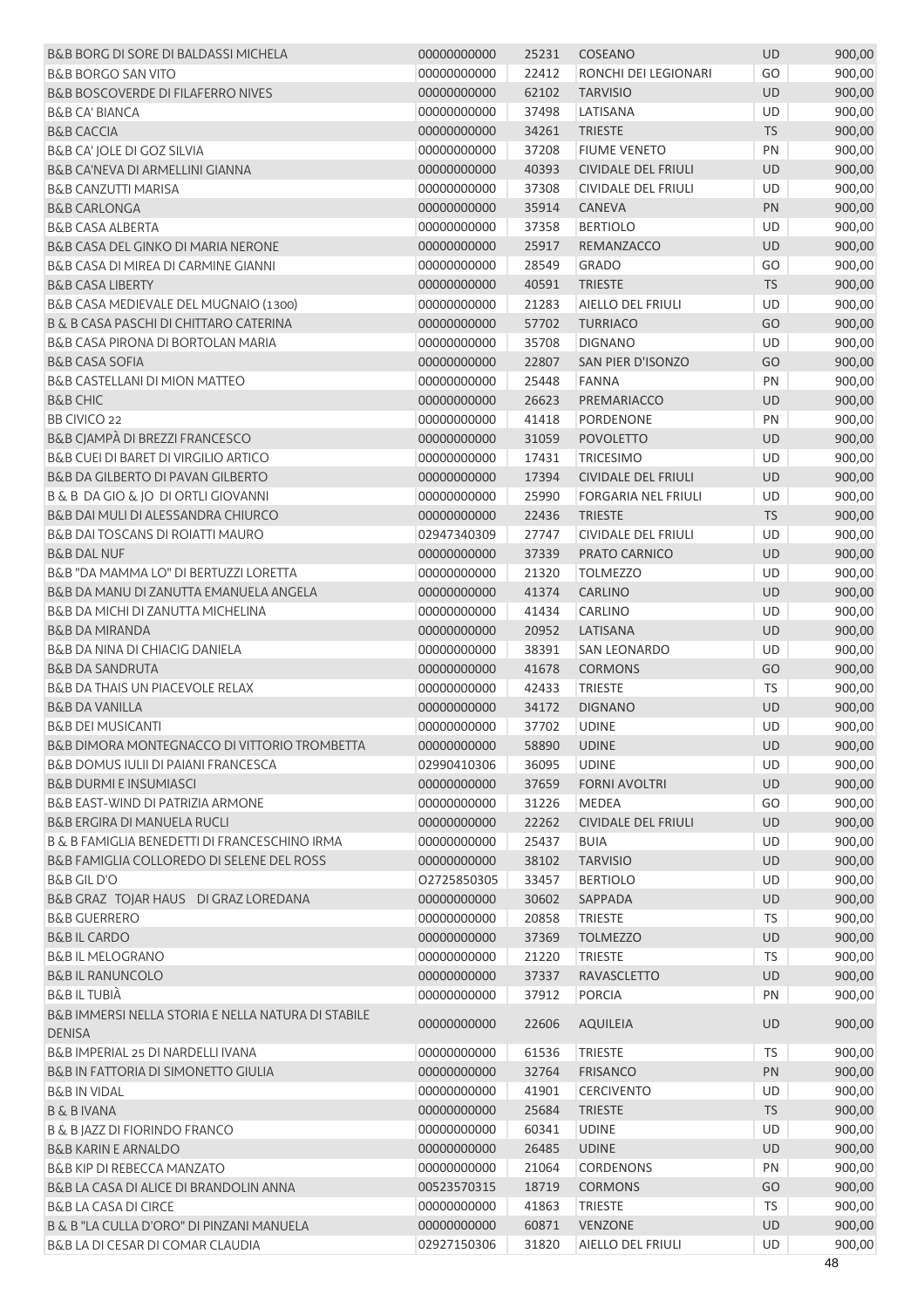| | | | | | |
|---|---|---|---|---|---|
| B&B BORG DI SORE DI BALDASSI MICHELA | 00000000000 | 25231 | COSEANO | UD | 900,00 |
| B&B BORGO SAN VITO | 00000000000 | 22412 | RONCHI DEI LEGIONARI | GO | 900,00 |
| B&B BOSCOVERDE DI FILAFERRO NIVES | 00000000000 | 62102 | TARVISIO | UD | 900,00 |
| B&B CA' BIANCA | 00000000000 | 37498 | LATISANA | UD | 900,00 |
| B&B CACCIA | 00000000000 | 34261 | TRIESTE | TS | 900,00 |
| B&B CA' JOLE DI GOZ SILVIA | 00000000000 | 37208 | FIUME VENETO | PN | 900,00 |
| B&B CA'NEVA DI ARMELLINI GIANNA | 00000000000 | 40393 | CIVIDALE DEL FRIULI | UD | 900,00 |
| B&B CANZUTTI MARISA | 00000000000 | 37308 | CIVIDALE DEL FRIULI | UD | 900,00 |
| B&B CARLONGA | 00000000000 | 35914 | CANEVA | PN | 900,00 |
| B&B CASA ALBERTA | 00000000000 | 37358 | BERTIOLO | UD | 900,00 |
| B&B CASA DEL GINKO DI MARIA NERONE | 00000000000 | 25917 | REMANZACCO | UD | 900,00 |
| B&B CASA DI MIREA DI CARMINE GIANNI | 00000000000 | 28549 | GRADO | GO | 900,00 |
| B&B CASA LIBERTY | 00000000000 | 40591 | TRIESTE | TS | 900,00 |
| B&B CASA MEDIEVALE DEL MUGNAIO (1300) | 00000000000 | 21283 | AIELLO DEL FRIULI | UD | 900,00 |
| B & B CASA PASCHI DI CHITTARO CATERINA | 00000000000 | 57702 | TURRIACO | GO | 900,00 |
| B&B CASA PIRONA DI BORTOLAN MARIA | 00000000000 | 35708 | DIGNANO | UD | 900,00 |
| B&B CASA SOFIA | 00000000000 | 22807 | SAN PIER D'ISONZO | GO | 900,00 |
| B&B CASTELLANI DI MION MATTEO | 00000000000 | 25448 | FANNA | PN | 900,00 |
| B&B CHIC | 00000000000 | 26623 | PREMARIACCO | UD | 900,00 |
| BB CIVICO 22 | 00000000000 | 41418 | PORDENONE | PN | 900,00 |
| B&B CJAMPÀ DI BREZZI FRANCESCO | 00000000000 | 31059 | POVOLETTO | UD | 900,00 |
| B&B CUEI DI BARET DI VIRGILIO ARTICO | 00000000000 | 17431 | TRICESIMO | UD | 900,00 |
| B&B DA GILBERTO DI PAVAN GILBERTO | 00000000000 | 17394 | CIVIDALE DEL FRIULI | UD | 900,00 |
| B & B DA GIO & JO DI ORTLI GIOVANNI | 00000000000 | 25990 | FORGARIA NEL FRIULI | UD | 900,00 |
| B&B DAI MULI DI ALESSANDRA CHIURCO | 00000000000 | 22436 | TRIESTE | TS | 900,00 |
| B&B DAI TOSCANS DI ROIATTI MAURO | 02947340309 | 27747 | CIVIDALE DEL FRIULI | UD | 900,00 |
| B&B DAL NUF | 00000000000 | 37339 | PRATO CARNICO | UD | 900,00 |
| B&B "DA MAMMA LO" DI BERTUZZI LORETTA | 00000000000 | 21320 | TOLMEZZO | UD | 900,00 |
| B&B DA MANU DI ZANUTTA EMANUELA ANGELA | 00000000000 | 41374 | CARLINO | UD | 900,00 |
| B&B DA MICHI DI ZANUTTA MICHELINA | 00000000000 | 41434 | CARLINO | UD | 900,00 |
| B&B DA MIRANDA | 00000000000 | 20952 | LATISANA | UD | 900,00 |
| B&B DA NINA DI CHIACIG DANIELA | 00000000000 | 38391 | SAN LEONARDO | UD | 900,00 |
| B&B DA SANDRUTA | 00000000000 | 41678 | CORMONS | GO | 900,00 |
| B&B DA THAIS UN PIACEVOLE RELAX | 00000000000 | 42433 | TRIESTE | TS | 900,00 |
| B&B DA VANILLA | 00000000000 | 34172 | DIGNANO | UD | 900,00 |
| B&B DEI MUSICANTI | 00000000000 | 37702 | UDINE | UD | 900,00 |
| B&B DIMORA MONTEGNACCO DI VITTORIO TROMBETTA | 00000000000 | 58890 | UDINE | UD | 900,00 |
| B&B DOMUS IULII DI PAIANI FRANCESCA | 02990410306 | 36095 | UDINE | UD | 900,00 |
| B&B DURMI E INSUMIASCI | 00000000000 | 37659 | FORNI AVOLTRI | UD | 900,00 |
| B&B EAST-WIND DI PATRIZIA ARMONE | 00000000000 | 31226 | MEDEA | GO | 900,00 |
| B&B ERGIRA DI MANUELA RUCLI | 00000000000 | 22262 | CIVIDALE DEL FRIULI | UD | 900,00 |
| B & B FAMIGLIA BENEDETTI DI FRANCESCHINO IRMA | 00000000000 | 25437 | BUIA | UD | 900,00 |
| B&B FAMIGLIA COLLOREDO DI SELENE DEL ROSS | 00000000000 | 38102 | TARVISIO | UD | 900,00 |
| B&B GIL D'O | O2725850305 | 33457 | BERTIOLO | UD | 900,00 |
| B&B GRAZ TOJAR HAUS DI GRAZ LOREDANA | 00000000000 | 30602 | SAPPADA | UD | 900,00 |
| B&B GUERRERO | 00000000000 | 20858 | TRIESTE | TS | 900,00 |
| B&B IL CARDO | 00000000000 | 37369 | TOLMEZZO | UD | 900,00 |
| B&B IL MELOGRANO | 00000000000 | 21220 | TRIESTE | TS | 900,00 |
| B&B IL RANUNCOLO | 00000000000 | 37337 | RAVASCLETTO | UD | 900,00 |
| B&B IL TUBIÀ | 00000000000 | 37912 | PORCIA | PN | 900,00 |
| B&B IMMERSI NELLA STORIA E NELLA NATURA DI STABILE DENISA | 00000000000 | 22606 | AQUILEIA | UD | 900,00 |
| B&B IMPERIAL 25 DI NARDELLI IVANA | 00000000000 | 61536 | TRIESTE | TS | 900,00 |
| B&B IN FATTORIA DI SIMONETTO GIULIA | 00000000000 | 32764 | FRISANCO | PN | 900,00 |
| B&B IN VIDAL | 00000000000 | 41901 | CERCIVENTO | UD | 900,00 |
| B & B IVANA | 00000000000 | 25684 | TRIESTE | TS | 900,00 |
| B & B JAZZ DI FIORINDO FRANCO | 00000000000 | 60341 | UDINE | UD | 900,00 |
| B&B KARIN E ARNALDO | 00000000000 | 26485 | UDINE | UD | 900,00 |
| B&B KIP DI REBECCA MANZATO | 00000000000 | 21064 | CORDENONS | PN | 900,00 |
| B&B LA CASA DI ALICE DI BRANDOLIN ANNA | 00523570315 | 18719 | CORMONS | GO | 900,00 |
| B&B LA CASA DI CIRCE | 00000000000 | 41863 | TRIESTE | TS | 900,00 |
| B & B "LA CULLA D'ORO" DI PINZANI MANUELA | 00000000000 | 60871 | VENZONE | UD | 900,00 |
| B&B LA DI CESAR DI COMAR CLAUDIA | 02927150306 | 31820 | AIELLO DEL FRIULI | UD | 900,00 |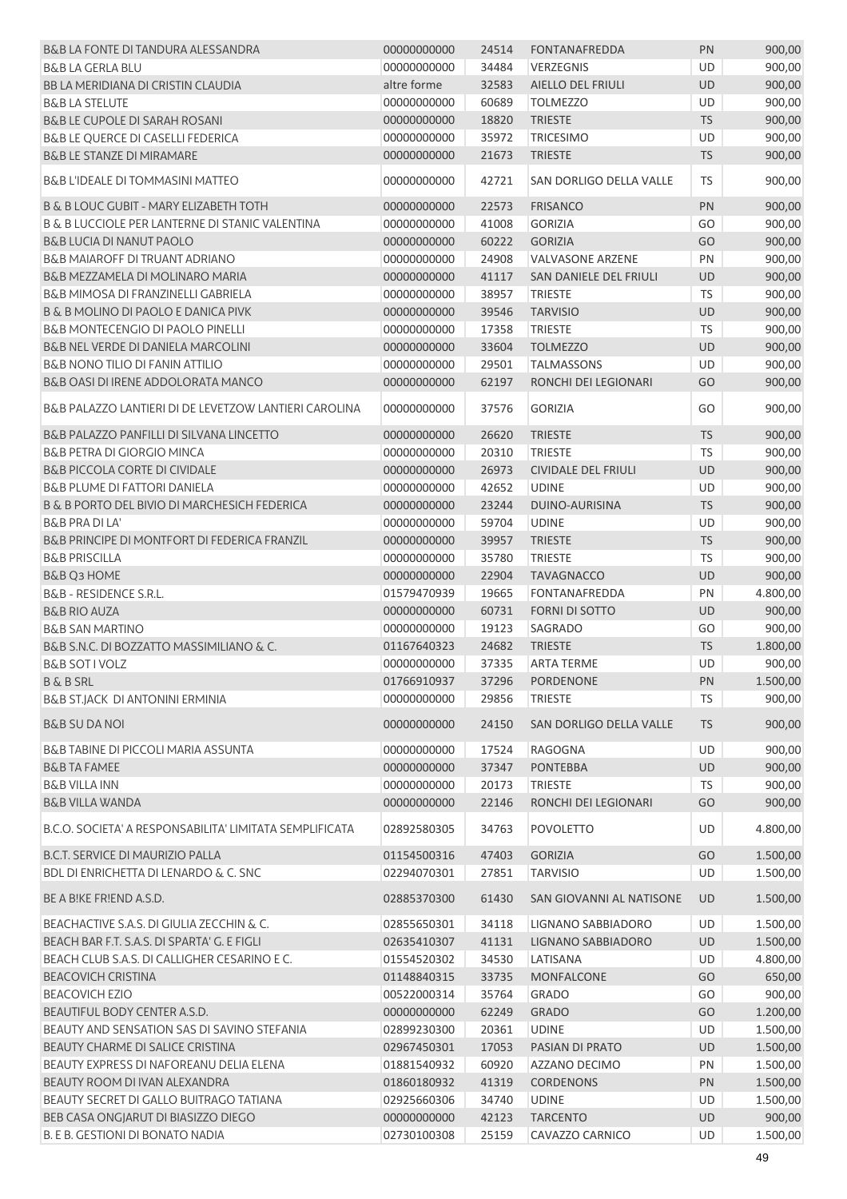| | | | | | |
|---|---|---|---|---|---|
| B&B LA FONTE DI TANDURA ALESSANDRA | 00000000000 | 24514 | FONTANAFREDDA | PN | 900,00 |
| B&B LA GERLA BLU | 00000000000 | 34484 | VERZEGNIS | UD | 900,00 |
| BB LA MERIDIANA DI CRISTIN CLAUDIA | altre forme | 32583 | AIELLO DEL FRIULI | UD | 900,00 |
| B&B LA STELUTE | 00000000000 | 60689 | TOLMEZZO | UD | 900,00 |
| B&B LE CUPOLE DI SARAH ROSANI | 00000000000 | 18820 | TRIESTE | TS | 900,00 |
| B&B LE QUERCE DI CASELLI FEDERICA | 00000000000 | 35972 | TRICESIMO | UD | 900,00 |
| B&B LE STANZE DI MIRAMARE | 00000000000 | 21673 | TRIESTE | TS | 900,00 |
| B&B L'IDEALE DI TOMMASINI MATTEO | 00000000000 | 42721 | SAN DORLIGO DELLA VALLE | TS | 900,00 |
| B & B LOUC GUBIT - MARY ELIZABETH TOTH | 00000000000 | 22573 | FRISANCO | PN | 900,00 |
| B & B LUCCIOLE PER LANTERNE DI STANIC VALENTINA | 00000000000 | 41008 | GORIZIA | GO | 900,00 |
| B&B LUCIA DI NANUT PAOLO | 00000000000 | 60222 | GORIZIA | GO | 900,00 |
| B&B MAIAROFF DI TRUANT ADRIANO | 00000000000 | 24908 | VALVASONE ARZENE | PN | 900,00 |
| B&B MEZZAMELA DI MOLINARO MARIA | 00000000000 | 41117 | SAN DANIELE DEL FRIULI | UD | 900,00 |
| B&B MIMOSA DI FRANZINELLI GABRIELA | 00000000000 | 38957 | TRIESTE | TS | 900,00 |
| B & B MOLINO DI PAOLO E DANICA PIVK | 00000000000 | 39546 | TARVISIO | UD | 900,00 |
| B&B MONTECENGIO DI PAOLO PINELLI | 00000000000 | 17358 | TRIESTE | TS | 900,00 |
| B&B NEL VERDE DI DANIELA MARCOLINI | 00000000000 | 33604 | TOLMEZZO | UD | 900,00 |
| B&B NONO TILIO DI FANIN ATTILIO | 00000000000 | 29501 | TALMASSONS | UD | 900,00 |
| B&B OASI DI IRENE ADDOLORATA MANCO | 00000000000 | 62197 | RONCHI DEI LEGIONARI | GO | 900,00 |
| B&B PALAZZO LANTIERI DI DE LEVETZOW LANTIERI CAROLINA | 00000000000 | 37576 | GORIZIA | GO | 900,00 |
| B&B PALAZZO PANFILLI DI SILVANA LINCETTO | 00000000000 | 26620 | TRIESTE | TS | 900,00 |
| B&B PETRA DI GIORGIO MINCA | 00000000000 | 20310 | TRIESTE | TS | 900,00 |
| B&B PICCOLA CORTE DI CIVIDALE | 00000000000 | 26973 | CIVIDALE DEL FRIULI | UD | 900,00 |
| B&B PLUME DI FATTORI DANIELA | 00000000000 | 42652 | UDINE | UD | 900,00 |
| B & B PORTO DEL BIVIO DI MARCHESICH FEDERICA | 00000000000 | 23244 | DUINO-AURISINA | TS | 900,00 |
| B&B PRA DI LA' | 00000000000 | 59704 | UDINE | UD | 900,00 |
| B&B PRINCIPE DI MONTFORT DI FEDERICA FRANZIL | 00000000000 | 39957 | TRIESTE | TS | 900,00 |
| B&B PRISCILLA | 00000000000 | 35780 | TRIESTE | TS | 900,00 |
| B&B Q3 HOME | 00000000000 | 22904 | TAVAGNACCO | UD | 900,00 |
| B&B - RESIDENCE S.R.L. | 01579470939 | 19665 | FONTANAFREDDA | PN | 4.800,00 |
| B&B RIO AUZA | 00000000000 | 60731 | FORNI DI SOTTO | UD | 900,00 |
| B&B SAN MARTINO | 00000000000 | 19123 | SAGRADO | GO | 900,00 |
| B&B S.N.C. DI BOZZATTO MASSIMILIANO & C. | 01167640323 | 24682 | TRIESTE | TS | 1.800,00 |
| B&B SOT I VOLZ | 00000000000 | 37335 | ARTA TERME | UD | 900,00 |
| B & B SRL | 01766910937 | 37296 | PORDENONE | PN | 1.500,00 |
| B&B ST.JACK DI ANTONINI ERMINIA | 00000000000 | 29856 | TRIESTE | TS | 900,00 |
| B&B SU DA NOI | 00000000000 | 24150 | SAN DORLIGO DELLA VALLE | TS | 900,00 |
| B&B TABINE DI PICCOLI MARIA ASSUNTA | 00000000000 | 17524 | RAGOGNA | UD | 900,00 |
| B&B TA FAMEE | 00000000000 | 37347 | PONTEBBA | UD | 900,00 |
| B&B VILLA INN | 00000000000 | 20173 | TRIESTE | TS | 900,00 |
| B&B VILLA WANDA | 00000000000 | 22146 | RONCHI DEI LEGIONARI | GO | 900,00 |
| B.C.O. SOCIETA' A RESPONSABILITA' LIMITATA SEMPLIFICATA | 02892580305 | 34763 | POVOLETTO | UD | 4.800,00 |
| B.C.T. SERVICE DI MAURIZIO PALLA | 01154500316 | 47403 | GORIZIA | GO | 1.500,00 |
| BDL DI ENRICHETTA DI LENARDO & C. SNC | 02294070301 | 27851 | TARVISIO | UD | 1.500,00 |
| BE A B!KE FR!END A.S.D. | 02885370300 | 61430 | SAN GIOVANNI AL NATISONE | UD | 1.500,00 |
| BEACHACTIVE S.A.S. DI GIULIA ZECCHIN & C. | 02855650301 | 34118 | LIGNANO SABBIADORO | UD | 1.500,00 |
| BEACH BAR F.T. S.A.S. DI SPARTA' G. E FIGLI | 02635410307 | 41131 | LIGNANO SABBIADORO | UD | 1.500,00 |
| BEACH CLUB S.A.S. DI CALLIGHER CESARINO E C. | 01554520302 | 34530 | LATISANA | UD | 4.800,00 |
| BEACOVICH CRISTINA | 01148840315 | 33735 | MONFALCONE | GO | 650,00 |
| BEACOVICH EZIO | 00522000314 | 35764 | GRADO | GO | 900,00 |
| BEAUTIFUL BODY CENTER A.S.D. | 00000000000 | 62249 | GRADO | GO | 1.200,00 |
| BEAUTY AND SENSATION SAS DI SAVINO STEFANIA | 02899230300 | 20361 | UDINE | UD | 1.500,00 |
| BEAUTY CHARME DI SALICE CRISTINA | 02967450301 | 17053 | PASIAN DI PRATO | UD | 1.500,00 |
| BEAUTY EXPRESS DI NAFOREANU DELIA ELENA | 01881540932 | 60920 | AZZANO DECIMO | PN | 1.500,00 |
| BEAUTY ROOM DI IVAN ALEXANDRA | 01860180932 | 41319 | CORDENONS | PN | 1.500,00 |
| BEAUTY SECRET DI GALLO BUITRAGO TATIANA | 02925660306 | 34740 | UDINE | UD | 1.500,00 |
| BEB CASA ONGJARUT DI BIASIZZO DIEGO | 00000000000 | 42123 | TARCENTO | UD | 900,00 |
| B. E B. GESTIONI DI BONATO NADIA | 02730100308 | 25159 | CAVAZZO CARNICO | UD | 1.500,00 |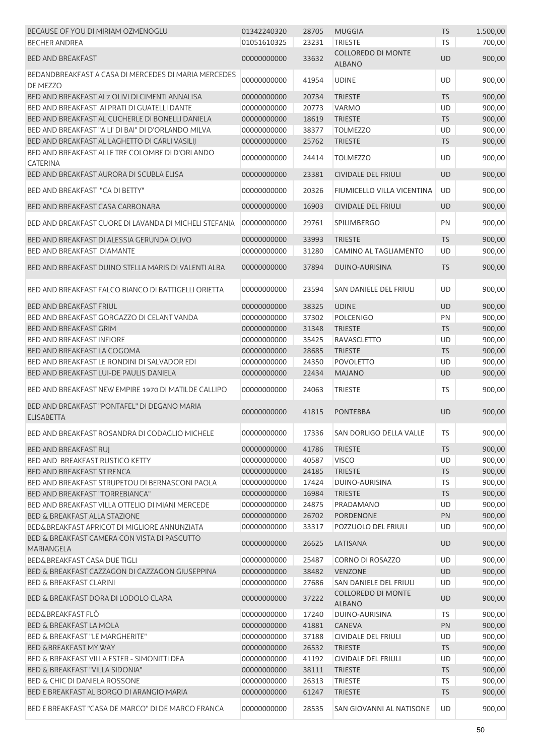| | | | | | |
|---|---|---|---|---|---|
| BECAUSE OF YOU DI MIRIAM OZMENOGLU | 01342240320 | 28705 | MUGGIA | TS | 1.500,00 |
| BECHER ANDREA | 01051610325 | 23231 | TRIESTE | TS | 700,00 |
| BED AND BREAKFAST | 00000000000 | 33632 | COLLOREDO DI MONTE ALBANO | UD | 900,00 |
| BEDANDBREAKFAST A CASA DI MERCEDES DI MARIA MERCEDES DE MEZZO | 00000000000 | 41954 | UDINE | UD | 900,00 |
| BED AND BREAKFAST AI 7 OLIVI DI CIMENTI ANNALISA | 00000000000 | 20734 | TRIESTE | TS | 900,00 |
| BED AND BREAKFAST AI PRATI DI GUATELLI DANTE | 00000000000 | 20773 | VARMO | UD | 900,00 |
| BED AND BREAKFAST AL CUCHERLE DI BONELLI DANIELA | 00000000000 | 18619 | TRIESTE | TS | 900,00 |
| BED AND BREAKFAST "A LI' DI BAI" DI D'ORLANDO MILVA | 00000000000 | 38377 | TOLMEZZO | UD | 900,00 |
| BED AND BREAKFAST AL LAGHETTO DI CARLI VASILIJ | 00000000000 | 25762 | TRIESTE | TS | 900,00 |
| BED AND BREAKFAST ALLE TRE COLOMBE DI D'ORLANDO CATERINA | 00000000000 | 24414 | TOLMEZZO | UD | 900,00 |
| BED AND BREAKFAST AURORA DI SCUBLA ELISA | 00000000000 | 23381 | CIVIDALE DEL FRIULI | UD | 900,00 |
| BED AND BREAKFAST "CA DI BETTY" | 00000000000 | 20326 | FIUMICELLO VILLA VICENTINA | UD | 900,00 |
| BED AND BREAKFAST CASA CARBONARA | 00000000000 | 16903 | CIVIDALE DEL FRIULI | UD | 900,00 |
| BED AND BREAKFAST CUORE DI LAVANDA DI MICHELI STEFANIA | 00000000000 | 29761 | SPILIMBERGO | PN | 900,00 |
| BED AND BREAKFAST DI ALESSIA GERUNDA OLIVO | 00000000000 | 33993 | TRIESTE | TS | 900,00 |
| BED AND BREAKFAST DIAMANTE | 00000000000 | 31280 | CAMINO AL TAGLIAMENTO | UD | 900,00 |
| BED AND BREAKFAST DUINO STELLA MARIS DI VALENTI ALBA | 00000000000 | 37894 | DUINO-AURISINA | TS | 900,00 |
| BED AND BREAKFAST FALCO BIANCO DI BATTIGELLI ORIETTA | 00000000000 | 23594 | SAN DANIELE DEL FRIULI | UD | 900,00 |
| BED AND BREAKFAST FRIUL | 00000000000 | 38325 | UDINE | UD | 900,00 |
| BED AND BREAKFAST GORGAZZO DI CELANT VANDA | 00000000000 | 37302 | POLCENIGO | PN | 900,00 |
| BED AND BREAKFAST GRIM | 00000000000 | 31348 | TRIESTE | TS | 900,00 |
| BED AND BREAKFAST INFIORE | 00000000000 | 35425 | RAVASCLETTO | UD | 900,00 |
| BED AND BREAKFAST LA COGOMA | 00000000000 | 28685 | TRIESTE | TS | 900,00 |
| BED AND BREAKFAST LE RONDINI DI SALVADOR EDI | 00000000000 | 24350 | POVOLETTO | UD | 900,00 |
| BED AND BREAKFAST LUI-DE PAULIS DANIELA | 00000000000 | 22434 | MAJANO | UD | 900,00 |
| BED AND BREAKFAST NEW EMPIRE 1970 DI MATILDE CALLIPO | 00000000000 | 24063 | TRIESTE | TS | 900,00 |
| BED AND BREAKFAST "PONTAFEL" DI DEGANO MARIA ELISABETTA | 00000000000 | 41815 | PONTEBBA | UD | 900,00 |
| BED AND BREAKFAST ROSANDRA DI CODAGLIO MICHELE | 00000000000 | 17336 | SAN DORLIGO DELLA VALLE | TS | 900,00 |
| BED AND BREAKFAST RUJ | 00000000000 | 41786 | TRIESTE | TS | 900,00 |
| BED AND BREAKFAST RUSTICO KETTY | 00000000000 | 40587 | VISCO | UD | 900,00 |
| BED AND BREAKFAST STIRENCA | 00000000000 | 24185 | TRIESTE | TS | 900,00 |
| BED AND BREAKFAST STRUPETOU DI BERNASCONI PAOLA | 00000000000 | 17424 | DUINO-AURISINA | TS | 900,00 |
| BED AND BREAKFAST "TORREBIANCA" | 00000000000 | 16984 | TRIESTE | TS | 900,00 |
| BED AND BREAKFAST VILLA OTTELIO DI MIANI MERCEDE | 00000000000 | 24875 | PRADAMANO | UD | 900,00 |
| BED & BREAKFAST ALLA STAZIONE | 00000000000 | 26702 | PORDENONE | PN | 900,00 |
| BED&BREAKFAST APRICOT DI MIGLIORE ANNUNZIATA | 00000000000 | 33317 | POZZUOLO DEL FRIULI | UD | 900,00 |
| BED & BREAKFAST CAMERA CON VISTA DI PASCUTTO MARIANGELA | 00000000000 | 26625 | LATISANA | UD | 900,00 |
| BED&BREAKFAST CASA DUE TIGLI | 00000000000 | 25487 | CORNO DI ROSAZZO | UD | 900,00 |
| BED & BREAKFAST CAZZAGON DI CAZZAGON GIUSEPPINA | 00000000000 | 38482 | VENZONE | UD | 900,00 |
| BED & BREAKFAST CLARINI | 00000000000 | 27686 | SAN DANIELE DEL FRIULI | UD | 900,00 |
| BED & BREAKFAST DORA DI LODOLO CLARA | 00000000000 | 37222 | COLLOREDO DI MONTE ALBANO | UD | 900,00 |
| BED&BREAKFAST FLÒ | 00000000000 | 17240 | DUINO-AURISINA | TS | 900,00 |
| BED & BREAKFAST LA MOLA | 00000000000 | 41881 | CANEVA | PN | 900,00 |
| BED & BREAKFAST "LE MARGHERITE" | 00000000000 | 37188 | CIVIDALE DEL FRIULI | UD | 900,00 |
| BED &BREAKFAST MY WAY | 00000000000 | 26532 | TRIESTE | TS | 900,00 |
| BED & BREAKFAST VILLA ESTER - SIMONITTI DEA | 00000000000 | 41192 | CIVIDALE DEL FRIULI | UD | 900,00 |
| BED & BREAKFAST "VILLA SIDONIA" | 00000000000 | 38111 | TRIESTE | TS | 900,00 |
| BED & CHIC DI DANIELA ROSSONE | 00000000000 | 26313 | TRIESTE | TS | 900,00 |
| BED E BREAKFAST AL BORGO DI ARANGIO MARIA | 00000000000 | 61247 | TRIESTE | TS | 900,00 |
| BED E BREAKFAST "CASA DE MARCO" DI DE MARCO FRANCA | 00000000000 | 28535 | SAN GIOVANNI AL NATISONE | UD | 900,00 |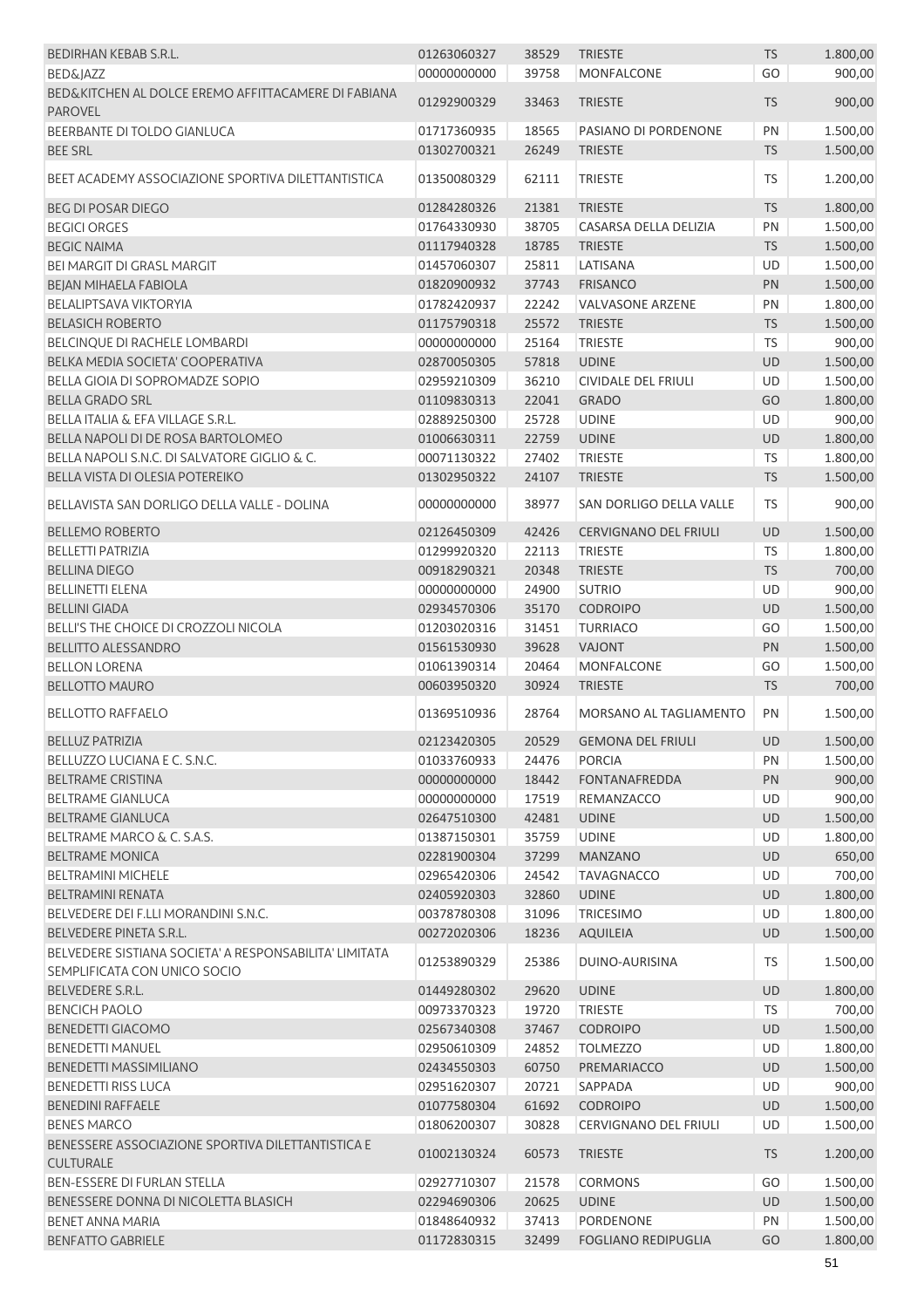| | | | | | |
|---|---|---|---|---|---|
| BEDIRHAN KEBAB S.R.L. | 01263060327 | 38529 | TRIESTE | TS | 1.800,00 |
| BED&JAZZ | 00000000000 | 39758 | MONFALCONE | GO | 900,00 |
| BED&KITCHEN AL DOLCE EREMO AFFITTACAMERE DI FABIANA PAROVEL | 01292900329 | 33463 | TRIESTE | TS | 900,00 |
| BEERBANTE DI TOLDO GIANLUCA | 01717360935 | 18565 | PASIANO DI PORDENONE | PN | 1.500,00 |
| BEE SRL | 01302700321 | 26249 | TRIESTE | TS | 1.500,00 |
| BEET ACADEMY ASSOCIAZIONE SPORTIVA DILETTANTISTICA | 01350080329 | 62111 | TRIESTE | TS | 1.200,00 |
| BEG DI POSAR DIEGO | 01284280326 | 21381 | TRIESTE | TS | 1.800,00 |
| BEGICI ORGES | 01764330930 | 38705 | CASARSA DELLA DELIZIA | PN | 1.500,00 |
| BEGIC NAIMA | 01117940328 | 18785 | TRIESTE | TS | 1.500,00 |
| BEI MARGIT DI GRASL MARGIT | 01457060307 | 25811 | LATISANA | UD | 1.500,00 |
| BEJAN MIHAELA FABIOLA | 01820900932 | 37743 | FRISANCO | PN | 1.500,00 |
| BELALIPTSAVA VIKTORYIA | 01782420937 | 22242 | VALVASONE ARZENE | PN | 1.800,00 |
| BELASICH ROBERTO | 01175790318 | 25572 | TRIESTE | TS | 1.500,00 |
| BELCINQUE DI RACHELE LOMBARDI | 00000000000 | 25164 | TRIESTE | TS | 900,00 |
| BELKA MEDIA SOCIETA' COOPERATIVA | 02870050305 | 57818 | UDINE | UD | 1.500,00 |
| BELLA GIOIA DI SOPROMADZE SOPIO | 02959210309 | 36210 | CIVIDALE DEL FRIULI | UD | 1.500,00 |
| BELLA GRADO SRL | 01109830313 | 22041 | GRADO | GO | 1.800,00 |
| BELLA ITALIA & EFA VILLAGE S.R.L. | 02889250300 | 25728 | UDINE | UD | 900,00 |
| BELLA NAPOLI DI DE ROSA BARTOLOMEO | 01006630311 | 22759 | UDINE | UD | 1.800,00 |
| BELLA NAPOLI S.N.C. DI SALVATORE GIGLIO & C. | 00071130322 | 27402 | TRIESTE | TS | 1.800,00 |
| BELLA VISTA DI OLESIA POTEREIKO | 01302950322 | 24107 | TRIESTE | TS | 1.500,00 |
| BELLAVISTA SAN DORLIGO DELLA VALLE - DOLINA | 00000000000 | 38977 | SAN DORLIGO DELLA VALLE | TS | 900,00 |
| BELLEMO ROBERTO | 02126450309 | 42426 | CERVIGNANO DEL FRIULI | UD | 1.500,00 |
| BELLETTI PATRIZIA | 01299920320 | 22113 | TRIESTE | TS | 1.800,00 |
| BELLINA DIEGO | 00918290321 | 20348 | TRIESTE | TS | 700,00 |
| BELLINETTI ELENA | 00000000000 | 24900 | SUTRIO | UD | 900,00 |
| BELLINI GIADA | 02934570306 | 35170 | CODROIPO | UD | 1.500,00 |
| BELLI'S THE CHOICE DI CROZZOLI NICOLA | 01203020316 | 31451 | TURRIACO | GO | 1.500,00 |
| BELLITTO ALESSANDRO | 01561530930 | 39628 | VAJONT | PN | 1.500,00 |
| BELLON LORENA | 01061390314 | 20464 | MONFALCONE | GO | 1.500,00 |
| BELLOTTO MAURO | 00603950320 | 30924 | TRIESTE | TS | 700,00 |
| BELLOTTO RAFFAELO | 01369510936 | 28764 | MORSANO AL TAGLIAMENTO | PN | 1.500,00 |
| BELLUZ PATRIZIA | 02123420305 | 20529 | GEMONA DEL FRIULI | UD | 1.500,00 |
| BELLUZZO LUCIANA E C. S.N.C. | 01033760933 | 24476 | PORCIA | PN | 1.500,00 |
| BELTRAME CRISTINA | 00000000000 | 18442 | FONTANAFREDDA | PN | 900,00 |
| BELTRAME GIANLUCA | 00000000000 | 17519 | REMANZACCO | UD | 900,00 |
| BELTRAME GIANLUCA | 02647510300 | 42481 | UDINE | UD | 1.500,00 |
| BELTRAME MARCO & C. S.A.S. | 01387150301 | 35759 | UDINE | UD | 1.800,00 |
| BELTRAME MONICA | 02281900304 | 37299 | MANZANO | UD | 650,00 |
| BELTRAMINI MICHELE | 02965420306 | 24542 | TAVAGNACCO | UD | 700,00 |
| BELTRAMINI RENATA | 02405920303 | 32860 | UDINE | UD | 1.800,00 |
| BELVEDERE DEI F.LLI MORANDINI S.N.C. | 00378780308 | 31096 | TRICESIMO | UD | 1.800,00 |
| BELVEDERE PINETA S.R.L. | 00272020306 | 18236 | AQUILEIA | UD | 1.500,00 |
| BELVEDERE SISTIANA SOCIETA' A RESPONSABILITA' LIMITATA SEMPLIFICATA CON UNICO SOCIO | 01253890329 | 25386 | DUINO-AURISINA | TS | 1.500,00 |
| BELVEDERE S.R.L. | 01449280302 | 29620 | UDINE | UD | 1.800,00 |
| BENCICH PAOLO | 00973370323 | 19720 | TRIESTE | TS | 700,00 |
| BENEDETTI GIACOMO | 02567340308 | 37467 | CODROIPO | UD | 1.500,00 |
| BENEDETTI MANUEL | 02950610309 | 24852 | TOLMEZZO | UD | 1.800,00 |
| BENEDETTI MASSIMILIANO | 02434550303 | 60750 | PREMARIACCO | UD | 1.500,00 |
| BENEDETTI RISS LUCA | 02951620307 | 20721 | SAPPADA | UD | 900,00 |
| BENEDINI RAFFAELE | 01077580304 | 61692 | CODROIPO | UD | 1.500,00 |
| BENES MARCO | 01806200307 | 30828 | CERVIGNANO DEL FRIULI | UD | 1.500,00 |
| BENESSERE ASSOCIAZIONE SPORTIVA DILETTANTISTICA E CULTURALE | 01002130324 | 60573 | TRIESTE | TS | 1.200,00 |
| BEN-ESSERE DI FURLAN STELLA | 02927710307 | 21578 | CORMONS | GO | 1.500,00 |
| BENESSERE DONNA DI NICOLETTA BLASICH | 02294690306 | 20625 | UDINE | UD | 1.500,00 |
| BENET ANNA MARIA | 01848640932 | 37413 | PORDENONE | PN | 1.500,00 |
| BENFATTO GABRIELE | 01172830315 | 32499 | FOGLIANO REDIPUGLIA | GO | 1.800,00 |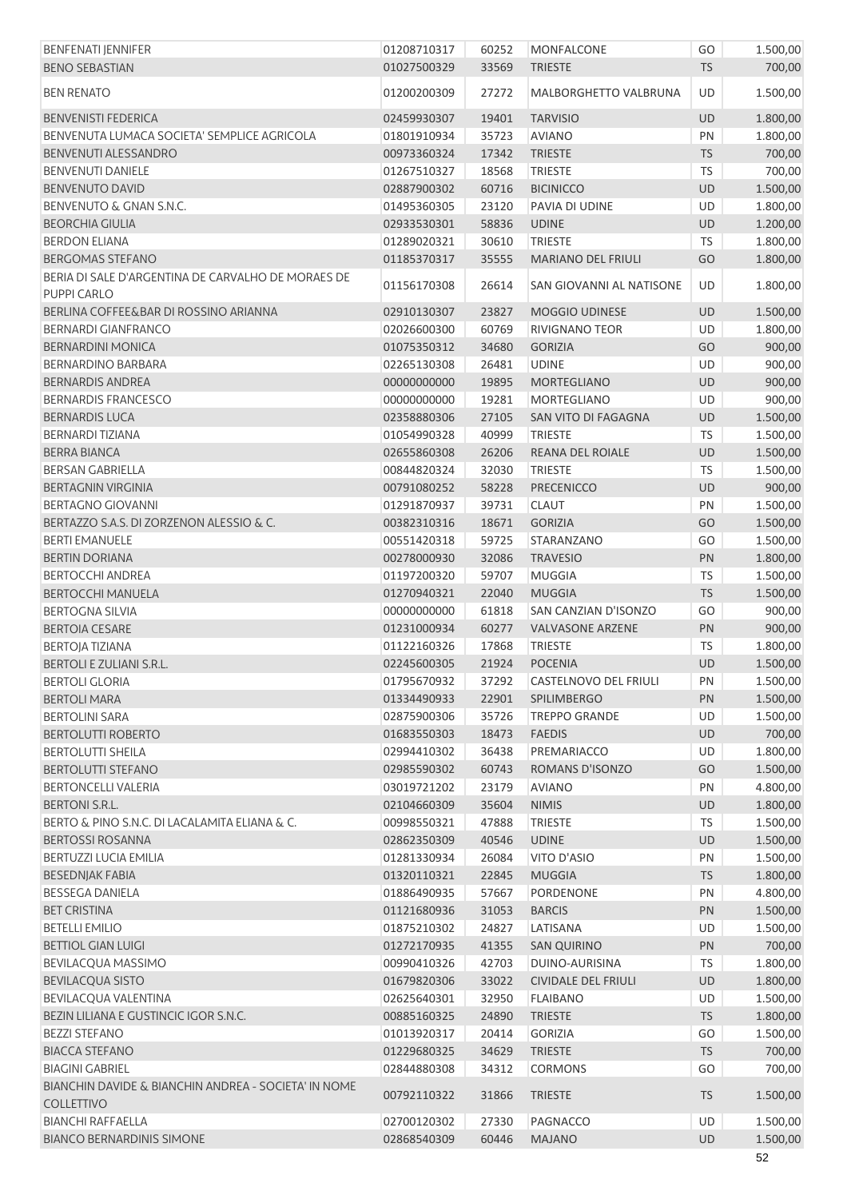| | | | | | |
|---|---|---|---|---|---|
| BENFENATI JENNIFER | 01208710317 | 60252 | MONFALCONE | GO | 1.500,00 |
| BENO SEBASTIAN | 01027500329 | 33569 | TRIESTE | TS | 700,00 |
| BEN RENATO | 01200200309 | 27272 | MALBORGHETTO VALBRUNA | UD | 1.500,00 |
| BENVENISTI FEDERICA | 02459930307 | 19401 | TARVISIO | UD | 1.800,00 |
| BENVENUTA LUMACA SOCIETA' SEMPLICE AGRICOLA | 01801910934 | 35723 | AVIANO | PN | 1.800,00 |
| BENVENUTI ALESSANDRO | 00973360324 | 17342 | TRIESTE | TS | 700,00 |
| BENVENUTI DANIELE | 01267510327 | 18568 | TRIESTE | TS | 700,00 |
| BENVENUTO DAVID | 02887900302 | 60716 | BICINICCO | UD | 1.500,00 |
| BENVENUTO & GNAN S.N.C. | 01495360305 | 23120 | PAVIA DI UDINE | UD | 1.800,00 |
| BEORCHIA GIULIA | 02933530301 | 58836 | UDINE | UD | 1.200,00 |
| BERDON ELIANA | 01289020321 | 30610 | TRIESTE | TS | 1.800,00 |
| BERGOMAS STEFANO | 01185370317 | 35555 | MARIANO DEL FRIULI | GO | 1.800,00 |
| BERIA DI SALE D'ARGENTINA DE CARVALHO DE MORAES DE PUPPI CARLO | 01156170308 | 26614 | SAN GIOVANNI AL NATISONE | UD | 1.800,00 |
| BERLINA COFFEE&BAR DI ROSSINO ARIANNA | 02910130307 | 23827 | MOGGIO UDINESE | UD | 1.500,00 |
| BERNARDI GIANFRANCO | 02026600300 | 60769 | RIVIGNANO TEOR | UD | 1.800,00 |
| BERNARDINI MONICA | 01075350312 | 34680 | GORIZIA | GO | 900,00 |
| BERNARDINO BARBARA | 02265130308 | 26481 | UDINE | UD | 900,00 |
| BERNARDIS ANDREA | 00000000000 | 19895 | MORTEGLIANO | UD | 900,00 |
| BERNARDIS FRANCESCO | 00000000000 | 19281 | MORTEGLIANO | UD | 900,00 |
| BERNARDIS LUCA | 02358880306 | 27105 | SAN VITO DI FAGAGNA | UD | 1.500,00 |
| BERNARDI TIZIANA | 01054990328 | 40999 | TRIESTE | TS | 1.500,00 |
| BERRA BIANCA | 02655860308 | 26206 | REANA DEL ROIALE | UD | 1.500,00 |
| BERSAN GABRIELLA | 00844820324 | 32030 | TRIESTE | TS | 1.500,00 |
| BERTAGNIN VIRGINIA | 00791080252 | 58228 | PRECENICCO | UD | 900,00 |
| BERTAGNO GIOVANNI | 01291870937 | 39731 | CLAUT | PN | 1.500,00 |
| BERTAZZO S.A.S. DI ZORZENON ALESSIO & C. | 00382310316 | 18671 | GORIZIA | GO | 1.500,00 |
| BERTI EMANUELE | 00551420318 | 59725 | STARANZANO | GO | 1.500,00 |
| BERTIN DORIANA | 00278000930 | 32086 | TRAVESIO | PN | 1.800,00 |
| BERTOCCHI ANDREA | 01197200320 | 59707 | MUGGIA | TS | 1.500,00 |
| BERTOCCHI MANUELA | 01270940321 | 22040 | MUGGIA | TS | 1.500,00 |
| BERTOGNA SILVIA | 00000000000 | 61818 | SAN CANZIAN D'ISONZO | GO | 900,00 |
| BERTOIA CESARE | 01231000934 | 60277 | VALVASONE ARZENE | PN | 900,00 |
| BERTOJA TIZIANA | 01122160326 | 17868 | TRIESTE | TS | 1.800,00 |
| BERTOLI E ZULIANI S.R.L. | 02245600305 | 21924 | POCENIA | UD | 1.500,00 |
| BERTOLI GLORIA | 01795670932 | 37292 | CASTELNOVO DEL FRIULI | PN | 1.500,00 |
| BERTOLI MARA | 01334490933 | 22901 | SPILIMBERGO | PN | 1.500,00 |
| BERTOLINI SARA | 02875900306 | 35726 | TREPPO GRANDE | UD | 1.500,00 |
| BERTOLUTTI ROBERTO | 01683550303 | 18473 | FAEDIS | UD | 700,00 |
| BERTOLUTTI SHEILA | 02994410302 | 36438 | PREMARIACCO | UD | 1.800,00 |
| BERTOLUTTI STEFANO | 02985590302 | 60743 | ROMANS D'ISONZO | GO | 1.500,00 |
| BERTONCELLI VALERIA | 03019721202 | 23179 | AVIANO | PN | 4.800,00 |
| BERTONI S.R.L. | 02104660309 | 35604 | NIMIS | UD | 1.800,00 |
| BERTO & PINO S.N.C. DI LACALAMITA ELIANA & C. | 00998550321 | 47888 | TRIESTE | TS | 1.500,00 |
| BERTOSSI ROSANNA | 02862350309 | 40546 | UDINE | UD | 1.500,00 |
| BERTUZZI LUCIA EMILIA | 01281330934 | 26084 | VITO D'ASIO | PN | 1.500,00 |
| BESEDNJAK FABIA | 01320110321 | 22845 | MUGGIA | TS | 1.800,00 |
| BESSEGA DANIELA | 01886490935 | 57667 | PORDENONE | PN | 4.800,00 |
| BET CRISTINA | 01121680936 | 31053 | BARCIS | PN | 1.500,00 |
| BETELLI EMILIO | 01875210302 | 24827 | LATISANA | UD | 1.500,00 |
| BETTIOL GIAN LUIGI | 01272170935 | 41355 | SAN QUIRINO | PN | 700,00 |
| BEVILACQUA MASSIMO | 00990410326 | 42703 | DUINO-AURISINA | TS | 1.800,00 |
| BEVILACQUA SISTO | 01679820306 | 33022 | CIVIDALE DEL FRIULI | UD | 1.800,00 |
| BEVILACQUA VALENTINA | 02625640301 | 32950 | FLAIBANO | UD | 1.500,00 |
| BEZIN LILIANA E GUSTINCIC IGOR S.N.C. | 00885160325 | 24890 | TRIESTE | TS | 1.800,00 |
| BEZZI STEFANO | 01013920317 | 20414 | GORIZIA | GO | 1.500,00 |
| BIACCA STEFANO | 01229680325 | 34629 | TRIESTE | TS | 700,00 |
| BIAGINI GABRIEL | 02844880308 | 34312 | CORMONS | GO | 700,00 |
| BIANCHIN DAVIDE & BIANCHIN ANDREA - SOCIETA' IN NOME COLLETTIVO | 00792110322 | 31866 | TRIESTE | TS | 1.500,00 |
| BIANCHI RAFFAELLA | 02700120302 | 27330 | PAGNACCO | UD | 1.500,00 |
| BIANCO BERNARDINIS SIMONE | 02868540309 | 60446 | MAJANO | UD | 1.500,00 |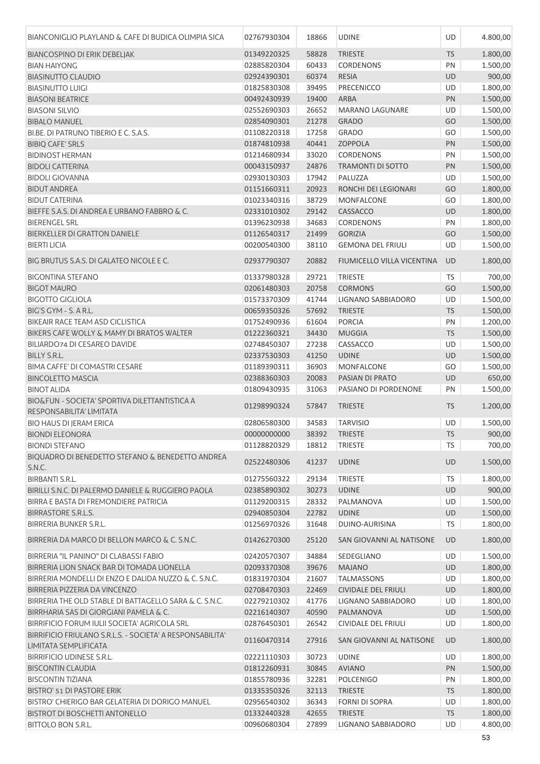| | | | | | |
|---|---|---|---|---|---|
| BIANCONIGLIO PLAYLAND & CAFE DI BUDICA OLIMPIA SICA | 02767930304 | 18866 | UDINE | UD | 4.800,00 |
| BIANCOSPINO DI ERIK DEBELJAK | 01349220325 | 58828 | TRIESTE | TS | 1.800,00 |
| BIAN HAIYONG | 02885820304 | 60433 | CORDENONS | PN | 1.500,00 |
| BIASINUTTO CLAUDIO | 02924390301 | 60374 | RESIA | UD | 900,00 |
| BIASINUTTO LUIGI | 01825830308 | 39495 | PRECENICCO | UD | 1.800,00 |
| BIASONI BEATRICE | 00492430939 | 19400 | ARBA | PN | 1.500,00 |
| BIASONI SILVIO | 02552690303 | 26652 | MARANO LAGUNARE | UD | 1.500,00 |
| BIBALO MANUEL | 02854090301 | 21278 | GRADO | GO | 1.500,00 |
| BI.BE. DI PATRUNO TIBERIO E C. S.A.S. | 01108220318 | 17258 | GRADO | GO | 1.500,00 |
| BIBIQ CAFE' SRLS | 01874810938 | 40441 | ZOPPOLA | PN | 1.500,00 |
| BIDINOST HERMAN | 01214680934 | 33020 | CORDENONS | PN | 1.500,00 |
| BIDOLI CATTERINA | 00043150937 | 24876 | TRAMONTI DI SOTTO | PN | 1.500,00 |
| BIDOLI GIOVANNA | 02930130303 | 17942 | PALUZZA | UD | 1.500,00 |
| BIDUT ANDREA | 01151660311 | 20923 | RONCHI DEI LEGIONARI | GO | 1.800,00 |
| BIDUT CATERINA | 01023340316 | 38729 | MONFALCONE | GO | 1.800,00 |
| BIEFFE S.A.S. DI ANDREA E URBANO FABBRO & C. | 02331010302 | 29142 | CASSACCO | UD | 1.800,00 |
| BIERENGEL SRL | 01396230938 | 34683 | CORDENONS | PN | 1.800,00 |
| BIERKELLER DI GRATTON DANIELE | 01126540317 | 21499 | GORIZIA | GO | 1.500,00 |
| BIERTI LICIA | 00200540300 | 38110 | GEMONA DEL FRIULI | UD | 1.500,00 |
| BIG BRUTUS S.A.S. DI GALATEO NICOLE E C. | 02937790307 | 20882 | FIUMICELLO VILLA VICENTINA | UD | 1.800,00 |
| BIGONTINA STEFANO | 01337980328 | 29721 | TRIESTE | TS | 700,00 |
| BIGOT MAURO | 02061480303 | 20758 | CORMONS | GO | 1.500,00 |
| BIGOTTO GIGLIOLA | 01573370309 | 41744 | LIGNANO SABBIADORO | UD | 1.500,00 |
| BIG'S GYM - S. A R.L. | 00659350326 | 57692 | TRIESTE | TS | 1.500,00 |
| BIKEAIR RACE TEAM ASD CICLISTICA | 01752490936 | 61604 | PORCIA | PN | 1.200,00 |
| BIKERS CAFE WOLLY & MAMY DI BRATOS WALTER | 01222360321 | 34430 | MUGGIA | TS | 1.500,00 |
| BILIARDO74 DI CESAREO DAVIDE | 02748450307 | 27238 | CASSACCO | UD | 1.500,00 |
| BILLY S.R.L. | 02337530303 | 41250 | UDINE | UD | 1.500,00 |
| BIMA CAFFE' DI COMASTRI CESARE | 01189390311 | 36903 | MONFALCONE | GO | 1.500,00 |
| BINCOLETTO MASCIA | 02388360303 | 20083 | PASIAN DI PRATO | UD | 650,00 |
| BINOT ALIDA | 01809430935 | 31063 | PASIANO DI PORDENONE | PN | 1.500,00 |
| BIO&FUN - SOCIETA' SPORTIVA DILETTANTISTICA A RESPONSABILITA' LIMITATA | 01298990324 | 57847 | TRIESTE | TS | 1.200,00 |
| BIO HAUS DI JERAM ERICA | 02806580300 | 34583 | TARVISIO | UD | 1.500,00 |
| BIONDI ELEONORA | 00000000000 | 38392 | TRIESTE | TS | 900,00 |
| BIONDI STEFANO | 01128820329 | 18812 | TRIESTE | TS | 700,00 |
| BIQUADRO DI BENEDETTO STEFANO & BENEDETTO ANDREA S.N.C. | 02522480306 | 41237 | UDINE | UD | 1.500,00 |
| BIRBANTI S.R.L. | 01275560322 | 29134 | TRIESTE | TS | 1.800,00 |
| BIRILLI S.N.C. DI PALERMO DANIELE & RUGGIERO PAOLA | 02385890302 | 30273 | UDINE | UD | 900,00 |
| BIRRA E BASTA DI FREMONDIERE PATRICIA | 01129200315 | 28332 | PALMANOVA | UD | 1.500,00 |
| BIRRASTORE S.R.L.S. | 02940850304 | 22782 | UDINE | UD | 1.500,00 |
| BIRRERIA BUNKER S.R.L. | 01256970326 | 31648 | DUINO-AURISINA | TS | 1.800,00 |
| BIRRERIA DA MARCO DI BELLON MARCO & C. S.N.C. | 01426270300 | 25120 | SAN GIOVANNI AL NATISONE | UD | 1.800,00 |
| BIRRERIA "IL PANINO" DI CLABASSI FABIO | 02420570307 | 34884 | SEDEGLIANO | UD | 1.500,00 |
| BIRRERIA LION SNACK BAR DI TOMADA LIONELLA | 02093370308 | 39676 | MAJANO | UD | 1.800,00 |
| BIRRERIA MONDELLI DI ENZO E DALIDA NUZZO & C. S.N.C. | 01831970304 | 21607 | TALMASSONS | UD | 1.800,00 |
| BIRRERIA PIZZERIA DA VINCENZO | 02708470303 | 22469 | CIVIDALE DEL FRIULI | UD | 1.800,00 |
| BIRRERIA THE OLD STABLE DI BATTAGELLO SARA & C. S.N.C. | 02279210302 | 41776 | LIGNANO SABBIADORO | UD | 1.800,00 |
| BIRRHARIA SAS DI GIORGIANI PAMELA & C. | 02216140307 | 40590 | PALMANOVA | UD | 1.500,00 |
| BIRRIFICIO FORUM IULII SOCIETA' AGRICOLA SRL | 02876450301 | 26542 | CIVIDALE DEL FRIULI | UD | 1.800,00 |
| BIRRIFICIO FRIULANO S.R.L.S. - SOCIETA' A RESPONSABILITA' LIMITATA SEMPLIFICATA | 01160470314 | 27916 | SAN GIOVANNI AL NATISONE | UD | 1.800,00 |
| BIRRIFICIO UDINESE S.R.L. | 02221110303 | 30723 | UDINE | UD | 1.800,00 |
| BISCONTIN CLAUDIA | 01812260931 | 30845 | AVIANO | PN | 1.500,00 |
| BISCONTIN TIZIANA | 01855780936 | 32281 | POLCENIGO | PN | 1.800,00 |
| BISTRO' 51 DI PASTORE ERIK | 01335350326 | 32113 | TRIESTE | TS | 1.800,00 |
| BISTRO' CHIERIGO BAR GELATERIA DI DORIGO MANUEL | 02956540302 | 36343 | FORNI DI SOPRA | UD | 1.800,00 |
| BISTROT DI BOSCHETTI ANTONELLO | 01332440328 | 42655 | TRIESTE | TS | 1.800,00 |
| BITTOLO BON S.R.L. | 00960680304 | 27899 | LIGNANO SABBIADORO | UD | 4.800,00 |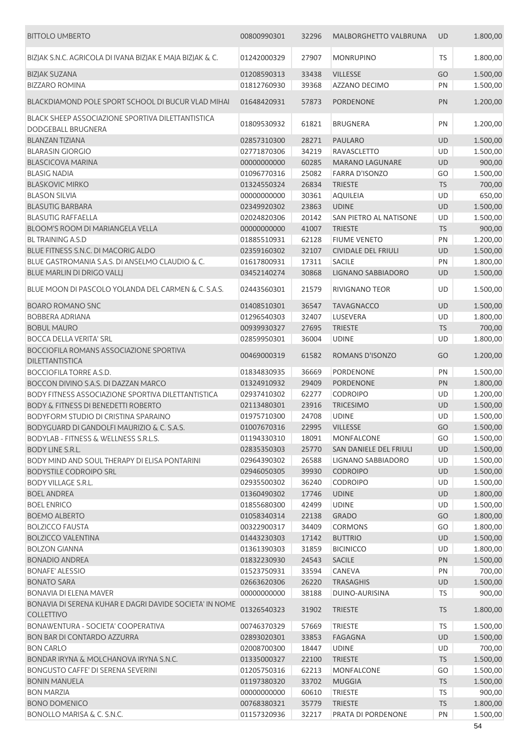| | | | | | |
|---|---|---|---|---|---|
| BITTOLO UMBERTO | 00800990301 | 32296 | MALBORGHETTO VALBRUNA | UD | 1.800,00 |
| BIZJAK S.N.C. AGRICOLA DI IVANA BIZJAK E MAJA BIZJAK & C. | 01242000329 | 27907 | MONRUPINO | TS | 1.800,00 |
| BIZJAK SUZANA | 01208590313 | 33438 | VILLESSE | GO | 1.500,00 |
| BIZZARO ROMINA | 01812760930 | 39368 | AZZANO DECIMO | PN | 1.500,00 |
| BLACKDIAMOND POLE SPORT SCHOOL DI BUCUR VLAD MIHAI | 01648420931 | 57873 | PORDENONE | PN | 1.200,00 |
| BLACK SHEEP ASSOCIAZIONE SPORTIVA DILETTANTISTICA DODGEBALL BRUGNERA | 01809530932 | 61821 | BRUGNERA | PN | 1.200,00 |
| BLANZAN TIZIANA | 02857310300 | 28271 | PAULARO | UD | 1.500,00 |
| BLARASIN GIORGIO | 02771870306 | 34219 | RAVASCLETTO | UD | 1.500,00 |
| BLASCICOVA MARINA | 00000000000 | 60285 | MARANO LAGUNARE | UD | 900,00 |
| BLASIG NADIA | 01096770316 | 25082 | FARRA D'ISONZO | GO | 1.500,00 |
| BLASKOVIC MIRKO | 01324550324 | 26834 | TRIESTE | TS | 700,00 |
| BLASON SILVIA | 00000000000 | 30361 | AQUILEIA | UD | 650,00 |
| BLASUTIG BARBARA | 02349920302 | 23863 | UDINE | UD | 1.500,00 |
| BLASUTIG RAFFAELLA | 02024820306 | 20142 | SAN PIETRO AL NATISONE | UD | 1.500,00 |
| BLOOM'S ROOM DI MARIANGELA VELLA | 00000000000 | 41007 | TRIESTE | TS | 900,00 |
| BL TRAINING A.S.D | 01885510931 | 62128 | FIUME VENETO | PN | 1.200,00 |
| BLUE FITNESS S.N.C. DI MACORIG ALDO | 02359160302 | 32107 | CIVIDALE DEL FRIULI | UD | 1.500,00 |
| BLUE GASTROMANIA S.A.S. DI ANSELMO CLAUDIO & C. | 01617800931 | 17311 | SACILE | PN | 1.800,00 |
| BLUE MARLIN DI DRIGO VALLJ | 03452140274 | 30868 | LIGNANO SABBIADORO | UD | 1.500,00 |
| BLUE MOON DI PASCOLO YOLANDA DEL CARMEN & C. S.A.S. | 02443560301 | 21579 | RIVIGNANO TEOR | UD | 1.500,00 |
| BOARO ROMANO SNC | 01408510301 | 36547 | TAVAGNACCO | UD | 1.500,00 |
| BOBBERA ADRIANA | 01296540303 | 32407 | LUSEVERA | UD | 1.800,00 |
| BOBUL MAURO | 00939930327 | 27695 | TRIESTE | TS | 700,00 |
| BOCCA DELLA VERITA' SRL | 02859950301 | 36004 | UDINE | UD | 1.800,00 |
| BOCCIOFILA ROMANS ASSOCIAZIONE SPORTIVA DILETTANTISTICA | 00469000319 | 61582 | ROMANS D'ISONZO | GO | 1.200,00 |
| BOCCIOFILA TORRE A.S.D. | 01834830935 | 36669 | PORDENONE | PN | 1.500,00 |
| BOCCON DIVINO S.A.S. DI DAZZAN MARCO | 01324910932 | 29409 | PORDENONE | PN | 1.800,00 |
| BODY FITNESS ASSOCIAZIONE SPORTIVA DILETTANTISTICA | 02937410302 | 62277 | CODROIPO | UD | 1.200,00 |
| BODY & FITNESS DI BENEDETTI ROBERTO | 02113480301 | 23916 | TRICESIMO | UD | 1.500,00 |
| BODYFORM STUDIO DI CRISTINA SPARAINO | 01975710300 | 24708 | UDINE | UD | 1.500,00 |
| BODYGUARD DI GANDOLFI MAURIZIO & C. S.A.S. | 01007670316 | 22995 | VILLESSE | GO | 1.500,00 |
| BODYLAB - FITNESS & WELLNESS S.R.L.S. | 01194330310 | 18091 | MONFALCONE | GO | 1.500,00 |
| BODY LINE S.R.L. | 02835350303 | 25770 | SAN DANIELE DEL FRIULI | UD | 1.500,00 |
| BODY MIND AND SOUL THERAPY DI ELISA PONTARINI | 02964390302 | 26588 | LIGNANO SABBIADORO | UD | 1.500,00 |
| BODYSTILE CODROIPO SRL | 02946050305 | 39930 | CODROIPO | UD | 1.500,00 |
| BODY VILLAGE S.R.L. | 02935500302 | 36240 | CODROIPO | UD | 1.500,00 |
| BOEL ANDREA | 01360490302 | 17746 | UDINE | UD | 1.800,00 |
| BOEL ENRICO | 01855680300 | 42499 | UDINE | UD | 1.500,00 |
| BOEMO ALBERTO | 01058340314 | 22138 | GRADO | GO | 1.800,00 |
| BOLZICCO FAUSTA | 00322900317 | 34409 | CORMONS | GO | 1.800,00 |
| BOLZICCO VALENTINA | 01443230303 | 17142 | BUTTRIO | UD | 1.500,00 |
| BOLZON GIANNA | 01361390303 | 31859 | BICINICCO | UD | 1.800,00 |
| BONADIO ANDREA | 01832230930 | 24543 | SACILE | PN | 1.500,00 |
| BONAFE' ALESSIO | 01523750931 | 33594 | CANEVA | PN | 700,00 |
| BONATO SARA | 02663620306 | 26220 | TRASAGHIS | UD | 1.500,00 |
| BONAVIA DI ELENA MAVER | 00000000000 | 38188 | DUINO-AURISINA | TS | 900,00 |
| BONAVIA DI SERENA KUHAR E DAGRI DAVIDE SOCIETA' IN NOME COLLETTIVO | 01326540323 | 31902 | TRIESTE | TS | 1.800,00 |
| BONAWENTURA - SOCIETA' COOPERATIVA | 00746370329 | 57669 | TRIESTE | TS | 1.500,00 |
| BON BAR DI CONTARDO AZZURRA | 02893020301 | 33853 | FAGAGNA | UD | 1.500,00 |
| BON CARLO | 02008700300 | 18447 | UDINE | UD | 700,00 |
| BONDAR IRYNA & MOLCHANOVA IRYNA S.N.C. | 01335000327 | 22100 | TRIESTE | TS | 1.500,00 |
| BONGUSTO CAFFE' DI SERENA SEVERINI | 01205750316 | 62213 | MONFALCONE | GO | 1.500,00 |
| BONIN MANUELA | 01197380320 | 33702 | MUGGIA | TS | 1.500,00 |
| BON MARZIA | 00000000000 | 60610 | TRIESTE | TS | 900,00 |
| BONO DOMENICO | 00768380321 | 35779 | TRIESTE | TS | 1.800,00 |
| BONOLLO MARISA & C. S.N.C. | 01157320936 | 32217 | PRATA DI PORDENONE | PN | 1.500,00 |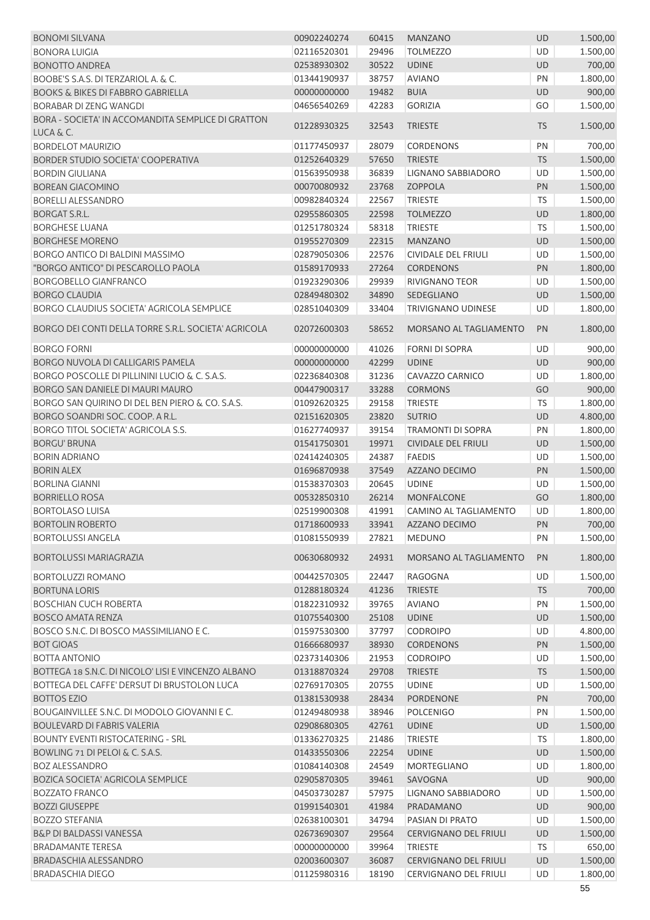| | | | | | |
|---|---|---|---|---|---|
| BONOMI SILVANA | 00902240274 | 60415 | MANZANO | UD | 1.500,00 |
| BONORA LUIGIA | 02116520301 | 29496 | TOLMEZZO | UD | 1.500,00 |
| BONOTTO ANDREA | 02538930302 | 30522 | UDINE | UD | 700,00 |
| BOOBE'S S.A.S. DI TERZARIOL A. & C. | 01344190937 | 38757 | AVIANO | PN | 1.800,00 |
| BOOKS & BIKES DI FABBRO GABRIELLA | 00000000000 | 19482 | BUIA | UD | 900,00 |
| BORABAR DI ZENG WANGDI | 04656540269 | 42283 | GORIZIA | GO | 1.500,00 |
| BORA - SOCIETA' IN ACCOMANDITA SEMPLICE DI GRATTON LUCA & C. | 01228930325 | 32543 | TRIESTE | TS | 1.500,00 |
| BORDELOT MAURIZIO | 01177450937 | 28079 | CORDENONS | PN | 700,00 |
| BORDER STUDIO SOCIETA' COOPERATIVA | 01252640329 | 57650 | TRIESTE | TS | 1.500,00 |
| BORDIN GIULIANA | 01563950938 | 36839 | LIGNANO SABBIADORO | UD | 1.500,00 |
| BOREAN GIACOMINO | 00070080932 | 23768 | ZOPPOLA | PN | 1.500,00 |
| BORELLI ALESSANDRO | 00982840324 | 22567 | TRIESTE | TS | 1.500,00 |
| BORGAT S.R.L. | 02955860305 | 22598 | TOLMEZZO | UD | 1.800,00 |
| BORGHESE LUANA | 01251780324 | 58318 | TRIESTE | TS | 1.500,00 |
| BORGHESE MORENO | 01955270309 | 22315 | MANZANO | UD | 1.500,00 |
| BORGO ANTICO DI BALDINI MASSIMO | 02879050306 | 22576 | CIVIDALE DEL FRIULI | UD | 1.500,00 |
| "BORGO ANTICO" DI PESCAROLLO PAOLA | 01589170933 | 27264 | CORDENONS | PN | 1.800,00 |
| BORGOBELLO GIANFRANCO | 01923290306 | 29939 | RIVIGNANO TEOR | UD | 1.500,00 |
| BORGO CLAUDIA | 02849480302 | 34890 | SEDEGLIANO | UD | 1.500,00 |
| BORGO CLAUDIUS SOCIETA' AGRICOLA SEMPLICE | 02851040309 | 33404 | TRIVIGNANO UDINESE | UD | 1.800,00 |
| BORGO DEI CONTI DELLA TORRE S.R.L. SOCIETA' AGRICOLA | 02072600303 | 58652 | MORSANO AL TAGLIAMENTO | PN | 1.800,00 |
| BORGO FORNI | 00000000000 | 41026 | FORNI DI SOPRA | UD | 900,00 |
| BORGO NUVOLA DI CALLIGARIS PAMELA | 00000000000 | 42299 | UDINE | UD | 900,00 |
| BORGO POSCOLLE DI PILLININI LUCIO & C. S.A.S. | 02236840308 | 31236 | CAVAZZO CARNICO | UD | 1.800,00 |
| BORGO SAN DANIELE DI MAURI MAURO | 00447900317 | 33288 | CORMONS | GO | 900,00 |
| BORGO SAN QUIRINO DI DEL BEN PIERO & CO. S.A.S. | 01092620325 | 29158 | TRIESTE | TS | 1.800,00 |
| BORGO SOANDRI SOC. COOP. A R.L. | 02151620305 | 23820 | SUTRIO | UD | 4.800,00 |
| BORGO TITOL SOCIETA' AGRICOLA S.S. | 01627740937 | 39154 | TRAMONTI DI SOPRA | PN | 1.800,00 |
| BORGU' BRUNA | 01541750301 | 19971 | CIVIDALE DEL FRIULI | UD | 1.500,00 |
| BORIN ADRIANO | 02414240305 | 24387 | FAEDIS | UD | 1.500,00 |
| BORIN ALEX | 01696870938 | 37549 | AZZANO DECIMO | PN | 1.500,00 |
| BORLINA GIANNI | 01538370303 | 20645 | UDINE | UD | 1.500,00 |
| BORRIELLO ROSA | 00532850310 | 26214 | MONFALCONE | GO | 1.800,00 |
| BORTOLASO LUISA | 02519900308 | 41991 | CAMINO AL TAGLIAMENTO | UD | 1.800,00 |
| BORTOLIN ROBERTO | 01718600933 | 33941 | AZZANO DECIMO | PN | 700,00 |
| BORTOLUSSI ANGELA | 01081550939 | 27821 | MEDUNO | PN | 1.500,00 |
| BORTOLUSSI MARIAGRAZIA | 00630680932 | 24931 | MORSANO AL TAGLIAMENTO | PN | 1.800,00 |
| BORTOLUZZI ROMANO | 00442570305 | 22447 | RAGOGNA | UD | 1.500,00 |
| BORTUNA LORIS | 01288180324 | 41236 | TRIESTE | TS | 700,00 |
| BOSCHIAN CUCH ROBERTA | 01822310932 | 39765 | AVIANO | PN | 1.500,00 |
| BOSCO AMATA RENZA | 01075540300 | 25108 | UDINE | UD | 1.500,00 |
| BOSCO S.N.C. DI BOSCO MASSIMILIANO E C. | 01597530300 | 37797 | CODROIPO | UD | 4.800,00 |
| BOT GIOAS | 01666680937 | 38930 | CORDENONS | PN | 1.500,00 |
| BOTTA ANTONIO | 02373140306 | 21953 | CODROIPO | UD | 1.500,00 |
| BOTTEGA 18 S.N.C. DI NICOLO' LISI E VINCENZO ALBANO | 01318870324 | 29708 | TRIESTE | TS | 1.500,00 |
| BOTTEGA DEL CAFFE' DERSUT DI BRUSTOLON LUCA | 02769170305 | 20755 | UDINE | UD | 1.500,00 |
| BOTTOS EZIO | 01381530938 | 28434 | PORDENONE | PN | 700,00 |
| BOUGAINVILLEE S.N.C. DI MODOLO GIOVANNI E C. | 01249480938 | 38946 | POLCENIGO | PN | 1.500,00 |
| BOULEVARD DI FABRIS VALERIA | 02908680305 | 42761 | UDINE | UD | 1.500,00 |
| BOUNTY EVENTI RISTOCATERING - SRL | 01336270325 | 21486 | TRIESTE | TS | 1.800,00 |
| BOWLING 71 DI PELOI & C. S.A.S. | 01433550306 | 22254 | UDINE | UD | 1.500,00 |
| BOZ ALESSANDRO | 01084140308 | 24549 | MORTEGLIANO | UD | 1.800,00 |
| BOZICA SOCIETA' AGRICOLA SEMPLICE | 02905870305 | 39461 | SAVOGNA | UD | 900,00 |
| BOZZATO FRANCO | 04503730287 | 57975 | LIGNANO SABBIADORO | UD | 1.500,00 |
| BOZZI GIUSEPPE | 01991540301 | 41984 | PRADAMANO | UD | 900,00 |
| BOZZO STEFANIA | 02638100301 | 34794 | PASIAN DI PRATO | UD | 1.500,00 |
| B&P DI BALDASSI VANESSA | 02673690307 | 29564 | CERVIGNANO DEL FRIULI | UD | 1.500,00 |
| BRADAMANTE TERESA | 00000000000 | 39964 | TRIESTE | TS | 650,00 |
| BRADASCHIA ALESSANDRO | 02003600307 | 36087 | CERVIGNANO DEL FRIULI | UD | 1.500,00 |
| BRADASCHIA DIEGO | 01125980316 | 18190 | CERVIGNANO DEL FRIULI | UD | 1.800,00 |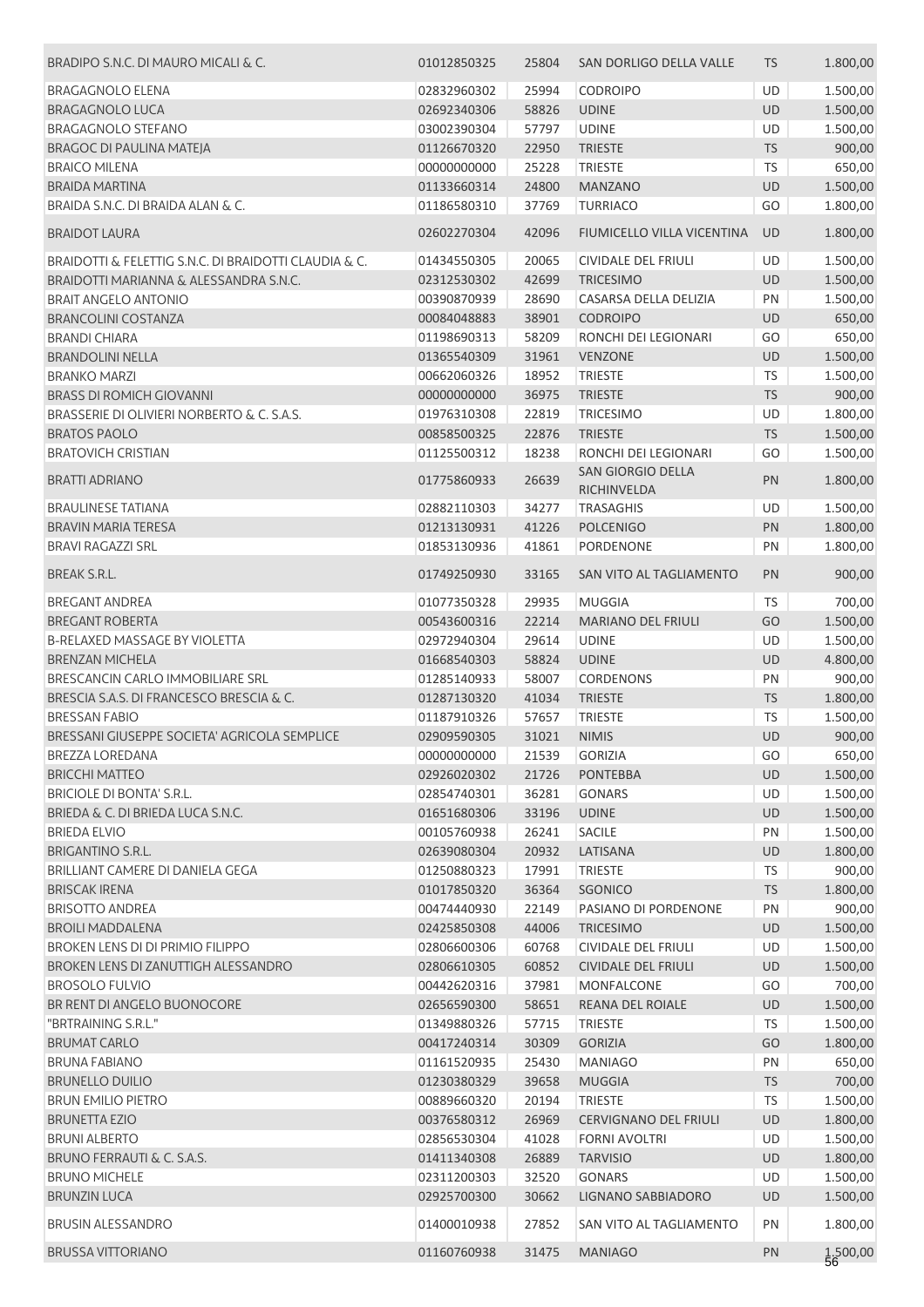| | | | | | |
|---|---|---|---|---|---|
| BRADIPO S.N.C. DI MAURO MICALI & C. | 01012850325 | 25804 | SAN DORLIGO DELLA VALLE | TS | 1.800,00 |
| BRAGAGNOLO ELENA | 02832960302 | 25994 | CODROIPO | UD | 1.500,00 |
| BRAGAGNOLO LUCA | 02692340306 | 58826 | UDINE | UD | 1.500,00 |
| BRAGAGNOLO STEFANO | 03002390304 | 57797 | UDINE | UD | 1.500,00 |
| BRAGOC DI PAULINA MATEJA | 01126670320 | 22950 | TRIESTE | TS | 900,00 |
| BRAICO MILENA | 00000000000 | 25228 | TRIESTE | TS | 650,00 |
| BRAIDA MARTINA | 01133660314 | 24800 | MANZANO | UD | 1.500,00 |
| BRAIDA S.N.C. DI BRAIDA ALAN & C. | 01186580310 | 37769 | TURRIACO | GO | 1.800,00 |
| BRAIDOT LAURA | 02602270304 | 42096 | FIUMICELLO VILLA VICENTINA | UD | 1.800,00 |
| BRAIDOTTI & FELETTIG S.N.C. DI BRAIDOTTI CLAUDIA & C. | 01434550305 | 20065 | CIVIDALE DEL FRIULI | UD | 1.500,00 |
| BRAIDOTTI MARIANNA & ALESSANDRA S.N.C. | 02312530302 | 42699 | TRICESIMO | UD | 1.500,00 |
| BRAIT ANGELO ANTONIO | 00390870939 | 28690 | CASARSA DELLA DELIZIA | PN | 1.500,00 |
| BRANCOLINI COSTANZA | 00084048883 | 38901 | CODROIPO | UD | 650,00 |
| BRANDI CHIARA | 01198690313 | 58209 | RONCHI DEI LEGIONARI | GO | 650,00 |
| BRANDOLINI NELLA | 01365540309 | 31961 | VENZONE | UD | 1.500,00 |
| BRANKO MARZI | 00662060326 | 18952 | TRIESTE | TS | 1.500,00 |
| BRASS DI ROMICH GIOVANNI | 00000000000 | 36975 | TRIESTE | TS | 900,00 |
| BRASSERIE DI OLIVIERI NORBERTO & C. S.A.S. | 01976310308 | 22819 | TRICESIMO | UD | 1.800,00 |
| BRATOS PAOLO | 00858500325 | 22876 | TRIESTE | TS | 1.500,00 |
| BRATOVICH CRISTIAN | 01125500312 | 18238 | RONCHI DEI LEGIONARI | GO | 1.500,00 |
| BRATTI ADRIANO | 01775860933 | 26639 | SAN GIORGIO DELLA RICHINVELDA | PN | 1.800,00 |
| BRAULINESE TATIANA | 02882110303 | 34277 | TRASAGHIS | UD | 1.500,00 |
| BRAVIN MARIA TERESA | 01213130931 | 41226 | POLCENIGO | PN | 1.800,00 |
| BRAVI RAGAZZI SRL | 01853130936 | 41861 | PORDENONE | PN | 1.800,00 |
| BREAK S.R.L. | 01749250930 | 33165 | SAN VITO AL TAGLIAMENTO | PN | 900,00 |
| BREGANT ANDREA | 01077350328 | 29935 | MUGGIA | TS | 700,00 |
| BREGANT ROBERTA | 00543600316 | 22214 | MARIANO DEL FRIULI | GO | 1.500,00 |
| B-RELAXED MASSAGE BY VIOLETTA | 02972940304 | 29614 | UDINE | UD | 1.500,00 |
| BRENZAN MICHELA | 01668540303 | 58824 | UDINE | UD | 4.800,00 |
| BRESCANCIN CARLO IMMOBILIARE SRL | 01285140933 | 58007 | CORDENONS | PN | 900,00 |
| BRESCIA S.A.S. DI FRANCESCO BRESCIA & C. | 01287130320 | 41034 | TRIESTE | TS | 1.800,00 |
| BRESSAN FABIO | 01187910326 | 57657 | TRIESTE | TS | 1.500,00 |
| BRESSANI GIUSEPPE SOCIETA' AGRICOLA SEMPLICE | 02909590305 | 31021 | NIMIS | UD | 900,00 |
| BREZZA LOREDANA | 00000000000 | 21539 | GORIZIA | GO | 650,00 |
| BRICCHI MATTEO | 02926020302 | 21726 | PONTEBBA | UD | 1.500,00 |
| BRICIOLE DI BONTA' S.R.L. | 02854740301 | 36281 | GONARS | UD | 1.500,00 |
| BRIEDA & C. DI BRIEDA LUCA S.N.C. | 01651680306 | 33196 | UDINE | UD | 1.500,00 |
| BRIEDA ELVIO | 00105760938 | 26241 | SACILE | PN | 1.500,00 |
| BRIGANTINO S.R.L. | 02639080304 | 20932 | LATISANA | UD | 1.800,00 |
| BRILLIANT CAMERE DI DANIELA GEGA | 01250880323 | 17991 | TRIESTE | TS | 900,00 |
| BRISCAK IRENA | 01017850320 | 36364 | SGONICO | TS | 1.800,00 |
| BRISOTTO ANDREA | 00474440930 | 22149 | PASIANO DI PORDENONE | PN | 900,00 |
| BROILI MADDALENA | 02425850308 | 44006 | TRICESIMO | UD | 1.500,00 |
| BROKEN LENS DI DI PRIMIO FILIPPO | 02806600306 | 60768 | CIVIDALE DEL FRIULI | UD | 1.500,00 |
| BROKEN LENS DI ZANUTTIGH ALESSANDRO | 02806610305 | 60852 | CIVIDALE DEL FRIULI | UD | 1.500,00 |
| BROSOLO FULVIO | 00442620316 | 37981 | MONFALCONE | GO | 700,00 |
| BR RENT DI ANGELO BUONOCORE | 02656590300 | 58651 | REANA DEL ROIALE | UD | 1.500,00 |
| "BRTRAINING S.R.L." | 01349880326 | 57715 | TRIESTE | TS | 1.500,00 |
| BRUMAT CARLO | 00417240314 | 30309 | GORIZIA | GO | 1.800,00 |
| BRUNA FABIANO | 01161520935 | 25430 | MANIAGO | PN | 650,00 |
| BRUNELLO DUILIO | 01230380329 | 39658 | MUGGIA | TS | 700,00 |
| BRUN EMILIO PIETRO | 00889660320 | 20194 | TRIESTE | TS | 1.500,00 |
| BRUNETTA EZIO | 00376580312 | 26969 | CERVIGNANO DEL FRIULI | UD | 1.800,00 |
| BRUNI ALBERTO | 02856530304 | 41028 | FORNI AVOLTRI | UD | 1.500,00 |
| BRUNO FERRAUTI & C. S.A.S. | 01411340308 | 26889 | TARVISIO | UD | 1.800,00 |
| BRUNO MICHELE | 02311200303 | 32520 | GONARS | UD | 1.500,00 |
| BRUNZIN LUCA | 02925700300 | 30662 | LIGNANO SABBIADORO | UD | 1.500,00 |
| BRUSIN ALESSANDRO | 01400010938 | 27852 | SAN VITO AL TAGLIAMENTO | PN | 1.800,00 |
| BRUSSA VITTORIANO | 01160760938 | 31475 | MANIAGO | PN | 1.500,00 |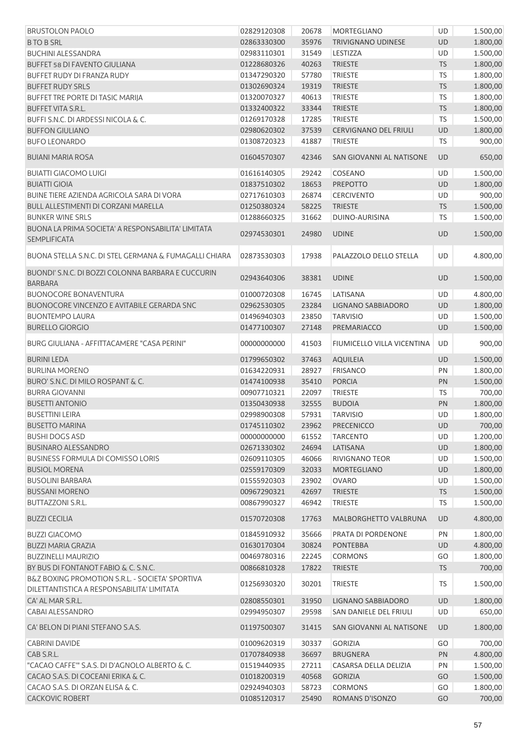| | | | | | |
|---|---|---|---|---|---|
| BRUSTOLON PAOLO | 02829120308 | 20678 | MORTEGLIANO | UD | 1.500,00 |
| B TO B SRL | 02863330300 | 35976 | TRIVIGNANO UDINESE | UD | 1.800,00 |
| BUCHINI ALESSANDRA | 02983110301 | 31549 | LESTIZZA | UD | 1.500,00 |
| BUFFET 58 DI FAVENTO GIULIANA | 01228680326 | 40263 | TRIESTE | TS | 1.800,00 |
| BUFFET RUDY DI FRANZA RUDY | 01347290320 | 57780 | TRIESTE | TS | 1.800,00 |
| BUFFET RUDY SRLS | 01302690324 | 19319 | TRIESTE | TS | 1.800,00 |
| BUFFET TRE PORTE DI TASIC MARIJA | 01320070327 | 40613 | TRIESTE | TS | 1.800,00 |
| BUFFET VITA S.R.L. | 01332400322 | 33344 | TRIESTE | TS | 1.800,00 |
| BUFFI S.N.C. DI ARDESSI NICOLA & C. | 01269170328 | 17285 | TRIESTE | TS | 1.500,00 |
| BUFFON GIULIANO | 02980620302 | 37539 | CERVIGNANO DEL FRIULI | UD | 1.800,00 |
| BUFO LEONARDO | 01308720323 | 41887 | TRIESTE | TS | 900,00 |
| BUIANI MARIA ROSA | 01604570307 | 42346 | SAN GIOVANNI AL NATISONE | UD | 650,00 |
| BUIATTI GIACOMO LUIGI | 01616140305 | 29242 | COSEANO | UD | 1.500,00 |
| BUIATTI GIOIA | 01837510302 | 18653 | PREPOTTO | UD | 1.800,00 |
| BUINE TIERE AZIENDA AGRICOLA SARA DI VORA | 02717610303 | 26874 | CERCIVENTO | UD | 900,00 |
| BULL ALLESTIMENTI DI CORZANI MARELLA | 01250380324 | 58225 | TRIESTE | TS | 1.500,00 |
| BUNKER WINE SRLS | 01288660325 | 31662 | DUINO-AURISINA | TS | 1.500,00 |
| BUONA LA PRIMA SOCIETA' A RESPONSABILITA' LIMITATA SEMPLIFICATA | 02974530301 | 24980 | UDINE | UD | 1.500,00 |
| BUONA STELLA S.N.C. DI STEL GERMANA & FUMAGALLI CHIARA | 02873530303 | 17938 | PALAZZOLO DELLO STELLA | UD | 4.800,00 |
| BUONDI' S.N.C. DI BOZZI COLONNA BARBARA E CUCCURIN BARBARA | 02943640306 | 38381 | UDINE | UD | 1.500,00 |
| BUONOCORE BONAVENTURA | 01000720308 | 16745 | LATISANA | UD | 4.800,00 |
| BUONOCORE VINCENZO E AVITABILE GERARDA SNC | 02962530305 | 23284 | LIGNANO SABBIADORO | UD | 1.800,00 |
| BUONTEMPO LAURA | 01496940303 | 23850 | TARVISIO | UD | 1.500,00 |
| BURELLO GIORGIO | 01477100307 | 27148 | PREMARIACCO | UD | 1.500,00 |
| BURG GIULIANA - AFFITTACAMERE "CASA PERINI" | 00000000000 | 41503 | FIUMICELLO VILLA VICENTINA | UD | 900,00 |
| BURINI LEDA | 01799650302 | 37463 | AQUILEIA | UD | 1.500,00 |
| BURLINA MORENO | 01634220931 | 28927 | FRISANCO | PN | 1.800,00 |
| BURO' S.N.C. DI MILO ROSPANT & C. | 01474100938 | 35410 | PORCIA | PN | 1.500,00 |
| BURRA GIOVANNI | 00907710321 | 22097 | TRIESTE | TS | 700,00 |
| BUSETTI ANTONIO | 01350430938 | 32555 | BUDOIA | PN | 1.800,00 |
| BUSETTINI LEIRA | 02998900308 | 57931 | TARVISIO | UD | 1.800,00 |
| BUSETTO MARINA | 01745110302 | 23962 | PRECENICCO | UD | 700,00 |
| BUSHI DOGS ASD | 00000000000 | 61552 | TARCENTO | UD | 1.200,00 |
| BUSINARO ALESSANDRO | 02671330302 | 24694 | LATISANA | UD | 1.800,00 |
| BUSINESS FORMULA DI COMISSO LORIS | 02609110305 | 46066 | RIVIGNANO TEOR | UD | 1.500,00 |
| BUSIOL MORENA | 02559170309 | 32033 | MORTEGLIANO | UD | 1.800,00 |
| BUSOLINI BARBARA | 01555920303 | 23902 | OVARO | UD | 1.500,00 |
| BUSSANI MORENO | 00967290321 | 42697 | TRIESTE | TS | 1.500,00 |
| BUTTAZZONI S.R.L. | 00867990327 | 46942 | TRIESTE | TS | 1.500,00 |
| BUZZI CECILIA | 01570720308 | 17763 | MALBORGHETTO VALBRUNA | UD | 4.800,00 |
| BUZZI GIACOMO | 01845910932 | 35666 | PRATA DI PORDENONE | PN | 1.800,00 |
| BUZZI MARIA GRAZIA | 01630170304 | 30824 | PONTEBBA | UD | 4.800,00 |
| BUZZINELLI MAURIZIO | 00469780316 | 22245 | CORMONS | GO | 1.800,00 |
| BY BUS DI FONTANOT FABIO & C. S.N.C. | 00866810328 | 17822 | TRIESTE | TS | 700,00 |
| B&Z BOXING PROMOTION S.R.L. - SOCIETA' SPORTIVA DILETTANTISTICA A RESPONSABILITA' LIMITATA | 01256930320 | 30201 | TRIESTE | TS | 1.500,00 |
| CA' AL MAR S.R.L. | 02808550301 | 31950 | LIGNANO SABBIADORO | UD | 1.800,00 |
| CABAI ALESSANDRO | 02994950307 | 29598 | SAN DANIELE DEL FRIULI | UD | 650,00 |
| CA' BELON DI PIANI STEFANO S.A.S. | 01197500307 | 31415 | SAN GIOVANNI AL NATISONE | UD | 1.800,00 |
| CABRINI DAVIDE | 01009620319 | 30337 | GORIZIA | GO | 700,00 |
| CAB S.R.L. | 01707840938 | 36697 | BRUGNERA | PN | 4.800,00 |
| "CACAO CAFFE'" S.A.S. DI D'AGNOLO ALBERTO & C. | 01519440935 | 27211 | CASARSA DELLA DELIZIA | PN | 1.500,00 |
| CACAO S.A.S. DI COCEANI ERIKA & C. | 01018200319 | 40568 | GORIZIA | GO | 1.500,00 |
| CACAO S.A.S. DI ORZAN ELISA & C. | 02924940303 | 58723 | CORMONS | GO | 1.800,00 |
| CACKOVIC ROBERT | 01085120317 | 25490 | ROMANS D'ISONZO | GO | 700,00 |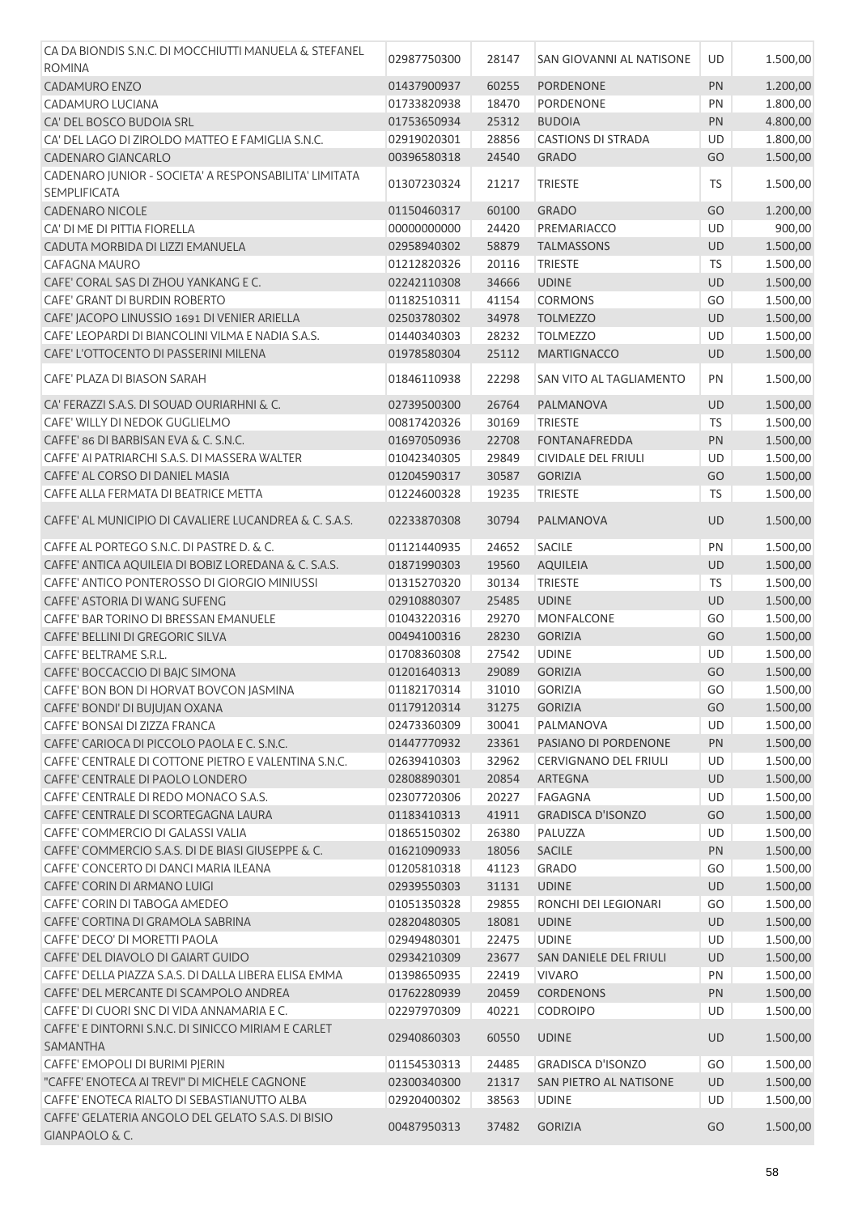| | | | | | |
|---|---|---|---|---|---|
| CA DA BIONDIS S.N.C. DI MOCCHIUTTI MANUELA & STEFANEL ROMINA | 02987750300 | 28147 | SAN GIOVANNI AL NATISONE | UD | 1.500,00 |
| CADAMURO ENZO | 01437900937 | 60255 | PORDENONE | PN | 1.200,00 |
| CADAMURO LUCIANA | 01733820938 | 18470 | PORDENONE | PN | 1.800,00 |
| CA' DEL BOSCO BUDOIA SRL | 01753650934 | 25312 | BUDOIA | PN | 4.800,00 |
| CA' DEL LAGO DI ZIROLDO MATTEO E FAMIGLIA S.N.C. | 02919020301 | 28856 | CASTIONS DI STRADA | UD | 1.800,00 |
| CADENARO GIANCARLO | 00396580318 | 24540 | GRADO | GO | 1.500,00 |
| CADENARO JUNIOR - SOCIETA' A RESPONSABILITA' LIMITATA SEMPLIFICATA | 01307230324 | 21217 | TRIESTE | TS | 1.500,00 |
| CADENARO NICOLE | 01150460317 | 60100 | GRADO | GO | 1.200,00 |
| CA' DI ME DI PITTIA FIORELLA | 00000000000 | 24420 | PREMARIACCO | UD | 900,00 |
| CADUTA MORBIDA DI LIZZI EMANUELA | 02958940302 | 58879 | TALMASSONS | UD | 1.500,00 |
| CAFAGNA MAURO | 01212820326 | 20116 | TRIESTE | TS | 1.500,00 |
| CAFE' CORAL SAS DI ZHOU YANKANG E C. | 02242110308 | 34666 | UDINE | UD | 1.500,00 |
| CAFE' GRANT DI BURDIN ROBERTO | 01182510311 | 41154 | CORMONS | GO | 1.500,00 |
| CAFE' JACOPO LINUSSIO 1691 DI VENIER ARIELLA | 02503780302 | 34978 | TOLMEZZO | UD | 1.500,00 |
| CAFE' LEOPARDI DI BIANCOLINI VILMA E NADIA S.A.S. | 01440340303 | 28232 | TOLMEZZO | UD | 1.500,00 |
| CAFE' L'OTTOCENTO DI PASSERINI MILENA | 01978580304 | 25112 | MARTIGNACCO | UD | 1.500,00 |
| CAFE' PLAZA DI BIASON SARAH | 01846110938 | 22298 | SAN VITO AL TAGLIAMENTO | PN | 1.500,00 |
| CA' FERAZZI S.A.S. DI SOUAD OURIARHNI & C. | 02739500300 | 26764 | PALMANOVA | UD | 1.500,00 |
| CAFE' WILLY DI NEDOK GUGLIELMO | 00817420326 | 30169 | TRIESTE | TS | 1.500,00 |
| CAFFE' 86 DI BARBISAN EVA & C. S.N.C. | 01697050936 | 22708 | FONTANAFREDDA | PN | 1.500,00 |
| CAFFE' AI PATRIARCHI S.A.S. DI MASSERA WALTER | 01042340305 | 29849 | CIVIDALE DEL FRIULI | UD | 1.500,00 |
| CAFFE' AL CORSO DI DANIEL MASIA | 01204590317 | 30587 | GORIZIA | GO | 1.500,00 |
| CAFFE ALLA FERMATA DI BEATRICE METTA | 01224600328 | 19235 | TRIESTE | TS | 1.500,00 |
| CAFFE' AL MUNICIPIO DI CAVALIERE LUCANDREA & C. S.A.S. | 02233870308 | 30794 | PALMANOVA | UD | 1.500,00 |
| CAFFE AL PORTEGO S.N.C. DI PASTRE D. & C. | 01121440935 | 24652 | SACILE | PN | 1.500,00 |
| CAFFE' ANTICA AQUILEIA DI BOBIZ LOREDANA & C. S.A.S. | 01871990303 | 19560 | AQUILEIA | UD | 1.500,00 |
| CAFFE' ANTICO PONTEROSSO DI GIORGIO MINIUSSI | 01315270320 | 30134 | TRIESTE | TS | 1.500,00 |
| CAFFE' ASTORIA DI WANG SUFENG | 02910880307 | 25485 | UDINE | UD | 1.500,00 |
| CAFFE' BAR TORINO DI BRESSAN EMANUELE | 01043220316 | 29270 | MONFALCONE | GO | 1.500,00 |
| CAFFE' BELLINI DI GREGORIC SILVA | 00494100316 | 28230 | GORIZIA | GO | 1.500,00 |
| CAFFE' BELTRAME S.R.L. | 01708360308 | 27542 | UDINE | UD | 1.500,00 |
| CAFFE' BOCCACCIO DI BAJC SIMONA | 01201640313 | 29089 | GORIZIA | GO | 1.500,00 |
| CAFFE' BON BON DI HORVAT BOVCON JASMINA | 01182170314 | 31010 | GORIZIA | GO | 1.500,00 |
| CAFFE' BONDI' DI BUJUJAN OXANA | 01179120314 | 31275 | GORIZIA | GO | 1.500,00 |
| CAFFE' BONSAI DI ZIZZA FRANCA | 02473360309 | 30041 | PALMANOVA | UD | 1.500,00 |
| CAFFE' CARIOCA DI PICCOLO PAOLA E C. S.N.C. | 01447770932 | 23361 | PASIANO DI PORDENONE | PN | 1.500,00 |
| CAFFE' CENTRALE DI COTTONE PIETRO E VALENTINA S.N.C. | 02639410303 | 32962 | CERVIGNANO DEL FRIULI | UD | 1.500,00 |
| CAFFE' CENTRALE DI PAOLO LONDERO | 02808890301 | 20854 | ARTEGNA | UD | 1.500,00 |
| CAFFE' CENTRALE DI REDO MONACO S.A.S. | 02307720306 | 20227 | FAGAGNA | UD | 1.500,00 |
| CAFFE' CENTRALE DI SCORTEGAGNA LAURA | 01183410313 | 41911 | GRADISCA D'ISONZO | GO | 1.500,00 |
| CAFFE' COMMERCIO DI GALASSI VALIA | 01865150302 | 26380 | PALUZZA | UD | 1.500,00 |
| CAFFE' COMMERCIO S.A.S. DI DE BIASI GIUSEPPE & C. | 01621090933 | 18056 | SACILE | PN | 1.500,00 |
| CAFFE' CONCERTO DI DANCI MARIA ILEANA | 01205810318 | 41123 | GRADO | GO | 1.500,00 |
| CAFFE' CORIN DI ARMANO LUIGI | 02939550303 | 31131 | UDINE | UD | 1.500,00 |
| CAFFE' CORIN DI TABOGA AMEDEO | 01051350328 | 29855 | RONCHI DEI LEGIONARI | GO | 1.500,00 |
| CAFFE' CORTINA DI GRAMOLA SABRINA | 02820480305 | 18081 | UDINE | UD | 1.500,00 |
| CAFFE' DECO' DI MORETTI PAOLA | 02949480301 | 22475 | UDINE | UD | 1.500,00 |
| CAFFE' DEL DIAVOLO DI GAIART GUIDO | 02934210309 | 23677 | SAN DANIELE DEL FRIULI | UD | 1.500,00 |
| CAFFE' DELLA PIAZZA S.A.S. DI DALLA LIBERA ELISA EMMA | 01398650935 | 22419 | VIVARO | PN | 1.500,00 |
| CAFFE' DEL MERCANTE DI SCAMPOLO ANDREA | 01762280939 | 20459 | CORDENONS | PN | 1.500,00 |
| CAFFE' DI CUORI SNC DI VIDA ANNAMARIA E C. | 02297970309 | 40221 | CODROIPO | UD | 1.500,00 |
| CAFFE' E DINTORNI S.N.C. DI SINICCO MIRIAM E CARLET SAMANTHA | 02940860303 | 60550 | UDINE | UD | 1.500,00 |
| CAFFE' EMOPOLI DI BURIMI PJERIN | 01154530313 | 24485 | GRADISCA D'ISONZO | GO | 1.500,00 |
| "CAFFE' ENOTECA AI TREVI" DI MICHELE CAGNONE | 02300340300 | 21317 | SAN PIETRO AL NATISONE | UD | 1.500,00 |
| CAFFE' ENOTECA RIALTO DI SEBASTIANUTTO ALBA | 02920400302 | 38563 | UDINE | UD | 1.500,00 |
| CAFFE' GELATERIA ANGOLO DEL GELATO S.A.S. DI BISIO GIANPAOLO & C. | 00487950313 | 37482 | GORIZIA | GO | 1.500,00 |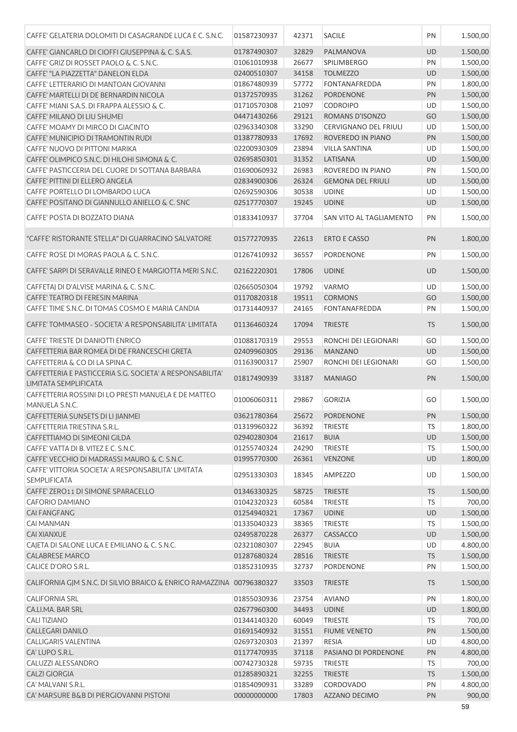| | | | | | |
|---|---|---|---|---|---|
| CAFFE' GELATERIA DOLOMITI DI CASAGRANDE LUCA E C. S.N.C. | 01587230937 | 42371 | SACILE | PN | 1.500,00 |
| CAFFE' GIANCARLO DI CIOFFI GIUSEPPINA & C. S.A.S. | 01787490307 | 32829 | PALMANOVA | UD | 1.500,00 |
| CAFFE' GRIZ DI ROSSET PAOLO & C. S.N.C. | 01061010938 | 26677 | SPILIMBERGO | PN | 1.500,00 |
| CAFFE' "LA PIAZZETTA" DANELON ELDA | 02400510307 | 34158 | TOLMEZZO | UD | 1.500,00 |
| CAFFE' LETTERARIO DI MANTOAN GIOVANNI | 01867480939 | 57772 | FONTANAFREDDA | PN | 1.800,00 |
| CAFFE' MARTELLI DI DE BERNARDIN NICOLA | 01372570935 | 31262 | PORDENONE | PN | 1.500,00 |
| CAFFE' MIANI S.A.S. DI FRAPPA ALESSIO & C. | 01710570308 | 21097 | CODROIPO | UD | 1.500,00 |
| CAFFE' MILANO DI LIU SHUMEI | 04471430266 | 29121 | ROMANS D'ISONZO | GO | 1.500,00 |
| CAFFE' MOAMY DI MIRCO DI GIACINTO | 02963340308 | 33290 | CERVIGNANO DEL FRIULI | UD | 1.500,00 |
| CAFFE' MUNICIPIO DI TRAMONTIN RUDI | 01387780933 | 17692 | ROVEREDO IN PIANO | PN | 1.500,00 |
| CAFFE' NUOVO DI PITTONI MARIKA | 02200930309 | 23894 | VILLA SANTINA | UD | 1.500,00 |
| CAFFE' OLIMPICO S.N.C. DI HILOHI SIMONA & C. | 02695850301 | 31352 | LATISANA | UD | 1.500,00 |
| CAFFE' PASTICCERIA DEL CUORE DI SOTTANA BARBARA | 01690060932 | 26983 | ROVEREDO IN PIANO | PN | 1.500,00 |
| CAFFE' PITTINI DI ELLERO ANGELA | 02834900306 | 26324 | GEMONA DEL FRIULI | UD | 1.500,00 |
| CAFFE' PORTELLO DI LOMBARDO LUCA | 02692590306 | 30538 | UDINE | UD | 1.500,00 |
| CAFFE' POSITANO DI GIANNULLO ANIELLO & C. SNC | 02517770307 | 19245 | UDINE | UD | 1.500,00 |
| CAFFE' POSTA DI BOZZATO DIANA | 01833410937 | 37704 | SAN VITO AL TAGLIAMENTO | PN | 1.500,00 |
| "CAFFE' RISTORANTE STELLA" DI GUARRACINO SALVATORE | 01577270935 | 22613 | ERTO E CASSO | PN | 1.800,00 |
| CAFFE' ROSE DI MORAS PAOLA & C. S.N.C. | 01267410932 | 36557 | PORDENONE | PN | 1.500,00 |
| CAFFE' SARPI DI SERAVALLE RINEO E MARGIOTTA MERI S.N.C. | 02162220301 | 17806 | UDINE | UD | 1.500,00 |
| CAFFETAJ DI D'ALVISE MARINA & C. S.N.C. | 02665050304 | 19792 | VARMO | UD | 1.500,00 |
| CAFFE' TEATRO DI FERESIN MARINA | 01170820318 | 19511 | CORMONS | GO | 1.500,00 |
| CAFFE' TIME S.N.C. DI TOMAS COSMO E MARIA CANDIA | 01731440937 | 24165 | FONTANAFREDDA | PN | 1.500,00 |
| CAFFE' TOMMASEO - SOCIETA' A RESPONSABILITA' LIMITATA | 01136460324 | 17094 | TRIESTE | TS | 1.500,00 |
| CAFFE' TRIESTE DI DANIOTTI ENRICO | 01088170319 | 29553 | RONCHI DEI LEGIONARI | GO | 1.500,00 |
| CAFFETTERIA BAR ROMEA DI DE FRANCESCHI GRETA | 02409960305 | 29136 | MANZANO | UD | 1.500,00 |
| CAFFETTERIA & CO DI LA SPINA C. | 01163900317 | 25907 | RONCHI DEI LEGIONARI | GO | 1.500,00 |
| CAFFETTERIA E PASTICCERIA S.G. SOCIETA' A RESPONSABILITA' LIMITATA SEMPLIFICATA | 01817490939 | 33187 | MANIAGO | PN | 1.500,00 |
| CAFFETTERIA ROSSINI DI LO PRESTI MANUELA E DE MATTEO MANUELA S.N.C. | 01006060311 | 29867 | GORIZIA | GO | 1.500,00 |
| CAFFETTERIA SUNSETS DI LI JIANMEI | 03621780364 | 25672 | PORDENONE | PN | 1.500,00 |
| CAFFETTERIA TRIESTINA S.R.L. | 01319960322 | 36392 | TRIESTE | TS | 1.800,00 |
| CAFFETTIAMO DI SIMEONI GILDA | 02940280304 | 21617 | BUIA | UD | 1.500,00 |
| CAFFE' VATTA DI B. VITEZ E C. S.N.C. | 01255740324 | 24290 | TRIESTE | TS | 1.500,00 |
| CAFFE' VECCHIO DI MADRASSI MAURO & C. S.N.C. | 01995770300 | 26361 | VENZONE | UD | 1.800,00 |
| CAFFE' VITTORIA SOCIETA' A RESPONSABILITA' LIMITATA SEMPLIFICATA | 02951330303 | 18345 | AMPEZZO | UD | 1.500,00 |
| CAFFE' ZERO11 DI SIMONE SPARACELLO | 01346330325 | 58725 | TRIESTE | TS | 1.500,00 |
| CAFORIO DAMIANO | 01042320323 | 60584 | TRIESTE | TS | 700,00 |
| CAI FANGFANG | 01254940321 | 17367 | UDINE | UD | 1.500,00 |
| CAI MANMAN | 01335040323 | 38365 | TRIESTE | TS | 1.500,00 |
| CAI XIANXUE | 02495870228 | 26377 | CASSACCO | UD | 1.500,00 |
| CAJETA DI SALONE LUCA E EMILIANO & C. S.N.C. | 02321080307 | 22945 | BUIA | UD | 4.800,00 |
| CALABRESE MARCO | 01287680324 | 28516 | TRIESTE | TS | 1.500,00 |
| CALICE D'ORO S.R.L. | 01852310935 | 32737 | PORDENONE | PN | 1.500,00 |
| CALIFORNIA GJM S.N.C. DI SILVIO BRAICO & ENRICO RAMAZZINA | 00796380327 | 33503 | TRIESTE | TS | 1.500,00 |
| CALIFORNIA SRL | 01855030936 | 23754 | AVIANO | PN | 1.800,00 |
| CA.LI.MA. BAR SRL | 02677960300 | 34493 | UDINE | UD | 1.800,00 |
| CALI TIZIANO | 01344140320 | 60049 | TRIESTE | TS | 700,00 |
| CALLEGARI DANILO | 01691540932 | 31551 | FIUME VENETO | PN | 1.500,00 |
| CALLIGARIS VALENTINA | 02697320303 | 21397 | RESIA | UD | 4.800,00 |
| CA' LUPO S.R.L. | 01177470935 | 37118 | PASIANO DI PORDENONE | PN | 4.800,00 |
| CALUZZI ALESSANDRO | 00742730328 | 59735 | TRIESTE | TS | 700,00 |
| CALZI GIORGIA | 01285890321 | 32255 | TRIESTE | TS | 1.500,00 |
| CA' MALVANI S.R.L. | 01854090931 | 33289 | CORDOVADO | PN | 4.800,00 |
| CA' MARSURE B&B DI PIERGIOVANNI PISTONI | 00000000000 | 17803 | AZZANO DECIMO | PN | 900,00 |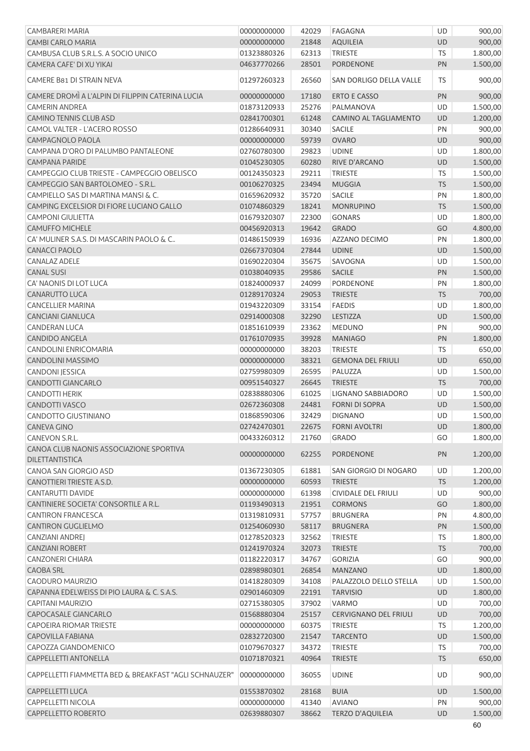| | | | | | |
|---|---|---|---|---|---|
| CAMBARERI MARIA | 00000000000 | 42029 | FAGAGNA | UD | 900,00 |
| CAMBI CARLO MARIA | 00000000000 | 21848 | AQUILEIA | UD | 900,00 |
| CAMBUSA CLUB S.R.L.S. A SOCIO UNICO | 01323880326 | 62313 | TRIESTE | TS | 1.800,00 |
| CAMERA CAFE' DI XU YIKAI | 04637770266 | 28501 | PORDENONE | PN | 1.500,00 |
| CAMERE B81 DI STRAIN NEVA | 01297260323 | 26560 | SAN DORLIGO DELLA VALLE | TS | 900,00 |
| CAMERE DROMÌ A L'ALPIN DI FILIPPIN CATERINA LUCIA | 00000000000 | 17180 | ERTO E CASSO | PN | 900,00 |
| CAMERIN ANDREA | 01873120933 | 25276 | PALMANOVA | UD | 1.500,00 |
| CAMINO TENNIS CLUB ASD | 02841700301 | 61248 | CAMINO AL TAGLIAMENTO | UD | 1.200,00 |
| CAMOL VALTER - L'ACERO ROSSO | 01286640931 | 30340 | SACILE | PN | 900,00 |
| CAMPAGNOLO PAOLA | 00000000000 | 59739 | OVARO | UD | 900,00 |
| CAMPANA D'ORO DI PALUMBO PANTALEONE | 02760780300 | 29823 | UDINE | UD | 1.800,00 |
| CAMPANA PARIDE | 01045230305 | 60280 | RIVE D'ARCANO | UD | 1.500,00 |
| CAMPEGGIO CLUB TRIESTE - CAMPEGGIO OBELISCO | 00124350323 | 29211 | TRIESTE | TS | 1.500,00 |
| CAMPEGGIO SAN BARTOLOMEO - S.R.L. | 00106270325 | 23494 | MUGGIA | TS | 1.500,00 |
| CAMPIELLO SAS DI MARTINA MANSI & C. | 01659620932 | 35720 | SACILE | PN | 1.800,00 |
| CAMPING EXCELSIOR DI FIORE LUCIANO GALLO | 01074860329 | 18241 | MONRUPINO | TS | 1.500,00 |
| CAMPONI GIULIETTA | 01679320307 | 22300 | GONARS | UD | 1.800,00 |
| CAMUFFO MICHELE | 00456920313 | 19642 | GRADO | GO | 4.800,00 |
| CA' MULINER S.A.S. DI MASCARIN PAOLO & C.. | 01486150939 | 16936 | AZZANO DECIMO | PN | 1.800,00 |
| CANACCI PAOLO | 02667370304 | 27844 | UDINE | UD | 1.500,00 |
| CANALAZ ADELE | 01690220304 | 35675 | SAVOGNA | UD | 1.500,00 |
| CANAL SUSI | 01038040935 | 29586 | SACILE | PN | 1.500,00 |
| CA' NAONIS DI LOT LUCA | 01824000937 | 24099 | PORDENONE | PN | 1.800,00 |
| CANARUTTO LUCA | 01289170324 | 29053 | TRIESTE | TS | 700,00 |
| CANCELLIER MARINA | 01943220309 | 33154 | FAEDIS | UD | 1.800,00 |
| CANCIANI GIANLUCA | 02914000308 | 32290 | LESTIZZA | UD | 1.500,00 |
| CANDERAN LUCA | 01851610939 | 23362 | MEDUNO | PN | 900,00 |
| CANDIDO ANGELA | 01761070935 | 39928 | MANIAGO | PN | 1.800,00 |
| CANDOLINI ENRICOMARIA | 00000000000 | 38203 | TRIESTE | TS | 650,00 |
| CANDOLINI MASSIMO | 00000000000 | 38321 | GEMONA DEL FRIULI | UD | 650,00 |
| CANDONI JESSICA | 02759980309 | 26595 | PALUZZA | UD | 1.500,00 |
| CANDOTTI GIANCARLO | 00951540327 | 26645 | TRIESTE | TS | 700,00 |
| CANDOTTI HERIK | 02838880306 | 61025 | LIGNANO SABBIADORO | UD | 1.500,00 |
| CANDOTTI VASCO | 02672360308 | 24481 | FORNI DI SOPRA | UD | 1.500,00 |
| CANDOTTO GIUSTINIANO | 01868590306 | 32429 | DIGNANO | UD | 1.500,00 |
| CANEVA GINO | 02742470301 | 22675 | FORNI AVOLTRI | UD | 1.800,00 |
| CANEVON S.R.L. | 00433260312 | 21760 | GRADO | GO | 1.800,00 |
| CANOA CLUB NAONIS ASSOCIAZIONE SPORTIVA DILETTANTISTICA | 00000000000 | 62255 | PORDENONE | PN | 1.200,00 |
| CANOA SAN GIORGIO ASD | 01367230305 | 61881 | SAN GIORGIO DI NOGARO | UD | 1.200,00 |
| CANOTTIERI TRIESTE A.S.D. | 00000000000 | 60593 | TRIESTE | TS | 1.200,00 |
| CANTARUTTI DAVIDE | 00000000000 | 61398 | CIVIDALE DEL FRIULI | UD | 900,00 |
| CANTINIERE SOCIETA' CONSORTILE A R.L. | 01193490313 | 21951 | CORMONS | GO | 1.800,00 |
| CANTIRON FRANCESCA | 01319810931 | 57757 | BRUGNERA | PN | 4.800,00 |
| CANTIRON GUGLIELMO | 01254060930 | 58117 | BRUGNERA | PN | 1.500,00 |
| CANZIANI ANDREJ | 01278520323 | 32562 | TRIESTE | TS | 1.800,00 |
| CANZIANI ROBERT | 01241970324 | 32073 | TRIESTE | TS | 700,00 |
| CANZONERI CHIARA | 01182220317 | 34767 | GORIZIA | GO | 900,00 |
| CAOBA SRL | 02898980301 | 26854 | MANZANO | UD | 1.800,00 |
| CAODURO MAURIZIO | 01418280309 | 34108 | PALAZZOLO DELLO STELLA | UD | 1.500,00 |
| CAPANNA EDELWEISS DI PIO LAURA & C. S.A.S. | 02901460309 | 22191 | TARVISIO | UD | 1.800,00 |
| CAPITANI MAURIZIO | 02715380305 | 37902 | VARMO | UD | 700,00 |
| CAPOCASALE GIANCARLO | 01568880304 | 25157 | CERVIGNANO DEL FRIULI | UD | 700,00 |
| CAPOEIRA RIOMAR TRIESTE | 00000000000 | 60375 | TRIESTE | TS | 1.200,00 |
| CAPOVILLA FABIANA | 02832720300 | 21547 | TARCENTO | UD | 1.500,00 |
| CAPOZZA GIANDOMENICO | 01079670327 | 34372 | TRIESTE | TS | 700,00 |
| CAPPELLETTI ANTONELLA | 01071870321 | 40964 | TRIESTE | TS | 650,00 |
| CAPPELLETTI FIAMMETTA BED & BREAKFAST "AGLI SCHNAUZER" | 00000000000 | 36055 | UDINE | UD | 900,00 |
| CAPPELLETTI LUCA | 01553870302 | 28168 | BUIA | UD | 1.500,00 |
| CAPPELLETTI NICOLA | 00000000000 | 41340 | AVIANO | PN | 900,00 |
| CAPPELLETTO ROBERTO | 02639880307 | 38662 | TERZO D'AQUILEIA | UD | 1.500,00 |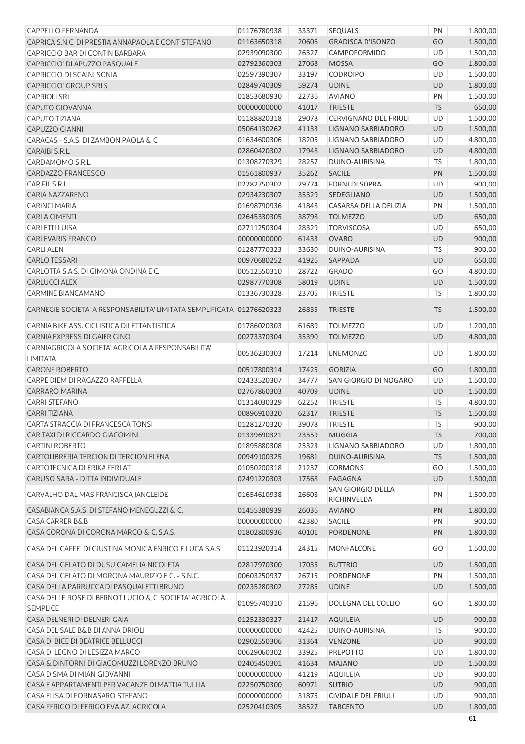| | | | | | |
|---|---|---|---|---|---|
| CAPPELLO FERNANDA | 01176780938 | 33371 | SEQUALS | PN | 1.800,00 |
| CAPRICA S.N.C. DI PRESTIA ANNAPAOLA E CONT STEFANO | 01163650318 | 20606 | GRADISCA D'ISONZO | GO | 1.500,00 |
| CAPRICCIO BAR DI CONTIN BARBARA | 02939090300 | 26327 | CAMPOFORMIDO | UD | 1.500,00 |
| CAPRICCIO' DI APUZZO PASQUALE | 02792360303 | 27068 | MOSSA | GO | 1.800,00 |
| CAPRICCIO DI SCAINI SONIA | 02597390307 | 33197 | CODROIPO | UD | 1.500,00 |
| CAPRICCIO' GROUP SRLS | 02849740309 | 59274 | UDINE | UD | 1.800,00 |
| CAPRIOLI SRL | 01853680930 | 22736 | AVIANO | PN | 1.500,00 |
| CAPUTO GIOVANNA | 00000000000 | 41017 | TRIESTE | TS | 650,00 |
| CAPUTO TIZIANA | 01188820318 | 29078 | CERVIGNANO DEL FRIULI | UD | 1.500,00 |
| CAPUZZO GIANNI | 05064130262 | 41133 | LIGNANO SABBIADORO | UD | 1.500,00 |
| CARACAS - S.A.S. DI ZAMBON PAOLA & C. | 01634600306 | 18205 | LIGNANO SABBIADORO | UD | 4.800,00 |
| CARAIBI S.R.L. | 02860420302 | 17948 | LIGNANO SABBIADORO | UD | 4.800,00 |
| CARDAMOMO S.R.L. | 01308270329 | 28257 | DUINO-AURISINA | TS | 1.800,00 |
| CARDAZZO FRANCESCO | 01561800937 | 35262 | SACILE | PN | 1.500,00 |
| CAR.FIL S.R.L. | 02282750302 | 29774 | FORNI DI SOPRA | UD | 900,00 |
| CARIA NAZZARENO | 02934230307 | 35329 | SEDEGLIANO | UD | 1.500,00 |
| CARINCI MARIA | 01698790936 | 41848 | CASARSA DELLA DELIZIA | PN | 1.500,00 |
| CARLA CIMENTI | 02645330305 | 38798 | TOLMEZZO | UD | 650,00 |
| CARLETTI LUISA | 02711250304 | 28329 | TORVISCOSA | UD | 650,00 |
| CARLEVARIS FRANCO | 00000000000 | 61433 | OVARO | UD | 900,00 |
| CARLI ALEN | 01287770323 | 33630 | DUINO-AURISINA | TS | 900,00 |
| CARLO TESSARI | 00970680252 | 41926 | SAPPADA | UD | 650,00 |
| CARLOTTA S.A.S. DI GIMONA ONDINA E C. | 00512550310 | 28722 | GRADO | GO | 4.800,00 |
| CARLUCCI ALEX | 02987770308 | 58019 | UDINE | UD | 1.500,00 |
| CARMINE BIANCAMANO | 01336730328 | 23705 | TRIESTE | TS | 1.800,00 |
| CARNEGIE SOCIETA' A RESPONSABILITA' LIMITATA SEMPLIFICATA | 01276620323 | 26835 | TRIESTE | TS | 1.500,00 |
| CARNIA BIKE ASS. CICLISTICA DILETTANTISTICA | 01786020303 | 61689 | TOLMEZZO | UD | 1.200,00 |
| CARNIA EXPRESS DI GAIER GINO | 00273370304 | 35390 | TOLMEZZO | UD | 4.800,00 |
| CARNIAGRICOLA SOCIETA' AGRICOLA A RESPONSABILITA' LIMITATA | 00536230303 | 17214 | ENEMONZO | UD | 1.800,00 |
| CARONE ROBERTO | 00517800314 | 17425 | GORIZIA | GO | 1.800,00 |
| CARPE DIEM DI RAGAZZO RAFFELLA | 02433520307 | 34777 | SAN GIORGIO DI NOGARO | UD | 1.500,00 |
| CARRARO MARINA | 02767860303 | 40709 | UDINE | UD | 1.500,00 |
| CARRI STEFANO | 01314030329 | 62252 | TRIESTE | TS | 4.800,00 |
| CARRI TIZIANA | 00896910320 | 62317 | TRIESTE | TS | 1.500,00 |
| CARTA STRACCIA DI FRANCESCA TONSI | 01281270320 | 39078 | TRIESTE | TS | 900,00 |
| CAR TAXI DI RICCARDO GIACOMINI | 01339690321 | 23559 | MUGGIA | TS | 700,00 |
| CARTINI ROBERTO | 01895880308 | 25323 | LIGNANO SABBIADORO | UD | 1.800,00 |
| CARTOLIBRERIA TERCION DI TERCION ELENA | 00949100325 | 19681 | DUINO-AURISINA | TS | 1.500,00 |
| CARTOTECNICA DI ERIKA FERLAT | 01050200318 | 21237 | CORMONS | GO | 1.500,00 |
| CARUSO SARA - DITTA INDIVIDUALE | 02491220303 | 17568 | FAGAGNA | UD | 1.500,00 |
| CARVALHO DAL MAS FRANCISKA JANCLEIDE | 01654610938 | 26608 | SAN GIORGIO DELLA RICHINVELDA | PN | 1.500,00 |
| CASABIANCA S.A.S. DI STEFANO MENEGUZZI & C. | 01455380939 | 26036 | AVIANO | PN | 1.800,00 |
| CASA CARRER B&B | 00000000000 | 42380 | SACILE | PN | 900,00 |
| CASA CORONA DI CORONA MARCO & C. S.A.S. | 01802800936 | 40101 | PORDENONE | PN | 1.800,00 |
| CASA DEL CAFFE' DI GIUSTINA MONICA ENRICO E LUCA S.A.S. | 01123920314 | 24315 | MONFALCONE | GO | 1.500,00 |
| CASA DEL GELATO DI DUSU CAMELIA NICOLETA | 02817970300 | 17035 | BUTTRIO | UD | 1.500,00 |
| CASA DEL GELATO DI MORONA MAURIZIO E C. - S.N.C. | 00603250937 | 26715 | PORDENONE | PN | 1.500,00 |
| CASA DELLA PARRUCCA DI PASQUALETTI BRUNO | 00235280302 | 27285 | UDINE | UD | 1.500,00 |
| CASA DELLE ROSE DI BERNOT LUCIO & C. SOCIETA' AGRICOLA SEMPLICE | 01095740310 | 21596 | DOLEGNA DEL COLLIO | GO | 1.800,00 |
| CASA DELNERI DI DELNERI GAIA | 01252330327 | 21417 | AQUILEIA | UD | 900,00 |
| CASA DEL SALE B&B DI ANNA DRIOLI | 00000000000 | 42425 | DUINO-AURISINA | TS | 900,00 |
| CASA DI BICE DI BEATRICE BELLUCCI | 02902550306 | 31364 | VENZONE | UD | 900,00 |
| CASA DI LEGNO DI LESIZZA MARCO | 00629060302 | 33925 | PREPOTTO | UD | 1.800,00 |
| CASA & DINTORNI DI GIACOMUZZI LORENZO BRUNO | 02405450301 | 41634 | MAJANO | UD | 1.500,00 |
| CASA DISMA DI MIAN GIOVANNI | 00000000000 | 41219 | AQUILEIA | UD | 900,00 |
| CASA E APPARTAMENTI PER VACANZE DI MATTIA TULLIA | 02250750300 | 60971 | SUTRIO | UD | 900,00 |
| CASA ELISA DI FORNASARO STEFANO | 00000000000 | 31875 | CIVIDALE DEL FRIULI | UD | 900,00 |
| CASA FERIGO DI FERIGO EVA AZ. AGRICOLA | 02520410305 | 38527 | TARCENTO | UD | 1.800,00 |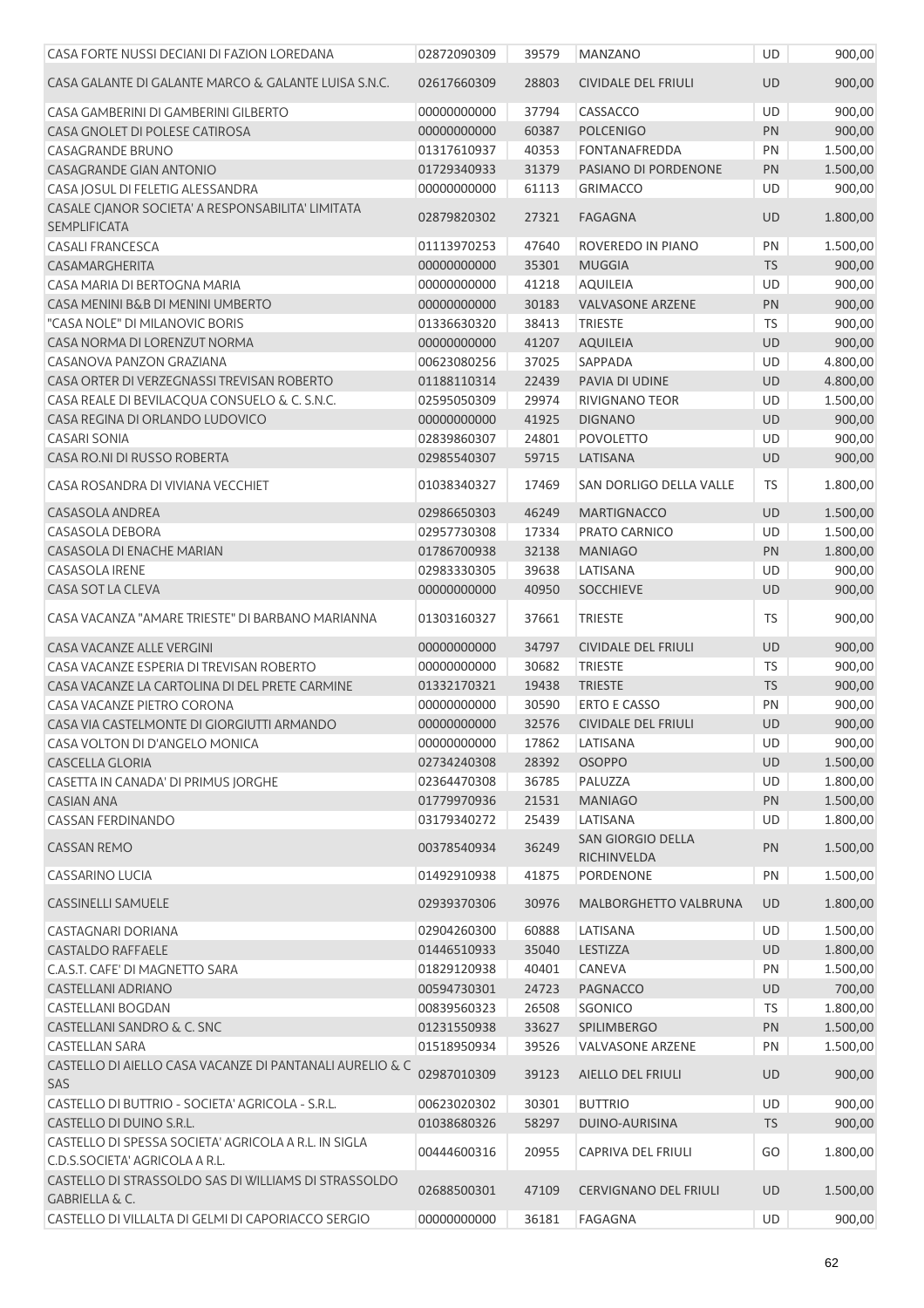| | | | | | |
|---|---|---|---|---|---|
| CASA FORTE NUSSI DECIANI DI FAZION LOREDANA | 02872090309 | 39579 | MANZANO | UD | 900,00 |
| CASA GALANTE DI GALANTE MARCO & GALANTE LUISA S.N.C. | 02617660309 | 28803 | CIVIDALE DEL FRIULI | UD | 900,00 |
| CASA GAMBERINI DI GAMBERINI GILBERTO | 00000000000 | 37794 | CASSACCO | UD | 900,00 |
| CASA GNOLET DI POLESE CATIROSA | 00000000000 | 60387 | POLCENIGO | PN | 900,00 |
| CASAGRANDE BRUNO | 01317610937 | 40353 | FONTANAFREDDA | PN | 1.500,00 |
| CASAGRANDE GIAN ANTONIO | 01729340933 | 31379 | PASIANO DI PORDENONE | PN | 1.500,00 |
| CASA JOSUL DI FELETIG ALESSANDRA | 00000000000 | 61113 | GRIMACCO | UD | 900,00 |
| CASALE CJANOR SOCIETA' A RESPONSABILITA' LIMITATA SEMPLIFICATA | 02879820302 | 27321 | FAGAGNA | UD | 1.800,00 |
| CASALI FRANCESCA | 01113970253 | 47640 | ROVEREDO IN PIANO | PN | 1.500,00 |
| CASAMARGHERITA | 00000000000 | 35301 | MUGGIA | TS | 900,00 |
| CASA MARIA DI BERTOGNA MARIA | 00000000000 | 41218 | AQUILEIA | UD | 900,00 |
| CASA MENINI B&B DI MENINI UMBERTO | 00000000000 | 30183 | VALVASONE ARZENE | PN | 900,00 |
| "CASA NOLE" DI MILANOVIC BORIS | 01336630320 | 38413 | TRIESTE | TS | 900,00 |
| CASA NORMA DI LORENZUT NORMA | 00000000000 | 41207 | AQUILEIA | UD | 900,00 |
| CASANOVA PANZON GRAZIANA | 00623080256 | 37025 | SAPPADA | UD | 4.800,00 |
| CASA ORTER DI VERZEGNASSI TREVISAN ROBERTO | 01188110314 | 22439 | PAVIA DI UDINE | UD | 4.800,00 |
| CASA REALE DI BEVILACQUA CONSUELO & C. S.N.C. | 02595050309 | 29974 | RIVIGNANO TEOR | UD | 1.500,00 |
| CASA REGINA DI ORLANDO LUDOVICO | 00000000000 | 41925 | DIGNANO | UD | 900,00 |
| CASARI SONIA | 02839860307 | 24801 | POVOLETTO | UD | 900,00 |
| CASA RO.NI DI RUSSO ROBERTA | 02985540307 | 59715 | LATISANA | UD | 900,00 |
| CASA ROSANDRA DI VIVIANA VECCHIET | 01038340327 | 17469 | SAN DORLIGO DELLA VALLE | TS | 1.800,00 |
| CASASOLA ANDREA | 02986650303 | 46249 | MARTIGNACCO | UD | 1.500,00 |
| CASASOLA DEBORA | 02957730308 | 17334 | PRATO CARNICO | UD | 1.500,00 |
| CASASOLA DI ENACHE MARIAN | 01786700938 | 32138 | MANIAGO | PN | 1.800,00 |
| CASASOLA IRENE | 02983330305 | 39638 | LATISANA | UD | 900,00 |
| CASA SOT LA CLEVA | 00000000000 | 40950 | SOCCHIEVE | UD | 900,00 |
| CASA VACANZA "AMARE TRIESTE" DI BARBANO MARIANNA | 01303160327 | 37661 | TRIESTE | TS | 900,00 |
| CASA VACANZE ALLE VERGINI | 00000000000 | 34797 | CIVIDALE DEL FRIULI | UD | 900,00 |
| CASA VACANZE ESPERIA DI TREVISAN ROBERTO | 00000000000 | 30682 | TRIESTE | TS | 900,00 |
| CASA VACANZE LA CARTOLINA DI DEL PRETE CARMINE | 01332170321 | 19438 | TRIESTE | TS | 900,00 |
| CASA VACANZE PIETRO CORONA | 00000000000 | 30590 | ERTO E CASSO | PN | 900,00 |
| CASA VIA CASTELMONTE DI GIORGIUTTI ARMANDO | 00000000000 | 32576 | CIVIDALE DEL FRIULI | UD | 900,00 |
| CASA VOLTON DI D'ANGELO MONICA | 00000000000 | 17862 | LATISANA | UD | 900,00 |
| CASCELLA GLORIA | 02734240308 | 28392 | OSOPPO | UD | 1.500,00 |
| CASETTA IN CANADA' DI PRIMUS JORGHE | 02364470308 | 36785 | PALUZZA | UD | 1.800,00 |
| CASIAN ANA | 01779970936 | 21531 | MANIAGO | PN | 1.500,00 |
| CASSAN FERDINANDO | 03179340272 | 25439 | LATISANA | UD | 1.800,00 |
| CASSAN REMO | 00378540934 | 36249 | SAN GIORGIO DELLA RICHINVELDA | PN | 1.500,00 |
| CASSARINO LUCIA | 01492910938 | 41875 | PORDENONE | PN | 1.500,00 |
| CASSINELLI SAMUELE | 02939370306 | 30976 | MALBORGHETTO VALBRUNA | UD | 1.800,00 |
| CASTAGNARI DORIANA | 02904260300 | 60888 | LATISANA | UD | 1.500,00 |
| CASTALDO RAFFAELE | 01446510933 | 35040 | LESTIZZA | UD | 1.800,00 |
| C.A.S.T. CAFE' DI MAGNETTO SARA | 01829120938 | 40401 | CANEVA | PN | 1.500,00 |
| CASTELLANI ADRIANO | 00594730301 | 24723 | PAGNACCO | UD | 700,00 |
| CASTELLANI BOGDAN | 00839560323 | 26508 | SGONICO | TS | 1.800,00 |
| CASTELLANI SANDRO & C. SNC | 01231550938 | 33627 | SPILIMBERGO | PN | 1.500,00 |
| CASTELLAN SARA | 01518950934 | 39526 | VALVASONE ARZENE | PN | 1.500,00 |
| CASTELLO DI AIELLO CASA VACANZE DI PANTANALI AURELIO & C SAS | 02987010309 | 39123 | AIELLO DEL FRIULI | UD | 900,00 |
| CASTELLO DI BUTTRIO - SOCIETA' AGRICOLA - S.R.L. | 00623020302 | 30301 | BUTTRIO | UD | 900,00 |
| CASTELLO DI DUINO S.R.L. | 01038680326 | 58297 | DUINO-AURISINA | TS | 900,00 |
| CASTELLO DI SPESSA SOCIETA' AGRICOLA A R.L. IN SIGLA C.D.S.SOCIETA' AGRICOLA A R.L. | 00444600316 | 20955 | CAPRIVA DEL FRIULI | GO | 1.800,00 |
| CASTELLO DI STRASSOLDO SAS DI WILLIAMS DI STRASSOLDO GABRIELLA & C. | 02688500301 | 47109 | CERVIGNANO DEL FRIULI | UD | 1.500,00 |
| CASTELLO DI VILLALTA DI GELMI DI CAPORIACCO SERGIO | 00000000000 | 36181 | FAGAGNA | UD | 900,00 |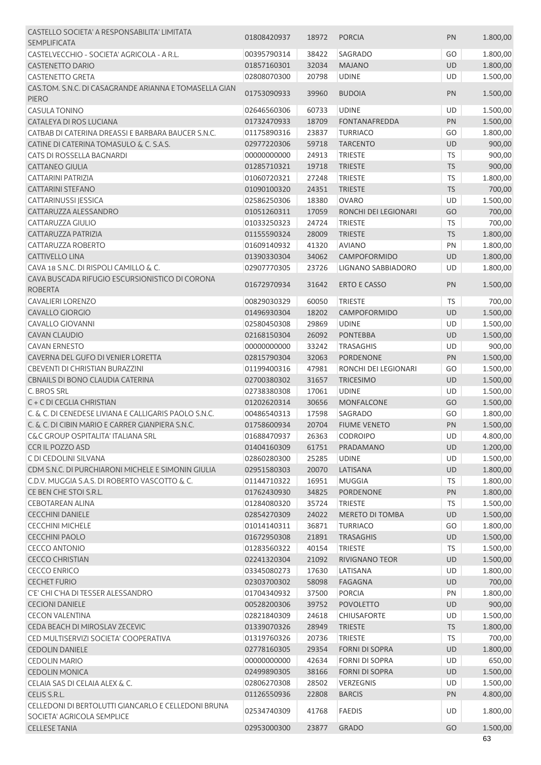| | | | | | |
|---|---|---|---|---|---|
| CASTELLO SOCIETA' A RESPONSABILITA' LIMITATA SEMPLIFICATA | 01808420937 | 18972 | PORCIA | PN | 1.800,00 |
| CASTELVECCHIO - SOCIETA' AGRICOLA - A R.L. | 00395790314 | 38422 | SAGRADO | GO | 1.800,00 |
| CASTENETTO DARIO | 01857160301 | 32034 | MAJANO | UD | 1.800,00 |
| CASTENETTO GRETA | 02808070300 | 20798 | UDINE | UD | 1.500,00 |
| CAS.TOM. S.N.C. DI CASAGRANDE ARIANNA E TOMASELLA GIAN PIERO | 01753090933 | 39960 | BUDOIA | PN | 1.500,00 |
| CASULA TONINO | 02646560306 | 60733 | UDINE | UD | 1.500,00 |
| CATALEYA DI ROS LUCIANA | 01732470933 | 18709 | FONTANAFREDDA | PN | 1.500,00 |
| CATBAB DI CATERINA DREASSI E BARBARA BAUCER S.N.C. | 01175890316 | 23837 | TURRIACO | GO | 1.800,00 |
| CATINE DI CATERINA TOMASULO & C. S.A.S. | 02977220306 | 59718 | TARCENTO | UD | 900,00 |
| CATS DI ROSSELLA BAGNARDI | 00000000000 | 24913 | TRIESTE | TS | 900,00 |
| CATTANEO GIULIA | 01285710321 | 19718 | TRIESTE | TS | 900,00 |
| CATTARINI PATRIZIA | 01060720321 | 27248 | TRIESTE | TS | 1.800,00 |
| CATTARINI STEFANO | 01090100320 | 24351 | TRIESTE | TS | 700,00 |
| CATTARINUSSI JESSICA | 02586250306 | 18380 | OVARO | UD | 1.500,00 |
| CATTARUZZA ALESSANDRO | 01051260311 | 17059 | RONCHI DEI LEGIONARI | GO | 700,00 |
| CATTARUZZA GIULIO | 01033250323 | 24724 | TRIESTE | TS | 700,00 |
| CATTARUZZA PATRIZIA | 01155590324 | 28009 | TRIESTE | TS | 1.800,00 |
| CATTARUZZA ROBERTO | 01609140932 | 41320 | AVIANO | PN | 1.800,00 |
| CATTIVELLO LINA | 01390330304 | 34062 | CAMPOFORMIDO | UD | 1.800,00 |
| CAVA 18 S.N.C. DI RISPOLI CAMILLO & C. | 02907770305 | 23726 | LIGNANO SABBIADORO | UD | 1.800,00 |
| CAVA BUSCADA RIFUGIO ESCURSIONISTICO DI CORONA ROBERTA | 01672970934 | 31642 | ERTO E CASSO | PN | 1.500,00 |
| CAVALIERI LORENZO | 00829030329 | 60050 | TRIESTE | TS | 700,00 |
| CAVALLO GIORGIO | 01496930304 | 18202 | CAMPOFORMIDO | UD | 1.500,00 |
| CAVALLO GIOVANNI | 02580450308 | 29869 | UDINE | UD | 1.500,00 |
| CAVAN CLAUDIO | 02168150304 | 26092 | PONTEBBA | UD | 1.500,00 |
| CAVAN ERNESTO | 00000000000 | 33242 | TRASAGHIS | UD | 900,00 |
| CAVERNA DEL GUFO DI VENIER LORETTA | 02815790304 | 32063 | PORDENONE | PN | 1.500,00 |
| CBEVENTI DI CHRISTIAN BURAZZINI | 01199400316 | 47981 | RONCHI DEI LEGIONARI | GO | 1.500,00 |
| CBNAILS DI BONO CLAUDIA CATERINA | 02700380302 | 31657 | TRICESIMO | UD | 1.500,00 |
| C. BROS SRL | 02738380308 | 17061 | UDINE | UD | 1.500,00 |
| C + C DI CEGLIA CHRISTIAN | 01202620314 | 30656 | MONFALCONE | GO | 1.500,00 |
| C. & C. DI CENEDESE LIVIANA E CALLIGARIS PAOLO S.N.C. | 00486540313 | 17598 | SAGRADO | GO | 1.800,00 |
| C. & C. DI CIBIN MARIO E CARRER GIANPIERA S.N.C. | 01758600934 | 20704 | FIUME VENETO | PN | 1.500,00 |
| C&C GROUP OSPITALITA' ITALIANA SRL | 01688470937 | 26363 | CODROIPO | UD | 4.800,00 |
| CCR IL POZZO ASD | 01404160309 | 61751 | PRADAMANO | UD | 1.200,00 |
| C DI CEDOLINI SILVANA | 02860280300 | 25285 | UDINE | UD | 1.500,00 |
| CDM S.N.C. DI PURCHIARONI MICHELE E SIMONIN GIULIA | 02951580303 | 20070 | LATISANA | UD | 1.800,00 |
| C.D.V. MUGGIA S.A.S. DI ROBERTO VASCOTTO & C. | 01144710322 | 16951 | MUGGIA | TS | 1.800,00 |
| CE BEN CHE STOI S.R.L. | 01762430930 | 34825 | PORDENONE | PN | 1.800,00 |
| CEBOTAREAN ALINA | 01284080320 | 35724 | TRIESTE | TS | 1.500,00 |
| CECCHINI DANIELE | 02854270309 | 24022 | MERETO DI TOMBA | UD | 1.500,00 |
| CECCHINI MICHELE | 01014140311 | 36871 | TURRIACO | GO | 1.800,00 |
| CECCHINI PAOLO | 01672950308 | 21891 | TRASAGHIS | UD | 1.500,00 |
| CECCO ANTONIO | 01283560322 | 40154 | TRIESTE | TS | 1.500,00 |
| CECCO CHRISTIAN | 02241320304 | 21092 | RIVIGNANO TEOR | UD | 1.500,00 |
| CECCO ENRICO | 03345080273 | 17630 | LATISANA | UD | 1.800,00 |
| CECHET FURIO | 02303700302 | 58098 | FAGAGNA | UD | 700,00 |
| C'E' CHI C'HA DI TESSER ALESSANDRO | 01704340932 | 37500 | PORCIA | PN | 1.800,00 |
| CECIONI DANIELE | 00528200306 | 39752 | POVOLETTO | UD | 900,00 |
| CECON VALENTINA | 02821840309 | 24618 | CHIUSAFORTE | UD | 1.500,00 |
| CEDA BEACH DI MIROSLAV ZECEVIC | 01339070326 | 28949 | TRIESTE | TS | 1.800,00 |
| CED MULTISERVIZI SOCIETA' COOPERATIVA | 01319760326 | 20736 | TRIESTE | TS | 700,00 |
| CEDOLIN DANIELE | 02778160305 | 29354 | FORNI DI SOPRA | UD | 1.800,00 |
| CEDOLIN MARIO | 00000000000 | 42634 | FORNI DI SOPRA | UD | 650,00 |
| CEDOLIN MONICA | 02499890305 | 38166 | FORNI DI SOPRA | UD | 1.500,00 |
| CELAIA SAS DI CELAIA ALEX & C. | 02806270308 | 28502 | VERZEGNIS | UD | 1.500,00 |
| CELIS S.R.L. | 01126550936 | 22808 | BARCIS | PN | 4.800,00 |
| CELLEDONI DI BERTOLUTTI GIANCARLO E CELLEDONI BRUNA SOCIETA' AGRICOLA SEMPLICE | 02534740309 | 41768 | FAEDIS | UD | 1.800,00 |
| CELLESE TANIA | 02953000300 | 23877 | GRADO | GO | 1.500,00 |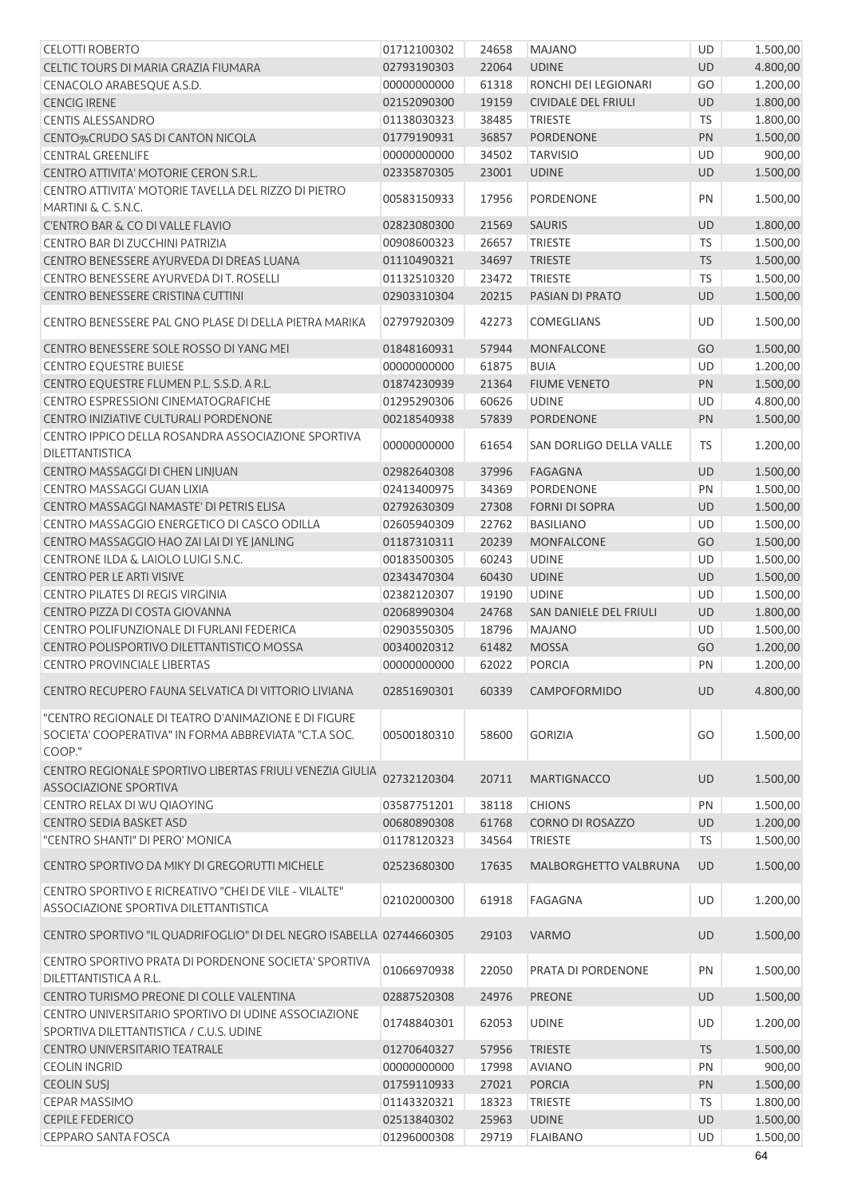| | | | | | |
|---|---|---|---|---|---|
| CELOTTI ROBERTO | 01712100302 | 24658 | MAJANO | UD | 1.500,00 |
| CELTIC TOURS DI MARIA GRAZIA FIUMARA | 02793190303 | 22064 | UDINE | UD | 4.800,00 |
| CENACOLO ARABESQUE A.S.D. | 00000000000 | 61318 | RONCHI DEI LEGIONARI | GO | 1.200,00 |
| CENCIG IRENE | 02152090300 | 19159 | CIVIDALE DEL FRIULI | UD | 1.800,00 |
| CENTIS ALESSANDRO | 01138030323 | 38485 | TRIESTE | TS | 1.800,00 |
| CENTO‰CRUDO SAS DI CANTON NICOLA | 01779190931 | 36857 | PORDENONE | PN | 1.500,00 |
| CENTRAL GREENLIFE | 00000000000 | 34502 | TARVISIO | UD | 900,00 |
| CENTRO ATTIVITA' MOTORIE CERON S.R.L. | 02335870305 | 23001 | UDINE | UD | 1.500,00 |
| CENTRO ATTIVITA' MOTORIE TAVELLA DEL RIZZO DI PIETRO MARTINI & C. S.N.C. | 00583150933 | 17956 | PORDENONE | PN | 1.500,00 |
| C'ENTRO BAR & CO DI VALLE FLAVIO | 02823080300 | 21569 | SAURIS | UD | 1.800,00 |
| CENTRO BAR DI ZUCCHINI PATRIZIA | 00908600323 | 26657 | TRIESTE | TS | 1.500,00 |
| CENTRO BENESSERE AYURVEDA DI DREAS LUANA | 01110490321 | 34697 | TRIESTE | TS | 1.500,00 |
| CENTRO BENESSERE AYURVEDA DI T. ROSELLI | 01132510320 | 23472 | TRIESTE | TS | 1.500,00 |
| CENTRO BENESSERE CRISTINA CUTTINI | 02903310304 | 20215 | PASIAN DI PRATO | UD | 1.500,00 |
| CENTRO BENESSERE PAL GNO PLASE DI DELLA PIETRA MARIKA | 02797920309 | 42273 | COMEGLIANS | UD | 1.500,00 |
| CENTRO BENESSERE SOLE ROSSO DI YANG MEI | 01848160931 | 57944 | MONFALCONE | GO | 1.500,00 |
| CENTRO EQUESTRE BUIESE | 00000000000 | 61875 | BUIA | UD | 1.200,00 |
| CENTRO EQUESTRE FLUMEN P.L. S.S.D. A R.L. | 01874230939 | 21364 | FIUME VENETO | PN | 1.500,00 |
| CENTRO ESPRESSIONI CINEMATOGRAFICHE | 01295290306 | 60626 | UDINE | UD | 4.800,00 |
| CENTRO INIZIATIVE CULTURALI PORDENONE | 00218540938 | 57839 | PORDENONE | PN | 1.500,00 |
| CENTRO IPPICO DELLA ROSANDRA ASSOCIAZIONE SPORTIVA DILETTANTISTICA | 00000000000 | 61654 | SAN DORLIGO DELLA VALLE | TS | 1.200,00 |
| CENTRO MASSAGGI DI CHEN LINJUAN | 02982640308 | 37996 | FAGAGNA | UD | 1.500,00 |
| CENTRO MASSAGGI GUAN LIXIA | 02413400975 | 34369 | PORDENONE | PN | 1.500,00 |
| CENTRO MASSAGGI NAMASTE' DI PETRIS ELISA | 02792630309 | 27308 | FORNI DI SOPRA | UD | 1.500,00 |
| CENTRO MASSAGGIO ENERGETICO DI CASCO ODILLA | 02605940309 | 22762 | BASILIANO | UD | 1.500,00 |
| CENTRO MASSAGGIO HAO ZAI LAI DI YE JANLING | 01187310311 | 20239 | MONFALCONE | GO | 1.500,00 |
| CENTRONE ILDA & LAIOLO LUIGI S.N.C. | 00183500305 | 60243 | UDINE | UD | 1.500,00 |
| CENTRO PER LE ARTI VISIVE | 02343470304 | 60430 | UDINE | UD | 1.500,00 |
| CENTRO PILATES DI REGIS VIRGINIA | 02382120307 | 19190 | UDINE | UD | 1.500,00 |
| CENTRO PIZZA DI COSTA GIOVANNA | 02068990304 | 24768 | SAN DANIELE DEL FRIULI | UD | 1.800,00 |
| CENTRO POLIFUNZIONALE DI FURLANI FEDERICA | 02903550305 | 18796 | MAJANO | UD | 1.500,00 |
| CENTRO POLISPORTIVO DILETTANTISTICO MOSSA | 00340020312 | 61482 | MOSSA | GO | 1.200,00 |
| CENTRO PROVINCIALE LIBERTAS | 00000000000 | 62022 | PORCIA | PN | 1.200,00 |
| CENTRO RECUPERO FAUNA SELVATICA DI VITTORIO LIVIANA | 02851690301 | 60339 | CAMPOFORMIDO | UD | 4.800,00 |
| "CENTRO REGIONALE DI TEATRO D'ANIMAZIONE E DI FIGURE SOCIETA' COOPERATIVA" IN FORMA ABBREVIATA "C.T.A SOC. COOP." | 00500180310 | 58600 | GORIZIA | GO | 1.500,00 |
| CENTRO REGIONALE SPORTIVO LIBERTAS FRIULI VENEZIA GIULIA ASSOCIAZIONE SPORTIVA | 02732120304 | 20711 | MARTIGNACCO | UD | 1.500,00 |
| CENTRO RELAX DI WU QIAOYING | 03587751201 | 38118 | CHIONS | PN | 1.500,00 |
| CENTRO SEDIA BASKET ASD | 00680890308 | 61768 | CORNO DI ROSAZZO | UD | 1.200,00 |
| "CENTRO SHANTI" DI PERO' MONICA | 01178120323 | 34564 | TRIESTE | TS | 1.500,00 |
| CENTRO SPORTIVO DA MIKY DI GREGORUTTI MICHELE | 02523680300 | 17635 | MALBORGHETTO VALBRUNA | UD | 1.500,00 |
| CENTRO SPORTIVO E RICREATIVO "CHEI DE VILE - VILALTE" ASSOCIAZIONE SPORTIVA DILETTANTISTICA | 02102000300 | 61918 | FAGAGNA | UD | 1.200,00 |
| CENTRO SPORTIVO "IL QUADRIFOGLIO" DI DEL NEGRO ISABELLA | 02744660305 | 29103 | VARMO | UD | 1.500,00 |
| CENTRO SPORTIVO PRATA DI PORDENONE SOCIETA' SPORTIVA DILETTANTISTICA A R.L. | 01066970938 | 22050 | PRATA DI PORDENONE | PN | 1.500,00 |
| CENTRO TURISMO PREONE DI COLLE VALENTINA | 02887520308 | 24976 | PREONE | UD | 1.500,00 |
| CENTRO UNIVERSITARIO SPORTIVO DI UDINE ASSOCIAZIONE SPORTIVA DILETTANTISTICA / C.U.S. UDINE | 01748840301 | 62053 | UDINE | UD | 1.200,00 |
| CENTRO UNIVERSITARIO TEATRALE | 01270640327 | 57956 | TRIESTE | TS | 1.500,00 |
| CEOLIN INGRID | 00000000000 | 17998 | AVIANO | PN | 900,00 |
| CEOLIN SUSJ | 01759110933 | 27021 | PORCIA | PN | 1.500,00 |
| CEPAR MASSIMO | 01143320321 | 18323 | TRIESTE | TS | 1.800,00 |
| CEPILE FEDERICO | 02513840302 | 25963 | UDINE | UD | 1.500,00 |
| CEPPARO SANTA FOSCA | 01296000308 | 29719 | FLAIBANO | UD | 1.500,00 |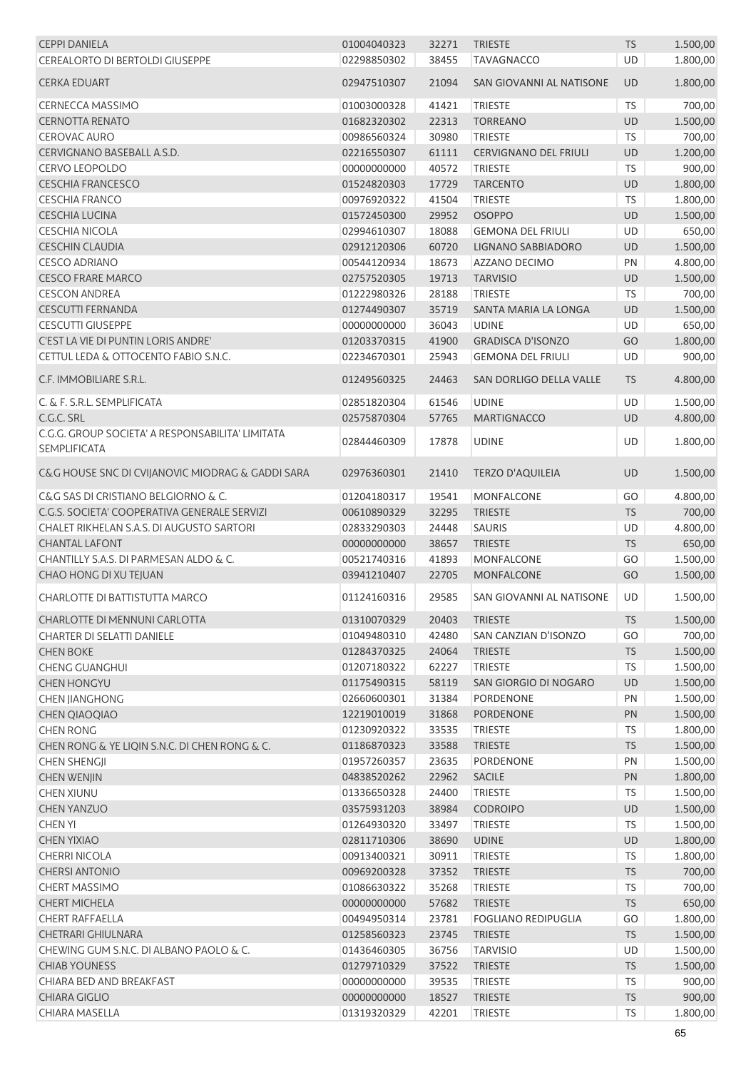| | | | | | |
|---|---|---|---|---|---|
| CEPPI DANIELA | 01004040323 | 32271 | TRIESTE | TS | 1.500,00 |
| CEREALORTO DI BERTOLDI GIUSEPPE | 02298850302 | 38455 | TAVAGNACCO | UD | 1.800,00 |
| CERKA EDUART | 02947510307 | 21094 | SAN GIOVANNI AL NATISONE | UD | 1.800,00 |
| CERNECCA MASSIMO | 01003000328 | 41421 | TRIESTE | TS | 700,00 |
| CERNOTTA RENATO | 01682320302 | 22313 | TORREANO | UD | 1.500,00 |
| CEROVAC AURO | 00986560324 | 30980 | TRIESTE | TS | 700,00 |
| CERVIGNANO BASEBALL A.S.D. | 02216550307 | 61111 | CERVIGNANO DEL FRIULI | UD | 1.200,00 |
| CERVO LEOPOLDO | 00000000000 | 40572 | TRIESTE | TS | 900,00 |
| CESCHIA FRANCESCO | 01524820303 | 17729 | TARCENTO | UD | 1.800,00 |
| CESCHIA FRANCO | 00976920322 | 41504 | TRIESTE | TS | 1.800,00 |
| CESCHIA LUCINA | 01572450300 | 29952 | OSOPPO | UD | 1.500,00 |
| CESCHIA NICOLA | 02994610307 | 18088 | GEMONA DEL FRIULI | UD | 650,00 |
| CESCHIN CLAUDIA | 02912120306 | 60720 | LIGNANO SABBIADORO | UD | 1.500,00 |
| CESCO ADRIANO | 00544120934 | 18673 | AZZANO DECIMO | PN | 4.800,00 |
| CESCO FRARE MARCO | 02757520305 | 19713 | TARVISIO | UD | 1.500,00 |
| CESCON ANDREA | 01222980326 | 28188 | TRIESTE | TS | 700,00 |
| CESCUTTI FERNANDA | 01274490307 | 35719 | SANTA MARIA LA LONGA | UD | 1.500,00 |
| CESCUTTI GIUSEPPE | 00000000000 | 36043 | UDINE | UD | 650,00 |
| C'EST LA VIE DI PUNTIN LORIS ANDRE' | 01203370315 | 41900 | GRADISCA D'ISONZO | GO | 1.800,00 |
| CETTUL LEDA & OTTOCENTO FABIO S.N.C. | 02234670301 | 25943 | GEMONA DEL FRIULI | UD | 900,00 |
| C.F. IMMOBILIARE S.R.L. | 01249560325 | 24463 | SAN DORLIGO DELLA VALLE | TS | 4.800,00 |
| C. & F. S.R.L. SEMPLIFICATA | 02851820304 | 61546 | UDINE | UD | 1.500,00 |
| C.G.C. SRL | 02575870304 | 57765 | MARTIGNACCO | UD | 4.800,00 |
| C.G.G. GROUP SOCIETA' A RESPONSABILITA' LIMITATA SEMPLIFICATA | 02844460309 | 17878 | UDINE | UD | 1.800,00 |
| C&G HOUSE SNC DI CVIJANOVIC MIODRAG & GADDI SARA | 02976360301 | 21410 | TERZO D'AQUILEIA | UD | 1.500,00 |
| C&G SAS DI CRISTIANO BELGIORNO & C. | 01204180317 | 19541 | MONFALCONE | GO | 4.800,00 |
| C.G.S. SOCIETA' COOPERATIVA GENERALE SERVIZI | 00610890329 | 32295 | TRIESTE | TS | 700,00 |
| CHALET RIKHELAN S.A.S. DI AUGUSTO SARTORI | 02833290303 | 24448 | SAURIS | UD | 4.800,00 |
| CHANTAL LAFONT | 00000000000 | 38657 | TRIESTE | TS | 650,00 |
| CHANTILLY S.A.S. DI PARMESAN ALDO & C. | 00521740316 | 41893 | MONFALCONE | GO | 1.500,00 |
| CHAO HONG DI XU TEJUAN | 03941210407 | 22705 | MONFALCONE | GO | 1.500,00 |
| CHARLOTTE DI BATTISTUTTA MARCO | 01124160316 | 29585 | SAN GIOVANNI AL NATISONE | UD | 1.500,00 |
| CHARLOTTE DI MENNUNI CARLOTTA | 01310070329 | 20403 | TRIESTE | TS | 1.500,00 |
| CHARTER DI SELATTI DANIELE | 01049480310 | 42480 | SAN CANZIAN D'ISONZO | GO | 700,00 |
| CHEN BOKE | 01284370325 | 24064 | TRIESTE | TS | 1.500,00 |
| CHENG GUANGHUI | 01207180322 | 62227 | TRIESTE | TS | 1.500,00 |
| CHEN HONGYU | 01175490315 | 58119 | SAN GIORGIO DI NOGARO | UD | 1.500,00 |
| CHEN JIANGHONG | 02660600301 | 31384 | PORDENONE | PN | 1.500,00 |
| CHEN QIAOQIAO | 12219010019 | 31868 | PORDENONE | PN | 1.500,00 |
| CHEN RONG | 01230920322 | 33535 | TRIESTE | TS | 1.800,00 |
| CHEN RONG & YE LIQIN S.N.C. DI CHEN RONG & C. | 01186870323 | 33588 | TRIESTE | TS | 1.500,00 |
| CHEN SHENGJI | 01957260357 | 23635 | PORDENONE | PN | 1.500,00 |
| CHEN WENJIN | 04838520262 | 22962 | SACILE | PN | 1.800,00 |
| CHEN XIUNU | 01336650328 | 24400 | TRIESTE | TS | 1.500,00 |
| CHEN YANZUO | 03575931203 | 38984 | CODROIPO | UD | 1.500,00 |
| CHEN YI | 01264930320 | 33497 | TRIESTE | TS | 1.500,00 |
| CHEN YIXIAO | 02811710306 | 38690 | UDINE | UD | 1.800,00 |
| CHERRI NICOLA | 00913400321 | 30911 | TRIESTE | TS | 1.800,00 |
| CHERSI ANTONIO | 00969200328 | 37352 | TRIESTE | TS | 700,00 |
| CHERT MASSIMO | 01086630322 | 35268 | TRIESTE | TS | 700,00 |
| CHERT MICHELA | 00000000000 | 57682 | TRIESTE | TS | 650,00 |
| CHERT RAFFAELLA | 00494950314 | 23781 | FOGLIANO REDIPUGLIA | GO | 1.800,00 |
| CHETRARI GHIULNARA | 01258560323 | 23745 | TRIESTE | TS | 1.500,00 |
| CHEWING GUM S.N.C. DI ALBANO PAOLO & C. | 01436460305 | 36756 | TARVISIO | UD | 1.500,00 |
| CHIAB YOUNESS | 01279710329 | 37522 | TRIESTE | TS | 1.500,00 |
| CHIARA BED AND BREAKFAST | 00000000000 | 39535 | TRIESTE | TS | 900,00 |
| CHIARA GIGLIO | 00000000000 | 18527 | TRIESTE | TS | 900,00 |
| CHIARA MASELLA | 01319320329 | 42201 | TRIESTE | TS | 1.800,00 |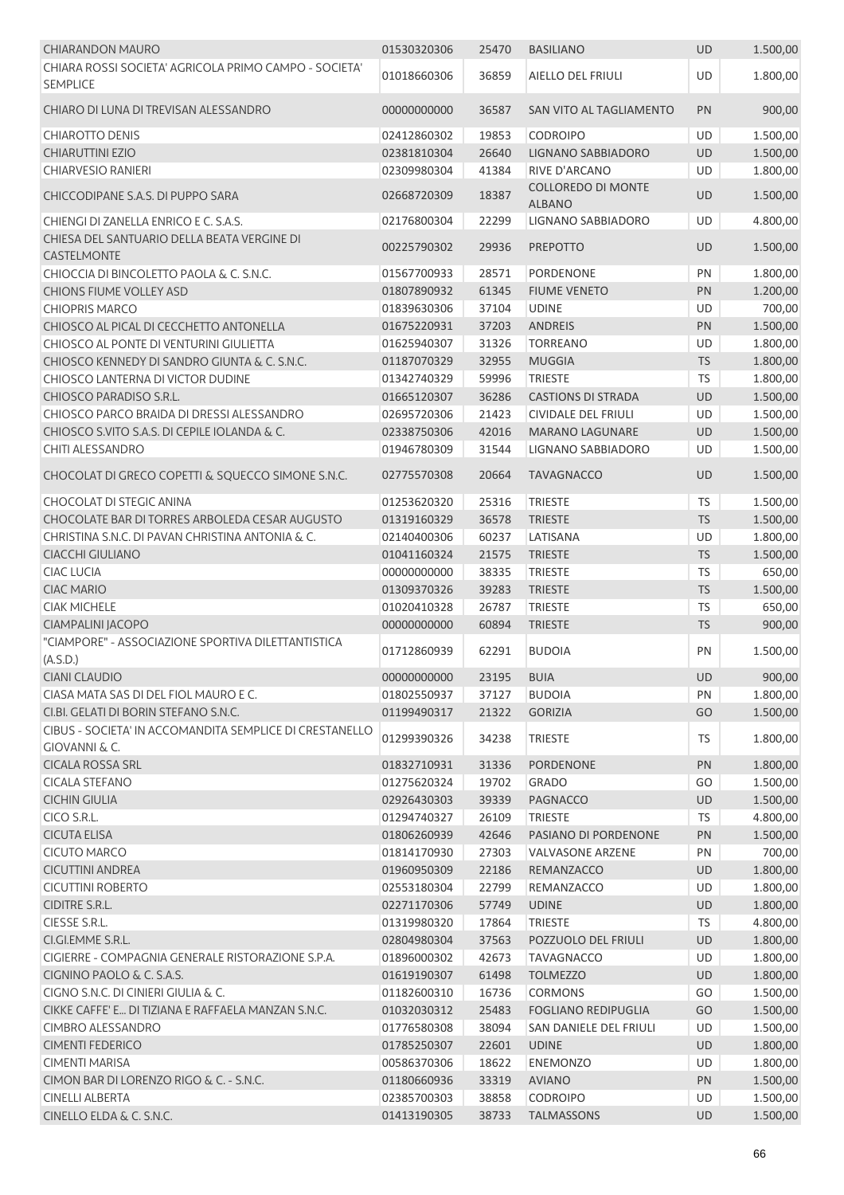| | | | | | |
|---|---|---|---|---|---|
| CHIARANDON MAURO | 01530320306 | 25470 | BASILIANO | UD | 1.500,00 |
| CHIARA ROSSI SOCIETA' AGRICOLA PRIMO CAMPO - SOCIETA' SEMPLICE | 01018660306 | 36859 | AIELLO DEL FRIULI | UD | 1.800,00 |
| CHIARO DI LUNA DI TREVISAN ALESSANDRO | 00000000000 | 36587 | SAN VITO AL TAGLIAMENTO | PN | 900,00 |
| CHIAROTTO DENIS | 02412860302 | 19853 | CODROIPO | UD | 1.500,00 |
| CHIARUTTINI EZIO | 02381810304 | 26640 | LIGNANO SABBIADORO | UD | 1.500,00 |
| CHIARVESIO RANIERI | 02309980304 | 41384 | RIVE D'ARCANO | UD | 1.800,00 |
| CHICCODIPANE S.A.S. DI PUPPO SARA | 02668720309 | 18387 | COLLOREDO DI MONTE ALBANO | UD | 1.500,00 |
| CHIENGI DI ZANELLA ENRICO E C. S.A.S. | 02176800304 | 22299 | LIGNANO SABBIADORO | UD | 4.800,00 |
| CHIESA DEL SANTUARIO DELLA BEATA VERGINE DI CASTELMONTE | 00225790302 | 29936 | PREPOTTO | UD | 1.500,00 |
| CHIOCCIA DI BINCOLETTO PAOLA & C. S.N.C. | 01567700933 | 28571 | PORDENONE | PN | 1.800,00 |
| CHIONS FIUME VOLLEY ASD | 01807890932 | 61345 | FIUME VENETO | PN | 1.200,00 |
| CHIOPRIS MARCO | 01839630306 | 37104 | UDINE | UD | 700,00 |
| CHIOSCO AL PICAL DI CECCHETTO ANTONELLA | 01675220931 | 37203 | ANDREIS | PN | 1.500,00 |
| CHIOSCO AL PONTE DI VENTURINI GIULIETTA | 01625940307 | 31326 | TORREANO | UD | 1.800,00 |
| CHIOSCO KENNEDY DI SANDRO GIUNTA & C. S.N.C. | 01187070329 | 32955 | MUGGIA | TS | 1.800,00 |
| CHIOSCO LANTERNA DI VICTOR DUDINE | 01342740329 | 59996 | TRIESTE | TS | 1.800,00 |
| CHIOSCO PARADISO S.R.L. | 01665120307 | 36286 | CASTIONS DI STRADA | UD | 1.500,00 |
| CHIOSCO PARCO BRAIDA DI DRESSI ALESSANDRO | 02695720306 | 21423 | CIVIDALE DEL FRIULI | UD | 1.500,00 |
| CHIOSCO S.VITO S.A.S. DI CEPILE IOLANDA & C. | 02338750306 | 42016 | MARANO LAGUNARE | UD | 1.500,00 |
| CHITI ALESSANDRO | 01946780309 | 31544 | LIGNANO SABBIADORO | UD | 1.500,00 |
| CHOCOLAT DI GRECO COPETTI & SQUECCO SIMONE S.N.C. | 02775570308 | 20664 | TAVAGNACCO | UD | 1.500,00 |
| CHOCOLAT DI STEGIC ANINA | 01253620320 | 25316 | TRIESTE | TS | 1.500,00 |
| CHOCOLATE BAR DI TORRES ARBOLEDA CESAR AUGUSTO | 01319160329 | 36578 | TRIESTE | TS | 1.500,00 |
| CHRISTINA S.N.C. DI PAVAN CHRISTINA ANTONIA & C. | 02140400306 | 60237 | LATISANA | UD | 1.800,00 |
| CIACCHI GIULIANO | 01041160324 | 21575 | TRIESTE | TS | 1.500,00 |
| CIAC LUCIA | 00000000000 | 38335 | TRIESTE | TS | 650,00 |
| CIAC MARIO | 01309370326 | 39283 | TRIESTE | TS | 1.500,00 |
| CIAK MICHELE | 01020410328 | 26787 | TRIESTE | TS | 650,00 |
| CIAMPALINI JACOPO | 00000000000 | 60894 | TRIESTE | TS | 900,00 |
| "CIAMPORE" - ASSOCIAZIONE SPORTIVA DILETTANTISTICA (A.S.D.) | 01712860939 | 62291 | BUDOIA | PN | 1.500,00 |
| CIANI CLAUDIO | 00000000000 | 23195 | BUIA | UD | 900,00 |
| CIASA MATA SAS DI DEL FIOL MAURO E C. | 01802550937 | 37127 | BUDOIA | PN | 1.800,00 |
| CI.BI. GELATI DI BORIN STEFANO S.N.C. | 01199490317 | 21322 | GORIZIA | GO | 1.500,00 |
| CIBUS - SOCIETA' IN ACCOMANDITA SEMPLICE DI CRESTANELLO GIOVANNI & C. | 01299390326 | 34238 | TRIESTE | TS | 1.800,00 |
| CICALA ROSSA SRL | 01832710931 | 31336 | PORDENONE | PN | 1.800,00 |
| CICALA STEFANO | 01275620324 | 19702 | GRADO | GO | 1.500,00 |
| CICHIN GIULIA | 02926430303 | 39339 | PAGNACCO | UD | 1.500,00 |
| CICO S.R.L. | 01294740327 | 26109 | TRIESTE | TS | 4.800,00 |
| CICUTA ELISA | 01806260939 | 42646 | PASIANO DI PORDENONE | PN | 1.500,00 |
| CICUTO MARCO | 01814170930 | 27303 | VALVASONE ARZENE | PN | 700,00 |
| CICUTTINI ANDREA | 01960950309 | 22186 | REMANZACCO | UD | 1.800,00 |
| CICUTTINI ROBERTO | 02553180304 | 22799 | REMANZACCO | UD | 1.800,00 |
| CIDITRE S.R.L. | 02271170306 | 57749 | UDINE | UD | 1.800,00 |
| CIESSE S.R.L. | 01319980320 | 17864 | TRIESTE | TS | 4.800,00 |
| CI.GI.EMME S.R.L. | 02804980304 | 37563 | POZZUOLO DEL FRIULI | UD | 1.800,00 |
| CIGIERRE - COMPAGNIA GENERALE RISTORAZIONE S.P.A. | 01896000302 | 42673 | TAVAGNACCO | UD | 1.800,00 |
| CIGNINO PAOLO & C. S.A.S. | 01619190307 | 61498 | TOLMEZZO | UD | 1.800,00 |
| CIGNO S.N.C. DI CINIERI GIULIA & C. | 01182600310 | 16736 | CORMONS | GO | 1.500,00 |
| CIKKE CAFFE' E... DI TIZIANA E RAFFAELA MANZAN S.N.C. | 01032030312 | 25483 | FOGLIANO REDIPUGLIA | GO | 1.500,00 |
| CIMBRO ALESSANDRO | 01776580308 | 38094 | SAN DANIELE DEL FRIULI | UD | 1.500,00 |
| CIMENTI FEDERICO | 01785250307 | 22601 | UDINE | UD | 1.800,00 |
| CIMENTI MARISA | 00586370306 | 18622 | ENEMONZO | UD | 1.800,00 |
| CIMON BAR DI LORENZO RIGO & C. - S.N.C. | 01180660936 | 33319 | AVIANO | PN | 1.500,00 |
| CINELLI ALBERTA | 02385700303 | 38858 | CODROIPO | UD | 1.500,00 |
| CINELLO ELDA & C. S.N.C. | 01413190305 | 38733 | TALMASSONS | UD | 1.500,00 |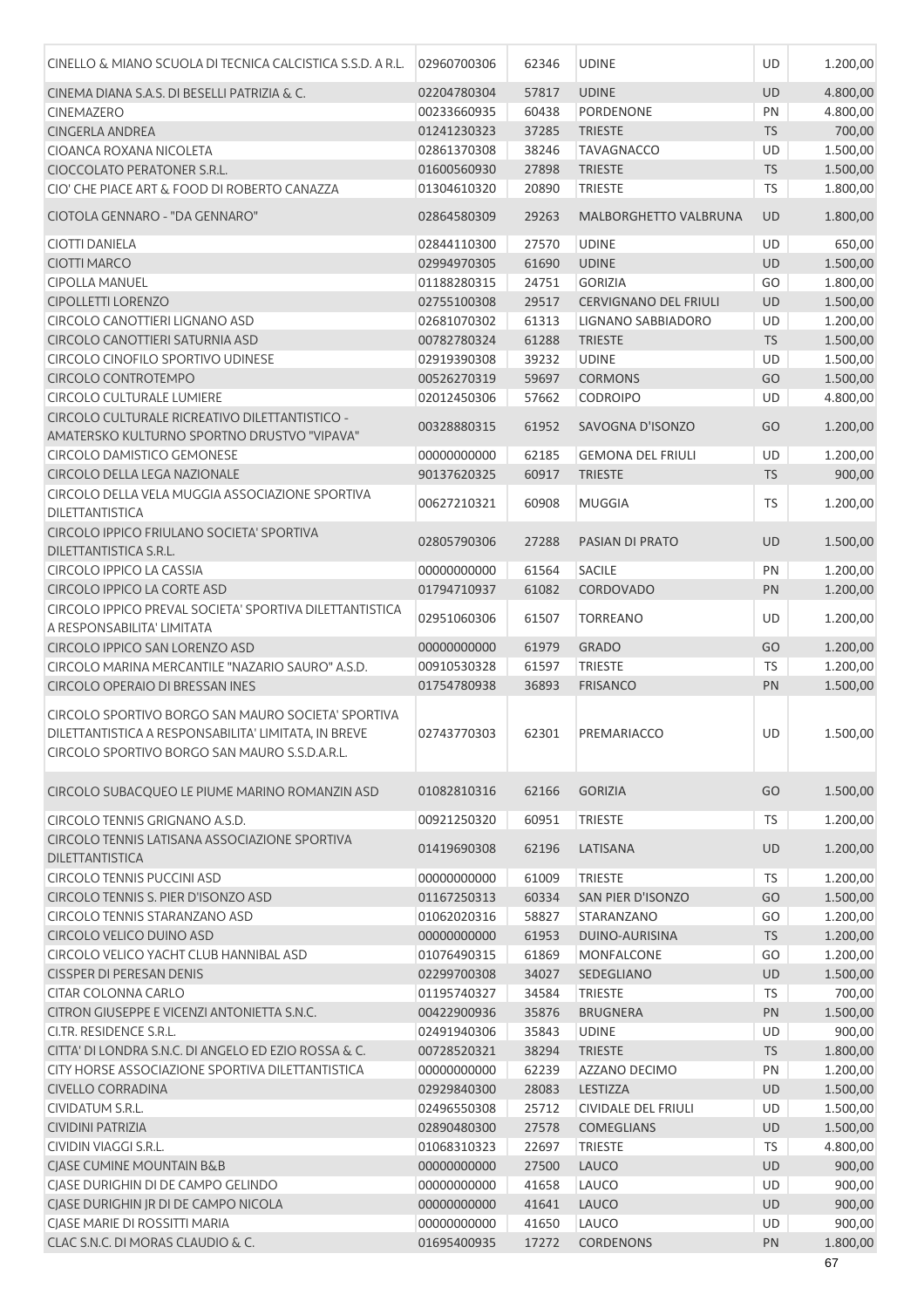| | | | | | |
|---|---|---|---|---|---|
| CINELLO & MIANO SCUOLA DI TECNICA CALCISTICA S.S.D. A R.L. | 02960700306 | 62346 | UDINE | UD | 1.200,00 |
| CINEMA DIANA S.A.S. DI BESELLI PATRIZIA & C. | 02204780304 | 57817 | UDINE | UD | 4.800,00 |
| CINEMAZERO | 00233660935 | 60438 | PORDENONE | PN | 4.800,00 |
| CINGERLA ANDREA | 01241230323 | 37285 | TRIESTE | TS | 700,00 |
| CIOANCA ROXANA NICOLETA | 02861370308 | 38246 | TAVAGNACCO | UD | 1.500,00 |
| CIOCCOLATO PERATONER S.R.L. | 01600560930 | 27898 | TRIESTE | TS | 1.500,00 |
| CIO' CHE PIACE ART & FOOD DI ROBERTO CANAZZA | 01304610320 | 20890 | TRIESTE | TS | 1.800,00 |
| CIOTOLA GENNARO - "DA GENNARO" | 02864580309 | 29263 | MALBORGHETTO VALBRUNA | UD | 1.800,00 |
| CIOTTI DANIELA | 02844110300 | 27570 | UDINE | UD | 650,00 |
| CIOTTI MARCO | 02994970305 | 61690 | UDINE | UD | 1.500,00 |
| CIPOLLA MANUEL | 01188280315 | 24751 | GORIZIA | GO | 1.800,00 |
| CIPOLLETTI LORENZO | 02755100308 | 29517 | CERVIGNANO DEL FRIULI | UD | 1.500,00 |
| CIRCOLO CANOTTIERI LIGNANO ASD | 02681070302 | 61313 | LIGNANO SABBIADORO | UD | 1.200,00 |
| CIRCOLO CANOTTIERI SATURNIA ASD | 00782780324 | 61288 | TRIESTE | TS | 1.500,00 |
| CIRCOLO CINOFILO SPORTIVO UDINESE | 02919390308 | 39232 | UDINE | UD | 1.500,00 |
| CIRCOLO CONTROTEMPO | 00526270319 | 59697 | CORMONS | GO | 1.500,00 |
| CIRCOLO CULTURALE LUMIERE | 02012450306 | 57662 | CODROIPO | UD | 4.800,00 |
| CIRCOLO CULTURALE RICREATIVO DILETTANTISTICO - AMATERSKO KULTURNO SPORTNO DRUSTVO "VIPAVA" | 00328880315 | 61952 | SAVOGNA D'ISONZO | GO | 1.200,00 |
| CIRCOLO DAMISTICO GEMONESE | 00000000000 | 62185 | GEMONA DEL FRIULI | UD | 1.200,00 |
| CIRCOLO DELLA LEGA NAZIONALE | 90137620325 | 60917 | TRIESTE | TS | 900,00 |
| CIRCOLO DELLA VELA MUGGIA ASSOCIAZIONE SPORTIVA DILETTANTISTICA | 00627210321 | 60908 | MUGGIA | TS | 1.200,00 |
| CIRCOLO IPPICO FRIULANO SOCIETA' SPORTIVA DILETTANTISTICA S.R.L. | 02805790306 | 27288 | PASIAN DI PRATO | UD | 1.500,00 |
| CIRCOLO IPPICO LA CASSIA | 00000000000 | 61564 | SACILE | PN | 1.200,00 |
| CIRCOLO IPPICO LA CORTE ASD | 01794710937 | 61082 | CORDOVADO | PN | 1.200,00 |
| CIRCOLO IPPICO PREVAL SOCIETA' SPORTIVA DILETTANTISTICA A RESPONSABILITA' LIMITATA | 02951060306 | 61507 | TORREANO | UD | 1.200,00 |
| CIRCOLO IPPICO SAN LORENZO ASD | 00000000000 | 61979 | GRADO | GO | 1.200,00 |
| CIRCOLO MARINA MERCANTILE "NAZARIO SAURO" A.S.D. | 00910530328 | 61597 | TRIESTE | TS | 1.200,00 |
| CIRCOLO OPERAIO DI BRESSAN INES | 01754780938 | 36893 | FRISANCO | PN | 1.500,00 |
| CIRCOLO SPORTIVO BORGO SAN MAURO SOCIETA' SPORTIVA DILETTANTISTICA A RESPONSABILITA' LIMITATA, IN BREVE CIRCOLO SPORTIVO BORGO SAN MAURO S.S.D.A.R.L. | 02743770303 | 62301 | PREMARIACCO | UD | 1.500,00 |
| CIRCOLO SUBACQUEO LE PIUME MARINO ROMANZIN ASD | 01082810316 | 62166 | GORIZIA | GO | 1.500,00 |
| CIRCOLO TENNIS GRIGNANO A.S.D. | 00921250320 | 60951 | TRIESTE | TS | 1.200,00 |
| CIRCOLO TENNIS LATISANA ASSOCIAZIONE SPORTIVA DILETTANTISTICA | 01419690308 | 62196 | LATISANA | UD | 1.200,00 |
| CIRCOLO TENNIS PUCCINI ASD | 00000000000 | 61009 | TRIESTE | TS | 1.200,00 |
| CIRCOLO TENNIS S. PIER D'ISONZO ASD | 01167250313 | 60334 | SAN PIER D'ISONZO | GO | 1.500,00 |
| CIRCOLO TENNIS STARANZANO ASD | 01062020316 | 58827 | STARANZANO | GO | 1.200,00 |
| CIRCOLO VELICO DUINO ASD | 00000000000 | 61953 | DUINO-AURISINA | TS | 1.200,00 |
| CIRCOLO VELICO YACHT CLUB HANNIBAL ASD | 01076490315 | 61869 | MONFALCONE | GO | 1.200,00 |
| CISSPER DI PERESAN DENIS | 02299700308 | 34027 | SEDEGLIANO | UD | 1.500,00 |
| CITAR COLONNA CARLO | 01195740327 | 34584 | TRIESTE | TS | 700,00 |
| CITRON GIUSEPPE E VICENZI ANTONIETTA S.N.C. | 00422900936 | 35876 | BRUGNERA | PN | 1.500,00 |
| CI.TR. RESIDENCE S.R.L. | 02491940306 | 35843 | UDINE | UD | 900,00 |
| CITTA' DI LONDRA S.N.C. DI ANGELO ED EZIO ROSSA & C. | 00728520321 | 38294 | TRIESTE | TS | 1.800,00 |
| CITY HORSE ASSOCIAZIONE SPORTIVA DILETTANTISTICA | 00000000000 | 62239 | AZZANO DECIMO | PN | 1.200,00 |
| CIVELLO CORRADINA | 02929840300 | 28083 | LESTIZZA | UD | 1.500,00 |
| CIVIDATUM S.R.L. | 02496550308 | 25712 | CIVIDALE DEL FRIULI | UD | 1.500,00 |
| CIVIDINI PATRIZIA | 02890480300 | 27578 | COMEGLIANS | UD | 1.500,00 |
| CIVIDIN VIAGGI S.R.L. | 01068310323 | 22697 | TRIESTE | TS | 4.800,00 |
| CJASE CUMINE MOUNTAIN B&B | 00000000000 | 27500 | LAUCO | UD | 900,00 |
| CJASE DURIGHIN DI DE CAMPO GELINDO | 00000000000 | 41658 | LAUCO | UD | 900,00 |
| CJASE DURIGHIN JR DI DE CAMPO NICOLA | 00000000000 | 41641 | LAUCO | UD | 900,00 |
| CJASE MARIE DI ROSSITTI MARIA | 00000000000 | 41650 | LAUCO | UD | 900,00 |
| CLAC S.N.C. DI MORAS CLAUDIO & C. | 01695400935 | 17272 | CORDENONS | PN | 1.800,00 |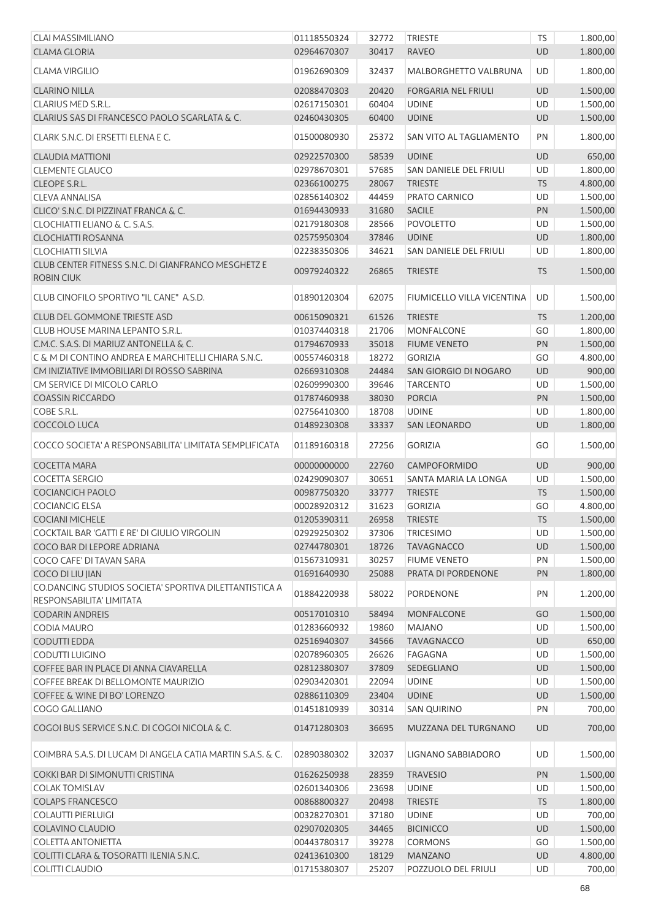| | | | | | |
|---|---|---|---|---|---|
| CLAI MASSIMILIANO | 01118550324 | 32772 | TRIESTE | TS | 1.800,00 |
| CLAMA GLORIA | 02964670307 | 30417 | RAVEO | UD | 1.800,00 |
| CLAMA VIRGILIO | 01962690309 | 32437 | MALBORGHETTO VALBRUNA | UD | 1.800,00 |
| CLARINO NILLA | 02088470303 | 20420 | FORGARIA NEL FRIULI | UD | 1.500,00 |
| CLARIUS MED S.R.L. | 02617150301 | 60404 | UDINE | UD | 1.500,00 |
| CLARIUS SAS DI FRANCESCO PAOLO SGARLATA & C. | 02460430305 | 60400 | UDINE | UD | 1.500,00 |
| CLARK S.N.C. DI ERSETTI ELENA E C. | 01500080930 | 25372 | SAN VITO AL TAGLIAMENTO | PN | 1.800,00 |
| CLAUDIA MATTIONI | 02922570300 | 58539 | UDINE | UD | 650,00 |
| CLEMENTE GLAUCO | 02978670301 | 57685 | SAN DANIELE DEL FRIULI | UD | 1.800,00 |
| CLEOPE S.R.L. | 02366100275 | 28067 | TRIESTE | TS | 4.800,00 |
| CLEVA ANNALISA | 02856140302 | 44459 | PRATO CARNICO | UD | 1.500,00 |
| CLICO' S.N.C. DI PIZZINAT FRANCA & C. | 01694430933 | 31680 | SACILE | PN | 1.500,00 |
| CLOCHIATTI ELIANO & C. S.A.S. | 02179180308 | 28566 | POVOLETTO | UD | 1.500,00 |
| CLOCHIATTI ROSANNA | 02575950304 | 37846 | UDINE | UD | 1.800,00 |
| CLOCHIATTI SILVIA | 02238350306 | 34621 | SAN DANIELE DEL FRIULI | UD | 1.800,00 |
| CLUB CENTER FITNESS S.N.C. DI GIANFRANCO MESGHETZ E ROBIN CIUK | 00979240322 | 26865 | TRIESTE | TS | 1.500,00 |
| CLUB CINOFILO SPORTIVO "IL CANE" A.S.D. | 01890120304 | 62075 | FIUMICELLO VILLA VICENTINA | UD | 1.500,00 |
| CLUB DEL GOMMONE TRIESTE ASD | 00615090321 | 61526 | TRIESTE | TS | 1.200,00 |
| CLUB HOUSE MARINA LEPANTO S.R.L. | 01037440318 | 21706 | MONFALCONE | GO | 1.800,00 |
| C.M.C. S.A.S. DI MARIUZ ANTONELLA & C. | 01794670933 | 35018 | FIUME VENETO | PN | 1.500,00 |
| C & M DI CONTINO ANDREA E MARCHITELLI CHIARA S.N.C. | 00557460318 | 18272 | GORIZIA | GO | 4.800,00 |
| CM INIZIATIVE IMMOBILIARI DI ROSSO SABRINA | 02669310308 | 24484 | SAN GIORGIO DI NOGARO | UD | 900,00 |
| CM SERVICE DI MICOLO CARLO | 02609990300 | 39646 | TARCENTO | UD | 1.500,00 |
| COASSIN RICCARDO | 01787460938 | 38030 | PORCIA | PN | 1.500,00 |
| COBE S.R.L. | 02756410300 | 18708 | UDINE | UD | 1.800,00 |
| COCCOLO LUCA | 01489230308 | 33337 | SAN LEONARDO | UD | 1.800,00 |
| COCCO SOCIETA' A RESPONSABILITA' LIMITATA SEMPLIFICATA | 01189160318 | 27256 | GORIZIA | GO | 1.500,00 |
| COCETTA MARA | 00000000000 | 22760 | CAMPOFORMIDO | UD | 900,00 |
| COCETTA SERGIO | 02429090307 | 30651 | SANTA MARIA LA LONGA | UD | 1.500,00 |
| COCIANCICH PAOLO | 00987750320 | 33777 | TRIESTE | TS | 1.500,00 |
| COCIANCIG ELSA | 00028920312 | 31623 | GORIZIA | GO | 4.800,00 |
| COCIANI MICHELE | 01205390311 | 26958 | TRIESTE | TS | 1.500,00 |
| COCKTAIL BAR 'GATTI E RE' DI GIULIO VIRGOLIN | 02929250302 | 37306 | TRICESIMO | UD | 1.500,00 |
| COCO BAR DI LEPORE ADRIANA | 02744780301 | 18726 | TAVAGNACCO | UD | 1.500,00 |
| COCO CAFE' DI TAVAN SARA | 01567310931 | 30257 | FIUME VENETO | PN | 1.500,00 |
| COCO DI LIU JIAN | 01691640930 | 25088 | PRATA DI PORDENONE | PN | 1.800,00 |
| CO.DANCING STUDIOS SOCIETA' SPORTIVA DILETTANTISTICA A RESPONSABILITA' LIMITATA | 01884220938 | 58022 | PORDENONE | PN | 1.200,00 |
| CODARIN ANDREIS | 00517010310 | 58494 | MONFALCONE | GO | 1.500,00 |
| CODIA MAURO | 01283660932 | 19860 | MAJANO | UD | 1.500,00 |
| CODUTTI EDDA | 02516940307 | 34566 | TAVAGNACCO | UD | 650,00 |
| CODUTTI LUIGINO | 02078960305 | 26626 | FAGAGNA | UD | 1.500,00 |
| COFFEE BAR IN PLACE DI ANNA CIAVARELLA | 02812380307 | 37809 | SEDEGLIANO | UD | 1.500,00 |
| COFFEE BREAK DI BELLOMONTE MAURIZIO | 02903420301 | 22094 | UDINE | UD | 1.500,00 |
| COFFEE & WINE DI BO' LORENZO | 02886110309 | 23404 | UDINE | UD | 1.500,00 |
| COGO GALLIANO | 01451810939 | 30314 | SAN QUIRINO | PN | 700,00 |
| COGOI BUS SERVICE S.N.C. DI COGOI NICOLA & C. | 01471280303 | 36695 | MUZZANA DEL TURGNANO | UD | 700,00 |
| COIMBRA S.A.S. DI LUCAM DI ANGELA CATIA MARTIN S.A.S. & C. | 02890380302 | 32037 | LIGNANO SABBIADORO | UD | 1.500,00 |
| COKKI BAR DI SIMONUTTI CRISTINA | 01626250938 | 28359 | TRAVESIO | PN | 1.500,00 |
| COLAK TOMISLAV | 02601340306 | 23698 | UDINE | UD | 1.500,00 |
| COLAPS FRANCESCO | 00868800327 | 20498 | TRIESTE | TS | 1.800,00 |
| COLAUTTI PIERLUIGI | 00328270301 | 37180 | UDINE | UD | 700,00 |
| COLAVINO CLAUDIO | 02907020305 | 34465 | BICINICCO | UD | 1.500,00 |
| COLETTA ANTONIETTA | 00443780317 | 39278 | CORMONS | GO | 1.500,00 |
| COLITTI CLARA & TOSORATTI ILENIA S.N.C. | 02413610300 | 18129 | MANZANO | UD | 4.800,00 |
| COLITTI CLAUDIO | 01715380307 | 25207 | POZZUOLO DEL FRIULI | UD | 700,00 |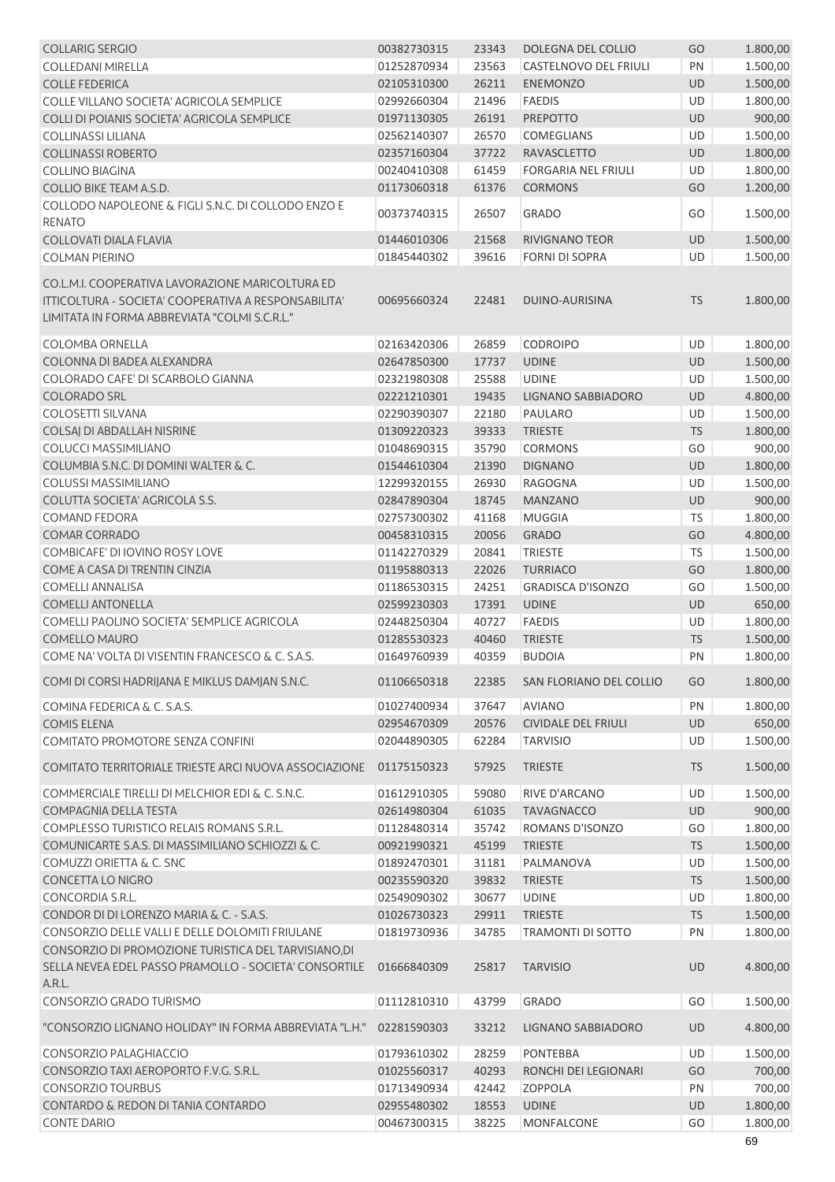| | | | | | |
|---|---|---|---|---|---|
| COLLARIG SERGIO | 00382730315 | 23343 | DOLEGNA DEL COLLIO | GO | 1.800,00 |
| COLLEDANI MIRELLA | 01252870934 | 23563 | CASTELNOVO DEL FRIULI | PN | 1.500,00 |
| COLLE FEDERICA | 02105310300 | 26211 | ENEMONZO | UD | 1.500,00 |
| COLLE VILLANO SOCIETA' AGRICOLA SEMPLICE | 02992660304 | 21496 | FAEDIS | UD | 1.800,00 |
| COLLI DI POIANIS SOCIETA' AGRICOLA SEMPLICE | 01971130305 | 26191 | PREPOTTO | UD | 900,00 |
| COLLINASSI LILIANA | 02562140307 | 26570 | COMEGLIANS | UD | 1.500,00 |
| COLLINASSI ROBERTO | 02357160304 | 37722 | RAVASCLETTO | UD | 1.800,00 |
| COLLINO BIAGINA | 00240410308 | 61459 | FORGARIA NEL FRIULI | UD | 1.800,00 |
| COLLIO BIKE TEAM A.S.D. | 01173060318 | 61376 | CORMONS | GO | 1.200,00 |
| COLLODO NAPOLEONE & FIGLI S.N.C. DI COLLODO ENZO E RENATO | 00373740315 | 26507 | GRADO | GO | 1.500,00 |
| COLLOVATI DIALA FLAVIA | 01446010306 | 21568 | RIVIGNANO TEOR | UD | 1.500,00 |
| COLMAN PIERINO | 01845440302 | 39616 | FORNI DI SOPRA | UD | 1.500,00 |
| CO.L.M.I. COOPERATIVA LAVORAZIONE MARICOLTURA ED ITTICOLTURA - SOCIETA' COOPERATIVA A RESPONSABILITA' LIMITATA IN FORMA ABBREVIATA "COLMI S.C.R.L." | 00695660324 | 22481 | DUINO-AURISINA | TS | 1.800,00 |
| COLOMBA ORNELLA | 02163420306 | 26859 | CODROIPO | UD | 1.800,00 |
| COLONNA DI BADEA ALEXANDRA | 02647850300 | 17737 | UDINE | UD | 1.500,00 |
| COLORADO CAFE' DI SCARBOLO GIANNA | 02321980308 | 25588 | UDINE | UD | 1.500,00 |
| COLORADO SRL | 02221210301 | 19435 | LIGNANO SABBIADORO | UD | 4.800,00 |
| COLOSETTI SILVANA | 02290390307 | 22180 | PAULARO | UD | 1.500,00 |
| COLSAJ DI ABDALLAH NISRINE | 01309220323 | 39333 | TRIESTE | TS | 1.800,00 |
| COLUCCI MASSIMILIANO | 01048690315 | 35790 | CORMONS | GO | 900,00 |
| COLUMBIA S.N.C. DI DOMINI WALTER & C. | 01544610304 | 21390 | DIGNANO | UD | 1.800,00 |
| COLUSSI MASSIMILIANO | 12299320155 | 26930 | RAGOGNA | UD | 1.500,00 |
| COLUTTA SOCIETA' AGRICOLA S.S. | 02847890304 | 18745 | MANZANO | UD | 900,00 |
| COMAND FEDORA | 02757300302 | 41168 | MUGGIA | TS | 1.800,00 |
| COMAR CORRADO | 00458310315 | 20056 | GRADO | GO | 4.800,00 |
| COMBICAFE' DI IOVINO ROSY LOVE | 01142270329 | 20841 | TRIESTE | TS | 1.500,00 |
| COME A CASA DI TRENTIN CINZIA | 01195880313 | 22026 | TURRIACO | GO | 1.800,00 |
| COMELLI ANNALISA | 01186530315 | 24251 | GRADISCA D'ISONZO | GO | 1.500,00 |
| COMELLI ANTONELLA | 02599230303 | 17391 | UDINE | UD | 650,00 |
| COMELLI PAOLINO SOCIETA' SEMPLICE AGRICOLA | 02448250304 | 40727 | FAEDIS | UD | 1.800,00 |
| COMELLO MAURO | 01285530323 | 40460 | TRIESTE | TS | 1.500,00 |
| COME NA' VOLTA DI VISENTIN FRANCESCO & C. S.A.S. | 01649760939 | 40359 | BUDOIA | PN | 1.800,00 |
| COMI DI CORSI HADRIJANA E MIKLUS DAMJAN S.N.C. | 01106650318 | 22385 | SAN FLORIANO DEL COLLIO | GO | 1.800,00 |
| COMINA FEDERICA & C. S.A.S. | 01027400934 | 37647 | AVIANO | PN | 1.800,00 |
| COMIS ELENA | 02954670309 | 20576 | CIVIDALE DEL FRIULI | UD | 650,00 |
| COMITATO PROMOTORE SENZA CONFINI | 02044890305 | 62284 | TARVISIO | UD | 1.500,00 |
| COMITATO TERRITORIALE TRIESTE ARCI NUOVA ASSOCIAZIONE | 01175150323 | 57925 | TRIESTE | TS | 1.500,00 |
| COMMERCIALE TIRELLI DI MELCHIOR EDI & C. S.N.C. | 01612910305 | 59080 | RIVE D'ARCANO | UD | 1.500,00 |
| COMPAGNIA DELLA TESTA | 02614980304 | 61035 | TAVAGNACCO | UD | 900,00 |
| COMPLESSO TURISTICO RELAIS ROMANS S.R.L. | 01128480314 | 35742 | ROMANS D'ISONZO | GO | 1.800,00 |
| COMUNICARTE S.A.S. DI MASSIMILIANO SCHIOZZI & C. | 00921990321 | 45199 | TRIESTE | TS | 1.500,00 |
| COMUZZI ORIETTA & C. SNC | 01892470301 | 31181 | PALMANOVA | UD | 1.500,00 |
| CONCETTA LO NIGRO | 00235590320 | 39832 | TRIESTE | TS | 1.500,00 |
| CONCORDIA S.R.L. | 02549090302 | 30677 | UDINE | UD | 1.800,00 |
| CONDOR DI DI LORENZO MARIA & C. - S.A.S. | 01026730323 | 29911 | TRIESTE | TS | 1.500,00 |
| CONSORZIO DELLE VALLI E DELLE DOLOMITI FRIULANE | 01819730936 | 34785 | TRAMONTI DI SOTTO | PN | 1.800,00 |
| CONSORZIO DI PROMOZIONE TURISTICA DEL TARVISIANO,DI SELLA NEVEA EDEL PASSO PRAMOLLO - SOCIETA' CONSORTILE A.R.L. | 01666840309 | 25817 | TARVISIO | UD | 4.800,00 |
| CONSORZIO GRADO TURISMO | 01112810310 | 43799 | GRADO | GO | 1.500,00 |
| "CONSORZIO LIGNANO HOLIDAY" IN FORMA ABBREVIATA "L.H." | 02281590303 | 33212 | LIGNANO SABBIADORO | UD | 4.800,00 |
| CONSORZIO PALAGHIACCIO | 01793610302 | 28259 | PONTEBBA | UD | 1.500,00 |
| CONSORZIO TAXI AEROPORTO F.V.G. S.R.L. | 01025560317 | 40293 | RONCHI DEI LEGIONARI | GO | 700,00 |
| CONSORZIO TOURBUS | 01713490934 | 42442 | ZOPPOLA | PN | 700,00 |
| CONTARDO & REDON DI TANIA CONTARDO | 02955480302 | 18553 | UDINE | UD | 1.800,00 |
| CONTE DARIO | 00467300315 | 38225 | MONFALCONE | GO | 1.800,00 |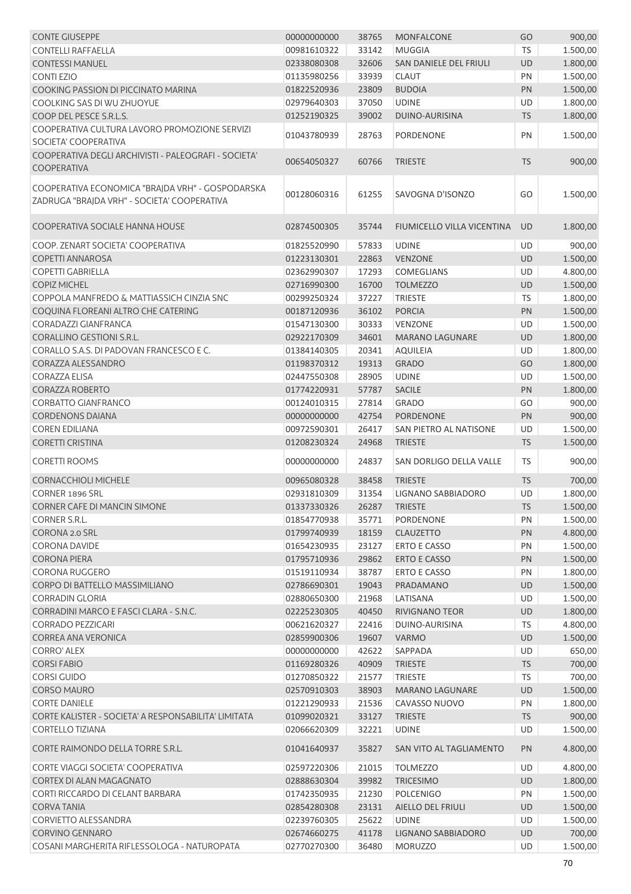| | | | | | |
|---|---|---|---|---|---|
| CONTE GIUSEPPE | 00000000000 | 38765 | MONFALCONE | GO | 900,00 |
| CONTELLI RAFFAELLA | 00981610322 | 33142 | MUGGIA | TS | 1.500,00 |
| CONTESSI MANUEL | 02338080308 | 32606 | SAN DANIELE DEL FRIULI | UD | 1.800,00 |
| CONTI EZIO | 01135980256 | 33939 | CLAUT | PN | 1.500,00 |
| COOKING PASSION DI PICCINATO MARINA | 01822520936 | 23809 | BUDOIA | PN | 1.500,00 |
| COOLKING SAS DI WU ZHUOYUE | 02979640303 | 37050 | UDINE | UD | 1.800,00 |
| COOP DEL PESCE S.R.L.S. | 01252190325 | 39002 | DUINO-AURISINA | TS | 1.800,00 |
| COOPERATIVA CULTURA LAVORO PROMOZIONE SERVIZI SOCIETA' COOPERATIVA | 01043780939 | 28763 | PORDENONE | PN | 1.500,00 |
| COOPERATIVA DEGLI ARCHIVISTI - PALEOGRAFI - SOCIETA' COOPERATIVA | 00654050327 | 60766 | TRIESTE | TS | 900,00 |
| COOPERATIVA ECONOMICA "BRAJDA VRH" - GOSPODARSKA ZADRUGA "BRAJDA VRH" - SOCIETA' COOPERATIVA | 00128060316 | 61255 | SAVOGNA D'ISONZO | GO | 1.500,00 |
| COOPERATIVA SOCIALE HANNA HOUSE | 02874500305 | 35744 | FIUMICELLO VILLA VICENTINA | UD | 1.800,00 |
| COOP. ZENART SOCIETA' COOPERATIVA | 01825520990 | 57833 | UDINE | UD | 900,00 |
| COPETTI ANNAROSA | 01223130301 | 22863 | VENZONE | UD | 1.500,00 |
| COPETTI GABRIELLA | 02362990307 | 17293 | COMEGLIANS | UD | 4.800,00 |
| COPIZ MICHEL | 02716990300 | 16700 | TOLMEZZO | UD | 1.500,00 |
| COPPOLA MANFREDO & MATTIASSICH CINZIA SNC | 00299250324 | 37227 | TRIESTE | TS | 1.800,00 |
| COQUINA FLOREANI ALTRO CHE CATERING | 00187120936 | 36102 | PORCIA | PN | 1.500,00 |
| CORADAZZI GIANFRANCA | 01547130300 | 30333 | VENZONE | UD | 1.500,00 |
| CORALLINO GESTIONI S.R.L. | 02922170309 | 34601 | MARANO LAGUNARE | UD | 1.800,00 |
| CORALLO S.A.S. DI PADOVAN FRANCESCO E C. | 01384140305 | 20341 | AQUILEIA | UD | 1.800,00 |
| CORAZZA ALESSANDRO | 01198370312 | 19313 | GRADO | GO | 1.800,00 |
| CORAZZA ELISA | 02447550308 | 28905 | UDINE | UD | 1.500,00 |
| CORAZZA ROBERTO | 01774220931 | 57787 | SACILE | PN | 1.800,00 |
| CORBATTO GIANFRANCO | 00124010315 | 27814 | GRADO | GO | 900,00 |
| CORDENONS DAIANA | 00000000000 | 42754 | PORDENONE | PN | 900,00 |
| COREN EDILIANA | 00972590301 | 26417 | SAN PIETRO AL NATISONE | UD | 1.500,00 |
| CORETTI CRISTINA | 01208230324 | 24968 | TRIESTE | TS | 1.500,00 |
| CORETTI ROOMS | 00000000000 | 24837 | SAN DORLIGO DELLA VALLE | TS | 900,00 |
| CORNACCHIOLI MICHELE | 00965080328 | 38458 | TRIESTE | TS | 700,00 |
| CORNER 1896 SRL | 02931810309 | 31354 | LIGNANO SABBIADORO | UD | 1.800,00 |
| CORNER CAFE DI MANCIN SIMONE | 01337330326 | 26287 | TRIESTE | TS | 1.500,00 |
| CORNER S.R.L. | 01854770938 | 35771 | PORDENONE | PN | 1.500,00 |
| CORONA 2.0 SRL | 01799740939 | 18159 | CLAUZETTO | PN | 4.800,00 |
| CORONA DAVIDE | 01654230935 | 23127 | ERTO E CASSO | PN | 1.500,00 |
| CORONA PIERA | 01795710936 | 29862 | ERTO E CASSO | PN | 1.500,00 |
| CORONA RUGGERO | 01519110934 | 38787 | ERTO E CASSO | PN | 1.800,00 |
| CORPO DI BATTELLO MASSIMILIANO | 02786690301 | 19043 | PRADAMANO | UD | 1.500,00 |
| CORRADIN GLORIA | 02880650300 | 21968 | LATISANA | UD | 1.500,00 |
| CORRADINI MARCO E FASCI CLARA - S.N.C. | 02225230305 | 40450 | RIVIGNANO TEOR | UD | 1.800,00 |
| CORRADO PEZZICARI | 00621620327 | 22416 | DUINO-AURISINA | TS | 4.800,00 |
| CORREA ANA VERONICA | 02859900306 | 19607 | VARMO | UD | 1.500,00 |
| CORRO' ALEX | 00000000000 | 42622 | SAPPADA | UD | 650,00 |
| CORSI FABIO | 01169280326 | 40909 | TRIESTE | TS | 700,00 |
| CORSI GUIDO | 01270850322 | 21577 | TRIESTE | TS | 700,00 |
| CORSO MAURO | 02570910303 | 38903 | MARANO LAGUNARE | UD | 1.500,00 |
| CORTE DANIELE | 01221290933 | 21536 | CAVASSO NUOVO | PN | 1.800,00 |
| CORTE KALISTER - SOCIETA' A RESPONSABILITA' LIMITATA | 01099020321 | 33127 | TRIESTE | TS | 900,00 |
| CORTELLO TIZIANA | 02066620309 | 32221 | UDINE | UD | 1.500,00 |
| CORTE RAIMONDO DELLA TORRE S.R.L. | 01041640937 | 35827 | SAN VITO AL TAGLIAMENTO | PN | 4.800,00 |
| CORTE VIAGGI SOCIETA' COOPERATIVA | 02597220306 | 21015 | TOLMEZZO | UD | 4.800,00 |
| CORTEX DI ALAN MAGAGNATO | 02888630304 | 39982 | TRICESIMO | UD | 1.800,00 |
| CORTI RICCARDO DI CELANT BARBARA | 01742350935 | 21230 | POLCENIGO | PN | 1.500,00 |
| CORVA TANIA | 02854280308 | 23131 | AIELLO DEL FRIULI | UD | 1.500,00 |
| CORVIETTO ALESSANDRA | 02239760305 | 25622 | UDINE | UD | 1.500,00 |
| CORVINO GENNARO | 02674660275 | 41178 | LIGNANO SABBIADORO | UD | 700,00 |
| COSANI MARGHERITA RIFLESSOLOGA - NATUROPATA | 02770270300 | 36480 | MORUZZO | UD | 1.500,00 |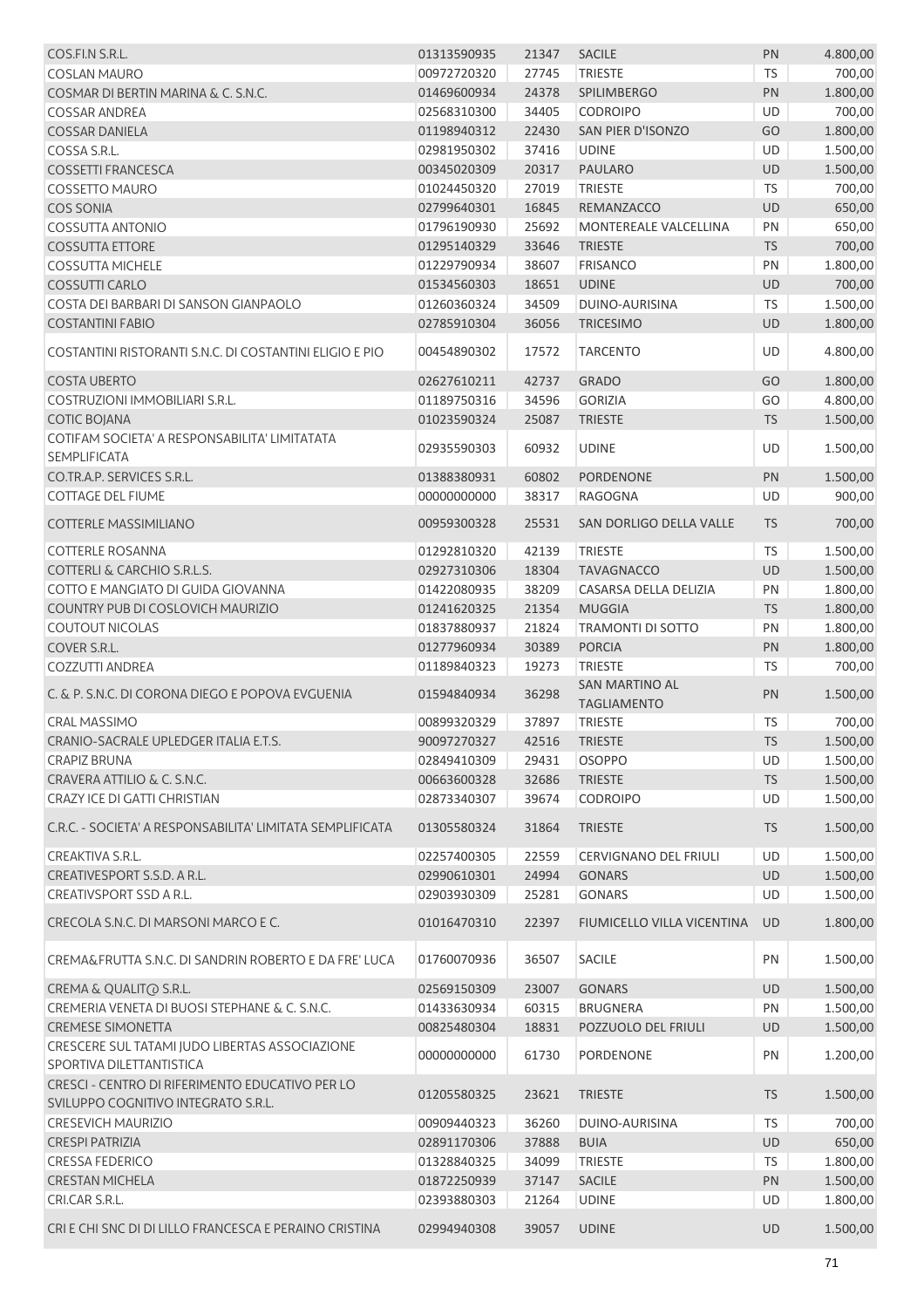| | | | | | |
|---|---|---|---|---|---|
| COS.FI.N S.R.L. | 01313590935 | 21347 | SACILE | PN | 4.800,00 |
| COSLAN MAURO | 00972720320 | 27745 | TRIESTE | TS | 700,00 |
| COSMAR DI BERTIN MARINA & C. S.N.C. | 01469600934 | 24378 | SPILIMBERGO | PN | 1.800,00 |
| COSSAR ANDREA | 02568310300 | 34405 | CODROIPO | UD | 700,00 |
| COSSAR DANIELA | 01198940312 | 22430 | SAN PIER D'ISONZO | GO | 1.800,00 |
| COSSA S.R.L. | 02981950302 | 37416 | UDINE | UD | 1.500,00 |
| COSSETTI FRANCESCA | 00345020309 | 20317 | PAULARO | UD | 1.500,00 |
| COSSETTO MAURO | 01024450320 | 27019 | TRIESTE | TS | 700,00 |
| COS SONIA | 02799640301 | 16845 | REMANZACCO | UD | 650,00 |
| COSSUTTA ANTONIO | 01796190930 | 25692 | MONTEREALE VALCELLINA | PN | 650,00 |
| COSSUTTA ETTORE | 01295140329 | 33646 | TRIESTE | TS | 700,00 |
| COSSUTTA MICHELE | 01229790934 | 38607 | FRISANCO | PN | 1.800,00 |
| COSSUTTI CARLO | 01534560303 | 18651 | UDINE | UD | 700,00 |
| COSTA DEI BARBARI DI SANSON GIANPAOLO | 01260360324 | 34509 | DUINO-AURISINA | TS | 1.500,00 |
| COSTANTINI FABIO | 02785910304 | 36056 | TRICESIMO | UD | 1.800,00 |
| COSTANTINI RISTORANTI S.N.C. DI COSTANTINI ELIGIO E PIO | 00454890302 | 17572 | TARCENTO | UD | 4.800,00 |
| COSTA UBERTO | 02627610211 | 42737 | GRADO | GO | 1.800,00 |
| COSTRUZIONI IMMOBILIARI S.R.L. | 01189750316 | 34596 | GORIZIA | GO | 4.800,00 |
| COTIC BOJANA | 01023590324 | 25087 | TRIESTE | TS | 1.500,00 |
| COTIFAM SOCIETA' A RESPONSABILITA' LIMITATATA SEMPLIFICATA | 02935590303 | 60932 | UDINE | UD | 1.500,00 |
| CO.TR.A.P. SERVICES S.R.L. | 01388380931 | 60802 | PORDENONE | PN | 1.500,00 |
| COTTAGE DEL FIUME | 00000000000 | 38317 | RAGOGNA | UD | 900,00 |
| COTTERLE MASSIMILIANO | 00959300328 | 25531 | SAN DORLIGO DELLA VALLE | TS | 700,00 |
| COTTERLE ROSANNA | 01292810320 | 42139 | TRIESTE | TS | 1.500,00 |
| COTTERLI & CARCHIO S.R.L.S. | 02927310306 | 18304 | TAVAGNACCO | UD | 1.500,00 |
| COTTO E MANGIATO DI GUIDA GIOVANNA | 01422080935 | 38209 | CASARSA DELLA DELIZIA | PN | 1.800,00 |
| COUNTRY PUB DI COSLOVICH MAURIZIO | 01241620325 | 21354 | MUGGIA | TS | 1.800,00 |
| COUTOUT NICOLAS | 01837880937 | 21824 | TRAMONTI DI SOTTO | PN | 1.800,00 |
| COVER S.R.L. | 01277960934 | 30389 | PORCIA | PN | 1.800,00 |
| COZZUTTI ANDREA | 01189840323 | 19273 | TRIESTE | TS | 700,00 |
| C. & P. S.N.C. DI CORONA DIEGO E POPOVA EVGUENIA | 01594840934 | 36298 | SAN MARTINO AL TAGLIAMENTO | PN | 1.500,00 |
| CRAL MASSIMO | 00899320329 | 37897 | TRIESTE | TS | 700,00 |
| CRANIO-SACRALE UPLEDGER ITALIA E.T.S. | 90097270327 | 42516 | TRIESTE | TS | 1.500,00 |
| CRAPIZ BRUNA | 02849410309 | 29431 | OSOPPO | UD | 1.500,00 |
| CRAVERA ATTILIO & C. S.N.C. | 00663600328 | 32686 | TRIESTE | TS | 1.500,00 |
| CRAZY ICE DI GATTI CHRISTIAN | 02873340307 | 39674 | CODROIPO | UD | 1.500,00 |
| C.R.C. - SOCIETA' A RESPONSABILITA' LIMITATA SEMPLIFICATA | 01305580324 | 31864 | TRIESTE | TS | 1.500,00 |
| CREAKTIVA S.R.L. | 02257400305 | 22559 | CERVIGNANO DEL FRIULI | UD | 1.500,00 |
| CREATIVESPORT S.S.D. A R.L. | 02990610301 | 24994 | GONARS | UD | 1.500,00 |
| CREATIVSPORT SSD A R.L. | 02903930309 | 25281 | GONARS | UD | 1.500,00 |
| CRECOLA S.N.C. DI MARSONI MARCO E C. | 01016470310 | 22397 | FIUMICELLO VILLA VICENTINA | UD | 1.800,00 |
| CREMA&FRUTTA S.N.C. DI SANDRIN ROBERTO E DA FRE' LUCA | 01760070936 | 36507 | SACILE | PN | 1.500,00 |
| CREMA & QUALIT@ S.R.L. | 02569150309 | 23007 | GONARS | UD | 1.500,00 |
| CREMERIA VENETA DI BUOSI STEPHANE & C. S.N.C. | 01433630934 | 60315 | BRUGNERA | PN | 1.500,00 |
| CREMESE SIMONETTA | 00825480304 | 18831 | POZZUOLO DEL FRIULI | UD | 1.500,00 |
| CRESCERE SUL TATAMI JUDO LIBERTAS ASSOCIAZIONE SPORTIVA DILETTANTISTICA | 00000000000 | 61730 | PORDENONE | PN | 1.200,00 |
| CRESCI - CENTRO DI RIFERIMENTO EDUCATIVO PER LO SVILUPPO COGNITIVO INTEGRATO S.R.L. | 01205580325 | 23621 | TRIESTE | TS | 1.500,00 |
| CRESEVICH MAURIZIO | 00909440323 | 36260 | DUINO-AURISINA | TS | 700,00 |
| CRESPI PATRIZIA | 02891170306 | 37888 | BUIA | UD | 650,00 |
| CRESSA FEDERICO | 01328840325 | 34099 | TRIESTE | TS | 1.800,00 |
| CRESTAN MICHELA | 01872250939 | 37147 | SACILE | PN | 1.500,00 |
| CRI.CAR S.R.L. | 02393880303 | 21264 | UDINE | UD | 1.800,00 |
| CRI E CHI SNC DI DI LILLO FRANCESCA E PERAINO CRISTINA | 02994940308 | 39057 | UDINE | UD | 1.500,00 |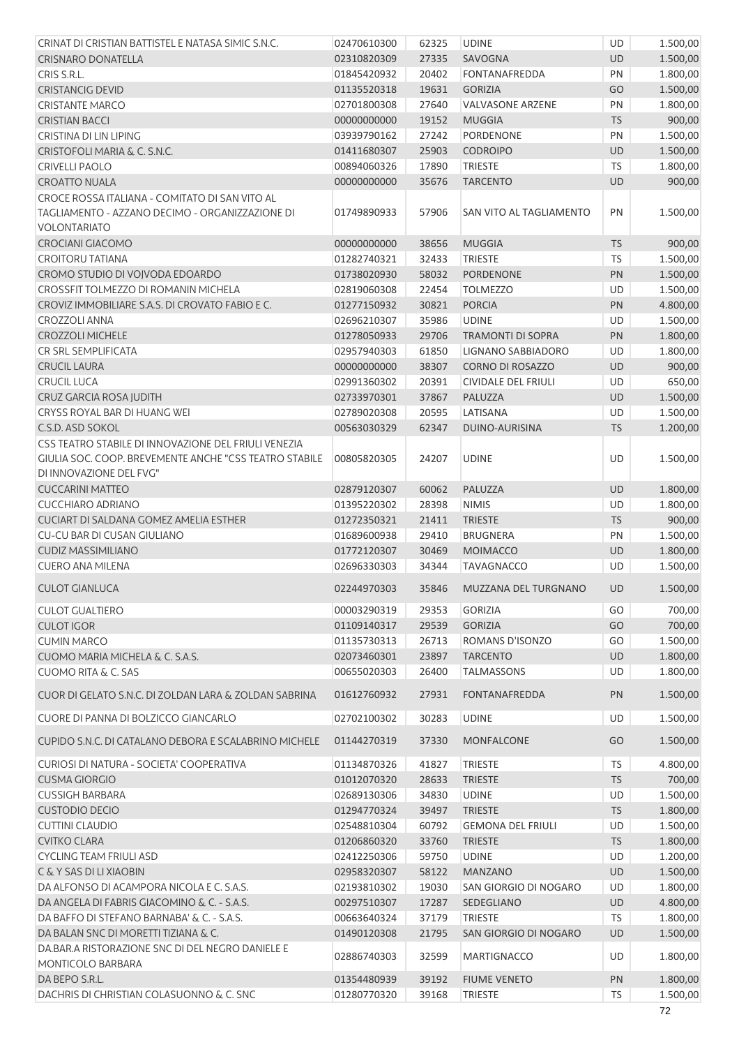| | | | | | |
|---|---|---|---|---|---|
| CRINAT DI CRISTIAN BATTISTEL E NATASA SIMIC S.N.C. | 02470610300 | 62325 | UDINE | UD | 1.500,00 |
| CRISNARO DONATELLA | 02310820309 | 27335 | SAVOGNA | UD | 1.500,00 |
| CRIS S.R.L. | 01845420932 | 20402 | FONTANAFREDDA | PN | 1.800,00 |
| CRISTANCIG DEVID | 01135520318 | 19631 | GORIZIA | GO | 1.500,00 |
| CRISTANTE MARCO | 02701800308 | 27640 | VALVASONE ARZENE | PN | 1.800,00 |
| CRISTIAN BACCI | 00000000000 | 19152 | MUGGIA | TS | 900,00 |
| CRISTINA DI LIN LIPING | 03939790162 | 27242 | PORDENONE | PN | 1.500,00 |
| CRISTOFOLI MARIA & C. S.N.C. | 01411680307 | 25903 | CODROIPO | UD | 1.500,00 |
| CRIVELLI PAOLO | 00894060326 | 17890 | TRIESTE | TS | 1.800,00 |
| CROATTO NUALA | 00000000000 | 35676 | TARCENTO | UD | 900,00 |
| CROCE ROSSA ITALIANA - COMITATO DI SAN VITO AL TAGLIAMENTO - AZZANO DECIMO - ORGANIZZAZIONE DI VOLONTARIATO | 01749890933 | 57906 | SAN VITO AL TAGLIAMENTO | PN | 1.500,00 |
| CROCIANI GIACOMO | 00000000000 | 38656 | MUGGIA | TS | 900,00 |
| CROITORU TATIANA | 01282740321 | 32433 | TRIESTE | TS | 1.500,00 |
| CROMO STUDIO DI VOJVODA EDOARDO | 01738020930 | 58032 | PORDENONE | PN | 1.500,00 |
| CROSSFIT TOLMEZZO DI ROMANIN MICHELA | 02819060308 | 22454 | TOLMEZZO | UD | 1.500,00 |
| CROVIZ IMMOBILIARE S.A.S. DI CROVATO FABIO E C. | 01277150932 | 30821 | PORCIA | PN | 4.800,00 |
| CROZZOLI ANNA | 02696210307 | 35986 | UDINE | UD | 1.500,00 |
| CROZZOLI MICHELE | 01278050933 | 29706 | TRAMONTI DI SOPRA | PN | 1.800,00 |
| CR SRL SEMPLIFICATA | 02957940303 | 61850 | LIGNANO SABBIADORO | UD | 1.800,00 |
| CRUCIL LAURA | 00000000000 | 38307 | CORNO DI ROSAZZO | UD | 900,00 |
| CRUCIL LUCA | 02991360302 | 20391 | CIVIDALE DEL FRIULI | UD | 650,00 |
| CRUZ GARCIA ROSA JUDITH | 02733970301 | 37867 | PALUZZA | UD | 1.500,00 |
| CRYSS ROYAL BAR DI HUANG WEI | 02789020308 | 20595 | LATISANA | UD | 1.500,00 |
| C.S.D. ASD SOKOL | 00563030329 | 62347 | DUINO-AURISINA | TS | 1.200,00 |
| CSS TEATRO STABILE DI INNOVAZIONE DEL FRIULI VENEZIA GIULIA SOC. COOP. BREVEMENTE ANCHE "CSS TEATRO STABILE DI INNOVAZIONE DEL FVG" | 00805820305 | 24207 | UDINE | UD | 1.500,00 |
| CUCCARINI MATTEO | 02879120307 | 60062 | PALUZZA | UD | 1.800,00 |
| CUCCHIARO ADRIANO | 01395220302 | 28398 | NIMIS | UD | 1.800,00 |
| CUCIART DI SALDANA GOMEZ AMELIA ESTHER | 01272350321 | 21411 | TRIESTE | TS | 900,00 |
| CU-CU BAR DI CUSAN GIULIANO | 01689600938 | 29410 | BRUGNERA | PN | 1.500,00 |
| CUDIZ MASSIMILIANO | 01772120307 | 30469 | MOIMACCO | UD | 1.800,00 |
| CUERO ANA MILENA | 02696330303 | 34344 | TAVAGNACCO | UD | 1.500,00 |
| CULOT GIANLUCA | 02244970303 | 35846 | MUZZANA DEL TURGNANO | UD | 1.500,00 |
| CULOT GUALTIERO | 00003290319 | 29353 | GORIZIA | GO | 700,00 |
| CULOT IGOR | 01109140317 | 29539 | GORIZIA | GO | 700,00 |
| CUMIN MARCO | 01135730313 | 26713 | ROMANS D'ISONZO | GO | 1.500,00 |
| CUOMO MARIA MICHELA & C. S.A.S. | 02073460301 | 23897 | TARCENTO | UD | 1.800,00 |
| CUOMO RITA & C. SAS | 00655020303 | 26400 | TALMASSONS | UD | 1.800,00 |
| CUOR DI GELATO S.N.C. DI ZOLDAN LARA & ZOLDAN SABRINA | 01612760932 | 27931 | FONTANAFREDDA | PN | 1.500,00 |
| CUORE DI PANNA DI BOLZICCO GIANCARLO | 02702100302 | 30283 | UDINE | UD | 1.500,00 |
| CUPIDO S.N.C. DI CATALANO DEBORA E SCALABRINO MICHELE | 01144270319 | 37330 | MONFALCONE | GO | 1.500,00 |
| CURIOSI DI NATURA - SOCIETA' COOPERATIVA | 01134870326 | 41827 | TRIESTE | TS | 4.800,00 |
| CUSMA GIORGIO | 01012070320 | 28633 | TRIESTE | TS | 700,00 |
| CUSSIGH BARBARA | 02689130306 | 34830 | UDINE | UD | 1.500,00 |
| CUSTODIO DECIO | 01294770324 | 39497 | TRIESTE | TS | 1.800,00 |
| CUTTINI CLAUDIO | 02548810304 | 60792 | GEMONA DEL FRIULI | UD | 1.500,00 |
| CVITKO CLARA | 01206860320 | 33760 | TRIESTE | TS | 1.800,00 |
| CYCLING TEAM FRIULI ASD | 02412250306 | 59750 | UDINE | UD | 1.200,00 |
| C & Y SAS DI LI XIAOBIN | 02958320307 | 58122 | MANZANO | UD | 1.500,00 |
| DA ALFONSO DI ACAMPORA NICOLA E C. S.A.S. | 02193810302 | 19030 | SAN GIORGIO DI NOGARO | UD | 1.800,00 |
| DA ANGELA DI FABRIS GIACOMINO & C. - S.A.S. | 00297510307 | 17287 | SEDEGLIANO | UD | 4.800,00 |
| DA BAFFO DI STEFANO BARNABA' & C. - S.A.S. | 00663640324 | 37179 | TRIESTE | TS | 1.800,00 |
| DA BALAN SNC DI MORETTI TIZIANA & C. | 01490120308 | 21795 | SAN GIORGIO DI NOGARO | UD | 1.500,00 |
| DA.BAR.A RISTORAZIONE SNC DI DEL NEGRO DANIELE E MONTICOLO BARBARA | 02886740303 | 32599 | MARTIGNACCO | UD | 1.800,00 |
| DA BEPO S.R.L. | 01354480939 | 39192 | FIUME VENETO | PN | 1.800,00 |
| DACHRIS DI CHRISTIAN COLASUONNO & C. SNC | 01280770320 | 39168 | TRIESTE | TS | 1.500,00 |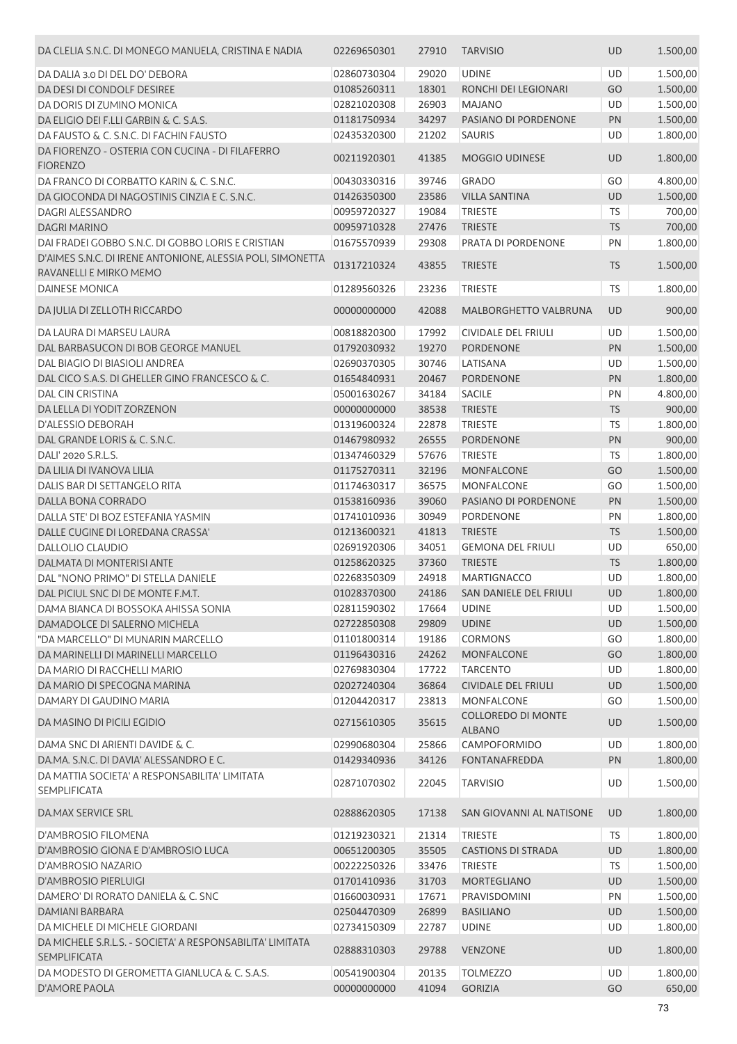| | | | | | |
|---|---|---|---|---|---|
| DA CLELIA S.N.C. DI MONEGO MANUELA, CRISTINA E NADIA | 02269650301 | 27910 | TARVISIO | UD | 1.500,00 |
| DA DALIA 3.0 DI DEL DO' DEBORA | 02860730304 | 29020 | UDINE | UD | 1.500,00 |
| DA DESI DI CONDOLF DESIREE | 01085260311 | 18301 | RONCHI DEI LEGIONARI | GO | 1.500,00 |
| DA DORIS DI ZUMINO MONICA | 02821020308 | 26903 | MAJANO | UD | 1.500,00 |
| DA ELIGIO DEI F.LLI GARBIN & C. S.A.S. | 01181750934 | 34297 | PASIANO DI PORDENONE | PN | 1.500,00 |
| DA FAUSTO & C. S.N.C. DI FACHIN FAUSTO | 02435320300 | 21202 | SAURIS | UD | 1.800,00 |
| DA FIORENZO - OSTERIA CON CUCINA - DI FILAFERRO FIORENZO | 00211920301 | 41385 | MOGGIO UDINESE | UD | 1.800,00 |
| DA FRANCO DI CORBATTO KARIN & C. S.N.C. | 00430330316 | 39746 | GRADO | GO | 4.800,00 |
| DA GIOCONDA DI NAGOSTINIS CINZIA E C. S.N.C. | 01426350300 | 23586 | VILLA SANTINA | UD | 1.500,00 |
| DAGRI ALESSANDRO | 00959720327 | 19084 | TRIESTE | TS | 700,00 |
| DAGRI MARINO | 00959710328 | 27476 | TRIESTE | TS | 700,00 |
| DAI FRADEI GOBBO S.N.C. DI GOBBO LORIS E CRISTIAN | 01675570939 | 29308 | PRATA DI PORDENONE | PN | 1.800,00 |
| D'AIMES S.N.C. DI IRENE ANTONIONE, ALESSIA POLI, SIMONETTA RAVANELLI E MIRKO MEMO | 01317210324 | 43855 | TRIESTE | TS | 1.500,00 |
| DAINESE MONICA | 01289560326 | 23236 | TRIESTE | TS | 1.800,00 |
| DA JULIA DI ZELLOTH RICCARDO | 00000000000 | 42088 | MALBORGHETTO VALBRUNA | UD | 900,00 |
| DA LAURA DI MARSEU LAURA | 00818820300 | 17992 | CIVIDALE DEL FRIULI | UD | 1.500,00 |
| DAL BARBASUCON DI BOB GEORGE MANUEL | 01792030932 | 19270 | PORDENONE | PN | 1.500,00 |
| DAL BIAGIO DI BIASIOLI ANDREA | 02690370305 | 30746 | LATISANA | UD | 1.500,00 |
| DAL CICO S.A.S. DI GHELLER GINO FRANCESCO & C. | 01654840931 | 20467 | PORDENONE | PN | 1.800,00 |
| DAL CIN CRISTINA | 05001630267 | 34184 | SACILE | PN | 4.800,00 |
| DA LELLA DI YODIT ZORZENON | 00000000000 | 38538 | TRIESTE | TS | 900,00 |
| D'ALESSIO DEBORAH | 01319600324 | 22878 | TRIESTE | TS | 1.800,00 |
| DAL GRANDE LORIS & C. S.N.C. | 01467980932 | 26555 | PORDENONE | PN | 900,00 |
| DALI' 2020 S.R.L.S. | 01347460329 | 57676 | TRIESTE | TS | 1.800,00 |
| DA LILIA DI IVANOVA LILIA | 01175270311 | 32196 | MONFALCONE | GO | 1.500,00 |
| DALIS BAR DI SETTANGELO RITA | 01174630317 | 36575 | MONFALCONE | GO | 1.500,00 |
| DALLA BONA CORRADO | 01538160936 | 39060 | PASIANO DI PORDENONE | PN | 1.500,00 |
| DALLA STE' DI BOZ ESTEFANIA YASMIN | 01741010936 | 30949 | PORDENONE | PN | 1.800,00 |
| DALLE CUGINE DI LOREDANA CRASSA' | 01213600321 | 41813 | TRIESTE | TS | 1.500,00 |
| DALLOLIO CLAUDIO | 02691920306 | 34051 | GEMONA DEL FRIULI | UD | 650,00 |
| DALMATA DI MONTERISI ANTE | 01258620325 | 37360 | TRIESTE | TS | 1.800,00 |
| DAL "NONO PRIMO" DI STELLA DANIELE | 02268350309 | 24918 | MARTIGNACCO | UD | 1.800,00 |
| DAL PICIUL SNC DI DE MONTE F.M.T. | 01028370300 | 24186 | SAN DANIELE DEL FRIULI | UD | 1.800,00 |
| DAMA BIANCA DI BOSSOKA AHISSA SONIA | 02811590302 | 17664 | UDINE | UD | 1.500,00 |
| DAMADOLCE DI SALERNO MICHELA | 02722850308 | 29809 | UDINE | UD | 1.500,00 |
| "DA MARCELLO" DI MUNARIN MARCELLO | 01101800314 | 19186 | CORMONS | GO | 1.800,00 |
| DA MARINELLI DI MARINELLI MARCELLO | 01196430316 | 24262 | MONFALCONE | GO | 1.800,00 |
| DA MARIO DI RACCHELLI MARIO | 02769830304 | 17722 | TARCENTO | UD | 1.800,00 |
| DA MARIO DI SPECOGNA MARINA | 02027240304 | 36864 | CIVIDALE DEL FRIULI | UD | 1.500,00 |
| DAMARY DI GAUDINO MARIA | 01204420317 | 23813 | MONFALCONE | GO | 1.500,00 |
| DA MASINO DI PICILI EGIDIO | 02715610305 | 35615 | COLLOREDO DI MONTE ALBANO | UD | 1.500,00 |
| DAMA SNC DI ARIENTI DAVIDE & C. | 02990680304 | 25866 | CAMPOFORMIDO | UD | 1.800,00 |
| DA.MA. S.N.C. DI DAVIA' ALESSANDRO E C. | 01429340936 | 34126 | FONTANAFREDDA | PN | 1.800,00 |
| DA MATTIA SOCIETA' A RESPONSABILITA' LIMITATA SEMPLIFICATA | 02871070302 | 22045 | TARVISIO | UD | 1.500,00 |
| DA.MAX SERVICE SRL | 02888620305 | 17138 | SAN GIOVANNI AL NATISONE | UD | 1.800,00 |
| D'AMBROSIO FILOMENA | 01219230321 | 21314 | TRIESTE | TS | 1.800,00 |
| D'AMBROSIO GIONA E D'AMBROSIO LUCA | 00651200305 | 35505 | CASTIONS DI STRADA | UD | 1.800,00 |
| D'AMBROSIO NAZARIO | 00222250326 | 33476 | TRIESTE | TS | 1.500,00 |
| D'AMBROSIO PIERLUIGI | 01701410936 | 31703 | MORTEGLIANO | UD | 1.500,00 |
| DAMERO' DI RORATO DANIELA & C. SNC | 01660030931 | 17671 | PRAVISDOMINI | PN | 1.500,00 |
| DAMIANI BARBARA | 02504470309 | 26899 | BASILIANO | UD | 1.500,00 |
| DA MICHELE DI MICHELE GIORDANI | 02734150309 | 22787 | UDINE | UD | 1.800,00 |
| DA MICHELE S.R.L.S. - SOCIETA' A RESPONSABILITA' LIMITATA SEMPLIFICATA | 02888310303 | 29788 | VENZONE | UD | 1.800,00 |
| DA MODESTO DI GEROMETTA GIANLUCA & C. S.A.S. | 00541900304 | 20135 | TOLMEZZO | UD | 1.800,00 |
| D'AMORE PAOLA | 00000000000 | 41094 | GORIZIA | GO | 650,00 |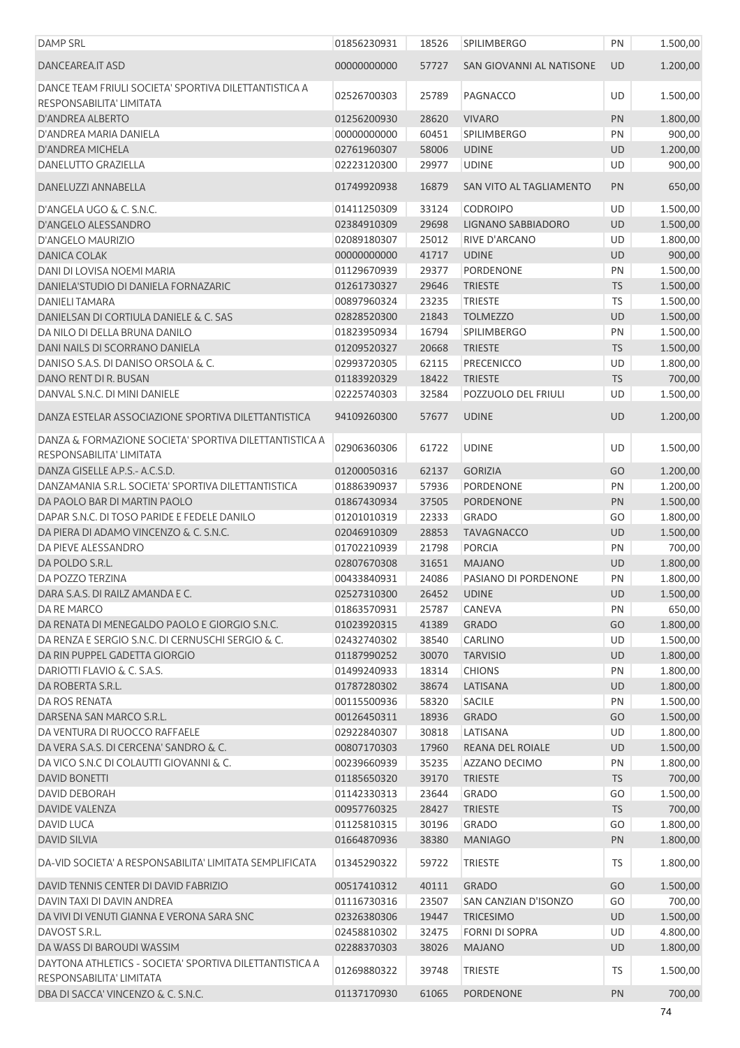| | | | | | |
|---|---|---|---|---|---|
| DAMP SRL | 01856230931 | 18526 | SPILIMBERGO | PN | 1.500,00 |
| DANCEAREA.IT ASD | 00000000000 | 57727 | SAN GIOVANNI AL NATISONE | UD | 1.200,00 |
| DANCE TEAM FRIULI SOCIETA' SPORTIVA DILETTANTISTICA A RESPONSABILITA' LIMITATA | 02526700303 | 25789 | PAGNACCO | UD | 1.500,00 |
| D'ANDREA ALBERTO | 01256200930 | 28620 | VIVARO | PN | 1.800,00 |
| D'ANDREA MARIA DANIELA | 00000000000 | 60451 | SPILIMBERGO | PN | 900,00 |
| D'ANDREA MICHELA | 02761960307 | 58006 | UDINE | UD | 1.200,00 |
| DANELUTTO GRAZIELLA | 02223120300 | 29977 | UDINE | UD | 900,00 |
| DANELUZZI ANNABELLA | 01749920938 | 16879 | SAN VITO AL TAGLIAMENTO | PN | 650,00 |
| D'ANGELA UGO & C. S.N.C. | 01411250309 | 33124 | CODROIPO | UD | 1.500,00 |
| D'ANGELO ALESSANDRO | 02384910309 | 29698 | LIGNANO SABBIADORO | UD | 1.500,00 |
| D'ANGELO MAURIZIO | 02089180307 | 25012 | RIVE D'ARCANO | UD | 1.800,00 |
| DANICA COLAK | 00000000000 | 41717 | UDINE | UD | 900,00 |
| DANI DI LOVISA NOEMI MARIA | 01129670939 | 29377 | PORDENONE | PN | 1.500,00 |
| DANIELA'STUDIO DI DANIELA FORNAZARIC | 01261730327 | 29646 | TRIESTE | TS | 1.500,00 |
| DANIELI TAMARA | 00897960324 | 23235 | TRIESTE | TS | 1.500,00 |
| DANIELSAN DI CORTIULA DANIELE & C. SAS | 02828520300 | 21843 | TOLMEZZO | UD | 1.500,00 |
| DA NILO DI DELLA BRUNA DANILO | 01823950934 | 16794 | SPILIMBERGO | PN | 1.500,00 |
| DANI NAILS DI SCORRANO DANIELA | 01209520327 | 20668 | TRIESTE | TS | 1.500,00 |
| DANISO S.A.S. DI DANISO ORSOLA & C. | 02993720305 | 62115 | PRECENICCO | UD | 1.800,00 |
| DANO RENT DI R. BUSAN | 01183920329 | 18422 | TRIESTE | TS | 700,00 |
| DANVAL S.N.C. DI MINI DANIELE | 02225740303 | 32584 | POZZUOLO DEL FRIULI | UD | 1.500,00 |
| DANZA ESTELAR ASSOCIAZIONE SPORTIVA DILETTANTISTICA | 94109260300 | 57677 | UDINE | UD | 1.200,00 |
| DANZA & FORMAZIONE SOCIETA' SPORTIVA DILETTANTISTICA A RESPONSABILITA' LIMITATA | 02906360306 | 61722 | UDINE | UD | 1.500,00 |
| DANZA GISELLE A.P.S.- A.C.S.D. | 01200050316 | 62137 | GORIZIA | GO | 1.200,00 |
| DANZAMANIA S.R.L. SOCIETA' SPORTIVA DILETTANTISTICA | 01886390937 | 57936 | PORDENONE | PN | 1.200,00 |
| DA PAOLO BAR DI MARTIN PAOLO | 01867430934 | 37505 | PORDENONE | PN | 1.500,00 |
| DAPAR S.N.C. DI TOSO PARIDE E FEDELE DANILO | 01201010319 | 22333 | GRADO | GO | 1.800,00 |
| DA PIERA DI ADAMO VINCENZO & C. S.N.C. | 02046910309 | 28853 | TAVAGNACCO | UD | 1.500,00 |
| DA PIEVE ALESSANDRO | 01702210939 | 21798 | PORCIA | PN | 700,00 |
| DA POLDO S.R.L. | 02807670308 | 31651 | MAJANO | UD | 1.800,00 |
| DA POZZO TERZINA | 00433840931 | 24086 | PASIANO DI PORDENONE | PN | 1.800,00 |
| DARA S.A.S. DI RAILZ AMANDA E C. | 02527310300 | 26452 | UDINE | UD | 1.500,00 |
| DA RE MARCO | 01863570931 | 25787 | CANEVA | PN | 650,00 |
| DA RENATA DI MENEGALDO PAOLO E GIORGIO S.N.C. | 01023920315 | 41389 | GRADO | GO | 1.800,00 |
| DA RENZA E SERGIO S.N.C. DI CERNUSCHI SERGIO & C. | 02432740302 | 38540 | CARLINO | UD | 1.500,00 |
| DA RIN PUPPEL GADETTA GIORGIO | 01187990252 | 30070 | TARVISIO | UD | 1.800,00 |
| DARIOTTI FLAVIO & C. S.A.S. | 01499240933 | 18314 | CHIONS | PN | 1.800,00 |
| DA ROBERTA S.R.L. | 01787280302 | 38674 | LATISANA | UD | 1.800,00 |
| DA ROS RENATA | 00115500936 | 58320 | SACILE | PN | 1.500,00 |
| DARSENA SAN MARCO S.R.L. | 00126450311 | 18936 | GRADO | GO | 1.500,00 |
| DA VENTURA DI RUOCCO RAFFAELE | 02922840307 | 30818 | LATISANA | UD | 1.800,00 |
| DA VERA S.A.S. DI CERCENA' SANDRO & C. | 00807170303 | 17960 | REANA DEL ROIALE | UD | 1.500,00 |
| DA VICO S.N.C DI COLAUTTI GIOVANNI & C. | 00239660939 | 35235 | AZZANO DECIMO | PN | 1.800,00 |
| DAVID BONETTI | 01185650320 | 39170 | TRIESTE | TS | 700,00 |
| DAVID DEBORAH | 01142330313 | 23644 | GRADO | GO | 1.500,00 |
| DAVIDE VALENZA | 00957760325 | 28427 | TRIESTE | TS | 700,00 |
| DAVID LUCA | 01125810315 | 30196 | GRADO | GO | 1.800,00 |
| DAVID SILVIA | 01664870936 | 38380 | MANIAGO | PN | 1.800,00 |
| DA-VID SOCIETA' A RESPONSABILITA' LIMITATA SEMPLIFICATA | 01345290322 | 59722 | TRIESTE | TS | 1.800,00 |
| DAVID TENNIS CENTER DI DAVID FABRIZIO | 00517410312 | 40111 | GRADO | GO | 1.500,00 |
| DAVIN TAXI DI DAVIN ANDREA | 01116730316 | 23507 | SAN CANZIAN D'ISONZO | GO | 700,00 |
| DA VIVI DI VENUTI GIANNA E VERONA SARA SNC | 02326380306 | 19447 | TRICESIMO | UD | 1.500,00 |
| DAVOST S.R.L. | 02458810302 | 32475 | FORNI DI SOPRA | UD | 4.800,00 |
| DA WASS DI BAROUDI WASSIM | 02288370303 | 38026 | MAJANO | UD | 1.800,00 |
| DAYTONA ATHLETICS - SOCIETA' SPORTIVA DILETTANTISTICA A RESPONSABILITA' LIMITATA | 01269880322 | 39748 | TRIESTE | TS | 1.500,00 |
| DBA DI SACCA' VINCENZO & C. S.N.C. | 01137170930 | 61065 | PORDENONE | PN | 700,00 |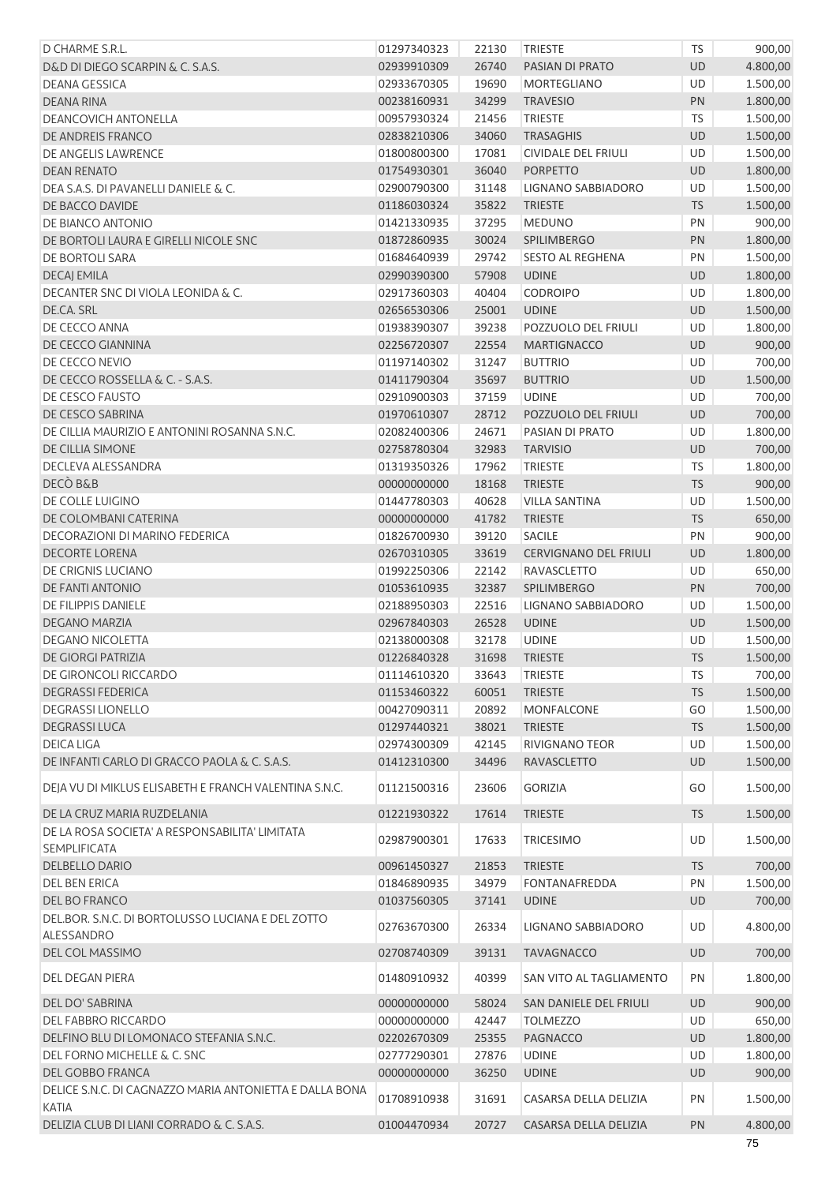| | | | | | |
|---|---|---|---|---|---|
| D CHARME S.R.L. | 01297340323 | 22130 | TRIESTE | TS | 900,00 |
| D&D DI DIEGO SCARPIN & C. S.A.S. | 02939910309 | 26740 | PASIAN DI PRATO | UD | 4.800,00 |
| DEANA GESSICA | 02933670305 | 19690 | MORTEGLIANO | UD | 1.500,00 |
| DEANA RINA | 00238160931 | 34299 | TRAVESIO | PN | 1.800,00 |
| DEANCOVICH ANTONELLA | 00957930324 | 21456 | TRIESTE | TS | 1.500,00 |
| DE ANDREIS FRANCO | 02838210306 | 34060 | TRASAGHIS | UD | 1.500,00 |
| DE ANGELIS LAWRENCE | 01800800300 | 17081 | CIVIDALE DEL FRIULI | UD | 1.500,00 |
| DEAN RENATO | 01754930301 | 36040 | PORPETTO | UD | 1.800,00 |
| DEA S.A.S. DI PAVANELLI DANIELE & C. | 02900790300 | 31148 | LIGNANO SABBIADORO | UD | 1.500,00 |
| DE BACCO DAVIDE | 01186030324 | 35822 | TRIESTE | TS | 1.500,00 |
| DE BIANCO ANTONIO | 01421330935 | 37295 | MEDUNO | PN | 900,00 |
| DE BORTOLI LAURA E GIRELLI NICOLE SNC | 01872860935 | 30024 | SPILIMBERGO | PN | 1.800,00 |
| DE BORTOLI SARA | 01684640939 | 29742 | SESTO AL REGHENA | PN | 1.500,00 |
| DECAJ EMILA | 02990390300 | 57908 | UDINE | UD | 1.800,00 |
| DECANTER SNC DI VIOLA LEONIDA & C. | 02917360303 | 40404 | CODROIPO | UD | 1.800,00 |
| DE.CA. SRL | 02656530306 | 25001 | UDINE | UD | 1.500,00 |
| DE CECCO ANNA | 01938390307 | 39238 | POZZUOLO DEL FRIULI | UD | 1.800,00 |
| DE CECCO GIANNINA | 02256720307 | 22554 | MARTIGNACCO | UD | 900,00 |
| DE CECCO NEVIO | 01197140302 | 31247 | BUTTRIO | UD | 700,00 |
| DE CECCO ROSSELLA & C. - S.A.S. | 01411790304 | 35697 | BUTTRIO | UD | 1.500,00 |
| DE CESCO FAUSTO | 02910900303 | 37159 | UDINE | UD | 700,00 |
| DE CESCO SABRINA | 01970610307 | 28712 | POZZUOLO DEL FRIULI | UD | 700,00 |
| DE CILLIA MAURIZIO E ANTONINI ROSANNA S.N.C. | 02082400306 | 24671 | PASIAN DI PRATO | UD | 1.800,00 |
| DE CILLIA SIMONE | 02758780304 | 32983 | TARVISIO | UD | 700,00 |
| DECLEVA ALESSANDRA | 01319350326 | 17962 | TRIESTE | TS | 1.800,00 |
| DECÒ B&B | 00000000000 | 18168 | TRIESTE | TS | 900,00 |
| DE COLLE LUIGINO | 01447780303 | 40628 | VILLA SANTINA | UD | 1.500,00 |
| DE COLOMBANI CATERINA | 00000000000 | 41782 | TRIESTE | TS | 650,00 |
| DECORAZIONI DI MARINO FEDERICA | 01826700930 | 39120 | SACILE | PN | 900,00 |
| DECORTE LORENA | 02670310305 | 33619 | CERVIGNANO DEL FRIULI | UD | 1.800,00 |
| DE CRIGNIS LUCIANO | 01992250306 | 22142 | RAVASCLETTO | UD | 650,00 |
| DE FANTI ANTONIO | 01053610935 | 32387 | SPILIMBERGO | PN | 700,00 |
| DE FILIPPIS DANIELE | 02188950303 | 22516 | LIGNANO SABBIADORO | UD | 1.500,00 |
| DEGANO MARZIA | 02967840303 | 26528 | UDINE | UD | 1.500,00 |
| DEGANO NICOLETTA | 02138000308 | 32178 | UDINE | UD | 1.500,00 |
| DE GIORGI PATRIZIA | 01226840328 | 31698 | TRIESTE | TS | 1.500,00 |
| DE GIRONCOLI RICCARDO | 01114610320 | 33643 | TRIESTE | TS | 700,00 |
| DEGRASSI FEDERICA | 01153460322 | 60051 | TRIESTE | TS | 1.500,00 |
| DEGRASSI LIONELLO | 00427090311 | 20892 | MONFALCONE | GO | 1.500,00 |
| DEGRASSI LUCA | 01297440321 | 38021 | TRIESTE | TS | 1.500,00 |
| DEICA LIGA | 02974300309 | 42145 | RIVIGNANO TEOR | UD | 1.500,00 |
| DE INFANTI CARLO DI GRACCO PAOLA & C. S.A.S. | 01412310300 | 34496 | RAVASCLETTO | UD | 1.500,00 |
| DEJA VU DI MIKLUS ELISABETH E FRANCH VALENTINA S.N.C. | 01121500316 | 23606 | GORIZIA | GO | 1.500,00 |
| DE LA CRUZ MARIA RUZDELANIA | 01221930322 | 17614 | TRIESTE | TS | 1.500,00 |
| DE LA ROSA SOCIETA' A RESPONSABILITA' LIMITATA SEMPLIFICATA | 02987900301 | 17633 | TRICESIMO | UD | 1.500,00 |
| DELBELLO DARIO | 00961450327 | 21853 | TRIESTE | TS | 700,00 |
| DEL BEN ERICA | 01846890935 | 34979 | FONTANAFREDDA | PN | 1.500,00 |
| DEL BO FRANCO | 01037560305 | 37141 | UDINE | UD | 700,00 |
| DEL.BOR. S.N.C. DI BORTOLUSSO LUCIANA E DEL ZOTTO ALESSANDRO | 02763670300 | 26334 | LIGNANO SABBIADORO | UD | 4.800,00 |
| DEL COL MASSIMO | 02708740309 | 39131 | TAVAGNACCO | UD | 700,00 |
| DEL DEGAN PIERA | 01480910932 | 40399 | SAN VITO AL TAGLIAMENTO | PN | 1.800,00 |
| DEL DO' SABRINA | 00000000000 | 58024 | SAN DANIELE DEL FRIULI | UD | 900,00 |
| DEL FABBRO RICCARDO | 00000000000 | 42447 | TOLMEZZO | UD | 650,00 |
| DELFINO BLU DI LOMONACO STEFANIA S.N.C. | 02202670309 | 25355 | PAGNACCO | UD | 1.800,00 |
| DEL FORNO MICHELLE & C. SNC | 02777290301 | 27876 | UDINE | UD | 1.800,00 |
| DEL GOBBO FRANCA | 00000000000 | 36250 | UDINE | UD | 900,00 |
| DELICE S.N.C. DI CAGNAZZO MARIA ANTONIETTA E DALLA BONA KATIA | 01708910938 | 31691 | CASARSA DELLA DELIZIA | PN | 1.500,00 |
| DELIZIA CLUB DI LIANI CORRADO & C. S.A.S. | 01004470934 | 20727 | CASARSA DELLA DELIZIA | PN | 4.800,00 |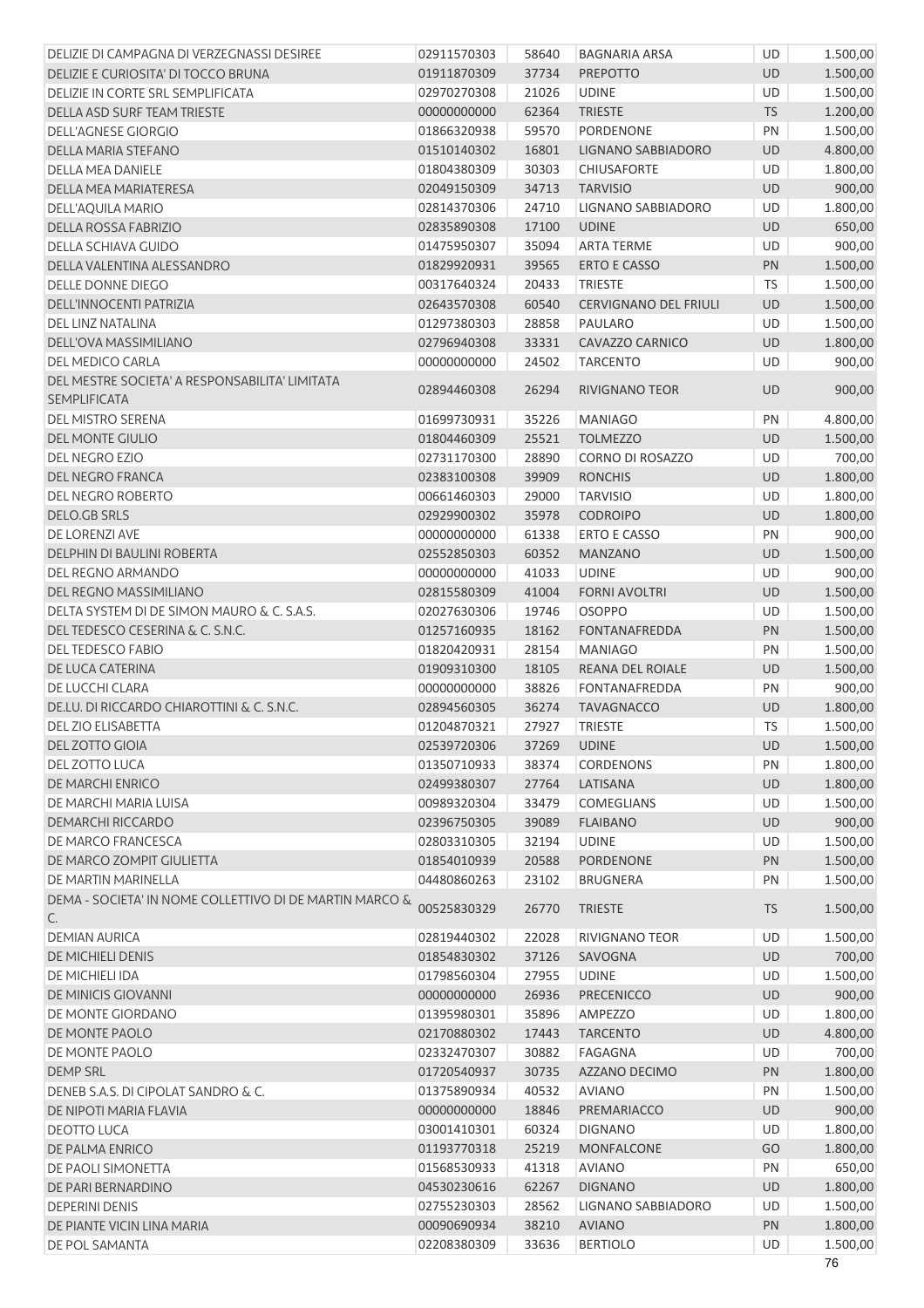| | | | | | |
|---|---|---|---|---|---|
| DELIZIE DI CAMPAGNA DI VERZEGNASSI DESIREE | 02911570303 | 58640 | BAGNARIA ARSA | UD | 1.500,00 |
| DELIZIE E CURIOSITA' DI TOCCO BRUNA | 01911870309 | 37734 | PREPOTTO | UD | 1.500,00 |
| DELIZIE IN CORTE SRL SEMPLIFICATA | 02970270308 | 21026 | UDINE | UD | 1.500,00 |
| DELLA ASD SURF TEAM TRIESTE | 00000000000 | 62364 | TRIESTE | TS | 1.200,00 |
| DELL'AGNESE GIORGIO | 01866320938 | 59570 | PORDENONE | PN | 1.500,00 |
| DELLA MARIA STEFANO | 01510140302 | 16801 | LIGNANO SABBIADORO | UD | 4.800,00 |
| DELLA MEA DANIELE | 01804380309 | 30303 | CHIUSAFORTE | UD | 1.800,00 |
| DELLA MEA MARIATERESA | 02049150309 | 34713 | TARVISIO | UD | 900,00 |
| DELL'AQUILA MARIO | 02814370306 | 24710 | LIGNANO SABBIADORO | UD | 1.800,00 |
| DELLA ROSSA FABRIZIO | 02835890308 | 17100 | UDINE | UD | 650,00 |
| DELLA SCHIAVA GUIDO | 01475950307 | 35094 | ARTA TERME | UD | 900,00 |
| DELLA VALENTINA ALESSANDRO | 01829920931 | 39565 | ERTO E CASSO | PN | 1.500,00 |
| DELLE DONNE DIEGO | 00317640324 | 20433 | TRIESTE | TS | 1.500,00 |
| DELL'INNOCENTI PATRIZIA | 02643570308 | 60540 | CERVIGNANO DEL FRIULI | UD | 1.500,00 |
| DEL LINZ NATALINA | 01297380303 | 28858 | PAULARO | UD | 1.500,00 |
| DELL'OVA MASSIMILIANO | 02796940308 | 33331 | CAVAZZO CARNICO | UD | 1.800,00 |
| DEL MEDICO CARLA | 00000000000 | 24502 | TARCENTO | UD | 900,00 |
| DEL MESTRE SOCIETA' A RESPONSABILITA' LIMITATA SEMPLIFICATA | 02894460308 | 26294 | RIVIGNANO TEOR | UD | 900,00 |
| DEL MISTRO SERENA | 01699730931 | 35226 | MANIAGO | PN | 4.800,00 |
| DEL MONTE GIULIO | 01804460309 | 25521 | TOLMEZZO | UD | 1.500,00 |
| DEL NEGRO EZIO | 02731170300 | 28890 | CORNO DI ROSAZZO | UD | 700,00 |
| DEL NEGRO FRANCA | 02383100308 | 39909 | RONCHIS | UD | 1.800,00 |
| DEL NEGRO ROBERTO | 00661460303 | 29000 | TARVISIO | UD | 1.800,00 |
| DELO.GB SRLS | 02929900302 | 35978 | CODROIPO | UD | 1.800,00 |
| DE LORENZI AVE | 00000000000 | 61338 | ERTO E CASSO | PN | 900,00 |
| DELPHIN DI BAULINI ROBERTA | 02552850303 | 60352 | MANZANO | UD | 1.500,00 |
| DEL REGNO ARMANDO | 00000000000 | 41033 | UDINE | UD | 900,00 |
| DEL REGNO MASSIMILIANO | 02815580309 | 41004 | FORNI AVOLTRI | UD | 1.500,00 |
| DELTA SYSTEM DI DE SIMON MAURO & C. S.A.S. | 02027630306 | 19746 | OSOPPO | UD | 1.500,00 |
| DEL TEDESCO CESERINA & C. S.N.C. | 01257160935 | 18162 | FONTANAFREDDA | PN | 1.500,00 |
| DEL TEDESCO FABIO | 01820420931 | 28154 | MANIAGO | PN | 1.500,00 |
| DE LUCA CATERINA | 01909310300 | 18105 | REANA DEL ROIALE | UD | 1.500,00 |
| DE LUCCHI CLARA | 00000000000 | 38826 | FONTANAFREDDA | PN | 900,00 |
| DE.LU. DI RICCARDO CHIAROTTINI & C. S.N.C. | 02894560305 | 36274 | TAVAGNACCO | UD | 1.800,00 |
| DEL ZIO ELISABETTA | 01204870321 | 27927 | TRIESTE | TS | 1.500,00 |
| DEL ZOTTO GIOIA | 02539720306 | 37269 | UDINE | UD | 1.500,00 |
| DEL ZOTTO LUCA | 01350710933 | 38374 | CORDENONS | PN | 1.800,00 |
| DE MARCHI ENRICO | 02499380307 | 27764 | LATISANA | UD | 1.800,00 |
| DE MARCHI MARIA LUISA | 00989320304 | 33479 | COMEGLIANS | UD | 1.500,00 |
| DEMARCHI RICCARDO | 02396750305 | 39089 | FLAIBANO | UD | 900,00 |
| DE MARCO FRANCESCA | 02803310305 | 32194 | UDINE | UD | 1.500,00 |
| DE MARCO ZOMPIT GIULIETTA | 01854010939 | 20588 | PORDENONE | PN | 1.500,00 |
| DE MARTIN MARINELLA | 04480860263 | 23102 | BRUGNERA | PN | 1.500,00 |
| DEMA - SOCIETA' IN NOME COLLETTIVO DI DE MARTIN MARCO & C. | 00525830329 | 26770 | TRIESTE | TS | 1.500,00 |
| DEMIAN AURICA | 02819440302 | 22028 | RIVIGNANO TEOR | UD | 1.500,00 |
| DE MICHIELI DENIS | 01854830302 | 37126 | SAVOGNA | UD | 700,00 |
| DE MICHIELI IDA | 01798560304 | 27955 | UDINE | UD | 1.500,00 |
| DE MINICIS GIOVANNI | 00000000000 | 26936 | PRECENICCO | UD | 900,00 |
| DE MONTE GIORDANO | 01395980301 | 35896 | AMPEZZO | UD | 1.800,00 |
| DE MONTE PAOLO | 02170880302 | 17443 | TARCENTO | UD | 4.800,00 |
| DE MONTE PAOLO | 02332470307 | 30882 | FAGAGNA | UD | 700,00 |
| DEMP SRL | 01720540937 | 30735 | AZZANO DECIMO | PN | 1.800,00 |
| DENEB S.A.S. DI CIPOLAT SANDRO & C. | 01375890934 | 40532 | AVIANO | PN | 1.500,00 |
| DE NIPOTI MARIA FLAVIA | 00000000000 | 18846 | PREMARIACCO | UD | 900,00 |
| DEOTTO LUCA | 03001410301 | 60324 | DIGNANO | UD | 1.800,00 |
| DE PALMA ENRICO | 01193770318 | 25219 | MONFALCONE | GO | 1.800,00 |
| DE PAOLI SIMONETTA | 01568530933 | 41318 | AVIANO | PN | 650,00 |
| DE PARI BERNARDINO | 04530230616 | 62267 | DIGNANO | UD | 1.800,00 |
| DEPERINI DENIS | 02755230303 | 28562 | LIGNANO SABBIADORO | UD | 1.500,00 |
| DE PIANTE VICIN LINA MARIA | 00090690934 | 38210 | AVIANO | PN | 1.800,00 |
| DE POL SAMANTA | 02208380309 | 33636 | BERTIOLO | UD | 1.500,00 |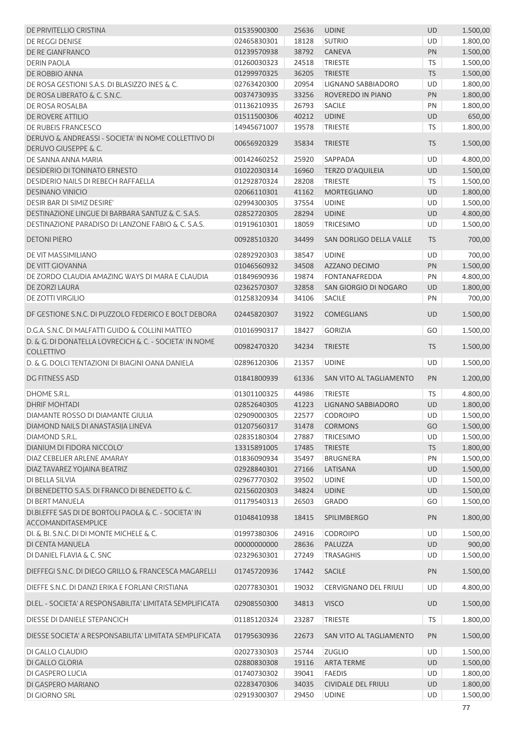| | | | | | |
|---|---|---|---|---|---|
| DE PRIVITELLIO CRISTINA | 01535900300 | 25636 | UDINE | UD | 1.500,00 |
| DE REGGI DENISE | 02465830301 | 18128 | SUTRIO | UD | 1.800,00 |
| DE RE GIANFRANCO | 01239570938 | 38792 | CANEVA | PN | 1.500,00 |
| DERIN PAOLA | 01260030323 | 24518 | TRIESTE | TS | 1.500,00 |
| DE ROBBIO ANNA | 01299970325 | 36205 | TRIESTE | TS | 1.500,00 |
| DE ROSA GESTIONI S.A.S. DI BLASIZZO INES & C. | 02763420300 | 20954 | LIGNANO SABBIADORO | UD | 1.800,00 |
| DE ROSA LIBERATO & C. S.N.C. | 00374730935 | 33256 | ROVEREDO IN PIANO | PN | 1.800,00 |
| DE ROSA ROSALBA | 01136210935 | 26793 | SACILE | PN | 1.800,00 |
| DE ROVERE ATTILIO | 01511500306 | 40212 | UDINE | UD | 650,00 |
| DE RUBEIS FRANCESCO | 14945671007 | 19578 | TRIESTE | TS | 1.800,00 |
| DERUVO & ANDREASSI - SOCIETA' IN NOME COLLETTIVO DI DERUVO GIUSEPPE & C. | 00656920329 | 35834 | TRIESTE | TS | 1.500,00 |
| DE SANNA ANNA MARIA | 00142460252 | 25920 | SAPPADA | UD | 4.800,00 |
| DESIDERIO DI TONINATO ERNESTO | 01022030314 | 16960 | TERZO D'AQUILEIA | UD | 1.500,00 |
| DESIDERIO NAILS DI REBECH RAFFAELLA | 01292870324 | 28208 | TRIESTE | TS | 1.500,00 |
| DESINANO VINICIO | 02066110301 | 41162 | MORTEGLIANO | UD | 1.800,00 |
| DESIR BAR DI SIMIZ DESIRE' | 02994300305 | 37554 | UDINE | UD | 1.500,00 |
| DESTINAZIONE LINGUE DI BARBARA SANTUZ & C. S.A.S. | 02852720305 | 28294 | UDINE | UD | 4.800,00 |
| DESTINAZIONE PARADISO DI LANZONE FABIO & C. S.A.S. | 01919610301 | 18059 | TRICESIMO | UD | 1.500,00 |
| DETONI PIERO | 00928510320 | 34499 | SAN DORLIGO DELLA VALLE | TS | 700,00 |
| DE VIT MASSIMILIANO | 02892920303 | 38547 | UDINE | UD | 700,00 |
| DE VITT GIOVANNA | 01046560932 | 34508 | AZZANO DECIMO | PN | 1.500,00 |
| DE ZORDO CLAUDIA AMAZING WAYS DI MARA E CLAUDIA | 01849690936 | 19874 | FONTANAFREDDA | PN | 4.800,00 |
| DE ZORZI LAURA | 02362570307 | 32858 | SAN GIORGIO DI NOGARO | UD | 1.800,00 |
| DE ZOTTI VIRGILIO | 01258320934 | 34106 | SACILE | PN | 700,00 |
| DF GESTIONE S.N.C. DI PUZZOLO FEDERICO E BOLT DEBORA | 02445820307 | 31922 | COMEGLIANS | UD | 1.500,00 |
| D.G.A. S.N.C. DI MALFATTI GUIDO & COLLINI MATTEO | 01016990317 | 18427 | GORIZIA | GO | 1.500,00 |
| D. & G. DI DONATELLA LOVRECICH & C. - SOCIETA' IN NOME COLLETTIVO | 00982470320 | 34234 | TRIESTE | TS | 1.500,00 |
| D. & G. DOLCI TENTAZIONI DI BIAGINI OANA DANIELA | 02896120306 | 21357 | UDINE | UD | 1.500,00 |
| DG FITNESS ASD | 01841800939 | 61336 | SAN VITO AL TAGLIAMENTO | PN | 1.200,00 |
| DHOME S.R.L. | 01301100325 | 44986 | TRIESTE | TS | 4.800,00 |
| DHRIF MOHTADI | 02852640305 | 41223 | LIGNANO SABBIADORO | UD | 1.800,00 |
| DIAMANTE ROSSO DI DIAMANTE GIULIA | 02909000305 | 22577 | CODROIPO | UD | 1.500,00 |
| DIAMOND NAILS DI ANASTASIJA LINEVA | 01207560317 | 31478 | CORMONS | GO | 1.500,00 |
| DIAMOND S.R.L. | 02835180304 | 27887 | TRICESIMO | UD | 1.500,00 |
| DIANIUM DI FIDORA NICCOLO' | 13315891005 | 17485 | TRIESTE | TS | 1.800,00 |
| DIAZ CEBELIER ARLENE AMARAY | 01836090934 | 35497 | BRUGNERA | PN | 1.500,00 |
| DIAZ TAVAREZ YOJAINA BEATRIZ | 02928840301 | 27166 | LATISANA | UD | 1.500,00 |
| DI BELLA SILVIA | 02967770302 | 39502 | UDINE | UD | 1.500,00 |
| DI BENEDETTO S.A.S. DI FRANCO DI BENEDETTO & C. | 02156020303 | 34824 | UDINE | UD | 1.500,00 |
| DI BERT MANUELA | 01179540313 | 26503 | GRADO | GO | 1.500,00 |
| DI.BI.EFFE SAS DI DE BORTOLI PAOLA & C. - SOCIETA' IN ACCOMANDITASEMPLICE | 01048410938 | 18415 | SPILIMBERGO | PN | 1.800,00 |
| DI. & BI. S.N.C. DI DI MONTE MICHELE & C. | 01997380306 | 24916 | CODROIPO | UD | 1.500,00 |
| DI CENTA MANUELA | 00000000000 | 28636 | PALUZZA | UD | 900,00 |
| DI DANIEL FLAVIA & C. SNC | 02329630301 | 27249 | TRASAGHIS | UD | 1.500,00 |
| DIEFFEGI S.N.C. DI DIEGO GRILLO & FRANCESCA MAGARELLI | 01745720936 | 17442 | SACILE | PN | 1.500,00 |
| DIEFFE S.N.C. DI DANZI ERIKA E FORLANI CRISTIANA | 02077830301 | 19032 | CERVIGNANO DEL FRIULI | UD | 4.800,00 |
| DI.EL. - SOCIETA' A RESPONSABILITA' LIMITATA SEMPLIFICATA | 02908550300 | 34813 | VISCO | UD | 1.500,00 |
| DIESSE DI DANIELE STEPANCICH | 01185120324 | 23287 | TRIESTE | TS | 1.800,00 |
| DIESSE SOCIETA' A RESPONSABILITA' LIMITATA SEMPLIFICATA | 01795630936 | 22673 | SAN VITO AL TAGLIAMENTO | PN | 1.500,00 |
| DI GALLO CLAUDIO | 02027330303 | 25744 | ZUGLIO | UD | 1.500,00 |
| DI GALLO GLORIA | 02880830308 | 19116 | ARTA TERME | UD | 1.500,00 |
| DI GASPERO LUCIA | 01740730302 | 39041 | FAEDIS | UD | 1.800,00 |
| DI GASPERO MARIANO | 02283470306 | 34035 | CIVIDALE DEL FRIULI | UD | 1.800,00 |
| DI GIORNO SRL | 02919300307 | 29450 | UDINE | UD | 1.500,00 |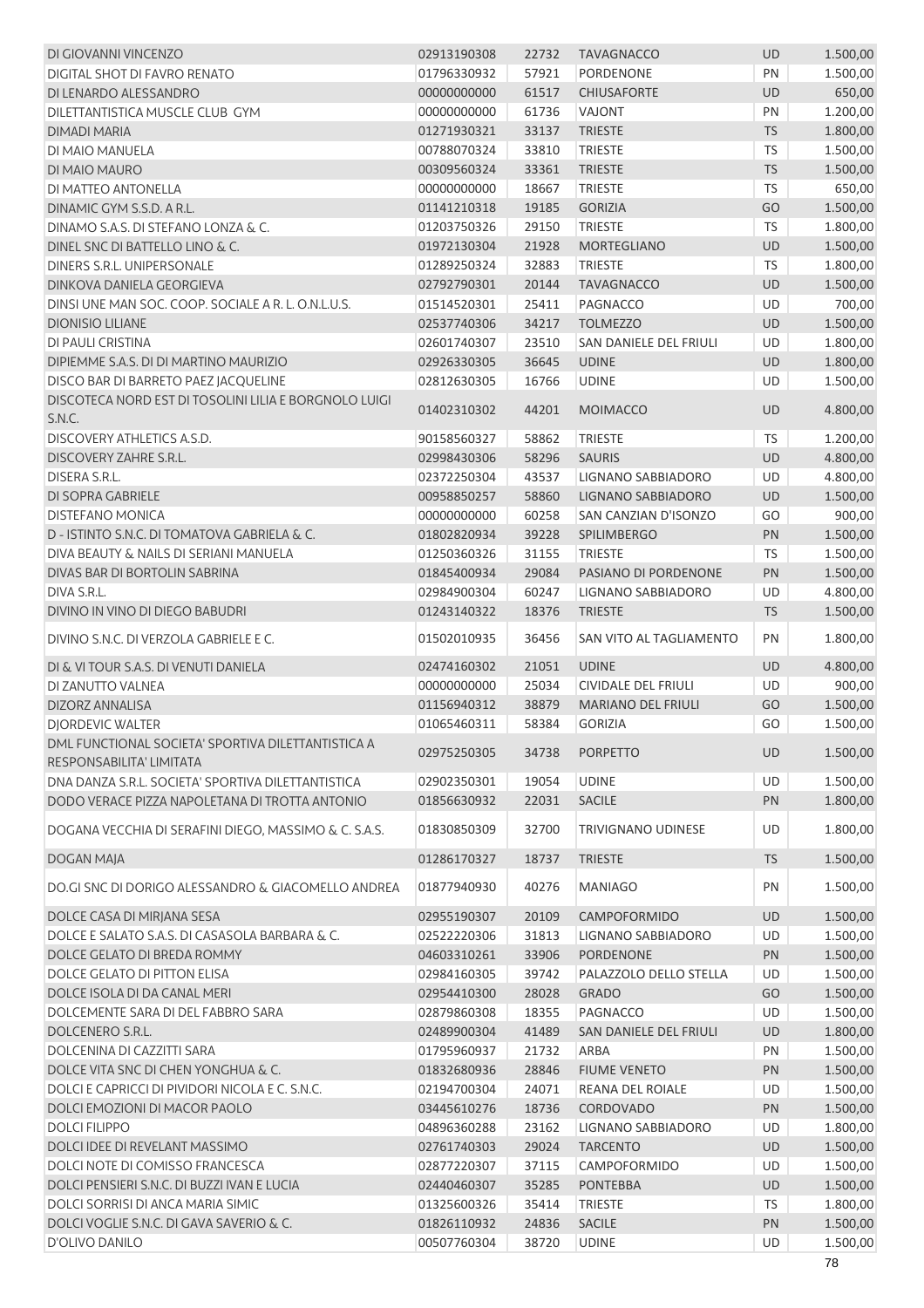| | | | | | |
|---|---|---|---|---|---|
| DI GIOVANNI VINCENZO | 02913190308 | 22732 | TAVAGNACCO | UD | 1.500,00 |
| DIGITAL SHOT DI FAVRO RENATO | 01796330932 | 57921 | PORDENONE | PN | 1.500,00 |
| DI LENARDO ALESSANDRO | 00000000000 | 61517 | CHIUSAFORTE | UD | 650,00 |
| DILETTANTISTICA MUSCLE CLUB GYM | 00000000000 | 61736 | VAJONT | PN | 1.200,00 |
| DIMADI MARIA | 01271930321 | 33137 | TRIESTE | TS | 1.800,00 |
| DI MAIO MANUELA | 00788070324 | 33810 | TRIESTE | TS | 1.500,00 |
| DI MAIO MAURO | 00309560324 | 33361 | TRIESTE | TS | 1.500,00 |
| DI MATTEO ANTONELLA | 00000000000 | 18667 | TRIESTE | TS | 650,00 |
| DINAMIC GYM S.S.D. A R.L. | 01141210318 | 19185 | GORIZIA | GO | 1.500,00 |
| DINAMO S.A.S. DI STEFANO LONZA & C. | 01203750326 | 29150 | TRIESTE | TS | 1.800,00 |
| DINEL SNC DI BATTELLO LINO & C. | 01972130304 | 21928 | MORTEGLIANO | UD | 1.500,00 |
| DINERS S.R.L. UNIPERSONALE | 01289250324 | 32883 | TRIESTE | TS | 1.800,00 |
| DINKOVA DANIELA GEORGIEVA | 02792790301 | 20144 | TAVAGNACCO | UD | 1.500,00 |
| DINSI UNE MAN SOC. COOP. SOCIALE A R. L. O.N.L.U.S. | 01514520301 | 25411 | PAGNACCO | UD | 700,00 |
| DIONISIO LILIANE | 02537740306 | 34217 | TOLMEZZO | UD | 1.500,00 |
| DI PAULI CRISTINA | 02601740307 | 23510 | SAN DANIELE DEL FRIULI | UD | 1.800,00 |
| DIPIEMME S.A.S. DI DI MARTINO MAURIZIO | 02926330305 | 36645 | UDINE | UD | 1.800,00 |
| DISCO BAR DI BARRETO PAEZ JACQUELINE | 02812630305 | 16766 | UDINE | UD | 1.500,00 |
| DISCOTECA NORD EST DI TOSOLINI LILIA E BORGNOLO LUIGI S.N.C. | 01402310302 | 44201 | MOIMACCO | UD | 4.800,00 |
| DISCOVERY ATHLETICS A.S.D. | 90158560327 | 58862 | TRIESTE | TS | 1.200,00 |
| DISCOVERY ZAHRE S.R.L. | 02998430306 | 58296 | SAURIS | UD | 4.800,00 |
| DISERA S.R.L. | 02372250304 | 43537 | LIGNANO SABBIADORO | UD | 4.800,00 |
| DI SOPRA GABRIELE | 00958850257 | 58860 | LIGNANO SABBIADORO | UD | 1.500,00 |
| DISTEFANO MONICA | 00000000000 | 60258 | SAN CANZIAN D'ISONZO | GO | 900,00 |
| D - ISTINTO S.N.C. DI TOMATOVA GABRIELA & C. | 01802820934 | 39228 | SPILIMBERGO | PN | 1.500,00 |
| DIVA BEAUTY & NAILS DI SERIANI MANUELA | 01250360326 | 31155 | TRIESTE | TS | 1.500,00 |
| DIVAS BAR DI BORTOLIN SABRINA | 01845400934 | 29084 | PASIANO DI PORDENONE | PN | 1.500,00 |
| DIVA S.R.L. | 02984900304 | 60247 | LIGNANO SABBIADORO | UD | 4.800,00 |
| DIVINO IN VINO DI DIEGO BABUDRI | 01243140322 | 18376 | TRIESTE | TS | 1.500,00 |
| DIVINO S.N.C. DI VERZOLA GABRIELE E C. | 01502010935 | 36456 | SAN VITO AL TAGLIAMENTO | PN | 1.800,00 |
| DI & VI TOUR S.A.S. DI VENUTI DANIELA | 02474160302 | 21051 | UDINE | UD | 4.800,00 |
| DI ZANUTTO VALNEA | 00000000000 | 25034 | CIVIDALE DEL FRIULI | UD | 900,00 |
| DIZORZ ANNALISA | 01156940312 | 38879 | MARIANO DEL FRIULI | GO | 1.500,00 |
| DJORDEVIC WALTER | 01065460311 | 58384 | GORIZIA | GO | 1.500,00 |
| DML FUNCTIONAL SOCIETA' SPORTIVA DILETTANTISTICA A RESPONSABILITA' LIMITATA | 02975250305 | 34738 | PORPETTO | UD | 1.500,00 |
| DNA DANZA S.R.L. SOCIETA' SPORTIVA DILETTANTISTICA | 02902350301 | 19054 | UDINE | UD | 1.500,00 |
| DODO VERACE PIZZA NAPOLETANA DI TROTTA ANTONIO | 01856630932 | 22031 | SACILE | PN | 1.800,00 |
| DOGANA VECCHIA DI SERAFINI DIEGO, MASSIMO & C. S.A.S. | 01830850309 | 32700 | TRIVIGNANO UDINESE | UD | 1.800,00 |
| DOGAN MAJA | 01286170327 | 18737 | TRIESTE | TS | 1.500,00 |
| DO.GI SNC DI DORIGO ALESSANDRO & GIACOMELLO ANDREA | 01877940930 | 40276 | MANIAGO | PN | 1.500,00 |
| DOLCE CASA DI MIRJANA SESA | 02955190307 | 20109 | CAMPOFORMIDO | UD | 1.500,00 |
| DOLCE E SALATO S.A.S. DI CASASOLA BARBARA & C. | 02522220306 | 31813 | LIGNANO SABBIADORO | UD | 1.500,00 |
| DOLCE GELATO DI BREDA ROMMY | 04603310261 | 33906 | PORDENONE | PN | 1.500,00 |
| DOLCE GELATO DI PITTON ELISA | 02984160305 | 39742 | PALAZZOLO DELLO STELLA | UD | 1.500,00 |
| DOLCE ISOLA DI DA CANAL MERI | 02954410300 | 28028 | GRADO | GO | 1.500,00 |
| DOLCEMENTE SARA DI DEL FABBRO SARA | 02879860308 | 18355 | PAGNACCO | UD | 1.500,00 |
| DOLCENERO S.R.L. | 02489900304 | 41489 | SAN DANIELE DEL FRIULI | UD | 1.800,00 |
| DOLCENINA DI CAZZITTI SARA | 01795960937 | 21732 | ARBA | PN | 1.500,00 |
| DOLCE VITA SNC DI CHEN YONGHUA & C. | 01832680936 | 28846 | FIUME VENETO | PN | 1.500,00 |
| DOLCI E CAPRICCI DI PIVIDORI NICOLA E C. S.N.C. | 02194700304 | 24071 | REANA DEL ROIALE | UD | 1.500,00 |
| DOLCI EMOZIONI DI MACOR PAOLO | 03445610276 | 18736 | CORDOVADO | PN | 1.500,00 |
| DOLCI FILIPPO | 04896360288 | 23162 | LIGNANO SABBIADORO | UD | 1.800,00 |
| DOLCI IDEE DI REVELANT MASSIMO | 02761740303 | 29024 | TARCENTO | UD | 1.500,00 |
| DOLCI NOTE DI COMISSO FRANCESCA | 02877220307 | 37115 | CAMPOFORMIDO | UD | 1.500,00 |
| DOLCI PENSIERI S.N.C. DI BUZZI IVAN E LUCIA | 02440460307 | 35285 | PONTEBBA | UD | 1.500,00 |
| DOLCI SORRISI DI ANCA MARIA SIMIC | 01325600326 | 35414 | TRIESTE | TS | 1.800,00 |
| DOLCI VOGLIE S.N.C. DI GAVA SAVERIO & C. | 01826110932 | 24836 | SACILE | PN | 1.500,00 |
| D'OLIVO DANILO | 00507760304 | 38720 | UDINE | UD | 1.500,00 |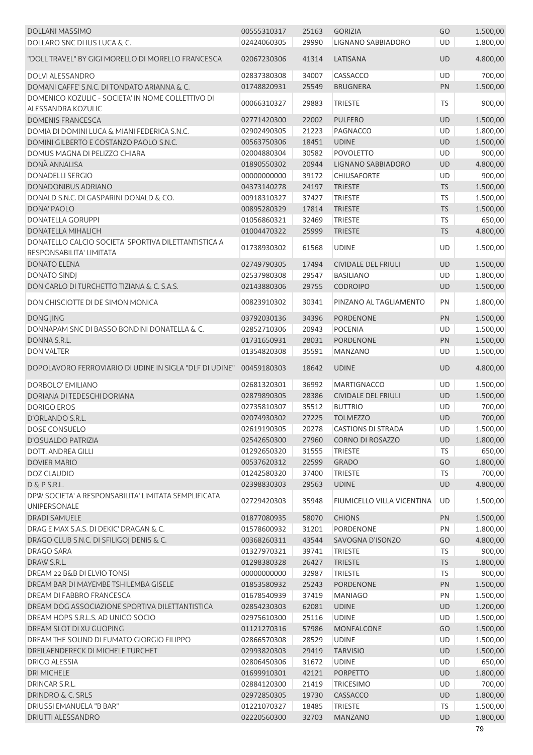| | | | | | |
|---|---|---|---|---|---|
| DOLLANI MASSIMO | 00555310317 | 25163 | GORIZIA | GO | 1.500,00 |
| DOLLARO SNC DI IUS LUCA & C. | 02424060305 | 29990 | LIGNANO SABBIADORO | UD | 1.800,00 |
| "DOLL TRAVEL" BY GIGI MORELLO DI MORELLO FRANCESCA | 02067230306 | 41314 | LATISANA | UD | 4.800,00 |
| DOLVI ALESSANDRO | 02837380308 | 34007 | CASSACCO | UD | 700,00 |
| DOMANI CAFFE' S.N.C. DI TONDATO ARIANNA & C. | 01748820931 | 25549 | BRUGNERA | PN | 1.500,00 |
| DOMENICO KOZULIC - SOCIETA' IN NOME COLLETTIVO DI ALESSANDRA KOZULIC | 00066310327 | 29883 | TRIESTE | TS | 900,00 |
| DOMENIS FRANCESCA | 02771420300 | 22002 | PULFERO | UD | 1.500,00 |
| DOMIA DI DOMINI LUCA & MIANI FEDERICA S.N.C. | 02902490305 | 21223 | PAGNACCO | UD | 1.800,00 |
| DOMINI GILBERTO E COSTANZO PAOLO S.N.C. | 00563750306 | 18451 | UDINE | UD | 1.500,00 |
| DOMUS MAGNA DI PELIZZO CHIARA | 02004880304 | 30582 | POVOLETTO | UD | 900,00 |
| DONÀ ANNALISA | 01890550302 | 20944 | LIGNANO SABBIADORO | UD | 4.800,00 |
| DONADELLI SERGIO | 00000000000 | 39172 | CHIUSAFORTE | UD | 900,00 |
| DONADONIBUS ADRIANO | 04373140278 | 24197 | TRIESTE | TS | 1.500,00 |
| DONALD S.N.C. DI GASPARINI DONALD & CO. | 00918310327 | 37427 | TRIESTE | TS | 1.500,00 |
| DONA' PAOLO | 00895280329 | 17814 | TRIESTE | TS | 1.500,00 |
| DONATELLA GORUPPI | 01056860321 | 32469 | TRIESTE | TS | 650,00 |
| DONATELLA MIHALICH | 01004470322 | 25999 | TRIESTE | TS | 4.800,00 |
| DONATELLO CALCIO SOCIETA' SPORTIVA DILETTANTISTICA A RESPONSABILITA' LIMITATA | 01738930302 | 61568 | UDINE | UD | 1.500,00 |
| DONATO ELENA | 02749790305 | 17494 | CIVIDALE DEL FRIULI | UD | 1.500,00 |
| DONATO SINDJ | 02537980308 | 29547 | BASILIANO | UD | 1.800,00 |
| DON CARLO DI TURCHETTO TIZIANA & C. S.A.S. | 02143880306 | 29755 | CODROIPO | UD | 1.500,00 |
| DON CHISCIOTTE DI DE SIMON MONICA | 00823910302 | 30341 | PINZANO AL TAGLIAMENTO | PN | 1.800,00 |
| DONG JING | 03792030136 | 34396 | PORDENONE | PN | 1.500,00 |
| DONNAPAM SNC DI BASSO BONDINI DONATELLA & C. | 02852710306 | 20943 | POCENIA | UD | 1.500,00 |
| DONNA S.R.L. | 01731650931 | 28031 | PORDENONE | PN | 1.500,00 |
| DON VALTER | 01354820308 | 35591 | MANZANO | UD | 1.500,00 |
| DOPOLAVORO FERROVIARIO DI UDINE IN SIGLA "DLF DI UDINE" | 00459180303 | 18642 | UDINE | UD | 4.800,00 |
| DORBOLO' EMILIANO | 02681320301 | 36992 | MARTIGNACCO | UD | 1.500,00 |
| DORIANA DI TEDESCHI DORIANA | 02879890305 | 28386 | CIVIDALE DEL FRIULI | UD | 1.500,00 |
| DORIGO EROS | 02735810307 | 35512 | BUTTRIO | UD | 700,00 |
| D'ORLANDO S.R.L. | 02074930302 | 27225 | TOLMEZZO | UD | 700,00 |
| DOSE CONSUELO | 02619190305 | 20278 | CASTIONS DI STRADA | UD | 1.500,00 |
| D'OSUALDO PATRIZIA | 02542650300 | 27960 | CORNO DI ROSAZZO | UD | 1.800,00 |
| DOTT. ANDREA GILLI | 01292650320 | 31555 | TRIESTE | TS | 650,00 |
| DOVIER MARIO | 00537620312 | 22599 | GRADO | GO | 1.800,00 |
| DOZ CLAUDIO | 01242580320 | 37400 | TRIESTE | TS | 700,00 |
| D & P S.R.L. | 02398830303 | 29563 | UDINE | UD | 4.800,00 |
| DPW SOCIETA' A RESPONSABILITA' LIMITATA SEMPLIFICATA UNIPERSONALE | 02729420303 | 35948 | FIUMICELLO VILLA VICENTINA | UD | 1.500,00 |
| DRADI SAMUELE | 01877080935 | 58070 | CHIONS | PN | 1.500,00 |
| DRAG E MAX S.A.S. DI DEKIC' DRAGAN & C. | 01578600932 | 31201 | PORDENONE | PN | 1.800,00 |
| DRAGO CLUB S.N.C. DI SFILIGOJ DENIS & C. | 00368260311 | 43544 | SAVOGNA D'ISONZO | GO | 4.800,00 |
| DRAGO SARA | 01327970321 | 39741 | TRIESTE | TS | 900,00 |
| DRAW S.R.L. | 01298380328 | 26427 | TRIESTE | TS | 1.800,00 |
| DREAM 22 B&B DI ELVIO TONSI | 00000000000 | 32987 | TRIESTE | TS | 900,00 |
| DREAM BAR DI MAYEMBE TSHILEMBA GISELE | 01853580932 | 25243 | PORDENONE | PN | 1.500,00 |
| DREAM DI FABBRO FRANCESCA | 01678540939 | 37419 | MANIAGO | PN | 1.500,00 |
| DREAM DOG ASSOCIAZIONE SPORTIVA DILETTANTISTICA | 02854230303 | 62081 | UDINE | UD | 1.200,00 |
| DREAM HOPS S.R.L.S. AD UNICO SOCIO | 02975610300 | 25116 | UDINE | UD | 1.500,00 |
| DREAM SLOT DI XU GUOPING | 01121270316 | 57986 | MONFALCONE | GO | 1.500,00 |
| DREAM THE SOUND DI FUMATO GIORGIO FILIPPO | 02866570308 | 28529 | UDINE | UD | 1.500,00 |
| DREILAENDERECK DI MICHELE TURCHET | 02993820303 | 29419 | TARVISIO | UD | 1.500,00 |
| DRIGO ALESSIA | 02806450306 | 31672 | UDINE | UD | 650,00 |
| DRI MICHELE | 01699910301 | 42121 | PORPETTO | UD | 1.800,00 |
| DRINCAR S.R.L. | 02884120300 | 21419 | TRICESIMO | UD | 700,00 |
| DRINDRO & C. SRLS | 02972850305 | 19730 | CASSACCO | UD | 1.800,00 |
| DRIUSSI EMANUELA "B BAR" | 01221070327 | 18485 | TRIESTE | TS | 1.500,00 |
| DRIUTTI ALESSANDRO | 02220560300 | 32703 | MANZANO | UD | 1.800,00 |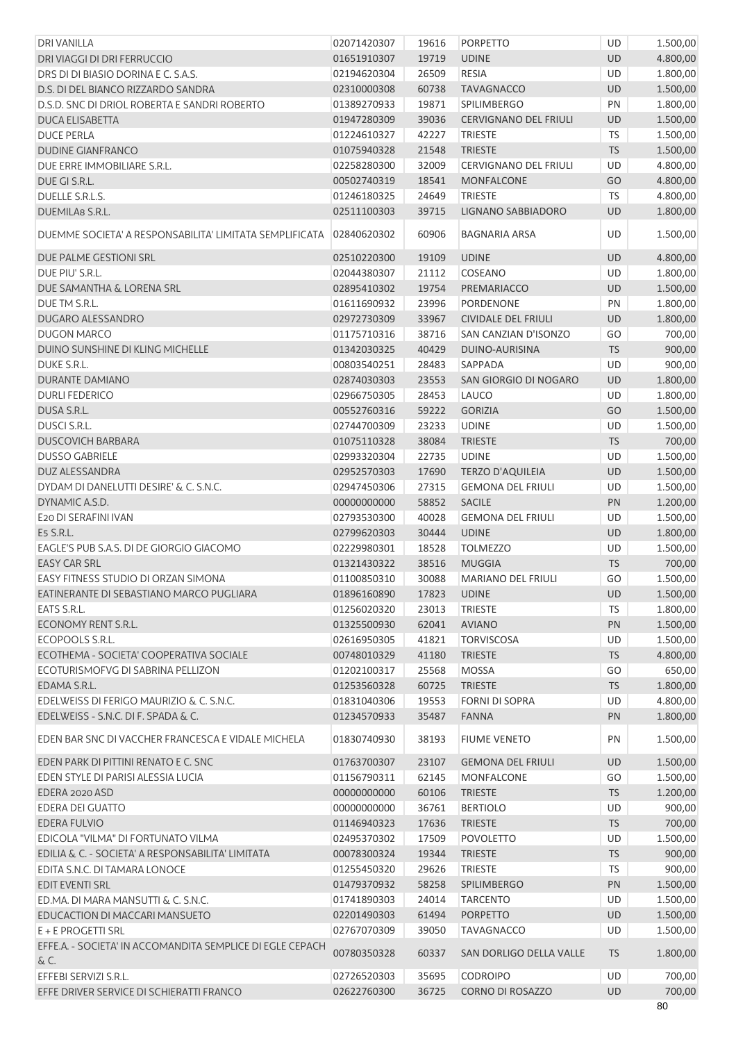| | | | | | |
|---|---|---|---|---|---|
| DRI VANILLA | 02071420307 | 19616 | PORPETTO | UD | 1.500,00 |
| DRI VIAGGI DI DRI FERRUCCIO | 01651910307 | 19719 | UDINE | UD | 4.800,00 |
| DRS DI DI BIASIO DORINA E C. S.A.S. | 02194620304 | 26509 | RESIA | UD | 1.800,00 |
| D.S. DI DEL BIANCO RIZZARDO SANDRA | 02310000308 | 60738 | TAVAGNACCO | UD | 1.500,00 |
| D.S.D. SNC DI DRIOL ROBERTA E SANDRI ROBERTO | 01389270933 | 19871 | SPILIMBERGO | PN | 1.800,00 |
| DUCA ELISABETTA | 01947280309 | 39036 | CERVIGNANO DEL FRIULI | UD | 1.500,00 |
| DUCE PERLA | 01224610327 | 42227 | TRIESTE | TS | 1.500,00 |
| DUDINE GIANFRANCO | 01075940328 | 21548 | TRIESTE | TS | 1.500,00 |
| DUE ERRE IMMOBILIARE S.R.L. | 02258280300 | 32009 | CERVIGNANO DEL FRIULI | UD | 4.800,00 |
| DUE GI S.R.L. | 00502740319 | 18541 | MONFALCONE | GO | 4.800,00 |
| DUELLE S.R.L.S. | 01246180325 | 24649 | TRIESTE | TS | 4.800,00 |
| DUEMILA8 S.R.L. | 02511100303 | 39715 | LIGNANO SABBIADORO | UD | 1.800,00 |
| DUEMME SOCIETA' A RESPONSABILITA' LIMITATA SEMPLIFICATA | 02840620302 | 60906 | BAGNARIA ARSA | UD | 1.500,00 |
| DUE PALME GESTIONI SRL | 02510220300 | 19109 | UDINE | UD | 4.800,00 |
| DUE PIU' S.R.L. | 02044380307 | 21112 | COSEANO | UD | 1.800,00 |
| DUE SAMANTHA & LORENA SRL | 02895410302 | 19754 | PREMARIACCO | UD | 1.500,00 |
| DUE TM S.R.L. | 01611690932 | 23996 | PORDENONE | PN | 1.800,00 |
| DUGARO ALESSANDRO | 02972730309 | 33967 | CIVIDALE DEL FRIULI | UD | 1.800,00 |
| DUGON MARCO | 01175710316 | 38716 | SAN CANZIAN D'ISONZO | GO | 700,00 |
| DUINO SUNSHINE DI KLING MICHELLE | 01342030325 | 40429 | DUINO-AURISINA | TS | 900,00 |
| DUKE S.R.L. | 00803540251 | 28483 | SAPPADA | UD | 900,00 |
| DURANTE DAMIANO | 02874030303 | 23553 | SAN GIORGIO DI NOGARO | UD | 1.800,00 |
| DURLI FEDERICO | 02966750305 | 28453 | LAUCO | UD | 1.800,00 |
| DUSA S.R.L. | 00552760316 | 59222 | GORIZIA | GO | 1.500,00 |
| DUSCI S.R.L. | 02744700309 | 23233 | UDINE | UD | 1.500,00 |
| DUSCOVICH BARBARA | 01075110328 | 38084 | TRIESTE | TS | 700,00 |
| DUSSO GABRIELE | 02993320304 | 22735 | UDINE | UD | 1.500,00 |
| DUZ ALESSANDRA | 02952570303 | 17690 | TERZO D'AQUILEIA | UD | 1.500,00 |
| DYDAM DI DANELUTTI DESIRE' & C. S.N.C. | 02947450306 | 27315 | GEMONA DEL FRIULI | UD | 1.500,00 |
| DYNAMIC A.S.D. | 00000000000 | 58852 | SACILE | PN | 1.200,00 |
| E20 DI SERAFINI IVAN | 02793530300 | 40028 | GEMONA DEL FRIULI | UD | 1.500,00 |
| E5 S.R.L. | 02799620303 | 30444 | UDINE | UD | 1.800,00 |
| EAGLE'S PUB S.A.S. DI DE GIORGIO GIACOMO | 02229980301 | 18528 | TOLMEZZO | UD | 1.500,00 |
| EASY CAR SRL | 01321430322 | 38516 | MUGGIA | TS | 700,00 |
| EASY FITNESS STUDIO DI ORZAN SIMONA | 01100850310 | 30088 | MARIANO DEL FRIULI | GO | 1.500,00 |
| EATINERANTE DI SEBASTIANO MARCO PUGLIARA | 01896160890 | 17823 | UDINE | UD | 1.500,00 |
| EATS S.R.L. | 01256020320 | 23013 | TRIESTE | TS | 1.800,00 |
| ECONOMY RENT S.R.L. | 01325500930 | 62041 | AVIANO | PN | 1.500,00 |
| ECOPOOLS S.R.L. | 02616950305 | 41821 | TORVISCOSA | UD | 1.500,00 |
| ECOTHEMA - SOCIETA' COOPERATIVA SOCIALE | 00748010329 | 41180 | TRIESTE | TS | 4.800,00 |
| ECOTURISMOFVG DI SABRINA PELLIZON | 01202100317 | 25568 | MOSSA | GO | 650,00 |
| EDAMA S.R.L. | 01253560328 | 60725 | TRIESTE | TS | 1.800,00 |
| EDELWEISS DI FERIGO MAURIZIO & C. S.N.C. | 01831040306 | 19553 | FORNI DI SOPRA | UD | 4.800,00 |
| EDELWEISS - S.N.C. DI F. SPADA & C. | 01234570933 | 35487 | FANNA | PN | 1.800,00 |
| EDEN BAR SNC DI VACCHER FRANCESCA E VIDALE MICHELA | 01830740930 | 38193 | FIUME VENETO | PN | 1.500,00 |
| EDEN PARK DI PITTINI RENATO E C. SNC | 01763700307 | 23107 | GEMONA DEL FRIULI | UD | 1.500,00 |
| EDEN STYLE DI PARISI ALESSIA LUCIA | 01156790311 | 62145 | MONFALCONE | GO | 1.500,00 |
| EDERA 2020 ASD | 00000000000 | 60106 | TRIESTE | TS | 1.200,00 |
| EDERA DEI GUATTO | 00000000000 | 36761 | BERTIOLO | UD | 900,00 |
| EDERA FULVIO | 01146940323 | 17636 | TRIESTE | TS | 700,00 |
| EDICOLA "VILMA" DI FORTUNATO VILMA | 02495370302 | 17509 | POVOLETTO | UD | 1.500,00 |
| EDILIA & C. - SOCIETA' A RESPONSABILITA' LIMITATA | 00078300324 | 19344 | TRIESTE | TS | 900,00 |
| EDITA S.N.C. DI TAMARA LONOCE | 01255450320 | 29626 | TRIESTE | TS | 900,00 |
| EDIT EVENTI SRL | 01479370932 | 58258 | SPILIMBERGO | PN | 1.500,00 |
| ED.MA. DI MARA MANSUTTI & C. S.N.C. | 01741890303 | 24014 | TARCENTO | UD | 1.500,00 |
| EDUCACTION DI MACCARI MANSUETO | 02201490303 | 61494 | PORPETTO | UD | 1.500,00 |
| E + E PROGETTI SRL | 02767070309 | 39050 | TAVAGNACCO | UD | 1.500,00 |
| EFFE.A. - SOCIETA' IN ACCOMANDITA SEMPLICE DI EGLE CEPACH & C. | 00780350328 | 60337 | SAN DORLIGO DELLA VALLE | TS | 1.800,00 |
| EFFEBI SERVIZI S.R.L. | 02726520303 | 35695 | CODROIPO | UD | 700,00 |
| EFFE DRIVER SERVICE DI SCHIERATTI FRANCO | 02622760300 | 36725 | CORNO DI ROSAZZO | UD | 700,00 |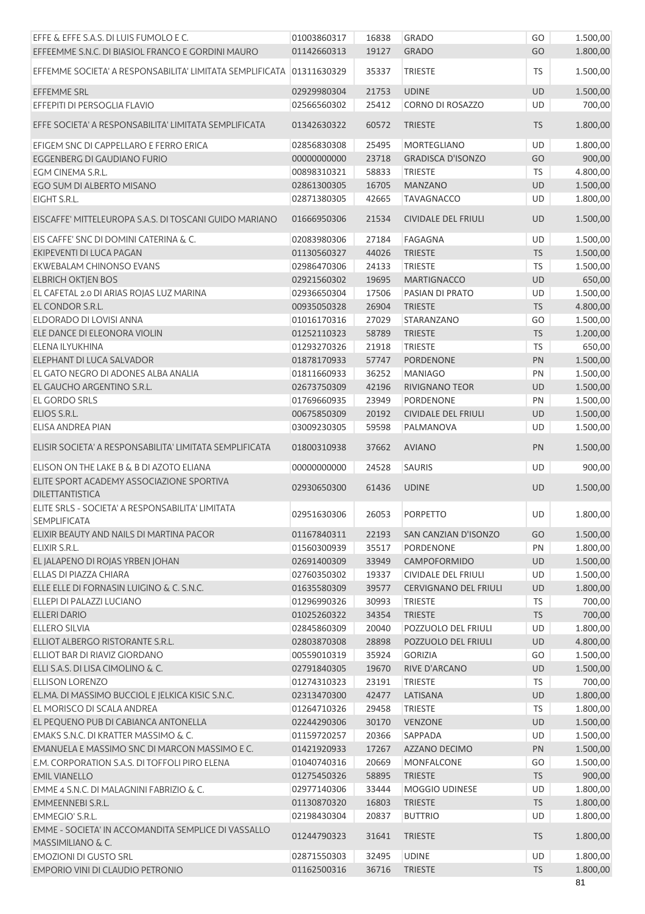| | | | | | |
|---|---|---|---|---|---|
| EFFE & EFFE S.A.S. DI LUIS FUMOLO E C. | 01003860317 | 16838 | GRADO | GO | 1.500,00 |
| EFFEEMME S.N.C. DI BIASIOL FRANCO E GORDINI MAURO | 01142660313 | 19127 | GRADO | GO | 1.800,00 |
| EFFEMME SOCIETA' A RESPONSABILITA' LIMITATA SEMPLIFICATA | 01311630329 | 35337 | TRIESTE | TS | 1.500,00 |
| EFFEMME SRL | 02929980304 | 21753 | UDINE | UD | 1.500,00 |
| EFFEPITI DI PERSOGLIA FLAVIO | 02566560302 | 25412 | CORNO DI ROSAZZO | UD | 700,00 |
| EFFE SOCIETA' A RESPONSABILITA' LIMITATA SEMPLIFICATA | 01342630322 | 60572 | TRIESTE | TS | 1.800,00 |
| EFIGEM SNC DI CAPPELLARO E FERRO ERICA | 02856830308 | 25495 | MORTEGLIANO | UD | 1.800,00 |
| EGGENBERG DI GAUDIANO FURIO | 00000000000 | 23718 | GRADISCA D'ISONZO | GO | 900,00 |
| EGM CINEMA S.R.L. | 00898310321 | 58833 | TRIESTE | TS | 4.800,00 |
| EGO SUM DI ALBERTO MISANO | 02861300305 | 16705 | MANZANO | UD | 1.500,00 |
| EIGHT S.R.L. | 02871380305 | 42665 | TAVAGNACCO | UD | 1.800,00 |
| EISCAFFE' MITTELEUROPA S.A.S. DI TOSCANI GUIDO MARIANO | 01666950306 | 21534 | CIVIDALE DEL FRIULI | UD | 1.500,00 |
| EIS CAFFE' SNC DI DOMINI CATERINA & C. | 02083980306 | 27184 | FAGAGNA | UD | 1.500,00 |
| EKIPEVENTI DI LUCA PAGAN | 01130560327 | 44026 | TRIESTE | TS | 1.500,00 |
| EKWEBALAM CHINONSO EVANS | 02986470306 | 24133 | TRIESTE | TS | 1.500,00 |
| ELBRICH OKTJEN BOS | 02921560302 | 19695 | MARTIGNACCO | UD | 650,00 |
| EL CAFETAL 2.0 DI ARIAS ROJAS LUZ MARINA | 02936650304 | 17506 | PASIAN DI PRATO | UD | 1.500,00 |
| EL CONDOR S.R.L. | 00935050328 | 26904 | TRIESTE | TS | 4.800,00 |
| ELDORADO DI LOVISI ANNA | 01016170316 | 27029 | STARANZANO | GO | 1.500,00 |
| ELE DANCE DI ELEONORA VIOLIN | 01252110323 | 58789 | TRIESTE | TS | 1.200,00 |
| ELENA ILYUKHINA | 01293270326 | 21918 | TRIESTE | TS | 650,00 |
| ELEPHANT DI LUCA SALVADOR | 01878170933 | 57747 | PORDENONE | PN | 1.500,00 |
| EL GATO NEGRO DI ADONES ALBA ANALIA | 01811660933 | 36252 | MANIAGO | PN | 1.500,00 |
| EL GAUCHO ARGENTINO S.R.L. | 02673750309 | 42196 | RIVIGNANO TEOR | UD | 1.500,00 |
| EL GORDO SRLS | 01769660935 | 23949 | PORDENONE | PN | 1.500,00 |
| ELIOS S.R.L. | 00675850309 | 20192 | CIVIDALE DEL FRIULI | UD | 1.500,00 |
| ELISA ANDREA PIAN | 03009230305 | 59598 | PALMANOVA | UD | 1.500,00 |
| ELISIR SOCIETA' A RESPONSABILITA' LIMITATA SEMPLIFICATA | 01800310938 | 37662 | AVIANO | PN | 1.500,00 |
| ELISON ON THE LAKE B & B DI AZOTO ELIANA | 00000000000 | 24528 | SAURIS | UD | 900,00 |
| ELITE SPORT ACADEMY ASSOCIAZIONE SPORTIVA DILETTANTISTICA | 02930650300 | 61436 | UDINE | UD | 1.500,00 |
| ELITE SRLS - SOCIETA' A RESPONSABILITA' LIMITATA SEMPLIFICATA | 02951630306 | 26053 | PORPETTO | UD | 1.800,00 |
| ELIXIR BEAUTY AND NAILS DI MARTINA PACOR | 01167840311 | 22193 | SAN CANZIAN D'ISONZO | GO | 1.500,00 |
| ELIXIR S.R.L. | 01560300939 | 35517 | PORDENONE | PN | 1.800,00 |
| EL JALAPENO DI ROJAS YRBEN JOHAN | 02691400309 | 33949 | CAMPOFORMIDO | UD | 1.500,00 |
| ELLAS DI PIAZZA CHIARA | 02760350302 | 19337 | CIVIDALE DEL FRIULI | UD | 1.500,00 |
| ELLE ELLE DI FORNASIN LUIGINO & C. S.N.C. | 01635580309 | 39577 | CERVIGNANO DEL FRIULI | UD | 1.800,00 |
| ELLEPI DI PALAZZI LUCIANO | 01296990326 | 30993 | TRIESTE | TS | 700,00 |
| ELLERI DARIO | 01025260322 | 34354 | TRIESTE | TS | 700,00 |
| ELLERO SILVIA | 02845860309 | 20040 | POZZUOLO DEL FRIULI | UD | 1.800,00 |
| ELLIOT ALBERGO RISTORANTE S.R.L. | 02803870308 | 28898 | POZZUOLO DEL FRIULI | UD | 4.800,00 |
| ELLIOT BAR DI RIAVIZ GIORDANO | 00559010319 | 35924 | GORIZIA | GO | 1.500,00 |
| ELLI S.A.S. DI LISA CIMOLINO & C. | 02791840305 | 19670 | RIVE D'ARCANO | UD | 1.500,00 |
| ELLISON LORENZO | 01274310323 | 23191 | TRIESTE | TS | 700,00 |
| EL.MA. DI MASSIMO BUCCIOL E JELKICA KISIC S.N.C. | 02313470300 | 42477 | LATISANA | UD | 1.800,00 |
| EL MORISCO DI SCALA ANDREA | 01264710326 | 29458 | TRIESTE | TS | 1.800,00 |
| EL PEQUENO PUB DI CABIANCA ANTONELLA | 02244290306 | 30170 | VENZONE | UD | 1.500,00 |
| EMAKS S.N.C. DI KRATTER MASSIMO & C. | 01159720257 | 20366 | SAPPADA | UD | 1.500,00 |
| EMANUELA E MASSIMO SNC DI MARCON MASSIMO E C. | 01421920933 | 17267 | AZZANO DECIMO | PN | 1.500,00 |
| E.M. CORPORATION S.A.S. DI TOFFOLI PIRO ELENA | 01040740316 | 20669 | MONFALCONE | GO | 1.500,00 |
| EMIL VIANELLO | 01275450326 | 58895 | TRIESTE | TS | 900,00 |
| EMME 4 S.N.C. DI MALAGNINI FABRIZIO & C. | 02977140306 | 33444 | MOGGIO UDINESE | UD | 1.800,00 |
| EMMEENNEBI S.R.L. | 01130870320 | 16803 | TRIESTE | TS | 1.800,00 |
| EMMEGIO' S.R.L. | 02198430304 | 20837 | BUTTRIO | UD | 1.800,00 |
| EMME - SOCIETA' IN ACCOMANDITA SEMPLICE DI VASSALLO MASSIMILIANO & C. | 01244790323 | 31641 | TRIESTE | TS | 1.800,00 |
| EMOZIONI DI GUSTO SRL | 02871550303 | 32495 | UDINE | UD | 1.800,00 |
| EMPORIO VINI DI CLAUDIO PETRONIO | 01162500316 | 36716 | TRIESTE | TS | 1.800,00 |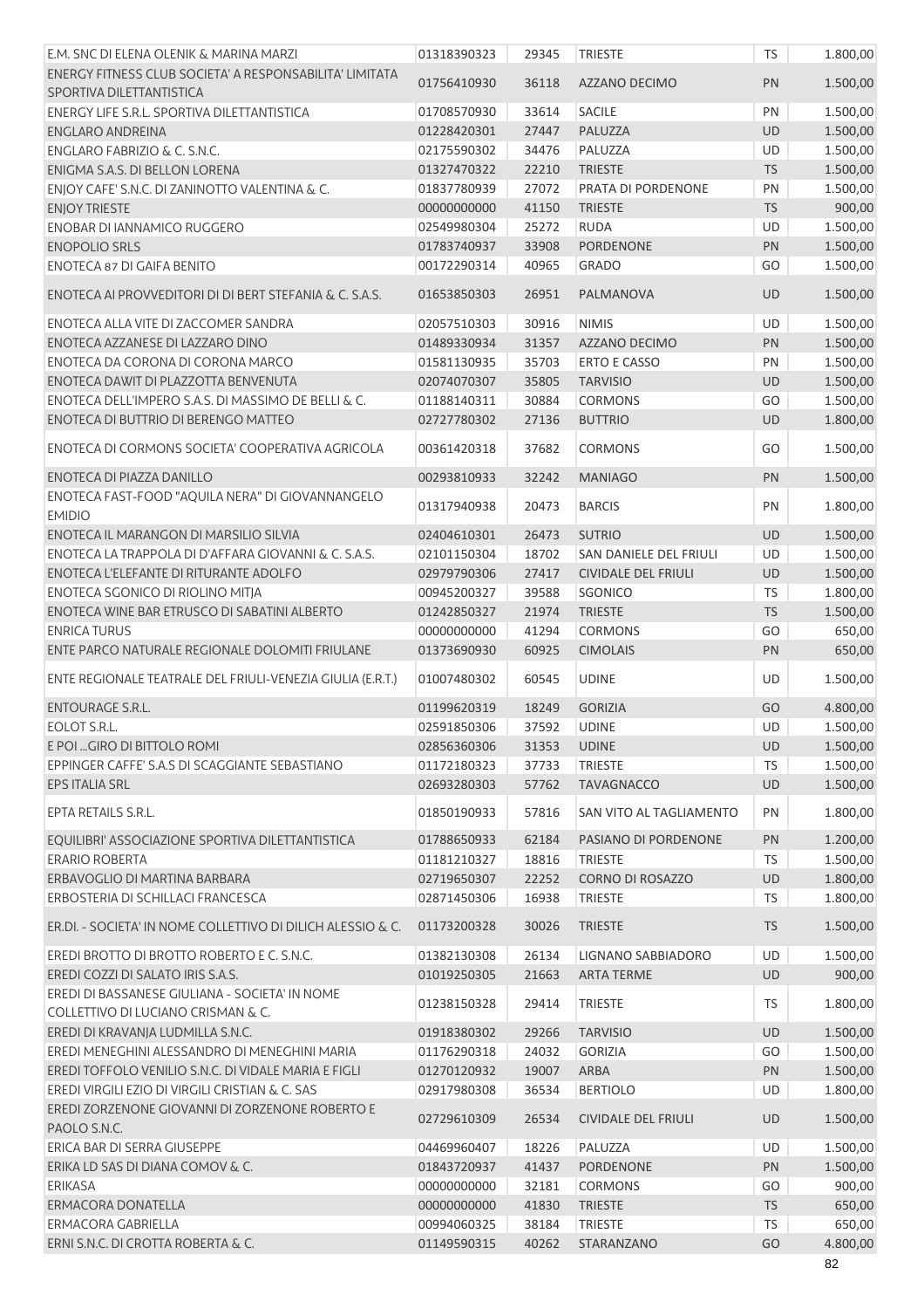| | | | | | |
|---|---|---|---|---|---|
| E.M. SNC DI ELENA OLENIK & MARINA MARZI | 01318390323 | 29345 | TRIESTE | TS | 1.800,00 |
| ENERGY FITNESS CLUB SOCIETA' A RESPONSABILITA' LIMITATA SPORTIVA DILETTANTISTICA | 01756410930 | 36118 | AZZANO DECIMO | PN | 1.500,00 |
| ENERGY LIFE S.R.L. SPORTIVA DILETTANTISTICA | 01708570930 | 33614 | SACILE | PN | 1.500,00 |
| ENGLARO ANDREINA | 01228420301 | 27447 | PALUZZA | UD | 1.500,00 |
| ENGLARO FABRIZIO & C. S.N.C. | 02175590302 | 34476 | PALUZZA | UD | 1.500,00 |
| ENIGMA S.A.S. DI BELLON LORENA | 01327470322 | 22210 | TRIESTE | TS | 1.500,00 |
| ENJOY CAFE' S.N.C. DI ZANINOTTO VALENTINA & C. | 01837780939 | 27072 | PRATA DI PORDENONE | PN | 1.500,00 |
| ENJOY TRIESTE | 00000000000 | 41150 | TRIESTE | TS | 900,00 |
| ENOBAR DI IANNAMICO RUGGERO | 02549980304 | 25272 | RUDA | UD | 1.500,00 |
| ENOPOLIO SRLS | 01783740937 | 33908 | PORDENONE | PN | 1.500,00 |
| ENOTECA 87 DI GAIFA BENITO | 00172290314 | 40965 | GRADO | GO | 1.500,00 |
| ENOTECA AI PROVVEDITORI DI DI BERT STEFANIA & C. S.A.S. | 01653850303 | 26951 | PALMANOVA | UD | 1.500,00 |
| ENOTECA ALLA VITE DI ZACCOMER SANDRA | 02057510303 | 30916 | NIMIS | UD | 1.500,00 |
| ENOTECA AZZANESE DI LAZZARO DINO | 01489330934 | 31357 | AZZANO DECIMO | PN | 1.500,00 |
| ENOTECA DA CORONA DI CORONA MARCO | 01581130935 | 35703 | ERTO E CASSO | PN | 1.500,00 |
| ENOTECA DAWIT DI PLAZZOTTA BENVENUTA | 02074070307 | 35805 | TARVISIO | UD | 1.500,00 |
| ENOTECA DELL'IMPERO S.A.S. DI MASSIMO DE BELLI & C. | 01188140311 | 30884 | CORMONS | GO | 1.500,00 |
| ENOTECA DI BUTTRIO DI BERENGO MATTEO | 02727780302 | 27136 | BUTTRIO | UD | 1.800,00 |
| ENOTECA DI CORMONS SOCIETA' COOPERATIVA AGRICOLA | 00361420318 | 37682 | CORMONS | GO | 1.500,00 |
| ENOTECA DI PIAZZA DANILLO | 00293810933 | 32242 | MANIAGO | PN | 1.500,00 |
| ENOTECA FAST-FOOD "AQUILA NERA" DI GIOVANNANGELO EMIDIO | 01317940938 | 20473 | BARCIS | PN | 1.800,00 |
| ENOTECA IL MARANGON DI MARSILIO SILVIA | 02404610301 | 26473 | SUTRIO | UD | 1.500,00 |
| ENOTECA LA TRAPPOLA DI D'AFFARA GIOVANNI & C. S.A.S. | 02101150304 | 18702 | SAN DANIELE DEL FRIULI | UD | 1.500,00 |
| ENOTECA L'ELEFANTE DI RITURANTE ADOLFO | 02979790306 | 27417 | CIVIDALE DEL FRIULI | UD | 1.500,00 |
| ENOTECA SGONICO DI RIOLINO MITJA | 00945200327 | 39588 | SGONICO | TS | 1.800,00 |
| ENOTECA WINE BAR ETRUSCO DI SABATINI ALBERTO | 01242850327 | 21974 | TRIESTE | TS | 1.500,00 |
| ENRICA TURUS | 00000000000 | 41294 | CORMONS | GO | 650,00 |
| ENTE PARCO NATURALE REGIONALE DOLOMITI FRIULANE | 01373690930 | 60925 | CIMOLAIS | PN | 650,00 |
| ENTE REGIONALE TEATRALE DEL FRIULI-VENEZIA GIULIA (E.R.T.) | 01007480302 | 60545 | UDINE | UD | 1.500,00 |
| ENTOURAGE S.R.L. | 01199620319 | 18249 | GORIZIA | GO | 4.800,00 |
| EOLOT S.R.L. | 02591850306 | 37592 | UDINE | UD | 1.500,00 |
| E POI ...GIRO DI BITTOLO ROMI | 02856360306 | 31353 | UDINE | UD | 1.500,00 |
| EPPINGER CAFFE' S.A.S DI SCAGGIANTE SEBASTIANO | 01172180323 | 37733 | TRIESTE | TS | 1.500,00 |
| EPS ITALIA SRL | 02693280303 | 57762 | TAVAGNACCO | UD | 1.500,00 |
| EPTA RETAILS S.R.L. | 01850190933 | 57816 | SAN VITO AL TAGLIAMENTO | PN | 1.800,00 |
| EQUILIBRI' ASSOCIAZIONE SPORTIVA DILETTANTISTICA | 01788650933 | 62184 | PASIANO DI PORDENONE | PN | 1.200,00 |
| ERARIO ROBERTA | 01181210327 | 18816 | TRIESTE | TS | 1.500,00 |
| ERBAVOGLIO DI MARTINA BARBARA | 02719650307 | 22252 | CORNO DI ROSAZZO | UD | 1.800,00 |
| ERBOSTERIA DI SCHILLACI FRANCESCA | 02871450306 | 16938 | TRIESTE | TS | 1.800,00 |
| ER.DI. - SOCIETA' IN NOME COLLETTIVO DI DILICH ALESSIO & C. | 01173200328 | 30026 | TRIESTE | TS | 1.500,00 |
| EREDI BROTTO DI BROTTO ROBERTO E C. S.N.C. | 01382130308 | 26134 | LIGNANO SABBIADORO | UD | 1.500,00 |
| EREDI COZZI DI SALATO IRIS S.A.S. | 01019250305 | 21663 | ARTA TERME | UD | 900,00 |
| EREDI DI BASSANESE GIULIANA - SOCIETA' IN NOME COLLETTIVO DI LUCIANO CRISMAN & C. | 01238150328 | 29414 | TRIESTE | TS | 1.800,00 |
| EREDI DI KRAVANJA LUDMILLA S.N.C. | 01918380302 | 29266 | TARVISIO | UD | 1.500,00 |
| EREDI MENEGHINI ALESSANDRO DI MENEGHINI MARIA | 01176290318 | 24032 | GORIZIA | GO | 1.500,00 |
| EREDI TOFFOLO VENILIO S.N.C. DI VIDALE MARIA E FIGLI | 01270120932 | 19007 | ARBA | PN | 1.500,00 |
| EREDI VIRGILI EZIO DI VIRGILI CRISTIAN & C. SAS | 02917980308 | 36534 | BERTIOLO | UD | 1.800,00 |
| EREDI ZORZENONE GIOVANNI DI ZORZENONE ROBERTO E PAOLO S.N.C. | 02729610309 | 26534 | CIVIDALE DEL FRIULI | UD | 1.500,00 |
| ERICA BAR DI SERRA GIUSEPPE | 04469960407 | 18226 | PALUZZA | UD | 1.500,00 |
| ERIKA LD SAS DI DIANA COMOV & C. | 01843720937 | 41437 | PORDENONE | PN | 1.500,00 |
| ERIKASA | 00000000000 | 32181 | CORMONS | GO | 900,00 |
| ERMACORA DONATELLA | 00000000000 | 41830 | TRIESTE | TS | 650,00 |
| ERMACORA GABRIELLA | 00994060325 | 38184 | TRIESTE | TS | 650,00 |
| ERNI S.N.C. DI CROTTA ROBERTA & C. | 01149590315 | 40262 | STARANZANO | GO | 4.800,00 |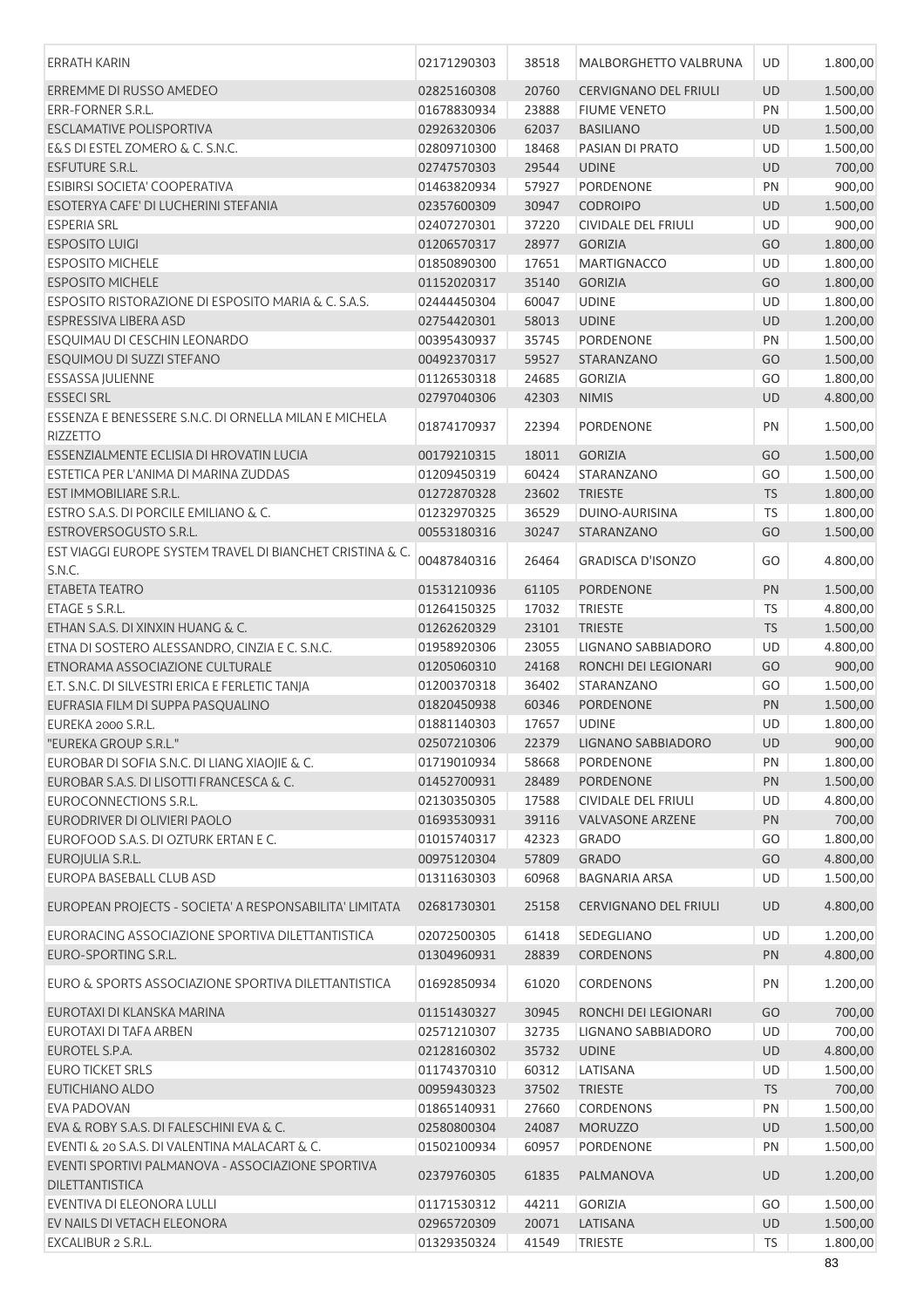| | | | | | |
|---|---|---|---|---|---|
| ERRATH KARIN | 02171290303 | 38518 | MALBORGHETTO VALBRUNA | UD | 1.800,00 |
| ERREMME DI RUSSO AMEDEO | 02825160308 | 20760 | CERVIGNANO DEL FRIULI | UD | 1.500,00 |
| ERR-FORNER S.R.L. | 01678830934 | 23888 | FIUME VENETO | PN | 1.500,00 |
| ESCLAMATIVE POLISPORTIVA | 02926320306 | 62037 | BASILIANO | UD | 1.500,00 |
| E&S DI ESTEL ZOMERO & C. S.N.C. | 02809710300 | 18468 | PASIAN DI PRATO | UD | 1.500,00 |
| ESFUTURE S.R.L. | 02747570303 | 29544 | UDINE | UD | 700,00 |
| ESIBIRSI SOCIETA' COOPERATIVA | 01463820934 | 57927 | PORDENONE | PN | 900,00 |
| ESOTERYA CAFE' DI LUCHERINI STEFANIA | 02357600309 | 30947 | CODROIPO | UD | 1.500,00 |
| ESPERIA SRL | 02407270301 | 37220 | CIVIDALE DEL FRIULI | UD | 900,00 |
| ESPOSITO LUIGI | 01206570317 | 28977 | GORIZIA | GO | 1.800,00 |
| ESPOSITO MICHELE | 01850890300 | 17651 | MARTIGNACCO | UD | 1.800,00 |
| ESPOSITO MICHELE | 01152020317 | 35140 | GORIZIA | GO | 1.800,00 |
| ESPOSITO RISTORAZIONE DI ESPOSITO MARIA & C. S.A.S. | 02444450304 | 60047 | UDINE | UD | 1.800,00 |
| ESPRESSIVA LIBERA ASD | 02754420301 | 58013 | UDINE | UD | 1.200,00 |
| ESQUIMAU DI CESCHIN LEONARDO | 00395430937 | 35745 | PORDENONE | PN | 1.500,00 |
| ESQUIMOU DI SUZZI STEFANO | 00492370317 | 59527 | STARANZANO | GO | 1.500,00 |
| ESSASSA JULIENNE | 01126530318 | 24685 | GORIZIA | GO | 1.800,00 |
| ESSECI SRL | 02797040306 | 42303 | NIMIS | UD | 4.800,00 |
| ESSENZA E BENESSERE S.N.C. DI ORNELLA MILAN E MICHELA RIZZETTO | 01874170937 | 22394 | PORDENONE | PN | 1.500,00 |
| ESSENZIALMENTE ECLISIA DI HROVATIN LUCIA | 00179210315 | 18011 | GORIZIA | GO | 1.500,00 |
| ESTETICA PER L'ANIMA DI MARINA ZUDDAS | 01209450319 | 60424 | STARANZANO | GO | 1.500,00 |
| EST IMMOBILIARE S.R.L. | 01272870328 | 23602 | TRIESTE | TS | 1.800,00 |
| ESTRO S.A.S. DI PORCILE EMILIANO & C. | 01232970325 | 36529 | DUINO-AURISINA | TS | 1.800,00 |
| ESTROVERSOGUSTO S.R.L. | 00553180316 | 30247 | STARANZANO | GO | 1.500,00 |
| EST VIAGGI EUROPE SYSTEM TRAVEL DI BIANCHET CRISTINA & C. S.N.C. | 00487840316 | 26464 | GRADISCA D'ISONZO | GO | 4.800,00 |
| ETABETA TEATRO | 01531210936 | 61105 | PORDENONE | PN | 1.500,00 |
| ETAGE 5 S.R.L. | 01264150325 | 17032 | TRIESTE | TS | 4.800,00 |
| ETHAN S.A.S. DI XINXIN HUANG & C. | 01262620329 | 23101 | TRIESTE | TS | 1.500,00 |
| ETNA DI SOSTERO ALESSANDRO, CINZIA E C. S.N.C. | 01958920306 | 23055 | LIGNANO SABBIADORO | UD | 4.800,00 |
| ETNORAMA ASSOCIAZIONE CULTURALE | 01205060310 | 24168 | RONCHI DEI LEGIONARI | GO | 900,00 |
| E.T. S.N.C. DI SILVESTRI ERICA E FERLETIC TANJA | 01200370318 | 36402 | STARANZANO | GO | 1.500,00 |
| EUFRASIA FILM DI SUPPA PASQUALINO | 01820450938 | 60346 | PORDENONE | PN | 1.500,00 |
| EUREKA 2000 S.R.L. | 01881140303 | 17657 | UDINE | UD | 1.800,00 |
| "EUREKA GROUP S.R.L." | 02507210306 | 22379 | LIGNANO SABBIADORO | UD | 900,00 |
| EUROBAR DI SOFIA S.N.C. DI LIANG XIAOJIE & C. | 01719010934 | 58668 | PORDENONE | PN | 1.800,00 |
| EUROBAR S.A.S. DI LISOTTI FRANCESCA & C. | 01452700931 | 28489 | PORDENONE | PN | 1.500,00 |
| EUROCONNECTIONS S.R.L. | 02130350305 | 17588 | CIVIDALE DEL FRIULI | UD | 4.800,00 |
| EURODRIVER DI OLIVIERI PAOLO | 01693530931 | 39116 | VALVASONE ARZENE | PN | 700,00 |
| EUROFOOD S.A.S. DI OZTURK ERTAN E C. | 01015740317 | 42323 | GRADO | GO | 1.800,00 |
| EUROJULIA S.R.L. | 00975120304 | 57809 | GRADO | GO | 4.800,00 |
| EUROPA BASEBALL CLUB ASD | 01311630303 | 60968 | BAGNARIA ARSA | UD | 1.500,00 |
| EUROPEAN PROJECTS - SOCIETA' A RESPONSABILITA' LIMITATA | 02681730301 | 25158 | CERVIGNANO DEL FRIULI | UD | 4.800,00 |
| EURORACING ASSOCIAZIONE SPORTIVA DILETTANTISTICA | 02072500305 | 61418 | SEDEGLIANO | UD | 1.200,00 |
| EURO-SPORTING S.R.L. | 01304960931 | 28839 | CORDENONS | PN | 4.800,00 |
| EURO & SPORTS ASSOCIAZIONE SPORTIVA DILETTANTISTICA | 01692850934 | 61020 | CORDENONS | PN | 1.200,00 |
| EUROTAXI DI KLANSKA MARINA | 01151430327 | 30945 | RONCHI DEI LEGIONARI | GO | 700,00 |
| EUROTAXI DI TAFA ARBEN | 02571210307 | 32735 | LIGNANO SABBIADORO | UD | 700,00 |
| EUROTEL S.P.A. | 02128160302 | 35732 | UDINE | UD | 4.800,00 |
| EURO TICKET SRLS | 01174370310 | 60312 | LATISANA | UD | 1.500,00 |
| EUTICHIANO ALDO | 00959430323 | 37502 | TRIESTE | TS | 700,00 |
| EVA PADOVAN | 01865140931 | 27660 | CORDENONS | PN | 1.500,00 |
| EVA & ROBY S.A.S. DI FALESCHINI EVA & C. | 02580800304 | 24087 | MORUZZO | UD | 1.500,00 |
| EVENTI & 20 S.A.S. DI VALENTINA MALACART & C. | 01502100934 | 60957 | PORDENONE | PN | 1.500,00 |
| EVENTI SPORTIVI PALMANOVA - ASSOCIAZIONE SPORTIVA DILETTANTISTICA | 02379760305 | 61835 | PALMANOVA | UD | 1.200,00 |
| EVENTIVA DI ELEONORA LULLI | 01171530312 | 44211 | GORIZIA | GO | 1.500,00 |
| EV NAILS DI VETACH ELEONORA | 02965720309 | 20071 | LATISANA | UD | 1.500,00 |
| EXCALIBUR 2 S.R.L. | 01329350324 | 41549 | TRIESTE | TS | 1.800,00 |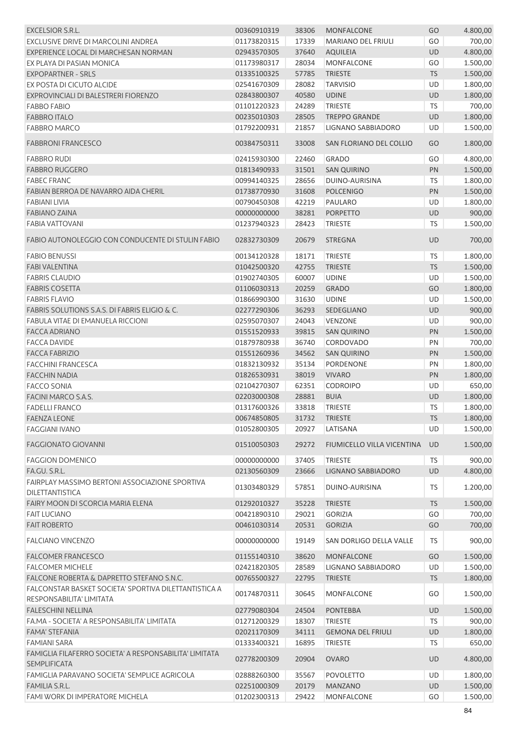| | | | | | |
|---|---|---|---|---|---|
| EXCELSIOR S.R.L. | 00360910319 | 38306 | MONFALCONE | GO | 4.800,00 |
| EXCLUSIVE DRIVE DI MARCOLINI ANDREA | 01173820315 | 17339 | MARIANO DEL FRIULI | GO | 700,00 |
| EXPERIENCE LOCAL DI MARCHESAN NORMAN | 02943570305 | 37640 | AQUILEIA | UD | 4.800,00 |
| EX PLAYA DI PASIAN MONICA | 01173980317 | 28034 | MONFALCONE | GO | 1.500,00 |
| EXPOPARTNER - SRLS | 01335100325 | 57785 | TRIESTE | TS | 1.500,00 |
| EX POSTA DI CICUTO ALCIDE | 02541670309 | 28082 | TARVISIO | UD | 1.800,00 |
| EXPROVINCIALI DI BALESTRERI FIORENZO | 02843800307 | 40580 | UDINE | UD | 1.800,00 |
| FABBO FABIO | 01101220323 | 24289 | TRIESTE | TS | 700,00 |
| FABBRO ITALO | 00235010303 | 28505 | TREPPO GRANDE | UD | 1.800,00 |
| FABBRO MARCO | 01792200931 | 21857 | LIGNANO SABBIADORO | UD | 1.500,00 |
| FABBRONI FRANCESCO | 00384750311 | 33008 | SAN FLORIANO DEL COLLIO | GO | 1.800,00 |
| FABBRO RUDI | 02415930300 | 22460 | GRADO | GO | 4.800,00 |
| FABBRO RUGGERO | 01813490933 | 31501 | SAN QUIRINO | PN | 1.500,00 |
| FABEC FRANC | 00994140325 | 28656 | DUINO-AURISINA | TS | 1.800,00 |
| FABIAN BERROA DE NAVARRO AIDA CHERIL | 01738770930 | 31608 | POLCENIGO | PN | 1.500,00 |
| FABIANI LIVIA | 00790450308 | 42219 | PAULARO | UD | 1.800,00 |
| FABIANO ZAINA | 00000000000 | 38281 | PORPETTO | UD | 900,00 |
| FABIA VATTOVANI | 01237940323 | 28423 | TRIESTE | TS | 1.500,00 |
| FABIO AUTONOLEGGIO CON CONDUCENTE DI STULIN FABIO | 02832730309 | 20679 | STREGNA | UD | 700,00 |
| FABIO BENUSSI | 00134120328 | 18171 | TRIESTE | TS | 1.800,00 |
| FABI VALENTINA | 01042500320 | 42755 | TRIESTE | TS | 1.500,00 |
| FABRIS CLAUDIO | 01902740305 | 60007 | UDINE | UD | 1.500,00 |
| FABRIS COSETTA | 01106030313 | 20259 | GRADO | GO | 1.800,00 |
| FABRIS FLAVIO | 01866990300 | 31630 | UDINE | UD | 1.500,00 |
| FABRIS SOLUTIONS S.A.S. DI FABRIS ELIGIO & C. | 02277290306 | 36293 | SEDEGLIANO | UD | 900,00 |
| FABULA VITAE DI EMANUELA RICCIONI | 02595070307 | 24043 | VENZONE | UD | 900,00 |
| FACCA ADRIANO | 01551520933 | 39815 | SAN QUIRINO | PN | 1.500,00 |
| FACCA DAVIDE | 01879780938 | 36740 | CORDOVADO | PN | 700,00 |
| FACCA FABRIZIO | 01551260936 | 34562 | SAN QUIRINO | PN | 1.500,00 |
| FACCHINI FRANCESCA | 01832130932 | 35134 | PORDENONE | PN | 1.800,00 |
| FACCHIN NADIA | 01826530931 | 38019 | VIVARO | PN | 1.800,00 |
| FACCO SONIA | 02104270307 | 62351 | CODROIPO | UD | 650,00 |
| FACINI MARCO S.A.S. | 02203000308 | 28881 | BUIA | UD | 1.800,00 |
| FADELLI FRANCO | 01317600326 | 33818 | TRIESTE | TS | 1.800,00 |
| FAENZA LEONE | 00674850805 | 31732 | TRIESTE | TS | 1.800,00 |
| FAGGIANI IVANO | 01052800305 | 20927 | LATISANA | UD | 1.500,00 |
| FAGGIONATO GIOVANNI | 01510050303 | 29272 | FIUMICELLO VILLA VICENTINA | UD | 1.500,00 |
| FAGGION DOMENICO | 00000000000 | 37405 | TRIESTE | TS | 900,00 |
| FA.GU. S.R.L. | 02130560309 | 23666 | LIGNANO SABBIADORO | UD | 4.800,00 |
| FAIRPLAY MASSIMO BERTONI ASSOCIAZIONE SPORTIVA DILETTANTISTICA | 01303480329 | 57851 | DUINO-AURISINA | TS | 1.200,00 |
| FAIRY MOON DI SCORCIA MARIA ELENA | 01292010327 | 35228 | TRIESTE | TS | 1.500,00 |
| FAIT LUCIANO | 00421890310 | 29021 | GORIZIA | GO | 700,00 |
| FAIT ROBERTO | 00461030314 | 20531 | GORIZIA | GO | 700,00 |
| FALCIANO VINCENZO | 00000000000 | 19149 | SAN DORLIGO DELLA VALLE | TS | 900,00 |
| FALCOMER FRANCESCO | 01155140310 | 38620 | MONFALCONE | GO | 1.500,00 |
| FALCOMER MICHELE | 02421820305 | 28589 | LIGNANO SABBIADORO | UD | 1.500,00 |
| FALCONE ROBERTA & DAPRETTO STEFANO S.N.C. | 00765500327 | 22795 | TRIESTE | TS | 1.800,00 |
| FALCONSTAR BASKET SOCIETA' SPORTIVA DILETTANTISTICA A RESPONSABILITA' LIMITATA | 00174870311 | 30645 | MONFALCONE | GO | 1.500,00 |
| FALESCHINI NELLINA | 02779080304 | 24504 | PONTEBBA | UD | 1.500,00 |
| FA.MA - SOCIETA' A RESPONSABILITA' LIMITATA | 01271200329 | 18307 | TRIESTE | TS | 900,00 |
| FAMA' STEFANIA | 02021170309 | 34111 | GEMONA DEL FRIULI | UD | 1.800,00 |
| FAMIANI SARA | 01333400321 | 16895 | TRIESTE | TS | 650,00 |
| FAMIGLIA FILAFERRO SOCIETA' A RESPONSABILITA' LIMITATA SEMPLIFICATA | 02778200309 | 20904 | OVARO | UD | 4.800,00 |
| FAMIGLIA PARAVANO SOCIETA' SEMPLICE AGRICOLA | 02888260300 | 35567 | POVOLETTO | UD | 1.800,00 |
| FAMILIA S.R.L. | 02251000309 | 20179 | MANZANO | UD | 1.500,00 |
| FAMI WORK DI IMPERATORE MICHELA | 01202300313 | 29422 | MONFALCONE | GO | 1.500,00 |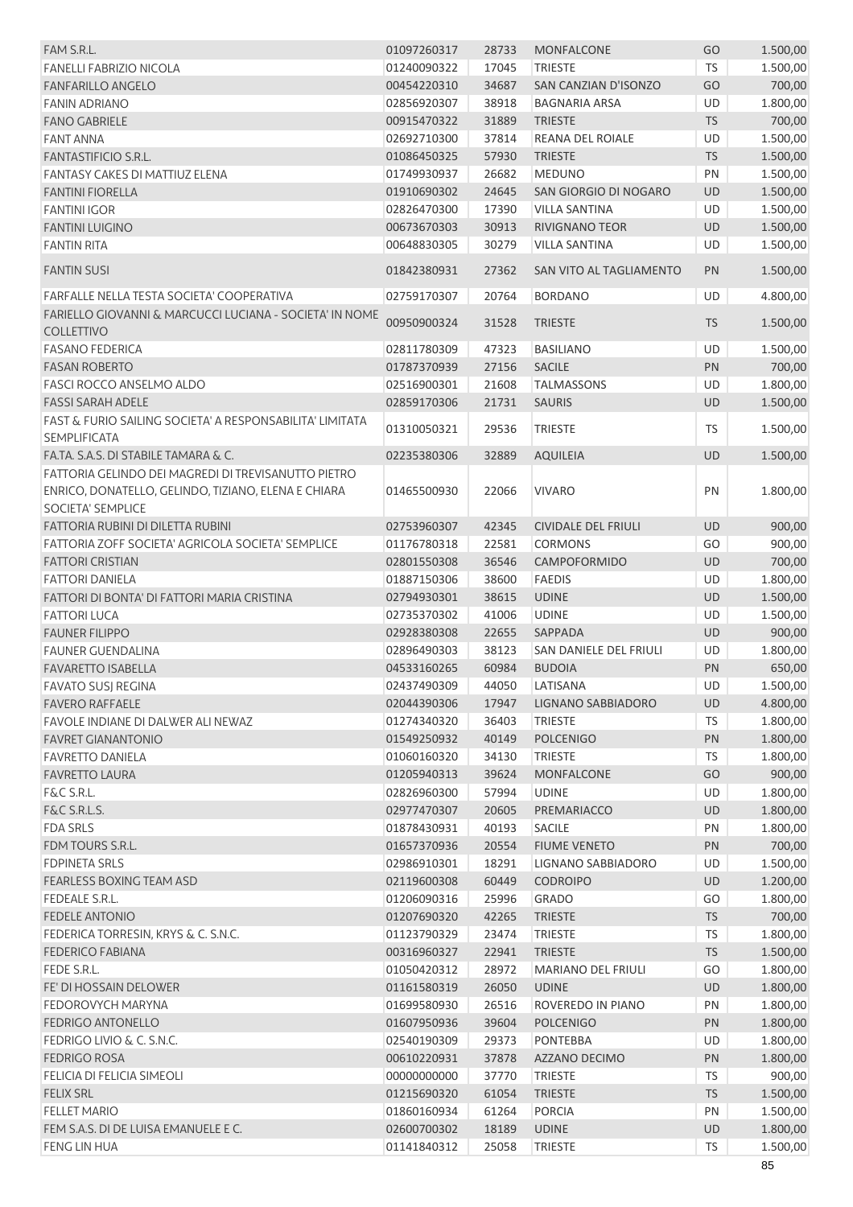| | | | | | |
|---|---|---|---|---|---|
| FAM S.R.L. | 01097260317 | 28733 | MONFALCONE | GO | 1.500,00 |
| FANELLI FABRIZIO NICOLA | 01240090322 | 17045 | TRIESTE | TS | 1.500,00 |
| FANFARILLO ANGELO | 00454220310 | 34687 | SAN CANZIAN D'ISONZO | GO | 700,00 |
| FANIN ADRIANO | 02856920307 | 38918 | BAGNARIA ARSA | UD | 1.800,00 |
| FANO GABRIELE | 00915470322 | 31889 | TRIESTE | TS | 700,00 |
| FANT ANNA | 02692710300 | 37814 | REANA DEL ROIALE | UD | 1.500,00 |
| FANTASTIFICIO S.R.L. | 01086450325 | 57930 | TRIESTE | TS | 1.500,00 |
| FANTASY CAKES DI MATTIUZ ELENA | 01749930937 | 26682 | MEDUNO | PN | 1.500,00 |
| FANTINI FIORELLA | 01910690302 | 24645 | SAN GIORGIO DI NOGARO | UD | 1.500,00 |
| FANTINI IGOR | 02826470300 | 17390 | VILLA SANTINA | UD | 1.500,00 |
| FANTINI LUIGINO | 00673670303 | 30913 | RIVIGNANO TEOR | UD | 1.500,00 |
| FANTIN RITA | 00648830305 | 30279 | VILLA SANTINA | UD | 1.500,00 |
| FANTIN SUSI | 01842380931 | 27362 | SAN VITO AL TAGLIAMENTO | PN | 1.500,00 |
| FARFALLE NELLA TESTA SOCIETA' COOPERATIVA | 02759170307 | 20764 | BORDANO | UD | 4.800,00 |
| FARIELLO GIOVANNI & MARCUCCI LUCIANA - SOCIETA' IN NOME COLLETTIVO | 00950900324 | 31528 | TRIESTE | TS | 1.500,00 |
| FASANO FEDERICA | 02811780309 | 47323 | BASILIANO | UD | 1.500,00 |
| FASAN ROBERTO | 01787370939 | 27156 | SACILE | PN | 700,00 |
| FASCI ROCCO ANSELMO ALDO | 02516900301 | 21608 | TALMASSONS | UD | 1.800,00 |
| FASSI SARAH ADELE | 02859170306 | 21731 | SAURIS | UD | 1.500,00 |
| FAST & FURIO SAILING SOCIETA' A RESPONSABILITA' LIMITATA SEMPLIFICATA | 01310050321 | 29536 | TRIESTE | TS | 1.500,00 |
| FA.TA. S.A.S. DI STABILE TAMARA & C. | 02235380306 | 32889 | AQUILEIA | UD | 1.500,00 |
| FATTORIA GELINDO DEI MAGREDI DI TREVISANUTTO PIETRO ENRICO, DONATELLO, GELINDO, TIZIANO, ELENA E CHIARA SOCIETA' SEMPLICE | 01465500930 | 22066 | VIVARO | PN | 1.800,00 |
| FATTORIA RUBINI DI DILETTA RUBINI | 02753960307 | 42345 | CIVIDALE DEL FRIULI | UD | 900,00 |
| FATTORIA ZOFF SOCIETA' AGRICOLA SOCIETA' SEMPLICE | 01176780318 | 22581 | CORMONS | GO | 900,00 |
| FATTORI CRISTIAN | 02801550308 | 36546 | CAMPOFORMIDO | UD | 700,00 |
| FATTORI DANIELA | 01887150306 | 38600 | FAEDIS | UD | 1.800,00 |
| FATTORI DI BONTA' DI FATTORI MARIA CRISTINA | 02794930301 | 38615 | UDINE | UD | 1.500,00 |
| FATTORI LUCA | 02735370302 | 41006 | UDINE | UD | 1.500,00 |
| FAUNER FILIPPO | 02928380308 | 22655 | SAPPADA | UD | 900,00 |
| FAUNER GUENDALINA | 02896490303 | 38123 | SAN DANIELE DEL FRIULI | UD | 1.800,00 |
| FAVARETTO ISABELLA | 04533160265 | 60984 | BUDOIA | PN | 650,00 |
| FAVATO SUSJ REGINA | 02437490309 | 44050 | LATISANA | UD | 1.500,00 |
| FAVERO RAFFAELE | 02044390306 | 17947 | LIGNANO SABBIADORO | UD | 4.800,00 |
| FAVOLE INDIANE DI DALWER ALI NEWAZ | 01274340320 | 36403 | TRIESTE | TS | 1.800,00 |
| FAVRET GIANANTONIO | 01549250932 | 40149 | POLCENIGO | PN | 1.800,00 |
| FAVRETTO DANIELA | 01060160320 | 34130 | TRIESTE | TS | 1.800,00 |
| FAVRETTO LAURA | 01205940313 | 39624 | MONFALCONE | GO | 900,00 |
| F&C S.R.L. | 02826960300 | 57994 | UDINE | UD | 1.800,00 |
| F&C S.R.L.S. | 02977470307 | 20605 | PREMARIACCO | UD | 1.800,00 |
| FDA SRLS | 01878430931 | 40193 | SACILE | PN | 1.800,00 |
| FDM TOURS S.R.L. | 01657370936 | 20554 | FIUME VENETO | PN | 700,00 |
| FDPINETA SRLS | 02986910301 | 18291 | LIGNANO SABBIADORO | UD | 1.500,00 |
| FEARLESS BOXING TEAM ASD | 02119600308 | 60449 | CODROIPO | UD | 1.200,00 |
| FEDEALE S.R.L. | 01206090316 | 25996 | GRADO | GO | 1.800,00 |
| FEDELE ANTONIO | 01207690320 | 42265 | TRIESTE | TS | 700,00 |
| FEDERICA TORRESIN, KRYS & C. S.N.C. | 01123790329 | 23474 | TRIESTE | TS | 1.800,00 |
| FEDERICO FABIANA | 00316960327 | 22941 | TRIESTE | TS | 1.500,00 |
| FEDE S.R.L. | 01050420312 | 28972 | MARIANO DEL FRIULI | GO | 1.800,00 |
| FE' DI HOSSAIN DELOWER | 01161580319 | 26050 | UDINE | UD | 1.800,00 |
| FEDOROVYCH MARYNA | 01699580930 | 26516 | ROVEREDO IN PIANO | PN | 1.800,00 |
| FEDRIGO ANTONELLO | 01607950936 | 39604 | POLCENIGO | PN | 1.800,00 |
| FEDRIGO LIVIO & C. S.N.C. | 02540190309 | 29373 | PONTEBBA | UD | 1.800,00 |
| FEDRIGO ROSA | 00610220931 | 37878 | AZZANO DECIMO | PN | 1.800,00 |
| FELICIA DI FELICIA SIMEOLI | 00000000000 | 37770 | TRIESTE | TS | 900,00 |
| FELIX SRL | 01215690320 | 61054 | TRIESTE | TS | 1.500,00 |
| FELLET MARIO | 01860160934 | 61264 | PORCIA | PN | 1.500,00 |
| FEM S.A.S. DI DE LUISA EMANUELE E C. | 02600700302 | 18189 | UDINE | UD | 1.800,00 |
| FENG LIN HUA | 01141840312 | 25058 | TRIESTE | TS | 1.500,00 |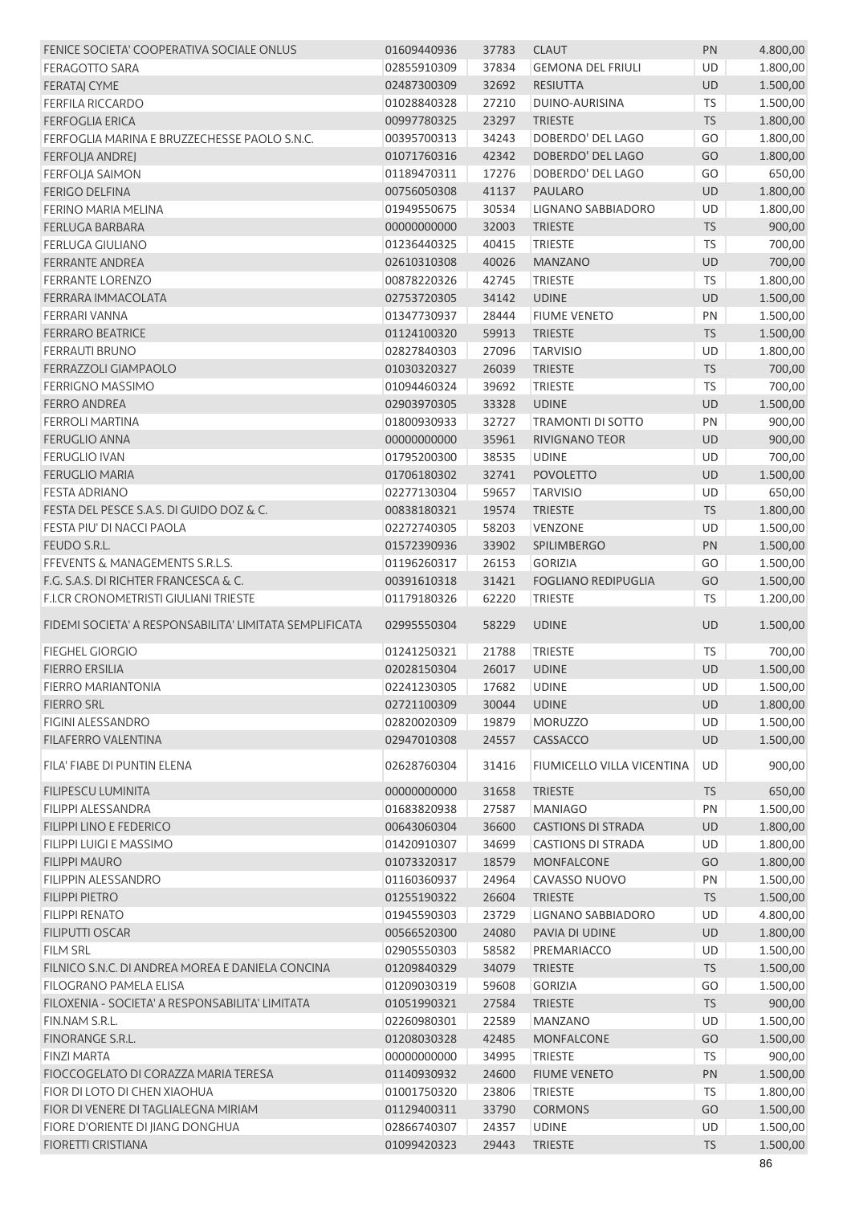| | | | | | |
|---|---|---|---|---|---|
| FENICE SOCIETA' COOPERATIVA SOCIALE ONLUS | 01609440936 | 37783 | CLAUT | PN | 4.800,00 |
| FERAGOTTO SARA | 02855910309 | 37834 | GEMONA DEL FRIULI | UD | 1.800,00 |
| FERATAJ CYME | 02487300309 | 32692 | RESIUTTA | UD | 1.500,00 |
| FERFILA RICCARDO | 01028840328 | 27210 | DUINO-AURISINA | TS | 1.500,00 |
| FERFOGLIA ERICA | 00997780325 | 23297 | TRIESTE | TS | 1.800,00 |
| FERFOGLIA MARINA E BRUZZECHESSE PAOLO S.N.C. | 00395700313 | 34243 | DOBERDO' DEL LAGO | GO | 1.800,00 |
| FERFOLJA ANDREJ | 01071760316 | 42342 | DOBERDO' DEL LAGO | GO | 1.800,00 |
| FERFOLJA SAIMON | 01189470311 | 17276 | DOBERDO' DEL LAGO | GO | 650,00 |
| FERIGO DELFINA | 00756050308 | 41137 | PAULARO | UD | 1.800,00 |
| FERINO MARIA MELINA | 01949550675 | 30534 | LIGNANO SABBIADORO | UD | 1.800,00 |
| FERLUGA BARBARA | 00000000000 | 32003 | TRIESTE | TS | 900,00 |
| FERLUGA GIULIANO | 01236440325 | 40415 | TRIESTE | TS | 700,00 |
| FERRANTE ANDREA | 02610310308 | 40026 | MANZANO | UD | 700,00 |
| FERRANTE LORENZO | 00878220326 | 42745 | TRIESTE | TS | 1.800,00 |
| FERRARA IMMACOLATA | 02753720305 | 34142 | UDINE | UD | 1.500,00 |
| FERRARI VANNA | 01347730937 | 28444 | FIUME VENETO | PN | 1.500,00 |
| FERRARO BEATRICE | 01124100320 | 59913 | TRIESTE | TS | 1.500,00 |
| FERRAUTI BRUNO | 02827840303 | 27096 | TARVISIO | UD | 1.800,00 |
| FERRAZZOLI GIAMPAOLO | 01030320327 | 26039 | TRIESTE | TS | 700,00 |
| FERRIGNO MASSIMO | 01094460324 | 39692 | TRIESTE | TS | 700,00 |
| FERRO ANDREA | 02903970305 | 33328 | UDINE | UD | 1.500,00 |
| FERROLI MARTINA | 01800930933 | 32727 | TRAMONTI DI SOTTO | PN | 900,00 |
| FERUGLIO ANNA | 00000000000 | 35961 | RIVIGNANO TEOR | UD | 900,00 |
| FERUGLIO IVAN | 01795200300 | 38535 | UDINE | UD | 700,00 |
| FERUGLIO MARIA | 01706180302 | 32741 | POVOLETTO | UD | 1.500,00 |
| FESTA ADRIANO | 02277130304 | 59657 | TARVISIO | UD | 650,00 |
| FESTA DEL PESCE S.A.S. DI GUIDO DOZ & C. | 00838180321 | 19574 | TRIESTE | TS | 1.800,00 |
| FESTA PIU' DI NACCI PAOLA | 02272740305 | 58203 | VENZONE | UD | 1.500,00 |
| FEUDO S.R.L. | 01572390936 | 33902 | SPILIMBERGO | PN | 1.500,00 |
| FFEVENTS & MANAGEMENTS S.R.L.S. | 01196260317 | 26153 | GORIZIA | GO | 1.500,00 |
| F.G. S.A.S. DI RICHTER FRANCESCA & C. | 00391610318 | 31421 | FOGLIANO REDIPUGLIA | GO | 1.500,00 |
| F.I.CR CRONOMETRISTI GIULIANI TRIESTE | 01179180326 | 62220 | TRIESTE | TS | 1.200,00 |
| FIDEMI SOCIETA' A RESPONSABILITA' LIMITATA SEMPLIFICATA | 02995550304 | 58229 | UDINE | UD | 1.500,00 |
| FIEGHEL GIORGIO | 01241250321 | 21788 | TRIESTE | TS | 700,00 |
| FIERRO ERSILIA | 02028150304 | 26017 | UDINE | UD | 1.500,00 |
| FIERRO MARIANTONIA | 02241230305 | 17682 | UDINE | UD | 1.500,00 |
| FIERRO SRL | 02721100309 | 30044 | UDINE | UD | 1.800,00 |
| FIGINI ALESSANDRO | 02820020309 | 19879 | MORUZZO | UD | 1.500,00 |
| FILAFERRO VALENTINA | 02947010308 | 24557 | CASSACCO | UD | 1.500,00 |
| FILA' FIABE DI PUNTIN ELENA | 02628760304 | 31416 | FIUMICELLO VILLA VICENTINA | UD | 900,00 |
| FILIPESCU LUMINITA | 00000000000 | 31658 | TRIESTE | TS | 650,00 |
| FILIPPI ALESSANDRA | 01683820938 | 27587 | MANIAGO | PN | 1.500,00 |
| FILIPPI LINO E FEDERICO | 00643060304 | 36600 | CASTIONS DI STRADA | UD | 1.800,00 |
| FILIPPI LUIGI E MASSIMO | 01420910307 | 34699 | CASTIONS DI STRADA | UD | 1.800,00 |
| FILIPPI MAURO | 01073320317 | 18579 | MONFALCONE | GO | 1.800,00 |
| FILIPPIN ALESSANDRO | 01160360937 | 24964 | CAVASSO NUOVO | PN | 1.500,00 |
| FILIPPI PIETRO | 01255190322 | 26604 | TRIESTE | TS | 1.500,00 |
| FILIPPI RENATO | 01945590303 | 23729 | LIGNANO SABBIADORO | UD | 4.800,00 |
| FILIPUTTI OSCAR | 00566520300 | 24080 | PAVIA DI UDINE | UD | 1.800,00 |
| FILM SRL | 02905550303 | 58582 | PREMARIACCO | UD | 1.500,00 |
| FILNICO S.N.C. DI ANDREA MOREA E DANIELA CONCINA | 01209840329 | 34079 | TRIESTE | TS | 1.500,00 |
| FILOGRANO PAMELA ELISA | 01209030319 | 59608 | GORIZIA | GO | 1.500,00 |
| FILOXENIA - SOCIETA' A RESPONSABILITA' LIMITATA | 01051990321 | 27584 | TRIESTE | TS | 900,00 |
| FIN.NAM S.R.L. | 02260980301 | 22589 | MANZANO | UD | 1.500,00 |
| FINORANGE S.R.L. | 01208030328 | 42485 | MONFALCONE | GO | 1.500,00 |
| FINZI MARTA | 00000000000 | 34995 | TRIESTE | TS | 900,00 |
| FIOCCOGELATO DI CORAZZA MARIA TERESA | 01140930932 | 24600 | FIUME VENETO | PN | 1.500,00 |
| FIOR DI LOTO DI CHEN XIAOHUA | 01001750320 | 23806 | TRIESTE | TS | 1.800,00 |
| FIOR DI VENERE DI TAGLIALEGNA MIRIAM | 01129400311 | 33790 | CORMONS | GO | 1.500,00 |
| FIORE D'ORIENTE DI JIANG DONGHUA | 02866740307 | 24357 | UDINE | UD | 1.500,00 |
| FIORETTI CRISTIANA | 01099420323 | 29443 | TRIESTE | TS | 1.500,00 |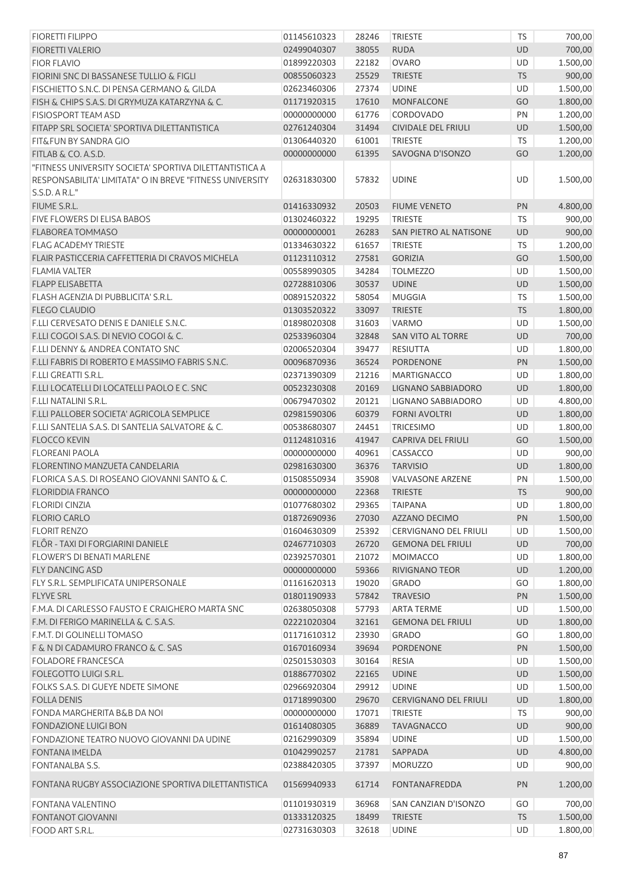| | | | | | |
|---|---|---|---|---|---|
| FIORETTI FILIPPO | 01145610323 | 28246 | TRIESTE | TS | 700,00 |
| FIORETTI VALERIO | 02499040307 | 38055 | RUDA | UD | 700,00 |
| FIOR FLAVIO | 01899220303 | 22182 | OVARO | UD | 1.500,00 |
| FIORINI SNC DI BASSANESE TULLIO & FIGLI | 00855060323 | 25529 | TRIESTE | TS | 900,00 |
| FISCHIETTO S.N.C. DI PENSA GERMANO & GILDA | 02623460306 | 27374 | UDINE | UD | 1.500,00 |
| FISH & CHIPS S.A.S. DI GRYMUZA KATARZYNA & C. | 01171920315 | 17610 | MONFALCONE | GO | 1.800,00 |
| FISIOSPORT TEAM ASD | 00000000000 | 61776 | CORDOVADO | PN | 1.200,00 |
| FITAPP SRL SOCIETA' SPORTIVA DILETTANTISTICA | 02761240304 | 31494 | CIVIDALE DEL FRIULI | UD | 1.500,00 |
| FIT&FUN BY SANDRA GIO | 01306440320 | 61001 | TRIESTE | TS | 1.200,00 |
| FITLAB & CO. A.S.D. | 00000000000 | 61395 | SAVOGNA D'ISONZO | GO | 1.200,00 |
| "FITNESS UNIVERSITY SOCIETA' SPORTIVA DILETTANTISTICA A RESPONSABILITA' LIMITATA" O IN BREVE "FITNESS UNIVERSITY S.S.D. A R.L." | 02631830300 | 57832 | UDINE | UD | 1.500,00 |
| FIUME S.R.L. | 01416330932 | 20503 | FIUME VENETO | PN | 4.800,00 |
| FIVE FLOWERS DI ELISA BABOS | 01302460322 | 19295 | TRIESTE | TS | 900,00 |
| FLABOREA TOMMASO | 00000000001 | 26283 | SAN PIETRO AL NATISONE | UD | 900,00 |
| FLAG ACADEMY TRIESTE | 01334630322 | 61657 | TRIESTE | TS | 1.200,00 |
| FLAIR PASTICCERIA CAFFETTERIA DI CRAVOS MICHELA | 01123110312 | 27581 | GORIZIA | GO | 1.500,00 |
| FLAMIA VALTER | 00558990305 | 34284 | TOLMEZZO | UD | 1.500,00 |
| FLAPP ELISABETTA | 02728810306 | 30537 | UDINE | UD | 1.500,00 |
| FLASH AGENZIA DI PUBBLICITA' S.R.L. | 00891520322 | 58054 | MUGGIA | TS | 1.500,00 |
| FLEGO CLAUDIO | 01303520322 | 33097 | TRIESTE | TS | 1.800,00 |
| F.LLI CERVESATO DENIS E DANIELE S.N.C. | 01898020308 | 31603 | VARMO | UD | 1.500,00 |
| F.LLI COGOI S.A.S. DI NEVIO COGOI & C. | 02533960304 | 32848 | SAN VITO AL TORRE | UD | 700,00 |
| F.LLI DENNY & ANDREA CONTATO SNC | 02006520304 | 39477 | RESIUTTA | UD | 1.800,00 |
| F.LLI FABRIS DI ROBERTO E MASSIMO FABRIS S.N.C. | 00096870936 | 36524 | PORDENONE | PN | 1.500,00 |
| F.LLI GREATTI S.R.L. | 02371390309 | 21216 | MARTIGNACCO | UD | 1.800,00 |
| F.LLI LOCATELLI DI LOCATELLI PAOLO E C. SNC | 00523230308 | 20169 | LIGNANO SABBIADORO | UD | 1.800,00 |
| F.LLI NATALINI S.R.L. | 00679470302 | 20121 | LIGNANO SABBIADORO | UD | 4.800,00 |
| F.LLI PALLOBER SOCIETA' AGRICOLA SEMPLICE | 02981590306 | 60379 | FORNI AVOLTRI | UD | 1.800,00 |
| F.LLI SANTELIA S.A.S. DI SANTELIA SALVATORE & C. | 00538680307 | 24451 | TRICESIMO | UD | 1.800,00 |
| FLOCCO KEVIN | 01124810316 | 41947 | CAPRIVA DEL FRIULI | GO | 1.500,00 |
| FLOREANI PAOLA | 00000000000 | 40961 | CASSACCO | UD | 900,00 |
| FLORENTINO MANZUETA CANDELARIA | 02981630300 | 36376 | TARVISIO | UD | 1.800,00 |
| FLORICA S.A.S. DI ROSEANO GIOVANNI SANTO & C. | 01508550934 | 35908 | VALVASONE ARZENE | PN | 1.500,00 |
| FLORIDDIA FRANCO | 00000000000 | 22368 | TRIESTE | TS | 900,00 |
| FLORIDI CINZIA | 01077680302 | 29365 | TAIPANA | UD | 1.800,00 |
| FLORIO CARLO | 01872690936 | 27030 | AZZANO DECIMO | PN | 1.500,00 |
| FLORIT RENZO | 01604630309 | 25392 | CERVIGNANO DEL FRIULI | UD | 1.500,00 |
| FLÔR - TAXI DI FORGIARINI DANIELE | 02467710303 | 26720 | GEMONA DEL FRIULI | UD | 700,00 |
| FLOWER'S DI BENATI MARLENE | 02392570301 | 21072 | MOIMACCO | UD | 1.800,00 |
| FLY DANCING ASD | 00000000000 | 59366 | RIVIGNANO TEOR | UD | 1.200,00 |
| FLY S.R.L. SEMPLIFICATA UNIPERSONALE | 01161620313 | 19020 | GRADO | GO | 1.800,00 |
| FLYVE SRL | 01801190933 | 57842 | TRAVESIO | PN | 1.500,00 |
| F.M.A. DI CARLESSO FAUSTO E CRAIGHERO MARTA SNC | 02638050308 | 57793 | ARTA TERME | UD | 1.500,00 |
| F.M. DI FERIGO MARINELLA & C. S.A.S. | 02221020304 | 32161 | GEMONA DEL FRIULI | UD | 1.800,00 |
| F.M.T. DI GOLINELLI TOMASO | 01171610312 | 23930 | GRADO | GO | 1.800,00 |
| F & N DI CADAMURO FRANCO & C. SAS | 01670160934 | 39694 | PORDENONE | PN | 1.500,00 |
| FOLADORE FRANCESCA | 02501530303 | 30164 | RESIA | UD | 1.500,00 |
| FOLEGOTTO LUIGI S.R.L. | 01886770302 | 22165 | UDINE | UD | 1.500,00 |
| FOLKS S.A.S. DI GUEYE NDETE SIMONE | 02966920304 | 29912 | UDINE | UD | 1.500,00 |
| FOLLA DENIS | 01718990300 | 29670 | CERVIGNANO DEL FRIULI | UD | 1.800,00 |
| FONDA MARGHERITA B&B DA NOI | 00000000000 | 17071 | TRIESTE | TS | 900,00 |
| FONDAZIONE LUIGI BON | 01614080305 | 36889 | TAVAGNACCO | UD | 900,00 |
| FONDAZIONE TEATRO NUOVO GIOVANNI DA UDINE | 02162990309 | 35894 | UDINE | UD | 1.500,00 |
| FONTANA IMELDA | 01042990257 | 21781 | SAPPADA | UD | 4.800,00 |
| FONTANALBA S.S. | 02388420305 | 37397 | MORUZZO | UD | 900,00 |
| FONTANA RUGBY ASSOCIAZIONE SPORTIVA DILETTANTISTICA | 01569940933 | 61714 | FONTANAFREDDA | PN | 1.200,00 |
| FONTANA VALENTINO | 01101930319 | 36968 | SAN CANZIAN D'ISONZO | GO | 700,00 |
| FONTANOT GIOVANNI | 01333120325 | 18499 | TRIESTE | TS | 1.500,00 |
| FOOD ART S.R.L. | 02731630303 | 32618 | UDINE | UD | 1.800,00 |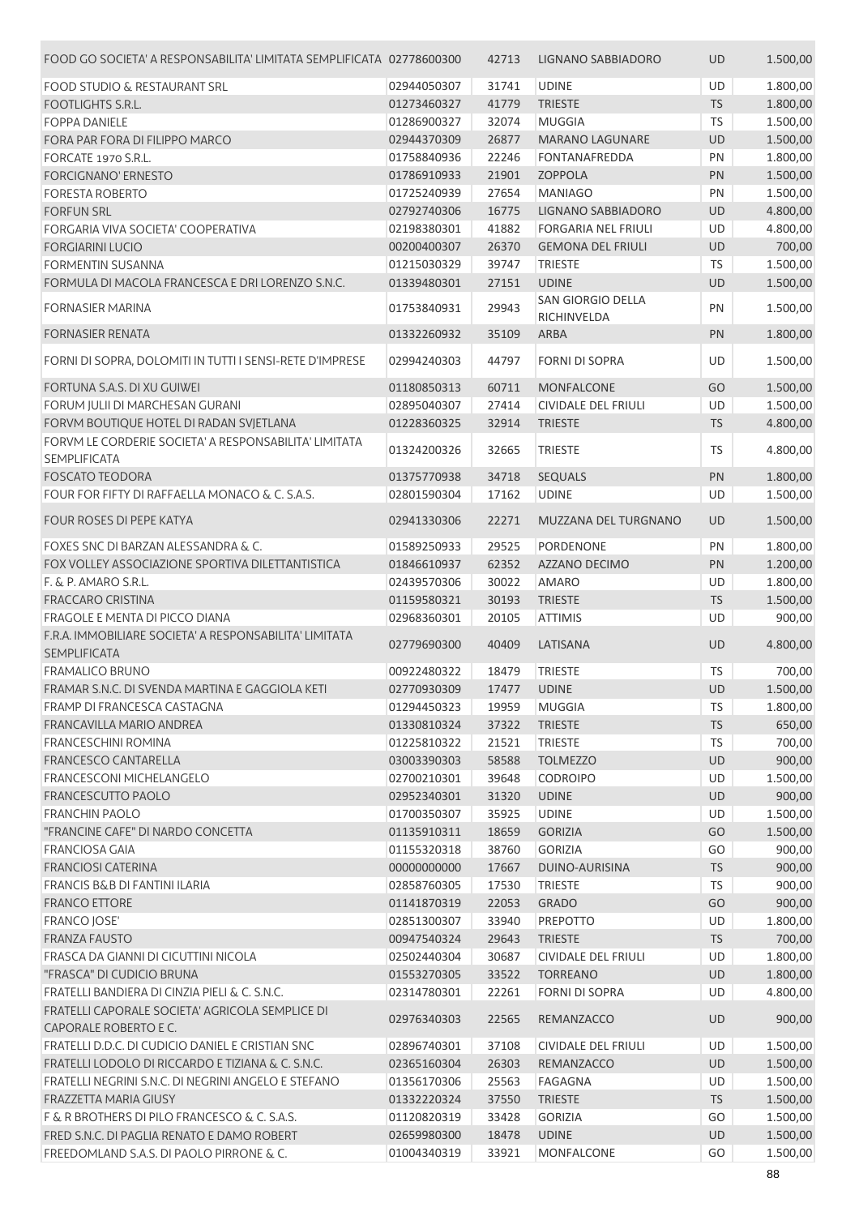| | | | | | |
|---|---|---|---|---|---|
| FOOD GO SOCIETA' A RESPONSABILITA' LIMITATA SEMPLIFICATA | 02778600300 | 42713 | LIGNANO SABBIADORO | UD | 1.500,00 |
| FOOD STUDIO & RESTAURANT SRL | 02944050307 | 31741 | UDINE | UD | 1.800,00 |
| FOOTLIGHTS S.R.L. | 01273460327 | 41779 | TRIESTE | TS | 1.800,00 |
| FOPPA DANIELE | 01286900327 | 32074 | MUGGIA | TS | 1.500,00 |
| FORA PAR FORA DI FILIPPO MARCO | 02944370309 | 26877 | MARANO LAGUNARE | UD | 1.500,00 |
| FORCATE 1970 S.R.L. | 01758840936 | 22246 | FONTANAFREDDA | PN | 1.800,00 |
| FORCIGNANO' ERNESTO | 01786910933 | 21901 | ZOPPOLA | PN | 1.500,00 |
| FORESTA ROBERTO | 01725240939 | 27654 | MANIAGO | PN | 1.500,00 |
| FORFUN SRL | 02792740306 | 16775 | LIGNANO SABBIADORO | UD | 4.800,00 |
| FORGARIA VIVA SOCIETA' COOPERATIVA | 02198380301 | 41882 | FORGARIA NEL FRIULI | UD | 4.800,00 |
| FORGIARINI LUCIO | 00200400307 | 26370 | GEMONA DEL FRIULI | UD | 700,00 |
| FORMENTIN SUSANNA | 01215030329 | 39747 | TRIESTE | TS | 1.500,00 |
| FORMULA DI MACOLA FRANCESCA E DRI LORENZO S.N.C. | 01339480301 | 27151 | UDINE | UD | 1.500,00 |
| FORNASIER MARINA | 01753840931 | 29943 | SAN GIORGIO DELLA RICHINVELDA | PN | 1.500,00 |
| FORNASIER RENATA | 01332260932 | 35109 | ARBA | PN | 1.800,00 |
| FORNI DI SOPRA, DOLOMITI IN TUTTI I SENSI-RETE D'IMPRESE | 02994240303 | 44797 | FORNI DI SOPRA | UD | 1.500,00 |
| FORTUNA S.A.S. DI XU GUIWEI | 01180850313 | 60711 | MONFALCONE | GO | 1.500,00 |
| FORUM JULII DI MARCHESAN GURANI | 02895040307 | 27414 | CIVIDALE DEL FRIULI | UD | 1.500,00 |
| FORVM BOUTIQUE HOTEL DI RADAN SVJETLANA | 01228360325 | 32914 | TRIESTE | TS | 4.800,00 |
| FORVM LE CORDERIE SOCIETA' A RESPONSABILITA' LIMITATA SEMPLIFICATA | 01324200326 | 32665 | TRIESTE | TS | 4.800,00 |
| FOSCATO TEODORA | 01375770938 | 34718 | SEQUALS | PN | 1.800,00 |
| FOUR FOR FIFTY DI RAFFAELLA MONACO & C. S.A.S. | 02801590304 | 17162 | UDINE | UD | 1.500,00 |
| FOUR ROSES DI PEPE KATYA | 02941330306 | 22271 | MUZZANA DEL TURGNANO | UD | 1.500,00 |
| FOXES SNC DI BARZAN ALESSANDRA & C. | 01589250933 | 29525 | PORDENONE | PN | 1.800,00 |
| FOX VOLLEY ASSOCIAZIONE SPORTIVA DILETTANTISTICA | 01846610937 | 62352 | AZZANO DECIMO | PN | 1.200,00 |
| F. & P. AMARO S.R.L. | 02439570306 | 30022 | AMARO | UD | 1.800,00 |
| FRACCARO CRISTINA | 01159580321 | 30193 | TRIESTE | TS | 1.500,00 |
| FRAGOLE E MENTA DI PICCO DIANA | 02968360301 | 20105 | ATTIMIS | UD | 900,00 |
| F.R.A. IMMOBILIARE SOCIETA' A RESPONSABILITA' LIMITATA SEMPLIFICATA | 02779690300 | 40409 | LATISANA | UD | 4.800,00 |
| FRAMALICO BRUNO | 00922480322 | 18479 | TRIESTE | TS | 700,00 |
| FRAMAR S.N.C. DI SVENDA MARTINA E GAGGIOLA KETI | 02770930309 | 17477 | UDINE | UD | 1.500,00 |
| FRAMP DI FRANCESCA CASTAGNA | 01294450323 | 19959 | MUGGIA | TS | 1.800,00 |
| FRANCAVILLA MARIO ANDREA | 01330810324 | 37322 | TRIESTE | TS | 650,00 |
| FRANCESCHINI ROMINA | 01225810322 | 21521 | TRIESTE | TS | 700,00 |
| FRANCESCO CANTARELLA | 03003390303 | 58588 | TOLMEZZO | UD | 900,00 |
| FRANCESCONI MICHELANGELO | 02700210301 | 39648 | CODROIPO | UD | 1.500,00 |
| FRANCESCUTTO PAOLO | 02952340301 | 31320 | UDINE | UD | 900,00 |
| FRANCHIN PAOLO | 01700350307 | 35925 | UDINE | UD | 1.500,00 |
| "FRANCINE CAFE" DI NARDO CONCETTA | 01135910311 | 18659 | GORIZIA | GO | 1.500,00 |
| FRANCIOSA GAIA | 01155320318 | 38760 | GORIZIA | GO | 900,00 |
| FRANCIOSI CATERINA | 00000000000 | 17667 | DUINO-AURISINA | TS | 900,00 |
| FRANCIS B&B DI FANTINI ILARIA | 02858760305 | 17530 | TRIESTE | TS | 900,00 |
| FRANCO ETTORE | 01141870319 | 22053 | GRADO | GO | 900,00 |
| FRANCO JOSE' | 02851300307 | 33940 | PREPOTTO | UD | 1.800,00 |
| FRANZA FAUSTO | 00947540324 | 29643 | TRIESTE | TS | 700,00 |
| FRASCA DA GIANNI DI CICUTTINI NICOLA | 02502440304 | 30687 | CIVIDALE DEL FRIULI | UD | 1.800,00 |
| "FRASCA" DI CUDICIO BRUNA | 01553270305 | 33522 | TORREANO | UD | 1.800,00 |
| FRATELLI BANDIERA DI CINZIA PIELI & C. S.N.C. | 02314780301 | 22261 | FORNI DI SOPRA | UD | 4.800,00 |
| FRATELLI CAPORALE SOCIETA' AGRICOLA SEMPLICE DI CAPORALE ROBERTO E C. | 02976340303 | 22565 | REMANZACCO | UD | 900,00 |
| FRATELLI D.D.C. DI CUDICIO DANIEL E CRISTIAN SNC | 02896740301 | 37108 | CIVIDALE DEL FRIULI | UD | 1.500,00 |
| FRATELLI LODOLO DI RICCARDO E TIZIANA & C. S.N.C. | 02365160304 | 26303 | REMANZACCO | UD | 1.500,00 |
| FRATELLI NEGRINI S.N.C. DI NEGRINI ANGELO E STEFANO | 01356170306 | 25563 | FAGAGNA | UD | 1.500,00 |
| FRAZZETTA MARIA GIUSY | 01332220324 | 37550 | TRIESTE | TS | 1.500,00 |
| F & R BROTHERS DI PILO FRANCESCO & C. S.A.S. | 01120820319 | 33428 | GORIZIA | GO | 1.500,00 |
| FRED S.N.C. DI PAGLIA RENATO E DAMO ROBERT | 02659980300 | 18478 | UDINE | UD | 1.500,00 |
| FREEDOMLAND S.A.S. DI PAOLO PIRRONE & C. | 01004340319 | 33921 | MONFALCONE | GO | 1.500,00 |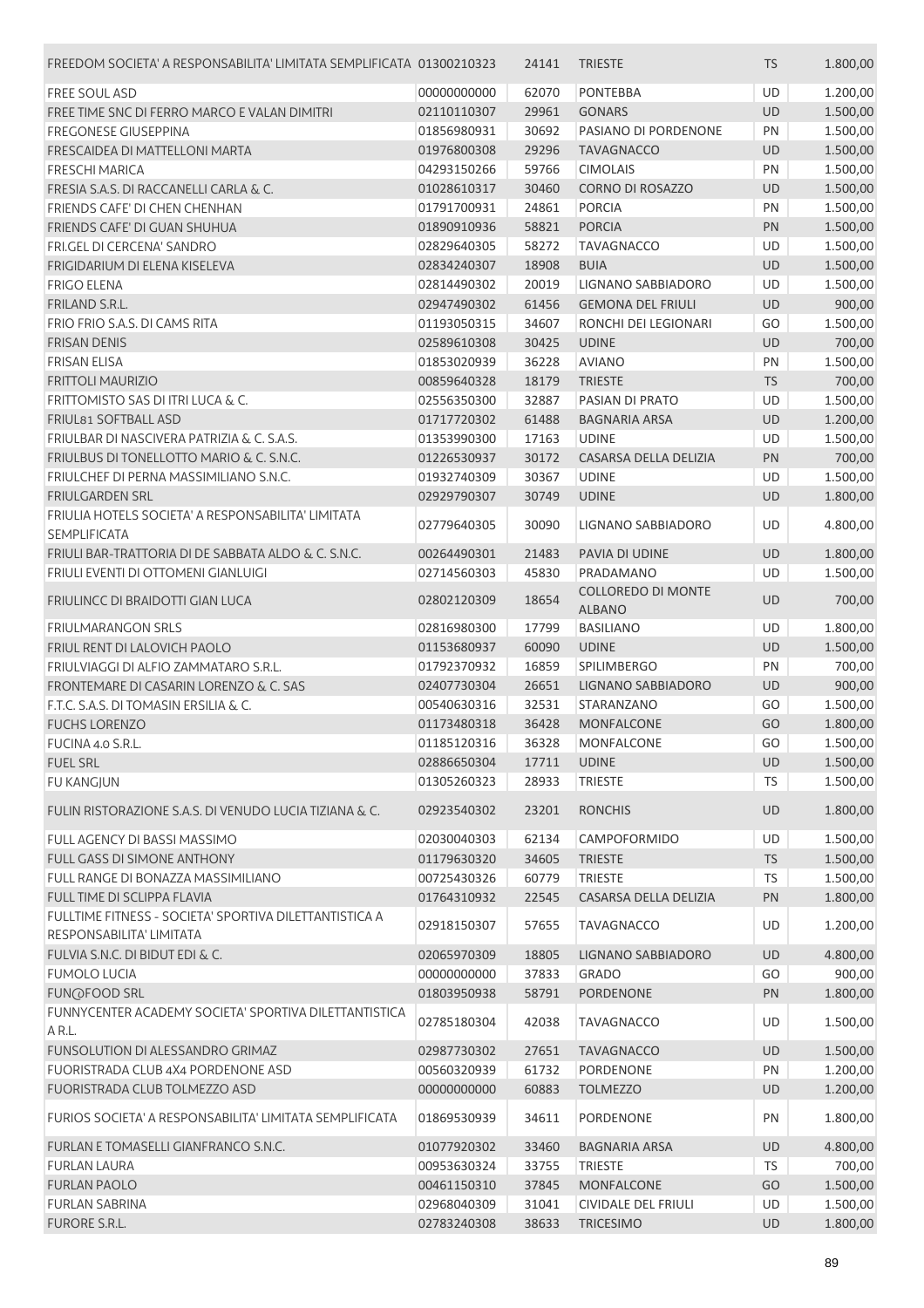| | | | | | |
|---|---|---|---|---|---|
| FREEDOM SOCIETA' A RESPONSABILITA' LIMITATA SEMPLIFICATA | 01300210323 | 24141 | TRIESTE | TS | 1.800,00 |
| FREE SOUL ASD | 00000000000 | 62070 | PONTEBBA | UD | 1.200,00 |
| FREE TIME SNC DI FERRO MARCO E VALAN DIMITRI | 02110110307 | 29961 | GONARS | UD | 1.500,00 |
| FREGONESE GIUSEPPINA | 01856980931 | 30692 | PASIANO DI PORDENONE | PN | 1.500,00 |
| FRESCAIDEA DI MATTELLONI MARTA | 01976800308 | 29296 | TAVAGNACCO | UD | 1.500,00 |
| FRESCHI MARICA | 04293150266 | 59766 | CIMOLAIS | PN | 1.500,00 |
| FRESIA S.A.S. DI RACCANELLI CARLA & C. | 01028610317 | 30460 | CORNO DI ROSAZZO | UD | 1.500,00 |
| FRIENDS CAFE' DI CHEN CHENHAN | 01791700931 | 24861 | PORCIA | PN | 1.500,00 |
| FRIENDS CAFE' DI GUAN SHUHUA | 01890910936 | 58821 | PORCIA | PN | 1.500,00 |
| FRI.GEL DI CERCENA' SANDRO | 02829640305 | 58272 | TAVAGNACCO | UD | 1.500,00 |
| FRIGIDARIUM DI ELENA KISELEVA | 02834240307 | 18908 | BUIA | UD | 1.500,00 |
| FRIGO ELENA | 02814490302 | 20019 | LIGNANO SABBIADORO | UD | 1.500,00 |
| FRILAND S.R.L. | 02947490302 | 61456 | GEMONA DEL FRIULI | UD | 900,00 |
| FRIO FRIO S.A.S. DI CAMS RITA | 01193050315 | 34607 | RONCHI DEI LEGIONARI | GO | 1.500,00 |
| FRISAN DENIS | 02589610308 | 30425 | UDINE | UD | 700,00 |
| FRISAN ELISA | 01853020939 | 36228 | AVIANO | PN | 1.500,00 |
| FRITTOLI MAURIZIO | 00859640328 | 18179 | TRIESTE | TS | 700,00 |
| FRITTOMISTO SAS DI ITRI LUCA & C. | 02556350300 | 32887 | PASIAN DI PRATO | UD | 1.500,00 |
| FRIUL81 SOFTBALL ASD | 01717720302 | 61488 | BAGNARIA ARSA | UD | 1.200,00 |
| FRIULBAR DI NASCIVERA PATRIZIA & C. S.A.S. | 01353990300 | 17163 | UDINE | UD | 1.500,00 |
| FRIULBUS DI TONELLOTTO MARIO & C. S.N.C. | 01226530937 | 30172 | CASARSA DELLA DELIZIA | PN | 700,00 |
| FRIULCHEF DI PERNA MASSIMILIANO S.N.C. | 01932740309 | 30367 | UDINE | UD | 1.500,00 |
| FRIULGARDEN SRL | 02929790307 | 30749 | UDINE | UD | 1.800,00 |
| FRIULIA HOTELS SOCIETA' A RESPONSABILITA' LIMITATA SEMPLIFICATA | 02779640305 | 30090 | LIGNANO SABBIADORO | UD | 4.800,00 |
| FRIULI BAR-TRATTORIA DI DE SABBATA ALDO & C. S.N.C. | 00264490301 | 21483 | PAVIA DI UDINE | UD | 1.800,00 |
| FRIULI EVENTI DI OTTOMENI GIANLUIGI | 02714560303 | 45830 | PRADAMANO | UD | 1.500,00 |
| FRIULINCC DI BRAIDOTTI GIAN LUCA | 02802120309 | 18654 | COLLOREDO DI MONTE ALBANO | UD | 700,00 |
| FRIULMARANGON SRLS | 02816980300 | 17799 | BASILIANO | UD | 1.800,00 |
| FRIUL RENT DI LALOVICH PAOLO | 01153680937 | 60090 | UDINE | UD | 1.500,00 |
| FRIULVIAGGI DI ALFIO ZAMMATARO S.R.L. | 01792370932 | 16859 | SPILIMBERGO | PN | 700,00 |
| FRONTEMARE DI CASARIN LORENZO & C. SAS | 02407730304 | 26651 | LIGNANO SABBIADORO | UD | 900,00 |
| F.T.C. S.A.S. DI TOMASIN ERSILIA & C. | 00540630316 | 32531 | STARANZANO | GO | 1.500,00 |
| FUCHS LORENZO | 01173480318 | 36428 | MONFALCONE | GO | 1.800,00 |
| FUCINA 4.0 S.R.L. | 01185120316 | 36328 | MONFALCONE | GO | 1.500,00 |
| FUEL SRL | 02886650304 | 17711 | UDINE | UD | 1.500,00 |
| FU KANGJUN | 01305260323 | 28933 | TRIESTE | TS | 1.500,00 |
| FULIN RISTORAZIONE S.A.S. DI VENUDO LUCIA TIZIANA & C. | 02923540302 | 23201 | RONCHIS | UD | 1.800,00 |
| FULL AGENCY DI BASSI MASSIMO | 02030040303 | 62134 | CAMPOFORMIDO | UD | 1.500,00 |
| FULL GASS DI SIMONE ANTHONY | 01179630320 | 34605 | TRIESTE | TS | 1.500,00 |
| FULL RANGE DI BONAZZA MASSIMILIANO | 00725430326 | 60779 | TRIESTE | TS | 1.500,00 |
| FULL TIME DI SCLIPPA FLAVIA | 01764310932 | 22545 | CASARSA DELLA DELIZIA | PN | 1.800,00 |
| FULLTIME FITNESS - SOCIETA' SPORTIVA DILETTANTISTICA A RESPONSABILITA' LIMITATA | 02918150307 | 57655 | TAVAGNACCO | UD | 1.200,00 |
| FULVIA S.N.C. DI BIDUT EDI & C. | 02065970309 | 18805 | LIGNANO SABBIADORO | UD | 4.800,00 |
| FUMOLO LUCIA | 00000000000 | 37833 | GRADO | GO | 900,00 |
| FUN@FOOD SRL | 01803950938 | 58791 | PORDENONE | PN | 1.800,00 |
| FUNNYCENTER ACADEMY SOCIETA' SPORTIVA DILETTANTISTICA A R.L. | 02785180304 | 42038 | TAVAGNACCO | UD | 1.500,00 |
| FUNSOLUTION DI ALESSANDRO GRIMAZ | 02987730302 | 27651 | TAVAGNACCO | UD | 1.500,00 |
| FUORISTRADA CLUB 4X4 PORDENONE ASD | 00560320939 | 61732 | PORDENONE | PN | 1.200,00 |
| FUORISTRADA CLUB TOLMEZZO ASD | 00000000000 | 60883 | TOLMEZZO | UD | 1.200,00 |
| FURIOS SOCIETA' A RESPONSABILITA' LIMITATA SEMPLIFICATA | 01869530939 | 34611 | PORDENONE | PN | 1.800,00 |
| FURLAN E TOMASELLI GIANFRANCO S.N.C. | 01077920302 | 33460 | BAGNARIA ARSA | UD | 4.800,00 |
| FURLAN LAURA | 00953630324 | 33755 | TRIESTE | TS | 700,00 |
| FURLAN PAOLO | 00461150310 | 37845 | MONFALCONE | GO | 1.500,00 |
| FURLAN SABRINA | 02968040309 | 31041 | CIVIDALE DEL FRIULI | UD | 1.500,00 |
| FURORE S.R.L. | 02783240308 | 38633 | TRICESIMO | UD | 1.800,00 |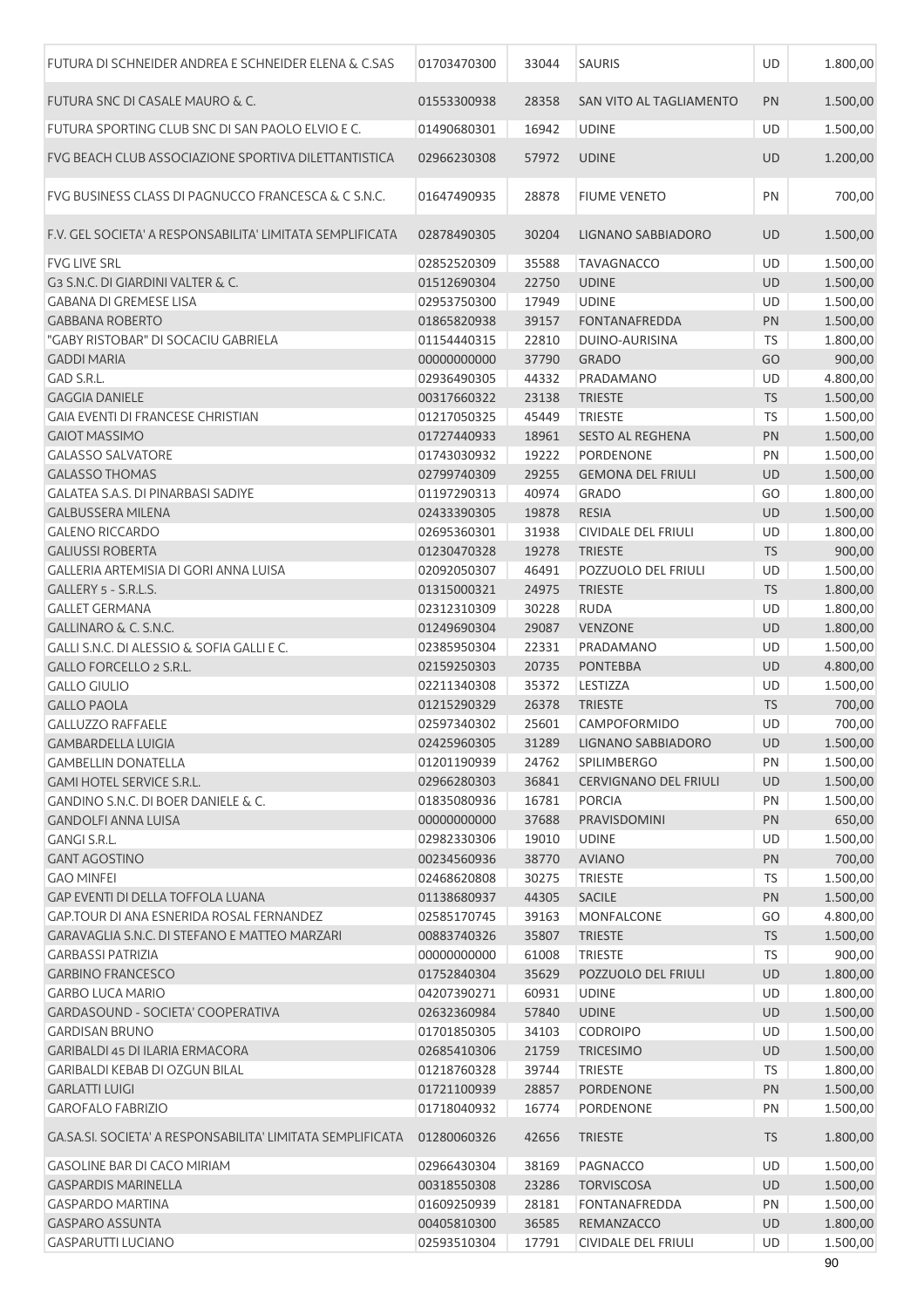| | | | | | |
|---|---|---|---|---|---|
| FUTURA DI SCHNEIDER ANDREA E SCHNEIDER ELENA & C.SAS | 01703470300 | 33044 | SAURIS | UD | 1.800,00 |
| FUTURA SNC DI CASALE MAURO & C. | 01553300938 | 28358 | SAN VITO AL TAGLIAMENTO | PN | 1.500,00 |
| FUTURA SPORTING CLUB SNC DI SAN PAOLO ELVIO E C. | 01490680301 | 16942 | UDINE | UD | 1.500,00 |
| FVG BEACH CLUB ASSOCIAZIONE SPORTIVA DILETTANTISTICA | 02966230308 | 57972 | UDINE | UD | 1.200,00 |
| FVG BUSINESS CLASS DI PAGNUCCO FRANCESCA & C S.N.C. | 01647490935 | 28878 | FIUME VENETO | PN | 700,00 |
| F.V. GEL SOCIETA' A RESPONSABILITA' LIMITATA SEMPLIFICATA | 02878490305 | 30204 | LIGNANO SABBIADORO | UD | 1.500,00 |
| FVG LIVE SRL | 02852520309 | 35588 | TAVAGNACCO | UD | 1.500,00 |
| G3 S.N.C. DI GIARDINI VALTER & C. | 01512690304 | 22750 | UDINE | UD | 1.500,00 |
| GABANA DI GREMESE LISA | 02953750300 | 17949 | UDINE | UD | 1.500,00 |
| GABBANA ROBERTO | 01865820938 | 39157 | FONTANAFREDDA | PN | 1.500,00 |
| "GABY RISTOBAR" DI SOCACIU GABRIELA | 01154440315 | 22810 | DUINO-AURISINA | TS | 1.800,00 |
| GADDI MARIA | 00000000000 | 37790 | GRADO | GO | 900,00 |
| GAD S.R.L. | 02936490305 | 44332 | PRADAMANO | UD | 4.800,00 |
| GAGGIA DANIELE | 00317660322 | 23138 | TRIESTE | TS | 1.500,00 |
| GAIA EVENTI DI FRANCESE CHRISTIAN | 01217050325 | 45449 | TRIESTE | TS | 1.500,00 |
| GAIOT MASSIMO | 01727440933 | 18961 | SESTO AL REGHENA | PN | 1.500,00 |
| GALASSO SALVATORE | 01743030932 | 19222 | PORDENONE | PN | 1.500,00 |
| GALASSO THOMAS | 02799740309 | 29255 | GEMONA DEL FRIULI | UD | 1.500,00 |
| GALATEA S.A.S. DI PINARBASI SADIYE | 01197290313 | 40974 | GRADO | GO | 1.800,00 |
| GALBUSSERA MILENA | 02433390305 | 19878 | RESIA | UD | 1.500,00 |
| GALENO RICCARDO | 02695360301 | 31938 | CIVIDALE DEL FRIULI | UD | 1.800,00 |
| GALIUSSI ROBERTA | 01230470328 | 19278 | TRIESTE | TS | 900,00 |
| GALLERIA ARTEMISIA DI GORI ANNA LUISA | 02092050307 | 46491 | POZZUOLO DEL FRIULI | UD | 1.500,00 |
| GALLERY 5 - S.R.L.S. | 01315000321 | 24975 | TRIESTE | TS | 1.800,00 |
| GALLET GERMANA | 02312310309 | 30228 | RUDA | UD | 1.800,00 |
| GALLINARO & C. S.N.C. | 01249690304 | 29087 | VENZONE | UD | 1.800,00 |
| GALLI S.N.C. DI ALESSIO & SOFIA GALLI E C. | 02385950304 | 22331 | PRADAMANO | UD | 1.500,00 |
| GALLO FORCELLO 2 S.R.L. | 02159250303 | 20735 | PONTEBBA | UD | 4.800,00 |
| GALLO GIULIO | 02211340308 | 35372 | LESTIZZA | UD | 1.500,00 |
| GALLO PAOLA | 01215290329 | 26378 | TRIESTE | TS | 700,00 |
| GALLUZZO RAFFAELE | 02597340302 | 25601 | CAMPOFORMIDO | UD | 700,00 |
| GAMBARDELLA LUIGIA | 02425960305 | 31289 | LIGNANO SABBIADORO | UD | 1.500,00 |
| GAMBELLIN DONATELLA | 01201190939 | 24762 | SPILIMBERGO | PN | 1.500,00 |
| GAMI HOTEL SERVICE S.R.L. | 02966280303 | 36841 | CERVIGNANO DEL FRIULI | UD | 1.500,00 |
| GANDINO S.N.C. DI BOER DANIELE & C. | 01835080936 | 16781 | PORCIA | PN | 1.500,00 |
| GANDOLFI ANNA LUISA | 00000000000 | 37688 | PRAVISDOMINI | PN | 650,00 |
| GANGI S.R.L. | 02982330306 | 19010 | UDINE | UD | 1.500,00 |
| GANT AGOSTINO | 00234560936 | 38770 | AVIANO | PN | 700,00 |
| GAO MINFEI | 02468620808 | 30275 | TRIESTE | TS | 1.500,00 |
| GAP EVENTI DI DELLA TOFFOLA LUANA | 01138680937 | 44305 | SACILE | PN | 1.500,00 |
| GAP.TOUR DI ANA ESNERIDA ROSAL FERNANDEZ | 02585170745 | 39163 | MONFALCONE | GO | 4.800,00 |
| GARAVAGLIA S.N.C. DI STEFANO E MATTEO MARZARI | 00883740326 | 35807 | TRIESTE | TS | 1.500,00 |
| GARBASSI PATRIZIA | 00000000000 | 61008 | TRIESTE | TS | 900,00 |
| GARBINO FRANCESCO | 01752840304 | 35629 | POZZUOLO DEL FRIULI | UD | 1.800,00 |
| GARBO LUCA MARIO | 04207390271 | 60931 | UDINE | UD | 1.800,00 |
| GARDASOUND - SOCIETA' COOPERATIVA | 02632360984 | 57840 | UDINE | UD | 1.500,00 |
| GARDISAN BRUNO | 01701850305 | 34103 | CODROIPO | UD | 1.500,00 |
| GARIBALDI 45 DI ILARIA ERMACORA | 02685410306 | 21759 | TRICESIMO | UD | 1.500,00 |
| GARIBALDI KEBAB DI OZGUN BILAL | 01218760328 | 39744 | TRIESTE | TS | 1.800,00 |
| GARLATTI LUIGI | 01721100939 | 28857 | PORDENONE | PN | 1.500,00 |
| GAROFALO FABRIZIO | 01718040932 | 16774 | PORDENONE | PN | 1.500,00 |
| GA.SA.SI. SOCIETA' A RESPONSABILITA' LIMITATA SEMPLIFICATA | 01280060326 | 42656 | TRIESTE | TS | 1.800,00 |
| GASOLINE BAR DI CACO MIRIAM | 02966430304 | 38169 | PAGNACCO | UD | 1.500,00 |
| GASPARDIS MARINELLA | 00318550308 | 23286 | TORVISCOSA | UD | 1.500,00 |
| GASPARDO MARTINA | 01609250939 | 28181 | FONTANAFREDDA | PN | 1.500,00 |
| GASPARO ASSUNTA | 00405810300 | 36585 | REMANZACCO | UD | 1.800,00 |
| GASPARUTTI LUCIANO | 02593510304 | 17791 | CIVIDALE DEL FRIULI | UD | 1.500,00 |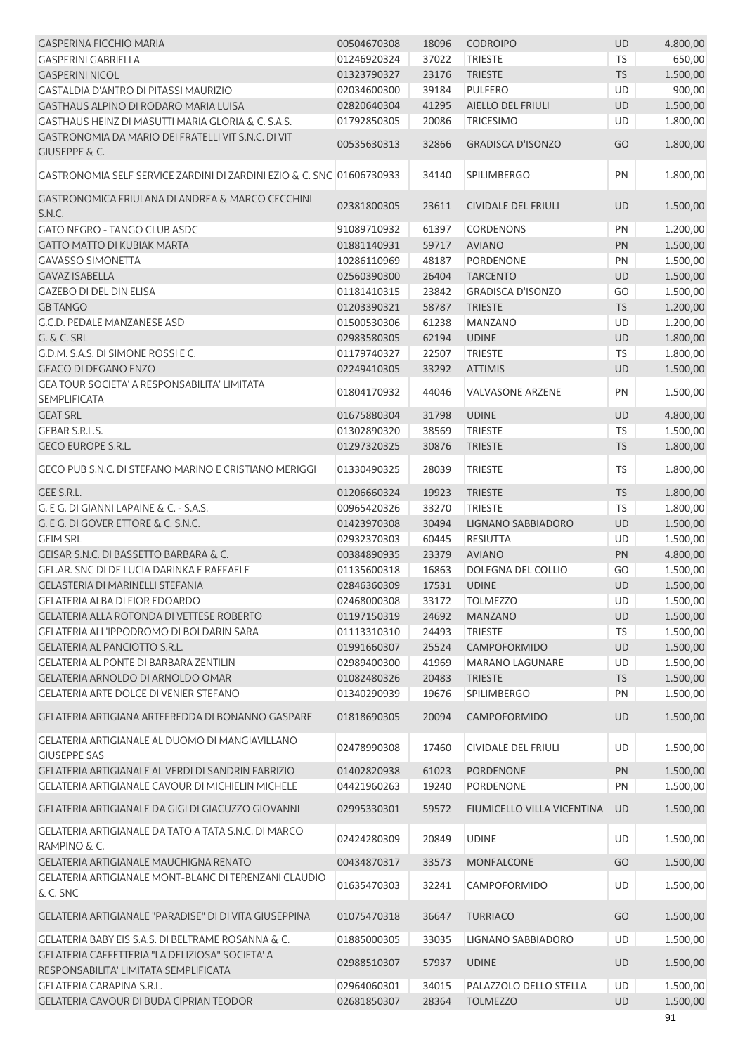| | | | | | |
|---|---|---|---|---|---|
| GASPERINA FICCHIO MARIA | 00504670308 | 18096 | CODROIPO | UD | 4.800,00 |
| GASPERINI GABRIELLA | 01246920324 | 37022 | TRIESTE | TS | 650,00 |
| GASPERINI NICOL | 01323790327 | 23176 | TRIESTE | TS | 1.500,00 |
| GASTALDIA D'ANTRO DI PITASSI MAURIZIO | 02034600300 | 39184 | PULFERO | UD | 900,00 |
| GASTHAUS ALPINO DI RODARO MARIA LUISA | 02820640304 | 41295 | AIELLO DEL FRIULI | UD | 1.500,00 |
| GASTHAUS HEINZ DI MASUTTI MARIA GLORIA & C. S.A.S. | 01792850305 | 20086 | TRICESIMO | UD | 1.800,00 |
| GASTRONOMIA DA MARIO DEI FRATELLI VIT S.N.C. DI VIT GIUSEPPE & C. | 00535630313 | 32866 | GRADISCA D'ISONZO | GO | 1.800,00 |
| GASTRONOMIA SELF SERVICE ZARDINI DI ZARDINI EZIO & C. SNC | 01606730933 | 34140 | SPILIMBERGO | PN | 1.800,00 |
| GASTRONOMICA FRIULANA DI ANDREA & MARCO CECCHINI S.N.C. | 02381800305 | 23611 | CIVIDALE DEL FRIULI | UD | 1.500,00 |
| GATO NEGRO - TANGO CLUB ASDC | 91089710932 | 61397 | CORDENONS | PN | 1.200,00 |
| GATTO MATTO DI KUBIAK MARTA | 01881140931 | 59717 | AVIANO | PN | 1.500,00 |
| GAVASSO SIMONETTA | 10286110969 | 48187 | PORDENONE | PN | 1.500,00 |
| GAVAZ ISABELLA | 02560390300 | 26404 | TARCENTO | UD | 1.500,00 |
| GAZEBO DI DEL DIN ELISA | 01181410315 | 23842 | GRADISCA D'ISONZO | GO | 1.500,00 |
| GB TANGO | 01203390321 | 58787 | TRIESTE | TS | 1.200,00 |
| G.C.D. PEDALE MANZANESE ASD | 01500530306 | 61238 | MANZANO | UD | 1.200,00 |
| G. & C. SRL | 02983580305 | 62194 | UDINE | UD | 1.800,00 |
| G.D.M. S.A.S. DI SIMONE ROSSI E C. | 01179740327 | 22507 | TRIESTE | TS | 1.800,00 |
| GEACO DI DEGANO ENZO | 02249410305 | 33292 | ATTIMIS | UD | 1.500,00 |
| GEA TOUR SOCIETA' A RESPONSABILITA' LIMITATA SEMPLIFICATA | 01804170932 | 44046 | VALVASONE ARZENE | PN | 1.500,00 |
| GEAT SRL | 01675880304 | 31798 | UDINE | UD | 4.800,00 |
| GEBAR S.R.L.S. | 01302890320 | 38569 | TRIESTE | TS | 1.500,00 |
| GECO EUROPE S.R.L. | 01297320325 | 30876 | TRIESTE | TS | 1.800,00 |
| GECO PUB S.N.C. DI STEFANO MARINO E CRISTIANO MERIGGI | 01330490325 | 28039 | TRIESTE | TS | 1.800,00 |
| GEE S.R.L. | 01206660324 | 19923 | TRIESTE | TS | 1.800,00 |
| G. E G. DI GIANNI LAPAINE & C. - S.A.S. | 00965420326 | 33270 | TRIESTE | TS | 1.800,00 |
| G. E G. DI GOVER ETTORE & C. S.N.C. | 01423970308 | 30494 | LIGNANO SABBIADORO | UD | 1.500,00 |
| GEIM SRL | 02932370303 | 60445 | RESIUTTA | UD | 1.500,00 |
| GEISAR S.N.C. DI BASSETTO BARBARA & C. | 00384890935 | 23379 | AVIANO | PN | 4.800,00 |
| GEL.AR. SNC DI DE LUCIA DARINKA E RAFFAELE | 01135600318 | 16863 | DOLEGNA DEL COLLIO | GO | 1.500,00 |
| GELASTERIA DI MARINELLI STEFANIA | 02846360309 | 17531 | UDINE | UD | 1.500,00 |
| GELATERIA ALBA DI FIOR EDOARDO | 02468000308 | 33172 | TOLMEZZO | UD | 1.500,00 |
| GELATERIA ALLA ROTONDA DI VETTESE ROBERTO | 01197150319 | 24692 | MANZANO | UD | 1.500,00 |
| GELATERIA ALL'IPPODROMO DI BOLDARIN SARA | 01113310310 | 24493 | TRIESTE | TS | 1.500,00 |
| GELATERIA AL PANCIOTTO S.R.L. | 01991660307 | 25524 | CAMPOFORMIDO | UD | 1.500,00 |
| GELATERIA AL PONTE DI BARBARA ZENTILIN | 02989400300 | 41969 | MARANO LAGUNARE | UD | 1.500,00 |
| GELATERIA ARNOLDO DI ARNOLDO OMAR | 01082480326 | 20483 | TRIESTE | TS | 1.500,00 |
| GELATERIA ARTE DOLCE DI VENIER STEFANO | 01340290939 | 19676 | SPILIMBERGO | PN | 1.500,00 |
| GELATERIA ARTIGIANA ARTEFREDDA DI BONANNO GASPARE | 01818690305 | 20094 | CAMPOFORMIDO | UD | 1.500,00 |
| GELATERIA ARTIGIANALE AL DUOMO DI MANGIAVILLANO GIUSEPPE SAS | 02478990308 | 17460 | CIVIDALE DEL FRIULI | UD | 1.500,00 |
| GELATERIA ARTIGIANALE AL VERDI DI SANDRIN FABRIZIO | 01402820938 | 61023 | PORDENONE | PN | 1.500,00 |
| GELATERIA ARTIGIANALE CAVOUR DI MICHIELIN MICHELE | 04421960263 | 19240 | PORDENONE | PN | 1.500,00 |
| GELATERIA ARTIGIANALE DA GIGI DI GIACUZZO GIOVANNI | 02995330301 | 59572 | FIUMICELLO VILLA VICENTINA | UD | 1.500,00 |
| GELATERIA ARTIGIANALE DA TATO A TATA S.N.C. DI MARCO RAMPINO & C. | 02424280309 | 20849 | UDINE | UD | 1.500,00 |
| GELATERIA ARTIGIANALE MAUCHIGNA RENATO | 00434870317 | 33573 | MONFALCONE | GO | 1.500,00 |
| GELATERIA ARTIGIANALE MONT-BLANC DI TERENZANI CLAUDIO & C. SNC | 01635470303 | 32241 | CAMPOFORMIDO | UD | 1.500,00 |
| GELATERIA ARTIGIANALE "PARADISE" DI DI VITA GIUSEPPINA | 01075470318 | 36647 | TURRIACO | GO | 1.500,00 |
| GELATERIA BABY EIS S.A.S. DI BELTRAME ROSANNA & C. | 01885000305 | 33035 | LIGNANO SABBIADORO | UD | 1.500,00 |
| GELATERIA CAFFETTERIA "LA DELIZIOSA" SOCIETA' A RESPONSABILITA' LIMITATA SEMPLIFICATA | 02988510307 | 57937 | UDINE | UD | 1.500,00 |
| GELATERIA CARAPINA S.R.L. | 02964060301 | 34015 | PALAZZOLO DELLO STELLA | UD | 1.500,00 |
| GELATERIA CAVOUR DI BUDA CIPRIAN TEODOR | 02681850307 | 28364 | TOLMEZZO | UD | 1.500,00 |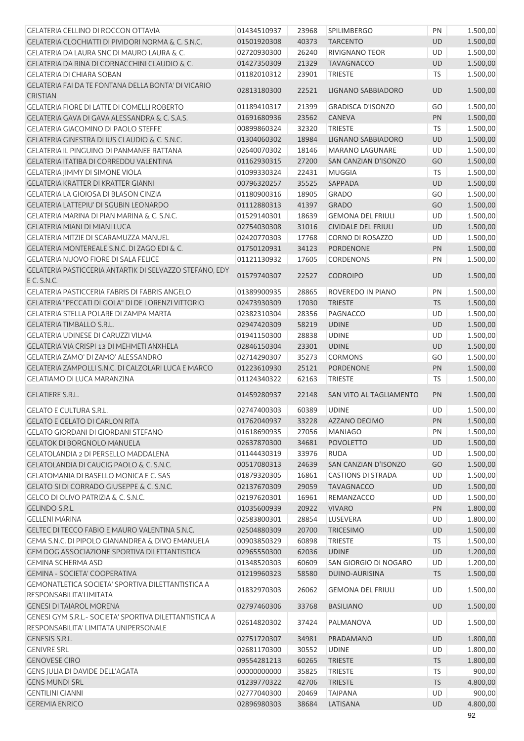| | | | | | |
|---|---|---|---|---|---|
| GELATERIA CELLINO DI ROCCON OTTAVIA | 01434510937 | 23968 | SPILIMBERGO | PN | 1.500,00 |
| GELATERIA CLOCHIATTI DI PIVIDORI NORMA & C. S.N.C. | 01501920308 | 40373 | TARCENTO | UD | 1.500,00 |
| GELATERIA DA LAURA SNC DI MAURO LAURA & C. | 02720930300 | 26240 | RIVIGNANO TEOR | UD | 1.500,00 |
| GELATERIA DA RINA DI CORNACCHINI CLAUDIO & C. | 01427350309 | 21329 | TAVAGNACCO | UD | 1.500,00 |
| GELATERIA DI CHIARA SOBAN | 01182010312 | 23901 | TRIESTE | TS | 1.500,00 |
| GELATERIA FAI DA TE FONTANA DELLA BONTA' DI VICARIO CRISTIAN | 02813180300 | 22521 | LIGNANO SABBIADORO | UD | 1.500,00 |
| GELATERIA FIORE DI LATTE DI COMELLI ROBERTO | 01189410317 | 21399 | GRADISCA D'ISONZO | GO | 1.500,00 |
| GELATERIA GAVA DI GAVA ALESSANDRA & C. S.A.S. | 01691680936 | 23562 | CANEVA | PN | 1.500,00 |
| GELATERIA GIACOMINO DI PAOLO STEFFE' | 00899860324 | 32320 | TRIESTE | TS | 1.500,00 |
| GELATERIA GINESTRA DI IUS CLAUDIO & C. S.N.C. | 01304060302 | 18984 | LIGNANO SABBIADORO | UD | 1.500,00 |
| GELATERIA IL PINGUINO DI PANMANEE RATTANA | 02640070302 | 18146 | MARANO LAGUNARE | UD | 1.500,00 |
| GELATERIA ITATIBA DI CORREDDU VALENTINA | 01162930315 | 27200 | SAN CANZIAN D'ISONZO | GO | 1.500,00 |
| GELATERIA JIMMY DI SIMONE VIOLA | 01099330324 | 22431 | MUGGIA | TS | 1.500,00 |
| GELATERIA KRATTER DI KRATTER GIANNI | 00796320257 | 35525 | SAPPADA | UD | 1.500,00 |
| GELATERIA LA GIOIOSA DI BLASON CINZIA | 01180900316 | 18905 | GRADO | GO | 1.500,00 |
| GELATERIA LATTEPIU' DI SGUBIN LEONARDO | 01112880313 | 41397 | GRADO | GO | 1.500,00 |
| GELATERIA MARINA DI PIAN MARINA & C. S.N.C. | 01529140301 | 18639 | GEMONA DEL FRIULI | UD | 1.500,00 |
| GELATERIA MIANI DI MIANI LUCA | 02754030308 | 31016 | CIVIDALE DEL FRIULI | UD | 1.500,00 |
| GELATERIA MITZIE DI SCARAMUZZA MANUEL | 02420770303 | 17768 | CORNO DI ROSAZZO | UD | 1.500,00 |
| GELATERIA MONTEREALE S.N.C. DI ZAGO EDI & C. | 01750120931 | 34123 | PORDENONE | PN | 1.500,00 |
| GELATERIA NUOVO FIORE DI SALA FELICE | 01121130932 | 17605 | CORDENONS | PN | 1.500,00 |
| GELATERIA PASTICCERIA ANTARTIK DI SELVAZZO STEFANO, EDY E C. S.N.C. | 01579740307 | 22527 | CODROIPO | UD | 1.500,00 |
| GELATERIA PASTICCERIA FABRIS DI FABRIS ANGELO | 01389900935 | 28865 | ROVEREDO IN PIANO | PN | 1.500,00 |
| GELATERIA "PECCATI DI GOLA" DI DE LORENZI VITTORIO | 02473930309 | 17030 | TRIESTE | TS | 1.500,00 |
| GELATERIA STELLA POLARE DI ZAMPA MARTA | 02382310304 | 28356 | PAGNACCO | UD | 1.500,00 |
| GELATERIA TIMBALLO S.R.L. | 02947420309 | 58219 | UDINE | UD | 1.500,00 |
| GELATERIA UDINESE DI CARUZZI VILMA | 01941150300 | 28838 | UDINE | UD | 1.500,00 |
| GELATERIA VIA CRISPI 13 DI MEHMETI ANXHELA | 02846150304 | 23301 | UDINE | UD | 1.500,00 |
| GELATERIA ZAMO' DI ZAMO' ALESSANDRO | 02714290307 | 35273 | CORMONS | GO | 1.500,00 |
| GELATERIA ZAMPOLLI S.N.C. DI CALZOLARI LUCA E MARCO | 01223610930 | 25121 | PORDENONE | PN | 1.500,00 |
| GELATIAMO DI LUCA MARANZINA | 01124340322 | 62163 | TRIESTE | TS | 1.500,00 |
| GELATIERE S.R.L. | 01459280937 | 22148 | SAN VITO AL TAGLIAMENTO | PN | 1.500,00 |
| GELATO E CULTURA S.R.L. | 02747400303 | 60389 | UDINE | UD | 1.500,00 |
| GELATO E GELATO DI CARLON RITA | 01762040937 | 33228 | AZZANO DECIMO | PN | 1.500,00 |
| GELATO GIORDANI DI GIORDANI STEFANO | 01618690935 | 27056 | MANIAGO | PN | 1.500,00 |
| GELATOK DI BORGNOLO MANUELA | 02637870300 | 34681 | POVOLETTO | UD | 1.500,00 |
| GELATOLANDIA 2 DI PERSELLO MADDALENA | 01144430319 | 33976 | RUDA | UD | 1.500,00 |
| GELATOLANDIA DI CAUCIG PAOLO & C. S.N.C. | 00517080313 | 24639 | SAN CANZIAN D'ISONZO | GO | 1.500,00 |
| GELATOMANIA DI BASELLO MONICA E C. SAS | 01879320305 | 16861 | CASTIONS DI STRADA | UD | 1.500,00 |
| GELATO SI DI CORRADO GIUSEPPE & C. S.N.C. | 02137670309 | 29059 | TAVAGNACCO | UD | 1.500,00 |
| GELCO DI OLIVO PATRIZIA & C. S.N.C. | 02197620301 | 16961 | REMANZACCO | UD | 1.500,00 |
| GELINDO S.R.L. | 01035600939 | 20922 | VIVARO | PN | 1.800,00 |
| GELLENI MARINA | 02583800301 | 28854 | LUSEVERA | UD | 1.800,00 |
| GELTEC DI TECCO FABIO E MAURO VALENTINA S.N.C. | 02504880309 | 20700 | TRICESIMO | UD | 1.500,00 |
| GEMA S.N.C. DI PIPOLO GIANANDREA & DIVO EMANUELA | 00903850329 | 60898 | TRIESTE | TS | 1.500,00 |
| GEM DOG ASSOCIAZIONE SPORTIVA DILETTANTISTICA | 02965550300 | 62036 | UDINE | UD | 1.200,00 |
| GEMINA SCHERMA ASD | 01348520303 | 60609 | SAN GIORGIO DI NOGARO | UD | 1.200,00 |
| GEMINA - SOCIETA' COOPERATIVA | 01219960323 | 58580 | DUINO-AURISINA | TS | 1.500,00 |
| GEMONATLETICA SOCIETA' SPORTIVA DILETTANTISTICA A RESPONSABILITA'LIMITATA | 01832970303 | 26062 | GEMONA DEL FRIULI | UD | 1.500,00 |
| GENESI DI TAIAROL MORENA | 02797460306 | 33768 | BASILIANO | UD | 1.500,00 |
| GENESI GYM S.R.L.- SOCIETA' SPORTIVA DILETTANTISTICA A RESPONSABILITA' LIMITATA UNIPERSONALE | 02614820302 | 37424 | PALMANOVA | UD | 1.500,00 |
| GENESIS S.R.L. | 02751720307 | 34981 | PRADAMANO | UD | 1.800,00 |
| GENIVRE SRL | 02681170300 | 30552 | UDINE | UD | 1.800,00 |
| GENOVESE CIRO | 09554281213 | 60265 | TRIESTE | TS | 1.800,00 |
| GENS JULIA DI DAVIDE DELL'AGATA | 00000000000 | 35825 | TRIESTE | TS | 900,00 |
| GENS MUNDI SRL | 01239770322 | 42706 | TRIESTE | TS | 4.800,00 |
| GENTILINI GIANNI | 02777040300 | 20469 | TAIPANA | UD | 900,00 |
| GEREMIA ENRICO | 02896980303 | 38684 | LATISANA | UD | 4.800,00 |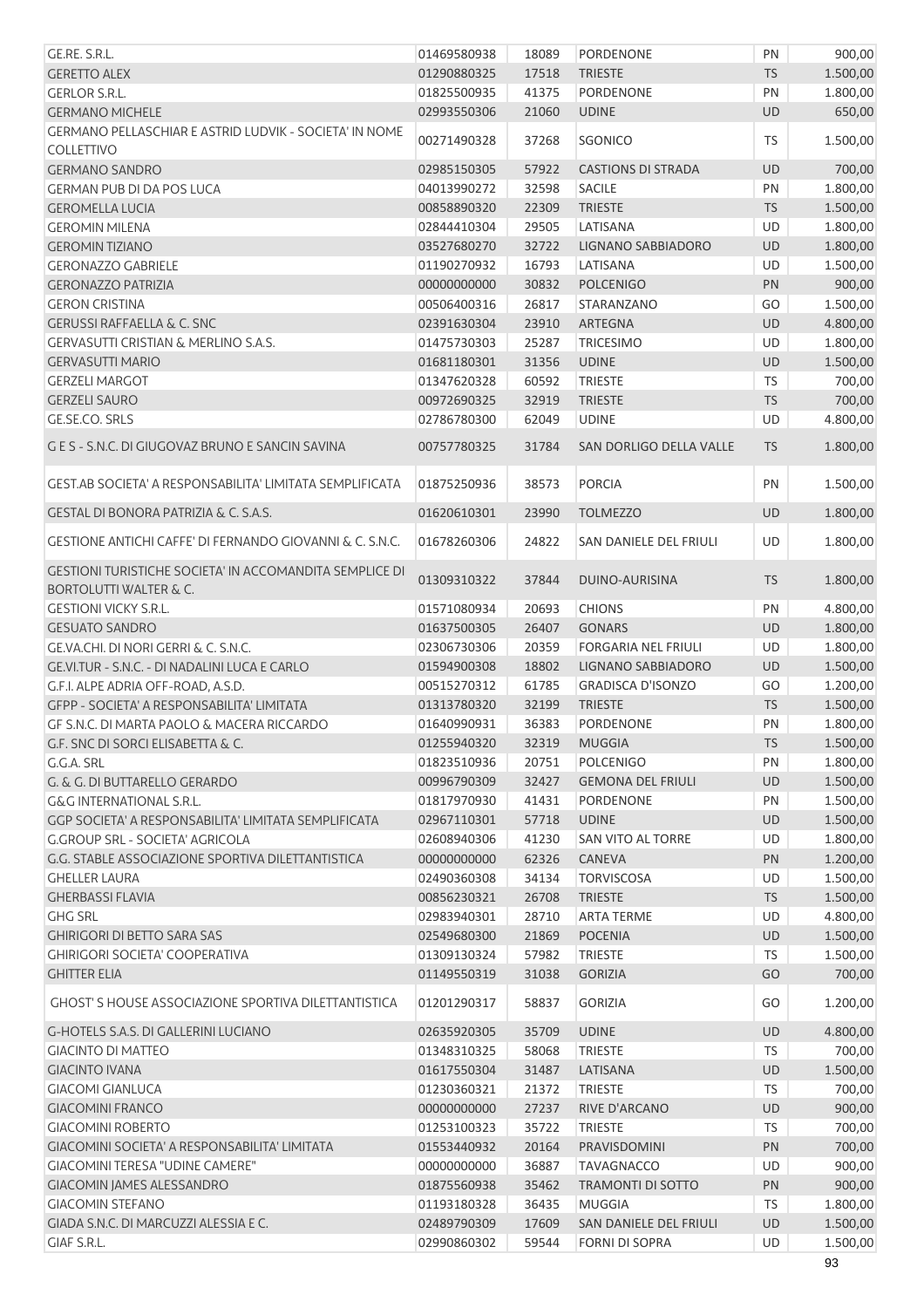| | | | | | |
|---|---|---|---|---|---|
| GE.RE. S.R.L. | 01469580938 | 18089 | PORDENONE | PN | 900,00 |
| GERETTO ALEX | 01290880325 | 17518 | TRIESTE | TS | 1.500,00 |
| GERLOR S.R.L. | 01825500935 | 41375 | PORDENONE | PN | 1.800,00 |
| GERMANO MICHELE | 02993550306 | 21060 | UDINE | UD | 650,00 |
| GERMANO PELLASCHIAR E ASTRID LUDVIK - SOCIETA' IN NOME COLLETTIVO | 00271490328 | 37268 | SGONICO | TS | 1.500,00 |
| GERMANO SANDRO | 02985150305 | 57922 | CASTIONS DI STRADA | UD | 700,00 |
| GERMAN PUB DI DA POS LUCA | 04013990272 | 32598 | SACILE | PN | 1.800,00 |
| GEROMELLA LUCIA | 00858890320 | 22309 | TRIESTE | TS | 1.500,00 |
| GEROMIN MILENA | 02844410304 | 29505 | LATISANA | UD | 1.800,00 |
| GEROMIN TIZIANO | 03527680270 | 32722 | LIGNANO SABBIADORO | UD | 1.800,00 |
| GERONAZZO GABRIELE | 01190270932 | 16793 | LATISANA | UD | 1.500,00 |
| GERONAZZO PATRIZIA | 00000000000 | 30832 | POLCENIGO | PN | 900,00 |
| GERON CRISTINA | 00506400316 | 26817 | STARANZANO | GO | 1.500,00 |
| GERUSSI RAFFAELLA & C. SNC | 02391630304 | 23910 | ARTEGNA | UD | 4.800,00 |
| GERVASUTTI CRISTIAN & MERLINO S.A.S. | 01475730303 | 25287 | TRICESIMO | UD | 1.800,00 |
| GERVASUTTI MARIO | 01681180301 | 31356 | UDINE | UD | 1.500,00 |
| GERZELI MARGOT | 01347620328 | 60592 | TRIESTE | TS | 700,00 |
| GERZELI SAURO | 00972690325 | 32919 | TRIESTE | TS | 700,00 |
| GE.SE.CO. SRLS | 02786780300 | 62049 | UDINE | UD | 4.800,00 |
| G E S - S.N.C. DI GIUGOVAZ BRUNO E SANCIN SAVINA | 00757780325 | 31784 | SAN DORLIGO DELLA VALLE | TS | 1.800,00 |
| GEST.AB SOCIETA' A RESPONSABILITA' LIMITATA SEMPLIFICATA | 01875250936 | 38573 | PORCIA | PN | 1.500,00 |
| GESTAL DI BONORA PATRIZIA & C. S.A.S. | 01620610301 | 23990 | TOLMEZZO | UD | 1.800,00 |
| GESTIONE ANTICHI CAFFE' DI FERNANDO GIOVANNI & C. S.N.C. | 01678260306 | 24822 | SAN DANIELE DEL FRIULI | UD | 1.800,00 |
| GESTIONI TURISTICHE SOCIETA' IN ACCOMANDITA SEMPLICE DI BORTOLUTTI WALTER & C. | 01309310322 | 37844 | DUINO-AURISINA | TS | 1.800,00 |
| GESTIONI VICKY S.R.L. | 01571080934 | 20693 | CHIONS | PN | 4.800,00 |
| GESUATO SANDRO | 01637500305 | 26407 | GONARS | UD | 1.800,00 |
| GE.VA.CHI. DI NORI GERRI & C. S.N.C. | 02306730306 | 20359 | FORGARIA NEL FRIULI | UD | 1.800,00 |
| GE.VI.TUR - S.N.C. - DI NADALINI LUCA E CARLO | 01594900308 | 18802 | LIGNANO SABBIADORO | UD | 1.500,00 |
| G.F.I. ALPE ADRIA OFF-ROAD, A.S.D. | 00515270312 | 61785 | GRADISCA D'ISONZO | GO | 1.200,00 |
| GFPP - SOCIETA' A RESPONSABILITA' LIMITATA | 01313780320 | 32199 | TRIESTE | TS | 1.500,00 |
| GF S.N.C. DI MARTA PAOLO & MACERA RICCARDO | 01640990931 | 36383 | PORDENONE | PN | 1.800,00 |
| G.F. SNC DI SORCI ELISABETTA & C. | 01255940320 | 32319 | MUGGIA | TS | 1.500,00 |
| G.G.A. SRL | 01823510936 | 20751 | POLCENIGO | PN | 1.800,00 |
| G. & G. DI BUTTARELLO GERARDO | 00996790309 | 32427 | GEMONA DEL FRIULI | UD | 1.500,00 |
| G&G INTERNATIONAL S.R.L. | 01817970930 | 41431 | PORDENONE | PN | 1.500,00 |
| GGP SOCIETA' A RESPONSABILITA' LIMITATA SEMPLIFICATA | 02967110301 | 57718 | UDINE | UD | 1.500,00 |
| G.GROUP SRL - SOCIETA' AGRICOLA | 02608940306 | 41230 | SAN VITO AL TORRE | UD | 1.800,00 |
| G.G. STABLE ASSOCIAZIONE SPORTIVA DILETTANTISTICA | 00000000000 | 62326 | CANEVA | PN | 1.200,00 |
| GHELLER LAURA | 02490360308 | 34134 | TORVISCOSA | UD | 1.500,00 |
| GHERBASSI FLAVIA | 00856230321 | 26708 | TRIESTE | TS | 1.500,00 |
| GHG SRL | 02983940301 | 28710 | ARTA TERME | UD | 4.800,00 |
| GHIRIGORI DI BETTO SARA SAS | 02549680300 | 21869 | POCENIA | UD | 1.500,00 |
| GHIRIGORI SOCIETA' COOPERATIVA | 01309130324 | 57982 | TRIESTE | TS | 1.500,00 |
| GHITTER ELIA | 01149550319 | 31038 | GORIZIA | GO | 700,00 |
| GHOST' S HOUSE ASSOCIAZIONE SPORTIVA DILETTANTISTICA | 01201290317 | 58837 | GORIZIA | GO | 1.200,00 |
| G-HOTELS S.A.S. DI GALLERINI LUCIANO | 02635920305 | 35709 | UDINE | UD | 4.800,00 |
| GIACINTO DI MATTEO | 01348310325 | 58068 | TRIESTE | TS | 700,00 |
| GIACINTO IVANA | 01617550304 | 31487 | LATISANA | UD | 1.500,00 |
| GIACOMI GIANLUCA | 01230360321 | 21372 | TRIESTE | TS | 700,00 |
| GIACOMINI FRANCO | 00000000000 | 27237 | RIVE D'ARCANO | UD | 900,00 |
| GIACOMINI ROBERTO | 01253100323 | 35722 | TRIESTE | TS | 700,00 |
| GIACOMINI SOCIETA' A RESPONSABILITA' LIMITATA | 01553440932 | 20164 | PRAVISDOMINI | PN | 700,00 |
| GIACOMINI TERESA "UDINE CAMERE" | 00000000000 | 36887 | TAVAGNACCO | UD | 900,00 |
| GIACOMIN JAMES ALESSANDRO | 01875560938 | 35462 | TRAMONTI DI SOTTO | PN | 900,00 |
| GIACOMIN STEFANO | 01193180328 | 36435 | MUGGIA | TS | 1.800,00 |
| GIADA S.N.C. DI MARCUZZI ALESSIA E C. | 02489790309 | 17609 | SAN DANIELE DEL FRIULI | UD | 1.500,00 |
| GIAF S.R.L. | 02990860302 | 59544 | FORNI DI SOPRA | UD | 1.500,00 |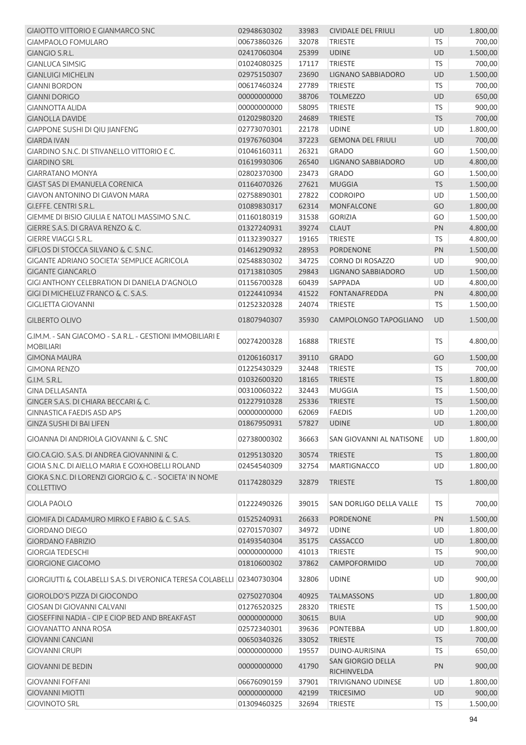| | | | | | |
|---|---|---|---|---|---|
| GIAIOTTO VITTORIO E GIANMARCO SNC | 02948630302 | 33983 | CIVIDALE DEL FRIULI | UD | 1.800,00 |
| GIAMPAOLO FOMULARO | 00673860326 | 32078 | TRIESTE | TS | 700,00 |
| GIANGIO S.R.L. | 02417060304 | 25399 | UDINE | UD | 1.500,00 |
| GIANLUCA SIMSIG | 01024080325 | 17117 | TRIESTE | TS | 700,00 |
| GIANLUIGI MICHELIN | 02975150307 | 23690 | LIGNANO SABBIADORO | UD | 1.500,00 |
| GIANNI BORDON | 00617460324 | 27789 | TRIESTE | TS | 700,00 |
| GIANNI DORIGO | 00000000000 | 38706 | TOLMEZZO | UD | 650,00 |
| GIANNOTTA ALIDA | 00000000000 | 58095 | TRIESTE | TS | 900,00 |
| GIANOLLA DAVIDE | 01202980320 | 24689 | TRIESTE | TS | 700,00 |
| GIAPPONE SUSHI DI QIU JIANFENG | 02773070301 | 22178 | UDINE | UD | 1.800,00 |
| GIARDA IVAN | 01976760304 | 37223 | GEMONA DEL FRIULI | UD | 700,00 |
| GIARDINO S.N.C. DI STIVANELLO VITTORIO E C. | 01046160311 | 26321 | GRADO | GO | 1.500,00 |
| GIARDINO SRL | 01619930306 | 26540 | LIGNANO SABBIADORO | UD | 4.800,00 |
| GIARRATANO MONYA | 02802370300 | 23473 | GRADO | GO | 1.500,00 |
| GIAST SAS DI EMANUELA CORENICA | 01164070326 | 27621 | MUGGIA | TS | 1.500,00 |
| GIAVON ANTONINO DI GIAVON MARA | 02758890301 | 27822 | CODROIPO | UD | 1.500,00 |
| GI.EFFE. CENTRI S.R.L. | 01089830317 | 62314 | MONFALCONE | GO | 1.800,00 |
| GIEMME DI BISIO GIULIA E NATOLI MASSIMO S.N.C. | 01160180319 | 31538 | GORIZIA | GO | 1.500,00 |
| GIERRE S.A.S. DI GRAVA RENZO & C. | 01327240931 | 39274 | CLAUT | PN | 4.800,00 |
| GIERRE VIAGGI S.R.L. | 01132390327 | 19165 | TRIESTE | TS | 4.800,00 |
| GIFLOS DI STOCCA SILVANO & C. S.N.C. | 01461290932 | 28953 | PORDENONE | PN | 1.500,00 |
| GIGANTE ADRIANO SOCIETA' SEMPLICE AGRICOLA | 02548830302 | 34725 | CORNO DI ROSAZZO | UD | 900,00 |
| GIGANTE GIANCARLO | 01713810305 | 29843 | LIGNANO SABBIADORO | UD | 1.500,00 |
| GIGI ANTHONY CELEBRATION DI DANIELA D'AGNOLO | 01156700328 | 60439 | SAPPADA | UD | 4.800,00 |
| GIGI DI MICHELUZ FRANCO & C. S.A.S. | 01224410934 | 41522 | FONTANAFREDDA | PN | 4.800,00 |
| GIGLIETTA GIOVANNI | 01252320328 | 24074 | TRIESTE | TS | 1.500,00 |
| GILBERTO OLIVO | 01807940307 | 35930 | CAMPOLONGO TAPOGLIANO | UD | 1.500,00 |
| G.IM.M. - SAN GIACOMO - S.A R.L. - GESTIONI IMMOBILIARI E MOBILIARI | 00274200328 | 16888 | TRIESTE | TS | 4.800,00 |
| GIMONA MAURA | 01206160317 | 39110 | GRADO | GO | 1.500,00 |
| GIMONA RENZO | 01225430329 | 32448 | TRIESTE | TS | 700,00 |
| G.I.M. S.R.L. | 01032600320 | 18165 | TRIESTE | TS | 1.800,00 |
| GINA DELLASANTA | 00310060322 | 32443 | MUGGIA | TS | 1.500,00 |
| GINGER S.A.S. DI CHIARA BECCARI & C. | 01227910328 | 25336 | TRIESTE | TS | 1.500,00 |
| GINNASTICA FAEDIS ASD APS | 00000000000 | 62069 | FAEDIS | UD | 1.200,00 |
| GINZA SUSHI DI BAI LIFEN | 01867950931 | 57827 | UDINE | UD | 1.800,00 |
| GIOANNA DI ANDRIOLA GIOVANNI & C. SNC | 02738000302 | 36663 | SAN GIOVANNI AL NATISONE | UD | 1.800,00 |
| GIO.CA.GIO. S.A.S. DI ANDREA GIOVANNINI & C. | 01295130320 | 30574 | TRIESTE | TS | 1.800,00 |
| GIOIA S.N.C. DI AIELLO MARIA E GOXHOBELLI ROLAND | 02454540309 | 32754 | MARTIGNACCO | UD | 1.800,00 |
| GIOKA S.N.C. DI LORENZI GIORGIO & C. - SOCIETA' IN NOME COLLETTIVO | 01174280329 | 32879 | TRIESTE | TS | 1.800,00 |
| GIOLA PAOLO | 01222490326 | 39015 | SAN DORLIGO DELLA VALLE | TS | 700,00 |
| GIOMIFA DI CADAMURO MIRKO E FABIO & C. S.A.S. | 01525240931 | 26633 | PORDENONE | PN | 1.500,00 |
| GIORDANO DIEGO | 02701570307 | 34972 | UDINE | UD | 1.800,00 |
| GIORDANO FABRIZIO | 01493540304 | 35175 | CASSACCO | UD | 1.800,00 |
| GIORGIA TEDESCHI | 00000000000 | 41013 | TRIESTE | TS | 900,00 |
| GIORGIONE GIACOMO | 01810600302 | 37862 | CAMPOFORMIDO | UD | 700,00 |
| GIORGIUTTI & COLABELLI S.A.S. DI VERONICA TERESA COLABELLI | 02340730304 | 32806 | UDINE | UD | 900,00 |
| GIOROLDO'S PIZZA DI GIOCONDO | 02750270304 | 40925 | TALMASSONS | UD | 1.800,00 |
| GIOSAN DI GIOVANNI CALVANI | 01276520325 | 28320 | TRIESTE | TS | 1.500,00 |
| GIOSEFFINI NADIA - CIP E CIOP BED AND BREAKFAST | 00000000000 | 30615 | BUIA | UD | 900,00 |
| GIOVANATTO ANNA ROSA | 02572340301 | 39636 | PONTEBBA | UD | 1.800,00 |
| GIOVANNI CANCIANI | 00650340326 | 33052 | TRIESTE | TS | 700,00 |
| GIOVANNI CRUPI | 00000000000 | 19557 | DUINO-AURISINA | TS | 650,00 |
| GIOVANNI DE BEDIN | 00000000000 | 41790 | SAN GIORGIO DELLA RICHINVELDA | PN | 900,00 |
| GIOVANNI FOFFANI | 06676090159 | 37901 | TRIVIGNANO UDINESE | UD | 1.800,00 |
| GIOVANNI MIOTTI | 00000000000 | 42199 | TRICESIMO | UD | 900,00 |
| GIOVINOTO SRL | 01309460325 | 32694 | TRIESTE | TS | 1.500,00 |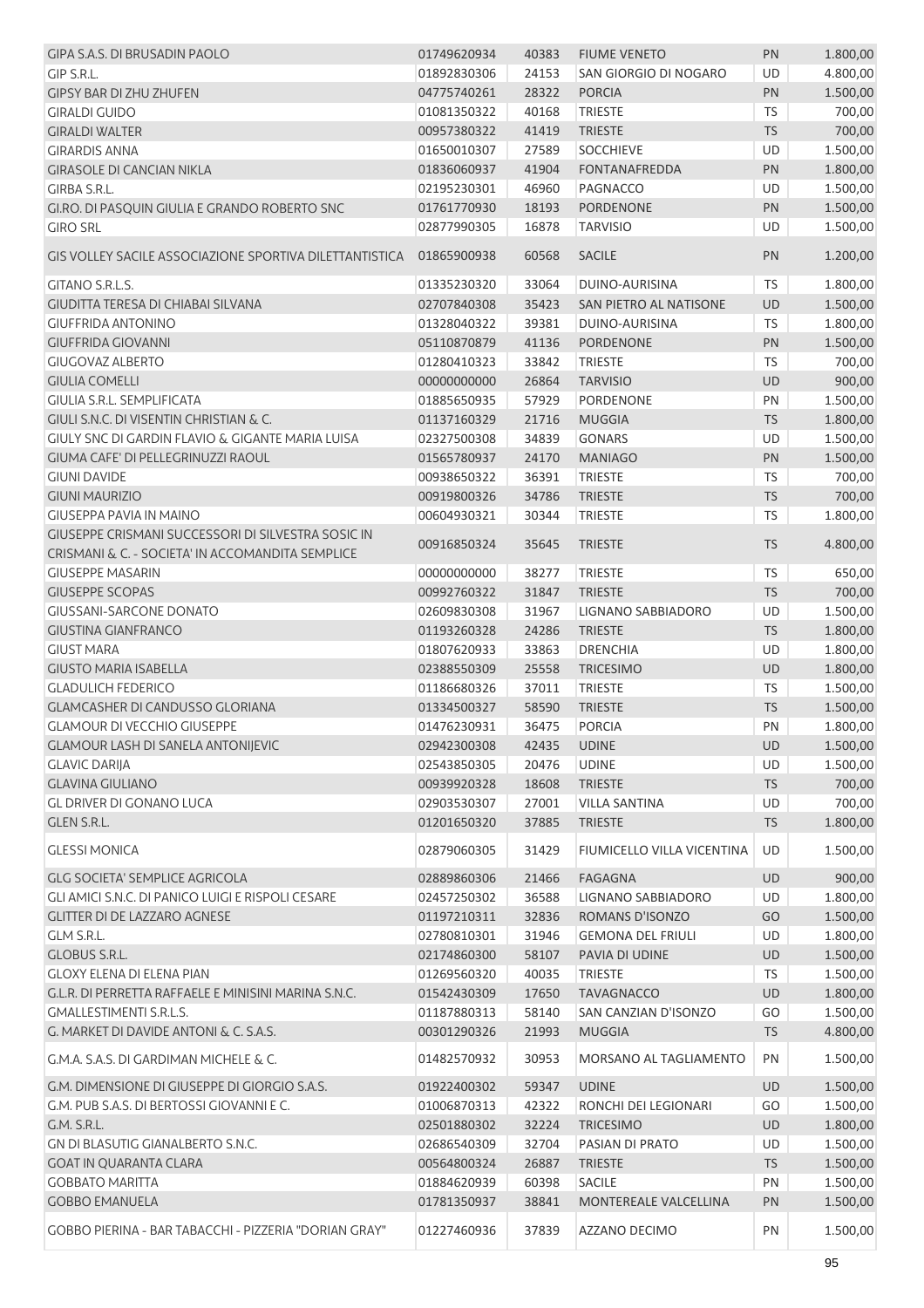| | | | | | |
|---|---|---|---|---|---|
| GIPA S.A.S. DI BRUSADIN PAOLO | 01749620934 | 40383 | FIUME VENETO | PN | 1.800,00 |
| GIP S.R.L. | 01892830306 | 24153 | SAN GIORGIO DI NOGARO | UD | 4.800,00 |
| GIPSY BAR DI ZHU ZHUFEN | 04775740261 | 28322 | PORCIA | PN | 1.500,00 |
| GIRALDI GUIDO | 01081350322 | 40168 | TRIESTE | TS | 700,00 |
| GIRALDI WALTER | 00957380322 | 41419 | TRIESTE | TS | 700,00 |
| GIRARDIS ANNA | 01650010307 | 27589 | SOCCHIEVE | UD | 1.500,00 |
| GIRASOLE DI CANCIAN NIKLA | 01836060937 | 41904 | FONTANAFREDDA | PN | 1.800,00 |
| GIRBA S.R.L. | 02195230301 | 46960 | PAGNACCO | UD | 1.500,00 |
| GI.RO. DI PASQUIN GIULIA E GRANDO ROBERTO SNC | 01761770930 | 18193 | PORDENONE | PN | 1.500,00 |
| GIRO SRL | 02877990305 | 16878 | TARVISIO | UD | 1.500,00 |
| GIS VOLLEY SACILE ASSOCIAZIONE SPORTIVA DILETTANTISTICA | 01865900938 | 60568 | SACILE | PN | 1.200,00 |
| GITANO S.R.L.S. | 01335230320 | 33064 | DUINO-AURISINA | TS | 1.800,00 |
| GIUDITTA TERESA DI CHIABAI SILVANA | 02707840308 | 35423 | SAN PIETRO AL NATISONE | UD | 1.500,00 |
| GIUFFRIDA ANTONINO | 01328040322 | 39381 | DUINO-AURISINA | TS | 1.800,00 |
| GIUFFRIDA GIOVANNI | 05110870879 | 41136 | PORDENONE | PN | 1.500,00 |
| GIUGOVAZ ALBERTO | 01280410323 | 33842 | TRIESTE | TS | 700,00 |
| GIULIA COMELLI | 00000000000 | 26864 | TARVISIO | UD | 900,00 |
| GIULIA S.R.L. SEMPLIFICATA | 01885650935 | 57929 | PORDENONE | PN | 1.500,00 |
| GIULI S.N.C. DI VISENTIN CHRISTIAN & C. | 01137160329 | 21716 | MUGGIA | TS | 1.800,00 |
| GIULY SNC DI GARDIN FLAVIO & GIGANTE MARIA LUISA | 02327500308 | 34839 | GONARS | UD | 1.500,00 |
| GIUMA CAFE' DI PELLEGRINUZZI RAOUL | 01565780937 | 24170 | MANIAGO | PN | 1.500,00 |
| GIUNI DAVIDE | 00938650322 | 36391 | TRIESTE | TS | 700,00 |
| GIUNI MAURIZIO | 00919800326 | 34786 | TRIESTE | TS | 700,00 |
| GIUSEPPA PAVIA IN MAINO | 00604930321 | 30344 | TRIESTE | TS | 1.800,00 |
| GIUSEPPE CRISMANI SUCCESSORI DI SILVESTRA SOSIC IN CRISMANI & C. - SOCIETA' IN ACCOMANDITA SEMPLICE | 00916850324 | 35645 | TRIESTE | TS | 4.800,00 |
| GIUSEPPE MASARIN | 00000000000 | 38277 | TRIESTE | TS | 650,00 |
| GIUSEPPE SCOPAS | 00992760322 | 31847 | TRIESTE | TS | 700,00 |
| GIUSSANI-SARCONE DONATO | 02609830308 | 31967 | LIGNANO SABBIADORO | UD | 1.500,00 |
| GIUSTINA GIANFRANCO | 01193260328 | 24286 | TRIESTE | TS | 1.800,00 |
| GIUST MARA | 01807620933 | 33863 | DRENCHIA | UD | 1.800,00 |
| GIUSTO MARIA ISABELLA | 02388550309 | 25558 | TRICESIMO | UD | 1.800,00 |
| GLADULICH FEDERICO | 01186680326 | 37011 | TRIESTE | TS | 1.500,00 |
| GLAMCASHER DI CANDUSSO GLORIANA | 01334500327 | 58590 | TRIESTE | TS | 1.500,00 |
| GLAMOUR DI VECCHIO GIUSEPPE | 01476230931 | 36475 | PORCIA | PN | 1.800,00 |
| GLAMOUR LASH DI SANELA ANTONIJEVIC | 02942300308 | 42435 | UDINE | UD | 1.500,00 |
| GLAVIC DARIJA | 02543850305 | 20476 | UDINE | UD | 1.500,00 |
| GLAVINA GIULIANO | 00939920328 | 18608 | TRIESTE | TS | 700,00 |
| GL DRIVER DI GONANO LUCA | 02903530307 | 27001 | VILLA SANTINA | UD | 700,00 |
| GLEN S.R.L. | 01201650320 | 37885 | TRIESTE | TS | 1.800,00 |
| GLESSI MONICA | 02879060305 | 31429 | FIUMICELLO VILLA VICENTINA | UD | 1.500,00 |
| GLG SOCIETA' SEMPLICE AGRICOLA | 02889860306 | 21466 | FAGAGNA | UD | 900,00 |
| GLI AMICI S.N.C. DI PANICO LUIGI E RISPOLI CESARE | 02457250302 | 36588 | LIGNANO SABBIADORO | UD | 1.800,00 |
| GLITTER DI DE LAZZARO AGNESE | 01197210311 | 32836 | ROMANS D'ISONZO | GO | 1.500,00 |
| GLM S.R.L. | 02780810301 | 31946 | GEMONA DEL FRIULI | UD | 1.800,00 |
| GLOBUS S.R.L. | 02174860300 | 58107 | PAVIA DI UDINE | UD | 1.500,00 |
| GLOXY ELENA DI ELENA PIAN | 01269560320 | 40035 | TRIESTE | TS | 1.500,00 |
| G.L.R. DI PERRETTA RAFFAELE E MINISINI MARINA S.N.C. | 01542430309 | 17650 | TAVAGNACCO | UD | 1.800,00 |
| GMALLESTIMENTI S.R.L.S. | 01187880313 | 58140 | SAN CANZIAN D'ISONZO | GO | 1.500,00 |
| G. MARKET DI DAVIDE ANTONI & C. S.A.S. | 00301290326 | 21993 | MUGGIA | TS | 4.800,00 |
| G.M.A. S.A.S. DI GARDIMAN MICHELE & C. | 01482570932 | 30953 | MORSANO AL TAGLIAMENTO | PN | 1.500,00 |
| G.M. DIMENSIONE DI GIUSEPPE DI GIORGIO S.A.S. | 01922400302 | 59347 | UDINE | UD | 1.500,00 |
| G.M. PUB S.A.S. DI BERTOSSI GIOVANNI E C. | 01006870313 | 42322 | RONCHI DEI LEGIONARI | GO | 1.500,00 |
| G.M. S.R.L. | 02501880302 | 32224 | TRICESIMO | UD | 1.800,00 |
| GN DI BLASUTIG GIANALBERTO S.N.C. | 02686540309 | 32704 | PASIAN DI PRATO | UD | 1.500,00 |
| GOAT IN QUARANTA CLARA | 00564800324 | 26887 | TRIESTE | TS | 1.500,00 |
| GOBBATO MARITTA | 01884620939 | 60398 | SACILE | PN | 1.500,00 |
| GOBBO EMANUELA | 01781350937 | 38841 | MONTEREALE VALCELLINA | PN | 1.500,00 |
| GOBBO PIERINA - BAR TABACCHI - PIZZERIA "DORIAN GRAY" | 01227460936 | 37839 | AZZANO DECIMO | PN | 1.500,00 |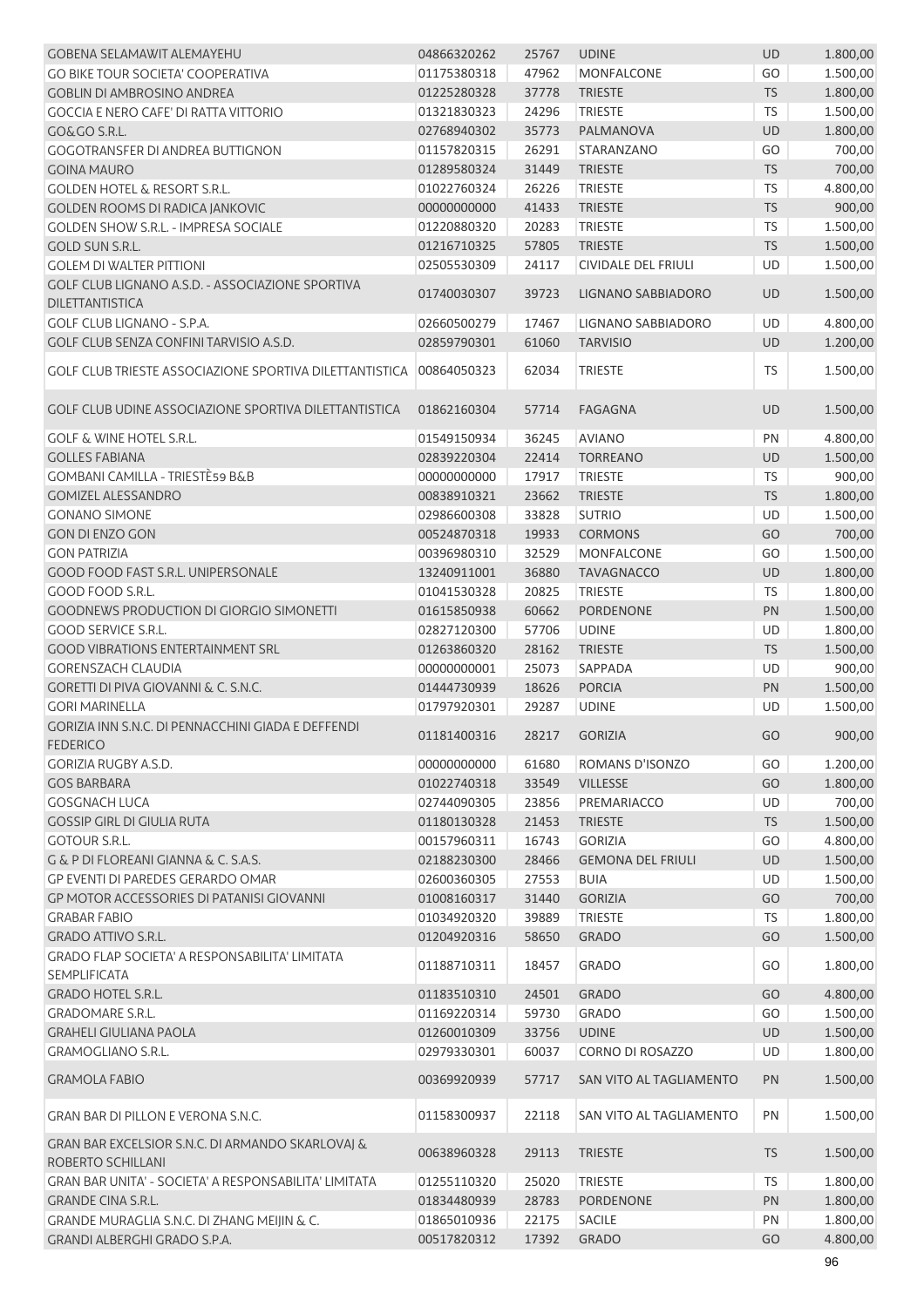| | | | | | |
|---|---|---|---|---|---|
| GOBENA SELAMAWIT ALEMAYEHU | 04866320262 | 25767 | UDINE | UD | 1.800,00 |
| GO BIKE TOUR SOCIETA' COOPERATIVA | 01175380318 | 47962 | MONFALCONE | GO | 1.500,00 |
| GOBLIN DI AMBROSINO ANDREA | 01225280328 | 37778 | TRIESTE | TS | 1.800,00 |
| GOCCIA E NERO CAFE' DI RATTA VITTORIO | 01321830323 | 24296 | TRIESTE | TS | 1.500,00 |
| GO&GO S.R.L. | 02768940302 | 35773 | PALMANOVA | UD | 1.800,00 |
| GOGOTRANSFER DI ANDREA BUTTIGNON | 01157820315 | 26291 | STARANZANO | GO | 700,00 |
| GOINA MAURO | 01289580324 | 31449 | TRIESTE | TS | 700,00 |
| GOLDEN HOTEL & RESORT S.R.L. | 01022760324 | 26226 | TRIESTE | TS | 4.800,00 |
| GOLDEN ROOMS DI RADICA JANKOVIC | 00000000000 | 41433 | TRIESTE | TS | 900,00 |
| GOLDEN SHOW S.R.L. - IMPRESA SOCIALE | 01220880320 | 20283 | TRIESTE | TS | 1.500,00 |
| GOLD SUN S.R.L. | 01216710325 | 57805 | TRIESTE | TS | 1.500,00 |
| GOLEM DI WALTER PITTIONI | 02505530309 | 24117 | CIVIDALE DEL FRIULI | UD | 1.500,00 |
| GOLF CLUB LIGNANO A.S.D. - ASSOCIAZIONE SPORTIVA DILETTANTISTICA | 01740030307 | 39723 | LIGNANO SABBIADORO | UD | 1.500,00 |
| GOLF CLUB LIGNANO - S.P.A. | 02660500279 | 17467 | LIGNANO SABBIADORO | UD | 4.800,00 |
| GOLF CLUB SENZA CONFINI TARVISIO A.S.D. | 02859790301 | 61060 | TARVISIO | UD | 1.200,00 |
| GOLF CLUB TRIESTE ASSOCIAZIONE SPORTIVA DILETTANTISTICA | 00864050323 | 62034 | TRIESTE | TS | 1.500,00 |
| GOLF CLUB UDINE ASSOCIAZIONE SPORTIVA DILETTANTISTICA | 01862160304 | 57714 | FAGAGNA | UD | 1.500,00 |
| GOLF & WINE HOTEL S.R.L. | 01549150934 | 36245 | AVIANO | PN | 4.800,00 |
| GOLLES FABIANA | 02839220304 | 22414 | TORREANO | UD | 1.500,00 |
| GOMBANI CAMILLA - TRIESTÈ59 B&B | 00000000000 | 17917 | TRIESTE | TS | 900,00 |
| GOMIZEL ALESSANDRO | 00838910321 | 23662 | TRIESTE | TS | 1.800,00 |
| GONANO SIMONE | 02986600308 | 33828 | SUTRIO | UD | 1.500,00 |
| GON DI ENZO GON | 00524870318 | 19933 | CORMONS | GO | 700,00 |
| GON PATRIZIA | 00396980310 | 32529 | MONFALCONE | GO | 1.500,00 |
| GOOD FOOD FAST S.R.L. UNIPERSONALE | 13240911001 | 36880 | TAVAGNACCO | UD | 1.800,00 |
| GOOD FOOD S.R.L. | 01041530328 | 20825 | TRIESTE | TS | 1.800,00 |
| GOODNEWS PRODUCTION DI GIORGIO SIMONETTI | 01615850938 | 60662 | PORDENONE | PN | 1.500,00 |
| GOOD SERVICE S.R.L. | 02827120300 | 57706 | UDINE | UD | 1.800,00 |
| GOOD VIBRATIONS ENTERTAINMENT SRL | 01263860320 | 28162 | TRIESTE | TS | 1.500,00 |
| GORENSZACH CLAUDIA | 00000000001 | 25073 | SAPPADA | UD | 900,00 |
| GORETTI DI PIVA GIOVANNI & C. S.N.C. | 01444730939 | 18626 | PORCIA | PN | 1.500,00 |
| GORI MARINELLA | 01797920301 | 29287 | UDINE | UD | 1.500,00 |
| GORIZIA INN S.N.C. DI PENNACCHINI GIADA E DEFFENDI FEDERICO | 01181400316 | 28217 | GORIZIA | GO | 900,00 |
| GORIZIA RUGBY A.S.D. | 00000000000 | 61680 | ROMANS D'ISONZO | GO | 1.200,00 |
| GOS BARBARA | 01022740318 | 33549 | VILLESSE | GO | 1.800,00 |
| GOSGNACH LUCA | 02744090305 | 23856 | PREMARIACCO | UD | 700,00 |
| GOSSIP GIRL DI GIULIA RUTA | 01180130328 | 21453 | TRIESTE | TS | 1.500,00 |
| GOTOUR S.R.L. | 00157960311 | 16743 | GORIZIA | GO | 4.800,00 |
| G & P DI FLOREANI GIANNA & C. S.A.S. | 02188230300 | 28466 | GEMONA DEL FRIULI | UD | 1.500,00 |
| GP EVENTI DI PAREDES GERARDO OMAR | 02600360305 | 27553 | BUIA | UD | 1.500,00 |
| GP MOTOR ACCESSORIES DI PATANISI GIOVANNI | 01008160317 | 31440 | GORIZIA | GO | 700,00 |
| GRABAR FABIO | 01034920320 | 39889 | TRIESTE | TS | 1.800,00 |
| GRADO ATTIVO S.R.L. | 01204920316 | 58650 | GRADO | GO | 1.500,00 |
| GRADO FLAP SOCIETA' A RESPONSABILITA' LIMITATA SEMPLIFICATA | 01188710311 | 18457 | GRADO | GO | 1.800,00 |
| GRADO HOTEL S.R.L. | 01183510310 | 24501 | GRADO | GO | 4.800,00 |
| GRADOMARE S.R.L. | 01169220314 | 59730 | GRADO | GO | 1.500,00 |
| GRAHELI GIULIANA PAOLA | 01260010309 | 33756 | UDINE | UD | 1.500,00 |
| GRAMOGLIANO S.R.L. | 02979330301 | 60037 | CORNO DI ROSAZZO | UD | 1.800,00 |
| GRAMOLA FABIO | 00369920939 | 57717 | SAN VITO AL TAGLIAMENTO | PN | 1.500,00 |
| GRAN BAR DI PILLON E VERONA S.N.C. | 01158300937 | 22118 | SAN VITO AL TAGLIAMENTO | PN | 1.500,00 |
| GRAN BAR EXCELSIOR S.N.C. DI ARMANDO SKARLOVAJ & ROBERTO SCHILLANI | 00638960328 | 29113 | TRIESTE | TS | 1.500,00 |
| GRAN BAR UNITA' - SOCIETA' A RESPONSABILITA' LIMITATA | 01255110320 | 25020 | TRIESTE | TS | 1.800,00 |
| GRANDE CINA S.R.L. | 01834480939 | 28783 | PORDENONE | PN | 1.800,00 |
| GRANDE MURAGLIA S.N.C. DI ZHANG MEIJIN & C. | 01865010936 | 22175 | SACILE | PN | 1.800,00 |
| GRANDI ALBERGHI GRADO S.P.A. | 00517820312 | 17392 | GRADO | GO | 4.800,00 |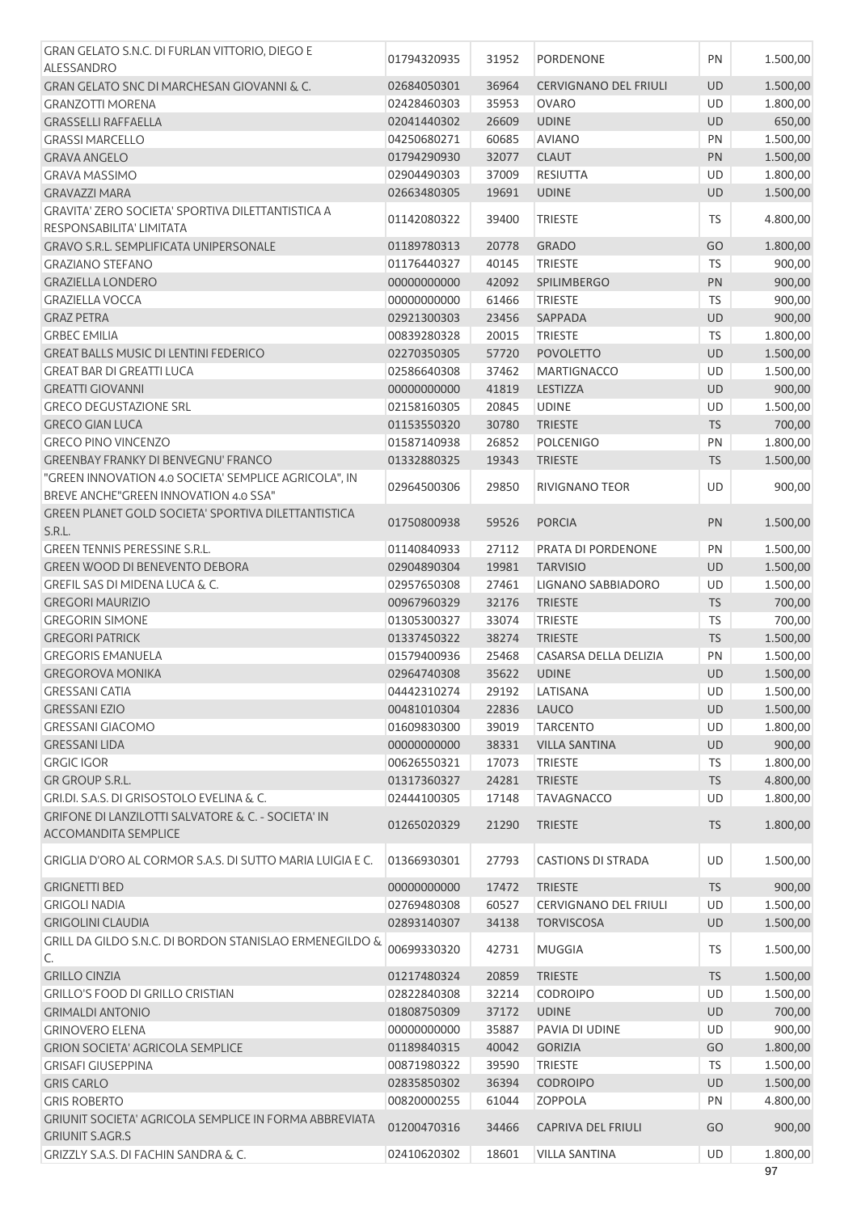| | | | | | |
|---|---|---|---|---|---|
| GRAN GELATO S.N.C. DI FURLAN VITTORIO, DIEGO E ALESSANDRO | 01794320935 | 31952 | PORDENONE | PN | 1.500,00 |
| GRAN GELATO SNC DI MARCHESAN GIOVANNI & C. | 02684050301 | 36964 | CERVIGNANO DEL FRIULI | UD | 1.500,00 |
| GRANZOTTI MORENA | 02428460303 | 35953 | OVARO | UD | 1.800,00 |
| GRASSELLI RAFFAELLA | 02041440302 | 26609 | UDINE | UD | 650,00 |
| GRASSI MARCELLO | 04250680271 | 60685 | AVIANO | PN | 1.500,00 |
| GRAVA ANGELO | 01794290930 | 32077 | CLAUT | PN | 1.500,00 |
| GRAVA MASSIMO | 02904490303 | 37009 | RESIUTTA | UD | 1.800,00 |
| GRAVAZZI MARA | 02663480305 | 19691 | UDINE | UD | 1.500,00 |
| GRAVITA' ZERO SOCIETA' SPORTIVA DILETTANTISTICA A RESPONSABILITA' LIMITATA | 01142080322 | 39400 | TRIESTE | TS | 4.800,00 |
| GRAVO S.R.L. SEMPLIFICATA UNIPERSONALE | 01189780313 | 20778 | GRADO | GO | 1.800,00 |
| GRAZIANO STEFANO | 01176440327 | 40145 | TRIESTE | TS | 900,00 |
| GRAZIELLA LONDERO | 00000000000 | 42092 | SPILIMBERGO | PN | 900,00 |
| GRAZIELLA VOCCA | 00000000000 | 61466 | TRIESTE | TS | 900,00 |
| GRAZ PETRA | 02921300303 | 23456 | SAPPADA | UD | 900,00 |
| GRBEC EMILIA | 00839280328 | 20015 | TRIESTE | TS | 1.800,00 |
| GREAT BALLS MUSIC DI LENTINI FEDERICO | 02270350305 | 57720 | POVOLETTO | UD | 1.500,00 |
| GREAT BAR DI GREATTI LUCA | 02586640308 | 37462 | MARTIGNACCO | UD | 1.500,00 |
| GREATTI GIOVANNI | 00000000000 | 41819 | LESTIZZA | UD | 900,00 |
| GRECO DEGUSTAZIONE SRL | 02158160305 | 20845 | UDINE | UD | 1.500,00 |
| GRECO GIAN LUCA | 01153550320 | 30780 | TRIESTE | TS | 700,00 |
| GRECO PINO VINCENZO | 01587140938 | 26852 | POLCENIGO | PN | 1.800,00 |
| GREENBAY FRANKY DI BENVEGNU' FRANCO | 01332880325 | 19343 | TRIESTE | TS | 1.500,00 |
| "GREEN INNOVATION 4.0 SOCIETA' SEMPLICE AGRICOLA", IN BREVE ANCHE"GREEN INNOVATION 4.0 SSA" | 02964500306 | 29850 | RIVIGNANO TEOR | UD | 900,00 |
| GREEN PLANET GOLD SOCIETA' SPORTIVA DILETTANTISTICA S.R.L. | 01750800938 | 59526 | PORCIA | PN | 1.500,00 |
| GREEN TENNIS PERESSINE S.R.L. | 01140840933 | 27112 | PRATA DI PORDENONE | PN | 1.500,00 |
| GREEN WOOD DI BENEVENTO DEBORA | 02904890304 | 19981 | TARVISIO | UD | 1.500,00 |
| GREFIL SAS DI MIDENA LUCA & C. | 02957650308 | 27461 | LIGNANO SABBIADORO | UD | 1.500,00 |
| GREGORI MAURIZIO | 00967960329 | 32176 | TRIESTE | TS | 700,00 |
| GREGORIN SIMONE | 01305300327 | 33074 | TRIESTE | TS | 700,00 |
| GREGORI PATRICK | 01337450322 | 38274 | TRIESTE | TS | 1.500,00 |
| GREGORIS EMANUELA | 01579400936 | 25468 | CASARSA DELLA DELIZIA | PN | 1.500,00 |
| GREGOROVA MONIKA | 02964740308 | 35622 | UDINE | UD | 1.500,00 |
| GRESSANI CATIA | 04442310274 | 29192 | LATISANA | UD | 1.500,00 |
| GRESSANI EZIO | 00481010304 | 22836 | LAUCO | UD | 1.500,00 |
| GRESSANI GIACOMO | 01609830300 | 39019 | TARCENTO | UD | 1.800,00 |
| GRESSANI LIDA | 00000000000 | 38331 | VILLA SANTINA | UD | 900,00 |
| GRGIC IGOR | 00626550321 | 17073 | TRIESTE | TS | 1.800,00 |
| GR GROUP S.R.L. | 01317360327 | 24281 | TRIESTE | TS | 4.800,00 |
| GRI.DI. S.A.S. DI GRISOSTOLO EVELINA & C. | 02444100305 | 17148 | TAVAGNACCO | UD | 1.800,00 |
| GRIFONE DI LANZILOTTI SALVATORE & C. - SOCIETA' IN ACCOMANDITA SEMPLICE | 01265020329 | 21290 | TRIESTE | TS | 1.800,00 |
| GRIGLIA D'ORO AL CORMOR S.A.S. DI SUTTO MARIA LUIGIA E C. | 01366930301 | 27793 | CASTIONS DI STRADA | UD | 1.500,00 |
| GRIGNETTI BED | 00000000000 | 17472 | TRIESTE | TS | 900,00 |
| GRIGOLI NADIA | 02769480308 | 60527 | CERVIGNANO DEL FRIULI | UD | 1.500,00 |
| GRIGOLINI CLAUDIA | 02893140307 | 34138 | TORVISCOSA | UD | 1.500,00 |
| GRILL DA GILDO S.N.C. DI BORDON STANISLAO ERMENEGILDO & C. | 00699330320 | 42731 | MUGGIA | TS | 1.500,00 |
| GRILLO CINZIA | 01217480324 | 20859 | TRIESTE | TS | 1.500,00 |
| GRILLO'S FOOD DI GRILLO CRISTIAN | 02822840308 | 32214 | CODROIPO | UD | 1.500,00 |
| GRIMALDI ANTONIO | 01808750309 | 37172 | UDINE | UD | 700,00 |
| GRINOVERO ELENA | 00000000000 | 35887 | PAVIA DI UDINE | UD | 900,00 |
| GRION SOCIETA' AGRICOLA SEMPLICE | 01189840315 | 40042 | GORIZIA | GO | 1.800,00 |
| GRISAFI GIUSEPPINA | 00871980322 | 39590 | TRIESTE | TS | 1.500,00 |
| GRIS CARLO | 02835850302 | 36394 | CODROIPO | UD | 1.500,00 |
| GRIS ROBERTO | 00820000255 | 61044 | ZOPPOLA | PN | 4.800,00 |
| GRIUNIT SOCIETA' AGRICOLA SEMPLICE IN FORMA ABBREVIATA GRIUNIT S.AGR.S | 01200470316 | 34466 | CAPRIVA DEL FRIULI | GO | 900,00 |
| GRIZZLY S.A.S. DI FACHIN SANDRA & C. | 02410620302 | 18601 | VILLA SANTINA | UD | 1.800,00 |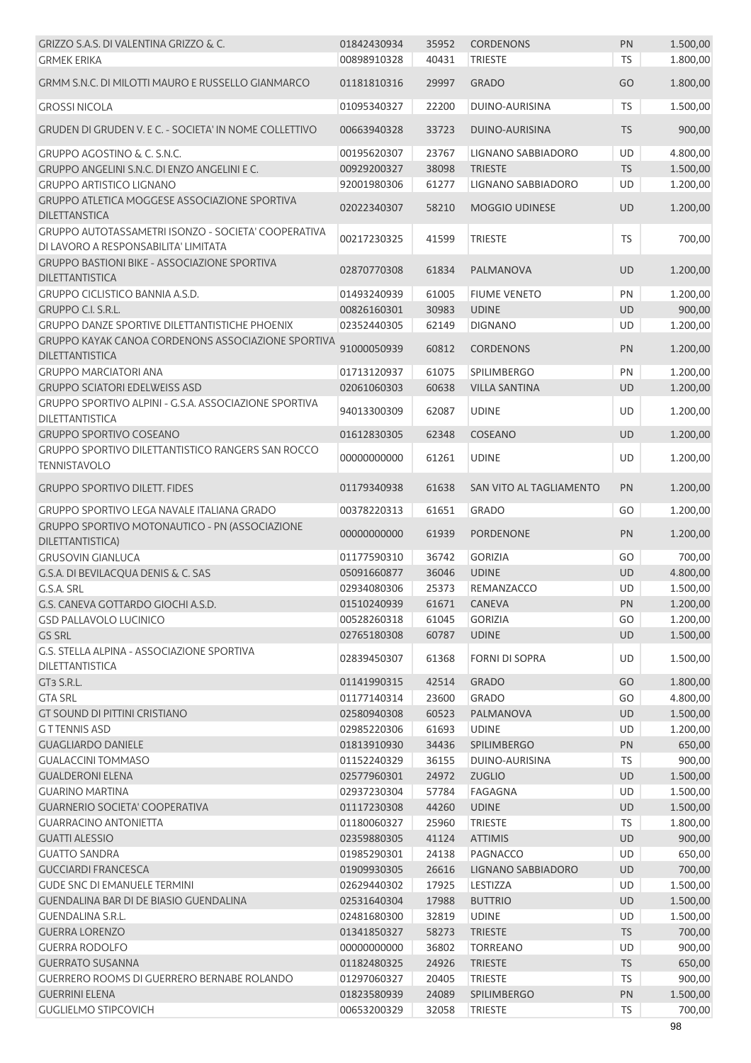| | | | | | |
|---|---|---|---|---|---|
| GRIZZO S.A.S. DI VALENTINA GRIZZO & C. | 01842430934 | 35952 | CORDENONS | PN | 1.500,00 |
| GRMEK ERIKA | 00898910328 | 40431 | TRIESTE | TS | 1.800,00 |
| GRMM S.N.C. DI MILOTTI MAURO E RUSSELLO GIANMARCO | 01181810316 | 29997 | GRADO | GO | 1.800,00 |
| GROSSI NICOLA | 01095340327 | 22200 | DUINO-AURISINA | TS | 1.500,00 |
| GRUDEN DI GRUDEN V. E C. - SOCIETA' IN NOME COLLETTIVO | 00663940328 | 33723 | DUINO-AURISINA | TS | 900,00 |
| GRUPPO AGOSTINO & C. S.N.C. | 00195620307 | 23767 | LIGNANO SABBIADORO | UD | 4.800,00 |
| GRUPPO ANGELINI S.N.C. DI ENZO ANGELINI E C. | 00929200327 | 38098 | TRIESTE | TS | 1.500,00 |
| GRUPPO ARTISTICO LIGNANO | 92001980306 | 61277 | LIGNANO SABBIADORO | UD | 1.200,00 |
| GRUPPO ATLETICA MOGGESE ASSOCIAZIONE SPORTIVA DILETTANSTICA | 02022340307 | 58210 | MOGGIO UDINESE | UD | 1.200,00 |
| GRUPPO AUTOTASSAMETRI ISONZO - SOCIETA' COOPERATIVA DI LAVORO A RESPONSABILITA' LIMITATA | 00217230325 | 41599 | TRIESTE | TS | 700,00 |
| GRUPPO BASTIONI BIKE - ASSOCIAZIONE SPORTIVA DILETTANTISTICA | 02870770308 | 61834 | PALMANOVA | UD | 1.200,00 |
| GRUPPO CICLISTICO BANNIA A.S.D. | 01493240939 | 61005 | FIUME VENETO | PN | 1.200,00 |
| GRUPPO C.I. S.R.L. | 00826160301 | 30983 | UDINE | UD | 900,00 |
| GRUPPO DANZE SPORTIVE DILETTANTISTICHE PHOENIX | 02352440305 | 62149 | DIGNANO | UD | 1.200,00 |
| GRUPPO KAYAK CANOA CORDENONS ASSOCIAZIONE SPORTIVA DILETTANTISTICA | 91000050939 | 60812 | CORDENONS | PN | 1.200,00 |
| GRUPPO MARCIATORI ANA | 01713120937 | 61075 | SPILIMBERGO | PN | 1.200,00 |
| GRUPPO SCIATORI EDELWEISS ASD | 02061060303 | 60638 | VILLA SANTINA | UD | 1.200,00 |
| GRUPPO SPORTIVO ALPINI - G.S.A. ASSOCIAZIONE SPORTIVA DILETTANTISTICA | 94013300309 | 62087 | UDINE | UD | 1.200,00 |
| GRUPPO SPORTIVO COSEANO | 01612830305 | 62348 | COSEANO | UD | 1.200,00 |
| GRUPPO SPORTIVO DILETTANTISTICO RANGERS SAN ROCCO TENNISTAVOLO | 00000000000 | 61261 | UDINE | UD | 1.200,00 |
| GRUPPO SPORTIVO DILETT. FIDES | 01179340938 | 61638 | SAN VITO AL TAGLIAMENTO | PN | 1.200,00 |
| GRUPPO SPORTIVO LEGA NAVALE ITALIANA GRADO | 00378220313 | 61651 | GRADO | GO | 1.200,00 |
| GRUPPO SPORTIVO MOTONAUTICO - PN (ASSOCIAZIONE DILETTANTISTICA) | 00000000000 | 61939 | PORDENONE | PN | 1.200,00 |
| GRUSOVIN GIANLUCA | 01177590310 | 36742 | GORIZIA | GO | 700,00 |
| G.S.A. DI BEVILACQUA DENIS & C. SAS | 05091660877 | 36046 | UDINE | UD | 4.800,00 |
| G.S.A. SRL | 02934080306 | 25373 | REMANZACCO | UD | 1.500,00 |
| G.S. CANEVA GOTTARDO GIOCHI A.S.D. | 01510240939 | 61671 | CANEVA | PN | 1.200,00 |
| GSD PALLAVOLO LUCINICO | 00528260318 | 61045 | GORIZIA | GO | 1.200,00 |
| GS SRL | 02765180308 | 60787 | UDINE | UD | 1.500,00 |
| G.S. STELLA ALPINA - ASSOCIAZIONE SPORTIVA DILETTANTISTICA | 02839450307 | 61368 | FORNI DI SOPRA | UD | 1.500,00 |
| GT3 S.R.L. | 01141990315 | 42514 | GRADO | GO | 1.800,00 |
| GTA SRL | 01177140314 | 23600 | GRADO | GO | 4.800,00 |
| GT SOUND DI PITTINI CRISTIANO | 02580940308 | 60523 | PALMANOVA | UD | 1.500,00 |
| G T TENNIS ASD | 02985220306 | 61693 | UDINE | UD | 1.200,00 |
| GUAGLIARDO DANIELE | 01813910930 | 34436 | SPILIMBERGO | PN | 650,00 |
| GUALACCINI TOMMASO | 01152240329 | 36155 | DUINO-AURISINA | TS | 900,00 |
| GUALDERONI ELENA | 02577960301 | 24972 | ZUGLIO | UD | 1.500,00 |
| GUARINO MARTINA | 02937230304 | 57784 | FAGAGNA | UD | 1.500,00 |
| GUARNERIO SOCIETA' COOPERATIVA | 01117230308 | 44260 | UDINE | UD | 1.500,00 |
| GUARRACINO ANTONIETTA | 01180060327 | 25960 | TRIESTE | TS | 1.800,00 |
| GUATTI ALESSIO | 02359880305 | 41124 | ATTIMIS | UD | 900,00 |
| GUATTO SANDRA | 01985290301 | 24138 | PAGNACCO | UD | 650,00 |
| GUCCIARDI FRANCESCA | 01909930305 | 26616 | LIGNANO SABBIADORO | UD | 700,00 |
| GUDE SNC DI EMANUELE TERMINI | 02629440302 | 17925 | LESTIZZA | UD | 1.500,00 |
| GUENDALINA BAR DI DE BIASIO GUENDALINA | 02531640304 | 17988 | BUTTRIO | UD | 1.500,00 |
| GUENDALINA S.R.L. | 02481680300 | 32819 | UDINE | UD | 1.500,00 |
| GUERRA LORENZO | 01341850327 | 58273 | TRIESTE | TS | 700,00 |
| GUERRA RODOLFO | 00000000000 | 36802 | TORREANO | UD | 900,00 |
| GUERRATO SUSANNA | 01182480325 | 24926 | TRIESTE | TS | 650,00 |
| GUERRERO ROOMS DI GUERRERO BERNABE ROLANDO | 01297060327 | 20405 | TRIESTE | TS | 900,00 |
| GUERRINI ELENA | 01823580939 | 24089 | SPILIMBERGO | PN | 1.500,00 |
| GUGLIELMO STIPCOVICH | 00653200329 | 32058 | TRIESTE | TS | 700,00 |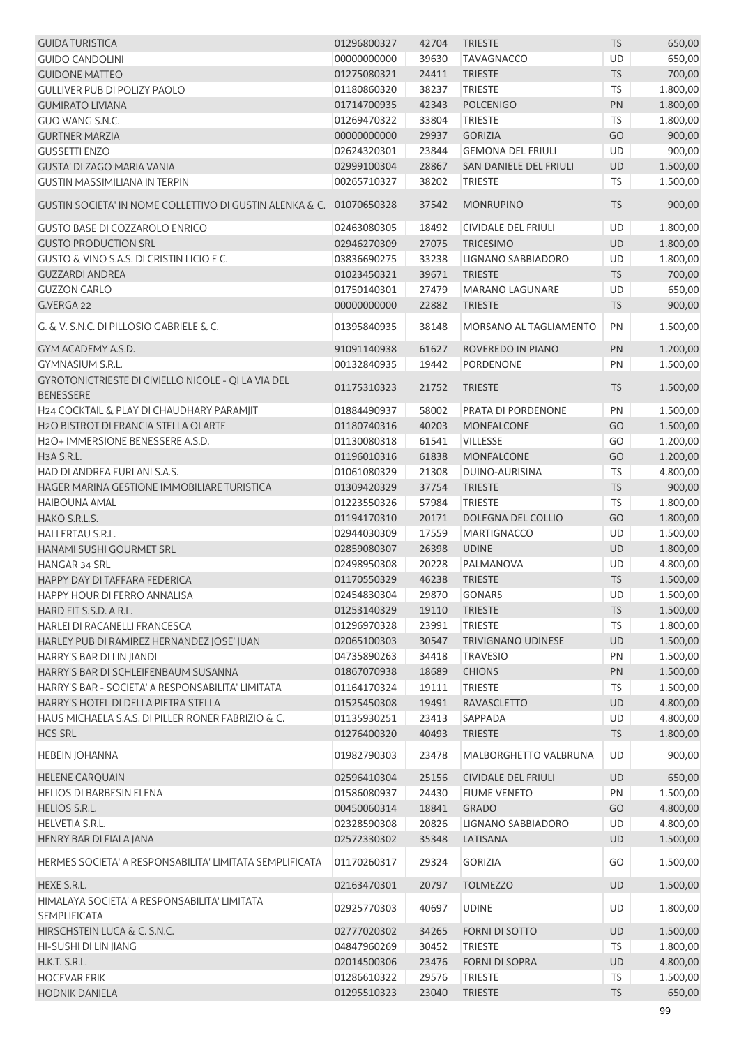| | | | | | |
|---|---|---|---|---|---|
| GUIDA TURISTICA | 01296800327 | 42704 | TRIESTE | TS | 650,00 |
| GUIDO CANDOLINI | 00000000000 | 39630 | TAVAGNACCO | UD | 650,00 |
| GUIDONE MATTEO | 01275080321 | 24411 | TRIESTE | TS | 700,00 |
| GULLIVER PUB DI POLIZY PAOLO | 01180860320 | 38237 | TRIESTE | TS | 1.800,00 |
| GUMIRATO LIVIANA | 01714700935 | 42343 | POLCENIGO | PN | 1.800,00 |
| GUO WANG S.N.C. | 01269470322 | 33804 | TRIESTE | TS | 1.800,00 |
| GURTNER MARZIA | 00000000000 | 29937 | GORIZIA | GO | 900,00 |
| GUSSETTI ENZO | 02624320301 | 23844 | GEMONA DEL FRIULI | UD | 900,00 |
| GUSTA' DI ZAGO MARIA VANIA | 02999100304 | 28867 | SAN DANIELE DEL FRIULI | UD | 1.500,00 |
| GUSTIN MASSIMILIANA IN TERPIN | 00265710327 | 38202 | TRIESTE | TS | 1.500,00 |
| GUSTIN SOCIETA' IN NOME COLLETTIVO DI GUSTIN ALENKA & C. | 01070650328 | 37542 | MONRUPINO | TS | 900,00 |
| GUSTO BASE DI COZZAROLO ENRICO | 02463080305 | 18492 | CIVIDALE DEL FRIULI | UD | 1.800,00 |
| GUSTO PRODUCTION SRL | 02946270309 | 27075 | TRICESIMO | UD | 1.800,00 |
| GUSTO & VINO S.A.S. DI CRISTIN LICIO E C. | 03836690275 | 33238 | LIGNANO SABBIADORO | UD | 1.800,00 |
| GUZZARDI ANDREA | 01023450321 | 39671 | TRIESTE | TS | 700,00 |
| GUZZON CARLO | 01750140301 | 27479 | MARANO LAGUNARE | UD | 650,00 |
| G.VERGA 22 | 00000000000 | 22882 | TRIESTE | TS | 900,00 |
| G. & V. S.N.C. DI PILLOSIO GABRIELE & C. | 01395840935 | 38148 | MORSANO AL TAGLIAMENTO | PN | 1.500,00 |
| GYM ACADEMY A.S.D. | 91091140938 | 61627 | ROVEREDO IN PIANO | PN | 1.200,00 |
| GYMNASIUM S.R.L. | 00132840935 | 19442 | PORDENONE | PN | 1.500,00 |
| GYROTONICTRIESTE DI CIVIELLO NICOLE - QI LA VIA DEL BENESSERE | 01175310323 | 21752 | TRIESTE | TS | 1.500,00 |
| H24 COCKTAIL & PLAY DI CHAUDHARY PARAMJIT | 01884490937 | 58002 | PRATA DI PORDENONE | PN | 1.500,00 |
| H2O BISTROT DI FRANCIA STELLA OLARTE | 01180740316 | 40203 | MONFALCONE | GO | 1.500,00 |
| H2O+ IMMERSIONE BENESSERE A.S.D. | 01130080318 | 61541 | VILLESSE | GO | 1.200,00 |
| H3A S.R.L. | 01196010316 | 61838 | MONFALCONE | GO | 1.200,00 |
| HAD DI ANDREA FURLANI S.A.S. | 01061080329 | 21308 | DUINO-AURISINA | TS | 4.800,00 |
| HAGER MARINA GESTIONE IMMOBILIARE TURISTICA | 01309420329 | 37754 | TRIESTE | TS | 900,00 |
| HAIBOUNA AMAL | 01223550326 | 57984 | TRIESTE | TS | 1.800,00 |
| HAKO S.R.L.S. | 01194170310 | 20171 | DOLEGNA DEL COLLIO | GO | 1.800,00 |
| HALLERTAU S.R.L. | 02944030309 | 17559 | MARTIGNACCO | UD | 1.500,00 |
| HANAMI SUSHI GOURMET SRL | 02859080307 | 26398 | UDINE | UD | 1.800,00 |
| HANGAR 34 SRL | 02498950308 | 20228 | PALMANOVA | UD | 4.800,00 |
| HAPPY DAY DI TAFFARA FEDERICA | 01170550329 | 46238 | TRIESTE | TS | 1.500,00 |
| HAPPY HOUR DI FERRO ANNALISA | 02454830304 | 29870 | GONARS | UD | 1.500,00 |
| HARD FIT S.S.D. A R.L. | 01253140329 | 19110 | TRIESTE | TS | 1.500,00 |
| HARLEI DI RACANELLI FRANCESCA | 01296970328 | 23991 | TRIESTE | TS | 1.800,00 |
| HARLEY PUB DI RAMIREZ HERNANDEZ JOSE' JUAN | 02065100303 | 30547 | TRIVIGNANO UDINESE | UD | 1.500,00 |
| HARRY'S BAR DI LIN JIANDI | 04735890263 | 34418 | TRAVESIO | PN | 1.500,00 |
| HARRY'S BAR DI SCHLEIFENBAUM SUSANNA | 01867070938 | 18689 | CHIONS | PN | 1.500,00 |
| HARRY'S BAR - SOCIETA' A RESPONSABILITA' LIMITATA | 01164170324 | 19111 | TRIESTE | TS | 1.500,00 |
| HARRY'S HOTEL DI DELLA PIETRA STELLA | 01525450308 | 19491 | RAVASCLETTO | UD | 4.800,00 |
| HAUS MICHAELA S.A.S. DI PILLER RONER FABRIZIO & C. | 01135930251 | 23413 | SAPPADA | UD | 4.800,00 |
| HCS SRL | 01276400320 | 40493 | TRIESTE | TS | 1.800,00 |
| HEBEIN JOHANNA | 01982790303 | 23478 | MALBORGHETTO VALBRUNA | UD | 900,00 |
| HELENE CARQUAIN | 02596410304 | 25156 | CIVIDALE DEL FRIULI | UD | 650,00 |
| HELIOS DI BARBESIN ELENA | 01586080937 | 24430 | FIUME VENETO | PN | 1.500,00 |
| HELIOS S.R.L. | 00450060314 | 18841 | GRADO | GO | 4.800,00 |
| HELVETIA S.R.L. | 02328590308 | 20826 | LIGNANO SABBIADORO | UD | 4.800,00 |
| HENRY BAR DI FIALA JANA | 02572330302 | 35348 | LATISANA | UD | 1.500,00 |
| HERMES SOCIETA' A RESPONSABILITA' LIMITATA SEMPLIFICATA | 01170260317 | 29324 | GORIZIA | GO | 1.500,00 |
| HEXE S.R.L. | 02163470301 | 20797 | TOLMEZZO | UD | 1.500,00 |
| HIMALAYA SOCIETA' A RESPONSABILITA' LIMITATA SEMPLIFICATA | 02925770303 | 40697 | UDINE | UD | 1.800,00 |
| HIRSCHSTEIN LUCA & C. S.N.C. | 02777020302 | 34265 | FORNI DI SOTTO | UD | 1.500,00 |
| HI-SUSHI DI LIN JIANG | 04847960269 | 30452 | TRIESTE | TS | 1.800,00 |
| H.K.T. S.R.L. | 02014500306 | 23476 | FORNI DI SOPRA | UD | 4.800,00 |
| HOCEVAR ERIK | 01286610322 | 29576 | TRIESTE | TS | 1.500,00 |
| HODNIK DANIELA | 01295510323 | 23040 | TRIESTE | TS | 650,00 |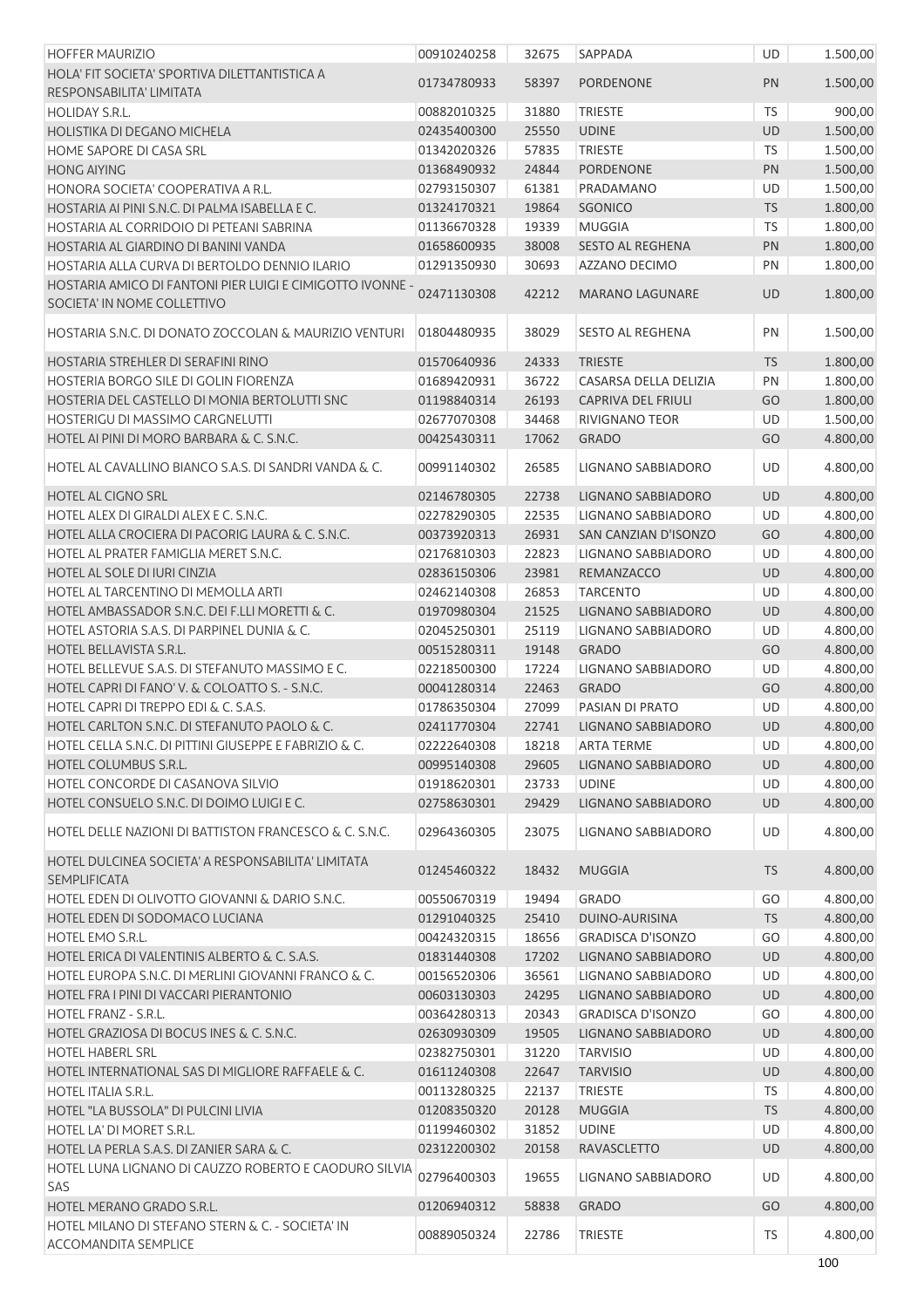| | | | | | |
|---|---|---|---|---|---|
| HOFFER MAURIZIO | 00910240258 | 32675 | SAPPADA | UD | 1.500,00 |
| HOLA' FIT SOCIETA' SPORTIVA DILETTANTISTICA A RESPONSABILITA' LIMITATA | 01734780933 | 58397 | PORDENONE | PN | 1.500,00 |
| HOLIDAY S.R.L. | 00882010325 | 31880 | TRIESTE | TS | 900,00 |
| HOLISTIKA DI DEGANO MICHELA | 02435400300 | 25550 | UDINE | UD | 1.500,00 |
| HOME SAPORE DI CASA SRL | 01342020326 | 57835 | TRIESTE | TS | 1.500,00 |
| HONG AIYING | 01368490932 | 24844 | PORDENONE | PN | 1.500,00 |
| HONORA SOCIETA' COOPERATIVA A R.L. | 02793150307 | 61381 | PRADAMANO | UD | 1.500,00 |
| HOSTARIA AI PINI S.N.C. DI PALMA ISABELLA E C. | 01324170321 | 19864 | SGONICO | TS | 1.800,00 |
| HOSTARIA AL CORRIDOIO DI PETEANI SABRINA | 01136670328 | 19339 | MUGGIA | TS | 1.800,00 |
| HOSTARIA AL GIARDINO DI BANINI VANDA | 01658600935 | 38008 | SESTO AL REGHENA | PN | 1.800,00 |
| HOSTARIA ALLA CURVA DI BERTOLDO DENNIO ILARIO | 01291350930 | 30693 | AZZANO DECIMO | PN | 1.800,00 |
| HOSTARIA AMICO DI FANTONI PIER LUIGI E CIMIGOTTO IVONNE - SOCIETA' IN NOME COLLETTIVO | 02471130308 | 42212 | MARANO LAGUNARE | UD | 1.800,00 |
| HOSTARIA S.N.C. DI DONATO ZOCCOLAN & MAURIZIO VENTURI | 01804480935 | 38029 | SESTO AL REGHENA | PN | 1.500,00 |
| HOSTARIA STREHLER DI SERAFINI RINO | 01570640936 | 24333 | TRIESTE | TS | 1.800,00 |
| HOSTERIA BORGO SILE DI GOLIN FIORENZA | 01689420931 | 36722 | CASARSA DELLA DELIZIA | PN | 1.800,00 |
| HOSTERIA DEL CASTELLO DI MONIA BERTOLUTTI SNC | 01198840314 | 26193 | CAPRIVA DEL FRIULI | GO | 1.800,00 |
| HOSTERIGU DI MASSIMO CARGNELUTTI | 02677070308 | 34468 | RIVIGNANO TEOR | UD | 1.500,00 |
| HOTEL AI PINI DI MORO BARBARA & C. S.N.C. | 00425430311 | 17062 | GRADO | GO | 4.800,00 |
| HOTEL AL CAVALLINO BIANCO S.A.S. DI SANDRI VANDA & C. | 00991140302 | 26585 | LIGNANO SABBIADORO | UD | 4.800,00 |
| HOTEL AL CIGNO SRL | 02146780305 | 22738 | LIGNANO SABBIADORO | UD | 4.800,00 |
| HOTEL ALEX DI GIRALDI ALEX E C. S.N.C. | 02278290305 | 22535 | LIGNANO SABBIADORO | UD | 4.800,00 |
| HOTEL ALLA CROCIERA DI PACORIG LAURA & C. S.N.C. | 00373920313 | 26931 | SAN CANZIAN D'ISONZO | GO | 4.800,00 |
| HOTEL AL PRATER FAMIGLIA MERET S.N.C. | 02176810303 | 22823 | LIGNANO SABBIADORO | UD | 4.800,00 |
| HOTEL AL SOLE DI IURI CINZIA | 02836150306 | 23981 | REMANZACCO | UD | 4.800,00 |
| HOTEL AL TARCENTINO DI MEMOLLA ARTI | 02462140308 | 26853 | TARCENTO | UD | 4.800,00 |
| HOTEL AMBASSADOR S.N.C. DEI F.LLI MORETTI & C. | 01970980304 | 21525 | LIGNANO SABBIADORO | UD | 4.800,00 |
| HOTEL ASTORIA S.A.S. DI PARPINEL DUNIA & C. | 02045250301 | 25119 | LIGNANO SABBIADORO | UD | 4.800,00 |
| HOTEL BELLAVISTA S.R.L. | 00515280311 | 19148 | GRADO | GO | 4.800,00 |
| HOTEL BELLEVUE S.A.S. DI STEFANUTO MASSIMO E C. | 02218500300 | 17224 | LIGNANO SABBIADORO | UD | 4.800,00 |
| HOTEL CAPRI DI FANO' V. & COLOATTO S. - S.N.C. | 00041280314 | 22463 | GRADO | GO | 4.800,00 |
| HOTEL CAPRI DI TREPPO EDI & C. S.A.S. | 01786350304 | 27099 | PASIAN DI PRATO | UD | 4.800,00 |
| HOTEL CARLTON S.N.C. DI STEFANUTO PAOLO & C. | 02411770304 | 22741 | LIGNANO SABBIADORO | UD | 4.800,00 |
| HOTEL CELLA S.N.C. DI PITTINI GIUSEPPE E FABRIZIO & C. | 02222640308 | 18218 | ARTA TERME | UD | 4.800,00 |
| HOTEL COLUMBUS S.R.L. | 00995140308 | 29605 | LIGNANO SABBIADORO | UD | 4.800,00 |
| HOTEL CONCORDE DI CASANOVA SILVIO | 01918620301 | 23733 | UDINE | UD | 4.800,00 |
| HOTEL CONSUELO S.N.C. DI DOIMO LUIGI E C. | 02758630301 | 29429 | LIGNANO SABBIADORO | UD | 4.800,00 |
| HOTEL DELLE NAZIONI DI BATTISTON FRANCESCO & C. S.N.C. | 02964360305 | 23075 | LIGNANO SABBIADORO | UD | 4.800,00 |
| HOTEL DULCINEA SOCIETA' A RESPONSABILITA' LIMITATA SEMPLIFICATA | 01245460322 | 18432 | MUGGIA | TS | 4.800,00 |
| HOTEL EDEN DI OLIVOTTO GIOVANNI & DARIO S.N.C. | 00550670319 | 19494 | GRADO | GO | 4.800,00 |
| HOTEL EDEN DI SODOMACO LUCIANA | 01291040325 | 25410 | DUINO-AURISINA | TS | 4.800,00 |
| HOTEL EMO S.R.L. | 00424320315 | 18656 | GRADISCA D'ISONZO | GO | 4.800,00 |
| HOTEL ERICA DI VALENTINIS ALBERTO & C. S.A.S. | 01831440308 | 17202 | LIGNANO SABBIADORO | UD | 4.800,00 |
| HOTEL EUROPA S.N.C. DI MERLINI GIOVANNI FRANCO & C. | 00156520306 | 36561 | LIGNANO SABBIADORO | UD | 4.800,00 |
| HOTEL FRA I PINI DI VACCARI PIERANTONIO | 00603130303 | 24295 | LIGNANO SABBIADORO | UD | 4.800,00 |
| HOTEL FRANZ - S.R.L. | 00364280313 | 20343 | GRADISCA D'ISONZO | GO | 4.800,00 |
| HOTEL GRAZIOSA DI BOCUS INES & C. S.N.C. | 02630930309 | 19505 | LIGNANO SABBIADORO | UD | 4.800,00 |
| HOTEL HABERL SRL | 02382750301 | 31220 | TARVISIO | UD | 4.800,00 |
| HOTEL INTERNATIONAL SAS DI MIGLIORE RAFFAELE & C. | 01611240308 | 22647 | TARVISIO | UD | 4.800,00 |
| HOTEL ITALIA S.R.L. | 00113280325 | 22137 | TRIESTE | TS | 4.800,00 |
| HOTEL "LA BUSSOLA" DI PULCINI LIVIA | 01208350320 | 20128 | MUGGIA | TS | 4.800,00 |
| HOTEL LA' DI MORET S.R.L. | 01199460302 | 31852 | UDINE | UD | 4.800,00 |
| HOTEL LA PERLA S.A.S. DI ZANIER SARA & C. | 02312200302 | 20158 | RAVASCLETTO | UD | 4.800,00 |
| HOTEL LUNA LIGNANO DI CAUZZO ROBERTO E CAODURO SILVIA SAS | 02796400303 | 19655 | LIGNANO SABBIADORO | UD | 4.800,00 |
| HOTEL MERANO GRADO S.R.L. | 01206940312 | 58838 | GRADO | GO | 4.800,00 |
| HOTEL MILANO DI STEFANO STERN & C. - SOCIETA' IN ACCOMANDITA SEMPLICE | 00889050324 | 22786 | TRIESTE | TS | 4.800,00 |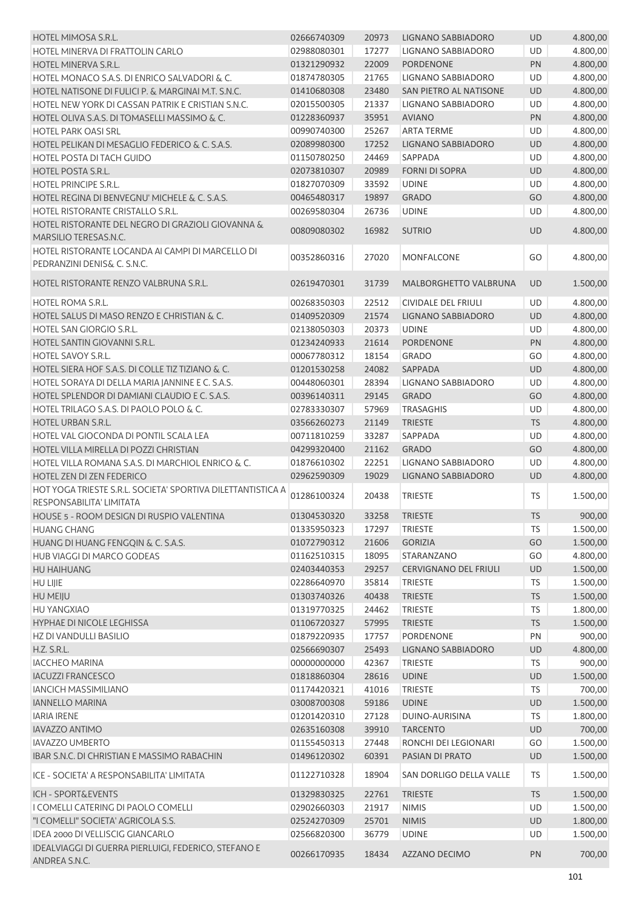| | | | | | |
|---|---|---|---|---|---|
| HOTEL MIMOSA S.R.L. | 02666740309 | 20973 | LIGNANO SABBIADORO | UD | 4.800,00 |
| HOTEL MINERVA DI FRATTOLIN CARLO | 02988080301 | 17277 | LIGNANO SABBIADORO | UD | 4.800,00 |
| HOTEL MINERVA S.R.L. | 01321290932 | 22009 | PORDENONE | PN | 4.800,00 |
| HOTEL MONACO S.A.S. DI ENRICO SALVADORI & C. | 01874780305 | 21765 | LIGNANO SABBIADORO | UD | 4.800,00 |
| HOTEL NATISONE DI FULICI P. & MARGINAI M.T. S.N.C. | 01410680308 | 23480 | SAN PIETRO AL NATISONE | UD | 4.800,00 |
| HOTEL NEW YORK DI CASSAN PATRIK E CRISTIAN S.N.C. | 02015500305 | 21337 | LIGNANO SABBIADORO | UD | 4.800,00 |
| HOTEL OLIVA S.A.S. DI TOMASELLI MASSIMO & C. | 01228360937 | 35951 | AVIANO | PN | 4.800,00 |
| HOTEL PARK OASI SRL | 00990740300 | 25267 | ARTA TERME | UD | 4.800,00 |
| HOTEL PELIKAN DI MESAGLIO FEDERICO & C. S.A.S. | 02089980300 | 17252 | LIGNANO SABBIADORO | UD | 4.800,00 |
| HOTEL POSTA DI TACH GUIDO | 01150780250 | 24469 | SAPPADA | UD | 4.800,00 |
| HOTEL POSTA S.R.L. | 02073810307 | 20989 | FORNI DI SOPRA | UD | 4.800,00 |
| HOTEL PRINCIPE S.R.L. | 01827070309 | 33592 | UDINE | UD | 4.800,00 |
| HOTEL REGINA DI BENVEGNU' MICHELE & C. S.A.S. | 00465480317 | 19897 | GRADO | GO | 4.800,00 |
| HOTEL RISTORANTE CRISTALLO S.R.L. | 00269580304 | 26736 | UDINE | UD | 4.800,00 |
| HOTEL RISTORANTE DEL NEGRO DI GRAZIOLI GIOVANNA & MARSILIO TERESAS.N.C. | 00809080302 | 16982 | SUTRIO | UD | 4.800,00 |
| HOTEL RISTORANTE LOCANDA AI CAMPI DI MARCELLO DI PEDRANZINI DENIS& C. S.N.C. | 00352860316 | 27020 | MONFALCONE | GO | 4.800,00 |
| HOTEL RISTORANTE RENZO VALBRUNA S.R.L. | 02619470301 | 31739 | MALBORGHETTO VALBRUNA | UD | 1.500,00 |
| HOTEL ROMA S.R.L. | 00268350303 | 22512 | CIVIDALE DEL FRIULI | UD | 4.800,00 |
| HOTEL SALUS DI MASO RENZO E CHRISTIAN & C. | 01409520309 | 21574 | LIGNANO SABBIADORO | UD | 4.800,00 |
| HOTEL SAN GIORGIO S.R.L. | 02138050303 | 20373 | UDINE | UD | 4.800,00 |
| HOTEL SANTIN GIOVANNI S.R.L. | 01234240933 | 21614 | PORDENONE | PN | 4.800,00 |
| HOTEL SAVOY S.R.L. | 00067780312 | 18154 | GRADO | GO | 4.800,00 |
| HOTEL SIERA HOF S.A.S. DI COLLE TIZ TIZIANO & C. | 01201530258 | 24082 | SAPPADA | UD | 4.800,00 |
| HOTEL SORAYA DI DELLA MARIA JANNINE E C. S.A.S. | 00448060301 | 28394 | LIGNANO SABBIADORO | UD | 4.800,00 |
| HOTEL SPLENDOR DI DAMIANI CLAUDIO E C. S.A.S. | 00396140311 | 29145 | GRADO | GO | 4.800,00 |
| HOTEL TRILAGO S.A.S. DI PAOLO POLO & C. | 02783330307 | 57969 | TRASAGHIS | UD | 4.800,00 |
| HOTEL URBAN S.R.L. | 03566260273 | 21149 | TRIESTE | TS | 4.800,00 |
| HOTEL VAL GIOCONDA DI PONTIL SCALA LEA | 00711810259 | 33287 | SAPPADA | UD | 4.800,00 |
| HOTEL VILLA MIRELLA DI POZZI CHRISTIAN | 04299320400 | 21162 | GRADO | GO | 4.800,00 |
| HOTEL VILLA ROMANA S.A.S. DI MARCHIOL ENRICO & C. | 01876610302 | 22251 | LIGNANO SABBIADORO | UD | 4.800,00 |
| HOTEL ZEN DI ZEN FEDERICO | 02962590309 | 19029 | LIGNANO SABBIADORO | UD | 4.800,00 |
| HOT YOGA TRIESTE S.R.L. SOCIETA' SPORTIVA DILETTANTISTICA A RESPONSABILITA' LIMITATA | 01286100324 | 20438 | TRIESTE | TS | 1.500,00 |
| HOUSE 5 - ROOM DESIGN DI RUSPIO VALENTINA | 01304530320 | 33258 | TRIESTE | TS | 900,00 |
| HUANG CHANG | 01335950323 | 17297 | TRIESTE | TS | 1.500,00 |
| HUANG DI HUANG FENGQIN & C. S.A.S. | 01072790312 | 21606 | GORIZIA | GO | 1.500,00 |
| HUB VIAGGI DI MARCO GODEAS | 01162510315 | 18095 | STARANZANO | GO | 4.800,00 |
| HU HAIHUANG | 02403440353 | 29257 | CERVIGNANO DEL FRIULI | UD | 1.500,00 |
| HU LIJIE | 02286640970 | 35814 | TRIESTE | TS | 1.500,00 |
| HU MEIJU | 01303740326 | 40438 | TRIESTE | TS | 1.500,00 |
| HU YANGXIAO | 01319770325 | 24462 | TRIESTE | TS | 1.800,00 |
| HYPHAE DI NICOLE LEGHISSA | 01106720327 | 57995 | TRIESTE | TS | 1.500,00 |
| HZ DI VANDULLI BASILIO | 01879220935 | 17757 | PORDENONE | PN | 900,00 |
| H.Z. S.R.L. | 02566690307 | 25493 | LIGNANO SABBIADORO | UD | 4.800,00 |
| IACCHEO MARINA | 00000000000 | 42367 | TRIESTE | TS | 900,00 |
| IACUZZI FRANCESCO | 01818860304 | 28616 | UDINE | UD | 1.500,00 |
| IANCICH MASSIMILIANO | 01174420321 | 41016 | TRIESTE | TS | 700,00 |
| IANNELLO MARINA | 03008700308 | 59186 | UDINE | UD | 1.500,00 |
| IARIA IRENE | 01201420310 | 27128 | DUINO-AURISINA | TS | 1.800,00 |
| IAVAZZO ANTIMO | 02635160308 | 39910 | TARCENTO | UD | 700,00 |
| IAVAZZO UMBERTO | 01155450313 | 27448 | RONCHI DEI LEGIONARI | GO | 1.500,00 |
| IBAR S.N.C. DI CHRISTIAN E MASSIMO RABACHIN | 01496120302 | 60391 | PASIAN DI PRATO | UD | 1.500,00 |
| ICE - SOCIETA' A RESPONSABILITA' LIMITATA | 01122710328 | 18904 | SAN DORLIGO DELLA VALLE | TS | 1.500,00 |
| ICH - SPORT&EVENTS | 01329830325 | 22761 | TRIESTE | TS | 1.500,00 |
| I COMELLI CATERING DI PAOLO COMELLI | 02902660303 | 21917 | NIMIS | UD | 1.500,00 |
| "I COMELLI" SOCIETA' AGRICOLA S.S. | 02524270309 | 25701 | NIMIS | UD | 1.800,00 |
| IDEA 2000 DI VELLISCIG GIANCARLO | 02566820300 | 36779 | UDINE | UD | 1.500,00 |
| IDEALVIAGGI DI GUERRA PIERLUIGI, FEDERICO, STEFANO E ANDREA S.N.C. | 00266170935 | 18434 | AZZANO DECIMO | PN | 700,00 |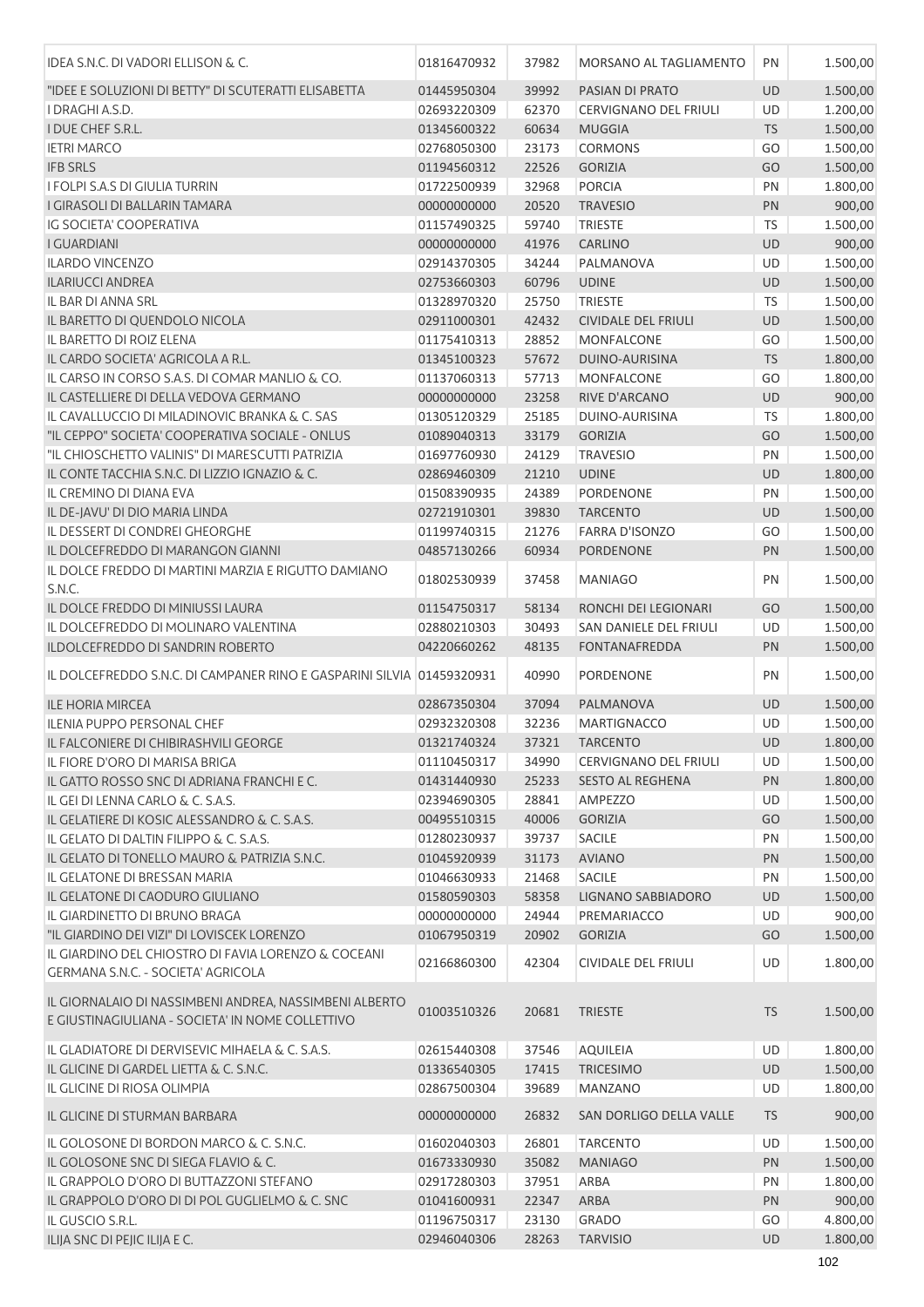| | | | | | |
|---|---|---|---|---|---|
| IDEA S.N.C. DI VADORI ELLISON & C. | 01816470932 | 37982 | MORSANO AL TAGLIAMENTO | PN | 1.500,00 |
| "IDEE E SOLUZIONI DI BETTY" DI SCUTERATTI ELISABETTA | 01445950304 | 39992 | PASIAN DI PRATO | UD | 1.500,00 |
| I DRAGHI A.S.D. | 02693220309 | 62370 | CERVIGNANO DEL FRIULI | UD | 1.200,00 |
| I DUE CHEF S.R.L. | 01345600322 | 60634 | MUGGIA | TS | 1.500,00 |
| IETRI MARCO | 02768050300 | 23173 | CORMONS | GO | 1.500,00 |
| IFB SRLS | 01194560312 | 22526 | GORIZIA | GO | 1.500,00 |
| I FOLPI S.A.S DI GIULIA TURRIN | 01722500939 | 32968 | PORCIA | PN | 1.800,00 |
| I GIRASOLI DI BALLARIN TAMARA | 00000000000 | 20520 | TRAVESIO | PN | 900,00 |
| IG SOCIETA' COOPERATIVA | 01157490325 | 59740 | TRIESTE | TS | 1.500,00 |
| I GUARDIANI | 00000000000 | 41976 | CARLINO | UD | 900,00 |
| ILARDO VINCENZO | 02914370305 | 34244 | PALMANOVA | UD | 1.500,00 |
| ILARIUCCI ANDREA | 02753660303 | 60796 | UDINE | UD | 1.500,00 |
| IL BAR DI ANNA SRL | 01328970320 | 25750 | TRIESTE | TS | 1.500,00 |
| IL BARETTO DI QUENDOLO NICOLA | 02911000301 | 42432 | CIVIDALE DEL FRIULI | UD | 1.500,00 |
| IL BARETTO DI ROIZ ELENA | 01175410313 | 28852 | MONFALCONE | GO | 1.500,00 |
| IL CARDO SOCIETA' AGRICOLA A R.L. | 01345100323 | 57672 | DUINO-AURISINA | TS | 1.800,00 |
| IL CARSO IN CORSO S.A.S. DI COMAR MANLIO & CO. | 01137060313 | 57713 | MONFALCONE | GO | 1.800,00 |
| IL CASTELLIERE DI DELLA VEDOVA GERMANO | 00000000000 | 23258 | RIVE D'ARCANO | UD | 900,00 |
| IL CAVALLUCCIO DI MILADINOVIC BRANKA & C. SAS | 01305120329 | 25185 | DUINO-AURISINA | TS | 1.800,00 |
| "IL CEPPO" SOCIETA' COOPERATIVA SOCIALE - ONLUS | 01089040313 | 33179 | GORIZIA | GO | 1.500,00 |
| "IL CHIOSCHETTO VALINIS" DI MARESCUTTI PATRIZIA | 01697760930 | 24129 | TRAVESIO | PN | 1.500,00 |
| IL CONTE TACCHIA S.N.C. DI LIZZIO IGNAZIO & C. | 02869460309 | 21210 | UDINE | UD | 1.800,00 |
| IL CREMINO DI DIANA EVA | 01508390935 | 24389 | PORDENONE | PN | 1.500,00 |
| IL DE-JAVU' DI DIO MARIA LINDA | 02721910301 | 39830 | TARCENTO | UD | 1.500,00 |
| IL DESSERT DI CONDREI GHEORGHE | 01199740315 | 21276 | FARRA D'ISONZO | GO | 1.500,00 |
| IL DOLCEFREDDO DI MARANGON GIANNI | 04857130266 | 60934 | PORDENONE | PN | 1.500,00 |
| IL DOLCE FREDDO DI MARTINI MARZIA E RIGUTTO DAMIANO S.N.C. | 01802530939 | 37458 | MANIAGO | PN | 1.500,00 |
| IL DOLCE FREDDO DI MINIUSSI LAURA | 01154750317 | 58134 | RONCHI DEI LEGIONARI | GO | 1.500,00 |
| IL DOLCEFREDDO DI MOLINARO VALENTINA | 02880210303 | 30493 | SAN DANIELE DEL FRIULI | UD | 1.500,00 |
| ILDOLCEFREDDO DI SANDRIN ROBERTO | 04220660262 | 48135 | FONTANAFREDDA | PN | 1.500,00 |
| IL DOLCEFREDDO S.N.C. DI CAMPANER RINO E GASPARINI SILVIA | 01459320931 | 40990 | PORDENONE | PN | 1.500,00 |
| ILE HORIA MIRCEA | 02867350304 | 37094 | PALMANOVA | UD | 1.500,00 |
| ILENIA PUPPO PERSONAL CHEF | 02932320308 | 32236 | MARTIGNACCO | UD | 1.500,00 |
| IL FALCONIERE DI CHIBIRASHVILI GEORGE | 01321740324 | 37321 | TARCENTO | UD | 1.800,00 |
| IL FIORE D'ORO DI MARISA BRIGA | 01110450317 | 34990 | CERVIGNANO DEL FRIULI | UD | 1.500,00 |
| IL GATTO ROSSO SNC DI ADRIANA FRANCHI E C. | 01431440930 | 25233 | SESTO AL REGHENA | PN | 1.800,00 |
| IL GEI DI LENNA CARLO & C. S.A.S. | 02394690305 | 28841 | AMPEZZO | UD | 1.500,00 |
| IL GELATIERE DI KOSIC ALESSANDRO & C. S.A.S. | 00495510315 | 40006 | GORIZIA | GO | 1.500,00 |
| IL GELATO DI DALTIN FILIPPO & C. S.A.S. | 01280230937 | 39737 | SACILE | PN | 1.500,00 |
| IL GELATO DI TONELLO MAURO & PATRIZIA S.N.C. | 01045920939 | 31173 | AVIANO | PN | 1.500,00 |
| IL GELATONE DI BRESSAN MARIA | 01046630933 | 21468 | SACILE | PN | 1.500,00 |
| IL GELATONE DI CAODURO GIULIANO | 01580590303 | 58358 | LIGNANO SABBIADORO | UD | 1.500,00 |
| IL GIARDINETTO DI BRUNO BRAGA | 00000000000 | 24944 | PREMARIACCO | UD | 900,00 |
| "IL GIARDINO DEI VIZI" DI LOVISCEK LORENZO | 01067950319 | 20902 | GORIZIA | GO | 1.500,00 |
| IL GIARDINO DEL CHIOSTRO DI FAVIA LORENZO & COCEANI GERMANA S.N.C. - SOCIETA' AGRICOLA | 02166860300 | 42304 | CIVIDALE DEL FRIULI | UD | 1.800,00 |
| IL GIORNALAIO DI NASSIMBENI ANDREA, NASSIMBENI ALBERTO E GIUSTINAGIULIANA - SOCIETA' IN NOME COLLETTIVO | 01003510326 | 20681 | TRIESTE | TS | 1.500,00 |
| IL GLADIATORE DI DERVISEVIC MIHAELA & C. S.A.S. | 02615440308 | 37546 | AQUILEIA | UD | 1.800,00 |
| IL GLICINE DI GARDEL LIETTA & C. S.N.C. | 01336540305 | 17415 | TRICESIMO | UD | 1.500,00 |
| IL GLICINE DI RIOSA OLIMPIA | 02867500304 | 39689 | MANZANO | UD | 1.800,00 |
| IL GLICINE DI STURMAN BARBARA | 00000000000 | 26832 | SAN DORLIGO DELLA VALLE | TS | 900,00 |
| IL GOLOSONE DI BORDON MARCO & C. S.N.C. | 01602040303 | 26801 | TARCENTO | UD | 1.500,00 |
| IL GOLOSONE SNC DI SIEGA FLAVIO & C. | 01673330930 | 35082 | MANIAGO | PN | 1.500,00 |
| IL GRAPPOLO D'ORO DI BUTTAZZONI STEFANO | 02917280303 | 37951 | ARBA | PN | 1.800,00 |
| IL GRAPPOLO D'ORO DI DI POL GUGLIELMO & C. SNC | 01041600931 | 22347 | ARBA | PN | 900,00 |
| IL GUSCIO S.R.L. | 01196750317 | 23130 | GRADO | GO | 4.800,00 |
| ILIJA SNC DI PEJIC ILIJA E C. | 02946040306 | 28263 | TARVISIO | UD | 1.800,00 |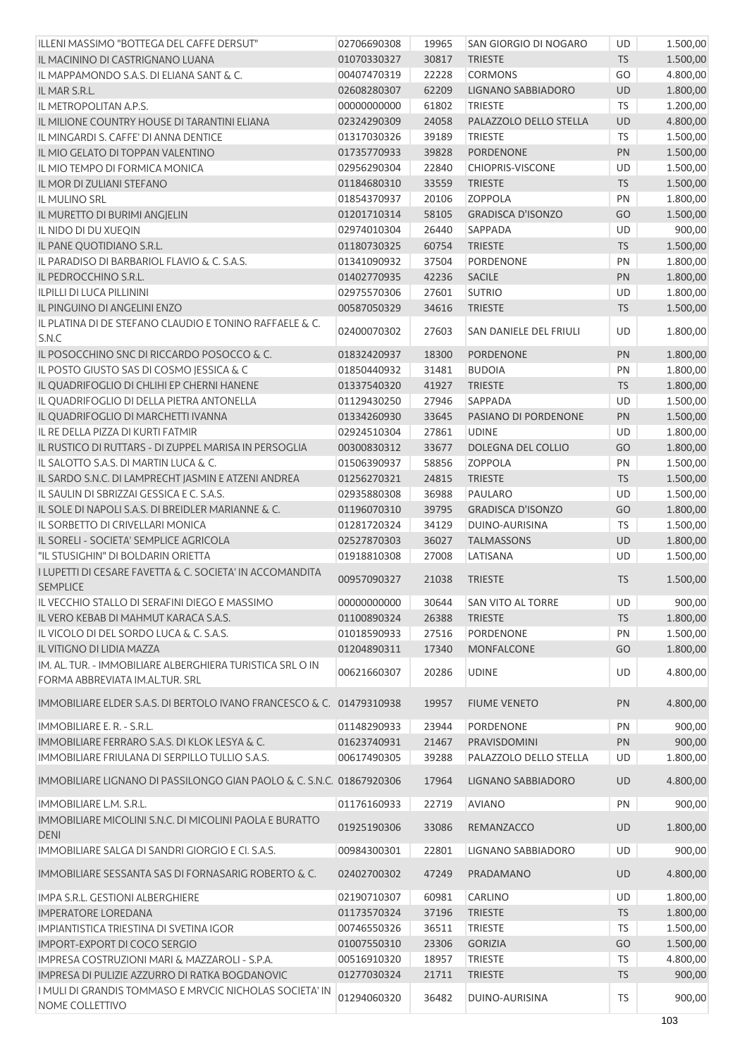| | | | | | |
|---|---|---|---|---|---|
| ILLENI MASSIMO "BOTTEGA DEL CAFFE DERSUT" | 02706690308 | 19965 | SAN GIORGIO DI NOGARO | UD | 1.500,00 |
| IL MACININO DI CASTRIGNANO LUANA | 01070330327 | 30817 | TRIESTE | TS | 1.500,00 |
| IL MAPPAMONDO S.A.S. DI ELIANA SANT & C. | 00407470319 | 22228 | CORMONS | GO | 4.800,00 |
| IL MAR S.R.L. | 02608280307 | 62209 | LIGNANO SABBIADORO | UD | 1.800,00 |
| IL METROPOLITAN A.P.S. | 00000000000 | 61802 | TRIESTE | TS | 1.200,00 |
| IL MILIONE COUNTRY HOUSE DI TARANTINI ELIANA | 02324290309 | 24058 | PALAZZOLO DELLO STELLA | UD | 4.800,00 |
| IL MINGARDI S. CAFFE' DI ANNA DENTICE | 01317030326 | 39189 | TRIESTE | TS | 1.500,00 |
| IL MIO GELATO DI TOPPAN VALENTINO | 01735770933 | 39828 | PORDENONE | PN | 1.500,00 |
| IL MIO TEMPO DI FORMICA MONICA | 02956290304 | 22840 | CHIOPRIS-VISCONE | UD | 1.500,00 |
| IL MOR DI ZULIANI STEFANO | 01184680310 | 33559 | TRIESTE | TS | 1.500,00 |
| IL MULINO SRL | 01854370937 | 20106 | ZOPPOLA | PN | 1.800,00 |
| IL MURETTO DI BURIMI ANGJELIN | 01201710314 | 58105 | GRADISCA D'ISONZO | GO | 1.500,00 |
| IL NIDO DI DU XUEQIN | 02974010304 | 26440 | SAPPADA | UD | 900,00 |
| IL PANE QUOTIDIANO S.R.L. | 01180730325 | 60754 | TRIESTE | TS | 1.500,00 |
| IL PARADISO DI BARBARIOL FLAVIO & C. S.A.S. | 01341090932 | 37504 | PORDENONE | PN | 1.800,00 |
| IL PEDROCCHINO S.R.L. | 01402770935 | 42236 | SACILE | PN | 1.800,00 |
| ILPILLI DI LUCA PILLININI | 02975570306 | 27601 | SUTRIO | UD | 1.800,00 |
| IL PINGUINO DI ANGELINI ENZO | 00587050329 | 34616 | TRIESTE | TS | 1.500,00 |
| IL PLATINA DI DE STEFANO CLAUDIO E TONINO RAFFAELE & C. S.N.C | 02400070302 | 27603 | SAN DANIELE DEL FRIULI | UD | 1.800,00 |
| IL POSOCCHINO SNC DI RICCARDO POSOCCO & C. | 01832420937 | 18300 | PORDENONE | PN | 1.800,00 |
| IL POSTO GIUSTO SAS DI COSMO JESSICA & C | 01850440932 | 31481 | BUDOIA | PN | 1.800,00 |
| IL QUADRIFOGLIO DI CHLIHI EP CHERNI HANENE | 01337540320 | 41927 | TRIESTE | TS | 1.800,00 |
| IL QUADRIFOGLIO DI DELLA PIETRA ANTONELLA | 01129430250 | 27946 | SAPPADA | UD | 1.500,00 |
| IL QUADRIFOGLIO DI MARCHETTI IVANNA | 01334260930 | 33645 | PASIANO DI PORDENONE | PN | 1.500,00 |
| IL RE DELLA PIZZA DI KURTI FATMIR | 02924510304 | 27861 | UDINE | UD | 1.800,00 |
| IL RUSTICO DI RUTTARS - DI ZUPPEL MARISA IN PERSOGLIA | 00300830312 | 33677 | DOLEGNA DEL COLLIO | GO | 1.800,00 |
| IL SALOTTO S.A.S. DI MARTIN LUCA & C. | 01506390937 | 58856 | ZOPPOLA | PN | 1.500,00 |
| IL SARDO S.N.C. DI LAMPRECHT JASMIN E ATZENI ANDREA | 01256270321 | 24815 | TRIESTE | TS | 1.500,00 |
| IL SAULIN DI SBRIZZAI GESSICA E C. S.A.S. | 02935880308 | 36988 | PAULARO | UD | 1.500,00 |
| IL SOLE DI NAPOLI S.A.S. DI BREIDLER MARIANNE & C. | 01196070310 | 39795 | GRADISCA D'ISONZO | GO | 1.800,00 |
| IL SORBETTO DI CRIVELLARI MONICA | 01281720324 | 34129 | DUINO-AURISINA | TS | 1.500,00 |
| IL SORELI - SOCIETA' SEMPLICE AGRICOLA | 02527870303 | 36027 | TALMASSONS | UD | 1.800,00 |
| "IL STUSIGHIN" DI BOLDARIN ORIETTA | 01918810308 | 27008 | LATISANA | UD | 1.500,00 |
| I LUPETTI DI CESARE FAVETTA & C. SOCIETA' IN ACCOMANDITA SEMPLICE | 00957090327 | 21038 | TRIESTE | TS | 1.500,00 |
| IL VECCHIO STALLO DI SERAFINI DIEGO E MASSIMO | 00000000000 | 30644 | SAN VITO AL TORRE | UD | 900,00 |
| IL VERO KEBAB DI MAHMUT KARACA S.A.S. | 01100890324 | 26388 | TRIESTE | TS | 1.800,00 |
| IL VICOLO DI DEL SORDO LUCA & C. S.A.S. | 01018590933 | 27516 | PORDENONE | PN | 1.500,00 |
| IL VITIGNO DI LIDIA MAZZA | 01204890311 | 17340 | MONFALCONE | GO | 1.800,00 |
| IM. AL. TUR. - IMMOBILIARE ALBERGHIERA TURISTICA SRL O IN FORMA ABBREVIATA IM.AL.TUR. SRL | 00621660307 | 20286 | UDINE | UD | 4.800,00 |
| IMMOBILIARE ELDER S.A.S. DI BERTOLO IVANO FRANCESCO & C. | 01479310938 | 19957 | FIUME VENETO | PN | 4.800,00 |
| IMMOBILIARE E. R. - S.R.L. | 01148290933 | 23944 | PORDENONE | PN | 900,00 |
| IMMOBILIARE FERRARO S.A.S. DI KLOK LESYA & C. | 01623740931 | 21467 | PRAVISDOMINI | PN | 900,00 |
| IMMOBILIARE FRIULANA DI SERPILLO TULLIO S.A.S. | 00617490305 | 39288 | PALAZZOLO DELLO STELLA | UD | 1.800,00 |
| IMMOBILIARE LIGNANO DI PASSILONGO GIAN PAOLO & C. S.N.C. | 01867920306 | 17964 | LIGNANO SABBIADORO | UD | 4.800,00 |
| IMMOBILIARE L.M. S.R.L. | 01176160933 | 22719 | AVIANO | PN | 900,00 |
| IMMOBILIARE MICOLINI S.N.C. DI MICOLINI PAOLA E BURATTO DENI | 01925190306 | 33086 | REMANZACCO | UD | 1.800,00 |
| IMMOBILIARE SALGA DI SANDRI GIORGIO E CI. S.A.S. | 00984300301 | 22801 | LIGNANO SABBIADORO | UD | 900,00 |
| IMMOBILIARE SESSANTA SAS DI FORNASARIG ROBERTO & C. | 02402700302 | 47249 | PRADAMANO | UD | 4.800,00 |
| IMPA S.R.L. GESTIONI ALBERGHIERE | 02190710307 | 60981 | CARLINO | UD | 1.800,00 |
| IMPERATORE LOREDANA | 01173570324 | 37196 | TRIESTE | TS | 1.800,00 |
| IMPIANTISTICA TRIESTINA DI SVETINA IGOR | 00746550326 | 36511 | TRIESTE | TS | 1.500,00 |
| IMPORT-EXPORT DI COCO SERGIO | 01007550310 | 23306 | GORIZIA | GO | 1.500,00 |
| IMPRESA COSTRUZIONI MARI & MAZZAROLI - S.P.A. | 00516910320 | 18957 | TRIESTE | TS | 4.800,00 |
| IMPRESA DI PULIZIE AZZURRO DI RATKA BOGDANOVIC | 01277030324 | 21711 | TRIESTE | TS | 900,00 |
| I MULI DI GRANDIS TOMMASO E MRVCIC NICHOLAS SOCIETA' IN NOME COLLETTIVO | 01294060320 | 36482 | DUINO-AURISINA | TS | 900,00 |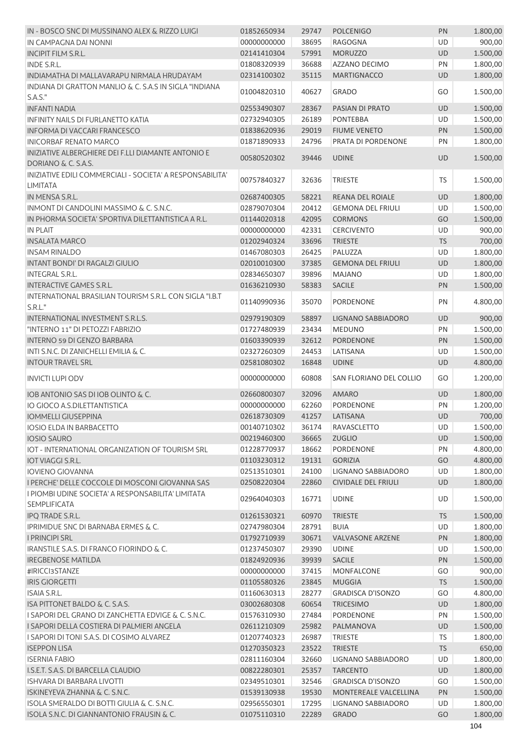| | | | | | |
|---|---|---|---|---|---|
| IN - BOSCO SNC DI MUSSINANO ALEX & RIZZO LUIGI | 01852650934 | 29747 | POLCENIGO | PN | 1.800,00 |
| IN CAMPAGNA DAI NONNI | 00000000000 | 38695 | RAGOGNA | UD | 900,00 |
| INCIPIT FILM S.R.L. | 02141410304 | 57991 | MORUZZO | UD | 1.500,00 |
| INDE S.R.L. | 01808320939 | 36688 | AZZANO DECIMO | PN | 1.800,00 |
| INDIAMATHA DI MALLAVARAPU NIRMALA HRUDAYAM | 02314100302 | 35115 | MARTIGNACCO | UD | 1.800,00 |
| INDIANA DI GRATTON MANLIO & C. S.A.S IN SIGLA "INDIANA S.A.S." | 01004820310 | 40627 | GRADO | GO | 1.500,00 |
| INFANTI NADIA | 02553490307 | 28367 | PASIAN DI PRATO | UD | 1.500,00 |
| INFINITY NAILS DI FURLANETTO KATIA | 02732940305 | 26189 | PONTEBBA | UD | 1.500,00 |
| INFORMA DI VACCARI FRANCESCO | 01838620936 | 29019 | FIUME VENETO | PN | 1.500,00 |
| INICORBAF RENATO MARCO | 01871890933 | 24796 | PRATA DI PORDENONE | PN | 1.800,00 |
| INIZIATIVE ALBERGHIERE DEI F.LLI DIAMANTE ANTONIO E DORIANO & C. S.A.S. | 00580520302 | 39446 | UDINE | UD | 1.500,00 |
| INIZIATIVE EDILI COMMERCIALI - SOCIETA' A RESPONSABILITA' LIMITATA | 00757840327 | 32636 | TRIESTE | TS | 1.500,00 |
| IN MENSA S.R.L. | 02687400305 | 58221 | REANA DEL ROIALE | UD | 1.800,00 |
| INMONT DI CANDOLINI MASSIMO & C. S.N.C. | 02879070304 | 20412 | GEMONA DEL FRIULI | UD | 1.500,00 |
| IN PHORMA SOCIETA' SPORTIVA DILETTANTISTICA A R.L. | 01144020318 | 42095 | CORMONS | GO | 1.500,00 |
| IN PLAIT | 00000000000 | 42331 | CERCIVENTO | UD | 900,00 |
| INSALATA MARCO | 01202940324 | 33696 | TRIESTE | TS | 700,00 |
| INSAM RINALDO | 01467080303 | 26425 | PALUZZA | UD | 1.800,00 |
| INTANT BONDI' DI RAGALZI GIULIO | 02010010300 | 37385 | GEMONA DEL FRIULI | UD | 1.800,00 |
| INTEGRAL S.R.L. | 02834650307 | 39896 | MAJANO | UD | 1.800,00 |
| INTERACTIVE GAMES S.R.L. | 01636210930 | 58383 | SACILE | PN | 1.500,00 |
| INTERNATIONAL BRASILIAN TOURISM S.R.L. CON SIGLA "I.B.T S.R.L." | 01140990936 | 35070 | PORDENONE | PN | 4.800,00 |
| INTERNATIONAL INVESTMENT S.R.L.S. | 02979190309 | 58897 | LIGNANO SABBIADORO | UD | 900,00 |
| "INTERNO 11" DI PETOZZI FABRIZIO | 01727480939 | 23434 | MEDUNO | PN | 1.500,00 |
| INTERNO 59 DI GENZO BARBARA | 01603390939 | 32612 | PORDENONE | PN | 1.500,00 |
| INTI S.N.C. DI ZANICHELLI EMILIA & C. | 02327260309 | 24453 | LATISANA | UD | 1.500,00 |
| INTOUR TRAVEL SRL | 02581080302 | 16848 | UDINE | UD | 4.800,00 |
| INVICTI LUPI ODV | 00000000000 | 60808 | SAN FLORIANO DEL COLLIO | GO | 1.200,00 |
| IOB ANTONIO SAS DI IOB OLINTO & C. | 02660800307 | 32096 | AMARO | UD | 1.800,00 |
| IO GIOCO A.S.DILETTANTISTICA | 00000000000 | 62260 | PORDENONE | PN | 1.200,00 |
| IOMMELLI GIUSEPPINA | 02618730309 | 41257 | LATISANA | UD | 700,00 |
| IOSIO ELDA IN BARBACETTO | 00140710302 | 36174 | RAVASCLETTO | UD | 1.500,00 |
| IOSIO SAURO | 00219460300 | 36665 | ZUGLIO | UD | 1.500,00 |
| IOT - INTERNATIONAL ORGANIZATION OF TOURISM SRL | 01228770937 | 18662 | PORDENONE | PN | 4.800,00 |
| IOT VIAGGI S.R.L. | 01103230312 | 19131 | GORIZIA | GO | 4.800,00 |
| IOVIENO GIOVANNA | 02513510301 | 24100 | LIGNANO SABBIADORO | UD | 1.800,00 |
| I PERCHE' DELLE COCCOLE DI MOSCONI GIOVANNA SAS | 02508220304 | 22860 | CIVIDALE DEL FRIULI | UD | 1.800,00 |
| I PIOMBI UDINE SOCIETA' A RESPONSABILITA' LIMITATA SEMPLIFICATA | 02964040303 | 16771 | UDINE | UD | 1.500,00 |
| IPQ TRADE S.R.L. | 01261530321 | 60970 | TRIESTE | TS | 1.500,00 |
| IPRIMIDUE SNC DI BARNABA ERMES & C. | 02747980304 | 28791 | BUIA | UD | 1.800,00 |
| I PRINCIPI SRL | 01792710939 | 30671 | VALVASONE ARZENE | PN | 1.800,00 |
| IRANSTILE S.A.S. DI FRANCO FIORINDO & C. | 01237450307 | 29390 | UDINE | UD | 1.500,00 |
| IREGBENOSE MATILDA | 01824920936 | 39939 | SACILE | PN | 1.500,00 |
| #IRICCI3STANZE | 00000000000 | 37415 | MONFALCONE | GO | 900,00 |
| IRIS GIORGETTI | 01105580326 | 23845 | MUGGIA | TS | 1.500,00 |
| ISAIA S.R.L. | 01160630313 | 28277 | GRADISCA D'ISONZO | GO | 4.800,00 |
| ISA PITTONET BALDO & C. S.A.S. | 03002680308 | 60654 | TRICESIMO | UD | 1.800,00 |
| I SAPORI DEL GRANO DI ZANCHETTA EDVIGE & C. S.N.C. | 01576310930 | 27484 | PORDENONE | PN | 1.500,00 |
| I SAPORI DELLA COSTIERA DI PALMIERI ANGELA | 02611210309 | 25982 | PALMANOVA | UD | 1.500,00 |
| I SAPORI DI TONI S.A.S. DI COSIMO ALVAREZ | 01207740323 | 26987 | TRIESTE | TS | 1.800,00 |
| ISEPPON LISA | 01270350323 | 23522 | TRIESTE | TS | 650,00 |
| ISERNIA FABIO | 02811160304 | 32660 | LIGNANO SABBIADORO | UD | 1.800,00 |
| I.S.E.T. S.A.S. DI BARCELLA CLAUDIO | 00822280301 | 25357 | TARCENTO | UD | 1.800,00 |
| ISHVARA DI BARBARA LIVOTTI | 02349510301 | 32546 | GRADISCA D'ISONZO | GO | 1.500,00 |
| ISKINEYEVA ZHANNA & C. S.N.C. | 01539130938 | 19530 | MONTEREALE VALCELLINA | PN | 1.500,00 |
| ISOLA SMERALDO DI BOTTI GIULIA & C. S.N.C. | 02956550301 | 17295 | LIGNANO SABBIADORO | UD | 1.800,00 |
| ISOLA S.N.C. DI GIANNANTONIO FRAUSIN & C. | 01075110310 | 22289 | GRADO | GO | 1.800,00 |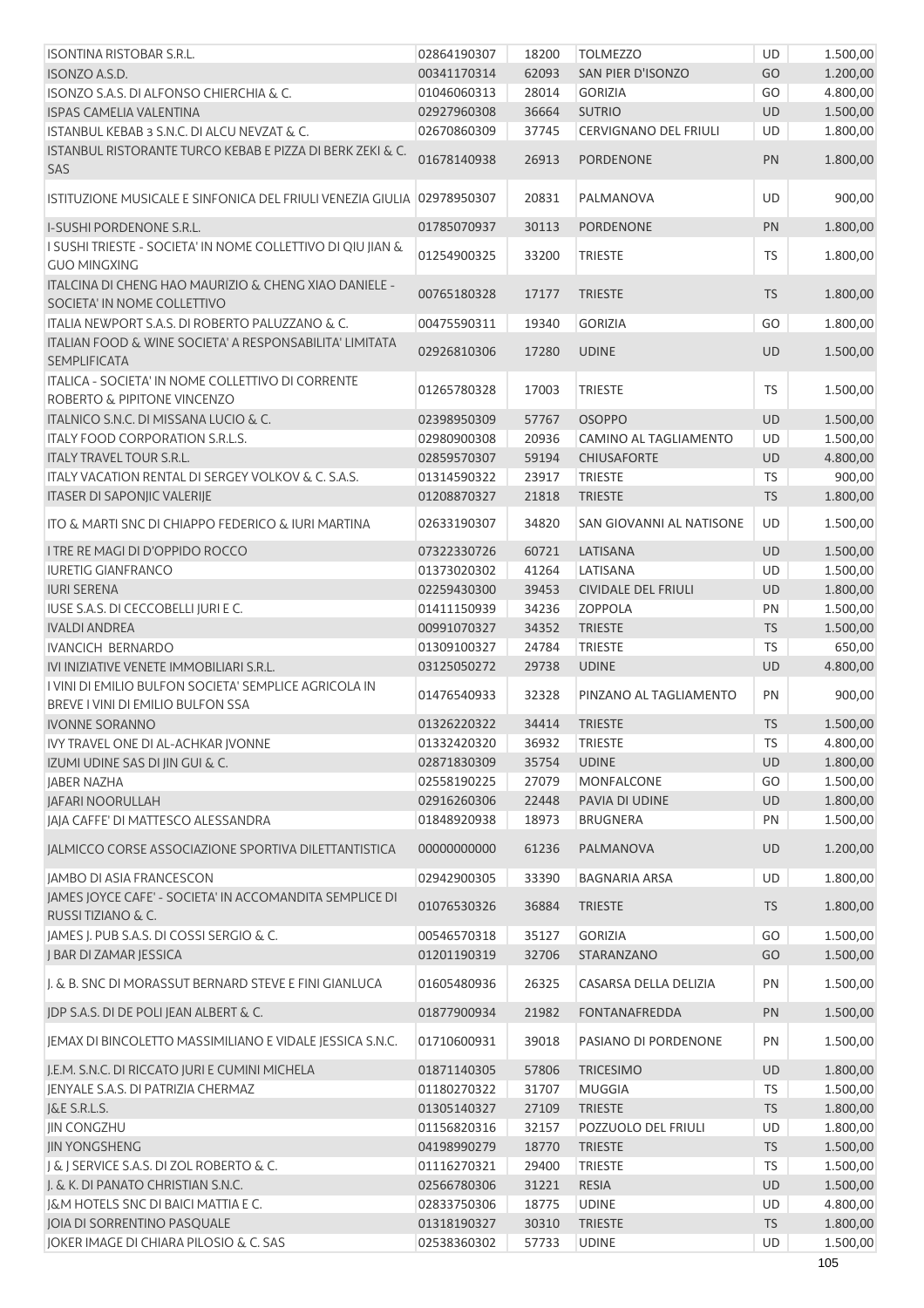| | | | | | |
|---|---|---|---|---|---|
| ISONTINA RISTOBAR S.R.L. | 02864190307 | 18200 | TOLMEZZO | UD | 1.500,00 |
| ISONZO A.S.D. | 00341170314 | 62093 | SAN PIER D'ISONZO | GO | 1.200,00 |
| ISONZO S.A.S. DI ALFONSO CHIERCHIA & C. | 01046060313 | 28014 | GORIZIA | GO | 4.800,00 |
| ISPAS CAMELIA VALENTINA | 02927960308 | 36664 | SUTRIO | UD | 1.500,00 |
| ISTANBUL KEBAB 3 S.N.C. DI ALCU NEVZAT & C. | 02670860309 | 37745 | CERVIGNANO DEL FRIULI | UD | 1.800,00 |
| ISTANBUL RISTORANTE TURCO KEBAB E PIZZA DI BERK ZEKI & C. SAS | 01678140938 | 26913 | PORDENONE | PN | 1.800,00 |
| ISTITUZIONE MUSICALE E SINFONICA DEL FRIULI VENEZIA GIULIA | 02978950307 | 20831 | PALMANOVA | UD | 900,00 |
| I-SUSHI PORDENONE S.R.L. | 01785070937 | 30113 | PORDENONE | PN | 1.800,00 |
| I SUSHI TRIESTE - SOCIETA' IN NOME COLLETTIVO DI QIU JIAN & GUO MINGXING | 01254900325 | 33200 | TRIESTE | TS | 1.800,00 |
| ITALCINA DI CHENG HAO MAURIZIO & CHENG XIAO DANIELE - SOCIETA' IN NOME COLLETTIVO | 00765180328 | 17177 | TRIESTE | TS | 1.800,00 |
| ITALIA NEWPORT S.A.S. DI ROBERTO PALUZZANO & C. | 00475590311 | 19340 | GORIZIA | GO | 1.800,00 |
| ITALIAN FOOD & WINE SOCIETA' A RESPONSABILITA' LIMITATA SEMPLIFICATA | 02926810306 | 17280 | UDINE | UD | 1.500,00 |
| ITALICA - SOCIETA' IN NOME COLLETTIVO DI CORRENTE ROBERTO & PIPITONE VINCENZO | 01265780328 | 17003 | TRIESTE | TS | 1.500,00 |
| ITALNICO S.N.C. DI MISSANA LUCIO & C. | 02398950309 | 57767 | OSOPPO | UD | 1.500,00 |
| ITALY FOOD CORPORATION S.R.L.S. | 02980900308 | 20936 | CAMINO AL TAGLIAMENTO | UD | 1.500,00 |
| ITALY TRAVEL TOUR S.R.L. | 02859570307 | 59194 | CHIUSAFORTE | UD | 4.800,00 |
| ITALY VACATION RENTAL DI SERGEY VOLKOV & C. S.A.S. | 01314590322 | 23917 | TRIESTE | TS | 900,00 |
| ITASER DI SAPONJIC VALERIJE | 01208870327 | 21818 | TRIESTE | TS | 1.800,00 |
| ITO & MARTI SNC DI CHIAPPO FEDERICO & IURI MARTINA | 02633190307 | 34820 | SAN GIOVANNI AL NATISONE | UD | 1.500,00 |
| I TRE RE MAGI DI D'OPPIDO ROCCO | 07322330726 | 60721 | LATISANA | UD | 1.500,00 |
| IURETIG GIANFRANCO | 01373020302 | 41264 | LATISANA | UD | 1.500,00 |
| IURI SERENA | 02259430300 | 39453 | CIVIDALE DEL FRIULI | UD | 1.800,00 |
| IUSE S.A.S. DI CECCOBELLI JURI E C. | 01411150939 | 34236 | ZOPPOLA | PN | 1.500,00 |
| IVALDI ANDREA | 00991070327 | 34352 | TRIESTE | TS | 1.500,00 |
| IVANCICH BERNARDO | 01309100327 | 24784 | TRIESTE | TS | 650,00 |
| IVI INIZIATIVE VENETE IMMOBILIARI S.R.L. | 03125050272 | 29738 | UDINE | UD | 4.800,00 |
| I VINI DI EMILIO BULFON SOCIETA' SEMPLICE AGRICOLA IN BREVE I VINI DI EMILIO BULFON SSA | 01476540933 | 32328 | PINZANO AL TAGLIAMENTO | PN | 900,00 |
| IVONNE SORANNO | 01326220322 | 34414 | TRIESTE | TS | 1.500,00 |
| IVY TRAVEL ONE DI AL-ACHKAR JVONNE | 01332420320 | 36932 | TRIESTE | TS | 4.800,00 |
| IZUMI UDINE SAS DI JIN GUI & C. | 02871830309 | 35754 | UDINE | UD | 1.800,00 |
| JABER NAZHA | 02558190225 | 27079 | MONFALCONE | GO | 1.500,00 |
| JAFARI NOORULLAH | 02916260306 | 22448 | PAVIA DI UDINE | UD | 1.800,00 |
| JAJA CAFFE' DI MATTESCO ALESSANDRA | 01848920938 | 18973 | BRUGNERA | PN | 1.500,00 |
| JALMICCO CORSE ASSOCIAZIONE SPORTIVA DILETTANTISTICA | 00000000000 | 61236 | PALMANOVA | UD | 1.200,00 |
| JAMBO DI ASIA FRANCESCON | 02942900305 | 33390 | BAGNARIA ARSA | UD | 1.800,00 |
| JAMES JOYCE CAFE' - SOCIETA' IN ACCOMANDITA SEMPLICE DI RUSSI TIZIANO & C. | 01076530326 | 36884 | TRIESTE | TS | 1.800,00 |
| JAMES J. PUB S.A.S. DI COSSI SERGIO & C. | 00546570318 | 35127 | GORIZIA | GO | 1.500,00 |
| J BAR DI ZAMAR JESSICA | 01201190319 | 32706 | STARANZANO | GO | 1.500,00 |
| J. & B. SNC DI MORASSUT BERNARD STEVE E FINI GIANLUCA | 01605480936 | 26325 | CASARSA DELLA DELIZIA | PN | 1.500,00 |
| JDP S.A.S. DI DE POLI JEAN ALBERT & C. | 01877900934 | 21982 | FONTANAFREDDA | PN | 1.500,00 |
| JEMAX DI BINCOLETTO MASSIMILIANO E VIDALE JESSICA S.N.C. | 01710600931 | 39018 | PASIANO DI PORDENONE | PN | 1.500,00 |
| J.E.M. S.N.C. DI RICCATO JURI E CUMINI MICHELA | 01871140305 | 57806 | TRICESIMO | UD | 1.800,00 |
| JENYALE S.A.S. DI PATRIZIA CHERMAZ | 01180270322 | 31707 | MUGGIA | TS | 1.500,00 |
| J&E S.R.L.S. | 01305140327 | 27109 | TRIESTE | TS | 1.800,00 |
| JIN CONGZHU | 01156820316 | 32157 | POZZUOLO DEL FRIULI | UD | 1.800,00 |
| JIN YONGSHENG | 04198990279 | 18770 | TRIESTE | TS | 1.500,00 |
| J & J SERVICE S.A.S. DI ZOL ROBERTO & C. | 01116270321 | 29400 | TRIESTE | TS | 1.500,00 |
| J. & K. DI PANATO CHRISTIAN S.N.C. | 02566780306 | 31221 | RESIA | UD | 1.500,00 |
| J&M HOTELS SNC DI BAICI MATTIA E C. | 02833750306 | 18775 | UDINE | UD | 4.800,00 |
| JOIA DI SORRENTINO PASQUALE | 01318190327 | 30310 | TRIESTE | TS | 1.800,00 |
| JOKER IMAGE DI CHIARA PILOSIO & C. SAS | 02538360302 | 57733 | UDINE | UD | 1.500,00 |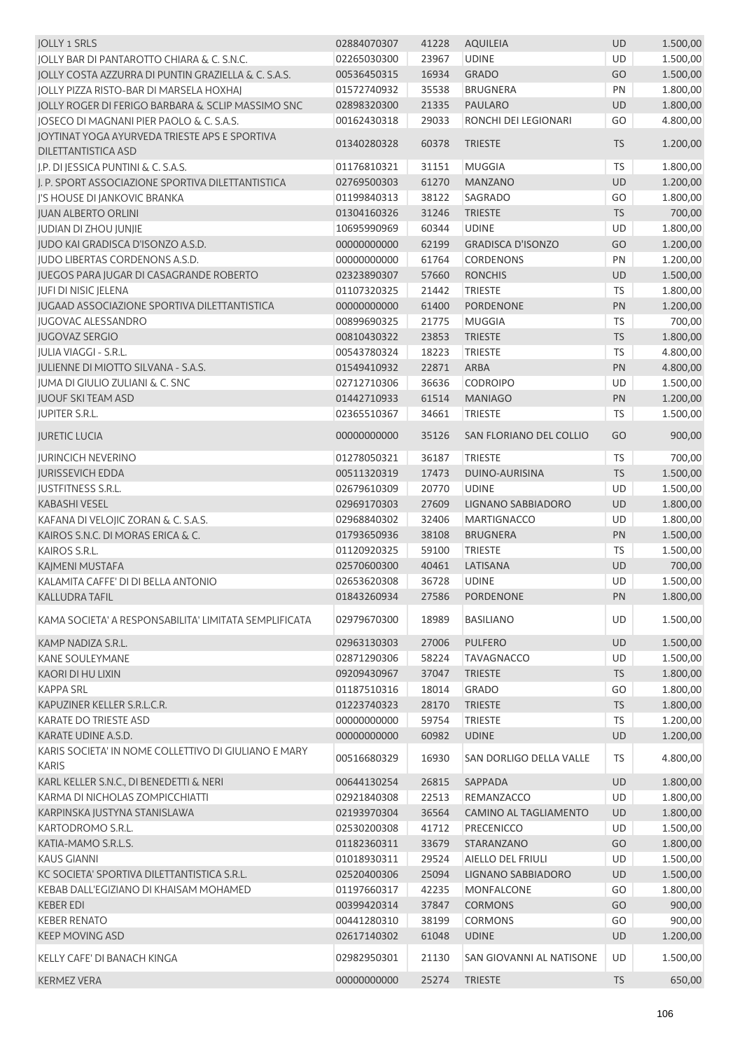| | | | | | |
|---|---|---|---|---|---|
| JOLLY 1 SRLS | 02884070307 | 41228 | AQUILEIA | UD | 1.500,00 |
| JOLLY BAR DI PANTAROTTO CHIARA & C. S.N.C. | 02265030300 | 23967 | UDINE | UD | 1.500,00 |
| JOLLY COSTA AZZURRA DI PUNTIN GRAZIELLA & C. S.A.S. | 00536450315 | 16934 | GRADO | GO | 1.500,00 |
| JOLLY PIZZA RISTO-BAR DI MARSELA HOXHAJ | 01572740932 | 35538 | BRUGNERA | PN | 1.800,00 |
| JOLLY ROGER DI FERIGO BARBARA & SCLIP MASSIMO SNC | 02898320300 | 21335 | PAULARO | UD | 1.800,00 |
| JOSECO DI MAGNANI PIER PAOLO & C. S.A.S. | 00162430318 | 29033 | RONCHI DEI LEGIONARI | GO | 4.800,00 |
| JOYTINAT YOGA AYURVEDA TRIESTE APS E SPORTIVA DILETTANTISTICA ASD | 01340280328 | 60378 | TRIESTE | TS | 1.200,00 |
| J.P. DI JESSICA PUNTINI & C. S.A.S. | 01176810321 | 31151 | MUGGIA | TS | 1.800,00 |
| J. P. SPORT ASSOCIAZIONE SPORTIVA DILETTANTISTICA | 02769500303 | 61270 | MANZANO | UD | 1.200,00 |
| J'S HOUSE DI JANKOVIC BRANKA | 01199840313 | 38122 | SAGRADO | GO | 1.800,00 |
| JUAN ALBERTO ORLINI | 01304160326 | 31246 | TRIESTE | TS | 700,00 |
| JUDIAN DI ZHOU JUNJIE | 10695990969 | 60344 | UDINE | UD | 1.800,00 |
| JUDO KAI GRADISCA D'ISONZO A.S.D. | 00000000000 | 62199 | GRADISCA D'ISONZO | GO | 1.200,00 |
| JUDO LIBERTAS CORDENONS A.S.D. | 00000000000 | 61764 | CORDENONS | PN | 1.200,00 |
| JUEGOS PARA JUGAR DI CASAGRANDE ROBERTO | 02323890307 | 57660 | RONCHIS | UD | 1.500,00 |
| JUFI DI NISIC JELENA | 01107320325 | 21442 | TRIESTE | TS | 1.800,00 |
| JUGAAD ASSOCIAZIONE SPORTIVA DILETTANTISTICA | 00000000000 | 61400 | PORDENONE | PN | 1.200,00 |
| JUGOVAC ALESSANDRO | 00899690325 | 21775 | MUGGIA | TS | 700,00 |
| JUGOVAZ SERGIO | 00810430322 | 23853 | TRIESTE | TS | 1.800,00 |
| JULIA VIAGGI - S.R.L. | 00543780324 | 18223 | TRIESTE | TS | 4.800,00 |
| JULIENNE DI MIOTTO SILVANA - S.A.S. | 01549410932 | 22871 | ARBA | PN | 4.800,00 |
| JUMA DI GIULIO ZULIANI & C. SNC | 02712710306 | 36636 | CODROIPO | UD | 1.500,00 |
| JUOUF SKI TEAM ASD | 01442710933 | 61514 | MANIAGO | PN | 1.200,00 |
| JUPITER S.R.L. | 02365510367 | 34661 | TRIESTE | TS | 1.500,00 |
| JURETIC LUCIA | 00000000000 | 35126 | SAN FLORIANO DEL COLLIO | GO | 900,00 |
| JURINCICH NEVERINO | 01278050321 | 36187 | TRIESTE | TS | 700,00 |
| JURISSEVICH EDDA | 00511320319 | 17473 | DUINO-AURISINA | TS | 1.500,00 |
| JUSTFITNESS S.R.L. | 02679610309 | 20770 | UDINE | UD | 1.500,00 |
| KABASHI VESEL | 02969170303 | 27609 | LIGNANO SABBIADORO | UD | 1.800,00 |
| KAFANA DI VELOJIC ZORAN & C. S.A.S. | 02968840302 | 32406 | MARTIGNACCO | UD | 1.800,00 |
| KAIROS S.N.C. DI MORAS ERICA & C. | 01793650936 | 38108 | BRUGNERA | PN | 1.500,00 |
| KAIROS S.R.L. | 01120920325 | 59100 | TRIESTE | TS | 1.500,00 |
| KAJMENI MUSTAFA | 02570600300 | 40461 | LATISANA | UD | 700,00 |
| KALAMITA CAFFE' DI DI BELLA ANTONIO | 02653620308 | 36728 | UDINE | UD | 1.500,00 |
| KALLUDRA TAFIL | 01843260934 | 27586 | PORDENONE | PN | 1.800,00 |
| KAMA SOCIETA' A RESPONSABILITA' LIMITATA SEMPLIFICATA | 02979670300 | 18989 | BASILIANO | UD | 1.500,00 |
| KAMP NADIZA S.R.L. | 02963130303 | 27006 | PULFERO | UD | 1.500,00 |
| KANE SOULEYMANE | 02871290306 | 58224 | TAVAGNACCO | UD | 1.500,00 |
| KAORI DI HU LIXIN | 09209430967 | 37047 | TRIESTE | TS | 1.800,00 |
| KAPPA SRL | 01187510316 | 18014 | GRADO | GO | 1.800,00 |
| KAPUZINER KELLER S.R.L.C.R. | 01223740323 | 28170 | TRIESTE | TS | 1.800,00 |
| KARATE DO TRIESTE ASD | 00000000000 | 59754 | TRIESTE | TS | 1.200,00 |
| KARATE UDINE A.S.D. | 00000000000 | 60982 | UDINE | UD | 1.200,00 |
| KARIS SOCIETA' IN NOME COLLETTIVO DI GIULIANO E MARY KARIS | 00516680329 | 16930 | SAN DORLIGO DELLA VALLE | TS | 4.800,00 |
| KARL KELLER S.N.C., DI BENEDETTI & NERI | 00644130254 | 26815 | SAPPADA | UD | 1.800,00 |
| KARMA DI NICHOLAS ZOMPICCHIATTI | 02921840308 | 22513 | REMANZACCO | UD | 1.800,00 |
| KARPINSKA JUSTYNA STANISLAWA | 02193970304 | 36564 | CAMINO AL TAGLIAMENTO | UD | 1.800,00 |
| KARTODROMO S.R.L. | 02530200308 | 41712 | PRECENICCO | UD | 1.500,00 |
| KATIA-MAMO S.R.L.S. | 01182360311 | 33679 | STARANZANO | GO | 1.800,00 |
| KAUS GIANNI | 01018930311 | 29524 | AIELLO DEL FRIULI | UD | 1.500,00 |
| KC SOCIETA' SPORTIVA DILETTANTISTICA S.R.L. | 02520400306 | 25094 | LIGNANO SABBIADORO | UD | 1.500,00 |
| KEBAB DALL'EGIZIANO DI KHAISAM MOHAMED | 01197660317 | 42235 | MONFALCONE | GO | 1.800,00 |
| KEBER EDI | 00399420314 | 37847 | CORMONS | GO | 900,00 |
| KEBER RENATO | 00441280310 | 38199 | CORMONS | GO | 900,00 |
| KEEP MOVING ASD | 02617140302 | 61048 | UDINE | UD | 1.200,00 |
| KELLY CAFE' DI BANACH KINGA | 02982950301 | 21130 | SAN GIOVANNI AL NATISONE | UD | 1.500,00 |
| KERMEZ VERA | 00000000000 | 25274 | TRIESTE | TS | 650,00 |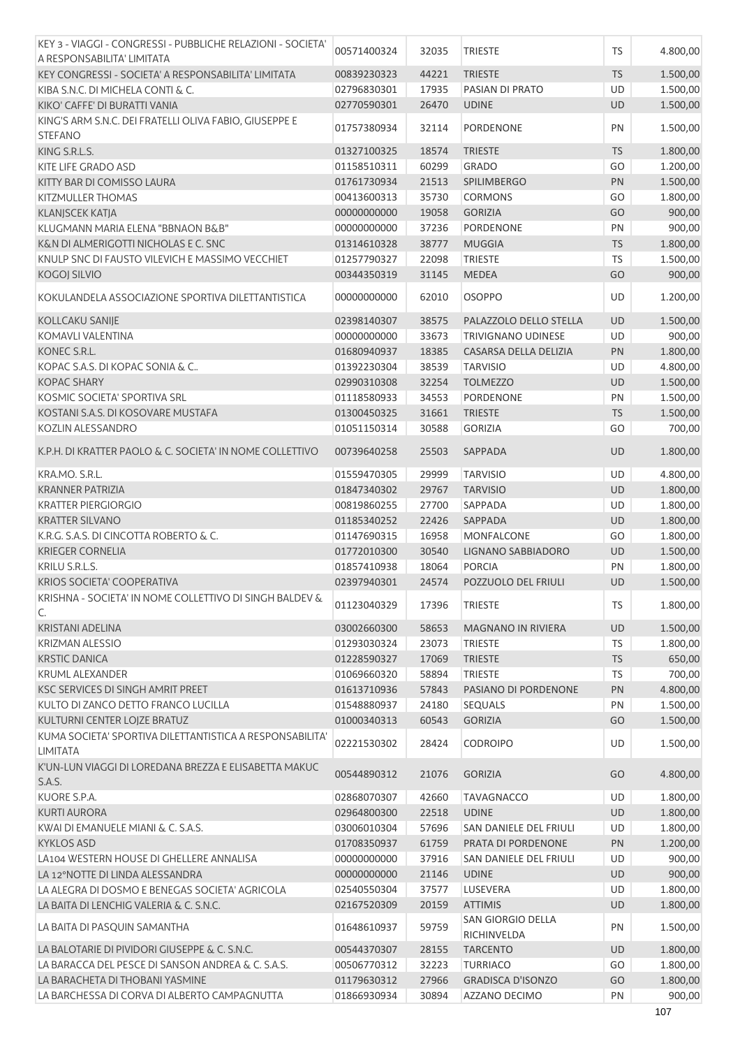| | | | | | |
|---|---|---|---|---|---|
| KEY 3 - VIAGGI - CONGRESSI - PUBBLICHE RELAZIONI - SOCIETA' A RESPONSABILITA' LIMITATA | 00571400324 | 32035 | TRIESTE | TS | 4.800,00 |
| KEY CONGRESSI - SOCIETA' A RESPONSABILITA' LIMITATA | 00839230323 | 44221 | TRIESTE | TS | 1.500,00 |
| KIBA S.N.C. DI MICHELA CONTI & C. | 02796830301 | 17935 | PASIAN DI PRATO | UD | 1.500,00 |
| KIKO' CAFFE' DI BURATTI VANIA | 02770590301 | 26470 | UDINE | UD | 1.500,00 |
| KING'S ARM S.N.C. DEI FRATELLI OLIVA FABIO, GIUSEPPE E STEFANO | 01757380934 | 32114 | PORDENONE | PN | 1.500,00 |
| KING S.R.L.S. | 01327100325 | 18574 | TRIESTE | TS | 1.800,00 |
| KITE LIFE GRADO ASD | 01158510311 | 60299 | GRADO | GO | 1.200,00 |
| KITTY BAR DI COMISSO LAURA | 01761730934 | 21513 | SPILIMBERGO | PN | 1.500,00 |
| KITZMULLER THOMAS | 00413600313 | 35730 | CORMONS | GO | 1.800,00 |
| KLANJSCEK KATJA | 00000000000 | 19058 | GORIZIA | GO | 900,00 |
| KLUGMANN MARIA ELENA "BBNAON B&B" | 00000000000 | 37236 | PORDENONE | PN | 900,00 |
| K&N DI ALMERIGOTTI NICHOLAS E C. SNC | 01314610328 | 38777 | MUGGIA | TS | 1.800,00 |
| KNULP SNC DI FAUSTO VILEVICH E MASSIMO VECCHIET | 01257790327 | 22098 | TRIESTE | TS | 1.500,00 |
| KOGOJ SILVIO | 00344350319 | 31145 | MEDEA | GO | 900,00 |
| KOKULANDELA ASSOCIAZIONE SPORTIVA DILETTANTISTICA | 00000000000 | 62010 | OSOPPO | UD | 1.200,00 |
| KOLLCAKU SANIJE | 02398140307 | 38575 | PALAZZOLO DELLO STELLA | UD | 1.500,00 |
| KOMAVLI VALENTINA | 00000000000 | 33673 | TRIVIGNANO UDINESE | UD | 900,00 |
| KONEC S.R.L. | 01680940937 | 18385 | CASARSA DELLA DELIZIA | PN | 1.800,00 |
| KOPAC S.A.S. DI KOPAC SONIA & C.. | 01392230304 | 38539 | TARVISIO | UD | 4.800,00 |
| KOPAC SHARY | 02990310308 | 32254 | TOLMEZZO | UD | 1.500,00 |
| KOSMIC SOCIETA' SPORTIVA SRL | 01118580933 | 34553 | PORDENONE | PN | 1.500,00 |
| KOSTANI S.A.S. DI KOSOVARE MUSTAFA | 01300450325 | 31661 | TRIESTE | TS | 1.500,00 |
| KOZLIN ALESSANDRO | 01051150314 | 30588 | GORIZIA | GO | 700,00 |
| K.P.H. DI KRATTER PAOLO & C. SOCIETA' IN NOME COLLETTIVO | 00739640258 | 25503 | SAPPADA | UD | 1.800,00 |
| KRA.MO. S.R.L. | 01559470305 | 29999 | TARVISIO | UD | 4.800,00 |
| KRANNER PATRIZIA | 01847340302 | 29767 | TARVISIO | UD | 1.800,00 |
| KRATTER PIERGIORGIO | 00819860255 | 27700 | SAPPADA | UD | 1.800,00 |
| KRATTER SILVANO | 01185340252 | 22426 | SAPPADA | UD | 1.800,00 |
| K.R.G. S.A.S. DI CINCOTTA ROBERTO & C. | 01147690315 | 16958 | MONFALCONE | GO | 1.800,00 |
| KRIEGER CORNELIA | 01772010300 | 30540 | LIGNANO SABBIADORO | UD | 1.500,00 |
| KRILU S.R.L.S. | 01857410938 | 18064 | PORCIA | PN | 1.800,00 |
| KRIOS SOCIETA' COOPERATIVA | 02397940301 | 24574 | POZZUOLO DEL FRIULI | UD | 1.500,00 |
| KRISHNA - SOCIETA' IN NOME COLLETTIVO DI SINGH BALDEV & C. | 01123040329 | 17396 | TRIESTE | TS | 1.800,00 |
| KRISTANI ADELINA | 03002660300 | 58653 | MAGNANO IN RIVIERA | UD | 1.500,00 |
| KRIZMAN ALESSIO | 01293030324 | 23073 | TRIESTE | TS | 1.800,00 |
| KRSTIC DANICA | 01228590327 | 17069 | TRIESTE | TS | 650,00 |
| KRUML ALEXANDER | 01069660320 | 58894 | TRIESTE | TS | 700,00 |
| KSC SERVICES DI SINGH AMRIT PREET | 01613710936 | 57843 | PASIANO DI PORDENONE | PN | 4.800,00 |
| KULTO DI ZANCO DETTO FRANCO LUCILLA | 01548880937 | 24180 | SEQUALS | PN | 1.500,00 |
| KULTURNI CENTER LOJZE BRATUZ | 01000340313 | 60543 | GORIZIA | GO | 1.500,00 |
| KUMA SOCIETA' SPORTIVA DILETTANTISTICA A RESPONSABILITA' LIMITATA | 02221530302 | 28424 | CODROIPO | UD | 1.500,00 |
| K'UN-LUN VIAGGI DI LOREDANA BREZZA E ELISABETTA MAKUC S.A.S. | 00544890312 | 21076 | GORIZIA | GO | 4.800,00 |
| KUORE S.P.A. | 02868070307 | 42660 | TAVAGNACCO | UD | 1.800,00 |
| KURTI AURORA | 02964800300 | 22518 | UDINE | UD | 1.800,00 |
| KWAI DI EMANUELE MIANI & C. S.A.S. | 03006010304 | 57696 | SAN DANIELE DEL FRIULI | UD | 1.800,00 |
| KYKLOS ASD | 01708350937 | 61759 | PRATA DI PORDENONE | PN | 1.200,00 |
| LA104 WESTERN HOUSE DI GHELLERE ANNALISA | 00000000000 | 37916 | SAN DANIELE DEL FRIULI | UD | 900,00 |
| LA 12°NOTTE DI LINDA ALESSANDRA | 00000000000 | 21146 | UDINE | UD | 900,00 |
| LA ALEGRA DI DOSMO E BENEGAS SOCIETA' AGRICOLA | 02540550304 | 37577 | LUSEVERA | UD | 1.800,00 |
| LA BAITA DI LENCHIG VALERIA & C. S.N.C. | 02167520309 | 20159 | ATTIMIS | UD | 1.800,00 |
| LA BAITA DI PASQUIN SAMANTHA | 01648610937 | 59759 | SAN GIORGIO DELLA RICHINVELDA | PN | 1.500,00 |
| LA BALOTARIE DI PIVIDORI GIUSEPPE & C. S.N.C. | 00544370307 | 28155 | TARCENTO | UD | 1.800,00 |
| LA BARACCA DEL PESCE DI SANSON ANDREA & C. S.A.S. | 00506770312 | 32223 | TURRIACO | GO | 1.800,00 |
| LA BARACHETA DI THOBANI YASMINE | 01179630312 | 27966 | GRADISCA D'ISONZO | GO | 1.800,00 |
| LA BARCHESSA DI CORVA DI ALBERTO CAMPAGNUTTA | 01866930934 | 30894 | AZZANO DECIMO | PN | 900,00 |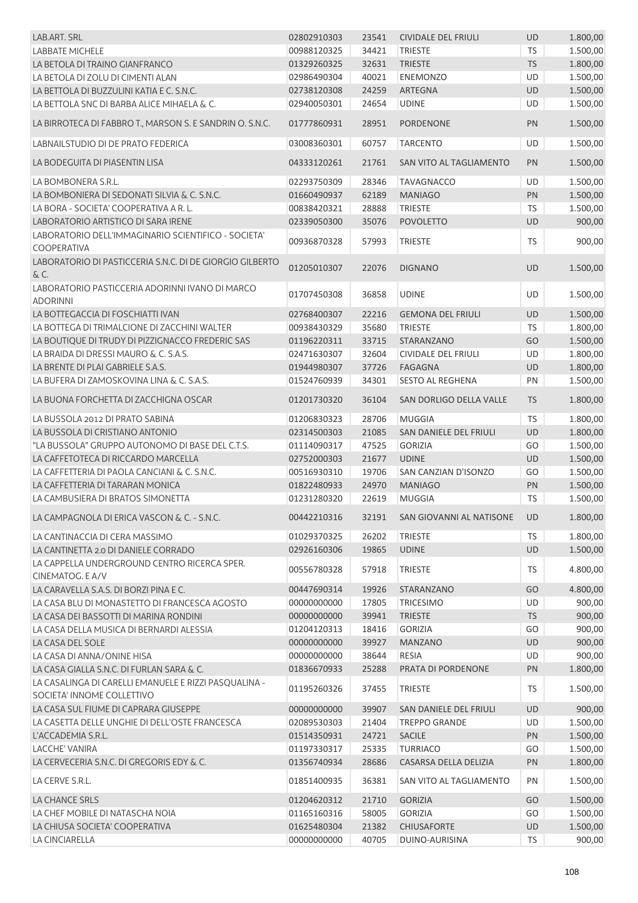| | | | | | |
|---|---|---|---|---|---|
| LAB.ART. SRL | 02802910303 | 23541 | CIVIDALE DEL FRIULI | UD | 1.800,00 |
| LABBATE MICHELE | 00988120325 | 34421 | TRIESTE | TS | 1.500,00 |
| LA BETOLA DI TRAINO GIANFRANCO | 01329260325 | 32631 | TRIESTE | TS | 1.800,00 |
| LA BETOLA DI ZOLU DI CIMENTI ALAN | 02986490304 | 40021 | ENEMONZO | UD | 1.500,00 |
| LA BETTOLA DI BUZZULINI KATIA E C. S.N.C. | 02738120308 | 24259 | ARTEGNA | UD | 1.500,00 |
| LA BETTOLA SNC DI BARBA ALICE MIHAELA & C. | 02940050301 | 24654 | UDINE | UD | 1.500,00 |
| LA BIRROTECA DI FABBRO T., MARSON S. E SANDRIN O. S.N.C. | 01777860931 | 28951 | PORDENONE | PN | 1.500,00 |
| LABNAILSTUDIO DI DE PRATO FEDERICA | 03008360301 | 60757 | TARCENTO | UD | 1.500,00 |
| LA BODEGUITA DI PIASENTIN LISA | 04333120261 | 21761 | SAN VITO AL TAGLIAMENTO | PN | 1.500,00 |
| LA BOMBONERA S.R.L. | 02293750309 | 28346 | TAVAGNACCO | UD | 1.500,00 |
| LA BOMBONIERA DI SEDONATI SILVIA & C. S.N.C. | 01660490937 | 62189 | MANIAGO | PN | 1.500,00 |
| LA BORA - SOCIETA' COOPERATIVA A R. L. | 00838420321 | 28888 | TRIESTE | TS | 1.500,00 |
| LABORATORIO ARTISTICO DI SARA IRENE | 02339050300 | 35076 | POVOLETTO | UD | 900,00 |
| LABORATORIO DELL'IMMAGINARIO SCIENTIFICO - SOCIETA' COOPERATIVA | 00936870328 | 57993 | TRIESTE | TS | 900,00 |
| LABORATORIO DI PASTICCERIA S.N.C. DI DE GIORGIO GILBERTO & C. | 01205010307 | 22076 | DIGNANO | UD | 1.500,00 |
| LABORATORIO PASTICCERIA ADORINNI IVANO DI MARCO ADORINNI | 01707450308 | 36858 | UDINE | UD | 1.500,00 |
| LA BOTTEGACCIA DI FOSCHIATTI IVAN | 02768400307 | 22216 | GEMONA DEL FRIULI | UD | 1.500,00 |
| LA BOTTEGA DI TRIMALCIONE DI ZACCHINI WALTER | 00938430329 | 35680 | TRIESTE | TS | 1.800,00 |
| LA BOUTIQUE DI TRUDY DI PIZZIGNACCO FREDERIC SAS | 01196220311 | 33715 | STARANZANO | GO | 1.500,00 |
| LA BRAIDA DI DRESSI MAURO & C. S.A.S. | 02471630307 | 32604 | CIVIDALE DEL FRIULI | UD | 1.800,00 |
| LA BRENTE DI PLAI GABRIELE S.A.S. | 01944980307 | 37726 | FAGAGNA | UD | 1.800,00 |
| LA BUFERA DI ZAMOSKOVINA LINA & C. S.A.S. | 01524760939 | 34301 | SESTO AL REGHENA | PN | 1.500,00 |
| LA BUONA FORCHETTA DI ZACCHIGNA OSCAR | 01201730320 | 36104 | SAN DORLIGO DELLA VALLE | TS | 1.800,00 |
| LA BUSSOLA 2012 DI PRATO SABINA | 01206830323 | 28706 | MUGGIA | TS | 1.800,00 |
| LA BUSSOLA DI CRISTIANO ANTONIO | 02314500303 | 21085 | SAN DANIELE DEL FRIULI | UD | 1.800,00 |
| "LA BUSSOLA" GRUPPO AUTONOMO DI BASE DEL C.T.S. | 01114090317 | 47525 | GORIZIA | GO | 1.500,00 |
| LA CAFFETOTECA DI RICCARDO MARCELLA | 02752000303 | 21677 | UDINE | UD | 1.500,00 |
| LA CAFFETTERIA DI PAOLA CANCIANI & C. S.N.C. | 00516930310 | 19706 | SAN CANZIAN D'ISONZO | GO | 1.500,00 |
| LA CAFFETTERIA DI TARARAN MONICA | 01822480933 | 24970 | MANIAGO | PN | 1.500,00 |
| LA CAMBUSIERA DI BRATOS SIMONETTA | 01231280320 | 22619 | MUGGIA | TS | 1.500,00 |
| LA CAMPAGNOLA DI ERICA VASCON & C. - S.N.C. | 00442210316 | 32191 | SAN GIOVANNI AL NATISONE | UD | 1.800,00 |
| LA CANTINACCIA DI CERA MASSIMO | 01029370325 | 26202 | TRIESTE | TS | 1.800,00 |
| LA CANTINETTA 2.0 DI DANIELE CORRADO | 02926160306 | 19865 | UDINE | UD | 1.500,00 |
| LA CAPPELLA UNDERGROUND CENTRO RICERCA SPER. CINEMATOG. E A/V | 00556780328 | 57918 | TRIESTE | TS | 4.800,00 |
| LA CARAVELLA S.A.S. DI BORZI PINA E C. | 00447690314 | 19926 | STARANZANO | GO | 4.800,00 |
| LA CASA BLU DI MONASTETTO DI FRANCESCA AGOSTO | 00000000000 | 17805 | TRICESIMO | UD | 900,00 |
| LA CASA DEI BASSOTTI DI MARINA RONDINI | 00000000000 | 39941 | TRIESTE | TS | 900,00 |
| LA CASA DELLA MUSICA DI BERNARDI ALESSIA | 01204120313 | 18416 | GORIZIA | GO | 900,00 |
| LA CASA DEL SOLE | 00000000000 | 39927 | MANZANO | UD | 900,00 |
| LA CASA DI ANNA/ONINE HISA | 00000000000 | 38644 | RESIA | UD | 900,00 |
| LA CASA GIALLA S.N.C. DI FURLAN SARA & C. | 01836670933 | 25288 | PRATA DI PORDENONE | PN | 1.800,00 |
| LA CASALINGA DI CARELLI EMANUELE E RIZZI PASQUALINA - SOCIETA' INNOME COLLETTIVO | 01195260326 | 37455 | TRIESTE | TS | 1.500,00 |
| LA CASA SUL FIUME DI CAPRARA GIUSEPPE | 00000000000 | 39907 | SAN DANIELE DEL FRIULI | UD | 900,00 |
| LA CASETTA DELLE UNGHIE DI DELL'OSTE FRANCESCA | 02089530303 | 21404 | TREPPO GRANDE | UD | 1.500,00 |
| L'ACCADEMIA S.R.L. | 01514350931 | 24721 | SACILE | PN | 1.500,00 |
| LACCHE' VANIRA | 01197330317 | 25335 | TURRIACO | GO | 1.500,00 |
| LA CERVECERIA S.N.C. DI GREGORIS EDY & C. | 01356740934 | 28686 | CASARSA DELLA DELIZIA | PN | 1.800,00 |
| LA CERVE S.R.L. | 01851400935 | 36381 | SAN VITO AL TAGLIAMENTO | PN | 1.500,00 |
| LA CHANCE SRLS | 01204620312 | 21710 | GORIZIA | GO | 1.500,00 |
| LA CHEF MOBILE DI NATASCHA NOIA | 01165160316 | 58005 | GORIZIA | GO | 1.500,00 |
| LA CHIUSA SOCIETA' COOPERATIVA | 01625480304 | 21382 | CHIUSAFORTE | UD | 1.500,00 |
| LA CINCIARELLA | 00000000000 | 40705 | DUINO-AURISINA | TS | 900,00 |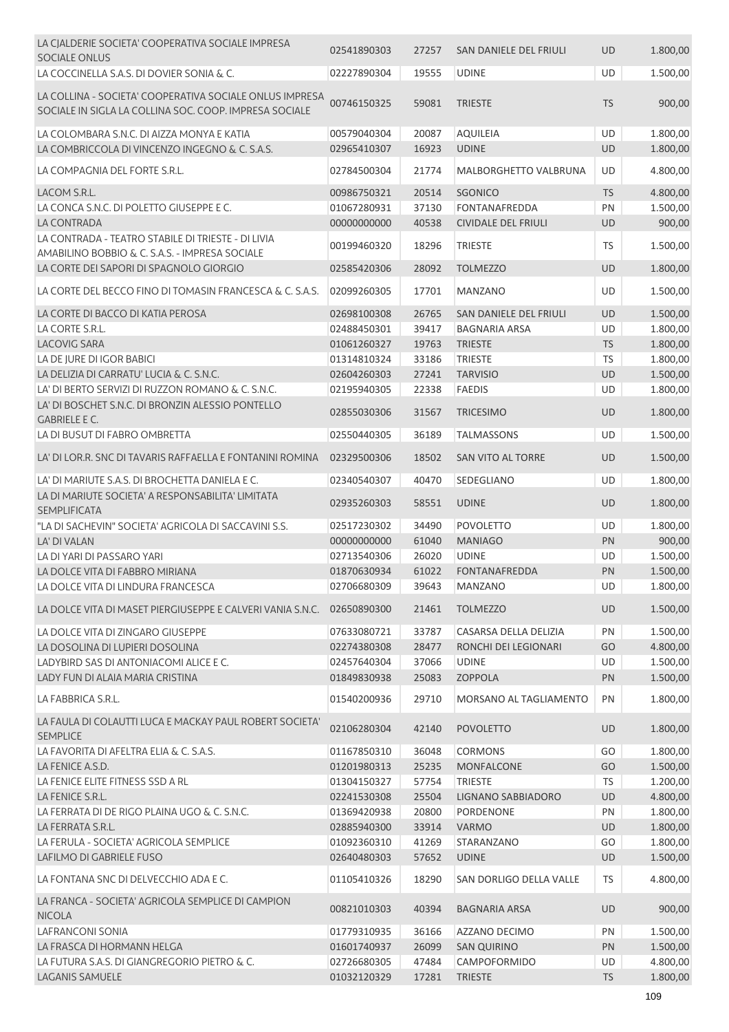| | | | | | |
|---|---|---|---|---|---|
| LA CJALDERIE SOCIETA' COOPERATIVA SOCIALE IMPRESA SOCIALE ONLUS | 02541890303 | 27257 | SAN DANIELE DEL FRIULI | UD | 1.800,00 |
| LA COCCINELLA S.A.S. DI DOVIER SONIA & C. | 02227890304 | 19555 | UDINE | UD | 1.500,00 |
| LA COLLINA - SOCIETA' COOPERATIVA SOCIALE ONLUS IMPRESA SOCIALE IN SIGLA LA COLLINA SOC. COOP. IMPRESA SOCIALE | 00746150325 | 59081 | TRIESTE | TS | 900,00 |
| LA COLOMBARA S.N.C. DI AIZZA MONYA E KATIA | 00579040304 | 20087 | AQUILEIA | UD | 1.800,00 |
| LA COMBRICCOLA DI VINCENZO INGEGNO & C. S.A.S. | 02965410307 | 16923 | UDINE | UD | 1.800,00 |
| LA COMPAGNIA DEL FORTE S.R.L. | 02784500304 | 21774 | MALBORGHETTO VALBRUNA | UD | 4.800,00 |
| LACOM S.R.L. | 00986750321 | 20514 | SGONICO | TS | 4.800,00 |
| LA CONCA S.N.C. DI POLETTO GIUSEPPE E C. | 01067280931 | 37130 | FONTANAFREDDA | PN | 1.500,00 |
| LA CONTRADA | 00000000000 | 40538 | CIVIDALE DEL FRIULI | UD | 900,00 |
| LA CONTRADA - TEATRO STABILE DI TRIESTE - DI LIVIA AMABILINO BOBBIO & C. S.A.S. - IMPRESA SOCIALE | 00199460320 | 18296 | TRIESTE | TS | 1.500,00 |
| LA CORTE DEI SAPORI DI SPAGNOLO GIORGIO | 02585420306 | 28092 | TOLMEZZO | UD | 1.800,00 |
| LA CORTE DEL BECCO FINO DI TOMASIN FRANCESCA & C. S.A.S. | 02099260305 | 17701 | MANZANO | UD | 1.500,00 |
| LA CORTE DI BACCO DI KATIA PEROSA | 02698100308 | 26765 | SAN DANIELE DEL FRIULI | UD | 1.500,00 |
| LA CORTE S.R.L. | 02488450301 | 39417 | BAGNARIA ARSA | UD | 1.800,00 |
| LACOVIG SARA | 01061260327 | 19763 | TRIESTE | TS | 1.800,00 |
| LA DE JURE DI IGOR BABICI | 01314810324 | 33186 | TRIESTE | TS | 1.800,00 |
| LA DELIZIA DI CARRATU' LUCIA & C. S.N.C. | 02604260303 | 27241 | TARVISIO | UD | 1.500,00 |
| LA' DI BERTO SERVIZI DI RUZZON ROMANO & C. S.N.C. | 02195940305 | 22338 | FAEDIS | UD | 1.800,00 |
| LA' DI BOSCHET S.N.C. DI BRONZIN ALESSIO PONTELLO GABRIELE E C. | 02855030306 | 31567 | TRICESIMO | UD | 1.800,00 |
| LA DI BUSUT DI FABRO OMBRETTA | 02550440305 | 36189 | TALMASSONS | UD | 1.500,00 |
| LA' DI LOR.R. SNC DI TAVARIS RAFFAELLA E FONTANINI ROMINA | 02329500306 | 18502 | SAN VITO AL TORRE | UD | 1.500,00 |
| LA' DI MARIUTE S.A.S. DI BROCHETTA DANIELA E C. | 02340540307 | 40470 | SEDEGLIANO | UD | 1.800,00 |
| LA DI MARIUTE SOCIETA' A RESPONSABILITA' LIMITATA SEMPLIFICATA | 02935260303 | 58551 | UDINE | UD | 1.800,00 |
| "LA DI SACHEVIN" SOCIETA' AGRICOLA DI SACCAVINI S.S. | 02517230302 | 34490 | POVOLETTO | UD | 1.800,00 |
| LA' DI VALAN | 00000000000 | 61040 | MANIAGO | PN | 900,00 |
| LA DI YARI DI PASSARO YARI | 02713540306 | 26020 | UDINE | UD | 1.500,00 |
| LA DOLCE VITA DI FABBRO MIRIANA | 01870630934 | 61022 | FONTANAFREDDA | PN | 1.500,00 |
| LA DOLCE VITA DI LINDURA FRANCESCA | 02706680309 | 39643 | MANZANO | UD | 1.800,00 |
| LA DOLCE VITA DI MASET PIERGIUSEPPE E CALVERI VANIA S.N.C. | 02650890300 | 21461 | TOLMEZZO | UD | 1.500,00 |
| LA DOLCE VITA DI ZINGARO GIUSEPPE | 07633080721 | 33787 | CASARSA DELLA DELIZIA | PN | 1.500,00 |
| LA DOSOLINA DI LUPIERI DOSOLINA | 02274380308 | 28477 | RONCHI DEI LEGIONARI | GO | 4.800,00 |
| LADYBIRD SAS DI ANTONIACOMI ALICE E C. | 02457640304 | 37066 | UDINE | UD | 1.500,00 |
| LADY FUN DI ALAIA MARIA CRISTINA | 01849830938 | 25083 | ZOPPOLA | PN | 1.500,00 |
| LA FABBRICA S.R.L. | 01540200936 | 29710 | MORSANO AL TAGLIAMENTO | PN | 1.800,00 |
| LA FAULA DI COLAUTTI LUCA E MACKAY PAUL ROBERT SOCIETA' SEMPLICE | 02106280304 | 42140 | POVOLETTO | UD | 1.800,00 |
| LA FAVORITA DI AFELTRA ELIA & C. S.A.S. | 01167850310 | 36048 | CORMONS | GO | 1.800,00 |
| LA FENICE A.S.D. | 01201980313 | 25235 | MONFALCONE | GO | 1.500,00 |
| LA FENICE ELITE FITNESS SSD A RL | 01304150327 | 57754 | TRIESTE | TS | 1.200,00 |
| LA FENICE S.R.L. | 02241530308 | 25504 | LIGNANO SABBIADORO | UD | 4.800,00 |
| LA FERRATA DI DE RIGO PLAINA UGO & C. S.N.C. | 01369420938 | 20800 | PORDENONE | PN | 1.800,00 |
| LA FERRATA S.R.L. | 02885940300 | 33914 | VARMO | UD | 1.800,00 |
| LA FERULA - SOCIETA' AGRICOLA SEMPLICE | 01092360310 | 41269 | STARANZANO | GO | 1.800,00 |
| LAFILMO DI GABRIELE FUSO | 02640480303 | 57652 | UDINE | UD | 1.500,00 |
| LA FONTANA SNC DI DELVECCHIO ADA E C. | 01105410326 | 18290 | SAN DORLIGO DELLA VALLE | TS | 4.800,00 |
| LA FRANCA - SOCIETA' AGRICOLA SEMPLICE DI CAMPION NICOLA | 00821010303 | 40394 | BAGNARIA ARSA | UD | 900,00 |
| LAFRANCONI SONIA | 01779310935 | 36166 | AZZANO DECIMO | PN | 1.500,00 |
| LA FRASCA DI HORMANN HELGA | 01601740937 | 26099 | SAN QUIRINO | PN | 1.500,00 |
| LA FUTURA S.A.S. DI GIANGREGORIO PIETRO & C. | 02726680305 | 47484 | CAMPOFORMIDO | UD | 4.800,00 |
| LAGANIS SAMUELE | 01032120329 | 17281 | TRIESTE | TS | 1.800,00 |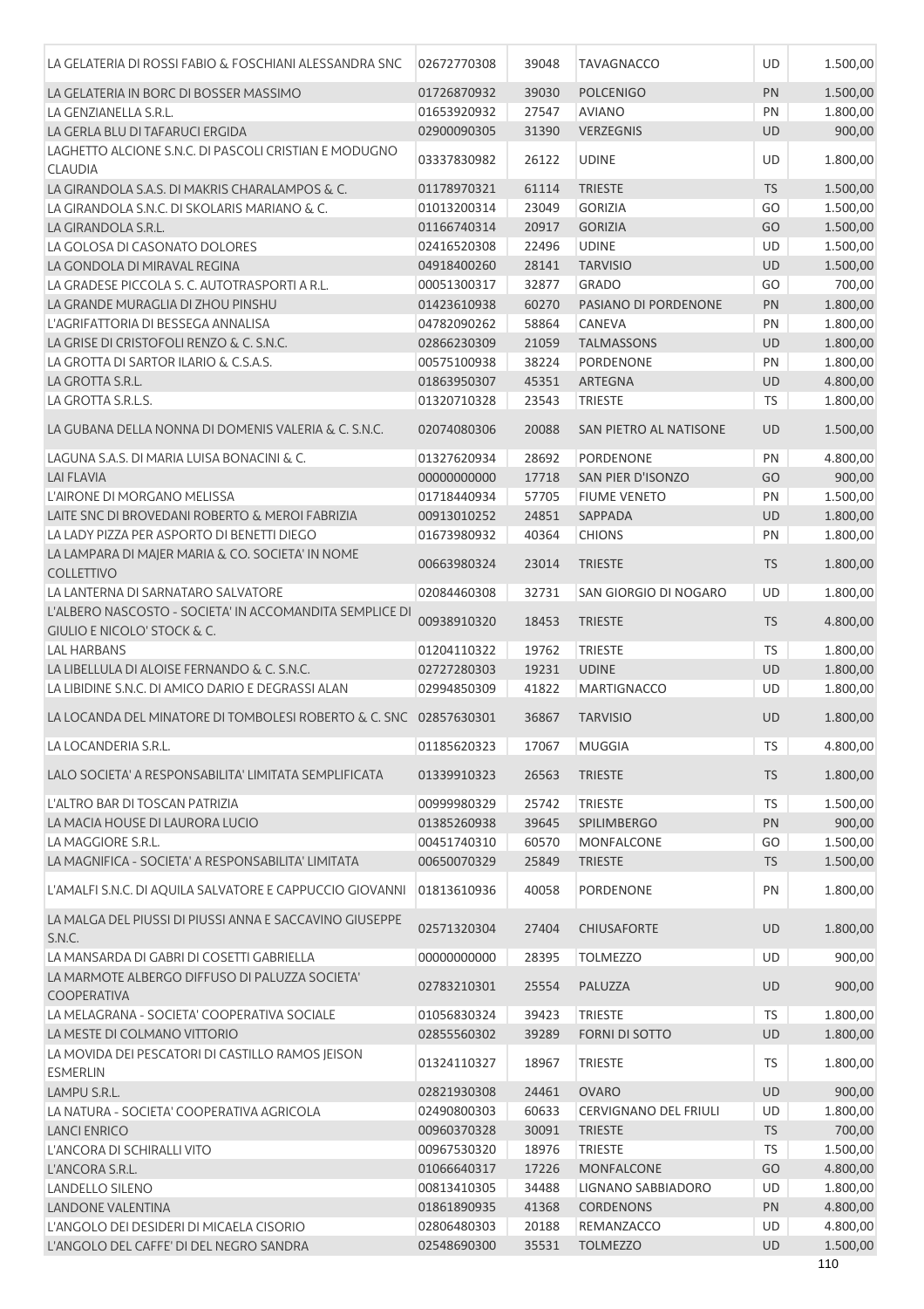| | | | | | |
|---|---|---|---|---|---|
| LA GELATERIA DI ROSSI FABIO & FOSCHIANI ALESSANDRA SNC | 02672770308 | 39048 | TAVAGNACCO | UD | 1.500,00 |
| LA GELATERIA IN BORC DI BOSSER MASSIMO | 01726870932 | 39030 | POLCENIGO | PN | 1.500,00 |
| LA GENZIANELLA S.R.L. | 01653920932 | 27547 | AVIANO | PN | 1.800,00 |
| LA GERLA BLU DI TAFARUCI ERGIDA | 02900090305 | 31390 | VERZEGNIS | UD | 900,00 |
| LAGHETTO ALCIONE S.N.C. DI PASCOLI CRISTIAN E MODUGNO CLAUDIA | 03337830982 | 26122 | UDINE | UD | 1.800,00 |
| LA GIRANDOLA S.A.S. DI MAKRIS CHARALAMPOS & C. | 01178970321 | 61114 | TRIESTE | TS | 1.500,00 |
| LA GIRANDOLA S.N.C. DI SKOLARIS MARIANO & C. | 01013200314 | 23049 | GORIZIA | GO | 1.500,00 |
| LA GIRANDOLA S.R.L. | 01166740314 | 20917 | GORIZIA | GO | 1.500,00 |
| LA GOLOSA DI CASONATO DOLORES | 02416520308 | 22496 | UDINE | UD | 1.500,00 |
| LA GONDOLA DI MIRAVAL REGINA | 04918400260 | 28141 | TARVISIO | UD | 1.500,00 |
| LA GRADESE PICCOLA S. C. AUTOTRASPORTI A R.L. | 00051300317 | 32877 | GRADO | GO | 700,00 |
| LA GRANDE MURAGLIA DI ZHOU PINSHU | 01423610938 | 60270 | PASIANO DI PORDENONE | PN | 1.800,00 |
| L'AGRIFATTORIA DI BESSEGA ANNALISA | 04782090262 | 58864 | CANEVA | PN | 1.800,00 |
| LA GRISE DI CRISTOFOLI RENZO & C. S.N.C. | 02866230309 | 21059 | TALMASSONS | UD | 1.800,00 |
| LA GROTTA DI SARTOR ILARIO & C.S.A.S. | 00575100938 | 38224 | PORDENONE | PN | 1.800,00 |
| LA GROTTA S.R.L. | 01863950307 | 45351 | ARTEGNA | UD | 4.800,00 |
| LA GROTTA S.R.L.S. | 01320710328 | 23543 | TRIESTE | TS | 1.800,00 |
| LA GUBANA DELLA NONNA DI DOMENIS VALERIA & C. S.N.C. | 02074080306 | 20088 | SAN PIETRO AL NATISONE | UD | 1.500,00 |
| LAGUNA S.A.S. DI MARIA LUISA BONACINI & C. | 01327620934 | 28692 | PORDENONE | PN | 4.800,00 |
| LAI FLAVIA | 00000000000 | 17718 | SAN PIER D'ISONZO | GO | 900,00 |
| L'AIRONE DI MORGANO MELISSA | 01718440934 | 57705 | FIUME VENETO | PN | 1.500,00 |
| LAITE SNC DI BROVEDANI ROBERTO & MEROI FABRIZIA | 00913010252 | 24851 | SAPPADA | UD | 1.800,00 |
| LA LADY PIZZA PER ASPORTO DI BENETTI DIEGO | 01673980932 | 40364 | CHIONS | PN | 1.800,00 |
| LA LAMPARA DI MAJER MARIA & CO. SOCIETA' IN NOME COLLETTIVO | 00663980324 | 23014 | TRIESTE | TS | 1.800,00 |
| LA LANTERNA DI SARNATARO SALVATORE | 02084460308 | 32731 | SAN GIORGIO DI NOGARO | UD | 1.800,00 |
| L'ALBERO NASCOSTO - SOCIETA' IN ACCOMANDITA SEMPLICE DI GIULIO E NICOLO' STOCK & C. | 00938910320 | 18453 | TRIESTE | TS | 4.800,00 |
| LAL HARBANS | 01204110322 | 19762 | TRIESTE | TS | 1.800,00 |
| LA LIBELLULA DI ALOISE FERNANDO & C. S.N.C. | 02727280303 | 19231 | UDINE | UD | 1.800,00 |
| LA LIBIDINE S.N.C. DI AMICO DARIO E DEGRASSI ALAN | 02994850309 | 41822 | MARTIGNACCO | UD | 1.800,00 |
| LA LOCANDA DEL MINATORE DI TOMBOLESI ROBERTO & C. SNC | 02857630301 | 36867 | TARVISIO | UD | 1.800,00 |
| LA LOCANDERIA S.R.L. | 01185620323 | 17067 | MUGGIA | TS | 4.800,00 |
| LALO SOCIETA' A RESPONSABILITA' LIMITATA SEMPLIFICATA | 01339910323 | 26563 | TRIESTE | TS | 1.800,00 |
| L'ALTRO BAR DI TOSCAN PATRIZIA | 00999980329 | 25742 | TRIESTE | TS | 1.500,00 |
| LA MACIA HOUSE DI LAURORA LUCIO | 01385260938 | 39645 | SPILIMBERGO | PN | 900,00 |
| LA MAGGIORE S.R.L. | 00451740310 | 60570 | MONFALCONE | GO | 1.500,00 |
| LA MAGNIFICA - SOCIETA' A RESPONSABILITA' LIMITATA | 00650070329 | 25849 | TRIESTE | TS | 1.500,00 |
| L'AMALFI S.N.C. DI AQUILA SALVATORE E CAPPUCCIO GIOVANNI | 01813610936 | 40058 | PORDENONE | PN | 1.800,00 |
| LA MALGA DEL PIUSSI DI PIUSSI ANNA E SACCAVINO GIUSEPPE S.N.C. | 02571320304 | 27404 | CHIUSAFORTE | UD | 1.800,00 |
| LA MANSARDA DI GABRI DI COSETTI GABRIELLA | 00000000000 | 28395 | TOLMEZZO | UD | 900,00 |
| LA MARMOTE ALBERGO DIFFUSO DI PALUZZA SOCIETA' COOPERATIVA | 02783210301 | 25554 | PALUZZA | UD | 900,00 |
| LA MELAGRANA - SOCIETA' COOPERATIVA SOCIALE | 01056830324 | 39423 | TRIESTE | TS | 1.800,00 |
| LA MESTE DI COLMANO VITTORIO | 02855560302 | 39289 | FORNI DI SOTTO | UD | 1.800,00 |
| LA MOVIDA DEI PESCATORI DI CASTILLO RAMOS JEISON ESMERLIN | 01324110327 | 18967 | TRIESTE | TS | 1.800,00 |
| LAMPU S.R.L. | 02821930308 | 24461 | OVARO | UD | 900,00 |
| LA NATURA - SOCIETA' COOPERATIVA AGRICOLA | 02490800303 | 60633 | CERVIGNANO DEL FRIULI | UD | 1.800,00 |
| LANCI ENRICO | 00960370328 | 30091 | TRIESTE | TS | 700,00 |
| L'ANCORA DI SCHIRALLI VITO | 00967530320 | 18976 | TRIESTE | TS | 1.500,00 |
| L'ANCORA S.R.L. | 01066640317 | 17226 | MONFALCONE | GO | 4.800,00 |
| LANDELLO SILENO | 00813410305 | 34488 | LIGNANO SABBIADORO | UD | 1.800,00 |
| LANDONE VALENTINA | 01861890935 | 41368 | CORDENONS | PN | 4.800,00 |
| L'ANGOLO DEI DESIDERI DI MICAELA CISORIO | 02806480303 | 20188 | REMANZACCO | UD | 4.800,00 |
| L'ANGOLO DEL CAFFE' DI DEL NEGRO SANDRA | 02548690300 | 35531 | TOLMEZZO | UD | 1.500,00 |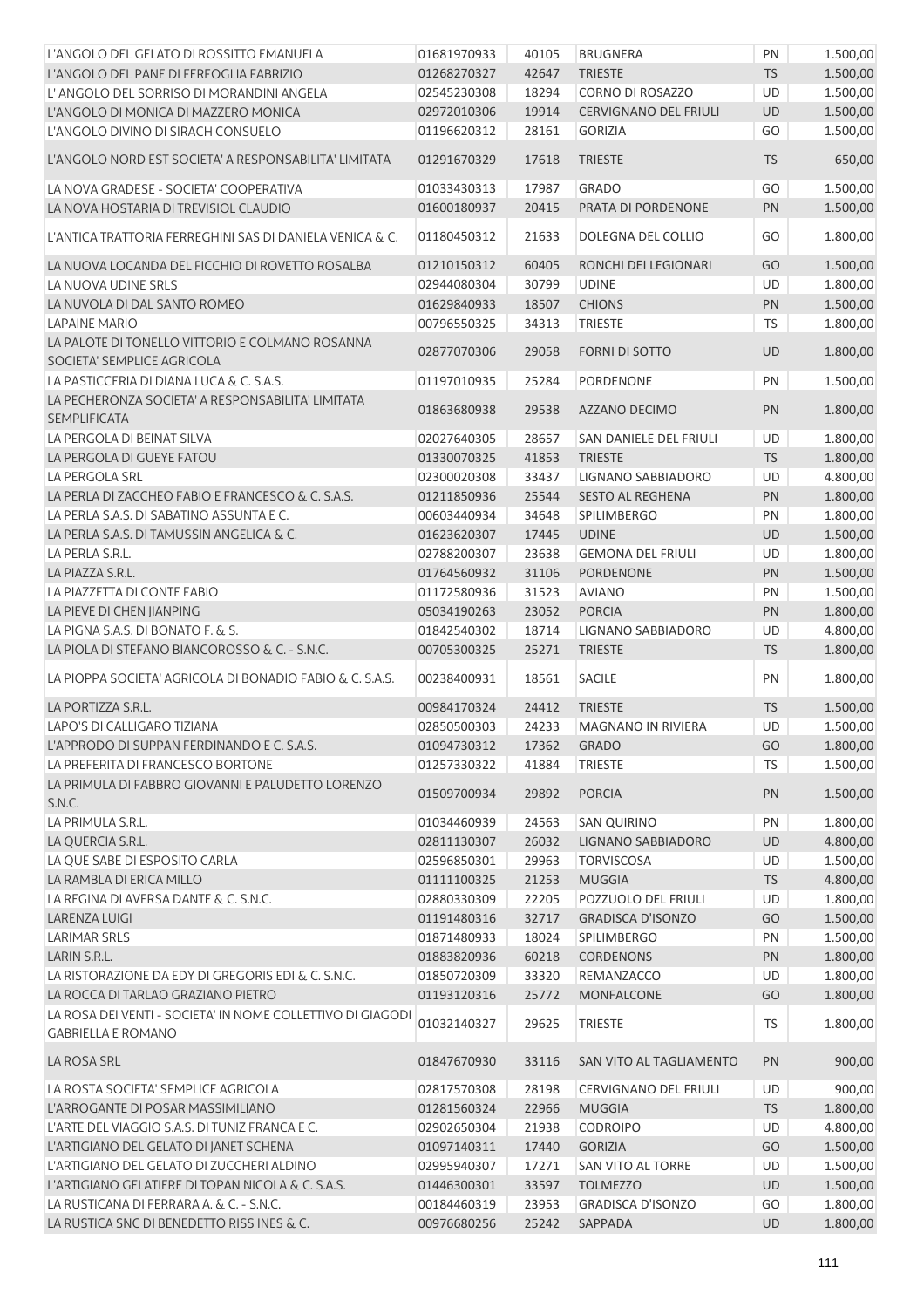| | | | | | |
|---|---|---|---|---|---|
| L'ANGOLO DEL GELATO DI ROSSITTO EMANUELA | 01681970933 | 40105 | BRUGNERA | PN | 1.500,00 |
| L'ANGOLO DEL PANE DI FERFOGLIA FABRIZIO | 01268270327 | 42647 | TRIESTE | TS | 1.500,00 |
| L' ANGOLO DEL SORRISO DI MORANDINI ANGELA | 02545230308 | 18294 | CORNO DI ROSAZZO | UD | 1.500,00 |
| L'ANGOLO DI MONICA DI MAZZERO MONICA | 02972010306 | 19914 | CERVIGNANO DEL FRIULI | UD | 1.500,00 |
| L'ANGOLO DIVINO DI SIRACH CONSUELO | 01196620312 | 28161 | GORIZIA | GO | 1.500,00 |
| L'ANGOLO NORD EST SOCIETA' A RESPONSABILITA' LIMITATA | 01291670329 | 17618 | TRIESTE | TS | 650,00 |
| LA NOVA GRADESE - SOCIETA' COOPERATIVA | 01033430313 | 17987 | GRADO | GO | 1.500,00 |
| LA NOVA HOSTARIA DI TREVISIOL CLAUDIO | 01600180937 | 20415 | PRATA DI PORDENONE | PN | 1.500,00 |
| L'ANTICA TRATTORIA FERREGHINI SAS DI DANIELA VENICA & C. | 01180450312 | 21633 | DOLEGNA DEL COLLIO | GO | 1.800,00 |
| LA NUOVA LOCANDA DEL FICCHIO DI ROVETTO ROSALBA | 01210150312 | 60405 | RONCHI DEI LEGIONARI | GO | 1.500,00 |
| LA NUOVA UDINE SRLS | 02944080304 | 30799 | UDINE | UD | 1.800,00 |
| LA NUVOLA DI DAL SANTO ROMEO | 01629840933 | 18507 | CHIONS | PN | 1.500,00 |
| LAPAINE MARIO | 00796550325 | 34313 | TRIESTE | TS | 1.800,00 |
| LA PALOTE DI TONELLO VITTORIO E COLMANO ROSANNA SOCIETA' SEMPLICE AGRICOLA | 02877070306 | 29058 | FORNI DI SOTTO | UD | 1.800,00 |
| LA PASTICCERIA DI DIANA LUCA & C. S.A.S. | 01197010935 | 25284 | PORDENONE | PN | 1.500,00 |
| LA PECHERONZA SOCIETA' A RESPONSABILITA' LIMITATA SEMPLIFICATA | 01863680938 | 29538 | AZZANO DECIMO | PN | 1.800,00 |
| LA PERGOLA DI BEINAT SILVA | 02027640305 | 28657 | SAN DANIELE DEL FRIULI | UD | 1.800,00 |
| LA PERGOLA DI GUEYE FATOU | 01330070325 | 41853 | TRIESTE | TS | 1.800,00 |
| LA PERGOLA SRL | 02300020308 | 33437 | LIGNANO SABBIADORO | UD | 4.800,00 |
| LA PERLA DI ZACCHEO FABIO E FRANCESCO & C. S.A.S. | 01211850936 | 25544 | SESTO AL REGHENA | PN | 1.800,00 |
| LA PERLA S.A.S. DI SABATINO ASSUNTA E C. | 00603440934 | 34648 | SPILIMBERGO | PN | 1.800,00 |
| LA PERLA S.A.S. DI TAMUSSIN ANGELICA & C. | 01623620307 | 17445 | UDINE | UD | 1.500,00 |
| LA PERLA S.R.L. | 02788200307 | 23638 | GEMONA DEL FRIULI | UD | 1.800,00 |
| LA PIAZZA S.R.L. | 01764560932 | 31106 | PORDENONE | PN | 1.500,00 |
| LA PIAZZETTA DI CONTE FABIO | 01172580936 | 31523 | AVIANO | PN | 1.500,00 |
| LA PIEVE DI CHEN JIANPING | 05034190263 | 23052 | PORCIA | PN | 1.800,00 |
| LA PIGNA S.A.S. DI BONATO F. & S. | 01842540302 | 18714 | LIGNANO SABBIADORO | UD | 4.800,00 |
| LA PIOLA DI STEFANO BIANCOROSSO & C. - S.N.C. | 00705300325 | 25271 | TRIESTE | TS | 1.800,00 |
| LA PIOPPA SOCIETA' AGRICOLA DI BONADIO FABIO & C. S.A.S. | 00238400931 | 18561 | SACILE | PN | 1.800,00 |
| LA PORTIZZA S.R.L. | 00984170324 | 24412 | TRIESTE | TS | 1.500,00 |
| LAPO'S DI CALLIGARO TIZIANA | 02850500303 | 24233 | MAGNANO IN RIVIERA | UD | 1.500,00 |
| L'APPRODO DI SUPPAN FERDINANDO E C. S.A.S. | 01094730312 | 17362 | GRADO | GO | 1.800,00 |
| LA PREFERITA DI FRANCESCO BORTONE | 01257330322 | 41884 | TRIESTE | TS | 1.500,00 |
| LA PRIMULA DI FABBRO GIOVANNI E PALUDETTO LORENZO S.N.C. | 01509700934 | 29892 | PORCIA | PN | 1.500,00 |
| LA PRIMULA S.R.L. | 01034460939 | 24563 | SAN QUIRINO | PN | 1.800,00 |
| LA QUERCIA S.R.L. | 02811130307 | 26032 | LIGNANO SABBIADORO | UD | 4.800,00 |
| LA QUE SABE DI ESPOSITO CARLA | 02596850301 | 29963 | TORVISCOSA | UD | 1.500,00 |
| LA RAMBLA DI ERICA MILLO | 01111100325 | 21253 | MUGGIA | TS | 4.800,00 |
| LA REGINA DI AVERSA DANTE & C. S.N.C. | 02880330309 | 22205 | POZZUOLO DEL FRIULI | UD | 1.800,00 |
| LARENZA LUIGI | 01191480316 | 32717 | GRADISCA D'ISONZO | GO | 1.500,00 |
| LARIMAR SRLS | 01871480933 | 18024 | SPILIMBERGO | PN | 1.500,00 |
| LARIN S.R.L. | 01883820936 | 60218 | CORDENONS | PN | 1.800,00 |
| LA RISTORAZIONE DA EDY DI GREGORIS EDI & C. S.N.C. | 01850720309 | 33320 | REMANZACCO | UD | 1.800,00 |
| LA ROCCA DI TARLAO GRAZIANO PIETRO | 01193120316 | 25772 | MONFALCONE | GO | 1.800,00 |
| LA ROSA DEI VENTI - SOCIETA' IN NOME COLLETTIVO DI GIAGODI GABRIELLA E ROMANO | 01032140327 | 29625 | TRIESTE | TS | 1.800,00 |
| LA ROSA SRL | 01847670930 | 33116 | SAN VITO AL TAGLIAMENTO | PN | 900,00 |
| LA ROSTA SOCIETA' SEMPLICE AGRICOLA | 02817570308 | 28198 | CERVIGNANO DEL FRIULI | UD | 900,00 |
| L'ARROGANTE DI POSAR MASSIMILIANO | 01281560324 | 22966 | MUGGIA | TS | 1.800,00 |
| L'ARTE DEL VIAGGIO S.A.S. DI TUNIZ FRANCA E C. | 02902650304 | 21938 | CODROIPO | UD | 4.800,00 |
| L'ARTIGIANO DEL GELATO DI JANET SCHENA | 01097140311 | 17440 | GORIZIA | GO | 1.500,00 |
| L'ARTIGIANO DEL GELATO DI ZUCCHERI ALDINO | 02995940307 | 17271 | SAN VITO AL TORRE | UD | 1.500,00 |
| L'ARTIGIANO GELATIERE DI TOPAN NICOLA & C. S.A.S. | 01446300301 | 33597 | TOLMEZZO | UD | 1.500,00 |
| LA RUSTICANA DI FERRARA A. & C. - S.N.C. | 00184460319 | 23953 | GRADISCA D'ISONZO | GO | 1.800,00 |
| LA RUSTICA SNC DI BENEDETTO RISS INES & C. | 00976680256 | 25242 | SAPPADA | UD | 1.800,00 |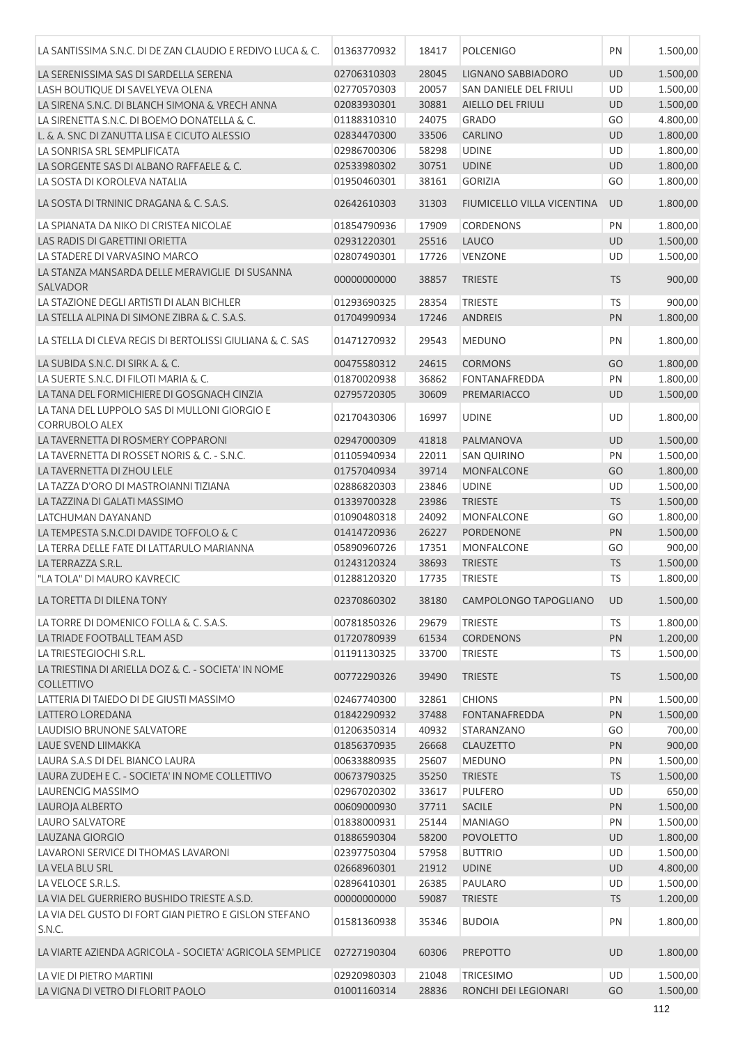| | | | | | |
|---|---|---|---|---|---|
| LA SANTISSIMA S.N.C. DI DE ZAN CLAUDIO E REDIVO LUCA & C. | 01363770932 | 18417 | POLCENIGO | PN | 1.500,00 |
| LA SERENISSIMA SAS DI SARDELLA SERENA | 02706310303 | 28045 | LIGNANO SABBIADORO | UD | 1.500,00 |
| LASH BOUTIQUE DI SAVELYEVA OLENA | 02770570303 | 20057 | SAN DANIELE DEL FRIULI | UD | 1.500,00 |
| LA SIRENA S.N.C. DI BLANCH SIMONA & VRECH ANNA | 02083930301 | 30881 | AIELLO DEL FRIULI | UD | 1.500,00 |
| LA SIRENETTA S.N.C. DI BOEMO DONATELLA & C. | 01188310310 | 24075 | GRADO | GO | 4.800,00 |
| L. & A. SNC DI ZANUTTA LISA E CICUTO ALESSIO | 02834470300 | 33506 | CARLINO | UD | 1.800,00 |
| LA SONRISA SRL SEMPLIFICATA | 02986700306 | 58298 | UDINE | UD | 1.800,00 |
| LA SORGENTE SAS DI ALBANO RAFFAELE & C. | 02533980302 | 30751 | UDINE | UD | 1.800,00 |
| LA SOSTA DI KOROLEVA NATALIA | 01950460301 | 38161 | GORIZIA | GO | 1.800,00 |
| LA SOSTA DI TRNINIC DRAGANA & C. S.A.S. | 02642610303 | 31303 | FIUMICELLO VILLA VICENTINA | UD | 1.800,00 |
| LA SPIANATA DA NIKO DI CRISTEA NICOLAE | 01854790936 | 17909 | CORDENONS | PN | 1.800,00 |
| LAS RADIS DI GARETTINI ORIETTA | 02931220301 | 25516 | LAUCO | UD | 1.500,00 |
| LA STADERE DI VARVASINO MARCO | 02807490301 | 17726 | VENZONE | UD | 1.500,00 |
| LA STANZA MANSARDA DELLE MERAVIGLIE DI SUSANNA SALVADOR | 00000000000 | 38857 | TRIESTE | TS | 900,00 |
| LA STAZIONE DEGLI ARTISTI DI ALAN BICHLER | 01293690325 | 28354 | TRIESTE | TS | 900,00 |
| LA STELLA ALPINA DI SIMONE ZIBRA & C. S.A.S. | 01704990934 | 17246 | ANDREIS | PN | 1.800,00 |
| LA STELLA DI CLEVA REGIS DI BERTOLISSI GIULIANA & C. SAS | 01471270932 | 29543 | MEDUNO | PN | 1.800,00 |
| LA SUBIDA S.N.C. DI SIRK A. & C. | 00475580312 | 24615 | CORMONS | GO | 1.800,00 |
| LA SUERTE S.N.C. DI FILOTI MARIA & C. | 01870020938 | 36862 | FONTANAFREDDA | PN | 1.800,00 |
| LA TANA DEL FORMICHIERE DI GOSGNACH CINZIA | 02795720305 | 30609 | PREMARIACCO | UD | 1.500,00 |
| LA TANA DEL LUPPOLO SAS DI MULLONI GIORGIO E CORRUBOLO ALEX | 02170430306 | 16997 | UDINE | UD | 1.800,00 |
| LA TAVERNETTA DI ROSMERY COPPARONI | 02947000309 | 41818 | PALMANOVA | UD | 1.500,00 |
| LA TAVERNETTA DI ROSSET NORIS & C. - S.N.C. | 01105940934 | 22011 | SAN QUIRINO | PN | 1.500,00 |
| LA TAVERNETTA DI ZHOU LELE | 01757040934 | 39714 | MONFALCONE | GO | 1.800,00 |
| LA TAZZA D'ORO DI MASTROIANNI TIZIANA | 02886820303 | 23846 | UDINE | UD | 1.500,00 |
| LA TAZZINA DI GALATI MASSIMO | 01339700328 | 23986 | TRIESTE | TS | 1.500,00 |
| LATCHUMAN DAYANAND | 01090480318 | 24092 | MONFALCONE | GO | 1.800,00 |
| LA TEMPESTA S.N.C.DI DAVIDE TOFFOLO & C | 01414720936 | 26227 | PORDENONE | PN | 1.500,00 |
| LA TERRA DELLE FATE DI LATTARULO MARIANNA | 05890960726 | 17351 | MONFALCONE | GO | 900,00 |
| LA TERRAZZA S.R.L. | 01243120324 | 38693 | TRIESTE | TS | 1.500,00 |
| "LA TOLA" DI MAURO KAVRECIC | 01288120320 | 17735 | TRIESTE | TS | 1.800,00 |
| LA TORETTA DI DILENA TONY | 02370860302 | 38180 | CAMPOLONGO TAPOGLIANO | UD | 1.500,00 |
| LA TORRE DI DOMENICO FOLLA & C. S.A.S. | 00781850326 | 29679 | TRIESTE | TS | 1.800,00 |
| LA TRIADE FOOTBALL TEAM ASD | 01720780939 | 61534 | CORDENONS | PN | 1.200,00 |
| LA TRIESTEGIOCHI S.R.L. | 01191130325 | 33700 | TRIESTE | TS | 1.500,00 |
| LA TRIESTINA DI ARIELLA DOZ & C. - SOCIETA' IN NOME COLLETTIVO | 00772290326 | 39490 | TRIESTE | TS | 1.500,00 |
| LATTERIA DI TAIEDO DI DE GIUSTI MASSIMO | 02467740300 | 32861 | CHIONS | PN | 1.500,00 |
| LATTERO LOREDANA | 01842290932 | 37488 | FONTANAFREDDA | PN | 1.500,00 |
| LAUDISIO BRUNONE SALVATORE | 01206350314 | 40932 | STARANZANO | GO | 700,00 |
| LAUE SVEND LIIMAKKA | 01856370935 | 26668 | CLAUZETTO | PN | 900,00 |
| LAURA S.A.S DI DEL BIANCO LAURA | 00633880935 | 25607 | MEDUNO | PN | 1.500,00 |
| LAURA ZUDEH E C. - SOCIETA' IN NOME COLLETTIVO | 00673790325 | 35250 | TRIESTE | TS | 1.500,00 |
| LAURENCIG MASSIMO | 02967020302 | 33617 | PULFERO | UD | 650,00 |
| LAUROJA ALBERTO | 00609000930 | 37711 | SACILE | PN | 1.500,00 |
| LAURO SALVATORE | 01838000931 | 25144 | MANIAGO | PN | 1.500,00 |
| LAUZANA GIORGIO | 01886590304 | 58200 | POVOLETTO | UD | 1.800,00 |
| LAVARONI SERVICE DI THOMAS LAVARONI | 02397750304 | 57958 | BUTTRIO | UD | 1.500,00 |
| LA VELA BLU SRL | 02668960301 | 21912 | UDINE | UD | 4.800,00 |
| LA VELOCE S.R.L.S. | 02896410301 | 26385 | PAULARO | UD | 1.500,00 |
| LA VIA DEL GUERRIERO BUSHIDO TRIESTE A.S.D. | 00000000000 | 59087 | TRIESTE | TS | 1.200,00 |
| LA VIA DEL GUSTO DI FORT GIAN PIETRO E GISLON STEFANO S.N.C. | 01581360938 | 35346 | BUDOIA | PN | 1.800,00 |
| LA VIARTE AZIENDA AGRICOLA - SOCIETA' AGRICOLA SEMPLICE | 02727190304 | 60306 | PREPOTTO | UD | 1.800,00 |
| LA VIE DI PIETRO MARTINI | 02920980303 | 21048 | TRICESIMO | UD | 1.500,00 |
| LA VIGNA DI VETRO DI FLORIT PAOLO | 01001160314 | 28836 | RONCHI DEI LEGIONARI | GO | 1.500,00 |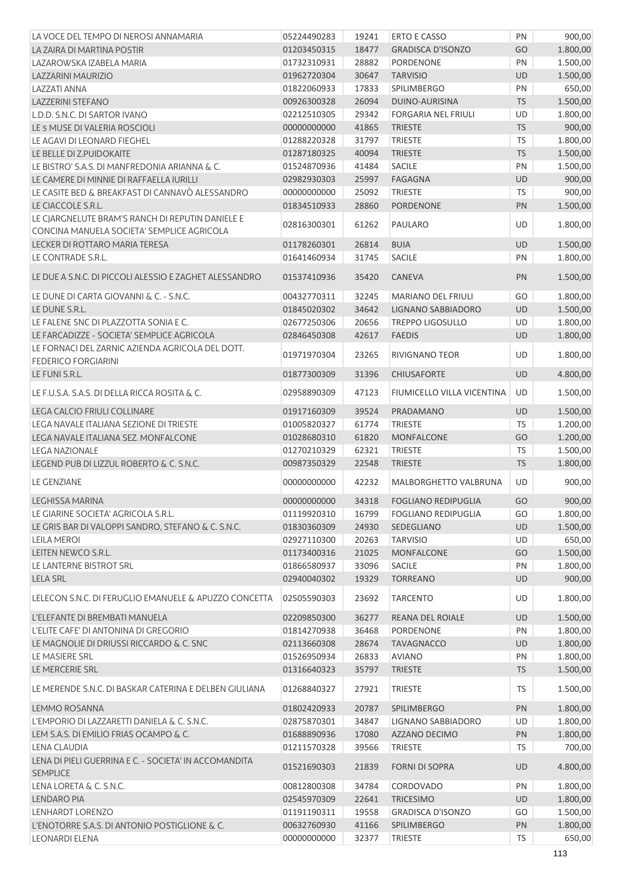| | | | | | |
|---|---|---|---|---|---|
| LA VOCE DEL TEMPO DI NEROSI ANNAMARIA | 05224490283 | 19241 | ERTO E CASSO | PN | 900,00 |
| LA ZAIRA DI MARTINA POSTIR | 01203450315 | 18477 | GRADISCA D'ISONZO | GO | 1.800,00 |
| LAZAROWSKA IZABELA MARIA | 01732310931 | 28882 | PORDENONE | PN | 1.500,00 |
| LAZZARINI MAURIZIO | 01962720304 | 30647 | TARVISIO | UD | 1.500,00 |
| LAZZATI ANNA | 01822060933 | 17833 | SPILIMBERGO | PN | 650,00 |
| LAZZERINI STEFANO | 00926300328 | 26094 | DUINO-AURISINA | TS | 1.500,00 |
| L.D.D. S.N.C. DI SARTOR IVANO | 02212510305 | 29342 | FORGARIA NEL FRIULI | UD | 1.800,00 |
| LE 5 MUSE DI VALERIA ROSCIOLI | 00000000000 | 41865 | TRIESTE | TS | 900,00 |
| LE AGAVI DI LEONARD FIEGHEL | 01288220328 | 31797 | TRIESTE | TS | 1.800,00 |
| LE BELLE DI Z.PUIDOKAITE | 01287180325 | 40094 | TRIESTE | TS | 1.500,00 |
| LE BISTRO' S.A.S. DI MANFREDONIA ARIANNA & C. | 01524870936 | 41484 | SACILE | PN | 1.500,00 |
| LE CAMERE DI MINNIE DI RAFFAELLA IURILLI | 02982930303 | 25997 | FAGAGNA | UD | 900,00 |
| LE CASITE BED & BREAKFAST DI CANNAVÒ ALESSANDRO | 00000000000 | 25092 | TRIESTE | TS | 900,00 |
| LE CIACCOLE S.R.L. | 01834510933 | 28860 | PORDENONE | PN | 1.500,00 |
| LE CJARGNELUTE BRAM'S RANCH DI REPUTIN DANIELE E CONCINA MANUELA SOCIETA' SEMPLICE AGRICOLA | 02816300301 | 61262 | PAULARO | UD | 1.800,00 |
| LECKER DI ROTTARO MARIA TERESA | 01178260301 | 26814 | BUIA | UD | 1.500,00 |
| LE CONTRADE S.R.L. | 01641460934 | 31745 | SACILE | PN | 1.800,00 |
| LE DUE A S.N.C. DI PICCOLI ALESSIO E ZAGHET ALESSANDRO | 01537410936 | 35420 | CANEVA | PN | 1.500,00 |
| LE DUNE DI CARTA GIOVANNI & C. - S.N.C. | 00432770311 | 32245 | MARIANO DEL FRIULI | GO | 1.800,00 |
| LE DUNE S.R.L. | 01845020302 | 34642 | LIGNANO SABBIADORO | UD | 1.500,00 |
| LE FALENE SNC DI PLAZZOTTA SONIA E C. | 02677250306 | 20656 | TREPPO LIGOSULLO | UD | 1.800,00 |
| LE FARCADIZZE - SOCIETA' SEMPLICE AGRICOLA | 02846450308 | 42617 | FAEDIS | UD | 1.800,00 |
| LE FORNACI DEL ZARNIC AZIENDA AGRICOLA DEL DOTT. FEDERICO FORGIARINI | 01971970304 | 23265 | RIVIGNANO TEOR | UD | 1.800,00 |
| LE FUNI S.R.L. | 01877300309 | 31396 | CHIUSAFORTE | UD | 4.800,00 |
| LE F.U.S.A. S.A.S. DI DELLA RICCA ROSITA & C. | 02958890309 | 47123 | FIUMICELLO VILLA VICENTINA | UD | 1.500,00 |
| LEGA CALCIO FRIULI COLLINARE | 01917160309 | 39524 | PRADAMANO | UD | 1.500,00 |
| LEGA NAVALE ITALIANA SEZIONE DI TRIESTE | 01005820327 | 61774 | TRIESTE | TS | 1.200,00 |
| LEGA NAVALE ITALIANA SEZ. MONFALCONE | 01028680310 | 61820 | MONFALCONE | GO | 1.200,00 |
| LEGA NAZIONALE | 01270210329 | 62321 | TRIESTE | TS | 1.500,00 |
| LEGEND PUB DI LIZZUL ROBERTO & C. S.N.C. | 00987350329 | 22548 | TRIESTE | TS | 1.800,00 |
| LE GENZIANE | 00000000000 | 42232 | MALBORGHETTO VALBRUNA | UD | 900,00 |
| LEGHISSA MARINA | 00000000000 | 34318 | FOGLIANO REDIPUGLIA | GO | 900,00 |
| LE GIARINE SOCIETA' AGRICOLA S.R.L. | 01119920310 | 16799 | FOGLIANO REDIPUGLIA | GO | 1.800,00 |
| LE GRIS BAR DI VALOPPI SANDRO, STEFANO & C. S.N.C. | 01830360309 | 24930 | SEDEGLIANO | UD | 1.500,00 |
| LEILA MEROI | 02927110300 | 20263 | TARVISIO | UD | 650,00 |
| LEITEN NEWCO S.R.L. | 01173400316 | 21025 | MONFALCONE | GO | 1.500,00 |
| LE LANTERNE BISTROT SRL | 01866580937 | 33096 | SACILE | PN | 1.800,00 |
| LELA SRL | 02940040302 | 19329 | TORREANO | UD | 900,00 |
| LELECON S.N.C. DI FERUGLIO EMANUELE & APUZZO CONCETTA | 02505590303 | 23692 | TARCENTO | UD | 1.800,00 |
| L'ELEFANTE DI BREMBATI MANUELA | 02209850300 | 36277 | REANA DEL ROIALE | UD | 1.500,00 |
| L'ELITE CAFE' DI ANTONINA DI GREGORIO | 01814270938 | 36468 | PORDENONE | PN | 1.800,00 |
| LE MAGNOLIE DI DRIUSSI RICCARDO & C. SNC | 02113660308 | 28674 | TAVAGNACCO | UD | 1.800,00 |
| LE MASIERE SRL | 01526950934 | 26833 | AVIANO | PN | 1.800,00 |
| LE MERCERIE SRL | 01316640323 | 35797 | TRIESTE | TS | 1.500,00 |
| LE MERENDE S.N.C. DI BASKAR CATERINA E DELBEN GIULIANA | 01268840327 | 27921 | TRIESTE | TS | 1.500,00 |
| LEMMO ROSANNA | 01802420933 | 20787 | SPILIMBERGO | PN | 1.800,00 |
| L'EMPORIO DI LAZZARETTI DANIELA & C. S.N.C. | 02875870301 | 34847 | LIGNANO SABBIADORO | UD | 1.800,00 |
| LEM S.A.S. DI EMILIO FRIAS OCAMPO & C. | 01688890936 | 17080 | AZZANO DECIMO | PN | 1.800,00 |
| LENA CLAUDIA | 01211570328 | 39566 | TRIESTE | TS | 700,00 |
| LENA DI PIELI GUERRINA E C. - SOCIETA' IN ACCOMANDITA SEMPLICE | 01521690303 | 21839 | FORNI DI SOPRA | UD | 4.800,00 |
| LENA LORETA & C. S.N.C. | 00812800308 | 34784 | CORDOVADO | PN | 1.800,00 |
| LENDARO PIA | 02545970309 | 22641 | TRICESIMO | UD | 1.800,00 |
| LENHARDT LORENZO | 01191190311 | 19558 | GRADISCA D'ISONZO | GO | 1.500,00 |
| L'ENOTORRE S.A.S. DI ANTONIO POSTIGLIONE & C. | 00632760930 | 41166 | SPILIMBERGO | PN | 1.800,00 |
| LEONARDI ELENA | 00000000000 | 32377 | TRIESTE | TS | 650,00 |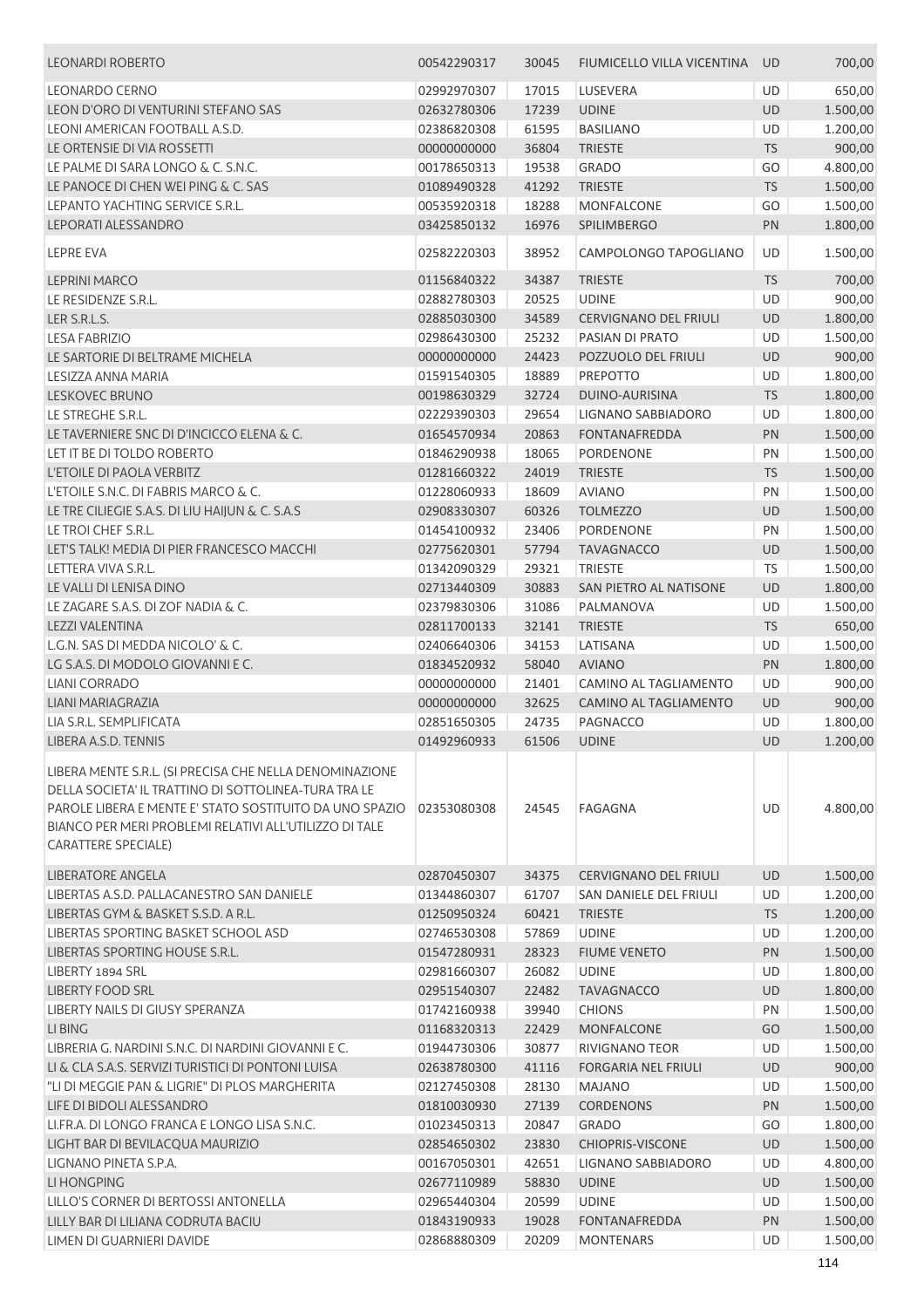| | | | | | |
|---|---|---|---|---|---|
| LEONARDI ROBERTO | 00542290317 | 30045 | FIUMICELLO VILLA VICENTINA | UD | 700,00 |
| LEONARDO CERNO | 02992970307 | 17015 | LUSEVERA | UD | 650,00 |
| LEON D'ORO DI VENTURINI STEFANO SAS | 02632780306 | 17239 | UDINE | UD | 1.500,00 |
| LEONI AMERICAN FOOTBALL A.S.D. | 02386820308 | 61595 | BASILIANO | UD | 1.200,00 |
| LE ORTENSIE DI VIA ROSSETTI | 00000000000 | 36804 | TRIESTE | TS | 900,00 |
| LE PALME DI SARA LONGO & C. S.N.C. | 00178650313 | 19538 | GRADO | GO | 4.800,00 |
| LE PANOCE DI CHEN WEI PING & C. SAS | 01089490328 | 41292 | TRIESTE | TS | 1.500,00 |
| LEPANTO YACHTING SERVICE S.R.L. | 00535920318 | 18288 | MONFALCONE | GO | 1.500,00 |
| LEPORATI ALESSANDRO | 03425850132 | 16976 | SPILIMBERGO | PN | 1.800,00 |
| LEPRE EVA | 02582220303 | 38952 | CAMPOLONGO TAPOGLIANO | UD | 1.500,00 |
| LEPRINI MARCO | 01156840322 | 34387 | TRIESTE | TS | 700,00 |
| LE RESIDENZE S.R.L. | 02882780303 | 20525 | UDINE | UD | 900,00 |
| LER S.R.L.S. | 02885030300 | 34589 | CERVIGNANO DEL FRIULI | UD | 1.800,00 |
| LESA FABRIZIO | 02986430300 | 25232 | PASIAN DI PRATO | UD | 1.500,00 |
| LE SARTORIE DI BELTRAME MICHELA | 00000000000 | 24423 | POZZUOLO DEL FRIULI | UD | 900,00 |
| LESIZZA ANNA MARIA | 01591540305 | 18889 | PREPOTTO | UD | 1.800,00 |
| LESKOVEC BRUNO | 00198630329 | 32724 | DUINO-AURISINA | TS | 1.800,00 |
| LE STREGHE S.R.L. | 02229390303 | 29654 | LIGNANO SABBIADORO | UD | 1.800,00 |
| LE TAVERNIERE SNC DI D'INCICCO ELENA & C. | 01654570934 | 20863 | FONTANAFREDDA | PN | 1.500,00 |
| LET IT BE DI TOLDO ROBERTO | 01846290938 | 18065 | PORDENONE | PN | 1.500,00 |
| L'ETOILE DI PAOLA VERBITZ | 01281660322 | 24019 | TRIESTE | TS | 1.500,00 |
| L'ETOILE S.N.C. DI FABRIS MARCO & C. | 01228060933 | 18609 | AVIANO | PN | 1.500,00 |
| LE TRE CILIEGIE S.A.S. DI LIU HAIJUN & C. S.A.S | 02908330307 | 60326 | TOLMEZZO | UD | 1.500,00 |
| LE TROI CHEF S.R.L. | 01454100932 | 23406 | PORDENONE | PN | 1.500,00 |
| LET'S TALK! MEDIA DI PIER FRANCESCO MACCHI | 02775620301 | 57794 | TAVAGNACCO | UD | 1.500,00 |
| LETTERA VIVA S.R.L. | 01342090329 | 29321 | TRIESTE | TS | 1.500,00 |
| LE VALLI DI LENISA DINO | 02713440309 | 30883 | SAN PIETRO AL NATISONE | UD | 1.800,00 |
| LE ZAGARE S.A.S. DI ZOF NADIA & C. | 02379830306 | 31086 | PALMANOVA | UD | 1.500,00 |
| LEZZI VALENTINA | 02811700133 | 32141 | TRIESTE | TS | 650,00 |
| L.G.N. SAS DI MEDDA NICOLO' & C. | 02406640306 | 34153 | LATISANA | UD | 1.500,00 |
| LG S.A.S. DI MODOLO GIOVANNI E C. | 01834520932 | 58040 | AVIANO | PN | 1.800,00 |
| LIANI CORRADO | 00000000000 | 21401 | CAMINO AL TAGLIAMENTO | UD | 900,00 |
| LIANI MARIAGRAZIA | 00000000000 | 32625 | CAMINO AL TAGLIAMENTO | UD | 900,00 |
| LIA S.R.L. SEMPLIFICATA | 02851650305 | 24735 | PAGNACCO | UD | 1.800,00 |
| LIBERA A.S.D. TENNIS | 01492960933 | 61506 | UDINE | UD | 1.200,00 |
| LIBERA MENTE S.R.L. (SI PRECISA CHE NELLA DENOMINAZIONE DELLA SOCIETA' IL TRATTINO DI SOTTOLINEA-TURA TRA LE PAROLE LIBERA E MENTE E' STATO SOSTITUITO DA UNO SPAZIO BIANCO PER MERI PROBLEMI RELATIVI ALL'UTILIZZO DI TALE CARATTERE SPECIALE) | 02353080308 | 24545 | FAGAGNA | UD | 4.800,00 |
| LIBERATORE ANGELA | 02870450307 | 34375 | CERVIGNANO DEL FRIULI | UD | 1.500,00 |
| LIBERTAS A.S.D. PALLACANESTRO SAN DANIELE | 01344860307 | 61707 | SAN DANIELE DEL FRIULI | UD | 1.200,00 |
| LIBERTAS GYM & BASKET S.S.D. A R.L. | 01250950324 | 60421 | TRIESTE | TS | 1.200,00 |
| LIBERTAS SPORTING BASKET SCHOOL ASD | 02746530308 | 57869 | UDINE | UD | 1.200,00 |
| LIBERTAS SPORTING HOUSE S.R.L. | 01547280931 | 28323 | FIUME VENETO | PN | 1.500,00 |
| LIBERTY 1894 SRL | 02981660307 | 26082 | UDINE | UD | 1.800,00 |
| LIBERTY FOOD SRL | 02951540307 | 22482 | TAVAGNACCO | UD | 1.800,00 |
| LIBERTY NAILS DI GIUSY SPERANZA | 01742160938 | 39940 | CHIONS | PN | 1.500,00 |
| LI BING | 01168320313 | 22429 | MONFALCONE | GO | 1.500,00 |
| LIBRERIA G. NARDINI S.N.C. DI NARDINI GIOVANNI E C. | 01944730306 | 30877 | RIVIGNANO TEOR | UD | 1.500,00 |
| LI & CLA S.A.S. SERVIZI TURISTICI DI PONTONI LUISA | 02638780300 | 41116 | FORGARIA NEL FRIULI | UD | 900,00 |
| "LI DI MEGGIE PAN & LIGRIE" DI PLOS MARGHERITA | 02127450308 | 28130 | MAJANO | UD | 1.500,00 |
| LIFE DI BIDOLI ALESSANDRO | 01810030930 | 27139 | CORDENONS | PN | 1.500,00 |
| LI.FR.A. DI LONGO FRANCA E LONGO LISA S.N.C. | 01023450313 | 20847 | GRADO | GO | 1.800,00 |
| LIGHT BAR DI BEVILACQUA MAURIZIO | 02854650302 | 23830 | CHIOPRIS-VISCONE | UD | 1.500,00 |
| LIGNANO PINETA S.P.A. | 00167050301 | 42651 | LIGNANO SABBIADORO | UD | 4.800,00 |
| LI HONGPING | 02677110989 | 58830 | UDINE | UD | 1.500,00 |
| LILLO'S CORNER DI BERTOSSI ANTONELLA | 02965440304 | 20599 | UDINE | UD | 1.500,00 |
| LILLY BAR DI LILIANA CODRUTA BACIU | 01843190933 | 19028 | FONTANAFREDDA | PN | 1.500,00 |
| LIMEN DI GUARNIERI DAVIDE | 02868880309 | 20209 | MONTENARS | UD | 1.500,00 |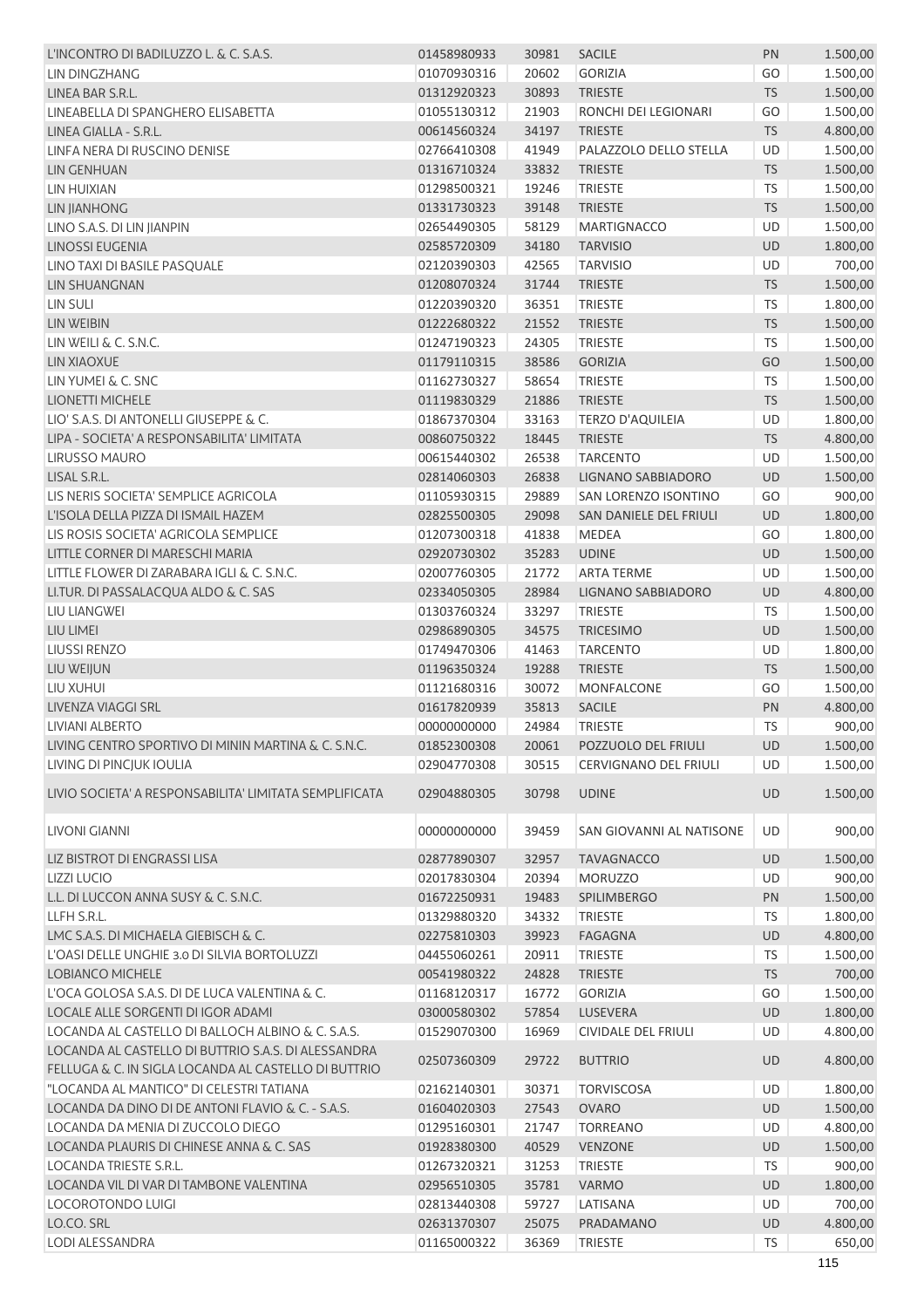| | | | | | |
|---|---|---|---|---|---|
| L'INCONTRO DI BADILUZZO L. & C. S.A.S. | 01458980933 | 30981 | SACILE | PN | 1.500,00 |
| LIN DINGZHANG | 01070930316 | 20602 | GORIZIA | GO | 1.500,00 |
| LINEA BAR S.R.L. | 01312920323 | 30893 | TRIESTE | TS | 1.500,00 |
| LINEABELLA DI SPANGHERO ELISABETTA | 01055130312 | 21903 | RONCHI DEI LEGIONARI | GO | 1.500,00 |
| LINEA GIALLA - S.R.L. | 00614560324 | 34197 | TRIESTE | TS | 4.800,00 |
| LINFA NERA DI RUSCINO DENISE | 02766410308 | 41949 | PALAZZOLO DELLO STELLA | UD | 1.500,00 |
| LIN GENHUAN | 01316710324 | 33832 | TRIESTE | TS | 1.500,00 |
| LIN HUIXIAN | 01298500321 | 19246 | TRIESTE | TS | 1.500,00 |
| LIN JIANHONG | 01331730323 | 39148 | TRIESTE | TS | 1.500,00 |
| LINO S.A.S. DI LIN JIANPIN | 02654490305 | 58129 | MARTIGNACCO | UD | 1.500,00 |
| LINOSSI EUGENIA | 02585720309 | 34180 | TARVISIO | UD | 1.800,00 |
| LINO TAXI DI BASILE PASQUALE | 02120390303 | 42565 | TARVISIO | UD | 700,00 |
| LIN SHUANGNAN | 01208070324 | 31744 | TRIESTE | TS | 1.500,00 |
| LIN SULI | 01220390320 | 36351 | TRIESTE | TS | 1.800,00 |
| LIN WEIBIN | 01222680322 | 21552 | TRIESTE | TS | 1.500,00 |
| LIN WEILI & C. S.N.C. | 01247190323 | 24305 | TRIESTE | TS | 1.500,00 |
| LIN XIAOXUE | 01179110315 | 38586 | GORIZIA | GO | 1.500,00 |
| LIN YUMEI & C. SNC | 01162730327 | 58654 | TRIESTE | TS | 1.500,00 |
| LIONETTI MICHELE | 01119830329 | 21886 | TRIESTE | TS | 1.500,00 |
| LIO' S.A.S. DI ANTONELLI GIUSEPPE & C. | 01867370304 | 33163 | TERZO D'AQUILEIA | UD | 1.800,00 |
| LIPA - SOCIETA' A RESPONSABILITA' LIMITATA | 00860750322 | 18445 | TRIESTE | TS | 4.800,00 |
| LIRUSSO MAURO | 00615440302 | 26538 | TARCENTO | UD | 1.500,00 |
| LISAL S.R.L. | 02814060303 | 26838 | LIGNANO SABBIADORO | UD | 1.500,00 |
| LIS NERIS SOCIETA' SEMPLICE AGRICOLA | 01105930315 | 29889 | SAN LORENZO ISONTINO | GO | 900,00 |
| L'ISOLA DELLA PIZZA DI ISMAIL HAZEM | 02825500305 | 29098 | SAN DANIELE DEL FRIULI | UD | 1.800,00 |
| LIS ROSIS SOCIETA' AGRICOLA SEMPLICE | 01207300318 | 41838 | MEDEA | GO | 1.800,00 |
| LITTLE CORNER DI MARESCHI MARIA | 02920730302 | 35283 | UDINE | UD | 1.500,00 |
| LITTLE FLOWER DI ZARABARA IGLI & C. S.N.C. | 02007760305 | 21772 | ARTA TERME | UD | 1.500,00 |
| LI.TUR. DI PASSALACQUA ALDO & C. SAS | 02334050305 | 28984 | LIGNANO SABBIADORO | UD | 4.800,00 |
| LIU LIANGWEI | 01303760324 | 33297 | TRIESTE | TS | 1.500,00 |
| LIU LIMEI | 02986890305 | 34575 | TRICESIMO | UD | 1.500,00 |
| LIUSSI RENZO | 01749470306 | 41463 | TARCENTO | UD | 1.800,00 |
| LIU WEIJUN | 01196350324 | 19288 | TRIESTE | TS | 1.500,00 |
| LIU XUHUI | 01121680316 | 30072 | MONFALCONE | GO | 1.500,00 |
| LIVENZA VIAGGI SRL | 01617820939 | 35813 | SACILE | PN | 4.800,00 |
| LIVIANI ALBERTO | 00000000000 | 24984 | TRIESTE | TS | 900,00 |
| LIVING CENTRO SPORTIVO DI MININ MARTINA & C. S.N.C. | 01852300308 | 20061 | POZZUOLO DEL FRIULI | UD | 1.500,00 |
| LIVING DI PINCJUK IOULIA | 02904770308 | 30515 | CERVIGNANO DEL FRIULI | UD | 1.500,00 |
| LIVIO SOCIETA' A RESPONSABILITA' LIMITATA SEMPLIFICATA | 02904880305 | 30798 | UDINE | UD | 1.500,00 |
| LIVONI GIANNI | 00000000000 | 39459 | SAN GIOVANNI AL NATISONE | UD | 900,00 |
| LIZ BISTROT DI ENGRASSI LISA | 02877890307 | 32957 | TAVAGNACCO | UD | 1.500,00 |
| LIZZI LUCIO | 02017830304 | 20394 | MORUZZO | UD | 900,00 |
| L.L. DI LUCCON ANNA SUSY & C. S.N.C. | 01672250931 | 19483 | SPILIMBERGO | PN | 1.500,00 |
| LLFH S.R.L. | 01329880320 | 34332 | TRIESTE | TS | 1.800,00 |
| LMC S.A.S. DI MICHAELA GIEBISCH & C. | 02275810303 | 39923 | FAGAGNA | UD | 4.800,00 |
| L'OASI DELLE UNGHIE 3.0 DI SILVIA BORTOLUZZI | 04455060261 | 20911 | TRIESTE | TS | 1.500,00 |
| LOBIANCO MICHELE | 00541980322 | 24828 | TRIESTE | TS | 700,00 |
| L'OCA GOLOSA S.A.S. DI DE LUCA VALENTINA & C. | 01168120317 | 16772 | GORIZIA | GO | 1.500,00 |
| LOCALE ALLE SORGENTI DI IGOR ADAMI | 03000580302 | 57854 | LUSEVERA | UD | 1.800,00 |
| LOCANDA AL CASTELLO DI BALLOCH ALBINO & C. S.A.S. | 01529070300 | 16969 | CIVIDALE DEL FRIULI | UD | 4.800,00 |
| LOCANDA AL CASTELLO DI BUTTRIO S.A.S. DI ALESSANDRA FELLUGA & C. IN SIGLA LOCANDA AL CASTELLO DI BUTTRIO | 02507360309 | 29722 | BUTTRIO | UD | 4.800,00 |
| "LOCANDA AL MANTICO" DI CELESTRI TATIANA | 02162140301 | 30371 | TORVISCOSA | UD | 1.800,00 |
| LOCANDA DA DINO DI DE ANTONI FLAVIO & C. - S.A.S. | 01604020303 | 27543 | OVARO | UD | 1.500,00 |
| LOCANDA DA MENIA DI ZUCCOLO DIEGO | 01295160301 | 21747 | TORREANO | UD | 4.800,00 |
| LOCANDA PLAURIS DI CHINESE ANNA & C. SAS | 01928380300 | 40529 | VENZONE | UD | 1.500,00 |
| LOCANDA TRIESTE S.R.L. | 01267320321 | 31253 | TRIESTE | TS | 900,00 |
| LOCANDA VIL DI VAR DI TAMBONE VALENTINA | 02956510305 | 35781 | VARMO | UD | 1.800,00 |
| LOCOROTONDO LUIGI | 02813440308 | 59727 | LATISANA | UD | 700,00 |
| LO.CO. SRL | 02631370307 | 25075 | PRADAMANO | UD | 4.800,00 |
| LODI ALESSANDRA | 01165000322 | 36369 | TRIESTE | TS | 650,00 |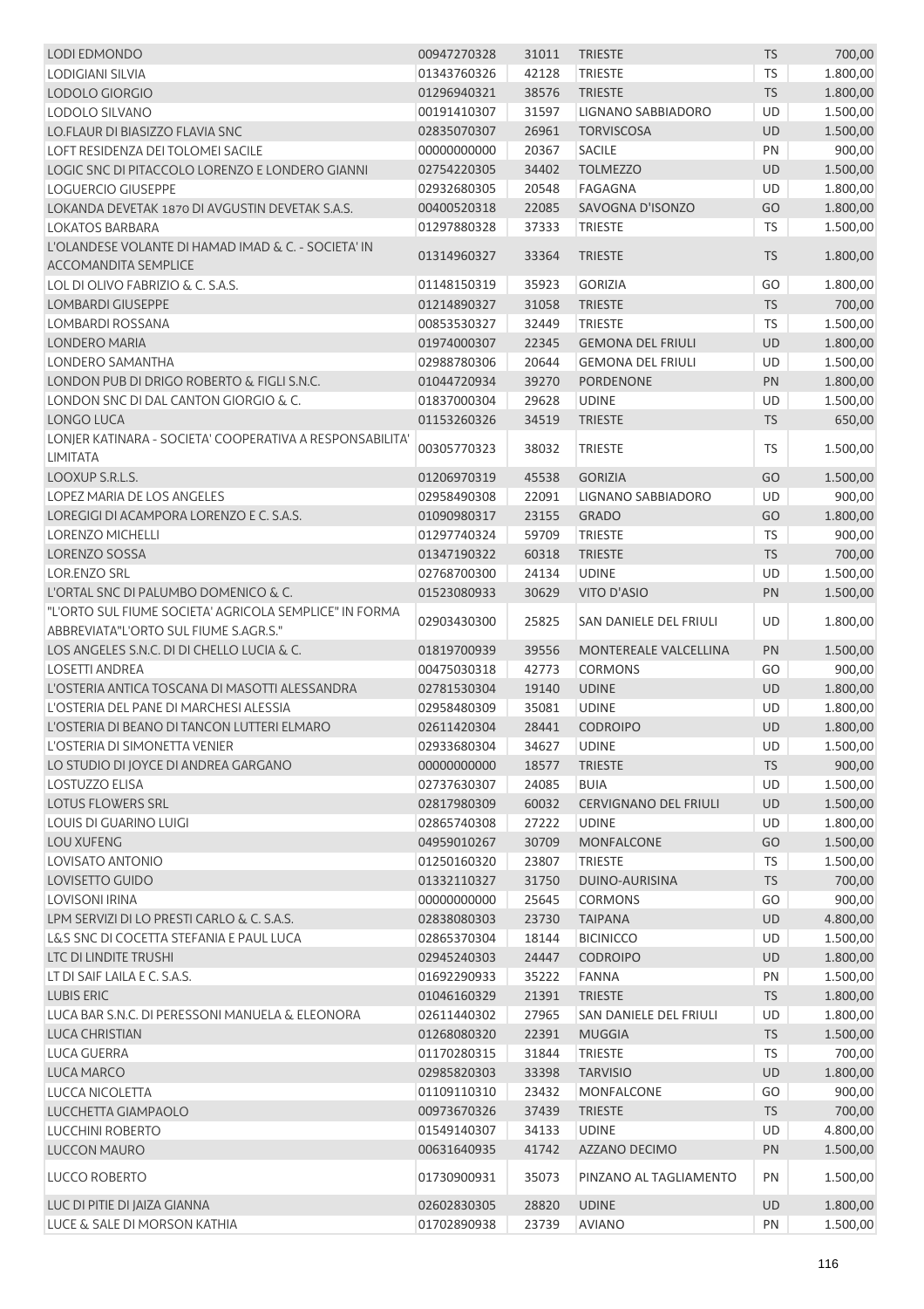| | | | | | |
|---|---|---|---|---|---|
| LODI EDMONDO | 00947270328 | 31011 | TRIESTE | TS | 700,00 |
| LODIGIANI SILVIA | 01343760326 | 42128 | TRIESTE | TS | 1.800,00 |
| LODOLO GIORGIO | 01296940321 | 38576 | TRIESTE | TS | 1.800,00 |
| LODOLO SILVANO | 00191410307 | 31597 | LIGNANO SABBIADORO | UD | 1.500,00 |
| LO.FLAUR DI BIASIZZO FLAVIA SNC | 02835070307 | 26961 | TORVISCOSA | UD | 1.500,00 |
| LOFT RESIDENZA DEI TOLOMEI SACILE | 00000000000 | 20367 | SACILE | PN | 900,00 |
| LOGIC SNC DI PITACCOLO LORENZO E LONDERO GIANNI | 02754220305 | 34402 | TOLMEZZO | UD | 1.500,00 |
| LOGUERCIO GIUSEPPE | 02932680305 | 20548 | FAGAGNA | UD | 1.800,00 |
| LOKANDA DEVETAK 1870 DI AVGUSTIN DEVETAK S.A.S. | 00400520318 | 22085 | SAVOGNA D'ISONZO | GO | 1.800,00 |
| LOKATOS BARBARA | 01297880328 | 37333 | TRIESTE | TS | 1.500,00 |
| L'OLANDESE VOLANTE DI HAMAD IMAD & C. - SOCIETA' IN ACCOMANDITA SEMPLICE | 01314960327 | 33364 | TRIESTE | TS | 1.800,00 |
| LOL DI OLIVO FABRIZIO & C. S.A.S. | 01148150319 | 35923 | GORIZIA | GO | 1.800,00 |
| LOMBARDI GIUSEPPE | 01214890327 | 31058 | TRIESTE | TS | 700,00 |
| LOMBARDI ROSSANA | 00853530327 | 32449 | TRIESTE | TS | 1.500,00 |
| LONDERO MARIA | 01974000307 | 22345 | GEMONA DEL FRIULI | UD | 1.800,00 |
| LONDERO SAMANTHA | 02988780306 | 20644 | GEMONA DEL FRIULI | UD | 1.500,00 |
| LONDON PUB DI DRIGO ROBERTO & FIGLI S.N.C. | 01044720934 | 39270 | PORDENONE | PN | 1.800,00 |
| LONDON SNC DI DAL CANTON GIORGIO & C. | 01837000304 | 29628 | UDINE | UD | 1.500,00 |
| LONGO LUCA | 01153260326 | 34519 | TRIESTE | TS | 650,00 |
| LONJER KATINARA - SOCIETA' COOPERATIVA A RESPONSABILITA' LIMITATA | 00305770323 | 38032 | TRIESTE | TS | 1.500,00 |
| LOOXUP S.R.L.S. | 01206970319 | 45538 | GORIZIA | GO | 1.500,00 |
| LOPEZ MARIA DE LOS ANGELES | 02958490308 | 22091 | LIGNANO SABBIADORO | UD | 900,00 |
| LOREGIGI DI ACAMPORA LORENZO E C. S.A.S. | 01090980317 | 23155 | GRADO | GO | 1.800,00 |
| LORENZO MICHELLI | 01297740324 | 59709 | TRIESTE | TS | 900,00 |
| LORENZO SOSSA | 01347190322 | 60318 | TRIESTE | TS | 700,00 |
| LOR.ENZO SRL | 02768700300 | 24134 | UDINE | UD | 1.500,00 |
| L'ORTAL SNC DI PALUMBO DOMENICO & C. | 01523080933 | 30629 | VITO D'ASIO | PN | 1.500,00 |
| "L'ORTO SUL FIUME SOCIETA' AGRICOLA SEMPLICE" IN FORMA ABBREVIATA"L'ORTO SUL FIUME S.AGR.S." | 02903430300 | 25825 | SAN DANIELE DEL FRIULI | UD | 1.800,00 |
| LOS ANGELES S.N.C. DI DI CHELLO LUCIA & C. | 01819700939 | 39556 | MONTEREALE VALCELLINA | PN | 1.500,00 |
| LOSETTI ANDREA | 00475030318 | 42773 | CORMONS | GO | 900,00 |
| L'OSTERIA ANTICA TOSCANA DI MASOTTI ALESSANDRA | 02781530304 | 19140 | UDINE | UD | 1.800,00 |
| L'OSTERIA DEL PANE DI MARCHESI ALESSIA | 02958480309 | 35081 | UDINE | UD | 1.800,00 |
| L'OSTERIA DI BEANO DI TANCON LUTTERI ELMARO | 02611420304 | 28441 | CODROIPO | UD | 1.800,00 |
| L'OSTERIA DI SIMONETTA VENIER | 02933680304 | 34627 | UDINE | UD | 1.500,00 |
| LO STUDIO DI JOYCE DI ANDREA GARGANO | 00000000000 | 18577 | TRIESTE | TS | 900,00 |
| LOSTUZZO ELISA | 02737630307 | 24085 | BUIA | UD | 1.500,00 |
| LOTUS FLOWERS SRL | 02817980309 | 60032 | CERVIGNANO DEL FRIULI | UD | 1.500,00 |
| LOUIS DI GUARINO LUIGI | 02865740308 | 27222 | UDINE | UD | 1.800,00 |
| LOU XUFENG | 04959010267 | 30709 | MONFALCONE | GO | 1.500,00 |
| LOVISATO ANTONIO | 01250160320 | 23807 | TRIESTE | TS | 1.500,00 |
| LOVISETTO GUIDO | 01332110327 | 31750 | DUINO-AURISINA | TS | 700,00 |
| LOVISONI IRINA | 00000000000 | 25645 | CORMONS | GO | 900,00 |
| LPM SERVIZI DI LO PRESTI CARLO & C. S.A.S. | 02838080303 | 23730 | TAIPANA | UD | 4.800,00 |
| L&S SNC DI COCETTA STEFANIA E PAUL LUCA | 02865370304 | 18144 | BICINICCO | UD | 1.500,00 |
| LTC DI LINDITE TRUSHI | 02945240303 | 24447 | CODROIPO | UD | 1.800,00 |
| LT DI SAIF LAILA E C. S.A.S. | 01692290933 | 35222 | FANNA | PN | 1.500,00 |
| LUBIS ERIC | 01046160329 | 21391 | TRIESTE | TS | 1.800,00 |
| LUCA BAR S.N.C. DI PERESSONI MANUELA & ELEONORA | 02611440302 | 27965 | SAN DANIELE DEL FRIULI | UD | 1.800,00 |
| LUCA CHRISTIAN | 01268080320 | 22391 | MUGGIA | TS | 1.500,00 |
| LUCA GUERRA | 01170280315 | 31844 | TRIESTE | TS | 700,00 |
| LUCA MARCO | 02985820303 | 33398 | TARVISIO | UD | 1.800,00 |
| LUCCA NICOLETTA | 01109110310 | 23432 | MONFALCONE | GO | 900,00 |
| LUCCHETTA GIAMPAOLO | 00973670326 | 37439 | TRIESTE | TS | 700,00 |
| LUCCHINI ROBERTO | 01549140307 | 34133 | UDINE | UD | 4.800,00 |
| LUCCON MAURO | 00631640935 | 41742 | AZZANO DECIMO | PN | 1.500,00 |
| LUCCO ROBERTO | 01730900931 | 35073 | PINZANO AL TAGLIAMENTO | PN | 1.500,00 |
| LUC DI PITIE DI JAIZA GIANNA | 02602830305 | 28820 | UDINE | UD | 1.800,00 |
| LUCE & SALE DI MORSON KATHIA | 01702890938 | 23739 | AVIANO | PN | 1.500,00 |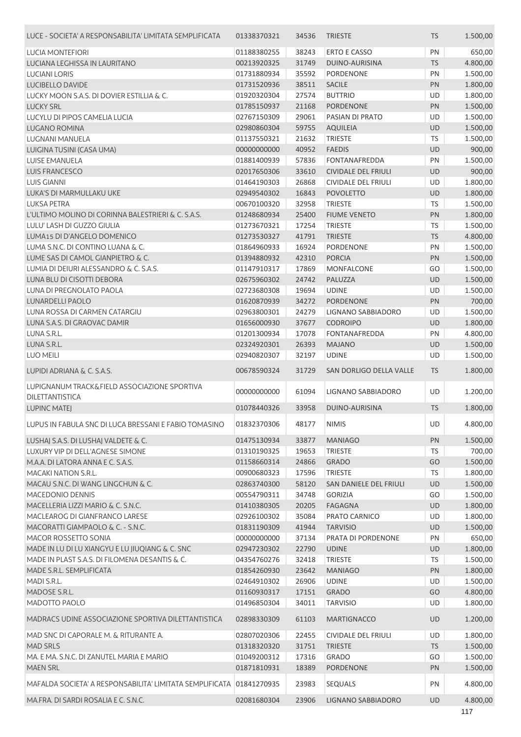| | | | | | |
|---|---|---|---|---|---|
| LUCE - SOCIETA' A RESPONSABILITA' LIMITATA SEMPLIFICATA | 01338370321 | 34536 | TRIESTE | TS | 1.500,00 |
| LUCIA MONTEFIORI | 01188380255 | 38243 | ERTO E CASSO | PN | 650,00 |
| LUCIANA LEGHISSA IN LAURITANO | 00213920325 | 31749 | DUINO-AURISINA | TS | 4.800,00 |
| LUCIANI LORIS | 01731880934 | 35592 | PORDENONE | PN | 1.500,00 |
| LUCIBELLO DAVIDE | 01731520936 | 38511 | SACILE | PN | 1.800,00 |
| LUCKY MOON S.A.S. DI DOVIER ESTILLIA & C. | 01920320304 | 27574 | BUTTRIO | UD | 1.800,00 |
| LUCKY SRL | 01785150937 | 21168 | PORDENONE | PN | 1.500,00 |
| LUCYLU DI PIPOS CAMELIA LUCIA | 02767150309 | 29061 | PASIAN DI PRATO | UD | 1.500,00 |
| LUGANO ROMINA | 02980860304 | 59755 | AQUILEIA | UD | 1.500,00 |
| LUGNANI MANUELA | 01137550321 | 21632 | TRIESTE | TS | 1.500,00 |
| LUIGINA TUSINI (CASA UMA) | 00000000000 | 40952 | FAEDIS | UD | 900,00 |
| LUISE EMANUELA | 01881400939 | 57836 | FONTANAFREDDA | PN | 1.500,00 |
| LUIS FRANCESCO | 02017650306 | 33610 | CIVIDALE DEL FRIULI | UD | 900,00 |
| LUIS GIANNI | 01464190303 | 26868 | CIVIDALE DEL FRIULI | UD | 1.800,00 |
| LUKA'S DI MARMULLAKU UKE | 02949540302 | 16843 | POVOLETTO | UD | 1.800,00 |
| LUKSA PETRA | 00670100320 | 32958 | TRIESTE | TS | 1.500,00 |
| L'ULTIMO MOLINO DI CORINNA BALESTRIERI & C. S.A.S. | 01248680934 | 25400 | FIUME VENETO | PN | 1.800,00 |
| LULU' LASH DI GUZZO GIULIA | 01273670321 | 17254 | TRIESTE | TS | 1.500,00 |
| LUMA15 DI D'ANGELO DOMENICO | 01273530327 | 41791 | TRIESTE | TS | 4.800,00 |
| LUMA S.N.C. DI CONTINO LUANA & C. | 01864960933 | 16924 | PORDENONE | PN | 1.500,00 |
| LUME SAS DI CAMOL GIANPIETRO & C. | 01394880932 | 42310 | PORCIA | PN | 1.500,00 |
| LUMIA DI DEIURI ALESSANDRO & C. S.A.S. | 01147910317 | 17869 | MONFALCONE | GO | 1.500,00 |
| LUNA BLU DI CISOTTI DEBORA | 02675960302 | 24742 | PALUZZA | UD | 1.500,00 |
| LUNA DI PREGNOLATO PAOLA | 02723680308 | 19694 | UDINE | UD | 1.500,00 |
| LUNARDELLI PAOLO | 01620870939 | 34272 | PORDENONE | PN | 700,00 |
| LUNA ROSSA DI CARMEN CATARGIU | 02963800301 | 24279 | LIGNANO SABBIADORO | UD | 1.500,00 |
| LUNA S.A.S. DI GRAOVAC DAMIR | 01656000930 | 37677 | CODROIPO | UD | 1.800,00 |
| LUNA S.R.L. | 01201300934 | 17078 | FONTANAFREDDA | PN | 4.800,00 |
| LUNA S.R.L. | 02324920301 | 26393 | MAJANO | UD | 1.500,00 |
| LUO MEILI | 02940820307 | 32197 | UDINE | UD | 1.500,00 |
| LUPIDI ADRIANA & C. S.A.S. | 00678590324 | 31729 | SAN DORLIGO DELLA VALLE | TS | 1.800,00 |
| LUPIGNANUM TRACK&FIELD ASSOCIAZIONE SPORTIVA DILETTANTISTICA | 00000000000 | 61094 | LIGNANO SABBIADORO | UD | 1.200,00 |
| LUPINC MATEJ | 01078440326 | 33958 | DUINO-AURISINA | TS | 1.800,00 |
| LUPUS IN FABULA SNC DI LUCA BRESSANI E FABIO TOMASINO | 01832370306 | 48177 | NIMIS | UD | 4.800,00 |
| LUSHAJ S.A.S. DI LUSHAJ VALDETE & C. | 01475130934 | 33877 | MANIAGO | PN | 1.500,00 |
| LUXURY VIP DI DELL'AGNESE SIMONE | 01310190325 | 19653 | TRIESTE | TS | 700,00 |
| M.A.A. DI LATORA ANNA E C. S.A.S. | 01158660314 | 24866 | GRADO | GO | 1.500,00 |
| MACAKI NATION S.R.L. | 00900680323 | 17596 | TRIESTE | TS | 1.800,00 |
| MACAU S.N.C. DI WANG LINGCHUN & C. | 02863740300 | 58120 | SAN DANIELE DEL FRIULI | UD | 1.500,00 |
| MACEDONIO DENNIS | 00554790311 | 34748 | GORIZIA | GO | 1.500,00 |
| MACELLERIA LIZZI MARIO & C. S.N.C. | 01410380305 | 20205 | FAGAGNA | UD | 1.800,00 |
| MACLEAROG DI GIANFRANCO LARESE | 02926100302 | 35084 | PRATO CARNICO | UD | 1.800,00 |
| MACORATTI GIAMPAOLO & C. - S.N.C. | 01831190309 | 41944 | TARVISIO | UD | 1.500,00 |
| MACOR ROSSETTO SONIA | 00000000000 | 37134 | PRATA DI PORDENONE | PN | 650,00 |
| MADE IN LU DI LU XIANGYU E LU JIUQIANG & C. SNC | 02947230302 | 22790 | UDINE | UD | 1.800,00 |
| MADE IN PLAST S.A.S. DI FILOMENA DESANTIS & C. | 04354760276 | 32418 | TRIESTE | TS | 1.500,00 |
| MADE S.R.L. SEMPLIFICATA | 01854260930 | 23642 | MANIAGO | PN | 1.800,00 |
| MADI S.R.L. | 02464910302 | 26906 | UDINE | UD | 1.500,00 |
| MADOSE S.R.L. | 01160930317 | 17151 | GRADO | GO | 4.800,00 |
| MADOTTO PAOLO | 01496850304 | 34011 | TARVISIO | UD | 1.800,00 |
| MADRACS UDINE ASSOCIAZIONE SPORTIVA DILETTANTISTICA | 02898330309 | 61103 | MARTIGNACCO | UD | 1.200,00 |
| MAD SNC DI CAPORALE M. & RITURANTE A. | 02807020306 | 22455 | CIVIDALE DEL FRIULI | UD | 1.800,00 |
| MAD SRLS | 01318320320 | 31751 | TRIESTE | TS | 1.500,00 |
| MA. E MA. S.N.C. DI ZANUTEL MARIA E MARIO | 01049200312 | 17316 | GRADO | GO | 1.500,00 |
| MAEN SRL | 01871810931 | 18389 | PORDENONE | PN | 1.500,00 |
| MAFALDA SOCIETA' A RESPONSABILITA' LIMITATA SEMPLIFICATA | 01841270935 | 23983 | SEQUALS | PN | 4.800,00 |
| MA.FRA. DI SARDI ROSALIA E C. S.N.C. | 02081680304 | 23906 | LIGNANO SABBIADORO | UD | 4.800,00 |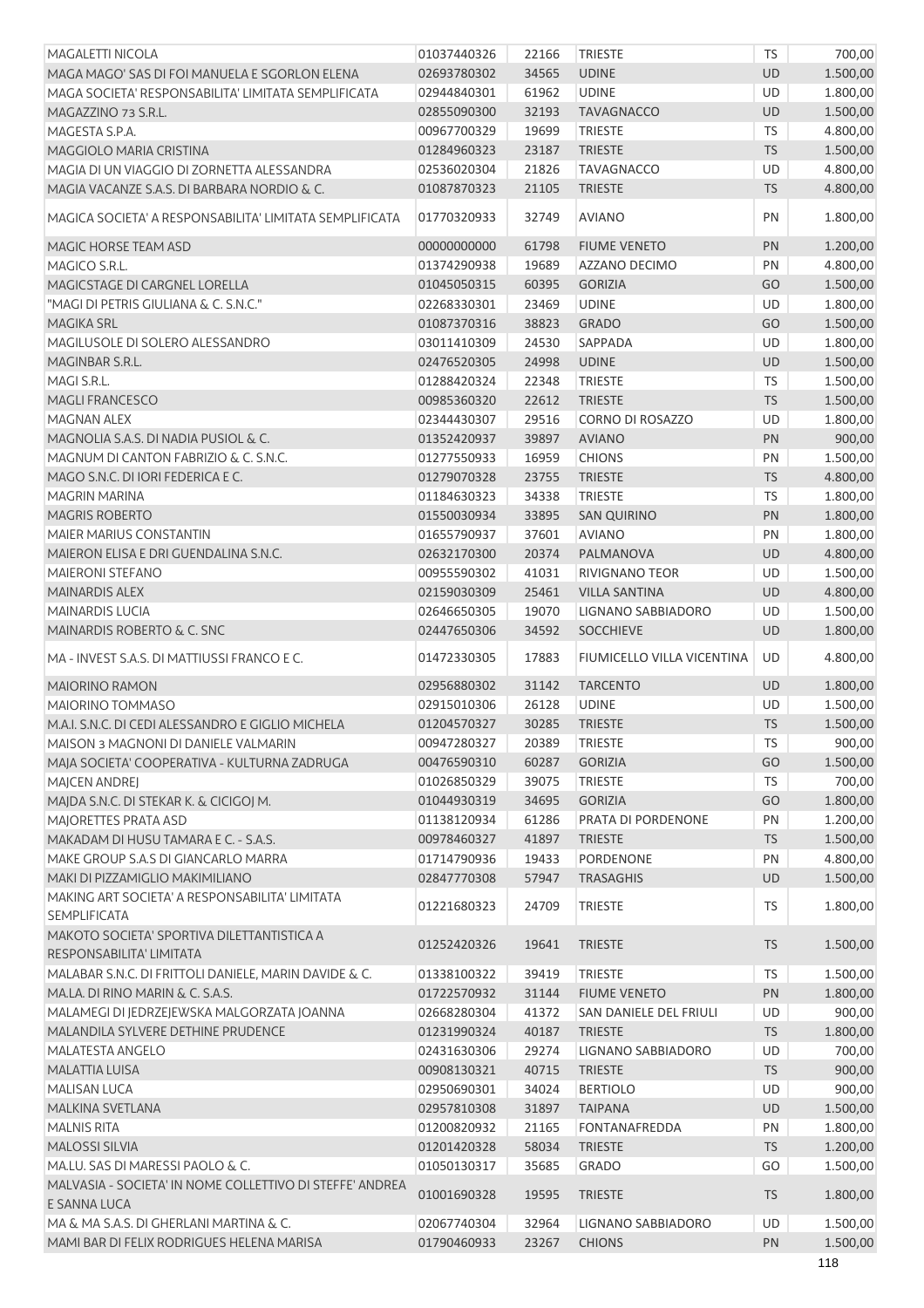| | | | | | |
|---|---|---|---|---|---|
| MAGALETTI NICOLA | 01037440326 | 22166 | TRIESTE | TS | 700,00 |
| MAGA MAGO' SAS DI FOI MANUELA E SGORLON ELENA | 02693780302 | 34565 | UDINE | UD | 1.500,00 |
| MAGA SOCIETA' RESPONSABILITA' LIMITATA SEMPLIFICATA | 02944840301 | 61962 | UDINE | UD | 1.800,00 |
| MAGAZZINO 73 S.R.L. | 02855090300 | 32193 | TAVAGNACCO | UD | 1.500,00 |
| MAGESTA S.P.A. | 00967700329 | 19699 | TRIESTE | TS | 4.800,00 |
| MAGGIOLO MARIA CRISTINA | 01284960323 | 23187 | TRIESTE | TS | 1.500,00 |
| MAGIA DI UN VIAGGIO DI ZORNETTA ALESSANDRA | 02536020304 | 21826 | TAVAGNACCO | UD | 4.800,00 |
| MAGIA VACANZE S.A.S. DI BARBARA NORDIO & C. | 01087870323 | 21105 | TRIESTE | TS | 4.800,00 |
| MAGICA SOCIETA' A RESPONSABILITA' LIMITATA SEMPLIFICATA | 01770320933 | 32749 | AVIANO | PN | 1.800,00 |
| MAGIC HORSE TEAM ASD | 00000000000 | 61798 | FIUME VENETO | PN | 1.200,00 |
| MAGICO S.R.L. | 01374290938 | 19689 | AZZANO DECIMO | PN | 4.800,00 |
| MAGICSTAGE DI CARGNEL LORELLA | 01045050315 | 60395 | GORIZIA | GO | 1.500,00 |
| "MAGI DI PETRIS GIULIANA & C. S.N.C." | 02268330301 | 23469 | UDINE | UD | 1.800,00 |
| MAGIKA SRL | 01087370316 | 38823 | GRADO | GO | 1.500,00 |
| MAGILUSOLE DI SOLERO ALESSANDRO | 03011410309 | 24530 | SAPPADA | UD | 1.800,00 |
| MAGINBAR S.R.L. | 02476520305 | 24998 | UDINE | UD | 1.500,00 |
| MAGI S.R.L. | 01288420324 | 22348 | TRIESTE | TS | 1.500,00 |
| MAGLI FRANCESCO | 00985360320 | 22612 | TRIESTE | TS | 1.500,00 |
| MAGNAN ALEX | 02344430307 | 29516 | CORNO DI ROSAZZO | UD | 1.800,00 |
| MAGNOLIA S.A.S. DI NADIA PUSIOL & C. | 01352420937 | 39897 | AVIANO | PN | 900,00 |
| MAGNUM DI CANTON FABRIZIO & C. S.N.C. | 01277550933 | 16959 | CHIONS | PN | 1.500,00 |
| MAGO S.N.C. DI IORI FEDERICA E C. | 01279070328 | 23755 | TRIESTE | TS | 4.800,00 |
| MAGRIN MARINA | 01184630323 | 34338 | TRIESTE | TS | 1.800,00 |
| MAGRIS ROBERTO | 01550030934 | 33895 | SAN QUIRINO | PN | 1.800,00 |
| MAIER MARIUS CONSTANTIN | 01655790937 | 37601 | AVIANO | PN | 1.800,00 |
| MAIERON ELISA E DRI GUENDALINA S.N.C. | 02632170300 | 20374 | PALMANOVA | UD | 4.800,00 |
| MAIERONI STEFANO | 00955590302 | 41031 | RIVIGNANO TEOR | UD | 1.500,00 |
| MAINARDIS ALEX | 02159030309 | 25461 | VILLA SANTINA | UD | 4.800,00 |
| MAINARDIS LUCIA | 02646650305 | 19070 | LIGNANO SABBIADORO | UD | 1.500,00 |
| MAINARDIS ROBERTO & C. SNC | 02447650306 | 34592 | SOCCHIEVE | UD | 1.800,00 |
| MA - INVEST S.A.S. DI MATTIUSSI FRANCO E C. | 01472330305 | 17883 | FIUMICELLO VILLA VICENTINA | UD | 4.800,00 |
| MAIORINO RAMON | 02956880302 | 31142 | TARCENTO | UD | 1.800,00 |
| MAIORINO TOMMASO | 02915010306 | 26128 | UDINE | UD | 1.500,00 |
| M.A.I. S.N.C. DI CEDI ALESSANDRO E GIGLIO MICHELA | 01204570327 | 30285 | TRIESTE | TS | 1.500,00 |
| MAISON 3 MAGNONI DI DANIELE VALMARIN | 00947280327 | 20389 | TRIESTE | TS | 900,00 |
| MAJA SOCIETA' COOPERATIVA - KULTURNA ZADRUGA | 00476590310 | 60287 | GORIZIA | GO | 1.500,00 |
| MAJCEN ANDREJ | 01026850329 | 39075 | TRIESTE | TS | 700,00 |
| MAJDA S.N.C. DI STEKAR K. & CICIGOJ M. | 01044930319 | 34695 | GORIZIA | GO | 1.800,00 |
| MAJORETTES PRATA ASD | 01138120934 | 61286 | PRATA DI PORDENONE | PN | 1.200,00 |
| MAKADAM DI HUSU TAMARA E C. - S.A.S. | 00978460327 | 41897 | TRIESTE | TS | 1.500,00 |
| MAKE GROUP S.A.S DI GIANCARLO MARRA | 01714790936 | 19433 | PORDENONE | PN | 4.800,00 |
| MAKI DI PIZZAMIGLIO MAKIMILIANO | 02847770308 | 57947 | TRASAGHIS | UD | 1.500,00 |
| MAKING ART SOCIETA' A RESPONSABILITA' LIMITATA SEMPLIFICATA | 01221680323 | 24709 | TRIESTE | TS | 1.800,00 |
| MAKOTO SOCIETA' SPORTIVA DILETTANTISTICA A RESPONSABILITA' LIMITATA | 01252420326 | 19641 | TRIESTE | TS | 1.500,00 |
| MALABAR S.N.C. DI FRITTOLI DANIELE, MARIN DAVIDE & C. | 01338100322 | 39419 | TRIESTE | TS | 1.500,00 |
| MA.LA. DI RINO MARIN & C. S.A.S. | 01722570932 | 31144 | FIUME VENETO | PN | 1.800,00 |
| MALAMEGI DI JEDRZEJEWSKA MALGORZATA JOANNA | 02668280304 | 41372 | SAN DANIELE DEL FRIULI | UD | 900,00 |
| MALANDILA SYLVERE DETHINE PRUDENCE | 01231990324 | 40187 | TRIESTE | TS | 1.800,00 |
| MALATESTA ANGELO | 02431630306 | 29274 | LIGNANO SABBIADORO | UD | 700,00 |
| MALATTIA LUISA | 00908130321 | 40715 | TRIESTE | TS | 900,00 |
| MALISAN LUCA | 02950690301 | 34024 | BERTIOLO | UD | 900,00 |
| MALKINA SVETLANA | 02957810308 | 31897 | TAIPANA | UD | 1.500,00 |
| MALNIS RITA | 01200820932 | 21165 | FONTANAFREDDA | PN | 1.800,00 |
| MALOSSI SILVIA | 01201420328 | 58034 | TRIESTE | TS | 1.200,00 |
| MA.LU. SAS DI MARESSI PAOLO & C. | 01050130317 | 35685 | GRADO | GO | 1.500,00 |
| MALVASIA - SOCIETA' IN NOME COLLETTIVO DI STEFFE' ANDREA E SANNA LUCA | 01001690328 | 19595 | TRIESTE | TS | 1.800,00 |
| MA & MA S.A.S. DI GHERLANI MARTINA & C. | 02067740304 | 32964 | LIGNANO SABBIADORO | UD | 1.500,00 |
| MAMI BAR DI FELIX RODRIGUES HELENA MARISA | 01790460933 | 23267 | CHIONS | PN | 1.500,00 |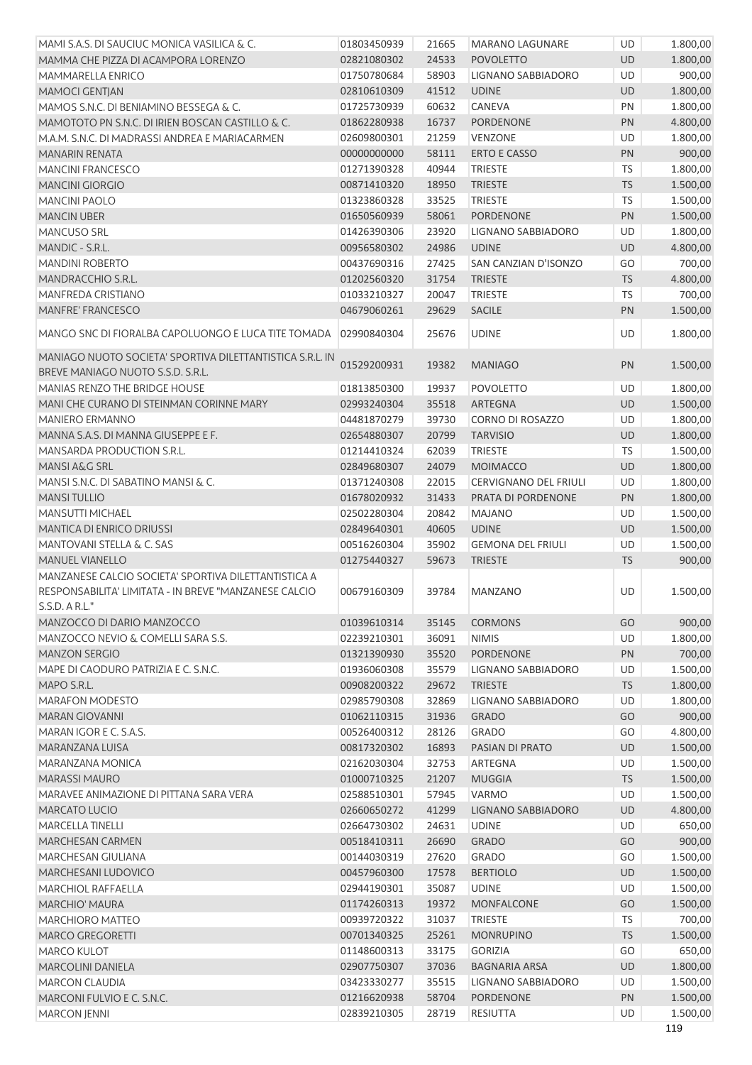| | | | | | |
|---|---|---|---|---|---|
| MAMI S.A.S. DI SAUCIUC MONICA VASILICA & C. | 01803450939 | 21665 | MARANO LAGUNARE | UD | 1.800,00 |
| MAMMA CHE PIZZA DI ACAMPORA LORENZO | 02821080302 | 24533 | POVOLETTO | UD | 1.800,00 |
| MAMMARELLA ENRICO | 01750780684 | 58903 | LIGNANO SABBIADORO | UD | 900,00 |
| MAMOCI GENTJAN | 02810610309 | 41512 | UDINE | UD | 1.800,00 |
| MAMOS S.N.C. DI BENIAMINO BESSEGA & C. | 01725730939 | 60632 | CANEVA | PN | 1.800,00 |
| MAMOTOTO PN S.N.C. DI IRIEN BOSCAN CASTILLO & C. | 01862280938 | 16737 | PORDENONE | PN | 4.800,00 |
| M.A.M. S.N.C. DI MADRASSI ANDREA E MARIACARMEN | 02609800301 | 21259 | VENZONE | UD | 1.800,00 |
| MANARIN RENATA | 00000000000 | 58111 | ERTO E CASSO | PN | 900,00 |
| MANCINI FRANCESCO | 01271390328 | 40944 | TRIESTE | TS | 1.800,00 |
| MANCINI GIORGIO | 00871410320 | 18950 | TRIESTE | TS | 1.500,00 |
| MANCINI PAOLO | 01323860328 | 33525 | TRIESTE | TS | 1.500,00 |
| MANCIN UBER | 01650560939 | 58061 | PORDENONE | PN | 1.500,00 |
| MANCUSO SRL | 01426390306 | 23920 | LIGNANO SABBIADORO | UD | 1.800,00 |
| MANDIC - S.R.L. | 00956580302 | 24986 | UDINE | UD | 4.800,00 |
| MANDINI ROBERTO | 00437690316 | 27425 | SAN CANZIAN D'ISONZO | GO | 700,00 |
| MANDRACCHIO S.R.L. | 01202560320 | 31754 | TRIESTE | TS | 4.800,00 |
| MANFREDA CRISTIANO | 01033210327 | 20047 | TRIESTE | TS | 700,00 |
| MANFRE' FRANCESCO | 04679060261 | 29629 | SACILE | PN | 1.500,00 |
| MANGO SNC DI FIORALBA CAPOLUONGO E LUCA TITE TOMADA | 02990840304 | 25676 | UDINE | UD | 1.800,00 |
| MANIAGO NUOTO SOCIETA' SPORTIVA DILETTANTISTICA S.R.L. IN BREVE MANIAGO NUOTO S.S.D. S.R.L. | 01529200931 | 19382 | MANIAGO | PN | 1.500,00 |
| MANIAS RENZO THE BRIDGE HOUSE | 01813850300 | 19937 | POVOLETTO | UD | 1.800,00 |
| MANI CHE CURANO DI STEINMAN CORINNE MARY | 02993240304 | 35518 | ARTEGNA | UD | 1.500,00 |
| MANIERO ERMANNO | 04481870279 | 39730 | CORNO DI ROSAZZO | UD | 1.800,00 |
| MANNA S.A.S. DI MANNA GIUSEPPE E F. | 02654880307 | 20799 | TARVISIO | UD | 1.800,00 |
| MANSARDA PRODUCTION S.R.L. | 01214410324 | 62039 | TRIESTE | TS | 1.500,00 |
| MANSI A&G SRL | 02849680307 | 24079 | MOIMACCO | UD | 1.800,00 |
| MANSI S.N.C. DI SABATINO MANSI & C. | 01371240308 | 22015 | CERVIGNANO DEL FRIULI | UD | 1.800,00 |
| MANSI TULLIO | 01678020932 | 31433 | PRATA DI PORDENONE | PN | 1.800,00 |
| MANSUTTI MICHAEL | 02502280304 | 20842 | MAJANO | UD | 1.500,00 |
| MANTICA DI ENRICO DRIUSSI | 02849640301 | 40605 | UDINE | UD | 1.500,00 |
| MANTOVANI STELLA & C. SAS | 00516260304 | 35902 | GEMONA DEL FRIULI | UD | 1.500,00 |
| MANUEL VIANELLO | 01275440327 | 59673 | TRIESTE | TS | 900,00 |
| MANZANESE CALCIO SOCIETA' SPORTIVA DILETTANTISTICA A RESPONSABILITA' LIMITATA - IN BREVE "MANZANESE CALCIO S.S.D. A R.L." | 00679160309 | 39784 | MANZANO | UD | 1.500,00 |
| MANZOCCO DI DARIO MANZOCCO | 01039610314 | 35145 | CORMONS | GO | 900,00 |
| MANZOCCO NEVIO & COMELLI SARA S.S. | 02239210301 | 36091 | NIMIS | UD | 1.800,00 |
| MANZON SERGIO | 01321390930 | 35520 | PORDENONE | PN | 700,00 |
| MAPE DI CAODURO PATRIZIA E C. S.N.C. | 01936060308 | 35579 | LIGNANO SABBIADORO | UD | 1.500,00 |
| MAPO S.R.L. | 00908200322 | 29672 | TRIESTE | TS | 1.800,00 |
| MARAFON MODESTO | 02985790308 | 32869 | LIGNANO SABBIADORO | UD | 1.800,00 |
| MARAN GIOVANNI | 01062110315 | 31936 | GRADO | GO | 900,00 |
| MARAN IGOR E C. S.A.S. | 00526400312 | 28126 | GRADO | GO | 4.800,00 |
| MARANZANA LUISA | 00817320302 | 16893 | PASIAN DI PRATO | UD | 1.500,00 |
| MARANZANA MONICA | 02162030304 | 32753 | ARTEGNA | UD | 1.500,00 |
| MARASSI MAURO | 01000710325 | 21207 | MUGGIA | TS | 1.500,00 |
| MARAVEE ANIMAZIONE DI PITTANA SARA VERA | 02588510301 | 57945 | VARMO | UD | 1.500,00 |
| MARCATO LUCIO | 02660650272 | 41299 | LIGNANO SABBIADORO | UD | 4.800,00 |
| MARCELLA TINELLI | 02664730302 | 24631 | UDINE | UD | 650,00 |
| MARCHESAN CARMEN | 00518410311 | 26690 | GRADO | GO | 900,00 |
| MARCHESAN GIULIANA | 00144030319 | 27620 | GRADO | GO | 1.500,00 |
| MARCHESANI LUDOVICO | 00457960300 | 17578 | BERTIOLO | UD | 1.500,00 |
| MARCHIOL RAFFAELLA | 02944190301 | 35087 | UDINE | UD | 1.500,00 |
| MARCHIO' MAURA | 01174260313 | 19372 | MONFALCONE | GO | 1.500,00 |
| MARCHIORO MATTEO | 00939720322 | 31037 | TRIESTE | TS | 700,00 |
| MARCO GREGORETTI | 00701340325 | 25261 | MONRUPINO | TS | 1.500,00 |
| MARCO KULOT | 01148600313 | 33175 | GORIZIA | GO | 650,00 |
| MARCOLINI DANIELA | 02907750307 | 37036 | BAGNARIA ARSA | UD | 1.800,00 |
| MARCON CLAUDIA | 03423330277 | 35515 | LIGNANO SABBIADORO | UD | 1.500,00 |
| MARCONI FULVIO E C. S.N.C. | 01216620938 | 58704 | PORDENONE | PN | 1.500,00 |
| MARCON JENNI | 02839210305 | 28719 | RESIUTTA | UD | 1.500,00 |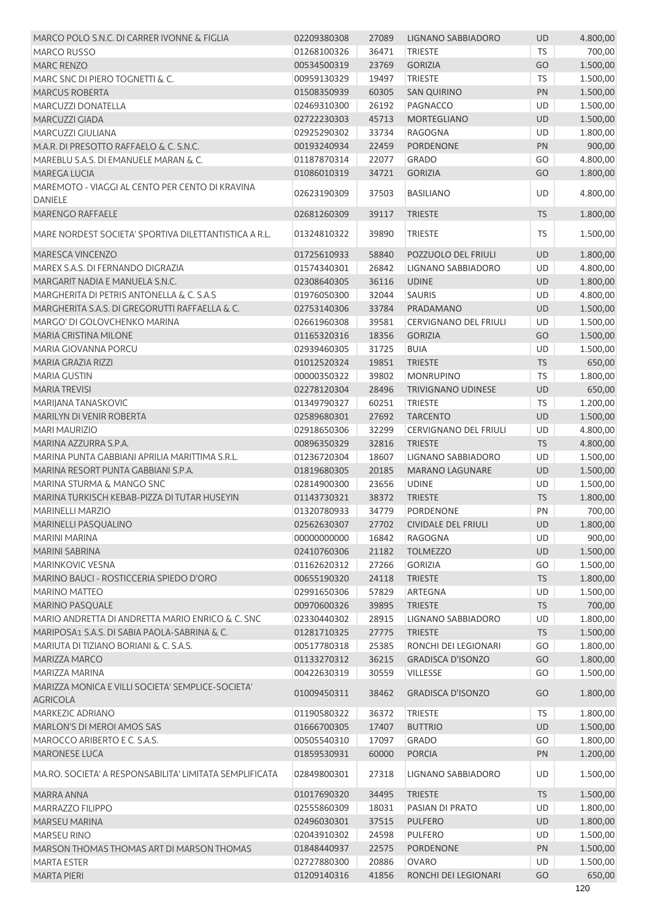| | | | | | |
|---|---|---|---|---|---|
| MARCO POLO S.N.C. DI CARRER IVONNE & FIGLIA | 02209380308 | 27089 | LIGNANO SABBIADORO | UD | 4.800,00 |
| MARCO RUSSO | 01268100326 | 36471 | TRIESTE | TS | 700,00 |
| MARC RENZO | 00534500319 | 23769 | GORIZIA | GO | 1.500,00 |
| MARC SNC DI PIERO TOGNETTI & C. | 00959130329 | 19497 | TRIESTE | TS | 1.500,00 |
| MARCUS ROBERTA | 01508350939 | 60305 | SAN QUIRINO | PN | 1.500,00 |
| MARCUZZI DONATELLA | 02469310300 | 26192 | PAGNACCO | UD | 1.500,00 |
| MARCUZZI GIADA | 02722230303 | 45713 | MORTEGLIANO | UD | 1.500,00 |
| MARCUZZI GIULIANA | 02925290302 | 33734 | RAGOGNA | UD | 1.800,00 |
| M.A.R. DI PRESOTTO RAFFAELO & C. S.N.C. | 00193240934 | 22459 | PORDENONE | PN | 900,00 |
| MAREBLU S.A.S. DI EMANUELE MARAN & C. | 01187870314 | 22077 | GRADO | GO | 4.800,00 |
| MAREGA LUCIA | 01086010319 | 34721 | GORIZIA | GO | 1.800,00 |
| MAREMOTO - VIAGGI AL CENTO PER CENTO DI KRAVINA DANIELE | 02623190309 | 37503 | BASILIANO | UD | 4.800,00 |
| MARENGO RAFFAELE | 02681260309 | 39117 | TRIESTE | TS | 1.800,00 |
| MARE NORDEST SOCIETA' SPORTIVA DILETTANTISTICA A R.L. | 01324810322 | 39890 | TRIESTE | TS | 1.500,00 |
| MARESCA VINCENZO | 01725610933 | 58840 | POZZUOLO DEL FRIULI | UD | 1.800,00 |
| MAREX S.A.S. DI FERNANDO DIGRAZIA | 01574340301 | 26842 | LIGNANO SABBIADORO | UD | 4.800,00 |
| MARGARIT NADIA E MANUELA S.N.C. | 02308640305 | 36116 | UDINE | UD | 1.800,00 |
| MARGHERITA DI PETRIS ANTONELLA & C. S.A.S | 01976050300 | 32044 | SAURIS | UD | 4.800,00 |
| MARGHERITA S.A.S. DI GREGORUTTI RAFFAELLA & C. | 02753140306 | 33784 | PRADAMANO | UD | 1.500,00 |
| MARGO' DI GOLOVCHENKO MARINA | 02661960308 | 39581 | CERVIGNANO DEL FRIULI | UD | 1.500,00 |
| MARIA CRISTINA MILONE | 01165320316 | 18356 | GORIZIA | GO | 1.500,00 |
| MARIA GIOVANNA PORCU | 02939460305 | 31725 | BUIA | UD | 1.500,00 |
| MARIA GRAZIA RIZZI | 01012520324 | 19851 | TRIESTE | TS | 650,00 |
| MARIA GUSTIN | 00000350322 | 39802 | MONRUPINO | TS | 1.800,00 |
| MARIA TREVISI | 02278120304 | 28496 | TRIVIGNANO UDINESE | UD | 650,00 |
| MARIJANA TANASKOVIC | 01349790327 | 60251 | TRIESTE | TS | 1.200,00 |
| MARILYN DI VENIR ROBERTA | 02589680301 | 27692 | TARCENTO | UD | 1.500,00 |
| MARI MAURIZIO | 02918650306 | 32299 | CERVIGNANO DEL FRIULI | UD | 4.800,00 |
| MARINA AZZURRA S.P.A. | 00896350329 | 32816 | TRIESTE | TS | 4.800,00 |
| MARINA PUNTA GABBIANI APRILIA MARITTIMA S.R.L. | 01236720304 | 18607 | LIGNANO SABBIADORO | UD | 1.500,00 |
| MARINA RESORT PUNTA GABBIANI S.P.A. | 01819680305 | 20185 | MARANO LAGUNARE | UD | 1.500,00 |
| MARINA STURMA & MANGO SNC | 02814900300 | 23656 | UDINE | UD | 1.500,00 |
| MARINA TURKISCH KEBAB-PIZZA DI TUTAR HUSEYIN | 01143730321 | 38372 | TRIESTE | TS | 1.800,00 |
| MARINELLI MARZIO | 01320780933 | 34779 | PORDENONE | PN | 700,00 |
| MARINELLI PASQUALINO | 02562630307 | 27702 | CIVIDALE DEL FRIULI | UD | 1.800,00 |
| MARINI MARINA | 00000000000 | 16842 | RAGOGNA | UD | 900,00 |
| MARINI SABRINA | 02410760306 | 21182 | TOLMEZZO | UD | 1.500,00 |
| MARINKOVIC VESNA | 01162620312 | 27266 | GORIZIA | GO | 1.500,00 |
| MARINO BAUCI - ROSTICCERIA SPIEDO D'ORO | 00655190320 | 24118 | TRIESTE | TS | 1.800,00 |
| MARINO MATTEO | 02991650306 | 57829 | ARTEGNA | UD | 1.500,00 |
| MARINO PASQUALE | 00970600326 | 39895 | TRIESTE | TS | 700,00 |
| MARIO ANDRETTA DI ANDRETTA MARIO ENRICO & C. SNC | 02330440302 | 28915 | LIGNANO SABBIADORO | UD | 1.800,00 |
| MARIPOSA1 S.A.S. DI SABIA PAOLA-SABRINA & C. | 01281710325 | 27775 | TRIESTE | TS | 1.500,00 |
| MARIUTA DI TIZIANO BORIANI & C. S.A.S. | 00517780318 | 25385 | RONCHI DEI LEGIONARI | GO | 1.800,00 |
| MARIZZA MARCO | 01133270312 | 36215 | GRADISCA D'ISONZO | GO | 1.800,00 |
| MARIZZA MARINA | 00422630319 | 30559 | VILLESSE | GO | 1.500,00 |
| MARIZZA MONICA E VILLI SOCIETA' SEMPLICE-SOCIETA' AGRICOLA | 01009450311 | 38462 | GRADISCA D'ISONZO | GO | 1.800,00 |
| MARKEZIC ADRIANO | 01190580322 | 36372 | TRIESTE | TS | 1.800,00 |
| MARLON'S DI MEROI AMOS SAS | 01666700305 | 17407 | BUTTRIO | UD | 1.500,00 |
| MAROCCO ARIBERTO E C. S.A.S. | 00505540310 | 17097 | GRADO | GO | 1.800,00 |
| MARONESE LUCA | 01859530931 | 60000 | PORCIA | PN | 1.200,00 |
| MA.RO. SOCIETA' A RESPONSABILITA' LIMITATA SEMPLIFICATA | 02849800301 | 27318 | LIGNANO SABBIADORO | UD | 1.500,00 |
| MARRA ANNA | 01017690320 | 34495 | TRIESTE | TS | 1.500,00 |
| MARRAZZO FILIPPO | 02555860309 | 18031 | PASIAN DI PRATO | UD | 1.800,00 |
| MARSEU MARINA | 02496030301 | 37515 | PULFERO | UD | 1.800,00 |
| MARSEU RINO | 02043910302 | 24598 | PULFERO | UD | 1.500,00 |
| MARSON THOMAS THOMAS ART DI MARSON THOMAS | 01848440937 | 22575 | PORDENONE | PN | 1.500,00 |
| MARTA ESTER | 02727880300 | 20886 | OVARO | UD | 1.500,00 |
| MARTA PIERI | 01209140316 | 41856 | RONCHI DEI LEGIONARI | GO | 650,00 |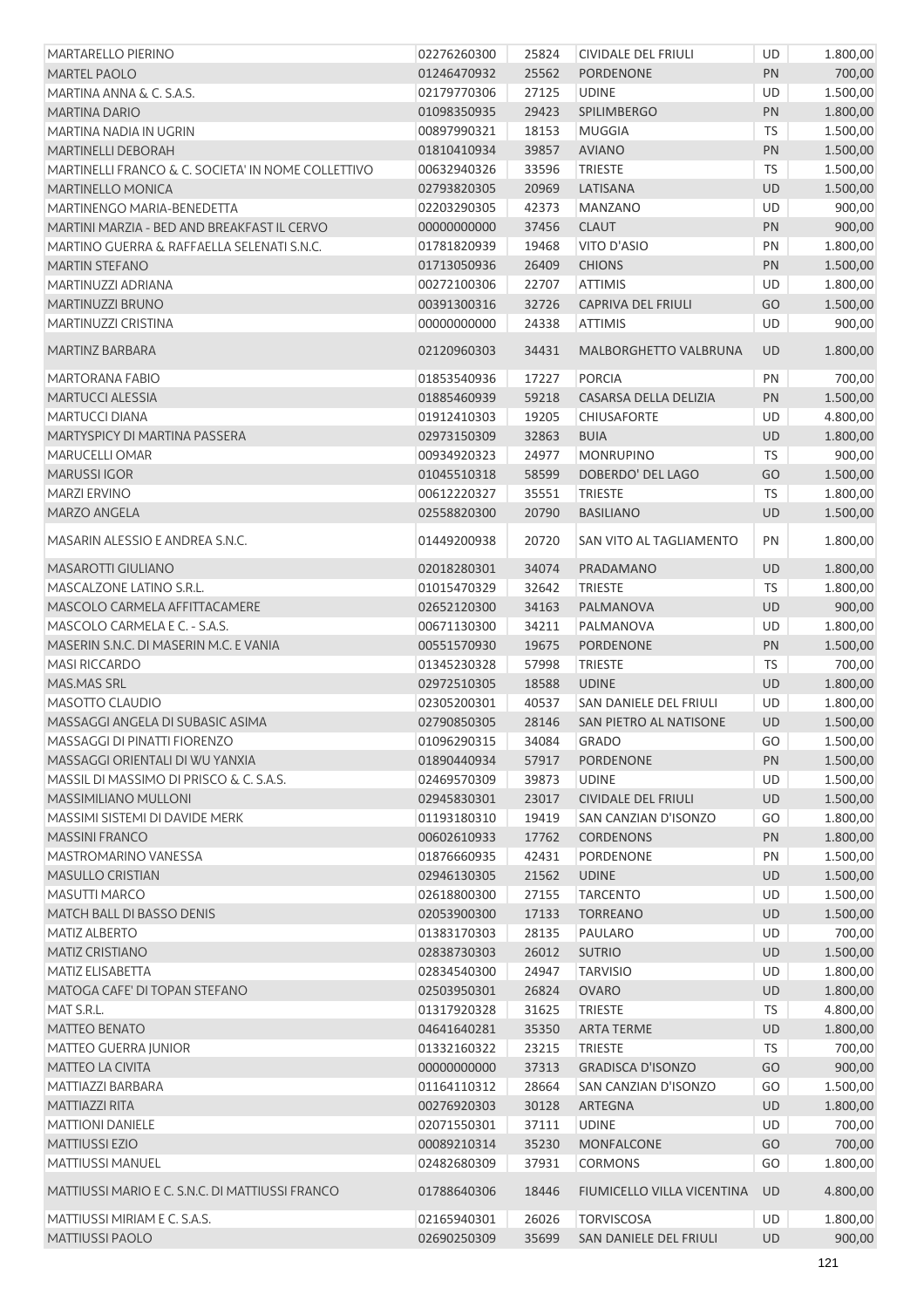| | | | | | |
|---|---|---|---|---|---|
| MARTARELLO PIERINO | 02276260300 | 25824 | CIVIDALE DEL FRIULI | UD | 1.800,00 |
| MARTEL PAOLO | 01246470932 | 25562 | PORDENONE | PN | 700,00 |
| MARTINA ANNA & C. S.A.S. | 02179770306 | 27125 | UDINE | UD | 1.500,00 |
| MARTINA DARIO | 01098350935 | 29423 | SPILIMBERGO | PN | 1.800,00 |
| MARTINA NADIA IN UGRIN | 00897990321 | 18153 | MUGGIA | TS | 1.500,00 |
| MARTINELLI DEBORAH | 01810410934 | 39857 | AVIANO | PN | 1.500,00 |
| MARTINELLI FRANCO & C. SOCIETA' IN NOME COLLETTIVO | 00632940326 | 33596 | TRIESTE | TS | 1.500,00 |
| MARTINELLO MONICA | 02793820305 | 20969 | LATISANA | UD | 1.500,00 |
| MARTINENGO MARIA-BENEDETTA | 02203290305 | 42373 | MANZANO | UD | 900,00 |
| MARTINI MARZIA - BED AND BREAKFAST IL CERVO | 00000000000 | 37456 | CLAUT | PN | 900,00 |
| MARTINO GUERRA & RAFFAELLA SELENATI S.N.C. | 01781820939 | 19468 | VITO D'ASIO | PN | 1.800,00 |
| MARTIN STEFANO | 01713050936 | 26409 | CHIONS | PN | 1.500,00 |
| MARTINUZZI ADRIANA | 00272100306 | 22707 | ATTIMIS | UD | 1.800,00 |
| MARTINUZZI BRUNO | 00391300316 | 32726 | CAPRIVA DEL FRIULI | GO | 1.500,00 |
| MARTINUZZI CRISTINA | 00000000000 | 24338 | ATTIMIS | UD | 900,00 |
| MARTINZ BARBARA | 02120960303 | 34431 | MALBORGHETTO VALBRUNA | UD | 1.800,00 |
| MARTORANA FABIO | 01853540936 | 17227 | PORCIA | PN | 700,00 |
| MARTUCCI ALESSIA | 01885460939 | 59218 | CASARSA DELLA DELIZIA | PN | 1.500,00 |
| MARTUCCI DIANA | 01912410303 | 19205 | CHIUSAFORTE | UD | 4.800,00 |
| MARTYSPICY DI MARTINA PASSERA | 02973150309 | 32863 | BUIA | UD | 1.800,00 |
| MARUCELLI OMAR | 00934920323 | 24977 | MONRUPINO | TS | 900,00 |
| MARUSSI IGOR | 01045510318 | 58599 | DOBERDO' DEL LAGO | GO | 1.500,00 |
| MARZI ERVINO | 00612220327 | 35551 | TRIESTE | TS | 1.800,00 |
| MARZO ANGELA | 02558820300 | 20790 | BASILIANO | UD | 1.500,00 |
| MASARIN ALESSIO E ANDREA S.N.C. | 01449200938 | 20720 | SAN VITO AL TAGLIAMENTO | PN | 1.800,00 |
| MASAROTTI GIULIANO | 02018280301 | 34074 | PRADAMANO | UD | 1.800,00 |
| MASCALZONE LATINO S.R.L. | 01015470329 | 32642 | TRIESTE | TS | 1.800,00 |
| MASCOLO CARMELA AFFITTACAMERE | 02652120300 | 34163 | PALMANOVA | UD | 900,00 |
| MASCOLO CARMELA E C. - S.A.S. | 00671130300 | 34211 | PALMANOVA | UD | 1.800,00 |
| MASERIN S.N.C. DI MASERIN M.C. E VANIA | 00551570930 | 19675 | PORDENONE | PN | 1.500,00 |
| MASI RICCARDO | 01345230328 | 57998 | TRIESTE | TS | 700,00 |
| MAS.MAS SRL | 02972510305 | 18588 | UDINE | UD | 1.800,00 |
| MASOTTO CLAUDIO | 02305200301 | 40537 | SAN DANIELE DEL FRIULI | UD | 1.800,00 |
| MASSAGGI ANGELA DI SUBASIC ASIMA | 02790850305 | 28146 | SAN PIETRO AL NATISONE | UD | 1.500,00 |
| MASSAGGI DI PINATTI FIORENZO | 01096290315 | 34084 | GRADO | GO | 1.500,00 |
| MASSAGGI ORIENTALI DI WU YANXIA | 01890440934 | 57917 | PORDENONE | PN | 1.500,00 |
| MASSIL DI MASSIMO DI PRISCO & C. S.A.S. | 02469570309 | 39873 | UDINE | UD | 1.500,00 |
| MASSIMILIANO MULLONI | 02945830301 | 23017 | CIVIDALE DEL FRIULI | UD | 1.500,00 |
| MASSIMI SISTEMI DI DAVIDE MERK | 01193180310 | 19419 | SAN CANZIAN D'ISONZO | GO | 1.800,00 |
| MASSINI FRANCO | 00602610933 | 17762 | CORDENONS | PN | 1.800,00 |
| MASTROMARINO VANESSA | 01876660935 | 42431 | PORDENONE | PN | 1.500,00 |
| MASULLO CRISTIAN | 02946130305 | 21562 | UDINE | UD | 1.500,00 |
| MASUTTI MARCO | 02618800300 | 27155 | TARCENTO | UD | 1.500,00 |
| MATCH BALL DI BASSO DENIS | 02053900300 | 17133 | TORREANO | UD | 1.500,00 |
| MATIZ ALBERTO | 01383170303 | 28135 | PAULARO | UD | 700,00 |
| MATIZ CRISTIANO | 02838730303 | 26012 | SUTRIO | UD | 1.500,00 |
| MATIZ ELISABETTA | 02834540300 | 24947 | TARVISIO | UD | 1.800,00 |
| MATOGA CAFE' DI TOPAN STEFANO | 02503950301 | 26824 | OVARO | UD | 1.800,00 |
| MAT S.R.L. | 01317920328 | 31625 | TRIESTE | TS | 4.800,00 |
| MATTEO BENATO | 04641640281 | 35350 | ARTA TERME | UD | 1.800,00 |
| MATTEO GUERRA JUNIOR | 01332160322 | 23215 | TRIESTE | TS | 700,00 |
| MATTEO LA CIVITA | 00000000000 | 37313 | GRADISCA D'ISONZO | GO | 900,00 |
| MATTIAZZI BARBARA | 01164110312 | 28664 | SAN CANZIAN D'ISONZO | GO | 1.500,00 |
| MATTIAZZI RITA | 00276920303 | 30128 | ARTEGNA | UD | 1.800,00 |
| MATTIONI DANIELE | 02071550301 | 37111 | UDINE | UD | 700,00 |
| MATTIUSSI EZIO | 00089210314 | 35230 | MONFALCONE | GO | 700,00 |
| MATTIUSSI MANUEL | 02482680309 | 37931 | CORMONS | GO | 1.800,00 |
| MATTIUSSI MARIO E C. S.N.C. DI MATTIUSSI FRANCO | 01788640306 | 18446 | FIUMICELLO VILLA VICENTINA | UD | 4.800,00 |
| MATTIUSSI MIRIAM E C. S.A.S. | 02165940301 | 26026 | TORVISCOSA | UD | 1.800,00 |
| MATTIUSSI PAOLO | 02690250309 | 35699 | SAN DANIELE DEL FRIULI | UD | 900,00 |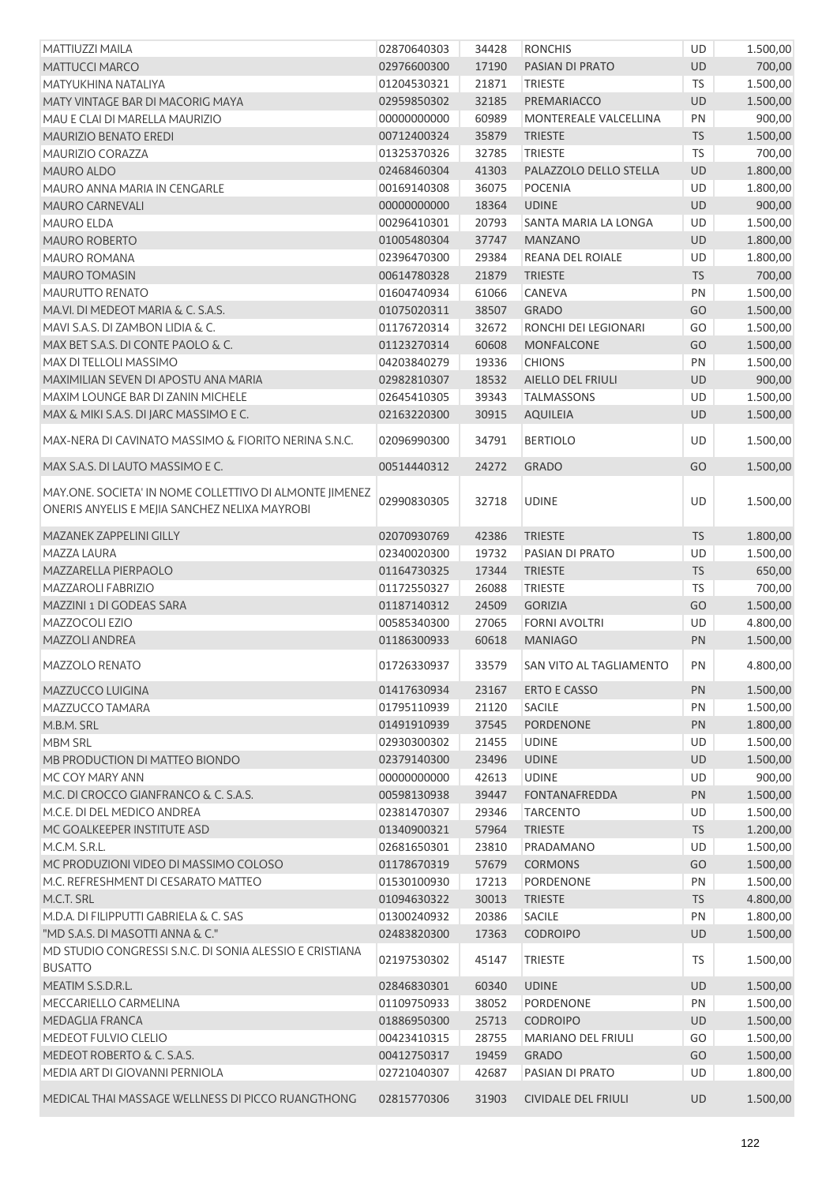| | | | | | |
|---|---|---|---|---|---|
| MATTIUZZI MAILA | 02870640303 | 34428 | RONCHIS | UD | 1.500,00 |
| MATTUCCI MARCO | 02976600300 | 17190 | PASIAN DI PRATO | UD | 700,00 |
| MATYUKHINA NATALIYA | 01204530321 | 21871 | TRIESTE | TS | 1.500,00 |
| MATY VINTAGE BAR DI MACORIG MAYA | 02959850302 | 32185 | PREMARIACCO | UD | 1.500,00 |
| MAU E CLAI DI MARELLA MAURIZIO | 00000000000 | 60989 | MONTEREALE VALCELLINA | PN | 900,00 |
| MAURIZIO BENATO EREDI | 00712400324 | 35879 | TRIESTE | TS | 1.500,00 |
| MAURIZIO CORAZZA | 01325370326 | 32785 | TRIESTE | TS | 700,00 |
| MAURO ALDO | 02468460304 | 41303 | PALAZZOLO DELLO STELLA | UD | 1.800,00 |
| MAURO ANNA MARIA IN CENGARLE | 00169140308 | 36075 | POCENIA | UD | 1.800,00 |
| MAURO CARNEVALI | 00000000000 | 18364 | UDINE | UD | 900,00 |
| MAURO ELDA | 00296410301 | 20793 | SANTA MARIA LA LONGA | UD | 1.500,00 |
| MAURO ROBERTO | 01005480304 | 37747 | MANZANO | UD | 1.800,00 |
| MAURO ROMANA | 02396470300 | 29384 | REANA DEL ROIALE | UD | 1.800,00 |
| MAURO TOMASIN | 00614780328 | 21879 | TRIESTE | TS | 700,00 |
| MAURUTTO RENATO | 01604740934 | 61066 | CANEVA | PN | 1.500,00 |
| MA.VI. DI MEDEOT MARIA & C. S.A.S. | 01075020311 | 38507 | GRADO | GO | 1.500,00 |
| MAVI S.A.S. DI ZAMBON LIDIA & C. | 01176720314 | 32672 | RONCHI DEI LEGIONARI | GO | 1.500,00 |
| MAX BET S.A.S. DI CONTE PAOLO & C. | 01123270314 | 60608 | MONFALCONE | GO | 1.500,00 |
| MAX DI TELLOLI MASSIMO | 04203840279 | 19336 | CHIONS | PN | 1.500,00 |
| MAXIMILIAN SEVEN DI APOSTU ANA MARIA | 02982810307 | 18532 | AIELLO DEL FRIULI | UD | 900,00 |
| MAXIM LOUNGE BAR DI ZANIN MICHELE | 02645410305 | 39343 | TALMASSONS | UD | 1.500,00 |
| MAX & MIKI S.A.S. DI JARC MASSIMO E C. | 02163220300 | 30915 | AQUILEIA | UD | 1.500,00 |
| MAX-NERA DI CAVINATO MASSIMO & FIORITO NERINA S.N.C. | 02096990300 | 34791 | BERTIOLO | UD | 1.500,00 |
| MAX S.A.S. DI LAUTO MASSIMO E C. | 00514440312 | 24272 | GRADO | GO | 1.500,00 |
| MAY.ONE. SOCIETA' IN NOME COLLETTIVO DI ALMONTE JIMENEZ ONERIS ANYELIS E MEJIA SANCHEZ NELIXA MAYROBI | 02990830305 | 32718 | UDINE | UD | 1.500,00 |
| MAZANEK ZAPPELINI GILLY | 02070930769 | 42386 | TRIESTE | TS | 1.800,00 |
| MAZZA LAURA | 02340020300 | 19732 | PASIAN DI PRATO | UD | 1.500,00 |
| MAZZARELLA PIERPAOLO | 01164730325 | 17344 | TRIESTE | TS | 650,00 |
| MAZZAROLI FABRIZIO | 01172550327 | 26088 | TRIESTE | TS | 700,00 |
| MAZZINI 1 DI GODEAS SARA | 01187140312 | 24509 | GORIZIA | GO | 1.500,00 |
| MAZZOCOLI EZIO | 00585340300 | 27065 | FORNI AVOLTRI | UD | 4.800,00 |
| MAZZOLI ANDREA | 01186300933 | 60618 | MANIAGO | PN | 1.500,00 |
| MAZZOLO RENATO | 01726330937 | 33579 | SAN VITO AL TAGLIAMENTO | PN | 4.800,00 |
| MAZZUCCO LUIGINA | 01417630934 | 23167 | ERTO E CASSO | PN | 1.500,00 |
| MAZZUCCO TAMARA | 01795110939 | 21120 | SACILE | PN | 1.500,00 |
| M.B.M. SRL | 01491910939 | 37545 | PORDENONE | PN | 1.800,00 |
| MBM SRL | 02930300302 | 21455 | UDINE | UD | 1.500,00 |
| MB PRODUCTION DI MATTEO BIONDO | 02379140300 | 23496 | UDINE | UD | 1.500,00 |
| MC COY MARY ANN | 00000000000 | 42613 | UDINE | UD | 900,00 |
| M.C. DI CROCCO GIANFRANCO & C. S.A.S. | 00598130938 | 39447 | FONTANAFREDDA | PN | 1.500,00 |
| M.C.E. DI DEL MEDICO ANDREA | 02381470307 | 29346 | TARCENTO | UD | 1.500,00 |
| MC GOALKEEPER INSTITUTE ASD | 01340900321 | 57964 | TRIESTE | TS | 1.200,00 |
| M.C.M. S.R.L. | 02681650301 | 23810 | PRADAMANO | UD | 1.500,00 |
| MC PRODUZIONI VIDEO DI MASSIMO COLOSO | 01178670319 | 57679 | CORMONS | GO | 1.500,00 |
| M.C. REFRESHMENT DI CESARATO MATTEO | 01530100930 | 17213 | PORDENONE | PN | 1.500,00 |
| M.C.T. SRL | 01094630322 | 30013 | TRIESTE | TS | 4.800,00 |
| M.D.A. DI FILIPPUTTI GABRIELA & C. SAS | 01300240932 | 20386 | SACILE | PN | 1.800,00 |
| "MD S.A.S. DI MASOTTI ANNA & C." | 02483820300 | 17363 | CODROIPO | UD | 1.500,00 |
| MD STUDIO CONGRESSI S.N.C. DI SONIA ALESSIO E CRISTIANA BUSATTO | 02197530302 | 45147 | TRIESTE | TS | 1.500,00 |
| MEATIM S.S.D.R.L. | 02846830301 | 60340 | UDINE | UD | 1.500,00 |
| MECCARIELLO CARMELINA | 01109750933 | 38052 | PORDENONE | PN | 1.500,00 |
| MEDAGLIA FRANCA | 01886950300 | 25713 | CODROIPO | UD | 1.500,00 |
| MEDEOT FULVIO CLELIO | 00423410315 | 28755 | MARIANO DEL FRIULI | GO | 1.500,00 |
| MEDEOT ROBERTO & C. S.A.S. | 00412750317 | 19459 | GRADO | GO | 1.500,00 |
| MEDIA ART DI GIOVANNI PERNIOLA | 02721040307 | 42687 | PASIAN DI PRATO | UD | 1.800,00 |
| MEDICAL THAI MASSAGE WELLNESS DI PICCO RUANGTHONG | 02815770306 | 31903 | CIVIDALE DEL FRIULI | UD | 1.500,00 |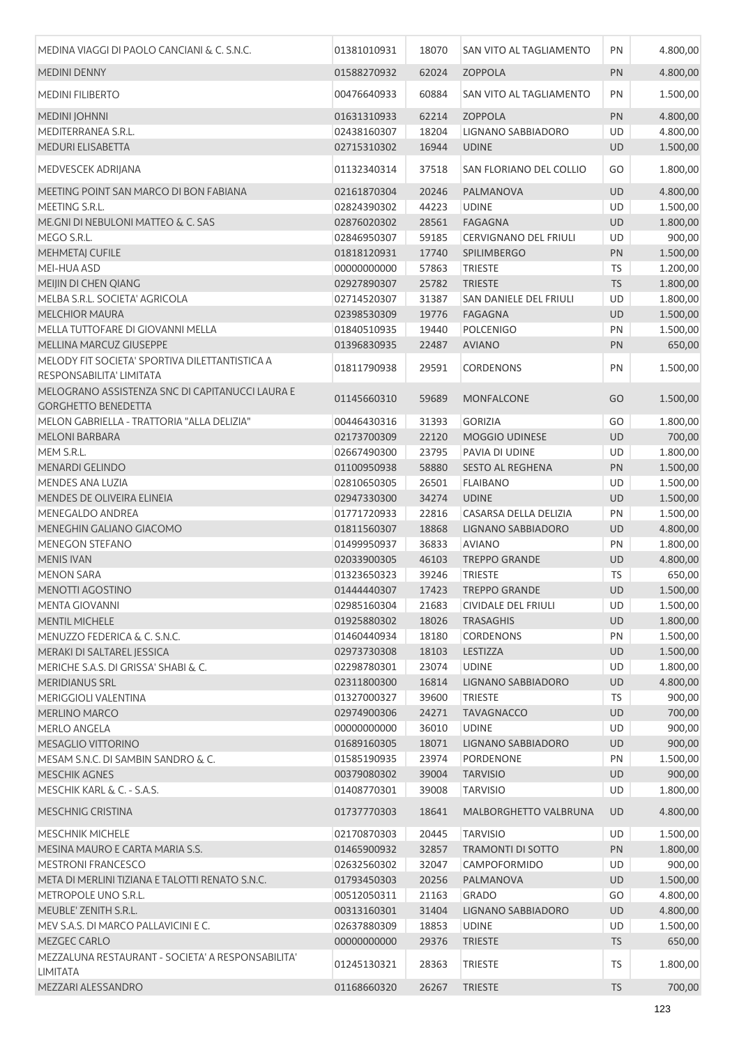| | | | | | |
|---|---|---|---|---|---|
| MEDINA VIAGGI DI PAOLO CANCIANI & C. S.N.C. | 01381010931 | 18070 | SAN VITO AL TAGLIAMENTO | PN | 4.800,00 |
| MEDINI DENNY | 01588270932 | 62024 | ZOPPOLA | PN | 4.800,00 |
| MEDINI FILIBERTO | 00476640933 | 60884 | SAN VITO AL TAGLIAMENTO | PN | 1.500,00 |
| MEDINI JOHNNI | 01631310933 | 62214 | ZOPPOLA | PN | 4.800,00 |
| MEDITERRANEA S.R.L. | 02438160307 | 18204 | LIGNANO SABBIADORO | UD | 4.800,00 |
| MEDURI ELISABETTA | 02715310302 | 16944 | UDINE | UD | 1.500,00 |
| MEDVESCEK ADRIJANA | 01132340314 | 37518 | SAN FLORIANO DEL COLLIO | GO | 1.800,00 |
| MEETING POINT SAN MARCO DI BON FABIANA | 02161870304 | 20246 | PALMANOVA | UD | 4.800,00 |
| MEETING S.R.L. | 02824390302 | 44223 | UDINE | UD | 1.500,00 |
| ME.GNI DI NEBULONI MATTEO & C. SAS | 02876020302 | 28561 | FAGAGNA | UD | 1.800,00 |
| MEGO S.R.L. | 02846950307 | 59185 | CERVIGNANO DEL FRIULI | UD | 900,00 |
| MEHMETAJ CUFILE | 01818120931 | 17740 | SPILIMBERGO | PN | 1.500,00 |
| MEI-HUA ASD | 00000000000 | 57863 | TRIESTE | TS | 1.200,00 |
| MEIJIN DI CHEN QIANG | 02927890307 | 25782 | TRIESTE | TS | 1.800,00 |
| MELBA S.R.L. SOCIETA' AGRICOLA | 02714520307 | 31387 | SAN DANIELE DEL FRIULI | UD | 1.800,00 |
| MELCHIOR MAURA | 02398530309 | 19776 | FAGAGNA | UD | 1.500,00 |
| MELLA TUTTOFARE DI GIOVANNI MELLA | 01840510935 | 19440 | POLCENIGO | PN | 1.500,00 |
| MELLINA MARCUZ GIUSEPPE | 01396830935 | 22487 | AVIANO | PN | 650,00 |
| MELODY FIT SOCIETA' SPORTIVA DILETTANTISTICA A RESPONSABILITA' LIMITATA | 01811790938 | 29591 | CORDENONS | PN | 1.500,00 |
| MELOGRANO ASSISTENZA SNC DI CAPITANUCCI LAURA E GORGHETTO BENEDETTA | 01145660310 | 59689 | MONFALCONE | GO | 1.500,00 |
| MELON GABRIELLA - TRATTORIA "ALLA DELIZIA" | 00446430316 | 31393 | GORIZIA | GO | 1.800,00 |
| MELONI BARBARA | 02173700309 | 22120 | MOGGIO UDINESE | UD | 700,00 |
| MEM S.R.L. | 02667490300 | 23795 | PAVIA DI UDINE | UD | 1.800,00 |
| MENARDI GELINDO | 01100950938 | 58880 | SESTO AL REGHENA | PN | 1.500,00 |
| MENDES ANA LUZIA | 02810650305 | 26501 | FLAIBANO | UD | 1.500,00 |
| MENDES DE OLIVEIRA ELINEIA | 02947330300 | 34274 | UDINE | UD | 1.500,00 |
| MENEGALDO ANDREA | 01771720933 | 22816 | CASARSA DELLA DELIZIA | PN | 1.500,00 |
| MENEGHIN GALIANO GIACOMO | 01811560307 | 18868 | LIGNANO SABBIADORO | UD | 4.800,00 |
| MENEGON STEFANO | 01499950937 | 36833 | AVIANO | PN | 1.800,00 |
| MENIS IVAN | 02033900305 | 46103 | TREPPO GRANDE | UD | 4.800,00 |
| MENON SARA | 01323650323 | 39246 | TRIESTE | TS | 650,00 |
| MENOTTI AGOSTINO | 01444440307 | 17423 | TREPPO GRANDE | UD | 1.500,00 |
| MENTA GIOVANNI | 02985160304 | 21683 | CIVIDALE DEL FRIULI | UD | 1.500,00 |
| MENTIL MICHELE | 01925880302 | 18026 | TRASAGHIS | UD | 1.800,00 |
| MENUZZO FEDERICA & C. S.N.C. | 01460440934 | 18180 | CORDENONS | PN | 1.500,00 |
| MERAKI DI SALTAREL JESSICA | 02973730308 | 18103 | LESTIZZA | UD | 1.500,00 |
| MERICHE S.A.S. DI GRISSA' SHABI & C. | 02298780301 | 23074 | UDINE | UD | 1.800,00 |
| MERIDIANUS SRL | 02311800300 | 16814 | LIGNANO SABBIADORO | UD | 4.800,00 |
| MERIGGIOLI VALENTINA | 01327000327 | 39600 | TRIESTE | TS | 900,00 |
| MERLINO MARCO | 02974900306 | 24271 | TAVAGNACCO | UD | 700,00 |
| MERLO ANGELA | 00000000000 | 36010 | UDINE | UD | 900,00 |
| MESAGLIO VITTORINO | 01689160305 | 18071 | LIGNANO SABBIADORO | UD | 900,00 |
| MESAM S.N.C. DI SAMBIN SANDRO & C. | 01585190935 | 23974 | PORDENONE | PN | 1.500,00 |
| MESCHIK AGNES | 00379080302 | 39004 | TARVISIO | UD | 900,00 |
| MESCHIK KARL & C. - S.A.S. | 01408770301 | 39008 | TARVISIO | UD | 1.800,00 |
| MESCHNIG CRISTINA | 01737770303 | 18641 | MALBORGHETTO VALBRUNA | UD | 4.800,00 |
| MESCHNIK MICHELE | 02170870303 | 20445 | TARVISIO | UD | 1.500,00 |
| MESINA MAURO E CARTA MARIA S.S. | 01465900932 | 32857 | TRAMONTI DI SOTTO | PN | 1.800,00 |
| MESTRONI FRANCESCO | 02632560302 | 32047 | CAMPOFORMIDO | UD | 900,00 |
| META DI MERLINI TIZIANA E TALOTTI RENATO S.N.C. | 01793450303 | 20256 | PALMANOVA | UD | 1.500,00 |
| METROPOLE UNO S.R.L. | 00512050311 | 21163 | GRADO | GO | 4.800,00 |
| MEUBLE' ZENITH S.R.L. | 00313160301 | 31404 | LIGNANO SABBIADORO | UD | 4.800,00 |
| MEV S.A.S. DI MARCO PALLAVICINI E C. | 02637880309 | 18853 | UDINE | UD | 1.500,00 |
| MEZGEC CARLO | 00000000000 | 29376 | TRIESTE | TS | 650,00 |
| MEZZALUNA RESTAURANT - SOCIETA' A RESPONSABILITA' LIMITATA | 01245130321 | 28363 | TRIESTE | TS | 1.800,00 |
| MEZZARI ALESSANDRO | 01168660320 | 26267 | TRIESTE | TS | 700,00 |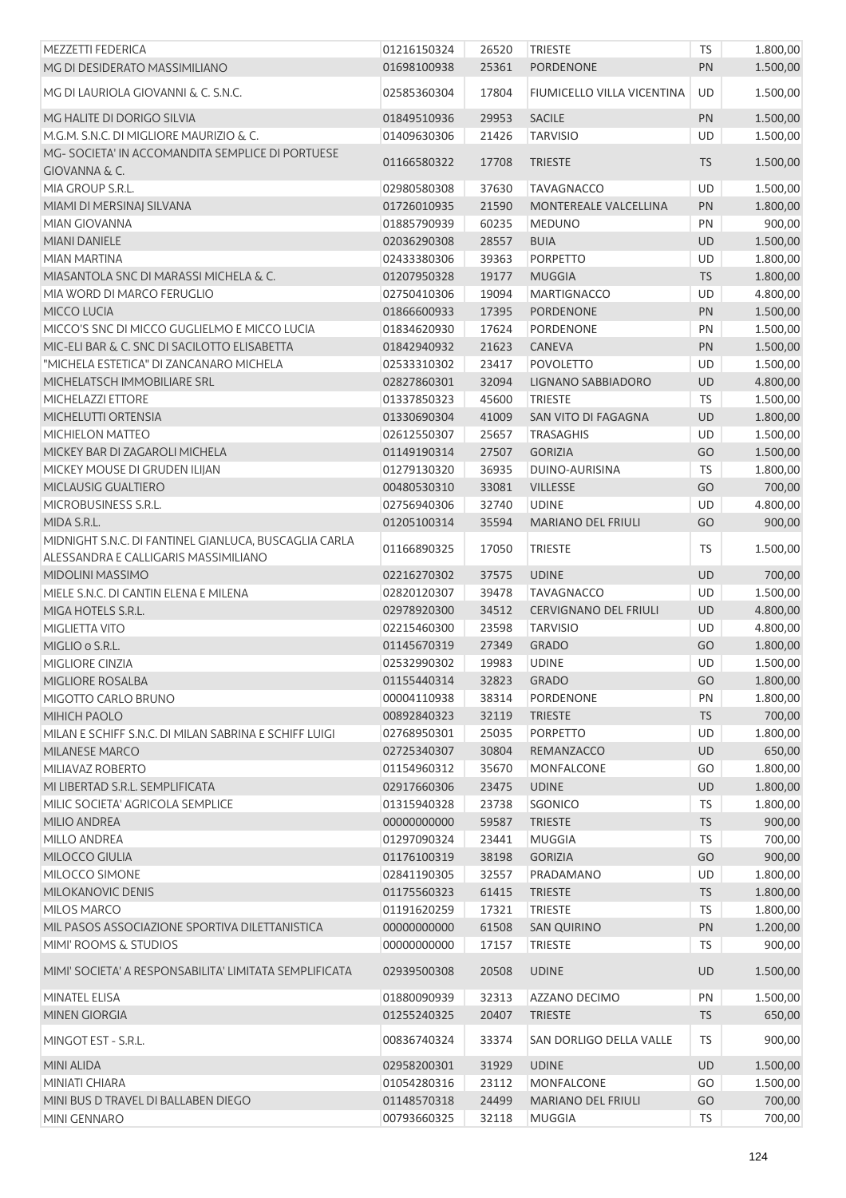| | | | | | |
|---|---|---|---|---|---|
| MEZZETTI FEDERICA | 01216150324 | 26520 | TRIESTE | TS | 1.800,00 |
| MG DI DESIDERATO MASSIMILIANO | 01698100938 | 25361 | PORDENONE | PN | 1.500,00 |
| MG DI LAURIOLA GIOVANNI & C. S.N.C. | 02585360304 | 17804 | FIUMICELLO VILLA VICENTINA | UD | 1.500,00 |
| MG HALITE DI DORIGO SILVIA | 01849510936 | 29953 | SACILE | PN | 1.500,00 |
| M.G.M. S.N.C. DI MIGLIORE MAURIZIO & C. | 01409630306 | 21426 | TARVISIO | UD | 1.500,00 |
| MG- SOCIETA' IN ACCOMANDITA SEMPLICE DI PORTUESE GIOVANNA & C. | 01166580322 | 17708 | TRIESTE | TS | 1.500,00 |
| MIA GROUP S.R.L. | 02980580308 | 37630 | TAVAGNACCO | UD | 1.500,00 |
| MIAMI DI MERSINAJ SILVANA | 01726010935 | 21590 | MONTEREALE VALCELLINA | PN | 1.800,00 |
| MIAN GIOVANNA | 01885790939 | 60235 | MEDUNO | PN | 900,00 |
| MIANI DANIELE | 02036290308 | 28557 | BUIA | UD | 1.500,00 |
| MIAN MARTINA | 02433380306 | 39363 | PORPETTO | UD | 1.800,00 |
| MIASANTOLA SNC DI MARASSI MICHELA & C. | 01207950328 | 19177 | MUGGIA | TS | 1.800,00 |
| MIA WORD DI MARCO FERUGLIO | 02750410306 | 19094 | MARTIGNACCO | UD | 4.800,00 |
| MICCO LUCIA | 01866600933 | 17395 | PORDENONE | PN | 1.500,00 |
| MICCO'S SNC DI MICCO GUGLIELMO E MICCO LUCIA | 01834620930 | 17624 | PORDENONE | PN | 1.500,00 |
| MIC-ELI BAR & C. SNC DI SACILOTTO ELISABETTA | 01842940932 | 21623 | CANEVA | PN | 1.500,00 |
| "MICHELA ESTETICA" DI ZANCANARO MICHELA | 02533310302 | 23417 | POVOLETTO | UD | 1.500,00 |
| MICHELATSCH IMMOBILIARE SRL | 02827860301 | 32094 | LIGNANO SABBIADORO | UD | 4.800,00 |
| MICHELAZZI ETTORE | 01337850323 | 45600 | TRIESTE | TS | 1.500,00 |
| MICHELUTTI ORTENSIA | 01330690304 | 41009 | SAN VITO DI FAGAGNA | UD | 1.800,00 |
| MICHIELON MATTEO | 02612550307 | 25657 | TRASAGHIS | UD | 1.500,00 |
| MICKEY BAR DI ZAGAROLI MICHELA | 01149190314 | 27507 | GORIZIA | GO | 1.500,00 |
| MICKEY MOUSE DI GRUDEN ILIJAN | 01279130320 | 36935 | DUINO-AURISINA | TS | 1.800,00 |
| MICLAUSIG GUALTIERO | 00480530310 | 33081 | VILLESSE | GO | 700,00 |
| MICROBUSINESS S.R.L. | 02756940306 | 32740 | UDINE | UD | 4.800,00 |
| MIDA S.R.L. | 01205100314 | 35594 | MARIANO DEL FRIULI | GO | 900,00 |
| MIDNIGHT S.N.C. DI FANTINEL GIANLUCA, BUSCAGLIA CARLA ALESSANDRA E CALLIGARIS MASSIMILIANO | 01166890325 | 17050 | TRIESTE | TS | 1.500,00 |
| MIDOLINI MASSIMO | 02216270302 | 37575 | UDINE | UD | 700,00 |
| MIELE S.N.C. DI CANTIN ELENA E MILENA | 02820120307 | 39478 | TAVAGNACCO | UD | 1.500,00 |
| MIGA HOTELS S.R.L. | 02978920300 | 34512 | CERVIGNANO DEL FRIULI | UD | 4.800,00 |
| MIGLIETTA VITO | 02215460300 | 23598 | TARVISIO | UD | 4.800,00 |
| MIGLIO o S.R.L. | 01145670319 | 27349 | GRADO | GO | 1.800,00 |
| MIGLIORE CINZIA | 02532990302 | 19983 | UDINE | UD | 1.500,00 |
| MIGLIORE ROSALBA | 01155440314 | 32823 | GRADO | GO | 1.800,00 |
| MIGOTTO CARLO BRUNO | 00004110938 | 38314 | PORDENONE | PN | 1.800,00 |
| MIHICH PAOLO | 00892840323 | 32119 | TRIESTE | TS | 700,00 |
| MILAN E SCHIFF S.N.C. DI MILAN SABRINA E SCHIFF LUIGI | 02768950301 | 25035 | PORPETTO | UD | 1.800,00 |
| MILANESE MARCO | 02725340307 | 30804 | REMANZACCO | UD | 650,00 |
| MILIAVAZ ROBERTO | 01154960312 | 35670 | MONFALCONE | GO | 1.800,00 |
| MI LIBERTAD S.R.L. SEMPLIFICATA | 02917660306 | 23475 | UDINE | UD | 1.800,00 |
| MILIC SOCIETA' AGRICOLA SEMPLICE | 01315940328 | 23738 | SGONICO | TS | 1.800,00 |
| MILIO ANDREA | 00000000000 | 59587 | TRIESTE | TS | 900,00 |
| MILLO ANDREA | 01297090324 | 23441 | MUGGIA | TS | 700,00 |
| MILOCCO GIULIA | 01176100319 | 38198 | GORIZIA | GO | 900,00 |
| MILOCCO SIMONE | 02841190305 | 32557 | PRADAMANO | UD | 1.800,00 |
| MILOKANOVIC DENIS | 01175560323 | 61415 | TRIESTE | TS | 1.800,00 |
| MILOS MARCO | 01191620259 | 17321 | TRIESTE | TS | 1.800,00 |
| MIL PASOS ASSOCIAZIONE SPORTIVA DILETTANISTICA | 00000000000 | 61508 | SAN QUIRINO | PN | 1.200,00 |
| MIMI' ROOMS & STUDIOS | 00000000000 | 17157 | TRIESTE | TS | 900,00 |
| MIMI' SOCIETA' A RESPONSABILITA' LIMITATA SEMPLIFICATA | 02939500308 | 20508 | UDINE | UD | 1.500,00 |
| MINATEL ELISA | 01880090939 | 32313 | AZZANO DECIMO | PN | 1.500,00 |
| MINEN GIORGIA | 01255240325 | 20407 | TRIESTE | TS | 650,00 |
| MINGOT EST - S.R.L. | 00836740324 | 33374 | SAN DORLIGO DELLA VALLE | TS | 900,00 |
| MINI ALIDA | 02958200301 | 31929 | UDINE | UD | 1.500,00 |
| MINIATI CHIARA | 01054280316 | 23112 | MONFALCONE | GO | 1.500,00 |
| MINI BUS D TRAVEL DI BALLABEN DIEGO | 01148570318 | 24499 | MARIANO DEL FRIULI | GO | 700,00 |
| MINI GENNARO | 00793660325 | 32118 | MUGGIA | TS | 700,00 |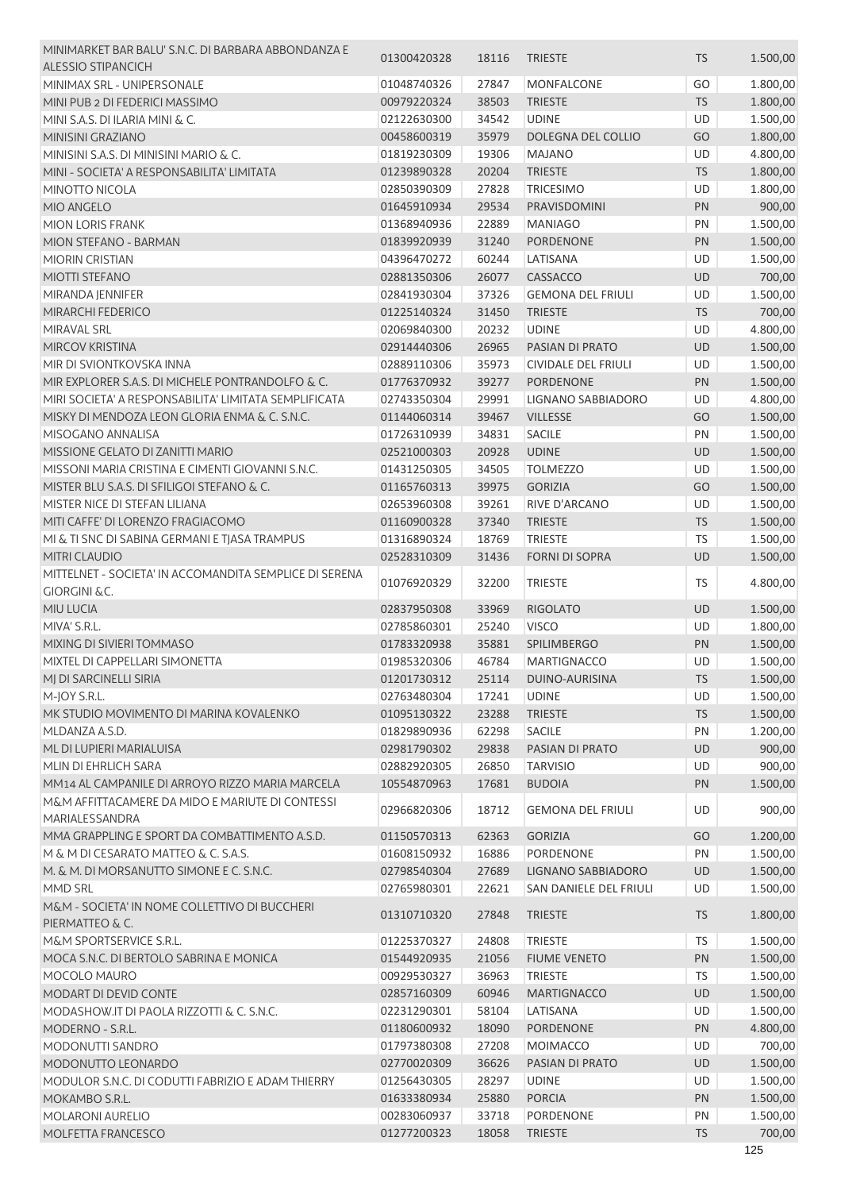| | | | | | |
|---|---|---|---|---|---|
| MINIMARKET BAR BALU' S.N.C. DI BARBARA ABBONDANZA E ALESSIO STIPANCICH | 01300420328 | 18116 | TRIESTE | TS | 1.500,00 |
| MINIMAX SRL - UNIPERSONALE | 01048740326 | 27847 | MONFALCONE | GO | 1.800,00 |
| MINI PUB 2 DI FEDERICI MASSIMO | 00979220324 | 38503 | TRIESTE | TS | 1.800,00 |
| MINI S.A.S. DI ILARIA MINI & C. | 02122630300 | 34542 | UDINE | UD | 1.500,00 |
| MINISINI GRAZIANO | 00458600319 | 35979 | DOLEGNA DEL COLLIO | GO | 1.800,00 |
| MINISINI S.A.S. DI MINISINI MARIO & C. | 01819230309 | 19306 | MAJANO | UD | 4.800,00 |
| MINI - SOCIETA' A RESPONSABILITA' LIMITATA | 01239890328 | 20204 | TRIESTE | TS | 1.800,00 |
| MINOTTO NICOLA | 02850390309 | 27828 | TRICESIMO | UD | 1.800,00 |
| MIO ANGELO | 01645910934 | 29534 | PRAVISDOMINI | PN | 900,00 |
| MION LORIS FRANK | 01368940936 | 22889 | MANIAGO | PN | 1.500,00 |
| MION STEFANO - BARMAN | 01839920939 | 31240 | PORDENONE | PN | 1.500,00 |
| MIORIN CRISTIAN | 04396470272 | 60244 | LATISANA | UD | 1.500,00 |
| MIOTTI STEFANO | 02881350306 | 26077 | CASSACCO | UD | 700,00 |
| MIRANDA JENNIFER | 02841930304 | 37326 | GEMONA DEL FRIULI | UD | 1.500,00 |
| MIRARCHI FEDERICO | 01225140324 | 31450 | TRIESTE | TS | 700,00 |
| MIRAVAL SRL | 02069840300 | 20232 | UDINE | UD | 4.800,00 |
| MIRCOV KRISTINA | 02914440306 | 26965 | PASIAN DI PRATO | UD | 1.500,00 |
| MIR DI SVIONTKOVSKA INNA | 02889110306 | 35973 | CIVIDALE DEL FRIULI | UD | 1.500,00 |
| MIR EXPLORER S.A.S. DI MICHELE PONTRANDOLFO & C. | 01776370932 | 39277 | PORDENONE | PN | 1.500,00 |
| MIRI SOCIETA' A RESPONSABILITA' LIMITATA SEMPLIFICATA | 02743350304 | 29991 | LIGNANO SABBIADORO | UD | 4.800,00 |
| MISKY DI MENDOZA LEON GLORIA ENMA & C. S.N.C. | 01144060314 | 39467 | VILLESSE | GO | 1.500,00 |
| MISOGANO ANNALISA | 01726310939 | 34831 | SACILE | PN | 1.500,00 |
| MISSIONE GELATO DI ZANITTI MARIO | 02521000303 | 20928 | UDINE | UD | 1.500,00 |
| MISSONI MARIA CRISTINA E CIMENTI GIOVANNI S.N.C. | 01431250305 | 34505 | TOLMEZZO | UD | 1.500,00 |
| MISTER BLU S.A.S. DI SFILIGOI STEFANO & C. | 01165760313 | 39975 | GORIZIA | GO | 1.500,00 |
| MISTER NICE DI STEFAN LILIANA | 02653960308 | 39261 | RIVE D'ARCANO | UD | 1.500,00 |
| MITI CAFFE' DI LORENZO FRAGIACOMO | 01160900328 | 37340 | TRIESTE | TS | 1.500,00 |
| MI & TI SNC DI SABINA GERMANI E TJASA TRAMPUS | 01316890324 | 18769 | TRIESTE | TS | 1.500,00 |
| MITRI CLAUDIO | 02528310309 | 31436 | FORNI DI SOPRA | UD | 1.500,00 |
| MITTELNET - SOCIETA' IN ACCOMANDITA SEMPLICE DI SERENA GIORGINI &C. | 01076920329 | 32200 | TRIESTE | TS | 4.800,00 |
| MIU LUCIA | 02837950308 | 33969 | RIGOLATO | UD | 1.500,00 |
| MIVA' S.R.L. | 02785860301 | 25240 | VISCO | UD | 1.800,00 |
| MIXING DI SIVIERI TOMMASO | 01783320938 | 35881 | SPILIMBERGO | PN | 1.500,00 |
| MIXTEL DI CAPPELLARI SIMONETTA | 01985320306 | 46784 | MARTIGNACCO | UD | 1.500,00 |
| MJ DI SARCINELLI SIRIA | 01201730312 | 25114 | DUINO-AURISINA | TS | 1.500,00 |
| M-JOY S.R.L. | 02763480304 | 17241 | UDINE | UD | 1.500,00 |
| MK STUDIO MOVIMENTO DI MARINA KOVALENKO | 01095130322 | 23288 | TRIESTE | TS | 1.500,00 |
| MLDANZA A.S.D. | 01829890936 | 62298 | SACILE | PN | 1.200,00 |
| ML DI LUPIERI MARIALUISA | 02981790302 | 29838 | PASIAN DI PRATO | UD | 900,00 |
| MLIN DI EHRLICH SARA | 02882920305 | 26850 | TARVISIO | UD | 900,00 |
| MM14 AL CAMPANILE DI ARROYO RIZZO MARIA MARCELA | 10554870963 | 17681 | BUDOIA | PN | 1.500,00 |
| M&M AFFITTACAMERE DA MIDO E MARIUTE DI CONTESSI MARIALESSANDRA | 02966820306 | 18712 | GEMONA DEL FRIULI | UD | 900,00 |
| MMA GRAPPLING E SPORT DA COMBATTIMENTO A.S.D. | 01150570313 | 62363 | GORIZIA | GO | 1.200,00 |
| M & M DI CESARATO MATTEO & C. S.A.S. | 01608150932 | 16886 | PORDENONE | PN | 1.500,00 |
| M. & M. DI MORSANUTTO SIMONE E C. S.N.C. | 02798540304 | 27689 | LIGNANO SABBIADORO | UD | 1.500,00 |
| MMD SRL | 02765980301 | 22621 | SAN DANIELE DEL FRIULI | UD | 1.500,00 |
| M&M - SOCIETA' IN NOME COLLETTIVO DI BUCCHERI PIERMATTEO & C. | 01310710320 | 27848 | TRIESTE | TS | 1.800,00 |
| M&M SPORTSERVICE S.R.L. | 01225370327 | 24808 | TRIESTE | TS | 1.500,00 |
| MOCA S.N.C. DI BERTOLO SABRINA E MONICA | 01544920935 | 21056 | FIUME VENETO | PN | 1.500,00 |
| MOCOLO MAURO | 00929530327 | 36963 | TRIESTE | TS | 1.500,00 |
| MODART DI DEVID CONTE | 02857160309 | 60946 | MARTIGNACCO | UD | 1.500,00 |
| MODASHOW.IT DI PAOLA RIZZOTTI & C. S.N.C. | 02231290301 | 58104 | LATISANA | UD | 1.500,00 |
| MODERNO - S.R.L. | 01180600932 | 18090 | PORDENONE | PN | 4.800,00 |
| MODONUTTI SANDRO | 01797380308 | 27208 | MOIMACCO | UD | 700,00 |
| MODONUTTO LEONARDO | 02770020309 | 36626 | PASIAN DI PRATO | UD | 1.500,00 |
| MODULOR S.N.C. DI CODUTTI FABRIZIO E ADAM THIERRY | 01256430305 | 28297 | UDINE | UD | 1.500,00 |
| MOKAMBO S.R.L. | 01633380934 | 25880 | PORCIA | PN | 1.500,00 |
| MOLARONI AURELIO | 00283060937 | 33718 | PORDENONE | PN | 1.500,00 |
| MOLFETTA FRANCESCO | 01277200323 | 18058 | TRIESTE | TS | 700,00 |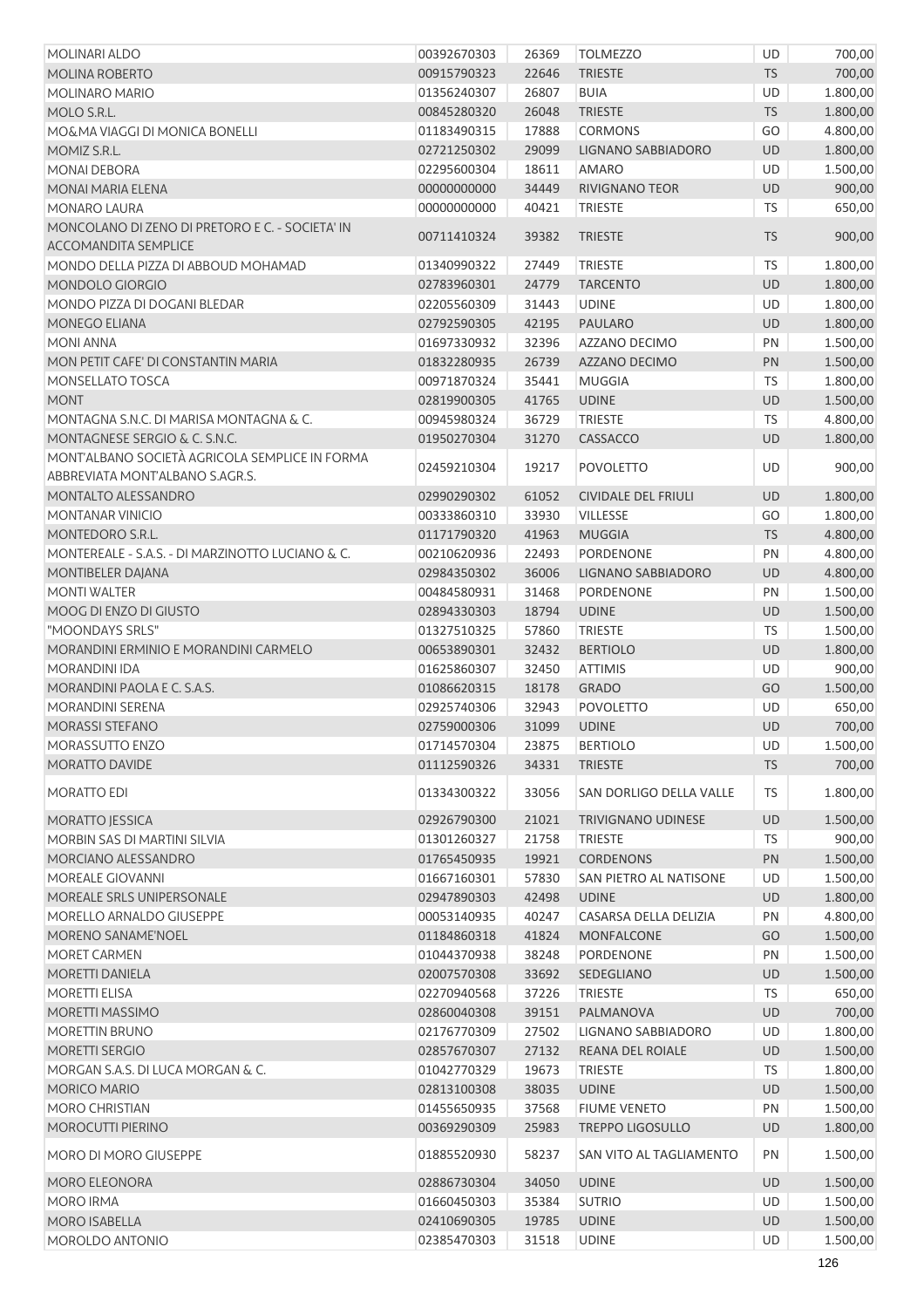| | | | | | |
|---|---|---|---|---|---|
| MOLINARI ALDO | 00392670303 | 26369 | TOLMEZZO | UD | 700,00 |
| MOLINA ROBERTO | 00915790323 | 22646 | TRIESTE | TS | 700,00 |
| MOLINARO MARIO | 01356240307 | 26807 | BUIA | UD | 1.800,00 |
| MOLO S.R.L. | 00845280320 | 26048 | TRIESTE | TS | 1.800,00 |
| MO&MA VIAGGI DI MONICA BONELLI | 01183490315 | 17888 | CORMONS | GO | 4.800,00 |
| MOMIZ S.R.L. | 02721250302 | 29099 | LIGNANO SABBIADORO | UD | 1.800,00 |
| MONAI DEBORA | 02295600304 | 18611 | AMARO | UD | 1.500,00 |
| MONAI MARIA ELENA | 00000000000 | 34449 | RIVIGNANO TEOR | UD | 900,00 |
| MONARO LAURA | 00000000000 | 40421 | TRIESTE | TS | 650,00 |
| MONCOLANO DI ZENO DI PRETORO E C. - SOCIETA' IN ACCOMANDITA SEMPLICE | 00711410324 | 39382 | TRIESTE | TS | 900,00 |
| MONDO DELLA PIZZA DI ABBOUD MOHAMAD | 01340990322 | 27449 | TRIESTE | TS | 1.800,00 |
| MONDOLO GIORGIO | 02783960301 | 24779 | TARCENTO | UD | 1.800,00 |
| MONDO PIZZA DI DOGANI BLEDAR | 02205560309 | 31443 | UDINE | UD | 1.800,00 |
| MONEGO ELIANA | 02792590305 | 42195 | PAULARO | UD | 1.800,00 |
| MONI ANNA | 01697330932 | 32396 | AZZANO DECIMO | PN | 1.500,00 |
| MON PETIT CAFE' DI CONSTANTIN MARIA | 01832280935 | 26739 | AZZANO DECIMO | PN | 1.500,00 |
| MONSELLATO TOSCA | 00971870324 | 35441 | MUGGIA | TS | 1.800,00 |
| MONT | 02819900305 | 41765 | UDINE | UD | 1.500,00 |
| MONTAGNA S.N.C. DI MARISA MONTAGNA & C. | 00945980324 | 36729 | TRIESTE | TS | 4.800,00 |
| MONTAGNESE SERGIO & C. S.N.C. | 01950270304 | 31270 | CASSACCO | UD | 1.800,00 |
| MONT'ALBANO SOCIETÀ AGRICOLA SEMPLICE IN FORMA ABBREVIATA MONT'ALBANO S.AGR.S. | 02459210304 | 19217 | POVOLETTO | UD | 900,00 |
| MONTALTO ALESSANDRO | 02990290302 | 61052 | CIVIDALE DEL FRIULI | UD | 1.800,00 |
| MONTANAR VINICIO | 00333860310 | 33930 | VILLESSE | GO | 1.800,00 |
| MONTEDORO S.R.L. | 01171790320 | 41963 | MUGGIA | TS | 4.800,00 |
| MONTEREALE - S.A.S. - DI MARZINOTTO LUCIANO & C. | 00210620936 | 22493 | PORDENONE | PN | 4.800,00 |
| MONTIBELER DAJANA | 02984350302 | 36006 | LIGNANO SABBIADORO | UD | 4.800,00 |
| MONTI WALTER | 00484580931 | 31468 | PORDENONE | PN | 1.500,00 |
| MOOG DI ENZO DI GIUSTO | 02894330303 | 18794 | UDINE | UD | 1.500,00 |
| "MOONDAYS SRLS" | 01327510325 | 57860 | TRIESTE | TS | 1.500,00 |
| MORANDINI ERMINIO E MORANDINI CARMELO | 00653890301 | 32432 | BERTIOLO | UD | 1.800,00 |
| MORANDINI IDA | 01625860307 | 32450 | ATTIMIS | UD | 900,00 |
| MORANDINI PAOLA E C. S.A.S. | 01086620315 | 18178 | GRADO | GO | 1.500,00 |
| MORANDINI SERENA | 02925740306 | 32943 | POVOLETTO | UD | 650,00 |
| MORASSI STEFANO | 02759000306 | 31099 | UDINE | UD | 700,00 |
| MORASSUTTO ENZO | 01714570304 | 23875 | BERTIOLO | UD | 1.500,00 |
| MORATTO DAVIDE | 01112590326 | 34331 | TRIESTE | TS | 700,00 |
| MORATTO EDI | 01334300322 | 33056 | SAN DORLIGO DELLA VALLE | TS | 1.800,00 |
| MORATTO JESSICA | 02926790300 | 21021 | TRIVIGNANO UDINESE | UD | 1.500,00 |
| MORBIN SAS DI MARTINI SILVIA | 01301260327 | 21758 | TRIESTE | TS | 900,00 |
| MORCIANO ALESSANDRO | 01765450935 | 19921 | CORDENONS | PN | 1.500,00 |
| MOREALE GIOVANNI | 01667160301 | 57830 | SAN PIETRO AL NATISONE | UD | 1.500,00 |
| MOREALE SRLS UNIPERSONALE | 02947890303 | 42498 | UDINE | UD | 1.800,00 |
| MORELLO ARNALDO GIUSEPPE | 00053140935 | 40247 | CASARSA DELLA DELIZIA | PN | 4.800,00 |
| MORENO SANAME'NOEL | 01184860318 | 41824 | MONFALCONE | GO | 1.500,00 |
| MORET CARMEN | 01044370938 | 38248 | PORDENONE | PN | 1.500,00 |
| MORETTI DANIELA | 02007570308 | 33692 | SEDEGLIANO | UD | 1.500,00 |
| MORETTI ELISA | 02270940568 | 37226 | TRIESTE | TS | 650,00 |
| MORETTI MASSIMO | 02860040308 | 39151 | PALMANOVA | UD | 700,00 |
| MORETTIN BRUNO | 02176770309 | 27502 | LIGNANO SABBIADORO | UD | 1.800,00 |
| MORETTI SERGIO | 02857670307 | 27132 | REANA DEL ROIALE | UD | 1.500,00 |
| MORGAN S.A.S. DI LUCA MORGAN & C. | 01042770329 | 19673 | TRIESTE | TS | 1.800,00 |
| MORICO MARIO | 02813100308 | 38035 | UDINE | UD | 1.500,00 |
| MORO CHRISTIAN | 01455650935 | 37568 | FIUME VENETO | PN | 1.500,00 |
| MOROCUTTI PIERINO | 00369290309 | 25983 | TREPPO LIGOSULLO | UD | 1.800,00 |
| MORO DI MORO GIUSEPPE | 01885520930 | 58237 | SAN VITO AL TAGLIAMENTO | PN | 1.500,00 |
| MORO ELEONORA | 02886730304 | 34050 | UDINE | UD | 1.500,00 |
| MORO IRMA | 01660450303 | 35384 | SUTRIO | UD | 1.500,00 |
| MORO ISABELLA | 02410690305 | 19785 | UDINE | UD | 1.500,00 |
| MOROLDO ANTONIO | 02385470303 | 31518 | UDINE | UD | 1.500,00 |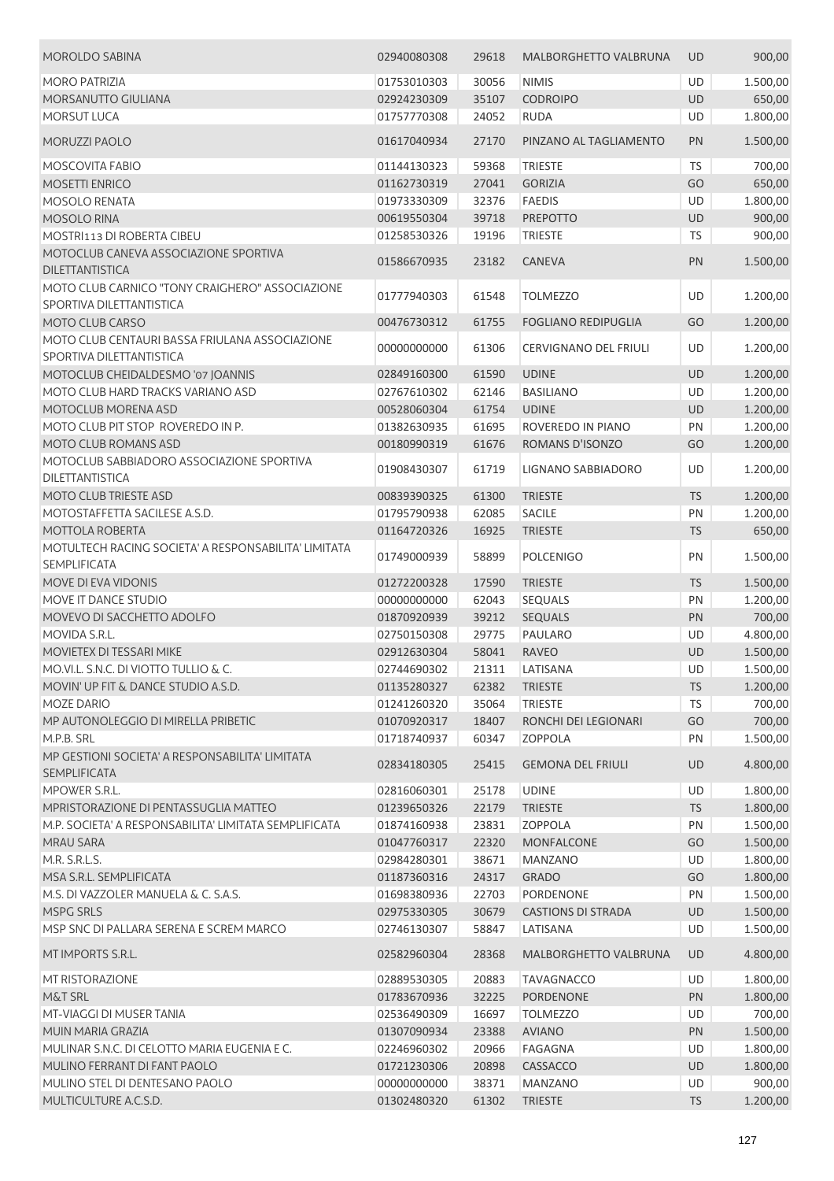| | | | | | |
|---|---|---|---|---|---|
| MOROLDO SABINA | 02940080308 | 29618 | MALBORGHETTO VALBRUNA | UD | 900,00 |
| MORO PATRIZIA | 01753010303 | 30056 | NIMIS | UD | 1.500,00 |
| MORSANUTTO GIULIANA | 02924230309 | 35107 | CODROIPO | UD | 650,00 |
| MORSUT LUCA | 01757770308 | 24052 | RUDA | UD | 1.800,00 |
| MORUZZI PAOLO | 01617040934 | 27170 | PINZANO AL TAGLIAMENTO | PN | 1.500,00 |
| MOSCOVITA FABIO | 01144130323 | 59368 | TRIESTE | TS | 700,00 |
| MOSETTI ENRICO | 01162730319 | 27041 | GORIZIA | GO | 650,00 |
| MOSOLO RENATA | 01973330309 | 32376 | FAEDIS | UD | 1.800,00 |
| MOSOLO RINA | 00619550304 | 39718 | PREPOTTO | UD | 900,00 |
| MOSTRI113 DI ROBERTA CIBEU | 01258530326 | 19196 | TRIESTE | TS | 900,00 |
| MOTOCLUB CANEVA ASSOCIAZIONE SPORTIVA DILETTANTISTICA | 01586670935 | 23182 | CANEVA | PN | 1.500,00 |
| MOTO CLUB CARNICO "TONY CRAIGHERO" ASSOCIAZIONE SPORTIVA DILETTANTISTICA | 01777940303 | 61548 | TOLMEZZO | UD | 1.200,00 |
| MOTO CLUB CARSO | 00476730312 | 61755 | FOGLIANO REDIPUGLIA | GO | 1.200,00 |
| MOTO CLUB CENTAURI BASSA FRIULANA ASSOCIAZIONE SPORTIVA DILETTANTISTICA | 00000000000 | 61306 | CERVIGNANO DEL FRIULI | UD | 1.200,00 |
| MOTOCLUB CHEIDALDESMO '07 JOANNIS | 02849160300 | 61590 | UDINE | UD | 1.200,00 |
| MOTO CLUB HARD TRACKS VARIANO ASD | 02767610302 | 62146 | BASILIANO | UD | 1.200,00 |
| MOTOCLUB MORENA ASD | 00528060304 | 61754 | UDINE | UD | 1.200,00 |
| MOTO CLUB PIT STOP ROVEREDO IN P. | 01382630935 | 61695 | ROVEREDO IN PIANO | PN | 1.200,00 |
| MOTO CLUB ROMANS ASD | 00180990319 | 61676 | ROMANS D'ISONZO | GO | 1.200,00 |
| MOTOCLUB SABBIADORO ASSOCIAZIONE SPORTIVA DILETTANTISTICA | 01908430307 | 61719 | LIGNANO SABBIADORO | UD | 1.200,00 |
| MOTO CLUB TRIESTE ASD | 00839390325 | 61300 | TRIESTE | TS | 1.200,00 |
| MOTOSTAFFETTA SACILESE A.S.D. | 01795790938 | 62085 | SACILE | PN | 1.200,00 |
| MOTTOLA ROBERTA | 01164720326 | 16925 | TRIESTE | TS | 650,00 |
| MOTULTECH RACING SOCIETA' A RESPONSABILITA' LIMITATA SEMPLIFICATA | 01749000939 | 58899 | POLCENIGO | PN | 1.500,00 |
| MOVE DI EVA VIDONIS | 01272200328 | 17590 | TRIESTE | TS | 1.500,00 |
| MOVE IT DANCE STUDIO | 00000000000 | 62043 | SEQUALS | PN | 1.200,00 |
| MOVEVO DI SACCHETTO ADOLFO | 01870920939 | 39212 | SEQUALS | PN | 700,00 |
| MOVIDA S.R.L. | 02750150308 | 29775 | PAULARO | UD | 4.800,00 |
| MOVIETEX DI TESSARI MIKE | 02912630304 | 58041 | RAVEO | UD | 1.500,00 |
| MO.VI.L. S.N.C. DI VIOTTO TULLIO & C. | 02744690302 | 21311 | LATISANA | UD | 1.500,00 |
| MOVIN' UP FIT & DANCE STUDIO A.S.D. | 01135280327 | 62382 | TRIESTE | TS | 1.200,00 |
| MOZE DARIO | 01241260320 | 35064 | TRIESTE | TS | 700,00 |
| MP AUTONOLEGGIO DI MIRELLA PRIBETIC | 01070920317 | 18407 | RONCHI DEI LEGIONARI | GO | 700,00 |
| M.P.B. SRL | 01718740937 | 60347 | ZOPPOLA | PN | 1.500,00 |
| MP GESTIONI SOCIETA' A RESPONSABILITA' LIMITATA SEMPLIFICATA | 02834180305 | 25415 | GEMONA DEL FRIULI | UD | 4.800,00 |
| MPOWER S.R.L. | 02816060301 | 25178 | UDINE | UD | 1.800,00 |
| MPRISTORAZIONE DI PENTASSUGLIA MATTEO | 01239650326 | 22179 | TRIESTE | TS | 1.800,00 |
| M.P. SOCIETA' A RESPONSABILITA' LIMITATA SEMPLIFICATA | 01874160938 | 23831 | ZOPPOLA | PN | 1.500,00 |
| MRAU SARA | 01047760317 | 22320 | MONFALCONE | GO | 1.500,00 |
| M.R. S.R.L.S. | 02984280301 | 38671 | MANZANO | UD | 1.800,00 |
| MSA S.R.L. SEMPLIFICATA | 01187360316 | 24317 | GRADO | GO | 1.800,00 |
| M.S. DI VAZZOLER MANUELA & C. S.A.S. | 01698380936 | 22703 | PORDENONE | PN | 1.500,00 |
| MSPG SRLS | 02975330305 | 30679 | CASTIONS DI STRADA | UD | 1.500,00 |
| MSP SNC DI PALLARA SERENA E SCREM MARCO | 02746130307 | 58847 | LATISANA | UD | 1.500,00 |
| MT IMPORTS S.R.L. | 02582960304 | 28368 | MALBORGHETTO VALBRUNA | UD | 4.800,00 |
| MT RISTORAZIONE | 02889530305 | 20883 | TAVAGNACCO | UD | 1.800,00 |
| M&T SRL | 01783670936 | 32225 | PORDENONE | PN | 1.800,00 |
| MT-VIAGGI DI MUSER TANIA | 02536490309 | 16697 | TOLMEZZO | UD | 700,00 |
| MUIN MARIA GRAZIA | 01307090934 | 23388 | AVIANO | PN | 1.500,00 |
| MULINAR S.N.C. DI CELOTTO MARIA EUGENIA E C. | 02246960302 | 20966 | FAGAGNA | UD | 1.800,00 |
| MULINO FERRANT DI FANT PAOLO | 01721230306 | 20898 | CASSACCO | UD | 1.800,00 |
| MULINO STEL DI DENTESANO PAOLO | 00000000000 | 38371 | MANZANO | UD | 900,00 |
| MULTICULTURE A.C.S.D. | 01302480320 | 61302 | TRIESTE | TS | 1.200,00 |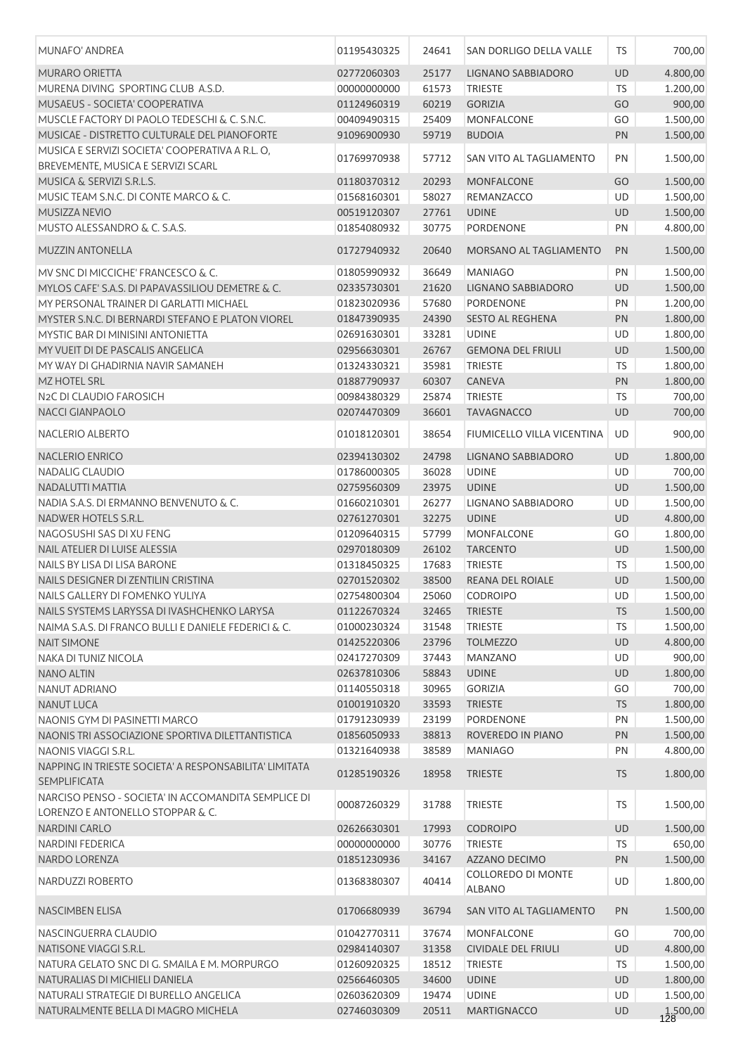| | | | | | |
|---|---|---|---|---|---|
| MUNAFO' ANDREA | 01195430325 | 24641 | SAN DORLIGO DELLA VALLE | TS | 700,00 |
| MURARO ORIETTA | 02772060303 | 25177 | LIGNANO SABBIADORO | UD | 4.800,00 |
| MURENA DIVING SPORTING CLUB A.S.D. | 00000000000 | 61573 | TRIESTE | TS | 1.200,00 |
| MUSAEUS - SOCIETA' COOPERATIVA | 01124960319 | 60219 | GORIZIA | GO | 900,00 |
| MUSCLE FACTORY DI PAOLO TEDESCHI & C. S.N.C. | 00409490315 | 25409 | MONFALCONE | GO | 1.500,00 |
| MUSICAE - DISTRETTO CULTURALE DEL PIANOFORTE | 91096900930 | 59719 | BUDOIA | PN | 1.500,00 |
| MUSICA E SERVIZI SOCIETA' COOPERATIVA A R.L. O, BREVEMENTE, MUSICA E SERVIZI SCARL | 01769970938 | 57712 | SAN VITO AL TAGLIAMENTO | PN | 1.500,00 |
| MUSICA & SERVIZI S.R.L.S. | 01180370312 | 20293 | MONFALCONE | GO | 1.500,00 |
| MUSIC TEAM S.N.C. DI CONTE MARCO & C. | 01568160301 | 58027 | REMANZACCO | UD | 1.500,00 |
| MUSIZZA NEVIO | 00519120307 | 27761 | UDINE | UD | 1.500,00 |
| MUSTO ALESSANDRO & C. S.A.S. | 01854080932 | 30775 | PORDENONE | PN | 4.800,00 |
| MUZZIN ANTONELLA | 01727940932 | 20640 | MORSANO AL TAGLIAMENTO | PN | 1.500,00 |
| MV SNC DI MICCICHE' FRANCESCO & C. | 01805990932 | 36649 | MANIAGO | PN | 1.500,00 |
| MYLOS CAFE' S.A.S. DI PAPAVASSILIOU DEMETRE & C. | 02335730301 | 21620 | LIGNANO SABBIADORO | UD | 1.500,00 |
| MY PERSONAL TRAINER DI GARLATTI MICHAEL | 01823020936 | 57680 | PORDENONE | PN | 1.200,00 |
| MYSTER S.N.C. DI BERNARDI STEFANO E PLATON VIOREL | 01847390935 | 24390 | SESTO AL REGHENA | PN | 1.800,00 |
| MYSTIC BAR DI MINISINI ANTONIETTA | 02691630301 | 33281 | UDINE | UD | 1.800,00 |
| MY VUEIT DI DE PASCALIS ANGELICA | 02956630301 | 26767 | GEMONA DEL FRIULI | UD | 1.500,00 |
| MY WAY DI GHADIRNIA NAVIR SAMANEH | 01324330321 | 35981 | TRIESTE | TS | 1.800,00 |
| MZ HOTEL SRL | 01887790937 | 60307 | CANEVA | PN | 1.800,00 |
| N2C DI CLAUDIO FAROSICH | 00984380329 | 25874 | TRIESTE | TS | 700,00 |
| NACCI GIANPAOLO | 02074470309 | 36601 | TAVAGNACCO | UD | 700,00 |
| NACLERIO ALBERTO | 01018120301 | 38654 | FIUMICELLO VILLA VICENTINA | UD | 900,00 |
| NACLERIO ENRICO | 02394130302 | 24798 | LIGNANO SABBIADORO | UD | 1.800,00 |
| NADALIG CLAUDIO | 01786000305 | 36028 | UDINE | UD | 700,00 |
| NADALUTTI MATTIA | 02759560309 | 23975 | UDINE | UD | 1.500,00 |
| NADIA S.A.S. DI ERMANNO BENVENUTO & C. | 01660210301 | 26277 | LIGNANO SABBIADORO | UD | 1.500,00 |
| NADWER HOTELS S.R.L. | 02761270301 | 32275 | UDINE | UD | 4.800,00 |
| NAGOSUSHI SAS DI XU FENG | 01209640315 | 57799 | MONFALCONE | GO | 1.800,00 |
| NAIL ATELIER DI LUISE ALESSIA | 02970180309 | 26102 | TARCENTO | UD | 1.500,00 |
| NAILS BY LISA DI LISA BARONE | 01318450325 | 17683 | TRIESTE | TS | 1.500,00 |
| NAILS DESIGNER DI ZENTILIN CRISTINA | 02701520302 | 38500 | REANA DEL ROIALE | UD | 1.500,00 |
| NAILS GALLERY DI FOMENKO YULIYA | 02754800304 | 25060 | CODROIPO | UD | 1.500,00 |
| NAILS SYSTEMS LARYSSA DI IVASHCHENKO LARYSA | 01122670324 | 32465 | TRIESTE | TS | 1.500,00 |
| NAIMA S.A.S. DI FRANCO BULLI E DANIELE FEDERICI & C. | 01000230324 | 31548 | TRIESTE | TS | 1.500,00 |
| NAIT SIMONE | 01425220306 | 23796 | TOLMEZZO | UD | 4.800,00 |
| NAKA DI TUNIZ NICOLA | 02417270309 | 37443 | MANZANO | UD | 900,00 |
| NANO ALTIN | 02637810306 | 58843 | UDINE | UD | 1.800,00 |
| NANUT ADRIANO | 01140550318 | 30965 | GORIZIA | GO | 700,00 |
| NANUT LUCA | 01001910320 | 33593 | TRIESTE | TS | 1.800,00 |
| NAONIS GYM DI PASINETTI MARCO | 01791230939 | 23199 | PORDENONE | PN | 1.500,00 |
| NAONIS TRI ASSOCIAZIONE SPORTIVA DILETTANTISTICA | 01856050933 | 38813 | ROVEREDO IN PIANO | PN | 1.500,00 |
| NAONIS VIAGGI S.R.L. | 01321640938 | 38589 | MANIAGO | PN | 4.800,00 |
| NAPPING IN TRIESTE SOCIETA' A RESPONSABILITA' LIMITATA SEMPLIFICATA | 01285190326 | 18958 | TRIESTE | TS | 1.800,00 |
| NARCISO PENSO - SOCIETA' IN ACCOMANDITA SEMPLICE DI LORENZO E ANTONELLO STOPPAR & C. | 00087260329 | 31788 | TRIESTE | TS | 1.500,00 |
| NARDINI CARLO | 02626630301 | 17993 | CODROIPO | UD | 1.500,00 |
| NARDINI FEDERICA | 00000000000 | 30776 | TRIESTE | TS | 650,00 |
| NARDO LORENZA | 01851230936 | 34167 | AZZANO DECIMO | PN | 1.500,00 |
| NARDUZZI ROBERTO | 01368380307 | 40414 | COLLOREDO DI MONTE ALBANO | UD | 1.800,00 |
| NASCIMBEN ELISA | 01706680939 | 36794 | SAN VITO AL TAGLIAMENTO | PN | 1.500,00 |
| NASCINGUERRA CLAUDIO | 01042770311 | 37674 | MONFALCONE | GO | 700,00 |
| NATISONE VIAGGI S.R.L. | 02984140307 | 31358 | CIVIDALE DEL FRIULI | UD | 4.800,00 |
| NATURA GELATO SNC DI G. SMAILA E M. MORPURGO | 01260920325 | 18512 | TRIESTE | TS | 1.500,00 |
| NATURALIAS DI MICHIELI DANIELA | 02566460305 | 34600 | UDINE | UD | 1.800,00 |
| NATURALI STRATEGIE DI BURELLO ANGELICA | 02603620309 | 19474 | UDINE | UD | 1.500,00 |
| NATURALMENTE BELLA DI MAGRO MICHELA | 02746030309 | 20511 | MARTIGNACCO | UD | 1.500,00 |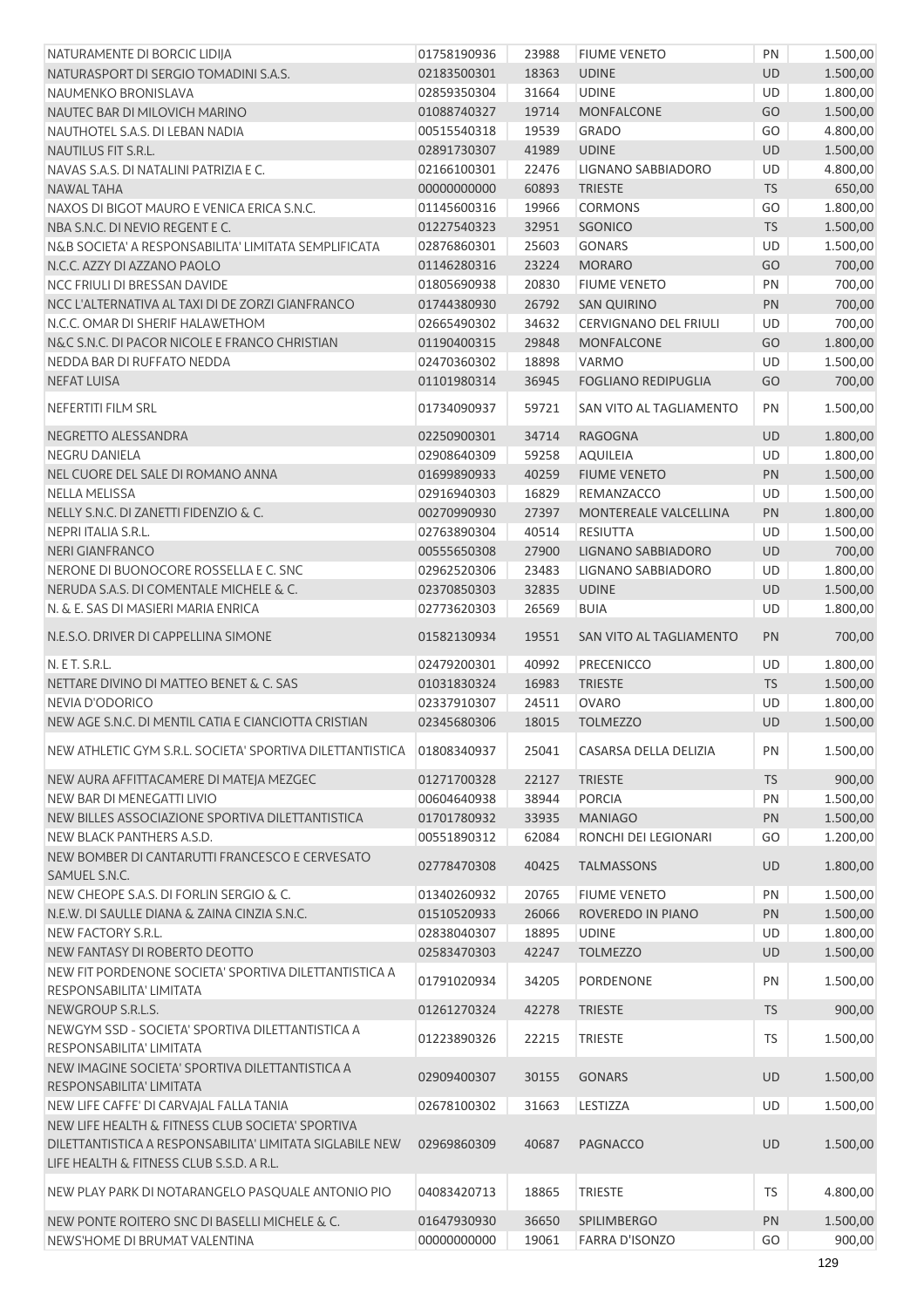| | | | | | |
|---|---|---|---|---|---|
| NATURAMENTE DI BORCIC LIDIJA | 01758190936 | 23988 | FIUME VENETO | PN | 1.500,00 |
| NATURASPORT DI SERGIO TOMADINI S.A.S. | 02183500301 | 18363 | UDINE | UD | 1.500,00 |
| NAUMENKO BRONISLAVA | 02859350304 | 31664 | UDINE | UD | 1.800,00 |
| NAUTEC BAR DI MILOVICH MARINO | 01088740327 | 19714 | MONFALCONE | GO | 1.500,00 |
| NAUTHOTEL S.A.S. DI LEBAN NADIA | 00515540318 | 19539 | GRADO | GO | 4.800,00 |
| NAUTILUS FIT S.R.L. | 02891730307 | 41989 | UDINE | UD | 1.500,00 |
| NAVAS S.A.S. DI NATALINI PATRIZIA E C. | 02166100301 | 22476 | LIGNANO SABBIADORO | UD | 4.800,00 |
| NAWAL TAHA | 00000000000 | 60893 | TRIESTE | TS | 650,00 |
| NAXOS DI BIGOT MAURO E VENICA ERICA S.N.C. | 01145600316 | 19966 | CORMONS | GO | 1.800,00 |
| NBA S.N.C. DI NEVIO REGENT E C. | 01227540323 | 32951 | SGONICO | TS | 1.500,00 |
| N&B SOCIETA' A RESPONSABILITA' LIMITATA SEMPLIFICATA | 02876860301 | 25603 | GONARS | UD | 1.500,00 |
| N.C.C. AZZY DI AZZANO PAOLO | 01146280316 | 23224 | MORARO | GO | 700,00 |
| NCC FRIULI DI BRESSAN DAVIDE | 01805690938 | 20830 | FIUME VENETO | PN | 700,00 |
| NCC L'ALTERNATIVA AL TAXI DI DE ZORZI GIANFRANCO | 01744380930 | 26792 | SAN QUIRINO | PN | 700,00 |
| N.C.C. OMAR DI SHERIF HALAWETHOM | 02665490302 | 34632 | CERVIGNANO DEL FRIULI | UD | 700,00 |
| N&C S.N.C. DI PACOR NICOLE E FRANCO CHRISTIAN | 01190400315 | 29848 | MONFALCONE | GO | 1.800,00 |
| NEDDA BAR DI RUFFATO NEDDA | 02470360302 | 18898 | VARMO | UD | 1.500,00 |
| NEFAT LUISA | 01101980314 | 36945 | FOGLIANO REDIPUGLIA | GO | 700,00 |
| NEFERTITI FILM SRL | 01734090937 | 59721 | SAN VITO AL TAGLIAMENTO | PN | 1.500,00 |
| NEGRETTO ALESSANDRA | 02250900301 | 34714 | RAGOGNA | UD | 1.800,00 |
| NEGRU DANIELA | 02908640309 | 59258 | AQUILEIA | UD | 1.800,00 |
| NEL CUORE DEL SALE DI ROMANO ANNA | 01699890933 | 40259 | FIUME VENETO | PN | 1.500,00 |
| NELLA MELISSA | 02916940303 | 16829 | REMANZACCO | UD | 1.500,00 |
| NELLY S.N.C. DI ZANETTI FIDENZIO & C. | 00270990930 | 27397 | MONTEREALE VALCELLINA | PN | 1.800,00 |
| NEPRI ITALIA S.R.L. | 02763890304 | 40514 | RESIUTTA | UD | 1.500,00 |
| NERI GIANFRANCO | 00555650308 | 27900 | LIGNANO SABBIADORO | UD | 700,00 |
| NERONE DI BUONOCORE ROSSELLA E C. SNC | 02962520306 | 23483 | LIGNANO SABBIADORO | UD | 1.800,00 |
| NERUDA S.A.S. DI COMENTALE MICHELE & C. | 02370850303 | 32835 | UDINE | UD | 1.500,00 |
| N. & E. SAS DI MASIERI MARIA ENRICA | 02773620303 | 26569 | BUIA | UD | 1.800,00 |
| N.E.S.O. DRIVER DI CAPPELLINA SIMONE | 01582130934 | 19551 | SAN VITO AL TAGLIAMENTO | PN | 700,00 |
| N. E T. S.R.L. | 02479200301 | 40992 | PRECENICCO | UD | 1.800,00 |
| NETTARE DIVINO DI MATTEO BENET & C. SAS | 01031830324 | 16983 | TRIESTE | TS | 1.500,00 |
| NEVIA D'ODORICO | 02337910307 | 24511 | OVARO | UD | 1.800,00 |
| NEW AGE S.N.C. DI MENTIL CATIA E CIANCIOTTA CRISTIAN | 02345680306 | 18015 | TOLMEZZO | UD | 1.500,00 |
| NEW ATHLETIC GYM S.R.L. SOCIETA' SPORTIVA DILETTANTISTICA | 01808340937 | 25041 | CASARSA DELLA DELIZIA | PN | 1.500,00 |
| NEW AURA AFFITTACAMERE DI MATEJA MEZGEC | 01271700328 | 22127 | TRIESTE | TS | 900,00 |
| NEW BAR DI MENEGATTI LIVIO | 00604640938 | 38944 | PORCIA | PN | 1.500,00 |
| NEW BILLES ASSOCIAZIONE SPORTIVA DILETTANTISTICA | 01701780932 | 33935 | MANIAGO | PN | 1.500,00 |
| NEW BLACK PANTHERS A.S.D. | 00551890312 | 62084 | RONCHI DEI LEGIONARI | GO | 1.200,00 |
| NEW BOMBER DI CANTARUTTI FRANCESCO E CERVESATO SAMUEL S.N.C. | 02778470308 | 40425 | TALMASSONS | UD | 1.800,00 |
| NEW CHEOPE S.A.S. DI FORLIN SERGIO & C. | 01340260932 | 20765 | FIUME VENETO | PN | 1.500,00 |
| N.E.W. DI SAULLE DIANA & ZAINA CINZIA S.N.C. | 01510520933 | 26066 | ROVEREDO IN PIANO | PN | 1.500,00 |
| NEW FACTORY S.R.L. | 02838040307 | 18895 | UDINE | UD | 1.800,00 |
| NEW FANTASY DI ROBERTO DEOTTO | 02583470303 | 42247 | TOLMEZZO | UD | 1.500,00 |
| NEW FIT PORDENONE SOCIETA' SPORTIVA DILETTANTISTICA A RESPONSABILITA' LIMITATA | 01791020934 | 34205 | PORDENONE | PN | 1.500,00 |
| NEWGROUP S.R.L.S. | 01261270324 | 42278 | TRIESTE | TS | 900,00 |
| NEWGYM SSD - SOCIETA' SPORTIVA DILETTANTISTICA A RESPONSABILITA' LIMITATA | 01223890326 | 22215 | TRIESTE | TS | 1.500,00 |
| NEW IMAGINE SOCIETA' SPORTIVA DILETTANTISTICA A RESPONSABILITA' LIMITATA | 02909400307 | 30155 | GONARS | UD | 1.500,00 |
| NEW LIFE CAFFE' DI CARVAJAL FALLA TANIA | 02678100302 | 31663 | LESTIZZA | UD | 1.500,00 |
| NEW LIFE HEALTH & FITNESS CLUB SOCIETA' SPORTIVA DILETTANTISTICA A RESPONSABILITA' LIMITATA SIGLABILE NEW LIFE HEALTH & FITNESS CLUB S.S.D. A R.L. | 02969860309 | 40687 | PAGNACCO | UD | 1.500,00 |
| NEW PLAY PARK DI NOTARANGELO PASQUALE ANTONIO PIO | 04083420713 | 18865 | TRIESTE | TS | 4.800,00 |
| NEW PONTE ROITERO SNC DI BASELLI MICHELE & C. | 01647930930 | 36650 | SPILIMBERGO | PN | 1.500,00 |
| NEWS'HOME DI BRUMAT VALENTINA | 00000000000 | 19061 | FARRA D'ISONZO | GO | 900,00 |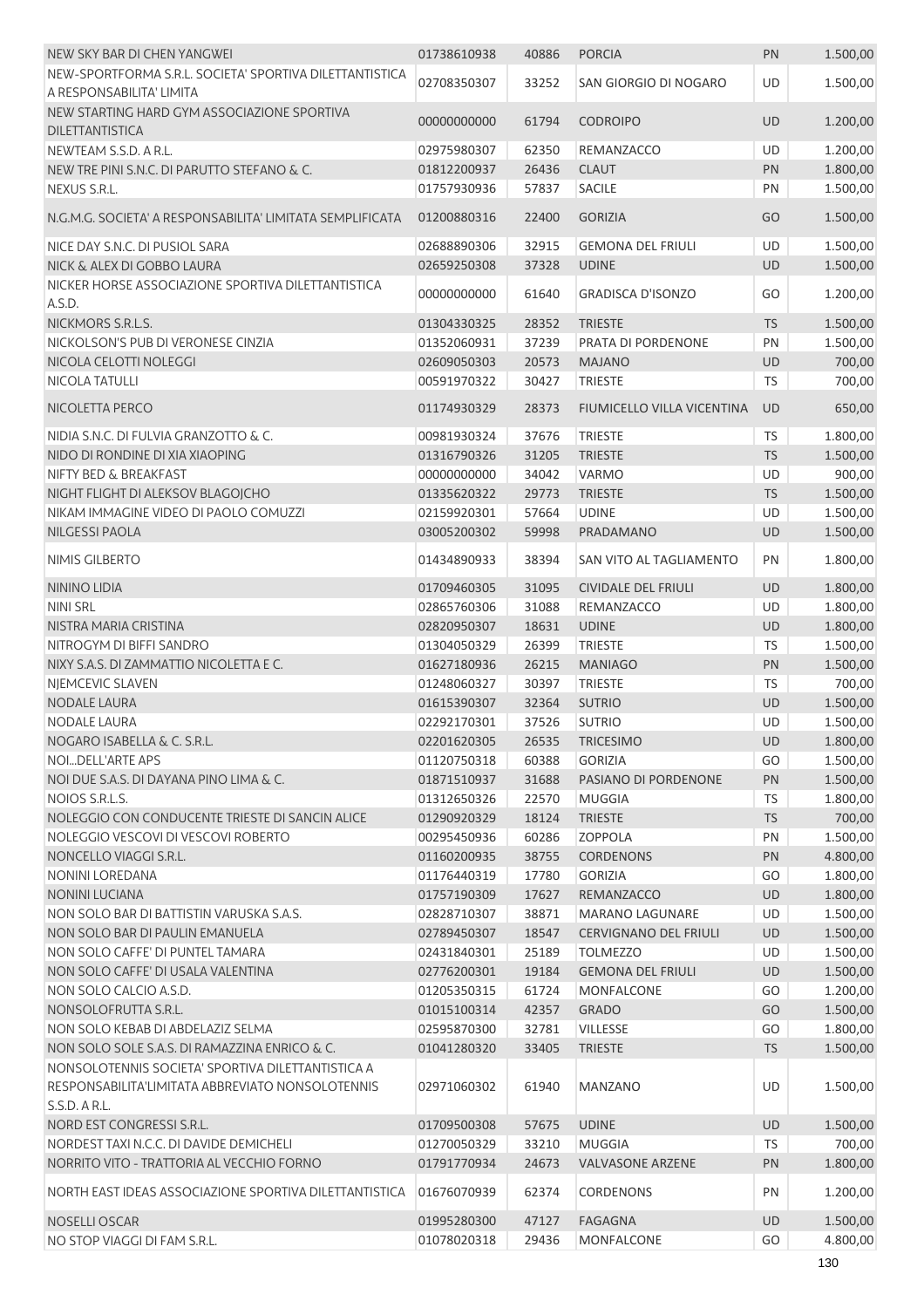| | | | | | |
|---|---|---|---|---|---|
| NEW SKY BAR DI CHEN YANGWEI | 01738610938 | 40886 | PORCIA | PN | 1.500,00 |
| NEW-SPORTFORMA S.R.L. SOCIETA' SPORTIVA DILETTANTISTICA A RESPONSABILITA' LIMITA | 02708350307 | 33252 | SAN GIORGIO DI NOGARO | UD | 1.500,00 |
| NEW STARTING HARD GYM ASSOCIAZIONE SPORTIVA DILETTANTISTICA | 00000000000 | 61794 | CODROIPO | UD | 1.200,00 |
| NEWTEAM S.S.D. A R.L. | 02975980307 | 62350 | REMANZACCO | UD | 1.200,00 |
| NEW TRE PINI S.N.C. DI PARUTTO STEFANO & C. | 01812200937 | 26436 | CLAUT | PN | 1.800,00 |
| NEXUS S.R.L. | 01757930936 | 57837 | SACILE | PN | 1.500,00 |
| N.G.M.G. SOCIETA' A RESPONSABILITA' LIMITATA SEMPLIFICATA | 01200880316 | 22400 | GORIZIA | GO | 1.500,00 |
| NICE DAY S.N.C. DI PUSIOL SARA | 02688890306 | 32915 | GEMONA DEL FRIULI | UD | 1.500,00 |
| NICK & ALEX DI GOBBO LAURA | 02659250308 | 37328 | UDINE | UD | 1.500,00 |
| NICKER HORSE ASSOCIAZIONE SPORTIVA DILETTANTISTICA A.S.D. | 00000000000 | 61640 | GRADISCA D'ISONZO | GO | 1.200,00 |
| NICKMORS S.R.L.S. | 01304330325 | 28352 | TRIESTE | TS | 1.500,00 |
| NICKOLSON'S PUB DI VERONESE CINZIA | 01352060931 | 37239 | PRATA DI PORDENONE | PN | 1.500,00 |
| NICOLA CELOTTI NOLEGGI | 02609050303 | 20573 | MAJANO | UD | 700,00 |
| NICOLA TATULLI | 00591970322 | 30427 | TRIESTE | TS | 700,00 |
| NICOLETTA PERCO | 01174930329 | 28373 | FIUMICELLO VILLA VICENTINA | UD | 650,00 |
| NIDIA S.N.C. DI FULVIA GRANZOTTO & C. | 00981930324 | 37676 | TRIESTE | TS | 1.800,00 |
| NIDO DI RONDINE DI XIA XIAOPING | 01316790326 | 31205 | TRIESTE | TS | 1.500,00 |
| NIFTY BED & BREAKFAST | 00000000000 | 34042 | VARMO | UD | 900,00 |
| NIGHT FLIGHT DI ALEKSOV BLAGOJCHO | 01335620322 | 29773 | TRIESTE | TS | 1.500,00 |
| NIKAM IMMAGINE VIDEO DI PAOLO COMUZZI | 02159920301 | 57664 | UDINE | UD | 1.500,00 |
| NILGESSI PAOLA | 03005200302 | 59998 | PRADAMANO | UD | 1.500,00 |
| NIMIS GILBERTO | 01434890933 | 38394 | SAN VITO AL TAGLIAMENTO | PN | 1.800,00 |
| NININO LIDIA | 01709460305 | 31095 | CIVIDALE DEL FRIULI | UD | 1.800,00 |
| NINI SRL | 02865760306 | 31088 | REMANZACCO | UD | 1.800,00 |
| NISTRA MARIA CRISTINA | 02820950307 | 18631 | UDINE | UD | 1.800,00 |
| NITROGYM DI BIFFI SANDRO | 01304050329 | 26399 | TRIESTE | TS | 1.500,00 |
| NIXY S.A.S. DI ZAMMATTIO NICOLETTA E C. | 01627180936 | 26215 | MANIAGO | PN | 1.500,00 |
| NJEMCEVIC SLAVEN | 01248060327 | 30397 | TRIESTE | TS | 700,00 |
| NODALE LAURA | 01615390307 | 32364 | SUTRIO | UD | 1.500,00 |
| NODALE LAURA | 02292170301 | 37526 | SUTRIO | UD | 1.500,00 |
| NOGARO ISABELLA & C. S.R.L. | 02201620305 | 26535 | TRICESIMO | UD | 1.800,00 |
| NOI...DELL'ARTE APS | 01120750318 | 60388 | GORIZIA | GO | 1.500,00 |
| NOI DUE S.A.S. DI DAYANA PINO LIMA & C. | 01871510937 | 31688 | PASIANO DI PORDENONE | PN | 1.500,00 |
| NOIOS S.R.L.S. | 01312650326 | 22570 | MUGGIA | TS | 1.800,00 |
| NOLEGGIO CON CONDUCENTE TRIESTE DI SANCIN ALICE | 01290920329 | 18124 | TRIESTE | TS | 700,00 |
| NOLEGGIO VESCOVI DI VESCOVI ROBERTO | 00295450936 | 60286 | ZOPPOLA | PN | 1.500,00 |
| NONCELLO VIAGGI S.R.L. | 01160200935 | 38755 | CORDENONS | PN | 4.800,00 |
| NONINI LOREDANA | 01176440319 | 17780 | GORIZIA | GO | 1.800,00 |
| NONINI LUCIANA | 01757190309 | 17627 | REMANZACCO | UD | 1.800,00 |
| NON SOLO BAR DI BATTISTIN VARUSKA S.A.S. | 02828710307 | 38871 | MARANO LAGUNARE | UD | 1.500,00 |
| NON SOLO BAR DI PAULIN EMANUELA | 02789450307 | 18547 | CERVIGNANO DEL FRIULI | UD | 1.500,00 |
| NON SOLO CAFFE' DI PUNTEL TAMARA | 02431840301 | 25189 | TOLMEZZO | UD | 1.500,00 |
| NON SOLO CAFFE' DI USALA VALENTINA | 02776200301 | 19184 | GEMONA DEL FRIULI | UD | 1.500,00 |
| NON SOLO CALCIO A.S.D. | 01205350315 | 61724 | MONFALCONE | GO | 1.200,00 |
| NONSOLOFRUTTA S.R.L. | 01015100314 | 42357 | GRADO | GO | 1.500,00 |
| NON SOLO KEBAB DI ABDELAZIZ SELMA | 02595870300 | 32781 | VILLESSE | GO | 1.800,00 |
| NON SOLO SOLE S.A.S. DI RAMAZZINA ENRICO & C. | 01041280320 | 33405 | TRIESTE | TS | 1.500,00 |
| NONSOLOTENNIS SOCIETA' SPORTIVA DILETTANTISTICA A RESPONSABILITA'LIMITATA ABBREVIATO NONSOLOTENNIS S.S.D. A R.L. | 02971060302 | 61940 | MANZANO | UD | 1.500,00 |
| NORD EST CONGRESSI S.R.L. | 01709500308 | 57675 | UDINE | UD | 1.500,00 |
| NORDEST TAXI N.C.C. DI DAVIDE DEMICHELI | 01270050329 | 33210 | MUGGIA | TS | 700,00 |
| NORRITO VITO - TRATTORIA AL VECCHIO FORNO | 01791770934 | 24673 | VALVASONE ARZENE | PN | 1.800,00 |
| NORTH EAST IDEAS ASSOCIAZIONE SPORTIVA DILETTANTISTICA | 01676070939 | 62374 | CORDENONS | PN | 1.200,00 |
| NOSELLI OSCAR | 01995280300 | 47127 | FAGAGNA | UD | 1.500,00 |
| NO STOP VIAGGI DI FAM S.R.L. | 01078020318 | 29436 | MONFALCONE | GO | 4.800,00 |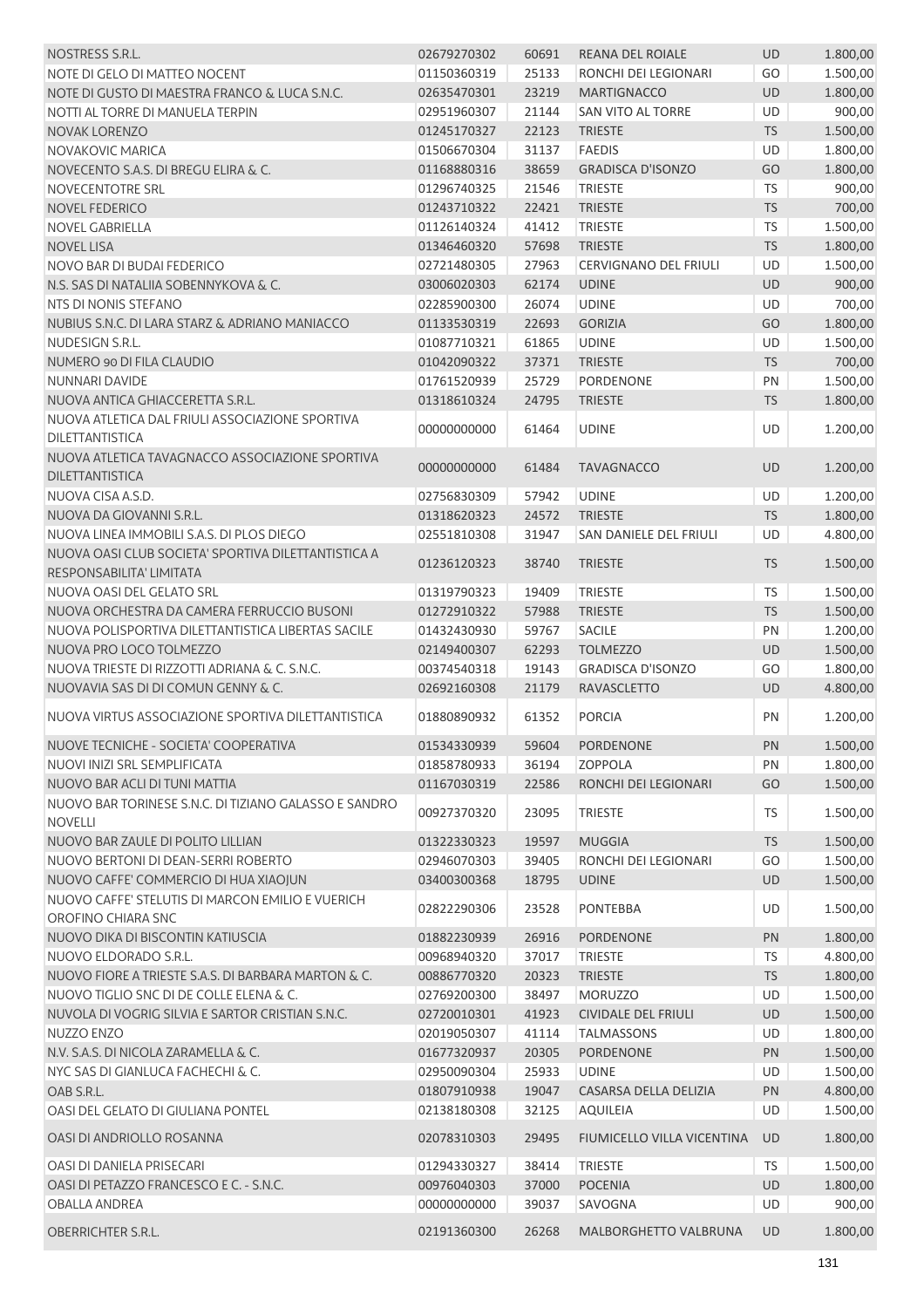| | | | | | |
|---|---|---|---|---|---|
| NOSTRESS S.R.L. | 02679270302 | 60691 | REANA DEL ROIALE | UD | 1.800,00 |
| NOTE DI GELO DI MATTEO NOCENT | 01150360319 | 25133 | RONCHI DEI LEGIONARI | GO | 1.500,00 |
| NOTE DI GUSTO DI MAESTRA FRANCO & LUCA S.N.C. | 02635470301 | 23219 | MARTIGNACCO | UD | 1.800,00 |
| NOTTI AL TORRE DI MANUELA TERPIN | 02951960307 | 21144 | SAN VITO AL TORRE | UD | 900,00 |
| NOVAK LORENZO | 01245170327 | 22123 | TRIESTE | TS | 1.500,00 |
| NOVAKOVIC MARICA | 01506670304 | 31137 | FAEDIS | UD | 1.800,00 |
| NOVECENTO S.A.S. DI BREGU ELIRA & C. | 01168880316 | 38659 | GRADISCA D'ISONZO | GO | 1.800,00 |
| NOVECENTOTRE SRL | 01296740325 | 21546 | TRIESTE | TS | 900,00 |
| NOVEL FEDERICO | 01243710322 | 22421 | TRIESTE | TS | 700,00 |
| NOVEL GABRIELLA | 01126140324 | 41412 | TRIESTE | TS | 1.500,00 |
| NOVEL LISA | 01346460320 | 57698 | TRIESTE | TS | 1.800,00 |
| NOVO BAR DI BUDAI FEDERICO | 02721480305 | 27963 | CERVIGNANO DEL FRIULI | UD | 1.500,00 |
| N.S. SAS DI NATALIIA SOBENNYKOVA & C. | 03006020303 | 62174 | UDINE | UD | 900,00 |
| NTS DI NONIS STEFANO | 02285900300 | 26074 | UDINE | UD | 700,00 |
| NUBIUS S.N.C. DI LARA STARZ & ADRIANO MANIACCO | 01133530319 | 22693 | GORIZIA | GO | 1.800,00 |
| NUDESIGN S.R.L. | 01087710321 | 61865 | UDINE | UD | 1.500,00 |
| NUMERO 90 DI FILA CLAUDIO | 01042090322 | 37371 | TRIESTE | TS | 700,00 |
| NUNNARI DAVIDE | 01761520939 | 25729 | PORDENONE | PN | 1.500,00 |
| NUOVA ANTICA GHIACCERETTA S.R.L. | 01318610324 | 24795 | TRIESTE | TS | 1.800,00 |
| NUOVA ATLETICA DAL FRIULI ASSOCIAZIONE SPORTIVA DILETTANTISTICA | 00000000000 | 61464 | UDINE | UD | 1.200,00 |
| NUOVA ATLETICA TAVAGNACCO ASSOCIAZIONE SPORTIVA DILETTANTISTICA | 00000000000 | 61484 | TAVAGNACCO | UD | 1.200,00 |
| NUOVA CISA A.S.D. | 02756830309 | 57942 | UDINE | UD | 1.200,00 |
| NUOVA DA GIOVANNI S.R.L. | 01318620323 | 24572 | TRIESTE | TS | 1.800,00 |
| NUOVA LINEA IMMOBILI S.A.S. DI PLOS DIEGO | 02551810308 | 31947 | SAN DANIELE DEL FRIULI | UD | 4.800,00 |
| NUOVA OASI CLUB SOCIETA' SPORTIVA DILETTANTISTICA A RESPONSABILITA' LIMITATA | 01236120323 | 38740 | TRIESTE | TS | 1.500,00 |
| NUOVA OASI DEL GELATO SRL | 01319790323 | 19409 | TRIESTE | TS | 1.500,00 |
| NUOVA ORCHESTRA DA CAMERA FERRUCCIO BUSONI | 01272910322 | 57988 | TRIESTE | TS | 1.500,00 |
| NUOVA POLISPORTIVA DILETTANTISTICA LIBERTAS SACILE | 01432430930 | 59767 | SACILE | PN | 1.200,00 |
| NUOVA PRO LOCO TOLMEZZO | 02149400307 | 62293 | TOLMEZZO | UD | 1.500,00 |
| NUOVA TRIESTE DI RIZZOTTI ADRIANA & C. S.N.C. | 00374540318 | 19143 | GRADISCA D'ISONZO | GO | 1.800,00 |
| NUOVAVIA SAS DI DI COMUN GENNY & C. | 02692160308 | 21179 | RAVASCLETTO | UD | 4.800,00 |
| NUOVA VIRTUS ASSOCIAZIONE SPORTIVA DILETTANTISTICA | 01880890932 | 61352 | PORCIA | PN | 1.200,00 |
| NUOVE TECNICHE - SOCIETA' COOPERATIVA | 01534330939 | 59604 | PORDENONE | PN | 1.500,00 |
| NUOVI INIZI SRL SEMPLIFICATA | 01858780933 | 36194 | ZOPPOLA | PN | 1.800,00 |
| NUOVO BAR ACLI DI TUNI MATTIA | 01167030319 | 22586 | RONCHI DEI LEGIONARI | GO | 1.500,00 |
| NUOVO BAR TORINESE S.N.C. DI TIZIANO GALASSO E SANDRO NOVELLI | 00927370320 | 23095 | TRIESTE | TS | 1.500,00 |
| NUOVO BAR ZAULE DI POLITO LILLIAN | 01322330323 | 19597 | MUGGIA | TS | 1.500,00 |
| NUOVO BERTONI DI DEAN-SERRI ROBERTO | 02946070303 | 39405 | RONCHI DEI LEGIONARI | GO | 1.500,00 |
| NUOVO CAFFE' COMMERCIO DI HUA XIAOJUN | 03400300368 | 18795 | UDINE | UD | 1.500,00 |
| NUOVO CAFFE' STELUTIS DI MARCON EMILIO E VUERICH OROFINO CHIARA SNC | 02822290306 | 23528 | PONTEBBA | UD | 1.500,00 |
| NUOVO DIKA DI BISCONTIN KATIUSCIA | 01882230939 | 26916 | PORDENONE | PN | 1.800,00 |
| NUOVO ELDORADO S.R.L. | 00968940320 | 37017 | TRIESTE | TS | 4.800,00 |
| NUOVO FIORE A TRIESTE S.A.S. DI BARBARA MARTON & C. | 00886770320 | 20323 | TRIESTE | TS | 1.800,00 |
| NUOVO TIGLIO SNC DI DE COLLE ELENA & C. | 02769200300 | 38497 | MORUZZO | UD | 1.500,00 |
| NUVOLA DI VOGRIG SILVIA E SARTOR CRISTIAN S.N.C. | 02720010301 | 41923 | CIVIDALE DEL FRIULI | UD | 1.500,00 |
| NUZZO ENZO | 02019050307 | 41114 | TALMASSONS | UD | 1.800,00 |
| N.V. S.A.S. DI NICOLA ZARAMELLA & C. | 01677320937 | 20305 | PORDENONE | PN | 1.500,00 |
| NYC SAS DI GIANLUCA FACHECHI & C. | 02950090304 | 25933 | UDINE | UD | 1.500,00 |
| OAB S.R.L. | 01807910938 | 19047 | CASARSA DELLA DELIZIA | PN | 4.800,00 |
| OASI DEL GELATO DI GIULIANA PONTEL | 02138180308 | 32125 | AQUILEIA | UD | 1.500,00 |
| OASI DI ANDRIOLLO ROSANNA | 02078310303 | 29495 | FIUMICELLO VILLA VICENTINA | UD | 1.800,00 |
| OASI DI DANIELA PRISECARI | 01294330327 | 38414 | TRIESTE | TS | 1.500,00 |
| OASI DI PETAZZO FRANCESCO E C. - S.N.C. | 00976040303 | 37000 | POCENIA | UD | 1.800,00 |
| OBALLA ANDREA | 00000000000 | 39037 | SAVOGNA | UD | 900,00 |
| OBERRICHTER S.R.L. | 02191360300 | 26268 | MALBORGHETTO VALBRUNA | UD | 1.800,00 |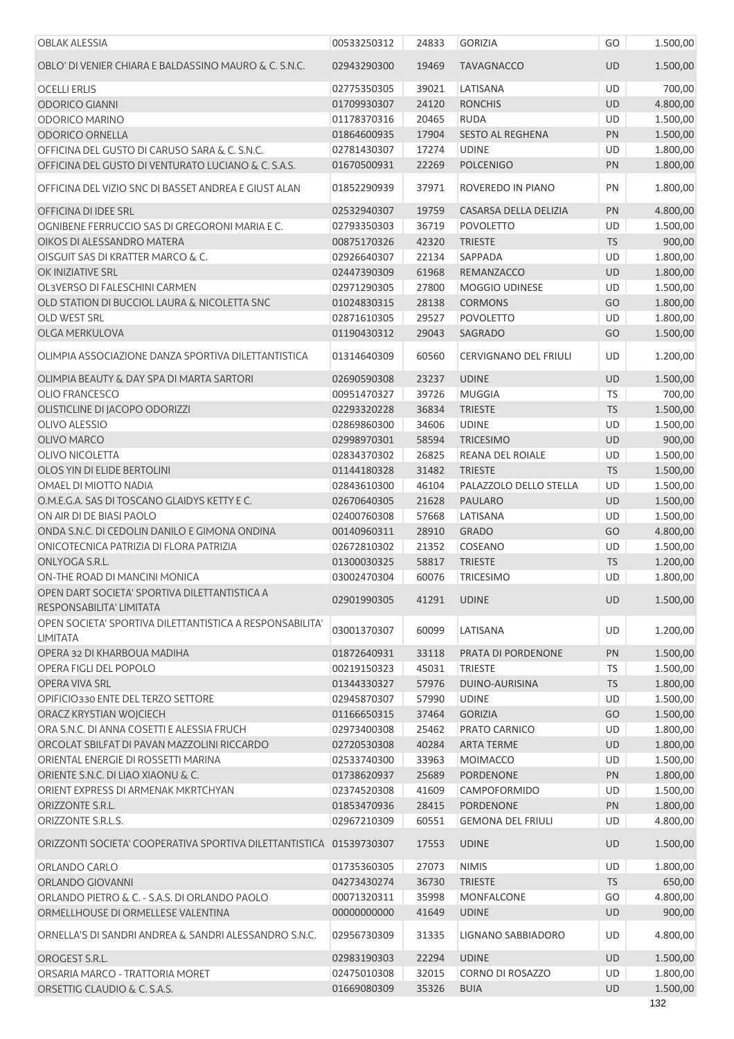| | | | | | |
|---|---|---|---|---|---|
| OBLAK ALESSIA | 00533250312 | 24833 | GORIZIA | GO | 1.500,00 |
| OBLO' DI VENIER CHIARA E BALDASSINO MAURO & C. S.N.C. | 02943290300 | 19469 | TAVAGNACCO | UD | 1.500,00 |
| OCELLI ERLIS | 02775350305 | 39021 | LATISANA | UD | 700,00 |
| ODORICO GIANNI | 01709930307 | 24120 | RONCHIS | UD | 4.800,00 |
| ODORICO MARINO | 01178370316 | 20465 | RUDA | UD | 1.500,00 |
| ODORICO ORNELLA | 01864600935 | 17904 | SESTO AL REGHENA | PN | 1.500,00 |
| OFFICINA DEL GUSTO DI CARUSO SARA & C. S.N.C. | 02781430307 | 17274 | UDINE | UD | 1.800,00 |
| OFFICINA DEL GUSTO DI VENTURATO LUCIANO & C. S.A.S. | 01670500931 | 22269 | POLCENIGO | PN | 1.800,00 |
| OFFICINA DEL VIZIO SNC DI BASSET ANDREA E GIUST ALAN | 01852290939 | 37971 | ROVEREDO IN PIANO | PN | 1.800,00 |
| OFFICINA DI IDEE SRL | 02532940307 | 19759 | CASARSA DELLA DELIZIA | PN | 4.800,00 |
| OGNIBENE FERRUCCIO SAS DI GREGORONI MARIA E C. | 02793350303 | 36719 | POVOLETTO | UD | 1.500,00 |
| OIKOS DI ALESSANDRO MATERA | 00875170326 | 42320 | TRIESTE | TS | 900,00 |
| OISGUIT SAS DI KRATTER MARCO & C. | 02926640307 | 22134 | SAPPADA | UD | 1.800,00 |
| OK INIZIATIVE SRL | 02447390309 | 61968 | REMANZACCO | UD | 1.800,00 |
| OL3VERSO DI FALESCHINI CARMEN | 02971290305 | 27800 | MOGGIO UDINESE | UD | 1.500,00 |
| OLD STATION DI BUCCIOL LAURA & NICOLETTA SNC | 01024830315 | 28138 | CORMONS | GO | 1.800,00 |
| OLD WEST SRL | 02871610305 | 29527 | POVOLETTO | UD | 1.800,00 |
| OLGA MERKULOVA | 01190430312 | 29043 | SAGRADO | GO | 1.500,00 |
| OLIMPIA ASSOCIAZIONE DANZA SPORTIVA DILETTANTISTICA | 01314640309 | 60560 | CERVIGNANO DEL FRIULI | UD | 1.200,00 |
| OLIMPIA BEAUTY & DAY SPA DI MARTA SARTORI | 02690590308 | 23237 | UDINE | UD | 1.500,00 |
| OLIO FRANCESCO | 00951470327 | 39726 | MUGGIA | TS | 700,00 |
| OLISTICLINE DI JACOPO ODORIZZI | 02293320228 | 36834 | TRIESTE | TS | 1.500,00 |
| OLIVO ALESSIO | 02869860300 | 34606 | UDINE | UD | 1.500,00 |
| OLIVO MARCO | 02998970301 | 58594 | TRICESIMO | UD | 900,00 |
| OLIVO NICOLETTA | 02834370302 | 26825 | REANA DEL ROIALE | UD | 1.500,00 |
| OLOS YIN DI ELIDE BERTOLINI | 01144180328 | 31482 | TRIESTE | TS | 1.500,00 |
| OMAEL DI MIOTTO NADIA | 02843610300 | 46104 | PALAZZOLO DELLO STELLA | UD | 1.500,00 |
| O.M.E.G.A. SAS DI TOSCANO GLAIDYS KETTY E C. | 02670640305 | 21628 | PAULARO | UD | 1.500,00 |
| ON AIR DI DE BIASI PAOLO | 02400760308 | 57668 | LATISANA | UD | 1.500,00 |
| ONDA S.N.C. DI CEDOLIN DANILO E GIMONA ONDINA | 00140960311 | 28910 | GRADO | GO | 4.800,00 |
| ONICOTECNICA PATRIZIA DI FLORA PATRIZIA | 02672810302 | 21352 | COSEANO | UD | 1.500,00 |
| ONLYOGA S.R.L. | 01300030325 | 58817 | TRIESTE | TS | 1.200,00 |
| ON-THE ROAD DI MANCINI MONICA | 03002470304 | 60076 | TRICESIMO | UD | 1.800,00 |
| OPEN DART SOCIETA' SPORTIVA DILETTANTISTICA A RESPONSABILITA' LIMITATA | 02901990305 | 41291 | UDINE | UD | 1.500,00 |
| OPEN SOCIETA' SPORTIVA DILETTANTISTICA A RESPONSABILITA' LIMITATA | 03001370307 | 60099 | LATISANA | UD | 1.200,00 |
| OPERA 32 DI KHARBOUA MADIHA | 01872640931 | 33118 | PRATA DI PORDENONE | PN | 1.500,00 |
| OPERA FIGLI DEL POPOLO | 00219150323 | 45031 | TRIESTE | TS | 1.500,00 |
| OPERA VIVA SRL | 01344330327 | 57976 | DUINO-AURISINA | TS | 1.800,00 |
| OPIFICIO330 ENTE DEL TERZO SETTORE | 02945870307 | 57990 | UDINE | UD | 1.500,00 |
| ORACZ KRYSTIAN WOJCIECH | 01166650315 | 37464 | GORIZIA | GO | 1.500,00 |
| ORA S.N.C. DI ANNA COSETTI E ALESSIA FRUCH | 02973400308 | 25462 | PRATO CARNICO | UD | 1.800,00 |
| ORCOLAT SBILFAT DI PAVAN MAZZOLINI RICCARDO | 02720530308 | 40284 | ARTA TERME | UD | 1.800,00 |
| ORIENTAL ENERGIE DI ROSSETTI MARINA | 02533740300 | 33963 | MOIMACCO | UD | 1.500,00 |
| ORIENTE S.N.C. DI LIAO XIAONU & C. | 01738620937 | 25689 | PORDENONE | PN | 1.800,00 |
| ORIENT EXPRESS DI ARMENAK MKRTCHYAN | 02374520308 | 41609 | CAMPOFORMIDO | UD | 1.500,00 |
| ORIZZONTE S.R.L. | 01853470936 | 28415 | PORDENONE | PN | 1.800,00 |
| ORIZZONTE S.R.L.S. | 02967210309 | 60551 | GEMONA DEL FRIULI | UD | 4.800,00 |
| ORIZZONTI SOCIETA' COOPERATIVA SPORTIVA DILETTANTISTICA | 01539730307 | 17553 | UDINE | UD | 1.500,00 |
| ORLANDO CARLO | 01735360305 | 27073 | NIMIS | UD | 1.800,00 |
| ORLANDO GIOVANNI | 04273430274 | 36730 | TRIESTE | TS | 650,00 |
| ORLANDO PIETRO & C. - S.A.S. DI ORLANDO PAOLO | 00071320311 | 35998 | MONFALCONE | GO | 4.800,00 |
| ORMELLHOUSE DI ORMELLESE VALENTINA | 00000000000 | 41649 | UDINE | UD | 900,00 |
| ORNELLA'S DI SANDRI ANDREA & SANDRI ALESSANDRO S.N.C. | 02956730309 | 31335 | LIGNANO SABBIADORO | UD | 4.800,00 |
| OROGEST S.R.L. | 02983190303 | 22294 | UDINE | UD | 1.500,00 |
| ORSARIA MARCO - TRATTORIA MORET | 02475010308 | 32015 | CORNO DI ROSAZZO | UD | 1.800,00 |
| ORSETTIG CLAUDIO & C. S.A.S. | 01669080309 | 35326 | BUIA | UD | 1.500,00 |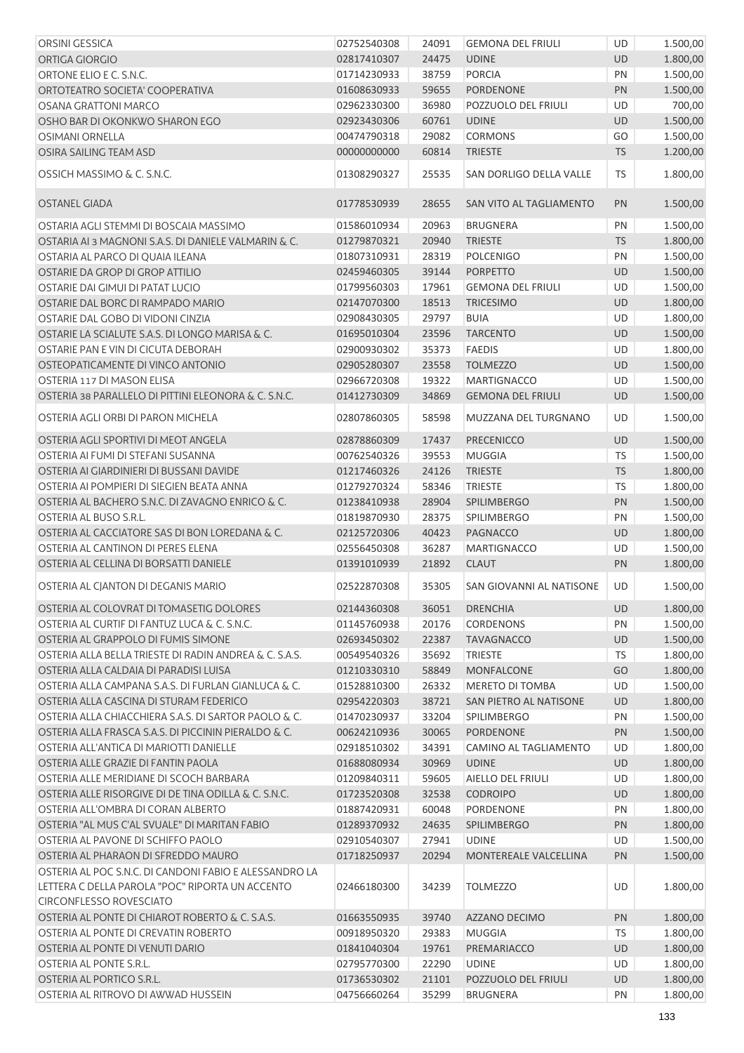| | | | | | |
|---|---|---|---|---|---|
| ORSINI GESSICA | 02752540308 | 24091 | GEMONA DEL FRIULI | UD | 1.500,00 |
| ORTIGA GIORGIO | 02817410307 | 24475 | UDINE | UD | 1.800,00 |
| ORTONE ELIO E C. S.N.C. | 01714230933 | 38759 | PORCIA | PN | 1.500,00 |
| ORTOTEATRO SOCIETA' COOPERATIVA | 01608630933 | 59655 | PORDENONE | PN | 1.500,00 |
| OSANA GRATTONI MARCO | 02962330300 | 36980 | POZZUOLO DEL FRIULI | UD | 700,00 |
| OSHO BAR DI OKONKWO SHARON EGO | 02923430306 | 60761 | UDINE | UD | 1.500,00 |
| OSIMANI ORNELLA | 00474790318 | 29082 | CORMONS | GO | 1.500,00 |
| OSIRA SAILING TEAM ASD | 00000000000 | 60814 | TRIESTE | TS | 1.200,00 |
| OSSICH MASSIMO & C. S.N.C. | 01308290327 | 25535 | SAN DORLIGO DELLA VALLE | TS | 1.800,00 |
| OSTANEL GIADA | 01778530939 | 28655 | SAN VITO AL TAGLIAMENTO | PN | 1.500,00 |
| OSTARIA AGLI STEMMI DI BOSCAIA MASSIMO | 01586010934 | 20963 | BRUGNERA | PN | 1.500,00 |
| OSTARIA AI 3 MAGNONI S.A.S. DI DANIELE VALMARIN & C. | 01279870321 | 20940 | TRIESTE | TS | 1.800,00 |
| OSTARIA AL PARCO DI QUAIA ILEANA | 01807310931 | 28319 | POLCENIGO | PN | 1.500,00 |
| OSTARIE DA GROP DI GROP ATTILIO | 02459460305 | 39144 | PORPETTO | UD | 1.500,00 |
| OSTARIE DAI GIMUI DI PATAT LUCIO | 01799560303 | 17961 | GEMONA DEL FRIULI | UD | 1.500,00 |
| OSTARIE DAL BORC DI RAMPADO MARIO | 02147070300 | 18513 | TRICESIMO | UD | 1.800,00 |
| OSTARIE DAL GOBO DI VIDONI CINZIA | 02908430305 | 29797 | BUIA | UD | 1.800,00 |
| OSTARIE LA SCIALUTE S.A.S. DI LONGO MARISA & C. | 01695010304 | 23596 | TARCENTO | UD | 1.500,00 |
| OSTARIE PAN E VIN DI CICUTA DEBORAH | 02900930302 | 35373 | FAEDIS | UD | 1.800,00 |
| OSTEOPATICAMENTE DI VINCO ANTONIO | 02905280307 | 23558 | TOLMEZZO | UD | 1.500,00 |
| OSTERIA 117 DI MASON ELISA | 02966720308 | 19322 | MARTIGNACCO | UD | 1.500,00 |
| OSTERIA 38 PARALLELO DI PITTINI ELEONORA & C. S.N.C. | 01412730309 | 34869 | GEMONA DEL FRIULI | UD | 1.500,00 |
| OSTERIA AGLI ORBI DI PARON MICHELA | 02807860305 | 58598 | MUZZANA DEL TURGNANO | UD | 1.500,00 |
| OSTERIA AGLI SPORTIVI DI MEOT ANGELA | 02878860309 | 17437 | PRECENICCO | UD | 1.500,00 |
| OSTERIA AI FUMI DI STEFANI SUSANNA | 00762540326 | 39553 | MUGGIA | TS | 1.500,00 |
| OSTERIA AI GIARDINIERI DI BUSSANI DAVIDE | 01217460326 | 24126 | TRIESTE | TS | 1.800,00 |
| OSTERIA AI POMPIERI DI SIEGIEN BEATA ANNA | 01279270324 | 58346 | TRIESTE | TS | 1.800,00 |
| OSTERIA AL BACHERO S.N.C. DI ZAVAGNO ENRICO & C. | 01238410938 | 28904 | SPILIMBERGO | PN | 1.500,00 |
| OSTERIA AL BUSO S.R.L. | 01819870930 | 28375 | SPILIMBERGO | PN | 1.500,00 |
| OSTERIA AL CACCIATORE SAS DI BON LOREDANA & C. | 02125720306 | 40423 | PAGNACCO | UD | 1.800,00 |
| OSTERIA AL CANTINON DI PERES ELENA | 02556450308 | 36287 | MARTIGNACCO | UD | 1.500,00 |
| OSTERIA AL CELLINA DI BORSATTI DANIELE | 01391010939 | 21892 | CLAUT | PN | 1.800,00 |
| OSTERIA AL CJANTON DI DEGANIS MARIO | 02522870308 | 35305 | SAN GIOVANNI AL NATISONE | UD | 1.500,00 |
| OSTERIA AL COLOVRAT DI TOMASETIG DOLORES | 02144360308 | 36051 | DRENCHIA | UD | 1.800,00 |
| OSTERIA AL CURTIF DI FANTUZ LUCA & C. S.N.C. | 01145760938 | 20176 | CORDENONS | PN | 1.500,00 |
| OSTERIA AL GRAPPOLO DI FUMIS SIMONE | 02693450302 | 22387 | TAVAGNACCO | UD | 1.500,00 |
| OSTERIA ALLA BELLA TRIESTE DI RADIN ANDREA & C. S.A.S. | 00549540326 | 35692 | TRIESTE | TS | 1.800,00 |
| OSTERIA ALLA CALDAIA DI PARADISI LUISA | 01210330310 | 58849 | MONFALCONE | GO | 1.800,00 |
| OSTERIA ALLA CAMPANA S.A.S. DI FURLAN GIANLUCA & C. | 01528810300 | 26332 | MERETO DI TOMBA | UD | 1.500,00 |
| OSTERIA ALLA CASCINA DI STURAM FEDERICO | 02954220303 | 38721 | SAN PIETRO AL NATISONE | UD | 1.800,00 |
| OSTERIA ALLA CHIACCHIERA S.A.S. DI SARTOR PAOLO & C. | 01470230937 | 33204 | SPILIMBERGO | PN | 1.500,00 |
| OSTERIA ALLA FRASCA S.A.S. DI PICCININ PIERALDO & C. | 00624210936 | 30065 | PORDENONE | PN | 1.500,00 |
| OSTERIA ALL'ANTICA DI MARIOTTI DANIELLE | 02918510302 | 34391 | CAMINO AL TAGLIAMENTO | UD | 1.800,00 |
| OSTERIA ALLE GRAZIE DI FANTIN PAOLA | 01688080934 | 30969 | UDINE | UD | 1.800,00 |
| OSTERIA ALLE MERIDIANE DI SCOCH BARBARA | 01209840311 | 59605 | AIELLO DEL FRIULI | UD | 1.800,00 |
| OSTERIA ALLE RISORGIVE DI DE TINA ODILLA & C. S.N.C. | 01723520308 | 32538 | CODROIPO | UD | 1.800,00 |
| OSTERIA ALL'OMBRA DI CORAN ALBERTO | 01887420931 | 60048 | PORDENONE | PN | 1.800,00 |
| OSTERIA "AL MUS C'AL SVUALE" DI MARITAN FABIO | 01289370932 | 24635 | SPILIMBERGO | PN | 1.800,00 |
| OSTERIA AL PAVONE DI SCHIFFO PAOLO | 02910540307 | 27941 | UDINE | UD | 1.500,00 |
| OSTERIA AL PHARAON DI SFREDDO MAURO | 01718250937 | 20294 | MONTEREALE VALCELLINA | PN | 1.500,00 |
| OSTERIA AL POC S.N.C. DI CANDONI FABIO E ALESSANDRO LA LETTERA C DELLA PAROLA "POC" RIPORTA UN ACCENTO CIRCONFLESSO ROVESCIATO | 02466180300 | 34239 | TOLMEZZO | UD | 1.800,00 |
| OSTERIA AL PONTE DI CHIAROT ROBERTO & C. S.A.S. | 01663550935 | 39740 | AZZANO DECIMO | PN | 1.800,00 |
| OSTERIA AL PONTE DI CREVATIN ROBERTO | 00918950320 | 29383 | MUGGIA | TS | 1.800,00 |
| OSTERIA AL PONTE DI VENUTI DARIO | 01841040304 | 19761 | PREMARIACCO | UD | 1.800,00 |
| OSTERIA AL PONTE S.R.L. | 02795770300 | 22290 | UDINE | UD | 1.800,00 |
| OSTERIA AL PORTICO S.R.L. | 01736530302 | 21101 | POZZUOLO DEL FRIULI | UD | 1.800,00 |
| OSTERIA AL RITROVO DI AWWAD HUSSEIN | 04756660264 | 35299 | BRUGNERA | PN | 1.800,00 |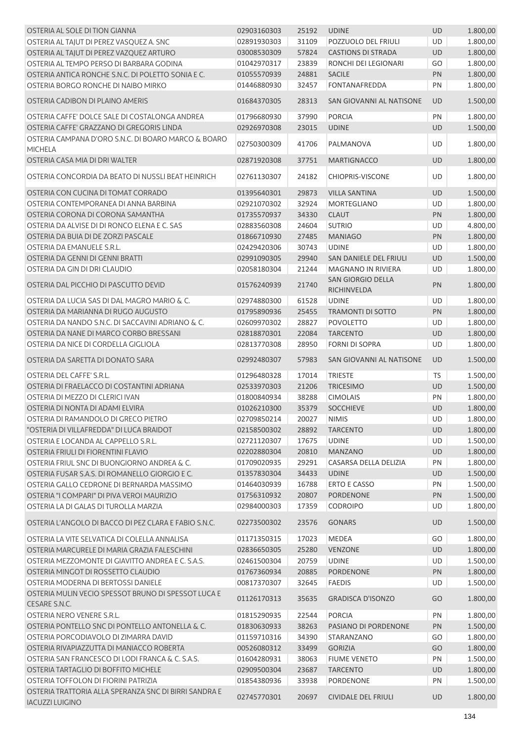| | | | | | |
|---|---|---|---|---|---|
| OSTERIA AL SOLE DI TION GIANNA | 02903160303 | 25192 | UDINE | UD | 1.800,00 |
| OSTERIA AL TAJUT DI PEREZ VASQUEZ A. SNC | 02891930303 | 31109 | POZZUOLO DEL FRIULI | UD | 1.800,00 |
| OSTERIA AL TAJUT DI PEREZ VAZQUEZ ARTURO | 03008530309 | 57824 | CASTIONS DI STRADA | UD | 1.800,00 |
| OSTERIA AL TEMPO PERSO DI BARBARA GODINA | 01042970317 | 23839 | RONCHI DEI LEGIONARI | GO | 1.800,00 |
| OSTERIA ANTICA RONCHE S.N.C. DI POLETTO SONIA E C. | 01055570939 | 24881 | SACILE | PN | 1.800,00 |
| OSTERIA BORGO RONCHE DI NAIBO MIRKO | 01446880930 | 32457 | FONTANAFREDDA | PN | 1.800,00 |
| OSTERIA CADIBON DI PLAINO AMERIS | 01684370305 | 28313 | SAN GIOVANNI AL NATISONE | UD | 1.500,00 |
| OSTERIA CAFFE' DOLCE SALE DI COSTALONGA ANDREA | 01796680930 | 37990 | PORCIA | PN | 1.800,00 |
| OSTERIA CAFFE' GRAZZANO DI GREGORIS LINDA | 02926970308 | 23015 | UDINE | UD | 1.500,00 |
| OSTERIA CAMPANA D'ORO S.N.C. DI BOARO MARCO & BOARO MICHELA | 02750300309 | 41706 | PALMANOVA | UD | 1.800,00 |
| OSTERIA CASA MIA DI DRI WALTER | 02871920308 | 37751 | MARTIGNACCO | UD | 1.800,00 |
| OSTERIA CONCORDIA DA BEATO DI NUSSLI BEAT HEINRICH | 02761130307 | 24182 | CHIOPRIS-VISCONE | UD | 1.800,00 |
| OSTERIA CON CUCINA DI TOMAT CORRADO | 01395640301 | 29873 | VILLA SANTINA | UD | 1.500,00 |
| OSTERIA CONTEMPORANEA DI ANNA BARBINA | 02921070302 | 32924 | MORTEGLIANO | UD | 1.800,00 |
| OSTERIA CORONA DI CORONA SAMANTHA | 01735570937 | 34330 | CLAUT | PN | 1.800,00 |
| OSTERIA DA ALVISE DI DI RONCO ELENA E C. SAS | 02883560308 | 24604 | SUTRIO | UD | 4.800,00 |
| OSTERIA DA BUIA DI DE ZORZI PASCALE | 01866710930 | 27485 | MANIAGO | PN | 1.800,00 |
| OSTERIA DA EMANUELE S.R.L. | 02429420306 | 30743 | UDINE | UD | 1.800,00 |
| OSTERIA DA GENNI DI GENNI BRATTI | 02991090305 | 29940 | SAN DANIELE DEL FRIULI | UD | 1.500,00 |
| OSTERIA DA GIN DI DRI CLAUDIO | 02058180304 | 21244 | MAGNANO IN RIVIERA | UD | 1.800,00 |
| OSTERIA DAL PICCHIO DI PASCUTTO DEVID | 01576240939 | 21740 | SAN GIORGIO DELLA RICHINVELDA | PN | 1.800,00 |
| OSTERIA DA LUCIA SAS DI DAL MAGRO MARIO & C. | 02974880300 | 61528 | UDINE | UD | 1.800,00 |
| OSTERIA DA MARIANNA DI RUGO AUGUSTO | 01795890936 | 25455 | TRAMONTI DI SOTTO | PN | 1.800,00 |
| OSTERIA DA NANDO S.N.C. DI SACCAVINI ADRIANO & C. | 02609970302 | 28827 | POVOLETTO | UD | 1.800,00 |
| OSTERIA DA NANE DI MARCO CORBO BRESSANI | 02818870301 | 22084 | TARCENTO | UD | 1.800,00 |
| OSTERIA DA NICE DI CORDELLA GIGLIOLA | 02813770308 | 28950 | FORNI DI SOPRA | UD | 1.800,00 |
| OSTERIA DA SARETTA DI DONATO SARA | 02992480307 | 57983 | SAN GIOVANNI AL NATISONE | UD | 1.500,00 |
| OSTERIA DEL CAFFE' S.R.L. | 01296480328 | 17014 | TRIESTE | TS | 1.500,00 |
| OSTERIA DI FRAELACCO DI COSTANTINI ADRIANA | 02533970303 | 21206 | TRICESIMO | UD | 1.500,00 |
| OSTERIA DI MEZZO DI CLERICI IVAN | 01800840934 | 38288 | CIMOLAIS | PN | 1.800,00 |
| OSTERIA DI NONTA DI ADAMI ELVIRA | 01026210300 | 35379 | SOCCHIEVE | UD | 1.800,00 |
| OSTERIA DI RAMANDOLO DI GRECO PIETRO | 02709850214 | 20027 | NIMIS | UD | 1.800,00 |
| "OSTERIA DI VILLAFREDDA" DI LUCA BRAIDOT | 02158500302 | 28892 | TARCENTO | UD | 1.800,00 |
| OSTERIA E LOCANDA AL CAPPELLO S.R.L. | 02721120307 | 17675 | UDINE | UD | 1.500,00 |
| OSTERIA FRIULI DI FIORENTINI FLAVIO | 02202880304 | 20810 | MANZANO | UD | 1.800,00 |
| OSTERIA FRIUL SNC DI BUONGIORNO ANDREA & C. | 01709020935 | 29291 | CASARSA DELLA DELIZIA | PN | 1.800,00 |
| OSTERIA FUSAR S.A.S. DI ROMANELLO GIORGIO E C. | 01357830304 | 34433 | UDINE | UD | 1.500,00 |
| OSTERIA GALLO CEDRONE DI BERNARDA MASSIMO | 01464030939 | 16788 | ERTO E CASSO | PN | 1.500,00 |
| OSTERIA "I COMPARI" DI PIVA VEROI MAURIZIO | 01756310932 | 20807 | PORDENONE | PN | 1.500,00 |
| OSTERIA LA DI GALAS DI TUROLLA MARZIA | 02984000303 | 17359 | CODROIPO | UD | 1.800,00 |
| OSTERIA L'ANGOLO DI BACCO DI PEZ CLARA E FABIO S.N.C. | 02273500302 | 23576 | GONARS | UD | 1.500,00 |
| OSTERIA LA VITE SELVATICA DI COLELLA ANNALISA | 01171350315 | 17023 | MEDEA | GO | 1.800,00 |
| OSTERIA MARCURELE DI MARIA GRAZIA FALESCHINI | 02836650305 | 25280 | VENZONE | UD | 1.800,00 |
| OSTERIA MEZZOMONTE DI GIAVITTO ANDREA E C. S.A.S. | 02461500304 | 20759 | UDINE | UD | 1.500,00 |
| OSTERIA MINGOT DI ROSSETTO CLAUDIO | 01767360934 | 20885 | PORDENONE | PN | 1.800,00 |
| OSTERIA MODERNA DI BERTOSSI DANIELE | 00817370307 | 32645 | FAEDIS | UD | 1.500,00 |
| OSTERIA MULIN VECIO SPESSOT BRUNO DI SPESSOT LUCA E CESARE S.N.C. | 01126170313 | 35635 | GRADISCA D'ISONZO | GO | 1.800,00 |
| OSTERIA NERO VENERE S.R.L. | 01815290935 | 22544 | PORCIA | PN | 1.800,00 |
| OSTERIA PONTELLO SNC DI PONTELLO ANTONELLA & C. | 01830630933 | 38263 | PASIANO DI PORDENONE | PN | 1.500,00 |
| OSTERIA PORCODIAVOLO DI ZIMARRA DAVID | 01159710316 | 34390 | STARANZANO | GO | 1.800,00 |
| OSTERIA RIVAPIAZZUTTA DI MANIACCO ROBERTA | 00526080312 | 33499 | GORIZIA | GO | 1.800,00 |
| OSTERIA SAN FRANCESCO DI LODI FRANCA & C. S.A.S. | 01604280931 | 38063 | FIUME VENETO | PN | 1.500,00 |
| OSTERIA TARTAGLIO DI BOFFITO MICHELE | 02909500304 | 23687 | TARCENTO | UD | 1.800,00 |
| OSTERIA TOFFOLON DI FIORINI PATRIZIA | 01854380936 | 33938 | PORDENONE | PN | 1.500,00 |
| OSTERIA TRATTORIA ALLA SPERANZA SNC DI BIRRI SANDRA E IACUZZI LUIGINO | 02745770301 | 20697 | CIVIDALE DEL FRIULI | UD | 1.800,00 |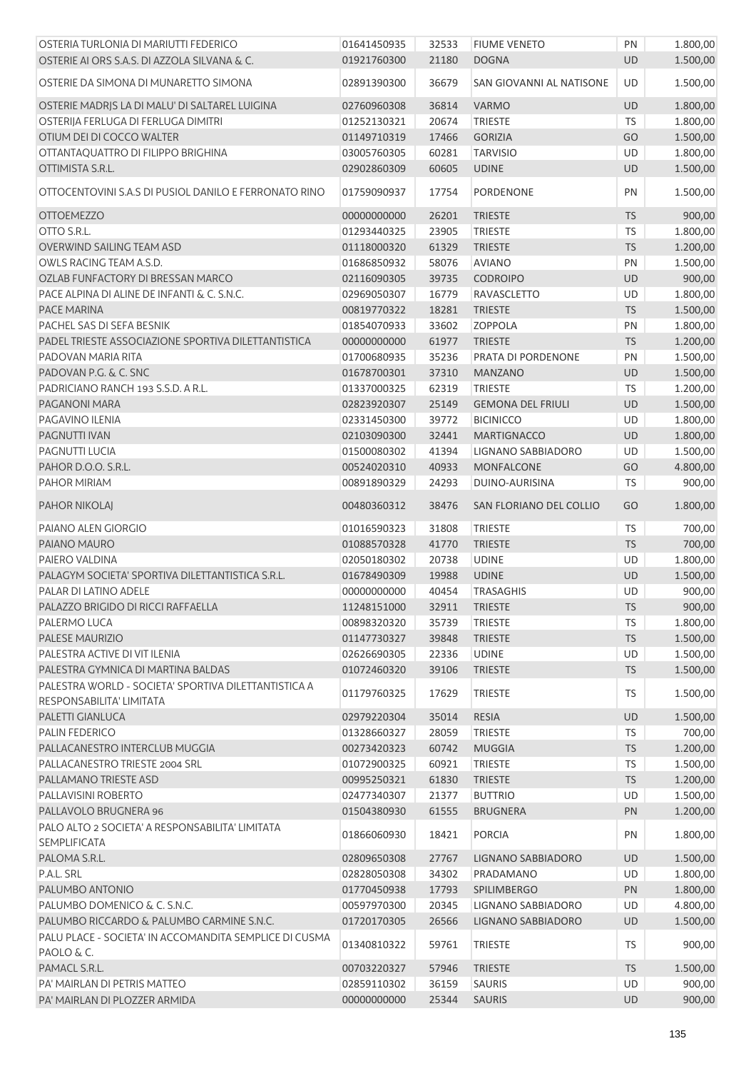| | | | | | |
|---|---|---|---|---|---|
| OSTERIA TURLONIA DI MARIUTTI FEDERICO | 01641450935 | 32533 | FIUME VENETO | PN | 1.800,00 |
| OSTERIE AI ORS S.A.S. DI AZZOLA SILVANA & C. | 01921760300 | 21180 | DOGNA | UD | 1.500,00 |
| OSTERIE DA SIMONA DI MUNARETTO SIMONA | 02891390300 | 36679 | SAN GIOVANNI AL NATISONE | UD | 1.500,00 |
| OSTERIE MADRJS LA DI MALU' DI SALTAREL LUIGINA | 02760960308 | 36814 | VARMO | UD | 1.800,00 |
| OSTERIJA FERLUGA DI FERLUGA DIMITRI | 01252130321 | 20674 | TRIESTE | TS | 1.800,00 |
| OTIUM DEI DI COCCO WALTER | 01149710319 | 17466 | GORIZIA | GO | 1.500,00 |
| OTTANTAQUATTRO DI FILIPPO BRIGHINA | 03005760305 | 60281 | TARVISIO | UD | 1.800,00 |
| OTTIMISTA S.R.L. | 02902860309 | 60605 | UDINE | UD | 1.500,00 |
| OTTOCENTOVINI S.A.S DI PUSIOL DANILO E FERRONATO RINO | 01759090937 | 17754 | PORDENONE | PN | 1.500,00 |
| OTTOEMEZZO | 00000000000 | 26201 | TRIESTE | TS | 900,00 |
| OTTO S.R.L. | 01293440325 | 23905 | TRIESTE | TS | 1.800,00 |
| OVERWIND SAILING TEAM ASD | 01118000320 | 61329 | TRIESTE | TS | 1.200,00 |
| OWLS RACING TEAM A.S.D. | 01686850932 | 58076 | AVIANO | PN | 1.500,00 |
| OZLAB FUNFACTORY DI BRESSAN MARCO | 02116090305 | 39735 | CODROIPO | UD | 900,00 |
| PACE ALPINA DI ALINE DE INFANTI & C. S.N.C. | 02969050307 | 16779 | RAVASCLETTO | UD | 1.800,00 |
| PACE MARINA | 00819770322 | 18281 | TRIESTE | TS | 1.500,00 |
| PACHEL SAS DI SEFA BESNIK | 01854070933 | 33602 | ZOPPOLA | PN | 1.800,00 |
| PADEL TRIESTE ASSOCIAZIONE SPORTIVA DILETTANTISTICA | 00000000000 | 61977 | TRIESTE | TS | 1.200,00 |
| PADOVAN MARIA RITA | 01700680935 | 35236 | PRATA DI PORDENONE | PN | 1.500,00 |
| PADOVAN P.G. & C. SNC | 01678700301 | 37310 | MANZANO | UD | 1.500,00 |
| PADRICIANO RANCH 193 S.S.D. A R.L. | 01337000325 | 62319 | TRIESTE | TS | 1.200,00 |
| PAGANONI MARA | 02823920307 | 25149 | GEMONA DEL FRIULI | UD | 1.500,00 |
| PAGAVINO ILENIA | 02331450300 | 39772 | BICINICCO | UD | 1.800,00 |
| PAGNUTTI IVAN | 02103090300 | 32441 | MARTIGNACCO | UD | 1.800,00 |
| PAGNUTTI LUCIA | 01500080302 | 41394 | LIGNANO SABBIADORO | UD | 1.500,00 |
| PAHOR D.O.O. S.R.L. | 00524020310 | 40933 | MONFALCONE | GO | 4.800,00 |
| PAHOR MIRIAM | 00891890329 | 24293 | DUINO-AURISINA | TS | 900,00 |
| PAHOR NIKOLAJ | 00480360312 | 38476 | SAN FLORIANO DEL COLLIO | GO | 1.800,00 |
| PAIANO ALEN GIORGIO | 01016590323 | 31808 | TRIESTE | TS | 700,00 |
| PAIANO MAURO | 01088570328 | 41770 | TRIESTE | TS | 700,00 |
| PAIERO VALDINA | 02050180302 | 20738 | UDINE | UD | 1.800,00 |
| PALAGYM SOCIETA' SPORTIVA DILETTANTISTICA S.R.L. | 01678490309 | 19988 | UDINE | UD | 1.500,00 |
| PALAR DI LATINO ADELE | 00000000000 | 40454 | TRASAGHIS | UD | 900,00 |
| PALAZZO BRIGIDO DI RICCI RAFFAELLA | 11248151000 | 32911 | TRIESTE | TS | 900,00 |
| PALERMO LUCA | 00898320320 | 35739 | TRIESTE | TS | 1.800,00 |
| PALESE MAURIZIO | 01147730327 | 39848 | TRIESTE | TS | 1.500,00 |
| PALESTRA ACTIVE DI VIT ILENIA | 02626690305 | 22336 | UDINE | UD | 1.500,00 |
| PALESTRA GYMNICA DI MARTINA BALDAS | 01072460320 | 39106 | TRIESTE | TS | 1.500,00 |
| PALESTRA WORLD - SOCIETA' SPORTIVA DILETTANTISTICA A RESPONSABILITA' LIMITATA | 01179760325 | 17629 | TRIESTE | TS | 1.500,00 |
| PALETTI GIANLUCA | 02979220304 | 35014 | RESIA | UD | 1.500,00 |
| PALIN FEDERICO | 01328660327 | 28059 | TRIESTE | TS | 700,00 |
| PALLACANESTRO INTERCLUB MUGGIA | 00273420323 | 60742 | MUGGIA | TS | 1.200,00 |
| PALLACANESTRO TRIESTE 2004 SRL | 01072900325 | 60921 | TRIESTE | TS | 1.500,00 |
| PALLAMANO TRIESTE ASD | 00995250321 | 61830 | TRIESTE | TS | 1.200,00 |
| PALLAVISINI ROBERTO | 02477340307 | 21377 | BUTTRIO | UD | 1.500,00 |
| PALLAVOLO BRUGNERA 96 | 01504380930 | 61555 | BRUGNERA | PN | 1.200,00 |
| PALO ALTO 2 SOCIETA' A RESPONSABILITA' LIMITATA SEMPLIFICATA | 01866060930 | 18421 | PORCIA | PN | 1.800,00 |
| PALOMA S.R.L. | 02809650308 | 27767 | LIGNANO SABBIADORO | UD | 1.500,00 |
| P.A.L. SRL | 02828050308 | 34302 | PRADAMANO | UD | 1.800,00 |
| PALUMBO ANTONIO | 01770450938 | 17793 | SPILIMBERGO | PN | 1.800,00 |
| PALUMBO DOMENICO & C. S.N.C. | 00597970300 | 20345 | LIGNANO SABBIADORO | UD | 4.800,00 |
| PALUMBO RICCARDO & PALUMBO CARMINE S.N.C. | 01720170305 | 26566 | LIGNANO SABBIADORO | UD | 1.500,00 |
| PALU PLACE - SOCIETA' IN ACCOMANDITA SEMPLICE DI CUSMA PAOLO & C. | 01340810322 | 59761 | TRIESTE | TS | 900,00 |
| PAMACL S.R.L. | 00703220327 | 57946 | TRIESTE | TS | 1.500,00 |
| PA' MAIRLAN DI PETRIS MATTEO | 02859110302 | 36159 | SAURIS | UD | 900,00 |
| PA' MAIRLAN DI PLOZZER ARMIDA | 00000000000 | 25344 | SAURIS | UD | 900,00 |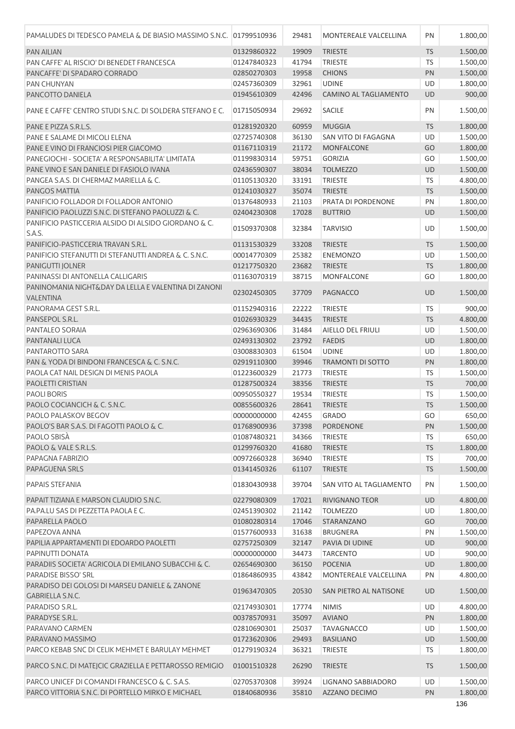| | | | | | |
|---|---|---|---|---|---|
| PAMALUDES DI TEDESCO PAMELA & DE BIASIO MASSIMO S.N.C. | 01799510936 | 29481 | MONTEREALE VALCELLINA | PN | 1.800,00 |
| PAN AILIAN | 01329860322 | 19909 | TRIESTE | TS | 1.500,00 |
| PAN CAFFE' AL RISCIO' DI BENEDET FRANCESCA | 01247840323 | 41794 | TRIESTE | TS | 1.500,00 |
| PANCAFFE' DI SPADARO CORRADO | 02850270303 | 19958 | CHIONS | PN | 1.500,00 |
| PAN CHUNYAN | 02457360309 | 32961 | UDINE | UD | 1.800,00 |
| PANCOTTO DANIELA | 01945610309 | 42496 | CAMINO AL TAGLIAMENTO | UD | 900,00 |
| PANE E CAFFE' CENTRO STUDI S.N.C. DI SOLDERA STEFANO E C. | 01715050934 | 29692 | SACILE | PN | 1.500,00 |
| PANE E PIZZA S.R.L.S. | 01281920320 | 60959 | MUGGIA | TS | 1.800,00 |
| PANE E SALAME DI MICOLI ELENA | 02725740308 | 36130 | SAN VITO DI FAGAGNA | UD | 1.500,00 |
| PANE E VINO DI FRANCIOSI PIER GIACOMO | 01167110319 | 21172 | MONFALCONE | GO | 1.800,00 |
| PANEGIOCHI - SOCIETA' A RESPONSABILITA' LIMITATA | 01199830314 | 59751 | GORIZIA | GO | 1.500,00 |
| PANE VINO E SAN DANIELE DI FASIOLO IVANA | 02436590307 | 38034 | TOLMEZZO | UD | 1.500,00 |
| PANGEA S.A.S. DI CHERMAZ MARIELLA & C. | 01105130320 | 33191 | TRIESTE | TS | 4.800,00 |
| PANGOS MATTIA | 01241030327 | 35074 | TRIESTE | TS | 1.500,00 |
| PANIFICIO FOLLADOR DI FOLLADOR ANTONIO | 01376480933 | 21103 | PRATA DI PORDENONE | PN | 1.800,00 |
| PANIFICIO PAOLUZZI S.N.C. DI STEFANO PAOLUZZI & C. | 02404230308 | 17028 | BUTTRIO | UD | 1.500,00 |
| PANIFICIO PASTICCERIA ALSIDO DI ALSIDO GIORDANO & C. S.A.S. | 01509370308 | 32384 | TARVISIO | UD | 1.500,00 |
| PANIFICIO-PASTICCERIA TRAVAN S.R.L. | 01131530329 | 33208 | TRIESTE | TS | 1.500,00 |
| PANIFICIO STEFANUTTI DI STEFANUTTI ANDREA & C. S.N.C. | 00014770309 | 25382 | ENEMONZO | UD | 1.500,00 |
| PANIGUTTI JOLNER | 01217750320 | 23682 | TRIESTE | TS | 1.800,00 |
| PANINASSI DI ANTONELLA CALLIGARIS | 01163070319 | 38715 | MONFALCONE | GO | 1.800,00 |
| PANINOMANIA NIGHT&DAY DA LELLA E VALENTINA DI ZANONI VALENTINA | 02302450305 | 37709 | PAGNACCO | UD | 1.500,00 |
| PANORAMA GEST S.R.L. | 01152940316 | 22222 | TRIESTE | TS | 900,00 |
| PANSEPOL S.R.L. | 01026930329 | 34435 | TRIESTE | TS | 4.800,00 |
| PANTALEO SORAIA | 02963690306 | 31484 | AIELLO DEL FRIULI | UD | 1.500,00 |
| PANTANALI LUCA | 02493130302 | 23792 | FAEDIS | UD | 1.800,00 |
| PANTAROTTO SARA | 03008830303 | 61504 | UDINE | UD | 1.800,00 |
| PAN & YODA DI BINDONI FRANCESCA & C. S.N.C. | 02919110300 | 39946 | TRAMONTI DI SOTTO | PN | 1.800,00 |
| PAOLA CAT NAIL DESIGN DI MENIS PAOLA | 01223600329 | 21773 | TRIESTE | TS | 1.500,00 |
| PAOLETTI CRISTIAN | 01287500324 | 38356 | TRIESTE | TS | 700,00 |
| PAOLI BORIS | 00950550327 | 19534 | TRIESTE | TS | 1.500,00 |
| PAOLO COCIANCICH & C. S.N.C. | 00855600326 | 28641 | TRIESTE | TS | 1.500,00 |
| PAOLO PALASKOV BEGOV | 00000000000 | 42455 | GRADO | GO | 650,00 |
| PAOLO'S BAR S.A.S. DI FAGOTTI PAOLO & C. | 01768900936 | 37398 | PORDENONE | PN | 1.500,00 |
| PAOLO SBISÀ | 01087480321 | 34366 | TRIESTE | TS | 650,00 |
| PAOLO & VALE S.R.L.S. | 01299760320 | 41680 | TRIESTE | TS | 1.800,00 |
| PAPAGNA FABRIZIO | 00972660328 | 36940 | TRIESTE | TS | 700,00 |
| PAPAGUENA SRLS | 01341450326 | 61107 | TRIESTE | TS | 1.500,00 |
| PAPAIS STEFANIA | 01830430938 | 39704 | SAN VITO AL TAGLIAMENTO | PN | 1.500,00 |
| PAPAIT TIZIANA E MARSON CLAUDIO S.N.C. | 02279080309 | 17021 | RIVIGNANO TEOR | UD | 4.800,00 |
| PA.PA.LU SAS DI PEZZETTA PAOLA E C. | 02451390302 | 21142 | TOLMEZZO | UD | 1.800,00 |
| PAPARELLA PAOLO | 01080280314 | 17046 | STARANZANO | GO | 700,00 |
| PAPEZOVA ANNA | 01577600933 | 31638 | BRUGNERA | PN | 1.500,00 |
| PAPILIA APPARTAMENTI DI EDOARDO PAOLETTI | 02757250309 | 32147 | PAVIA DI UDINE | UD | 900,00 |
| PAPINUTTI DONATA | 00000000000 | 34473 | TARCENTO | UD | 900,00 |
| PARADIIS SOCIETA' AGRICOLA DI EMILANO SUBACCHI & C. | 02654690300 | 36150 | POCENIA | UD | 1.800,00 |
| PARADISE BISSO' SRL | 01864860935 | 43842 | MONTEREALE VALCELLINA | PN | 4.800,00 |
| PARADISO DEI GOLOSI DI MARSEU DANIELE & ZANONE GABRIELLA S.N.C. | 01963470305 | 20530 | SAN PIETRO AL NATISONE | UD | 1.500,00 |
| PARADISO S.R.L. | 02174930301 | 17774 | NIMIS | UD | 4.800,00 |
| PARADYSE S.R.L. | 00378570931 | 35097 | AVIANO | PN | 1.800,00 |
| PARAVANO CARMEN | 02810690301 | 25037 | TAVAGNACCO | UD | 1.500,00 |
| PARAVANO MASSIMO | 01723620306 | 29493 | BASILIANO | UD | 1.500,00 |
| PARCO KEBAB SNC DI CELIK MEHMET E BARULAY MEHMET | 01279190324 | 36321 | TRIESTE | TS | 1.800,00 |
| PARCO S.N.C. DI MATEJCIC GRAZIELLA E PETTAROSSO REMIGIO | 01001510328 | 26290 | TRIESTE | TS | 1.500,00 |
| PARCO UNICEF DI COMANDI FRANCESCO & C. S.A.S. | 02705370308 | 39924 | LIGNANO SABBIADORO | UD | 1.500,00 |
| PARCO VITTORIA S.N.C. DI PORTELLO MIRKO E MICHAEL | 01840680936 | 35810 | AZZANO DECIMO | PN | 1.800,00 |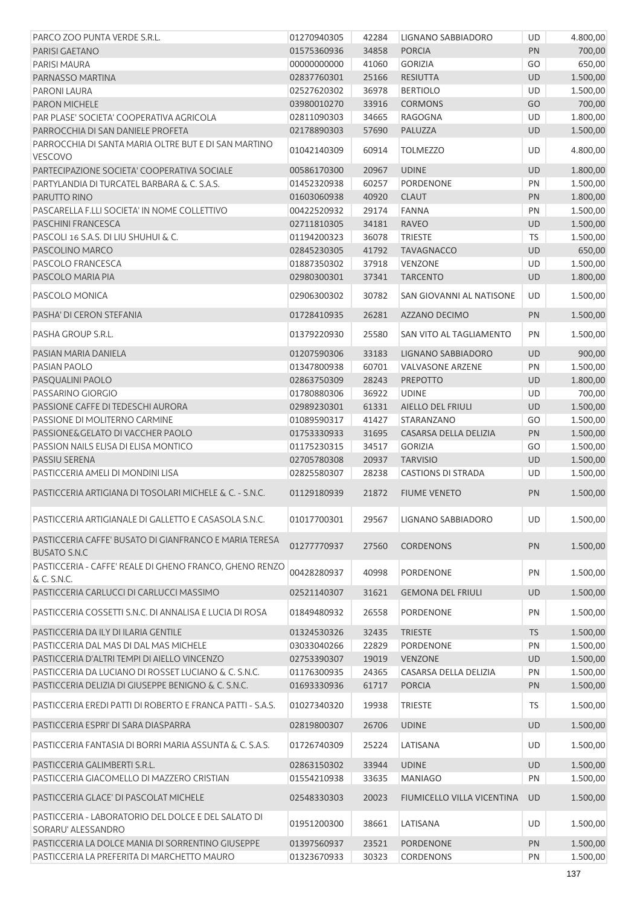| | | | | | |
|---|---|---|---|---|---|
| PARCO ZOO PUNTA VERDE S.R.L. | 01270940305 | 42284 | LIGNANO SABBIADORO | UD | 4.800,00 |
| PARISI GAETANO | 01575360936 | 34858 | PORCIA | PN | 700,00 |
| PARISI MAURA | 00000000000 | 41060 | GORIZIA | GO | 650,00 |
| PARNASSO MARTINA | 02837760301 | 25166 | RESIUTTA | UD | 1.500,00 |
| PARONI LAURA | 02527620302 | 36978 | BERTIOLO | UD | 1.500,00 |
| PARON MICHELE | 03980010270 | 33916 | CORMONS | GO | 700,00 |
| PAR PLASE' SOCIETA' COOPERATIVA AGRICOLA | 02811090303 | 34665 | RAGOGNA | UD | 1.800,00 |
| PARROCCHIA DI SAN DANIELE PROFETA | 02178890303 | 57690 | PALUZZA | UD | 1.500,00 |
| PARROCCHIA DI SANTA MARIA OLTRE BUT E DI SAN MARTINO VESCOVO | 01042140309 | 60914 | TOLMEZZO | UD | 4.800,00 |
| PARTECIPAZIONE SOCIETA' COOPERATIVA SOCIALE | 00586170300 | 20967 | UDINE | UD | 1.800,00 |
| PARTYLANDIA DI TURCATEL BARBARA & C. S.A.S. | 01452320938 | 60257 | PORDENONE | PN | 1.500,00 |
| PARUTTO RINO | 01603060938 | 40920 | CLAUT | PN | 1.800,00 |
| PASCARELLA F.LLI SOCIETA' IN NOME COLLETTIVO | 00422520932 | 29174 | FANNA | PN | 1.500,00 |
| PASCHINI FRANCESCA | 02711810305 | 34181 | RAVEO | UD | 1.500,00 |
| PASCOLI 16 S.A.S. DI LIU SHUHUI & C. | 01194200323 | 36078 | TRIESTE | TS | 1.500,00 |
| PASCOLINO MARCO | 02845230305 | 41792 | TAVAGNACCO | UD | 650,00 |
| PASCOLO FRANCESCA | 01887350302 | 37918 | VENZONE | UD | 1.500,00 |
| PASCOLO MARIA PIA | 02980300301 | 37341 | TARCENTO | UD | 1.800,00 |
| PASCOLO MONICA | 02906300302 | 30782 | SAN GIOVANNI AL NATISONE | UD | 1.500,00 |
| PASHA' DI CERON STEFANIA | 01728410935 | 26281 | AZZANO DECIMO | PN | 1.500,00 |
| PASHA GROUP S.R.L. | 01379220930 | 25580 | SAN VITO AL TAGLIAMENTO | PN | 1.500,00 |
| PASIAN MARIA DANIELA | 01207590306 | 33183 | LIGNANO SABBIADORO | UD | 900,00 |
| PASIAN PAOLO | 01347800938 | 60701 | VALVASONE ARZENE | PN | 1.500,00 |
| PASQUALINI PAOLO | 02863750309 | 28243 | PREPOTTO | UD | 1.800,00 |
| PASSARINO GIORGIO | 01780880306 | 36922 | UDINE | UD | 700,00 |
| PASSIONE CAFFE DI TEDESCHI AURORA | 02989230301 | 61331 | AIELLO DEL FRIULI | UD | 1.500,00 |
| PASSIONE DI MOLITERNO CARMINE | 01089590317 | 41427 | STARANZANO | GO | 1.500,00 |
| PASSIONE&GELATO DI VACCHER PAOLO | 01753330933 | 31695 | CASARSA DELLA DELIZIA | PN | 1.500,00 |
| PASSION NAILS ELISA DI ELISA MONTICO | 01175230315 | 34517 | GORIZIA | GO | 1.500,00 |
| PASSIU SERENA | 02705780308 | 20937 | TARVISIO | UD | 1.500,00 |
| PASTICCERIA AMELI DI MONDINI LISA | 02825580307 | 28238 | CASTIONS DI STRADA | UD | 1.500,00 |
| PASTICCERIA ARTIGIANA DI TOSOLARI MICHELE & C. - S.N.C. | 01129180939 | 21872 | FIUME VENETO | PN | 1.500,00 |
| PASTICCERIA ARTIGIANALE DI GALLETTO E CASASOLA S.N.C. | 01017700301 | 29567 | LIGNANO SABBIADORO | UD | 1.500,00 |
| PASTICCERIA CAFFE' BUSATO DI GIANFRANCO E MARIA TERESA BUSATO S.N.C | 01277770937 | 27560 | CORDENONS | PN | 1.500,00 |
| PASTICCERIA - CAFFE' REALE DI GHENO FRANCO, GHENO RENZO & C. S.N.C. | 00428280937 | 40998 | PORDENONE | PN | 1.500,00 |
| PASTICCERIA CARLUCCI DI CARLUCCI MASSIMO | 02521140307 | 31621 | GEMONA DEL FRIULI | UD | 1.500,00 |
| PASTICCERIA COSSETTI S.N.C. DI ANNALISA E LUCIA DI ROSA | 01849480932 | 26558 | PORDENONE | PN | 1.500,00 |
| PASTICCERIA DA ILY DI ILARIA GENTILE | 01324530326 | 32435 | TRIESTE | TS | 1.500,00 |
| PASTICCERIA DAL MAS DI DAL MAS MICHELE | 03033040266 | 22829 | PORDENONE | PN | 1.500,00 |
| PASTICCERIA D'ALTRI TEMPI DI AIELLO VINCENZO | 02753390307 | 19019 | VENZONE | UD | 1.500,00 |
| PASTICCERIA DA LUCIANO DI ROSSET LUCIANO & C. S.N.C. | 01176300935 | 24365 | CASARSA DELLA DELIZIA | PN | 1.500,00 |
| PASTICCERIA DELIZIA DI GIUSEPPE BENIGNO & C. S.N.C. | 01693330936 | 61717 | PORCIA | PN | 1.500,00 |
| PASTICCERIA EREDI PATTI DI ROBERTO E FRANCA PATTI - S.A.S. | 01027340320 | 19938 | TRIESTE | TS | 1.500,00 |
| PASTICCERIA ESPRI' DI SARA DIASPARRA | 02819800307 | 26706 | UDINE | UD | 1.500,00 |
| PASTICCERIA FANTASIA DI BORRI MARIA ASSUNTA & C. S.A.S. | 01726740309 | 25224 | LATISANA | UD | 1.500,00 |
| PASTICCERIA GALIMBERTI S.R.L. | 02863150302 | 33944 | UDINE | UD | 1.500,00 |
| PASTICCERIA GIACOMELLO DI MAZZERO CRISTIAN | 01554210938 | 33635 | MANIAGO | PN | 1.500,00 |
| PASTICCERIA GLACE' DI PASCOLAT MICHELE | 02548330303 | 20023 | FIUMICELLO VILLA VICENTINA | UD | 1.500,00 |
| PASTICCERIA - LABORATORIO DEL DOLCE E DEL SALATO DI SORARU' ALESSANDRO | 01951200300 | 38661 | LATISANA | UD | 1.500,00 |
| PASTICCERIA LA DOLCE MANIA DI SORRENTINO GIUSEPPE | 01397560937 | 23521 | PORDENONE | PN | 1.500,00 |
| PASTICCERIA LA PREFERITA DI MARCHETTO MAURO | 01323670933 | 30323 | CORDENONS | PN | 1.500,00 |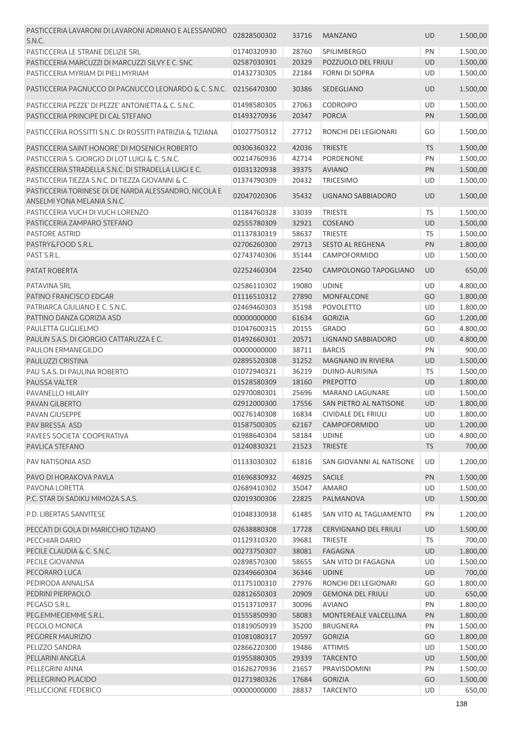| | | | | | |
|---|---|---|---|---|---|
| PASTICCERIA LAVARONI DI LAVARONI ADRIANO E ALESSANDRO S.N.C. | 02828500302 | 33716 | MANZANO | UD | 1.500,00 |
| PASTICCERIA LE STRANE DELIZIE SRL | 01740320930 | 28760 | SPILIMBERGO | PN | 1.500,00 |
| PASTICCERIA MARCUZZI DI MARCUZZI SILVY E C. SNC | 02587030301 | 20329 | POZZUOLO DEL FRIULI | UD | 1.500,00 |
| PASTICCERIA MYRIAM DI PIELI MYRIAM | 01432730305 | 22184 | FORNI DI SOPRA | UD | 1.500,00 |
| PASTICCERIA PAGNUCCO DI PAGNUCCO LEONARDO & C. S.N.C. | 02156470300 | 30386 | SEDEGLIANO | UD | 1.500,00 |
| PASTICCERIA PEZZE' DI PEZZE' ANTONIETTA & C. S.N.C. | 01498580305 | 27063 | CODROIPO | UD | 1.500,00 |
| PASTICCERIA PRINCIPE DI CAL STEFANO | 01493270936 | 20347 | PORCIA | PN | 1.500,00 |
| PASTICCERIA ROSSITTI S.N.C. DI ROSSITTI PATRIZIA & TIZIANA | 01027750312 | 27712 | RONCHI DEI LEGIONARI | GO | 1.500,00 |
| PASTICCERIA SAINT HONORE' DI MOSENICH ROBERTO | 00306360322 | 42036 | TRIESTE | TS | 1.500,00 |
| PASTICCERIA S. GIORGIO DI LOT LUIGI & C. S.N.C. | 00214760936 | 42714 | PORDENONE | PN | 1.500,00 |
| PASTICCERIA STRADELLA S.N.C. DI STRADELLA LUIGI E C. | 01031320938 | 39375 | AVIANO | PN | 1.500,00 |
| PASTICCERIA TIEZZA S.N.C. DI TIEZZA GIOVANNI & C. | 01374790309 | 20432 | TRICESIMO | UD | 1.500,00 |
| PASTICCERIA TORINESE DI DE NARDA ALESSANDRO, NICOLA E ANSELMI YONA MELANIA S.N.C. | 02047020306 | 35432 | LIGNANO SABBIADORO | UD | 1.500,00 |
| PASTICCERIA VUCH DI VUCH LORENZO | 01184760328 | 33039 | TRIESTE | TS | 1.500,00 |
| PASTICCERIA ZAMPARO STEFANO | 02555780309 | 32921 | COSEANO | UD | 1.500,00 |
| PASTORE ASTRID | 01137830319 | 58637 | TRIESTE | TS | 1.500,00 |
| PASTRY&FOOD S.R.L. | 02706260300 | 29713 | SESTO AL REGHENA | PN | 1.800,00 |
| PAST S.R.L. | 02743740306 | 35144 | CAMPOFORMIDO | UD | 1.500,00 |
| PATAT ROBERTA | 02252460304 | 22540 | CAMPOLONGO TAPOGLIANO | UD | 650,00 |
| PATAVINA SRL | 02586110302 | 19080 | UDINE | UD | 4.800,00 |
| PATINO FRANCISCO EDGAR | 01116510312 | 27890 | MONFALCONE | GO | 1.800,00 |
| PATRIARCA GIULIANO E C. S.N.C. | 02469460303 | 35198 | POVOLETTO | UD | 1.800,00 |
| PATTINO DANZA GORIZIA ASD | 00000000000 | 61634 | GORIZIA | GO | 1.200,00 |
| PAULETTA GUGLIELMO | 01047600315 | 20155 | GRADO | GO | 4.800,00 |
| PAULIN S.A.S. DI GIORGIO CATTARUZZA E C. | 01492660301 | 20571 | LIGNANO SABBIADORO | UD | 4.800,00 |
| PAULON ERMANEGILDO | 00000000000 | 38711 | BARCIS | PN | 900,00 |
| PAULUZZI CRISTINA | 02895520308 | 31252 | MAGNANO IN RIVIERA | UD | 1.500,00 |
| PAU S.A.S. DI PAULINA ROBERTO | 01072940321 | 36219 | DUINO-AURISINA | TS | 1.500,00 |
| PAUSSA VALTER | 01528580309 | 18160 | PREPOTTO | UD | 1.800,00 |
| PAVANELLO HILARY | 02970080301 | 25696 | MARANO LAGUNARE | UD | 1.500,00 |
| PAVAN GILBERTO | 02912000300 | 17556 | SAN PIETRO AL NATISONE | UD | 1.800,00 |
| PAVAN GIUSEPPE | 00276140308 | 16834 | CIVIDALE DEL FRIULI | UD | 1.800,00 |
| PAV BRESSA ASD | 01587500305 | 62167 | CAMPOFORMIDO | UD | 1.200,00 |
| PAVEES SOCIETA' COOPERATIVA | 01988640304 | 58184 | UDINE | UD | 4.800,00 |
| PAVLICA STEFANO | 01240830321 | 21523 | TRIESTE | TS | 700,00 |
| PAV NATISONIA ASD | 01133030302 | 61816 | SAN GIOVANNI AL NATISONE | UD | 1.200,00 |
| PAVO DI HORAKOVA PAVLA | 01696830932 | 46925 | SACILE | PN | 1.500,00 |
| PAVONA LORETTA | 02689410302 | 35047 | AMARO | UD | 1.500,00 |
| P.C. STAR DI SADIKU MIMOZA S.A.S. | 02019300306 | 22825 | PALMANOVA | UD | 1.500,00 |
| P.D. LIBERTAS SANVITESE | 01048330938 | 61485 | SAN VITO AL TAGLIAMENTO | PN | 1.200,00 |
| PECCATI DI GOLA DI MARICCHIO TIZIANO | 02638880308 | 17728 | CERVIGNANO DEL FRIULI | UD | 1.500,00 |
| PECCHIAR DARIO | 01129310320 | 39681 | TRIESTE | TS | 700,00 |
| PECILE CLAUDIA & C. S.N.C. | 00273750307 | 38081 | FAGAGNA | UD | 1.800,00 |
| PECILE GIOVANNA | 02898570300 | 58655 | SAN VITO DI FAGAGNA | UD | 1.500,00 |
| PECORARO LUCA | 02349660304 | 36346 | UDINE | UD | 700,00 |
| PEDIRODA ANNALISA | 01175100310 | 27976 | RONCHI DEI LEGIONARI | GO | 1.800,00 |
| PEDRINI PIERPAOLO | 02812650303 | 20909 | GEMONA DEL FRIULI | UD | 650,00 |
| PEGASO S.R.L. | 01513710937 | 30096 | AVIANO | PN | 1.800,00 |
| PEG.EMMECIEMME S.R.L. | 01555850930 | 58083 | MONTEREALE VALCELLINA | PN | 1.800,00 |
| PEGOLO MONICA | 01819050939 | 35200 | BRUGNERA | PN | 1.500,00 |
| PEGORER MAURIZIO | 01081080317 | 20597 | GORIZIA | GO | 1.800,00 |
| PELIZZO SANDRA | 02866220300 | 19486 | ATTIMIS | UD | 1.500,00 |
| PELLARINI ANGELA | 01955880305 | 29339 | TARCENTO | UD | 1.500,00 |
| PELLEGRINI ANNA | 01626270936 | 21657 | PRAVISDOMINI | PN | 1.500,00 |
| PELLEGRINO PLACIDO | 01271980326 | 17684 | GORIZIA | GO | 1.500,00 |
| PELLICCIONE FEDERICO | 00000000000 | 28837 | TARCENTO | UD | 650,00 |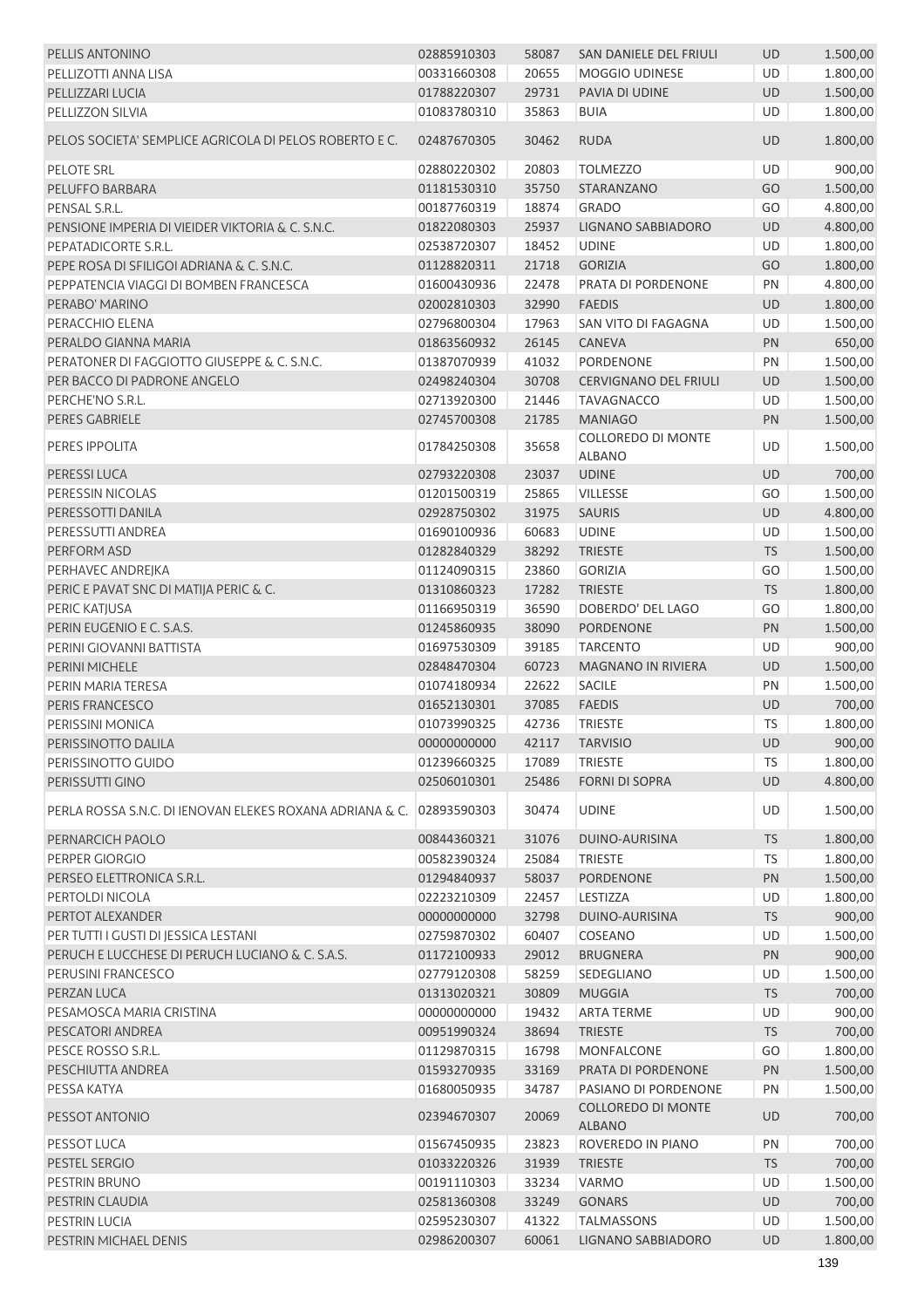| | | | | | |
|---|---|---|---|---|---|
| PELLIS ANTONINO | 02885910303 | 58087 | SAN DANIELE DEL FRIULI | UD | 1.500,00 |
| PELLIZOTTI ANNA LISA | 00331660308 | 20655 | MOGGIO UDINESE | UD | 1.800,00 |
| PELLIZZARI LUCIA | 01788220307 | 29731 | PAVIA DI UDINE | UD | 1.500,00 |
| PELLIZZON SILVIA | 01083780310 | 35863 | BUIA | UD | 1.800,00 |
| PELOS SOCIETA' SEMPLICE AGRICOLA DI PELOS ROBERTO E C. | 02487670305 | 30462 | RUDA | UD | 1.800,00 |
| PELOTE SRL | 02880220302 | 20803 | TOLMEZZO | UD | 900,00 |
| PELUFFO BARBARA | 01181530310 | 35750 | STARANZANO | GO | 1.500,00 |
| PENSAL S.R.L. | 00187760319 | 18874 | GRADO | GO | 4.800,00 |
| PENSIONE IMPERIA DI VIEIDER VIKTORIA & C. S.N.C. | 01822080303 | 25937 | LIGNANO SABBIADORO | UD | 4.800,00 |
| PEPATADICORTE S.R.L. | 02538720307 | 18452 | UDINE | UD | 1.800,00 |
| PEPE ROSA DI SFILIGOI ADRIANA & C. S.N.C. | 01128820311 | 21718 | GORIZIA | GO | 1.800,00 |
| PEPPATENCIA VIAGGI DI BOMBEN FRANCESCA | 01600430936 | 22478 | PRATA DI PORDENONE | PN | 4.800,00 |
| PERABO' MARINO | 02002810303 | 32990 | FAEDIS | UD | 1.800,00 |
| PERACCHIO ELENA | 02796800304 | 17963 | SAN VITO DI FAGAGNA | UD | 1.500,00 |
| PERALDO GIANNA MARIA | 01863560932 | 26145 | CANEVA | PN | 650,00 |
| PERATONER DI FAGGIOTTO GIUSEPPE & C. S.N.C. | 01387070939 | 41032 | PORDENONE | PN | 1.500,00 |
| PER BACCO DI PADRONE ANGELO | 02498240304 | 30708 | CERVIGNANO DEL FRIULI | UD | 1.500,00 |
| PERCHE'NO S.R.L. | 02713920300 | 21446 | TAVAGNACCO | UD | 1.500,00 |
| PERES GABRIELE | 02745700308 | 21785 | MANIAGO | PN | 1.500,00 |
| PERES IPPOLITA | 01784250308 | 35658 | COLLOREDO DI MONTE ALBANO | UD | 1.500,00 |
| PERESSI LUCA | 02793220308 | 23037 | UDINE | UD | 700,00 |
| PERESSIN NICOLAS | 01201500319 | 25865 | VILLESSE | GO | 1.500,00 |
| PERESSOTTI DANILA | 02928750302 | 31975 | SAURIS | UD | 4.800,00 |
| PERESSUTTI ANDREA | 01690100936 | 60683 | UDINE | UD | 1.500,00 |
| PERFORM ASD | 01282840329 | 38292 | TRIESTE | TS | 1.500,00 |
| PERHAVEC ANDREJKA | 01124090315 | 23860 | GORIZIA | GO | 1.500,00 |
| PERIC E PAVAT SNC DI MATIJA PERIC & C. | 01310860323 | 17282 | TRIESTE | TS | 1.800,00 |
| PERIC KATJUSA | 01166950319 | 36590 | DOBERDO' DEL LAGO | GO | 1.800,00 |
| PERIN EUGENIO E C. S.A.S. | 01245860935 | 38090 | PORDENONE | PN | 1.500,00 |
| PERINI GIOVANNI BATTISTA | 01697530309 | 39185 | TARCENTO | UD | 900,00 |
| PERINI MICHELE | 02848470304 | 60723 | MAGNANO IN RIVIERA | UD | 1.500,00 |
| PERIN MARIA TERESA | 01074180934 | 22622 | SACILE | PN | 1.500,00 |
| PERIS FRANCESCO | 01652130301 | 37085 | FAEDIS | UD | 700,00 |
| PERISSINI MONICA | 01073990325 | 42736 | TRIESTE | TS | 1.800,00 |
| PERISSINOTTO DALILA | 00000000000 | 42117 | TARVISIO | UD | 900,00 |
| PERISSINOTTO GUIDO | 01239660325 | 17089 | TRIESTE | TS | 1.800,00 |
| PERISSUTTI GINO | 02506010301 | 25486 | FORNI DI SOPRA | UD | 4.800,00 |
| PERLA ROSSA S.N.C. DI IENOVAN ELEKES ROXANA ADRIANA & C. | 02893590303 | 30474 | UDINE | UD | 1.500,00 |
| PERNARCICH PAOLO | 00844360321 | 31076 | DUINO-AURISINA | TS | 1.800,00 |
| PERPER GIORGIO | 00582390324 | 25084 | TRIESTE | TS | 1.800,00 |
| PERSEO ELETTRONICA S.R.L. | 01294840937 | 58037 | PORDENONE | PN | 1.500,00 |
| PERTOLDI NICOLA | 02223210309 | 22457 | LESTIZZA | UD | 1.800,00 |
| PERTOT ALEXANDER | 00000000000 | 32798 | DUINO-AURISINA | TS | 900,00 |
| PER TUTTI I GUSTI DI JESSICA LESTANI | 02759870302 | 60407 | COSEANO | UD | 1.500,00 |
| PERUCH E LUCCHESE DI PERUCH LUCIANO & C. S.A.S. | 01172100933 | 29012 | BRUGNERA | PN | 900,00 |
| PERUSINI FRANCESCO | 02779120308 | 58259 | SEDEGLIANO | UD | 1.500,00 |
| PERZAN LUCA | 01313020321 | 30809 | MUGGIA | TS | 700,00 |
| PESAMOSCA MARIA CRISTINA | 00000000000 | 19432 | ARTA TERME | UD | 900,00 |
| PESCATORI ANDREA | 00951990324 | 38694 | TRIESTE | TS | 700,00 |
| PESCE ROSSO S.R.L. | 01129870315 | 16798 | MONFALCONE | GO | 1.800,00 |
| PESCHIUTTA ANDREA | 01593270935 | 33169 | PRATA DI PORDENONE | PN | 1.500,00 |
| PESSA KATYA | 01680050935 | 34787 | PASIANO DI PORDENONE | PN | 1.500,00 |
| PESSOT ANTONIO | 02394670307 | 20069 | COLLOREDO DI MONTE ALBANO | UD | 700,00 |
| PESSOT LUCA | 01567450935 | 23823 | ROVEREDO IN PIANO | PN | 700,00 |
| PESTEL SERGIO | 01033220326 | 31939 | TRIESTE | TS | 700,00 |
| PESTRIN BRUNO | 00191110303 | 33234 | VARMO | UD | 1.500,00 |
| PESTRIN CLAUDIA | 02581360308 | 33249 | GONARS | UD | 700,00 |
| PESTRIN LUCIA | 02595230307 | 41322 | TALMASSONS | UD | 1.500,00 |
| PESTRIN MICHAEL DENIS | 02986200307 | 60061 | LIGNANO SABBIADORO | UD | 1.800,00 |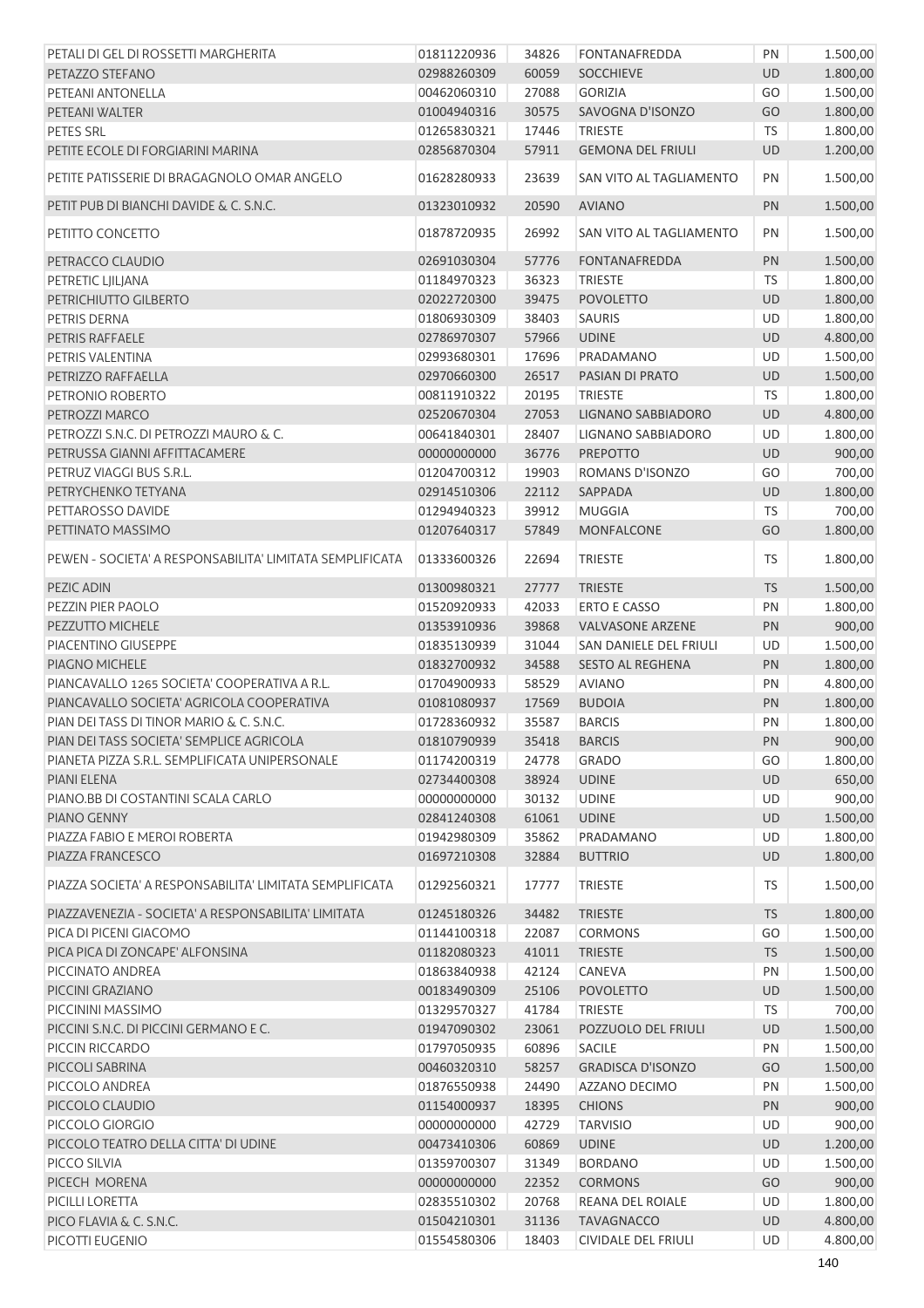| | | | | | |
|---|---|---|---|---|---|
| PETALI DI GEL DI ROSSETTI MARGHERITA | 01811220936 | 34826 | FONTANAFREDDA | PN | 1.500,00 |
| PETAZZO STEFANO | 02988260309 | 60059 | SOCCHIEVE | UD | 1.800,00 |
| PETEANI ANTONELLA | 00462060310 | 27088 | GORIZIA | GO | 1.500,00 |
| PETEANI WALTER | 01004940316 | 30575 | SAVOGNA D'ISONZO | GO | 1.800,00 |
| PETES SRL | 01265830321 | 17446 | TRIESTE | TS | 1.800,00 |
| PETITE ECOLE DI FORGIARINI MARINA | 02856870304 | 57911 | GEMONA DEL FRIULI | UD | 1.200,00 |
| PETITE PATISSERIE DI BRAGAGNOLO OMAR ANGELO | 01628280933 | 23639 | SAN VITO AL TAGLIAMENTO | PN | 1.500,00 |
| PETIT PUB DI BIANCHI DAVIDE & C. S.N.C. | 01323010932 | 20590 | AVIANO | PN | 1.500,00 |
| PETITTO CONCETTO | 01878720935 | 26992 | SAN VITO AL TAGLIAMENTO | PN | 1.500,00 |
| PETRACCO CLAUDIO | 02691030304 | 57776 | FONTANAFREDDA | PN | 1.500,00 |
| PETRETIC LJILJANA | 01184970323 | 36323 | TRIESTE | TS | 1.800,00 |
| PETRICHIUTTO GILBERTO | 02022720300 | 39475 | POVOLETTO | UD | 1.800,00 |
| PETRIS DERNA | 01806930309 | 38403 | SAURIS | UD | 1.800,00 |
| PETRIS RAFFAELE | 02786970307 | 57966 | UDINE | UD | 4.800,00 |
| PETRIS VALENTINA | 02993680301 | 17696 | PRADAMANO | UD | 1.500,00 |
| PETRIZZO RAFFAELLA | 02970660300 | 26517 | PASIAN DI PRATO | UD | 1.500,00 |
| PETRONIO ROBERTO | 00811910322 | 20195 | TRIESTE | TS | 1.800,00 |
| PETROZZI MARCO | 02520670304 | 27053 | LIGNANO SABBIADORO | UD | 4.800,00 |
| PETROZZI S.N.C. DI PETROZZI MAURO & C. | 00641840301 | 28407 | LIGNANO SABBIADORO | UD | 1.800,00 |
| PETRUSSA GIANNI AFFITTACAMERE | 00000000000 | 36776 | PREPOTTO | UD | 900,00 |
| PETRUZ VIAGGI BUS S.R.L. | 01204700312 | 19903 | ROMANS D'ISONZO | GO | 700,00 |
| PETRYCHENKO TETYANA | 02914510306 | 22112 | SAPPADA | UD | 1.800,00 |
| PETTAROSSO DAVIDE | 01294940323 | 39912 | MUGGIA | TS | 700,00 |
| PETTINATO MASSIMO | 01207640317 | 57849 | MONFALCONE | GO | 1.800,00 |
| PEWEN - SOCIETA' A RESPONSABILITA' LIMITATA SEMPLIFICATA | 01333600326 | 22694 | TRIESTE | TS | 1.800,00 |
| PEZIC ADIN | 01300980321 | 27777 | TRIESTE | TS | 1.500,00 |
| PEZZIN PIER PAOLO | 01520920933 | 42033 | ERTO E CASSO | PN | 1.800,00 |
| PEZZUTTO MICHELE | 01353910936 | 39868 | VALVASONE ARZENE | PN | 900,00 |
| PIACENTINO GIUSEPPE | 01835130939 | 31044 | SAN DANIELE DEL FRIULI | UD | 1.500,00 |
| PIAGNO MICHELE | 01832700932 | 34588 | SESTO AL REGHENA | PN | 1.800,00 |
| PIANCAVALLO 1265 SOCIETA' COOPERATIVA A R.L. | 01704900933 | 58529 | AVIANO | PN | 4.800,00 |
| PIANCAVALLO SOCIETA' AGRICOLA COOPERATIVA | 01081080937 | 17569 | BUDOIA | PN | 1.800,00 |
| PIAN DEI TASS DI TINOR MARIO & C. S.N.C. | 01728360932 | 35587 | BARCIS | PN | 1.800,00 |
| PIAN DEI TASS SOCIETA' SEMPLICE AGRICOLA | 01810790939 | 35418 | BARCIS | PN | 900,00 |
| PIANETA PIZZA S.R.L. SEMPLIFICATA UNIPERSONALE | 01174200319 | 24778 | GRADO | GO | 1.800,00 |
| PIANI ELENA | 02734400308 | 38924 | UDINE | UD | 650,00 |
| PIANO.BB DI COSTANTINI SCALA CARLO | 00000000000 | 30132 | UDINE | UD | 900,00 |
| PIANO GENNY | 02841240308 | 61061 | UDINE | UD | 1.500,00 |
| PIAZZA FABIO E MEROI ROBERTA | 01942980309 | 35862 | PRADAMANO | UD | 1.800,00 |
| PIAZZA FRANCESCO | 01697210308 | 32884 | BUTTRIO | UD | 1.800,00 |
| PIAZZA SOCIETA' A RESPONSABILITA' LIMITATA SEMPLIFICATA | 01292560321 | 17777 | TRIESTE | TS | 1.500,00 |
| PIAZZAVENEZIA - SOCIETA' A RESPONSABILITA' LIMITATA | 01245180326 | 34482 | TRIESTE | TS | 1.800,00 |
| PICA DI PICENI GIACOMO | 01144100318 | 22087 | CORMONS | GO | 1.500,00 |
| PICA PICA DI ZONCAPE' ALFONSINA | 01182080323 | 41011 | TRIESTE | TS | 1.500,00 |
| PICCINATO ANDREA | 01863840938 | 42124 | CANEVA | PN | 1.500,00 |
| PICCINI GRAZIANO | 00183490309 | 25106 | POVOLETTO | UD | 1.500,00 |
| PICCININI MASSIMO | 01329570327 | 41784 | TRIESTE | TS | 700,00 |
| PICCINI S.N.C. DI PICCINI GERMANO E C. | 01947090302 | 23061 | POZZUOLO DEL FRIULI | UD | 1.500,00 |
| PICCIN RICCARDO | 01797050935 | 60896 | SACILE | PN | 1.500,00 |
| PICCOLI SABRINA | 00460320310 | 58257 | GRADISCA D'ISONZO | GO | 1.500,00 |
| PICCOLO ANDREA | 01876550938 | 24490 | AZZANO DECIMO | PN | 1.500,00 |
| PICCOLO CLAUDIO | 01154000937 | 18395 | CHIONS | PN | 900,00 |
| PICCOLO GIORGIO | 00000000000 | 42729 | TARVISIO | UD | 900,00 |
| PICCOLO TEATRO DELLA CITTA' DI UDINE | 00473410306 | 60869 | UDINE | UD | 1.200,00 |
| PICCO SILVIA | 01359700307 | 31349 | BORDANO | UD | 1.500,00 |
| PICECH MORENA | 00000000000 | 22352 | CORMONS | GO | 900,00 |
| PICILLI LORETTA | 02835510302 | 20768 | REANA DEL ROIALE | UD | 1.800,00 |
| PICO FLAVIA & C. S.N.C. | 01504210301 | 31136 | TAVAGNACCO | UD | 4.800,00 |
| PICOTTI EUGENIO | 01554580306 | 18403 | CIVIDALE DEL FRIULI | UD | 4.800,00 |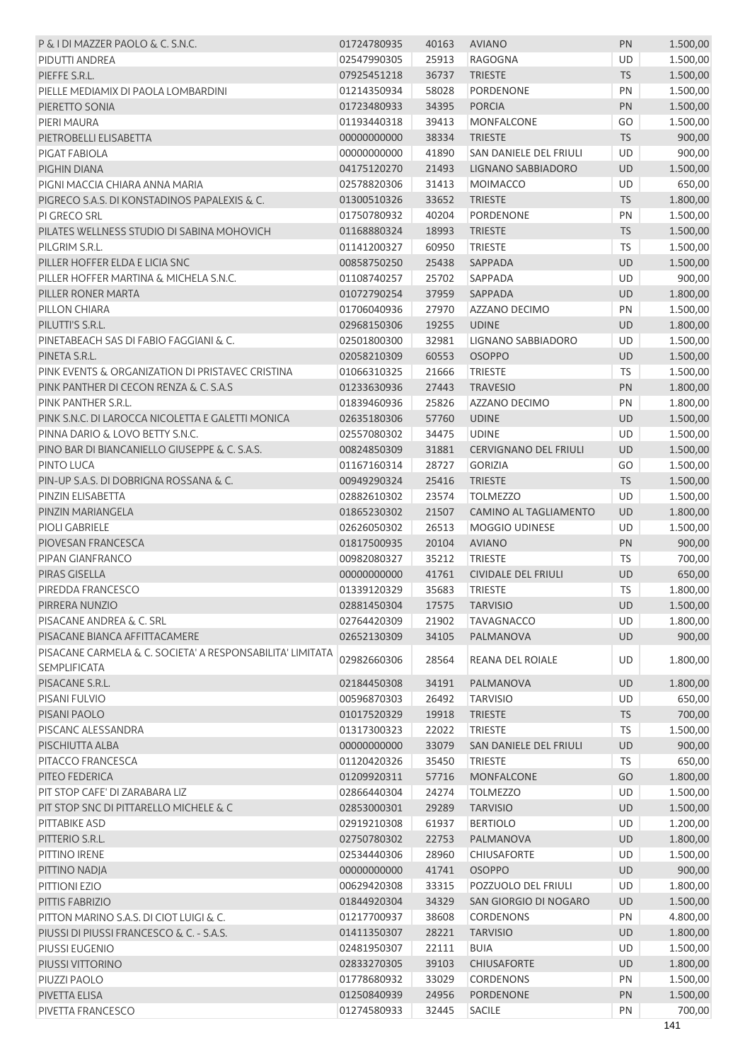| | | | | | |
|---|---|---|---|---|---|
| P & I DI MAZZER PAOLO & C. S.N.C. | 01724780935 | 40163 | AVIANO | PN | 1.500,00 |
| PIDUTTI ANDREA | 02547990305 | 25913 | RAGOGNA | UD | 1.500,00 |
| PIEFFE S.R.L. | 07925451218 | 36737 | TRIESTE | TS | 1.500,00 |
| PIELLE MEDIAMIX DI PAOLA LOMBARDINI | 01214350934 | 58028 | PORDENONE | PN | 1.500,00 |
| PIERETTO SONIA | 01723480933 | 34395 | PORCIA | PN | 1.500,00 |
| PIERI MAURA | 01193440318 | 39413 | MONFALCONE | GO | 1.500,00 |
| PIETROBELLI ELISABETTA | 00000000000 | 38334 | TRIESTE | TS | 900,00 |
| PIGAT FABIOLA | 00000000000 | 41890 | SAN DANIELE DEL FRIULI | UD | 900,00 |
| PIGHIN DIANA | 04175120270 | 21493 | LIGNANO SABBIADORO | UD | 1.500,00 |
| PIGNI MACCIA CHIARA ANNA MARIA | 02578820306 | 31413 | MOIMACCO | UD | 650,00 |
| PIGRECO S.A.S. DI KONSTADINOS PAPALEXIS & C. | 01300510326 | 33652 | TRIESTE | TS | 1.800,00 |
| PI GRECO SRL | 01750780932 | 40204 | PORDENONE | PN | 1.500,00 |
| PILATES WELLNESS STUDIO DI SABINA MOHOVICH | 01168880324 | 18993 | TRIESTE | TS | 1.500,00 |
| PILGRIM S.R.L. | 01141200327 | 60950 | TRIESTE | TS | 1.500,00 |
| PILLER HOFFER ELDA E LICIA SNC | 00858750250 | 25438 | SAPPADA | UD | 1.500,00 |
| PILLER HOFFER MARTINA & MICHELA S.N.C. | 01108740257 | 25702 | SAPPADA | UD | 900,00 |
| PILLER RONER MARTA | 01072790254 | 37959 | SAPPADA | UD | 1.800,00 |
| PILLON CHIARA | 01706040936 | 27970 | AZZANO DECIMO | PN | 1.500,00 |
| PILUTTI'S S.R.L. | 02968150306 | 19255 | UDINE | UD | 1.800,00 |
| PINETABEACH SAS DI FABIO FAGGIANI & C. | 02501800300 | 32981 | LIGNANO SABBIADORO | UD | 1.500,00 |
| PINETA S.R.L. | 02058210309 | 60553 | OSOPPO | UD | 1.500,00 |
| PINK EVENTS & ORGANIZATION DI PRISTAVEC CRISTINA | 01066310325 | 21666 | TRIESTE | TS | 1.500,00 |
| PINK PANTHER DI CECON RENZA & C. S.A.S | 01233630936 | 27443 | TRAVESIO | PN | 1.800,00 |
| PINK PANTHER S.R.L. | 01839460936 | 25826 | AZZANO DECIMO | PN | 1.800,00 |
| PINK S.N.C. DI LAROCCA NICOLETTA E GALETTI MONICA | 02635180306 | 57760 | UDINE | UD | 1.500,00 |
| PINNA DARIO & LOVO BETTY S.N.C. | 02557080302 | 34475 | UDINE | UD | 1.500,00 |
| PINO BAR DI BIANCANIELLO GIUSEPPE & C. S.A.S. | 00824850309 | 31881 | CERVIGNANO DEL FRIULI | UD | 1.500,00 |
| PINTO LUCA | 01167160314 | 28727 | GORIZIA | GO | 1.500,00 |
| PIN-UP S.A.S. DI DOBRIGNA ROSSANA & C. | 00949290324 | 25416 | TRIESTE | TS | 1.500,00 |
| PINZIN ELISABETTA | 02882610302 | 23574 | TOLMEZZO | UD | 1.500,00 |
| PINZIN MARIANGELA | 01865230302 | 21507 | CAMINO AL TAGLIAMENTO | UD | 1.800,00 |
| PIOLI GABRIELE | 02626050302 | 26513 | MOGGIO UDINESE | UD | 1.500,00 |
| PIOVESAN FRANCESCA | 01817500935 | 20104 | AVIANO | PN | 900,00 |
| PIPAN GIANFRANCO | 00982080327 | 35212 | TRIESTE | TS | 700,00 |
| PIRAS GISELLA | 00000000000 | 41761 | CIVIDALE DEL FRIULI | UD | 650,00 |
| PIREDDA FRANCESCO | 01339120329 | 35683 | TRIESTE | TS | 1.800,00 |
| PIRRERA NUNZIO | 02881450304 | 17575 | TARVISIO | UD | 1.500,00 |
| PISACANE ANDREA & C. SRL | 02764420309 | 21902 | TAVAGNACCO | UD | 1.800,00 |
| PISACANE BIANCA AFFITTACAMERE | 02652130309 | 34105 | PALMANOVA | UD | 900,00 |
| PISACANE CARMELA & C. SOCIETA' A RESPONSABILITA' LIMITATA SEMPLIFICATA | 02982660306 | 28564 | REANA DEL ROIALE | UD | 1.800,00 |
| PISACANE S.R.L. | 02184450308 | 34191 | PALMANOVA | UD | 1.800,00 |
| PISANI FULVIO | 00596870303 | 26492 | TARVISIO | UD | 650,00 |
| PISANI PAOLO | 01017520329 | 19918 | TRIESTE | TS | 700,00 |
| PISCANC ALESSANDRA | 01317300323 | 22022 | TRIESTE | TS | 1.500,00 |
| PISCHIUTTA ALBA | 00000000000 | 33079 | SAN DANIELE DEL FRIULI | UD | 900,00 |
| PITACCO FRANCESCA | 01120420326 | 35450 | TRIESTE | TS | 650,00 |
| PITEO FEDERICA | 01209920311 | 57716 | MONFALCONE | GO | 1.800,00 |
| PIT STOP CAFE' DI ZARABARA LIZ | 02866440304 | 24274 | TOLMEZZO | UD | 1.500,00 |
| PIT STOP SNC DI PITTARELLO MICHELE & C | 02853000301 | 29289 | TARVISIO | UD | 1.500,00 |
| PITTABIKE ASD | 02919210308 | 61937 | BERTIOLO | UD | 1.200,00 |
| PITTERIO S.R.L. | 02750780302 | 22753 | PALMANOVA | UD | 1.800,00 |
| PITTINO IRENE | 02534440306 | 28960 | CHIUSAFORTE | UD | 1.500,00 |
| PITTINO NADJA | 00000000000 | 41741 | OSOPPO | UD | 900,00 |
| PITTIONI EZIO | 00629420308 | 33315 | POZZUOLO DEL FRIULI | UD | 1.800,00 |
| PITTIS FABRIZIO | 01844920304 | 34329 | SAN GIORGIO DI NOGARO | UD | 1.500,00 |
| PITTON MARINO S.A.S. DI CIOT LUIGI & C. | 01217700937 | 38608 | CORDENONS | PN | 4.800,00 |
| PIUSSI DI PIUSSI FRANCESCO & C. - S.A.S. | 01411350307 | 28221 | TARVISIO | UD | 1.800,00 |
| PIUSSI EUGENIO | 02481950307 | 22111 | BUIA | UD | 1.500,00 |
| PIUSSI VITTORINO | 02833270305 | 39103 | CHIUSAFORTE | UD | 1.800,00 |
| PIUZZI PAOLO | 01778680932 | 33029 | CORDENONS | PN | 1.500,00 |
| PIVETTA ELISA | 01250840939 | 24956 | PORDENONE | PN | 1.500,00 |
| PIVETTA FRANCESCO | 01274580933 | 32445 | SACILE | PN | 700,00 |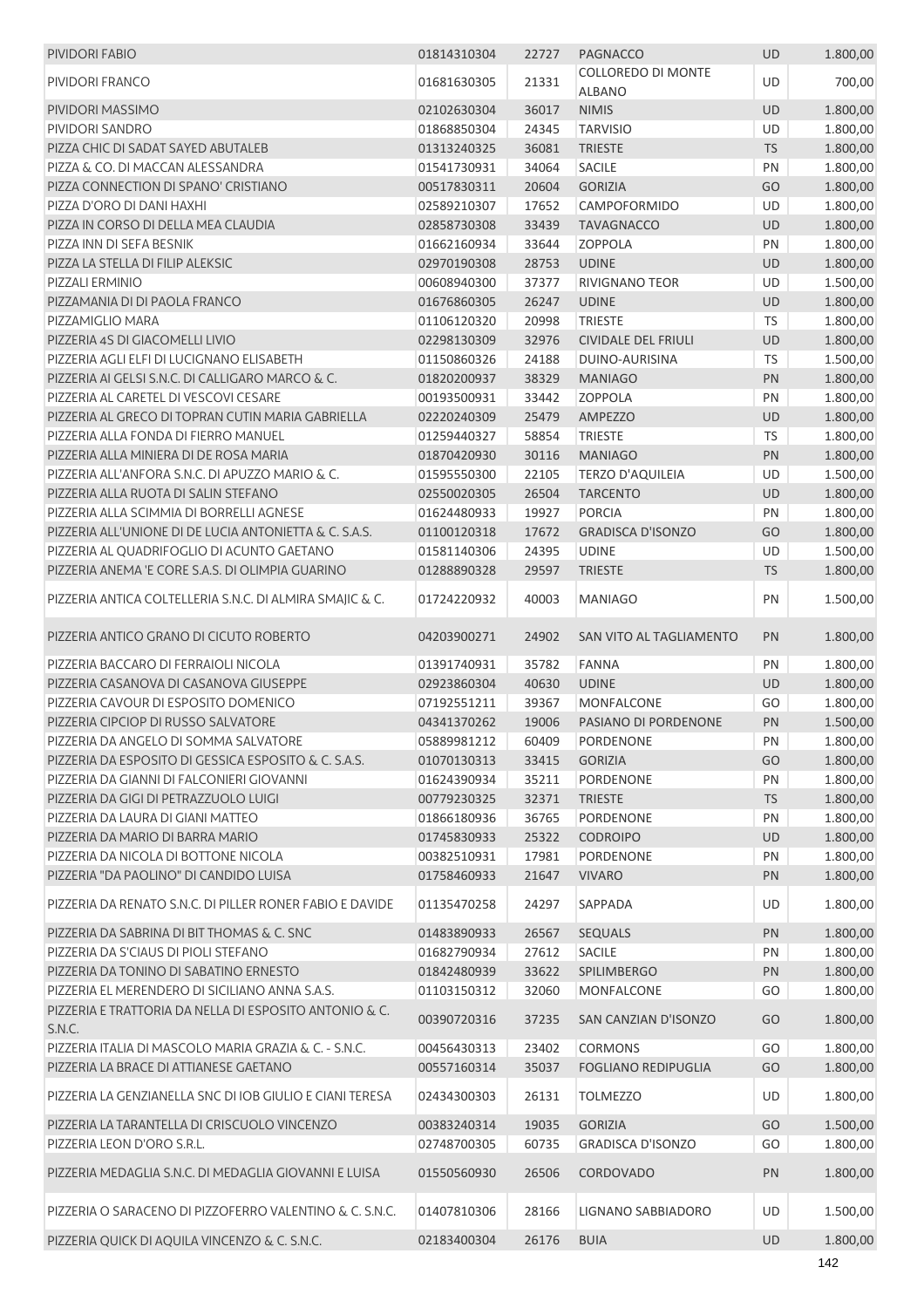| | | | | | |
|---|---|---|---|---|---|
| PIVIDORI FABIO | 01814310304 | 22727 | PAGNACCO | UD | 1.800,00 |
| PIVIDORI FRANCO | 01681630305 | 21331 | COLLOREDO DI MONTE ALBANO | UD | 700,00 |
| PIVIDORI MASSIMO | 02102630304 | 36017 | NIMIS | UD | 1.800,00 |
| PIVIDORI SANDRO | 01868850304 | 24345 | TARVISIO | UD | 1.800,00 |
| PIZZA CHIC DI SADAT SAYED ABUTALEB | 01313240325 | 36081 | TRIESTE | TS | 1.800,00 |
| PIZZA & CO. DI MACCAN ALESSANDRA | 01541730931 | 34064 | SACILE | PN | 1.800,00 |
| PIZZA CONNECTION DI SPANO' CRISTIANO | 00517830311 | 20604 | GORIZIA | GO | 1.800,00 |
| PIZZA D'ORO DI DANI HAXHI | 02589210307 | 17652 | CAMPOFORMIDO | UD | 1.800,00 |
| PIZZA IN CORSO DI DELLA MEA CLAUDIA | 02858730308 | 33439 | TAVAGNACCO | UD | 1.800,00 |
| PIZZA INN DI SEFA BESNIK | 01662160934 | 33644 | ZOPPOLA | PN | 1.800,00 |
| PIZZA LA STELLA DI FILIP ALEKSIC | 02970190308 | 28753 | UDINE | UD | 1.800,00 |
| PIZZALI ERMINIO | 00608940300 | 37377 | RIVIGNANO TEOR | UD | 1.500,00 |
| PIZZAMANIA DI DI PAOLA FRANCO | 01676860305 | 26247 | UDINE | UD | 1.800,00 |
| PIZZAMIGLIO MARA | 01106120320 | 20998 | TRIESTE | TS | 1.800,00 |
| PIZZERIA 4S DI GIACOMELLI LIVIO | 02298130309 | 32976 | CIVIDALE DEL FRIULI | UD | 1.800,00 |
| PIZZERIA AGLI ELFI DI LUCIGNANO ELISABETH | 01150860326 | 24188 | DUINO-AURISINA | TS | 1.500,00 |
| PIZZERIA AI GELSI S.N.C. DI CALLIGARO MARCO & C. | 01820200937 | 38329 | MANIAGO | PN | 1.800,00 |
| PIZZERIA AL CARETEL DI VESCOVI CESARE | 00193500931 | 33442 | ZOPPOLA | PN | 1.800,00 |
| PIZZERIA AL GRECO DI TOPRAN CUTIN MARIA GABRIELLA | 02220240309 | 25479 | AMPEZZO | UD | 1.800,00 |
| PIZZERIA ALLA FONDA DI FIERRO MANUEL | 01259440327 | 58854 | TRIESTE | TS | 1.800,00 |
| PIZZERIA ALLA MINIERA DI DE ROSA MARIA | 01870420930 | 30116 | MANIAGO | PN | 1.800,00 |
| PIZZERIA ALL'ANFORA S.N.C. DI APUZZO MARIO & C. | 01595550300 | 22105 | TERZO D'AQUILEIA | UD | 1.500,00 |
| PIZZERIA ALLA RUOTA DI SALIN STEFANO | 02550020305 | 26504 | TARCENTO | UD | 1.800,00 |
| PIZZERIA ALLA SCIMMIA DI BORRELLI AGNESE | 01624480933 | 19927 | PORCIA | PN | 1.800,00 |
| PIZZERIA ALL'UNIONE DI DE LUCIA ANTONIETTA & C. S.A.S. | 01100120318 | 17672 | GRADISCA D'ISONZO | GO | 1.800,00 |
| PIZZERIA AL QUADRIFOGLIO DI ACUNTO GAETANO | 01581140306 | 24395 | UDINE | UD | 1.500,00 |
| PIZZERIA ANEMA 'E CORE S.A.S. DI OLIMPIA GUARINO | 01288890328 | 29597 | TRIESTE | TS | 1.800,00 |
| PIZZERIA ANTICA COLTELLERIA S.N.C. DI ALMIRA SMAJIC & C. | 01724220932 | 40003 | MANIAGO | PN | 1.500,00 |
| PIZZERIA ANTICO GRANO DI CICUTO ROBERTO | 04203900271 | 24902 | SAN VITO AL TAGLIAMENTO | PN | 1.800,00 |
| PIZZERIA BACCARO DI FERRAIOLI NICOLA | 01391740931 | 35782 | FANNA | PN | 1.800,00 |
| PIZZERIA CASANOVA DI CASANOVA GIUSEPPE | 02923860304 | 40630 | UDINE | UD | 1.800,00 |
| PIZZERIA CAVOUR DI ESPOSITO DOMENICO | 07192551211 | 39367 | MONFALCONE | GO | 1.800,00 |
| PIZZERIA CIPCIOP DI RUSSO SALVATORE | 04341370262 | 19006 | PASIANO DI PORDENONE | PN | 1.500,00 |
| PIZZERIA DA ANGELO DI SOMMA SALVATORE | 05889981212 | 60409 | PORDENONE | PN | 1.800,00 |
| PIZZERIA DA ESPOSITO DI GESSICA ESPOSITO & C. S.A.S. | 01070130313 | 33415 | GORIZIA | GO | 1.800,00 |
| PIZZERIA DA GIANNI DI FALCONIERI GIOVANNI | 01624390934 | 35211 | PORDENONE | PN | 1.800,00 |
| PIZZERIA DA GIGI DI PETRAZZUOLO LUIGI | 00779230325 | 32371 | TRIESTE | TS | 1.800,00 |
| PIZZERIA DA LAURA DI GIANI MATTEO | 01866180936 | 36765 | PORDENONE | PN | 1.800,00 |
| PIZZERIA DA MARIO DI BARRA MARIO | 01745830933 | 25322 | CODROIPO | UD | 1.800,00 |
| PIZZERIA DA NICOLA DI BOTTONE NICOLA | 00382510931 | 17981 | PORDENONE | PN | 1.800,00 |
| PIZZERIA "DA PAOLINO" DI CANDIDO LUISA | 01758460933 | 21647 | VIVARO | PN | 1.800,00 |
| PIZZERIA DA RENATO S.N.C. DI PILLER RONER FABIO E DAVIDE | 01135470258 | 24297 | SAPPADA | UD | 1.800,00 |
| PIZZERIA DA SABRINA DI BIT THOMAS & C. SNC | 01483890933 | 26567 | SEQUALS | PN | 1.800,00 |
| PIZZERIA DA S'CIAUS DI PIOLI STEFANO | 01682790934 | 27612 | SACILE | PN | 1.800,00 |
| PIZZERIA DA TONINO DI SABATINO ERNESTO | 01842480939 | 33622 | SPILIMBERGO | PN | 1.800,00 |
| PIZZERIA EL MERENDERO DI SICILIANO ANNA S.A.S. | 01103150312 | 32060 | MONFALCONE | GO | 1.800,00 |
| PIZZERIA E TRATTORIA DA NELLA DI ESPOSITO ANTONIO & C. S.N.C. | 00390720316 | 37235 | SAN CANZIAN D'ISONZO | GO | 1.800,00 |
| PIZZERIA ITALIA DI MASCOLO MARIA GRAZIA & C. - S.N.C. | 00456430313 | 23402 | CORMONS | GO | 1.800,00 |
| PIZZERIA LA BRACE DI ATTIANESE GAETANO | 00557160314 | 35037 | FOGLIANO REDIPUGLIA | GO | 1.800,00 |
| PIZZERIA LA GENZIANELLA SNC DI IOB GIULIO E CIANI TERESA | 02434300303 | 26131 | TOLMEZZO | UD | 1.800,00 |
| PIZZERIA LA TARANTELLA DI CRISCUOLO VINCENZO | 00383240314 | 19035 | GORIZIA | GO | 1.500,00 |
| PIZZERIA LEON D'ORO S.R.L. | 02748700305 | 60735 | GRADISCA D'ISONZO | GO | 1.800,00 |
| PIZZERIA MEDAGLIA S.N.C. DI MEDAGLIA GIOVANNI E LUISA | 01550560930 | 26506 | CORDOVADO | PN | 1.800,00 |
| PIZZERIA O SARACENO DI PIZZOFERRO VALENTINO & C. S.N.C. | 01407810306 | 28166 | LIGNANO SABBIADORO | UD | 1.500,00 |
| PIZZERIA QUICK DI AQUILA VINCENZO & C. S.N.C. | 02183400304 | 26176 | BUIA | UD | 1.800,00 |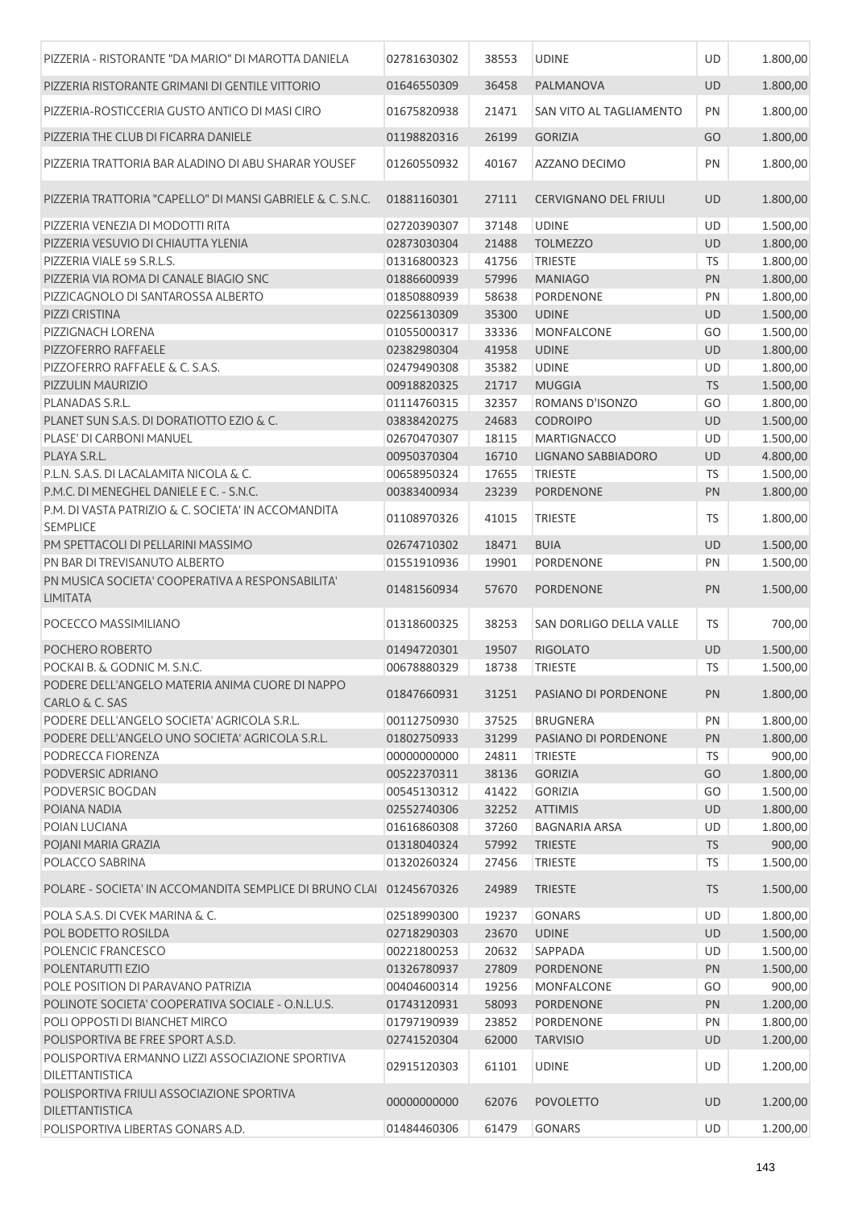| | | | | | |
|---|---|---|---|---|---|
| PIZZERIA - RISTORANTE "DA MARIO" DI MAROTTA DANIELA | 02781630302 | 38553 | UDINE | UD | 1.800,00 |
| PIZZERIA RISTORANTE GRIMANI DI GENTILE VITTORIO | 01646550309 | 36458 | PALMANOVA | UD | 1.800,00 |
| PIZZERIA-ROSTICCERIA GUSTO ANTICO DI MASI CIRO | 01675820938 | 21471 | SAN VITO AL TAGLIAMENTO | PN | 1.800,00 |
| PIZZERIA THE CLUB DI FICARRA DANIELE | 01198820316 | 26199 | GORIZIA | GO | 1.800,00 |
| PIZZERIA TRATTORIA BAR ALADINO DI ABU SHARAR YOUSEF | 01260550932 | 40167 | AZZANO DECIMO | PN | 1.800,00 |
| PIZZERIA TRATTORIA "CAPELLO" DI MANSI GABRIELE & C. S.N.C. | 01881160301 | 27111 | CERVIGNANO DEL FRIULI | UD | 1.800,00 |
| PIZZERIA VENEZIA DI MODOTTI RITA | 02720390307 | 37148 | UDINE | UD | 1.500,00 |
| PIZZERIA VESUVIO DI CHIAUTTA YLENIA | 02873030304 | 21488 | TOLMEZZO | UD | 1.800,00 |
| PIZZERIA VIALE 59 S.R.L.S. | 01316800323 | 41756 | TRIESTE | TS | 1.800,00 |
| PIZZERIA VIA ROMA DI CANALE BIAGIO SNC | 01886600939 | 57996 | MANIAGO | PN | 1.800,00 |
| PIZZICAGNOLO DI SANTAROSSA ALBERTO | 01850880939 | 58638 | PORDENONE | PN | 1.800,00 |
| PIZZI CRISTINA | 02256130309 | 35300 | UDINE | UD | 1.500,00 |
| PIZZIGNACH LORENA | 01055000317 | 33336 | MONFALCONE | GO | 1.500,00 |
| PIZZOFERRO RAFFAELE | 02382980304 | 41958 | UDINE | UD | 1.800,00 |
| PIZZOFERRO RAFFAELE & C. S.A.S. | 02479490308 | 35382 | UDINE | UD | 1.800,00 |
| PIZZULIN MAURIZIO | 00918820325 | 21717 | MUGGIA | TS | 1.500,00 |
| PLANADAS S.R.L. | 01114760315 | 32357 | ROMANS D'ISONZO | GO | 1.800,00 |
| PLANET SUN S.A.S. DI DORATIOTTO EZIO & C. | 03838420275 | 24683 | CODROIPO | UD | 1.500,00 |
| PLASE' DI CARBONI MANUEL | 02670470307 | 18115 | MARTIGNACCO | UD | 1.500,00 |
| PLAYA S.R.L. | 00950370304 | 16710 | LIGNANO SABBIADORO | UD | 4.800,00 |
| P.L.N. S.A.S. DI LACALAMITA NICOLA & C. | 00658950324 | 17655 | TRIESTE | TS | 1.500,00 |
| P.M.C. DI MENEGHEL DANIELE E C. - S.N.C. | 00383400934 | 23239 | PORDENONE | PN | 1.800,00 |
| P.M. DI VASTA PATRIZIO & C. SOCIETA' IN ACCOMANDITA SEMPLICE | 01108970326 | 41015 | TRIESTE | TS | 1.800,00 |
| PM SPETTACOLI DI PELLARINI MASSIMO | 02674710302 | 18471 | BUIA | UD | 1.500,00 |
| PN BAR DI TREVISANUTO ALBERTO | 01551910936 | 19901 | PORDENONE | PN | 1.500,00 |
| PN MUSICA SOCIETA' COOPERATIVA A RESPONSABILITA' LIMITATA | 01481560934 | 57670 | PORDENONE | PN | 1.500,00 |
| POCECCO MASSIMILIANO | 01318600325 | 38253 | SAN DORLIGO DELLA VALLE | TS | 700,00 |
| POCHERO ROBERTO | 01494720301 | 19507 | RIGOLATO | UD | 1.500,00 |
| POCKAI B. & GODNIC M. S.N.C. | 00678880329 | 18738 | TRIESTE | TS | 1.500,00 |
| PODERE DELL'ANGELO MATERIA ANIMA CUORE DI NAPPO CARLO & C. SAS | 01847660931 | 31251 | PASIANO DI PORDENONE | PN | 1.800,00 |
| PODERE DELL'ANGELO SOCIETA' AGRICOLA S.R.L. | 00112750930 | 37525 | BRUGNERA | PN | 1.800,00 |
| PODERE DELL'ANGELO UNO SOCIETA' AGRICOLA S.R.L. | 01802750933 | 31299 | PASIANO DI PORDENONE | PN | 1.800,00 |
| PODRECCA FIORENZA | 00000000000 | 24811 | TRIESTE | TS | 900,00 |
| PODVERSIC ADRIANO | 00522370311 | 38136 | GORIZIA | GO | 1.800,00 |
| PODVERSIC BOGDAN | 00545130312 | 41422 | GORIZIA | GO | 1.500,00 |
| POIANA NADIA | 02552740306 | 32252 | ATTIMIS | UD | 1.800,00 |
| POIAN LUCIANA | 01616860308 | 37260 | BAGNARIA ARSA | UD | 1.800,00 |
| POJANI MARIA GRAZIA | 01318040324 | 57992 | TRIESTE | TS | 900,00 |
| POLACCO SABRINA | 01320260324 | 27456 | TRIESTE | TS | 1.500,00 |
| POLARE - SOCIETA' IN ACCOMANDITA SEMPLICE DI BRUNO CLAI | 01245670326 | 24989 | TRIESTE | TS | 1.500,00 |
| POLA S.A.S. DI CVEK MARINA & C. | 02518990300 | 19237 | GONARS | UD | 1.800,00 |
| POL BODETTO ROSILDA | 02718290303 | 23670 | UDINE | UD | 1.500,00 |
| POLENCIC FRANCESCO | 00221800253 | 20632 | SAPPADA | UD | 1.500,00 |
| POLENTARUTTI EZIO | 01326780937 | 27809 | PORDENONE | PN | 1.500,00 |
| POLE POSITION DI PARAVANO PATRIZIA | 00404600314 | 19256 | MONFALCONE | GO | 900,00 |
| POLINOTE SOCIETA' COOPERATIVA SOCIALE - O.N.L.U.S. | 01743120931 | 58093 | PORDENONE | PN | 1.200,00 |
| POLI OPPOSTI DI BIANCHET MIRCO | 01797190939 | 23852 | PORDENONE | PN | 1.800,00 |
| POLISPORTIVA BE FREE SPORT A.S.D. | 02741520304 | 62000 | TARVISIO | UD | 1.200,00 |
| POLISPORTIVA ERMANNO LIZZI ASSOCIAZIONE SPORTIVA DILETTANTISTICA | 02915120303 | 61101 | UDINE | UD | 1.200,00 |
| POLISPORTIVA FRIULI ASSOCIAZIONE SPORTIVA DILETTANTISTICA | 00000000000 | 62076 | POVOLETTO | UD | 1.200,00 |
| POLISPORTIVA LIBERTAS GONARS A.D. | 01484460306 | 61479 | GONARS | UD | 1.200,00 |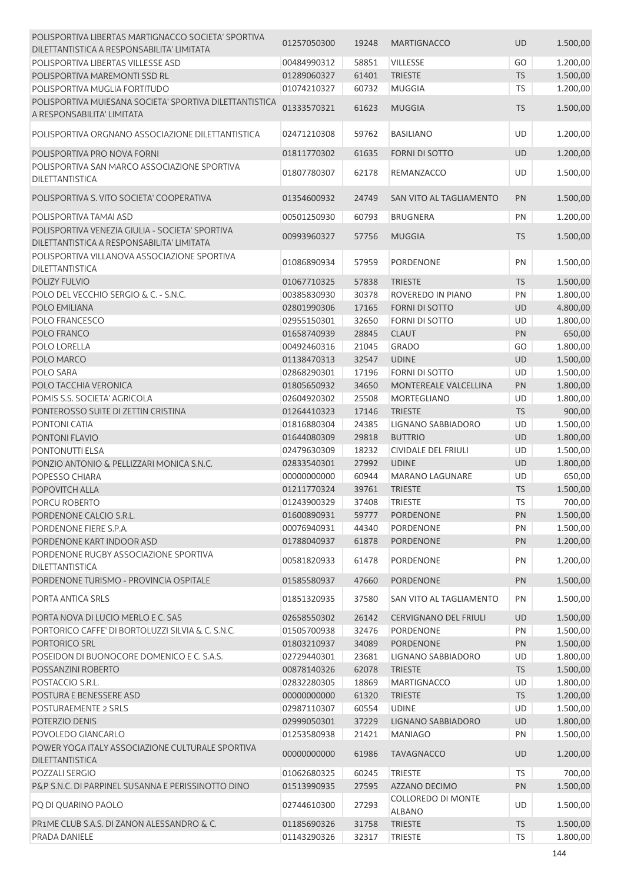| | | | | | |
|---|---|---|---|---|---|
| POLISPORTIVA LIBERTAS MARTIGNACCO SOCIETA' SPORTIVA DILETTANTISTICA A RESPONSABILITA' LIMITATA | 01257050300 | 19248 | MARTIGNACCO | UD | 1.500,00 |
| POLISPORTIVA LIBERTAS VILLESSE ASD | 00484990312 | 58851 | VILLESSE | GO | 1.200,00 |
| POLISPORTIVA MAREMONTI SSD RL | 01289060327 | 61401 | TRIESTE | TS | 1.500,00 |
| POLISPORTIVA MUGLIA FORTITUDO | 01074210327 | 60732 | MUGGIA | TS | 1.200,00 |
| POLISPORTIVA MUIESANA SOCIETA' SPORTIVA DILETTANTISTICA A RESPONSABILITA' LIMITATA | 01333570321 | 61623 | MUGGIA | TS | 1.500,00 |
| POLISPORTIVA ORGNANO ASSOCIAZIONE DILETTANTISTICA | 02471210308 | 59762 | BASILIANO | UD | 1.200,00 |
| POLISPORTIVA PRO NOVA FORNI | 01811770302 | 61635 | FORNI DI SOTTO | UD | 1.200,00 |
| POLISPORTIVA SAN MARCO ASSOCIAZIONE SPORTIVA DILETTANTISTICA | 01807780307 | 62178 | REMANZACCO | UD | 1.500,00 |
| POLISPORTIVA S. VITO SOCIETA' COOPERATIVA | 01354600932 | 24749 | SAN VITO AL TAGLIAMENTO | PN | 1.500,00 |
| POLISPORTIVA TAMAI ASD | 00501250930 | 60793 | BRUGNERA | PN | 1.200,00 |
| POLISPORTIVA VENEZIA GIULIA - SOCIETA' SPORTIVA DILETTANTISTICA A RESPONSABILITA' LIMITATA | 00993960327 | 57756 | MUGGIA | TS | 1.500,00 |
| POLISPORTIVA VILLANOVA ASSOCIAZIONE SPORTIVA DILETTANTISTICA | 01086890934 | 57959 | PORDENONE | PN | 1.500,00 |
| POLIZY FULVIO | 01067710325 | 57838 | TRIESTE | TS | 1.500,00 |
| POLO DEL VECCHIO SERGIO & C. - S.N.C. | 00385830930 | 30378 | ROVEREDO IN PIANO | PN | 1.800,00 |
| POLO EMILIANA | 02801990306 | 17165 | FORNI DI SOTTO | UD | 4.800,00 |
| POLO FRANCESCO | 02955150301 | 32650 | FORNI DI SOTTO | UD | 1.800,00 |
| POLO FRANCO | 01658740939 | 28845 | CLAUT | PN | 650,00 |
| POLO LORELLA | 00492460316 | 21045 | GRADO | GO | 1.800,00 |
| POLO MARCO | 01138470313 | 32547 | UDINE | UD | 1.500,00 |
| POLO SARA | 02868290301 | 17196 | FORNI DI SOTTO | UD | 1.500,00 |
| POLO TACCHIA VERONICA | 01805650932 | 34650 | MONTEREALE VALCELLINA | PN | 1.800,00 |
| POMIS S.S. SOCIETA' AGRICOLA | 02604920302 | 25508 | MORTEGLIANO | UD | 1.800,00 |
| PONTEROSSO SUITE DI ZETTIN CRISTINA | 01264410323 | 17146 | TRIESTE | TS | 900,00 |
| PONTONI CATIA | 01816880304 | 24385 | LIGNANO SABBIADORO | UD | 1.500,00 |
| PONTONI FLAVIO | 01644080309 | 29818 | BUTTRIO | UD | 1.800,00 |
| PONTONUTTI ELSA | 02479630309 | 18232 | CIVIDALE DEL FRIULI | UD | 1.500,00 |
| PONZIO ANTONIO & PELLIZZARI MONICA S.N.C. | 02833540301 | 27992 | UDINE | UD | 1.800,00 |
| POPESSO CHIARA | 00000000000 | 60944 | MARANO LAGUNARE | UD | 650,00 |
| POPOVITCH ALLA | 01211770324 | 39761 | TRIESTE | TS | 1.500,00 |
| PORCU ROBERTO | 01243900329 | 37408 | TRIESTE | TS | 700,00 |
| PORDENONE CALCIO S.R.L. | 01600890931 | 59777 | PORDENONE | PN | 1.500,00 |
| PORDENONE FIERE S.P.A. | 00076940931 | 44340 | PORDENONE | PN | 1.500,00 |
| PORDENONE KART INDOOR ASD | 01788040937 | 61878 | PORDENONE | PN | 1.200,00 |
| PORDENONE RUGBY ASSOCIAZIONE SPORTIVA DILETTANTISTICA | 00581820933 | 61478 | PORDENONE | PN | 1.200,00 |
| PORDENONE TURISMO - PROVINCIA OSPITALE | 01585580937 | 47660 | PORDENONE | PN | 1.500,00 |
| PORTA ANTICA SRLS | 01851320935 | 37580 | SAN VITO AL TAGLIAMENTO | PN | 1.500,00 |
| PORTA NOVA DI LUCIO MERLO E C. SAS | 02658550302 | 26142 | CERVIGNANO DEL FRIULI | UD | 1.500,00 |
| PORTORICO CAFFE' DI BORTOLUZZI SILVIA & C. S.N.C. | 01505700938 | 32476 | PORDENONE | PN | 1.500,00 |
| PORTORICO SRL | 01803210937 | 34089 | PORDENONE | PN | 1.500,00 |
| POSEIDON DI BUONOCORE DOMENICO E C. S.A.S. | 02729440301 | 23681 | LIGNANO SABBIADORO | UD | 1.800,00 |
| POSSANZINI ROBERTO | 00878140326 | 62078 | TRIESTE | TS | 1.500,00 |
| POSTACCIO S.R.L. | 02832280305 | 18869 | MARTIGNACCO | UD | 1.800,00 |
| POSTURA E BENESSERE ASD | 00000000000 | 61320 | TRIESTE | TS | 1.200,00 |
| POSTURAEMENTE 2 SRLS | 02987110307 | 60554 | UDINE | UD | 1.500,00 |
| POTERZIO DENIS | 02999050301 | 37229 | LIGNANO SABBIADORO | UD | 1.800,00 |
| POVOLEDO GIANCARLO | 01253580938 | 21421 | MANIAGO | PN | 1.500,00 |
| POWER YOGA ITALY ASSOCIAZIONE CULTURALE SPORTIVA DILETTANTISTICA | 00000000000 | 61986 | TAVAGNACCO | UD | 1.200,00 |
| POZZALI SERGIO | 01062680325 | 60245 | TRIESTE | TS | 700,00 |
| P&P S.N.C. DI PARPINEL SUSANNA E PERISSINOTTO DINO | 01513990935 | 27595 | AZZANO DECIMO | PN | 1.500,00 |
| PQ DI QUARINO PAOLO | 02744610300 | 27293 | COLLOREDO DI MONTE ALBANO | UD | 1.500,00 |
| PR1ME CLUB S.A.S. DI ZANON ALESSANDRO & C. | 01185690326 | 31758 | TRIESTE | TS | 1.500,00 |
| PRADA DANIELE | 01143290326 | 32317 | TRIESTE | TS | 1.800,00 |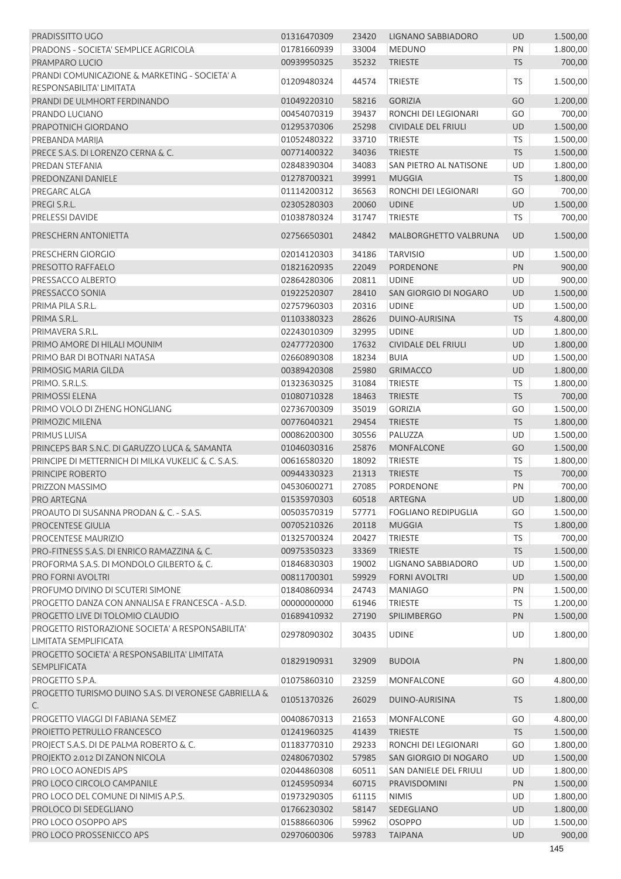| | | | | | |
|---|---|---|---|---|---|
| PRADISSITTO UGO | 01316470309 | 23420 | LIGNANO SABBIADORO | UD | 1.500,00 |
| PRADONS - SOCIETA' SEMPLICE AGRICOLA | 01781660939 | 33004 | MEDUNO | PN | 1.800,00 |
| PRAMPARO LUCIO | 00939950325 | 35232 | TRIESTE | TS | 700,00 |
| PRANDI COMUNICAZIONE & MARKETING - SOCIETA' A RESPONSABILITA' LIMITATA | 01209480324 | 44574 | TRIESTE | TS | 1.500,00 |
| PRANDI DE ULMHORT FERDINANDO | 01049220310 | 58216 | GORIZIA | GO | 1.200,00 |
| PRANDO LUCIANO | 00454070319 | 39437 | RONCHI DEI LEGIONARI | GO | 700,00 |
| PRAPOTNICH GIORDANO | 01295370306 | 25298 | CIVIDALE DEL FRIULI | UD | 1.500,00 |
| PREBANDA MARIJA | 01052480322 | 33710 | TRIESTE | TS | 1.500,00 |
| PRECE S.A.S. DI LORENZO CERNA & C. | 00771400322 | 34036 | TRIESTE | TS | 1.500,00 |
| PREDAN STEFANIA | 02848390304 | 34083 | SAN PIETRO AL NATISONE | UD | 1.800,00 |
| PREDONZANI DANIELE | 01278700321 | 39991 | MUGGIA | TS | 1.800,00 |
| PREGARC ALGA | 01114200312 | 36563 | RONCHI DEI LEGIONARI | GO | 700,00 |
| PREGI S.R.L. | 02305280303 | 20060 | UDINE | UD | 1.500,00 |
| PRELESSI DAVIDE | 01038780324 | 31747 | TRIESTE | TS | 700,00 |
| PRESCHERN ANTONIETTA | 02756650301 | 24842 | MALBORGHETTO VALBRUNA | UD | 1.500,00 |
| PRESCHERN GIORGIO | 02014120303 | 34186 | TARVISIO | UD | 1.500,00 |
| PRESOTTO RAFFAELO | 01821620935 | 22049 | PORDENONE | PN | 900,00 |
| PRESSACCO ALBERTO | 02864280306 | 20811 | UDINE | UD | 900,00 |
| PRESSACCO SONIA | 01922520307 | 28410 | SAN GIORGIO DI NOGARO | UD | 1.500,00 |
| PRIMA PILA S.R.L. | 02757960303 | 20316 | UDINE | UD | 1.500,00 |
| PRIMA S.R.L. | 01103380323 | 28626 | DUINO-AURISINA | TS | 4.800,00 |
| PRIMAVERA S.R.L. | 02243010309 | 32995 | UDINE | UD | 1.800,00 |
| PRIMO AMORE DI HILALI MOUNIM | 02477720300 | 17632 | CIVIDALE DEL FRIULI | UD | 1.800,00 |
| PRIMO BAR DI BOTNARI NATASA | 02660890308 | 18234 | BUIA | UD | 1.500,00 |
| PRIMOSIG MARIA GILDA | 00389420308 | 25980 | GRIMACCO | UD | 1.800,00 |
| PRIMO. S.R.L.S. | 01323630325 | 31084 | TRIESTE | TS | 1.800,00 |
| PRIMOSSI ELENA | 01080710328 | 18463 | TRIESTE | TS | 700,00 |
| PRIMO VOLO DI ZHENG HONGLIANG | 02736700309 | 35019 | GORIZIA | GO | 1.500,00 |
| PRIMOZIC MILENA | 00776040321 | 29454 | TRIESTE | TS | 1.800,00 |
| PRIMUS LUISA | 00086200300 | 30556 | PALUZZA | UD | 1.500,00 |
| PRINCEPS BAR S.N.C. DI GARUZZO LUCA & SAMANTA | 01046030316 | 25876 | MONFALCONE | GO | 1.500,00 |
| PRINCIPE DI METTERNICH DI MILKA VUKELIC & C. S.A.S. | 00616580320 | 18092 | TRIESTE | TS | 1.800,00 |
| PRINCIPE ROBERTO | 00944330323 | 21313 | TRIESTE | TS | 700,00 |
| PRIZZON MASSIMO | 04530600271 | 27085 | PORDENONE | PN | 700,00 |
| PRO ARTEGNA | 01535970303 | 60518 | ARTEGNA | UD | 1.800,00 |
| PROAUTO DI SUSANNA PRODAN & C. - S.A.S. | 00503570319 | 57771 | FOGLIANO REDIPUGLIA | GO | 1.500,00 |
| PROCENTESE GIULIA | 00705210326 | 20118 | MUGGIA | TS | 1.800,00 |
| PROCENTESE MAURIZIO | 01325700324 | 20427 | TRIESTE | TS | 700,00 |
| PRO-FITNESS S.A.S. DI ENRICO RAMAZZINA & C. | 00975350323 | 33369 | TRIESTE | TS | 1.500,00 |
| PROFORMA S.A.S. DI MONDOLO GILBERTO & C. | 01846830303 | 19002 | LIGNANO SABBIADORO | UD | 1.500,00 |
| PRO FORNI AVOLTRI | 00811700301 | 59929 | FORNI AVOLTRI | UD | 1.500,00 |
| PROFUMO DIVINO DI SCUTERI SIMONE | 01840860934 | 24743 | MANIAGO | PN | 1.500,00 |
| PROGETTO DANZA CON ANNALISA E FRANCESCA - A.S.D. | 00000000000 | 61946 | TRIESTE | TS | 1.200,00 |
| PROGETTO LIVE DI TOLOMIO CLAUDIO | 01689410932 | 27190 | SPILIMBERGO | PN | 1.500,00 |
| PROGETTO RISTORAZIONE SOCIETA' A RESPONSABILITA' LIMITATA SEMPLIFICATA | 02978090302 | 30435 | UDINE | UD | 1.800,00 |
| PROGETTO SOCIETA' A RESPONSABILITA' LIMITATA SEMPLIFICATA | 01829190931 | 32909 | BUDOIA | PN | 1.800,00 |
| PROGETTO S.P.A. | 01075860310 | 23259 | MONFALCONE | GO | 4.800,00 |
| PROGETTO TURISMO DUINO S.A.S. DI VERONESE GABRIELLA & C. | 01051370326 | 26029 | DUINO-AURISINA | TS | 1.800,00 |
| PROGETTO VIAGGI DI FABIANA SEMEZ | 00408670313 | 21653 | MONFALCONE | GO | 4.800,00 |
| PROIETTO PETRULLO FRANCESCO | 01241960325 | 41439 | TRIESTE | TS | 1.500,00 |
| PROJECT S.A.S. DI DE PALMA ROBERTO & C. | 01183770310 | 29233 | RONCHI DEI LEGIONARI | GO | 1.800,00 |
| PROJEKTO 2.012 DI ZANON NICOLA | 02480670302 | 57985 | SAN GIORGIO DI NOGARO | UD | 1.500,00 |
| PRO LOCO AONEDIS APS | 02044860308 | 60511 | SAN DANIELE DEL FRIULI | UD | 1.800,00 |
| PRO LOCO CIRCOLO CAMPANILE | 01245950934 | 60715 | PRAVISDOMINI | PN | 1.500,00 |
| PRO LOCO DEL COMUNE DI NIMIS A.P.S. | 01973290305 | 61115 | NIMIS | UD | 1.800,00 |
| PROLOCO DI SEDEGLIANO | 01766230302 | 58147 | SEDEGLIANO | UD | 1.800,00 |
| PRO LOCO OSOPPO APS | 01588660306 | 59962 | OSOPPO | UD | 1.500,00 |
| PRO LOCO PROSSENICCO APS | 02970600306 | 59783 | TAIPANA | UD | 900,00 |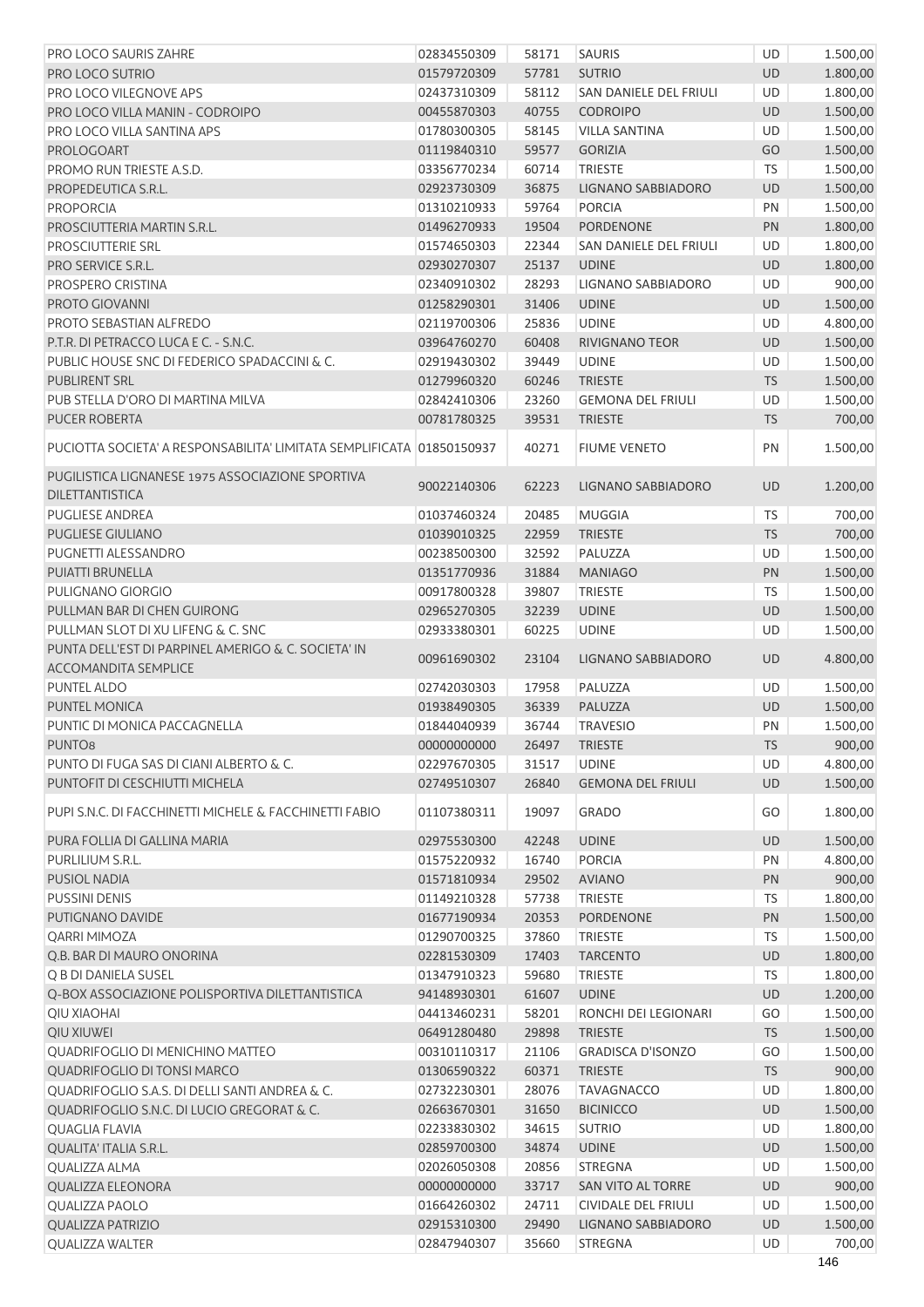| | | | | | |
|---|---|---|---|---|---|
| PRO LOCO SAURIS ZAHRE | 02834550309 | 58171 | SAURIS | UD | 1.500,00 |
| PRO LOCO SUTRIO | 01579720309 | 57781 | SUTRIO | UD | 1.800,00 |
| PRO LOCO VILEGNOVE APS | 02437310309 | 58112 | SAN DANIELE DEL FRIULI | UD | 1.800,00 |
| PRO LOCO VILLA MANIN - CODROIPO | 00455870303 | 40755 | CODROIPO | UD | 1.500,00 |
| PRO LOCO VILLA SANTINA APS | 01780300305 | 58145 | VILLA SANTINA | UD | 1.500,00 |
| PROLOGOART | 01119840310 | 59577 | GORIZIA | GO | 1.500,00 |
| PROMO RUN TRIESTE A.S.D. | 03356770234 | 60714 | TRIESTE | TS | 1.500,00 |
| PROPEDEUTICA S.R.L. | 02923730309 | 36875 | LIGNANO SABBIADORO | UD | 1.500,00 |
| PROPORCIA | 01310210933 | 59764 | PORCIA | PN | 1.500,00 |
| PROSCIUTTERIA MARTIN S.R.L. | 01496270933 | 19504 | PORDENONE | PN | 1.800,00 |
| PROSCIUTTERIE SRL | 01574650303 | 22344 | SAN DANIELE DEL FRIULI | UD | 1.800,00 |
| PRO SERVICE S.R.L. | 02930270307 | 25137 | UDINE | UD | 1.800,00 |
| PROSPERO CRISTINA | 02340910302 | 28293 | LIGNANO SABBIADORO | UD | 900,00 |
| PROTO GIOVANNI | 01258290301 | 31406 | UDINE | UD | 1.500,00 |
| PROTO SEBASTIAN ALFREDO | 02119700306 | 25836 | UDINE | UD | 4.800,00 |
| P.T.R. DI PETRACCO LUCA E C. - S.N.C. | 03964760270 | 60408 | RIVIGNANO TEOR | UD | 1.500,00 |
| PUBLIC HOUSE SNC DI FEDERICO SPADACCINI & C. | 02919430302 | 39449 | UDINE | UD | 1.500,00 |
| PUBLIRENT SRL | 01279960320 | 60246 | TRIESTE | TS | 1.500,00 |
| PUB STELLA D'ORO DI MARTINA MILVA | 02842410306 | 23260 | GEMONA DEL FRIULI | UD | 1.500,00 |
| PUCER ROBERTA | 00781780325 | 39531 | TRIESTE | TS | 700,00 |
| PUCIOTTA SOCIETA' A RESPONSABILITA' LIMITATA SEMPLIFICATA | 01850150937 | 40271 | FIUME VENETO | PN | 1.500,00 |
| PUGILISTICA LIGNANESE 1975 ASSOCIAZIONE SPORTIVA DILETTANTISTICA | 90022140306 | 62223 | LIGNANO SABBIADORO | UD | 1.200,00 |
| PUGLIESE ANDREA | 01037460324 | 20485 | MUGGIA | TS | 700,00 |
| PUGLIESE GIULIANO | 01039010325 | 22959 | TRIESTE | TS | 700,00 |
| PUGNETTI ALESSANDRO | 00238500300 | 32592 | PALUZZA | UD | 1.500,00 |
| PUIATTI BRUNELLA | 01351770936 | 31884 | MANIAGO | PN | 1.500,00 |
| PULIGNANO GIORGIO | 00917800328 | 39807 | TRIESTE | TS | 1.500,00 |
| PULLMAN BAR DI CHEN GUIRONG | 02965270305 | 32239 | UDINE | UD | 1.500,00 |
| PULLMAN SLOT DI XU LIFENG & C. SNC | 02933380301 | 60225 | UDINE | UD | 1.500,00 |
| PUNTA DELL'EST DI PARPINEL AMERIGO & C. SOCIETA' IN ACCOMANDITA SEMPLICE | 00961690302 | 23104 | LIGNANO SABBIADORO | UD | 4.800,00 |
| PUNTEL ALDO | 02742030303 | 17958 | PALUZZA | UD | 1.500,00 |
| PUNTEL MONICA | 01938490305 | 36339 | PALUZZA | UD | 1.500,00 |
| PUNTIC DI MONICA PACCAGNELLA | 01844040939 | 36744 | TRAVESIO | PN | 1.500,00 |
| PUNTO8 | 00000000000 | 26497 | TRIESTE | TS | 900,00 |
| PUNTO DI FUGA SAS DI CIANI ALBERTO & C. | 02297670305 | 31517 | UDINE | UD | 4.800,00 |
| PUNTOFIT DI CESCHIUTTI MICHELA | 02749510307 | 26840 | GEMONA DEL FRIULI | UD | 1.500,00 |
| PUPI S.N.C. DI FACCHINETTI MICHELE & FACCHINETTI FABIO | 01107380311 | 19097 | GRADO | GO | 1.800,00 |
| PURA FOLLIA DI GALLINA MARIA | 02975530300 | 42248 | UDINE | UD | 1.500,00 |
| PURLILIUM S.R.L. | 01575220932 | 16740 | PORCIA | PN | 4.800,00 |
| PUSIOL NADIA | 01571810934 | 29502 | AVIANO | PN | 900,00 |
| PUSSINI DENIS | 01149210328 | 57738 | TRIESTE | TS | 1.800,00 |
| PUTIGNANO DAVIDE | 01677190934 | 20353 | PORDENONE | PN | 1.500,00 |
| QARRI MIMOZA | 01290700325 | 37860 | TRIESTE | TS | 1.500,00 |
| Q.B. BAR DI MAURO ONORINA | 02281530309 | 17403 | TARCENTO | UD | 1.800,00 |
| Q B DI DANIELA SUSEL | 01347910323 | 59680 | TRIESTE | TS | 1.800,00 |
| Q-BOX ASSOCIAZIONE POLISPORTIVA DILETTANTISTICA | 94148930301 | 61607 | UDINE | UD | 1.200,00 |
| QIU XIAOHAI | 04413460231 | 58201 | RONCHI DEI LEGIONARI | GO | 1.500,00 |
| QIU XIUWEI | 06491280480 | 29898 | TRIESTE | TS | 1.500,00 |
| QUADRIFOGLIO DI MENICHINO MATTEO | 00310110317 | 21106 | GRADISCA D'ISONZO | GO | 1.500,00 |
| QUADRIFOGLIO DI TONSI MARCO | 01306590322 | 60371 | TRIESTE | TS | 900,00 |
| QUADRIFOGLIO S.A.S. DI DELLI SANTI ANDREA & C. | 02732230301 | 28076 | TAVAGNACCO | UD | 1.800,00 |
| QUADRIFOGLIO S.N.C. DI LUCIO GREGORAT & C. | 02663670301 | 31650 | BICINICCO | UD | 1.500,00 |
| QUAGLIA FLAVIA | 02233830302 | 34615 | SUTRIO | UD | 1.800,00 |
| QUALITA' ITALIA S.R.L. | 02859700300 | 34874 | UDINE | UD | 1.500,00 |
| QUALIZZA ALMA | 02026050308 | 20856 | STREGNA | UD | 1.500,00 |
| QUALIZZA ELEONORA | 00000000000 | 33717 | SAN VITO AL TORRE | UD | 900,00 |
| QUALIZZA PAOLO | 01664260302 | 24711 | CIVIDALE DEL FRIULI | UD | 1.500,00 |
| QUALIZZA PATRIZIO | 02915310300 | 29490 | LIGNANO SABBIADORO | UD | 1.500,00 |
| QUALIZZA WALTER | 02847940307 | 35660 | STREGNA | UD | 700,00 |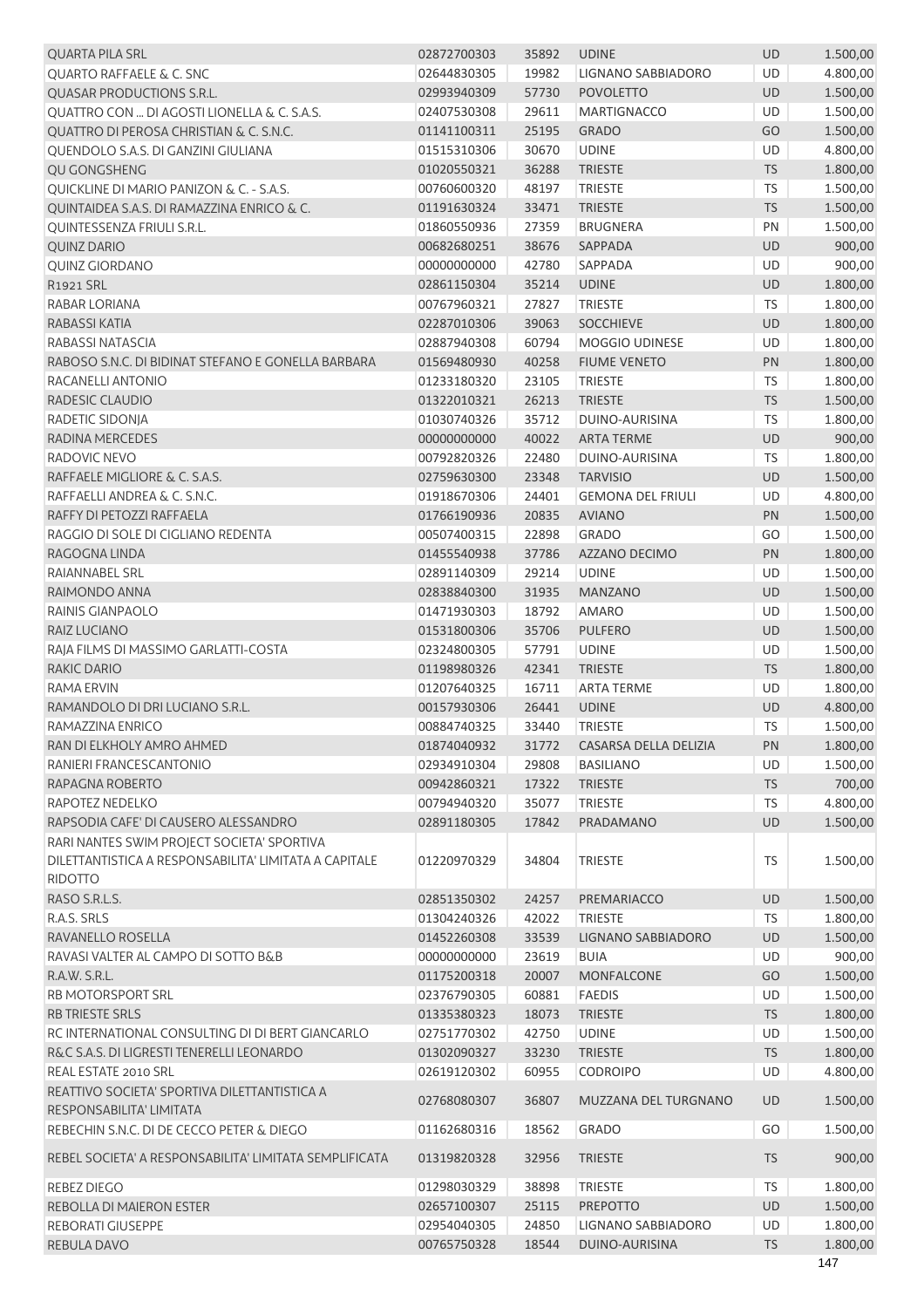| | | | | | |
|---|---|---|---|---|---|
| QUARTA PILA SRL | 02872700303 | 35892 | UDINE | UD | 1.500,00 |
| QUARTO RAFFAELE & C. SNC | 02644830305 | 19982 | LIGNANO SABBIADORO | UD | 4.800,00 |
| QUASAR PRODUCTIONS S.R.L. | 02993940309 | 57730 | POVOLETTO | UD | 1.500,00 |
| QUATTRO CON ... DI AGOSTI LIONELLA & C. S.A.S. | 02407530308 | 29611 | MARTIGNACCO | UD | 1.500,00 |
| QUATTRO DI PEROSA CHRISTIAN & C. S.N.C. | 01141100311 | 25195 | GRADO | GO | 1.500,00 |
| QUENDOLO S.A.S. DI GANZINI GIULIANA | 01515310306 | 30670 | UDINE | UD | 4.800,00 |
| QU GONGSHENG | 01020550321 | 36288 | TRIESTE | TS | 1.800,00 |
| QUICKLINE DI MARIO PANIZON & C. - S.A.S. | 00760600320 | 48197 | TRIESTE | TS | 1.500,00 |
| QUINTAIDEA S.A.S. DI RAMAZZINA ENRICO & C. | 01191630324 | 33471 | TRIESTE | TS | 1.500,00 |
| QUINTESSENZA FRIULI S.R.L. | 01860550936 | 27359 | BRUGNERA | PN | 1.500,00 |
| QUINZ DARIO | 00682680251 | 38676 | SAPPADA | UD | 900,00 |
| QUINZ GIORDANO | 00000000000 | 42780 | SAPPADA | UD | 900,00 |
| R1921 SRL | 02861150304 | 35214 | UDINE | UD | 1.800,00 |
| RABAR LORIANA | 00767960321 | 27827 | TRIESTE | TS | 1.800,00 |
| RABASSI KATIA | 02287010306 | 39063 | SOCCHIEVE | UD | 1.800,00 |
| RABASSI NATASCIA | 02887940308 | 60794 | MOGGIO UDINESE | UD | 1.800,00 |
| RABOSO S.N.C. DI BIDINAT STEFANO E GONELLA BARBARA | 01569480930 | 40258 | FIUME VENETO | PN | 1.800,00 |
| RACANELLI ANTONIO | 01233180320 | 23105 | TRIESTE | TS | 1.800,00 |
| RADESIC CLAUDIO | 01322010321 | 26213 | TRIESTE | TS | 1.500,00 |
| RADETIC SIDONJA | 01030740326 | 35712 | DUINO-AURISINA | TS | 1.800,00 |
| RADINA MERCEDES | 00000000000 | 40022 | ARTA TERME | UD | 900,00 |
| RADOVIC NEVO | 00792820326 | 22480 | DUINO-AURISINA | TS | 1.800,00 |
| RAFFAELE MIGLIORE & C. S.A.S. | 02759630300 | 23348 | TARVISIO | UD | 1.500,00 |
| RAFFAELLI ANDREA & C. S.N.C. | 01918670306 | 24401 | GEMONA DEL FRIULI | UD | 4.800,00 |
| RAFFY DI PETOZZI RAFFAELA | 01766190936 | 20835 | AVIANO | PN | 1.500,00 |
| RAGGIO DI SOLE DI CIGLIANO REDENTA | 00507400315 | 22898 | GRADO | GO | 1.500,00 |
| RAGOGNA LINDA | 01455540938 | 37786 | AZZANO DECIMO | PN | 1.800,00 |
| RAIANNABEL SRL | 02891140309 | 29214 | UDINE | UD | 1.500,00 |
| RAIMONDO ANNA | 02838840300 | 31935 | MANZANO | UD | 1.500,00 |
| RAINIS GIANPAOLO | 01471930303 | 18792 | AMARO | UD | 1.500,00 |
| RAIZ LUCIANO | 01531800306 | 35706 | PULFERO | UD | 1.500,00 |
| RAJA FILMS DI MASSIMO GARLATTI-COSTA | 02324800305 | 57791 | UDINE | UD | 1.500,00 |
| RAKIC DARIO | 01198980326 | 42341 | TRIESTE | TS | 1.800,00 |
| RAMA ERVIN | 01207640325 | 16711 | ARTA TERME | UD | 1.800,00 |
| RAMANDOLO DI DRI LUCIANO S.R.L. | 00157930306 | 26441 | UDINE | UD | 4.800,00 |
| RAMAZZINA ENRICO | 00884740325 | 33440 | TRIESTE | TS | 1.500,00 |
| RAN DI ELKHOLY AMRO AHMED | 01874040932 | 31772 | CASARSA DELLA DELIZIA | PN | 1.800,00 |
| RANIERI FRANCESCANTONIO | 02934910304 | 29808 | BASILIANO | UD | 1.500,00 |
| RAPAGNA ROBERTO | 00942860321 | 17322 | TRIESTE | TS | 700,00 |
| RAPOTEZ NEDELKO | 00794940320 | 35077 | TRIESTE | TS | 4.800,00 |
| RAPSODIA CAFE' DI CAUSERO ALESSANDRO | 02891180305 | 17842 | PRADAMANO | UD | 1.500,00 |
| RARI NANTES SWIM PROJECT SOCIETA' SPORTIVA DILETTANTISTICA A RESPONSABILITA' LIMITATA A CAPITALE RIDOTTO | 01220970329 | 34804 | TRIESTE | TS | 1.500,00 |
| RASO S.R.L.S. | 02851350302 | 24257 | PREMARIACCO | UD | 1.500,00 |
| R.A.S. SRLS | 01304240326 | 42022 | TRIESTE | TS | 1.800,00 |
| RAVANELLO ROSELLA | 01452260308 | 33539 | LIGNANO SABBIADORO | UD | 1.500,00 |
| RAVASI VALTER AL CAMPO DI SOTTO B&B | 00000000000 | 23619 | BUIA | UD | 900,00 |
| R.A.W. S.R.L. | 01175200318 | 20007 | MONFALCONE | GO | 1.500,00 |
| RB MOTORSPORT SRL | 02376790305 | 60881 | FAEDIS | UD | 1.500,00 |
| RB TRIESTE SRLS | 01335380323 | 18073 | TRIESTE | TS | 1.800,00 |
| RC INTERNATIONAL CONSULTING DI DI BERT GIANCARLO | 02751770302 | 42750 | UDINE | UD | 1.500,00 |
| R&C S.A.S. DI LIGRESTI TENERELLI LEONARDO | 01302090327 | 33230 | TRIESTE | TS | 1.800,00 |
| REAL ESTATE 2010 SRL | 02619120302 | 60955 | CODROIPO | UD | 4.800,00 |
| REATTIVO SOCIETA' SPORTIVA DILETTANTISTICA A RESPONSABILITA' LIMITATA | 02768080307 | 36807 | MUZZANA DEL TURGNANO | UD | 1.500,00 |
| REBECHIN S.N.C. DI DE CECCO PETER & DIEGO | 01162680316 | 18562 | GRADO | GO | 1.500,00 |
| REBEL SOCIETA' A RESPONSABILITA' LIMITATA SEMPLIFICATA | 01319820328 | 32956 | TRIESTE | TS | 900,00 |
| REBEZ DIEGO | 01298030329 | 38898 | TRIESTE | TS | 1.800,00 |
| REBOLLA DI MAIERON ESTER | 02657100307 | 25115 | PREPOTTO | UD | 1.500,00 |
| REBORATI GIUSEPPE | 02954040305 | 24850 | LIGNANO SABBIADORO | UD | 1.800,00 |
| REBULA DAVO | 00765750328 | 18544 | DUINO-AURISINA | TS | 1.800,00 |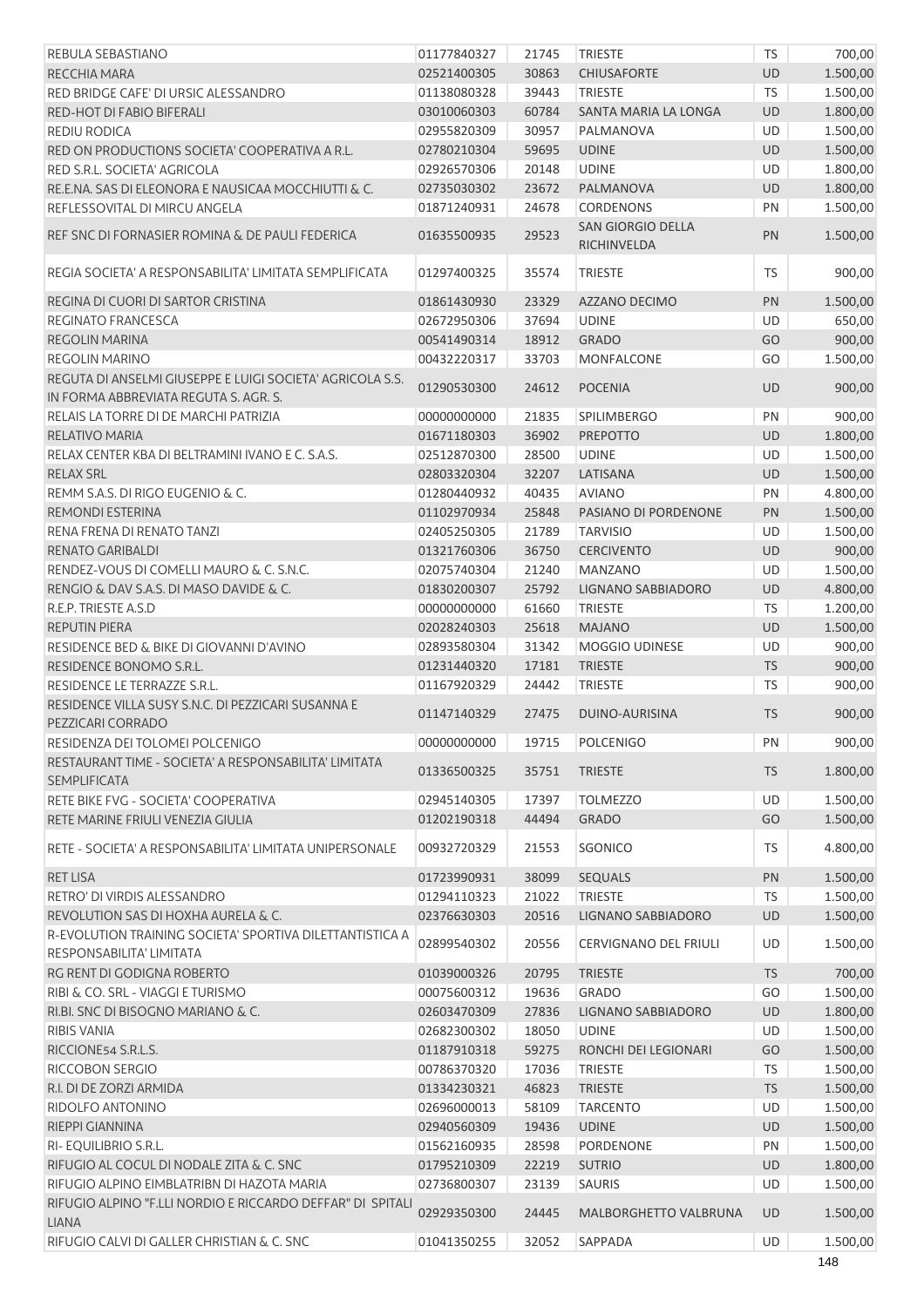| | | | | | |
|---|---|---|---|---|---|
| REBULA SEBASTIANO | 01177840327 | 21745 | TRIESTE | TS | 700,00 |
| RECCHIA MARA | 02521400305 | 30863 | CHIUSAFORTE | UD | 1.500,00 |
| RED BRIDGE CAFE' DI URSIC ALESSANDRO | 01138080328 | 39443 | TRIESTE | TS | 1.500,00 |
| RED-HOT DI FABIO BIFERALI | 03010060303 | 60784 | SANTA MARIA LA LONGA | UD | 1.800,00 |
| REDIU RODICA | 02955820309 | 30957 | PALMANOVA | UD | 1.500,00 |
| RED ON PRODUCTIONS SOCIETA' COOPERATIVA A R.L. | 02780210304 | 59695 | UDINE | UD | 1.500,00 |
| RED S.R.L. SOCIETA' AGRICOLA | 02926570306 | 20148 | UDINE | UD | 1.800,00 |
| RE.E.NA. SAS DI ELEONORA E NAUSICAA MOCCHIUTTI & C. | 02735030302 | 23672 | PALMANOVA | UD | 1.800,00 |
| REFLESSOVITAL DI MIRCU ANGELA | 01871240931 | 24678 | CORDENONS | PN | 1.500,00 |
| REF SNC DI FORNASIER ROMINA & DE PAULI FEDERICA | 01635500935 | 29523 | SAN GIORGIO DELLA RICHINVELDA | PN | 1.500,00 |
| REGIA SOCIETA' A RESPONSABILITA' LIMITATA SEMPLIFICATA | 01297400325 | 35574 | TRIESTE | TS | 900,00 |
| REGINA DI CUORI DI SARTOR CRISTINA | 01861430930 | 23329 | AZZANO DECIMO | PN | 1.500,00 |
| REGINATO FRANCESCA | 02672950306 | 37694 | UDINE | UD | 650,00 |
| REGOLIN MARINA | 00541490314 | 18912 | GRADO | GO | 900,00 |
| REGOLIN MARINO | 00432220317 | 33703 | MONFALCONE | GO | 1.500,00 |
| REGUTA DI ANSELMI GIUSEPPE E LUIGI SOCIETA' AGRICOLA S.S. IN FORMA ABBREVIATA REGUTA S. AGR. S. | 01290530300 | 24612 | POCENIA | UD | 900,00 |
| RELAIS LA TORRE DI DE MARCHI PATRIZIA | 00000000000 | 21835 | SPILIMBERGO | PN | 900,00 |
| RELATIVO MARIA | 01671180303 | 36902 | PREPOTTO | UD | 1.800,00 |
| RELAX CENTER KBA DI BELTRAMINI IVANO E C. S.A.S. | 02512870300 | 28500 | UDINE | UD | 1.500,00 |
| RELAX SRL | 02803320304 | 32207 | LATISANA | UD | 1.500,00 |
| REMM S.A.S. DI RIGO EUGENIO & C. | 01280440932 | 40435 | AVIANO | PN | 4.800,00 |
| REMONDI ESTERINA | 01102970934 | 25848 | PASIANO DI PORDENONE | PN | 1.500,00 |
| RENA FRENA DI RENATO TANZI | 02405250305 | 21789 | TARVISIO | UD | 1.500,00 |
| RENATO GARIBALDI | 01321760306 | 36750 | CERCIVENTO | UD | 900,00 |
| RENDEZ-VOUS DI COMELLI MAURO & C. S.N.C. | 02075740304 | 21240 | MANZANO | UD | 1.500,00 |
| RENGIO & DAV S.A.S. DI MASO DAVIDE & C. | 01830200307 | 25792 | LIGNANO SABBIADORO | UD | 4.800,00 |
| R.E.P. TRIESTE A.S.D | 00000000000 | 61660 | TRIESTE | TS | 1.200,00 |
| REPUTIN PIERA | 02028240303 | 25618 | MAJANO | UD | 1.500,00 |
| RESIDENCE BED & BIKE DI GIOVANNI D'AVINO | 02893580304 | 31342 | MOGGIO UDINESE | UD | 900,00 |
| RESIDENCE BONOMO S.R.L. | 01231440320 | 17181 | TRIESTE | TS | 900,00 |
| RESIDENCE LE TERRAZZE S.R.L. | 01167920329 | 24442 | TRIESTE | TS | 900,00 |
| RESIDENCE VILLA SUSY S.N.C. DI PEZZICARI SUSANNA E PEZZICARI CORRADO | 01147140329 | 27475 | DUINO-AURISINA | TS | 900,00 |
| RESIDENZA DEI TOLOMEI POLCENIGO | 00000000000 | 19715 | POLCENIGO | PN | 900,00 |
| RESTAURANT TIME - SOCIETA' A RESPONSABILITA' LIMITATA SEMPLIFICATA | 01336500325 | 35751 | TRIESTE | TS | 1.800,00 |
| RETE BIKE FVG - SOCIETA' COOPERATIVA | 02945140305 | 17397 | TOLMEZZO | UD | 1.500,00 |
| RETE MARINE FRIULI VENEZIA GIULIA | 01202190318 | 44494 | GRADO | GO | 1.500,00 |
| RETE - SOCIETA' A RESPONSABILITA' LIMITATA UNIPERSONALE | 00932720329 | 21553 | SGONICO | TS | 4.800,00 |
| RET LISA | 01723990931 | 38099 | SEQUALS | PN | 1.500,00 |
| RETRO' DI VIRDIS ALESSANDRO | 01294110323 | 21022 | TRIESTE | TS | 1.500,00 |
| REVOLUTION SAS DI HOXHA AURELA & C. | 02376630303 | 20516 | LIGNANO SABBIADORO | UD | 1.500,00 |
| R-EVOLUTION TRAINING SOCIETA' SPORTIVA DILETTANTISTICA A RESPONSABILITA' LIMITATA | 02899540302 | 20556 | CERVIGNANO DEL FRIULI | UD | 1.500,00 |
| RG RENT DI GODIGNA ROBERTO | 01039000326 | 20795 | TRIESTE | TS | 700,00 |
| RIBI & CO. SRL - VIAGGI E TURISMO | 00075600312 | 19636 | GRADO | GO | 1.500,00 |
| RI.BI. SNC DI BISOGNO MARIANO & C. | 02603470309 | 27836 | LIGNANO SABBIADORO | UD | 1.800,00 |
| RIBIS VANIA | 02682300302 | 18050 | UDINE | UD | 1.500,00 |
| RICCIONE54 S.R.L.S. | 01187910318 | 59275 | RONCHI DEI LEGIONARI | GO | 1.500,00 |
| RICCOBON SERGIO | 00786370320 | 17036 | TRIESTE | TS | 1.500,00 |
| R.I. DI DE ZORZI ARMIDA | 01334230321 | 46823 | TRIESTE | TS | 1.500,00 |
| RIDOLFO ANTONINO | 02696000013 | 58109 | TARCENTO | UD | 1.500,00 |
| RIEPPI GIANNINA | 02940560309 | 19436 | UDINE | UD | 1.500,00 |
| RI- EQUILIBRIO S.R.L. | 01562160935 | 28598 | PORDENONE | PN | 1.500,00 |
| RIFUGIO AL COCUL DI NODALE ZITA & C. SNC | 01795210309 | 22219 | SUTRIO | UD | 1.800,00 |
| RIFUGIO ALPINO EIMBLATRIBN DI HAZOTA MARIA | 02736800307 | 23139 | SAURIS | UD | 1.500,00 |
| RIFUGIO ALPINO "F.LLI NORDIO E RICCARDO DEFFAR" DI SPITALI LIANA | 02929350300 | 24445 | MALBORGHETTO VALBRUNA | UD | 1.500,00 |
| RIFUGIO CALVI DI GALLER CHRISTIAN & C. SNC | 01041350255 | 32052 | SAPPADA | UD | 1.500,00 |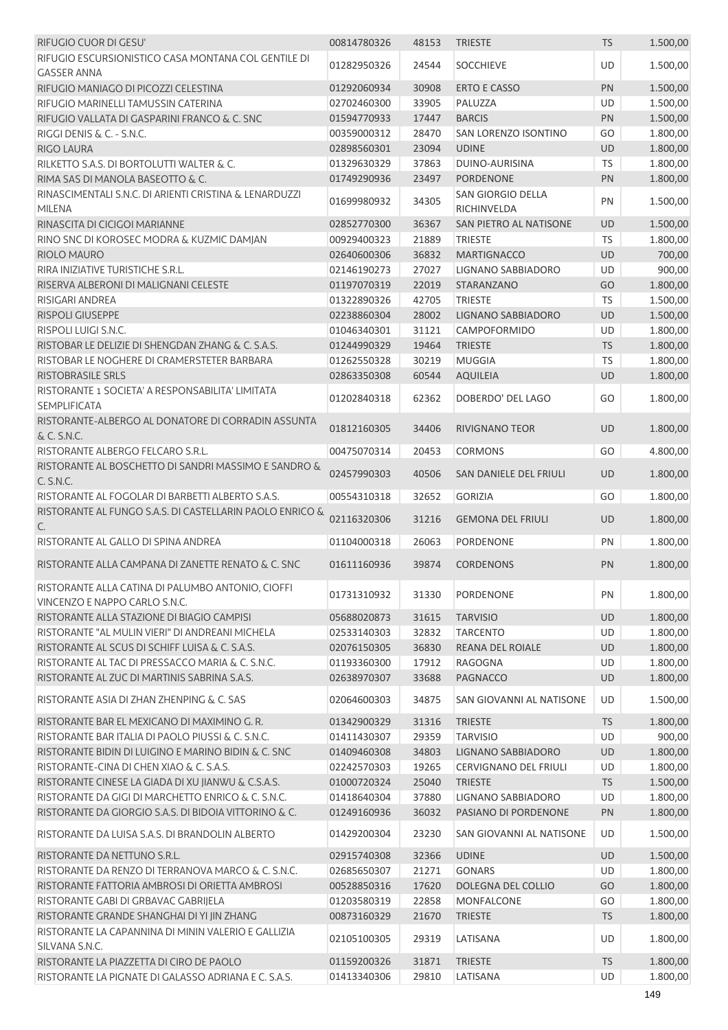| | | | | | |
|---|---|---|---|---|---|
| RIFUGIO CUOR DI GESU' | 00814780326 | 48153 | TRIESTE | TS | 1.500,00 |
| RIFUGIO ESCURSIONISTICO CASA MONTANA COL GENTILE DI GASSER ANNA | 01282950326 | 24544 | SOCCHIEVE | UD | 1.500,00 |
| RIFUGIO MANIAGO DI PICOZZI CELESTINA | 01292060934 | 30908 | ERTO E CASSO | PN | 1.500,00 |
| RIFUGIO MARINELLI TAMUSSIN CATERINA | 02702460300 | 33905 | PALUZZA | UD | 1.500,00 |
| RIFUGIO VALLATA DI GASPARINI FRANCO & C. SNC | 01594770933 | 17447 | BARCIS | PN | 1.500,00 |
| RIGGI DENIS & C. - S.N.C. | 00359000312 | 28470 | SAN LORENZO ISONTINO | GO | 1.800,00 |
| RIGO LAURA | 02898560301 | 23094 | UDINE | UD | 1.800,00 |
| RILKETTO S.A.S. DI BORTOLUTTI WALTER & C. | 01329630329 | 37863 | DUINO-AURISINA | TS | 1.800,00 |
| RIMA SAS DI MANOLA BASEOTTO & C. | 01749290936 | 23497 | PORDENONE | PN | 1.800,00 |
| RINASCIMENTALI S.N.C. DI ARIENTI CRISTINA & LENARDUZZI MILENA | 01699980932 | 34305 | SAN GIORGIO DELLA RICHINVELDA | PN | 1.500,00 |
| RINASCITA DI CICIGOI MARIANNE | 02852770300 | 36367 | SAN PIETRO AL NATISONE | UD | 1.500,00 |
| RINO SNC DI KOROSEC MODRA & KUZMIC DAMJAN | 00929400323 | 21889 | TRIESTE | TS | 1.800,00 |
| RIOLO MAURO | 02640600306 | 36832 | MARTIGNACCO | UD | 700,00 |
| RIRA INIZIATIVE TURISTICHE S.R.L. | 02146190273 | 27027 | LIGNANO SABBIADORO | UD | 900,00 |
| RISERVA ALBERONI DI MALIGNANI CELESTE | 01197070319 | 22019 | STARANZANO | GO | 1.800,00 |
| RISIGARI ANDREA | 01322890326 | 42705 | TRIESTE | TS | 1.500,00 |
| RISPOLI GIUSEPPE | 02238860304 | 28002 | LIGNANO SABBIADORO | UD | 1.500,00 |
| RISPOLI LUIGI S.N.C. | 01046340301 | 31121 | CAMPOFORMIDO | UD | 1.800,00 |
| RISTOBAR LE DELIZIE DI SHENGDAN ZHANG & C. S.A.S. | 01244990329 | 19464 | TRIESTE | TS | 1.800,00 |
| RISTOBAR LE NOGHERE DI CRAMERSTETER BARBARA | 01262550328 | 30219 | MUGGIA | TS | 1.800,00 |
| RISTOBRASILE SRLS | 02863350308 | 60544 | AQUILEIA | UD | 1.800,00 |
| RISTORANTE 1 SOCIETA' A RESPONSABILITA' LIMITATA SEMPLIFICATA | 01202840318 | 62362 | DOBERDO' DEL LAGO | GO | 1.800,00 |
| RISTORANTE-ALBERGO AL DONATORE DI CORRADIN ASSUNTA & C. S.N.C. | 01812160305 | 34406 | RIVIGNANO TEOR | UD | 1.800,00 |
| RISTORANTE ALBERGO FELCARO S.R.L. | 00475070314 | 20453 | CORMONS | GO | 4.800,00 |
| RISTORANTE AL BOSCHETTO DI SANDRI MASSIMO E SANDRO & C. S.N.C. | 02457990303 | 40506 | SAN DANIELE DEL FRIULI | UD | 1.800,00 |
| RISTORANTE AL FOGOLAR DI BARBETTI ALBERTO S.A.S. | 00554310318 | 32652 | GORIZIA | GO | 1.800,00 |
| RISTORANTE AL FUNGO S.A.S. DI CASTELLARIN PAOLO ENRICO & C. | 02116320306 | 31216 | GEMONA DEL FRIULI | UD | 1.800,00 |
| RISTORANTE AL GALLO DI SPINA ANDREA | 01104000318 | 26063 | PORDENONE | PN | 1.800,00 |
| RISTORANTE ALLA CAMPANA DI ZANETTE RENATO & C. SNC | 01611160936 | 39874 | CORDENONS | PN | 1.800,00 |
| RISTORANTE ALLA CATINA DI PALUMBO ANTONIO, CIOFFI VINCENZO E NAPPO CARLO S.N.C. | 01731310932 | 31330 | PORDENONE | PN | 1.800,00 |
| RISTORANTE ALLA STAZIONE DI BIAGIO CAMPISI | 05688020873 | 31615 | TARVISIO | UD | 1.800,00 |
| RISTORANTE "AL MULIN VIERI" DI ANDREANI MICHELA | 02533140303 | 32832 | TARCENTO | UD | 1.800,00 |
| RISTORANTE AL SCUS DI SCHIFF LUISA & C. S.A.S. | 02076150305 | 36830 | REANA DEL ROIALE | UD | 1.800,00 |
| RISTORANTE AL TAC DI PRESSACCO MARIA & C. S.N.C. | 01193360300 | 17912 | RAGOGNA | UD | 1.800,00 |
| RISTORANTE AL ZUC DI MARTINIS SABRINA S.A.S. | 02638970307 | 33688 | PAGNACCO | UD | 1.800,00 |
| RISTORANTE ASIA DI ZHAN ZHENPING & C. SAS | 02064600303 | 34875 | SAN GIOVANNI AL NATISONE | UD | 1.500,00 |
| RISTORANTE BAR EL MEXICANO DI MAXIMINO G. R. | 01342900329 | 31316 | TRIESTE | TS | 1.800,00 |
| RISTORANTE BAR ITALIA DI PAOLO PIUSSI & C. S.N.C. | 01411430307 | 29359 | TARVISIO | UD | 900,00 |
| RISTORANTE BIDIN DI LUIGINO E MARINO BIDIN & C. SNC | 01409460308 | 34803 | LIGNANO SABBIADORO | UD | 1.800,00 |
| RISTORANTE-CINA DI CHEN XIAO & C. S.A.S. | 02242570303 | 19265 | CERVIGNANO DEL FRIULI | UD | 1.800,00 |
| RISTORANTE CINESE LA GIADA DI XU JIANWU & C.S.A.S. | 01000720324 | 25040 | TRIESTE | TS | 1.500,00 |
| RISTORANTE DA GIGI DI MARCHETTO ENRICO & C. S.N.C. | 01418640304 | 37880 | LIGNANO SABBIADORO | UD | 1.800,00 |
| RISTORANTE DA GIORGIO S.A.S. DI BIDOIA VITTORINO & C. | 01249160936 | 36032 | PASIANO DI PORDENONE | PN | 1.800,00 |
| RISTORANTE DA LUISA S.A.S. DI BRANDOLIN ALBERTO | 01429200304 | 23230 | SAN GIOVANNI AL NATISONE | UD | 1.500,00 |
| RISTORANTE DA NETTUNO S.R.L. | 02915740308 | 32366 | UDINE | UD | 1.500,00 |
| RISTORANTE DA RENZO DI TERRANOVA MARCO & C. S.N.C. | 02685650307 | 21271 | GONARS | UD | 1.800,00 |
| RISTORANTE FATTORIA AMBROSI DI ORIETTA AMBROSI | 00528850316 | 17620 | DOLEGNA DEL COLLIO | GO | 1.800,00 |
| RISTORANTE GABI DI GRBAVAC GABRIJELA | 01203580319 | 22858 | MONFALCONE | GO | 1.800,00 |
| RISTORANTE GRANDE SHANGHAI DI YI JIN ZHANG | 00873160329 | 21670 | TRIESTE | TS | 1.800,00 |
| RISTORANTE LA CAPANNINA DI MININ VALERIO E GALLIZIA SILVANA S.N.C. | 02105100305 | 29319 | LATISANA | UD | 1.800,00 |
| RISTORANTE LA PIAZZETTA DI CIRO DE PAOLO | 01159200326 | 31871 | TRIESTE | TS | 1.800,00 |
| RISTORANTE LA PIGNATE DI GALASSO ADRIANA E C. S.A.S. | 01413340306 | 29810 | LATISANA | UD | 1.800,00 |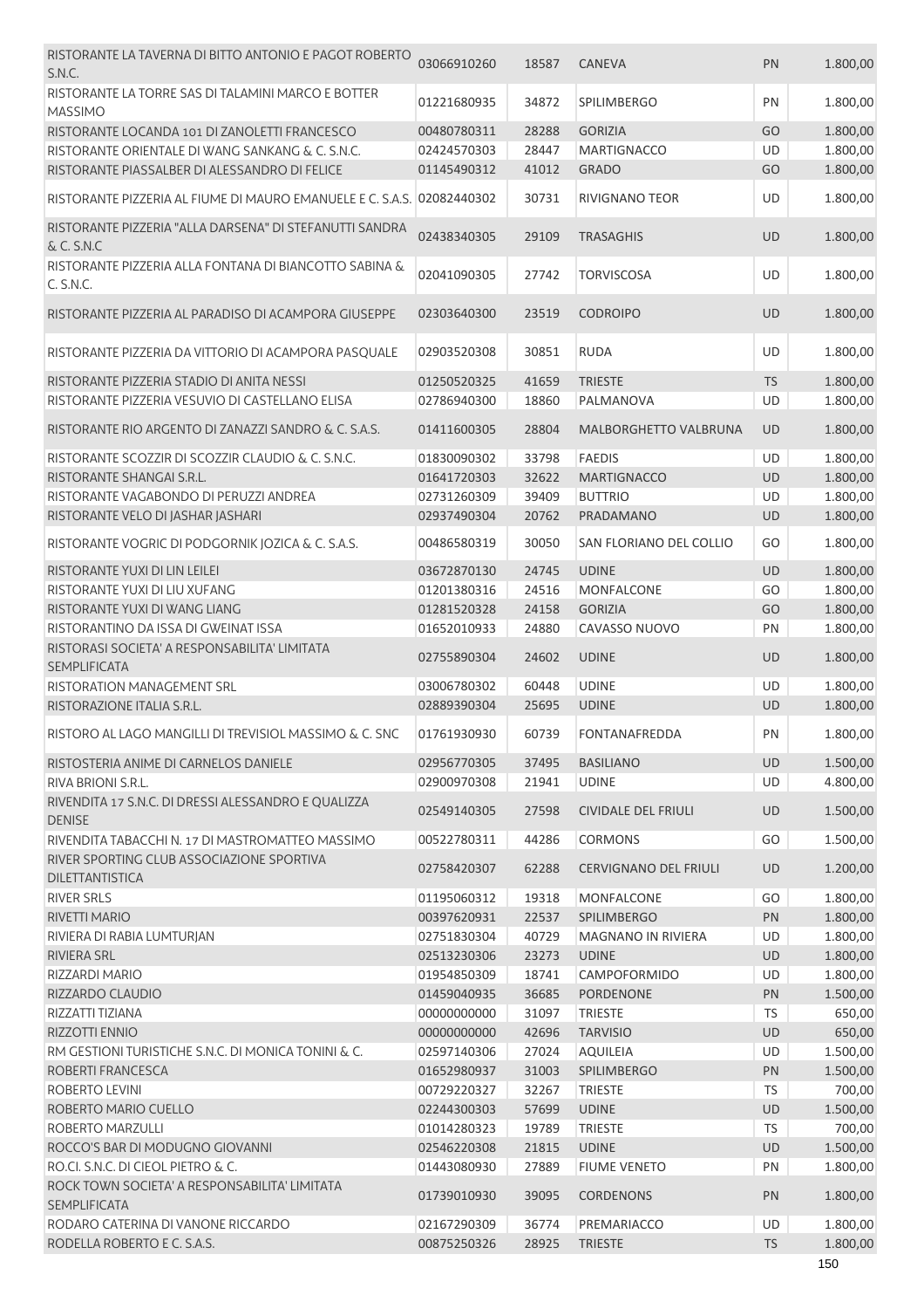| | | | | | |
|---|---|---|---|---|---|
| RISTORANTE LA TAVERNA DI BITTO ANTONIO E PAGOT ROBERTO S.N.C. | 03066910260 | 18587 | CANEVA | PN | 1.800,00 |
| RISTORANTE LA TORRE SAS DI TALAMINI MARCO E BOTTER MASSIMO | 01221680935 | 34872 | SPILIMBERGO | PN | 1.800,00 |
| RISTORANTE LOCANDA 101 DI ZANOLETTI FRANCESCO | 00480780311 | 28288 | GORIZIA | GO | 1.800,00 |
| RISTORANTE ORIENTALE DI WANG SANKANG & C. S.N.C. | 02424570303 | 28447 | MARTIGNACCO | UD | 1.800,00 |
| RISTORANTE PIASSALBER DI ALESSANDRO DI FELICE | 01145490312 | 41012 | GRADO | GO | 1.800,00 |
| RISTORANTE PIZZERIA AL FIUME DI MAURO EMANUELE E C. S.A.S. | 02082440302 | 30731 | RIVIGNANO TEOR | UD | 1.800,00 |
| RISTORANTE PIZZERIA "ALLA DARSENA" DI STEFANUTTI SANDRA & C. S.N.C | 02438340305 | 29109 | TRASAGHIS | UD | 1.800,00 |
| RISTORANTE PIZZERIA ALLA FONTANA DI BIANCOTTO SABINA & C. S.N.C. | 02041090305 | 27742 | TORVISCOSA | UD | 1.800,00 |
| RISTORANTE PIZZERIA AL PARADISO DI ACAMPORA GIUSEPPE | 02303640300 | 23519 | CODROIPO | UD | 1.800,00 |
| RISTORANTE PIZZERIA DA VITTORIO DI ACAMPORA PASQUALE | 02903520308 | 30851 | RUDA | UD | 1.800,00 |
| RISTORANTE PIZZERIA STADIO DI ANITA NESSI | 01250520325 | 41659 | TRIESTE | TS | 1.800,00 |
| RISTORANTE PIZZERIA VESUVIO DI CASTELLANO ELISA | 02786940300 | 18860 | PALMANOVA | UD | 1.800,00 |
| RISTORANTE RIO ARGENTO DI ZANAZZI SANDRO & C. S.A.S. | 01411600305 | 28804 | MALBORGHETTO VALBRUNA | UD | 1.800,00 |
| RISTORANTE SCOZZIR DI SCOZZIR CLAUDIO & C. S.N.C. | 01830090302 | 33798 | FAEDIS | UD | 1.800,00 |
| RISTORANTE SHANGAI S.R.L. | 01641720303 | 32622 | MARTIGNACCO | UD | 1.800,00 |
| RISTORANTE VAGABONDO DI PERUZZI ANDREA | 02731260309 | 39409 | BUTTRIO | UD | 1.800,00 |
| RISTORANTE VELO DI JASHAR JASHARI | 02937490304 | 20762 | PRADAMANO | UD | 1.800,00 |
| RISTORANTE VOGRIC DI PODGORNIK JOZICA & C. S.A.S. | 00486580319 | 30050 | SAN FLORIANO DEL COLLIO | GO | 1.800,00 |
| RISTORANTE YUXI DI LIN LEILEI | 03672870130 | 24745 | UDINE | UD | 1.800,00 |
| RISTORANTE YUXI DI LIU XUFANG | 01201380316 | 24516 | MONFALCONE | GO | 1.800,00 |
| RISTORANTE YUXI DI WANG LIANG | 01281520328 | 24158 | GORIZIA | GO | 1.800,00 |
| RISTORANTINO DA ISSA DI GWEINAT ISSA | 01652010933 | 24880 | CAVASSO NUOVO | PN | 1.800,00 |
| RISTORASI SOCIETA' A RESPONSABILITA' LIMITATA SEMPLIFICATA | 02755890304 | 24602 | UDINE | UD | 1.800,00 |
| RISTORATION MANAGEMENT SRL | 03006780302 | 60448 | UDINE | UD | 1.800,00 |
| RISTORAZIONE ITALIA S.R.L. | 02889390304 | 25695 | UDINE | UD | 1.800,00 |
| RISTORO AL LAGO MANGILLI DI TREVISIOL MASSIMO & C. SNC | 01761930930 | 60739 | FONTANAFREDDA | PN | 1.800,00 |
| RISTOSTERIA ANIME DI CARNELOS DANIELE | 02956770305 | 37495 | BASILIANO | UD | 1.500,00 |
| RIVA BRIONI S.R.L. | 02900970308 | 21941 | UDINE | UD | 4.800,00 |
| RIVENDITA 17 S.N.C. DI DRESSI ALESSANDRO E QUALIZZA DENISE | 02549140305 | 27598 | CIVIDALE DEL FRIULI | UD | 1.500,00 |
| RIVENDITA TABACCHI N. 17 DI MASTROMATTEO MASSIMO | 00522780311 | 44286 | CORMONS | GO | 1.500,00 |
| RIVER SPORTING CLUB ASSOCIAZIONE SPORTIVA DILETTANTISTICA | 02758420307 | 62288 | CERVIGNANO DEL FRIULI | UD | 1.200,00 |
| RIVER SRLS | 01195060312 | 19318 | MONFALCONE | GO | 1.800,00 |
| RIVETTI MARIO | 00397620931 | 22537 | SPILIMBERGO | PN | 1.800,00 |
| RIVIERA DI RABIA LUMTURJAN | 02751830304 | 40729 | MAGNANO IN RIVIERA | UD | 1.800,00 |
| RIVIERA SRL | 02513230306 | 23273 | UDINE | UD | 1.800,00 |
| RIZZARDI MARIO | 01954850309 | 18741 | CAMPOFORMIDO | UD | 1.800,00 |
| RIZZARDO CLAUDIO | 01459040935 | 36685 | PORDENONE | PN | 1.500,00 |
| RIZZATTI TIZIANA | 00000000000 | 31097 | TRIESTE | TS | 650,00 |
| RIZZOTTI ENNIO | 00000000000 | 42696 | TARVISIO | UD | 650,00 |
| RM GESTIONI TURISTICHE S.N.C. DI MONICA TONINI & C. | 02597140306 | 27024 | AQUILEIA | UD | 1.500,00 |
| ROBERTI FRANCESCA | 01652980937 | 31003 | SPILIMBERGO | PN | 1.500,00 |
| ROBERTO LEVINI | 00729220327 | 32267 | TRIESTE | TS | 700,00 |
| ROBERTO MARIO CUELLO | 02244300303 | 57699 | UDINE | UD | 1.500,00 |
| ROBERTO MARZULLI | 01014280323 | 19789 | TRIESTE | TS | 700,00 |
| ROCCO'S BAR DI MODUGNO GIOVANNI | 02546220308 | 21815 | UDINE | UD | 1.500,00 |
| RO.CI. S.N.C. DI CIEOL PIETRO & C. | 01443080930 | 27889 | FIUME VENETO | PN | 1.800,00 |
| ROCK TOWN SOCIETA' A RESPONSABILITA' LIMITATA SEMPLIFICATA | 01739010930 | 39095 | CORDENONS | PN | 1.800,00 |
| RODARO CATERINA DI VANONE RICCARDO | 02167290309 | 36774 | PREMARIACCO | UD | 1.800,00 |
| RODELLA ROBERTO E C. S.A.S. | 00875250326 | 28925 | TRIESTE | TS | 1.800,00 |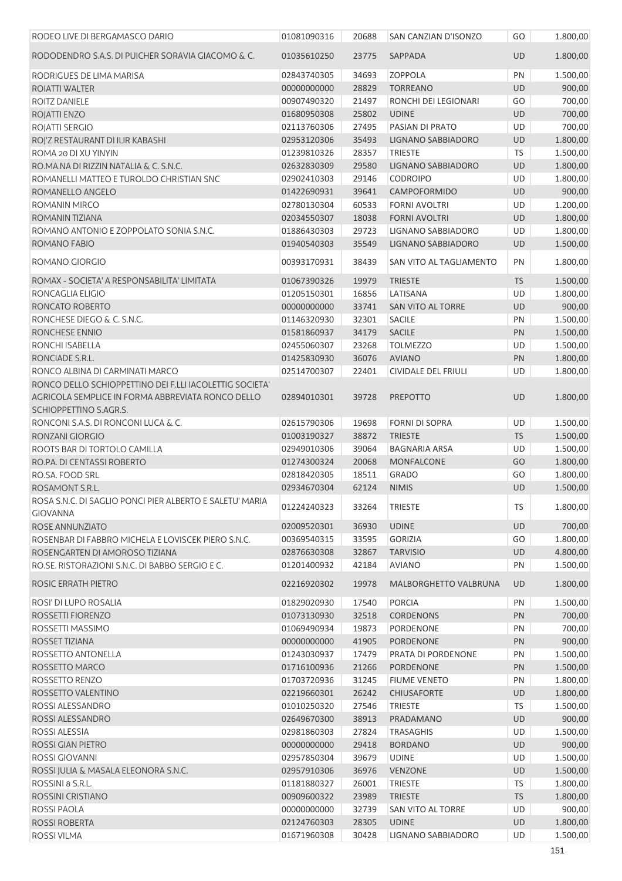| | | | | | |
|---|---|---|---|---|---|
| RODEO LIVE DI BERGAMASCO DARIO | 01081090316 | 20688 | SAN CANZIAN D'ISONZO | GO | 1.800,00 |
| RODODENDRO S.A.S. DI PUICHER SORAVIA GIACOMO & C. | 01035610250 | 23775 | SAPPADA | UD | 1.800,00 |
| RODRIGUES DE LIMA MARISA | 02843740305 | 34693 | ZOPPOLA | PN | 1.500,00 |
| ROIATTI WALTER | 00000000000 | 28829 | TORREANO | UD | 900,00 |
| ROITZ DANIELE | 00907490320 | 21497 | RONCHI DEI LEGIONARI | GO | 700,00 |
| ROJATTI ENZO | 01680950308 | 25802 | UDINE | UD | 700,00 |
| ROJATTI SERGIO | 02113760306 | 27495 | PASIAN DI PRATO | UD | 700,00 |
| ROJ'Z RESTAURANT DI ILIR KABASHI | 02953120306 | 35493 | LIGNANO SABBIADORO | UD | 1.800,00 |
| ROMA 20 DI XU YINYIN | 01239810326 | 28357 | TRIESTE | TS | 1.500,00 |
| RO.MA.NA DI RIZZIN NATALIA & C. S.N.C. | 02632830309 | 29580 | LIGNANO SABBIADORO | UD | 1.800,00 |
| ROMANELLI MATTEO E TUROLDO CHRISTIAN SNC | 02902410303 | 29146 | CODROIPO | UD | 1.800,00 |
| ROMANELLO ANGELO | 01422690931 | 39641 | CAMPOFORMIDO | UD | 900,00 |
| ROMANIN MIRCO | 02780130304 | 60533 | FORNI AVOLTRI | UD | 1.200,00 |
| ROMANIN TIZIANA | 02034550307 | 18038 | FORNI AVOLTRI | UD | 1.800,00 |
| ROMANO ANTONIO E ZOPPOLATO SONIA S.N.C. | 01886430303 | 29723 | LIGNANO SABBIADORO | UD | 1.800,00 |
| ROMANO FABIO | 01940540303 | 35549 | LIGNANO SABBIADORO | UD | 1.500,00 |
| ROMANO GIORGIO | 00393170931 | 38439 | SAN VITO AL TAGLIAMENTO | PN | 1.800,00 |
| ROMAX - SOCIETA' A RESPONSABILITA' LIMITATA | 01067390326 | 19979 | TRIESTE | TS | 1.500,00 |
| RONCAGLIA ELIGIO | 01205150301 | 16856 | LATISANA | UD | 1.800,00 |
| RONCATO ROBERTO | 00000000000 | 33741 | SAN VITO AL TORRE | UD | 900,00 |
| RONCHESE DIEGO & C. S.N.C. | 01146320930 | 32301 | SACILE | PN | 1.500,00 |
| RONCHESE ENNIO | 01581860937 | 34179 | SACILE | PN | 1.500,00 |
| RONCHI ISABELLA | 02455060307 | 23268 | TOLMEZZO | UD | 1.500,00 |
| RONCIADE S.R.L. | 01425830930 | 36076 | AVIANO | PN | 1.800,00 |
| RONCO ALBINA DI CARMINATI MARCO | 02514700307 | 22401 | CIVIDALE DEL FRIULI | UD | 1.800,00 |
| RONCO DELLO SCHIOPPETTINO DEI F.LLI IACOLETTIG SOCIETA' AGRICOLA SEMPLICE IN FORMA ABBREVIATA RONCO DELLO SCHIOPPETTINO S.AGR.S. | 02894010301 | 39728 | PREPOTTO | UD | 1.800,00 |
| RONCONI S.A.S. DI RONCONI LUCA & C. | 02615790306 | 19698 | FORNI DI SOPRA | UD | 1.500,00 |
| RONZANI GIORGIO | 01003190327 | 38872 | TRIESTE | TS | 1.500,00 |
| ROOTS BAR DI TORTOLO CAMILLA | 02949010306 | 39064 | BAGNARIA ARSA | UD | 1.500,00 |
| RO.PA. DI CENTASSI ROBERTO | 01274300324 | 20068 | MONFALCONE | GO | 1.800,00 |
| RO.SA. FOOD SRL | 02818420305 | 18511 | GRADO | GO | 1.800,00 |
| ROSAMONT S.R.L. | 02934670304 | 62124 | NIMIS | UD | 1.500,00 |
| ROSA S.N.C. DI SAGLIO PONCI PIER ALBERTO E SALETU' MARIA GIOVANNA | 01224240323 | 33264 | TRIESTE | TS | 1.800,00 |
| ROSE ANNUNZIATO | 02009520301 | 36930 | UDINE | UD | 700,00 |
| ROSENBAR DI FABBRO MICHELA E LOVISCEK PIERO S.N.C. | 00369540315 | 33595 | GORIZIA | GO | 1.800,00 |
| ROSENGARTEN DI AMOROSO TIZIANA | 02876630308 | 32867 | TARVISIO | UD | 4.800,00 |
| RO.SE. RISTORAZIONI S.N.C. DI BABBO SERGIO E C. | 01201400932 | 42184 | AVIANO | PN | 1.500,00 |
| ROSIC ERRATH PIETRO | 02216920302 | 19978 | MALBORGHETTO VALBRUNA | UD | 1.800,00 |
| ROSI' DI LUPO ROSALIA | 01829020930 | 17540 | PORCIA | PN | 1.500,00 |
| ROSSETTI FIORENZO | 01073130930 | 32518 | CORDENONS | PN | 700,00 |
| ROSSETTI MASSIMO | 01069490934 | 19873 | PORDENONE | PN | 700,00 |
| ROSSET TIZIANA | 00000000000 | 41905 | PORDENONE | PN | 900,00 |
| ROSSETTO ANTONELLA | 01243030937 | 17479 | PRATA DI PORDENONE | PN | 1.500,00 |
| ROSSETTO MARCO | 01716100936 | 21266 | PORDENONE | PN | 1.500,00 |
| ROSSETTO RENZO | 01703720936 | 31245 | FIUME VENETO | PN | 1.800,00 |
| ROSSETTO VALENTINO | 02219660301 | 26242 | CHIUSAFORTE | UD | 1.800,00 |
| ROSSI ALESSANDRO | 01010250320 | 27546 | TRIESTE | TS | 1.500,00 |
| ROSSI ALESSANDRO | 02649670300 | 38913 | PRADAMANO | UD | 900,00 |
| ROSSI ALESSIA | 02981860303 | 27824 | TRASAGHIS | UD | 1.500,00 |
| ROSSI GIAN PIETRO | 00000000000 | 29418 | BORDANO | UD | 900,00 |
| ROSSI GIOVANNI | 02957850304 | 39679 | UDINE | UD | 1.500,00 |
| ROSSI JULIA & MASALA ELEONORA S.N.C. | 02957910306 | 36976 | VENZONE | UD | 1.500,00 |
| ROSSINI 8 S.R.L. | 01181880327 | 26001 | TRIESTE | TS | 1.800,00 |
| ROSSINI CRISTIANO | 00909600322 | 23989 | TRIESTE | TS | 1.800,00 |
| ROSSI PAOLA | 00000000000 | 32739 | SAN VITO AL TORRE | UD | 900,00 |
| ROSSI ROBERTA | 02124760303 | 28305 | UDINE | UD | 1.800,00 |
| ROSSI VILMA | 01671960308 | 30428 | LIGNANO SABBIADORO | UD | 1.500,00 |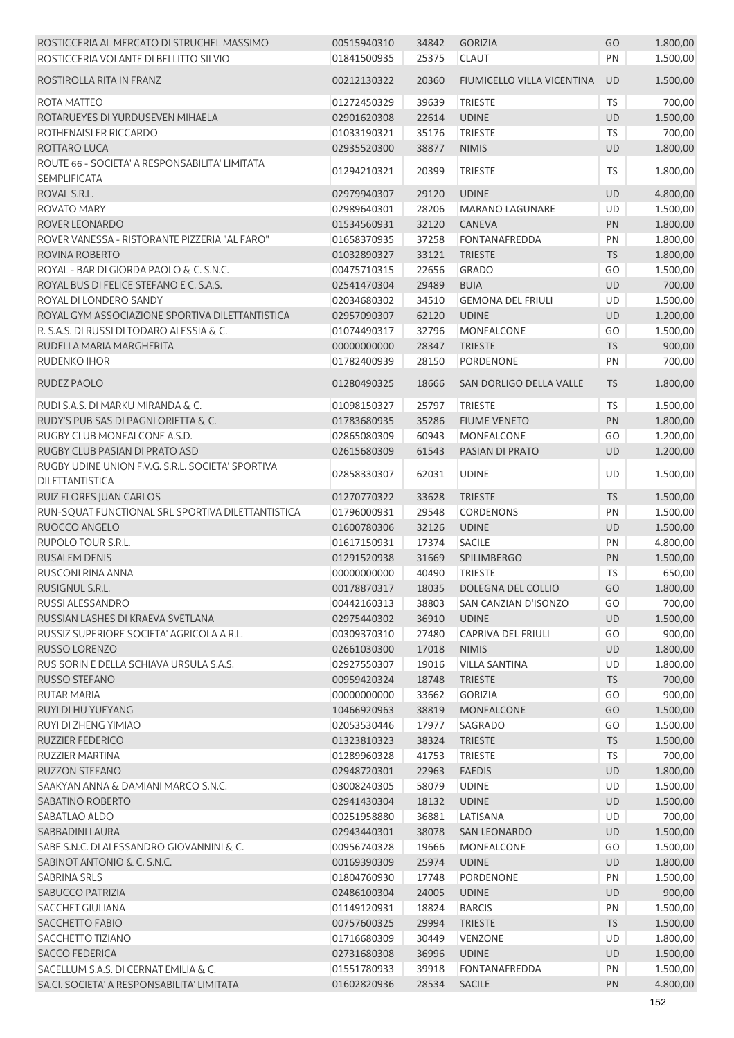| | | | | | |
|---|---|---|---|---|---|
| ROSTICCERIA AL MERCATO DI STRUCHEL MASSIMO | 00515940310 | 34842 | GORIZIA | GO | 1.800,00 |
| ROSTICCERIA VOLANTE DI BELLITTO SILVIO | 01841500935 | 25375 | CLAUT | PN | 1.500,00 |
| ROSTIROLLA RITA IN FRANZ | 00212130322 | 20360 | FIUMICELLO VILLA VICENTINA | UD | 1.500,00 |
| ROTA MATTEO | 01272450329 | 39639 | TRIESTE | TS | 700,00 |
| ROTARUEYES DI YURDUSEVEN MIHAELA | 02901620308 | 22614 | UDINE | UD | 1.500,00 |
| ROTHENAISLER RICCARDO | 01033190321 | 35176 | TRIESTE | TS | 700,00 |
| ROTTARO LUCA | 02935520300 | 38877 | NIMIS | UD | 1.800,00 |
| ROUTE 66 - SOCIETA' A RESPONSABILITA' LIMITATA SEMPLIFICATA | 01294210321 | 20399 | TRIESTE | TS | 1.800,00 |
| ROVAL S.R.L. | 02979940307 | 29120 | UDINE | UD | 4.800,00 |
| ROVATO MARY | 02989640301 | 28206 | MARANO LAGUNARE | UD | 1.500,00 |
| ROVER LEONARDO | 01534560931 | 32120 | CANEVA | PN | 1.800,00 |
| ROVER VANESSA - RISTORANTE PIZZERIA "AL FARO" | 01658370935 | 37258 | FONTANAFREDDA | PN | 1.800,00 |
| ROVINA ROBERTO | 01032890327 | 33121 | TRIESTE | TS | 1.800,00 |
| ROYAL - BAR DI GIORDA PAOLO & C. S.N.C. | 00475710315 | 22656 | GRADO | GO | 1.500,00 |
| ROYAL BUS DI FELICE STEFANO E C. S.A.S. | 02541470304 | 29489 | BUIA | UD | 700,00 |
| ROYAL DI LONDERO SANDY | 02034680302 | 34510 | GEMONA DEL FRIULI | UD | 1.500,00 |
| ROYAL GYM ASSOCIAZIONE SPORTIVA DILETTANTISTICA | 02957090307 | 62120 | UDINE | UD | 1.200,00 |
| R. S.A.S. DI RUSSI DI TODARO ALESSIA & C. | 01074490317 | 32796 | MONFALCONE | GO | 1.500,00 |
| RUDELLA MARIA MARGHERITA | 00000000000 | 28347 | TRIESTE | TS | 900,00 |
| RUDENKO IHOR | 01782400939 | 28150 | PORDENONE | PN | 700,00 |
| RUDEZ PAOLO | 01280490325 | 18666 | SAN DORLIGO DELLA VALLE | TS | 1.800,00 |
| RUDI S.A.S. DI MARKU MIRANDA & C. | 01098150327 | 25797 | TRIESTE | TS | 1.500,00 |
| RUDY'S PUB SAS DI PAGNI ORIETTA & C. | 01783680935 | 35286 | FIUME VENETO | PN | 1.800,00 |
| RUGBY CLUB MONFALCONE A.S.D. | 02865080309 | 60943 | MONFALCONE | GO | 1.200,00 |
| RUGBY CLUB PASIAN DI PRATO ASD | 02615680309 | 61543 | PASIAN DI PRATO | UD | 1.200,00 |
| RUGBY UDINE UNION F.V.G. S.R.L. SOCIETA' SPORTIVA DILETTANTISTICA | 02858330307 | 62031 | UDINE | UD | 1.500,00 |
| RUIZ FLORES JUAN CARLOS | 01270770322 | 33628 | TRIESTE | TS | 1.500,00 |
| RUN-SQUAT FUNCTIONAL SRL SPORTIVA DILETTANTISTICA | 01796000931 | 29548 | CORDENONS | PN | 1.500,00 |
| RUOCCO ANGELO | 01600780306 | 32126 | UDINE | UD | 1.500,00 |
| RUPOLO TOUR S.R.L. | 01617150931 | 17374 | SACILE | PN | 4.800,00 |
| RUSALEM DENIS | 01291520938 | 31669 | SPILIMBERGO | PN | 1.500,00 |
| RUSCONI RINA ANNA | 00000000000 | 40490 | TRIESTE | TS | 650,00 |
| RUSIGNUL S.R.L. | 00178870317 | 18035 | DOLEGNA DEL COLLIO | GO | 1.800,00 |
| RUSSI ALESSANDRO | 00442160313 | 38803 | SAN CANZIAN D'ISONZO | GO | 700,00 |
| RUSSIAN LASHES DI KRAEVA SVETLANA | 02975440302 | 36910 | UDINE | UD | 1.500,00 |
| RUSSIZ SUPERIORE SOCIETA' AGRICOLA A R.L. | 00309370310 | 27480 | CAPRIVA DEL FRIULI | GO | 900,00 |
| RUSSO LORENZO | 02661030300 | 17018 | NIMIS | UD | 1.800,00 |
| RUS SORIN E DELLA SCHIAVA URSULA S.A.S. | 02927550307 | 19016 | VILLA SANTINA | UD | 1.800,00 |
| RUSSO STEFANO | 00959420324 | 18748 | TRIESTE | TS | 700,00 |
| RUTAR MARIA | 00000000000 | 33662 | GORIZIA | GO | 900,00 |
| RUYI DI HU YUEYANG | 10466920963 | 38819 | MONFALCONE | GO | 1.500,00 |
| RUYI DI ZHENG YIMIAO | 02053530446 | 17977 | SAGRADO | GO | 1.500,00 |
| RUZZIER FEDERICO | 01323810323 | 38324 | TRIESTE | TS | 1.500,00 |
| RUZZIER MARTINA | 01289960328 | 41753 | TRIESTE | TS | 700,00 |
| RUZZON STEFANO | 02948720301 | 22963 | FAEDIS | UD | 1.800,00 |
| SAAKYAN ANNA & DAMIANI MARCO S.N.C. | 03008240305 | 58079 | UDINE | UD | 1.500,00 |
| SABATINO ROBERTO | 02941430304 | 18132 | UDINE | UD | 1.500,00 |
| SABATLAO ALDO | 00251958880 | 36881 | LATISANA | UD | 700,00 |
| SABBADINI LAURA | 02943440301 | 38078 | SAN LEONARDO | UD | 1.500,00 |
| SABE S.N.C. DI ALESSANDRO GIOVANNINI & C. | 00956740328 | 19666 | MONFALCONE | GO | 1.500,00 |
| SABINOT ANTONIO & C. S.N.C. | 00169390309 | 25974 | UDINE | UD | 1.800,00 |
| SABRINA SRLS | 01804760930 | 17748 | PORDENONE | PN | 1.500,00 |
| SABUCCO PATRIZIA | 02486100304 | 24005 | UDINE | UD | 900,00 |
| SACCHET GIULIANA | 01149120931 | 18824 | BARCIS | PN | 1.500,00 |
| SACCHETTO FABIO | 00757600325 | 29994 | TRIESTE | TS | 1.500,00 |
| SACCHETTO TIZIANO | 01716680309 | 30449 | VENZONE | UD | 1.800,00 |
| SACCO FEDERICA | 02731680308 | 36996 | UDINE | UD | 1.500,00 |
| SACELLUM S.A.S. DI CERNAT EMILIA & C. | 01551780933 | 39918 | FONTANAFREDDA | PN | 1.500,00 |
| SA.CI. SOCIETA' A RESPONSABILITA' LIMITATA | 01602820936 | 28534 | SACILE | PN | 4.800,00 |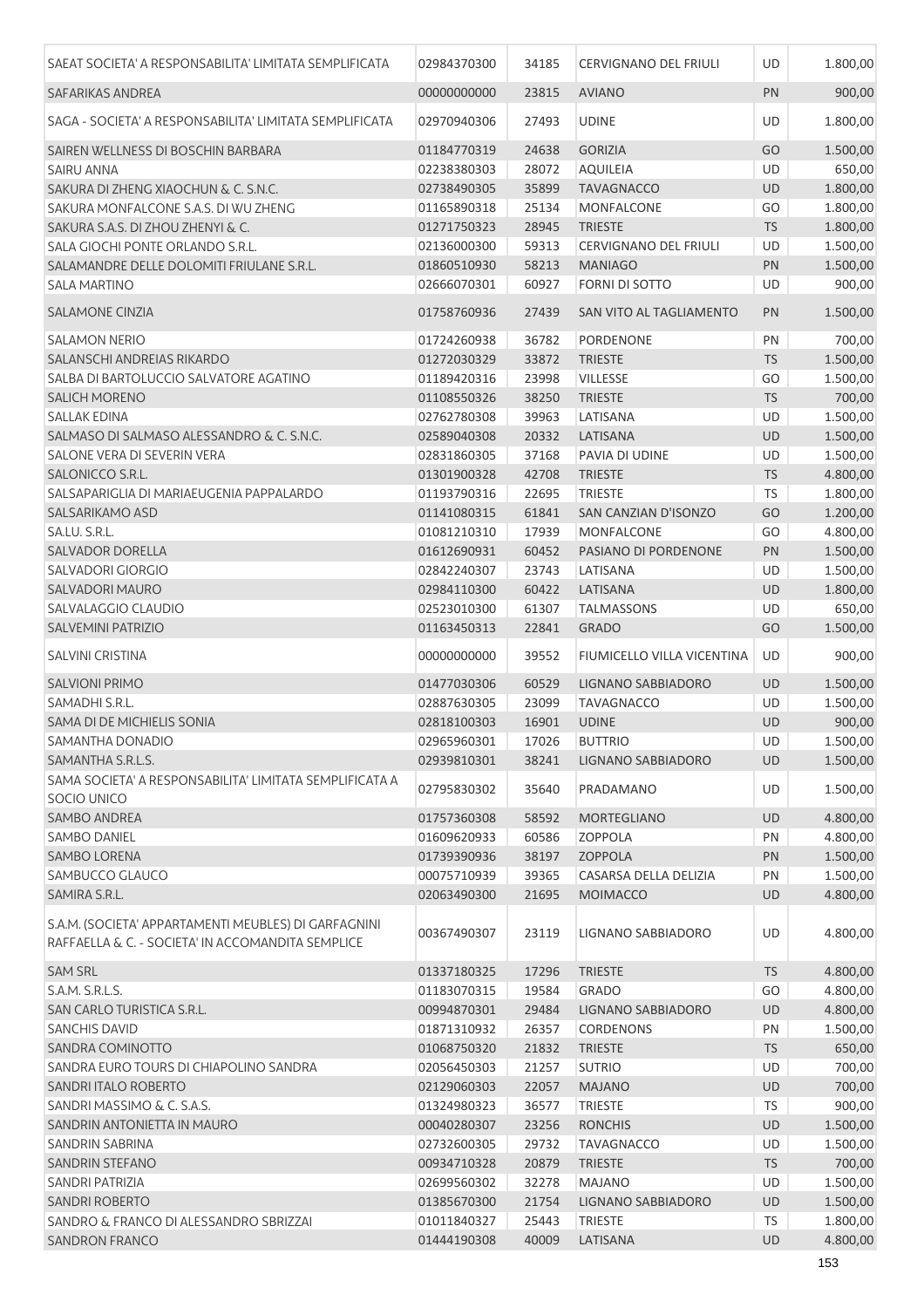| | | | | | |
|---|---|---|---|---|---|
| SAEAT SOCIETA' A RESPONSABILITA' LIMITATA SEMPLIFICATA | 02984370300 | 34185 | CERVIGNANO DEL FRIULI | UD | 1.800,00 |
| SAFARIKAS ANDREA | 00000000000 | 23815 | AVIANO | PN | 900,00 |
| SAGA - SOCIETA' A RESPONSABILITA' LIMITATA SEMPLIFICATA | 02970940306 | 27493 | UDINE | UD | 1.800,00 |
| SAIREN WELLNESS DI BOSCHIN BARBARA | 01184770319 | 24638 | GORIZIA | GO | 1.500,00 |
| SAIRU ANNA | 02238380303 | 28072 | AQUILEIA | UD | 650,00 |
| SAKURA DI ZHENG XIAOCHUN & C. S.N.C. | 02738490305 | 35899 | TAVAGNACCO | UD | 1.800,00 |
| SAKURA MONFALCONE S.A.S. DI WU ZHENG | 01165890318 | 25134 | MONFALCONE | GO | 1.800,00 |
| SAKURA S.A.S. DI ZHOU ZHENYI & C. | 01271750323 | 28945 | TRIESTE | TS | 1.800,00 |
| SALA GIOCHI PONTE ORLANDO S.R.L. | 02136000300 | 59313 | CERVIGNANO DEL FRIULI | UD | 1.500,00 |
| SALAMANDRE DELLE DOLOMITI FRIULANE S.R.L. | 01860510930 | 58213 | MANIAGO | PN | 1.500,00 |
| SALA MARTINO | 02666070301 | 60927 | FORNI DI SOTTO | UD | 900,00 |
| SALAMONE CINZIA | 01758760936 | 27439 | SAN VITO AL TAGLIAMENTO | PN | 1.500,00 |
| SALAMON NERIO | 01724260938 | 36782 | PORDENONE | PN | 700,00 |
| SALANSCHI ANDREIAS RIKARDO | 01272030329 | 33872 | TRIESTE | TS | 1.500,00 |
| SALBA DI BARTOLUCCIO SALVATORE AGATINO | 01189420316 | 23998 | VILLESSE | GO | 1.500,00 |
| SALICH MORENO | 01108550326 | 38250 | TRIESTE | TS | 700,00 |
| SALLAK EDINA | 02762780308 | 39963 | LATISANA | UD | 1.500,00 |
| SALMASO DI SALMASO ALESSANDRO & C. S.N.C. | 02589040308 | 20332 | LATISANA | UD | 1.500,00 |
| SALONE VERA DI SEVERIN VERA | 02831860305 | 37168 | PAVIA DI UDINE | UD | 1.500,00 |
| SALONICCO S.R.L. | 01301900328 | 42708 | TRIESTE | TS | 4.800,00 |
| SALSAPARIGLIA DI MARIAEUGENIA PAPPALARDO | 01193790316 | 22695 | TRIESTE | TS | 1.800,00 |
| SALSARIKAMO ASD | 01141080315 | 61841 | SAN CANZIAN D'ISONZO | GO | 1.200,00 |
| SA.LU. S.R.L. | 01081210310 | 17939 | MONFALCONE | GO | 4.800,00 |
| SALVADOR DORELLA | 01612690931 | 60452 | PASIANO DI PORDENONE | PN | 1.500,00 |
| SALVADORI GIORGIO | 02842240307 | 23743 | LATISANA | UD | 1.500,00 |
| SALVADORI MAURO | 02984110300 | 60422 | LATISANA | UD | 1.800,00 |
| SALVALAGGIO CLAUDIO | 02523010300 | 61307 | TALMASSONS | UD | 650,00 |
| SALVEMINI PATRIZIO | 01163450313 | 22841 | GRADO | GO | 1.500,00 |
| SALVINI CRISTINA | 00000000000 | 39552 | FIUMICELLO VILLA VICENTINA | UD | 900,00 |
| SALVIONI PRIMO | 01477030306 | 60529 | LIGNANO SABBIADORO | UD | 1.500,00 |
| SAMADHI S.R.L. | 02887630305 | 23099 | TAVAGNACCO | UD | 1.500,00 |
| SAMA DI DE MICHIELIS SONIA | 02818100303 | 16901 | UDINE | UD | 900,00 |
| SAMANTHA DONADIO | 02965960301 | 17026 | BUTTRIO | UD | 1.500,00 |
| SAMANTHA S.R.L.S. | 02939810301 | 38241 | LIGNANO SABBIADORO | UD | 1.500,00 |
| SAMA SOCIETA' A RESPONSABILITA' LIMITATA SEMPLIFICATA A SOCIO UNICO | 02795830302 | 35640 | PRADAMANO | UD | 1.500,00 |
| SAMBO ANDREA | 01757360308 | 58592 | MORTEGLIANO | UD | 4.800,00 |
| SAMBO DANIEL | 01609620933 | 60586 | ZOPPOLA | PN | 4.800,00 |
| SAMBO LORENA | 01739390936 | 38197 | ZOPPOLA | PN | 1.500,00 |
| SAMBUCCO GLAUCO | 00075710939 | 39365 | CASARSA DELLA DELIZIA | PN | 1.500,00 |
| SAMIRA S.R.L. | 02063490300 | 21695 | MOIMACCO | UD | 4.800,00 |
| S.A.M. (SOCIETA' APPARTAMENTI MEUBLES) DI GARFAGNINI RAFFAELLA & C. - SOCIETA' IN ACCOMANDITA SEMPLICE | 00367490307 | 23119 | LIGNANO SABBIADORO | UD | 4.800,00 |
| SAM SRL | 01337180325 | 17296 | TRIESTE | TS | 4.800,00 |
| S.A.M. S.R.L.S. | 01183070315 | 19584 | GRADO | GO | 4.800,00 |
| SAN CARLO TURISTICA S.R.L. | 00994870301 | 29484 | LIGNANO SABBIADORO | UD | 4.800,00 |
| SANCHIS DAVID | 01871310932 | 26357 | CORDENONS | PN | 1.500,00 |
| SANDRA COMINOTTO | 01068750320 | 21832 | TRIESTE | TS | 650,00 |
| SANDRA EURO TOURS DI CHIAPOLINO SANDRA | 02056450303 | 21257 | SUTRIO | UD | 700,00 |
| SANDRI ITALO ROBERTO | 02129060303 | 22057 | MAJANO | UD | 700,00 |
| SANDRI MASSIMO & C. S.A.S. | 01324980323 | 36577 | TRIESTE | TS | 900,00 |
| SANDRIN ANTONIETTA IN MAURO | 00040280307 | 23256 | RONCHIS | UD | 1.500,00 |
| SANDRIN SABRINA | 02732600305 | 29732 | TAVAGNACCO | UD | 1.500,00 |
| SANDRIN STEFANO | 00934710328 | 20879 | TRIESTE | TS | 700,00 |
| SANDRI PATRIZIA | 02699560302 | 32278 | MAJANO | UD | 1.500,00 |
| SANDRI ROBERTO | 01385670300 | 21754 | LIGNANO SABBIADORO | UD | 1.500,00 |
| SANDRO & FRANCO DI ALESSANDRO SBRIZZAI | 01011840327 | 25443 | TRIESTE | TS | 1.800,00 |
| SANDRON FRANCO | 01444190308 | 40009 | LATISANA | UD | 4.800,00 |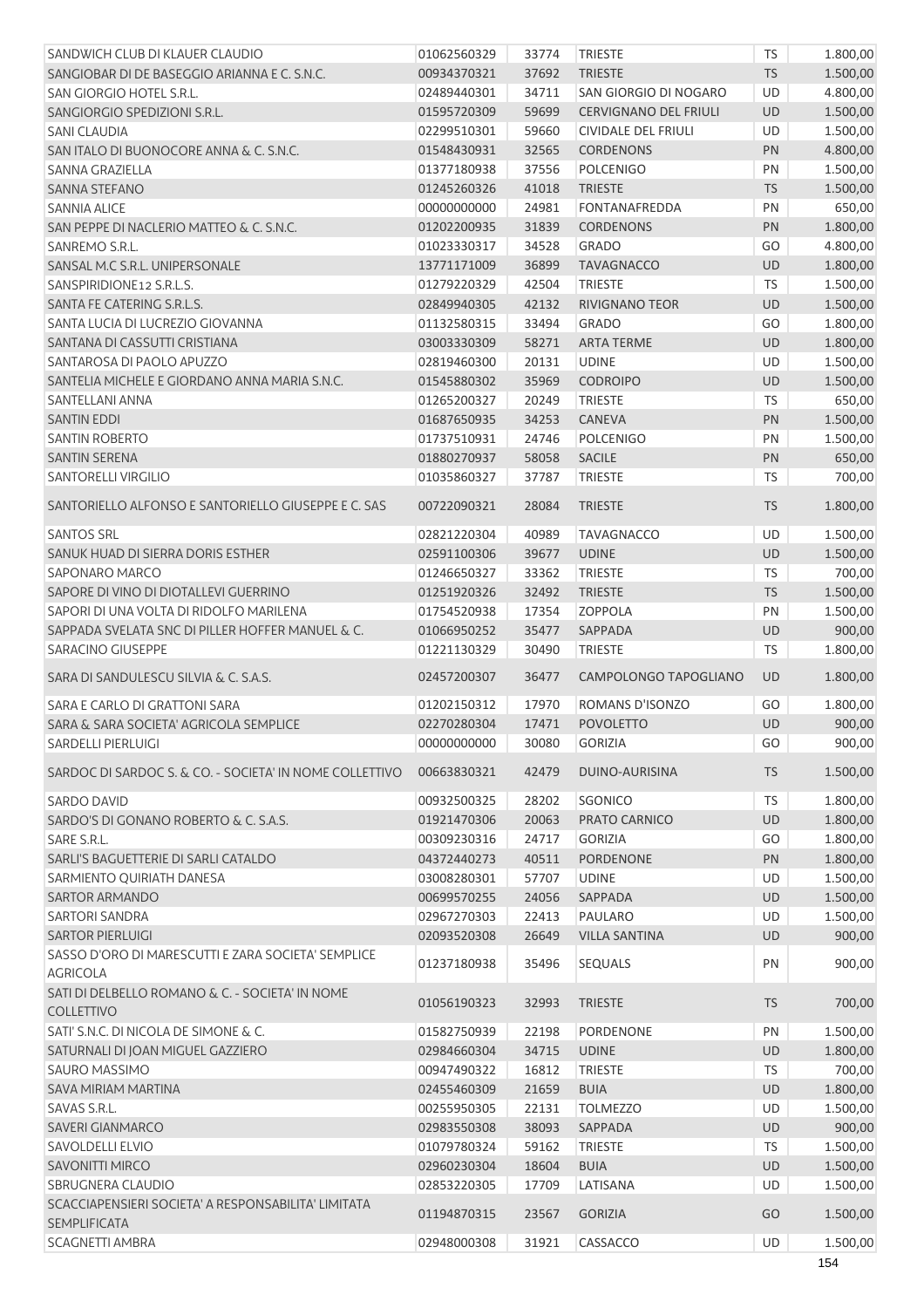| | | | | | |
|---|---|---|---|---|---|
| SANDWICH CLUB DI KLAUER CLAUDIO | 01062560329 | 33774 | TRIESTE | TS | 1.800,00 |
| SANGIOBAR DI DE BASEGGIO ARIANNA E C. S.N.C. | 00934370321 | 37692 | TRIESTE | TS | 1.500,00 |
| SAN GIORGIO HOTEL S.R.L. | 02489440301 | 34711 | SAN GIORGIO DI NOGARO | UD | 4.800,00 |
| SANGIORGIO SPEDIZIONI S.R.L. | 01595720309 | 59699 | CERVIGNANO DEL FRIULI | UD | 1.500,00 |
| SANI CLAUDIA | 02299510301 | 59660 | CIVIDALE DEL FRIULI | UD | 1.500,00 |
| SAN ITALO DI BUONOCORE ANNA & C. S.N.C. | 01548430931 | 32565 | CORDENONS | PN | 4.800,00 |
| SANNA GRAZIELLA | 01377180938 | 37556 | POLCENIGO | PN | 1.500,00 |
| SANNA STEFANO | 01245260326 | 41018 | TRIESTE | TS | 1.500,00 |
| SANNIA ALICE | 00000000000 | 24981 | FONTANAFREDDA | PN | 650,00 |
| SAN PEPPE DI NACLERIO MATTEO & C. S.N.C. | 01202200935 | 31839 | CORDENONS | PN | 1.800,00 |
| SANREMO S.R.L. | 01023330317 | 34528 | GRADO | GO | 4.800,00 |
| SANSAL M.C S.R.L. UNIPERSONALE | 13771171009 | 36899 | TAVAGNACCO | UD | 1.800,00 |
| SANSPIRIDIONE12 S.R.L.S. | 01279220329 | 42504 | TRIESTE | TS | 1.500,00 |
| SANTA FE CATERING S.R.L.S. | 02849940305 | 42132 | RIVIGNANO TEOR | UD | 1.500,00 |
| SANTA LUCIA DI LUCREZIO GIOVANNA | 01132580315 | 33494 | GRADO | GO | 1.800,00 |
| SANTANA DI CASSUTTI CRISTIANA | 03003330309 | 58271 | ARTA TERME | UD | 1.800,00 |
| SANTAROSA DI PAOLO APUZZO | 02819460300 | 20131 | UDINE | UD | 1.500,00 |
| SANTELIA MICHELE E GIORDANO ANNA MARIA S.N.C. | 01545880302 | 35969 | CODROIPO | UD | 1.500,00 |
| SANTELLANI ANNA | 01265200327 | 20249 | TRIESTE | TS | 650,00 |
| SANTIN EDDI | 01687650935 | 34253 | CANEVA | PN | 1.500,00 |
| SANTIN ROBERTO | 01737510931 | 24746 | POLCENIGO | PN | 1.500,00 |
| SANTIN SERENA | 01880270937 | 58058 | SACILE | PN | 650,00 |
| SANTORELLI VIRGILIO | 01035860327 | 37787 | TRIESTE | TS | 700,00 |
| SANTORIELLO ALFONSO E SANTORIELLO GIUSEPPE E C. SAS | 00722090321 | 28084 | TRIESTE | TS | 1.800,00 |
| SANTOS SRL | 02821220304 | 40989 | TAVAGNACCO | UD | 1.500,00 |
| SANUK HUAD DI SIERRA DORIS ESTHER | 02591100306 | 39677 | UDINE | UD | 1.500,00 |
| SAPONARO MARCO | 01246650327 | 33362 | TRIESTE | TS | 700,00 |
| SAPORE DI VINO DI DIOTALLEVI GUERRINO | 01251920326 | 32492 | TRIESTE | TS | 1.500,00 |
| SAPORI DI UNA VOLTA DI RIDOLFO MARILENA | 01754520938 | 17354 | ZOPPOLA | PN | 1.500,00 |
| SAPPADA SVELATA SNC DI PILLER HOFFER MANUEL & C. | 01066950252 | 35477 | SAPPADA | UD | 900,00 |
| SARACINO GIUSEPPE | 01221130329 | 30490 | TRIESTE | TS | 1.800,00 |
| SARA DI SANDULESCU SILVIA & C. S.A.S. | 02457200307 | 36477 | CAMPOLONGO TAPOGLIANO | UD | 1.800,00 |
| SARA E CARLO DI GRATTONI SARA | 01202150312 | 17970 | ROMANS D'ISONZO | GO | 1.800,00 |
| SARA & SARA SOCIETA' AGRICOLA SEMPLICE | 02270280304 | 17471 | POVOLETTO | UD | 900,00 |
| SARDELLI PIERLUIGI | 00000000000 | 30080 | GORIZIA | GO | 900,00 |
| SARDOC DI SARDOC S. & CO. - SOCIETA' IN NOME COLLETTIVO | 00663830321 | 42479 | DUINO-AURISINA | TS | 1.500,00 |
| SARDO DAVID | 00932500325 | 28202 | SGONICO | TS | 1.800,00 |
| SARDO'S DI GONANO ROBERTO & C. S.A.S. | 01921470306 | 20063 | PRATO CARNICO | UD | 1.800,00 |
| SARE S.R.L. | 00309230316 | 24717 | GORIZIA | GO | 1.800,00 |
| SARLI'S BAGUETTERIE DI SARLI CATALDO | 04372440273 | 40511 | PORDENONE | PN | 1.800,00 |
| SARMIENTO QUIRIATH DANESA | 03008280301 | 57707 | UDINE | UD | 1.500,00 |
| SARTOR ARMANDO | 00699570255 | 24056 | SAPPADA | UD | 1.500,00 |
| SARTORI SANDRA | 02967270303 | 22413 | PAULARO | UD | 1.500,00 |
| SARTOR PIERLUIGI | 02093520308 | 26649 | VILLA SANTINA | UD | 900,00 |
| SASSO D'ORO DI MARESCUTTI E ZARA SOCIETA' SEMPLICE AGRICOLA | 01237180938 | 35496 | SEQUALS | PN | 900,00 |
| SATI DI DELBELLO ROMANO & C. - SOCIETA' IN NOME COLLETTIVO | 01056190323 | 32993 | TRIESTE | TS | 700,00 |
| SATI' S.N.C. DI NICOLA DE SIMONE & C. | 01582750939 | 22198 | PORDENONE | PN | 1.500,00 |
| SATURNALI DI JOAN MIGUEL GAZZIERO | 02984660304 | 34715 | UDINE | UD | 1.800,00 |
| SAURO MASSIMO | 00947490322 | 16812 | TRIESTE | TS | 700,00 |
| SAVA MIRIAM MARTINA | 02455460309 | 21659 | BUIA | UD | 1.800,00 |
| SAVAS S.R.L. | 00255950305 | 22131 | TOLMEZZO | UD | 1.500,00 |
| SAVERI GIANMARCO | 02983550308 | 38093 | SAPPADA | UD | 900,00 |
| SAVOLDELLI ELVIO | 01079780324 | 59162 | TRIESTE | TS | 1.500,00 |
| SAVONITTI MIRCO | 02960230304 | 18604 | BUIA | UD | 1.500,00 |
| SBRUGNERA CLAUDIO | 02853220305 | 17709 | LATISANA | UD | 1.500,00 |
| SCACCIAPENSIERI SOCIETA' A RESPONSABILITA' LIMITATA SEMPLIFICATA | 01194870315 | 23567 | GORIZIA | GO | 1.500,00 |
| SCAGNETTI AMBRA | 02948000308 | 31921 | CASSACCO | UD | 1.500,00 |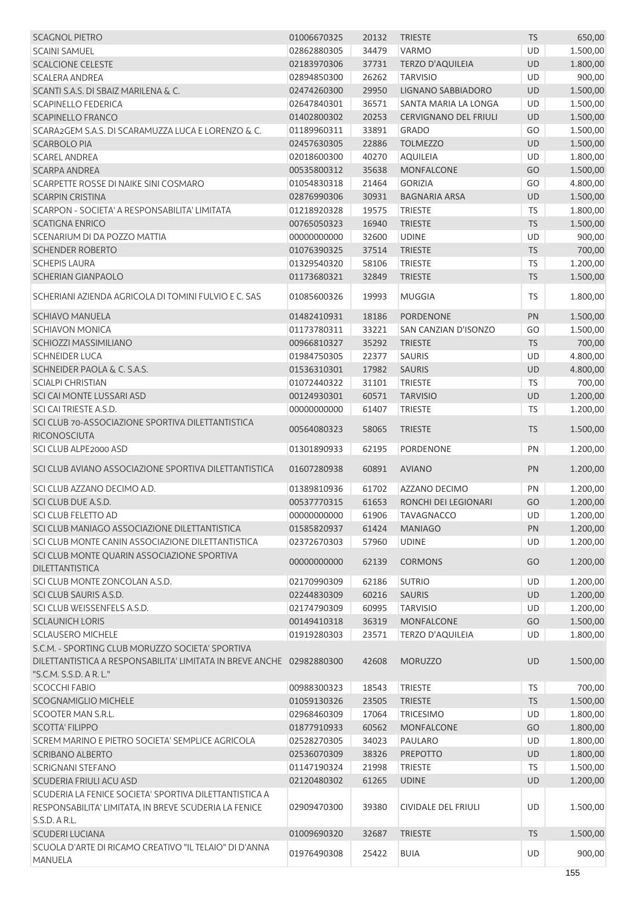| | | | | | |
|---|---|---|---|---|---|
| SCAGNOL PIETRO | 01006670325 | 20132 | TRIESTE | TS | 650,00 |
| SCAINI SAMUEL | 02862880305 | 34479 | VARMO | UD | 1.500,00 |
| SCALCIONE CELESTE | 02183970306 | 37731 | TERZO D'AQUILEIA | UD | 1.800,00 |
| SCALERA ANDREA | 02894850300 | 26262 | TARVISIO | UD | 900,00 |
| SCANTI S.A.S. DI SBAIZ MARILENA & C. | 02474260300 | 29950 | LIGNANO SABBIADORO | UD | 1.500,00 |
| SCAPINELLO FEDERICA | 02647840301 | 36571 | SANTA MARIA LA LONGA | UD | 1.500,00 |
| SCAPINELLO FRANCO | 01402800302 | 20253 | CERVIGNANO DEL FRIULI | UD | 1.500,00 |
| SCARA2GEM S.A.S. DI SCARAMUZZA LUCA E LORENZO & C. | 01189960311 | 33891 | GRADO | GO | 1.500,00 |
| SCARBOLO PIA | 02457630305 | 22886 | TOLMEZZO | UD | 1.500,00 |
| SCAREL ANDREA | 02018600300 | 40270 | AQUILEIA | UD | 1.800,00 |
| SCARPA ANDREA | 00535800312 | 35638 | MONFALCONE | GO | 1.500,00 |
| SCARPETTE ROSSE DI NAIKE SINI COSMARO | 01054830318 | 21464 | GORIZIA | GO | 4.800,00 |
| SCARPIN CRISTINA | 02876990306 | 30931 | BAGNARIA ARSA | UD | 1.500,00 |
| SCARPON - SOCIETA' A RESPONSABILITA' LIMITATA | 01218920328 | 19575 | TRIESTE | TS | 1.800,00 |
| SCATIGNA ENRICO | 00765050323 | 16940 | TRIESTE | TS | 1.500,00 |
| SCENARIUM DI DA POZZO MATTIA | 00000000000 | 32600 | UDINE | UD | 900,00 |
| SCHENDER ROBERTO | 01076390325 | 37514 | TRIESTE | TS | 700,00 |
| SCHEPIS LAURA | 01329540320 | 58106 | TRIESTE | TS | 1.200,00 |
| SCHERIAN GIANPAOLO | 01173680321 | 32849 | TRIESTE | TS | 1.500,00 |
| SCHERIANI AZIENDA AGRICOLA DI TOMINI FULVIO E C. SAS | 01085600326 | 19993 | MUGGIA | TS | 1.800,00 |
| SCHIAVO MANUELA | 01482410931 | 18186 | PORDENONE | PN | 1.500,00 |
| SCHIAVON MONICA | 01173780311 | 33221 | SAN CANZIAN D'ISONZO | GO | 1.500,00 |
| SCHIOZZI MASSIMILIANO | 00966810327 | 35292 | TRIESTE | TS | 700,00 |
| SCHNEIDER LUCA | 01984750305 | 22377 | SAURIS | UD | 4.800,00 |
| SCHNEIDER PAOLA & C. S.A.S. | 01536310301 | 17982 | SAURIS | UD | 4.800,00 |
| SCIALPI CHRISTIAN | 01072440322 | 31101 | TRIESTE | TS | 700,00 |
| SCI CAI MONTE LUSSARI ASD | 00124930301 | 60571 | TARVISIO | UD | 1.200,00 |
| SCI CAI TRIESTE A.S.D. | 00000000000 | 61407 | TRIESTE | TS | 1.200,00 |
| SCI CLUB 70-ASSOCIAZIONE SPORTIVA DILETTANTISTICA RICONOSCIUTA | 00564080323 | 58065 | TRIESTE | TS | 1.500,00 |
| SCI CLUB ALPE2000 ASD | 01301890933 | 62195 | PORDENONE | PN | 1.200,00 |
| SCI CLUB AVIANO ASSOCIAZIONE SPORTIVA DILETTANTISTICA | 01607280938 | 60891 | AVIANO | PN | 1.200,00 |
| SCI CLUB AZZANO DECIMO A.D. | 01389810936 | 61702 | AZZANO DECIMO | PN | 1.200,00 |
| SCI CLUB DUE A.S.D. | 00537770315 | 61653 | RONCHI DEI LEGIONARI | GO | 1.200,00 |
| SCI CLUB FELETTO AD | 00000000000 | 61906 | TAVAGNACCO | UD | 1.200,00 |
| SCI CLUB MANIAGO ASSOCIAZIONE DILETTANTISTICA | 01585820937 | 61424 | MANIAGO | PN | 1.200,00 |
| SCI CLUB MONTE CANIN ASSOCIAZIONE DILETTANTISTICA | 02372670303 | 57960 | UDINE | UD | 1.200,00 |
| SCI CLUB MONTE QUARIN ASSOCIAZIONE SPORTIVA DILETTANTISTICA | 00000000000 | 62139 | CORMONS | GO | 1.200,00 |
| SCI CLUB MONTE ZONCOLAN A.S.D. | 02170990309 | 62186 | SUTRIO | UD | 1.200,00 |
| SCI CLUB SAURIS A.S.D. | 02244830309 | 60216 | SAURIS | UD | 1.200,00 |
| SCI CLUB WEISSENFELS A.S.D. | 02174790309 | 60995 | TARVISIO | UD | 1.200,00 |
| SCLAUNICH LORIS | 00149410318 | 36319 | MONFALCONE | GO | 1.500,00 |
| SCLAUSERO MICHELE | 01919280303 | 23571 | TERZO D'AQUILEIA | UD | 1.800,00 |
| S.C.M. - SPORTING CLUB MORUZZO SOCIETA' SPORTIVA DILETTANTISTICA A RESPONSABILITA' LIMITATA IN BREVE ANCHE "S.C.M. S.S.D. A R. L." | 02982880300 | 42608 | MORUZZO | UD | 1.500,00 |
| SCOCCHI FABIO | 00988300323 | 18543 | TRIESTE | TS | 700,00 |
| SCOGNAMIGLIO MICHELE | 01059130326 | 23505 | TRIESTE | TS | 1.500,00 |
| SCOOTER MAN S.R.L. | 02968460309 | 17064 | TRICESIMO | UD | 1.800,00 |
| SCOTTA' FILIPPO | 01877910933 | 60562 | MONFALCONE | GO | 1.800,00 |
| SCREM MARINO E PIETRO SOCIETA' SEMPLICE AGRICOLA | 02528270305 | 34023 | PAULARO | UD | 1.800,00 |
| SCRIBANO ALBERTO | 02536070309 | 38326 | PREPOTTO | UD | 1.800,00 |
| SCRIGNANI STEFANO | 01147190324 | 21998 | TRIESTE | TS | 1.500,00 |
| SCUDERIA FRIULI ACU ASD | 02120480302 | 61265 | UDINE | UD | 1.200,00 |
| SCUDERIA LA FENICE SOCIETA' SPORTIVA DILETTANTISTICA A RESPONSABILITA' LIMITATA, IN BREVE SCUDERIA LA FENICE S.S.D. A R.L. | 02909470300 | 39380 | CIVIDALE DEL FRIULI | UD | 1.500,00 |
| SCUDERI LUCIANA | 01009690320 | 32687 | TRIESTE | TS | 1.500,00 |
| SCUOLA D'ARTE DI RICAMO CREATIVO "IL TELAIO" DI D'ANNA MANUELA | 01976490308 | 25422 | BUIA | UD | 900,00 |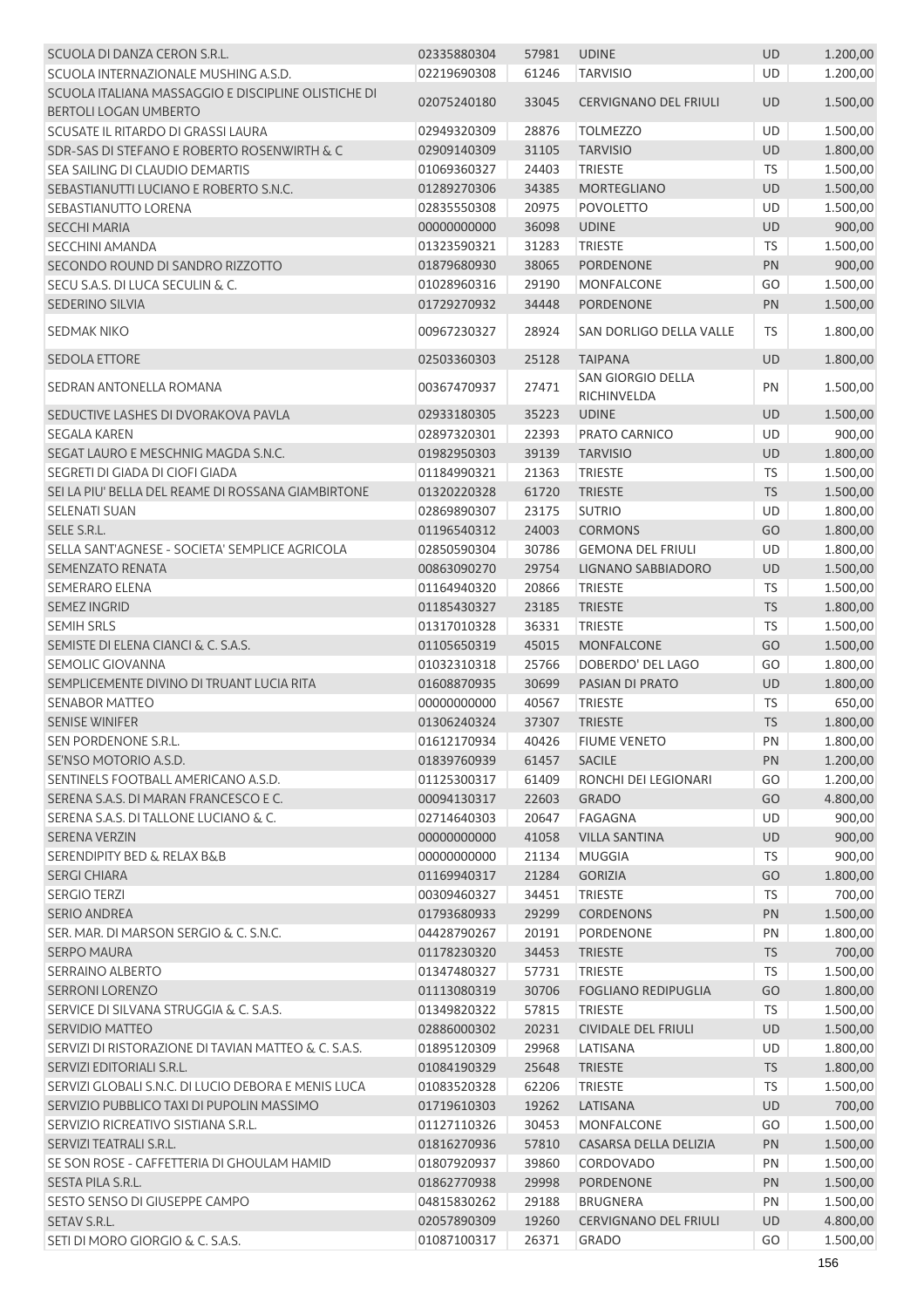| | | | | | |
|---|---|---|---|---|---|
| SCUOLA DI DANZA CERON S.R.L. | 02335880304 | 57981 | UDINE | UD | 1.200,00 |
| SCUOLA INTERNAZIONALE MUSHING A.S.D. | 02219690308 | 61246 | TARVISIO | UD | 1.200,00 |
| SCUOLA ITALIANA MASSAGGIO E DISCIPLINE OLISTICHE DI BERTOLI LOGAN UMBERTO | 02075240180 | 33045 | CERVIGNANO DEL FRIULI | UD | 1.500,00 |
| SCUSATE IL RITARDO DI GRASSI LAURA | 02949320309 | 28876 | TOLMEZZO | UD | 1.500,00 |
| SDR-SAS DI STEFANO E ROBERTO ROSENWIRTH & C | 02909140309 | 31105 | TARVISIO | UD | 1.800,00 |
| SEA SAILING DI CLAUDIO DEMARTIS | 01069360327 | 24403 | TRIESTE | TS | 1.500,00 |
| SEBASTIANUTTI LUCIANO E ROBERTO S.N.C. | 01289270306 | 34385 | MORTEGLIANO | UD | 1.500,00 |
| SEBASTIANUTTO LORENA | 02835550308 | 20975 | POVOLETTO | UD | 1.500,00 |
| SECCHI MARIA | 00000000000 | 36098 | UDINE | UD | 900,00 |
| SECCHINI AMANDA | 01323590321 | 31283 | TRIESTE | TS | 1.500,00 |
| SECONDO ROUND DI SANDRO RIZZOTTO | 01879680930 | 38065 | PORDENONE | PN | 900,00 |
| SECU S.A.S. DI LUCA SECULIN & C. | 01028960316 | 29190 | MONFALCONE | GO | 1.500,00 |
| SEDERINO SILVIA | 01729270932 | 34448 | PORDENONE | PN | 1.500,00 |
| SEDMAK NIKO | 00967230327 | 28924 | SAN DORLIGO DELLA VALLE | TS | 1.800,00 |
| SEDOLA ETTORE | 02503360303 | 25128 | TAIPANA | UD | 1.800,00 |
| SEDRAN ANTONELLA ROMANA | 00367470937 | 27471 | SAN GIORGIO DELLA RICHINVELDA | PN | 1.500,00 |
| SEDUCTIVE LASHES DI DVORAKOVA PAVLA | 02933180305 | 35223 | UDINE | UD | 1.500,00 |
| SEGALA KAREN | 02897320301 | 22393 | PRATO CARNICO | UD | 900,00 |
| SEGAT LAURO E MESCHNIG MAGDA S.N.C. | 01982950303 | 39139 | TARVISIO | UD | 1.800,00 |
| SEGRETI DI GIADA DI CIOFI GIADA | 01184990321 | 21363 | TRIESTE | TS | 1.500,00 |
| SEI LA PIU' BELLA DEL REAME DI ROSSANA GIAMBIRTONE | 01320220328 | 61720 | TRIESTE | TS | 1.500,00 |
| SELENATI SUAN | 02869890307 | 23175 | SUTRIO | UD | 1.800,00 |
| SELE S.R.L. | 01196540312 | 24003 | CORMONS | GO | 1.800,00 |
| SELLA SANT'AGNESE - SOCIETA' SEMPLICE AGRICOLA | 02850590304 | 30786 | GEMONA DEL FRIULI | UD | 1.800,00 |
| SEMENZATO RENATA | 00863090270 | 29754 | LIGNANO SABBIADORO | UD | 1.500,00 |
| SEMERARO ELENA | 01164940320 | 20866 | TRIESTE | TS | 1.500,00 |
| SEMEZ INGRID | 01185430327 | 23185 | TRIESTE | TS | 1.800,00 |
| SEMIH SRLS | 01317010328 | 36331 | TRIESTE | TS | 1.500,00 |
| SEMISTE DI ELENA CIANCI & C. S.A.S. | 01105650319 | 45015 | MONFALCONE | GO | 1.500,00 |
| SEMOLIC GIOVANNA | 01032310318 | 25766 | DOBERDO' DEL LAGO | GO | 1.800,00 |
| SEMPLICEMENTE DIVINO DI TRUANT LUCIA RITA | 01608870935 | 30699 | PASIAN DI PRATO | UD | 1.800,00 |
| SENABOR MATTEO | 00000000000 | 40567 | TRIESTE | TS | 650,00 |
| SENISE WINIFER | 01306240324 | 37307 | TRIESTE | TS | 1.800,00 |
| SEN PORDENONE S.R.L. | 01612170934 | 40426 | FIUME VENETO | PN | 1.800,00 |
| SE'NSO MOTORIO A.S.D. | 01839760939 | 61457 | SACILE | PN | 1.200,00 |
| SENTINELS FOOTBALL AMERICANO A.S.D. | 01125300317 | 61409 | RONCHI DEI LEGIONARI | GO | 1.200,00 |
| SERENA S.A.S. DI MARAN FRANCESCO E C. | 00094130317 | 22603 | GRADO | GO | 4.800,00 |
| SERENA S.A.S. DI TALLONE LUCIANO & C. | 02714640303 | 20647 | FAGAGNA | UD | 900,00 |
| SERENA VERZIN | 00000000000 | 41058 | VILLA SANTINA | UD | 900,00 |
| SERENDIPITY BED & RELAX B&B | 00000000000 | 21134 | MUGGIA | TS | 900,00 |
| SERGI CHIARA | 01169940317 | 21284 | GORIZIA | GO | 1.800,00 |
| SERGIO TERZI | 00309460327 | 34451 | TRIESTE | TS | 700,00 |
| SERIO ANDREA | 01793680933 | 29299 | CORDENONS | PN | 1.500,00 |
| SER. MAR. DI MARSON SERGIO & C. S.N.C. | 04428790267 | 20191 | PORDENONE | PN | 1.800,00 |
| SERPO MAURA | 01178230320 | 34453 | TRIESTE | TS | 700,00 |
| SERRAINO ALBERTO | 01347480327 | 57731 | TRIESTE | TS | 1.500,00 |
| SERRONI LORENZO | 01113080319 | 30706 | FOGLIANO REDIPUGLIA | GO | 1.800,00 |
| SERVICE DI SILVANA STRUGGIA & C. S.A.S. | 01349820322 | 57815 | TRIESTE | TS | 1.500,00 |
| SERVIDIO MATTEO | 02886000302 | 20231 | CIVIDALE DEL FRIULI | UD | 1.500,00 |
| SERVIZI DI RISTORAZIONE DI TAVIAN MATTEO & C. S.A.S. | 01895120309 | 29968 | LATISANA | UD | 1.800,00 |
| SERVIZI EDITORIALI S.R.L. | 01084190329 | 25648 | TRIESTE | TS | 1.800,00 |
| SERVIZI GLOBALI S.N.C. DI LUCIO DEBORA E MENIS LUCA | 01083520328 | 62206 | TRIESTE | TS | 1.500,00 |
| SERVIZIO PUBBLICO TAXI DI PUPOLIN MASSIMO | 01719610303 | 19262 | LATISANA | UD | 700,00 |
| SERVIZIO RICREATIVO SISTIANA S.R.L. | 01127110326 | 30453 | MONFALCONE | GO | 1.500,00 |
| SERVIZI TEATRALI S.R.L. | 01816270936 | 57810 | CASARSA DELLA DELIZIA | PN | 1.500,00 |
| SE SON ROSE - CAFFETTERIA DI GHOULAM HAMID | 01807920937 | 39860 | CORDOVADO | PN | 1.500,00 |
| SESTA PILA S.R.L. | 01862770938 | 29998 | PORDENONE | PN | 1.500,00 |
| SESTO SENSO DI GIUSEPPE CAMPO | 04815830262 | 29188 | BRUGNERA | PN | 1.500,00 |
| SETAV S.R.L. | 02057890309 | 19260 | CERVIGNANO DEL FRIULI | UD | 4.800,00 |
| SETI DI MORO GIORGIO & C. S.A.S. | 01087100317 | 26371 | GRADO | GO | 1.500,00 |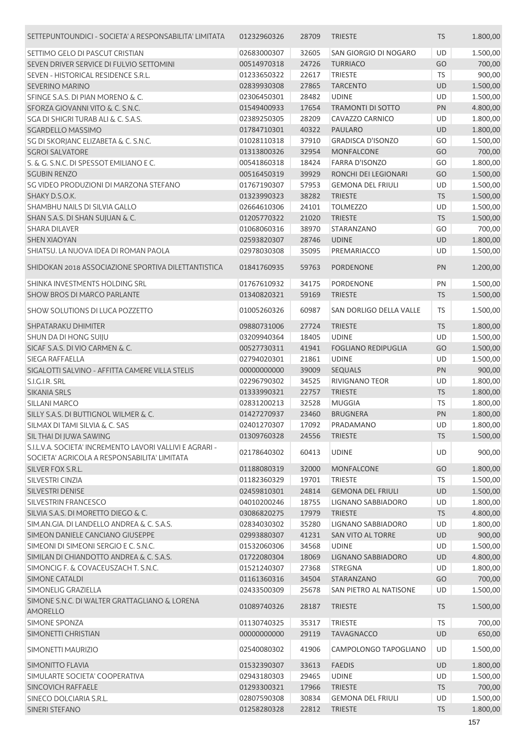| | | | | | |
|---|---|---|---|---|---|
| SETTEPUNTOUNDICI - SOCIETA' A RESPONSABILITA' LIMITATA | 01232960326 | 28709 | TRIESTE | TS | 1.800,00 |
| SETTIMO GELO DI PASCUT CRISTIAN | 02683000307 | 32605 | SAN GIORGIO DI NOGARO | UD | 1.500,00 |
| SEVEN DRIVER SERVICE DI FULVIO SETTOMINI | 00514970318 | 24726 | TURRIACO | GO | 700,00 |
| SEVEN - HISTORICAL RESIDENCE S.R.L. | 01233650322 | 22617 | TRIESTE | TS | 900,00 |
| SEVERINO MARINO | 02839930308 | 27865 | TARCENTO | UD | 1.500,00 |
| SFINGE S.A.S. DI PIAN MORENO & C. | 02306450301 | 28482 | UDINE | UD | 1.500,00 |
| SFORZA GIOVANNI VITO & C. S.N.C. | 01549400933 | 17654 | TRAMONTI DI SOTTO | PN | 4.800,00 |
| SGA DI SHIGRI TURAB ALI & C. S.A.S. | 02389250305 | 28209 | CAVAZZO CARNICO | UD | 1.800,00 |
| SGARDELLO MASSIMO | 01784710301 | 40322 | PAULARO | UD | 1.800,00 |
| SG DI SKORJANC ELIZABETA & C. S.N.C. | 01028110318 | 37910 | GRADISCA D'ISONZO | GO | 1.500,00 |
| SGROI SALVATORE | 01313800326 | 32954 | MONFALCONE | GO | 700,00 |
| S. & G. S.N.C. DI SPESSOT EMILIANO E C. | 00541860318 | 18424 | FARRA D'ISONZO | GO | 1.800,00 |
| SGUBIN RENZO | 00516450319 | 39929 | RONCHI DEI LEGIONARI | GO | 1.500,00 |
| SG VIDEO PRODUZIONI DI MARZONA STEFANO | 01767190307 | 57953 | GEMONA DEL FRIULI | UD | 1.500,00 |
| SHAKY D.S.O.K. | 01323990323 | 38282 | TRIESTE | TS | 1.500,00 |
| SHAMBHU NAILS DI SILVIA GALLO | 02664610306 | 24101 | TOLMEZZO | UD | 1.500,00 |
| SHAN S.A.S. DI SHAN SUJUAN & C. | 01205770322 | 21020 | TRIESTE | TS | 1.500,00 |
| SHARA DILAVER | 01068060316 | 38970 | STARANZANO | GO | 700,00 |
| SHEN XIAOYAN | 02593820307 | 28746 | UDINE | UD | 1.800,00 |
| SHIATSU. LA NUOVA IDEA DI ROMAN PAOLA | 02978030308 | 35095 | PREMARIACCO | UD | 1.500,00 |
| SHIDOKAN 2018 ASSOCIAZIONE SPORTIVA DILETTANTISTICA | 01841760935 | 59763 | PORDENONE | PN | 1.200,00 |
| SHINKA INVESTMENTS HOLDING SRL | 01767610932 | 34175 | PORDENONE | PN | 1.500,00 |
| SHOW BROS DI MARCO PARLANTE | 01340820321 | 59169 | TRIESTE | TS | 1.500,00 |
| SHOW SOLUTIONS DI LUCA POZZETTO | 01005260326 | 60987 | SAN DORLIGO DELLA VALLE | TS | 1.500,00 |
| SHPATARAKU DHIMITER | 09880731006 | 27724 | TRIESTE | TS | 1.800,00 |
| SHUN DA DI HONG SUIJU | 03209940364 | 18405 | UDINE | UD | 1.500,00 |
| SICAF S.A.S. DI VIO CARMEN & C. | 00527730311 | 41941 | FOGLIANO REDIPUGLIA | GO | 1.500,00 |
| SIEGA RAFFAELLA | 02794020301 | 21861 | UDINE | UD | 1.500,00 |
| SIGALOTTI SALVINO - AFFITTA CAMERE VILLA STELIS | 00000000000 | 39009 | SEQUALS | PN | 900,00 |
| S.I.G.I.R. SRL | 02296790302 | 34525 | RIVIGNANO TEOR | UD | 1.800,00 |
| SIKANIA SRLS | 01333990321 | 22757 | TRIESTE | TS | 1.800,00 |
| SILLANI MARCO | 02831200213 | 32528 | MUGGIA | TS | 1.800,00 |
| SILLY S.A.S. DI BUTTIGNOL WILMER & C. | 01427270937 | 23460 | BRUGNERA | PN | 1.800,00 |
| SILMAX DI TAMI SILVIA & C. SAS | 02401270307 | 17092 | PRADAMANO | UD | 1.800,00 |
| SIL THAI DI JUWA SAWING | 01309760328 | 24556 | TRIESTE | TS | 1.500,00 |
| S.I.L.V.A. SOCIETA' INCREMENTO LAVORI VALLIVI E AGRARI - SOCIETA' AGRICOLA A RESPONSABILITA' LIMITATA | 02178640302 | 60413 | UDINE | UD | 900,00 |
| SILVER FOX S.R.L. | 01188080319 | 32000 | MONFALCONE | GO | 1.800,00 |
| SILVESTRI CINZIA | 01182360329 | 19701 | TRIESTE | TS | 1.500,00 |
| SILVESTRI DENISE | 02459810301 | 24814 | GEMONA DEL FRIULI | UD | 1.500,00 |
| SILVESTRIN FRANCESCO | 04010200246 | 18755 | LIGNANO SABBIADORO | UD | 1.800,00 |
| SILVIA S.A.S. DI MORETTO DIEGO & C. | 03086820275 | 17979 | TRIESTE | TS | 4.800,00 |
| SIM.AN.GIA. DI LANDELLO ANDREA & C. S.A.S. | 02834030302 | 35280 | LIGNANO SABBIADORO | UD | 1.800,00 |
| SIMEON DANIELE CANCIANO GIUSEPPE | 02993880307 | 41231 | SAN VITO AL TORRE | UD | 900,00 |
| SIMEONI DI SIMEONI SERGIO E C. S.N.C. | 01532060306 | 34568 | UDINE | UD | 1.500,00 |
| SIMILAN DI CHIANDOTTO ANDREA & C. S.A.S. | 01722080304 | 18069 | LIGNANO SABBIADORO | UD | 4.800,00 |
| SIMONCIG F. & COVACEUSZACH T. S.N.C. | 01521240307 | 27368 | STREGNA | UD | 1.800,00 |
| SIMONE CATALDI | 01161360316 | 34504 | STARANZANO | GO | 700,00 |
| SIMONELIG GRAZIELLA | 02433500309 | 25678 | SAN PIETRO AL NATISONE | UD | 1.500,00 |
| SIMONE S.N.C. DI WALTER GRATTAGLIANO & LORENA AMORELLO | 01089740326 | 28187 | TRIESTE | TS | 1.500,00 |
| SIMONE SPONZA | 01130740325 | 35317 | TRIESTE | TS | 700,00 |
| SIMONETTI CHRISTIAN | 00000000000 | 29119 | TAVAGNACCO | UD | 650,00 |
| SIMONETTI MAURIZIO | 02540080302 | 41906 | CAMPOLONGO TAPOGLIANO | UD | 1.500,00 |
| SIMONITTO FLAVIA | 01532390307 | 33613 | FAEDIS | UD | 1.800,00 |
| SIMULARTE SOCIETA' COOPERATIVA | 02943180303 | 29465 | UDINE | UD | 1.500,00 |
| SINCOVICH RAFFAELE | 01293300321 | 17966 | TRIESTE | TS | 700,00 |
| SINECO DOLCIARIA S.R.L. | 02807590308 | 30834 | GEMONA DEL FRIULI | UD | 1.500,00 |
| SINERI STEFANO | 01258280328 | 22812 | TRIESTE | TS | 1.800,00 |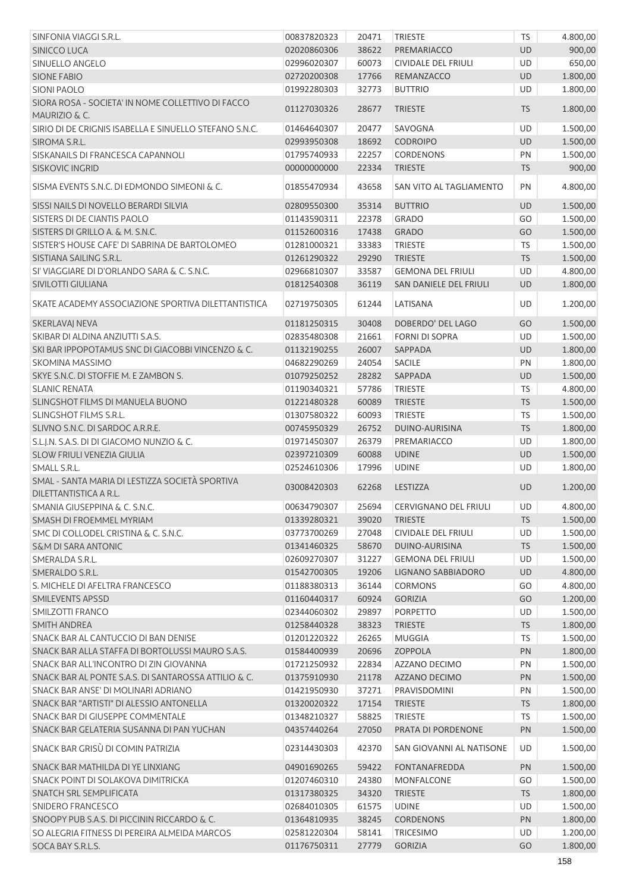| | | | | | |
|---|---|---|---|---|---|
| SINFONIA VIAGGI S.R.L. | 00837820323 | 20471 | TRIESTE | TS | 4.800,00 |
| SINICCO LUCA | 02020860306 | 38622 | PREMARIACCO | UD | 900,00 |
| SINUELLO ANGELO | 02996020307 | 60073 | CIVIDALE DEL FRIULI | UD | 650,00 |
| SIONE FABIO | 02720200308 | 17766 | REMANZACCO | UD | 1.800,00 |
| SIONI PAOLO | 01992280303 | 32773 | BUTTRIO | UD | 1.800,00 |
| SIORA ROSA - SOCIETA' IN NOME COLLETTIVO DI FACCO MAURIZIO & C. | 01127030326 | 28677 | TRIESTE | TS | 1.800,00 |
| SIRIO DI DE CRIGNIS ISABELLA E SINUELLO STEFANO S.N.C. | 01464640307 | 20477 | SAVOGNA | UD | 1.500,00 |
| SIROMA S.R.L. | 02993950308 | 18692 | CODROIPO | UD | 1.500,00 |
| SISKANAILS DI FRANCESCA CAPANNOLI | 01795740933 | 22257 | CORDENONS | PN | 1.500,00 |
| SISKOVIC INGRID | 00000000000 | 22334 | TRIESTE | TS | 900,00 |
| SISMA EVENTS S.N.C. DI EDMONDO SIMEONI & C. | 01855470934 | 43658 | SAN VITO AL TAGLIAMENTO | PN | 4.800,00 |
| SISSI NAILS DI NOVELLO BERARDI SILVIA | 02809550300 | 35314 | BUTTRIO | UD | 1.500,00 |
| SISTERS DI DE CIANTIS PAOLO | 01143590311 | 22378 | GRADO | GO | 1.500,00 |
| SISTERS DI GRILLO A. & M. S.N.C. | 01152600316 | 17438 | GRADO | GO | 1.500,00 |
| SISTER'S HOUSE CAFE' DI SABRINA DE BARTOLOMEO | 01281000321 | 33383 | TRIESTE | TS | 1.500,00 |
| SISTIANA SAILING S.R.L. | 01261290322 | 29290 | TRIESTE | TS | 1.500,00 |
| SI' VIAGGIARE DI D'ORLANDO SARA & C. S.N.C. | 02966810307 | 33587 | GEMONA DEL FRIULI | UD | 4.800,00 |
| SIVILOTTI GIULIANA | 01812540308 | 36119 | SAN DANIELE DEL FRIULI | UD | 1.800,00 |
| SKATE ACADEMY ASSOCIAZIONE SPORTIVA DILETTANTISTICA | 02719750305 | 61244 | LATISANA | UD | 1.200,00 |
| SKERLAVAJ NEVA | 01181250315 | 30408 | DOBERDO' DEL LAGO | GO | 1.500,00 |
| SKIBAR DI ALDINA ANZIUTTI S.A.S. | 02835480308 | 21661 | FORNI DI SOPRA | UD | 1.500,00 |
| SKI BAR IPPOPOTAMUS SNC DI GIACOBBI VINCENZO & C. | 01132190255 | 26007 | SAPPADA | UD | 1.800,00 |
| SKOMINA MASSIMO | 04682290269 | 24054 | SACILE | PN | 1.800,00 |
| SKYE S.N.C. DI STOFFIE M. E ZAMBON S. | 01079250252 | 28282 | SAPPADA | UD | 1.500,00 |
| SLANIC RENATA | 01190340321 | 57786 | TRIESTE | TS | 4.800,00 |
| SLINGSHOT FILMS DI MANUELA BUONO | 01221480328 | 60089 | TRIESTE | TS | 1.500,00 |
| SLINGSHOT FILMS S.R.L. | 01307580322 | 60093 | TRIESTE | TS | 1.500,00 |
| SLIVNO S.N.C. DI SARDOC A.R.R.E. | 00745950329 | 26752 | DUINO-AURISINA | TS | 1.800,00 |
| S.L.J.N. S.A.S. DI DI GIACOMO NUNZIO & C. | 01971450307 | 26379 | PREMARIACCO | UD | 1.800,00 |
| SLOW FRIULI VENEZIA GIULIA | 02397210309 | 60088 | UDINE | UD | 1.500,00 |
| SMALL S.R.L. | 02524610306 | 17996 | UDINE | UD | 1.800,00 |
| SMAL - SANTA MARIA DI LESTIZZA SOCIETÀ SPORTIVA DILETTANTISTICA A R.L. | 03008420303 | 62268 | LESTIZZA | UD | 1.200,00 |
| SMANIA GIUSEPPINA & C. S.N.C. | 00634790307 | 25694 | CERVIGNANO DEL FRIULI | UD | 4.800,00 |
| SMASH DI FROEMMEL MYRIAM | 01339280321 | 39020 | TRIESTE | TS | 1.500,00 |
| SMC DI COLLODEL CRISTINA & C. S.N.C. | 03773700269 | 27048 | CIVIDALE DEL FRIULI | UD | 1.500,00 |
| S&M DI SARA ANTONIC | 01341460325 | 58670 | DUINO-AURISINA | TS | 1.500,00 |
| SMERALDA S.R.L. | 02609270307 | 31227 | GEMONA DEL FRIULI | UD | 1.500,00 |
| SMERALDO S.R.L. | 01542700305 | 19206 | LIGNANO SABBIADORO | UD | 4.800,00 |
| S. MICHELE DI AFELTRA FRANCESCO | 01188380313 | 36144 | CORMONS | GO | 4.800,00 |
| SMILEVENTS APSSD | 01160440317 | 60924 | GORIZIA | GO | 1.200,00 |
| SMILZOTTI FRANCO | 02344060302 | 29897 | PORPETTO | UD | 1.500,00 |
| SMITH ANDREA | 01258440328 | 38323 | TRIESTE | TS | 1.800,00 |
| SNACK BAR AL CANTUCCIO DI BAN DENISE | 01201220322 | 26265 | MUGGIA | TS | 1.500,00 |
| SNACK BAR ALLA STAFFA DI BORTOLUSSI MAURO S.A.S. | 01584400939 | 20696 | ZOPPOLA | PN | 1.800,00 |
| SNACK BAR ALL'INCONTRO DI ZIN GIOVANNA | 01721250932 | 22834 | AZZANO DECIMO | PN | 1.500,00 |
| SNACK BAR AL PONTE S.A.S. DI SANTAROSSA ATTILIO & C. | 01375910930 | 21178 | AZZANO DECIMO | PN | 1.500,00 |
| SNACK BAR ANSE' DI MOLINARI ADRIANO | 01421950930 | 37271 | PRAVISDOMINI | PN | 1.500,00 |
| SNACK BAR "ARTISTI" DI ALESSIO ANTONELLA | 01320020322 | 17154 | TRIESTE | TS | 1.800,00 |
| SNACK BAR DI GIUSEPPE COMMENTALE | 01348210327 | 58825 | TRIESTE | TS | 1.500,00 |
| SNACK BAR GELATERIA SUSANNA DI PAN YUCHAN | 04357440264 | 27050 | PRATA DI PORDENONE | PN | 1.500,00 |
| SNACK BAR GRISÙ DI COMIN PATRIZIA | 02314430303 | 42370 | SAN GIOVANNI AL NATISONE | UD | 1.500,00 |
| SNACK BAR MATHILDA DI YE LINXIANG | 04901690265 | 59422 | FONTANAFREDDA | PN | 1.500,00 |
| SNACK POINT DI SOLAKOVA DIMITRICKA | 01207460310 | 24380 | MONFALCONE | GO | 1.500,00 |
| SNATCH SRL SEMPLIFICATA | 01317380325 | 34320 | TRIESTE | TS | 1.800,00 |
| SNIDERO FRANCESCO | 02684010305 | 61575 | UDINE | UD | 1.500,00 |
| SNOOPY PUB S.A.S. DI PICCININ RICCARDO & C. | 01364810935 | 38245 | CORDENONS | PN | 1.800,00 |
| SO ALEGRIA FITNESS DI PEREIRA ALMEIDA MARCOS | 02581220304 | 58141 | TRICESIMO | UD | 1.200,00 |
| SOCA BAY S.R.L.S. | 01176750311 | 27779 | GORIZIA | GO | 1.800,00 |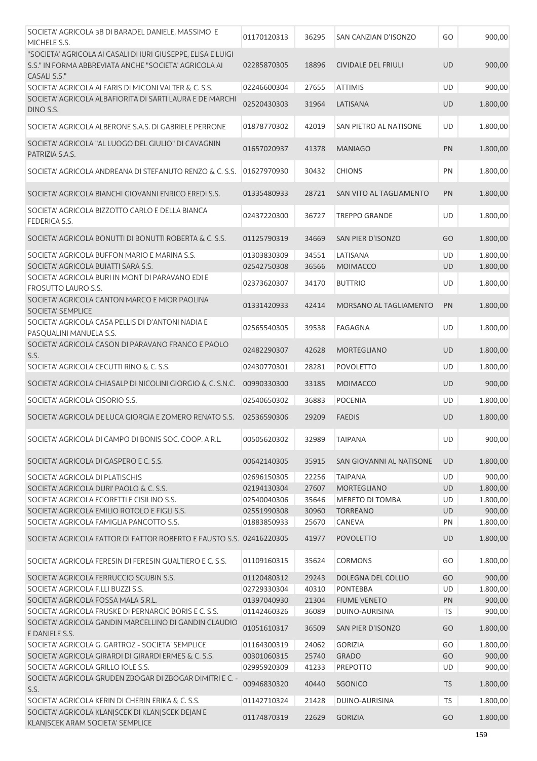| | | | | | |
|---|---|---|---|---|---|
| SOCIETA' AGRICOLA 3B DI BARADEL DANIELE, MASSIMO E MICHELE S.S. | 01170120313 | 36295 | SAN CANZIAN D'ISONZO | GO | 900,00 |
| "SOCIETA' AGRICOLA AI CASALI DI IURI GIUSEPPE, ELISA E LUIGI S.S." IN FORMA ABBREVIATA ANCHE "SOCIETA' AGRICOLA AI CASALI S.S." | 02285870305 | 18896 | CIVIDALE DEL FRIULI | UD | 900,00 |
| SOCIETA' AGRICOLA AI FARIS DI MICONI VALTER & C. S.S. | 02246600304 | 27655 | ATTIMIS | UD | 900,00 |
| SOCIETA' AGRICOLA ALBAFIORITA DI SARTI LAURA E DE MARCHI DINO S.S. | 02520430303 | 31964 | LATISANA | UD | 1.800,00 |
| SOCIETA' AGRICOLA ALBERONE S.A.S. DI GABRIELE PERRONE | 01878770302 | 42019 | SAN PIETRO AL NATISONE | UD | 1.800,00 |
| SOCIETA' AGRICOLA "AL LUOGO DEL GIULIO" DI CAVAGNIN PATRIZIA S.A.S. | 01657020937 | 41378 | MANIAGO | PN | 1.800,00 |
| SOCIETA' AGRICOLA ANDREANA DI STEFANUTO RENZO & C. S.S. | 01627970930 | 30432 | CHIONS | PN | 1.800,00 |
| SOCIETA' AGRICOLA BIANCHI GIOVANNI ENRICO EREDI S.S. | 01335480933 | 28721 | SAN VITO AL TAGLIAMENTO | PN | 1.800,00 |
| SOCIETA' AGRICOLA BIZZOTTO CARLO E DELLA BIANCA FEDERICA S.S. | 02437220300 | 36727 | TREPPO GRANDE | UD | 1.800,00 |
| SOCIETA' AGRICOLA BONUTTI DI BONUTTI ROBERTA & C. S.S. | 01125790319 | 34669 | SAN PIER D'ISONZO | GO | 1.800,00 |
| SOCIETA' AGRICOLA BUFFON MARIO E MARINA S.S. | 01303830309 | 34551 | LATISANA | UD | 1.800,00 |
| SOCIETA' AGRICOLA BUIATTI SARA S.S. | 02542750308 | 36566 | MOIMACCO | UD | 1.800,00 |
| SOCIETA' AGRICOLA BURI IN MONT DI PARAVANO EDI E FROSUTTO LAURO S.S. | 02373620307 | 34170 | BUTTRIO | UD | 1.800,00 |
| SOCIETA' AGRICOLA CANTON MARCO E MIOR PAOLINA SOCIETA' SEMPLICE | 01331420933 | 42414 | MORSANO AL TAGLIAMENTO | PN | 1.800,00 |
| SOCIETA' AGRICOLA CASA PELLIS DI D'ANTONI NADIA E PASQUALINI MANUELA S.S. | 02565540305 | 39538 | FAGAGNA | UD | 1.800,00 |
| SOCIETA' AGRICOLA CASON DI PARAVANO FRANCO E PAOLO S.S. | 02482290307 | 42628 | MORTEGLIANO | UD | 1.800,00 |
| SOCIETA' AGRICOLA CECUTTI RINO & C. S.S. | 02430770301 | 28281 | POVOLETTO | UD | 1.800,00 |
| SOCIETA' AGRICOLA CHIASALP DI NICOLINI GIORGIO & C. S.N.C. | 00990330300 | 33185 | MOIMACCO | UD | 900,00 |
| SOCIETA' AGRICOLA CISORIO S.S. | 02540650302 | 36883 | POCENIA | UD | 1.800,00 |
| SOCIETA' AGRICOLA DE LUCA GIORGIA E ZOMERO RENATO S.S. | 02536590306 | 29209 | FAEDIS | UD | 1.800,00 |
| SOCIETA' AGRICOLA DI CAMPO DI BONIS SOC. COOP. A R.L. | 00505620302 | 32989 | TAIPANA | UD | 900,00 |
| SOCIETA' AGRICOLA DI GASPERO E C. S.S. | 00642140305 | 35915 | SAN GIOVANNI AL NATISONE | UD | 1.800,00 |
| SOCIETA' AGRICOLA DI PLATISCHIS | 02696150305 | 22256 | TAIPANA | UD | 900,00 |
| SOCIETA' AGRICOLA DURI' PAOLO & C. S.S. | 02194130304 | 27607 | MORTEGLIANO | UD | 1.800,00 |
| SOCIETA' AGRICOLA ECORETTI E CISILINO S.S. | 02540040306 | 35646 | MERETO DI TOMBA | UD | 1.800,00 |
| SOCIETA' AGRICOLA EMILIO ROTOLO E FIGLI S.S. | 02551990308 | 30960 | TORREANO | UD | 900,00 |
| SOCIETA' AGRICOLA FAMIGLIA PANCOTTO S.S. | 01883850933 | 25670 | CANEVA | PN | 1.800,00 |
| SOCIETA' AGRICOLA FATTOR DI FATTOR ROBERTO E FAUSTO S.S. | 02416220305 | 41977 | POVOLETTO | UD | 1.800,00 |
| SOCIETA' AGRICOLA FERESIN DI FERESIN GUALTIERO E C. S.S. | 01109160315 | 35624 | CORMONS | GO | 1.800,00 |
| SOCIETA' AGRICOLA FERRUCCIO SGUBIN S.S. | 01120480312 | 29243 | DOLEGNA DEL COLLIO | GO | 900,00 |
| SOCIETA' AGRICOLA F.LLI BUZZI S.S. | 02729330304 | 40310 | PONTEBBA | UD | 1.800,00 |
| SOCIETA' AGRICOLA FOSSA MALA S.R.L. | 01397040930 | 21304 | FIUME VENETO | PN | 900,00 |
| SOCIETA' AGRICOLA FRUSKE DI PERNARCIC BORIS E C. S.S. | 01142460326 | 36089 | DUINO-AURISINA | TS | 900,00 |
| SOCIETA' AGRICOLA GANDIN MARCELLINO DI GANDIN CLAUDIO E DANIELE S.S. | 01051610317 | 36509 | SAN PIER D'ISONZO | GO | 1.800,00 |
| SOCIETA' AGRICOLA G. GARTROZ - SOCIETA' SEMPLICE | 01164300319 | 24062 | GORIZIA | GO | 1.800,00 |
| SOCIETA' AGRICOLA GIRARDI DI GIRARDI ERMES & C. S.S. | 00301060315 | 25740 | GRADO | GO | 900,00 |
| SOCIETA' AGRICOLA GRILLO IOLE S.S. | 02995920309 | 41233 | PREPOTTO | UD | 900,00 |
| SOCIETA' AGRICOLA GRUDEN ZBOGAR DI ZBOGAR DIMITRI E C. - S.S. | 00946830320 | 40440 | SGONICO | TS | 1.800,00 |
| SOCIETA' AGRICOLA KERIN DI CHERIN ERIKA & C. S.S. | 01142710324 | 21428 | DUINO-AURISINA | TS | 1.800,00 |
| SOCIETA' AGRICOLA KLANJSCEK DI KLANJSCEK DEJAN E KLANJSCEK ARAM SOCIETA' SEMPLICE | 01174870319 | 22629 | GORIZIA | GO | 1.800,00 |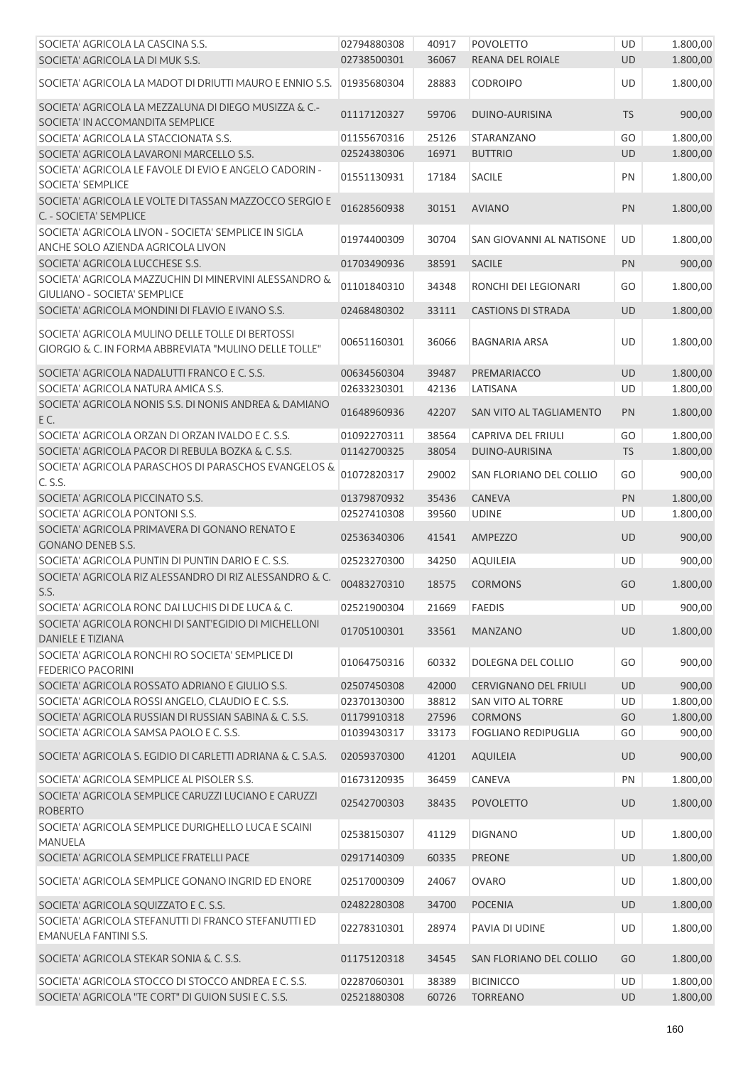| | | | | | |
|---|---|---|---|---|---|
| SOCIETA' AGRICOLA LA CASCINA S.S. | 02794880308 | 40917 | POVOLETTO | UD | 1.800,00 |
| SOCIETA' AGRICOLA LA DI MUK S.S. | 02738500301 | 36067 | REANA DEL ROIALE | UD | 1.800,00 |
| SOCIETA' AGRICOLA LA MADOT DI DRIUTTI MAURO E ENNIO S.S. | 01935680304 | 28883 | CODROIPO | UD | 1.800,00 |
| SOCIETA' AGRICOLA LA MEZZALUNA DI DIEGO MUSIZZA & C.- SOCIETA' IN ACCOMANDITA SEMPLICE | 01117120327 | 59706 | DUINO-AURISINA | TS | 900,00 |
| SOCIETA' AGRICOLA LA STACCIONATA S.S. | 01155670316 | 25126 | STARANZANO | GO | 1.800,00 |
| SOCIETA' AGRICOLA LAVARONI MARCELLO S.S. | 02524380306 | 16971 | BUTTRIO | UD | 1.800,00 |
| SOCIETA' AGRICOLA LE FAVOLE DI EVIO E ANGELO CADORIN - SOCIETA' SEMPLICE | 01551130931 | 17184 | SACILE | PN | 1.800,00 |
| SOCIETA' AGRICOLA LE VOLTE DI TASSAN MAZZOCCO SERGIO E C. - SOCIETA' SEMPLICE | 01628560938 | 30151 | AVIANO | PN | 1.800,00 |
| SOCIETA' AGRICOLA LIVON - SOCIETA' SEMPLICE IN SIGLA ANCHE SOLO AZIENDA AGRICOLA LIVON | 01974400309 | 30704 | SAN GIOVANNI AL NATISONE | UD | 1.800,00 |
| SOCIETA' AGRICOLA LUCCHESE S.S. | 01703490936 | 38591 | SACILE | PN | 900,00 |
| SOCIETA' AGRICOLA MAZZUCHIN DI MINERVINI ALESSANDRO & GIULIANO - SOCIETA' SEMPLICE | 01101840310 | 34348 | RONCHI DEI LEGIONARI | GO | 1.800,00 |
| SOCIETA' AGRICOLA MONDINI DI FLAVIO E IVANO S.S. | 02468480302 | 33111 | CASTIONS DI STRADA | UD | 1.800,00 |
| SOCIETA' AGRICOLA MULINO DELLE TOLLE DI BERTOSSI GIORGIO & C. IN FORMA ABBREVIATA "MULINO DELLE TOLLE" | 00651160301 | 36066 | BAGNARIA ARSA | UD | 1.800,00 |
| SOCIETA' AGRICOLA NADALUTTI FRANCO E C. S.S. | 00634560304 | 39487 | PREMARIACCO | UD | 1.800,00 |
| SOCIETA' AGRICOLA NATURA AMICA S.S. | 02633230301 | 42136 | LATISANA | UD | 1.800,00 |
| SOCIETA' AGRICOLA NONIS S.S. DI NONIS ANDREA & DAMIANO E C. | 01648960936 | 42207 | SAN VITO AL TAGLIAMENTO | PN | 1.800,00 |
| SOCIETA' AGRICOLA ORZAN DI ORZAN IVALDO E C. S.S. | 01092270311 | 38564 | CAPRIVA DEL FRIULI | GO | 1.800,00 |
| SOCIETA' AGRICOLA PACOR DI REBULA BOZKA & C. S.S. | 01142700325 | 38054 | DUINO-AURISINA | TS | 1.800,00 |
| SOCIETA' AGRICOLA PARASCHOS DI PARASCHOS EVANGELOS & C. S.S. | 01072820317 | 29002 | SAN FLORIANO DEL COLLIO | GO | 900,00 |
| SOCIETA' AGRICOLA PICCINATO S.S. | 01379870932 | 35436 | CANEVA | PN | 1.800,00 |
| SOCIETA' AGRICOLA PONTONI S.S. | 02527410308 | 39560 | UDINE | UD | 1.800,00 |
| SOCIETA' AGRICOLA PRIMAVERA DI GONANO RENATO E GONANO DENEB S.S. | 02536340306 | 41541 | AMPEZZO | UD | 900,00 |
| SOCIETA' AGRICOLA PUNTIN DI PUNTIN DARIO E C. S.S. | 02523270300 | 34250 | AQUILEIA | UD | 900,00 |
| SOCIETA' AGRICOLA RIZ ALESSANDRO DI RIZ ALESSANDRO & C. S.S. | 00483270310 | 18575 | CORMONS | GO | 1.800,00 |
| SOCIETA' AGRICOLA RONC DAI LUCHIS DI DE LUCA & C. | 02521900304 | 21669 | FAEDIS | UD | 900,00 |
| SOCIETA' AGRICOLA RONCHI DI SANT'EGIDIO DI MICHELLONI DANIELE E TIZIANA | 01705100301 | 33561 | MANZANO | UD | 1.800,00 |
| SOCIETA' AGRICOLA RONCHI RO SOCIETA' SEMPLICE DI FEDERICO PACORINI | 01064750316 | 60332 | DOLEGNA DEL COLLIO | GO | 900,00 |
| SOCIETA' AGRICOLA ROSSATO ADRIANO E GIULIO S.S. | 02507450308 | 42000 | CERVIGNANO DEL FRIULI | UD | 900,00 |
| SOCIETA' AGRICOLA ROSSI ANGELO, CLAUDIO E C. S.S. | 02370130300 | 38812 | SAN VITO AL TORRE | UD | 1.800,00 |
| SOCIETA' AGRICOLA RUSSIAN DI RUSSIAN SABINA & C. S.S. | 01179910318 | 27596 | CORMONS | GO | 1.800,00 |
| SOCIETA' AGRICOLA SAMSA PAOLO E C. S.S. | 01039430317 | 33173 | FOGLIANO REDIPUGLIA | GO | 900,00 |
| SOCIETA' AGRICOLA S. EGIDIO DI CARLETTI ADRIANA & C. S.A.S. | 02059370300 | 41201 | AQUILEIA | UD | 900,00 |
| SOCIETA' AGRICOLA SEMPLICE AL PISOLER S.S. | 01673120935 | 36459 | CANEVA | PN | 1.800,00 |
| SOCIETA' AGRICOLA SEMPLICE CARUZZI LUCIANO E CARUZZI ROBERTO | 02542700303 | 38435 | POVOLETTO | UD | 1.800,00 |
| SOCIETA' AGRICOLA SEMPLICE DURIGHELLO LUCA E SCAINI MANUELA | 02538150307 | 41129 | DIGNANO | UD | 1.800,00 |
| SOCIETA' AGRICOLA SEMPLICE FRATELLI PACE | 02917140309 | 60335 | PREONE | UD | 1.800,00 |
| SOCIETA' AGRICOLA SEMPLICE GONANO INGRID ED ENORE | 02517000309 | 24067 | OVARO | UD | 1.800,00 |
| SOCIETA' AGRICOLA SQUIZZATO E C. S.S. | 02482280308 | 34700 | POCENIA | UD | 1.800,00 |
| SOCIETA' AGRICOLA STEFANUTTI DI FRANCO STEFANUTTI ED EMANUELA FANTINI S.S. | 02278310301 | 28974 | PAVIA DI UDINE | UD | 1.800,00 |
| SOCIETA' AGRICOLA STEKAR SONIA & C. S.S. | 01175120318 | 34545 | SAN FLORIANO DEL COLLIO | GO | 1.800,00 |
| SOCIETA' AGRICOLA STOCCO DI STOCCO ANDREA E C. S.S. | 02287060301 | 38389 | BICINICCO | UD | 1.800,00 |
| SOCIETA' AGRICOLA "TE CORT" DI GUION SUSI E C. S.S. | 02521880308 | 60726 | TORREANO | UD | 1.800,00 |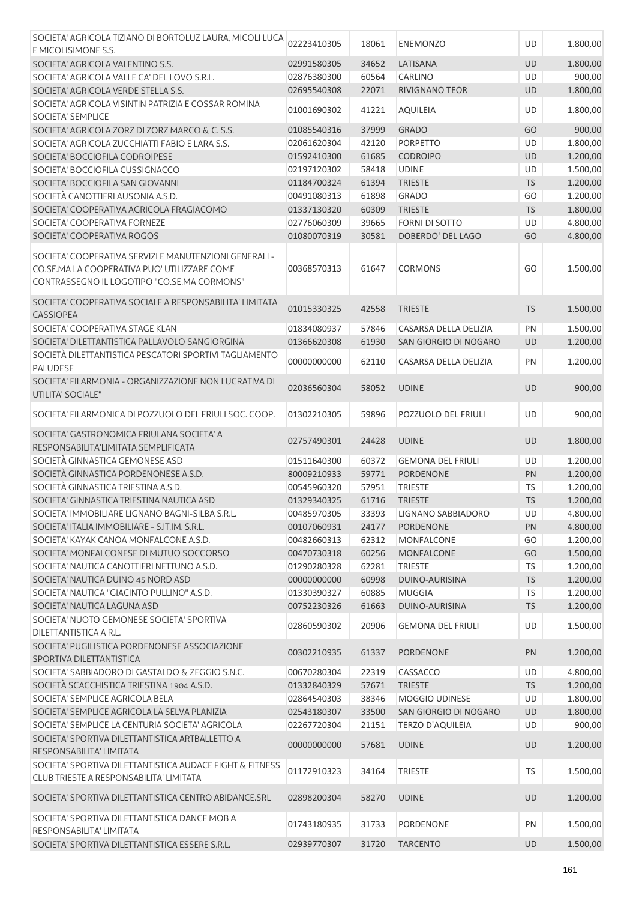| | | | | | |
|---|---|---|---|---|---|
| SOCIETA' AGRICOLA TIZIANO DI BORTOLUZ LAURA, MICOLI LUCA E MICOLISIMONE S.S. | 02223410305 | 18061 | ENEMONZO | UD | 1.800,00 |
| SOCIETA' AGRICOLA VALENTINO S.S. | 02991580305 | 34652 | LATISANA | UD | 1.800,00 |
| SOCIETA' AGRICOLA VALLE CA' DEL LOVO S.R.L. | 02876380300 | 60564 | CARLINO | UD | 900,00 |
| SOCIETA' AGRICOLA VERDE STELLA S.S. | 02695540308 | 22071 | RIVIGNANO TEOR | UD | 1.800,00 |
| SOCIETA' AGRICOLA VISINTIN PATRIZIA E COSSAR ROMINA SOCIETA' SEMPLICE | 01001690302 | 41221 | AQUILEIA | UD | 1.800,00 |
| SOCIETA' AGRICOLA ZORZ DI ZORZ MARCO & C. S.S. | 01085540316 | 37999 | GRADO | GO | 900,00 |
| SOCIETA' AGRICOLA ZUCCHIATTI FABIO E LARA S.S. | 02061620304 | 42120 | PORPETTO | UD | 1.800,00 |
| SOCIETA' BOCCIOFILA CODROIPESE | 01592410300 | 61685 | CODROIPO | UD | 1.200,00 |
| SOCIETA' BOCCIOFILA CUSSIGNACCO | 02197120302 | 58418 | UDINE | UD | 1.500,00 |
| SOCIETA' BOCCIOFILA SAN GIOVANNI | 01184700324 | 61394 | TRIESTE | TS | 1.200,00 |
| SOCIETÀ CANOTTIERI AUSONIA A.S.D. | 00491080313 | 61898 | GRADO | GO | 1.200,00 |
| SOCIETA' COOPERATIVA AGRICOLA FRAGIACOMO | 01337130320 | 60309 | TRIESTE | TS | 1.800,00 |
| SOCIETA' COOPERATIVA FORNEZE | 02776060309 | 39665 | FORNI DI SOTTO | UD | 4.800,00 |
| SOCIETA' COOPERATIVA ROGOS | 01080070319 | 30581 | DOBERDO' DEL LAGO | GO | 4.800,00 |
| SOCIETA' COOPERATIVA SERVIZI E MANUTENZIONI GENERALI - CO.SE.MA LA COOPERATIVA PUO' UTILIZZARE COME CONTRASSEGNO IL LOGOTIPO "CO.SE.MA CORMONS" | 00368570313 | 61647 | CORMONS | GO | 1.500,00 |
| SOCIETA' COOPERATIVA SOCIALE A RESPONSABILITA' LIMITATA CASSIOPEA | 01015330325 | 42558 | TRIESTE | TS | 1.500,00 |
| SOCIETA' COOPERATIVA STAGE KLAN | 01834080937 | 57846 | CASARSA DELLA DELIZIA | PN | 1.500,00 |
| SOCIETA' DILETTANTISTICA PALLAVOLO SANGIORGINA | 01366620308 | 61930 | SAN GIORGIO DI NOGARO | UD | 1.200,00 |
| SOCIETÀ DILETTANTISTICA PESCATORI SPORTIVI TAGLIAMENTO PALUDESE | 00000000000 | 62110 | CASARSA DELLA DELIZIA | PN | 1.200,00 |
| SOCIETA' FILARMONIA - ORGANIZZAZIONE NON LUCRATIVA DI UTILITA' SOCIALE" | 02036560304 | 58052 | UDINE | UD | 900,00 |
| SOCIETA' FILARMONICA DI POZZUOLO DEL FRIULI SOC. COOP. | 01302210305 | 59896 | POZZUOLO DEL FRIULI | UD | 900,00 |
| SOCIETA' GASTRONOMICA FRIULANA SOCIETA' A RESPONSABILITA'LIMITATA SEMPLIFICATA | 02757490301 | 24428 | UDINE | UD | 1.800,00 |
| SOCIETÀ GINNASTICA GEMONESE ASD | 01511640300 | 60372 | GEMONA DEL FRIULI | UD | 1.200,00 |
| SOCIETÀ GINNASTICA PORDENONESE A.S.D. | 80009210933 | 59771 | PORDENONE | PN | 1.200,00 |
| SOCIETÀ GINNASTICA TRIESTINA A.S.D. | 00545960320 | 57951 | TRIESTE | TS | 1.200,00 |
| SOCIETA' GINNASTICA TRIESTINA NAUTICA ASD | 01329340325 | 61716 | TRIESTE | TS | 1.200,00 |
| SOCIETA' IMMOBILIARE LIGNANO BAGNI-SILBA S.R.L. | 00485970305 | 33393 | LIGNANO SABBIADORO | UD | 4.800,00 |
| SOCIETA' ITALIA IMMOBILIARE - S.IT.IM. S.R.L. | 00107060931 | 24177 | PORDENONE | PN | 4.800,00 |
| SOCIETA' KAYAK CANOA MONFALCONE A.S.D. | 00482660313 | 62312 | MONFALCONE | GO | 1.200,00 |
| SOCIETA' MONFALCONESE DI MUTUO SOCCORSO | 00470730318 | 60256 | MONFALCONE | GO | 1.500,00 |
| SOCIETA' NAUTICA CANOTTIERI NETTUNO A.S.D. | 01290280328 | 62281 | TRIESTE | TS | 1.200,00 |
| SOCIETA' NAUTICA DUINO 45 NORD ASD | 00000000000 | 60998 | DUINO-AURISINA | TS | 1.200,00 |
| SOCIETA' NAUTICA "GIACINTO PULLINO" A.S.D. | 01330390327 | 60885 | MUGGIA | TS | 1.200,00 |
| SOCIETA' NAUTICA LAGUNA ASD | 00752230326 | 61663 | DUINO-AURISINA | TS | 1.200,00 |
| SOCIETA' NUOTO GEMONESE SOCIETA' SPORTIVA DILETTANTISTICA A R.L. | 02860590302 | 20906 | GEMONA DEL FRIULI | UD | 1.500,00 |
| SOCIETA' PUGILISTICA PORDENONESE ASSOCIAZIONE SPORTIVA DILETTANTISTICA | 00302210935 | 61337 | PORDENONE | PN | 1.200,00 |
| SOCIETA' SABBIADORO DI GASTALDO & ZEGGIO S.N.C. | 00670280304 | 22319 | CASSACCO | UD | 4.800,00 |
| SOCIETÀ SCACCHISTICA TRIESTINA 1904 A.S.D. | 01332840329 | 57671 | TRIESTE | TS | 1.200,00 |
| SOCIETA' SEMPLICE AGRICOLA BELA | 02864540303 | 38346 | MOGGIO UDINESE | UD | 1.800,00 |
| SOCIETA' SEMPLICE AGRICOLA LA SELVA PLANIZIA | 02543180307 | 33500 | SAN GIORGIO DI NOGARO | UD | 1.800,00 |
| SOCIETA' SEMPLICE LA CENTURIA SOCIETA' AGRICOLA | 02267720304 | 21151 | TERZO D'AQUILEIA | UD | 900,00 |
| SOCIETA' SPORTIVA DILETTANTISTICA ARTBALLETTO A RESPONSABILITA' LIMITATA | 00000000000 | 57681 | UDINE | UD | 1.200,00 |
| SOCIETA' SPORTIVA DILETTANTISTICA AUDACE FIGHT & FITNESS CLUB TRIESTE A RESPONSABILITA' LIMITATA | 01172910323 | 34164 | TRIESTE | TS | 1.500,00 |
| SOCIETA' SPORTIVA DILETTANTISTICA CENTRO ABIDANCE.SRL | 02898200304 | 58270 | UDINE | UD | 1.200,00 |
| SOCIETA' SPORTIVA DILETTANTISTICA DANCE MOB A RESPONSABILITA' LIMITATA | 01743180935 | 31733 | PORDENONE | PN | 1.500,00 |
| SOCIETA' SPORTIVA DILETTANTISTICA ESSERE S.R.L. | 02939770307 | 31720 | TARCENTO | UD | 1.500,00 |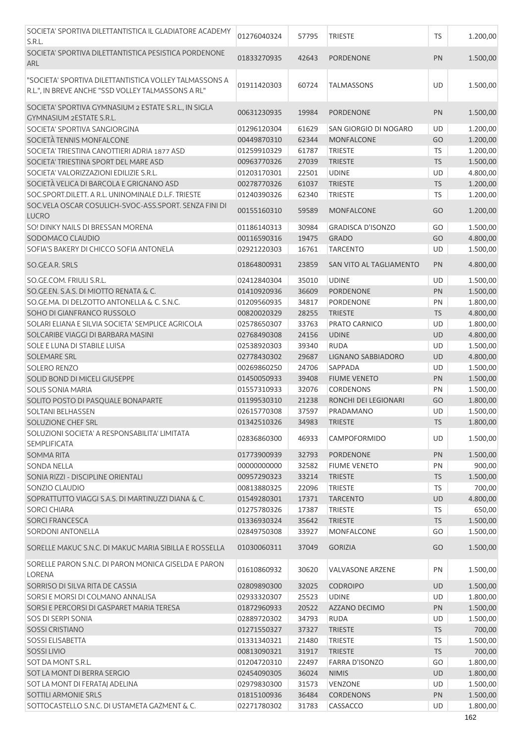| | | | | | |
|---|---|---|---|---|---|
| SOCIETA' SPORTIVA DILETTANTISTICA IL GLADIATORE ACADEMY S.R.L. | 01276040324 | 57795 | TRIESTE | TS | 1.200,00 |
| SOCIETA' SPORTIVA DILETTANTISTICA PESISTICA PORDENONE ARL | 01833270935 | 42643 | PORDENONE | PN | 1.500,00 |
| "SOCIETA' SPORTIVA DILETTANTISTICA VOLLEY TALMASSONS A R.L.", IN BREVE ANCHE "SSD VOLLEY TALMASSONS A RL" | 01911420303 | 60724 | TALMASSONS | UD | 1.500,00 |
| SOCIETA' SPORTIVA GYMNASIUM 2 ESTATE S.R.L., IN SIGLA GYMNASIUM 2ESTATE S.R.L. | 00631230935 | 19984 | PORDENONE | PN | 1.500,00 |
| SOCIETA' SPORTIVA SANGIORGINA | 01296120304 | 61629 | SAN GIORGIO DI NOGARO | UD | 1.200,00 |
| SOCIETÀ TENNIS MONFALCONE | 00449870310 | 62344 | MONFALCONE | GO | 1.200,00 |
| SOCIETA' TRIESTINA CANOTTIERI ADRIA 1877 ASD | 01259910329 | 61787 | TRIESTE | TS | 1.200,00 |
| SOCIETA' TRIESTINA SPORT DEL MARE ASD | 00963770326 | 27039 | TRIESTE | TS | 1.500,00 |
| SOCIETA' VALORIZZAZIONI EDILIZIE S.R.L. | 01203170301 | 22501 | UDINE | UD | 4.800,00 |
| SOCIETÀ VELICA DI BARCOLA E GRIGNANO ASD | 00278770326 | 61037 | TRIESTE | TS | 1.200,00 |
| SOC.SPORT.DILETT. A R.L. UNINOMINALE D.L.F. TRIESTE | 01240390326 | 62340 | TRIESTE | TS | 1.200,00 |
| SOC.VELA OSCAR COSULICH-SVOC-ASS.SPORT. SENZA FINI DI LUCRO | 00155160310 | 59589 | MONFALCONE | GO | 1.200,00 |
| SO! DINKY NAILS DI BRESSAN MORENA | 01186140313 | 30984 | GRADISCA D'ISONZO | GO | 1.500,00 |
| SODOMACO CLAUDIO | 00116590316 | 19475 | GRADO | GO | 4.800,00 |
| SOFIA'S BAKERY DI CHICCO SOFIA ANTONELA | 02921220303 | 16761 | TARCENTO | UD | 1.500,00 |
| SO.GE.A.R. SRLS | 01864800931 | 23859 | SAN VITO AL TAGLIAMENTO | PN | 4.800,00 |
| SO.GE.COM. FRIULI S.R.L. | 02412840304 | 35010 | UDINE | UD | 1.500,00 |
| SO.GE.EN. S.A.S. DI MIOTTO RENATA & C. | 01410920936 | 36609 | PORDENONE | PN | 1.500,00 |
| SO.GE.MA. DI DELZOTTO ANTONELLA & C. S.N.C. | 01209560935 | 34817 | PORDENONE | PN | 1.800,00 |
| SOHO DI GIANFRANCO RUSSOLO | 00820020329 | 28255 | TRIESTE | TS | 4.800,00 |
| SOLARI ELIANA E SILVIA SOCIETA' SEMPLICE AGRICOLA | 02578650307 | 33763 | PRATO CARNICO | UD | 1.800,00 |
| SOLCARIBE VIAGGI DI BARBARA MASINI | 02768490308 | 24156 | UDINE | UD | 4.800,00 |
| SOLE E LUNA DI STABILE LUISA | 02538920303 | 39340 | RUDA | UD | 1.500,00 |
| SOLEMARE SRL | 02778430302 | 29687 | LIGNANO SABBIADORO | UD | 4.800,00 |
| SOLERO RENZO | 00269860250 | 24706 | SAPPADA | UD | 1.500,00 |
| SOLID BOND DI MICELI GIUSEPPE | 01450050933 | 39408 | FIUME VENETO | PN | 1.500,00 |
| SOLIS SONIA MARIA | 01557310933 | 32076 | CORDENONS | PN | 1.500,00 |
| SOLITO POSTO DI PASQUALE BONAPARTE | 01199530310 | 21238 | RONCHI DEI LEGIONARI | GO | 1.800,00 |
| SOLTANI BELHASSEN | 02615770308 | 37597 | PRADAMANO | UD | 1.500,00 |
| SOLUZIONE CHEF SRL | 01342510326 | 34983 | TRIESTE | TS | 1.800,00 |
| SOLUZIONI SOCIETA' A RESPONSABILITA' LIMITATA SEMPLIFICATA | 02836860300 | 46933 | CAMPOFORMIDO | UD | 1.500,00 |
| SOMMA RITA | 01773900939 | 32793 | PORDENONE | PN | 1.500,00 |
| SONDA NELLA | 00000000000 | 32582 | FIUME VENETO | PN | 900,00 |
| SONIA RIZZI - DISCIPLINE ORIENTALI | 00957290323 | 33214 | TRIESTE | TS | 1.500,00 |
| SONZIO CLAUDIO | 00813880325 | 22096 | TRIESTE | TS | 700,00 |
| SOPRATTUTTO VIAGGI S.A.S. DI MARTINUZZI DIANA & C. | 01549280301 | 17371 | TARCENTO | UD | 4.800,00 |
| SORCI CHIARA | 01275780326 | 17387 | TRIESTE | TS | 650,00 |
| SORCI FRANCESCA | 01336930324 | 35642 | TRIESTE | TS | 1.500,00 |
| SORDONI ANTONELLA | 02849750308 | 33927 | MONFALCONE | GO | 1.500,00 |
| SORELLE MAKUC S.N.C. DI MAKUC MARIA SIBILLA E ROSSELLA | 01030060311 | 37049 | GORIZIA | GO | 1.500,00 |
| SORELLE PARON S.N.C. DI PARON MONICA GISELDA E PARON LORENA | 01610860932 | 30620 | VALVASONE ARZENE | PN | 1.500,00 |
| SORRISO DI SILVA RITA DE CASSIA | 02809890300 | 32025 | CODROIPO | UD | 1.500,00 |
| SORSI E MORSI DI COLMANO ANNALISA | 02933320307 | 25523 | UDINE | UD | 1.800,00 |
| SORSI E PERCORSI DI GASPARET MARIA TERESA | 01872960933 | 20522 | AZZANO DECIMO | PN | 1.500,00 |
| SOS DI SERPI SONIA | 02889720302 | 34793 | RUDA | UD | 1.500,00 |
| SOSSI CRISTIANO | 01271550327 | 37327 | TRIESTE | TS | 700,00 |
| SOSSI ELISABETTA | 01331340321 | 21480 | TRIESTE | TS | 1.500,00 |
| SOSSI LIVIO | 00813090321 | 31917 | TRIESTE | TS | 700,00 |
| SOT DA MONT S.R.L. | 01204720310 | 22497 | FARRA D'ISONZO | GO | 1.800,00 |
| SOT LA MONT DI BERRA SERGIO | 02454090305 | 36024 | NIMIS | UD | 1.800,00 |
| SOT LA MONT DI FERATAJ ADELINA | 02979830300 | 31573 | VENZONE | UD | 1.500,00 |
| SOTTILI ARMONIE SRLS | 01815100936 | 36484 | CORDENONS | PN | 1.500,00 |
| SOTTOCASTELLO S.N.C. DI USTAMETA GAZMENT & C. | 02271780302 | 31783 | CASSACCO | UD | 1.800,00 |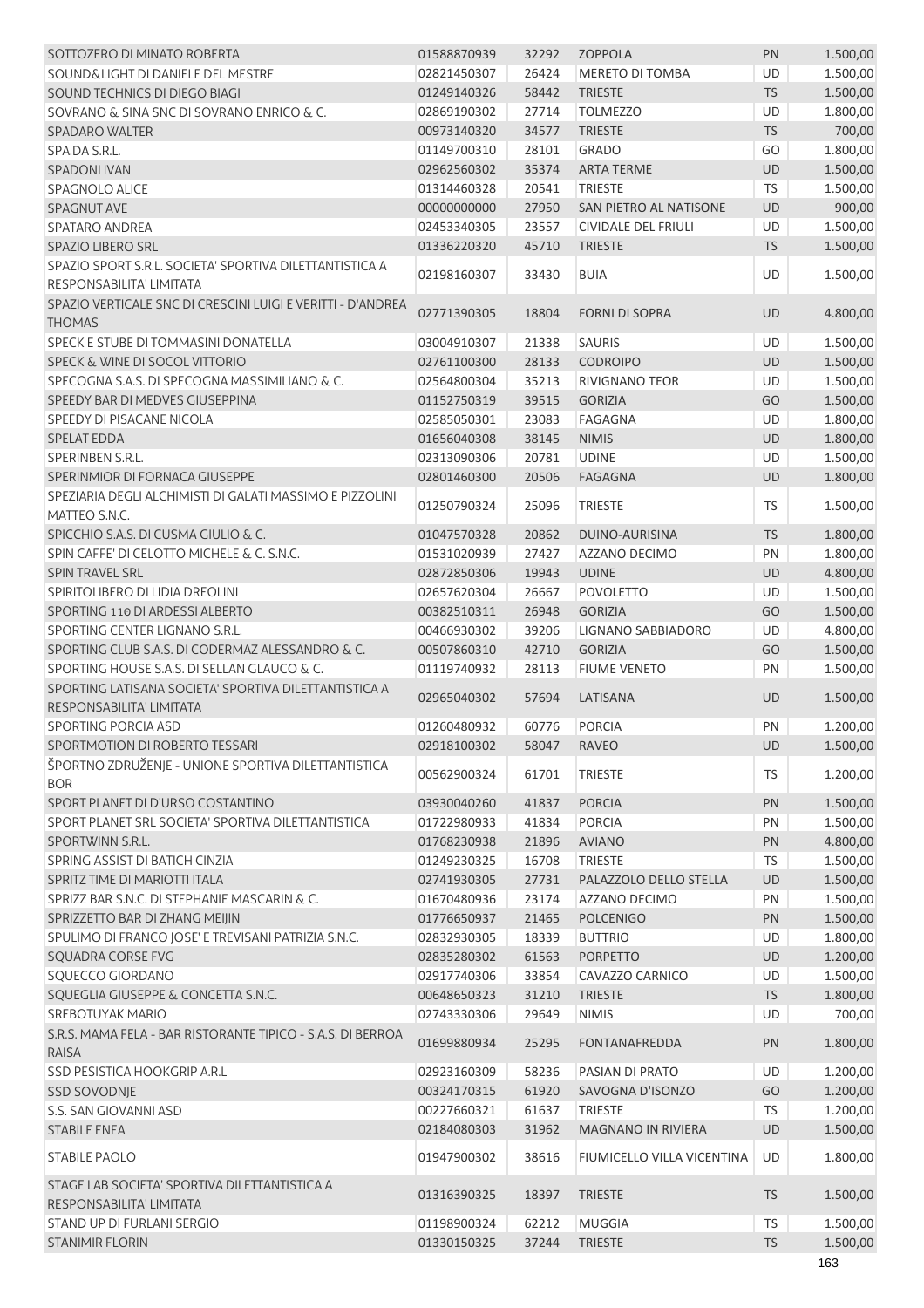| | | | | | |
|---|---|---|---|---|---|
| SOTTOZERO DI MINATO ROBERTA | 01588870939 | 32292 | ZOPPOLA | PN | 1.500,00 |
| SOUND&LIGHT DI DANIELE DEL MESTRE | 02821450307 | 26424 | MERETO DI TOMBA | UD | 1.500,00 |
| SOUND TECHNICS DI DIEGO BIAGI | 01249140326 | 58442 | TRIESTE | TS | 1.500,00 |
| SOVRANO & SINA SNC DI SOVRANO ENRICO & C. | 02869190302 | 27714 | TOLMEZZO | UD | 1.800,00 |
| SPADARO WALTER | 00973140320 | 34577 | TRIESTE | TS | 700,00 |
| SPA.DA S.R.L. | 01149700310 | 28101 | GRADO | GO | 1.800,00 |
| SPADONI IVAN | 02962560302 | 35374 | ARTA TERME | UD | 1.500,00 |
| SPAGNOLO ALICE | 01314460328 | 20541 | TRIESTE | TS | 1.500,00 |
| SPAGNUT AVE | 00000000000 | 27950 | SAN PIETRO AL NATISONE | UD | 900,00 |
| SPATARO ANDREA | 02453340305 | 23557 | CIVIDALE DEL FRIULI | UD | 1.500,00 |
| SPAZIO LIBERO SRL | 01336220320 | 45710 | TRIESTE | TS | 1.500,00 |
| SPAZIO SPORT S.R.L. SOCIETA' SPORTIVA DILETTANTISTICA A RESPONSABILITA' LIMITATA | 02198160307 | 33430 | BUIA | UD | 1.500,00 |
| SPAZIO VERTICALE SNC DI CRESCINI LUIGI E VERITTI - D'ANDREA THOMAS | 02771390305 | 18804 | FORNI DI SOPRA | UD | 4.800,00 |
| SPECK E STUBE DI TOMMASINI DONATELLA | 03004910307 | 21338 | SAURIS | UD | 1.500,00 |
| SPECK & WINE DI SOCOL VITTORIO | 02761100300 | 28133 | CODROIPO | UD | 1.500,00 |
| SPECOGNA S.A.S. DI SPECOGNA MASSIMILIANO & C. | 02564800304 | 35213 | RIVIGNANO TEOR | UD | 1.500,00 |
| SPEEDY BAR DI MEDVES GIUSEPPINA | 01152750319 | 39515 | GORIZIA | GO | 1.500,00 |
| SPEEDY DI PISACANE NICOLA | 02585050301 | 23083 | FAGAGNA | UD | 1.800,00 |
| SPELAT EDDA | 01656040308 | 38145 | NIMIS | UD | 1.800,00 |
| SPERINBEN S.R.L. | 02313090306 | 20781 | UDINE | UD | 1.500,00 |
| SPERINMIOR DI FORNACA GIUSEPPE | 02801460300 | 20506 | FAGAGNA | UD | 1.800,00 |
| SPEZIARIA DEGLI ALCHIMISTI DI GALATI MASSIMO E PIZZOLINI MATTEO S.N.C. | 01250790324 | 25096 | TRIESTE | TS | 1.500,00 |
| SPICCHIO S.A.S. DI CUSMA GIULIO & C. | 01047570328 | 20862 | DUINO-AURISINA | TS | 1.800,00 |
| SPIN CAFFE' DI CELOTTO MICHELE & C. S.N.C. | 01531020939 | 27427 | AZZANO DECIMO | PN | 1.800,00 |
| SPIN TRAVEL SRL | 02872850306 | 19943 | UDINE | UD | 4.800,00 |
| SPIRITOLIBERO DI LIDIA DREOLINI | 02657620304 | 26667 | POVOLETTO | UD | 1.500,00 |
| SPORTING 110 DI ARDESSI ALBERTO | 00382510311 | 26948 | GORIZIA | GO | 1.500,00 |
| SPORTING CENTER LIGNANO S.R.L. | 00466930302 | 39206 | LIGNANO SABBIADORO | UD | 4.800,00 |
| SPORTING CLUB S.A.S. DI CODERMAZ ALESSANDRO & C. | 00507860310 | 42710 | GORIZIA | GO | 1.500,00 |
| SPORTING HOUSE S.A.S. DI SELLAN GLAUCO & C. | 01119740932 | 28113 | FIUME VENETO | PN | 1.500,00 |
| SPORTING LATISANA SOCIETA' SPORTIVA DILETTANTISTICA A RESPONSABILITA' LIMITATA | 02965040302 | 57694 | LATISANA | UD | 1.500,00 |
| SPORTING PORCIA ASD | 01260480932 | 60776 | PORCIA | PN | 1.200,00 |
| SPORTMOTION DI ROBERTO TESSARI | 02918100302 | 58047 | RAVEO | UD | 1.500,00 |
| ŠPORTNO ZDRUŽENJE - UNIONE SPORTIVA DILETTANTISTICA BOR | 00562900324 | 61701 | TRIESTE | TS | 1.200,00 |
| SPORT PLANET DI D'URSO COSTANTINO | 03930040260 | 41837 | PORCIA | PN | 1.500,00 |
| SPORT PLANET SRL SOCIETA' SPORTIVA DILETTANTISTICA | 01722980933 | 41834 | PORCIA | PN | 1.500,00 |
| SPORTWINN S.R.L. | 01768230938 | 21896 | AVIANO | PN | 4.800,00 |
| SPRING ASSIST DI BATICH CINZIA | 01249230325 | 16708 | TRIESTE | TS | 1.500,00 |
| SPRITZ TIME DI MARIOTTI ITALA | 02741930305 | 27731 | PALAZZOLO DELLO STELLA | UD | 1.500,00 |
| SPRIZZ BAR S.N.C. DI STEPHANIE MASCARIN & C. | 01670480936 | 23174 | AZZANO DECIMO | PN | 1.500,00 |
| SPRIZZETTO BAR DI ZHANG MEIJIN | 01776650937 | 21465 | POLCENIGO | PN | 1.500,00 |
| SPULIMO DI FRANCO JOSE' E TREVISANI PATRIZIA S.N.C. | 02832930305 | 18339 | BUTTRIO | UD | 1.800,00 |
| SQUADRA CORSE FVG | 02835280302 | 61563 | PORPETTO | UD | 1.200,00 |
| SQUECCO GIORDANO | 02917740306 | 33854 | CAVAZZO CARNICO | UD | 1.500,00 |
| SQUEGLIA GIUSEPPE & CONCETTA S.N.C. | 00648650323 | 31210 | TRIESTE | TS | 1.800,00 |
| SREBOTUYAK MARIO | 02743330306 | 29649 | NIMIS | UD | 700,00 |
| S.R.S. MAMA FELA - BAR RISTORANTE TIPICO - S.A.S. DI BERROA RAISA | 01699880934 | 25295 | FONTANAFREDDA | PN | 1.800,00 |
| SSD PESISTICA HOOKGRIP A.R.L | 02923160309 | 58236 | PASIAN DI PRATO | UD | 1.200,00 |
| SSD SOVODNJE | 00324170315 | 61920 | SAVOGNA D'ISONZO | GO | 1.200,00 |
| S.S. SAN GIOVANNI ASD | 00227660321 | 61637 | TRIESTE | TS | 1.200,00 |
| STABILE ENEA | 02184080303 | 31962 | MAGNANO IN RIVIERA | UD | 1.500,00 |
| STABILE PAOLO | 01947900302 | 38616 | FIUMICELLO VILLA VICENTINA | UD | 1.800,00 |
| STAGE LAB SOCIETA' SPORTIVA DILETTANTISTICA A RESPONSABILITA' LIMITATA | 01316390325 | 18397 | TRIESTE | TS | 1.500,00 |
| STAND UP DI FURLANI SERGIO | 01198900324 | 62212 | MUGGIA | TS | 1.500,00 |
| STANIMIR FLORIN | 01330150325 | 37244 | TRIESTE | TS | 1.500,00 |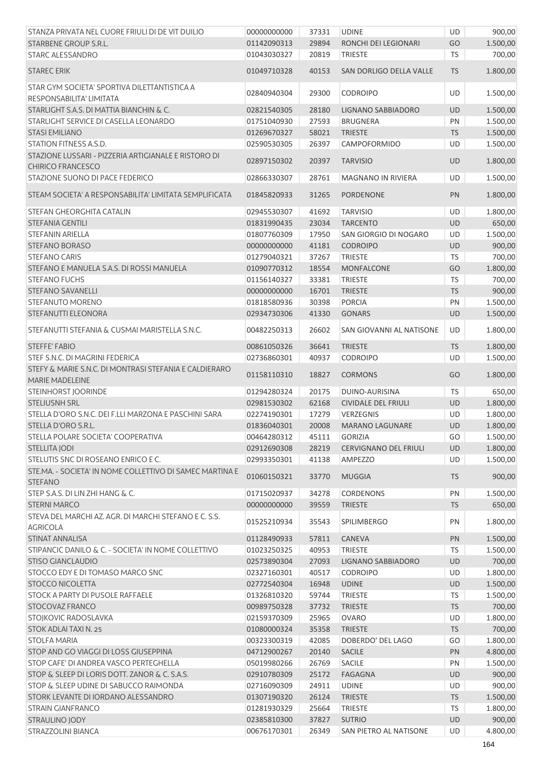| | | | | | |
|---|---|---|---|---|---|
| STANZA PRIVATA NEL CUORE FRIULI DI DE VIT DUILIO | 00000000000 | 37331 | UDINE | UD | 900,00 |
| STARBENE GROUP S.R.L. | 01142090313 | 29894 | RONCHI DEI LEGIONARI | GO | 1.500,00 |
| STARC ALESSANDRO | 01043030327 | 20819 | TRIESTE | TS | 700,00 |
| STAREC ERIK | 01049710328 | 40153 | SAN DORLIGO DELLA VALLE | TS | 1.800,00 |
| STAR GYM SOCIETA' SPORTIVA DILETTANTISTICA A RESPONSABILITA' LIMITATA | 02840940304 | 29300 | CODROIPO | UD | 1.500,00 |
| STARLIGHT S.A.S. DI MATTIA BIANCHIN & C. | 02821540305 | 28180 | LIGNANO SABBIADORO | UD | 1.500,00 |
| STARLIGHT SERVICE DI CASELLA LEONARDO | 01751040930 | 27593 | BRUGNERA | PN | 1.500,00 |
| STASI EMILIANO | 01269670327 | 58021 | TRIESTE | TS | 1.500,00 |
| STATION FITNESS A.S.D. | 02590530305 | 26397 | CAMPOFORMIDO | UD | 1.500,00 |
| STAZIONE LUSSARI - PIZZERIA ARTIGIANALE E RISTORO DI CHIRICO FRANCESCO | 02897150302 | 20397 | TARVISIO | UD | 1.800,00 |
| STAZIONE SUONO DI PACE FEDERICO | 02866330307 | 28761 | MAGNANO IN RIVIERA | UD | 1.500,00 |
| STEAM SOCIETA' A RESPONSABILITA' LIMITATA SEMPLIFICATA | 01845820933 | 31265 | PORDENONE | PN | 1.800,00 |
| STEFAN GHEORGHITA CATALIN | 02945530307 | 41692 | TARVISIO | UD | 1.800,00 |
| STEFANIA GENTILI | 01831990435 | 23034 | TARCENTO | UD | 650,00 |
| STEFANIN ARIELLA | 01807760309 | 17950 | SAN GIORGIO DI NOGARO | UD | 1.500,00 |
| STEFANO BORASO | 00000000000 | 41181 | CODROIPO | UD | 900,00 |
| STEFANO CARIS | 01279040321 | 37267 | TRIESTE | TS | 700,00 |
| STEFANO E MANUELA S.A.S. DI ROSSI MANUELA | 01090770312 | 18554 | MONFALCONE | GO | 1.800,00 |
| STEFANO FUCHS | 01156140327 | 33381 | TRIESTE | TS | 700,00 |
| STEFANO SAVANELLI | 00000000000 | 16701 | TRIESTE | TS | 900,00 |
| STEFANUTO MORENO | 01818580936 | 30398 | PORCIA | PN | 1.500,00 |
| STEFANUTTI ELEONORA | 02934730306 | 41330 | GONARS | UD | 1.500,00 |
| STEFANUTTI STEFANIA & CUSMAI MARISTELLA S.N.C. | 00482250313 | 26602 | SAN GIOVANNI AL NATISONE | UD | 1.800,00 |
| STEFFE' FABIO | 00861050326 | 36641 | TRIESTE | TS | 1.800,00 |
| STEF S.N.C. DI MAGRINI FEDERICA | 02736860301 | 40937 | CODROIPO | UD | 1.500,00 |
| STEFY & MARIE S.N.C. DI MONTRASI STEFANIA E CALDIERARO MARIE MADELEINE | 01158110310 | 18827 | CORMONS | GO | 1.800,00 |
| STEINHORST JOORINDE | 01294280324 | 20175 | DUINO-AURISINA | TS | 650,00 |
| STELIUSNH SRL | 02981530302 | 62168 | CIVIDALE DEL FRIULI | UD | 1.800,00 |
| STELLA D'ORO S.N.C. DEI F.LLI MARZONA E PASCHINI SARA | 02274190301 | 17279 | VERZEGNIS | UD | 1.800,00 |
| STELLA D'ORO S.R.L. | 01836040301 | 20008 | MARANO LAGUNARE | UD | 1.800,00 |
| STELLA POLARE SOCIETA' COOPERATIVA | 00464280312 | 45111 | GORIZIA | GO | 1.500,00 |
| STELLITA JODI | 02912690308 | 28219 | CERVIGNANO DEL FRIULI | UD | 1.800,00 |
| STELUTIS SNC DI ROSEANO ENRICO E C. | 02993350301 | 41138 | AMPEZZO | UD | 1.500,00 |
| STE.MA. - SOCIETA' IN NOME COLLETTIVO DI SAMEC MARTINA E STEFANO | 01060150321 | 33770 | MUGGIA | TS | 900,00 |
| STEP S.A.S. DI LIN ZHI HANG & C. | 01715020937 | 34278 | CORDENONS | PN | 1.500,00 |
| STERNI MARCO | 00000000000 | 39559 | TRIESTE | TS | 650,00 |
| STEVA DEL MARCHI AZ. AGR. DI MARCHI STEFANO E C. S.S. AGRICOLA | 01525210934 | 35543 | SPILIMBERGO | PN | 1.800,00 |
| STINAT ANNALISA | 01128490933 | 57811 | CANEVA | PN | 1.500,00 |
| STIPANCIC DANILO & C. - SOCIETA' IN NOME COLLETTIVO | 01023250325 | 40953 | TRIESTE | TS | 1.500,00 |
| STISO GIANCLAUDIO | 02573890304 | 27093 | LIGNANO SABBIADORO | UD | 700,00 |
| STOCCO EDY E DI TOMASO MARCO SNC | 02327160301 | 40517 | CODROIPO | UD | 1.800,00 |
| STOCCO NICOLETTA | 02772540304 | 16948 | UDINE | UD | 1.500,00 |
| STOCK A PARTY DI PUSOLE RAFFAELE | 01326810320 | 59744 | TRIESTE | TS | 1.500,00 |
| STOCOVAZ FRANCO | 00989750328 | 37732 | TRIESTE | TS | 700,00 |
| STOJKOVIC RADOSLAVKA | 02159370309 | 25965 | OVARO | UD | 1.800,00 |
| STOK ADLAI TAXI N. 25 | 01080000324 | 35358 | TRIESTE | TS | 700,00 |
| STOLFA MARIA | 00323300319 | 42085 | DOBERDO' DEL LAGO | GO | 1.800,00 |
| STOP AND GO VIAGGI DI LOSS GIUSEPPINA | 04712900267 | 20140 | SACILE | PN | 4.800,00 |
| STOP CAFE' DI ANDREA VASCO PERTEGHELLA | 05019980266 | 26769 | SACILE | PN | 1.500,00 |
| STOP & SLEEP DI LORIS DOTT. ZANOR & C. S.A.S. | 02910780309 | 25172 | FAGAGNA | UD | 900,00 |
| STOP & SLEEP UDINE DI SABUCCO RAIMONDA | 02716090309 | 24911 | UDINE | UD | 900,00 |
| STORK LEVANTE DI IORDANO ALESSANDRO | 01307190320 | 26124 | TRIESTE | TS | 1.500,00 |
| STRAIN GIANFRANCO | 01281930329 | 25664 | TRIESTE | TS | 1.800,00 |
| STRAULINO JODY | 02385810300 | 37827 | SUTRIO | UD | 900,00 |
| STRAZZOLINI BIANCA | 00676170301 | 26349 | SAN PIETRO AL NATISONE | UD | 4.800,00 |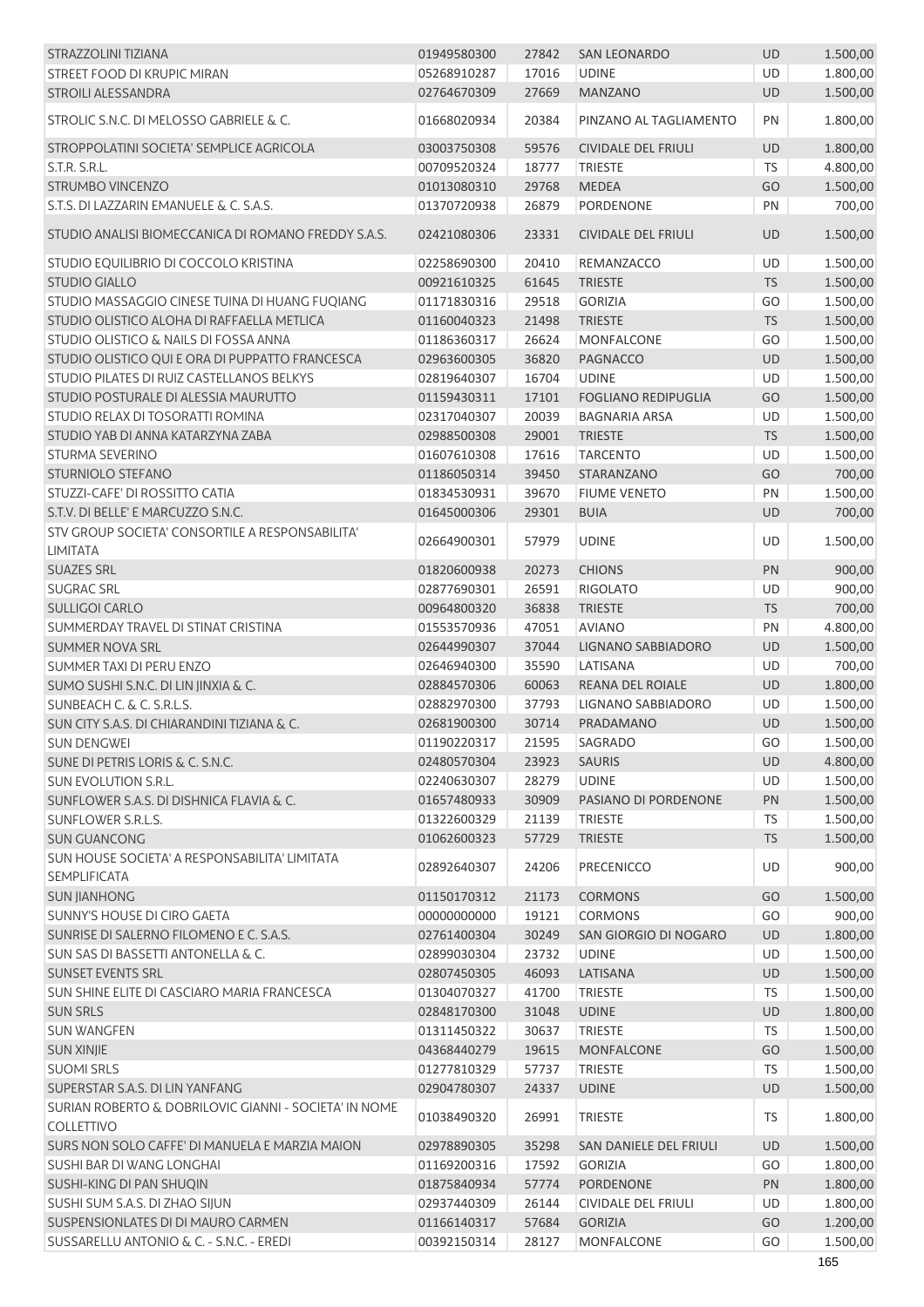| | | | | | |
|---|---|---|---|---|---|
| STRAZZOLINI TIZIANA | 01949580300 | 27842 | SAN LEONARDO | UD | 1.500,00 |
| STREET FOOD DI KRUPIC MIRAN | 05268910287 | 17016 | UDINE | UD | 1.800,00 |
| STROILI ALESSANDRA | 02764670309 | 27669 | MANZANO | UD | 1.500,00 |
| STROLIC S.N.C. DI MELOSSO GABRIELE & C. | 01668020934 | 20384 | PINZANO AL TAGLIAMENTO | PN | 1.800,00 |
| STROPPOLATINI SOCIETA' SEMPLICE AGRICOLA | 03003750308 | 59576 | CIVIDALE DEL FRIULI | UD | 1.800,00 |
| S.T.R. S.R.L. | 00709520324 | 18777 | TRIESTE | TS | 4.800,00 |
| STRUMBO VINCENZO | 01013080310 | 29768 | MEDEA | GO | 1.500,00 |
| S.T.S. DI LAZZARIN EMANUELE & C. S.A.S. | 01370720938 | 26879 | PORDENONE | PN | 700,00 |
| STUDIO ANALISI BIOMECCANICA DI ROMANO FREDDY S.A.S. | 02421080306 | 23331 | CIVIDALE DEL FRIULI | UD | 1.500,00 |
| STUDIO EQUILIBRIO DI COCCOLO KRISTINA | 02258690300 | 20410 | REMANZACCO | UD | 1.500,00 |
| STUDIO GIALLO | 00921610325 | 61645 | TRIESTE | TS | 1.500,00 |
| STUDIO MASSAGGIO CINESE TUINA DI HUANG FUQIANG | 01171830316 | 29518 | GORIZIA | GO | 1.500,00 |
| STUDIO OLISTICO ALOHA DI RAFFAELLA METLICA | 01160040323 | 21498 | TRIESTE | TS | 1.500,00 |
| STUDIO OLISTICO & NAILS DI FOSSA ANNA | 01186360317 | 26624 | MONFALCONE | GO | 1.500,00 |
| STUDIO OLISTICO QUI E ORA DI PUPPATTO FRANCESCA | 02963600305 | 36820 | PAGNACCO | UD | 1.500,00 |
| STUDIO PILATES DI RUIZ CASTELLANOS BELKYS | 02819640307 | 16704 | UDINE | UD | 1.500,00 |
| STUDIO POSTURALE DI ALESSIA MAURUTTO | 01159430311 | 17101 | FOGLIANO REDIPUGLIA | GO | 1.500,00 |
| STUDIO RELAX DI TOSORATTI ROMINA | 02317040307 | 20039 | BAGNARIA ARSA | UD | 1.500,00 |
| STUDIO YAB DI ANNA KATARZYNA ZABA | 02988500308 | 29001 | TRIESTE | TS | 1.500,00 |
| STURMA SEVERINO | 01607610308 | 17616 | TARCENTO | UD | 1.500,00 |
| STURNIOLO STEFANO | 01186050314 | 39450 | STARANZANO | GO | 700,00 |
| STUZZI-CAFE' DI ROSSITTO CATIA | 01834530931 | 39670 | FIUME VENETO | PN | 1.500,00 |
| S.T.V. DI BELLE' E MARCUZZO S.N.C. | 01645000306 | 29301 | BUIA | UD | 700,00 |
| STV GROUP SOCIETA' CONSORTILE A RESPONSABILITA' LIMITATA | 02664900301 | 57979 | UDINE | UD | 1.500,00 |
| SUAZES SRL | 01820600938 | 20273 | CHIONS | PN | 900,00 |
| SUGRAC SRL | 02877690301 | 26591 | RIGOLATO | UD | 900,00 |
| SULLIGOI CARLO | 00964800320 | 36838 | TRIESTE | TS | 700,00 |
| SUMMERDAY TRAVEL DI STINAT CRISTINA | 01553570936 | 47051 | AVIANO | PN | 4.800,00 |
| SUMMER NOVA SRL | 02644990307 | 37044 | LIGNANO SABBIADORO | UD | 1.500,00 |
| SUMMER TAXI DI PERU ENZO | 02646940300 | 35590 | LATISANA | UD | 700,00 |
| SUMO SUSHI S.N.C. DI LIN JINXIA & C. | 02884570306 | 60063 | REANA DEL ROIALE | UD | 1.800,00 |
| SUNBEACH C. & C. S.R.L.S. | 02882970300 | 37793 | LIGNANO SABBIADORO | UD | 1.500,00 |
| SUN CITY S.A.S. DI CHIARANDINI TIZIANA & C. | 02681900300 | 30714 | PRADAMANO | UD | 1.500,00 |
| SUN DENGWEI | 01190220317 | 21595 | SAGRADO | GO | 1.500,00 |
| SUNE DI PETRIS LORIS & C. S.N.C. | 02480570304 | 23923 | SAURIS | UD | 4.800,00 |
| SUN EVOLUTION S.R.L. | 02240630307 | 28279 | UDINE | UD | 1.500,00 |
| SUNFLOWER S.A.S. DI DISHNICA FLAVIA & C. | 01657480933 | 30909 | PASIANO DI PORDENONE | PN | 1.500,00 |
| SUNFLOWER S.R.L.S. | 01322600329 | 21139 | TRIESTE | TS | 1.500,00 |
| SUN GUANCONG | 01062600323 | 57729 | TRIESTE | TS | 1.500,00 |
| SUN HOUSE SOCIETA' A RESPONSABILITA' LIMITATA SEMPLIFICATA | 02892640307 | 24206 | PRECENICCO | UD | 900,00 |
| SUN JIANHONG | 01150170312 | 21173 | CORMONS | GO | 1.500,00 |
| SUNNY'S HOUSE DI CIRO GAETA | 00000000000 | 19121 | CORMONS | GO | 900,00 |
| SUNRISE DI SALERNO FILOMENO E C. S.A.S. | 02761400304 | 30249 | SAN GIORGIO DI NOGARO | UD | 1.800,00 |
| SUN SAS DI BASSETTI ANTONELLA & C. | 02899030304 | 23732 | UDINE | UD | 1.500,00 |
| SUNSET EVENTS SRL | 02807450305 | 46093 | LATISANA | UD | 1.500,00 |
| SUN SHINE ELITE DI CASCIARO MARIA FRANCESCA | 01304070327 | 41700 | TRIESTE | TS | 1.500,00 |
| SUN SRLS | 02848170300 | 31048 | UDINE | UD | 1.800,00 |
| SUN WANGFEN | 01311450322 | 30637 | TRIESTE | TS | 1.500,00 |
| SUN XINJIE | 04368440279 | 19615 | MONFALCONE | GO | 1.500,00 |
| SUOMI SRLS | 01277810329 | 57737 | TRIESTE | TS | 1.500,00 |
| SUPERSTAR S.A.S. DI LIN YANFANG | 02904780307 | 24337 | UDINE | UD | 1.500,00 |
| SURIAN ROBERTO & DOBRILOVIC GIANNI - SOCIETA' IN NOME COLLETTIVO | 01038490320 | 26991 | TRIESTE | TS | 1.800,00 |
| SURS NON SOLO CAFFE' DI MANUELA E MARZIA MAION | 02978890305 | 35298 | SAN DANIELE DEL FRIULI | UD | 1.500,00 |
| SUSHI BAR DI WANG LONGHAI | 01169200316 | 17592 | GORIZIA | GO | 1.800,00 |
| SUSHI-KING DI PAN SHUQIN | 01875840934 | 57774 | PORDENONE | PN | 1.800,00 |
| SUSHI SUM S.A.S. DI ZHAO SIJUN | 02937440309 | 26144 | CIVIDALE DEL FRIULI | UD | 1.800,00 |
| SUSPENSIONLATES DI DI MAURO CARMEN | 01166140317 | 57684 | GORIZIA | GO | 1.200,00 |
| SUSSARELLU ANTONIO & C. - S.N.C. - EREDI | 00392150314 | 28127 | MONFALCONE | GO | 1.500,00 |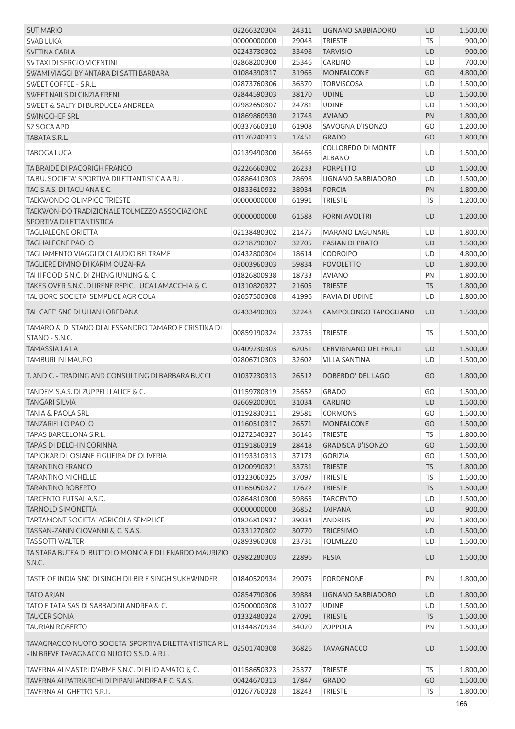| | | | | | |
|---|---|---|---|---|---|
| SUT MARIO | 02266320304 | 24311 | LIGNANO SABBIADORO | UD | 1.500,00 |
| SVAB LUKA | 00000000000 | 29048 | TRIESTE | TS | 900,00 |
| SVETINA CARLA | 02243730302 | 33498 | TARVISIO | UD | 900,00 |
| SV TAXI DI SERGIO VICENTINI | 02868200300 | 25346 | CARLINO | UD | 700,00 |
| SWAMI VIAGGI BY ANTARA DI SATTI BARBARA | 01084390317 | 31966 | MONFALCONE | GO | 4.800,00 |
| SWEET COFFEE - S.R.L. | 02873760306 | 36370 | TORVISCOSA | UD | 1.500,00 |
| SWEET NAILS DI CINZIA FRENI | 02844590303 | 38170 | UDINE | UD | 1.500,00 |
| SWEET & SALTY DI BURDUCEA ANDREEA | 02982650307 | 24781 | UDINE | UD | 1.500,00 |
| SWINGCHEF SRL | 01869860930 | 21748 | AVIANO | PN | 1.800,00 |
| SZ SOCA APD | 00337660310 | 61908 | SAVOGNA D'ISONZO | GO | 1.200,00 |
| TABATA S.R.L. | 01176240313 | 17451 | GRADO | GO | 1.800,00 |
| TABOGA LUCA | 02139490300 | 36466 | COLLOREDO DI MONTE ALBANO | UD | 1.500,00 |
| TA BRAIDE DI PACORIGH FRANCO | 02226660302 | 26233 | PORPETTO | UD | 1.500,00 |
| TA.BU. SOCIETA' SPORTIVA DILETTANTISTICA A R.L. | 02886410303 | 28698 | LIGNANO SABBIADORO | UD | 1.500,00 |
| TAC S.A.S. DI TACU ANA E C. | 01833610932 | 38934 | PORCIA | PN | 1.800,00 |
| TAEKWONDO OLIMPICO TRIESTE | 00000000000 | 61991 | TRIESTE | TS | 1.200,00 |
| TAEKWON-DO TRADIZIONALE TOLMEZZO ASSOCIAZIONE SPORTIVA DILETTANTISTICA | 00000000000 | 61588 | FORNI AVOLTRI | UD | 1.200,00 |
| TAGLIALEGNE ORIETTA | 02138480302 | 21475 | MARANO LAGUNARE | UD | 1.800,00 |
| TAGLIALEGNE PAOLO | 02218790307 | 32705 | PASIAN DI PRATO | UD | 1.500,00 |
| TAGLIAMENTO VIAGGI DI CLAUDIO BELTRAME | 02432800304 | 18614 | CODROIPO | UD | 4.800,00 |
| TAGLIERE DIVINO DI KARIM OUZAHRA | 03003960303 | 59834 | POVOLETTO | UD | 1.800,00 |
| TAJ JI FOOD S.N.C. DI ZHENG JUNLING & C. | 01826800938 | 18733 | AVIANO | PN | 1.800,00 |
| TAKES OVER S.N.C. DI IRENE REPIC, LUCA LAMACCHIA & C. | 01310820327 | 21605 | TRIESTE | TS | 1.800,00 |
| TAL BORC SOCIETA' SEMPLICE AGRICOLA | 02657500308 | 41996 | PAVIA DI UDINE | UD | 1.800,00 |
| TAL CAFE' SNC DI ULIAN LOREDANA | 02433490303 | 32248 | CAMPOLONGO TAPOGLIANO | UD | 1.500,00 |
| TAMARO & DI STANO DI ALESSANDRO TAMARO E CRISTINA DI STANO - S.N.C. | 00859190324 | 23735 | TRIESTE | TS | 1.500,00 |
| TAMASSIA LAILA | 02409230303 | 62051 | CERVIGNANO DEL FRIULI | UD | 1.500,00 |
| TAMBURLINI MAURO | 02806710303 | 32602 | VILLA SANTINA | UD | 1.500,00 |
| T. AND C. - TRADING AND CONSULTING DI BARBARA BUCCI | 01037230313 | 26512 | DOBERDO' DEL LAGO | GO | 1.800,00 |
| TANDEM S.A.S. DI ZUPPELLI ALICE & C. | 01159780319 | 25652 | GRADO | GO | 1.500,00 |
| TANGARI SILVIA | 02669200301 | 31034 | CARLINO | UD | 1.500,00 |
| TANIA & PAOLA SRL | 01192830311 | 29581 | CORMONS | GO | 1.500,00 |
| TANZARIELLO PAOLO | 01160510317 | 26571 | MONFALCONE | GO | 1.500,00 |
| TAPAS BARCELONA S.R.L. | 01272540327 | 36146 | TRIESTE | TS | 1.800,00 |
| TAPAS DI DELCHIN CORINNA | 01191860319 | 28418 | GRADISCA D'ISONZO | GO | 1.500,00 |
| TAPIOKAR DI JOSIANE FIGUEIRA DE OLIVERIA | 01193310313 | 37173 | GORIZIA | GO | 1.500,00 |
| TARANTINO FRANCO | 01200990321 | 33731 | TRIESTE | TS | 1.800,00 |
| TARANTINO MICHELLE | 01323060325 | 37097 | TRIESTE | TS | 1.500,00 |
| TARANTINO ROBERTO | 01165050327 | 17622 | TRIESTE | TS | 1.500,00 |
| TARCENTO FUTSAL A.S.D. | 02864810300 | 59865 | TARCENTO | UD | 1.500,00 |
| TARNOLD SIMONETTA | 00000000000 | 36852 | TAIPANA | UD | 900,00 |
| TARTAMONT SOCIETA' AGRICOLA SEMPLICE | 01826810937 | 39034 | ANDREIS | PN | 1.800,00 |
| TASSAN-ZANIN GIOVANNI & C. S.A.S. | 02331270302 | 30770 | TRICESIMO | UD | 1.500,00 |
| TASSOTTI WALTER | 02893960308 | 23731 | TOLMEZZO | UD | 1.500,00 |
| TA STARA BUTEA DI BUTTOLO MONICA E DI LENARDO MAURIZIO S.N.C. | 02982280303 | 22896 | RESIA | UD | 1.500,00 |
| TASTE OF INDIA SNC DI SINGH DILBIR E SINGH SUKHWINDER | 01840520934 | 29075 | PORDENONE | PN | 1.800,00 |
| TATO ARJAN | 02854790306 | 39884 | LIGNANO SABBIADORO | UD | 1.800,00 |
| TATO E TATA SAS DI SABBADINI ANDREA & C. | 02500000308 | 31027 | UDINE | UD | 1.500,00 |
| TAUCER SONIA | 01332480324 | 27091 | TRIESTE | TS | 1.500,00 |
| TAURIAN ROBERTO | 01344870934 | 34020 | ZOPPOLA | PN | 1.500,00 |
| TAVAGNACCO NUOTO SOCIETA' SPORTIVA DILETTANTISTICA R.L. - IN BREVE TAVAGNACCO NUOTO S.S.D. A R.L. | 02501740308 | 36826 | TAVAGNACCO | UD | 1.500,00 |
| TAVERNA AI MASTRI D'ARME S.N.C. DI ELIO AMATO & C. | 01158650323 | 25377 | TRIESTE | TS | 1.800,00 |
| TAVERNA AI PATRIARCHI DI PIPANI ANDREA E C. S.A.S. | 00424670313 | 17847 | GRADO | GO | 1.500,00 |
| TAVERNA AL GHETTO S.R.L. | 01267760328 | 18243 | TRIESTE | TS | 1.800,00 |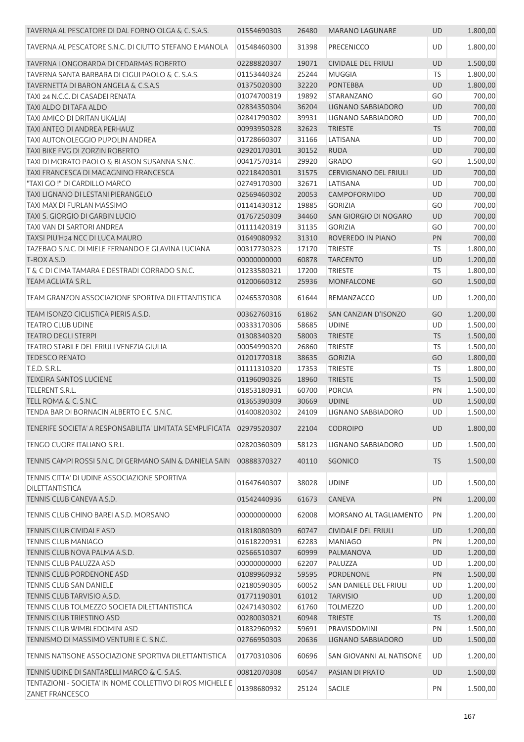| | | | | | |
|---|---|---|---|---|---|
| TAVERNA AL PESCATORE DI DAL FORNO OLGA & C. S.A.S. | 01554690303 | 26480 | MARANO LAGUNARE | UD | 1.800,00 |
| TAVERNA AL PESCATORE S.N.C. DI CIUTTO STEFANO E MANOLA | 01548460300 | 31398 | PRECENICCO | UD | 1.800,00 |
| TAVERNA LONGOBARDA DI CEDARMAS ROBERTO | 02288820307 | 19071 | CIVIDALE DEL FRIULI | UD | 1.500,00 |
| TAVERNA SANTA BARBARA DI CIGUI PAOLO & C. S.A.S. | 01153440324 | 25244 | MUGGIA | TS | 1.800,00 |
| TAVERNETTA DI BARON ANGELA & C.S.A.S | 01375020300 | 32220 | PONTEBBA | UD | 1.800,00 |
| TAXI 24 N.C.C. DI CASADEI RENATA | 01074700319 | 19892 | STARANZANO | GO | 700,00 |
| TAXI ALDO DI TAFA ALDO | 02834350304 | 36204 | LIGNANO SABBIADORO | UD | 700,00 |
| TAXI AMICO DI DRITAN UKALIAJ | 02841790302 | 39931 | LIGNANO SABBIADORO | UD | 700,00 |
| TAXI ANTEO DI ANDREA PERHAUZ | 00993950328 | 32623 | TRIESTE | TS | 700,00 |
| TAXI AUTONOLEGGIO PUPOLIN ANDREA | 01728660307 | 31166 | LATISANA | UD | 700,00 |
| TAXI BIKE FVG DI ZORZIN ROBERTO | 02920170301 | 30152 | RUDA | UD | 700,00 |
| TAXI DI MORATO PAOLO & BLASON SUSANNA S.N.C. | 00417570314 | 29920 | GRADO | GO | 1.500,00 |
| TAXI FRANCESCA DI MACAGNINO FRANCESCA | 02218420301 | 31575 | CERVIGNANO DEL FRIULI | UD | 700,00 |
| "TAXI GO !" DI CARDILLO MARCO | 02749170300 | 32671 | LATISANA | UD | 700,00 |
| TAXI LIGNANO DI LESTANI PIERANGELO | 02569460302 | 20053 | CAMPOFORMIDO | UD | 700,00 |
| TAXI MAX DI FURLAN MASSIMO | 01141430312 | 19885 | GORIZIA | GO | 700,00 |
| TAXI S. GIORGIO DI GARBIN LUCIO | 01767250309 | 34460 | SAN GIORGIO DI NOGARO | UD | 700,00 |
| TAXI VAN DI SARTORI ANDREA | 01111420319 | 31135 | GORIZIA | GO | 700,00 |
| TAXSI PIU'H24 NCC DI LUCA MAURO | 01649080932 | 31310 | ROVEREDO IN PIANO | PN | 700,00 |
| TAZEBAO S.N.C. DI MIELE FERNANDO E GLAVINA LUCIANA | 00317730323 | 17170 | TRIESTE | TS | 1.800,00 |
| T-BOX A.S.D. | 00000000000 | 60878 | TARCENTO | UD | 1.200,00 |
| T & C DI CIMA TAMARA E DESTRADI CORRADO S.N.C. | 01233580321 | 17200 | TRIESTE | TS | 1.800,00 |
| TEAM AGLIATA S.R.L. | 01200660312 | 25936 | MONFALCONE | GO | 1.500,00 |
| TEAM GRANZON ASSOCIAZIONE SPORTIVA DILETTANTISTICA | 02465370308 | 61644 | REMANZACCO | UD | 1.200,00 |
| TEAM ISONZO CICLISTICA PIERIS A.S.D. | 00362760316 | 61862 | SAN CANZIAN D'ISONZO | GO | 1.200,00 |
| TEATRO CLUB UDINE | 00333170306 | 58685 | UDINE | UD | 1.500,00 |
| TEATRO DEGLI STERPI | 01308340320 | 58003 | TRIESTE | TS | 1.500,00 |
| TEATRO STABILE DEL FRIULI VENEZIA GIULIA | 00054990320 | 26860 | TRIESTE | TS | 1.500,00 |
| TEDESCO RENATO | 01201770318 | 38635 | GORIZIA | GO | 1.800,00 |
| T.E.D. S.R.L. | 01111310320 | 17353 | TRIESTE | TS | 1.800,00 |
| TEIXEIRA SANTOS LUCIENE | 01196090326 | 18960 | TRIESTE | TS | 1.500,00 |
| TELERENT S.R.L. | 01853180931 | 60700 | PORCIA | PN | 1.500,00 |
| TELL ROMA & C. S.N.C. | 01365390309 | 30669 | UDINE | UD | 1.500,00 |
| TENDA BAR DI BORNACIN ALBERTO E C. S.N.C. | 01400820302 | 24109 | LIGNANO SABBIADORO | UD | 1.500,00 |
| TENERIFE SOCIETA' A RESPONSABILITA' LIMITATA SEMPLIFICATA | 02979520307 | 22104 | CODROIPO | UD | 1.800,00 |
| TENGO CUORE ITALIANO S.R.L. | 02820360309 | 58123 | LIGNANO SABBIADORO | UD | 1.500,00 |
| TENNIS CAMPI ROSSI S.N.C. DI GERMANO SAIN & DANIELA SAIN | 00888370327 | 40110 | SGONICO | TS | 1.500,00 |
| TENNIS CITTA' DI UDINE ASSOCIAZIONE SPORTIVA DILETTANTISTICA | 01647640307 | 38028 | UDINE | UD | 1.500,00 |
| TENNIS CLUB CANEVA A.S.D. | 01542440936 | 61673 | CANEVA | PN | 1.200,00 |
| TENNIS CLUB CHINO BAREI A.S.D. MORSANO | 00000000000 | 62008 | MORSANO AL TAGLIAMENTO | PN | 1.200,00 |
| TENNIS CLUB CIVIDALE ASD | 01818080309 | 60747 | CIVIDALE DEL FRIULI | UD | 1.200,00 |
| TENNIS CLUB MANIAGO | 01618220931 | 62283 | MANIAGO | PN | 1.200,00 |
| TENNIS CLUB NOVA PALMA A.S.D. | 02566510307 | 60999 | PALMANOVA | UD | 1.200,00 |
| TENNIS CLUB PALUZZA ASD | 00000000000 | 62207 | PALUZZA | UD | 1.200,00 |
| TENNIS CLUB PORDENONE ASD | 01089960932 | 59595 | PORDENONE | PN | 1.500,00 |
| TENNIS CLUB SAN DANIELE | 02180590305 | 60052 | SAN DANIELE DEL FRIULI | UD | 1.200,00 |
| TENNIS CLUB TARVISIO A.S.D. | 01771190301 | 61012 | TARVISIO | UD | 1.200,00 |
| TENNIS CLUB TOLMEZZO SOCIETA DILETTANTISTICA | 02471430302 | 61760 | TOLMEZZO | UD | 1.200,00 |
| TENNIS CLUB TRIESTINO ASD | 00280030321 | 60948 | TRIESTE | TS | 1.200,00 |
| TENNIS CLUB WIMBLEDOMINI ASD | 01832960932 | 59691 | PRAVISDOMINI | PN | 1.500,00 |
| TENNISMO DI MASSIMO VENTURI E C. S.N.C. | 02766950303 | 20636 | LIGNANO SABBIADORO | UD | 1.500,00 |
| TENNIS NATISONE ASSOCIAZIONE SPORTIVA DILETTANTISTICA | 01770310306 | 60696 | SAN GIOVANNI AL NATISONE | UD | 1.200,00 |
| TENNIS UDINE DI SANTARELLI MARCO & C. S.A.S. | 00812070308 | 60547 | PASIAN DI PRATO | UD | 1.500,00 |
| TENTAZIONI - SOCIETA' IN NOME COLLETTIVO DI ROS MICHELE E ZANET FRANCESCO | 01398680932 | 25124 | SACILE | PN | 1.500,00 |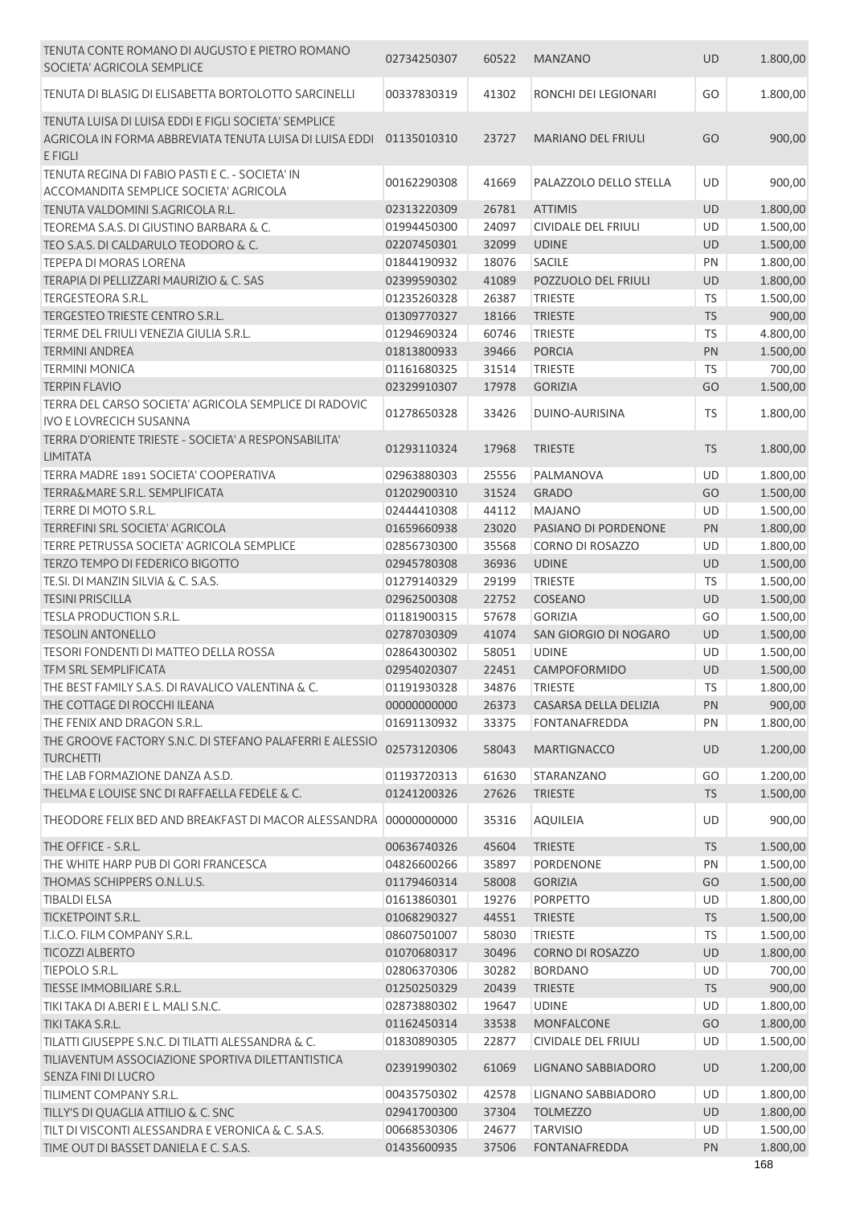| | | | | | |
|---|---|---|---|---|---|
| TENUTA CONTE ROMANO DI AUGUSTO E PIETRO ROMANO SOCIETA' AGRICOLA SEMPLICE | 02734250307 | 60522 | MANZANO | UD | 1.800,00 |
| TENUTA DI BLASIG DI ELISABETTA BORTOLOTTO SARCINELLI | 00337830319 | 41302 | RONCHI DEI LEGIONARI | GO | 1.800,00 |
| TENUTA LUISA DI LUISA EDDI E FIGLI SOCIETA' SEMPLICE AGRICOLA IN FORMA ABBREVIATA TENUTA LUISA DI LUISA EDDI E FIGLI | 01135010310 | 23727 | MARIANO DEL FRIULI | GO | 900,00 |
| TENUTA REGINA DI FABIO PASTI E C. - SOCIETA' IN ACCOMANDITA SEMPLICE SOCIETA' AGRICOLA | 00162290308 | 41669 | PALAZZOLO DELLO STELLA | UD | 900,00 |
| TENUTA VALDOMINI S.AGRICOLA R.L. | 02313220309 | 26781 | ATTIMIS | UD | 1.800,00 |
| TEOREMA S.A.S. DI GIUSTINO BARBARA & C. | 01994450300 | 24097 | CIVIDALE DEL FRIULI | UD | 1.500,00 |
| TEO S.A.S. DI CALDARULO TEODORO & C. | 02207450301 | 32099 | UDINE | UD | 1.500,00 |
| TEPEPA DI MORAS LORENA | 01844190932 | 18076 | SACILE | PN | 1.800,00 |
| TERAPIA DI PELLIZZARI MAURIZIO & C. SAS | 02399590302 | 41089 | POZZUOLO DEL FRIULI | UD | 1.800,00 |
| TERGESTEORA S.R.L. | 01235260328 | 26387 | TRIESTE | TS | 1.500,00 |
| TERGESTEO TRIESTE CENTRO S.R.L. | 01309770327 | 18166 | TRIESTE | TS | 900,00 |
| TERME DEL FRIULI VENEZIA GIULIA S.R.L. | 01294690324 | 60746 | TRIESTE | TS | 4.800,00 |
| TERMINI ANDREA | 01813800933 | 39466 | PORCIA | PN | 1.500,00 |
| TERMINI MONICA | 01161680325 | 31514 | TRIESTE | TS | 700,00 |
| TERPIN FLAVIO | 02329910307 | 17978 | GORIZIA | GO | 1.500,00 |
| TERRA DEL CARSO SOCIETA' AGRICOLA SEMPLICE DI RADOVIC IVO E LOVRECICH SUSANNA | 01278650328 | 33426 | DUINO-AURISINA | TS | 1.800,00 |
| TERRA D'ORIENTE TRIESTE - SOCIETA' A RESPONSABILITA' LIMITATA | 01293110324 | 17968 | TRIESTE | TS | 1.800,00 |
| TERRA MADRE 1891 SOCIETA' COOPERATIVA | 02963880303 | 25556 | PALMANOVA | UD | 1.800,00 |
| TERRA&MARE S.R.L. SEMPLIFICATA | 01202900310 | 31524 | GRADO | GO | 1.500,00 |
| TERRE DI MOTO S.R.L. | 02444410308 | 44112 | MAJANO | UD | 1.500,00 |
| TERREFINI SRL SOCIETA' AGRICOLA | 01659660938 | 23020 | PASIANO DI PORDENONE | PN | 1.800,00 |
| TERRE PETRUSSA SOCIETA' AGRICOLA SEMPLICE | 02856730300 | 35568 | CORNO DI ROSAZZO | UD | 1.800,00 |
| TERZO TEMPO DI FEDERICO BIGOTTO | 02945780308 | 36936 | UDINE | UD | 1.500,00 |
| TE.SI. DI MANZIN SILVIA & C. S.A.S. | 01279140329 | 29199 | TRIESTE | TS | 1.500,00 |
| TESINI PRISCILLA | 02962500308 | 22752 | COSEANO | UD | 1.500,00 |
| TESLA PRODUCTION S.R.L. | 01181900315 | 57678 | GORIZIA | GO | 1.500,00 |
| TESOLIN ANTONELLO | 02787030309 | 41074 | SAN GIORGIO DI NOGARO | UD | 1.500,00 |
| TESORI FONDENTI DI MATTEO DELLA ROSSA | 02864300302 | 58051 | UDINE | UD | 1.500,00 |
| TFM SRL SEMPLIFICATA | 02954020307 | 22451 | CAMPOFORMIDO | UD | 1.500,00 |
| THE BEST FAMILY S.A.S. DI RAVALICO VALENTINA & C. | 01191930328 | 34876 | TRIESTE | TS | 1.800,00 |
| THE COTTAGE DI ROCCHI ILEANA | 00000000000 | 26373 | CASARSA DELLA DELIZIA | PN | 900,00 |
| THE FENIX AND DRAGON S.R.L. | 01691130932 | 33375 | FONTANAFREDDA | PN | 1.800,00 |
| THE GROOVE FACTORY S.N.C. DI STEFANO PALAFERRI E ALESSIO TURCHETTI | 02573120306 | 58043 | MARTIGNACCO | UD | 1.200,00 |
| THE LAB FORMAZIONE DANZA A.S.D. | 01193720313 | 61630 | STARANZANO | GO | 1.200,00 |
| THELMA E LOUISE SNC DI RAFFAELLA FEDELE & C. | 01241200326 | 27626 | TRIESTE | TS | 1.500,00 |
| THEODORE FELIX BED AND BREAKFAST DI MACOR ALESSANDRA | 00000000000 | 35316 | AQUILEIA | UD | 900,00 |
| THE OFFICE - S.R.L. | 00636740326 | 45604 | TRIESTE | TS | 1.500,00 |
| THE WHITE HARP PUB DI GORI FRANCESCA | 04826600266 | 35897 | PORDENONE | PN | 1.500,00 |
| THOMAS SCHIPPERS O.N.L.U.S. | 01179460314 | 58008 | GORIZIA | GO | 1.500,00 |
| TIBALDI ELSA | 01613860301 | 19276 | PORPETTO | UD | 1.800,00 |
| TICKETPOINT S.R.L. | 01068290327 | 44551 | TRIESTE | TS | 1.500,00 |
| T.I.C.O. FILM COMPANY S.R.L. | 08607501007 | 58030 | TRIESTE | TS | 1.500,00 |
| TICOZZI ALBERTO | 01070680317 | 30496 | CORNO DI ROSAZZO | UD | 1.800,00 |
| TIEPOLO S.R.L. | 02806370306 | 30282 | BORDANO | UD | 700,00 |
| TIESSE IMMOBILIARE S.R.L. | 01250250329 | 20439 | TRIESTE | TS | 900,00 |
| TIKI TAKA DI A.BERI E L. MALI S.N.C. | 02873880302 | 19647 | UDINE | UD | 1.800,00 |
| TIKI TAKA S.R.L. | 01162450314 | 33538 | MONFALCONE | GO | 1.800,00 |
| TILATTI GIUSEPPE S.N.C. DI TILATTI ALESSANDRA & C. | 01830890305 | 22877 | CIVIDALE DEL FRIULI | UD | 1.500,00 |
| TILIAVENTUM ASSOCIAZIONE SPORTIVA DILETTANTISTICA SENZA FINI DI LUCRO | 02391990302 | 61069 | LIGNANO SABBIADORO | UD | 1.200,00 |
| TILIMENT COMPANY S.R.L. | 00435750302 | 42578 | LIGNANO SABBIADORO | UD | 1.800,00 |
| TILLY'S DI QUAGLIA ATTILIO & C. SNC | 02941700300 | 37304 | TOLMEZZO | UD | 1.800,00 |
| TILT DI VISCONTI ALESSANDRA E VERONICA & C. S.A.S. | 00668530306 | 24677 | TARVISIO | UD | 1.500,00 |
| TIME OUT DI BASSET DANIELA E C. S.A.S. | 01435600935 | 37506 | FONTANAFREDDA | PN | 1.800,00 |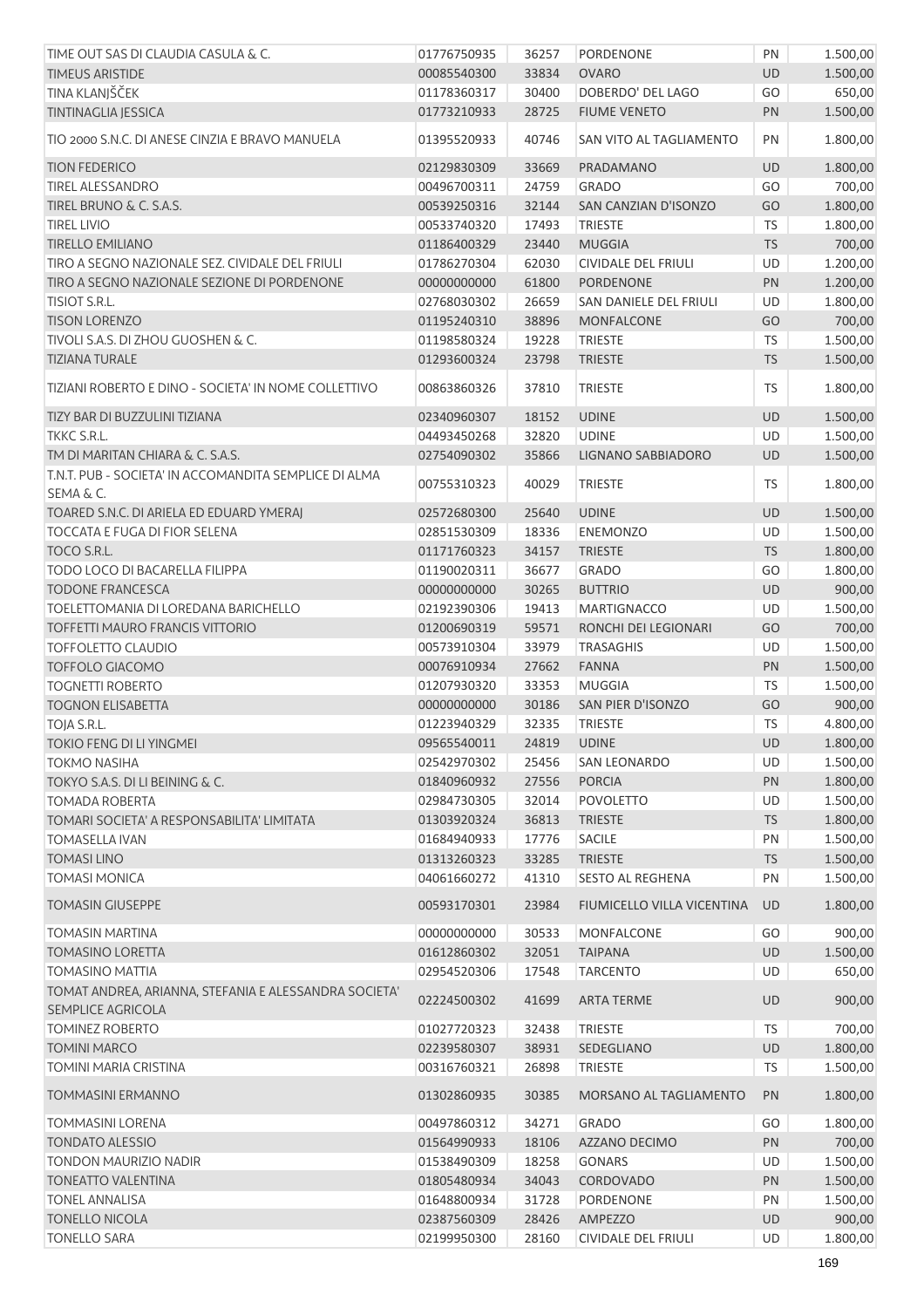| | | | | | |
|---|---|---|---|---|---|
| TIME OUT SAS DI CLAUDIA CASULA & C. | 01776750935 | 36257 | PORDENONE | PN | 1.500,00 |
| TIMEUS ARISTIDE | 00085540300 | 33834 | OVARO | UD | 1.500,00 |
| TINA KLANJŠČEK | 01178360317 | 30400 | DOBERDO' DEL LAGO | GO | 650,00 |
| TINTINAGLIA JESSICA | 01773210933 | 28725 | FIUME VENETO | PN | 1.500,00 |
| TIO 2000 S.N.C. DI ANESE CINZIA E BRAVO MANUELA | 01395520933 | 40746 | SAN VITO AL TAGLIAMENTO | PN | 1.800,00 |
| TION FEDERICO | 02129830309 | 33669 | PRADAMANO | UD | 1.800,00 |
| TIREL ALESSANDRO | 00496700311 | 24759 | GRADO | GO | 700,00 |
| TIREL BRUNO & C. S.A.S. | 00539250316 | 32144 | SAN CANZIAN D'ISONZO | GO | 1.800,00 |
| TIREL LIVIO | 00533740320 | 17493 | TRIESTE | TS | 1.800,00 |
| TIRELLO EMILIANO | 01186400329 | 23440 | MUGGIA | TS | 700,00 |
| TIRO A SEGNO NAZIONALE SEZ. CIVIDALE DEL FRIULI | 01786270304 | 62030 | CIVIDALE DEL FRIULI | UD | 1.200,00 |
| TIRO A SEGNO NAZIONALE SEZIONE DI PORDENONE | 00000000000 | 61800 | PORDENONE | PN | 1.200,00 |
| TISIOT S.R.L. | 02768030302 | 26659 | SAN DANIELE DEL FRIULI | UD | 1.800,00 |
| TISON LORENZO | 01195240310 | 38896 | MONFALCONE | GO | 700,00 |
| TIVOLI S.A.S. DI ZHOU GUOSHEN & C. | 01198580324 | 19228 | TRIESTE | TS | 1.500,00 |
| TIZIANA TURALE | 01293600324 | 23798 | TRIESTE | TS | 1.500,00 |
| TIZIANI ROBERTO E DINO - SOCIETA' IN NOME COLLETTIVO | 00863860326 | 37810 | TRIESTE | TS | 1.800,00 |
| TIZY BAR DI BUZZULINI TIZIANA | 02340960307 | 18152 | UDINE | UD | 1.500,00 |
| TKKC S.R.L. | 04493450268 | 32820 | UDINE | UD | 1.500,00 |
| TM DI MARITAN CHIARA & C. S.A.S. | 02754090302 | 35866 | LIGNANO SABBIADORO | UD | 1.500,00 |
| T.N.T. PUB - SOCIETA' IN ACCOMANDITA SEMPLICE DI ALMA SEMA & C. | 00755310323 | 40029 | TRIESTE | TS | 1.800,00 |
| TOARED S.N.C. DI ARIELA ED EDUARD YMERAJ | 02572680300 | 25640 | UDINE | UD | 1.500,00 |
| TOCCATA E FUGA DI FIOR SELENA | 02851530309 | 18336 | ENEMONZO | UD | 1.500,00 |
| TOCO S.R.L. | 01171760323 | 34157 | TRIESTE | TS | 1.800,00 |
| TODO LOCO DI BACARELLA FILIPPA | 01190020311 | 36677 | GRADO | GO | 1.800,00 |
| TODONE FRANCESCA | 00000000000 | 30265 | BUTTRIO | UD | 900,00 |
| TOELETTOMANIA DI LOREDANA BARICHELLO | 02192390306 | 19413 | MARTIGNACCO | UD | 1.500,00 |
| TOFFETTI MAURO FRANCIS VITTORIO | 01200690319 | 59571 | RONCHI DEI LEGIONARI | GO | 700,00 |
| TOFFOLETTO CLAUDIO | 00573910304 | 33979 | TRASAGHIS | UD | 1.500,00 |
| TOFFOLO GIACOMO | 00076910934 | 27662 | FANNA | PN | 1.500,00 |
| TOGNETTI ROBERTO | 01207930320 | 33353 | MUGGIA | TS | 1.500,00 |
| TOGNON ELISABETTA | 00000000000 | 30186 | SAN PIER D'ISONZO | GO | 900,00 |
| TOJA S.R.L. | 01223940329 | 32335 | TRIESTE | TS | 4.800,00 |
| TOKIO FENG DI LI YINGMEI | 09565540011 | 24819 | UDINE | UD | 1.800,00 |
| TOKMO NASIHA | 02542970302 | 25456 | SAN LEONARDO | UD | 1.500,00 |
| TOKYO S.A.S. DI LI BEINING & C. | 01840960932 | 27556 | PORCIA | PN | 1.800,00 |
| TOMADA ROBERTA | 02984730305 | 32014 | POVOLETTO | UD | 1.500,00 |
| TOMARI SOCIETA' A RESPONSABILITA' LIMITATA | 01303920324 | 36813 | TRIESTE | TS | 1.800,00 |
| TOMASELLA IVAN | 01684940933 | 17776 | SACILE | PN | 1.500,00 |
| TOMASI LINO | 01313260323 | 33285 | TRIESTE | TS | 1.500,00 |
| TOMASI MONICA | 04061660272 | 41310 | SESTO AL REGHENA | PN | 1.500,00 |
| TOMASIN GIUSEPPE | 00593170301 | 23984 | FIUMICELLO VILLA VICENTINA | UD | 1.800,00 |
| TOMASIN MARTINA | 00000000000 | 30533 | MONFALCONE | GO | 900,00 |
| TOMASINO LORETTA | 01612860302 | 32051 | TAIPANA | UD | 1.500,00 |
| TOMASINO MATTIA | 02954520306 | 17548 | TARCENTO | UD | 650,00 |
| TOMAT ANDREA, ARIANNA, STEFANIA E ALESSANDRA SOCIETA' SEMPLICE AGRICOLA | 02224500302 | 41699 | ARTA TERME | UD | 900,00 |
| TOMINEZ ROBERTO | 01027720323 | 32438 | TRIESTE | TS | 700,00 |
| TOMINI MARCO | 02239580307 | 38931 | SEDEGLIANO | UD | 1.800,00 |
| TOMINI MARIA CRISTINA | 00316760321 | 26898 | TRIESTE | TS | 1.500,00 |
| TOMMASINI ERMANNO | 01302860935 | 30385 | MORSANO AL TAGLIAMENTO | PN | 1.800,00 |
| TOMMASINI LORENA | 00497860312 | 34271 | GRADO | GO | 1.800,00 |
| TONDATO ALESSIO | 01564990933 | 18106 | AZZANO DECIMO | PN | 700,00 |
| TONDON MAURIZIO NADIR | 01538490309 | 18258 | GONARS | UD | 1.500,00 |
| TONEATTO VALENTINA | 01805480934 | 34043 | CORDOVADO | PN | 1.500,00 |
| TONEL ANNALISA | 01648800934 | 31728 | PORDENONE | PN | 1.500,00 |
| TONELLO NICOLA | 02387560309 | 28426 | AMPEZZO | UD | 900,00 |
| TONELLO SARA | 02199950300 | 28160 | CIVIDALE DEL FRIULI | UD | 1.800,00 |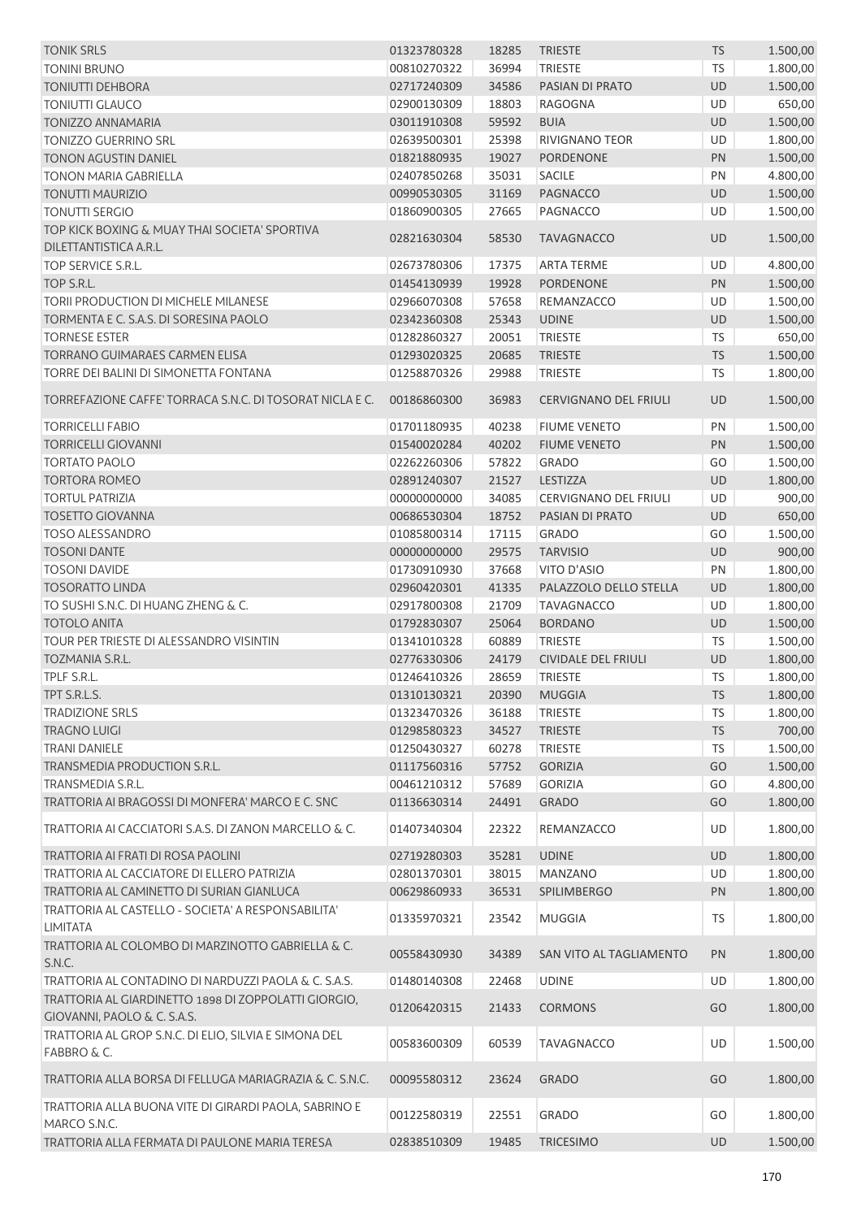| | | | | | |
|---|---|---|---|---|---|
| TONIK SRLS | 01323780328 | 18285 | TRIESTE | TS | 1.500,00 |
| TONINI BRUNO | 00810270322 | 36994 | TRIESTE | TS | 1.800,00 |
| TONIUTTI DEHBORA | 02717240309 | 34586 | PASIAN DI PRATO | UD | 1.500,00 |
| TONIUTTI GLAUCO | 02900130309 | 18803 | RAGOGNA | UD | 650,00 |
| TONIZZO ANNAMARIA | 03011910308 | 59592 | BUIA | UD | 1.500,00 |
| TONIZZO GUERRINO SRL | 02639500301 | 25398 | RIVIGNANO TEOR | UD | 1.800,00 |
| TONON AGUSTIN DANIEL | 01821880935 | 19027 | PORDENONE | PN | 1.500,00 |
| TONON MARIA GABRIELLA | 02407850268 | 35031 | SACILE | PN | 4.800,00 |
| TONUTTI MAURIZIO | 00990530305 | 31169 | PAGNACCO | UD | 1.500,00 |
| TONUTTI SERGIO | 01860900305 | 27665 | PAGNACCO | UD | 1.500,00 |
| TOP KICK BOXING & MUAY THAI SOCIETA' SPORTIVA DILETTANTISTICA A.R.L. | 02821630304 | 58530 | TAVAGNACCO | UD | 1.500,00 |
| TOP SERVICE S.R.L. | 02673780306 | 17375 | ARTA TERME | UD | 4.800,00 |
| TOP S.R.L. | 01454130939 | 19928 | PORDENONE | PN | 1.500,00 |
| TORII PRODUCTION DI MICHELE MILANESE | 02966070308 | 57658 | REMANZACCO | UD | 1.500,00 |
| TORMENTA E C. S.A.S. DI SORESINA PAOLO | 02342360308 | 25343 | UDINE | UD | 1.500,00 |
| TORNESE ESTER | 01282860327 | 20051 | TRIESTE | TS | 650,00 |
| TORRANO GUIMARAES CARMEN ELISA | 01293020325 | 20685 | TRIESTE | TS | 1.500,00 |
| TORRE DEI BALINI DI SIMONETTA FONTANA | 01258870326 | 29988 | TRIESTE | TS | 1.800,00 |
| TORREFAZIONE CAFFE' TORRACA S.N.C. DI TOSORAT NICLA E C. | 00186860300 | 36983 | CERVIGNANO DEL FRIULI | UD | 1.500,00 |
| TORRICELLI FABIO | 01701180935 | 40238 | FIUME VENETO | PN | 1.500,00 |
| TORRICELLI GIOVANNI | 01540020284 | 40202 | FIUME VENETO | PN | 1.500,00 |
| TORTATO PAOLO | 02262260306 | 57822 | GRADO | GO | 1.500,00 |
| TORTORA ROMEO | 02891240307 | 21527 | LESTIZZA | UD | 1.800,00 |
| TORTUL PATRIZIA | 00000000000 | 34085 | CERVIGNANO DEL FRIULI | UD | 900,00 |
| TOSETTO GIOVANNA | 00686530304 | 18752 | PASIAN DI PRATO | UD | 650,00 |
| TOSO ALESSANDRO | 01085800314 | 17115 | GRADO | GO | 1.500,00 |
| TOSONI DANTE | 00000000000 | 29575 | TARVISIO | UD | 900,00 |
| TOSONI DAVIDE | 01730910930 | 37668 | VITO D'ASIO | PN | 1.800,00 |
| TOSORATTO LINDA | 02960420301 | 41335 | PALAZZOLO DELLO STELLA | UD | 1.800,00 |
| TO SUSHI S.N.C. DI HUANG ZHENG & C. | 02917800308 | 21709 | TAVAGNACCO | UD | 1.800,00 |
| TOTOLO ANITA | 01792830307 | 25064 | BORDANO | UD | 1.500,00 |
| TOUR PER TRIESTE DI ALESSANDRO VISINTIN | 01341010328 | 60889 | TRIESTE | TS | 1.500,00 |
| TOZMANIA S.R.L. | 02776330306 | 24179 | CIVIDALE DEL FRIULI | UD | 1.800,00 |
| TPLF S.R.L. | 01246410326 | 28659 | TRIESTE | TS | 1.800,00 |
| TPT S.R.L.S. | 01310130321 | 20390 | MUGGIA | TS | 1.800,00 |
| TRADIZIONE SRLS | 01323470326 | 36188 | TRIESTE | TS | 1.800,00 |
| TRAGNO LUIGI | 01298580323 | 34527 | TRIESTE | TS | 700,00 |
| TRANI DANIELE | 01250430327 | 60278 | TRIESTE | TS | 1.500,00 |
| TRANSMEDIA PRODUCTION S.R.L. | 01117560316 | 57752 | GORIZIA | GO | 1.500,00 |
| TRANSMEDIA S.R.L. | 00461210312 | 57689 | GORIZIA | GO | 4.800,00 |
| TRATTORIA AI BRAGOSSI DI MONFERA' MARCO E C. SNC | 01136630314 | 24491 | GRADO | GO | 1.800,00 |
| TRATTORIA AI CACCIATORI S.A.S. DI ZANON MARCELLO & C. | 01407340304 | 22322 | REMANZACCO | UD | 1.800,00 |
| TRATTORIA AI FRATI DI ROSA PAOLINI | 02719280303 | 35281 | UDINE | UD | 1.800,00 |
| TRATTORIA AL CACCIATORE DI ELLERO PATRIZIA | 02801370301 | 38015 | MANZANO | UD | 1.800,00 |
| TRATTORIA AL CAMINETTO DI SURIAN GIANLUCA | 00629860933 | 36531 | SPILIMBERGO | PN | 1.800,00 |
| TRATTORIA AL CASTELLO - SOCIETA' A RESPONSABILITA' LIMITATA | 01335970321 | 23542 | MUGGIA | TS | 1.800,00 |
| TRATTORIA AL COLOMBO DI MARZINOTTO GABRIELLA & C. S.N.C. | 00558430930 | 34389 | SAN VITO AL TAGLIAMENTO | PN | 1.800,00 |
| TRATTORIA AL CONTADINO DI NARDUZZI PAOLA & C. S.A.S. | 01480140308 | 22468 | UDINE | UD | 1.800,00 |
| TRATTORIA AL GIARDINETTO 1898 DI ZOPPOLATTI GIORGIO, GIOVANNI, PAOLO & C. S.A.S. | 01206420315 | 21433 | CORMONS | GO | 1.800,00 |
| TRATTORIA AL GROP S.N.C. DI ELIO, SILVIA E SIMONA DEL FABBRO & C. | 00583600309 | 60539 | TAVAGNACCO | UD | 1.500,00 |
| TRATTORIA ALLA BORSA DI FELLUGA MARIAGRAZIA & C. S.N.C. | 00095580312 | 23624 | GRADO | GO | 1.800,00 |
| TRATTORIA ALLA BUONA VITE DI GIRARDI PAOLA, SABRINO E MARCO S.N.C. | 00122580319 | 22551 | GRADO | GO | 1.800,00 |
| TRATTORIA ALLA FERMATA DI PAULONE MARIA TERESA | 02838510309 | 19485 | TRICESIMO | UD | 1.500,00 |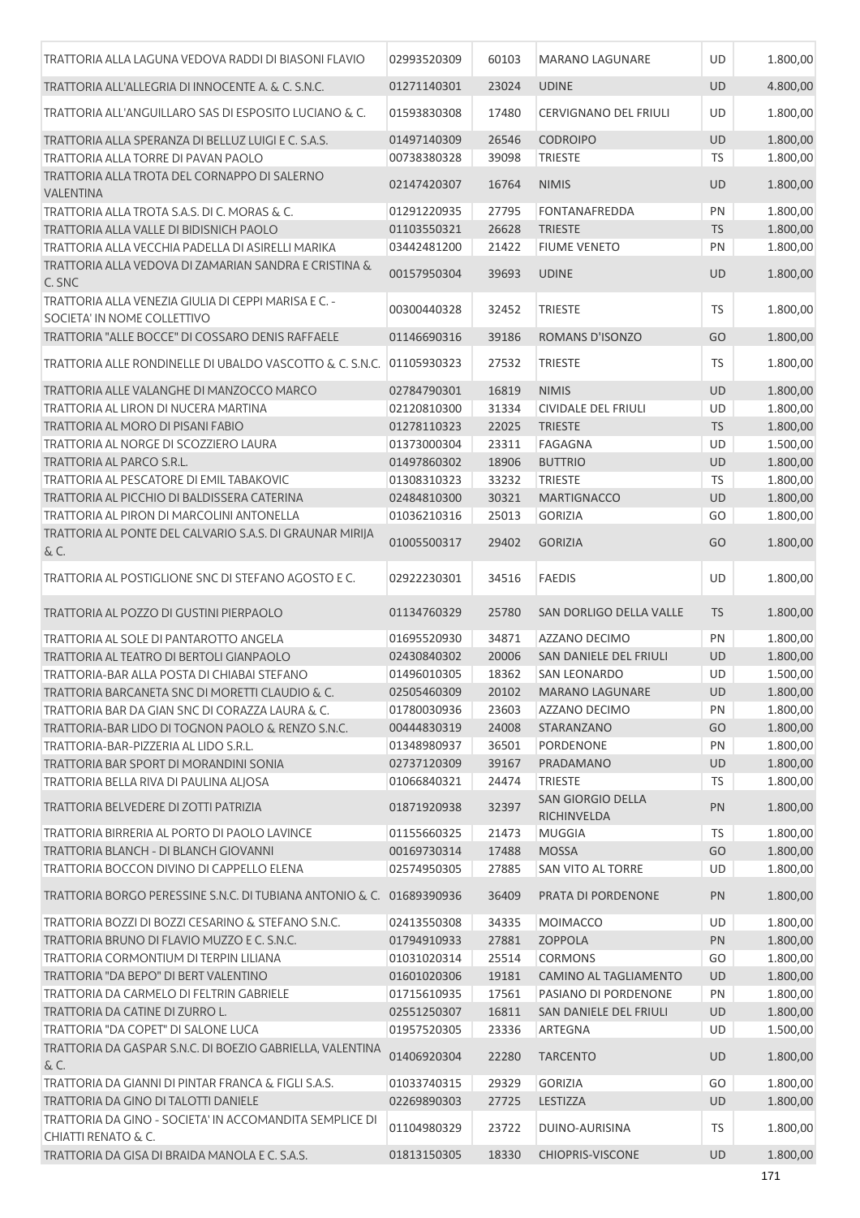| | | | | | |
|---|---|---|---|---|---|
| TRATTORIA ALLA LAGUNA VEDOVA RADDI DI BIASONI FLAVIO | 02993520309 | 60103 | MARANO LAGUNARE | UD | 1.800,00 |
| TRATTORIA ALL'ALLEGRIA DI INNOCENTE A. & C. S.N.C. | 01271140301 | 23024 | UDINE | UD | 4.800,00 |
| TRATTORIA ALL'ANGUILLARO SAS DI ESPOSITO LUCIANO & C. | 01593830308 | 17480 | CERVIGNANO DEL FRIULI | UD | 1.800,00 |
| TRATTORIA ALLA SPERANZA DI BELLUZ LUIGI E C. S.A.S. | 01497140309 | 26546 | CODROIPO | UD | 1.800,00 |
| TRATTORIA ALLA TORRE DI PAVAN PAOLO | 00738380328 | 39098 | TRIESTE | TS | 1.800,00 |
| TRATTORIA ALLA TROTA DEL CORNAPPO DI SALERNO VALENTINA | 02147420307 | 16764 | NIMIS | UD | 1.800,00 |
| TRATTORIA ALLA TROTA S.A.S. DI C. MORAS & C. | 01291220935 | 27795 | FONTANAFREDDA | PN | 1.800,00 |
| TRATTORIA ALLA VALLE DI BIDISNICH PAOLO | 01103550321 | 26628 | TRIESTE | TS | 1.800,00 |
| TRATTORIA ALLA VECCHIA PADELLA DI ASIRELLI MARIKA | 03442481200 | 21422 | FIUME VENETO | PN | 1.800,00 |
| TRATTORIA ALLA VEDOVA DI ZAMARIAN SANDRA E CRISTINA & C. SNC | 00157950304 | 39693 | UDINE | UD | 1.800,00 |
| TRATTORIA ALLA VENEZIA GIULIA DI CEPPI MARISA E C. - SOCIETA' IN NOME COLLETTIVO | 00300440328 | 32452 | TRIESTE | TS | 1.800,00 |
| TRATTORIA "ALLE BOCCE" DI COSSARO DENIS RAFFAELE | 01146690316 | 39186 | ROMANS D'ISONZO | GO | 1.800,00 |
| TRATTORIA ALLE RONDINELLE DI UBALDO VASCOTTO & C. S.N.C. | 01105930323 | 27532 | TRIESTE | TS | 1.800,00 |
| TRATTORIA ALLE VALANGHE DI MANZOCCO MARCO | 02784790301 | 16819 | NIMIS | UD | 1.800,00 |
| TRATTORIA AL LIRON DI NUCERA MARTINA | 02120810300 | 31334 | CIVIDALE DEL FRIULI | UD | 1.800,00 |
| TRATTORIA AL MORO DI PISANI FABIO | 01278110323 | 22025 | TRIESTE | TS | 1.800,00 |
| TRATTORIA AL NORGE DI SCOZZIERO LAURA | 01373000304 | 23311 | FAGAGNA | UD | 1.500,00 |
| TRATTORIA AL PARCO S.R.L. | 01497860302 | 18906 | BUTTRIO | UD | 1.800,00 |
| TRATTORIA AL PESCATORE DI EMIL TABAKOVIC | 01308310323 | 33232 | TRIESTE | TS | 1.800,00 |
| TRATTORIA AL PICCHIO DI BALDISSERA CATERINA | 02484810300 | 30321 | MARTIGNACCO | UD | 1.800,00 |
| TRATTORIA AL PIRON DI MARCOLINI ANTONELLA | 01036210316 | 25013 | GORIZIA | GO | 1.800,00 |
| TRATTORIA AL PONTE DEL CALVARIO S.A.S. DI GRAUNAR MIRIJA & C. | 01005500317 | 29402 | GORIZIA | GO | 1.800,00 |
| TRATTORIA AL POSTIGLIONE SNC DI STEFANO AGOSTO E C. | 02922230301 | 34516 | FAEDIS | UD | 1.800,00 |
| TRATTORIA AL POZZO DI GUSTINI PIERPAOLO | 01134760329 | 25780 | SAN DORLIGO DELLA VALLE | TS | 1.800,00 |
| TRATTORIA AL SOLE DI PANTAROTTO ANGELA | 01695520930 | 34871 | AZZANO DECIMO | PN | 1.800,00 |
| TRATTORIA AL TEATRO DI BERTOLI GIANPAOLO | 02430840302 | 20006 | SAN DANIELE DEL FRIULI | UD | 1.800,00 |
| TRATTORIA-BAR ALLA POSTA DI CHIABAI STEFANO | 01496010305 | 18362 | SAN LEONARDO | UD | 1.500,00 |
| TRATTORIA BARCANETA SNC DI MORETTI CLAUDIO & C. | 02505460309 | 20102 | MARANO LAGUNARE | UD | 1.800,00 |
| TRATTORIA BAR DA GIAN SNC DI CORAZZA LAURA & C. | 01780030936 | 23603 | AZZANO DECIMO | PN | 1.800,00 |
| TRATTORIA-BAR LIDO DI TOGNON PAOLO & RENZO S.N.C. | 00444830319 | 24008 | STARANZANO | GO | 1.800,00 |
| TRATTORIA-BAR-PIZZERIA AL LIDO S.R.L. | 01348980937 | 36501 | PORDENONE | PN | 1.800,00 |
| TRATTORIA BAR SPORT DI MORANDINI SONIA | 02737120309 | 39167 | PRADAMANO | UD | 1.800,00 |
| TRATTORIA BELLA RIVA DI PAULINA ALJOSA | 01066840321 | 24474 | TRIESTE | TS | 1.800,00 |
| TRATTORIA BELVEDERE DI ZOTTI PATRIZIA | 01871920938 | 32397 | SAN GIORGIO DELLA RICHINVELDA | PN | 1.800,00 |
| TRATTORIA BIRRERIA AL PORTO DI PAOLO LAVINCE | 01155660325 | 21473 | MUGGIA | TS | 1.800,00 |
| TRATTORIA BLANCH - DI BLANCH GIOVANNI | 00169730314 | 17488 | MOSSA | GO | 1.800,00 |
| TRATTORIA BOCCON DIVINO DI CAPPELLO ELENA | 02574950305 | 27885 | SAN VITO AL TORRE | UD | 1.800,00 |
| TRATTORIA BORGO PERESSINE S.N.C. DI TUBIANA ANTONIO & C. | 01689390936 | 36409 | PRATA DI PORDENONE | PN | 1.800,00 |
| TRATTORIA BOZZI DI BOZZI CESARINO & STEFANO S.N.C. | 02413550308 | 34335 | MOIMACCO | UD | 1.800,00 |
| TRATTORIA BRUNO DI FLAVIO MUZZO E C. S.N.C. | 01794910933 | 27881 | ZOPPOLA | PN | 1.800,00 |
| TRATTORIA CORMONTIUM DI TERPIN LILIANA | 01031020314 | 25514 | CORMONS | GO | 1.800,00 |
| TRATTORIA "DA BEPO" DI BERT VALENTINO | 01601020306 | 19181 | CAMINO AL TAGLIAMENTO | UD | 1.800,00 |
| TRATTORIA DA CARMELO DI FELTRIN GABRIELE | 01715610935 | 17561 | PASIANO DI PORDENONE | PN | 1.800,00 |
| TRATTORIA DA CATINE DI ZURRO L. | 02551250307 | 16811 | SAN DANIELE DEL FRIULI | UD | 1.800,00 |
| TRATTORIA "DA COPET" DI SALONE LUCA | 01957520305 | 23336 | ARTEGNA | UD | 1.500,00 |
| TRATTORIA DA GASPAR S.N.C. DI BOEZIO GABRIELLA, VALENTINA & C. | 01406920304 | 22280 | TARCENTO | UD | 1.800,00 |
| TRATTORIA DA GIANNI DI PINTAR FRANCA & FIGLI S.A.S. | 01033740315 | 29329 | GORIZIA | GO | 1.800,00 |
| TRATTORIA DA GINO DI TALOTTI DANIELE | 02269890303 | 27725 | LESTIZZA | UD | 1.800,00 |
| TRATTORIA DA GINO - SOCIETA' IN ACCOMANDITA SEMPLICE DI CHIATTI RENATO & C. | 01104980329 | 23722 | DUINO-AURISINA | TS | 1.800,00 |
| TRATTORIA DA GISA DI BRAIDA MANOLA E C. S.A.S. | 01813150305 | 18330 | CHIOPRIS-VISCONE | UD | 1.800,00 |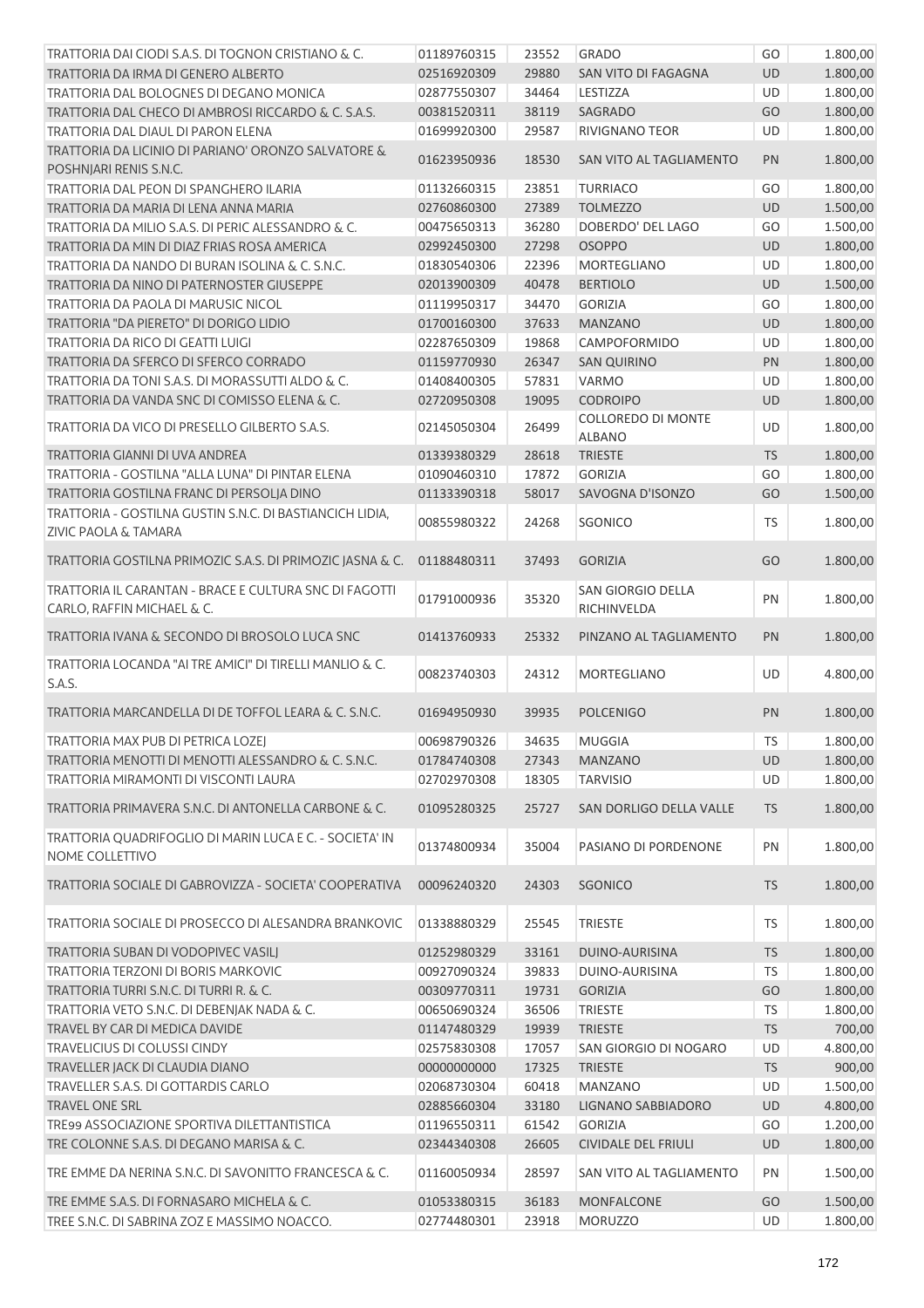| | | | | | |
|---|---|---|---|---|---|
| TRATTORIA DAI CIODI S.A.S. DI TOGNON CRISTIANO & C. | 01189760315 | 23552 | GRADO | GO | 1.800,00 |
| TRATTORIA DA IRMA DI GENERO ALBERTO | 02516920309 | 29880 | SAN VITO DI FAGAGNA | UD | 1.800,00 |
| TRATTORIA DAL BOLOGNES DI DEGANO MONICA | 02877550307 | 34464 | LESTIZZA | UD | 1.800,00 |
| TRATTORIA DAL CHECO DI AMBROSI RICCARDO & C. S.A.S. | 00381520311 | 38119 | SAGRADO | GO | 1.800,00 |
| TRATTORIA DAL DIAUL DI PARON ELENA | 01699920300 | 29587 | RIVIGNANO TEOR | UD | 1.800,00 |
| TRATTORIA DA LICINIO DI PARIANO' ORONZO SALVATORE & POSHNJARI RENIS S.N.C. | 01623950936 | 18530 | SAN VITO AL TAGLIAMENTO | PN | 1.800,00 |
| TRATTORIA DAL PEON DI SPANGHERO ILARIA | 01132660315 | 23851 | TURRIACO | GO | 1.800,00 |
| TRATTORIA DA MARIA DI LENA ANNA MARIA | 02760860300 | 27389 | TOLMEZZO | UD | 1.500,00 |
| TRATTORIA DA MILIO S.A.S. DI PERIC ALESSANDRO & C. | 00475650313 | 36280 | DOBERDO' DEL LAGO | GO | 1.500,00 |
| TRATTORIA DA MIN DI DIAZ FRIAS ROSA AMERICA | 02992450300 | 27298 | OSOPPO | UD | 1.800,00 |
| TRATTORIA DA NANDO DI BURAN ISOLINA & C. S.N.C. | 01830540306 | 22396 | MORTEGLIANO | UD | 1.800,00 |
| TRATTORIA DA NINO DI PATERNOSTER GIUSEPPE | 02013900309 | 40478 | BERTIOLO | UD | 1.500,00 |
| TRATTORIA DA PAOLA DI MARUSIC NICOL | 01119950317 | 34470 | GORIZIA | GO | 1.800,00 |
| TRATTORIA "DA PIERETO" DI DORIGO LIDIO | 01700160300 | 37633 | MANZANO | UD | 1.800,00 |
| TRATTORIA DA RICO DI GEATTI LUIGI | 02287650309 | 19868 | CAMPOFORMIDO | UD | 1.800,00 |
| TRATTORIA DA SFERCO DI SFERCO CORRADO | 01159770930 | 26347 | SAN QUIRINO | PN | 1.800,00 |
| TRATTORIA DA TONI S.A.S. DI MORASSUTTI ALDO & C. | 01408400305 | 57831 | VARMO | UD | 1.800,00 |
| TRATTORIA DA VANDA SNC DI COMISSO ELENA & C. | 02720950308 | 19095 | CODROIPO | UD | 1.800,00 |
| TRATTORIA DA VICO DI PRESELLO GILBERTO S.A.S. | 02145050304 | 26499 | COLLOREDO DI MONTE ALBANO | UD | 1.800,00 |
| TRATTORIA GIANNI DI UVA ANDREA | 01339380329 | 28618 | TRIESTE | TS | 1.800,00 |
| TRATTORIA - GOSTILNA "ALLA LUNA" DI PINTAR ELENA | 01090460310 | 17872 | GORIZIA | GO | 1.800,00 |
| TRATTORIA GOSTILNA FRANC DI PERSOLJA DINO | 01133390318 | 58017 | SAVOGNA D'ISONZO | GO | 1.500,00 |
| TRATTORIA - GOSTILNA GUSTIN S.N.C. DI BASTIANCICH LIDIA, ZIVIC PAOLA & TAMARA | 00855980322 | 24268 | SGONICO | TS | 1.800,00 |
| TRATTORIA GOSTILNA PRIMOZIC S.A.S. DI PRIMOZIC JASNA & C. | 01188480311 | 37493 | GORIZIA | GO | 1.800,00 |
| TRATTORIA IL CARANTAN - BRACE E CULTURA SNC DI FAGOTTI CARLO, RAFFIN MICHAEL & C. | 01791000936 | 35320 | SAN GIORGIO DELLA RICHINVELDA | PN | 1.800,00 |
| TRATTORIA IVANA & SECONDO DI BROSOLO LUCA SNC | 01413760933 | 25332 | PINZANO AL TAGLIAMENTO | PN | 1.800,00 |
| TRATTORIA LOCANDA "AI TRE AMICI" DI TIRELLI MANLIO & C. S.A.S. | 00823740303 | 24312 | MORTEGLIANO | UD | 4.800,00 |
| TRATTORIA MARCANDELLA DI DE TOFFOL LEARA & C. S.N.C. | 01694950930 | 39935 | POLCENIGO | PN | 1.800,00 |
| TRATTORIA MAX PUB DI PETRICA LOZEJ | 00698790326 | 34635 | MUGGIA | TS | 1.800,00 |
| TRATTORIA MENOTTI DI MENOTTI ALESSANDRO & C. S.N.C. | 01784740308 | 27343 | MANZANO | UD | 1.800,00 |
| TRATTORIA MIRAMONTI DI VISCONTI LAURA | 02702970308 | 18305 | TARVISIO | UD | 1.800,00 |
| TRATTORIA PRIMAVERA S.N.C. DI ANTONELLA CARBONE & C. | 01095280325 | 25727 | SAN DORLIGO DELLA VALLE | TS | 1.800,00 |
| TRATTORIA QUADRIFOGLIO DI MARIN LUCA E C. - SOCIETA' IN NOME COLLETTIVO | 01374800934 | 35004 | PASIANO DI PORDENONE | PN | 1.800,00 |
| TRATTORIA SOCIALE DI GABROVIZZA - SOCIETA' COOPERATIVA | 00096240320 | 24303 | SGONICO | TS | 1.800,00 |
| TRATTORIA SOCIALE DI PROSECCO DI ALESANDRA BRANKOVIC | 01338880329 | 25545 | TRIESTE | TS | 1.800,00 |
| TRATTORIA SUBAN DI VODOPIVEC VASILJ | 01252980329 | 33161 | DUINO-AURISINA | TS | 1.800,00 |
| TRATTORIA TERZONI DI BORIS MARKOVIC | 00927090324 | 39833 | DUINO-AURISINA | TS | 1.800,00 |
| TRATTORIA TURRI S.N.C. DI TURRI R. & C. | 00309770311 | 19731 | GORIZIA | GO | 1.800,00 |
| TRATTORIA VETO S.N.C. DI DEBENJAK NADA & C. | 00650690324 | 36506 | TRIESTE | TS | 1.800,00 |
| TRAVEL BY CAR DI MEDICA DAVIDE | 01147480329 | 19939 | TRIESTE | TS | 700,00 |
| TRAVELICIUS DI COLUSSI CINDY | 02575830308 | 17057 | SAN GIORGIO DI NOGARO | UD | 4.800,00 |
| TRAVELLER JACK DI CLAUDIA DIANO | 00000000000 | 17325 | TRIESTE | TS | 900,00 |
| TRAVELLER S.A.S. DI GOTTARDIS CARLO | 02068730304 | 60418 | MANZANO | UD | 1.500,00 |
| TRAVEL ONE SRL | 02885660304 | 33180 | LIGNANO SABBIADORO | UD | 4.800,00 |
| TRE99 ASSOCIAZIONE SPORTIVA DILETTANTISTICA | 01196550311 | 61542 | GORIZIA | GO | 1.200,00 |
| TRE COLONNE S.A.S. DI DEGANO MARISA & C. | 02344340308 | 26605 | CIVIDALE DEL FRIULI | UD | 1.800,00 |
| TRE EMME DA NERINA S.N.C. DI SAVONITTO FRANCESCA & C. | 01160050934 | 28597 | SAN VITO AL TAGLIAMENTO | PN | 1.500,00 |
| TRE EMME S.A.S. DI FORNASARO MICHELA & C. | 01053380315 | 36183 | MONFALCONE | GO | 1.500,00 |
| TREE S.N.C. DI SABRINA ZOZ E MASSIMO NOACCO. | 02774480301 | 23918 | MORUZZO | UD | 1.800,00 |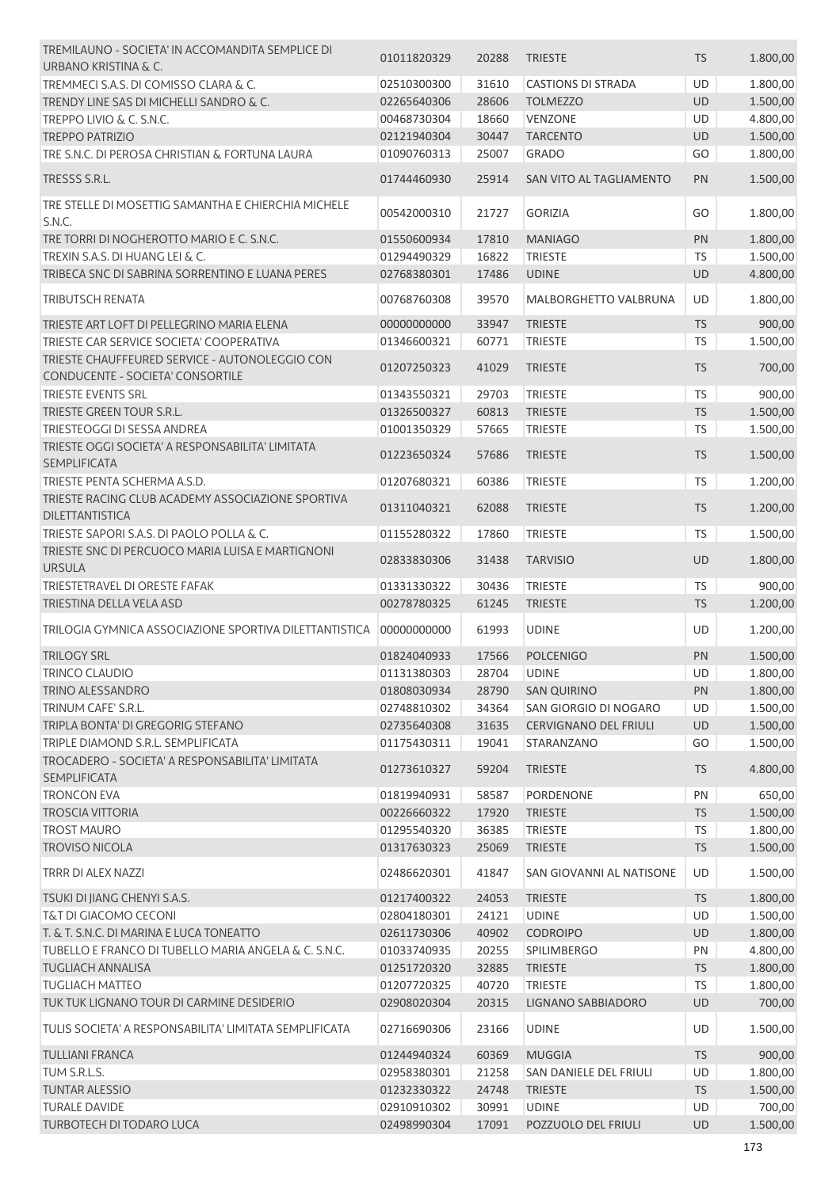| | | | | | |
|---|---|---|---|---|---|
| TREMILAUNO - SOCIETA' IN ACCOMANDITA SEMPLICE DI URBANO KRISTINA & C. | 01011820329 | 20288 | TRIESTE | TS | 1.800,00 |
| TREMMECI S.A.S. DI COMISSO CLARA & C. | 02510300300 | 31610 | CASTIONS DI STRADA | UD | 1.800,00 |
| TRENDY LINE SAS DI MICHELLI SANDRO & C. | 02265640306 | 28606 | TOLMEZZO | UD | 1.500,00 |
| TREPPO LIVIO & C. S.N.C. | 00468730304 | 18660 | VENZONE | UD | 4.800,00 |
| TREPPO PATRIZIO | 02121940304 | 30447 | TARCENTO | UD | 1.500,00 |
| TRE S.N.C. DI PEROSA CHRISTIAN & FORTUNA LAURA | 01090760313 | 25007 | GRADO | GO | 1.800,00 |
| TRESSS S.R.L. | 01744460930 | 25914 | SAN VITO AL TAGLIAMENTO | PN | 1.500,00 |
| TRE STELLE DI MOSETTIG SAMANTHA E CHIERCHIA MICHELE S.N.C. | 00542000310 | 21727 | GORIZIA | GO | 1.800,00 |
| TRE TORRI DI NOGHEROTTO MARIO E C. S.N.C. | 01550600934 | 17810 | MANIAGO | PN | 1.800,00 |
| TREXIN S.A.S. DI HUANG LEI & C. | 01294490329 | 16822 | TRIESTE | TS | 1.500,00 |
| TRIBECA SNC DI SABRINA SORRENTINO E LUANA PERES | 02768380301 | 17486 | UDINE | UD | 4.800,00 |
| TRIBUTSCH RENATA | 00768760308 | 39570 | MALBORGHETTO VALBRUNA | UD | 1.800,00 |
| TRIESTE ART LOFT DI PELLEGRINO MARIA ELENA | 00000000000 | 33947 | TRIESTE | TS | 900,00 |
| TRIESTE CAR SERVICE SOCIETA' COOPERATIVA | 01346600321 | 60771 | TRIESTE | TS | 1.500,00 |
| TRIESTE CHAUFFEURED SERVICE - AUTONOLEGGIO CON CONDUCENTE - SOCIETA' CONSORTILE | 01207250323 | 41029 | TRIESTE | TS | 700,00 |
| TRIESTE EVENTS SRL | 01343550321 | 29703 | TRIESTE | TS | 900,00 |
| TRIESTE GREEN TOUR S.R.L. | 01326500327 | 60813 | TRIESTE | TS | 1.500,00 |
| TRIESTEOGGI DI SESSA ANDREA | 01001350329 | 57665 | TRIESTE | TS | 1.500,00 |
| TRIESTE OGGI SOCIETA' A RESPONSABILITA' LIMITATA SEMPLIFICATA | 01223650324 | 57686 | TRIESTE | TS | 1.500,00 |
| TRIESTE PENTA SCHERMA A.S.D. | 01207680321 | 60386 | TRIESTE | TS | 1.200,00 |
| TRIESTE RACING CLUB ACADEMY ASSOCIAZIONE SPORTIVA DILETTANTISTICA | 01311040321 | 62088 | TRIESTE | TS | 1.200,00 |
| TRIESTE SAPORI S.A.S. DI PAOLO POLLA & C. | 01155280322 | 17860 | TRIESTE | TS | 1.500,00 |
| TRIESTE SNC DI PERCUOCO MARIA LUISA E MARTIGNONI URSULA | 02833830306 | 31438 | TARVISIO | UD | 1.800,00 |
| TRIESTETRAVEL DI ORESTE FAFAK | 01331330322 | 30436 | TRIESTE | TS | 900,00 |
| TRIESTINA DELLA VELA ASD | 00278780325 | 61245 | TRIESTE | TS | 1.200,00 |
| TRILOGIA GYMNICA ASSOCIAZIONE SPORTIVA DILETTANTISTICA | 00000000000 | 61993 | UDINE | UD | 1.200,00 |
| TRILOGY SRL | 01824040933 | 17566 | POLCENIGO | PN | 1.500,00 |
| TRINCO CLAUDIO | 01131380303 | 28704 | UDINE | UD | 1.800,00 |
| TRINO ALESSANDRO | 01808030934 | 28790 | SAN QUIRINO | PN | 1.800,00 |
| TRINUM CAFE' S.R.L. | 02748810302 | 34364 | SAN GIORGIO DI NOGARO | UD | 1.500,00 |
| TRIPLA BONTA' DI GREGORIG STEFANO | 02735640308 | 31635 | CERVIGNANO DEL FRIULI | UD | 1.500,00 |
| TRIPLE DIAMOND S.R.L. SEMPLIFICATA | 01175430311 | 19041 | STARANZANO | GO | 1.500,00 |
| TROCADERO - SOCIETA' A RESPONSABILITA' LIMITATA SEMPLIFICATA | 01273610327 | 59204 | TRIESTE | TS | 4.800,00 |
| TRONCON EVA | 01819940931 | 58587 | PORDENONE | PN | 650,00 |
| TROSCIA VITTORIA | 00226660322 | 17920 | TRIESTE | TS | 1.500,00 |
| TROST MAURO | 01295540320 | 36385 | TRIESTE | TS | 1.800,00 |
| TROVISO NICOLA | 01317630323 | 25069 | TRIESTE | TS | 1.500,00 |
| TRRR DI ALEX NAZZI | 02486620301 | 41847 | SAN GIOVANNI AL NATISONE | UD | 1.500,00 |
| TSUKI DI JIANG CHENYI S.A.S. | 01217400322 | 24053 | TRIESTE | TS | 1.800,00 |
| T&T DI GIACOMO CECONI | 02804180301 | 24121 | UDINE | UD | 1.500,00 |
| T. & T. S.N.C. DI MARINA E LUCA TONEATTO | 02611730306 | 40902 | CODROIPO | UD | 1.800,00 |
| TUBELLO E FRANCO DI TUBELLO MARIA ANGELA & C. S.N.C. | 01033740935 | 20255 | SPILIMBERGO | PN | 4.800,00 |
| TUGLIACH ANNALISA | 01251720320 | 32885 | TRIESTE | TS | 1.800,00 |
| TUGLIACH MATTEO | 01207720325 | 40720 | TRIESTE | TS | 1.800,00 |
| TUK TUK LIGNANO TOUR DI CARMINE DESIDERIO | 02908020304 | 20315 | LIGNANO SABBIADORO | UD | 700,00 |
| TULIS SOCIETA' A RESPONSABILITA' LIMITATA SEMPLIFICATA | 02716690306 | 23166 | UDINE | UD | 1.500,00 |
| TULLIANI FRANCA | 01244940324 | 60369 | MUGGIA | TS | 900,00 |
| TUM S.R.L.S. | 02958380301 | 21258 | SAN DANIELE DEL FRIULI | UD | 1.800,00 |
| TUNTAR ALESSIO | 01232330322 | 24748 | TRIESTE | TS | 1.500,00 |
| TURALE DAVIDE | 02910910302 | 30991 | UDINE | UD | 700,00 |
| TURBOTECH DI TODARO LUCA | 02498990304 | 17091 | POZZUOLO DEL FRIULI | UD | 1.500,00 |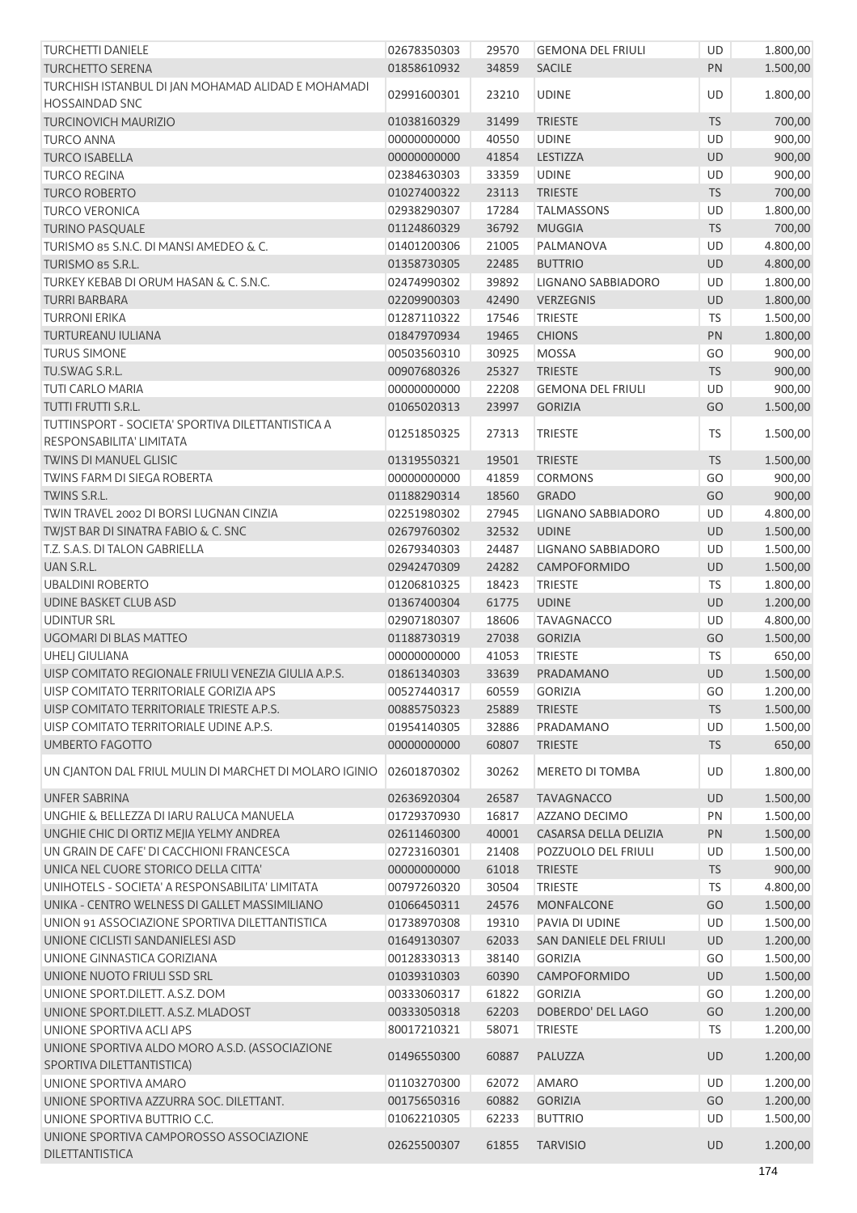| | | | | | |
|---|---|---|---|---|---|
| TURCHETTI DANIELE | 02678350303 | 29570 | GEMONA DEL FRIULI | UD | 1.800,00 |
| TURCHETTO SERENA | 01858610932 | 34859 | SACILE | PN | 1.500,00 |
| TURCHISH ISTANBUL DI JAN MOHAMAD ALIDAD E MOHAMADI HOSSAINDAD SNC | 02991600301 | 23210 | UDINE | UD | 1.800,00 |
| TURCINOVICH MAURIZIO | 01038160329 | 31499 | TRIESTE | TS | 700,00 |
| TURCO ANNA | 00000000000 | 40550 | UDINE | UD | 900,00 |
| TURCO ISABELLA | 00000000000 | 41854 | LESTIZZA | UD | 900,00 |
| TURCO REGINA | 02384630303 | 33359 | UDINE | UD | 900,00 |
| TURCO ROBERTO | 01027400322 | 23113 | TRIESTE | TS | 700,00 |
| TURCO VERONICA | 02938290307 | 17284 | TALMASSONS | UD | 1.800,00 |
| TURINO PASQUALE | 01124860329 | 36792 | MUGGIA | TS | 700,00 |
| TURISMO 85 S.N.C. DI MANSI AMEDEO & C. | 01401200306 | 21005 | PALMANOVA | UD | 4.800,00 |
| TURISMO 85 S.R.L. | 01358730305 | 22485 | BUTTRIO | UD | 4.800,00 |
| TURKEY KEBAB DI ORUM HASAN & C. S.N.C. | 02474990302 | 39892 | LIGNANO SABBIADORO | UD | 1.800,00 |
| TURRI BARBARA | 02209900303 | 42490 | VERZEGNIS | UD | 1.800,00 |
| TURRONI ERIKA | 01287110322 | 17546 | TRIESTE | TS | 1.500,00 |
| TURTUREANU IULIANA | 01847970934 | 19465 | CHIONS | PN | 1.800,00 |
| TURUS SIMONE | 00503560310 | 30925 | MOSSA | GO | 900,00 |
| TU.SWAG S.R.L. | 00907680326 | 25327 | TRIESTE | TS | 900,00 |
| TUTI CARLO MARIA | 00000000000 | 22208 | GEMONA DEL FRIULI | UD | 900,00 |
| TUTTI FRUTTI S.R.L. | 01065020313 | 23997 | GORIZIA | GO | 1.500,00 |
| TUTTINSPORT - SOCIETA' SPORTIVA DILETTANTISTICA A RESPONSABILITA' LIMITATA | 01251850325 | 27313 | TRIESTE | TS | 1.500,00 |
| TWINS DI MANUEL GLISIC | 01319550321 | 19501 | TRIESTE | TS | 1.500,00 |
| TWINS FARM DI SIEGA ROBERTA | 00000000000 | 41859 | CORMONS | GO | 900,00 |
| TWINS S.R.L. | 01188290314 | 18560 | GRADO | GO | 900,00 |
| TWIN TRAVEL 2002 DI BORSI LUGNAN CINZIA | 02251980302 | 27945 | LIGNANO SABBIADORO | UD | 4.800,00 |
| TWJST BAR DI SINATRA FABIO & C. SNC | 02679760302 | 32532 | UDINE | UD | 1.500,00 |
| T.Z. S.A.S. DI TALON GABRIELLA | 02679340303 | 24487 | LIGNANO SABBIADORO | UD | 1.500,00 |
| UAN S.R.L. | 02942470309 | 24282 | CAMPOFORMIDO | UD | 1.500,00 |
| UBALDINI ROBERTO | 01206810325 | 18423 | TRIESTE | TS | 1.800,00 |
| UDINE BASKET CLUB ASD | 01367400304 | 61775 | UDINE | UD | 1.200,00 |
| UDINTUR SRL | 02907180307 | 18606 | TAVAGNACCO | UD | 4.800,00 |
| UGOMARI DI BLAS MATTEO | 01188730319 | 27038 | GORIZIA | GO | 1.500,00 |
| UHELJ GIULIANA | 00000000000 | 41053 | TRIESTE | TS | 650,00 |
| UISP COMITATO REGIONALE FRIULI VENEZIA GIULIA A.P.S. | 01861340303 | 33639 | PRADAMANO | UD | 1.500,00 |
| UISP COMITATO TERRITORIALE GORIZIA APS | 00527440317 | 60559 | GORIZIA | GO | 1.200,00 |
| UISP COMITATO TERRITORIALE TRIESTE A.P.S. | 00885750323 | 25889 | TRIESTE | TS | 1.500,00 |
| UISP COMITATO TERRITORIALE UDINE A.P.S. | 01954140305 | 32886 | PRADAMANO | UD | 1.500,00 |
| UMBERTO FAGOTTO | 00000000000 | 60807 | TRIESTE | TS | 650,00 |
| UN CJANTON DAL FRIUL MULIN DI MARCHET DI MOLARO IGINIO | 02601870302 | 30262 | MERETO DI TOMBA | UD | 1.800,00 |
| UNFER SABRINA | 02636920304 | 26587 | TAVAGNACCO | UD | 1.500,00 |
| UNGHIE & BELLEZZA DI IARU RALUCA MANUELA | 01729370930 | 16817 | AZZANO DECIMO | PN | 1.500,00 |
| UNGHIE CHIC DI ORTIZ MEJIA YELMY ANDREA | 02611460300 | 40001 | CASARSA DELLA DELIZIA | PN | 1.500,00 |
| UN GRAIN DE CAFE' DI CACCHIONI FRANCESCA | 02723160301 | 21408 | POZZUOLO DEL FRIULI | UD | 1.500,00 |
| UNICA NEL CUORE STORICO DELLA CITTA' | 00000000000 | 61018 | TRIESTE | TS | 900,00 |
| UNIHOTELS - SOCIETA' A RESPONSABILITA' LIMITATA | 00797260320 | 30504 | TRIESTE | TS | 4.800,00 |
| UNIKA - CENTRO WELNESS DI GALLET MASSIMILIANO | 01066450311 | 24576 | MONFALCONE | GO | 1.500,00 |
| UNION 91 ASSOCIAZIONE SPORTIVA DILETTANTISTICA | 01738970308 | 19310 | PAVIA DI UDINE | UD | 1.500,00 |
| UNIONE CICLISTI SANDANIELESI ASD | 01649130307 | 62033 | SAN DANIELE DEL FRIULI | UD | 1.200,00 |
| UNIONE GINNASTICA GORIZIANA | 00128330313 | 38140 | GORIZIA | GO | 1.500,00 |
| UNIONE NUOTO FRIULI SSD SRL | 01039310303 | 60390 | CAMPOFORMIDO | UD | 1.500,00 |
| UNIONE SPORT.DILETT. A.S.Z. DOM | 00333060317 | 61822 | GORIZIA | GO | 1.200,00 |
| UNIONE SPORT.DILETT. A.S.Z. MLADOST | 00333050318 | 62203 | DOBERDO' DEL LAGO | GO | 1.200,00 |
| UNIONE SPORTIVA ACLI APS | 80017210321 | 58071 | TRIESTE | TS | 1.200,00 |
| UNIONE SPORTIVA ALDO MORO A.S.D. (ASSOCIAZIONE SPORTIVA DILETTANTISTICA) | 01496550300 | 60887 | PALUZZA | UD | 1.200,00 |
| UNIONE SPORTIVA AMARO | 01103270300 | 62072 | AMARO | UD | 1.200,00 |
| UNIONE SPORTIVA AZZURRA SOC. DILETTANT. | 00175650316 | 60882 | GORIZIA | GO | 1.200,00 |
| UNIONE SPORTIVA BUTTRIO C.C. | 01062210305 | 62233 | BUTTRIO | UD | 1.500,00 |
| UNIONE SPORTIVA CAMPOROSSO ASSOCIAZIONE DILETTANTISTICA | 02625500307 | 61855 | TARVISIO | UD | 1.200,00 |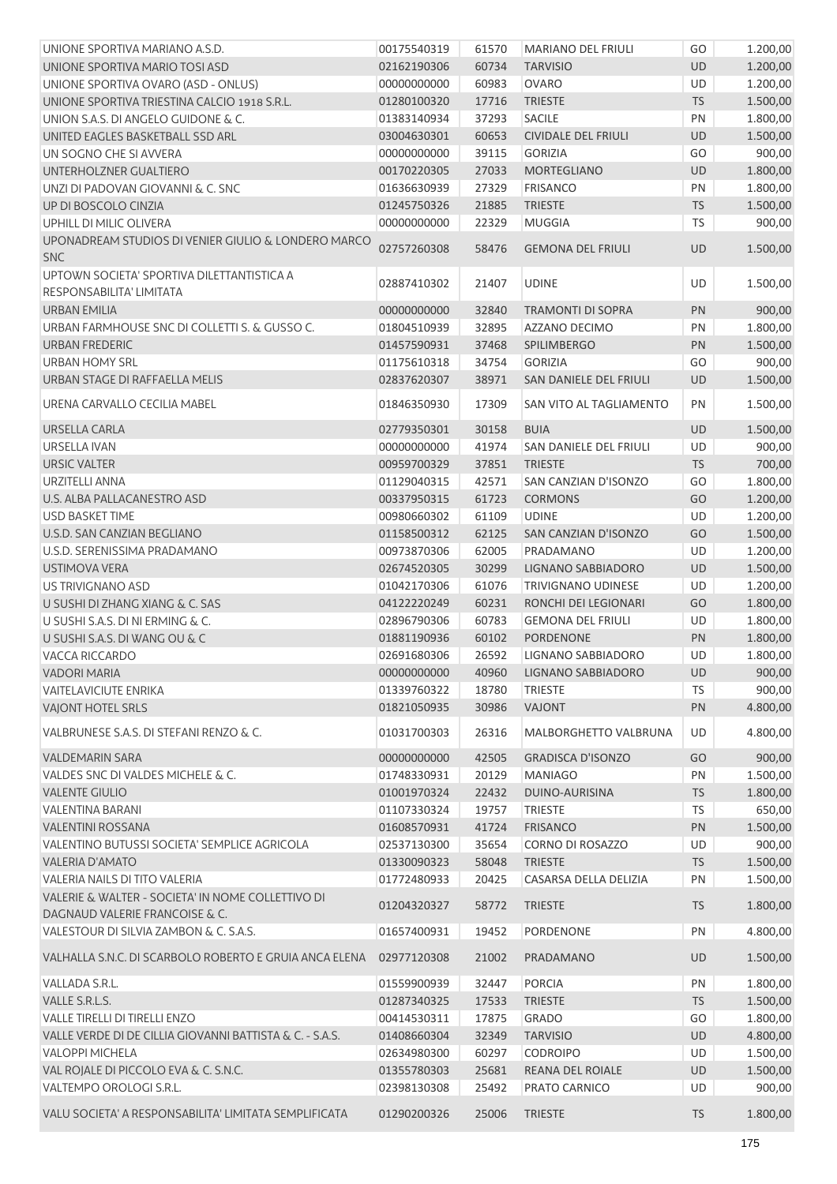| | | | | | |
|---|---|---|---|---|---|
| UNIONE SPORTIVA MARIANO A.S.D. | 00175540319 | 61570 | MARIANO DEL FRIULI | GO | 1.200,00 |
| UNIONE SPORTIVA MARIO TOSI ASD | 02162190306 | 60734 | TARVISIO | UD | 1.200,00 |
| UNIONE SPORTIVA OVARO (ASD - ONLUS) | 00000000000 | 60983 | OVARO | UD | 1.200,00 |
| UNIONE SPORTIVA TRIESTINA CALCIO 1918 S.R.L. | 01280100320 | 17716 | TRIESTE | TS | 1.500,00 |
| UNION S.A.S. DI ANGELO GUIDONE & C. | 01383140934 | 37293 | SACILE | PN | 1.800,00 |
| UNITED EAGLES BASKETBALL SSD ARL | 03004630301 | 60653 | CIVIDALE DEL FRIULI | UD | 1.500,00 |
| UN SOGNO CHE SI AVVERA | 00000000000 | 39115 | GORIZIA | GO | 900,00 |
| UNTERHOLZNER GUALTIERO | 00170220305 | 27033 | MORTEGLIANO | UD | 1.800,00 |
| UNZI DI PADOVAN GIOVANNI & C. SNC | 01636630939 | 27329 | FRISANCO | PN | 1.800,00 |
| UP DI BOSCOLO CINZIA | 01245750326 | 21885 | TRIESTE | TS | 1.500,00 |
| UPHILL DI MILIC OLIVERA | 00000000000 | 22329 | MUGGIA | TS | 900,00 |
| UPONADREAM STUDIOS DI VENIER GIULIO & LONDERO MARCO SNC | 02757260308 | 58476 | GEMONA DEL FRIULI | UD | 1.500,00 |
| UPTOWN SOCIETA' SPORTIVA DILETTANTISTICA A RESPONSABILITA' LIMITATA | 02887410302 | 21407 | UDINE | UD | 1.500,00 |
| URBAN EMILIA | 00000000000 | 32840 | TRAMONTI DI SOPRA | PN | 900,00 |
| URBAN FARMHOUSE SNC DI COLLETTI S. & GUSSO C. | 01804510939 | 32895 | AZZANO DECIMO | PN | 1.800,00 |
| URBAN FREDERIC | 01457590931 | 37468 | SPILIMBERGO | PN | 1.500,00 |
| URBAN HOMY SRL | 01175610318 | 34754 | GORIZIA | GO | 900,00 |
| URBAN STAGE DI RAFFAELLA MELIS | 02837620307 | 38971 | SAN DANIELE DEL FRIULI | UD | 1.500,00 |
| URENA CARVALLO CECILIA MABEL | 01846350930 | 17309 | SAN VITO AL TAGLIAMENTO | PN | 1.500,00 |
| URSELLA CARLA | 02779350301 | 30158 | BUIA | UD | 1.500,00 |
| URSELLA IVAN | 00000000000 | 41974 | SAN DANIELE DEL FRIULI | UD | 900,00 |
| URSIC VALTER | 00959700329 | 37851 | TRIESTE | TS | 700,00 |
| URZITELLI ANNA | 01129040315 | 42571 | SAN CANZIAN D'ISONZO | GO | 1.800,00 |
| U.S. ALBA PALLACANESTRO ASD | 00337950315 | 61723 | CORMONS | GO | 1.200,00 |
| USD BASKET TIME | 00980660302 | 61109 | UDINE | UD | 1.200,00 |
| U.S.D. SAN CANZIAN BEGLIANO | 01158500312 | 62125 | SAN CANZIAN D'ISONZO | GO | 1.500,00 |
| U.S.D. SERENISSIMA PRADAMANO | 00973870306 | 62005 | PRADAMANO | UD | 1.200,00 |
| USTIMOVA VERA | 02674520305 | 30299 | LIGNANO SABBIADORO | UD | 1.500,00 |
| US TRIVIGNANO ASD | 01042170306 | 61076 | TRIVIGNANO UDINESE | UD | 1.200,00 |
| U SUSHI DI ZHANG XIANG & C. SAS | 04122220249 | 60231 | RONCHI DEI LEGIONARI | GO | 1.800,00 |
| U SUSHI S.A.S. DI NI ERMING & C. | 02896790306 | 60783 | GEMONA DEL FRIULI | UD | 1.800,00 |
| U SUSHI S.A.S. DI WANG OU & C | 01881190936 | 60102 | PORDENONE | PN | 1.800,00 |
| VACCA RICCARDO | 02691680306 | 26592 | LIGNANO SABBIADORO | UD | 1.800,00 |
| VADORI MARIA | 00000000000 | 40960 | LIGNANO SABBIADORO | UD | 900,00 |
| VAITELAVICIUTE ENRIKA | 01339760322 | 18780 | TRIESTE | TS | 900,00 |
| VAJONT HOTEL SRLS | 01821050935 | 30986 | VAJONT | PN | 4.800,00 |
| VALBRUNESE S.A.S. DI STEFANI RENZO & C. | 01031700303 | 26316 | MALBORGHETTO VALBRUNA | UD | 4.800,00 |
| VALDEMARIN SARA | 00000000000 | 42505 | GRADISCA D'ISONZO | GO | 900,00 |
| VALDES SNC DI VALDES MICHELE & C. | 01748330931 | 20129 | MANIAGO | PN | 1.500,00 |
| VALENTE GIULIO | 01001970324 | 22432 | DUINO-AURISINA | TS | 1.800,00 |
| VALENTINA BARANI | 01107330324 | 19757 | TRIESTE | TS | 650,00 |
| VALENTINI ROSSANA | 01608570931 | 41724 | FRISANCO | PN | 1.500,00 |
| VALENTINO BUTUSSI SOCIETA' SEMPLICE AGRICOLA | 02537130300 | 35654 | CORNO DI ROSAZZO | UD | 900,00 |
| VALERIA D'AMATO | 01330090323 | 58048 | TRIESTE | TS | 1.500,00 |
| VALERIA NAILS DI TITO VALERIA | 01772480933 | 20425 | CASARSA DELLA DELIZIA | PN | 1.500,00 |
| VALERIE & WALTER - SOCIETA' IN NOME COLLETTIVO DI DAGNAUD VALERIE FRANCOISE & C. | 01204320327 | 58772 | TRIESTE | TS | 1.800,00 |
| VALESTOUR DI SILVIA ZAMBON & C. S.A.S. | 01657400931 | 19452 | PORDENONE | PN | 4.800,00 |
| VALHALLA S.N.C. DI SCARBOLO ROBERTO E GRUIA ANCA ELENA | 02977120308 | 21002 | PRADAMANO | UD | 1.500,00 |
| VALLADA S.R.L. | 01559900939 | 32447 | PORCIA | PN | 1.800,00 |
| VALLE S.R.L.S. | 01287340325 | 17533 | TRIESTE | TS | 1.500,00 |
| VALLE TIRELLI DI TIRELLI ENZO | 00414530311 | 17875 | GRADO | GO | 1.800,00 |
| VALLE VERDE DI DE CILLIA GIOVANNI BATTISTA & C. - S.A.S. | 01408660304 | 32349 | TARVISIO | UD | 4.800,00 |
| VALOPPI MICHELA | 02634980300 | 60297 | CODROIPO | UD | 1.500,00 |
| VAL ROJALE DI PICCOLO EVA & C. S.N.C. | 01355780303 | 25681 | REANA DEL ROIALE | UD | 1.500,00 |
| VALTEMPO OROLOGI S.R.L. | 02398130308 | 25492 | PRATO CARNICO | UD | 900,00 |
| VALU SOCIETA' A RESPONSABILITA' LIMITATA SEMPLIFICATA | 01290200326 | 25006 | TRIESTE | TS | 1.800,00 |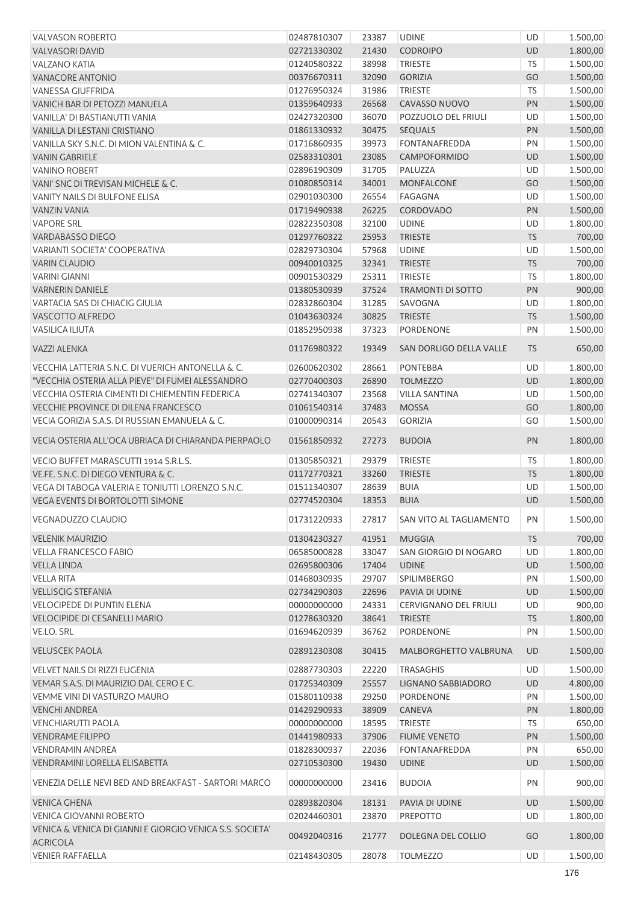| | | | | | |
|---|---|---|---|---|---|
| VALVASON ROBERTO | 02487810307 | 23387 | UDINE | UD | 1.500,00 |
| VALVASORI DAVID | 02721330302 | 21430 | CODROIPO | UD | 1.800,00 |
| VALZANO KATIA | 01240580322 | 38998 | TRIESTE | TS | 1.500,00 |
| VANACORE ANTONIO | 00376670311 | 32090 | GORIZIA | GO | 1.500,00 |
| VANESSA GIUFFRIDA | 01276950324 | 31986 | TRIESTE | TS | 1.500,00 |
| VANICH BAR DI PETOZZI MANUELA | 01359640933 | 26568 | CAVASSO NUOVO | PN | 1.500,00 |
| VANILLA' DI BASTIANUTTI VANIA | 02427320300 | 36070 | POZZUOLO DEL FRIULI | UD | 1.500,00 |
| VANILLA DI LESTANI CRISTIANO | 01861330932 | 30475 | SEQUALS | PN | 1.500,00 |
| VANILLA SKY S.N.C. DI MION VALENTINA & C. | 01716860935 | 39973 | FONTANAFREDDA | PN | 1.500,00 |
| VANIN GABRIELE | 02583310301 | 23085 | CAMPOFORMIDO | UD | 1.500,00 |
| VANINO ROBERT | 02896190309 | 31705 | PALUZZA | UD | 1.500,00 |
| VANI' SNC DI TREVISAN MICHELE & C. | 01080850314 | 34001 | MONFALCONE | GO | 1.500,00 |
| VANITY NAILS DI BULFONE ELISA | 02901030300 | 26554 | FAGAGNA | UD | 1.500,00 |
| VANZIN VANIA | 01719490938 | 26225 | CORDOVADO | PN | 1.500,00 |
| VAPORE SRL | 02822350308 | 32100 | UDINE | UD | 1.800,00 |
| VARDABASSO DIEGO | 01297760322 | 25953 | TRIESTE | TS | 700,00 |
| VARIANTI SOCIETA' COOPERATIVA | 02829730304 | 57968 | UDINE | UD | 1.500,00 |
| VARIN CLAUDIO | 00940010325 | 32341 | TRIESTE | TS | 700,00 |
| VARINI GIANNI | 00901530329 | 25311 | TRIESTE | TS | 1.800,00 |
| VARNERIN DANIELE | 01380530939 | 37524 | TRAMONTI DI SOTTO | PN | 900,00 |
| VARTACIA SAS DI CHIACIG GIULIA | 02832860304 | 31285 | SAVOGNA | UD | 1.800,00 |
| VASCOTTO ALFREDO | 01043630324 | 30825 | TRIESTE | TS | 1.500,00 |
| VASILICA ILIUTA | 01852950938 | 37323 | PORDENONE | PN | 1.500,00 |
| VAZZI ALENKA | 01176980322 | 19349 | SAN DORLIGO DELLA VALLE | TS | 650,00 |
| VECCHIA LATTERIA S.N.C. DI VUERICH ANTONELLA & C. | 02600620302 | 28661 | PONTEBBA | UD | 1.800,00 |
| "VECCHIA OSTERIA ALLA PIEVE" DI FUMEI ALESSANDRO | 02770400303 | 26890 | TOLMEZZO | UD | 1.800,00 |
| VECCHIA OSTERIA CIMENTI DI CHIEMENTIN FEDERICA | 02741340307 | 23568 | VILLA SANTINA | UD | 1.500,00 |
| VECCHIE PROVINCE DI DILENA FRANCESCO | 01061540314 | 37483 | MOSSA | GO | 1.800,00 |
| VECIA GORIZIA S.A.S. DI RUSSIAN EMANUELA & C. | 01000090314 | 20543 | GORIZIA | GO | 1.500,00 |
| VECIA OSTERIA ALL'OCA UBRIACA DI CHIARANDA PIERPAOLO | 01561850932 | 27273 | BUDOIA | PN | 1.800,00 |
| VECIO BUFFET MARASCUTTI 1914 S.R.L.S. | 01305850321 | 29379 | TRIESTE | TS | 1.800,00 |
| VE.FE. S.N.C. DI DIEGO VENTURA & C. | 01172770321 | 33260 | TRIESTE | TS | 1.800,00 |
| VEGA DI TABOGA VALERIA E TONIUTTI LORENZO S.N.C. | 01511340307 | 28639 | BUIA | UD | 1.500,00 |
| VEGA EVENTS DI BORTOLOTTI SIMONE | 02774520304 | 18353 | BUIA | UD | 1.500,00 |
| VEGNADUZZO CLAUDIO | 01731220933 | 27817 | SAN VITO AL TAGLIAMENTO | PN | 1.500,00 |
| VELENIK MAURIZIO | 01304230327 | 41951 | MUGGIA | TS | 700,00 |
| VELLA FRANCESCO FABIO | 06585000828 | 33047 | SAN GIORGIO DI NOGARO | UD | 1.800,00 |
| VELLA LINDA | 02695800306 | 17404 | UDINE | UD | 1.500,00 |
| VELLA RITA | 01468030935 | 29707 | SPILIMBERGO | PN | 1.500,00 |
| VELLISCIG STEFANIA | 02734290303 | 22696 | PAVIA DI UDINE | UD | 1.500,00 |
| VELOCIPEDE DI PUNTIN ELENA | 00000000000 | 24331 | CERVIGNANO DEL FRIULI | UD | 900,00 |
| VELOCIPIDE DI CESANELLI MARIO | 01278630320 | 38641 | TRIESTE | TS | 1.800,00 |
| VE.LO. SRL | 01694620939 | 36762 | PORDENONE | PN | 1.500,00 |
| VELUSCEK PAOLA | 02891230308 | 30415 | MALBORGHETTO VALBRUNA | UD | 1.500,00 |
| VELVET NAILS DI RIZZI EUGENIA | 02887730303 | 22220 | TRASAGHIS | UD | 1.500,00 |
| VEMAR S.A.S. DI MAURIZIO DAL CERO E C. | 01725340309 | 25557 | LIGNANO SABBIADORO | UD | 4.800,00 |
| VEMME VINI DI VASTURZO MAURO | 01580110938 | 29250 | PORDENONE | PN | 1.500,00 |
| VENCHI ANDREA | 01429290933 | 38909 | CANEVA | PN | 1.800,00 |
| VENCHIARUTTI PAOLA | 00000000000 | 18595 | TRIESTE | TS | 650,00 |
| VENDRAME FILIPPO | 01441980933 | 37906 | FIUME VENETO | PN | 1.500,00 |
| VENDRAMIN ANDREA | 01828300937 | 22036 | FONTANAFREDDA | PN | 650,00 |
| VENDRAMINI LORELLA ELISABETTA | 02710530300 | 19430 | UDINE | UD | 1.500,00 |
| VENEZIA DELLE NEVI BED AND BREAKFAST - SARTORI MARCO | 00000000000 | 23416 | BUDOIA | PN | 900,00 |
| VENICA GHENA | 02893820304 | 18131 | PAVIA DI UDINE | UD | 1.500,00 |
| VENICA GIOVANNI ROBERTO | 02024460301 | 23870 | PREPOTTO | UD | 1.800,00 |
| VENICA & VENICA DI GIANNI E GIORGIO VENICA S.S. SOCIETA' AGRICOLA | 00492040316 | 21777 | DOLEGNA DEL COLLIO | GO | 1.800,00 |
| VENIER RAFFAELLA | 02148430305 | 28078 | TOLMEZZO | UD | 1.500,00 |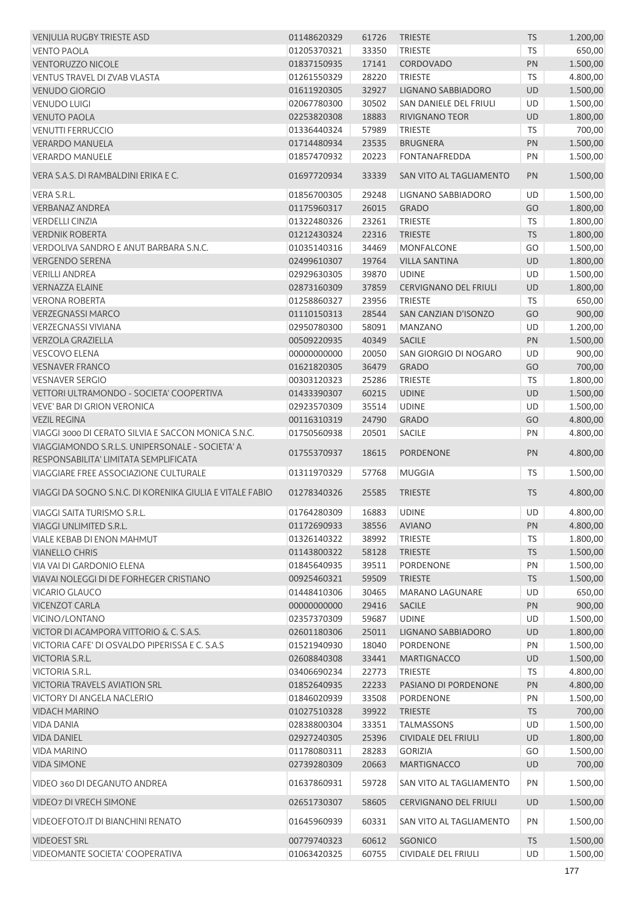| | | | | | |
|---|---|---|---|---|---|
| VENJULIA RUGBY TRIESTE ASD | 01148620329 | 61726 | TRIESTE | TS | 1.200,00 |
| VENTO PAOLA | 01205370321 | 33350 | TRIESTE | TS | 650,00 |
| VENTORUZZO NICOLE | 01837150935 | 17141 | CORDOVADO | PN | 1.500,00 |
| VENTUS TRAVEL DI ZVAB VLASTA | 01261550329 | 28220 | TRIESTE | TS | 4.800,00 |
| VENUDO GIORGIO | 01611920305 | 32927 | LIGNANO SABBIADORO | UD | 1.500,00 |
| VENUDO LUIGI | 02067780300 | 30502 | SAN DANIELE DEL FRIULI | UD | 1.500,00 |
| VENUTO PAOLA | 02253820308 | 18883 | RIVIGNANO TEOR | UD | 1.800,00 |
| VENUTTI FERRUCCIO | 01336440324 | 57989 | TRIESTE | TS | 700,00 |
| VERARDO MANUELA | 01714480934 | 23535 | BRUGNERA | PN | 1.500,00 |
| VERARDO MANUELE | 01857470932 | 20223 | FONTANAFREDDA | PN | 1.500,00 |
| VERA S.A.S. DI RAMBALDINI ERIKA E C. | 01697720934 | 33339 | SAN VITO AL TAGLIAMENTO | PN | 1.500,00 |
| VERA S.R.L. | 01856700305 | 29248 | LIGNANO SABBIADORO | UD | 1.500,00 |
| VERBANAZ ANDREA | 01175960317 | 26015 | GRADO | GO | 1.800,00 |
| VERDELLI CINZIA | 01322480326 | 23261 | TRIESTE | TS | 1.800,00 |
| VERDNIK ROBERTA | 01212430324 | 22316 | TRIESTE | TS | 1.800,00 |
| VERDOLIVA SANDRO E ANUT BARBARA S.N.C. | 01035140316 | 34469 | MONFALCONE | GO | 1.500,00 |
| VERGENDO SERENA | 02499610307 | 19764 | VILLA SANTINA | UD | 1.800,00 |
| VERILLI ANDREA | 02929630305 | 39870 | UDINE | UD | 1.500,00 |
| VERNAZZA ELAINE | 02873160309 | 37859 | CERVIGNANO DEL FRIULI | UD | 1.800,00 |
| VERONA ROBERTA | 01258860327 | 23956 | TRIESTE | TS | 650,00 |
| VERZEGNASSI MARCO | 01110150313 | 28544 | SAN CANZIAN D'ISONZO | GO | 900,00 |
| VERZEGNASSI VIVIANA | 02950780300 | 58091 | MANZANO | UD | 1.200,00 |
| VERZOLA GRAZIELLA | 00509220935 | 40349 | SACILE | PN | 1.500,00 |
| VESCOVO ELENA | 00000000000 | 20050 | SAN GIORGIO DI NOGARO | UD | 900,00 |
| VESNAVER FRANCO | 01621820305 | 36479 | GRADO | GO | 700,00 |
| VESNAVER SERGIO | 00303120323 | 25286 | TRIESTE | TS | 1.800,00 |
| VETTORI ULTRAMONDO - SOCIETA' COOPERTIVA | 01433390307 | 60215 | UDINE | UD | 1.500,00 |
| VEVE' BAR DI GRION VERONICA | 02923570309 | 35514 | UDINE | UD | 1.500,00 |
| VEZIL REGINA | 00116310319 | 24790 | GRADO | GO | 4.800,00 |
| VIAGGI 3000 DI CERATO SILVIA E SACCON MONICA S.N.C. | 01750560938 | 20501 | SACILE | PN | 4.800,00 |
| VIAGGIAMONDO S.R.L.S. UNIPERSONALE - SOCIETA' A RESPONSABILITA' LIMITATA SEMPLIFICATA | 01755370937 | 18615 | PORDENONE | PN | 4.800,00 |
| VIAGGIARE FREE ASSOCIAZIONE CULTURALE | 01311970329 | 57768 | MUGGIA | TS | 1.500,00 |
| VIAGGI DA SOGNO S.N.C. DI KORENIKA GIULIA E VITALE FABIO | 01278340326 | 25585 | TRIESTE | TS | 4.800,00 |
| VIAGGI SAITA TURISMO S.R.L. | 01764280309 | 16883 | UDINE | UD | 4.800,00 |
| VIAGGI UNLIMITED S.R.L. | 01172690933 | 38556 | AVIANO | PN | 4.800,00 |
| VIALE KEBAB DI ENON MAHMUT | 01326140322 | 38992 | TRIESTE | TS | 1.800,00 |
| VIANELLO CHRIS | 01143800322 | 58128 | TRIESTE | TS | 1.500,00 |
| VIA VAI DI GARDONIO ELENA | 01845640935 | 39511 | PORDENONE | PN | 1.500,00 |
| VIAVAI NOLEGGI DI DE FORHEGER CRISTIANO | 00925460321 | 59509 | TRIESTE | TS | 1.500,00 |
| VICARIO GLAUCO | 01448410306 | 30465 | MARANO LAGUNARE | UD | 650,00 |
| VICENZOT CARLA | 00000000000 | 29416 | SACILE | PN | 900,00 |
| VICINO/LONTANO | 02357370309 | 59687 | UDINE | UD | 1.500,00 |
| VICTOR DI ACAMPORA VITTORIO & C. S.A.S. | 02601180306 | 25011 | LIGNANO SABBIADORO | UD | 1.800,00 |
| VICTORIA CAFE' DI OSVALDO PIPERISSA E C. S.A.S | 01521940930 | 18040 | PORDENONE | PN | 1.500,00 |
| VICTORIA S.R.L. | 02608840308 | 33441 | MARTIGNACCO | UD | 1.500,00 |
| VICTORIA S.R.L. | 03406690234 | 22773 | TRIESTE | TS | 4.800,00 |
| VICTORIA TRAVELS AVIATION SRL | 01852640935 | 22233 | PASIANO DI PORDENONE | PN | 4.800,00 |
| VICTORY DI ANGELA NACLERIO | 01846020939 | 33508 | PORDENONE | PN | 1.500,00 |
| VIDACH MARINO | 01027510328 | 39922 | TRIESTE | TS | 700,00 |
| VIDA DANIA | 02838800304 | 33351 | TALMASSONS | UD | 1.500,00 |
| VIDA DANIEL | 02927240305 | 25396 | CIVIDALE DEL FRIULI | UD | 1.800,00 |
| VIDA MARINO | 01178080311 | 28283 | GORIZIA | GO | 1.500,00 |
| VIDA SIMONE | 02739280309 | 20663 | MARTIGNACCO | UD | 700,00 |
| VIDEO 360 DI DEGANUTO ANDREA | 01637860931 | 59728 | SAN VITO AL TAGLIAMENTO | PN | 1.500,00 |
| VIDEO7 DI VRECH SIMONE | 02651730307 | 58605 | CERVIGNANO DEL FRIULI | UD | 1.500,00 |
| VIDEOEFOTO.IT DI BIANCHINI RENATO | 01645960939 | 60331 | SAN VITO AL TAGLIAMENTO | PN | 1.500,00 |
| VIDEOEST SRL | 00779740323 | 60612 | SGONICO | TS | 1.500,00 |
| VIDEOMANTE SOCIETA' COOPERATIVA | 01063420325 | 60755 | CIVIDALE DEL FRIULI | UD | 1.500,00 |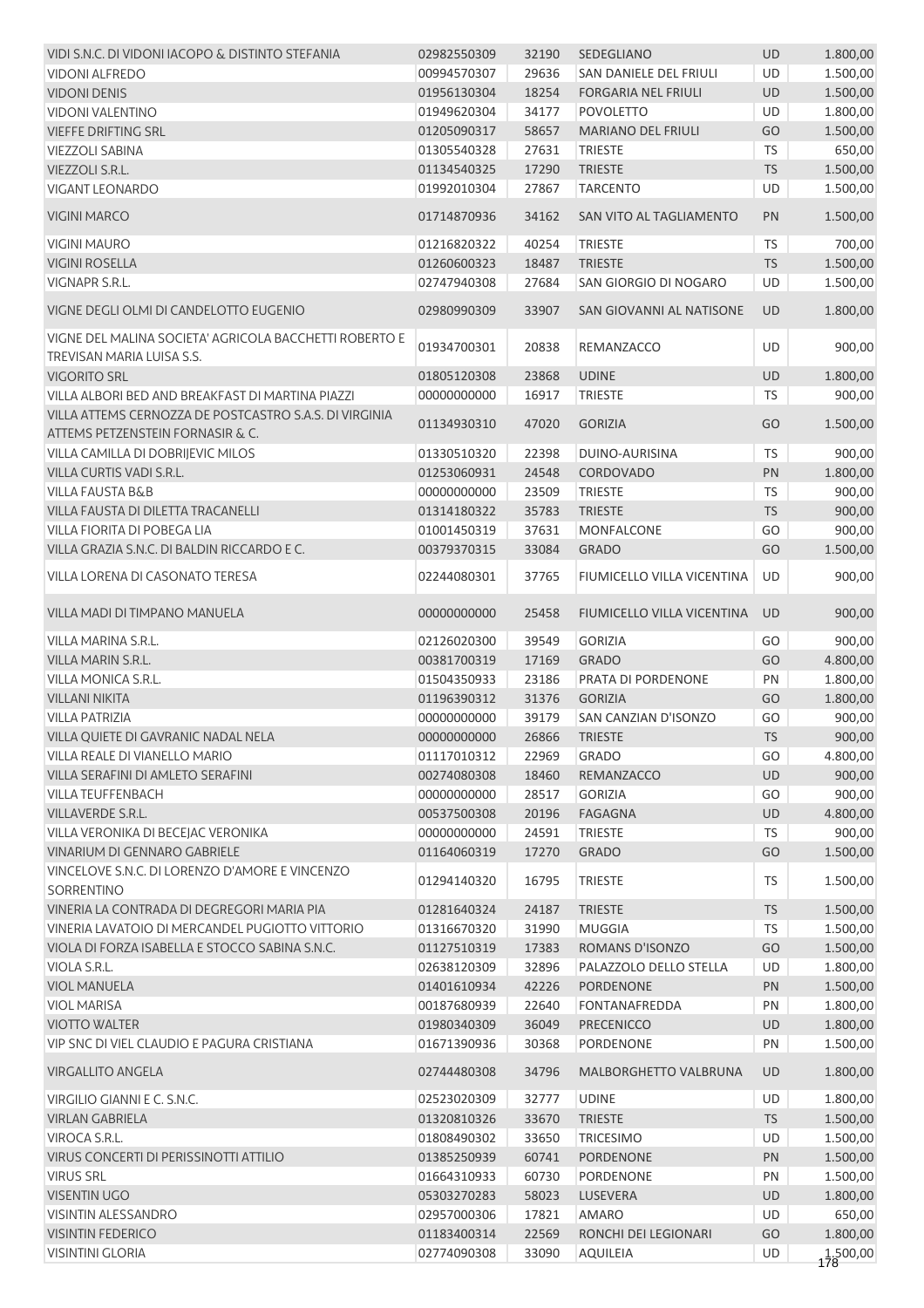| | | | | | |
|---|---|---|---|---|---|
| VIDI S.N.C. DI VIDONI IACOPO & DISTINTO STEFANIA | 02982550309 | 32190 | SEDEGLIANO | UD | 1.800,00 |
| VIDONI ALFREDO | 00994570307 | 29636 | SAN DANIELE DEL FRIULI | UD | 1.500,00 |
| VIDONI DENIS | 01956130304 | 18254 | FORGARIA NEL FRIULI | UD | 1.500,00 |
| VIDONI VALENTINO | 01949620304 | 34177 | POVOLETTO | UD | 1.800,00 |
| VIEFFE DRIFTING SRL | 01205090317 | 58657 | MARIANO DEL FRIULI | GO | 1.500,00 |
| VIEZZOLI SABINA | 01305540328 | 27631 | TRIESTE | TS | 650,00 |
| VIEZZOLI S.R.L. | 01134540325 | 17290 | TRIESTE | TS | 1.500,00 |
| VIGANT LEONARDO | 01992010304 | 27867 | TARCENTO | UD | 1.500,00 |
| VIGINI MARCO | 01714870936 | 34162 | SAN VITO AL TAGLIAMENTO | PN | 1.500,00 |
| VIGINI MAURO | 01216820322 | 40254 | TRIESTE | TS | 700,00 |
| VIGINI ROSELLA | 01260600323 | 18487 | TRIESTE | TS | 1.500,00 |
| VIGNAPR S.R.L. | 02747940308 | 27684 | SAN GIORGIO DI NOGARO | UD | 1.500,00 |
| VIGNE DEGLI OLMI DI CANDELOTTO EUGENIO | 02980990309 | 33907 | SAN GIOVANNI AL NATISONE | UD | 1.800,00 |
| VIGNE DEL MALINA SOCIETA' AGRICOLA BACCHETTI ROBERTO E TREVISAN MARIA LUISA S.S. | 01934700301 | 20838 | REMANZACCO | UD | 900,00 |
| VIGORITO SRL | 01805120308 | 23868 | UDINE | UD | 1.800,00 |
| VILLA ALBORI BED AND BREAKFAST DI MARTINA PIAZZI | 00000000000 | 16917 | TRIESTE | TS | 900,00 |
| VILLA ATTEMS CERNOZZA DE POSTCASTRO S.A.S. DI VIRGINIA ATTEMS PETZENSTEIN FORNASIR & C. | 01134930310 | 47020 | GORIZIA | GO | 1.500,00 |
| VILLA CAMILLA DI DOBRIJEVIC MILOS | 01330510320 | 22398 | DUINO-AURISINA | TS | 900,00 |
| VILLA CURTIS VADI S.R.L. | 01253060931 | 24548 | CORDOVADO | PN | 1.800,00 |
| VILLA FAUSTA B&B | 00000000000 | 23509 | TRIESTE | TS | 900,00 |
| VILLA FAUSTA DI DILETTA TRACANELLI | 01314180322 | 35783 | TRIESTE | TS | 900,00 |
| VILLA FIORITA DI POBEGA LIA | 01001450319 | 37631 | MONFALCONE | GO | 900,00 |
| VILLA GRAZIA S.N.C. DI BALDIN RICCARDO E C. | 00379370315 | 33084 | GRADO | GO | 1.500,00 |
| VILLA LORENA DI CASONATO TERESA | 02244080301 | 37765 | FIUMICELLO VILLA VICENTINA | UD | 900,00 |
| VILLA MADI DI TIMPANO MANUELA | 00000000000 | 25458 | FIUMICELLO VILLA VICENTINA | UD | 900,00 |
| VILLA MARINA S.R.L. | 02126020300 | 39549 | GORIZIA | GO | 900,00 |
| VILLA MARIN S.R.L. | 00381700319 | 17169 | GRADO | GO | 4.800,00 |
| VILLA MONICA S.R.L. | 01504350933 | 23186 | PRATA DI PORDENONE | PN | 1.800,00 |
| VILLANI NIKITA | 01196390312 | 31376 | GORIZIA | GO | 1.800,00 |
| VILLA PATRIZIA | 00000000000 | 39179 | SAN CANZIAN D'ISONZO | GO | 900,00 |
| VILLA QUIETE DI GAVRANIC NADAL NELA | 00000000000 | 26866 | TRIESTE | TS | 900,00 |
| VILLA REALE DI VIANELLO MARIO | 01117010312 | 22969 | GRADO | GO | 4.800,00 |
| VILLA SERAFINI DI AMLETO SERAFINI | 00274080308 | 18460 | REMANZACCO | UD | 900,00 |
| VILLA TEUFFENBACH | 00000000000 | 28517 | GORIZIA | GO | 900,00 |
| VILLAVERDE S.R.L. | 00537500308 | 20196 | FAGAGNA | UD | 4.800,00 |
| VILLA VERONIKA DI BECEJAC VERONIKA | 00000000000 | 24591 | TRIESTE | TS | 900,00 |
| VINARIUM DI GENNARO GABRIELE | 01164060319 | 17270 | GRADO | GO | 1.500,00 |
| VINCELOVE S.N.C. DI LORENZO D'AMORE E VINCENZO SORRENTINO | 01294140320 | 16795 | TRIESTE | TS | 1.500,00 |
| VINERIA LA CONTRADA DI DEGREGORI MARIA PIA | 01281640324 | 24187 | TRIESTE | TS | 1.500,00 |
| VINERIA LAVATOIO DI MERCANDEL PUGIOTTO VITTORIO | 01316670320 | 31990 | MUGGIA | TS | 1.500,00 |
| VIOLA DI FORZA ISABELLA E STOCCO SABINA S.N.C. | 01127510319 | 17383 | ROMANS D'ISONZO | GO | 1.500,00 |
| VIOLA S.R.L. | 02638120309 | 32896 | PALAZZOLO DELLO STELLA | UD | 1.800,00 |
| VIOL MANUELA | 01401610934 | 42226 | PORDENONE | PN | 1.500,00 |
| VIOL MARISA | 00187680939 | 22640 | FONTANAFREDDA | PN | 1.800,00 |
| VIOTTO WALTER | 01980340309 | 36049 | PRECENICCO | UD | 1.800,00 |
| VIP SNC DI VIEL CLAUDIO E PAGURA CRISTIANA | 01671390936 | 30368 | PORDENONE | PN | 1.500,00 |
| VIRGALLITO ANGELA | 02744480308 | 34796 | MALBORGHETTO VALBRUNA | UD | 1.800,00 |
| VIRGILIO GIANNI E C. S.N.C. | 02523020309 | 32777 | UDINE | UD | 1.800,00 |
| VIRLAN GABRIELA | 01320810326 | 33670 | TRIESTE | TS | 1.500,00 |
| VIROCA S.R.L. | 01808490302 | 33650 | TRICESIMO | UD | 1.500,00 |
| VIRUS CONCERTI DI PERISSINOTTI ATTILIO | 01385250939 | 60741 | PORDENONE | PN | 1.500,00 |
| VIRUS SRL | 01664310933 | 60730 | PORDENONE | PN | 1.500,00 |
| VISENTIN UGO | 05303270283 | 58023 | LUSEVERA | UD | 1.800,00 |
| VISINTIN ALESSANDRO | 02957000306 | 17821 | AMARO | UD | 650,00 |
| VISINTIN FEDERICO | 01183400314 | 22569 | RONCHI DEI LEGIONARI | GO | 1.800,00 |
| VISINTINI GLORIA | 02774090308 | 33090 | AQUILEIA | UD | 1.500,00 |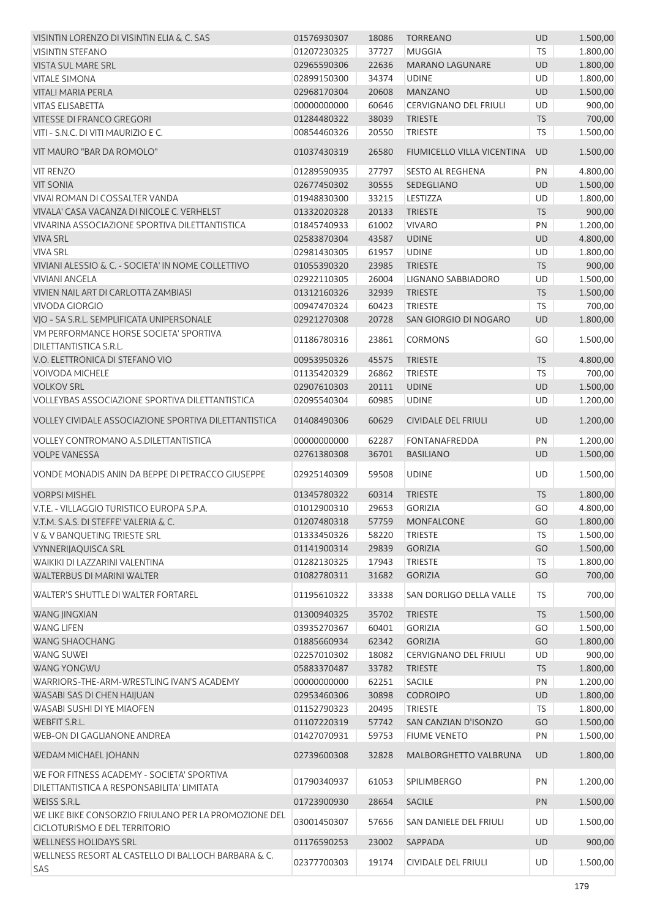| | | | | | |
|---|---|---|---|---|---|
| VISINTIN LORENZO DI VISINTIN ELIA & C. SAS | 01576930307 | 18086 | TORREANO | UD | 1.500,00 |
| VISINTIN STEFANO | 01207230325 | 37727 | MUGGIA | TS | 1.800,00 |
| VISTA SUL MARE SRL | 02965590306 | 22636 | MARANO LAGUNARE | UD | 1.800,00 |
| VITALE SIMONA | 02899150300 | 34374 | UDINE | UD | 1.800,00 |
| VITALI MARIA PERLA | 02968170304 | 20608 | MANZANO | UD | 1.500,00 |
| VITAS ELISABETTA | 00000000000 | 60646 | CERVIGNANO DEL FRIULI | UD | 900,00 |
| VITESSE DI FRANCO GREGORI | 01284480322 | 38039 | TRIESTE | TS | 700,00 |
| VITI - S.N.C. DI VITI MAURIZIO E C. | 00854460326 | 20550 | TRIESTE | TS | 1.500,00 |
| VIT MAURO "BAR DA ROMOLO" | 01037430319 | 26580 | FIUMICELLO VILLA VICENTINA | UD | 1.500,00 |
| VIT RENZO | 01289590935 | 27797 | SESTO AL REGHENA | PN | 4.800,00 |
| VIT SONIA | 02677450302 | 30555 | SEDEGLIANO | UD | 1.500,00 |
| VIVAI ROMAN DI COSSALTER VANDA | 01948830300 | 33215 | LESTIZZA | UD | 1.800,00 |
| VIVALA' CASA VACANZA DI NICOLE C. VERHELST | 01332020328 | 20133 | TRIESTE | TS | 900,00 |
| VIVARINA ASSOCIAZIONE SPORTIVA DILETTANTISTICA | 01845740933 | 61002 | VIVARO | PN | 1.200,00 |
| VIVA SRL | 02583870304 | 43587 | UDINE | UD | 4.800,00 |
| VIVA SRL | 02981430305 | 61957 | UDINE | UD | 1.800,00 |
| VIVIANI ALESSIO & C. - SOCIETA' IN NOME COLLETTIVO | 01055390320 | 23985 | TRIESTE | TS | 900,00 |
| VIVIANI ANGELA | 02922110305 | 26004 | LIGNANO SABBIADORO | UD | 1.500,00 |
| VIVIEN NAIL ART DI CARLOTTA ZAMBIASI | 01312160326 | 32939 | TRIESTE | TS | 1.500,00 |
| VIVODA GIORGIO | 00947470324 | 60423 | TRIESTE | TS | 700,00 |
| VJO - SA S.R.L. SEMPLIFICATA UNIPERSONALE | 02921270308 | 20728 | SAN GIORGIO DI NOGARO | UD | 1.800,00 |
| VM PERFORMANCE HORSE SOCIETA' SPORTIVA DILETTANTISTICA S.R.L. | 01186780316 | 23861 | CORMONS | GO | 1.500,00 |
| V.O. ELETTRONICA DI STEFANO VIO | 00953950326 | 45575 | TRIESTE | TS | 4.800,00 |
| VOIVODA MICHELE | 01135420329 | 26862 | TRIESTE | TS | 700,00 |
| VOLKOV SRL | 02907610303 | 20111 | UDINE | UD | 1.500,00 |
| VOLLEYBAS ASSOCIAZIONE SPORTIVA DILETTANTISTICA | 02095540304 | 60985 | UDINE | UD | 1.200,00 |
| VOLLEY CIVIDALE ASSOCIAZIONE SPORTIVA DILETTANTISTICA | 01408490306 | 60629 | CIVIDALE DEL FRIULI | UD | 1.200,00 |
| VOLLEY CONTROMANO A.S.DILETTANTISTICA | 00000000000 | 62287 | FONTANAFREDDA | PN | 1.200,00 |
| VOLPE VANESSA | 02761380308 | 36701 | BASILIANO | UD | 1.500,00 |
| VONDE MONADIS ANIN DA BEPPE DI PETRACCO GIUSEPPE | 02925140309 | 59508 | UDINE | UD | 1.500,00 |
| VORPSI MISHEL | 01345780322 | 60314 | TRIESTE | TS | 1.800,00 |
| V.T.E. - VILLAGGIO TURISTICO EUROPA S.P.A. | 01012900310 | 29653 | GORIZIA | GO | 4.800,00 |
| V.T.M. S.A.S. DI STEFFE' VALERIA & C. | 01207480318 | 57759 | MONFALCONE | GO | 1.800,00 |
| V & V BANQUETING TRIESTE SRL | 01333450326 | 58220 | TRIESTE | TS | 1.500,00 |
| VYNNERIJAQUISCA SRL | 01141900314 | 29839 | GORIZIA | GO | 1.500,00 |
| WAIKIKI DI LAZZARINI VALENTINA | 01282130325 | 17943 | TRIESTE | TS | 1.800,00 |
| WALTERBUS DI MARINI WALTER | 01082780311 | 31682 | GORIZIA | GO | 700,00 |
| WALTER'S SHUTTLE DI WALTER FORTAREL | 01195610322 | 33338 | SAN DORLIGO DELLA VALLE | TS | 700,00 |
| WANG JINGXIAN | 01300940325 | 35702 | TRIESTE | TS | 1.500,00 |
| WANG LIFEN | 03935270367 | 60401 | GORIZIA | GO | 1.500,00 |
| WANG SHAOCHANG | 01885660934 | 62342 | GORIZIA | GO | 1.800,00 |
| WANG SUWEI | 02257010302 | 18082 | CERVIGNANO DEL FRIULI | UD | 900,00 |
| WANG YONGWU | 05883370487 | 33782 | TRIESTE | TS | 1.800,00 |
| WARRIORS-THE-ARM-WRESTLING IVAN'S ACADEMY | 00000000000 | 62251 | SACILE | PN | 1.200,00 |
| WASABI SAS DI CHEN HAIJUAN | 02953460306 | 30898 | CODROIPO | UD | 1.800,00 |
| WASABI SUSHI DI YE MIAOFEN | 01152790323 | 20495 | TRIESTE | TS | 1.800,00 |
| WEBFIT S.R.L. | 01107220319 | 57742 | SAN CANZIAN D'ISONZO | GO | 1.500,00 |
| WEB-ON DI GAGLIANONE ANDREA | 01427070931 | 59753 | FIUME VENETO | PN | 1.500,00 |
| WEDAM MICHAEL JOHANN | 02739600308 | 32828 | MALBORGHETTO VALBRUNA | UD | 1.800,00 |
| WE FOR FITNESS ACADEMY - SOCIETA' SPORTIVA DILETTANTISTICA A RESPONSABILITA' LIMITATA | 01790340937 | 61053 | SPILIMBERGO | PN | 1.200,00 |
| WEISS S.R.L. | 01723900930 | 28654 | SACILE | PN | 1.500,00 |
| WE LIKE BIKE CONSORZIO FRIULANO PER LA PROMOZIONE DEL CICLOTURISMO E DEL TERRITORIO | 03001450307 | 57656 | SAN DANIELE DEL FRIULI | UD | 1.500,00 |
| WELLNESS HOLIDAYS SRL | 01176590253 | 23002 | SAPPADA | UD | 900,00 |
| WELLNESS RESORT AL CASTELLO DI BALLOCH BARBARA & C. SAS | 02377700303 | 19174 | CIVIDALE DEL FRIULI | UD | 1.500,00 |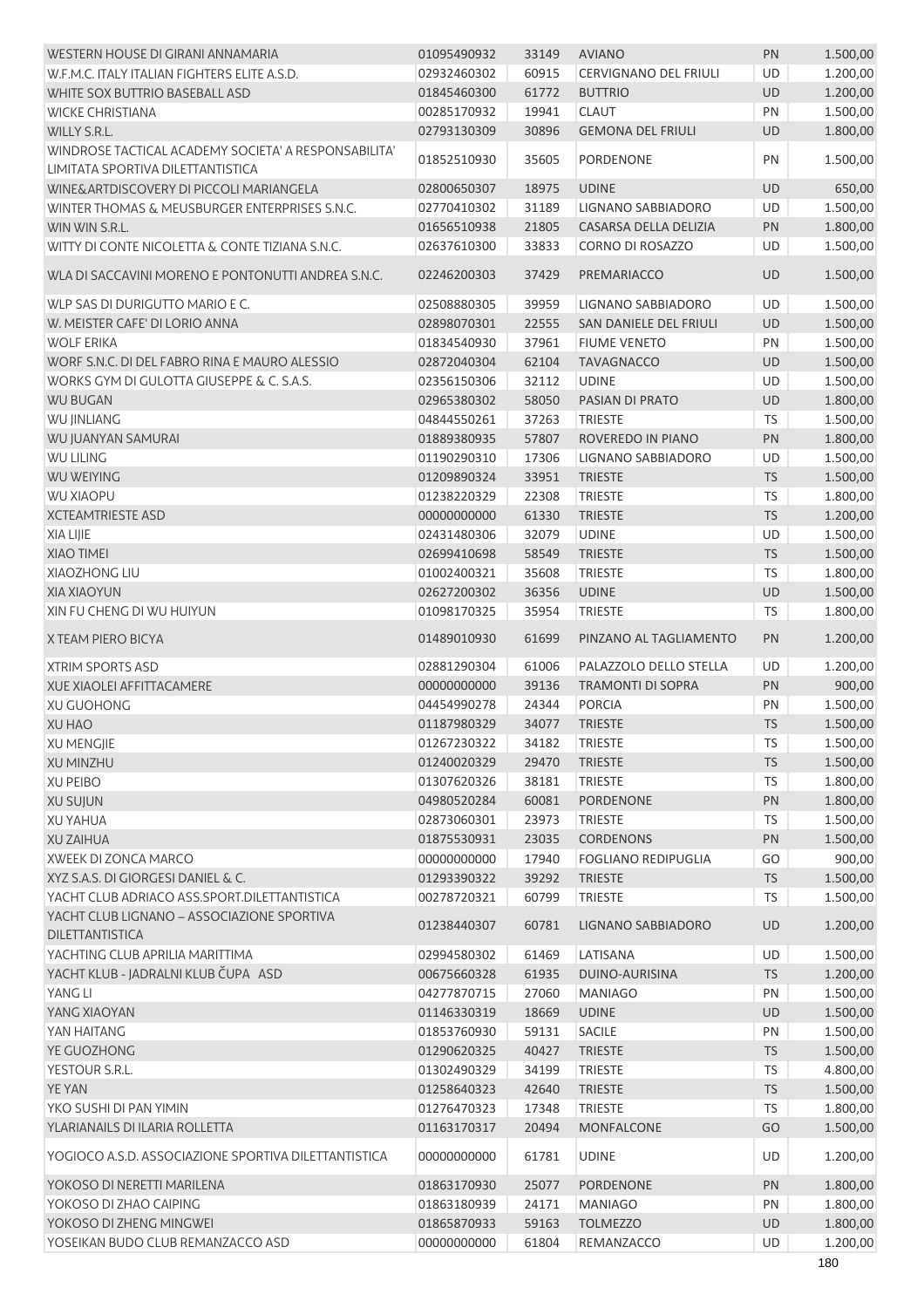| | | | | | |
|---|---|---|---|---|---|
| WESTERN HOUSE DI GIRANI ANNAMARIA | 01095490932 | 33149 | AVIANO | PN | 1.500,00 |
| W.F.M.C. ITALY ITALIAN FIGHTERS ELITE A.S.D. | 02932460302 | 60915 | CERVIGNANO DEL FRIULI | UD | 1.200,00 |
| WHITE SOX BUTTRIO BASEBALL ASD | 01845460300 | 61772 | BUTTRIO | UD | 1.200,00 |
| WICKE CHRISTIANA | 00285170932 | 19941 | CLAUT | PN | 1.500,00 |
| WILLY S.R.L. | 02793130309 | 30896 | GEMONA DEL FRIULI | UD | 1.800,00 |
| WINDROSE TACTICAL ACADEMY SOCIETA' A RESPONSABILITA' LIMITATA SPORTIVA DILETTANTISTICA | 01852510930 | 35605 | PORDENONE | PN | 1.500,00 |
| WINE&ARTDISCOVERY DI PICCOLI MARIANGELA | 02800650307 | 18975 | UDINE | UD | 650,00 |
| WINTER THOMAS & MEUSBURGER ENTERPRISES S.N.C. | 02770410302 | 31189 | LIGNANO SABBIADORO | UD | 1.500,00 |
| WIN WIN S.R.L. | 01656510938 | 21805 | CASARSA DELLA DELIZIA | PN | 1.800,00 |
| WITTY DI CONTE NICOLETTA & CONTE TIZIANA S.N.C. | 02637610300 | 33833 | CORNO DI ROSAZZO | UD | 1.500,00 |
| WLA DI SACCAVINI MORENO E PONTONUTTI ANDREA S.N.C. | 02246200303 | 37429 | PREMARIACCO | UD | 1.500,00 |
| WLP SAS DI DURIGUTTO MARIO E C. | 02508880305 | 39959 | LIGNANO SABBIADORO | UD | 1.500,00 |
| W. MEISTER CAFE' DI LORIO ANNA | 02898070301 | 22555 | SAN DANIELE DEL FRIULI | UD | 1.500,00 |
| WOLF ERIKA | 01834540930 | 37961 | FIUME VENETO | PN | 1.500,00 |
| WORF S.N.C. DI DEL FABRO RINA E MAURO ALESSIO | 02872040304 | 62104 | TAVAGNACCO | UD | 1.500,00 |
| WORKS GYM DI GULOTTA GIUSEPPE & C. S.A.S. | 02356150306 | 32112 | UDINE | UD | 1.500,00 |
| WU BUGAN | 02965380302 | 58050 | PASIAN DI PRATO | UD | 1.800,00 |
| WU JINLIANG | 04844550261 | 37263 | TRIESTE | TS | 1.500,00 |
| WU JUANYAN SAMURAI | 01889380935 | 57807 | ROVEREDO IN PIANO | PN | 1.800,00 |
| WU LILING | 01190290310 | 17306 | LIGNANO SABBIADORO | UD | 1.500,00 |
| WU WEIYING | 01209890324 | 33951 | TRIESTE | TS | 1.500,00 |
| WU XIAOPU | 01238220329 | 22308 | TRIESTE | TS | 1.800,00 |
| XCTEAMTRIESTE ASD | 00000000000 | 61330 | TRIESTE | TS | 1.200,00 |
| XIA LIJIE | 02431480306 | 32079 | UDINE | UD | 1.500,00 |
| XIAO TIMEI | 02699410698 | 58549 | TRIESTE | TS | 1.500,00 |
| XIAOZHONG LIU | 01002400321 | 35608 | TRIESTE | TS | 1.800,00 |
| XIA XIAOYUN | 02627200302 | 36356 | UDINE | UD | 1.500,00 |
| XIN FU CHENG DI WU HUIYUN | 01098170325 | 35954 | TRIESTE | TS | 1.800,00 |
| X TEAM PIERO BICYA | 01489010930 | 61699 | PINZANO AL TAGLIAMENTO | PN | 1.200,00 |
| XTRIM SPORTS ASD | 02881290304 | 61006 | PALAZZOLO DELLO STELLA | UD | 1.200,00 |
| XUE XIAOLEI AFFITTACAMERE | 00000000000 | 39136 | TRAMONTI DI SOPRA | PN | 900,00 |
| XU GUOHONG | 04454990278 | 24344 | PORCIA | PN | 1.500,00 |
| XU HAO | 01187980329 | 34077 | TRIESTE | TS | 1.500,00 |
| XU MENGJIE | 01267230322 | 34182 | TRIESTE | TS | 1.500,00 |
| XU MINZHU | 01240020329 | 29470 | TRIESTE | TS | 1.500,00 |
| XU PEIBO | 01307620326 | 38181 | TRIESTE | TS | 1.800,00 |
| XU SUJUN | 04980520284 | 60081 | PORDENONE | PN | 1.800,00 |
| XU YAHUA | 02873060301 | 23973 | TRIESTE | TS | 1.500,00 |
| XU ZAIHUA | 01875530931 | 23035 | CORDENONS | PN | 1.500,00 |
| XWEEK DI ZONCA MARCO | 00000000000 | 17940 | FOGLIANO REDIPUGLIA | GO | 900,00 |
| XYZ S.A.S. DI GIORGESI DANIEL & C. | 01293390322 | 39292 | TRIESTE | TS | 1.500,00 |
| YACHT CLUB ADRIACO ASS.SPORT.DILETTANTISTICA | 00278720321 | 60799 | TRIESTE | TS | 1.500,00 |
| YACHT CLUB LIGNANO – ASSOCIAZIONE SPORTIVA DILETTANTISTICA | 01238440307 | 60781 | LIGNANO SABBIADORO | UD | 1.200,00 |
| YACHTING CLUB APRILIA MARITTIMA | 02994580302 | 61469 | LATISANA | UD | 1.500,00 |
| YACHT KLUB - JADRALNI KLUB ČUPA ASD | 00675660328 | 61935 | DUINO-AURISINA | TS | 1.200,00 |
| YANG LI | 04277870715 | 27060 | MANIAGO | PN | 1.500,00 |
| YANG XIAOYAN | 01146330319 | 18669 | UDINE | UD | 1.500,00 |
| YAN HAITANG | 01853760930 | 59131 | SACILE | PN | 1.500,00 |
| YE GUOZHONG | 01290620325 | 40427 | TRIESTE | TS | 1.500,00 |
| YESTOUR S.R.L. | 01302490329 | 34199 | TRIESTE | TS | 4.800,00 |
| YE YAN | 01258640323 | 42640 | TRIESTE | TS | 1.500,00 |
| YKO SUSHI DI PAN YIMIN | 01276470323 | 17348 | TRIESTE | TS | 1.800,00 |
| YLARIANAILS DI ILARIA ROLLETTA | 01163170317 | 20494 | MONFALCONE | GO | 1.500,00 |
| YOGIOCO A.S.D. ASSOCIAZIONE SPORTIVA DILETTANTISTICA | 00000000000 | 61781 | UDINE | UD | 1.200,00 |
| YOKOSO DI NERETTI MARILENA | 01863170930 | 25077 | PORDENONE | PN | 1.800,00 |
| YOKOSO DI ZHAO CAIPING | 01863180939 | 24171 | MANIAGO | PN | 1.800,00 |
| YOKOSO DI ZHENG MINGWEI | 01865870933 | 59163 | TOLMEZZO | UD | 1.800,00 |
| YOSEIKAN BUDO CLUB REMANZACCO ASD | 00000000000 | 61804 | REMANZACCO | UD | 1.200,00 |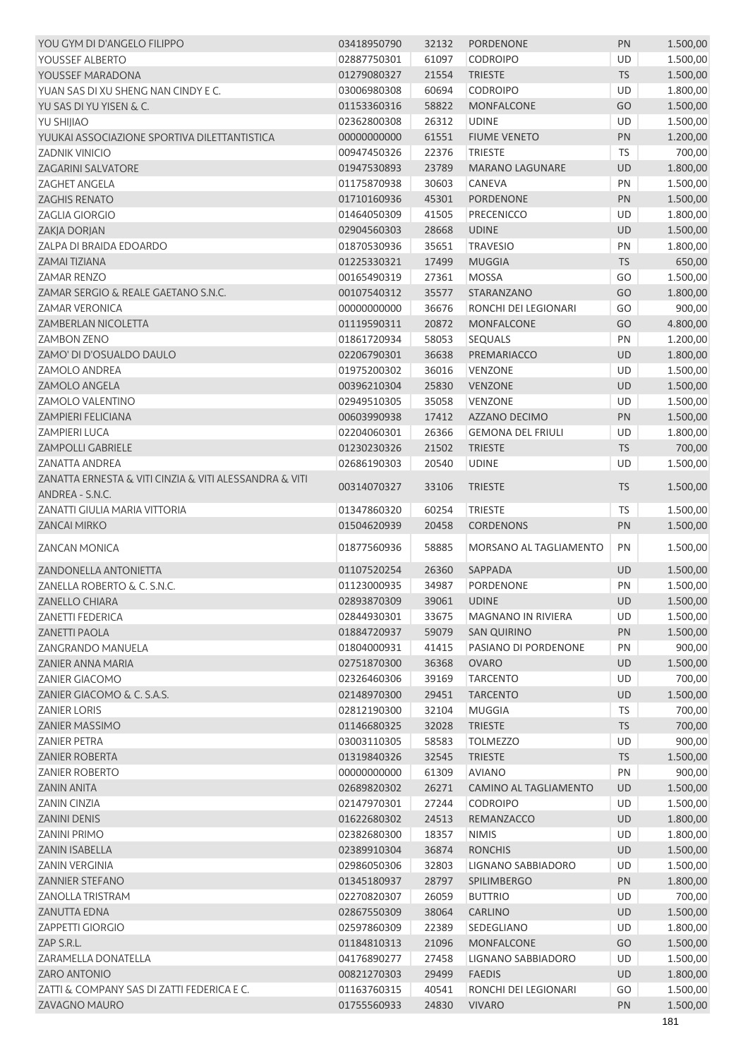| | | | | | |
|---|---|---|---|---|---|
| YOU GYM DI D'ANGELO FILIPPO | 03418950790 | 32132 | PORDENONE | PN | 1.500,00 |
| YOUSSEF ALBERTO | 02887750301 | 61097 | CODROIPO | UD | 1.500,00 |
| YOUSSEF MARADONA | 01279080327 | 21554 | TRIESTE | TS | 1.500,00 |
| YUAN SAS DI XU SHENG NAN CINDY E C. | 03006980308 | 60694 | CODROIPO | UD | 1.800,00 |
| YU SAS DI YU YISEN & C. | 01153360316 | 58822 | MONFALCONE | GO | 1.500,00 |
| YU SHIJIAO | 02362800308 | 26312 | UDINE | UD | 1.500,00 |
| YUUKAI ASSOCIAZIONE SPORTIVA DILETTANTISTICA | 00000000000 | 61551 | FIUME VENETO | PN | 1.200,00 |
| ZADNIK VINICIO | 00947450326 | 22376 | TRIESTE | TS | 700,00 |
| ZAGARINI SALVATORE | 01947530893 | 23789 | MARANO LAGUNARE | UD | 1.800,00 |
| ZAGHET ANGELA | 01175870938 | 30603 | CANEVA | PN | 1.500,00 |
| ZAGHIS RENATO | 01710160936 | 45301 | PORDENONE | PN | 1.500,00 |
| ZAGLIA GIORGIO | 01464050309 | 41505 | PRECENICCO | UD | 1.800,00 |
| ZAKJA DORJAN | 02904560303 | 28668 | UDINE | UD | 1.500,00 |
| ZALPA DI BRAIDA EDOARDO | 01870530936 | 35651 | TRAVESIO | PN | 1.800,00 |
| ZAMAI TIZIANA | 01225330321 | 17499 | MUGGIA | TS | 650,00 |
| ZAMAR RENZO | 00165490319 | 27361 | MOSSA | GO | 1.500,00 |
| ZAMAR SERGIO & REALE GAETANO S.N.C. | 00107540312 | 35577 | STARANZANO | GO | 1.800,00 |
| ZAMAR VERONICA | 00000000000 | 36676 | RONCHI DEI LEGIONARI | GO | 900,00 |
| ZAMBERLAN NICOLETTA | 01119590311 | 20872 | MONFALCONE | GO | 4.800,00 |
| ZAMBON ZENO | 01861720934 | 58053 | SEQUALS | PN | 1.200,00 |
| ZAMO' DI D'OSUALDO DAULO | 02206790301 | 36638 | PREMARIACCO | UD | 1.800,00 |
| ZAMOLO ANDREA | 01975200302 | 36016 | VENZONE | UD | 1.500,00 |
| ZAMOLO ANGELA | 00396210304 | 25830 | VENZONE | UD | 1.500,00 |
| ZAMOLO VALENTINO | 02949510305 | 35058 | VENZONE | UD | 1.500,00 |
| ZAMPIERI FELICIANA | 00603990938 | 17412 | AZZANO DECIMO | PN | 1.500,00 |
| ZAMPIERI LUCA | 02204060301 | 26366 | GEMONA DEL FRIULI | UD | 1.800,00 |
| ZAMPOLLI GABRIELE | 01230230326 | 21502 | TRIESTE | TS | 700,00 |
| ZANATTA ANDREA | 02686190303 | 20540 | UDINE | UD | 1.500,00 |
| ZANATTA ERNESTA & VITI CINZIA & VITI ALESSANDRA & VITI ANDREA - S.N.C. | 00314070327 | 33106 | TRIESTE | TS | 1.500,00 |
| ZANATTI GIULIA MARIA VITTORIA | 01347860320 | 60254 | TRIESTE | TS | 1.500,00 |
| ZANCAI MIRKO | 01504620939 | 20458 | CORDENONS | PN | 1.500,00 |
| ZANCAN MONICA | 01877560936 | 58885 | MORSANO AL TAGLIAMENTO | PN | 1.500,00 |
| ZANDONELLA ANTONIETTA | 01107520254 | 26360 | SAPPADA | UD | 1.500,00 |
| ZANELLA ROBERTO & C. S.N.C. | 01123000935 | 34987 | PORDENONE | PN | 1.500,00 |
| ZANELLO CHIARA | 02893870309 | 39061 | UDINE | UD | 1.500,00 |
| ZANETTI FEDERICA | 02844930301 | 33675 | MAGNANO IN RIVIERA | UD | 1.500,00 |
| ZANETTI PAOLA | 01884720937 | 59079 | SAN QUIRINO | PN | 1.500,00 |
| ZANGRANDO MANUELA | 01804000931 | 41415 | PASIANO DI PORDENONE | PN | 900,00 |
| ZANIER ANNA MARIA | 02751870300 | 36368 | OVARO | UD | 1.500,00 |
| ZANIER GIACOMO | 02326460306 | 39169 | TARCENTO | UD | 700,00 |
| ZANIER GIACOMO & C. S.A.S. | 02148970300 | 29451 | TARCENTO | UD | 1.500,00 |
| ZANIER LORIS | 02812190300 | 32104 | MUGGIA | TS | 700,00 |
| ZANIER MASSIMO | 01146680325 | 32028 | TRIESTE | TS | 700,00 |
| ZANIER PETRA | 03003110305 | 58583 | TOLMEZZO | UD | 900,00 |
| ZANIER ROBERTA | 01319840326 | 32545 | TRIESTE | TS | 1.500,00 |
| ZANIER ROBERTO | 00000000000 | 61309 | AVIANO | PN | 900,00 |
| ZANIN ANITA | 02689820302 | 26271 | CAMINO AL TAGLIAMENTO | UD | 1.500,00 |
| ZANIN CINZIA | 02147970301 | 27244 | CODROIPO | UD | 1.500,00 |
| ZANINI DENIS | 01622680302 | 24513 | REMANZACCO | UD | 1.800,00 |
| ZANINI PRIMO | 02382680300 | 18357 | NIMIS | UD | 1.800,00 |
| ZANIN ISABELLA | 02389910304 | 36874 | RONCHIS | UD | 1.500,00 |
| ZANIN VERGINIA | 02986050306 | 32803 | LIGNANO SABBIADORO | UD | 1.500,00 |
| ZANNIER STEFANO | 01345180937 | 28797 | SPILIMBERGO | PN | 1.800,00 |
| ZANOLLA TRISTRAM | 02270820307 | 26059 | BUTTRIO | UD | 700,00 |
| ZANUTTA EDNA | 02867550309 | 38064 | CARLINO | UD | 1.500,00 |
| ZAPPETTI GIORGIO | 02597860309 | 22389 | SEDEGLIANO | UD | 1.800,00 |
| ZAP S.R.L. | 01184810313 | 21096 | MONFALCONE | GO | 1.500,00 |
| ZARAMELLA DONATELLA | 04176890277 | 27458 | LIGNANO SABBIADORO | UD | 1.500,00 |
| ZARO ANTONIO | 00821270303 | 29499 | FAEDIS | UD | 1.800,00 |
| ZATTI & COMPANY SAS DI ZATTI FEDERICA E C. | 01163760315 | 40541 | RONCHI DEI LEGIONARI | GO | 1.500,00 |
| ZAVAGNO MAURO | 01755560933 | 24830 | VIVARO | PN | 1.500,00 |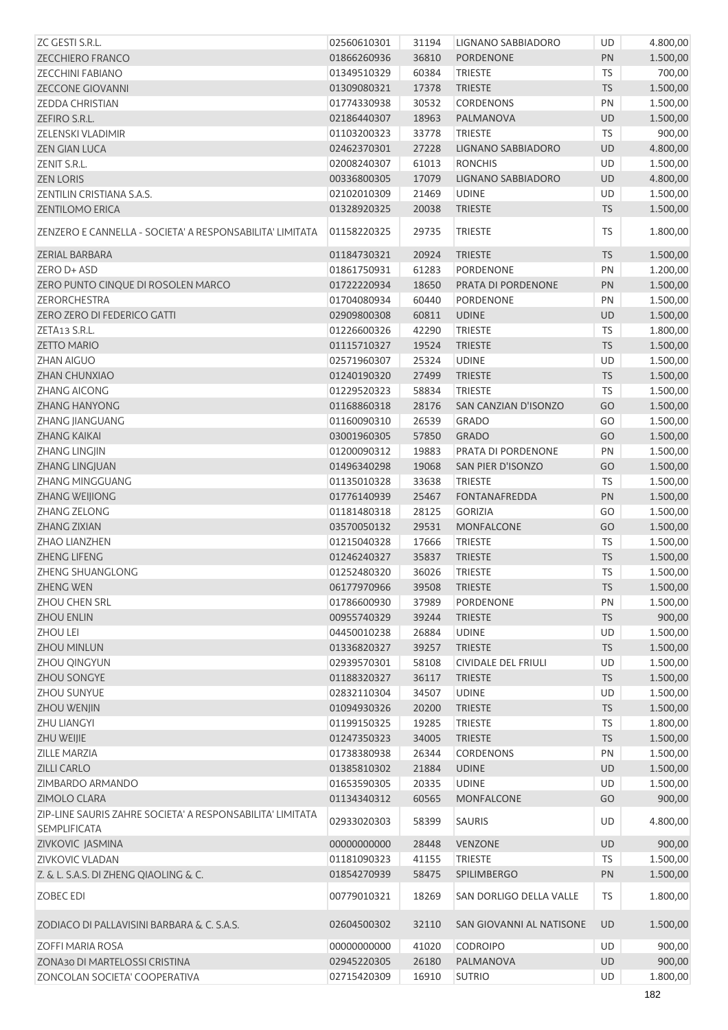| | | | | | |
|---|---|---|---|---|---|
| ZC GESTI S.R.L. | 02560610301 | 31194 | LIGNANO SABBIADORO | UD | 4.800,00 |
| ZECCHIERO FRANCO | 01866260936 | 36810 | PORDENONE | PN | 1.500,00 |
| ZECCHINI FABIANO | 01349510329 | 60384 | TRIESTE | TS | 700,00 |
| ZECCONE GIOVANNI | 01309080321 | 17378 | TRIESTE | TS | 1.500,00 |
| ZEDDA CHRISTIAN | 01774330938 | 30532 | CORDENONS | PN | 1.500,00 |
| ZEFIRO S.R.L. | 02186440307 | 18963 | PALMANOVA | UD | 1.500,00 |
| ZELENSKI VLADIMIR | 01103200323 | 33778 | TRIESTE | TS | 900,00 |
| ZEN GIAN LUCA | 02462370301 | 27228 | LIGNANO SABBIADORO | UD | 4.800,00 |
| ZENIT S.R.L. | 02008240307 | 61013 | RONCHIS | UD | 1.500,00 |
| ZEN LORIS | 00336800305 | 17079 | LIGNANO SABBIADORO | UD | 4.800,00 |
| ZENTILIN CRISTIANA S.A.S. | 02102010309 | 21469 | UDINE | UD | 1.500,00 |
| ZENTILOMO ERICA | 01328920325 | 20038 | TRIESTE | TS | 1.500,00 |
| ZENZERO E CANNELLA - SOCIETA' A RESPONSABILITA' LIMITATA | 01158220325 | 29735 | TRIESTE | TS | 1.800,00 |
| ZERIAL BARBARA | 01184730321 | 20924 | TRIESTE | TS | 1.500,00 |
| ZERO D+ ASD | 01861750931 | 61283 | PORDENONE | PN | 1.200,00 |
| ZERO PUNTO CINQUE DI ROSOLEN MARCO | 01722220934 | 18650 | PRATA DI PORDENONE | PN | 1.500,00 |
| ZERORCHESTRA | 01704080934 | 60440 | PORDENONE | PN | 1.500,00 |
| ZERO ZERO DI FEDERICO GATTI | 02909800308 | 60811 | UDINE | UD | 1.500,00 |
| ZETA13 S.R.L. | 01226600326 | 42290 | TRIESTE | TS | 1.800,00 |
| ZETTO MARIO | 01115710327 | 19524 | TRIESTE | TS | 1.500,00 |
| ZHAN AIGUO | 02571960307 | 25324 | UDINE | UD | 1.500,00 |
| ZHAN CHUNXIAO | 01240190320 | 27499 | TRIESTE | TS | 1.500,00 |
| ZHANG AICONG | 01229520323 | 58834 | TRIESTE | TS | 1.500,00 |
| ZHANG HANYONG | 01168860318 | 28176 | SAN CANZIAN D'ISONZO | GO | 1.500,00 |
| ZHANG JIANGUANG | 01160090310 | 26539 | GRADO | GO | 1.500,00 |
| ZHANG KAIKAI | 03001960305 | 57850 | GRADO | GO | 1.500,00 |
| ZHANG LINGJIN | 01200090312 | 19883 | PRATA DI PORDENONE | PN | 1.500,00 |
| ZHANG LINGJUAN | 01496340298 | 19068 | SAN PIER D'ISONZO | GO | 1.500,00 |
| ZHANG MINGGUANG | 01135010328 | 33638 | TRIESTE | TS | 1.500,00 |
| ZHANG WEIJIONG | 01776140939 | 25467 | FONTANAFREDDA | PN | 1.500,00 |
| ZHANG ZELONG | 01181480318 | 28125 | GORIZIA | GO | 1.500,00 |
| ZHANG ZIXIAN | 03570050132 | 29531 | MONFALCONE | GO | 1.500,00 |
| ZHAO LIANZHEN | 01215040328 | 17666 | TRIESTE | TS | 1.500,00 |
| ZHENG LIFENG | 01246240327 | 35837 | TRIESTE | TS | 1.500,00 |
| ZHENG SHUANGLONG | 01252480320 | 36026 | TRIESTE | TS | 1.500,00 |
| ZHENG WEN | 06177970966 | 39508 | TRIESTE | TS | 1.500,00 |
| ZHOU CHEN SRL | 01786600930 | 37989 | PORDENONE | PN | 1.500,00 |
| ZHOU ENLIN | 00955740329 | 39244 | TRIESTE | TS | 900,00 |
| ZHOU LEI | 04450010238 | 26884 | UDINE | UD | 1.500,00 |
| ZHOU MINLUN | 01336820327 | 39257 | TRIESTE | TS | 1.500,00 |
| ZHOU QINGYUN | 02939570301 | 58108 | CIVIDALE DEL FRIULI | UD | 1.500,00 |
| ZHOU SONGYE | 01188320327 | 36117 | TRIESTE | TS | 1.500,00 |
| ZHOU SUNYUE | 02832110304 | 34507 | UDINE | UD | 1.500,00 |
| ZHOU WENJIN | 01094930326 | 20200 | TRIESTE | TS | 1.500,00 |
| ZHU LIANGYI | 01199150325 | 19285 | TRIESTE | TS | 1.800,00 |
| ZHU WEIJIE | 01247350323 | 34005 | TRIESTE | TS | 1.500,00 |
| ZILLE MARZIA | 01738380938 | 26344 | CORDENONS | PN | 1.500,00 |
| ZILLI CARLO | 01385810302 | 21884 | UDINE | UD | 1.500,00 |
| ZIMBARDO ARMANDO | 01653590305 | 20335 | UDINE | UD | 1.500,00 |
| ZIMOLO CLARA | 01134340312 | 60565 | MONFALCONE | GO | 900,00 |
| ZIP-LINE SAURIS ZAHRE SOCIETA' A RESPONSABILITA' LIMITATA SEMPLIFICATA | 02933020303 | 58399 | SAURIS | UD | 4.800,00 |
| ZIVKOVIC JASMINA | 00000000000 | 28448 | VENZONE | UD | 900,00 |
| ZIVKOVIC VLADAN | 01181090323 | 41155 | TRIESTE | TS | 1.500,00 |
| Z. & L. S.A.S. DI ZHENG QIAOLING & C. | 01854270939 | 58475 | SPILIMBERGO | PN | 1.500,00 |
| ZOBEC EDI | 00779010321 | 18269 | SAN DORLIGO DELLA VALLE | TS | 1.800,00 |
| ZODIACO DI PALLAVISINI BARBARA & C. S.A.S. | 02604500302 | 32110 | SAN GIOVANNI AL NATISONE | UD | 1.500,00 |
| ZOFFI MARIA ROSA | 00000000000 | 41020 | CODROIPO | UD | 900,00 |
| ZONA30 DI MARTELOSSI CRISTINA | 02945220305 | 26180 | PALMANOVA | UD | 900,00 |
| ZONCOLAN SOCIETA' COOPERATIVA | 02715420309 | 16910 | SUTRIO | UD | 1.800,00 |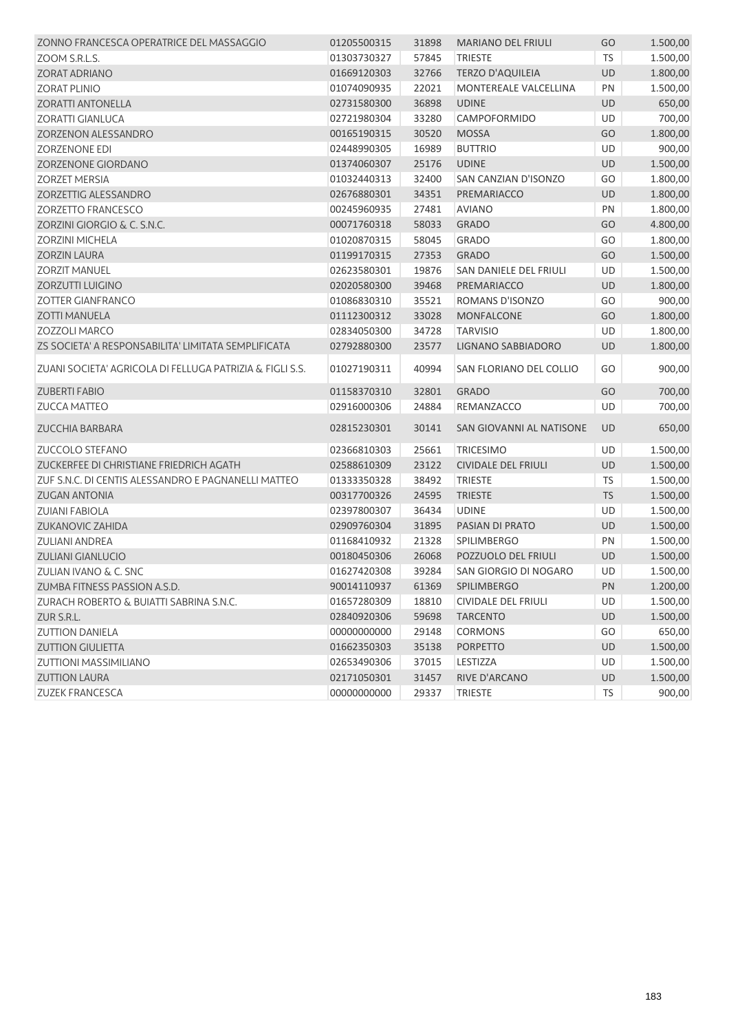| | | | | | |
|---|---|---|---|---|---|
| ZONNO FRANCESCA OPERATRICE DEL MASSAGGIO | 01205500315 | 31898 | MARIANO DEL FRIULI | GO | 1.500,00 |
| ZOOM S.R.L.S. | 01303730327 | 57845 | TRIESTE | TS | 1.500,00 |
| ZORAT ADRIANO | 01669120303 | 32766 | TERZO D'AQUILEIA | UD | 1.800,00 |
| ZORAT PLINIO | 01074090935 | 22021 | MONTEREALE VALCELLINA | PN | 1.500,00 |
| ZORATTI ANTONELLA | 02731580300 | 36898 | UDINE | UD | 650,00 |
| ZORATTI GIANLUCA | 02721980304 | 33280 | CAMPOFORMIDO | UD | 700,00 |
| ZORZENON ALESSANDRO | 00165190315 | 30520 | MOSSA | GO | 1.800,00 |
| ZORZENONE EDI | 02448990305 | 16989 | BUTTRIO | UD | 900,00 |
| ZORZENONE GIORDANO | 01374060307 | 25176 | UDINE | UD | 1.500,00 |
| ZORZET MERSIA | 01032440313 | 32400 | SAN CANZIAN D'ISONZO | GO | 1.800,00 |
| ZORZETTIG ALESSANDRO | 02676880301 | 34351 | PREMARIACCO | UD | 1.800,00 |
| ZORZETTO FRANCESCO | 00245960935 | 27481 | AVIANO | PN | 1.800,00 |
| ZORZINI GIORGIO & C. S.N.C. | 00071760318 | 58033 | GRADO | GO | 4.800,00 |
| ZORZINI MICHELA | 01020870315 | 58045 | GRADO | GO | 1.800,00 |
| ZORZIN LAURA | 01199170315 | 27353 | GRADO | GO | 1.500,00 |
| ZORZIT MANUEL | 02623580301 | 19876 | SAN DANIELE DEL FRIULI | UD | 1.500,00 |
| ZORZUTTI LUIGINO | 02020580300 | 39468 | PREMARIACCO | UD | 1.800,00 |
| ZOTTER GIANFRANCO | 01086830310 | 35521 | ROMANS D'ISONZO | GO | 900,00 |
| ZOTTI MANUELA | 01112300312 | 33028 | MONFALCONE | GO | 1.800,00 |
| ZOZZOLI MARCO | 02834050300 | 34728 | TARVISIO | UD | 1.800,00 |
| ZS SOCIETA' A RESPONSABILITA' LIMITATA SEMPLIFICATA | 02792880300 | 23577 | LIGNANO SABBIADORO | UD | 1.800,00 |
| ZUANI SOCIETA' AGRICOLA DI FELLUGA PATRIZIA & FIGLI S.S. | 01027190311 | 40994 | SAN FLORIANO DEL COLLIO | GO | 900,00 |
| ZUBERTI FABIO | 01158370310 | 32801 | GRADO | GO | 700,00 |
| ZUCCA MATTEO | 02916000306 | 24884 | REMANZACCO | UD | 700,00 |
| ZUCCHIA BARBARA | 02815230301 | 30141 | SAN GIOVANNI AL NATISONE | UD | 650,00 |
| ZUCCOLO STEFANO | 02366810303 | 25661 | TRICESIMO | UD | 1.500,00 |
| ZUCKERFEE DI CHRISTIANE FRIEDRICH AGATH | 02588610309 | 23122 | CIVIDALE DEL FRIULI | UD | 1.500,00 |
| ZUF S.N.C. DI CENTIS ALESSANDRO E PAGNANELLI MATTEO | 01333350328 | 38492 | TRIESTE | TS | 1.500,00 |
| ZUGAN ANTONIA | 00317700326 | 24595 | TRIESTE | TS | 1.500,00 |
| ZUIANI FABIOLA | 02397800307 | 36434 | UDINE | UD | 1.500,00 |
| ZUKANOVIC ZAHIDA | 02909760304 | 31895 | PASIAN DI PRATO | UD | 1.500,00 |
| ZULIANI ANDREA | 01168410932 | 21328 | SPILIMBERGO | PN | 1.500,00 |
| ZULIANI GIANLUCIO | 00180450306 | 26068 | POZZUOLO DEL FRIULI | UD | 1.500,00 |
| ZULIAN IVANO & C. SNC | 01627420308 | 39284 | SAN GIORGIO DI NOGARO | UD | 1.500,00 |
| ZUMBA FITNESS PASSION A.S.D. | 90014110937 | 61369 | SPILIMBERGO | PN | 1.200,00 |
| ZURACH ROBERTO & BUIATTI SABRINA S.N.C. | 01657280309 | 18810 | CIVIDALE DEL FRIULI | UD | 1.500,00 |
| ZUR S.R.L. | 02840920306 | 59698 | TARCENTO | UD | 1.500,00 |
| ZUTTION DANIELA | 00000000000 | 29148 | CORMONS | GO | 650,00 |
| ZUTTION GIULIETTA | 01662350303 | 35138 | PORPETTO | UD | 1.500,00 |
| ZUTTIONI MASSIMILIANO | 02653490306 | 37015 | LESTIZZA | UD | 1.500,00 |
| ZUTTION LAURA | 02171050301 | 31457 | RIVE D'ARCANO | UD | 1.500,00 |
| ZUZEK FRANCESCA | 00000000000 | 29337 | TRIESTE | TS | 900,00 |